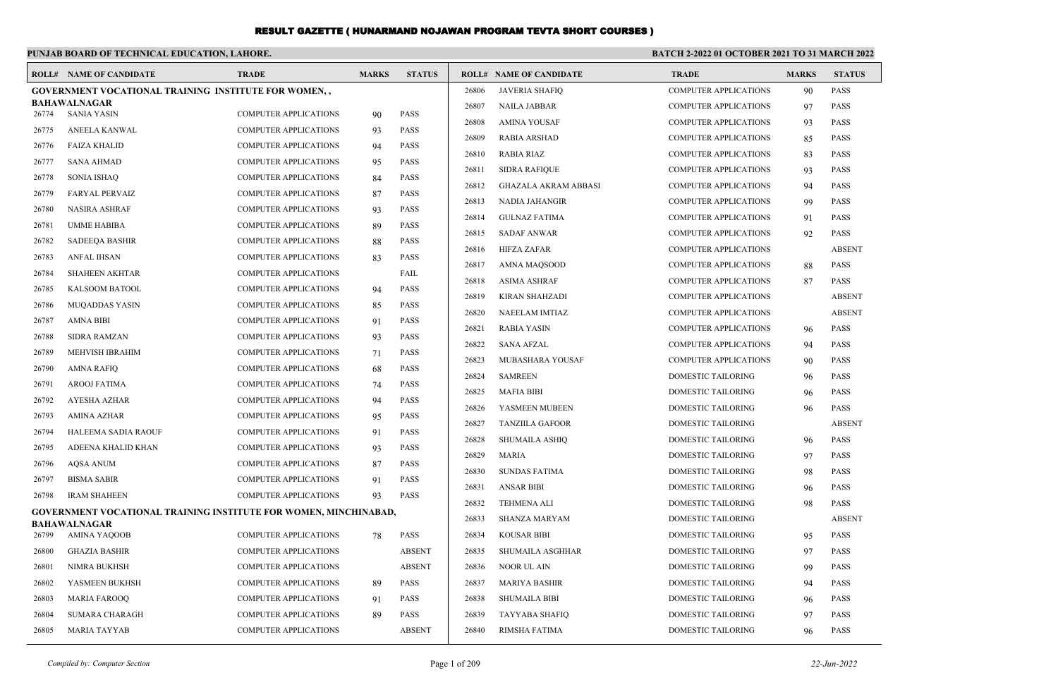# RESULT GAZETTE ( HUNARMAND NOJAWAN PROGRAM TEVTA SHORT COURSES )

**PUNJAB BOARD OF TECHNICAL EDUCATION, LAHORE.**

**BATCH 2-2022 01 OCTOBER 2021 TO 31 MARCH 2022**

| ROLL# | NAME OF CANDIDATE | TRADE | MARKS | STATUS |
|---|---|---|---|---|
| **GOVERNMENT VOCATIONAL TRAINING INSTITUTE FOR WOMEN, , BAHAWALNAGAR** | | | | |
| 26774 | SANIA YASIN | COMPUTER APPLICATIONS | 90 | PASS |
| 26775 | ANEELA KANWAL | COMPUTER APPLICATIONS | 93 | PASS |
| 26776 | FAIZA KHALID | COMPUTER APPLICATIONS | 94 | PASS |
| 26777 | SANA AHMAD | COMPUTER APPLICATIONS | 95 | PASS |
| 26778 | SONIA ISHAQ | COMPUTER APPLICATIONS | 84 | PASS |
| 26779 | FARYAL PERVAIZ | COMPUTER APPLICATIONS | 87 | PASS |
| 26780 | NASIRA ASHRAF | COMPUTER APPLICATIONS | 93 | PASS |
| 26781 | UMME HABIBA | COMPUTER APPLICATIONS | 89 | PASS |
| 26782 | SADEEQA BASHIR | COMPUTER APPLICATIONS | 88 | PASS |
| 26783 | ANFAL IHSAN | COMPUTER APPLICATIONS | 83 | PASS |
| 26784 | SHAHEEN AKHTAR | COMPUTER APPLICATIONS | | FAIL |
| 26785 | KALSOOM BATOOL | COMPUTER APPLICATIONS | 94 | PASS |
| 26786 | MUQADDAS YASIN | COMPUTER APPLICATIONS | 85 | PASS |
| 26787 | AMNA BIBI | COMPUTER APPLICATIONS | 91 | PASS |
| 26788 | SIDRA RAMZAN | COMPUTER APPLICATIONS | 93 | PASS |
| 26789 | MEHVISH IBRAHIM | COMPUTER APPLICATIONS | 71 | PASS |
| 26790 | AMNA RAFIQ | COMPUTER APPLICATIONS | 68 | PASS |
| 26791 | AROOJ FATIMA | COMPUTER APPLICATIONS | 74 | PASS |
| 26792 | AYESHA AZHAR | COMPUTER APPLICATIONS | 94 | PASS |
| 26793 | AMINA AZHAR | COMPUTER APPLICATIONS | 95 | PASS |
| 26794 | HALEEMA SADIA RAOUF | COMPUTER APPLICATIONS | 91 | PASS |
| 26795 | ADEENA KHALID KHAN | COMPUTER APPLICATIONS | 93 | PASS |
| 26796 | AQSA ANUM | COMPUTER APPLICATIONS | 87 | PASS |
| 26797 | BISMA SABIR | COMPUTER APPLICATIONS | 91 | PASS |
| 26798 | IRAM SHAHEEN | COMPUTER APPLICATIONS | 93 | PASS |
| **GOVERNMENT VOCATIONAL TRAINING INSTITUTE FOR WOMEN, MINCHINABAD, BAHAWALNAGAR** | | | | |
| 26799 | AMINA YAQOOB | COMPUTER APPLICATIONS | 78 | PASS |
| 26800 | GHAZIA BASHIR | COMPUTER APPLICATIONS | | ABSENT |
| 26801 | NIMRA BUKHSH | COMPUTER APPLICATIONS | | ABSENT |
| 26802 | YASMEEN BUKHSH | COMPUTER APPLICATIONS | 89 | PASS |
| 26803 | MARIA FAROOQ | COMPUTER APPLICATIONS | 91 | PASS |
| 26804 | SUMARA CHARAGH | COMPUTER APPLICATIONS | 89 | PASS |
| 26805 | MARIA TAYYAB | COMPUTER APPLICATIONS | | ABSENT |
| 26806 | JAVERIA SHAFIQ | COMPUTER APPLICATIONS | 90 | PASS |
| 26807 | NAILA JABBAR | COMPUTER APPLICATIONS | 97 | PASS |
| 26808 | AMINA YOUSAF | COMPUTER APPLICATIONS | 93 | PASS |
| 26809 | RABIA ARSHAD | COMPUTER APPLICATIONS | 85 | PASS |
| 26810 | RABIA RIAZ | COMPUTER APPLICATIONS | 83 | PASS |
| 26811 | SIDRA RAFIQUE | COMPUTER APPLICATIONS | 93 | PASS |
| 26812 | GHAZALA AKRAM ABBASI | COMPUTER APPLICATIONS | 94 | PASS |
| 26813 | NADIA JAHANGIR | COMPUTER APPLICATIONS | 99 | PASS |
| 26814 | GULNAZ FATIMA | COMPUTER APPLICATIONS | 91 | PASS |
| 26815 | SADAF ANWAR | COMPUTER APPLICATIONS | 92 | PASS |
| 26816 | HIFZA ZAFAR | COMPUTER APPLICATIONS | | ABSENT |
| 26817 | AMNA MAQSOOD | COMPUTER APPLICATIONS | 88 | PASS |
| 26818 | ASIMA ASHRAF | COMPUTER APPLICATIONS | 87 | PASS |
| 26819 | KIRAN SHAHZADI | COMPUTER APPLICATIONS | | ABSENT |
| 26820 | NAEELAM IMTIAZ | COMPUTER APPLICATIONS | | ABSENT |
| 26821 | RABIA YASIN | COMPUTER APPLICATIONS | 96 | PASS |
| 26822 | SANA AFZAL | COMPUTER APPLICATIONS | 94 | PASS |
| 26823 | MUBASHARA YOUSAF | COMPUTER APPLICATIONS | 90 | PASS |
| 26824 | SAMREEN | DOMESTIC TAILORING | 96 | PASS |
| 26825 | MAFIA BIBI | DOMESTIC TAILORING | 96 | PASS |
| 26826 | YASMEEN MUBEEN | DOMESTIC TAILORING | 96 | PASS |
| 26827 | TANZIILA GAFOOR | DOMESTIC TAILORING | | ABSENT |
| 26828 | SHUMAILA ASHIQ | DOMESTIC TAILORING | 96 | PASS |
| 26829 | MARIA | DOMESTIC TAILORING | 97 | PASS |
| 26830 | SUNDAS FATIMA | DOMESTIC TAILORING | 98 | PASS |
| 26831 | ANSAR BIBI | DOMESTIC TAILORING | 96 | PASS |
| 26832 | TEHMENA ALI | DOMESTIC TAILORING | 98 | PASS |
| 26833 | SHANZA MARYAM | DOMESTIC TAILORING | | ABSENT |
| 26834 | KOUSAR BIBI | DOMESTIC TAILORING | 95 | PASS |
| 26835 | SHUMAILA ASGHHAR | DOMESTIC TAILORING | 97 | PASS |
| 26836 | NOOR UL AIN | DOMESTIC TAILORING | 99 | PASS |
| 26837 | MARIYA BASHIR | DOMESTIC TAILORING | 94 | PASS |
| 26838 | SHUMAILA BIBI | DOMESTIC TAILORING | 96 | PASS |
| 26839 | TAYYABA SHAFIQ | DOMESTIC TAILORING | 97 | PASS |
| 26840 | RIMSHA FATIMA | DOMESTIC TAILORING | 96 | PASS |

*Compiled by: Computer Section*

*22-Jun-2022*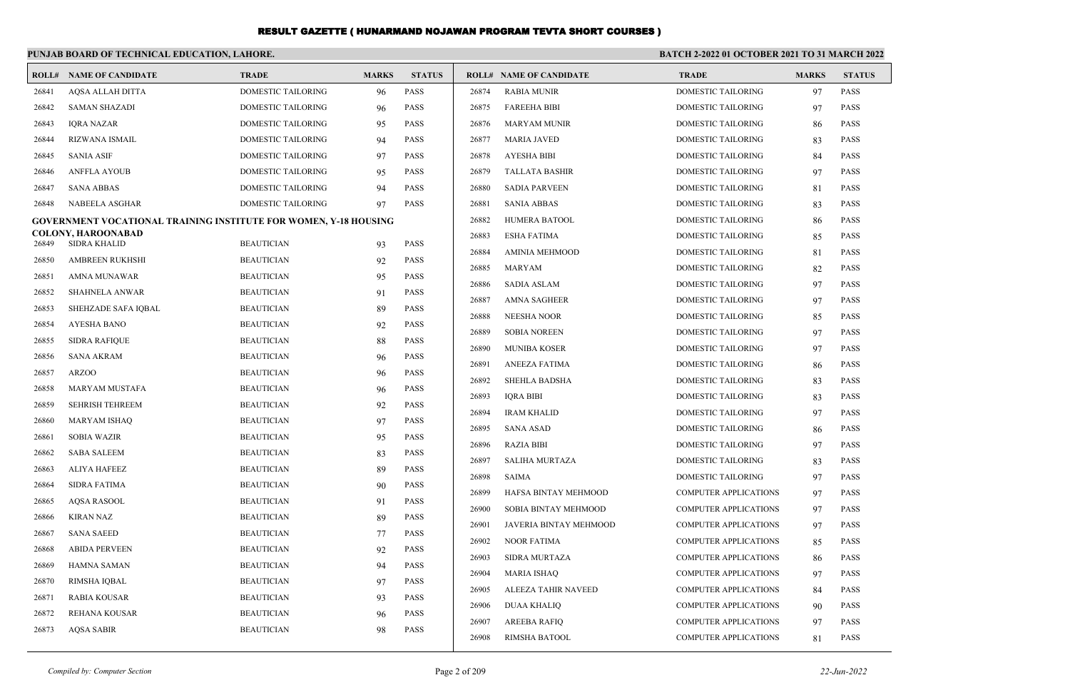# RESULT GAZETTE ( HUNARMAND NOJAWAN PROGRAM TEVTA SHORT COURSES )

**PUNJAB BOARD OF TECHNICAL EDUCATION, LAHORE.** **BATCH 2-2022 01 OCTOBER 2021 TO 31 MARCH 2022**

| ROLL# | NAME OF CANDIDATE | TRADE | MARKS | STATUS |
|---|---|---|---|---|
| 26841 | AQSA ALLAH DITTA | DOMESTIC TAILORING | 96 | PASS |
| 26842 | SAMAN SHAZADI | DOMESTIC TAILORING | 96 | PASS |
| 26843 | IQRA NAZAR | DOMESTIC TAILORING | 95 | PASS |
| 26844 | RIZWANA ISMAIL | DOMESTIC TAILORING | 94 | PASS |
| 26845 | SANIA ASIF | DOMESTIC TAILORING | 97 | PASS |
| 26846 | ANFFLA AYOUB | DOMESTIC TAILORING | 95 | PASS |
| 26847 | SANA ABBAS | DOMESTIC TAILORING | 94 | PASS |
| 26848 | NABEELA ASGHAR | DOMESTIC TAILORING | 97 | PASS |

**GOVERNMENT VOCATIONAL TRAINING INSTITUTE FOR WOMEN, Y-18 HOUSING COLONY, HAROONABAD**

| ROLL# | NAME OF CANDIDATE | TRADE | MARKS | STATUS |
|---|---|---|---|---|
| 26849 | SIDRA KHALID | BEAUTICIAN | 93 | PASS |
| 26850 | AMBREEN RUKHSHI | BEAUTICIAN | 92 | PASS |
| 26851 | AMNA MUNAWAR | BEAUTICIAN | 95 | PASS |
| 26852 | SHAHNELA ANWAR | BEAUTICIAN | 91 | PASS |
| 26853 | SHEHZADE SAFA IQBAL | BEAUTICIAN | 89 | PASS |
| 26854 | AYESHA BANO | BEAUTICIAN | 92 | PASS |
| 26855 | SIDRA RAFIQUE | BEAUTICIAN | 88 | PASS |
| 26856 | SANA AKRAM | BEAUTICIAN | 96 | PASS |
| 26857 | ARZOO | BEAUTICIAN | 96 | PASS |
| 26858 | MARYAM MUSTAFA | BEAUTICIAN | 96 | PASS |
| 26859 | SEHRISH TEHREEM | BEAUTICIAN | 92 | PASS |
| 26860 | MARYAM ISHAQ | BEAUTICIAN | 97 | PASS |
| 26861 | SOBIA WAZIR | BEAUTICIAN | 95 | PASS |
| 26862 | SABA SALEEM | BEAUTICIAN | 83 | PASS |
| 26863 | ALIYA HAFEEZ | BEAUTICIAN | 89 | PASS |
| 26864 | SIDRA FATIMA | BEAUTICIAN | 90 | PASS |
| 26865 | AQSA RASOOL | BEAUTICIAN | 91 | PASS |
| 26866 | KIRAN NAZ | BEAUTICIAN | 89 | PASS |
| 26867 | SANA SAEED | BEAUTICIAN | 77 | PASS |
| 26868 | ABIDA PERVEEN | BEAUTICIAN | 92 | PASS |
| 26869 | HAMNA SAMAN | BEAUTICIAN | 94 | PASS |
| 26870 | RIMSHA IQBAL | BEAUTICIAN | 97 | PASS |
| 26871 | RABIA KOUSAR | BEAUTICIAN | 93 | PASS |
| 26872 | REHANA KOUSAR | BEAUTICIAN | 96 | PASS |
| 26873 | AQSA SABIR | BEAUTICIAN | 98 | PASS |
| 26874 | RABIA MUNIR | DOMESTIC TAILORING | 97 | PASS |
| 26875 | FAREEHA BIBI | DOMESTIC TAILORING | 97 | PASS |
| 26876 | MARYAM MUNIR | DOMESTIC TAILORING | 86 | PASS |
| 26877 | MARIA JAVED | DOMESTIC TAILORING | 83 | PASS |
| 26878 | AYESHA BIBI | DOMESTIC TAILORING | 84 | PASS |
| 26879 | TALLATA BASHIR | DOMESTIC TAILORING | 97 | PASS |
| 26880 | SADIA PARVEEN | DOMESTIC TAILORING | 81 | PASS |
| 26881 | SANIA ABBAS | DOMESTIC TAILORING | 83 | PASS |
| 26882 | HUMERA BATOOL | DOMESTIC TAILORING | 86 | PASS |
| 26883 | ESHA FATIMA | DOMESTIC TAILORING | 85 | PASS |
| 26884 | AMINIA MEHMOOD | DOMESTIC TAILORING | 81 | PASS |
| 26885 | MARYAM | DOMESTIC TAILORING | 82 | PASS |
| 26886 | SADIA ASLAM | DOMESTIC TAILORING | 97 | PASS |
| 26887 | AMNA SAGHEER | DOMESTIC TAILORING | 97 | PASS |
| 26888 | NEESHA NOOR | DOMESTIC TAILORING | 85 | PASS |
| 26889 | SOBIA NOREEN | DOMESTIC TAILORING | 97 | PASS |
| 26890 | MUNIBA KOSER | DOMESTIC TAILORING | 97 | PASS |
| 26891 | ANEEZA FATIMA | DOMESTIC TAILORING | 86 | PASS |
| 26892 | SHEHLA BADSHA | DOMESTIC TAILORING | 83 | PASS |
| 26893 | IQRA BIBI | DOMESTIC TAILORING | 83 | PASS |
| 26894 | IRAM KHALID | DOMESTIC TAILORING | 97 | PASS |
| 26895 | SANA ASAD | DOMESTIC TAILORING | 86 | PASS |
| 26896 | RAZIA BIBI | DOMESTIC TAILORING | 97 | PASS |
| 26897 | SALIHA MURTAZA | DOMESTIC TAILORING | 83 | PASS |
| 26898 | SAIMA | DOMESTIC TAILORING | 97 | PASS |
| 26899 | HAFSA BINTAY MEHMOOD | COMPUTER APPLICATIONS | 97 | PASS |
| 26900 | SOBIA BINTAY MEHMOOD | COMPUTER APPLICATIONS | 97 | PASS |
| 26901 | JAVERIA BINTAY MEHMOOD | COMPUTER APPLICATIONS | 97 | PASS |
| 26902 | NOOR FATIMA | COMPUTER APPLICATIONS | 85 | PASS |
| 26903 | SIDRA MURTAZA | COMPUTER APPLICATIONS | 86 | PASS |
| 26904 | MARIA ISHAQ | COMPUTER APPLICATIONS | 97 | PASS |
| 26905 | ALEEZA TAHIR NAVEED | COMPUTER APPLICATIONS | 84 | PASS |
| 26906 | DUAA KHALIQ | COMPUTER APPLICATIONS | 90 | PASS |
| 26907 | AREEBA RAFIQ | COMPUTER APPLICATIONS | 97 | PASS |
| 26908 | RIMSHA BATOOL | COMPUTER APPLICATIONS | 81 | PASS |

*Compiled by: Computer Section* — *22-Jun-2022*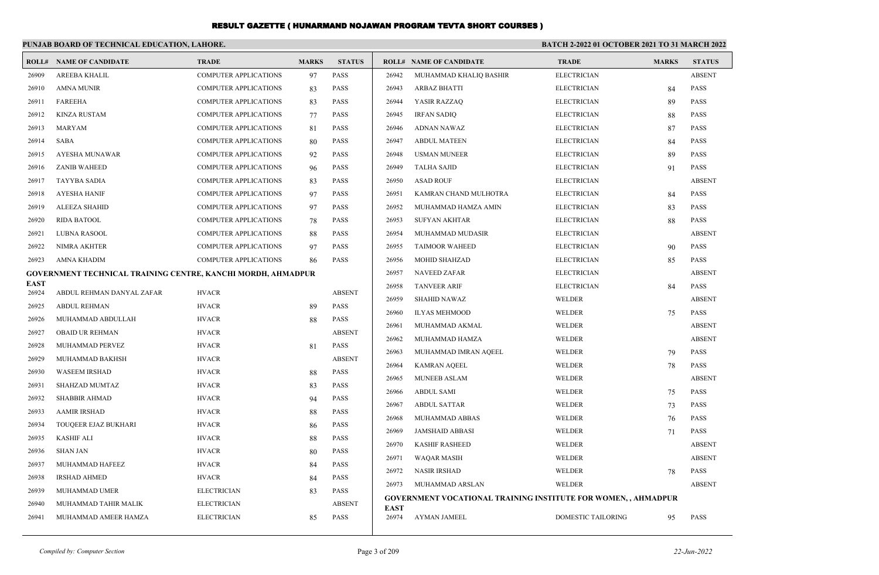# RESULT GAZETTE ( HUNARMAND NOJAWAN PROGRAM TEVTA SHORT COURSES )

**PUNJAB BOARD OF TECHNICAL EDUCATION, LAHORE.**

**BATCH 2-2022 01 OCTOBER 2021 TO 31 MARCH 2022**

| ROLL# | NAME OF CANDIDATE | TRADE | MARKS | STATUS |
|---|---|---|---|---|
| 26909 | AREEBA KHALIL | COMPUTER APPLICATIONS | 97 | PASS |
| 26910 | AMNA MUNIR | COMPUTER APPLICATIONS | 83 | PASS |
| 26911 | FAREEHA | COMPUTER APPLICATIONS | 83 | PASS |
| 26912 | KINZA RUSTAM | COMPUTER APPLICATIONS | 77 | PASS |
| 26913 | MARYAM | COMPUTER APPLICATIONS | 81 | PASS |
| 26914 | SABA | COMPUTER APPLICATIONS | 80 | PASS |
| 26915 | AYESHA MUNAWAR | COMPUTER APPLICATIONS | 92 | PASS |
| 26916 | ZANIB WAHEED | COMPUTER APPLICATIONS | 96 | PASS |
| 26917 | TAYYBA SADIA | COMPUTER APPLICATIONS | 83 | PASS |
| 26918 | AYESHA HANIF | COMPUTER APPLICATIONS | 97 | PASS |
| 26919 | ALEEZA SHAHID | COMPUTER APPLICATIONS | 97 | PASS |
| 26920 | RIDA BATOOL | COMPUTER APPLICATIONS | 78 | PASS |
| 26921 | LUBNA RASOOL | COMPUTER APPLICATIONS | 88 | PASS |
| 26922 | NIMRA AKHTER | COMPUTER APPLICATIONS | 97 | PASS |
| 26923 | AMNA KHADIM | COMPUTER APPLICATIONS | 86 | PASS |

**GOVERNMENT TECHNICAL TRAINING CENTRE, KANCHI MORDH, AHMADPUR EAST**

| ROLL# | NAME OF CANDIDATE | TRADE | MARKS | STATUS |
|---|---|---|---|---|
| 26924 | ABDUL REHMAN DANYAL ZAFAR | HVACR | | ABSENT |
| 26925 | ABDUL REHMAN | HVACR | 89 | PASS |
| 26926 | MUHAMMAD ABDULLAH | HVACR | 88 | PASS |
| 26927 | OBAID UR REHMAN | HVACR | | ABSENT |
| 26928 | MUHAMMAD PERVEZ | HVACR | 81 | PASS |
| 26929 | MUHAMMAD BAKHSH | HVACR | | ABSENT |
| 26930 | WASEEM IRSHAD | HVACR | 88 | PASS |
| 26931 | SHAHZAD MUMTAZ | HVACR | 83 | PASS |
| 26932 | SHABBIR AHMAD | HVACR | 94 | PASS |
| 26933 | AAMIR IRSHAD | HVACR | 88 | PASS |
| 26934 | TOUQEER EJAZ BUKHARI | HVACR | 86 | PASS |
| 26935 | KASHIF ALI | HVACR | 88 | PASS |
| 26936 | SHAN JAN | HVACR | 80 | PASS |
| 26937 | MUHAMMAD HAFEEZ | HVACR | 84 | PASS |
| 26938 | IRSHAD AHMED | HVACR | 84 | PASS |
| 26939 | MUHAMMAD UMER | ELECTRICIAN | 83 | PASS |
| 26940 | MUHAMMAD TAHIR MALIK | ELECTRICIAN | | ABSENT |
| 26941 | MUHAMMAD AMEER HAMZA | ELECTRICIAN | 85 | PASS |
| 26942 | MUHAMMAD KHALIQ BASHIR | ELECTRICIAN | | ABSENT |
| 26943 | ARBAZ BHATTI | ELECTRICIAN | 84 | PASS |
| 26944 | YASIR RAZZAQ | ELECTRICIAN | 89 | PASS |
| 26945 | IRFAN SADIQ | ELECTRICIAN | 88 | PASS |
| 26946 | ADNAN NAWAZ | ELECTRICIAN | 87 | PASS |
| 26947 | ABDUL MATEEN | ELECTRICIAN | 84 | PASS |
| 26948 | USMAN MUNEER | ELECTRICIAN | 89 | PASS |
| 26949 | TALHA SAJID | ELECTRICIAN | 91 | PASS |
| 26950 | ASAD ROUF | ELECTRICIAN | | ABSENT |
| 26951 | KAMRAN CHAND MULHOTRA | ELECTRICIAN | 84 | PASS |
| 26952 | MUHAMMAD HAMZA AMIN | ELECTRICIAN | 83 | PASS |
| 26953 | SUFYAN AKHTAR | ELECTRICIAN | 88 | PASS |
| 26954 | MUHAMMAD MUDASIR | ELECTRICIAN | | ABSENT |
| 26955 | TAIMOOR WAHEED | ELECTRICIAN | 90 | PASS |
| 26956 | MOHID SHAHZAD | ELECTRICIAN | 85 | PASS |
| 26957 | NAVEED ZAFAR | ELECTRICIAN | | ABSENT |
| 26958 | TANVEER ARIF | ELECTRICIAN | 84 | PASS |
| 26959 | SHAHID NAWAZ | WELDER | | ABSENT |
| 26960 | ILYAS MEHMOOD | WELDER | 75 | PASS |
| 26961 | MUHAMMAD AKMAL | WELDER | | ABSENT |
| 26962 | MUHAMMAD HAMZA | WELDER | | ABSENT |
| 26963 | MUHAMMAD IMRAN AQEEL | WELDER | 79 | PASS |
| 26964 | KAMRAN AQEEL | WELDER | 78 | PASS |
| 26965 | MUNEEB ASLAM | WELDER | | ABSENT |
| 26966 | ABDUL SAMI | WELDER | 75 | PASS |
| 26967 | ABDUL SATTAR | WELDER | 73 | PASS |
| 26968 | MUHAMMAD ABBAS | WELDER | 76 | PASS |
| 26969 | JAMSHAID ABBASI | WELDER | 71 | PASS |
| 26970 | KASHIF RASHEED | WELDER | | ABSENT |
| 26971 | WAQAR MASIH | WELDER | | ABSENT |
| 26972 | NASIR IRSHAD | WELDER | 78 | PASS |
| 26973 | MUHAMMAD ARSLAN | WELDER | | ABSENT |

**GOVERNMENT VOCATIONAL TRAINING INSTITUTE FOR WOMEN, , AHMADPUR EAST**

| ROLL# | NAME OF CANDIDATE | TRADE | MARKS | STATUS |
|---|---|---|---|---|
| 26974 | AYMAN JAMEEL | DOMESTIC TAILORING | 95 | PASS |

*Compiled by: Computer Section* | *22-Jun-2022*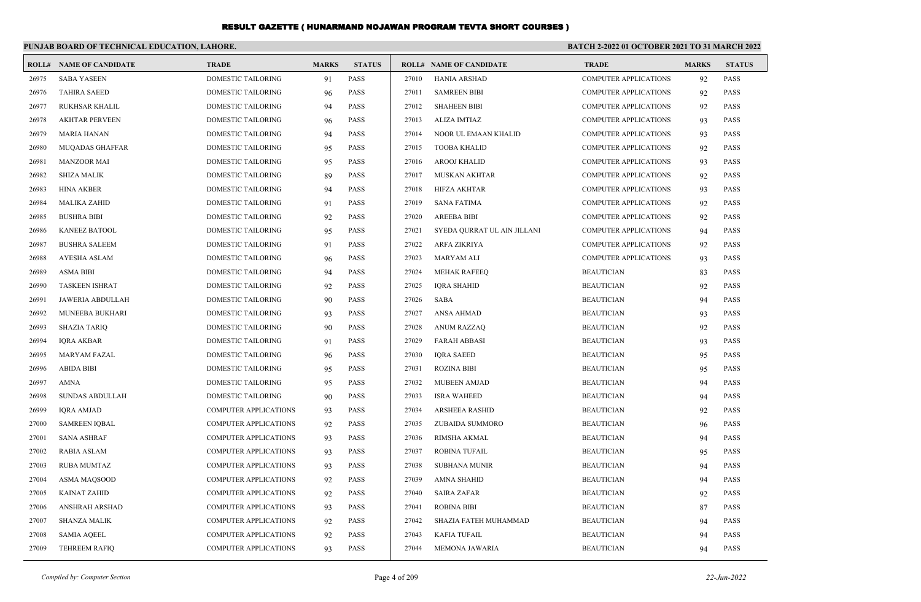# RESULT GAZETTE ( HUNARMAND NOJAWAN PROGRAM TEVTA SHORT COURSES )

**PUNJAB BOARD OF TECHNICAL EDUCATION, LAHORE.** **BATCH 2-2022 01 OCTOBER 2021 TO 31 MARCH 2022**

| ROLL# | NAME OF CANDIDATE | TRADE | MARKS | STATUS |
|---|---|---|---|---|
| 26975 | SABA YASEEN | DOMESTIC TAILORING | 91 | PASS |
| 26976 | TAHIRA SAEED | DOMESTIC TAILORING | 96 | PASS |
| 26977 | RUKHSAR KHALIL | DOMESTIC TAILORING | 94 | PASS |
| 26978 | AKHTAR PERVEEN | DOMESTIC TAILORING | 96 | PASS |
| 26979 | MARIA HANAN | DOMESTIC TAILORING | 94 | PASS |
| 26980 | MUQADAS GHAFFAR | DOMESTIC TAILORING | 95 | PASS |
| 26981 | MANZOOR MAI | DOMESTIC TAILORING | 95 | PASS |
| 26982 | SHIZA MALIK | DOMESTIC TAILORING | 89 | PASS |
| 26983 | HINA AKBER | DOMESTIC TAILORING | 94 | PASS |
| 26984 | MALIKA ZAHID | DOMESTIC TAILORING | 91 | PASS |
| 26985 | BUSHRA BIBI | DOMESTIC TAILORING | 92 | PASS |
| 26986 | KANEEZ BATOOL | DOMESTIC TAILORING | 95 | PASS |
| 26987 | BUSHRA SALEEM | DOMESTIC TAILORING | 91 | PASS |
| 26988 | AYESHA ASLAM | DOMESTIC TAILORING | 96 | PASS |
| 26989 | ASMA BIBI | DOMESTIC TAILORING | 94 | PASS |
| 26990 | TASKEEN ISHRAT | DOMESTIC TAILORING | 92 | PASS |
| 26991 | JAWERIA ABDULLAH | DOMESTIC TAILORING | 90 | PASS |
| 26992 | MUNEEBA BUKHARI | DOMESTIC TAILORING | 93 | PASS |
| 26993 | SHAZIA TARIQ | DOMESTIC TAILORING | 90 | PASS |
| 26994 | IQRA AKBAR | DOMESTIC TAILORING | 91 | PASS |
| 26995 | MARYAM FAZAL | DOMESTIC TAILORING | 96 | PASS |
| 26996 | ABIDA BIBI | DOMESTIC TAILORING | 95 | PASS |
| 26997 | AMNA | DOMESTIC TAILORING | 95 | PASS |
| 26998 | SUNDAS ABDULLAH | DOMESTIC TAILORING | 90 | PASS |
| 26999 | IQRA AMJAD | COMPUTER APPLICATIONS | 93 | PASS |
| 27000 | SAMREEN IQBAL | COMPUTER APPLICATIONS | 92 | PASS |
| 27001 | SANA ASHRAF | COMPUTER APPLICATIONS | 93 | PASS |
| 27002 | RABIA ASLAM | COMPUTER APPLICATIONS | 93 | PASS |
| 27003 | RUBA MUMTAZ | COMPUTER APPLICATIONS | 93 | PASS |
| 27004 | ASMA MAQSOOD | COMPUTER APPLICATIONS | 92 | PASS |
| 27005 | KAINAT ZAHID | COMPUTER APPLICATIONS | 92 | PASS |
| 27006 | ANSHRAH ARSHAD | COMPUTER APPLICATIONS | 93 | PASS |
| 27007 | SHANZA MALIK | COMPUTER APPLICATIONS | 92 | PASS |
| 27008 | SAMIA AQEEL | COMPUTER APPLICATIONS | 92 | PASS |
| 27009 | TEHREEM RAFIQ | COMPUTER APPLICATIONS | 93 | PASS |
| 27010 | HANIA ARSHAD | COMPUTER APPLICATIONS | 92 | PASS |
| 27011 | SAMREEN BIBI | COMPUTER APPLICATIONS | 92 | PASS |
| 27012 | SHAHEEN BIBI | COMPUTER APPLICATIONS | 92 | PASS |
| 27013 | ALIZA IMTIAZ | COMPUTER APPLICATIONS | 93 | PASS |
| 27014 | NOOR UL EMAAN KHALID | COMPUTER APPLICATIONS | 93 | PASS |
| 27015 | TOOBA KHALID | COMPUTER APPLICATIONS | 92 | PASS |
| 27016 | AROOJ KHALID | COMPUTER APPLICATIONS | 93 | PASS |
| 27017 | MUSKAN AKHTAR | COMPUTER APPLICATIONS | 92 | PASS |
| 27018 | HIFZA AKHTAR | COMPUTER APPLICATIONS | 93 | PASS |
| 27019 | SANA FATIMA | COMPUTER APPLICATIONS | 92 | PASS |
| 27020 | AREEBA BIBI | COMPUTER APPLICATIONS | 92 | PASS |
| 27021 | SYEDA QURRAT UL AIN JILLANI | COMPUTER APPLICATIONS | 94 | PASS |
| 27022 | ARFA ZIKRIYA | COMPUTER APPLICATIONS | 92 | PASS |
| 27023 | MARYAM ALI | COMPUTER APPLICATIONS | 93 | PASS |
| 27024 | MEHAK RAFEEQ | BEAUTICIAN | 83 | PASS |
| 27025 | IQRA SHAHID | BEAUTICIAN | 92 | PASS |
| 27026 | SABA | BEAUTICIAN | 94 | PASS |
| 27027 | ANSA AHMAD | BEAUTICIAN | 93 | PASS |
| 27028 | ANUM RAZZAQ | BEAUTICIAN | 92 | PASS |
| 27029 | FARAH ABBASI | BEAUTICIAN | 93 | PASS |
| 27030 | IQRA SAEED | BEAUTICIAN | 95 | PASS |
| 27031 | ROZINA BIBI | BEAUTICIAN | 95 | PASS |
| 27032 | MUBEEN AMJAD | BEAUTICIAN | 94 | PASS |
| 27033 | ISRA WAHEED | BEAUTICIAN | 94 | PASS |
| 27034 | ARSHEEA RASHID | BEAUTICIAN | 92 | PASS |
| 27035 | ZUBAIDA SUMMORO | BEAUTICIAN | 96 | PASS |
| 27036 | RIMSHA AKMAL | BEAUTICIAN | 94 | PASS |
| 27037 | ROBINA TUFAIL | BEAUTICIAN | 95 | PASS |
| 27038 | SUBHANA MUNIR | BEAUTICIAN | 94 | PASS |
| 27039 | AMNA SHAHID | BEAUTICIAN | 94 | PASS |
| 27040 | SAIRA ZAFAR | BEAUTICIAN | 92 | PASS |
| 27041 | ROBINA BIBI | BEAUTICIAN | 87 | PASS |
| 27042 | SHAZIA FATEH MUHAMMAD | BEAUTICIAN | 94 | PASS |
| 27043 | KAFIA TUFAIL | BEAUTICIAN | 94 | PASS |
| 27044 | MEMONA JAWARIA | BEAUTICIAN | 94 | PASS |

*Compiled by: Computer Section* *22-Jun-2022*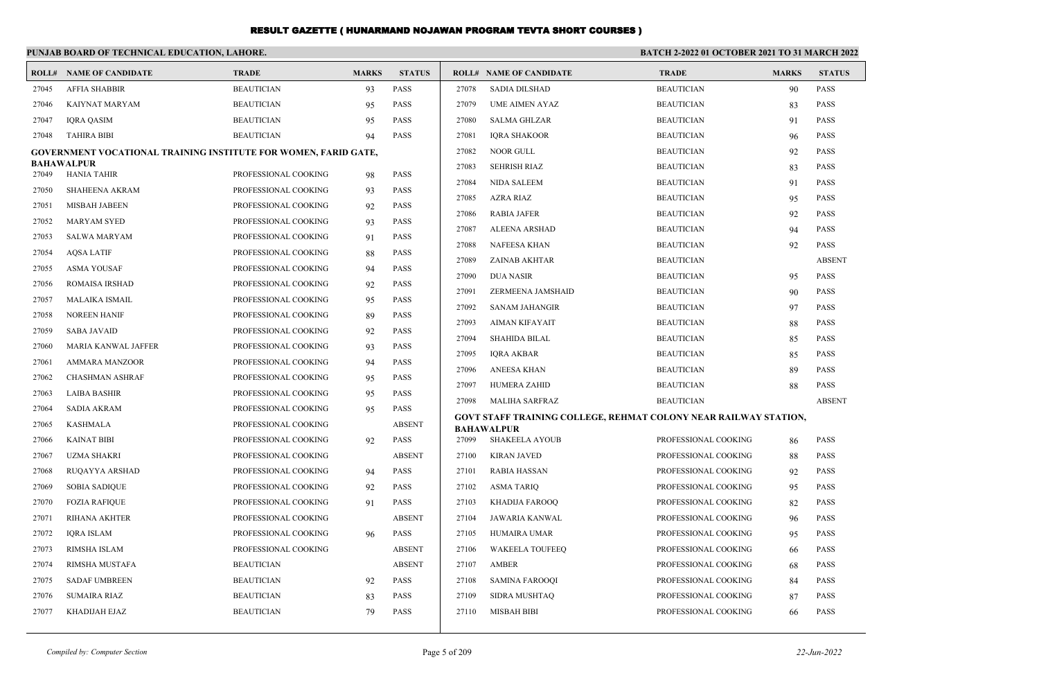# RESULT GAZETTE ( HUNARMAND NOJAWAN PROGRAM TEVTA SHORT COURSES )

**PUNJAB BOARD OF TECHNICAL EDUCATION, LAHORE.** | **BATCH 2-2022 01 OCTOBER 2021 TO 31 MARCH 2022**

| ROLL# | NAME OF CANDIDATE | TRADE | MARKS | STATUS |
|---|---|---|---|---|
| 27045 | AFFIA SHABBIR | BEAUTICIAN | 93 | PASS |
| 27046 | KAIYNAT MARYAM | BEAUTICIAN | 95 | PASS |
| 27047 | IQRA QASIM | BEAUTICIAN | 95 | PASS |
| 27048 | TAHIRA BIBI | BEAUTICIAN | 94 | PASS |

**GOVERNMENT VOCATIONAL TRAINING INSTITUTE FOR WOMEN, FARID GATE, BAHAWALPUR**

| ROLL# | NAME OF CANDIDATE | TRADE | MARKS | STATUS |
|---|---|---|---|---|
| 27049 | HANIA TAHIR | PROFESSIONAL COOKING | 98 | PASS |
| 27050 | SHAHEENA AKRAM | PROFESSIONAL COOKING | 93 | PASS |
| 27051 | MISBAH JABEEN | PROFESSIONAL COOKING | 92 | PASS |
| 27052 | MARYAM SYED | PROFESSIONAL COOKING | 93 | PASS |
| 27053 | SALWA MARYAM | PROFESSIONAL COOKING | 91 | PASS |
| 27054 | AQSA LATIF | PROFESSIONAL COOKING | 88 | PASS |
| 27055 | ASMA YOUSAF | PROFESSIONAL COOKING | 94 | PASS |
| 27056 | ROMAISA IRSHAD | PROFESSIONAL COOKING | 92 | PASS |
| 27057 | MALAIKA ISMAIL | PROFESSIONAL COOKING | 95 | PASS |
| 27058 | NOREEN HANIF | PROFESSIONAL COOKING | 89 | PASS |
| 27059 | SABA JAVAID | PROFESSIONAL COOKING | 92 | PASS |
| 27060 | MARIA KANWAL JAFFER | PROFESSIONAL COOKING | 93 | PASS |
| 27061 | AMMARA MANZOOR | PROFESSIONAL COOKING | 94 | PASS |
| 27062 | CHASHMAN ASHRAF | PROFESSIONAL COOKING | 95 | PASS |
| 27063 | LAIBA BASHIR | PROFESSIONAL COOKING | 95 | PASS |
| 27064 | SADIA AKRAM | PROFESSIONAL COOKING | 95 | PASS |
| 27065 | KASHMALA | PROFESSIONAL COOKING | | ABSENT |
| 27066 | KAINAT BIBI | PROFESSIONAL COOKING | 92 | PASS |
| 27067 | UZMA SHAKRI | PROFESSIONAL COOKING | | ABSENT |
| 27068 | RUQAYYA ARSHAD | PROFESSIONAL COOKING | 94 | PASS |
| 27069 | SOBIA SADIQUE | PROFESSIONAL COOKING | 92 | PASS |
| 27070 | FOZIA RAFIQUE | PROFESSIONAL COOKING | 91 | PASS |
| 27071 | RIHANA AKHTER | PROFESSIONAL COOKING | | ABSENT |
| 27072 | IQRA ISLAM | PROFESSIONAL COOKING | 96 | PASS |
| 27073 | RIMSHA ISLAM | PROFESSIONAL COOKING | | ABSENT |
| 27074 | RIMSHA MUSTAFA | BEAUTICIAN | | ABSENT |
| 27075 | SADAF UMBREEN | BEAUTICIAN | 92 | PASS |
| 27076 | SUMAIRA RIAZ | BEAUTICIAN | 83 | PASS |
| 27077 | KHADIJAH EJAZ | BEAUTICIAN | 79 | PASS |
| 27078 | SADIA DILSHAD | BEAUTICIAN | 90 | PASS |
| 27079 | UME AIMEN AYAZ | BEAUTICIAN | 83 | PASS |
| 27080 | SALMA GHLZAR | BEAUTICIAN | 91 | PASS |
| 27081 | IQRA SHAKOOR | BEAUTICIAN | 96 | PASS |
| 27082 | NOOR GULL | BEAUTICIAN | 92 | PASS |
| 27083 | SEHRISH RIAZ | BEAUTICIAN | 83 | PASS |
| 27084 | NIDA SALEEM | BEAUTICIAN | 91 | PASS |
| 27085 | AZRA RIAZ | BEAUTICIAN | 95 | PASS |
| 27086 | RABIA JAFER | BEAUTICIAN | 92 | PASS |
| 27087 | ALEENA ARSHAD | BEAUTICIAN | 94 | PASS |
| 27088 | NAFEESA KHAN | BEAUTICIAN | 92 | PASS |
| 27089 | ZAINAB AKHTAR | BEAUTICIAN | | ABSENT |
| 27090 | DUA NASIR | BEAUTICIAN | 95 | PASS |
| 27091 | ZERMEENA JAMSHAID | BEAUTICIAN | 90 | PASS |
| 27092 | SANAM JAHANGIR | BEAUTICIAN | 97 | PASS |
| 27093 | AIMAN KIFAYAIT | BEAUTICIAN | 88 | PASS |
| 27094 | SHAHIDA BILAL | BEAUTICIAN | 85 | PASS |
| 27095 | IQRA AKBAR | BEAUTICIAN | 85 | PASS |
| 27096 | ANEESA KHAN | BEAUTICIAN | 89 | PASS |
| 27097 | HUMERA ZAHID | BEAUTICIAN | 88 | PASS |
| 27098 | MALIHA SARFRAZ | BEAUTICIAN | | ABSENT |

**GOVT STAFF TRAINING COLLEGE, REHMAT COLONY NEAR RAILWAY STATION, BAHAWALPUR**

| ROLL# | NAME OF CANDIDATE | TRADE | MARKS | STATUS |
|---|---|---|---|---|
| 27099 | SHAKEELA AYOUB | PROFESSIONAL COOKING | 86 | PASS |
| 27100 | KIRAN JAVED | PROFESSIONAL COOKING | 88 | PASS |
| 27101 | RABIA HASSAN | PROFESSIONAL COOKING | 92 | PASS |
| 27102 | ASMA TARIQ | PROFESSIONAL COOKING | 95 | PASS |
| 27103 | KHADIJA FAROOQ | PROFESSIONAL COOKING | 82 | PASS |
| 27104 | JAWARIA KANWAL | PROFESSIONAL COOKING | 96 | PASS |
| 27105 | HUMAIRA UMAR | PROFESSIONAL COOKING | 95 | PASS |
| 27106 | WAKEELA TOUFEEQ | PROFESSIONAL COOKING | 66 | PASS |
| 27107 | AMBER | PROFESSIONAL COOKING | 68 | PASS |
| 27108 | SAMINA FAROOQI | PROFESSIONAL COOKING | 84 | PASS |
| 27109 | SIDRA MUSHTAQ | PROFESSIONAL COOKING | 87 | PASS |
| 27110 | MISBAH BIBI | PROFESSIONAL COOKING | 66 | PASS |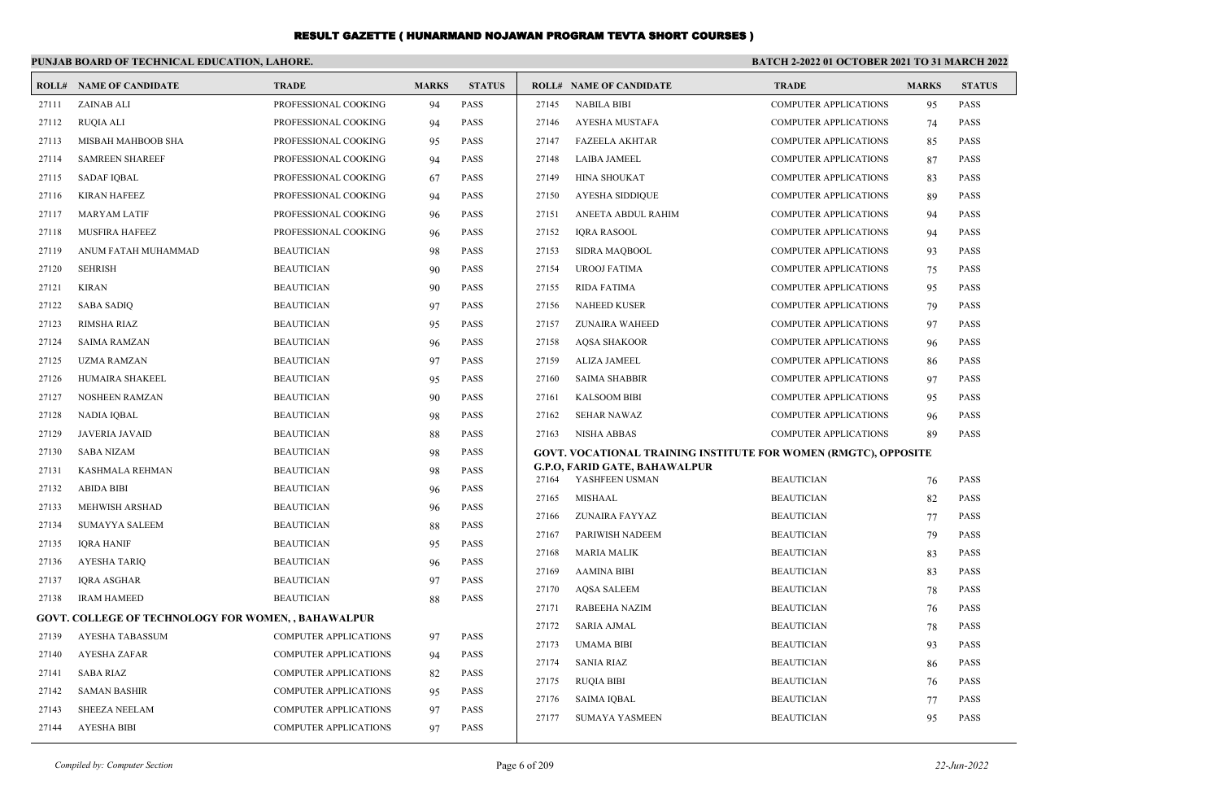# RESULT GAZETTE ( HUNARMAND NOJAWAN PROGRAM TEVTA SHORT COURSES )

**PUNJAB BOARD OF TECHNICAL EDUCATION, LAHORE.**

**BATCH 2-2022 01 OCTOBER 2021 TO 31 MARCH 2022**

| ROLL# | NAME OF CANDIDATE | TRADE | MARKS | STATUS |
|---|---|---|---|---|
| 27111 | ZAINAB ALI | PROFESSIONAL COOKING | 94 | PASS |
| 27112 | RUQIA ALI | PROFESSIONAL COOKING | 94 | PASS |
| 27113 | MISBAH MAHBOOB SHA | PROFESSIONAL COOKING | 95 | PASS |
| 27114 | SAMREEN SHAREEF | PROFESSIONAL COOKING | 94 | PASS |
| 27115 | SADAF IQBAL | PROFESSIONAL COOKING | 67 | PASS |
| 27116 | KIRAN HAFEEZ | PROFESSIONAL COOKING | 94 | PASS |
| 27117 | MARYAM LATIF | PROFESSIONAL COOKING | 96 | PASS |
| 27118 | MUSFIRA HAFEEZ | PROFESSIONAL COOKING | 96 | PASS |
| 27119 | ANUM FATAH MUHAMMAD | BEAUTICIAN | 98 | PASS |
| 27120 | SEHRISH | BEAUTICIAN | 90 | PASS |
| 27121 | KIRAN | BEAUTICIAN | 90 | PASS |
| 27122 | SABA SADIQ | BEAUTICIAN | 97 | PASS |
| 27123 | RIMSHA RIAZ | BEAUTICIAN | 95 | PASS |
| 27124 | SAIMA RAMZAN | BEAUTICIAN | 96 | PASS |
| 27125 | UZMA RAMZAN | BEAUTICIAN | 97 | PASS |
| 27126 | HUMAIRA SHAKEEL | BEAUTICIAN | 95 | PASS |
| 27127 | NOSHEEN RAMZAN | BEAUTICIAN | 90 | PASS |
| 27128 | NADIA IQBAL | BEAUTICIAN | 98 | PASS |
| 27129 | JAVERIA JAVAID | BEAUTICIAN | 88 | PASS |
| 27130 | SABA NIZAM | BEAUTICIAN | 98 | PASS |
| 27131 | KASHMALA REHMAN | BEAUTICIAN | 98 | PASS |
| 27132 | ABIDA BIBI | BEAUTICIAN | 96 | PASS |
| 27133 | MEHWISH ARSHAD | BEAUTICIAN | 96 | PASS |
| 27134 | SUMAYYA SALEEM | BEAUTICIAN | 88 | PASS |
| 27135 | IQRA HANIF | BEAUTICIAN | 95 | PASS |
| 27136 | AYESHA TARIQ | BEAUTICIAN | 96 | PASS |
| 27137 | IQRA ASGHAR | BEAUTICIAN | 97 | PASS |
| 27138 | IRAM HAMEED | BEAUTICIAN | 88 | PASS |

**GOVT. COLLEGE OF TECHNOLOGY FOR WOMEN, , BAHAWALPUR**

| ROLL# | NAME OF CANDIDATE | TRADE | MARKS | STATUS |
|---|---|---|---|---|
| 27139 | AYESHA TABASSUM | COMPUTER APPLICATIONS | 97 | PASS |
| 27140 | AYESHA ZAFAR | COMPUTER APPLICATIONS | 94 | PASS |
| 27141 | SABA RIAZ | COMPUTER APPLICATIONS | 82 | PASS |
| 27142 | SAMAN BASHIR | COMPUTER APPLICATIONS | 95 | PASS |
| 27143 | SHEEZA NEELAM | COMPUTER APPLICATIONS | 97 | PASS |
| 27144 | AYESHA BIBI | COMPUTER APPLICATIONS | 97 | PASS |
| 27145 | NABILA BIBI | COMPUTER APPLICATIONS | 95 | PASS |
| 27146 | AYESHA MUSTAFA | COMPUTER APPLICATIONS | 74 | PASS |
| 27147 | FAZEELA AKHTAR | COMPUTER APPLICATIONS | 85 | PASS |
| 27148 | LAIBA JAMEEL | COMPUTER APPLICATIONS | 87 | PASS |
| 27149 | HINA SHOUKAT | COMPUTER APPLICATIONS | 83 | PASS |
| 27150 | AYESHA SIDDIQUE | COMPUTER APPLICATIONS | 89 | PASS |
| 27151 | ANEETA ABDUL RAHIM | COMPUTER APPLICATIONS | 94 | PASS |
| 27152 | IQRA RASOOL | COMPUTER APPLICATIONS | 94 | PASS |
| 27153 | SIDRA MAQBOOL | COMPUTER APPLICATIONS | 93 | PASS |
| 27154 | UROOJ FATIMA | COMPUTER APPLICATIONS | 75 | PASS |
| 27155 | RIDA FATIMA | COMPUTER APPLICATIONS | 95 | PASS |
| 27156 | NAHEED KUSER | COMPUTER APPLICATIONS | 79 | PASS |
| 27157 | ZUNAIRA WAHEED | COMPUTER APPLICATIONS | 97 | PASS |
| 27158 | AQSA SHAKOOR | COMPUTER APPLICATIONS | 96 | PASS |
| 27159 | ALIZA JAMEEL | COMPUTER APPLICATIONS | 86 | PASS |
| 27160 | SAIMA SHABBIR | COMPUTER APPLICATIONS | 97 | PASS |
| 27161 | KALSOOM BIBI | COMPUTER APPLICATIONS | 95 | PASS |
| 27162 | SEHAR NAWAZ | COMPUTER APPLICATIONS | 96 | PASS |
| 27163 | NISHA ABBAS | COMPUTER APPLICATIONS | 89 | PASS |

**GOVT. VOCATIONAL TRAINING INSTITUTE FOR WOMEN (RMGTC), OPPOSITE G.P.O, FARID GATE, BAHAWALPUR**

| ROLL# | NAME OF CANDIDATE | TRADE | MARKS | STATUS |
|---|---|---|---|---|
| 27164 | YASHFEEN USMAN | BEAUTICIAN | 76 | PASS |
| 27165 | MISHAAL | BEAUTICIAN | 82 | PASS |
| 27166 | ZUNAIRA FAYYAZ | BEAUTICIAN | 77 | PASS |
| 27167 | PARIWISH NADEEM | BEAUTICIAN | 79 | PASS |
| 27168 | MARIA MALIK | BEAUTICIAN | 83 | PASS |
| 27169 | AAMINA BIBI | BEAUTICIAN | 83 | PASS |
| 27170 | AQSA SALEEM | BEAUTICIAN | 78 | PASS |
| 27171 | RABEEHA NAZIM | BEAUTICIAN | 76 | PASS |
| 27172 | SARIA AJMAL | BEAUTICIAN | 78 | PASS |
| 27173 | UMAMA BIBI | BEAUTICIAN | 93 | PASS |
| 27174 | SANIA RIAZ | BEAUTICIAN | 86 | PASS |
| 27175 | RUQIA BIBI | BEAUTICIAN | 76 | PASS |
| 27176 | SAIMA IQBAL | BEAUTICIAN | 77 | PASS |
| 27177 | SUMAYA YASMEEN | BEAUTICIAN | 95 | PASS |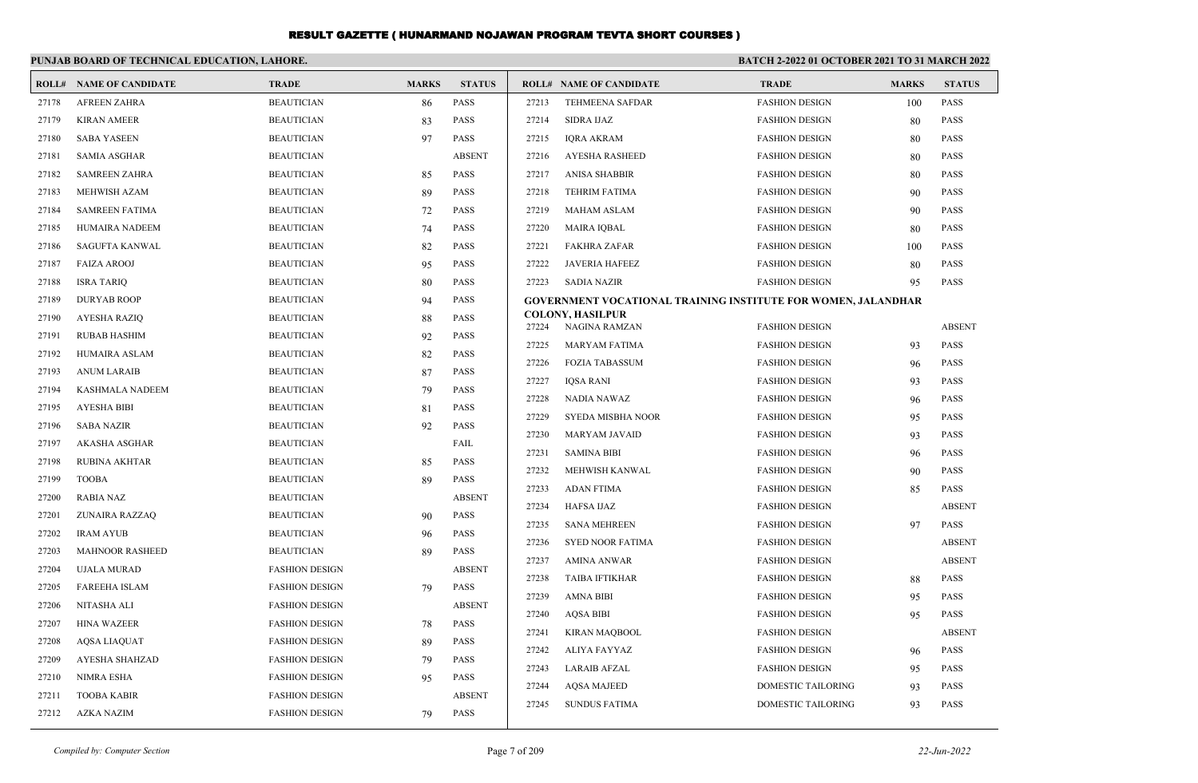# RESULT GAZETTE ( HUNARMAND NOJAWAN PROGRAM TEVTA SHORT COURSES )

**PUNJAB BOARD OF TECHNICAL EDUCATION, LAHORE.**

**BATCH 2-2022 01 OCTOBER 2021 TO 31 MARCH 2022**

| ROLL# | NAME OF CANDIDATE | TRADE | MARKS | STATUS |
|---|---|---|---|---|
| 27178 | AFREEN ZAHRA | BEAUTICIAN | 86 | PASS |
| 27179 | KIRAN AMEER | BEAUTICIAN | 83 | PASS |
| 27180 | SABA YASEEN | BEAUTICIAN | 97 | PASS |
| 27181 | SAMIA ASGHAR | BEAUTICIAN | | ABSENT |
| 27182 | SAMREEN ZAHRA | BEAUTICIAN | 85 | PASS |
| 27183 | MEHWISH AZAM | BEAUTICIAN | 89 | PASS |
| 27184 | SAMREEN FATIMA | BEAUTICIAN | 72 | PASS |
| 27185 | HUMAIRA NADEEM | BEAUTICIAN | 74 | PASS |
| 27186 | SAGUFTA KANWAL | BEAUTICIAN | 82 | PASS |
| 27187 | FAIZA AROOJ | BEAUTICIAN | 95 | PASS |
| 27188 | ISRA TARIQ | BEAUTICIAN | 80 | PASS |
| 27189 | DURYAB ROOP | BEAUTICIAN | 94 | PASS |
| 27190 | AYESHA RAZIQ | BEAUTICIAN | 88 | PASS |
| 27191 | RUBAB HASHIM | BEAUTICIAN | 92 | PASS |
| 27192 | HUMAIRA ASLAM | BEAUTICIAN | 82 | PASS |
| 27193 | ANUM LARAIB | BEAUTICIAN | 87 | PASS |
| 27194 | KASHMALA NADEEM | BEAUTICIAN | 79 | PASS |
| 27195 | AYESHA BIBI | BEAUTICIAN | 81 | PASS |
| 27196 | SABA NAZIR | BEAUTICIAN | 92 | PASS |
| 27197 | AKASHA ASGHAR | BEAUTICIAN | | FAIL |
| 27198 | RUBINA AKHTAR | BEAUTICIAN | 85 | PASS |
| 27199 | TOOBA | BEAUTICIAN | 89 | PASS |
| 27200 | RABIA NAZ | BEAUTICIAN | | ABSENT |
| 27201 | ZUNAIRA RAZZAQ | BEAUTICIAN | 90 | PASS |
| 27202 | IRAM AYUB | BEAUTICIAN | 96 | PASS |
| 27203 | MAHNOOR RASHEED | BEAUTICIAN | 89 | PASS |
| 27204 | UJALA MURAD | FASHION DESIGN | | ABSENT |
| 27205 | FAREEHA ISLAM | FASHION DESIGN | 79 | PASS |
| 27206 | NITASHA ALI | FASHION DESIGN | | ABSENT |
| 27207 | HINA WAZEER | FASHION DESIGN | 78 | PASS |
| 27208 | AQSA LIAQUAT | FASHION DESIGN | 89 | PASS |
| 27209 | AYESHA SHAHZAD | FASHION DESIGN | 79 | PASS |
| 27210 | NIMRA ESHA | FASHION DESIGN | 95 | PASS |
| 27211 | TOOBA KABIR | FASHION DESIGN | | ABSENT |
| 27212 | AZKA NAZIM | FASHION DESIGN | 79 | PASS |
| 27213 | TEHMEENA SAFDAR | FASHION DESIGN | 100 | PASS |
| 27214 | SIDRA IJAZ | FASHION DESIGN | 80 | PASS |
| 27215 | IQRA AKRAM | FASHION DESIGN | 80 | PASS |
| 27216 | AYESHA RASHEED | FASHION DESIGN | 80 | PASS |
| 27217 | ANISA SHABBIR | FASHION DESIGN | 80 | PASS |
| 27218 | TEHRIM FATIMA | FASHION DESIGN | 90 | PASS |
| 27219 | MAHAM ASLAM | FASHION DESIGN | 90 | PASS |
| 27220 | MAIRA IQBAL | FASHION DESIGN | 80 | PASS |
| 27221 | FAKHRA ZAFAR | FASHION DESIGN | 100 | PASS |
| 27222 | JAVERIA HAFEEZ | FASHION DESIGN | 80 | PASS |
| 27223 | SADIA NAZIR | FASHION DESIGN | 95 | PASS |

**GOVERNMENT VOCATIONAL TRAINING INSTITUTE FOR WOMEN, JALANDHAR COLONY, HASILPUR**

| ROLL# | NAME OF CANDIDATE | TRADE | MARKS | STATUS |
|---|---|---|---|---|
| 27224 | NAGINA RAMZAN | FASHION DESIGN | | ABSENT |
| 27225 | MARYAM FATIMA | FASHION DESIGN | 93 | PASS |
| 27226 | FOZIA TABASSUM | FASHION DESIGN | 96 | PASS |
| 27227 | IQSA RANI | FASHION DESIGN | 93 | PASS |
| 27228 | NADIA NAWAZ | FASHION DESIGN | 96 | PASS |
| 27229 | SYEDA MISBHA NOOR | FASHION DESIGN | 95 | PASS |
| 27230 | MARYAM JAVAID | FASHION DESIGN | 93 | PASS |
| 27231 | SAMINA BIBI | FASHION DESIGN | 96 | PASS |
| 27232 | MEHWISH KANWAL | FASHION DESIGN | 90 | PASS |
| 27233 | ADAN FTIMA | FASHION DESIGN | 85 | PASS |
| 27234 | HAFSA IJAZ | FASHION DESIGN | | ABSENT |
| 27235 | SANA MEHREEN | FASHION DESIGN | 97 | PASS |
| 27236 | SYED NOOR FATIMA | FASHION DESIGN | | ABSENT |
| 27237 | AMINA ANWAR | FASHION DESIGN | | ABSENT |
| 27238 | TAIBA IFTIKHAR | FASHION DESIGN | 88 | PASS |
| 27239 | AMNA BIBI | FASHION DESIGN | 95 | PASS |
| 27240 | AQSA BIBI | FASHION DESIGN | 95 | PASS |
| 27241 | KIRAN MAQBOOL | FASHION DESIGN | | ABSENT |
| 27242 | ALIYA FAYYAZ | FASHION DESIGN | 96 | PASS |
| 27243 | LARAIB AFZAL | FASHION DESIGN | 95 | PASS |
| 27244 | AQSA MAJEED | DOMESTIC TAILORING | 93 | PASS |
| 27245 | SUNDUS FATIMA | DOMESTIC TAILORING | 93 | PASS |

*Compiled by: Computer Section*

*22-Jun-2022*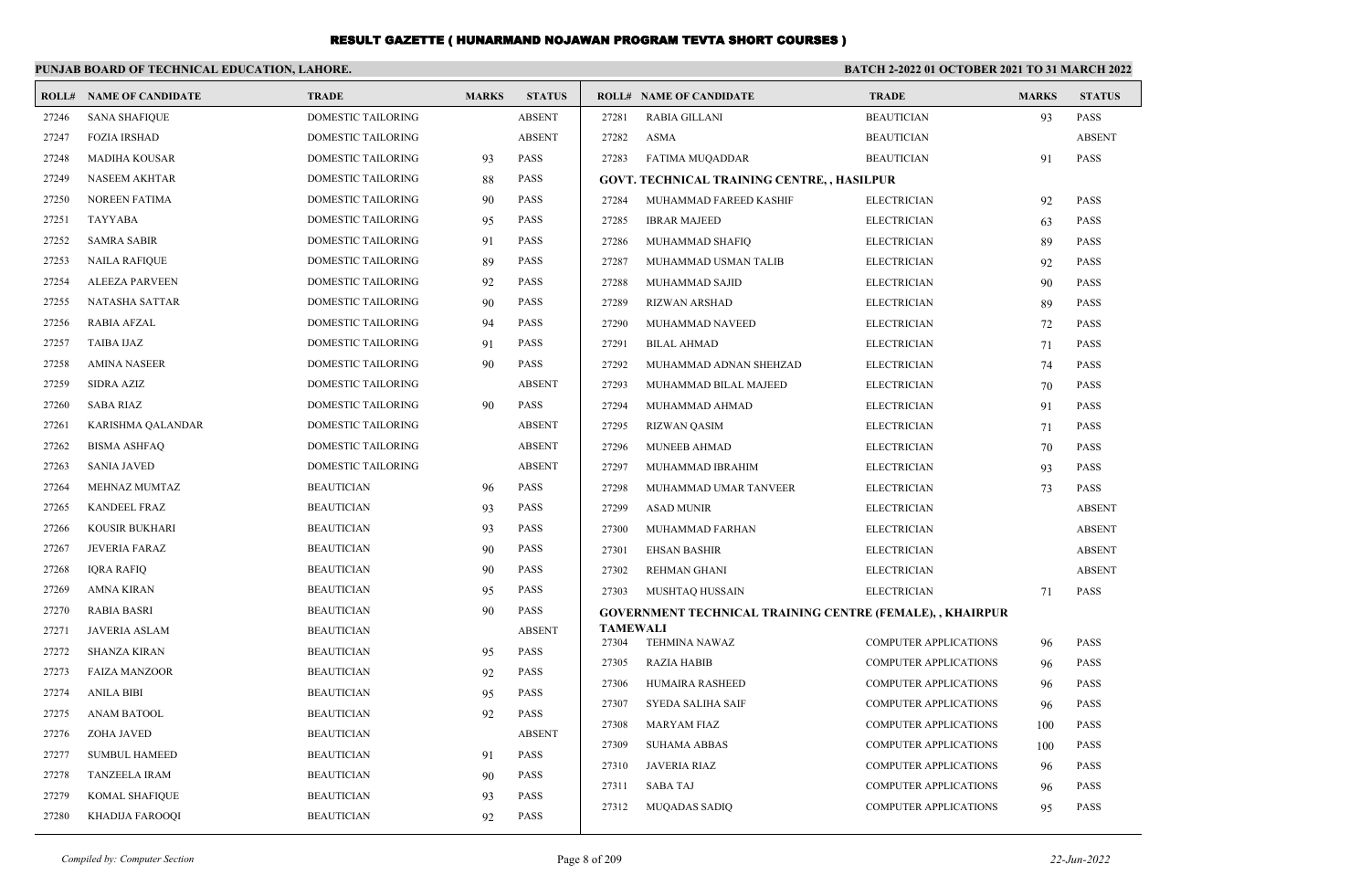# RESULT GAZETTE ( HUNARMAND NOJAWAN PROGRAM TEVTA SHORT COURSES )

**PUNJAB BOARD OF TECHNICAL EDUCATION, LAHORE.**

**BATCH 2-2022 01 OCTOBER 2021 TO 31 MARCH 2022**

| ROLL# | NAME OF CANDIDATE | TRADE | MARKS | STATUS |
|---|---|---|---|---|
| 27246 | SANA SHAFIQUE | DOMESTIC TAILORING | | ABSENT |
| 27247 | FOZIA IRSHAD | DOMESTIC TAILORING | | ABSENT |
| 27248 | MADIHA KOUSAR | DOMESTIC TAILORING | 93 | PASS |
| 27249 | NASEEM AKHTAR | DOMESTIC TAILORING | 88 | PASS |
| 27250 | NOREEN FATIMA | DOMESTIC TAILORING | 90 | PASS |
| 27251 | TAYYABA | DOMESTIC TAILORING | 95 | PASS |
| 27252 | SAMRA SABIR | DOMESTIC TAILORING | 91 | PASS |
| 27253 | NAILA RAFIQUE | DOMESTIC TAILORING | 89 | PASS |
| 27254 | ALEEZA PARVEEN | DOMESTIC TAILORING | 92 | PASS |
| 27255 | NATASHA SATTAR | DOMESTIC TAILORING | 90 | PASS |
| 27256 | RABIA AFZAL | DOMESTIC TAILORING | 94 | PASS |
| 27257 | TAIBA IJAZ | DOMESTIC TAILORING | 91 | PASS |
| 27258 | AMINA NASEER | DOMESTIC TAILORING | 90 | PASS |
| 27259 | SIDRA AZIZ | DOMESTIC TAILORING | | ABSENT |
| 27260 | SABA RIAZ | DOMESTIC TAILORING | 90 | PASS |
| 27261 | KARISHMA QALANDAR | DOMESTIC TAILORING | | ABSENT |
| 27262 | BISMA ASHFAQ | DOMESTIC TAILORING | | ABSENT |
| 27263 | SANIA JAVED | DOMESTIC TAILORING | | ABSENT |
| 27264 | MEHNAZ MUMTAZ | BEAUTICIAN | 96 | PASS |
| 27265 | KANDEEL FRAZ | BEAUTICIAN | 93 | PASS |
| 27266 | KOUSIR BUKHARI | BEAUTICIAN | 93 | PASS |
| 27267 | JEVERIA FARAZ | BEAUTICIAN | 90 | PASS |
| 27268 | IQRA RAFIQ | BEAUTICIAN | 90 | PASS |
| 27269 | AMNA KIRAN | BEAUTICIAN | 95 | PASS |
| 27270 | RABIA BASRI | BEAUTICIAN | 90 | PASS |
| 27271 | JAVERIA ASLAM | BEAUTICIAN | | ABSENT |
| 27272 | SHANZA KIRAN | BEAUTICIAN | 95 | PASS |
| 27273 | FAIZA MANZOOR | BEAUTICIAN | 92 | PASS |
| 27274 | ANILA BIBI | BEAUTICIAN | 95 | PASS |
| 27275 | ANAM BATOOL | BEAUTICIAN | 92 | PASS |
| 27276 | ZOHA JAVED | BEAUTICIAN | | ABSENT |
| 27277 | SUMBUL HAMEED | BEAUTICIAN | 91 | PASS |
| 27278 | TANZEELA IRAM | BEAUTICIAN | 90 | PASS |
| 27279 | KOMAL SHAFIQUE | BEAUTICIAN | 93 | PASS |
| 27280 | KHADIJA FAROOQI | BEAUTICIAN | 92 | PASS |
| 27281 | RABIA GILLANI | BEAUTICIAN | 93 | PASS |
| 27282 | ASMA | BEAUTICIAN | | ABSENT |
| 27283 | FATIMA MUQADDAR | BEAUTICIAN | 91 | PASS |

**GOVT. TECHNICAL TRAINING CENTRE, , HASILPUR**

| ROLL# | NAME OF CANDIDATE | TRADE | MARKS | STATUS |
|---|---|---|---|---|
| 27284 | MUHAMMAD FAREED KASHIF | ELECTRICIAN | 92 | PASS |
| 27285 | IBRAR MAJEED | ELECTRICIAN | 63 | PASS |
| 27286 | MUHAMMAD SHAFIQ | ELECTRICIAN | 89 | PASS |
| 27287 | MUHAMMAD USMAN TALIB | ELECTRICIAN | 92 | PASS |
| 27288 | MUHAMMAD SAJID | ELECTRICIAN | 90 | PASS |
| 27289 | RIZWAN ARSHAD | ELECTRICIAN | 89 | PASS |
| 27290 | MUHAMMAD NAVEED | ELECTRICIAN | 72 | PASS |
| 27291 | BILAL AHMAD | ELECTRICIAN | 71 | PASS |
| 27292 | MUHAMMAD ADNAN SHEHZAD | ELECTRICIAN | 74 | PASS |
| 27293 | MUHAMMAD BILAL MAJEED | ELECTRICIAN | 70 | PASS |
| 27294 | MUHAMMAD AHMAD | ELECTRICIAN | 91 | PASS |
| 27295 | RIZWAN QASIM | ELECTRICIAN | 71 | PASS |
| 27296 | MUNEEB AHMAD | ELECTRICIAN | 70 | PASS |
| 27297 | MUHAMMAD IBRAHIM | ELECTRICIAN | 93 | PASS |
| 27298 | MUHAMMAD UMAR TANVEER | ELECTRICIAN | 73 | PASS |
| 27299 | ASAD MUNIR | ELECTRICIAN | | ABSENT |
| 27300 | MUHAMMAD FARHAN | ELECTRICIAN | | ABSENT |
| 27301 | EHSAN BASHIR | ELECTRICIAN | | ABSENT |
| 27302 | REHMAN GHANI | ELECTRICIAN | | ABSENT |
| 27303 | MUSHTAQ HUSSAIN | ELECTRICIAN | 71 | PASS |

**GOVERNMENT TECHNICAL TRAINING CENTRE (FEMALE), , KHAIRPUR TAMEWALI**

| ROLL# | NAME OF CANDIDATE | TRADE | MARKS | STATUS |
|---|---|---|---|---|
| 27304 | TEHMINA NAWAZ | COMPUTER APPLICATIONS | 96 | PASS |
| 27305 | RAZIA HABIB | COMPUTER APPLICATIONS | 96 | PASS |
| 27306 | HUMAIRA RASHEED | COMPUTER APPLICATIONS | 96 | PASS |
| 27307 | SYEDA SALIHA SAIF | COMPUTER APPLICATIONS | 96 | PASS |
| 27308 | MARYAM FIAZ | COMPUTER APPLICATIONS | 100 | PASS |
| 27309 | SUHAMA ABBAS | COMPUTER APPLICATIONS | 100 | PASS |
| 27310 | JAVERIA RIAZ | COMPUTER APPLICATIONS | 96 | PASS |
| 27311 | SABA TAJ | COMPUTER APPLICATIONS | 96 | PASS |
| 27312 | MUQADAS SADIQ | COMPUTER APPLICATIONS | 95 | PASS |

*Compiled by: Computer Section* 22-Jun-2022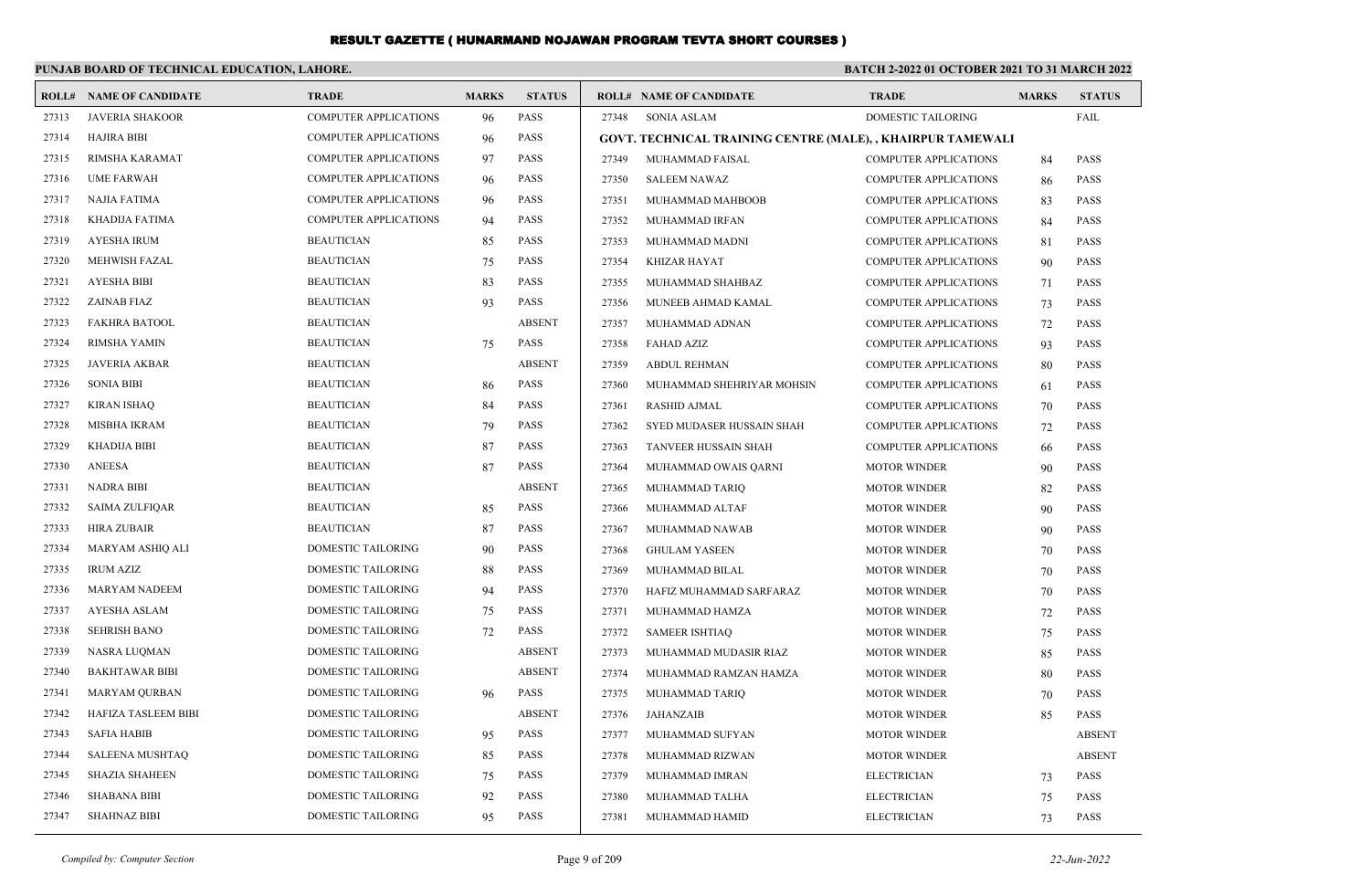# RESULT GAZETTE ( HUNARMAND NOJAWAN PROGRAM TEVTA SHORT COURSES )

**PUNJAB BOARD OF TECHNICAL EDUCATION, LAHORE.**

**BATCH 2-2022 01 OCTOBER 2021 TO 31 MARCH 2022**

| ROLL# | NAME OF CANDIDATE | TRADE | MARKS | STATUS |
|---|---|---|---|---|
| 27313 | JAVERIA SHAKOOR | COMPUTER APPLICATIONS | 96 | PASS |
| 27314 | HAJIRA BIBI | COMPUTER APPLICATIONS | 96 | PASS |
| 27315 | RIMSHA KARAMAT | COMPUTER APPLICATIONS | 97 | PASS |
| 27316 | UME FARWAH | COMPUTER APPLICATIONS | 96 | PASS |
| 27317 | NAJIA FATIMA | COMPUTER APPLICATIONS | 96 | PASS |
| 27318 | KHADIJA FATIMA | COMPUTER APPLICATIONS | 94 | PASS |
| 27319 | AYESHA IRUM | BEAUTICIAN | 85 | PASS |
| 27320 | MEHWISH FAZAL | BEAUTICIAN | 75 | PASS |
| 27321 | AYESHA BIBI | BEAUTICIAN | 83 | PASS |
| 27322 | ZAINAB FIAZ | BEAUTICIAN | 93 | PASS |
| 27323 | FAKHRA BATOOL | BEAUTICIAN | | ABSENT |
| 27324 | RIMSHA YAMIN | BEAUTICIAN | 75 | PASS |
| 27325 | JAVERIA AKBAR | BEAUTICIAN | | ABSENT |
| 27326 | SONIA BIBI | BEAUTICIAN | 86 | PASS |
| 27327 | KIRAN ISHAQ | BEAUTICIAN | 84 | PASS |
| 27328 | MISBHA IKRAM | BEAUTICIAN | 79 | PASS |
| 27329 | KHADIJA BIBI | BEAUTICIAN | 87 | PASS |
| 27330 | ANEESA | BEAUTICIAN | 87 | PASS |
| 27331 | NADRA BIBI | BEAUTICIAN | | ABSENT |
| 27332 | SAIMA ZULFIQAR | BEAUTICIAN | 85 | PASS |
| 27333 | HIRA ZUBAIR | BEAUTICIAN | 87 | PASS |
| 27334 | MARYAM ASHIQ ALI | DOMESTIC TAILORING | 90 | PASS |
| 27335 | IRUM AZIZ | DOMESTIC TAILORING | 88 | PASS |
| 27336 | MARYAM NADEEM | DOMESTIC TAILORING | 94 | PASS |
| 27337 | AYESHA ASLAM | DOMESTIC TAILORING | 75 | PASS |
| 27338 | SEHRISH BANO | DOMESTIC TAILORING | 72 | PASS |
| 27339 | NASRA LUQMAN | DOMESTIC TAILORING | | ABSENT |
| 27340 | BAKHTAWAR BIBI | DOMESTIC TAILORING | | ABSENT |
| 27341 | MARYAM QURBAN | DOMESTIC TAILORING | 96 | PASS |
| 27342 | HAFIZA TASLEEM BIBI | DOMESTIC TAILORING | | ABSENT |
| 27343 | SAFIA HABIB | DOMESTIC TAILORING | 95 | PASS |
| 27344 | SALEENA MUSHTAQ | DOMESTIC TAILORING | 85 | PASS |
| 27345 | SHAZIA SHAHEEN | DOMESTIC TAILORING | 75 | PASS |
| 27346 | SHABANA BIBI | DOMESTIC TAILORING | 92 | PASS |
| 27347 | SHAHNAZ BIBI | DOMESTIC TAILORING | 95 | PASS |
| 27348 | SONIA ASLAM | DOMESTIC TAILORING | | FAIL |

**GOVT. TECHNICAL TRAINING CENTRE (MALE), , KHAIRPUR TAMEWALI**

| ROLL# | NAME OF CANDIDATE | TRADE | MARKS | STATUS |
|---|---|---|---|---|
| 27349 | MUHAMMAD FAISAL | COMPUTER APPLICATIONS | 84 | PASS |
| 27350 | SALEEM NAWAZ | COMPUTER APPLICATIONS | 86 | PASS |
| 27351 | MUHAMMAD MAHBOOB | COMPUTER APPLICATIONS | 83 | PASS |
| 27352 | MUHAMMAD IRFAN | COMPUTER APPLICATIONS | 84 | PASS |
| 27353 | MUHAMMAD MADNI | COMPUTER APPLICATIONS | 81 | PASS |
| 27354 | KHIZAR HAYAT | COMPUTER APPLICATIONS | 90 | PASS |
| 27355 | MUHAMMAD SHAHBAZ | COMPUTER APPLICATIONS | 71 | PASS |
| 27356 | MUNEEB AHMAD KAMAL | COMPUTER APPLICATIONS | 73 | PASS |
| 27357 | MUHAMMAD ADNAN | COMPUTER APPLICATIONS | 72 | PASS |
| 27358 | FAHAD AZIZ | COMPUTER APPLICATIONS | 93 | PASS |
| 27359 | ABDUL REHMAN | COMPUTER APPLICATIONS | 80 | PASS |
| 27360 | MUHAMMAD SHEHRIYAR MOHSIN | COMPUTER APPLICATIONS | 61 | PASS |
| 27361 | RASHID AJMAL | COMPUTER APPLICATIONS | 70 | PASS |
| 27362 | SYED MUDASER HUSSAIN SHAH | COMPUTER APPLICATIONS | 72 | PASS |
| 27363 | TANVEER HUSSAIN SHAH | COMPUTER APPLICATIONS | 66 | PASS |
| 27364 | MUHAMMAD OWAIS QARNI | MOTOR WINDER | 90 | PASS |
| 27365 | MUHAMMAD TARIQ | MOTOR WINDER | 82 | PASS |
| 27366 | MUHAMMAD ALTAF | MOTOR WINDER | 90 | PASS |
| 27367 | MUHAMMAD NAWAB | MOTOR WINDER | 90 | PASS |
| 27368 | GHULAM YASEEN | MOTOR WINDER | 70 | PASS |
| 27369 | MUHAMMAD BILAL | MOTOR WINDER | 70 | PASS |
| 27370 | HAFIZ MUHAMMAD SARFARAZ | MOTOR WINDER | 70 | PASS |
| 27371 | MUHAMMAD HAMZA | MOTOR WINDER | 72 | PASS |
| 27372 | SAMEER ISHTIAQ | MOTOR WINDER | 75 | PASS |
| 27373 | MUHAMMAD MUDASIR RIAZ | MOTOR WINDER | 85 | PASS |
| 27374 | MUHAMMAD RAMZAN HAMZA | MOTOR WINDER | 80 | PASS |
| 27375 | MUHAMMAD TARIQ | MOTOR WINDER | 70 | PASS |
| 27376 | JAHANZAIB | MOTOR WINDER | 85 | PASS |
| 27377 | MUHAMMAD SUFYAN | MOTOR WINDER | | ABSENT |
| 27378 | MUHAMMAD RIZWAN | MOTOR WINDER | | ABSENT |
| 27379 | MUHAMMAD IMRAN | ELECTRICIAN | 73 | PASS |
| 27380 | MUHAMMAD TALHA | ELECTRICIAN | 75 | PASS |
| 27381 | MUHAMMAD HAMID | ELECTRICIAN | 73 | PASS |

*Compiled by: Computer Section*

*22-Jun-2022*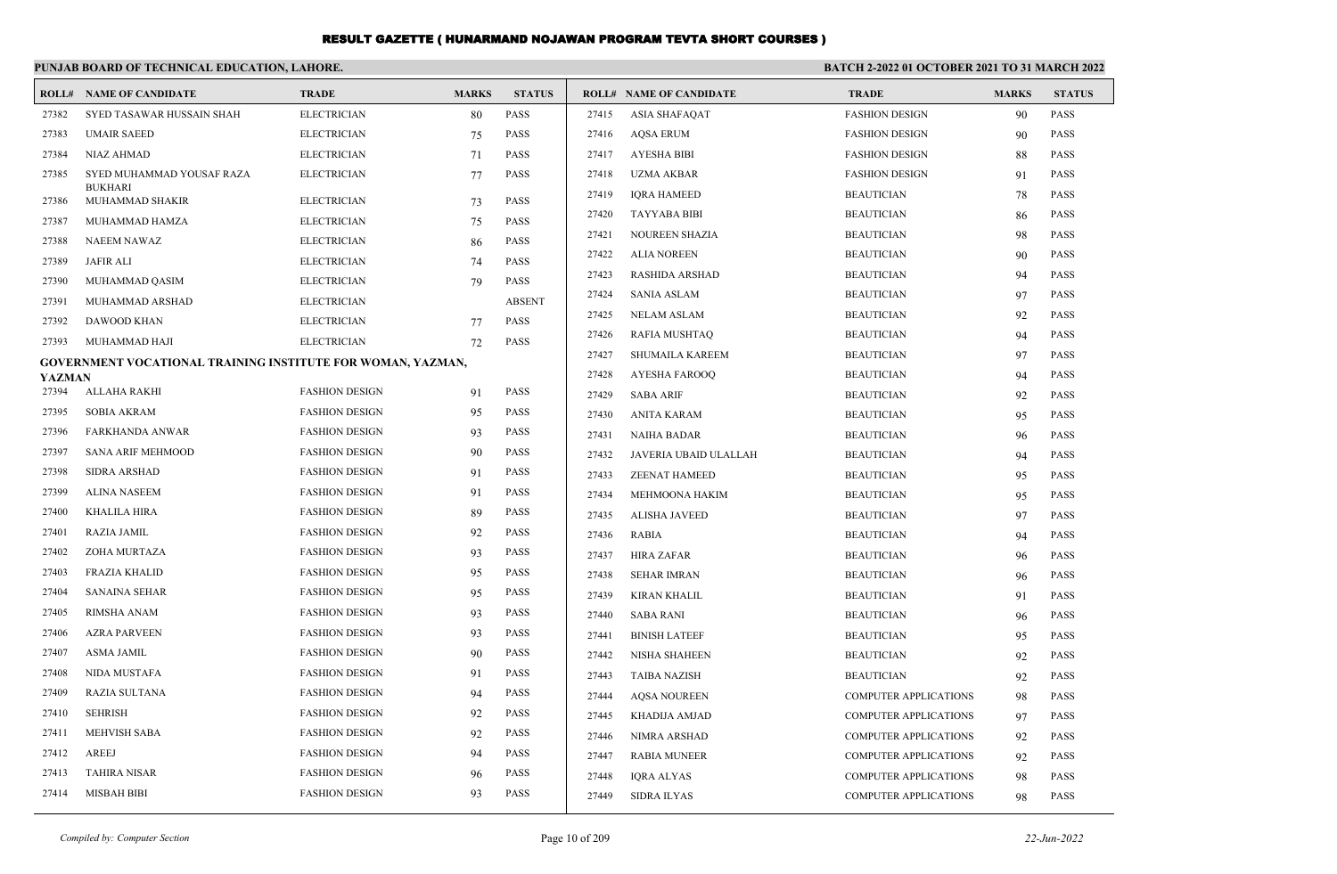# RESULT GAZETTE ( HUNARMAND NOJAWAN PROGRAM TEVTA SHORT COURSES )

**PUNJAB BOARD OF TECHNICAL EDUCATION, LAHORE.**

**BATCH 2-2022 01 OCTOBER 2021 TO 31 MARCH 2022**

| ROLL# | NAME OF CANDIDATE | TRADE | MARKS | STATUS |
|---|---|---|---|---|
| 27382 | SYED TASAWAR HUSSAIN SHAH | ELECTRICIAN | 80 | PASS |
| 27383 | UMAIR SAEED | ELECTRICIAN | 75 | PASS |
| 27384 | NIAZ AHMAD | ELECTRICIAN | 71 | PASS |
| 27385 | SYED MUHAMMAD YOUSAF RAZA BUKHARI | ELECTRICIAN | 77 | PASS |
| 27386 | MUHAMMAD SHAKIR | ELECTRICIAN | 73 | PASS |
| 27387 | MUHAMMAD HAMZA | ELECTRICIAN | 75 | PASS |
| 27388 | NAEEM NAWAZ | ELECTRICIAN | 86 | PASS |
| 27389 | JAFIR ALI | ELECTRICIAN | 74 | PASS |
| 27390 | MUHAMMAD QASIM | ELECTRICIAN | 79 | PASS |
| 27391 | MUHAMMAD ARSHAD | ELECTRICIAN | | ABSENT |
| 27392 | DAWOOD KHAN | ELECTRICIAN | 77 | PASS |
| 27393 | MUHAMMAD HAJI | ELECTRICIAN | 72 | PASS |

**GOVERNMENT VOCATIONAL TRAINING INSTITUTE FOR WOMAN, YAZMAN, YAZMAN**

| ROLL# | NAME OF CANDIDATE | TRADE | MARKS | STATUS |
|---|---|---|---|---|
| 27394 | ALLAHA RAKHI | FASHION DESIGN | 91 | PASS |
| 27395 | SOBIA AKRAM | FASHION DESIGN | 95 | PASS |
| 27396 | FARKHANDA ANWAR | FASHION DESIGN | 93 | PASS |
| 27397 | SANA ARIF MEHMOOD | FASHION DESIGN | 90 | PASS |
| 27398 | SIDRA ARSHAD | FASHION DESIGN | 91 | PASS |
| 27399 | ALINA NASEEM | FASHION DESIGN | 91 | PASS |
| 27400 | KHALILA HIRA | FASHION DESIGN | 89 | PASS |
| 27401 | RAZIA JAMIL | FASHION DESIGN | 92 | PASS |
| 27402 | ZOHA MURTAZA | FASHION DESIGN | 93 | PASS |
| 27403 | FRAZIA KHALID | FASHION DESIGN | 95 | PASS |
| 27404 | SANAINA SEHAR | FASHION DESIGN | 95 | PASS |
| 27405 | RIMSHA ANAM | FASHION DESIGN | 93 | PASS |
| 27406 | AZRA PARVEEN | FASHION DESIGN | 93 | PASS |
| 27407 | ASMA JAMIL | FASHION DESIGN | 90 | PASS |
| 27408 | NIDA MUSTAFA | FASHION DESIGN | 91 | PASS |
| 27409 | RAZIA SULTANA | FASHION DESIGN | 94 | PASS |
| 27410 | SEHRISH | FASHION DESIGN | 92 | PASS |
| 27411 | MEHVISH SABA | FASHION DESIGN | 92 | PASS |
| 27412 | AREEJ | FASHION DESIGN | 94 | PASS |
| 27413 | TAHIRA NISAR | FASHION DESIGN | 96 | PASS |
| 27414 | MISBAH BIBI | FASHION DESIGN | 93 | PASS |
| 27415 | ASIA SHAFAQAT | FASHION DESIGN | 90 | PASS |
| 27416 | AQSA ERUM | FASHION DESIGN | 90 | PASS |
| 27417 | AYESHA BIBI | FASHION DESIGN | 88 | PASS |
| 27418 | UZMA AKBAR | FASHION DESIGN | 91 | PASS |
| 27419 | IQRA HAMEED | BEAUTICIAN | 78 | PASS |
| 27420 | TAYYABA BIBI | BEAUTICIAN | 86 | PASS |
| 27421 | NOUREEN SHAZIA | BEAUTICIAN | 98 | PASS |
| 27422 | ALIA NOREEN | BEAUTICIAN | 90 | PASS |
| 27423 | RASHIDA ARSHAD | BEAUTICIAN | 94 | PASS |
| 27424 | SANIA ASLAM | BEAUTICIAN | 97 | PASS |
| 27425 | NELAM ASLAM | BEAUTICIAN | 92 | PASS |
| 27426 | RAFIA MUSHTAQ | BEAUTICIAN | 94 | PASS |
| 27427 | SHUMAILA KAREEM | BEAUTICIAN | 97 | PASS |
| 27428 | AYESHA FAROOQ | BEAUTICIAN | 94 | PASS |
| 27429 | SABA ARIF | BEAUTICIAN | 92 | PASS |
| 27430 | ANITA KARAM | BEAUTICIAN | 95 | PASS |
| 27431 | NAIHA BADAR | BEAUTICIAN | 96 | PASS |
| 27432 | JAVERIA UBAID ULALLAH | BEAUTICIAN | 94 | PASS |
| 27433 | ZEENAT HAMEED | BEAUTICIAN | 95 | PASS |
| 27434 | MEHMOONA HAKIM | BEAUTICIAN | 95 | PASS |
| 27435 | ALISHA JAVEED | BEAUTICIAN | 97 | PASS |
| 27436 | RABIA | BEAUTICIAN | 94 | PASS |
| 27437 | HIRA ZAFAR | BEAUTICIAN | 96 | PASS |
| 27438 | SEHAR IMRAN | BEAUTICIAN | 96 | PASS |
| 27439 | KIRAN KHALIL | BEAUTICIAN | 91 | PASS |
| 27440 | SABA RANI | BEAUTICIAN | 96 | PASS |
| 27441 | BINISH LATEEF | BEAUTICIAN | 95 | PASS |
| 27442 | NISHA SHAHEEN | BEAUTICIAN | 92 | PASS |
| 27443 | TAIBA NAZISH | BEAUTICIAN | 92 | PASS |
| 27444 | AQSA NOUREEN | COMPUTER APPLICATIONS | 98 | PASS |
| 27445 | KHADIJA AMJAD | COMPUTER APPLICATIONS | 97 | PASS |
| 27446 | NIMRA ARSHAD | COMPUTER APPLICATIONS | 92 | PASS |
| 27447 | RABIA MUNEER | COMPUTER APPLICATIONS | 92 | PASS |
| 27448 | IQRA ALYAS | COMPUTER APPLICATIONS | 98 | PASS |
| 27449 | SIDRA ILYAS | COMPUTER APPLICATIONS | 98 | PASS |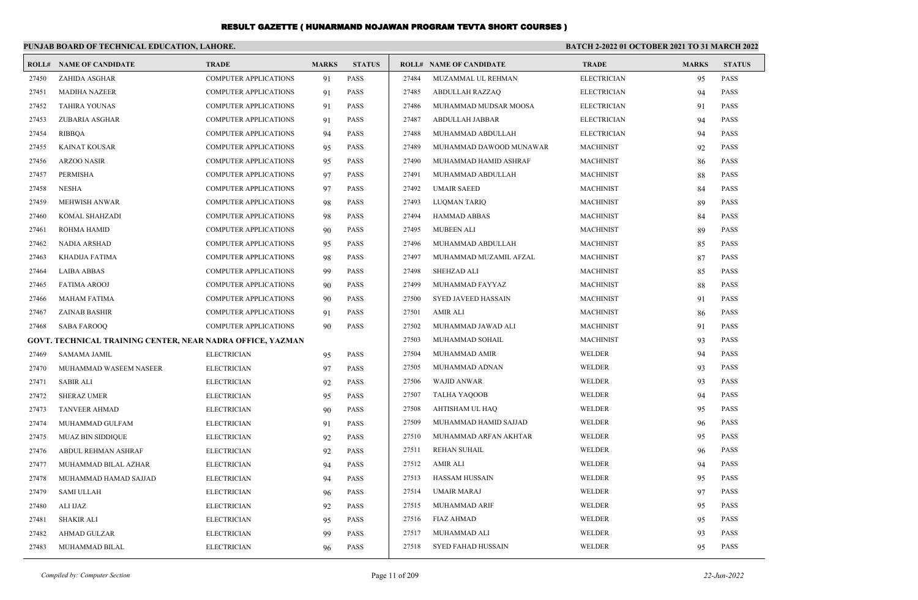# RESULT GAZETTE ( HUNARMAND NOJAWAN PROGRAM TEVTA SHORT COURSES )

**PUNJAB BOARD OF TECHNICAL EDUCATION, LAHORE.**

**BATCH 2-2022 01 OCTOBER 2021 TO 31 MARCH 2022**

| ROLL# | NAME OF CANDIDATE | TRADE | MARKS | STATUS |
|---|---|---|---|---|
| 27450 | ZAHIDA ASGHAR | COMPUTER APPLICATIONS | 91 | PASS |
| 27451 | MADIHA NAZEER | COMPUTER APPLICATIONS | 91 | PASS |
| 27452 | TAHIRA YOUNAS | COMPUTER APPLICATIONS | 91 | PASS |
| 27453 | ZUBARIA ASGHAR | COMPUTER APPLICATIONS | 91 | PASS |
| 27454 | RIBBQA | COMPUTER APPLICATIONS | 94 | PASS |
| 27455 | KAINAT KOUSAR | COMPUTER APPLICATIONS | 95 | PASS |
| 27456 | ARZOO NASIR | COMPUTER APPLICATIONS | 95 | PASS |
| 27457 | PERMISHA | COMPUTER APPLICATIONS | 97 | PASS |
| 27458 | NESHA | COMPUTER APPLICATIONS | 97 | PASS |
| 27459 | MEHWISH ANWAR | COMPUTER APPLICATIONS | 98 | PASS |
| 27460 | KOMAL SHAHZADI | COMPUTER APPLICATIONS | 98 | PASS |
| 27461 | ROHMA HAMID | COMPUTER APPLICATIONS | 90 | PASS |
| 27462 | NADIA ARSHAD | COMPUTER APPLICATIONS | 95 | PASS |
| 27463 | KHADIJA FATIMA | COMPUTER APPLICATIONS | 98 | PASS |
| 27464 | LAIBA ABBAS | COMPUTER APPLICATIONS | 99 | PASS |
| 27465 | FATIMA AROOJ | COMPUTER APPLICATIONS | 90 | PASS |
| 27466 | MAHAM FATIMA | COMPUTER APPLICATIONS | 90 | PASS |
| 27467 | ZAINAB BASHIR | COMPUTER APPLICATIONS | 91 | PASS |
| 27468 | SABA FAROOQ | COMPUTER APPLICATIONS | 90 | PASS |
| **GOVT. TECHNICAL TRAINING CENTER, NEAR NADRA OFFICE, YAZMAN** | | | | |
| 27469 | SAMAMA JAMIL | ELECTRICIAN | 95 | PASS |
| 27470 | MUHAMMAD WASEEM NASEER | ELECTRICIAN | 97 | PASS |
| 27471 | SABIR ALI | ELECTRICIAN | 92 | PASS |
| 27472 | SHERAZ UMER | ELECTRICIAN | 95 | PASS |
| 27473 | TANVEER AHMAD | ELECTRICIAN | 90 | PASS |
| 27474 | MUHAMMAD GULFAM | ELECTRICIAN | 91 | PASS |
| 27475 | MUAZ BIN SIDDIQUE | ELECTRICIAN | 92 | PASS |
| 27476 | ABDUL REHMAN ASHRAF | ELECTRICIAN | 92 | PASS |
| 27477 | MUHAMMAD BILAL AZHAR | ELECTRICIAN | 94 | PASS |
| 27478 | MUHAMMAD HAMAD SAJJAD | ELECTRICIAN | 94 | PASS |
| 27479 | SAMI ULLAH | ELECTRICIAN | 96 | PASS |
| 27480 | ALI IJAZ | ELECTRICIAN | 92 | PASS |
| 27481 | SHAKIR ALI | ELECTRICIAN | 95 | PASS |
| 27482 | AHMAD GULZAR | ELECTRICIAN | 99 | PASS |
| 27483 | MUHAMMAD BILAL | ELECTRICIAN | 96 | PASS |
| 27484 | MUZAMMAL UL REHMAN | ELECTRICIAN | 95 | PASS |
| 27485 | ABDULLAH RAZZAQ | ELECTRICIAN | 94 | PASS |
| 27486 | MUHAMMAD MUDSAR MOOSA | ELECTRICIAN | 91 | PASS |
| 27487 | ABDULLAH JABBAR | ELECTRICIAN | 94 | PASS |
| 27488 | MUHAMMAD ABDULLAH | ELECTRICIAN | 94 | PASS |
| 27489 | MUHAMMAD DAWOOD MUNAWAR | MACHINIST | 92 | PASS |
| 27490 | MUHAMMAD HAMID ASHRAF | MACHINIST | 86 | PASS |
| 27491 | MUHAMMAD ABDULLAH | MACHINIST | 88 | PASS |
| 27492 | UMAIR SAEED | MACHINIST | 84 | PASS |
| 27493 | LUQMAN TARIQ | MACHINIST | 89 | PASS |
| 27494 | HAMMAD ABBAS | MACHINIST | 84 | PASS |
| 27495 | MUBEEN ALI | MACHINIST | 89 | PASS |
| 27496 | MUHAMMAD ABDULLAH | MACHINIST | 85 | PASS |
| 27497 | MUHAMMAD MUZAMIL AFZAL | MACHINIST | 87 | PASS |
| 27498 | SHEHZAD ALI | MACHINIST | 85 | PASS |
| 27499 | MUHAMMAD FAYYAZ | MACHINIST | 88 | PASS |
| 27500 | SYED JAVEED HASSAIN | MACHINIST | 91 | PASS |
| 27501 | AMIR ALI | MACHINIST | 86 | PASS |
| 27502 | MUHAMMAD JAWAD ALI | MACHINIST | 91 | PASS |
| 27503 | MUHAMMAD SOHAIL | MACHINIST | 93 | PASS |
| 27504 | MUHAMMAD AMIR | WELDER | 94 | PASS |
| 27505 | MUHAMMAD ADNAN | WELDER | 93 | PASS |
| 27506 | WAJID ANWAR | WELDER | 93 | PASS |
| 27507 | TALHA YAQOOB | WELDER | 94 | PASS |
| 27508 | AHTISHAM UL HAQ | WELDER | 95 | PASS |
| 27509 | MUHAMMAD HAMID SAJJAD | WELDER | 96 | PASS |
| 27510 | MUHAMMAD ARFAN AKHTAR | WELDER | 95 | PASS |
| 27511 | REHAN SUHAIL | WELDER | 96 | PASS |
| 27512 | AMIR ALI | WELDER | 94 | PASS |
| 27513 | HASSAM HUSSAIN | WELDER | 95 | PASS |
| 27514 | UMAIR MARAJ | WELDER | 97 | PASS |
| 27515 | MUHAMMAD ARIF | WELDER | 95 | PASS |
| 27516 | FIAZ AHMAD | WELDER | 95 | PASS |
| 27517 | MUHAMMAD ALI | WELDER | 93 | PASS |
| 27518 | SYED FAHAD HUSSAIN | WELDER | 95 | PASS |

*Compiled by: Computer Section* *22-Jun-2022*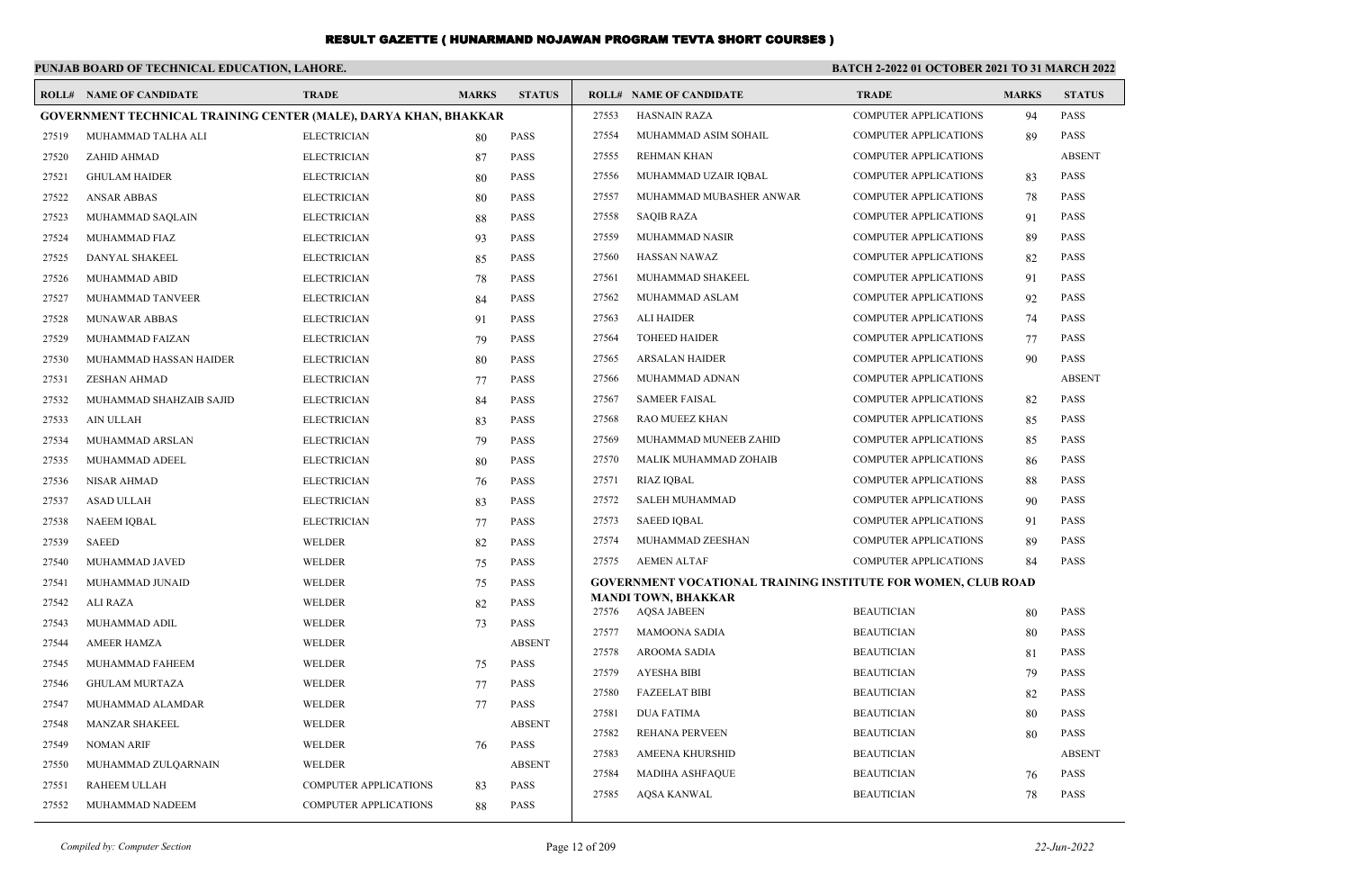# RESULT GAZETTE ( HUNARMAND NOJAWAN PROGRAM TEVTA SHORT COURSES )

**PUNJAB BOARD OF TECHNICAL EDUCATION, LAHORE.**

**BATCH 2-2022 01 OCTOBER 2021 TO 31 MARCH 2022**

| ROLL# | NAME OF CANDIDATE | TRADE | MARKS | STATUS |
|---|---|---|---|---|
| **GOVERNMENT TECHNICAL TRAINING CENTER (MALE), DARYA KHAN, BHAKKAR** | | | | |
| 27519 | MUHAMMAD TALHA ALI | ELECTRICIAN | 80 | PASS |
| 27520 | ZAHID AHMAD | ELECTRICIAN | 87 | PASS |
| 27521 | GHULAM HAIDER | ELECTRICIAN | 80 | PASS |
| 27522 | ANSAR ABBAS | ELECTRICIAN | 80 | PASS |
| 27523 | MUHAMMAD SAQLAIN | ELECTRICIAN | 88 | PASS |
| 27524 | MUHAMMAD FIAZ | ELECTRICIAN | 93 | PASS |
| 27525 | DANYAL SHAKEEL | ELECTRICIAN | 85 | PASS |
| 27526 | MUHAMMAD ABID | ELECTRICIAN | 78 | PASS |
| 27527 | MUHAMMAD TANVEER | ELECTRICIAN | 84 | PASS |
| 27528 | MUNAWAR ABBAS | ELECTRICIAN | 91 | PASS |
| 27529 | MUHAMMAD FAIZAN | ELECTRICIAN | 79 | PASS |
| 27530 | MUHAMMAD HASSAN HAIDER | ELECTRICIAN | 80 | PASS |
| 27531 | ZESHAN AHMAD | ELECTRICIAN | 77 | PASS |
| 27532 | MUHAMMAD SHAHZAIB SAJID | ELECTRICIAN | 84 | PASS |
| 27533 | AIN ULLAH | ELECTRICIAN | 83 | PASS |
| 27534 | MUHAMMAD ARSLAN | ELECTRICIAN | 79 | PASS |
| 27535 | MUHAMMAD ADEEL | ELECTRICIAN | 80 | PASS |
| 27536 | NISAR AHMAD | ELECTRICIAN | 76 | PASS |
| 27537 | ASAD ULLAH | ELECTRICIAN | 83 | PASS |
| 27538 | NAEEM IQBAL | ELECTRICIAN | 77 | PASS |
| 27539 | SAEED | WELDER | 82 | PASS |
| 27540 | MUHAMMAD JAVED | WELDER | 75 | PASS |
| 27541 | MUHAMMAD JUNAID | WELDER | 75 | PASS |
| 27542 | ALI RAZA | WELDER | 82 | PASS |
| 27543 | MUHAMMAD ADIL | WELDER | 73 | PASS |
| 27544 | AMEER HAMZA | WELDER | | ABSENT |
| 27545 | MUHAMMAD FAHEEM | WELDER | 75 | PASS |
| 27546 | GHULAM MURTAZA | WELDER | 77 | PASS |
| 27547 | MUHAMMAD ALAMDAR | WELDER | 77 | PASS |
| 27548 | MANZAR SHAKEEL | WELDER | | ABSENT |
| 27549 | NOMAN ARIF | WELDER | 76 | PASS |
| 27550 | MUHAMMAD ZULQARNAIN | WELDER | | ABSENT |
| 27551 | RAHEEM ULLAH | COMPUTER APPLICATIONS | 83 | PASS |
| 27552 | MUHAMMAD NADEEM | COMPUTER APPLICATIONS | 88 | PASS |
| 27553 | HASNAIN RAZA | COMPUTER APPLICATIONS | 94 | PASS |
| 27554 | MUHAMMAD ASIM SOHAIL | COMPUTER APPLICATIONS | 89 | PASS |
| 27555 | REHMAN KHAN | COMPUTER APPLICATIONS | | ABSENT |
| 27556 | MUHAMMAD UZAIR IQBAL | COMPUTER APPLICATIONS | 83 | PASS |
| 27557 | MUHAMMAD MUBASHER ANWAR | COMPUTER APPLICATIONS | 78 | PASS |
| 27558 | SAQIB RAZA | COMPUTER APPLICATIONS | 91 | PASS |
| 27559 | MUHAMMAD NASIR | COMPUTER APPLICATIONS | 89 | PASS |
| 27560 | HASSAN NAWAZ | COMPUTER APPLICATIONS | 82 | PASS |
| 27561 | MUHAMMAD SHAKEEL | COMPUTER APPLICATIONS | 91 | PASS |
| 27562 | MUHAMMAD ASLAM | COMPUTER APPLICATIONS | 92 | PASS |
| 27563 | ALI HAIDER | COMPUTER APPLICATIONS | 74 | PASS |
| 27564 | TOHEED HAIDER | COMPUTER APPLICATIONS | 77 | PASS |
| 27565 | ARSALAN HAIDER | COMPUTER APPLICATIONS | 90 | PASS |
| 27566 | MUHAMMAD ADNAN | COMPUTER APPLICATIONS | | ABSENT |
| 27567 | SAMEER FAISAL | COMPUTER APPLICATIONS | 82 | PASS |
| 27568 | RAO MUEEZ KHAN | COMPUTER APPLICATIONS | 85 | PASS |
| 27569 | MUHAMMAD MUNEEB ZAHID | COMPUTER APPLICATIONS | 85 | PASS |
| 27570 | MALIK MUHAMMAD ZOHAIB | COMPUTER APPLICATIONS | 86 | PASS |
| 27571 | RIAZ IQBAL | COMPUTER APPLICATIONS | 88 | PASS |
| 27572 | SALEH MUHAMMAD | COMPUTER APPLICATIONS | 90 | PASS |
| 27573 | SAEED IQBAL | COMPUTER APPLICATIONS | 91 | PASS |
| 27574 | MUHAMMAD ZEESHAN | COMPUTER APPLICATIONS | 89 | PASS |
| 27575 | AEMEN ALTAF | COMPUTER APPLICATIONS | 84 | PASS |
| **GOVERNMENT VOCATIONAL TRAINING INSTITUTE FOR WOMEN, CLUB ROAD MANDI TOWN, BHAKKAR** | | | | |
| 27576 | AQSA JABEEN | BEAUTICIAN | 80 | PASS |
| 27577 | MAMOONA SADIA | BEAUTICIAN | 80 | PASS |
| 27578 | AROOMA SADIA | BEAUTICIAN | 81 | PASS |
| 27579 | AYESHA BIBI | BEAUTICIAN | 79 | PASS |
| 27580 | FAZEELAT BIBI | BEAUTICIAN | 82 | PASS |
| 27581 | DUA FATIMA | BEAUTICIAN | 80 | PASS |
| 27582 | REHANA PERVEEN | BEAUTICIAN | 80 | PASS |
| 27583 | AMEENA KHURSHID | BEAUTICIAN | | ABSENT |
| 27584 | MADIHA ASHFAQUE | BEAUTICIAN | 76 | PASS |
| 27585 | AQSA KANWAL | BEAUTICIAN | 78 | PASS |

*Compiled by: Computer Section* | *22-Jun-2022*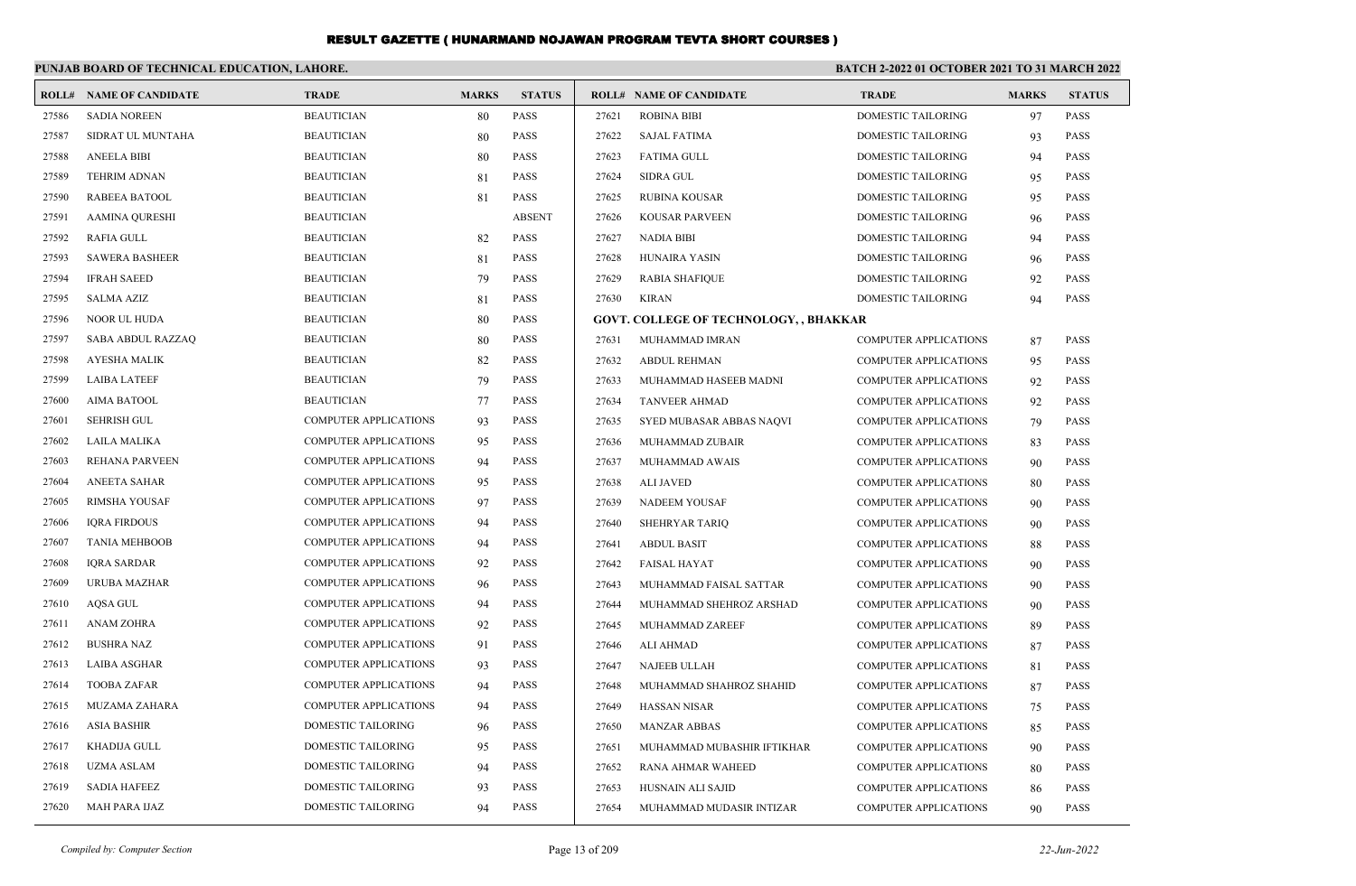# RESULT GAZETTE ( HUNARMAND NOJAWAN PROGRAM TEVTA SHORT COURSES )

**PUNJAB BOARD OF TECHNICAL EDUCATION, LAHORE.**

**BATCH 2-2022 01 OCTOBER 2021 TO 31 MARCH 2022**

| ROLL# | NAME OF CANDIDATE | TRADE | MARKS | STATUS |
|---|---|---|---|---|
| 27586 | SADIA NOREEN | BEAUTICIAN | 80 | PASS |
| 27587 | SIDRAT UL MUNTAHA | BEAUTICIAN | 80 | PASS |
| 27588 | ANEELA BIBI | BEAUTICIAN | 80 | PASS |
| 27589 | TEHRIM ADNAN | BEAUTICIAN | 81 | PASS |
| 27590 | RABEEA BATOOL | BEAUTICIAN | 81 | PASS |
| 27591 | AAMINA QURESHI | BEAUTICIAN | | ABSENT |
| 27592 | RAFIA GULL | BEAUTICIAN | 82 | PASS |
| 27593 | SAWERA BASHEER | BEAUTICIAN | 81 | PASS |
| 27594 | IFRAH SAEED | BEAUTICIAN | 79 | PASS |
| 27595 | SALMA AZIZ | BEAUTICIAN | 81 | PASS |
| 27596 | NOOR UL HUDA | BEAUTICIAN | 80 | PASS |
| 27597 | SABA ABDUL RAZZAQ | BEAUTICIAN | 80 | PASS |
| 27598 | AYESHA MALIK | BEAUTICIAN | 82 | PASS |
| 27599 | LAIBA LATEEF | BEAUTICIAN | 79 | PASS |
| 27600 | AIMA BATOOL | BEAUTICIAN | 77 | PASS |
| 27601 | SEHRISH GUL | COMPUTER APPLICATIONS | 93 | PASS |
| 27602 | LAILA MALIKA | COMPUTER APPLICATIONS | 95 | PASS |
| 27603 | REHANA PARVEEN | COMPUTER APPLICATIONS | 94 | PASS |
| 27604 | ANEETA SAHAR | COMPUTER APPLICATIONS | 95 | PASS |
| 27605 | RIMSHA YOUSAF | COMPUTER APPLICATIONS | 97 | PASS |
| 27606 | IQRA FIRDOUS | COMPUTER APPLICATIONS | 94 | PASS |
| 27607 | TANIA MEHBOOB | COMPUTER APPLICATIONS | 94 | PASS |
| 27608 | IQRA SARDAR | COMPUTER APPLICATIONS | 92 | PASS |
| 27609 | URUBA MAZHAR | COMPUTER APPLICATIONS | 96 | PASS |
| 27610 | AQSA GUL | COMPUTER APPLICATIONS | 94 | PASS |
| 27611 | ANAM ZOHRA | COMPUTER APPLICATIONS | 92 | PASS |
| 27612 | BUSHRA NAZ | COMPUTER APPLICATIONS | 91 | PASS |
| 27613 | LAIBA ASGHAR | COMPUTER APPLICATIONS | 93 | PASS |
| 27614 | TOOBA ZAFAR | COMPUTER APPLICATIONS | 94 | PASS |
| 27615 | MUZAMA ZAHARA | COMPUTER APPLICATIONS | 94 | PASS |
| 27616 | ASIA BASHIR | DOMESTIC TAILORING | 96 | PASS |
| 27617 | KHADIJA GULL | DOMESTIC TAILORING | 95 | PASS |
| 27618 | UZMA ASLAM | DOMESTIC TAILORING | 94 | PASS |
| 27619 | SADIA HAFEEZ | DOMESTIC TAILORING | 93 | PASS |
| 27620 | MAH PARA IJAZ | DOMESTIC TAILORING | 94 | PASS |
| 27621 | ROBINA BIBI | DOMESTIC TAILORING | 97 | PASS |
| 27622 | SAJAL FATIMA | DOMESTIC TAILORING | 93 | PASS |
| 27623 | FATIMA GULL | DOMESTIC TAILORING | 94 | PASS |
| 27624 | SIDRA GUL | DOMESTIC TAILORING | 95 | PASS |
| 27625 | RUBINA KOUSAR | DOMESTIC TAILORING | 95 | PASS |
| 27626 | KOUSAR PARVEEN | DOMESTIC TAILORING | 96 | PASS |
| 27627 | NADIA BIBI | DOMESTIC TAILORING | 94 | PASS |
| 27628 | HUNAIRA YASIN | DOMESTIC TAILORING | 96 | PASS |
| 27629 | RABIA SHAFIQUE | DOMESTIC TAILORING | 92 | PASS |
| 27630 | KIRAN | DOMESTIC TAILORING | 94 | PASS |

**GOVT. COLLEGE OF TECHNOLOGY, , BHAKKAR**

| ROLL# | NAME OF CANDIDATE | TRADE | MARKS | STATUS |
|---|---|---|---|---|
| 27631 | MUHAMMAD IMRAN | COMPUTER APPLICATIONS | 87 | PASS |
| 27632 | ABDUL REHMAN | COMPUTER APPLICATIONS | 95 | PASS |
| 27633 | MUHAMMAD HASEEB MADNI | COMPUTER APPLICATIONS | 92 | PASS |
| 27634 | TANVEER AHMAD | COMPUTER APPLICATIONS | 92 | PASS |
| 27635 | SYED MUBASAR ABBAS NAQVI | COMPUTER APPLICATIONS | 79 | PASS |
| 27636 | MUHAMMAD ZUBAIR | COMPUTER APPLICATIONS | 83 | PASS |
| 27637 | MUHAMMAD AWAIS | COMPUTER APPLICATIONS | 90 | PASS |
| 27638 | ALI JAVED | COMPUTER APPLICATIONS | 80 | PASS |
| 27639 | NADEEM YOUSAF | COMPUTER APPLICATIONS | 90 | PASS |
| 27640 | SHEHRYAR TARIQ | COMPUTER APPLICATIONS | 90 | PASS |
| 27641 | ABDUL BASIT | COMPUTER APPLICATIONS | 88 | PASS |
| 27642 | FAISAL HAYAT | COMPUTER APPLICATIONS | 90 | PASS |
| 27643 | MUHAMMAD FAISAL SATTAR | COMPUTER APPLICATIONS | 90 | PASS |
| 27644 | MUHAMMAD SHEHROZ ARSHAD | COMPUTER APPLICATIONS | 90 | PASS |
| 27645 | MUHAMMAD ZAREEF | COMPUTER APPLICATIONS | 89 | PASS |
| 27646 | ALI AHMAD | COMPUTER APPLICATIONS | 87 | PASS |
| 27647 | NAJEEB ULLAH | COMPUTER APPLICATIONS | 81 | PASS |
| 27648 | MUHAMMAD SHAHROZ SHAHID | COMPUTER APPLICATIONS | 87 | PASS |
| 27649 | HASSAN NISAR | COMPUTER APPLICATIONS | 75 | PASS |
| 27650 | MANZAR ABBAS | COMPUTER APPLICATIONS | 85 | PASS |
| 27651 | MUHAMMAD MUBASHIR IFTIKHAR | COMPUTER APPLICATIONS | 90 | PASS |
| 27652 | RANA AHMAR WAHEED | COMPUTER APPLICATIONS | 80 | PASS |
| 27653 | HUSNAIN ALI SAJID | COMPUTER APPLICATIONS | 86 | PASS |
| 27654 | MUHAMMAD MUDASIR INTIZAR | COMPUTER APPLICATIONS | 90 | PASS |

*Compiled by: Computer Section* | *22-Jun-2022*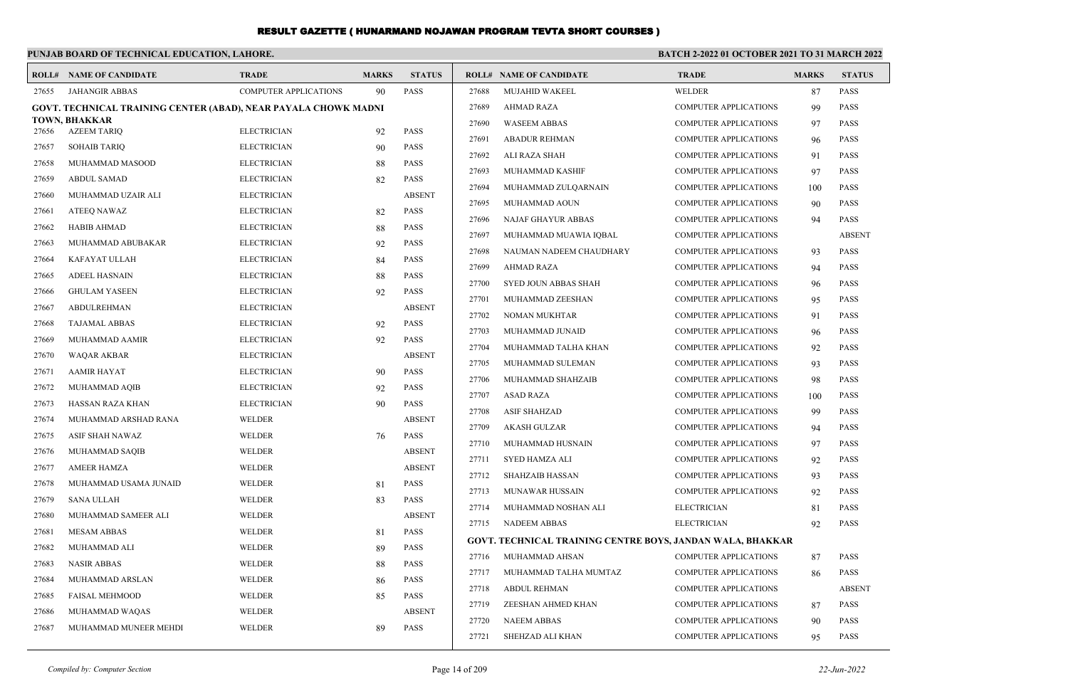# RESULT GAZETTE ( HUNARMAND NOJAWAN PROGRAM TEVTA SHORT COURSES )

**PUNJAB BOARD OF TECHNICAL EDUCATION, LAHORE.** **BATCH 2-2022 01 OCTOBER 2021 TO 31 MARCH 2022**

| ROLL# | NAME OF CANDIDATE | TRADE | MARKS | STATUS |
|---|---|---|---|---|
| 27655 | JAHANGIR ABBAS | COMPUTER APPLICATIONS | 90 | PASS |

**GOVT. TECHNICAL TRAINING CENTER (ABAD), NEAR PAYALA CHOWK MADNI TOWN, BHAKKAR**

| ROLL# | NAME OF CANDIDATE | TRADE | MARKS | STATUS |
|---|---|---|---|---|
| 27656 | AZEEM TARIQ | ELECTRICIAN | 92 | PASS |
| 27657 | SOHAIB TARIQ | ELECTRICIAN | 90 | PASS |
| 27658 | MUHAMMAD MASOOD | ELECTRICIAN | 88 | PASS |
| 27659 | ABDUL SAMAD | ELECTRICIAN | 82 | PASS |
| 27660 | MUHAMMAD UZAIR ALI | ELECTRICIAN | | ABSENT |
| 27661 | ATEEQ NAWAZ | ELECTRICIAN | 82 | PASS |
| 27662 | HABIB AHMAD | ELECTRICIAN | 88 | PASS |
| 27663 | MUHAMMAD ABUBAKAR | ELECTRICIAN | 92 | PASS |
| 27664 | KAFAYAT ULLAH | ELECTRICIAN | 84 | PASS |
| 27665 | ADEEL HASNAIN | ELECTRICIAN | 88 | PASS |
| 27666 | GHULAM YASEEN | ELECTRICIAN | 92 | PASS |
| 27667 | ABDULREHMAN | ELECTRICIAN | | ABSENT |
| 27668 | TAJAMAL ABBAS | ELECTRICIAN | 92 | PASS |
| 27669 | MUHAMMAD AAMIR | ELECTRICIAN | 92 | PASS |
| 27670 | WAQAR AKBAR | ELECTRICIAN | | ABSENT |
| 27671 | AAMIR HAYAT | ELECTRICIAN | 90 | PASS |
| 27672 | MUHAMMAD AQIB | ELECTRICIAN | 92 | PASS |
| 27673 | HASSAN RAZA KHAN | ELECTRICIAN | 90 | PASS |
| 27674 | MUHAMMAD ARSHAD RANA | WELDER | | ABSENT |
| 27675 | ASIF SHAH NAWAZ | WELDER | 76 | PASS |
| 27676 | MUHAMMAD SAQIB | WELDER | | ABSENT |
| 27677 | AMEER HAMZA | WELDER | | ABSENT |
| 27678 | MUHAMMAD USAMA JUNAID | WELDER | 81 | PASS |
| 27679 | SANA ULLAH | WELDER | 83 | PASS |
| 27680 | MUHAMMAD SAMEER ALI | WELDER | | ABSENT |
| 27681 | MESAM ABBAS | WELDER | 81 | PASS |
| 27682 | MUHAMMAD ALI | WELDER | 89 | PASS |
| 27683 | NASIR ABBAS | WELDER | 88 | PASS |
| 27684 | MUHAMMAD ARSLAN | WELDER | 86 | PASS |
| 27685 | FAISAL MEHMOOD | WELDER | 85 | PASS |
| 27686 | MUHAMMAD WAQAS | WELDER | | ABSENT |
| 27687 | MUHAMMAD MUNEER MEHDI | WELDER | 89 | PASS |
| 27688 | MUJAHID WAKEEL | WELDER | 87 | PASS |
| 27689 | AHMAD RAZA | COMPUTER APPLICATIONS | 99 | PASS |
| 27690 | WASEEM ABBAS | COMPUTER APPLICATIONS | 97 | PASS |
| 27691 | ABADUR REHMAN | COMPUTER APPLICATIONS | 96 | PASS |
| 27692 | ALI RAZA SHAH | COMPUTER APPLICATIONS | 91 | PASS |
| 27693 | MUHAMMAD KASHIF | COMPUTER APPLICATIONS | 97 | PASS |
| 27694 | MUHAMMAD ZULQARNAIN | COMPUTER APPLICATIONS | 100 | PASS |
| 27695 | MUHAMMAD AOUN | COMPUTER APPLICATIONS | 90 | PASS |
| 27696 | NAJAF GHAYUR ABBAS | COMPUTER APPLICATIONS | 94 | PASS |
| 27697 | MUHAMMAD MUAWIA IQBAL | COMPUTER APPLICATIONS | | ABSENT |
| 27698 | NAUMAN NADEEM CHAUDHARY | COMPUTER APPLICATIONS | 93 | PASS |
| 27699 | AHMAD RAZA | COMPUTER APPLICATIONS | 94 | PASS |
| 27700 | SYED JOUN ABBAS SHAH | COMPUTER APPLICATIONS | 96 | PASS |
| 27701 | MUHAMMAD ZEESHAN | COMPUTER APPLICATIONS | 95 | PASS |
| 27702 | NOMAN MUKHTAR | COMPUTER APPLICATIONS | 91 | PASS |
| 27703 | MUHAMMAD JUNAID | COMPUTER APPLICATIONS | 96 | PASS |
| 27704 | MUHAMMAD TALHA KHAN | COMPUTER APPLICATIONS | 92 | PASS |
| 27705 | MUHAMMAD SULEMAN | COMPUTER APPLICATIONS | 93 | PASS |
| 27706 | MUHAMMAD SHAHZAIB | COMPUTER APPLICATIONS | 98 | PASS |
| 27707 | ASAD RAZA | COMPUTER APPLICATIONS | 100 | PASS |
| 27708 | ASIF SHAHZAD | COMPUTER APPLICATIONS | 99 | PASS |
| 27709 | AKASH GULZAR | COMPUTER APPLICATIONS | 94 | PASS |
| 27710 | MUHAMMAD HUSNAIN | COMPUTER APPLICATIONS | 97 | PASS |
| 27711 | SYED HAMZA ALI | COMPUTER APPLICATIONS | 92 | PASS |
| 27712 | SHAHZAIB HASSAN | COMPUTER APPLICATIONS | 93 | PASS |
| 27713 | MUNAWAR HUSSAIN | COMPUTER APPLICATIONS | 92 | PASS |
| 27714 | MUHAMMAD NOSHAN ALI | ELECTRICIAN | 81 | PASS |
| 27715 | NADEEM ABBAS | ELECTRICIAN | 92 | PASS |

**GOVT. TECHNICAL TRAINING CENTRE BOYS, JANDAN WALA, BHAKKAR**

| ROLL# | NAME OF CANDIDATE | TRADE | MARKS | STATUS |
|---|---|---|---|---|
| 27716 | MUHAMMAD AHSAN | COMPUTER APPLICATIONS | 87 | PASS |
| 27717 | MUHAMMAD TALHA MUMTAZ | COMPUTER APPLICATIONS | 86 | PASS |
| 27718 | ABDUL REHMAN | COMPUTER APPLICATIONS | | ABSENT |
| 27719 | ZEESHAN AHMED KHAN | COMPUTER APPLICATIONS | 87 | PASS |
| 27720 | NAEEM ABBAS | COMPUTER APPLICATIONS | 90 | PASS |
| 27721 | SHEHZAD ALI KHAN | COMPUTER APPLICATIONS | 95 | PASS |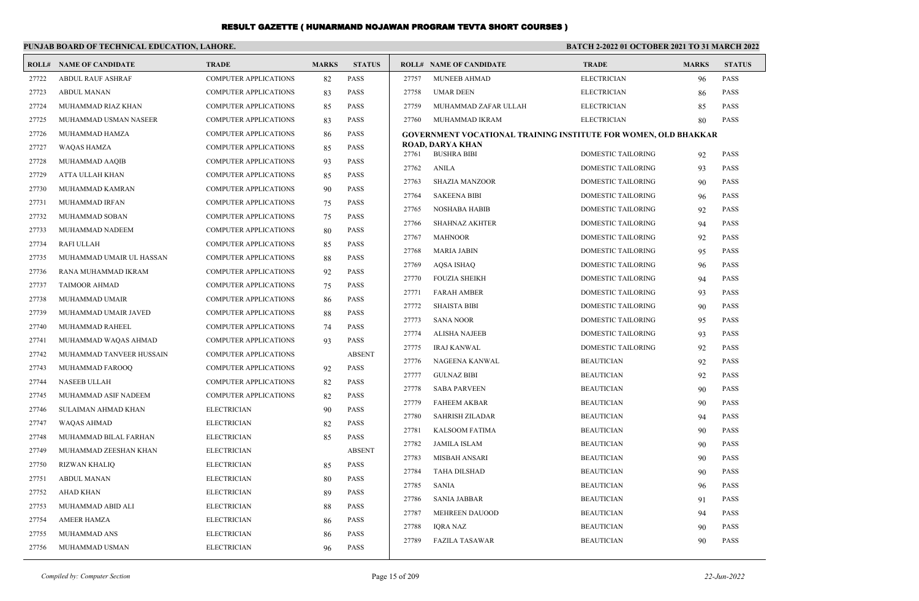# RESULT GAZETTE ( HUNARMAND NOJAWAN PROGRAM TEVTA SHORT COURSES )

**PUNJAB BOARD OF TECHNICAL EDUCATION, LAHORE.**

**BATCH 2-2022 01 OCTOBER 2021 TO 31 MARCH 2022**

| ROLL# | NAME OF CANDIDATE | TRADE | MARKS | STATUS |
|---|---|---|---|---|
| 27722 | ABDUL RAUF ASHRAF | COMPUTER APPLICATIONS | 82 | PASS |
| 27723 | ABDUL MANAN | COMPUTER APPLICATIONS | 83 | PASS |
| 27724 | MUHAMMAD RIAZ KHAN | COMPUTER APPLICATIONS | 85 | PASS |
| 27725 | MUHAMMAD USMAN NASEER | COMPUTER APPLICATIONS | 83 | PASS |
| 27726 | MUHAMMAD HAMZA | COMPUTER APPLICATIONS | 86 | PASS |
| 27727 | WAQAS HAMZA | COMPUTER APPLICATIONS | 85 | PASS |
| 27728 | MUHAMMAD AAQIB | COMPUTER APPLICATIONS | 93 | PASS |
| 27729 | ATTA ULLAH KHAN | COMPUTER APPLICATIONS | 85 | PASS |
| 27730 | MUHAMMAD KAMRAN | COMPUTER APPLICATIONS | 90 | PASS |
| 27731 | MUHAMMAD IRFAN | COMPUTER APPLICATIONS | 75 | PASS |
| 27732 | MUHAMMAD SOBAN | COMPUTER APPLICATIONS | 75 | PASS |
| 27733 | MUHAMMAD NADEEM | COMPUTER APPLICATIONS | 80 | PASS |
| 27734 | RAFI ULLAH | COMPUTER APPLICATIONS | 85 | PASS |
| 27735 | MUHAMMAD UMAIR UL HASSAN | COMPUTER APPLICATIONS | 88 | PASS |
| 27736 | RANA MUHAMMAD IKRAM | COMPUTER APPLICATIONS | 92 | PASS |
| 27737 | TAIMOOR AHMAD | COMPUTER APPLICATIONS | 75 | PASS |
| 27738 | MUHAMMAD UMAIR | COMPUTER APPLICATIONS | 86 | PASS |
| 27739 | MUHAMMAD UMAIR JAVED | COMPUTER APPLICATIONS | 88 | PASS |
| 27740 | MUHAMMAD RAHEEL | COMPUTER APPLICATIONS | 74 | PASS |
| 27741 | MUHAMMAD WAQAS AHMAD | COMPUTER APPLICATIONS | 93 | PASS |
| 27742 | MUHAMMAD TANVEER HUSSAIN | COMPUTER APPLICATIONS | | ABSENT |
| 27743 | MUHAMMAD FAROOQ | COMPUTER APPLICATIONS | 92 | PASS |
| 27744 | NASEEB ULLAH | COMPUTER APPLICATIONS | 82 | PASS |
| 27745 | MUHAMMAD ASIF NADEEM | COMPUTER APPLICATIONS | 82 | PASS |
| 27746 | SULAIMAN AHMAD KHAN | ELECTRICIAN | 90 | PASS |
| 27747 | WAQAS AHMAD | ELECTRICIAN | 82 | PASS |
| 27748 | MUHAMMAD BILAL FARHAN | ELECTRICIAN | 85 | PASS |
| 27749 | MUHAMMAD ZEESHAN KHAN | ELECTRICIAN | | ABSENT |
| 27750 | RIZWAN KHALIQ | ELECTRICIAN | 85 | PASS |
| 27751 | ABDUL MANAN | ELECTRICIAN | 80 | PASS |
| 27752 | AHAD KHAN | ELECTRICIAN | 89 | PASS |
| 27753 | MUHAMMAD ABID ALI | ELECTRICIAN | 88 | PASS |
| 27754 | AMEER HAMZA | ELECTRICIAN | 86 | PASS |
| 27755 | MUHAMMAD ANS | ELECTRICIAN | 86 | PASS |
| 27756 | MUHAMMAD USMAN | ELECTRICIAN | 96 | PASS |
| 27757 | MUNEEB AHMAD | ELECTRICIAN | 96 | PASS |
| 27758 | UMAR DEEN | ELECTRICIAN | 86 | PASS |
| 27759 | MUHAMMAD ZAFAR ULLAH | ELECTRICIAN | 85 | PASS |
| 27760 | MUHAMMAD IKRAM | ELECTRICIAN | 80 | PASS |

**GOVERNMENT VOCATIONAL TRAINING INSTITUTE FOR WOMEN, OLD BHAKKAR ROAD, DARYA KHAN**

| ROLL# | NAME OF CANDIDATE | TRADE | MARKS | STATUS |
|---|---|---|---|---|
| 27761 | BUSHRA BIBI | DOMESTIC TAILORING | 92 | PASS |
| 27762 | ANILA | DOMESTIC TAILORING | 93 | PASS |
| 27763 | SHAZIA MANZOOR | DOMESTIC TAILORING | 90 | PASS |
| 27764 | SAKEENA BIBI | DOMESTIC TAILORING | 96 | PASS |
| 27765 | NOSHABA HABIB | DOMESTIC TAILORING | 92 | PASS |
| 27766 | SHAHNAZ AKHTER | DOMESTIC TAILORING | 94 | PASS |
| 27767 | MAHNOOR | DOMESTIC TAILORING | 92 | PASS |
| 27768 | MARIA JABIN | DOMESTIC TAILORING | 95 | PASS |
| 27769 | AQSA ISHAQ | DOMESTIC TAILORING | 96 | PASS |
| 27770 | FOUZIA SHEIKH | DOMESTIC TAILORING | 94 | PASS |
| 27771 | FARAH AMBER | DOMESTIC TAILORING | 93 | PASS |
| 27772 | SHAISTA BIBI | DOMESTIC TAILORING | 90 | PASS |
| 27773 | SANA NOOR | DOMESTIC TAILORING | 95 | PASS |
| 27774 | ALISHA NAJEEB | DOMESTIC TAILORING | 93 | PASS |
| 27775 | IRAJ KANWAL | DOMESTIC TAILORING | 92 | PASS |
| 27776 | NAGEENA KANWAL | BEAUTICIAN | 92 | PASS |
| 27777 | GULNAZ BIBI | BEAUTICIAN | 92 | PASS |
| 27778 | SABA PARVEEN | BEAUTICIAN | 90 | PASS |
| 27779 | FAHEEM AKBAR | BEAUTICIAN | 90 | PASS |
| 27780 | SAHRISH ZILADAR | BEAUTICIAN | 94 | PASS |
| 27781 | KALSOOM FATIMA | BEAUTICIAN | 90 | PASS |
| 27782 | JAMILA ISLAM | BEAUTICIAN | 90 | PASS |
| 27783 | MISBAH ANSARI | BEAUTICIAN | 90 | PASS |
| 27784 | TAHA DILSHAD | BEAUTICIAN | 90 | PASS |
| 27785 | SANIA | BEAUTICIAN | 96 | PASS |
| 27786 | SANIA JABBAR | BEAUTICIAN | 91 | PASS |
| 27787 | MEHREEN DAUOOD | BEAUTICIAN | 94 | PASS |
| 27788 | IQRA NAZ | BEAUTICIAN | 90 | PASS |
| 27789 | FAZILA TASAWAR | BEAUTICIAN | 90 | PASS |

*Compiled by: Computer Section*

*22-Jun-2022*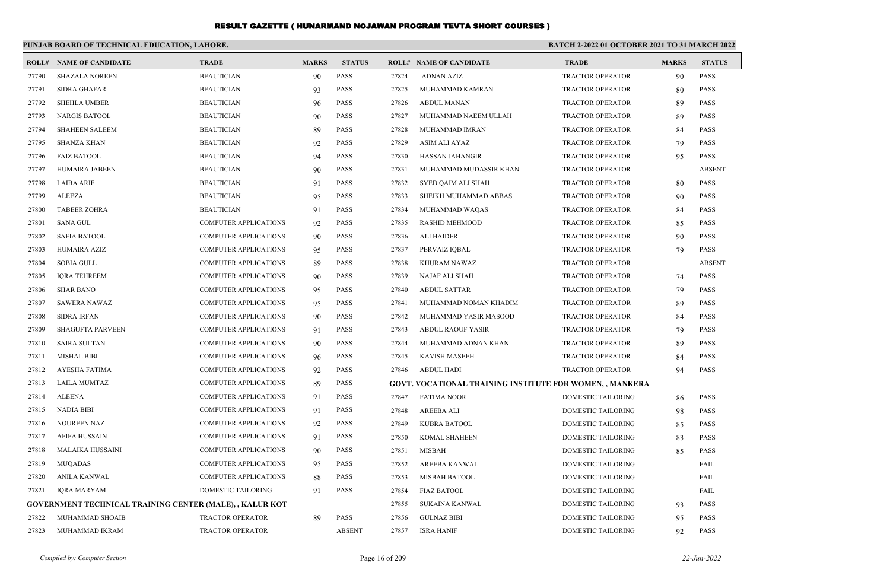# RESULT GAZETTE ( HUNARMAND NOJAWAN PROGRAM TEVTA SHORT COURSES )

**PUNJAB BOARD OF TECHNICAL EDUCATION, LAHORE.**

**BATCH 2-2022 01 OCTOBER 2021 TO 31 MARCH 2022**

| ROLL# | NAME OF CANDIDATE | TRADE | MARKS | STATUS |
|---|---|---|---|---|
| 27790 | SHAZALA NOREEN | BEAUTICIAN | 90 | PASS |
| 27791 | SIDRA GHAFAR | BEAUTICIAN | 93 | PASS |
| 27792 | SHEHLA UMBER | BEAUTICIAN | 96 | PASS |
| 27793 | NARGIS BATOOL | BEAUTICIAN | 90 | PASS |
| 27794 | SHAHEEN SALEEM | BEAUTICIAN | 89 | PASS |
| 27795 | SHANZA KHAN | BEAUTICIAN | 92 | PASS |
| 27796 | FAIZ BATOOL | BEAUTICIAN | 94 | PASS |
| 27797 | HUMAIRA JABEEN | BEAUTICIAN | 90 | PASS |
| 27798 | LAIBA ARIF | BEAUTICIAN | 91 | PASS |
| 27799 | ALEEZA | BEAUTICIAN | 95 | PASS |
| 27800 | TABEER ZOHRA | BEAUTICIAN | 91 | PASS |
| 27801 | SANA GUL | COMPUTER APPLICATIONS | 92 | PASS |
| 27802 | SAFIA BATOOL | COMPUTER APPLICATIONS | 90 | PASS |
| 27803 | HUMAIRA AZIZ | COMPUTER APPLICATIONS | 95 | PASS |
| 27804 | SOBIA GULL | COMPUTER APPLICATIONS | 89 | PASS |
| 27805 | IQRA TEHREEM | COMPUTER APPLICATIONS | 90 | PASS |
| 27806 | SHAR BANO | COMPUTER APPLICATIONS | 95 | PASS |
| 27807 | SAWERA NAWAZ | COMPUTER APPLICATIONS | 95 | PASS |
| 27808 | SIDRA IRFAN | COMPUTER APPLICATIONS | 90 | PASS |
| 27809 | SHAGUFTA PARVEEN | COMPUTER APPLICATIONS | 91 | PASS |
| 27810 | SAIRA SULTAN | COMPUTER APPLICATIONS | 90 | PASS |
| 27811 | MISHAL BIBI | COMPUTER APPLICATIONS | 96 | PASS |
| 27812 | AYESHA FATIMA | COMPUTER APPLICATIONS | 92 | PASS |
| 27813 | LAILA MUMTAZ | COMPUTER APPLICATIONS | 89 | PASS |
| 27814 | ALEENA | COMPUTER APPLICATIONS | 91 | PASS |
| 27815 | NADIA BIBI | COMPUTER APPLICATIONS | 91 | PASS |
| 27816 | NOUREEN NAZ | COMPUTER APPLICATIONS | 92 | PASS |
| 27817 | AFIFA HUSSAIN | COMPUTER APPLICATIONS | 91 | PASS |
| 27818 | MALAIKA HUSSAINI | COMPUTER APPLICATIONS | 90 | PASS |
| 27819 | MUQADAS | COMPUTER APPLICATIONS | 95 | PASS |
| 27820 | ANILA KANWAL | COMPUTER APPLICATIONS | 88 | PASS |
| 27821 | IQRA MARYAM | DOMESTIC TAILORING | 91 | PASS |
| **GOVERNMENT TECHNICAL TRAINING CENTER (MALE), , KALUR KOT** | | | | |
| 27822 | MUHAMMAD SHOAIB | TRACTOR OPERATOR | 89 | PASS |
| 27823 | MUHAMMAD IKRAM | TRACTOR OPERATOR | | ABSENT |
| 27824 | ADNAN AZIZ | TRACTOR OPERATOR | 90 | PASS |
| 27825 | MUHAMMAD KAMRAN | TRACTOR OPERATOR | 80 | PASS |
| 27826 | ABDUL MANAN | TRACTOR OPERATOR | 89 | PASS |
| 27827 | MUHAMMAD NAEEM ULLAH | TRACTOR OPERATOR | 89 | PASS |
| 27828 | MUHAMMAD IMRAN | TRACTOR OPERATOR | 84 | PASS |
| 27829 | ASIM ALI AYAZ | TRACTOR OPERATOR | 79 | PASS |
| 27830 | HASSAN JAHANGIR | TRACTOR OPERATOR | 95 | PASS |
| 27831 | MUHAMMAD MUDASSIR KHAN | TRACTOR OPERATOR | | ABSENT |
| 27832 | SYED QAIM ALI SHAH | TRACTOR OPERATOR | 80 | PASS |
| 27833 | SHEIKH MUHAMMAD ABBAS | TRACTOR OPERATOR | 90 | PASS |
| 27834 | MUHAMMAD WAQAS | TRACTOR OPERATOR | 84 | PASS |
| 27835 | RASHID MEHMOOD | TRACTOR OPERATOR | 85 | PASS |
| 27836 | ALI HAIDER | TRACTOR OPERATOR | 90 | PASS |
| 27837 | PERVAIZ IQBAL | TRACTOR OPERATOR | 79 | PASS |
| 27838 | KHURAM NAWAZ | TRACTOR OPERATOR | | ABSENT |
| 27839 | NAJAF ALI SHAH | TRACTOR OPERATOR | 74 | PASS |
| 27840 | ABDUL SATTAR | TRACTOR OPERATOR | 79 | PASS |
| 27841 | MUHAMMAD NOMAN KHADIM | TRACTOR OPERATOR | 89 | PASS |
| 27842 | MUHAMMAD YASIR MASOOD | TRACTOR OPERATOR | 84 | PASS |
| 27843 | ABDUL RAOUF YASIR | TRACTOR OPERATOR | 79 | PASS |
| 27844 | MUHAMMAD ADNAN KHAN | TRACTOR OPERATOR | 89 | PASS |
| 27845 | KAVISH MASEEH | TRACTOR OPERATOR | 84 | PASS |
| 27846 | ABDUL HADI | TRACTOR OPERATOR | 94 | PASS |
| **GOVT. VOCATIONAL TRAINING INSTITUTE FOR WOMEN, , MANKERA** | | | | |
| 27847 | FATIMA NOOR | DOMESTIC TAILORING | 86 | PASS |
| 27848 | AREEBA ALI | DOMESTIC TAILORING | 98 | PASS |
| 27849 | KUBRA BATOOL | DOMESTIC TAILORING | 85 | PASS |
| 27850 | KOMAL SHAHEEN | DOMESTIC TAILORING | 83 | PASS |
| 27851 | MISBAH | DOMESTIC TAILORING | 85 | PASS |
| 27852 | AREEBA KANWAL | DOMESTIC TAILORING | | FAIL |
| 27853 | MISBAH BATOOL | DOMESTIC TAILORING | | FAIL |
| 27854 | FIAZ BATOOL | DOMESTIC TAILORING | | FAIL |
| 27855 | SUKAINA KANWAL | DOMESTIC TAILORING | 93 | PASS |
| 27856 | GULNAZ BIBI | DOMESTIC TAILORING | 95 | PASS |
| 27857 | ISRA HANIF | DOMESTIC TAILORING | 92 | PASS |

*Compiled by: Computer Section* | *22-Jun-2022*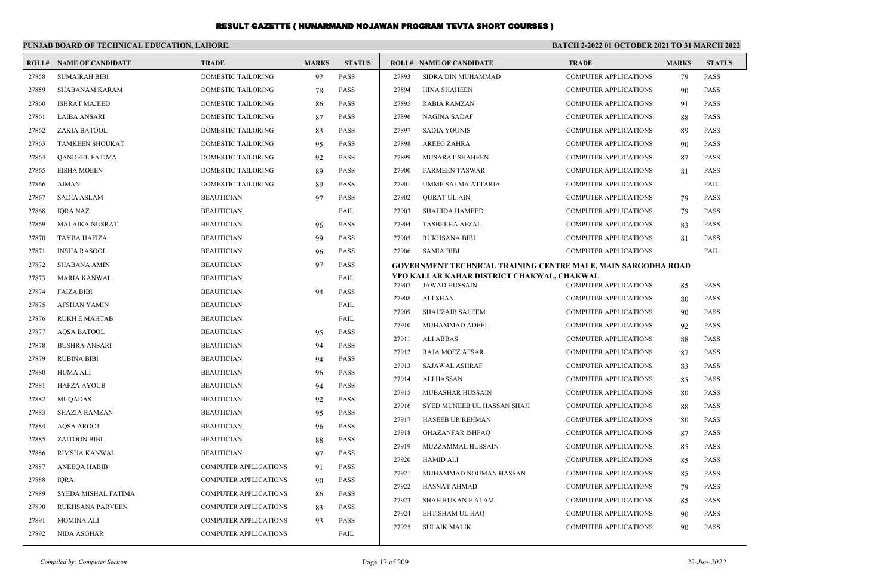# RESULT GAZETTE ( HUNARMAND NOJAWAN PROGRAM TEVTA SHORT COURSES )

**PUNJAB BOARD OF TECHNICAL EDUCATION, LAHORE.**

**BATCH 2-2022 01 OCTOBER 2021 TO 31 MARCH 2022**

| ROLL# | NAME OF CANDIDATE | TRADE | MARKS | STATUS |
|---|---|---|---|---|
| 27858 | SUMAIRAH BIBI | DOMESTIC TAILORING | 92 | PASS |
| 27859 | SHABANAM KARAM | DOMESTIC TAILORING | 78 | PASS |
| 27860 | ISHRAT MAJEED | DOMESTIC TAILORING | 86 | PASS |
| 27861 | LAIBA ANSARI | DOMESTIC TAILORING | 87 | PASS |
| 27862 | ZAKIA BATOOL | DOMESTIC TAILORING | 83 | PASS |
| 27863 | TAMKEEN SHOUKAT | DOMESTIC TAILORING | 95 | PASS |
| 27864 | QANDEEL FATIMA | DOMESTIC TAILORING | 92 | PASS |
| 27865 | EISHA MOEEN | DOMESTIC TAILORING | 89 | PASS |
| 27866 | AIMAN | DOMESTIC TAILORING | 89 | PASS |
| 27867 | SADIA ASLAM | BEAUTICIAN | 97 | PASS |
| 27868 | IQRA NAZ | BEAUTICIAN | | FAIL |
| 27869 | MALAIKA NUSRAT | BEAUTICIAN | 96 | PASS |
| 27870 | TAYBA HAFIZA | BEAUTICIAN | 99 | PASS |
| 27871 | INSHA RASOOL | BEAUTICIAN | 96 | PASS |
| 27872 | SHABANA AMIN | BEAUTICIAN | 97 | PASS |
| 27873 | MARIA KANWAL | BEAUTICIAN | | FAIL |
| 27874 | FAIZA BIBI | BEAUTICIAN | 94 | PASS |
| 27875 | AFSHAN YAMIN | BEAUTICIAN | | FAIL |
| 27876 | RUKH E MAHTAB | BEAUTICIAN | | FAIL |
| 27877 | AQSA BATOOL | BEAUTICIAN | 95 | PASS |
| 27878 | BUSHRA ANSARI | BEAUTICIAN | 94 | PASS |
| 27879 | RUBINA BIBI | BEAUTICIAN | 94 | PASS |
| 27880 | HUMA ALI | BEAUTICIAN | 96 | PASS |
| 27881 | HAFZA AYOUB | BEAUTICIAN | 94 | PASS |
| 27882 | MUQADAS | BEAUTICIAN | 92 | PASS |
| 27883 | SHAZIA RAMZAN | BEAUTICIAN | 95 | PASS |
| 27884 | AQSA AROOJ | BEAUTICIAN | 96 | PASS |
| 27885 | ZAITOON BIBI | BEAUTICIAN | 88 | PASS |
| 27886 | RIMSHA KANWAL | BEAUTICIAN | 97 | PASS |
| 27887 | ANEEQA HABIB | COMPUTER APPLICATIONS | 91 | PASS |
| 27888 | IQRA | COMPUTER APPLICATIONS | 90 | PASS |
| 27889 | SYEDA MISHAL FATIMA | COMPUTER APPLICATIONS | 86 | PASS |
| 27890 | RUKHSANA PARVEEN | COMPUTER APPLICATIONS | 83 | PASS |
| 27891 | MOMINA ALI | COMPUTER APPLICATIONS | 93 | PASS |
| 27892 | NIDA ASGHAR | COMPUTER APPLICATIONS | | FAIL |
| 27893 | SIDRA DIN MUHAMMAD | COMPUTER APPLICATIONS | 79 | PASS |
| 27894 | HINA SHAHEEN | COMPUTER APPLICATIONS | 90 | PASS |
| 27895 | RABIA RAMZAN | COMPUTER APPLICATIONS | 91 | PASS |
| 27896 | NAGINA SADAF | COMPUTER APPLICATIONS | 88 | PASS |
| 27897 | SADIA YOUNIS | COMPUTER APPLICATIONS | 89 | PASS |
| 27898 | AREEG ZAHRA | COMPUTER APPLICATIONS | 90 | PASS |
| 27899 | MUSARAT SHAHEEN | COMPUTER APPLICATIONS | 87 | PASS |
| 27900 | FARMEEN TASWAR | COMPUTER APPLICATIONS | 81 | PASS |
| 27901 | UMME SALMA ATTARIA | COMPUTER APPLICATIONS | | FAIL |
| 27902 | QURAT UL AIN | COMPUTER APPLICATIONS | 79 | PASS |
| 27903 | SHAHIDA HAMEED | COMPUTER APPLICATIONS | 79 | PASS |
| 27904 | TASBEEHA AFZAL | COMPUTER APPLICATIONS | 83 | PASS |
| 27905 | RUKHSANA BIBI | COMPUTER APPLICATIONS | 81 | PASS |
| 27906 | SAMIA BIBI | COMPUTER APPLICATIONS | | FAIL |

**GOVERNMENT TECHNICAL TRAINING CENTRE MALE, MAIN SARGODHA ROAD VPO KALLAR KAHAR DISTRICT CHAKWAL, CHAKWAL**

| ROLL# | NAME OF CANDIDATE | TRADE | MARKS | STATUS |
|---|---|---|---|---|
| 27907 | JAWAD HUSSAIN | COMPUTER APPLICATIONS | 85 | PASS |
| 27908 | ALI SHAN | COMPUTER APPLICATIONS | 80 | PASS |
| 27909 | SHAHZAIB SALEEM | COMPUTER APPLICATIONS | 90 | PASS |
| 27910 | MUHAMMAD ADEEL | COMPUTER APPLICATIONS | 92 | PASS |
| 27911 | ALI ABBAS | COMPUTER APPLICATIONS | 88 | PASS |
| 27912 | RAJA MOEZ AFSAR | COMPUTER APPLICATIONS | 87 | PASS |
| 27913 | SAJAWAL ASHRAF | COMPUTER APPLICATIONS | 83 | PASS |
| 27914 | ALI HASSAN | COMPUTER APPLICATIONS | 85 | PASS |
| 27915 | MUBASHAR HUSSAIN | COMPUTER APPLICATIONS | 80 | PASS |
| 27916 | SYED MUNEEB UL HASSAN SHAH | COMPUTER APPLICATIONS | 88 | PASS |
| 27917 | HASEEB UR REHMAN | COMPUTER APPLICATIONS | 80 | PASS |
| 27918 | GHAZANFAR ISHFAQ | COMPUTER APPLICATIONS | 87 | PASS |
| 27919 | MUZZAMMAL HUSSAIN | COMPUTER APPLICATIONS | 85 | PASS |
| 27920 | HAMID ALI | COMPUTER APPLICATIONS | 85 | PASS |
| 27921 | MUHAMMAD NOUMAN HASSAN | COMPUTER APPLICATIONS | 85 | PASS |
| 27922 | HASNAT AHMAD | COMPUTER APPLICATIONS | 79 | PASS |
| 27923 | SHAH RUKAN E ALAM | COMPUTER APPLICATIONS | 85 | PASS |
| 27924 | EHTISHAM UL HAQ | COMPUTER APPLICATIONS | 90 | PASS |
| 27925 | SULAIK MALIK | COMPUTER APPLICATIONS | 90 | PASS |

*Compiled by: Computer Section* — *22-Jun-2022*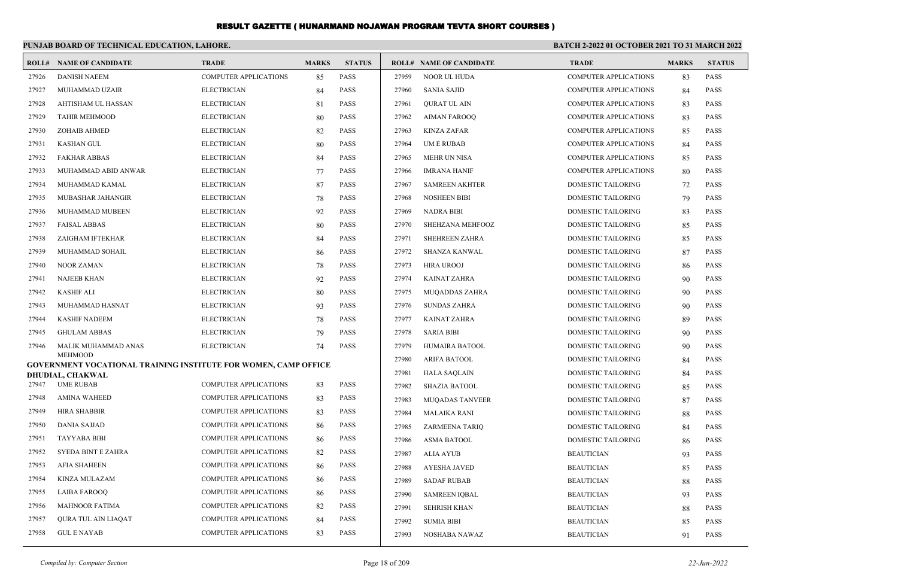# RESULT GAZETTE ( HUNARMAND NOJAWAN PROGRAM TEVTA SHORT COURSES )

## PUNJAB BOARD OF TECHNICAL EDUCATION, LAHORE.

**BATCH 2-2022 01 OCTOBER 2021 TO 31 MARCH 2022**

| ROLL# | NAME OF CANDIDATE | TRADE | MARKS | STATUS |
|---|---|---|---|---|
| 27926 | DANISH NAEEM | COMPUTER APPLICATIONS | 85 | PASS |
| 27927 | MUHAMMAD UZAIR | ELECTRICIAN | 84 | PASS |
| 27928 | AHTISHAM UL HASSAN | ELECTRICIAN | 81 | PASS |
| 27929 | TAHIR MEHMOOD | ELECTRICIAN | 80 | PASS |
| 27930 | ZOHAIB AHMED | ELECTRICIAN | 82 | PASS |
| 27931 | KASHAN GUL | ELECTRICIAN | 80 | PASS |
| 27932 | FAKHAR ABBAS | ELECTRICIAN | 84 | PASS |
| 27933 | MUHAMMAD ABID ANWAR | ELECTRICIAN | 77 | PASS |
| 27934 | MUHAMMAD KAMAL | ELECTRICIAN | 87 | PASS |
| 27935 | MUBASHAR JAHANGIR | ELECTRICIAN | 78 | PASS |
| 27936 | MUHAMMAD MUBEEN | ELECTRICIAN | 92 | PASS |
| 27937 | FAISAL ABBAS | ELECTRICIAN | 80 | PASS |
| 27938 | ZAIGHAM IFTEKHAR | ELECTRICIAN | 84 | PASS |
| 27939 | MUHAMMAD SOHAIL | ELECTRICIAN | 86 | PASS |
| 27940 | NOOR ZAMAN | ELECTRICIAN | 78 | PASS |
| 27941 | NAJEEB KHAN | ELECTRICIAN | 92 | PASS |
| 27942 | KASHIF ALI | ELECTRICIAN | 80 | PASS |
| 27943 | MUHAMMAD HASNAT | ELECTRICIAN | 93 | PASS |
| 27944 | KASHIF NADEEM | ELECTRICIAN | 78 | PASS |
| 27945 | GHULAM ABBAS | ELECTRICIAN | 79 | PASS |
| 27946 | MALIK MUHAMMAD ANAS MEHMOOD | ELECTRICIAN | 74 | PASS |

**GOVERNMENT VOCATIONAL TRAINING INSTITUTE FOR WOMEN, CAMP OFFICE DHUDIAL, CHAKWAL**

| ROLL# | NAME OF CANDIDATE | TRADE | MARKS | STATUS |
|---|---|---|---|---|
| 27947 | UME RUBAB | COMPUTER APPLICATIONS | 83 | PASS |
| 27948 | AMINA WAHEED | COMPUTER APPLICATIONS | 83 | PASS |
| 27949 | HIRA SHABBIR | COMPUTER APPLICATIONS | 83 | PASS |
| 27950 | DANIA SAJJAD | COMPUTER APPLICATIONS | 86 | PASS |
| 27951 | TAYYABA BIBI | COMPUTER APPLICATIONS | 86 | PASS |
| 27952 | SYEDA BINT E ZAHRA | COMPUTER APPLICATIONS | 82 | PASS |
| 27953 | AFIA SHAHEEN | COMPUTER APPLICATIONS | 86 | PASS |
| 27954 | KINZA MULAZAM | COMPUTER APPLICATIONS | 86 | PASS |
| 27955 | LAIBA FAROOQ | COMPUTER APPLICATIONS | 86 | PASS |
| 27956 | MAHNOOR FATIMA | COMPUTER APPLICATIONS | 82 | PASS |
| 27957 | QURA TUL AIN LIAQAT | COMPUTER APPLICATIONS | 84 | PASS |
| 27958 | GUL E NAYAB | COMPUTER APPLICATIONS | 83 | PASS |
| 27959 | NOOR UL HUDA | COMPUTER APPLICATIONS | 83 | PASS |
| 27960 | SANIA SAJID | COMPUTER APPLICATIONS | 84 | PASS |
| 27961 | QURAT UL AIN | COMPUTER APPLICATIONS | 83 | PASS |
| 27962 | AIMAN FAROOQ | COMPUTER APPLICATIONS | 83 | PASS |
| 27963 | KINZA ZAFAR | COMPUTER APPLICATIONS | 85 | PASS |
| 27964 | UM E RUBAB | COMPUTER APPLICATIONS | 84 | PASS |
| 27965 | MEHR UN NISA | COMPUTER APPLICATIONS | 85 | PASS |
| 27966 | IMRANA HANIF | COMPUTER APPLICATIONS | 80 | PASS |
| 27967 | SAMREEN AKHTER | DOMESTIC TAILORING | 72 | PASS |
| 27968 | NOSHEEN BIBI | DOMESTIC TAILORING | 79 | PASS |
| 27969 | NADRA BIBI | DOMESTIC TAILORING | 83 | PASS |
| 27970 | SHEHZANA MEHFOOZ | DOMESTIC TAILORING | 85 | PASS |
| 27971 | SHEHREEN ZAHRA | DOMESTIC TAILORING | 85 | PASS |
| 27972 | SHANZA KANWAL | DOMESTIC TAILORING | 87 | PASS |
| 27973 | HIRA UROOJ | DOMESTIC TAILORING | 86 | PASS |
| 27974 | KAINAT ZAHRA | DOMESTIC TAILORING | 90 | PASS |
| 27975 | MUQADDAS ZAHRA | DOMESTIC TAILORING | 90 | PASS |
| 27976 | SUNDAS ZAHRA | DOMESTIC TAILORING | 90 | PASS |
| 27977 | KAINAT ZAHRA | DOMESTIC TAILORING | 89 | PASS |
| 27978 | SARIA BIBI | DOMESTIC TAILORING | 90 | PASS |
| 27979 | HUMAIRA BATOOL | DOMESTIC TAILORING | 90 | PASS |
| 27980 | ARIFA BATOOL | DOMESTIC TAILORING | 84 | PASS |
| 27981 | HALA SAQLAIN | DOMESTIC TAILORING | 84 | PASS |
| 27982 | SHAZIA BATOOL | DOMESTIC TAILORING | 85 | PASS |
| 27983 | MUQADAS TANVEER | DOMESTIC TAILORING | 87 | PASS |
| 27984 | MALAIKA RANI | DOMESTIC TAILORING | 88 | PASS |
| 27985 | ZARMEENA TARIQ | DOMESTIC TAILORING | 84 | PASS |
| 27986 | ASMA BATOOL | DOMESTIC TAILORING | 86 | PASS |
| 27987 | ALIA AYUB | BEAUTICIAN | 93 | PASS |
| 27988 | AYESHA JAVED | BEAUTICIAN | 85 | PASS |
| 27989 | SADAF RUBAB | BEAUTICIAN | 88 | PASS |
| 27990 | SAMREEN IQBAL | BEAUTICIAN | 93 | PASS |
| 27991 | SEHRISH KHAN | BEAUTICIAN | 88 | PASS |
| 27992 | SUMIA BIBI | BEAUTICIAN | 85 | PASS |
| 27993 | NOSHABA NAWAZ | BEAUTICIAN | 91 | PASS |

*Compiled by: Computer Section* — *22-Jun-2022*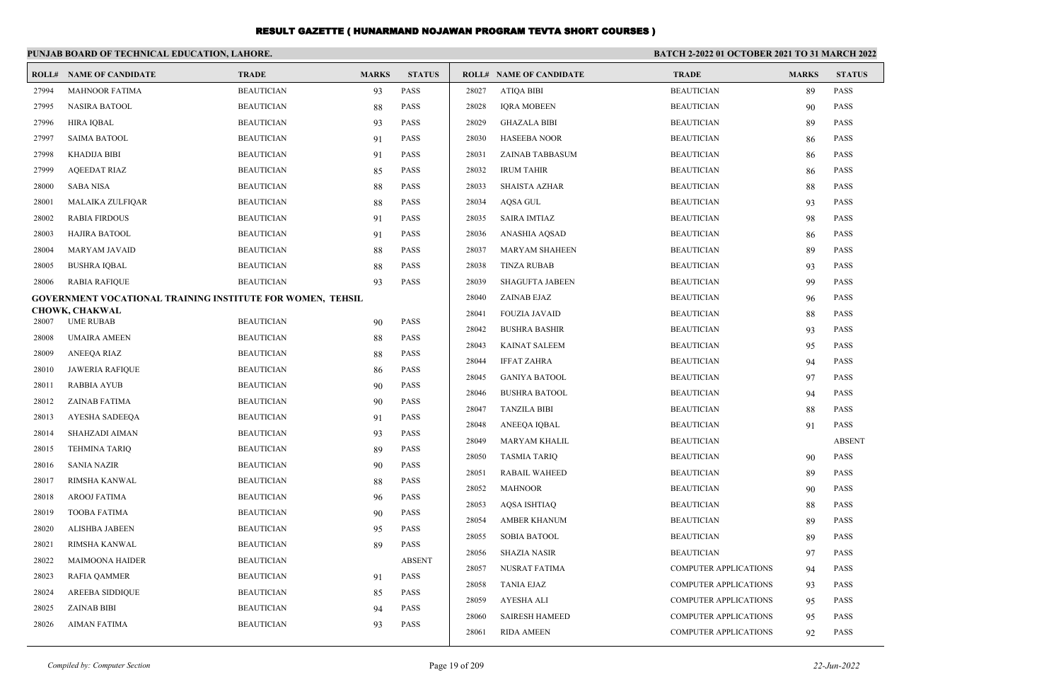# RESULT GAZETTE ( HUNARMAND NOJAWAN PROGRAM TEVTA SHORT COURSES )

**PUNJAB BOARD OF TECHNICAL EDUCATION, LAHORE.**

**BATCH 2-2022 01 OCTOBER 2021 TO 31 MARCH 2022**

| ROLL# | NAME OF CANDIDATE | TRADE | MARKS | STATUS |
|---|---|---|---|---|
| 27994 | MAHNOOR FATIMA | BEAUTICIAN | 93 | PASS |
| 27995 | NASIRA BATOOL | BEAUTICIAN | 88 | PASS |
| 27996 | HIRA IQBAL | BEAUTICIAN | 93 | PASS |
| 27997 | SAIMA BATOOL | BEAUTICIAN | 91 | PASS |
| 27998 | KHADIJA BIBI | BEAUTICIAN | 91 | PASS |
| 27999 | AQEEDAT RIAZ | BEAUTICIAN | 85 | PASS |
| 28000 | SABA NISA | BEAUTICIAN | 88 | PASS |
| 28001 | MALAIKA ZULFIQAR | BEAUTICIAN | 88 | PASS |
| 28002 | RABIA FIRDOUS | BEAUTICIAN | 91 | PASS |
| 28003 | HAJIRA BATOOL | BEAUTICIAN | 91 | PASS |
| 28004 | MARYAM JAVAID | BEAUTICIAN | 88 | PASS |
| 28005 | BUSHRA IQBAL | BEAUTICIAN | 88 | PASS |
| 28006 | RABIA RAFIQUE | BEAUTICIAN | 93 | PASS |

**GOVERNMENT VOCATIONAL TRAINING INSTITUTE FOR WOMEN, TEHSIL CHOWK, CHAKWAL**

| ROLL# | NAME OF CANDIDATE | TRADE | MARKS | STATUS |
|---|---|---|---|---|
| 28007 | UME RUBAB | BEAUTICIAN | 90 | PASS |
| 28008 | UMAIRA AMEEN | BEAUTICIAN | 88 | PASS |
| 28009 | ANEEQA RIAZ | BEAUTICIAN | 88 | PASS |
| 28010 | JAWERIA RAFIQUE | BEAUTICIAN | 86 | PASS |
| 28011 | RABBIA AYUB | BEAUTICIAN | 90 | PASS |
| 28012 | ZAINAB FATIMA | BEAUTICIAN | 90 | PASS |
| 28013 | AYESHA SADEEQA | BEAUTICIAN | 91 | PASS |
| 28014 | SHAHZADI AIMAN | BEAUTICIAN | 93 | PASS |
| 28015 | TEHMINA TARIQ | BEAUTICIAN | 89 | PASS |
| 28016 | SANIA NAZIR | BEAUTICIAN | 90 | PASS |
| 28017 | RIMSHA KANWAL | BEAUTICIAN | 88 | PASS |
| 28018 | AROOJ FATIMA | BEAUTICIAN | 96 | PASS |
| 28019 | TOOBA FATIMA | BEAUTICIAN | 90 | PASS |
| 28020 | ALISHBA JABEEN | BEAUTICIAN | 95 | PASS |
| 28021 | RIMSHA KANWAL | BEAUTICIAN | 89 | PASS |
| 28022 | MAIMOONA HAIDER | BEAUTICIAN | | ABSENT |
| 28023 | RAFIA QAMMER | BEAUTICIAN | 91 | PASS |
| 28024 | AREEBA SIDDIQUE | BEAUTICIAN | 85 | PASS |
| 28025 | ZAINAB BIBI | BEAUTICIAN | 94 | PASS |
| 28026 | AIMAN FATIMA | BEAUTICIAN | 93 | PASS |
| 28027 | ATIQA BIBI | BEAUTICIAN | 89 | PASS |
| 28028 | IQRA MOBEEN | BEAUTICIAN | 90 | PASS |
| 28029 | GHAZALA BIBI | BEAUTICIAN | 89 | PASS |
| 28030 | HASEEBA NOOR | BEAUTICIAN | 86 | PASS |
| 28031 | ZAINAB TABBASUM | BEAUTICIAN | 86 | PASS |
| 28032 | IRUM TAHIR | BEAUTICIAN | 86 | PASS |
| 28033 | SHAISTA AZHAR | BEAUTICIAN | 88 | PASS |
| 28034 | AQSA GUL | BEAUTICIAN | 93 | PASS |
| 28035 | SAIRA IMTIAZ | BEAUTICIAN | 98 | PASS |
| 28036 | ANASHIA AQSAD | BEAUTICIAN | 86 | PASS |
| 28037 | MARYAM SHAHEEN | BEAUTICIAN | 89 | PASS |
| 28038 | TINZA RUBAB | BEAUTICIAN | 93 | PASS |
| 28039 | SHAGUFTA JABEEN | BEAUTICIAN | 99 | PASS |
| 28040 | ZAINAB EJAZ | BEAUTICIAN | 96 | PASS |
| 28041 | FOUZIA JAVAID | BEAUTICIAN | 88 | PASS |
| 28042 | BUSHRA BASHIR | BEAUTICIAN | 93 | PASS |
| 28043 | KAINAT SALEEM | BEAUTICIAN | 95 | PASS |
| 28044 | IFFAT ZAHRA | BEAUTICIAN | 94 | PASS |
| 28045 | GANIYA BATOOL | BEAUTICIAN | 97 | PASS |
| 28046 | BUSHRA BATOOL | BEAUTICIAN | 94 | PASS |
| 28047 | TANZILA BIBI | BEAUTICIAN | 88 | PASS |
| 28048 | ANEEQA IQBAL | BEAUTICIAN | 91 | PASS |
| 28049 | MARYAM KHALIL | BEAUTICIAN | | ABSENT |
| 28050 | TASMIA TARIQ | BEAUTICIAN | 90 | PASS |
| 28051 | RABAIL WAHEED | BEAUTICIAN | 89 | PASS |
| 28052 | MAHNOOR | BEAUTICIAN | 90 | PASS |
| 28053 | AQSA ISHTIAQ | BEAUTICIAN | 88 | PASS |
| 28054 | AMBER KHANUM | BEAUTICIAN | 89 | PASS |
| 28055 | SOBIA BATOOL | BEAUTICIAN | 89 | PASS |
| 28056 | SHAZIA NASIR | BEAUTICIAN | 97 | PASS |
| 28057 | NUSRAT FATIMA | COMPUTER APPLICATIONS | 94 | PASS |
| 28058 | TANIA EJAZ | COMPUTER APPLICATIONS | 93 | PASS |
| 28059 | AYESHA ALI | COMPUTER APPLICATIONS | 95 | PASS |
| 28060 | SAIRESH HAMEED | COMPUTER APPLICATIONS | 95 | PASS |
| 28061 | RIDA AMEEN | COMPUTER APPLICATIONS | 92 | PASS |

*Compiled by: Computer Section* *22-Jun-2022*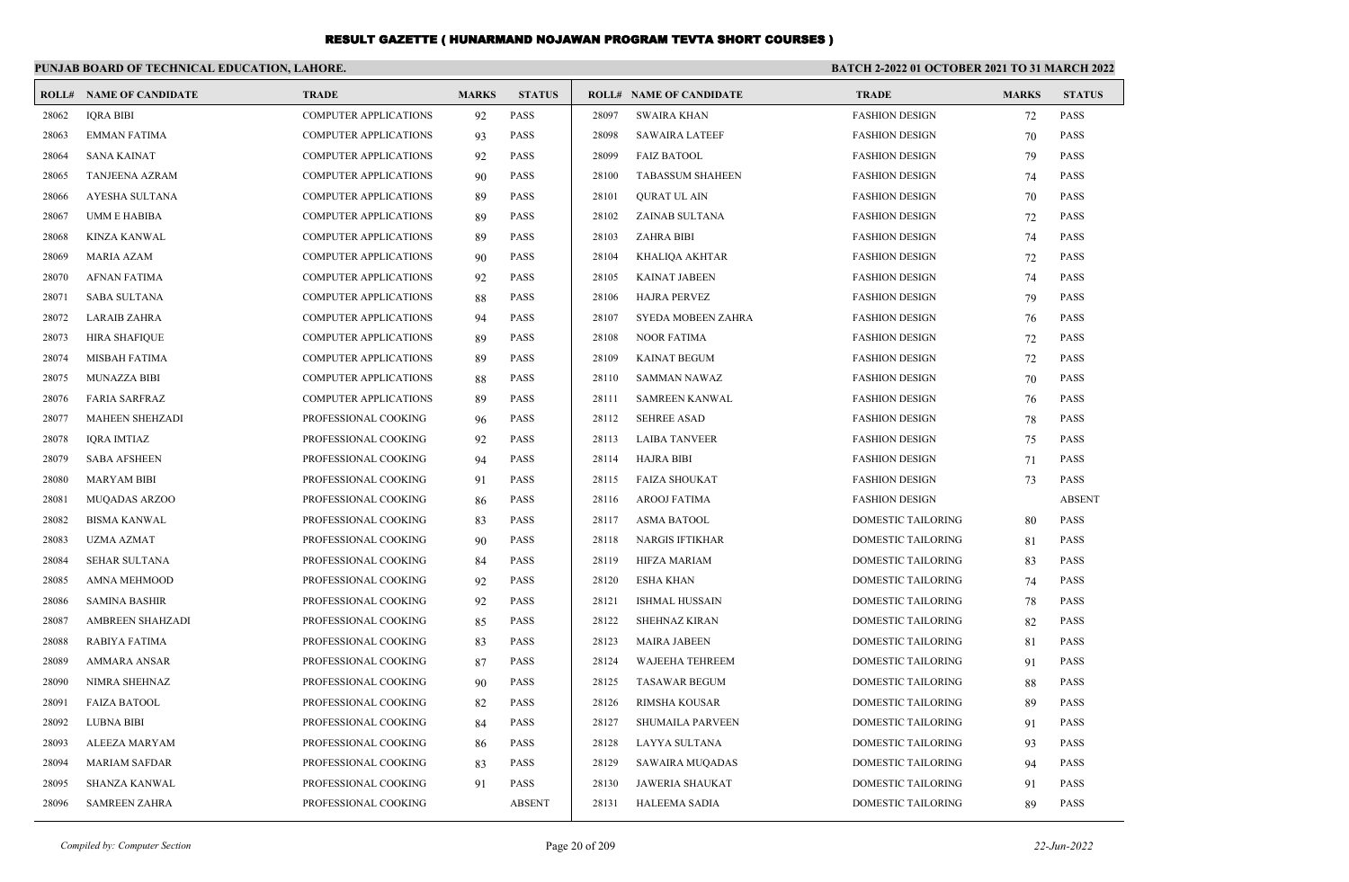# RESULT GAZETTE ( HUNARMAND NOJAWAN PROGRAM TEVTA SHORT COURSES )

**PUNJAB BOARD OF TECHNICAL EDUCATION, LAHORE.** **BATCH 2-2022 01 OCTOBER 2021 TO 31 MARCH 2022**

| ROLL# | NAME OF CANDIDATE | TRADE | MARKS | STATUS |
|---|---|---|---|---|
| 28062 | IQRA BIBI | COMPUTER APPLICATIONS | 92 | PASS |
| 28063 | EMMAN FATIMA | COMPUTER APPLICATIONS | 93 | PASS |
| 28064 | SANA KAINAT | COMPUTER APPLICATIONS | 92 | PASS |
| 28065 | TANJEENA AZRAM | COMPUTER APPLICATIONS | 90 | PASS |
| 28066 | AYESHA SULTANA | COMPUTER APPLICATIONS | 89 | PASS |
| 28067 | UMM E HABIBA | COMPUTER APPLICATIONS | 89 | PASS |
| 28068 | KINZA KANWAL | COMPUTER APPLICATIONS | 89 | PASS |
| 28069 | MARIA AZAM | COMPUTER APPLICATIONS | 90 | PASS |
| 28070 | AFNAN FATIMA | COMPUTER APPLICATIONS | 92 | PASS |
| 28071 | SABA SULTANA | COMPUTER APPLICATIONS | 88 | PASS |
| 28072 | LARAIB ZAHRA | COMPUTER APPLICATIONS | 94 | PASS |
| 28073 | HIRA SHAFIQUE | COMPUTER APPLICATIONS | 89 | PASS |
| 28074 | MISBAH FATIMA | COMPUTER APPLICATIONS | 89 | PASS |
| 28075 | MUNAZZA BIBI | COMPUTER APPLICATIONS | 88 | PASS |
| 28076 | FARIA SARFRAZ | COMPUTER APPLICATIONS | 89 | PASS |
| 28077 | MAHEEN SHEHZADI | PROFESSIONAL COOKING | 96 | PASS |
| 28078 | IQRA IMTIAZ | PROFESSIONAL COOKING | 92 | PASS |
| 28079 | SABA AFSHEEN | PROFESSIONAL COOKING | 94 | PASS |
| 28080 | MARYAM BIBI | PROFESSIONAL COOKING | 91 | PASS |
| 28081 | MUQADAS ARZOO | PROFESSIONAL COOKING | 86 | PASS |
| 28082 | BISMA KANWAL | PROFESSIONAL COOKING | 83 | PASS |
| 28083 | UZMA AZMAT | PROFESSIONAL COOKING | 90 | PASS |
| 28084 | SEHAR SULTANA | PROFESSIONAL COOKING | 84 | PASS |
| 28085 | AMNA MEHMOOD | PROFESSIONAL COOKING | 92 | PASS |
| 28086 | SAMINA BASHIR | PROFESSIONAL COOKING | 92 | PASS |
| 28087 | AMBREEN SHAHZADI | PROFESSIONAL COOKING | 85 | PASS |
| 28088 | RABIYA FATIMA | PROFESSIONAL COOKING | 83 | PASS |
| 28089 | AMMARA ANSAR | PROFESSIONAL COOKING | 87 | PASS |
| 28090 | NIMRA SHEHNAZ | PROFESSIONAL COOKING | 90 | PASS |
| 28091 | FAIZA BATOOL | PROFESSIONAL COOKING | 82 | PASS |
| 28092 | LUBNA BIBI | PROFESSIONAL COOKING | 84 | PASS |
| 28093 | ALEEZA MARYAM | PROFESSIONAL COOKING | 86 | PASS |
| 28094 | MARIAM SAFDAR | PROFESSIONAL COOKING | 83 | PASS |
| 28095 | SHANZA KANWAL | PROFESSIONAL COOKING | 91 | PASS |
| 28096 | SAMREEN ZAHRA | PROFESSIONAL COOKING | | ABSENT |
| 28097 | SWAIRA KHAN | FASHION DESIGN | 72 | PASS |
| 28098 | SAWAIRA LATEEF | FASHION DESIGN | 70 | PASS |
| 28099 | FAIZ BATOOL | FASHION DESIGN | 79 | PASS |
| 28100 | TABASSUM SHAHEEN | FASHION DESIGN | 74 | PASS |
| 28101 | QURAT UL AIN | FASHION DESIGN | 70 | PASS |
| 28102 | ZAINAB SULTANA | FASHION DESIGN | 72 | PASS |
| 28103 | ZAHRA BIBI | FASHION DESIGN | 74 | PASS |
| 28104 | KHALIQA AKHTAR | FASHION DESIGN | 72 | PASS |
| 28105 | KAINAT JABEEN | FASHION DESIGN | 74 | PASS |
| 28106 | HAJRA PERVEZ | FASHION DESIGN | 79 | PASS |
| 28107 | SYEDA MOBEEN ZAHRA | FASHION DESIGN | 76 | PASS |
| 28108 | NOOR FATIMA | FASHION DESIGN | 72 | PASS |
| 28109 | KAINAT BEGUM | FASHION DESIGN | 72 | PASS |
| 28110 | SAMMAN NAWAZ | FASHION DESIGN | 70 | PASS |
| 28111 | SAMREEN KANWAL | FASHION DESIGN | 76 | PASS |
| 28112 | SEHREE ASAD | FASHION DESIGN | 78 | PASS |
| 28113 | LAIBA TANVEER | FASHION DESIGN | 75 | PASS |
| 28114 | HAJRA BIBI | FASHION DESIGN | 71 | PASS |
| 28115 | FAIZA SHOUKAT | FASHION DESIGN | 73 | PASS |
| 28116 | AROOJ FATIMA | FASHION DESIGN | | ABSENT |
| 28117 | ASMA BATOOL | DOMESTIC TAILORING | 80 | PASS |
| 28118 | NARGIS IFTIKHAR | DOMESTIC TAILORING | 81 | PASS |
| 28119 | HIFZA MARIAM | DOMESTIC TAILORING | 83 | PASS |
| 28120 | ESHA KHAN | DOMESTIC TAILORING | 74 | PASS |
| 28121 | ISHMAL HUSSAIN | DOMESTIC TAILORING | 78 | PASS |
| 28122 | SHEHNAZ KIRAN | DOMESTIC TAILORING | 82 | PASS |
| 28123 | MAIRA JABEEN | DOMESTIC TAILORING | 81 | PASS |
| 28124 | WAJEEHA TEHREEM | DOMESTIC TAILORING | 91 | PASS |
| 28125 | TASAWAR BEGUM | DOMESTIC TAILORING | 88 | PASS |
| 28126 | RIMSHA KOUSAR | DOMESTIC TAILORING | 89 | PASS |
| 28127 | SHUMAILA PARVEEN | DOMESTIC TAILORING | 91 | PASS |
| 28128 | LAYYA SULTANA | DOMESTIC TAILORING | 93 | PASS |
| 28129 | SAWAIRA MUQADAS | DOMESTIC TAILORING | 94 | PASS |
| 28130 | JAWERIA SHAUKAT | DOMESTIC TAILORING | 91 | PASS |
| 28131 | HALEEMA SADIA | DOMESTIC TAILORING | 89 | PASS |

*Compiled by: Computer Section* *22-Jun-2022*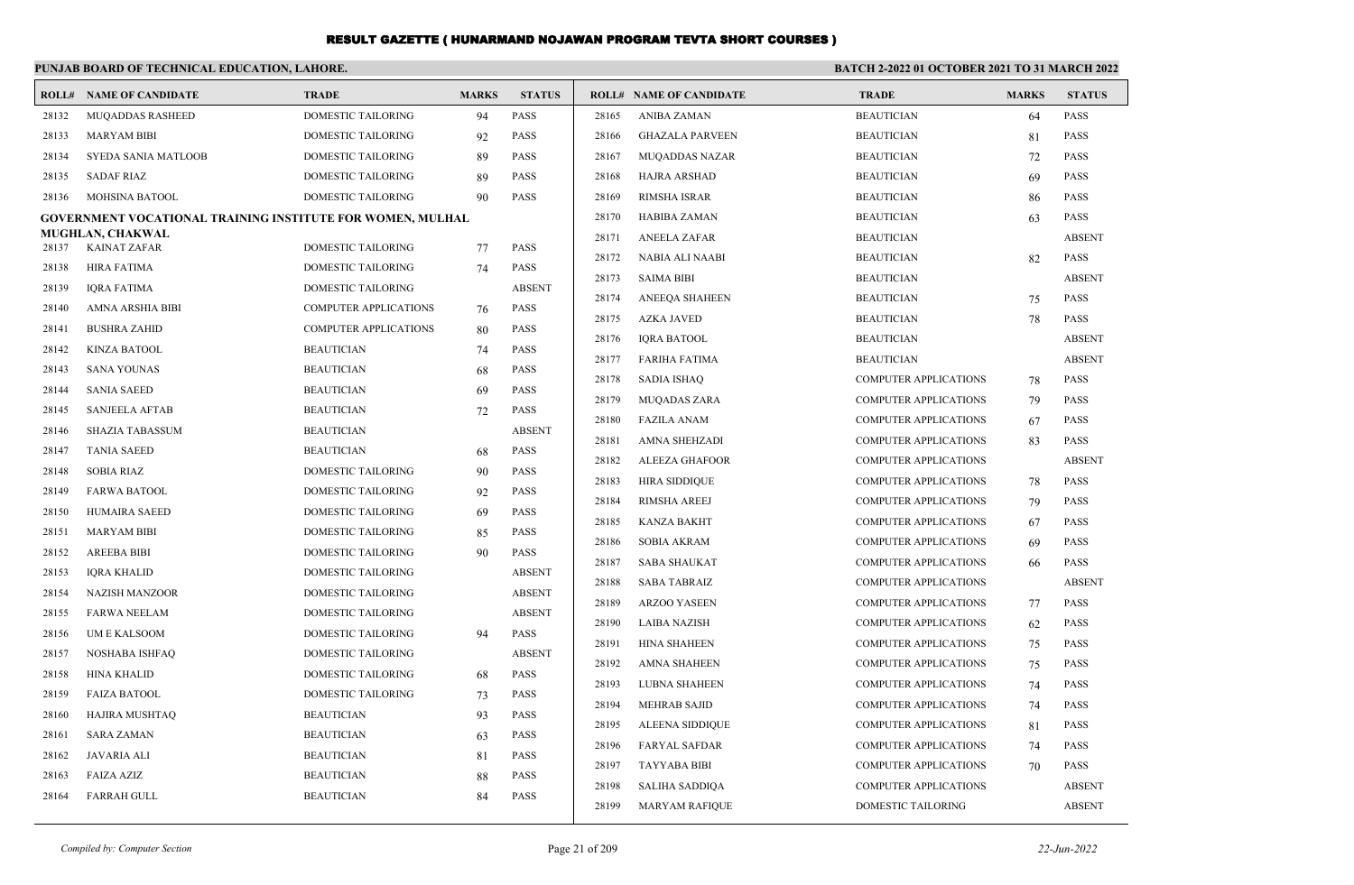# RESULT GAZETTE ( HUNARMAND NOJAWAN PROGRAM TEVTA SHORT COURSES )

**PUNJAB BOARD OF TECHNICAL EDUCATION, LAHORE.** **BATCH 2-2022 01 OCTOBER 2021 TO 31 MARCH 2022**

| ROLL# | NAME OF CANDIDATE | TRADE | MARKS | STATUS |
|---|---|---|---|---|
| 28132 | MUQADDAS RASHEED | DOMESTIC TAILORING | 94 | PASS |
| 28133 | MARYAM BIBI | DOMESTIC TAILORING | 92 | PASS |
| 28134 | SYEDA SANIA MATLOOB | DOMESTIC TAILORING | 89 | PASS |
| 28135 | SADAF RIAZ | DOMESTIC TAILORING | 89 | PASS |
| 28136 | MOHSINA BATOOL | DOMESTIC TAILORING | 90 | PASS |

**GOVERNMENT VOCATIONAL TRAINING INSTITUTE FOR WOMEN, MULHAL MUGHLAN, CHAKWAL**

| ROLL# | NAME OF CANDIDATE | TRADE | MARKS | STATUS |
|---|---|---|---|---|
| 28137 | KAINAT ZAFAR | DOMESTIC TAILORING | 77 | PASS |
| 28138 | HIRA FATIMA | DOMESTIC TAILORING | 74 | PASS |
| 28139 | IQRA FATIMA | DOMESTIC TAILORING | | ABSENT |
| 28140 | AMNA ARSHIA BIBI | COMPUTER APPLICATIONS | 76 | PASS |
| 28141 | BUSHRA ZAHID | COMPUTER APPLICATIONS | 80 | PASS |
| 28142 | KINZA BATOOL | BEAUTICIAN | 74 | PASS |
| 28143 | SANA YOUNAS | BEAUTICIAN | 68 | PASS |
| 28144 | SANIA SAEED | BEAUTICIAN | 69 | PASS |
| 28145 | SANJEELA AFTAB | BEAUTICIAN | 72 | PASS |
| 28146 | SHAZIA TABASSUM | BEAUTICIAN | | ABSENT |
| 28147 | TANIA SAEED | BEAUTICIAN | 68 | PASS |
| 28148 | SOBIA RIAZ | DOMESTIC TAILORING | 90 | PASS |
| 28149 | FARWA BATOOL | DOMESTIC TAILORING | 92 | PASS |
| 28150 | HUMAIRA SAEED | DOMESTIC TAILORING | 69 | PASS |
| 28151 | MARYAM BIBI | DOMESTIC TAILORING | 85 | PASS |
| 28152 | AREEBA BIBI | DOMESTIC TAILORING | 90 | PASS |
| 28153 | IQRA KHALID | DOMESTIC TAILORING | | ABSENT |
| 28154 | NAZISH MANZOOR | DOMESTIC TAILORING | | ABSENT |
| 28155 | FARWA NEELAM | DOMESTIC TAILORING | | ABSENT |
| 28156 | UM E KALSOOM | DOMESTIC TAILORING | 94 | PASS |
| 28157 | NOSHABA ISHFAQ | DOMESTIC TAILORING | | ABSENT |
| 28158 | HINA KHALID | DOMESTIC TAILORING | 68 | PASS |
| 28159 | FAIZA BATOOL | DOMESTIC TAILORING | 73 | PASS |
| 28160 | HAJIRA MUSHTAQ | BEAUTICIAN | 93 | PASS |
| 28161 | SARA ZAMAN | BEAUTICIAN | 63 | PASS |
| 28162 | JAVARIA ALI | BEAUTICIAN | 81 | PASS |
| 28163 | FAIZA AZIZ | BEAUTICIAN | 88 | PASS |
| 28164 | FARRAH GULL | BEAUTICIAN | 84 | PASS |
| 28165 | ANIBA ZAMAN | BEAUTICIAN | 64 | PASS |
| 28166 | GHAZALA PARVEEN | BEAUTICIAN | 81 | PASS |
| 28167 | MUQADDAS NAZAR | BEAUTICIAN | 72 | PASS |
| 28168 | HAJRA ARSHAD | BEAUTICIAN | 69 | PASS |
| 28169 | RIMSHA ISRAR | BEAUTICIAN | 86 | PASS |
| 28170 | HABIBA ZAMAN | BEAUTICIAN | 63 | PASS |
| 28171 | ANEELA ZAFAR | BEAUTICIAN | | ABSENT |
| 28172 | NABIA ALI NAABI | BEAUTICIAN | 82 | PASS |
| 28173 | SAIMA BIBI | BEAUTICIAN | | ABSENT |
| 28174 | ANEEQA SHAHEEN | BEAUTICIAN | 75 | PASS |
| 28175 | AZKA JAVED | BEAUTICIAN | 78 | PASS |
| 28176 | IQRA BATOOL | BEAUTICIAN | | ABSENT |
| 28177 | FARIHA FATIMA | BEAUTICIAN | | ABSENT |
| 28178 | SADIA ISHAQ | COMPUTER APPLICATIONS | 78 | PASS |
| 28179 | MUQADAS ZARA | COMPUTER APPLICATIONS | 79 | PASS |
| 28180 | FAZILA ANAM | COMPUTER APPLICATIONS | 67 | PASS |
| 28181 | AMNA SHEHZADI | COMPUTER APPLICATIONS | 83 | PASS |
| 28182 | ALEEZA GHAFOOR | COMPUTER APPLICATIONS | | ABSENT |
| 28183 | HIRA SIDDIQUE | COMPUTER APPLICATIONS | 78 | PASS |
| 28184 | RIMSHA AREEJ | COMPUTER APPLICATIONS | 79 | PASS |
| 28185 | KANZA BAKHT | COMPUTER APPLICATIONS | 67 | PASS |
| 28186 | SOBIA AKRAM | COMPUTER APPLICATIONS | 69 | PASS |
| 28187 | SABA SHAUKAT | COMPUTER APPLICATIONS | 66 | PASS |
| 28188 | SABA TABRAIZ | COMPUTER APPLICATIONS | | ABSENT |
| 28189 | ARZOO YASEEN | COMPUTER APPLICATIONS | 77 | PASS |
| 28190 | LAIBA NAZISH | COMPUTER APPLICATIONS | 62 | PASS |
| 28191 | HINA SHAHEEN | COMPUTER APPLICATIONS | 75 | PASS |
| 28192 | AMNA SHAHEEN | COMPUTER APPLICATIONS | 75 | PASS |
| 28193 | LUBNA SHAHEEN | COMPUTER APPLICATIONS | 74 | PASS |
| 28194 | MEHRAB SAJID | COMPUTER APPLICATIONS | 74 | PASS |
| 28195 | ALEENA SIDDIQUE | COMPUTER APPLICATIONS | 81 | PASS |
| 28196 | FARYAL SAFDAR | COMPUTER APPLICATIONS | 74 | PASS |
| 28197 | TAYYABA BIBI | COMPUTER APPLICATIONS | 70 | PASS |
| 28198 | SALIHA SADDIQA | COMPUTER APPLICATIONS | | ABSENT |
| 28199 | MARYAM RAFIQUE | DOMESTIC TAILORING | | ABSENT |

*Compiled by: Computer Section* *22-Jun-2022*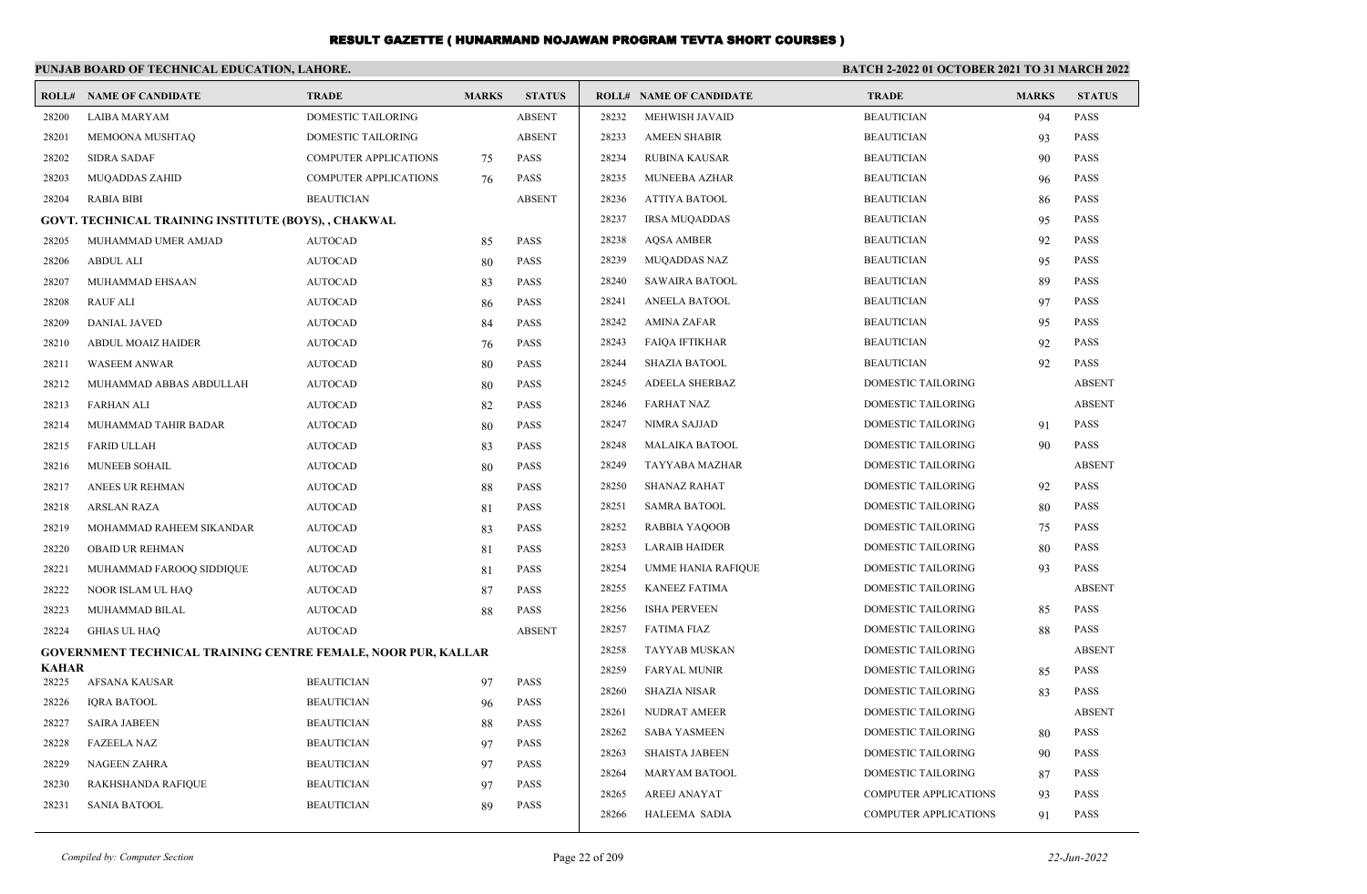# RESULT GAZETTE ( HUNARMAND NOJAWAN PROGRAM TEVTA SHORT COURSES )

**PUNJAB BOARD OF TECHNICAL EDUCATION, LAHORE.**

**BATCH 2-2022 01 OCTOBER 2021 TO 31 MARCH 2022**

| ROLL# | NAME OF CANDIDATE | TRADE | MARKS | STATUS |
|---|---|---|---|---|
| 28200 | LAIBA MARYAM | DOMESTIC TAILORING | | ABSENT |
| 28201 | MEMOONA MUSHTAQ | DOMESTIC TAILORING | | ABSENT |
| 28202 | SIDRA SADAF | COMPUTER APPLICATIONS | 75 | PASS |
| 28203 | MUQADDAS ZAHID | COMPUTER APPLICATIONS | 76 | PASS |
| 28204 | RABIA BIBI | BEAUTICIAN | | ABSENT |
| **GOVT. TECHNICAL TRAINING INSTITUTE (BOYS), , CHAKWAL** | | | | |
| 28205 | MUHAMMAD UMER AMJAD | AUTOCAD | 85 | PASS |
| 28206 | ABDUL ALI | AUTOCAD | 80 | PASS |
| 28207 | MUHAMMAD EHSAAN | AUTOCAD | 83 | PASS |
| 28208 | RAUF ALI | AUTOCAD | 86 | PASS |
| 28209 | DANIAL JAVED | AUTOCAD | 84 | PASS |
| 28210 | ABDUL MOAIZ HAIDER | AUTOCAD | 76 | PASS |
| 28211 | WASEEM ANWAR | AUTOCAD | 80 | PASS |
| 28212 | MUHAMMAD ABBAS ABDULLAH | AUTOCAD | 80 | PASS |
| 28213 | FARHAN ALI | AUTOCAD | 82 | PASS |
| 28214 | MUHAMMAD TAHIR BADAR | AUTOCAD | 80 | PASS |
| 28215 | FARID ULLAH | AUTOCAD | 83 | PASS |
| 28216 | MUNEEB SOHAIL | AUTOCAD | 80 | PASS |
| 28217 | ANEES UR REHMAN | AUTOCAD | 88 | PASS |
| 28218 | ARSLAN RAZA | AUTOCAD | 81 | PASS |
| 28219 | MOHAMMAD RAHEEM SIKANDAR | AUTOCAD | 83 | PASS |
| 28220 | OBAID UR REHMAN | AUTOCAD | 81 | PASS |
| 28221 | MUHAMMAD FAROOQ SIDDIQUE | AUTOCAD | 81 | PASS |
| 28222 | NOOR ISLAM UL HAQ | AUTOCAD | 87 | PASS |
| 28223 | MUHAMMAD BILAL | AUTOCAD | 88 | PASS |
| 28224 | GHIAS UL HAQ | AUTOCAD | | ABSENT |
| **GOVERNMENT TECHNICAL TRAINING CENTRE FEMALE, NOOR PUR, KALLAR KAHAR** | | | | |
| 28225 | AFSANA KAUSAR | BEAUTICIAN | 97 | PASS |
| 28226 | IQRA BATOOL | BEAUTICIAN | 96 | PASS |
| 28227 | SAIRA JABEEN | BEAUTICIAN | 88 | PASS |
| 28228 | FAZEELA NAZ | BEAUTICIAN | 97 | PASS |
| 28229 | NAGEEN ZAHRA | BEAUTICIAN | 97 | PASS |
| 28230 | RAKHSHANDA RAFIQUE | BEAUTICIAN | 97 | PASS |
| 28231 | SANIA BATOOL | BEAUTICIAN | 89 | PASS |
| 28232 | MEHWISH JAVAID | BEAUTICIAN | 94 | PASS |
| 28233 | AMEEN SHABIR | BEAUTICIAN | 93 | PASS |
| 28234 | RUBINA KAUSAR | BEAUTICIAN | 90 | PASS |
| 28235 | MUNEEBA AZHAR | BEAUTICIAN | 96 | PASS |
| 28236 | ATTIYA BATOOL | BEAUTICIAN | 86 | PASS |
| 28237 | IRSA MUQADDAS | BEAUTICIAN | 95 | PASS |
| 28238 | AQSA AMBER | BEAUTICIAN | 92 | PASS |
| 28239 | MUQADDAS NAZ | BEAUTICIAN | 95 | PASS |
| 28240 | SAWAIRA BATOOL | BEAUTICIAN | 89 | PASS |
| 28241 | ANEELA BATOOL | BEAUTICIAN | 97 | PASS |
| 28242 | AMINA ZAFAR | BEAUTICIAN | 95 | PASS |
| 28243 | FAIQA IFTIKHAR | BEAUTICIAN | 92 | PASS |
| 28244 | SHAZIA BATOOL | BEAUTICIAN | 92 | PASS |
| 28245 | ADEELA SHERBAZ | DOMESTIC TAILORING | | ABSENT |
| 28246 | FARHAT NAZ | DOMESTIC TAILORING | | ABSENT |
| 28247 | NIMRA SAJJAD | DOMESTIC TAILORING | 91 | PASS |
| 28248 | MALAIKA BATOOL | DOMESTIC TAILORING | 90 | PASS |
| 28249 | TAYYABA MAZHAR | DOMESTIC TAILORING | | ABSENT |
| 28250 | SHANAZ RAHAT | DOMESTIC TAILORING | 92 | PASS |
| 28251 | SAMRA BATOOL | DOMESTIC TAILORING | 80 | PASS |
| 28252 | RABBIA YAQOOB | DOMESTIC TAILORING | 75 | PASS |
| 28253 | LARAIB HAIDER | DOMESTIC TAILORING | 80 | PASS |
| 28254 | UMME HANIA RAFIQUE | DOMESTIC TAILORING | 93 | PASS |
| 28255 | KANEEZ FATIMA | DOMESTIC TAILORING | | ABSENT |
| 28256 | ISHA PERVEEN | DOMESTIC TAILORING | 85 | PASS |
| 28257 | FATIMA FIAZ | DOMESTIC TAILORING | 88 | PASS |
| 28258 | TAYYAB MUSKAN | DOMESTIC TAILORING | | ABSENT |
| 28259 | FARYAL MUNIR | DOMESTIC TAILORING | 85 | PASS |
| 28260 | SHAZIA NISAR | DOMESTIC TAILORING | 83 | PASS |
| 28261 | NUDRAT AMEER | DOMESTIC TAILORING | | ABSENT |
| 28262 | SABA YASMEEN | DOMESTIC TAILORING | 80 | PASS |
| 28263 | SHAISTA JABEEN | DOMESTIC TAILORING | 90 | PASS |
| 28264 | MARYAM BATOOL | DOMESTIC TAILORING | 87 | PASS |
| 28265 | AREEJ ANAYAT | COMPUTER APPLICATIONS | 93 | PASS |
| 28266 | HALEEMA SADIA | COMPUTER APPLICATIONS | 91 | PASS |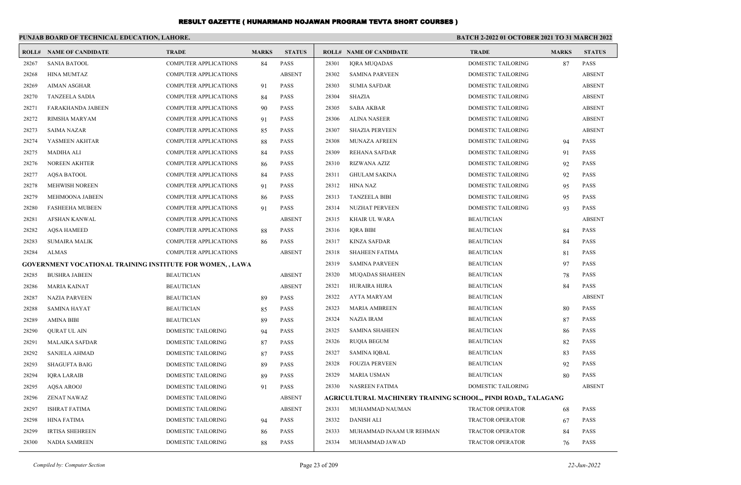# RESULT GAZETTE ( HUNARMAND NOJAWAN PROGRAM TEVTA SHORT COURSES )

**PUNJAB BOARD OF TECHNICAL EDUCATION, LAHORE.**

**BATCH 2-2022 01 OCTOBER 2021 TO 31 MARCH 2022**

| ROLL# | NAME OF CANDIDATE | TRADE | MARKS | STATUS |
|---|---|---|---|---|
| 28267 | SANIA BATOOL | COMPUTER APPLICATIONS | 84 | PASS |
| 28268 | HINA MUMTAZ | COMPUTER APPLICATIONS | | ABSENT |
| 28269 | AIMAN ASGHAR | COMPUTER APPLICATIONS | 91 | PASS |
| 28270 | TANZEELA SADIA | COMPUTER APPLICATIONS | 84 | PASS |
| 28271 | FARAKHANDA JABEEN | COMPUTER APPLICATIONS | 90 | PASS |
| 28272 | RIMSHA MARYAM | COMPUTER APPLICATIONS | 91 | PASS |
| 28273 | SAIMA NAZAR | COMPUTER APPLICATIONS | 85 | PASS |
| 28274 | YASMEEN AKHTAR | COMPUTER APPLICATIONS | 88 | PASS |
| 28275 | MADIHA ALI | COMPUTER APPLICATIONS | 84 | PASS |
| 28276 | NOREEN AKHTER | COMPUTER APPLICATIONS | 86 | PASS |
| 28277 | AQSA BATOOL | COMPUTER APPLICATIONS | 84 | PASS |
| 28278 | MEHWISH NOREEN | COMPUTER APPLICATIONS | 91 | PASS |
| 28279 | MEHMOONA JABEEN | COMPUTER APPLICATIONS | 86 | PASS |
| 28280 | FASHEEHA MUBEEN | COMPUTER APPLICATIONS | 91 | PASS |
| 28281 | AFSHAN KANWAL | COMPUTER APPLICATIONS | | ABSENT |
| 28282 | AQSA HAMEED | COMPUTER APPLICATIONS | 88 | PASS |
| 28283 | SUMAIRA MALIK | COMPUTER APPLICATIONS | 86 | PASS |
| 28284 | ALMAS | COMPUTER APPLICATIONS | | ABSENT |
| **GOVERNMENT VOCATIONAL TRAINING INSTITUTE FOR WOMEN, , LAWA** | | | | |
| 28285 | BUSHRA JABEEN | BEAUTICIAN | | ABSENT |
| 28286 | MARIA KAINAT | BEAUTICIAN | | ABSENT |
| 28287 | NAZIA PARVEEN | BEAUTICIAN | 89 | PASS |
| 28288 | SAMINA HAYAT | BEAUTICIAN | 85 | PASS |
| 28289 | AMINA BIBI | BEAUTICIAN | 89 | PASS |
| 28290 | QURAT UL AIN | DOMESTIC TAILORING | 94 | PASS |
| 28291 | MALAIKA SAFDAR | DOMESTIC TAILORING | 87 | PASS |
| 28292 | SANJELA AHMAD | DOMESTIC TAILORING | 87 | PASS |
| 28293 | SHAGUFTA BAIG | DOMESTIC TAILORING | 89 | PASS |
| 28294 | IQRA LARAIB | DOMESTIC TAILORING | 89 | PASS |
| 28295 | AQSA AROOJ | DOMESTIC TAILORING | 91 | PASS |
| 28296 | ZENAT NAWAZ | DOMESTIC TAILORING | | ABSENT |
| 28297 | ISHRAT FATIMA | DOMESTIC TAILORING | | ABSENT |
| 28298 | HINA FATIMA | DOMESTIC TAILORING | 94 | PASS |
| 28299 | IRTISA SHEHREEN | DOMESTIC TAILORING | 86 | PASS |
| 28300 | NADIA SAMREEN | DOMESTIC TAILORING | 88 | PASS |
| 28301 | IQRA MUQADAS | DOMESTIC TAILORING | 87 | PASS |
| 28302 | SAMINA PARVEEN | DOMESTIC TAILORING | | ABSENT |
| 28303 | SUMIA SAFDAR | DOMESTIC TAILORING | | ABSENT |
| 28304 | SHAZIA | DOMESTIC TAILORING | | ABSENT |
| 28305 | SABA AKBAR | DOMESTIC TAILORING | | ABSENT |
| 28306 | ALINA NASEER | DOMESTIC TAILORING | | ABSENT |
| 28307 | SHAZIA PERVEEN | DOMESTIC TAILORING | | ABSENT |
| 28308 | MUNAZA AFREEN | DOMESTIC TAILORING | 94 | PASS |
| 28309 | REHANA SAFDAR | DOMESTIC TAILORING | 91 | PASS |
| 28310 | RIZWANA AZIZ | DOMESTIC TAILORING | 92 | PASS |
| 28311 | GHULAM SAKINA | DOMESTIC TAILORING | 92 | PASS |
| 28312 | HINA NAZ | DOMESTIC TAILORING | 95 | PASS |
| 28313 | TANZEELA BIBI | DOMESTIC TAILORING | 95 | PASS |
| 28314 | NUZHAT PERVEEN | DOMESTIC TAILORING | 93 | PASS |
| 28315 | KHAIR UL WARA | BEAUTICIAN | | ABSENT |
| 28316 | IQRA BIBI | BEAUTICIAN | 84 | PASS |
| 28317 | KINZA SAFDAR | BEAUTICIAN | 84 | PASS |
| 28318 | SHAHEEN FATIMA | BEAUTICIAN | 81 | PASS |
| 28319 | SAMINA PARVEEN | BEAUTICIAN | 97 | PASS |
| 28320 | MUQADAS SHAHEEN | BEAUTICIAN | 78 | PASS |
| 28321 | HURAIRA HIJRA | BEAUTICIAN | 84 | PASS |
| 28322 | AYTA MARYAM | BEAUTICIAN | | ABSENT |
| 28323 | MARIA AMBREEN | BEAUTICIAN | 80 | PASS |
| 28324 | NAZIA IRAM | BEAUTICIAN | 87 | PASS |
| 28325 | SAMINA SHAHEEN | BEAUTICIAN | 86 | PASS |
| 28326 | RUQIA BEGUM | BEAUTICIAN | 82 | PASS |
| 28327 | SAMINA IQBAL | BEAUTICIAN | 83 | PASS |
| 28328 | FOUZIA PERVEEN | BEAUTICIAN | 92 | PASS |
| 28329 | MARIA USMAN | BEAUTICIAN | 80 | PASS |
| 28330 | NASREEN FATIMA | DOMESTIC TAILORING | | ABSENT |
| **AGRICULTURAL MACHINERY TRAINING SCHOOL,, PINDI ROAD,, TALAGANG** | | | | |
| 28331 | MUHAMMAD NAUMAN | TRACTOR OPERATOR | 68 | PASS |
| 28332 | DANISH ALI | TRACTOR OPERATOR | 67 | PASS |
| 28333 | MUHAMMAD INAAM UR REHMAN | TRACTOR OPERATOR | 84 | PASS |
| 28334 | MUHAMMAD JAWAD | TRACTOR OPERATOR | 76 | PASS |

*Compiled by: Computer Section*

*22-Jun-2022*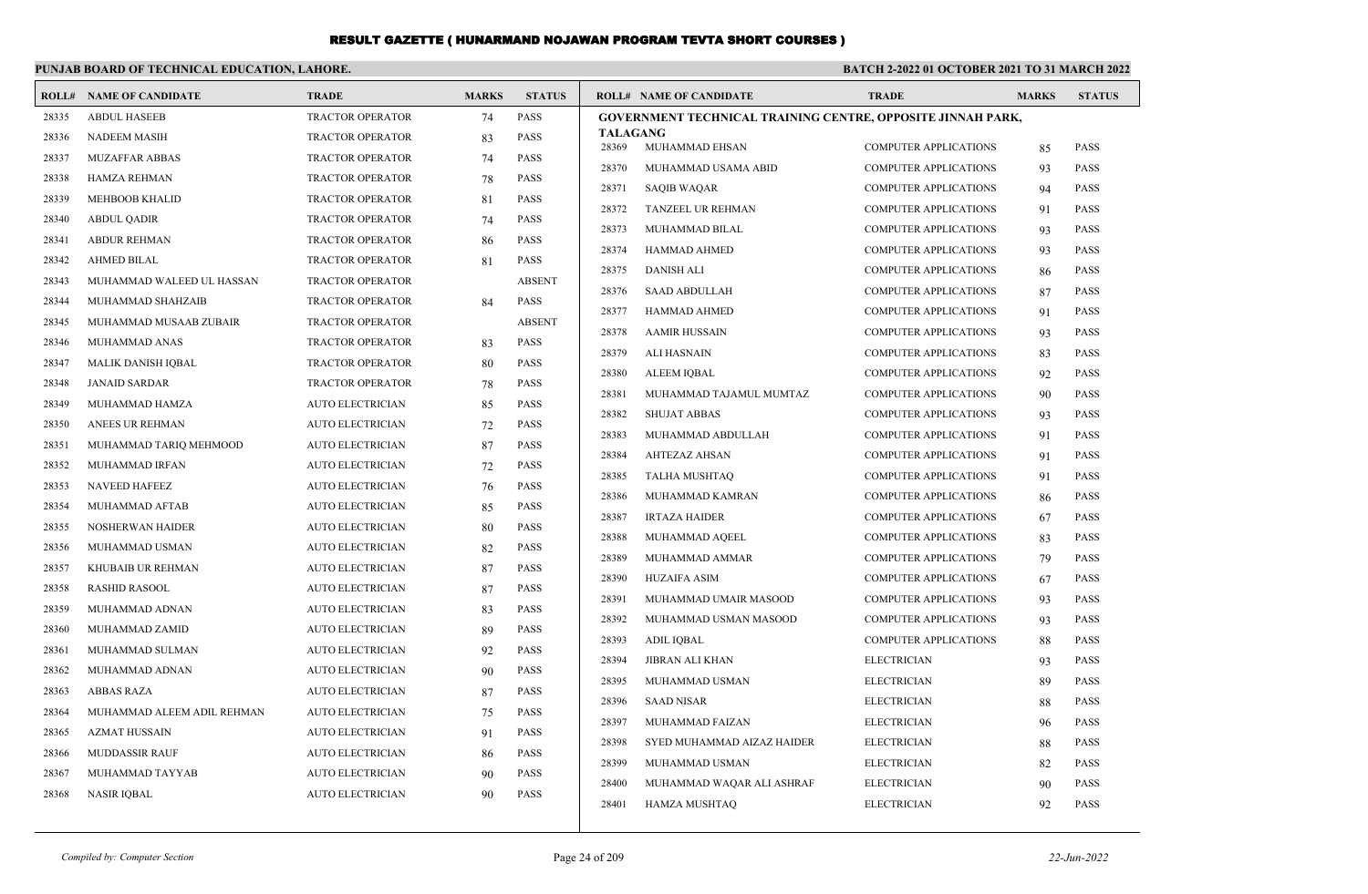# RESULT GAZETTE ( HUNARMAND NOJAWAN PROGRAM TEVTA SHORT COURSES )

**PUNJAB BOARD OF TECHNICAL EDUCATION, LAHORE.**

**BATCH 2-2022 01 OCTOBER 2021 TO 31 MARCH 2022**

| ROLL# | NAME OF CANDIDATE | TRADE | MARKS | STATUS |
|---|---|---|---|---|
| 28335 | ABDUL HASEEB | TRACTOR OPERATOR | 74 | PASS |
| 28336 | NADEEM MASIH | TRACTOR OPERATOR | 83 | PASS |
| 28337 | MUZAFFAR ABBAS | TRACTOR OPERATOR | 74 | PASS |
| 28338 | HAMZA REHMAN | TRACTOR OPERATOR | 78 | PASS |
| 28339 | MEHBOOB KHALID | TRACTOR OPERATOR | 81 | PASS |
| 28340 | ABDUL QADIR | TRACTOR OPERATOR | 74 | PASS |
| 28341 | ABDUR REHMAN | TRACTOR OPERATOR | 86 | PASS |
| 28342 | AHMED BILAL | TRACTOR OPERATOR | 81 | PASS |
| 28343 | MUHAMMAD WALEED UL HASSAN | TRACTOR OPERATOR | | ABSENT |
| 28344 | MUHAMMAD SHAHZAIB | TRACTOR OPERATOR | 84 | PASS |
| 28345 | MUHAMMAD MUSAAB ZUBAIR | TRACTOR OPERATOR | | ABSENT |
| 28346 | MUHAMMAD ANAS | TRACTOR OPERATOR | 83 | PASS |
| 28347 | MALIK DANISH IQBAL | TRACTOR OPERATOR | 80 | PASS |
| 28348 | JANAID SARDAR | TRACTOR OPERATOR | 78 | PASS |
| 28349 | MUHAMMAD HAMZA | AUTO ELECTRICIAN | 85 | PASS |
| 28350 | ANEES UR REHMAN | AUTO ELECTRICIAN | 72 | PASS |
| 28351 | MUHAMMAD TARIQ MEHMOOD | AUTO ELECTRICIAN | 87 | PASS |
| 28352 | MUHAMMAD IRFAN | AUTO ELECTRICIAN | 72 | PASS |
| 28353 | NAVEED HAFEEZ | AUTO ELECTRICIAN | 76 | PASS |
| 28354 | MUHAMMAD AFTAB | AUTO ELECTRICIAN | 85 | PASS |
| 28355 | NOSHERWAN HAIDER | AUTO ELECTRICIAN | 80 | PASS |
| 28356 | MUHAMMAD USMAN | AUTO ELECTRICIAN | 82 | PASS |
| 28357 | KHUBAIB UR REHMAN | AUTO ELECTRICIAN | 87 | PASS |
| 28358 | RASHID RASOOL | AUTO ELECTRICIAN | 87 | PASS |
| 28359 | MUHAMMAD ADNAN | AUTO ELECTRICIAN | 83 | PASS |
| 28360 | MUHAMMAD ZAMID | AUTO ELECTRICIAN | 89 | PASS |
| 28361 | MUHAMMAD SULMAN | AUTO ELECTRICIAN | 92 | PASS |
| 28362 | MUHAMMAD ADNAN | AUTO ELECTRICIAN | 90 | PASS |
| 28363 | ABBAS RAZA | AUTO ELECTRICIAN | 87 | PASS |
| 28364 | MUHAMMAD ALEEM ADIL REHMAN | AUTO ELECTRICIAN | 75 | PASS |
| 28365 | AZMAT HUSSAIN | AUTO ELECTRICIAN | 91 | PASS |
| 28366 | MUDDASSIR RAUF | AUTO ELECTRICIAN | 86 | PASS |
| 28367 | MUHAMMAD TAYYAB | AUTO ELECTRICIAN | 90 | PASS |
| 28368 | NASIR IQBAL | AUTO ELECTRICIAN | 90 | PASS |

**GOVERNMENT TECHNICAL TRAINING CENTRE, OPPOSITE JINNAH PARK, TALAGANG**

| ROLL# | NAME OF CANDIDATE | TRADE | MARKS | STATUS |
|---|---|---|---|---|
| 28369 | MUHAMMAD EHSAN | COMPUTER APPLICATIONS | 85 | PASS |
| 28370 | MUHAMMAD USAMA ABID | COMPUTER APPLICATIONS | 93 | PASS |
| 28371 | SAQIB WAQAR | COMPUTER APPLICATIONS | 94 | PASS |
| 28372 | TANZEEL UR REHMAN | COMPUTER APPLICATIONS | 91 | PASS |
| 28373 | MUHAMMAD BILAL | COMPUTER APPLICATIONS | 93 | PASS |
| 28374 | HAMMAD AHMED | COMPUTER APPLICATIONS | 93 | PASS |
| 28375 | DANISH ALI | COMPUTER APPLICATIONS | 86 | PASS |
| 28376 | SAAD ABDULLAH | COMPUTER APPLICATIONS | 87 | PASS |
| 28377 | HAMMAD AHMED | COMPUTER APPLICATIONS | 91 | PASS |
| 28378 | AAMIR HUSSAIN | COMPUTER APPLICATIONS | 93 | PASS |
| 28379 | ALI HASNAIN | COMPUTER APPLICATIONS | 83 | PASS |
| 28380 | ALEEM IQBAL | COMPUTER APPLICATIONS | 92 | PASS |
| 28381 | MUHAMMAD TAJAMUL MUMTAZ | COMPUTER APPLICATIONS | 90 | PASS |
| 28382 | SHUJAT ABBAS | COMPUTER APPLICATIONS | 93 | PASS |
| 28383 | MUHAMMAD ABDULLAH | COMPUTER APPLICATIONS | 91 | PASS |
| 28384 | AHTEZAZ AHSAN | COMPUTER APPLICATIONS | 91 | PASS |
| 28385 | TALHA MUSHTAQ | COMPUTER APPLICATIONS | 91 | PASS |
| 28386 | MUHAMMAD KAMRAN | COMPUTER APPLICATIONS | 86 | PASS |
| 28387 | IRTAZA HAIDER | COMPUTER APPLICATIONS | 67 | PASS |
| 28388 | MUHAMMAD AQEEL | COMPUTER APPLICATIONS | 83 | PASS |
| 28389 | MUHAMMAD AMMAR | COMPUTER APPLICATIONS | 79 | PASS |
| 28390 | HUZAIFA ASIM | COMPUTER APPLICATIONS | 67 | PASS |
| 28391 | MUHAMMAD UMAIR MASOOD | COMPUTER APPLICATIONS | 93 | PASS |
| 28392 | MUHAMMAD USMAN MASOOD | COMPUTER APPLICATIONS | 93 | PASS |
| 28393 | ADIL IQBAL | COMPUTER APPLICATIONS | 88 | PASS |
| 28394 | JIBRAN ALI KHAN | ELECTRICIAN | 93 | PASS |
| 28395 | MUHAMMAD USMAN | ELECTRICIAN | 89 | PASS |
| 28396 | SAAD NISAR | ELECTRICIAN | 88 | PASS |
| 28397 | MUHAMMAD FAIZAN | ELECTRICIAN | 96 | PASS |
| 28398 | SYED MUHAMMAD AIZAZ HAIDER | ELECTRICIAN | 88 | PASS |
| 28399 | MUHAMMAD USMAN | ELECTRICIAN | 82 | PASS |
| 28400 | MUHAMMAD WAQAR ALI ASHRAF | ELECTRICIAN | 90 | PASS |
| 28401 | HAMZA MUSHTAQ | ELECTRICIAN | 92 | PASS |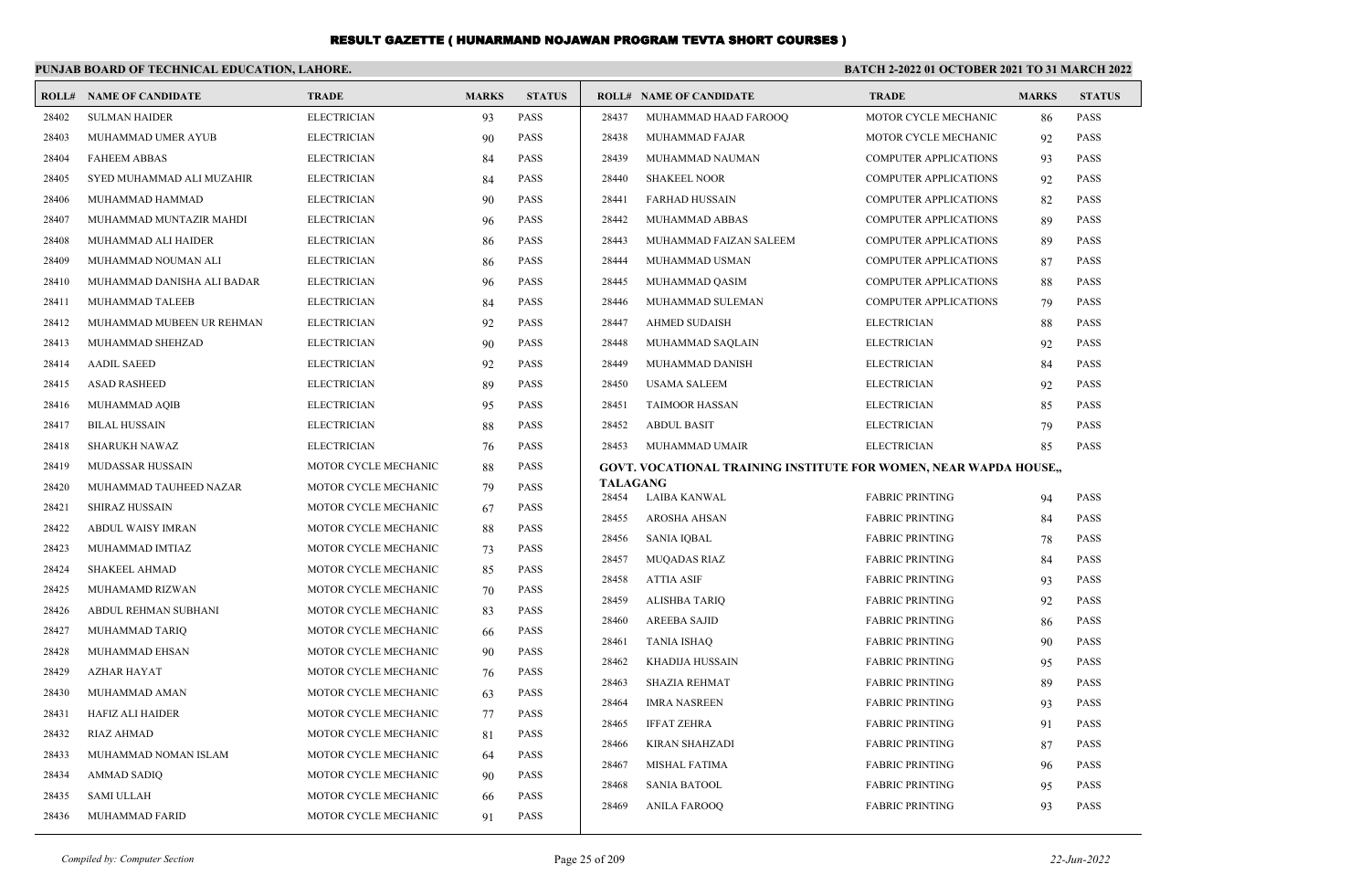# RESULT GAZETTE ( HUNARMAND NOJAWAN PROGRAM TEVTA SHORT COURSES )

**PUNJAB BOARD OF TECHNICAL EDUCATION, LAHORE.**

**BATCH 2-2022 01 OCTOBER 2021 TO 31 MARCH 2022**

| ROLL# | NAME OF CANDIDATE | TRADE | MARKS | STATUS |
|---|---|---|---|---|
| 28402 | SULMAN HAIDER | ELECTRICIAN | 93 | PASS |
| 28403 | MUHAMMAD UMER AYUB | ELECTRICIAN | 90 | PASS |
| 28404 | FAHEEM ABBAS | ELECTRICIAN | 84 | PASS |
| 28405 | SYED MUHAMMAD ALI MUZAHIR | ELECTRICIAN | 84 | PASS |
| 28406 | MUHAMMAD HAMMAD | ELECTRICIAN | 90 | PASS |
| 28407 | MUHAMMAD MUNTAZIR MAHDI | ELECTRICIAN | 96 | PASS |
| 28408 | MUHAMMAD ALI HAIDER | ELECTRICIAN | 86 | PASS |
| 28409 | MUHAMMAD NOUMAN ALI | ELECTRICIAN | 86 | PASS |
| 28410 | MUHAMMAD DANISHA ALI BADAR | ELECTRICIAN | 96 | PASS |
| 28411 | MUHAMMAD TALEEB | ELECTRICIAN | 84 | PASS |
| 28412 | MUHAMMAD MUBEEN UR REHMAN | ELECTRICIAN | 92 | PASS |
| 28413 | MUHAMMAD SHEHZAD | ELECTRICIAN | 90 | PASS |
| 28414 | AADIL SAEED | ELECTRICIAN | 92 | PASS |
| 28415 | ASAD RASHEED | ELECTRICIAN | 89 | PASS |
| 28416 | MUHAMMAD AQIB | ELECTRICIAN | 95 | PASS |
| 28417 | BILAL HUSSAIN | ELECTRICIAN | 88 | PASS |
| 28418 | SHARUKH NAWAZ | ELECTRICIAN | 76 | PASS |
| 28419 | MUDASSAR HUSSAIN | MOTOR CYCLE MECHANIC | 88 | PASS |
| 28420 | MUHAMMAD TAUHEED NAZAR | MOTOR CYCLE MECHANIC | 79 | PASS |
| 28421 | SHIRAZ HUSSAIN | MOTOR CYCLE MECHANIC | 67 | PASS |
| 28422 | ABDUL WAISY IMRAN | MOTOR CYCLE MECHANIC | 88 | PASS |
| 28423 | MUHAMMAD IMTIAZ | MOTOR CYCLE MECHANIC | 73 | PASS |
| 28424 | SHAKEEL AHMAD | MOTOR CYCLE MECHANIC | 85 | PASS |
| 28425 | MUHAMAMD RIZWAN | MOTOR CYCLE MECHANIC | 70 | PASS |
| 28426 | ABDUL REHMAN SUBHANI | MOTOR CYCLE MECHANIC | 83 | PASS |
| 28427 | MUHAMMAD TARIQ | MOTOR CYCLE MECHANIC | 66 | PASS |
| 28428 | MUHAMMAD EHSAN | MOTOR CYCLE MECHANIC | 90 | PASS |
| 28429 | AZHAR HAYAT | MOTOR CYCLE MECHANIC | 76 | PASS |
| 28430 | MUHAMMAD AMAN | MOTOR CYCLE MECHANIC | 63 | PASS |
| 28431 | HAFIZ ALI HAIDER | MOTOR CYCLE MECHANIC | 77 | PASS |
| 28432 | RIAZ AHMAD | MOTOR CYCLE MECHANIC | 81 | PASS |
| 28433 | MUHAMMAD NOMAN ISLAM | MOTOR CYCLE MECHANIC | 64 | PASS |
| 28434 | AMMAD SADIQ | MOTOR CYCLE MECHANIC | 90 | PASS |
| 28435 | SAMI ULLAH | MOTOR CYCLE MECHANIC | 66 | PASS |
| 28436 | MUHAMMAD FARID | MOTOR CYCLE MECHANIC | 91 | PASS |
| 28437 | MUHAMMAD HAAD FAROOQ | MOTOR CYCLE MECHANIC | 86 | PASS |
| 28438 | MUHAMMAD FAJAR | MOTOR CYCLE MECHANIC | 92 | PASS |
| 28439 | MUHAMMAD NAUMAN | COMPUTER APPLICATIONS | 93 | PASS |
| 28440 | SHAKEEL NOOR | COMPUTER APPLICATIONS | 92 | PASS |
| 28441 | FARHAD HUSSAIN | COMPUTER APPLICATIONS | 82 | PASS |
| 28442 | MUHAMMAD ABBAS | COMPUTER APPLICATIONS | 89 | PASS |
| 28443 | MUHAMMAD FAIZAN SALEEM | COMPUTER APPLICATIONS | 89 | PASS |
| 28444 | MUHAMMAD USMAN | COMPUTER APPLICATIONS | 87 | PASS |
| 28445 | MUHAMMAD QASIM | COMPUTER APPLICATIONS | 88 | PASS |
| 28446 | MUHAMMAD SULEMAN | COMPUTER APPLICATIONS | 79 | PASS |
| 28447 | AHMED SUDAISH | ELECTRICIAN | 88 | PASS |
| 28448 | MUHAMMAD SAQLAIN | ELECTRICIAN | 92 | PASS |
| 28449 | MUHAMMAD DANISH | ELECTRICIAN | 84 | PASS |
| 28450 | USAMA SALEEM | ELECTRICIAN | 92 | PASS |
| 28451 | TAIMOOR HASSAN | ELECTRICIAN | 85 | PASS |
| 28452 | ABDUL BASIT | ELECTRICIAN | 79 | PASS |
| 28453 | MUHAMMAD UMAIR | ELECTRICIAN | 85 | PASS |

**GOVT. VOCATIONAL TRAINING INSTITUTE FOR WOMEN, NEAR WAPDA HOUSE,, TALAGANG**

| ROLL# | NAME OF CANDIDATE | TRADE | MARKS | STATUS |
|---|---|---|---|---|
| 28454 | LAIBA KANWAL | FABRIC PRINTING | 94 | PASS |
| 28455 | AROSHA AHSAN | FABRIC PRINTING | 84 | PASS |
| 28456 | SANIA IQBAL | FABRIC PRINTING | 78 | PASS |
| 28457 | MUQADAS RIAZ | FABRIC PRINTING | 84 | PASS |
| 28458 | ATTIA ASIF | FABRIC PRINTING | 93 | PASS |
| 28459 | ALISHBA TARIQ | FABRIC PRINTING | 92 | PASS |
| 28460 | AREEBA SAJID | FABRIC PRINTING | 86 | PASS |
| 28461 | TANIA ISHAQ | FABRIC PRINTING | 90 | PASS |
| 28462 | KHADIJA HUSSAIN | FABRIC PRINTING | 95 | PASS |
| 28463 | SHAZIA REHMAT | FABRIC PRINTING | 89 | PASS |
| 28464 | IMRA NASREEN | FABRIC PRINTING | 93 | PASS |
| 28465 | IFFAT ZEHRA | FABRIC PRINTING | 91 | PASS |
| 28466 | KIRAN SHAHZADI | FABRIC PRINTING | 87 | PASS |
| 28467 | MISHAL FATIMA | FABRIC PRINTING | 96 | PASS |
| 28468 | SANIA BATOOL | FABRIC PRINTING | 95 | PASS |
| 28469 | ANILA FAROOQ | FABRIC PRINTING | 93 | PASS |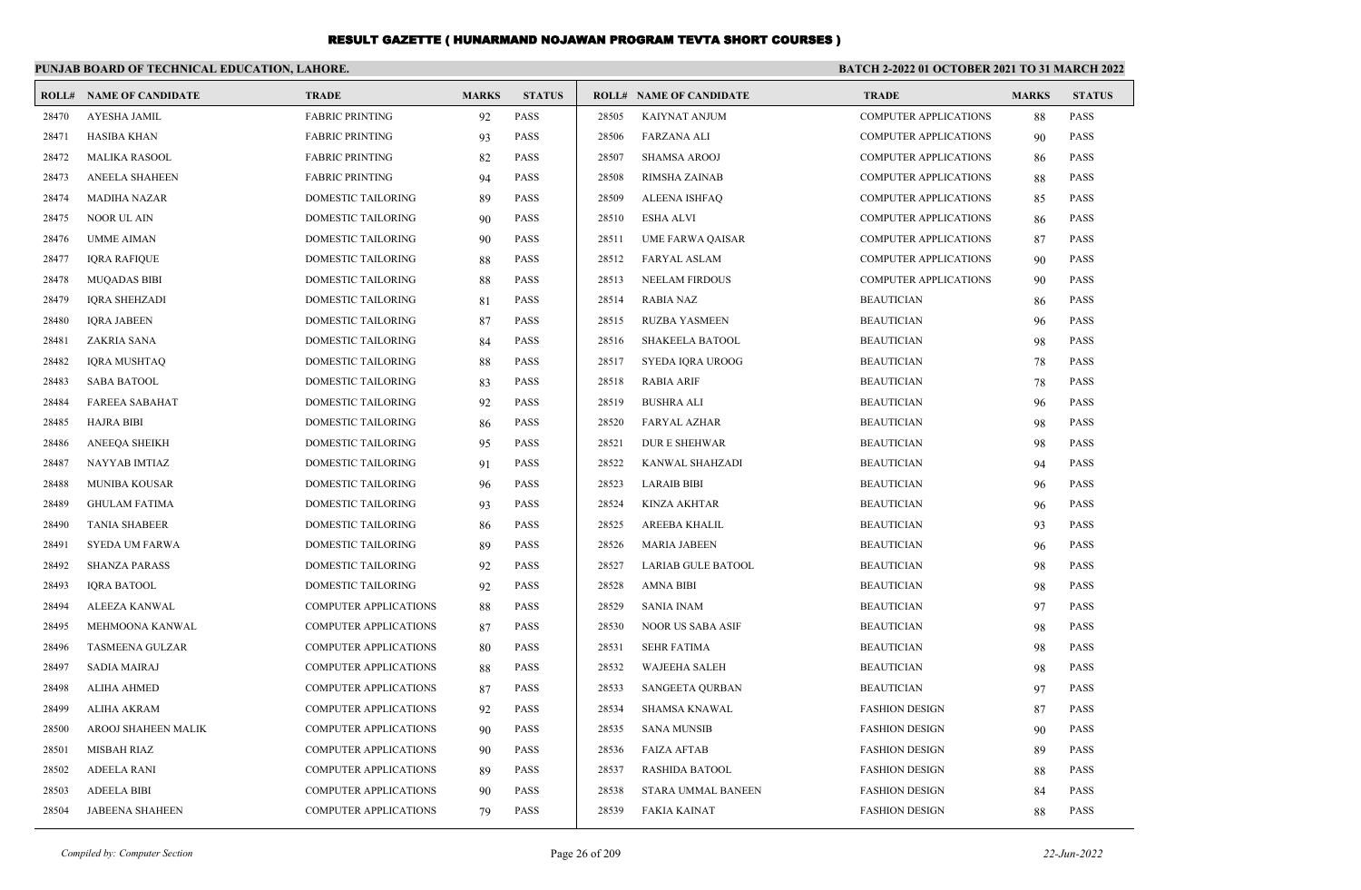# RESULT GAZETTE ( HUNARMAND NOJAWAN PROGRAM TEVTA SHORT COURSES )

## PUNJAB BOARD OF TECHNICAL EDUCATION, LAHORE.

**BATCH 2-2022 01 OCTOBER 2021 TO 31 MARCH 2022**

| ROLL# | NAME OF CANDIDATE | TRADE | MARKS | STATUS |
|---|---|---|---|---|
| 28470 | AYESHA JAMIL | FABRIC PRINTING | 92 | PASS |
| 28471 | HASIBA KHAN | FABRIC PRINTING | 93 | PASS |
| 28472 | MALIKA RASOOL | FABRIC PRINTING | 82 | PASS |
| 28473 | ANEELA SHAHEEN | FABRIC PRINTING | 94 | PASS |
| 28474 | MADIHA NAZAR | DOMESTIC TAILORING | 89 | PASS |
| 28475 | NOOR UL AIN | DOMESTIC TAILORING | 90 | PASS |
| 28476 | UMME AIMAN | DOMESTIC TAILORING | 90 | PASS |
| 28477 | IQRA RAFIQUE | DOMESTIC TAILORING | 88 | PASS |
| 28478 | MUQADAS BIBI | DOMESTIC TAILORING | 88 | PASS |
| 28479 | IQRA SHEHZADI | DOMESTIC TAILORING | 81 | PASS |
| 28480 | IQRA JABEEN | DOMESTIC TAILORING | 87 | PASS |
| 28481 | ZAKRIA SANA | DOMESTIC TAILORING | 84 | PASS |
| 28482 | IQRA MUSHTAQ | DOMESTIC TAILORING | 88 | PASS |
| 28483 | SABA BATOOL | DOMESTIC TAILORING | 83 | PASS |
| 28484 | FAREEA SABAHAT | DOMESTIC TAILORING | 92 | PASS |
| 28485 | HAJRA BIBI | DOMESTIC TAILORING | 86 | PASS |
| 28486 | ANEEQA SHEIKH | DOMESTIC TAILORING | 95 | PASS |
| 28487 | NAYYAB IMTIAZ | DOMESTIC TAILORING | 91 | PASS |
| 28488 | MUNIBA KOUSAR | DOMESTIC TAILORING | 96 | PASS |
| 28489 | GHULAM FATIMA | DOMESTIC TAILORING | 93 | PASS |
| 28490 | TANIA SHABEER | DOMESTIC TAILORING | 86 | PASS |
| 28491 | SYEDA UM FARWA | DOMESTIC TAILORING | 89 | PASS |
| 28492 | SHANZA PARASS | DOMESTIC TAILORING | 92 | PASS |
| 28493 | IQRA BATOOL | DOMESTIC TAILORING | 92 | PASS |
| 28494 | ALEEZA KANWAL | COMPUTER APPLICATIONS | 88 | PASS |
| 28495 | MEHMOONA KANWAL | COMPUTER APPLICATIONS | 87 | PASS |
| 28496 | TASMEENA GULZAR | COMPUTER APPLICATIONS | 80 | PASS |
| 28497 | SADIA MAIRAJ | COMPUTER APPLICATIONS | 88 | PASS |
| 28498 | ALIHA AHMED | COMPUTER APPLICATIONS | 87 | PASS |
| 28499 | ALIHA AKRAM | COMPUTER APPLICATIONS | 92 | PASS |
| 28500 | AROOJ SHAHEEN MALIK | COMPUTER APPLICATIONS | 90 | PASS |
| 28501 | MISBAH RIAZ | COMPUTER APPLICATIONS | 90 | PASS |
| 28502 | ADEELA RANI | COMPUTER APPLICATIONS | 89 | PASS |
| 28503 | ADEELA BIBI | COMPUTER APPLICATIONS | 90 | PASS |
| 28504 | JABEENA SHAHEEN | COMPUTER APPLICATIONS | 79 | PASS |
| 28505 | KAIYNAT ANJUM | COMPUTER APPLICATIONS | 88 | PASS |
| 28506 | FARZANA ALI | COMPUTER APPLICATIONS | 90 | PASS |
| 28507 | SHAMSA AROOJ | COMPUTER APPLICATIONS | 86 | PASS |
| 28508 | RIMSHA ZAINAB | COMPUTER APPLICATIONS | 88 | PASS |
| 28509 | ALEENA ISHFAQ | COMPUTER APPLICATIONS | 85 | PASS |
| 28510 | ESHA ALVI | COMPUTER APPLICATIONS | 86 | PASS |
| 28511 | UME FARWA QAISAR | COMPUTER APPLICATIONS | 87 | PASS |
| 28512 | FARYAL ASLAM | COMPUTER APPLICATIONS | 90 | PASS |
| 28513 | NEELAM FIRDOUS | COMPUTER APPLICATIONS | 90 | PASS |
| 28514 | RABIA NAZ | BEAUTICIAN | 86 | PASS |
| 28515 | RUZBA YASMEEN | BEAUTICIAN | 96 | PASS |
| 28516 | SHAKEELA BATOOL | BEAUTICIAN | 98 | PASS |
| 28517 | SYEDA IQRA UROOG | BEAUTICIAN | 78 | PASS |
| 28518 | RABIA ARIF | BEAUTICIAN | 78 | PASS |
| 28519 | BUSHRA ALI | BEAUTICIAN | 96 | PASS |
| 28520 | FARYAL AZHAR | BEAUTICIAN | 98 | PASS |
| 28521 | DUR E SHEHWAR | BEAUTICIAN | 98 | PASS |
| 28522 | KANWAL SHAHZADI | BEAUTICIAN | 94 | PASS |
| 28523 | LARAIB BIBI | BEAUTICIAN | 96 | PASS |
| 28524 | KINZA AKHTAR | BEAUTICIAN | 96 | PASS |
| 28525 | AREEBA KHALIL | BEAUTICIAN | 93 | PASS |
| 28526 | MARIA JABEEN | BEAUTICIAN | 96 | PASS |
| 28527 | LARIAB GULE BATOOL | BEAUTICIAN | 98 | PASS |
| 28528 | AMNA BIBI | BEAUTICIAN | 98 | PASS |
| 28529 | SANIA INAM | BEAUTICIAN | 97 | PASS |
| 28530 | NOOR US SABA ASIF | BEAUTICIAN | 98 | PASS |
| 28531 | SEHR FATIMA | BEAUTICIAN | 98 | PASS |
| 28532 | WAJEEHA SALEH | BEAUTICIAN | 98 | PASS |
| 28533 | SANGEETA QURBAN | BEAUTICIAN | 97 | PASS |
| 28534 | SHAMSA KNAWAL | FASHION DESIGN | 87 | PASS |
| 28535 | SANA MUNSIB | FASHION DESIGN | 90 | PASS |
| 28536 | FAIZA AFTAB | FASHION DESIGN | 89 | PASS |
| 28537 | RASHIDA BATOOL | FASHION DESIGN | 88 | PASS |
| 28538 | STARA UMMAL BANEEN | FASHION DESIGN | 84 | PASS |
| 28539 | FAKIA KAINAT | FASHION DESIGN | 88 | PASS |

*Compiled by: Computer Section* *22-Jun-2022*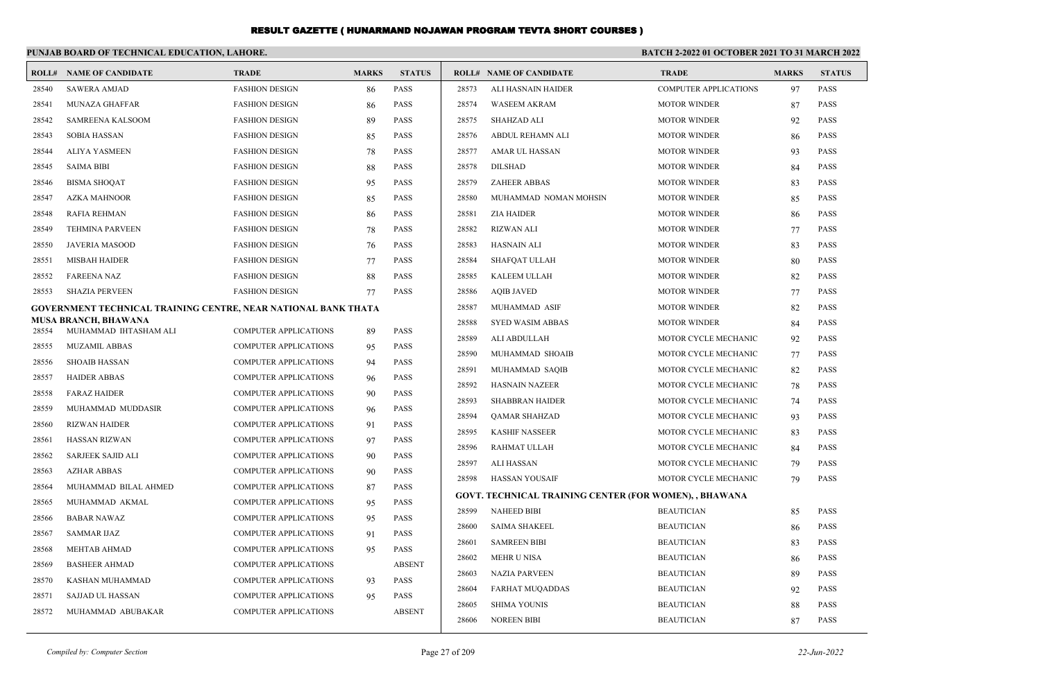# RESULT GAZETTE ( HUNARMAND NOJAWAN PROGRAM TEVTA SHORT COURSES )

**PUNJAB BOARD OF TECHNICAL EDUCATION, LAHORE.** | **BATCH 2-2022 01 OCTOBER 2021 TO 31 MARCH 2022**

| ROLL# | NAME OF CANDIDATE | TRADE | MARKS | STATUS |
|---|---|---|---|---|
| 28540 | SAWERA AMJAD | FASHION DESIGN | 86 | PASS |
| 28541 | MUNAZA GHAFFAR | FASHION DESIGN | 86 | PASS |
| 28542 | SAMREENA KALSOOM | FASHION DESIGN | 89 | PASS |
| 28543 | SOBIA HASSAN | FASHION DESIGN | 85 | PASS |
| 28544 | ALIYA YASMEEN | FASHION DESIGN | 78 | PASS |
| 28545 | SAIMA BIBI | FASHION DESIGN | 88 | PASS |
| 28546 | BISMA SHOQAT | FASHION DESIGN | 95 | PASS |
| 28547 | AZKA MAHNOOR | FASHION DESIGN | 85 | PASS |
| 28548 | RAFIA REHMAN | FASHION DESIGN | 86 | PASS |
| 28549 | TEHMINA PARVEEN | FASHION DESIGN | 78 | PASS |
| 28550 | JAVERIA MASOOD | FASHION DESIGN | 76 | PASS |
| 28551 | MISBAH HAIDER | FASHION DESIGN | 77 | PASS |
| 28552 | FAREENA NAZ | FASHION DESIGN | 88 | PASS |
| 28553 | SHAZIA PERVEEN | FASHION DESIGN | 77 | PASS |

**GOVERNMENT TECHNICAL TRAINING CENTRE, NEAR NATIONAL BANK THATA MUSA BRANCH, BHAWANA**

| ROLL# | NAME OF CANDIDATE | TRADE | MARKS | STATUS |
|---|---|---|---|---|
| 28554 | MUHAMMAD IHTASHAM ALI | COMPUTER APPLICATIONS | 89 | PASS |
| 28555 | MUZAMIL ABBAS | COMPUTER APPLICATIONS | 95 | PASS |
| 28556 | SHOAIB HASSAN | COMPUTER APPLICATIONS | 94 | PASS |
| 28557 | HAIDER ABBAS | COMPUTER APPLICATIONS | 96 | PASS |
| 28558 | FARAZ HAIDER | COMPUTER APPLICATIONS | 90 | PASS |
| 28559 | MUHAMMAD MUDDASIR | COMPUTER APPLICATIONS | 96 | PASS |
| 28560 | RIZWAN HAIDER | COMPUTER APPLICATIONS | 91 | PASS |
| 28561 | HASSAN RIZWAN | COMPUTER APPLICATIONS | 97 | PASS |
| 28562 | SARJEEK SAJID ALI | COMPUTER APPLICATIONS | 90 | PASS |
| 28563 | AZHAR ABBAS | COMPUTER APPLICATIONS | 90 | PASS |
| 28564 | MUHAMMAD BILAL AHMED | COMPUTER APPLICATIONS | 87 | PASS |
| 28565 | MUHAMMAD AKMAL | COMPUTER APPLICATIONS | 95 | PASS |
| 28566 | BABAR NAWAZ | COMPUTER APPLICATIONS | 95 | PASS |
| 28567 | SAMMAR IJAZ | COMPUTER APPLICATIONS | 91 | PASS |
| 28568 | MEHTAB AHMAD | COMPUTER APPLICATIONS | 95 | PASS |
| 28569 | BASHEER AHMAD | COMPUTER APPLICATIONS | | ABSENT |
| 28570 | KASHAN MUHAMMAD | COMPUTER APPLICATIONS | 93 | PASS |
| 28571 | SAJJAD UL HASSAN | COMPUTER APPLICATIONS | 95 | PASS |
| 28572 | MUHAMMAD ABUBAKAR | COMPUTER APPLICATIONS | | ABSENT |
| 28573 | ALI HASNAIN HAIDER | COMPUTER APPLICATIONS | 97 | PASS |
| 28574 | WASEEM AKRAM | MOTOR WINDER | 87 | PASS |
| 28575 | SHAHZAD ALI | MOTOR WINDER | 92 | PASS |
| 28576 | ABDUL REHAMN ALI | MOTOR WINDER | 86 | PASS |
| 28577 | AMAR UL HASSAN | MOTOR WINDER | 93 | PASS |
| 28578 | DILSHAD | MOTOR WINDER | 84 | PASS |
| 28579 | ZAHEER ABBAS | MOTOR WINDER | 83 | PASS |
| 28580 | MUHAMMAD NOMAN MOHSIN | MOTOR WINDER | 85 | PASS |
| 28581 | ZIA HAIDER | MOTOR WINDER | 86 | PASS |
| 28582 | RIZWAN ALI | MOTOR WINDER | 77 | PASS |
| 28583 | HASNAIN ALI | MOTOR WINDER | 83 | PASS |
| 28584 | SHAFQAT ULLAH | MOTOR WINDER | 80 | PASS |
| 28585 | KALEEM ULLAH | MOTOR WINDER | 82 | PASS |
| 28586 | AQIB JAVED | MOTOR WINDER | 77 | PASS |
| 28587 | MUHAMMAD ASIF | MOTOR WINDER | 82 | PASS |
| 28588 | SYED WASIM ABBAS | MOTOR WINDER | 84 | PASS |
| 28589 | ALI ABDULLAH | MOTOR CYCLE MECHANIC | 92 | PASS |
| 28590 | MUHAMMAD SHOAIB | MOTOR CYCLE MECHANIC | 77 | PASS |
| 28591 | MUHAMMAD SAQIB | MOTOR CYCLE MECHANIC | 82 | PASS |
| 28592 | HASNAIN NAZEER | MOTOR CYCLE MECHANIC | 78 | PASS |
| 28593 | SHABBRAN HAIDER | MOTOR CYCLE MECHANIC | 74 | PASS |
| 28594 | QAMAR SHAHZAD | MOTOR CYCLE MECHANIC | 93 | PASS |
| 28595 | KASHIF NASSEER | MOTOR CYCLE MECHANIC | 83 | PASS |
| 28596 | RAHMAT ULLAH | MOTOR CYCLE MECHANIC | 84 | PASS |
| 28597 | ALI HASSAN | MOTOR CYCLE MECHANIC | 79 | PASS |
| 28598 | HASSAN YOUSAIF | MOTOR CYCLE MECHANIC | 79 | PASS |

**GOVT. TECHNICAL TRAINING CENTER (FOR WOMEN), , BHAWANA**

| ROLL# | NAME OF CANDIDATE | TRADE | MARKS | STATUS |
|---|---|---|---|---|
| 28599 | NAHEED BIBI | BEAUTICIAN | 85 | PASS |
| 28600 | SAIMA SHAKEEL | BEAUTICIAN | 86 | PASS |
| 28601 | SAMREEN BIBI | BEAUTICIAN | 83 | PASS |
| 28602 | MEHR U NISA | BEAUTICIAN | 86 | PASS |
| 28603 | NAZIA PARVEEN | BEAUTICIAN | 89 | PASS |
| 28604 | FARHAT MUQADDAS | BEAUTICIAN | 92 | PASS |
| 28605 | SHIMA YOUNIS | BEAUTICIAN | 88 | PASS |
| 28606 | NOREEN BIBI | BEAUTICIAN | 87 | PASS |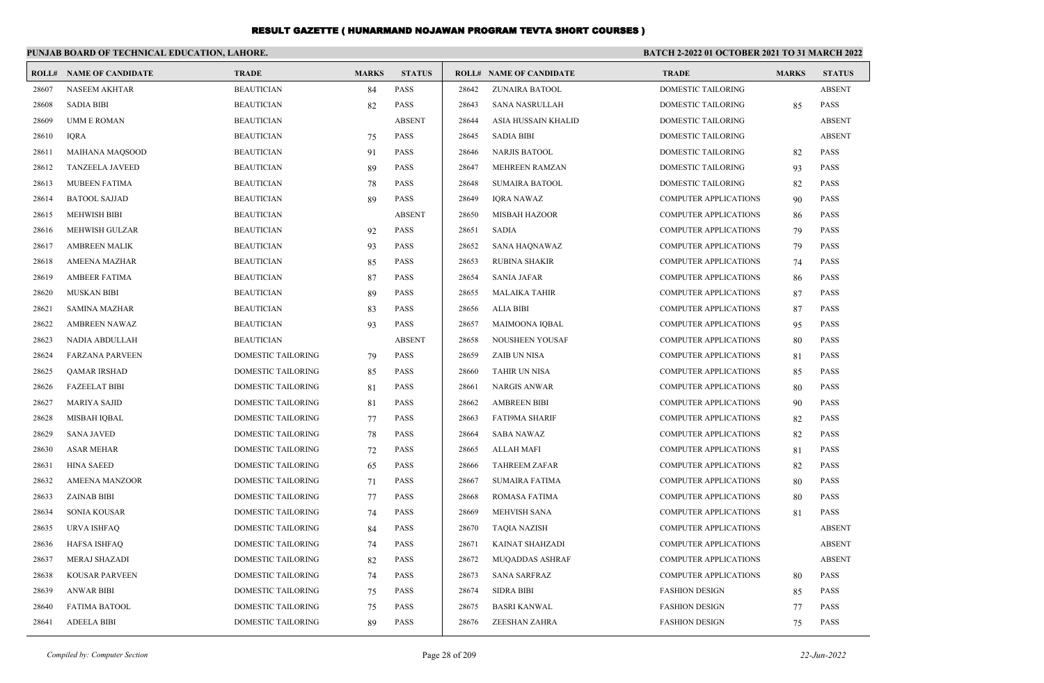# RESULT GAZETTE ( HUNARMAND NOJAWAN PROGRAM TEVTA SHORT COURSES )

**PUNJAB BOARD OF TECHNICAL EDUCATION, LAHORE.**

**BATCH 2-2022 01 OCTOBER 2021 TO 31 MARCH 2022**

| ROLL# | NAME OF CANDIDATE | TRADE | MARKS | STATUS |
|---|---|---|---|---|
| 28607 | NASEEM AKHTAR | BEAUTICIAN | 84 | PASS |
| 28608 | SADIA BIBI | BEAUTICIAN | 82 | PASS |
| 28609 | UMM E ROMAN | BEAUTICIAN | | ABSENT |
| 28610 | IQRA | BEAUTICIAN | 75 | PASS |
| 28611 | MAIHANA MAQSOOD | BEAUTICIAN | 91 | PASS |
| 28612 | TANZEELA JAVEED | BEAUTICIAN | 89 | PASS |
| 28613 | MUBEEN FATIMA | BEAUTICIAN | 78 | PASS |
| 28614 | BATOOL SAJJAD | BEAUTICIAN | 89 | PASS |
| 28615 | MEHWISH BIBI | BEAUTICIAN | | ABSENT |
| 28616 | MEHWISH GULZAR | BEAUTICIAN | 92 | PASS |
| 28617 | AMBREEN MALIK | BEAUTICIAN | 93 | PASS |
| 28618 | AMEENA MAZHAR | BEAUTICIAN | 85 | PASS |
| 28619 | AMBEER FATIMA | BEAUTICIAN | 87 | PASS |
| 28620 | MUSKAN BIBI | BEAUTICIAN | 89 | PASS |
| 28621 | SAMINA MAZHAR | BEAUTICIAN | 83 | PASS |
| 28622 | AMBREEN NAWAZ | BEAUTICIAN | 93 | PASS |
| 28623 | NADIA ABDULLAH | BEAUTICIAN | | ABSENT |
| 28624 | FARZANA PARVEEN | DOMESTIC TAILORING | 79 | PASS |
| 28625 | QAMAR IRSHAD | DOMESTIC TAILORING | 85 | PASS |
| 28626 | FAZEELAT BIBI | DOMESTIC TAILORING | 81 | PASS |
| 28627 | MARIYA SAJID | DOMESTIC TAILORING | 81 | PASS |
| 28628 | MISBAH IQBAL | DOMESTIC TAILORING | 77 | PASS |
| 28629 | SANA JAVED | DOMESTIC TAILORING | 78 | PASS |
| 28630 | ASAR MEHAR | DOMESTIC TAILORING | 72 | PASS |
| 28631 | HINA SAEED | DOMESTIC TAILORING | 65 | PASS |
| 28632 | AMEENA MANZOOR | DOMESTIC TAILORING | 71 | PASS |
| 28633 | ZAINAB BIBI | DOMESTIC TAILORING | 77 | PASS |
| 28634 | SONIA KOUSAR | DOMESTIC TAILORING | 74 | PASS |
| 28635 | URVA ISHFAQ | DOMESTIC TAILORING | 84 | PASS |
| 28636 | HAFSA ISHFAQ | DOMESTIC TAILORING | 74 | PASS |
| 28637 | MERAJ SHAZADI | DOMESTIC TAILORING | 82 | PASS |
| 28638 | KOUSAR PARVEEN | DOMESTIC TAILORING | 74 | PASS |
| 28639 | ANWAR BIBI | DOMESTIC TAILORING | 75 | PASS |
| 28640 | FATIMA BATOOL | DOMESTIC TAILORING | 75 | PASS |
| 28641 | ADEELA BIBI | DOMESTIC TAILORING | 89 | PASS |
| 28642 | ZUNAIRA BATOOL | DOMESTIC TAILORING | | ABSENT |
| 28643 | SANA NASRULLAH | DOMESTIC TAILORING | 85 | PASS |
| 28644 | ASIA HUSSAIN KHALID | DOMESTIC TAILORING | | ABSENT |
| 28645 | SADIA BIBI | DOMESTIC TAILORING | | ABSENT |
| 28646 | NARJIS BATOOL | DOMESTIC TAILORING | 82 | PASS |
| 28647 | MEHREEN RAMZAN | DOMESTIC TAILORING | 93 | PASS |
| 28648 | SUMAIRA BATOOL | DOMESTIC TAILORING | 82 | PASS |
| 28649 | IQRA NAWAZ | COMPUTER APPLICATIONS | 90 | PASS |
| 28650 | MISBAH HAZOOR | COMPUTER APPLICATIONS | 86 | PASS |
| 28651 | SADIA | COMPUTER APPLICATIONS | 79 | PASS |
| 28652 | SANA HAQNAWAZ | COMPUTER APPLICATIONS | 79 | PASS |
| 28653 | RUBINA SHAKIR | COMPUTER APPLICATIONS | 74 | PASS |
| 28654 | SANIA JAFAR | COMPUTER APPLICATIONS | 86 | PASS |
| 28655 | MALAIKA TAHIR | COMPUTER APPLICATIONS | 87 | PASS |
| 28656 | ALIA BIBI | COMPUTER APPLICATIONS | 87 | PASS |
| 28657 | MAIMOONA IQBAL | COMPUTER APPLICATIONS | 95 | PASS |
| 28658 | NOUSHEEN YOUSAF | COMPUTER APPLICATIONS | 80 | PASS |
| 28659 | ZAIB UN NISA | COMPUTER APPLICATIONS | 81 | PASS |
| 28660 | TAHIR UN NISA | COMPUTER APPLICATIONS | 85 | PASS |
| 28661 | NARGIS ANWAR | COMPUTER APPLICATIONS | 80 | PASS |
| 28662 | AMBREEN BIBI | COMPUTER APPLICATIONS | 90 | PASS |
| 28663 | FATI9MA SHARIF | COMPUTER APPLICATIONS | 82 | PASS |
| 28664 | SABA NAWAZ | COMPUTER APPLICATIONS | 82 | PASS |
| 28665 | ALLAH MAFI | COMPUTER APPLICATIONS | 81 | PASS |
| 28666 | TAHREEM ZAFAR | COMPUTER APPLICATIONS | 82 | PASS |
| 28667 | SUMAIRA FATIMA | COMPUTER APPLICATIONS | 80 | PASS |
| 28668 | ROMASA FATIMA | COMPUTER APPLICATIONS | 80 | PASS |
| 28669 | MEHVISH SANA | COMPUTER APPLICATIONS | 81 | PASS |
| 28670 | TAQIA NAZISH | COMPUTER APPLICATIONS | | ABSENT |
| 28671 | KAINAT SHAHZADI | COMPUTER APPLICATIONS | | ABSENT |
| 28672 | MUQADDAS ASHRAF | COMPUTER APPLICATIONS | | ABSENT |
| 28673 | SANA SARFRAZ | COMPUTER APPLICATIONS | 80 | PASS |
| 28674 | SIDRA BIBI | FASHION DESIGN | 85 | PASS |
| 28675 | BASRI KANWAL | FASHION DESIGN | 77 | PASS |
| 28676 | ZEESHAN ZAHRA | FASHION DESIGN | 75 | PASS |

*Compiled by: Computer Section*

*22-Jun-2022*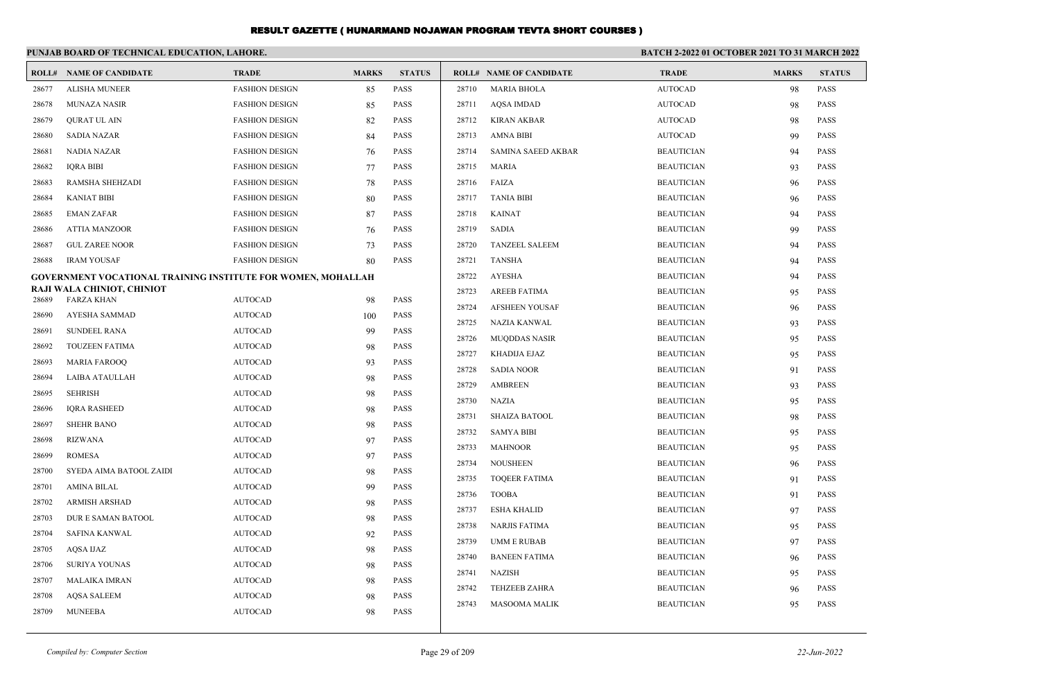# RESULT GAZETTE ( HUNARMAND NOJAWAN PROGRAM TEVTA SHORT COURSES )

**PUNJAB BOARD OF TECHNICAL EDUCATION, LAHORE.**

**BATCH 2-2022 01 OCTOBER 2021 TO 31 MARCH 2022**

| ROLL# | NAME OF CANDIDATE | TRADE | MARKS | STATUS |
|---|---|---|---|---|
| 28677 | ALISHA MUNEER | FASHION DESIGN | 85 | PASS |
| 28678 | MUNAZA NASIR | FASHION DESIGN | 85 | PASS |
| 28679 | QURAT UL AIN | FASHION DESIGN | 82 | PASS |
| 28680 | SADIA NAZAR | FASHION DESIGN | 84 | PASS |
| 28681 | NADIA NAZAR | FASHION DESIGN | 76 | PASS |
| 28682 | IQRA BIBI | FASHION DESIGN | 77 | PASS |
| 28683 | RAMSHA SHEHZADI | FASHION DESIGN | 78 | PASS |
| 28684 | KANIAT BIBI | FASHION DESIGN | 80 | PASS |
| 28685 | EMAN ZAFAR | FASHION DESIGN | 87 | PASS |
| 28686 | ATTIA MANZOOR | FASHION DESIGN | 76 | PASS |
| 28687 | GUL ZAREE NOOR | FASHION DESIGN | 73 | PASS |
| 28688 | IRAM YOUSAF | FASHION DESIGN | 80 | PASS |

**GOVERNMENT VOCATIONAL TRAINING INSTITUTE FOR WOMEN, MOHALLAH RAJI WALA CHINIOT, CHINIOT**

| ROLL# | NAME OF CANDIDATE | TRADE | MARKS | STATUS |
|---|---|---|---|---|
| 28689 | FARZA KHAN | AUTOCAD | 98 | PASS |
| 28690 | AYESHA SAMMAD | AUTOCAD | 100 | PASS |
| 28691 | SUNDEEL RANA | AUTOCAD | 99 | PASS |
| 28692 | TOUZEEN FATIMA | AUTOCAD | 98 | PASS |
| 28693 | MARIA FAROOQ | AUTOCAD | 93 | PASS |
| 28694 | LAIBA ATAULLAH | AUTOCAD | 98 | PASS |
| 28695 | SEHRISH | AUTOCAD | 98 | PASS |
| 28696 | IQRA RASHEED | AUTOCAD | 98 | PASS |
| 28697 | SHEHR BANO | AUTOCAD | 98 | PASS |
| 28698 | RIZWANA | AUTOCAD | 97 | PASS |
| 28699 | ROMESA | AUTOCAD | 97 | PASS |
| 28700 | SYEDA AIMA BATOOL ZAIDI | AUTOCAD | 98 | PASS |
| 28701 | AMINA BILAL | AUTOCAD | 99 | PASS |
| 28702 | ARMISH ARSHAD | AUTOCAD | 98 | PASS |
| 28703 | DUR E SAMAN BATOOL | AUTOCAD | 98 | PASS |
| 28704 | SAFINA KANWAL | AUTOCAD | 92 | PASS |
| 28705 | AQSA IJAZ | AUTOCAD | 98 | PASS |
| 28706 | SURIYA YOUNAS | AUTOCAD | 98 | PASS |
| 28707 | MALAIKA IMRAN | AUTOCAD | 98 | PASS |
| 28708 | AQSA SALEEM | AUTOCAD | 98 | PASS |
| 28709 | MUNEEBA | AUTOCAD | 98 | PASS |
| 28710 | MARIA BHOLA | AUTOCAD | 98 | PASS |
| 28711 | AQSA IMDAD | AUTOCAD | 98 | PASS |
| 28712 | KIRAN AKBAR | AUTOCAD | 98 | PASS |
| 28713 | AMNA BIBI | AUTOCAD | 99 | PASS |
| 28714 | SAMINA SAEED AKBAR | BEAUTICIAN | 94 | PASS |
| 28715 | MARIA | BEAUTICIAN | 93 | PASS |
| 28716 | FAIZA | BEAUTICIAN | 96 | PASS |
| 28717 | TANIA BIBI | BEAUTICIAN | 96 | PASS |
| 28718 | KAINAT | BEAUTICIAN | 94 | PASS |
| 28719 | SADIA | BEAUTICIAN | 99 | PASS |
| 28720 | TANZEEL SALEEM | BEAUTICIAN | 94 | PASS |
| 28721 | TANSHA | BEAUTICIAN | 94 | PASS |
| 28722 | AYESHA | BEAUTICIAN | 94 | PASS |
| 28723 | AREEB FATIMA | BEAUTICIAN | 95 | PASS |
| 28724 | AFSHEEN YOUSAF | BEAUTICIAN | 96 | PASS |
| 28725 | NAZIA KANWAL | BEAUTICIAN | 93 | PASS |
| 28726 | MUQDDAS NASIR | BEAUTICIAN | 95 | PASS |
| 28727 | KHADIJA EJAZ | BEAUTICIAN | 95 | PASS |
| 28728 | SADIA NOOR | BEAUTICIAN | 91 | PASS |
| 28729 | AMBREEN | BEAUTICIAN | 93 | PASS |
| 28730 | NAZIA | BEAUTICIAN | 95 | PASS |
| 28731 | SHAIZA BATOOL | BEAUTICIAN | 98 | PASS |
| 28732 | SAMYA BIBI | BEAUTICIAN | 95 | PASS |
| 28733 | MAHNOOR | BEAUTICIAN | 95 | PASS |
| 28734 | NOUSHEEN | BEAUTICIAN | 96 | PASS |
| 28735 | TOQEER FATIMA | BEAUTICIAN | 91 | PASS |
| 28736 | TOOBA | BEAUTICIAN | 91 | PASS |
| 28737 | ESHA KHALID | BEAUTICIAN | 97 | PASS |
| 28738 | NARJIS FATIMA | BEAUTICIAN | 95 | PASS |
| 28739 | UMM E RUBAB | BEAUTICIAN | 97 | PASS |
| 28740 | BANEEN FATIMA | BEAUTICIAN | 96 | PASS |
| 28741 | NAZISH | BEAUTICIAN | 95 | PASS |
| 28742 | TEHZEEB ZAHRA | BEAUTICIAN | 96 | PASS |
| 28743 | MASOOMA MALIK | BEAUTICIAN | 95 | PASS |

*Compiled by: Computer Section* | *22-Jun-2022*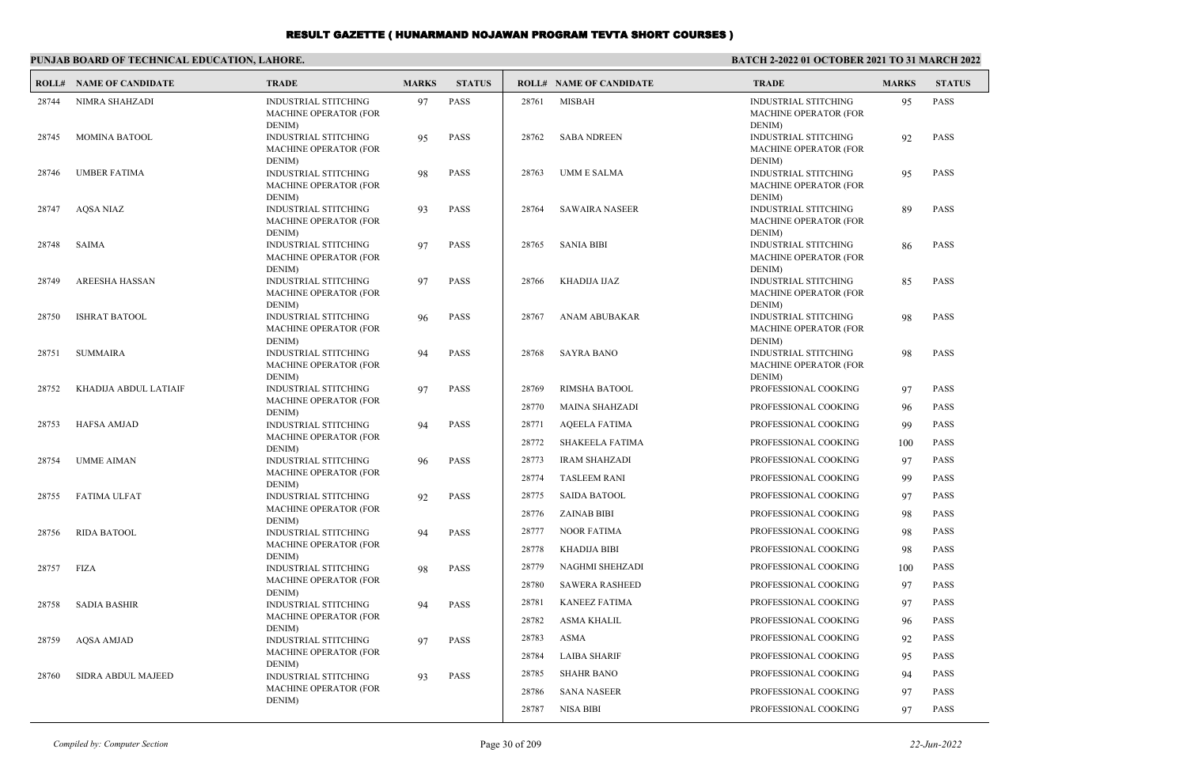# RESULT GAZETTE ( HUNARMAND NOJAWAN PROGRAM TEVTA SHORT COURSES )

**PUNJAB BOARD OF TECHNICAL EDUCATION, LAHORE.**

**BATCH 2-2022 01 OCTOBER 2021 TO 31 MARCH 2022**

| ROLL# | NAME OF CANDIDATE | TRADE | MARKS | STATUS |
|---|---|---|---|---|
| 28744 | NIMRA SHAHZADI | INDUSTRIAL STITCHING MACHINE OPERATOR (FOR DENIM) | 97 | PASS |
| 28745 | MOMINA BATOOL | INDUSTRIAL STITCHING MACHINE OPERATOR (FOR DENIM) | 95 | PASS |
| 28746 | UMBER FATIMA | INDUSTRIAL STITCHING MACHINE OPERATOR (FOR DENIM) | 98 | PASS |
| 28747 | AQSA NIAZ | INDUSTRIAL STITCHING MACHINE OPERATOR (FOR DENIM) | 93 | PASS |
| 28748 | SAIMA | INDUSTRIAL STITCHING MACHINE OPERATOR (FOR DENIM) | 97 | PASS |
| 28749 | AREESHA HASSAN | INDUSTRIAL STITCHING MACHINE OPERATOR (FOR DENIM) | 97 | PASS |
| 28750 | ISHRAT BATOOL | INDUSTRIAL STITCHING MACHINE OPERATOR (FOR DENIM) | 96 | PASS |
| 28751 | SUMMAIRA | INDUSTRIAL STITCHING MACHINE OPERATOR (FOR DENIM) | 94 | PASS |
| 28752 | KHADIJA ABDUL LATIAIF | INDUSTRIAL STITCHING MACHINE OPERATOR (FOR DENIM) | 97 | PASS |
| 28753 | HAFSA AMJAD | INDUSTRIAL STITCHING MACHINE OPERATOR (FOR DENIM) | 94 | PASS |
| 28754 | UMME AIMAN | INDUSTRIAL STITCHING MACHINE OPERATOR (FOR DENIM) | 96 | PASS |
| 28755 | FATIMA ULFAT | INDUSTRIAL STITCHING MACHINE OPERATOR (FOR DENIM) | 92 | PASS |
| 28756 | RIDA BATOOL | INDUSTRIAL STITCHING MACHINE OPERATOR (FOR DENIM) | 94 | PASS |
| 28757 | FIZA | INDUSTRIAL STITCHING MACHINE OPERATOR (FOR DENIM) | 98 | PASS |
| 28758 | SADIA BASHIR | INDUSTRIAL STITCHING MACHINE OPERATOR (FOR DENIM) | 94 | PASS |
| 28759 | AQSA AMJAD | INDUSTRIAL STITCHING MACHINE OPERATOR (FOR DENIM) | 97 | PASS |
| 28760 | SIDRA ABDUL MAJEED | INDUSTRIAL STITCHING MACHINE OPERATOR (FOR DENIM) | 93 | PASS |
| 28761 | MISBAH | INDUSTRIAL STITCHING MACHINE OPERATOR (FOR DENIM) | 95 | PASS |
| 28762 | SABA NDREEN | INDUSTRIAL STITCHING MACHINE OPERATOR (FOR DENIM) | 92 | PASS |
| 28763 | UMM E SALMA | INDUSTRIAL STITCHING MACHINE OPERATOR (FOR DENIM) | 95 | PASS |
| 28764 | SAWAIRA NASEER | INDUSTRIAL STITCHING MACHINE OPERATOR (FOR DENIM) | 89 | PASS |
| 28765 | SANIA BIBI | INDUSTRIAL STITCHING MACHINE OPERATOR (FOR DENIM) | 86 | PASS |
| 28766 | KHADIJA IJAZ | INDUSTRIAL STITCHING MACHINE OPERATOR (FOR DENIM) | 85 | PASS |
| 28767 | ANAM ABUBAKAR | INDUSTRIAL STITCHING MACHINE OPERATOR (FOR DENIM) | 98 | PASS |
| 28768 | SAYRA BANO | INDUSTRIAL STITCHING MACHINE OPERATOR (FOR DENIM) | 98 | PASS |
| 28769 | RIMSHA BATOOL | PROFESSIONAL COOKING | 97 | PASS |
| 28770 | MAINA SHAHZADI | PROFESSIONAL COOKING | 96 | PASS |
| 28771 | AQEELA FATIMA | PROFESSIONAL COOKING | 99 | PASS |
| 28772 | SHAKEELA FATIMA | PROFESSIONAL COOKING | 100 | PASS |
| 28773 | IRAM SHAHZADI | PROFESSIONAL COOKING | 97 | PASS |
| 28774 | TASLEEM RANI | PROFESSIONAL COOKING | 99 | PASS |
| 28775 | SAIDA BATOOL | PROFESSIONAL COOKING | 97 | PASS |
| 28776 | ZAINAB BIBI | PROFESSIONAL COOKING | 98 | PASS |
| 28777 | NOOR FATIMA | PROFESSIONAL COOKING | 98 | PASS |
| 28778 | KHADIJA BIBI | PROFESSIONAL COOKING | 98 | PASS |
| 28779 | NAGHMI SHEHZADI | PROFESSIONAL COOKING | 100 | PASS |
| 28780 | SAWERA RASHEED | PROFESSIONAL COOKING | 97 | PASS |
| 28781 | KANEEZ FATIMA | PROFESSIONAL COOKING | 97 | PASS |
| 28782 | ASMA KHALIL | PROFESSIONAL COOKING | 96 | PASS |
| 28783 | ASMA | PROFESSIONAL COOKING | 92 | PASS |
| 28784 | LAIBA SHARIF | PROFESSIONAL COOKING | 95 | PASS |
| 28785 | SHAHR BANO | PROFESSIONAL COOKING | 94 | PASS |
| 28786 | SANA NASEER | PROFESSIONAL COOKING | 97 | PASS |
| 28787 | NISA BIBI | PROFESSIONAL COOKING | 97 | PASS |

*Compiled by: Computer Section* | *22-Jun-2022*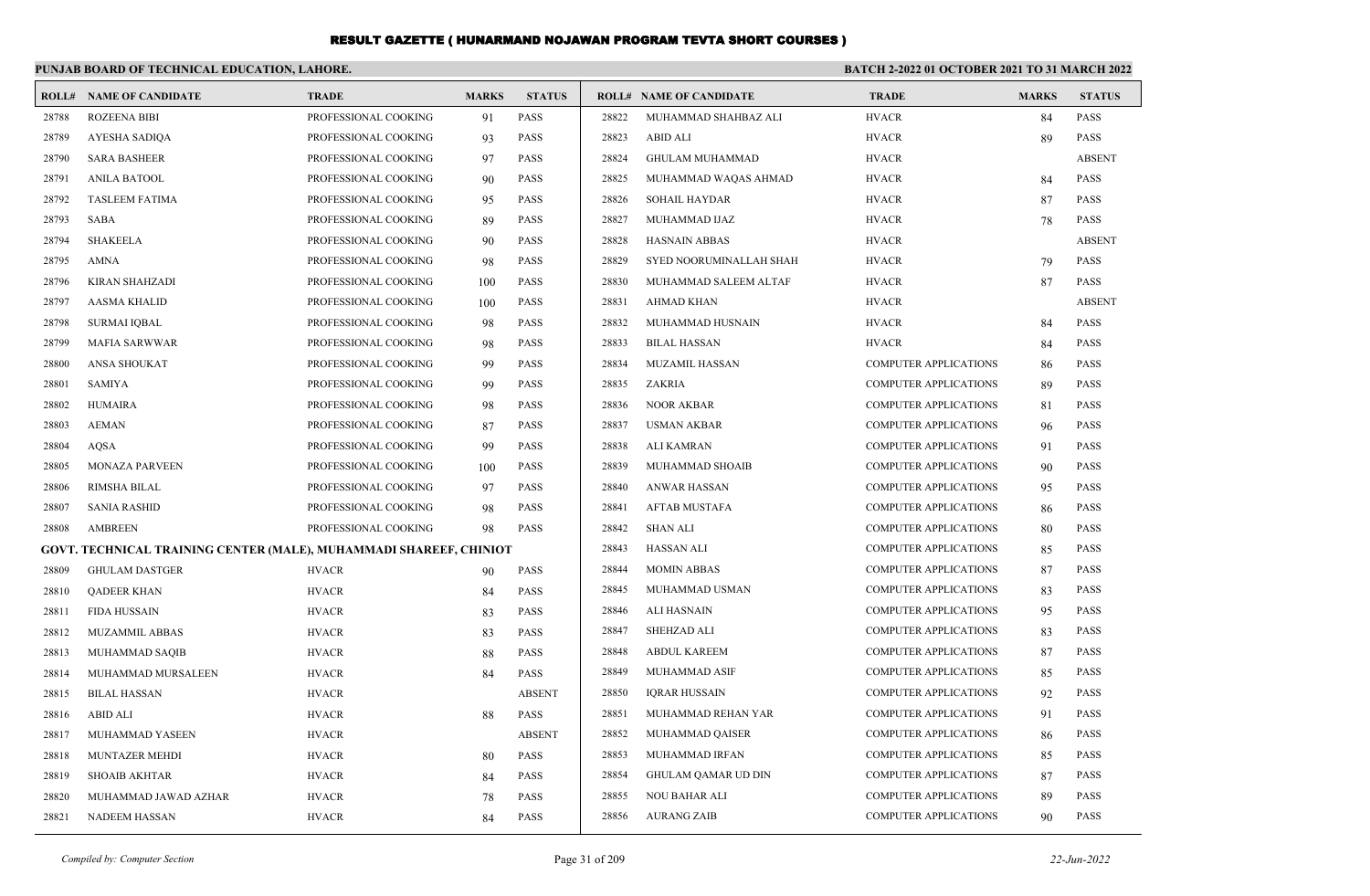# RESULT GAZETTE ( HUNARMAND NOJAWAN PROGRAM TEVTA SHORT COURSES )

**PUNJAB BOARD OF TECHNICAL EDUCATION, LAHORE.**

**BATCH 2-2022 01 OCTOBER 2021 TO 31 MARCH 2022**

| ROLL# | NAME OF CANDIDATE | TRADE | MARKS | STATUS |
|---|---|---|---|---|
| 28788 | ROZEENA BIBI | PROFESSIONAL COOKING | 91 | PASS |
| 28789 | AYESHA SADIQA | PROFESSIONAL COOKING | 93 | PASS |
| 28790 | SARA BASHEER | PROFESSIONAL COOKING | 97 | PASS |
| 28791 | ANILA BATOOL | PROFESSIONAL COOKING | 90 | PASS |
| 28792 | TASLEEM FATIMA | PROFESSIONAL COOKING | 95 | PASS |
| 28793 | SABA | PROFESSIONAL COOKING | 89 | PASS |
| 28794 | SHAKEELA | PROFESSIONAL COOKING | 90 | PASS |
| 28795 | AMNA | PROFESSIONAL COOKING | 98 | PASS |
| 28796 | KIRAN SHAHZADI | PROFESSIONAL COOKING | 100 | PASS |
| 28797 | AASMA KHALID | PROFESSIONAL COOKING | 100 | PASS |
| 28798 | SURMAI IQBAL | PROFESSIONAL COOKING | 98 | PASS |
| 28799 | MAFIA SARWWAR | PROFESSIONAL COOKING | 98 | PASS |
| 28800 | ANSA SHOUKAT | PROFESSIONAL COOKING | 99 | PASS |
| 28801 | SAMIYA | PROFESSIONAL COOKING | 99 | PASS |
| 28802 | HUMAIRA | PROFESSIONAL COOKING | 98 | PASS |
| 28803 | AEMAN | PROFESSIONAL COOKING | 87 | PASS |
| 28804 | AQSA | PROFESSIONAL COOKING | 99 | PASS |
| 28805 | MONAZA PARVEEN | PROFESSIONAL COOKING | 100 | PASS |
| 28806 | RIMSHA BILAL | PROFESSIONAL COOKING | 97 | PASS |
| 28807 | SANIA RASHID | PROFESSIONAL COOKING | 98 | PASS |
| 28808 | AMBREEN | PROFESSIONAL COOKING | 98 | PASS |
| **GOVT. TECHNICAL TRAINING CENTER (MALE), MUHAMMADI SHAREEF, CHINIOT** | | | | |
| 28809 | GHULAM DASTGER | HVACR | 90 | PASS |
| 28810 | QADEER KHAN | HVACR | 84 | PASS |
| 28811 | FIDA HUSSAIN | HVACR | 83 | PASS |
| 28812 | MUZAMMIL ABBAS | HVACR | 83 | PASS |
| 28813 | MUHAMMAD SAQIB | HVACR | 88 | PASS |
| 28814 | MUHAMMAD MURSALEEN | HVACR | 84 | PASS |
| 28815 | BILAL HASSAN | HVACR | | ABSENT |
| 28816 | ABID ALI | HVACR | 88 | PASS |
| 28817 | MUHAMMAD YASEEN | HVACR | | ABSENT |
| 28818 | MUNTAZER MEHDI | HVACR | 80 | PASS |
| 28819 | SHOAIB AKHTAR | HVACR | 84 | PASS |
| 28820 | MUHAMMAD JAWAD AZHAR | HVACR | 78 | PASS |
| 28821 | NADEEM HASSAN | HVACR | 84 | PASS |
| 28822 | MUHAMMAD SHAHBAZ ALI | HVACR | 84 | PASS |
| 28823 | ABID ALI | HVACR | 89 | PASS |
| 28824 | GHULAM MUHAMMAD | HVACR | | ABSENT |
| 28825 | MUHAMMAD WAQAS AHMAD | HVACR | 84 | PASS |
| 28826 | SOHAIL HAYDAR | HVACR | 87 | PASS |
| 28827 | MUHAMMAD IJAZ | HVACR | 78 | PASS |
| 28828 | HASNAIN ABBAS | HVACR | | ABSENT |
| 28829 | SYED NOORUMINALLAH SHAH | HVACR | 79 | PASS |
| 28830 | MUHAMMAD SALEEM ALTAF | HVACR | 87 | PASS |
| 28831 | AHMAD KHAN | HVACR | | ABSENT |
| 28832 | MUHAMMAD HUSNAIN | HVACR | 84 | PASS |
| 28833 | BILAL HASSAN | HVACR | 84 | PASS |
| 28834 | MUZAMIL HASSAN | COMPUTER APPLICATIONS | 86 | PASS |
| 28835 | ZAKRIA | COMPUTER APPLICATIONS | 89 | PASS |
| 28836 | NOOR AKBAR | COMPUTER APPLICATIONS | 81 | PASS |
| 28837 | USMAN AKBAR | COMPUTER APPLICATIONS | 96 | PASS |
| 28838 | ALI KAMRAN | COMPUTER APPLICATIONS | 91 | PASS |
| 28839 | MUHAMMAD SHOAIB | COMPUTER APPLICATIONS | 90 | PASS |
| 28840 | ANWAR HASSAN | COMPUTER APPLICATIONS | 95 | PASS |
| 28841 | AFTAB MUSTAFA | COMPUTER APPLICATIONS | 86 | PASS |
| 28842 | SHAN ALI | COMPUTER APPLICATIONS | 80 | PASS |
| 28843 | HASSAN ALI | COMPUTER APPLICATIONS | 85 | PASS |
| 28844 | MOMIN ABBAS | COMPUTER APPLICATIONS | 87 | PASS |
| 28845 | MUHAMMAD USMAN | COMPUTER APPLICATIONS | 83 | PASS |
| 28846 | ALI HASNAIN | COMPUTER APPLICATIONS | 95 | PASS |
| 28847 | SHEHZAD ALI | COMPUTER APPLICATIONS | 83 | PASS |
| 28848 | ABDUL KAREEM | COMPUTER APPLICATIONS | 87 | PASS |
| 28849 | MUHAMMAD ASIF | COMPUTER APPLICATIONS | 85 | PASS |
| 28850 | IQRAR HUSSAIN | COMPUTER APPLICATIONS | 92 | PASS |
| 28851 | MUHAMMAD REHAN YAR | COMPUTER APPLICATIONS | 91 | PASS |
| 28852 | MUHAMMAD QAISER | COMPUTER APPLICATIONS | 86 | PASS |
| 28853 | MUHAMMAD IRFAN | COMPUTER APPLICATIONS | 85 | PASS |
| 28854 | GHULAM QAMAR UD DIN | COMPUTER APPLICATIONS | 87 | PASS |
| 28855 | NOU BAHAR ALI | COMPUTER APPLICATIONS | 89 | PASS |
| 28856 | AURANG ZAIB | COMPUTER APPLICATIONS | 90 | PASS |

*Compiled by: Computer Section*

*22-Jun-2022*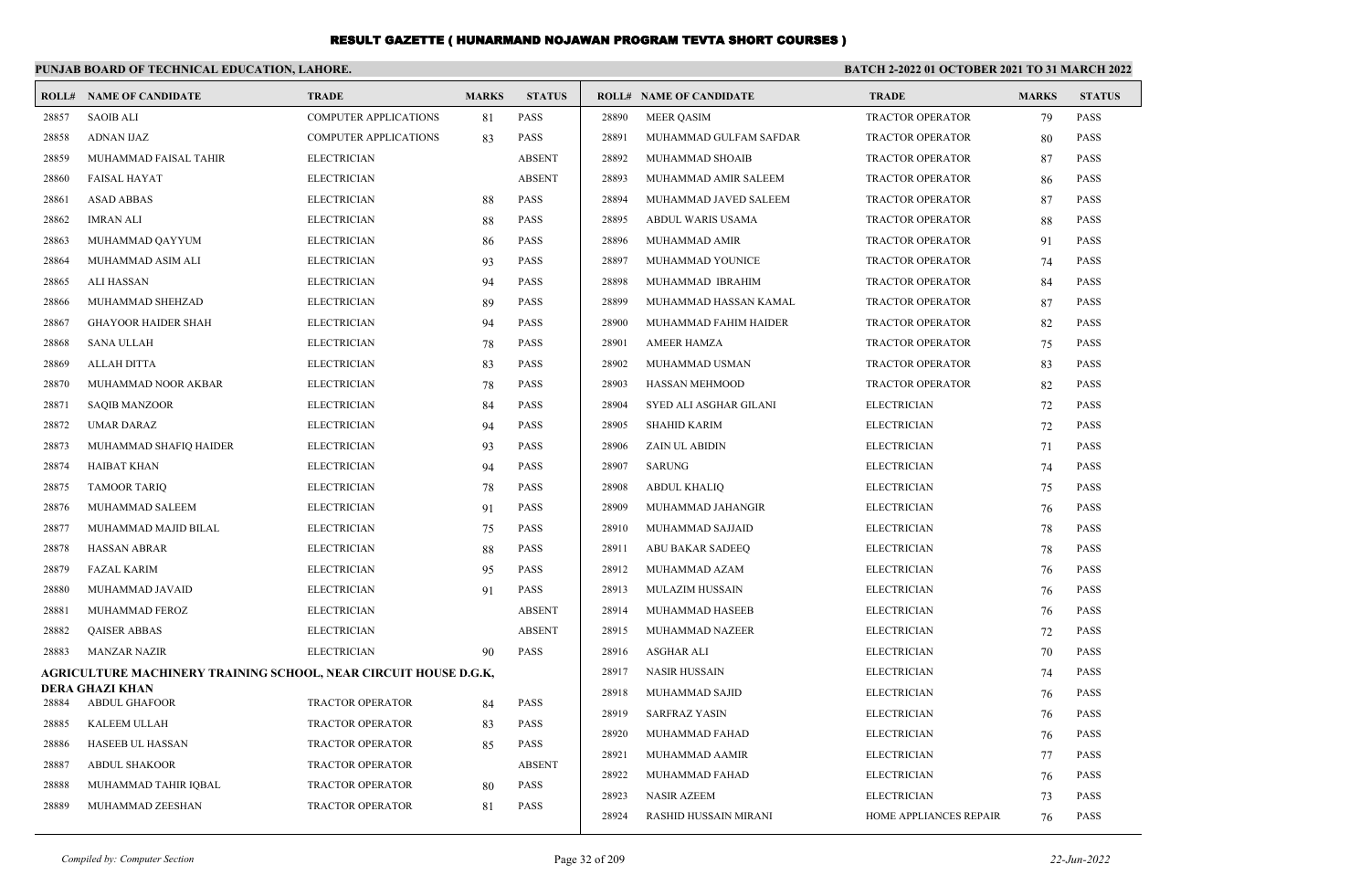# RESULT GAZETTE ( HUNARMAND NOJAWAN PROGRAM TEVTA SHORT COURSES )

**PUNJAB BOARD OF TECHNICAL EDUCATION, LAHORE.**

**BATCH 2-2022 01 OCTOBER 2021 TO 31 MARCH 2022**

| ROLL# | NAME OF CANDIDATE | TRADE | MARKS | STATUS |
|---|---|---|---|---|
| 28857 | SAOIB ALI | COMPUTER APPLICATIONS | 81 | PASS |
| 28858 | ADNAN IJAZ | COMPUTER APPLICATIONS | 83 | PASS |
| 28859 | MUHAMMAD FAISAL TAHIR | ELECTRICIAN | | ABSENT |
| 28860 | FAISAL HAYAT | ELECTRICIAN | | ABSENT |
| 28861 | ASAD ABBAS | ELECTRICIAN | 88 | PASS |
| 28862 | IMRAN ALI | ELECTRICIAN | 88 | PASS |
| 28863 | MUHAMMAD QAYYUM | ELECTRICIAN | 86 | PASS |
| 28864 | MUHAMMAD ASIM ALI | ELECTRICIAN | 93 | PASS |
| 28865 | ALI HASSAN | ELECTRICIAN | 94 | PASS |
| 28866 | MUHAMMAD SHEHZAD | ELECTRICIAN | 89 | PASS |
| 28867 | GHAYOOR HAIDER SHAH | ELECTRICIAN | 94 | PASS |
| 28868 | SANA ULLAH | ELECTRICIAN | 78 | PASS |
| 28869 | ALLAH DITTA | ELECTRICIAN | 83 | PASS |
| 28870 | MUHAMMAD NOOR AKBAR | ELECTRICIAN | 78 | PASS |
| 28871 | SAQIB MANZOOR | ELECTRICIAN | 84 | PASS |
| 28872 | UMAR DARAZ | ELECTRICIAN | 94 | PASS |
| 28873 | MUHAMMAD SHAFIQ HAIDER | ELECTRICIAN | 93 | PASS |
| 28874 | HAIBAT KHAN | ELECTRICIAN | 94 | PASS |
| 28875 | TAMOOR TARIQ | ELECTRICIAN | 78 | PASS |
| 28876 | MUHAMMAD SALEEM | ELECTRICIAN | 91 | PASS |
| 28877 | MUHAMMAD MAJID BILAL | ELECTRICIAN | 75 | PASS |
| 28878 | HASSAN ABRAR | ELECTRICIAN | 88 | PASS |
| 28879 | FAZAL KARIM | ELECTRICIAN | 95 | PASS |
| 28880 | MUHAMMAD JAVAID | ELECTRICIAN | 91 | PASS |
| 28881 | MUHAMMAD FEROZ | ELECTRICIAN | | ABSENT |
| 28882 | QAISER ABBAS | ELECTRICIAN | | ABSENT |
| 28883 | MANZAR NAZIR | ELECTRICIAN | 90 | PASS |

**AGRICULTURE MACHINERY TRAINING SCHOOL, NEAR CIRCUIT HOUSE D.G.K, DERA GHAZI KHAN**

| ROLL# | NAME OF CANDIDATE | TRADE | MARKS | STATUS |
|---|---|---|---|---|
| 28884 | ABDUL GHAFOOR | TRACTOR OPERATOR | 84 | PASS |
| 28885 | KALEEM ULLAH | TRACTOR OPERATOR | 83 | PASS |
| 28886 | HASEEB UL HASSAN | TRACTOR OPERATOR | 85 | PASS |
| 28887 | ABDUL SHAKOOR | TRACTOR OPERATOR | | ABSENT |
| 28888 | MUHAMMAD TAHIR IQBAL | TRACTOR OPERATOR | 80 | PASS |
| 28889 | MUHAMMAD ZEESHAN | TRACTOR OPERATOR | 81 | PASS |
| 28890 | MEER QASIM | TRACTOR OPERATOR | 79 | PASS |
| 28891 | MUHAMMAD GULFAM SAFDAR | TRACTOR OPERATOR | 80 | PASS |
| 28892 | MUHAMMAD SHOAIB | TRACTOR OPERATOR | 87 | PASS |
| 28893 | MUHAMMAD AMIR SALEEM | TRACTOR OPERATOR | 86 | PASS |
| 28894 | MUHAMMAD JAVED SALEEM | TRACTOR OPERATOR | 87 | PASS |
| 28895 | ABDUL WARIS USAMA | TRACTOR OPERATOR | 88 | PASS |
| 28896 | MUHAMMAD AMIR | TRACTOR OPERATOR | 91 | PASS |
| 28897 | MUHAMMAD YOUNICE | TRACTOR OPERATOR | 74 | PASS |
| 28898 | MUHAMMAD IBRAHIM | TRACTOR OPERATOR | 84 | PASS |
| 28899 | MUHAMMAD HASSAN KAMAL | TRACTOR OPERATOR | 87 | PASS |
| 28900 | MUHAMMAD FAHIM HAIDER | TRACTOR OPERATOR | 82 | PASS |
| 28901 | AMEER HAMZA | TRACTOR OPERATOR | 75 | PASS |
| 28902 | MUHAMMAD USMAN | TRACTOR OPERATOR | 83 | PASS |
| 28903 | HASSAN MEHMOOD | TRACTOR OPERATOR | 82 | PASS |
| 28904 | SYED ALI ASGHAR GILANI | ELECTRICIAN | 72 | PASS |
| 28905 | SHAHID KARIM | ELECTRICIAN | 72 | PASS |
| 28906 | ZAIN UL ABIDIN | ELECTRICIAN | 71 | PASS |
| 28907 | SARUNG | ELECTRICIAN | 74 | PASS |
| 28908 | ABDUL KHALIQ | ELECTRICIAN | 75 | PASS |
| 28909 | MUHAMMAD JAHANGIR | ELECTRICIAN | 76 | PASS |
| 28910 | MUHAMMAD SAJJAID | ELECTRICIAN | 78 | PASS |
| 28911 | ABU BAKAR SADEEQ | ELECTRICIAN | 78 | PASS |
| 28912 | MUHAMMAD AZAM | ELECTRICIAN | 76 | PASS |
| 28913 | MULAZIM HUSSAIN | ELECTRICIAN | 76 | PASS |
| 28914 | MUHAMMAD HASEEB | ELECTRICIAN | 76 | PASS |
| 28915 | MUHAMMAD NAZEER | ELECTRICIAN | 72 | PASS |
| 28916 | ASGHAR ALI | ELECTRICIAN | 70 | PASS |
| 28917 | NASIR HUSSAIN | ELECTRICIAN | 74 | PASS |
| 28918 | MUHAMMAD SAJID | ELECTRICIAN | 76 | PASS |
| 28919 | SARFRAZ YASIN | ELECTRICIAN | 76 | PASS |
| 28920 | MUHAMMAD FAHAD | ELECTRICIAN | 76 | PASS |
| 28921 | MUHAMMAD AAMIR | ELECTRICIAN | 77 | PASS |
| 28922 | MUHAMMAD FAHAD | ELECTRICIAN | 76 | PASS |
| 28923 | NASIR AZEEM | ELECTRICIAN | 73 | PASS |
| 28924 | RASHID HUSSAIN MIRANI | HOME APPLIANCES REPAIR | 76 | PASS |

*Compiled by: Computer Section* — *22-Jun-2022*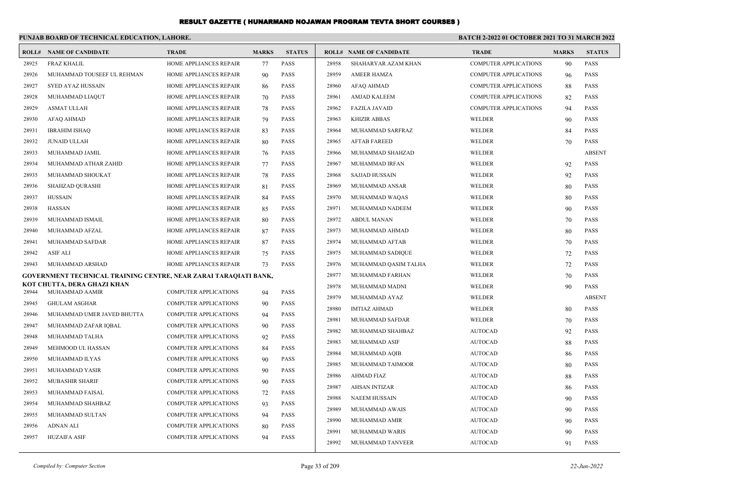# RESULT GAZETTE ( HUNARMAND NOJAWAN PROGRAM TEVTA SHORT COURSES )

## PUNJAB BOARD OF TECHNICAL EDUCATION, LAHORE.

**BATCH 2-2022 01 OCTOBER 2021 TO 31 MARCH 2022**

| ROLL# | NAME OF CANDIDATE | TRADE | MARKS | STATUS |
|---|---|---|---|---|
| 28925 | FRAZ KHALIL | HOME APPLIANCES REPAIR | 77 | PASS |
| 28926 | MUHAMMAD TOUSEEF UL REHMAN | HOME APPLIANCES REPAIR | 90 | PASS |
| 28927 | SYED AYAZ HUSSAIN | HOME APPLIANCES REPAIR | 86 | PASS |
| 28928 | MUHAMMAD LIAQUT | HOME APPLIANCES REPAIR | 70 | PASS |
| 28929 | ASMAT ULLAH | HOME APPLIANCES REPAIR | 78 | PASS |
| 28930 | AFAQ AHMAD | HOME APPLIANCES REPAIR | 79 | PASS |
| 28931 | IBRAHIM ISHAQ | HOME APPLIANCES REPAIR | 83 | PASS |
| 28932 | JUNAID ULLAH | HOME APPLIANCES REPAIR | 80 | PASS |
| 28933 | MUHAMMAD JAMIL | HOME APPLIANCES REPAIR | 76 | PASS |
| 28934 | MUHAMMAD ATHAR ZAHID | HOME APPLIANCES REPAIR | 77 | PASS |
| 28935 | MUHAMMAD SHOUKAT | HOME APPLIANCES REPAIR | 78 | PASS |
| 28936 | SHAHZAD QURASHI | HOME APPLIANCES REPAIR | 81 | PASS |
| 28937 | HUSSAIN | HOME APPLIANCES REPAIR | 84 | PASS |
| 28938 | HASSAN | HOME APPLIANCES REPAIR | 85 | PASS |
| 28939 | MUHAMMAD ISMAIL | HOME APPLIANCES REPAIR | 80 | PASS |
| 28940 | MUHAMMAD AFZAL | HOME APPLIANCES REPAIR | 87 | PASS |
| 28941 | MUHAMMAD SAFDAR | HOME APPLIANCES REPAIR | 87 | PASS |
| 28942 | ASIF ALI | HOME APPLIANCES REPAIR | 75 | PASS |
| 28943 | MUHAMMAD ARSHAD | HOME APPLIANCES REPAIR | 73 | PASS |

**GOVERNMENT TECHNICAL TRAINING CENTRE, NEAR ZARAI TARAQIATI BANK, KOT CHUTTA, DERA GHAZI KHAN**

| ROLL# | NAME OF CANDIDATE | TRADE | MARKS | STATUS |
|---|---|---|---|---|
| 28944 | MUHAMMAD AAMIR | COMPUTER APPLICATIONS | 94 | PASS |
| 28945 | GHULAM ASGHAR | COMPUTER APPLICATIONS | 90 | PASS |
| 28946 | MUHAMMAD UMER JAVED BHUTTA | COMPUTER APPLICATIONS | 94 | PASS |
| 28947 | MUHAMMAD ZAFAR IQBAL | COMPUTER APPLICATIONS | 90 | PASS |
| 28948 | MUHAMMAD TALHA | COMPUTER APPLICATIONS | 92 | PASS |
| 28949 | MEHMOOD UL HASSAN | COMPUTER APPLICATIONS | 84 | PASS |
| 28950 | MUHAMMAD ILYAS | COMPUTER APPLICATIONS | 90 | PASS |
| 28951 | MUHAMMAD YASIR | COMPUTER APPLICATIONS | 90 | PASS |
| 28952 | MUBASHIR SHARIF | COMPUTER APPLICATIONS | 90 | PASS |
| 28953 | MUHAMMAD FAISAL | COMPUTER APPLICATIONS | 72 | PASS |
| 28954 | MUHAMMAD SHAHBAZ | COMPUTER APPLICATIONS | 93 | PASS |
| 28955 | MUHAMMAD SULTAN | COMPUTER APPLICATIONS | 94 | PASS |
| 28956 | ADNAN ALI | COMPUTER APPLICATIONS | 80 | PASS |
| 28957 | HUZAIFA ASIF | COMPUTER APPLICATIONS | 94 | PASS |
| 28958 | SHAHARYAR AZAM KHAN | COMPUTER APPLICATIONS | 90 | PASS |
| 28959 | AMEER HAMZA | COMPUTER APPLICATIONS | 96 | PASS |
| 28960 | AFAQ AHMAD | COMPUTER APPLICATIONS | 88 | PASS |
| 28961 | AMJAD KALEEM | COMPUTER APPLICATIONS | 82 | PASS |
| 28962 | FAZILA JAVAID | COMPUTER APPLICATIONS | 94 | PASS |
| 28963 | KHIZIR ABBAS | WELDER | 90 | PASS |
| 28964 | MUHAMMAD SARFRAZ | WELDER | 84 | PASS |
| 28965 | AFTAB FAREED | WELDER | 70 | PASS |
| 28966 | MUHAMMAD SHAHZAD | WELDER | | ABSENT |
| 28967 | MUHAMMAD IRFAN | WELDER | 92 | PASS |
| 28968 | SAJJAD HUSSAIN | WELDER | 92 | PASS |
| 28969 | MUHAMMAD ANSAR | WELDER | 80 | PASS |
| 28970 | MUHAMMAD WAQAS | WELDER | 80 | PASS |
| 28971 | MUHAMMAD NADEEM | WELDER | 90 | PASS |
| 28972 | ABDUL MANAN | WELDER | 70 | PASS |
| 28973 | MUHAMMAD AHMAD | WELDER | 80 | PASS |
| 28974 | MUHAMMAD AFTAB | WELDER | 70 | PASS |
| 28975 | MUHAMMAD SADIQUE | WELDER | 72 | PASS |
| 28976 | MUHAMMAD QASIM TALHA | WELDER | 72 | PASS |
| 28977 | MUHAMMAD FARHAN | WELDER | 70 | PASS |
| 28978 | MUHAMMAD MADNI | WELDER | 90 | PASS |
| 28979 | MUHAMMAD AYAZ | WELDER | | ABSENT |
| 28980 | IMTIAZ AHMAD | WELDER | 80 | PASS |
| 28981 | MUHAMMAD SAFDAR | WELDER | 70 | PASS |
| 28982 | MUHAMMAD SHAHBAZ | AUTOCAD | 92 | PASS |
| 28983 | MUHAMMAD ASIF | AUTOCAD | 88 | PASS |
| 28984 | MUHAMMAD AQIB | AUTOCAD | 86 | PASS |
| 28985 | MUHAMMAD TAIMOOR | AUTOCAD | 80 | PASS |
| 28986 | AHMAD FIAZ | AUTOCAD | 88 | PASS |
| 28987 | AHSAN INTIZAR | AUTOCAD | 86 | PASS |
| 28988 | NAEEM HUSSAIN | AUTOCAD | 90 | PASS |
| 28989 | MUHAMMAD AWAIS | AUTOCAD | 90 | PASS |
| 28990 | MUHAMMAD AMIR | AUTOCAD | 90 | PASS |
| 28991 | MUHAMMAD WARIS | AUTOCAD | 90 | PASS |
| 28992 | MUHAMMAD TANVEER | AUTOCAD | 91 | PASS |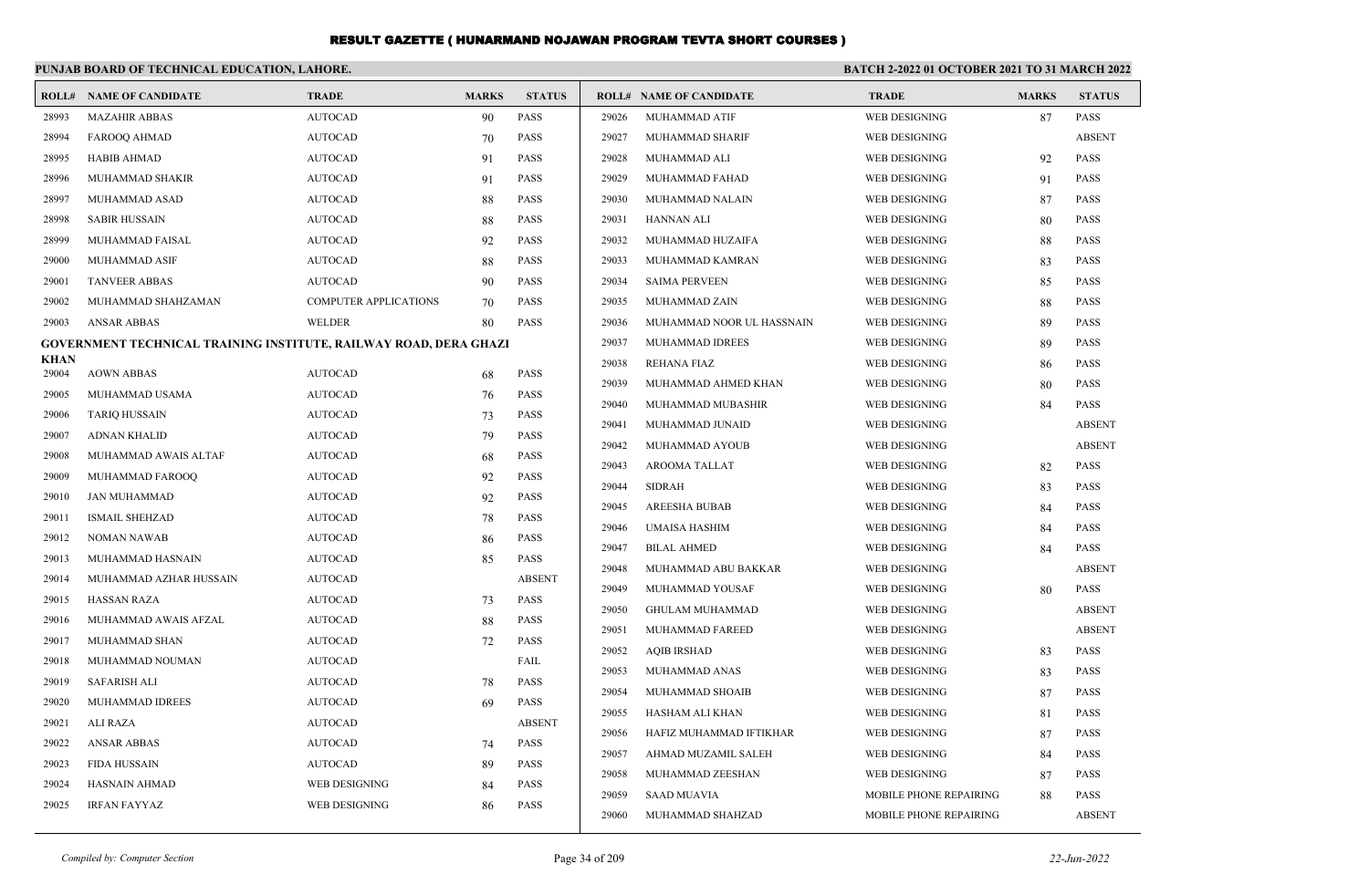# RESULT GAZETTE ( HUNARMAND NOJAWAN PROGRAM TEVTA SHORT COURSES )

**PUNJAB BOARD OF TECHNICAL EDUCATION, LAHORE.**

**BATCH 2-2022 01 OCTOBER 2021 TO 31 MARCH 2022**

| ROLL# | NAME OF CANDIDATE | TRADE | MARKS | STATUS |
|---|---|---|---|---|
| 28993 | MAZAHIR ABBAS | AUTOCAD | 90 | PASS |
| 28994 | FAROOQ AHMAD | AUTOCAD | 70 | PASS |
| 28995 | HABIB AHMAD | AUTOCAD | 91 | PASS |
| 28996 | MUHAMMAD SHAKIR | AUTOCAD | 91 | PASS |
| 28997 | MUHAMMAD ASAD | AUTOCAD | 88 | PASS |
| 28998 | SABIR HUSSAIN | AUTOCAD | 88 | PASS |
| 28999 | MUHAMMAD FAISAL | AUTOCAD | 92 | PASS |
| 29000 | MUHAMMAD ASIF | AUTOCAD | 88 | PASS |
| 29001 | TANVEER ABBAS | AUTOCAD | 90 | PASS |
| 29002 | MUHAMMAD SHAHZAMAN | COMPUTER APPLICATIONS | 70 | PASS |
| 29003 | ANSAR ABBAS | WELDER | 80 | PASS |

**GOVERNMENT TECHNICAL TRAINING INSTITUTE, RAILWAY ROAD, DERA GHAZI KHAN**

| ROLL# | NAME OF CANDIDATE | TRADE | MARKS | STATUS |
|---|---|---|---|---|
| 29004 | AOWN ABBAS | AUTOCAD | 68 | PASS |
| 29005 | MUHAMMAD USAMA | AUTOCAD | 76 | PASS |
| 29006 | TARIQ HUSSAIN | AUTOCAD | 73 | PASS |
| 29007 | ADNAN KHALID | AUTOCAD | 79 | PASS |
| 29008 | MUHAMMAD AWAIS ALTAF | AUTOCAD | 68 | PASS |
| 29009 | MUHAMMAD FAROOQ | AUTOCAD | 92 | PASS |
| 29010 | JAN MUHAMMAD | AUTOCAD | 92 | PASS |
| 29011 | ISMAIL SHEHZAD | AUTOCAD | 78 | PASS |
| 29012 | NOMAN NAWAB | AUTOCAD | 86 | PASS |
| 29013 | MUHAMMAD HASNAIN | AUTOCAD | 85 | PASS |
| 29014 | MUHAMMAD AZHAR HUSSAIN | AUTOCAD | | ABSENT |
| 29015 | HASSAN RAZA | AUTOCAD | 73 | PASS |
| 29016 | MUHAMMAD AWAIS AFZAL | AUTOCAD | 88 | PASS |
| 29017 | MUHAMMAD SHAN | AUTOCAD | 72 | PASS |
| 29018 | MUHAMMAD NOUMAN | AUTOCAD | | FAIL |
| 29019 | SAFARISH ALI | AUTOCAD | 78 | PASS |
| 29020 | MUHAMMAD IDREES | AUTOCAD | 69 | PASS |
| 29021 | ALI RAZA | AUTOCAD | | ABSENT |
| 29022 | ANSAR ABBAS | AUTOCAD | 74 | PASS |
| 29023 | FIDA HUSSAIN | AUTOCAD | 89 | PASS |
| 29024 | HASNAIN AHMAD | WEB DESIGNING | 84 | PASS |
| 29025 | IRFAN FAYYAZ | WEB DESIGNING | 86 | PASS |
| 29026 | MUHAMMAD ATIF | WEB DESIGNING | 87 | PASS |
| 29027 | MUHAMMAD SHARIF | WEB DESIGNING | | ABSENT |
| 29028 | MUHAMMAD ALI | WEB DESIGNING | 92 | PASS |
| 29029 | MUHAMMAD FAHAD | WEB DESIGNING | 91 | PASS |
| 29030 | MUHAMMAD NALAIN | WEB DESIGNING | 87 | PASS |
| 29031 | HANNAN ALI | WEB DESIGNING | 80 | PASS |
| 29032 | MUHAMMAD HUZAIFA | WEB DESIGNING | 88 | PASS |
| 29033 | MUHAMMAD KAMRAN | WEB DESIGNING | 83 | PASS |
| 29034 | SAIMA PERVEEN | WEB DESIGNING | 85 | PASS |
| 29035 | MUHAMMAD ZAIN | WEB DESIGNING | 88 | PASS |
| 29036 | MUHAMMAD NOOR UL HASSNAIN | WEB DESIGNING | 89 | PASS |
| 29037 | MUHAMMAD IDREES | WEB DESIGNING | 89 | PASS |
| 29038 | REHANA FIAZ | WEB DESIGNING | 86 | PASS |
| 29039 | MUHAMMAD AHMED KHAN | WEB DESIGNING | 80 | PASS |
| 29040 | MUHAMMAD MUBASHIR | WEB DESIGNING | 84 | PASS |
| 29041 | MUHAMMAD JUNAID | WEB DESIGNING | | ABSENT |
| 29042 | MUHAMMAD AYOUB | WEB DESIGNING | | ABSENT |
| 29043 | AROOMA TALLAT | WEB DESIGNING | 82 | PASS |
| 29044 | SIDRAH | WEB DESIGNING | 83 | PASS |
| 29045 | AREESHA BUBAB | WEB DESIGNING | 84 | PASS |
| 29046 | UMAISA HASHIM | WEB DESIGNING | 84 | PASS |
| 29047 | BILAL AHMED | WEB DESIGNING | 84 | PASS |
| 29048 | MUHAMMAD ABU BAKKAR | WEB DESIGNING | | ABSENT |
| 29049 | MUHAMMAD YOUSAF | WEB DESIGNING | 80 | PASS |
| 29050 | GHULAM MUHAMMAD | WEB DESIGNING | | ABSENT |
| 29051 | MUHAMMAD FAREED | WEB DESIGNING | | ABSENT |
| 29052 | AQIB IRSHAD | WEB DESIGNING | 83 | PASS |
| 29053 | MUHAMMAD ANAS | WEB DESIGNING | 83 | PASS |
| 29054 | MUHAMMAD SHOAIB | WEB DESIGNING | 87 | PASS |
| 29055 | HASHAM ALI KHAN | WEB DESIGNING | 81 | PASS |
| 29056 | HAFIZ MUHAMMAD IFTIKHAR | WEB DESIGNING | 87 | PASS |
| 29057 | AHMAD MUZAMIL SALEH | WEB DESIGNING | 84 | PASS |
| 29058 | MUHAMMAD ZEESHAN | WEB DESIGNING | 87 | PASS |
| 29059 | SAAD MUAVIA | MOBILE PHONE REPAIRING | 88 | PASS |
| 29060 | MUHAMMAD SHAHZAD | MOBILE PHONE REPAIRING | | ABSENT |

*Compiled by: Computer Section*

*22-Jun-2022*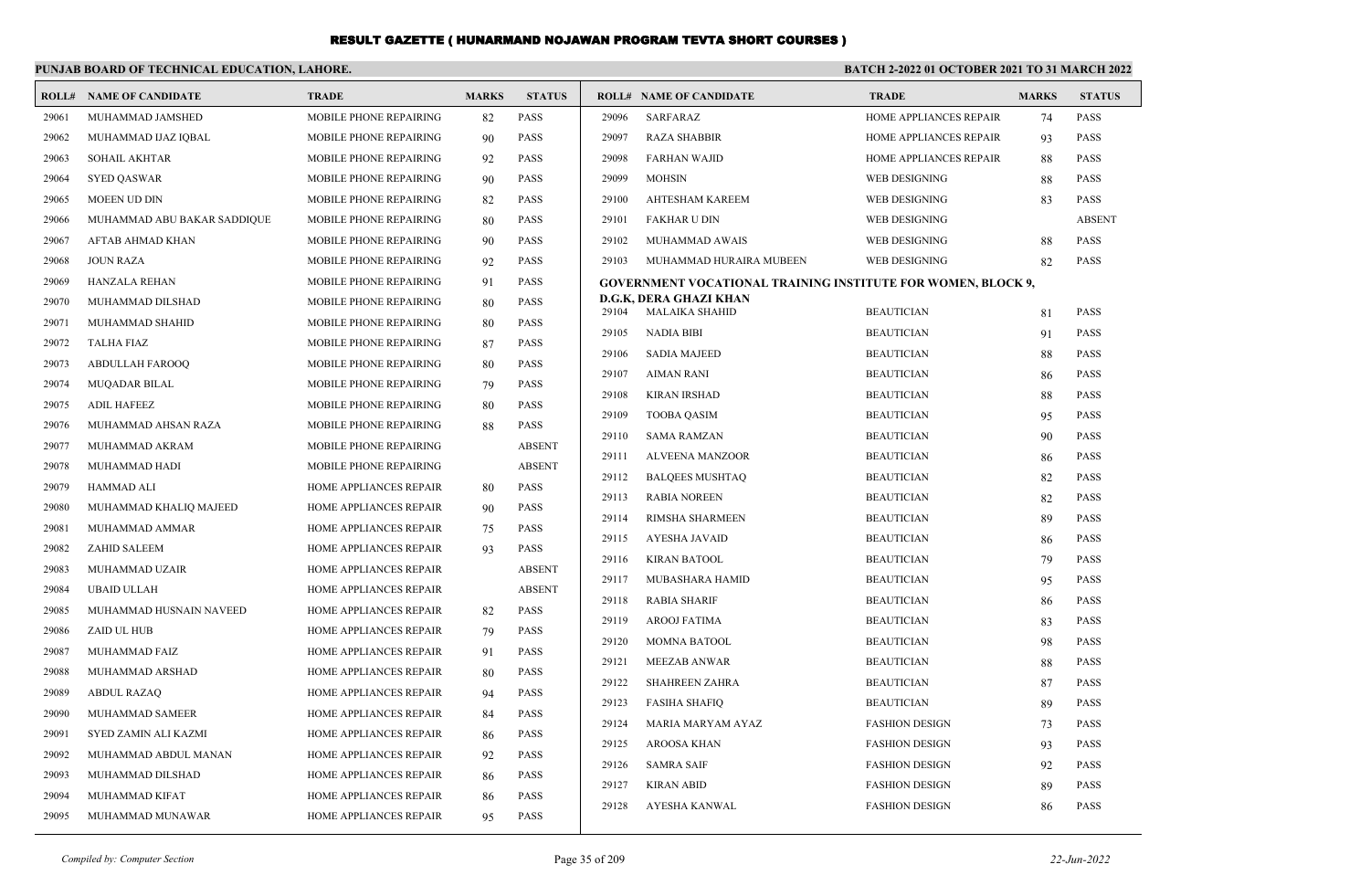# RESULT GAZETTE ( HUNARMAND NOJAWAN PROGRAM TEVTA SHORT COURSES )

**PUNJAB BOARD OF TECHNICAL EDUCATION, LAHORE.**

**BATCH 2-2022 01 OCTOBER 2021 TO 31 MARCH 2022**

| ROLL# | NAME OF CANDIDATE | TRADE | MARKS | STATUS |
|---|---|---|---|---|
| 29061 | MUHAMMAD JAMSHED | MOBILE PHONE REPAIRING | 82 | PASS |
| 29062 | MUHAMMAD IJAZ IQBAL | MOBILE PHONE REPAIRING | 90 | PASS |
| 29063 | SOHAIL AKHTAR | MOBILE PHONE REPAIRING | 92 | PASS |
| 29064 | SYED QASWAR | MOBILE PHONE REPAIRING | 90 | PASS |
| 29065 | MOEEN UD DIN | MOBILE PHONE REPAIRING | 82 | PASS |
| 29066 | MUHAMMAD ABU BAKAR SADDIQUE | MOBILE PHONE REPAIRING | 80 | PASS |
| 29067 | AFTAB AHMAD KHAN | MOBILE PHONE REPAIRING | 90 | PASS |
| 29068 | JOUN RAZA | MOBILE PHONE REPAIRING | 92 | PASS |
| 29069 | HANZALA REHAN | MOBILE PHONE REPAIRING | 91 | PASS |
| 29070 | MUHAMMAD DILSHAD | MOBILE PHONE REPAIRING | 80 | PASS |
| 29071 | MUHAMMAD SHAHID | MOBILE PHONE REPAIRING | 80 | PASS |
| 29072 | TALHA FIAZ | MOBILE PHONE REPAIRING | 87 | PASS |
| 29073 | ABDULLAH FAROOQ | MOBILE PHONE REPAIRING | 80 | PASS |
| 29074 | MUQADAR BILAL | MOBILE PHONE REPAIRING | 79 | PASS |
| 29075 | ADIL HAFEEZ | MOBILE PHONE REPAIRING | 80 | PASS |
| 29076 | MUHAMMAD AHSAN RAZA | MOBILE PHONE REPAIRING | 88 | PASS |
| 29077 | MUHAMMAD AKRAM | MOBILE PHONE REPAIRING | | ABSENT |
| 29078 | MUHAMMAD HADI | MOBILE PHONE REPAIRING | | ABSENT |
| 29079 | HAMMAD ALI | HOME APPLIANCES REPAIR | 80 | PASS |
| 29080 | MUHAMMAD KHALIQ MAJEED | HOME APPLIANCES REPAIR | 90 | PASS |
| 29081 | MUHAMMAD AMMAR | HOME APPLIANCES REPAIR | 75 | PASS |
| 29082 | ZAHID SALEEM | HOME APPLIANCES REPAIR | 93 | PASS |
| 29083 | MUHAMMAD UZAIR | HOME APPLIANCES REPAIR | | ABSENT |
| 29084 | UBAID ULLAH | HOME APPLIANCES REPAIR | | ABSENT |
| 29085 | MUHAMMAD HUSNAIN NAVEED | HOME APPLIANCES REPAIR | 82 | PASS |
| 29086 | ZAID UL HUB | HOME APPLIANCES REPAIR | 79 | PASS |
| 29087 | MUHAMMAD FAIZ | HOME APPLIANCES REPAIR | 91 | PASS |
| 29088 | MUHAMMAD ARSHAD | HOME APPLIANCES REPAIR | 80 | PASS |
| 29089 | ABDUL RAZAQ | HOME APPLIANCES REPAIR | 94 | PASS |
| 29090 | MUHAMMAD SAMEER | HOME APPLIANCES REPAIR | 84 | PASS |
| 29091 | SYED ZAMIN ALI KAZMI | HOME APPLIANCES REPAIR | 86 | PASS |
| 29092 | MUHAMMAD ABDUL MANAN | HOME APPLIANCES REPAIR | 92 | PASS |
| 29093 | MUHAMMAD DILSHAD | HOME APPLIANCES REPAIR | 86 | PASS |
| 29094 | MUHAMMAD KIFAT | HOME APPLIANCES REPAIR | 86 | PASS |
| 29095 | MUHAMMAD MUNAWAR | HOME APPLIANCES REPAIR | 95 | PASS |
| 29096 | SARFARAZ | HOME APPLIANCES REPAIR | 74 | PASS |
| 29097 | RAZA SHABBIR | HOME APPLIANCES REPAIR | 93 | PASS |
| 29098 | FARHAN WAJID | HOME APPLIANCES REPAIR | 88 | PASS |
| 29099 | MOHSIN | WEB DESIGNING | 88 | PASS |
| 29100 | AHTESHAM KAREEM | WEB DESIGNING | 83 | PASS |
| 29101 | FAKHAR U DIN | WEB DESIGNING | | ABSENT |
| 29102 | MUHAMMAD AWAIS | WEB DESIGNING | 88 | PASS |
| 29103 | MUHAMMAD HURAIRA MUBEEN | WEB DESIGNING | 82 | PASS |

**GOVERNMENT VOCATIONAL TRAINING INSTITUTE FOR WOMEN, BLOCK 9, D.G.K, DERA GHAZI KHAN**

| ROLL# | NAME OF CANDIDATE | TRADE | MARKS | STATUS |
|---|---|---|---|---|
| 29104 | MALAIKA SHAHID | BEAUTICIAN | 81 | PASS |
| 29105 | NADIA BIBI | BEAUTICIAN | 91 | PASS |
| 29106 | SADIA MAJEED | BEAUTICIAN | 88 | PASS |
| 29107 | AIMAN RANI | BEAUTICIAN | 86 | PASS |
| 29108 | KIRAN IRSHAD | BEAUTICIAN | 88 | PASS |
| 29109 | TOOBA QASIM | BEAUTICIAN | 95 | PASS |
| 29110 | SAMA RAMZAN | BEAUTICIAN | 90 | PASS |
| 29111 | ALVEENA MANZOOR | BEAUTICIAN | 86 | PASS |
| 29112 | BALQEES MUSHTAQ | BEAUTICIAN | 82 | PASS |
| 29113 | RABIA NOREEN | BEAUTICIAN | 82 | PASS |
| 29114 | RIMSHA SHARMEEN | BEAUTICIAN | 89 | PASS |
| 29115 | AYESHA JAVAID | BEAUTICIAN | 86 | PASS |
| 29116 | KIRAN BATOOL | BEAUTICIAN | 79 | PASS |
| 29117 | MUBASHARA HAMID | BEAUTICIAN | 95 | PASS |
| 29118 | RABIA SHARIF | BEAUTICIAN | 86 | PASS |
| 29119 | AROOJ FATIMA | BEAUTICIAN | 83 | PASS |
| 29120 | MOMNA BATOOL | BEAUTICIAN | 98 | PASS |
| 29121 | MEEZAB ANWAR | BEAUTICIAN | 88 | PASS |
| 29122 | SHAHREEN ZAHRA | BEAUTICIAN | 87 | PASS |
| 29123 | FASIHA SHAFIQ | BEAUTICIAN | 89 | PASS |
| 29124 | MARIA MARYAM AYAZ | FASHION DESIGN | 73 | PASS |
| 29125 | AROOSA KHAN | FASHION DESIGN | 93 | PASS |
| 29126 | SAMRA SAIF | FASHION DESIGN | 92 | PASS |
| 29127 | KIRAN ABID | FASHION DESIGN | 89 | PASS |
| 29128 | AYESHA KANWAL | FASHION DESIGN | 86 | PASS |

*Compiled by: Computer Section* — *22-Jun-2022*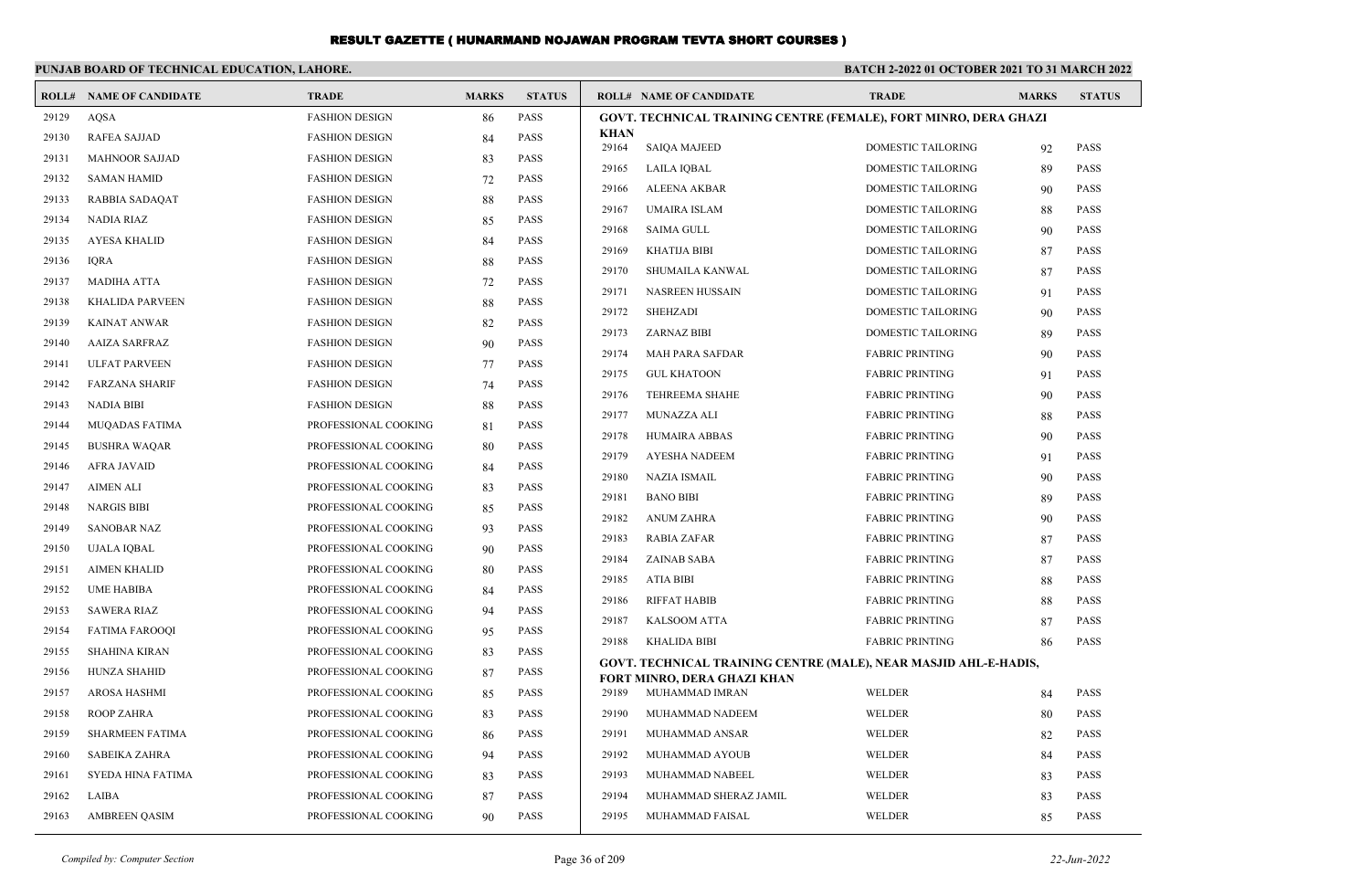# RESULT GAZETTE ( HUNARMAND NOJAWAN PROGRAM TEVTA SHORT COURSES )

**PUNJAB BOARD OF TECHNICAL EDUCATION, LAHORE.**

**BATCH 2-2022 01 OCTOBER 2021 TO 31 MARCH 2022**

| ROLL# | NAME OF CANDIDATE | TRADE | MARKS | STATUS |
|---|---|---|---|---|
| 29129 | AQSA | FASHION DESIGN | 86 | PASS |
| 29130 | RAFEA SAJJAD | FASHION DESIGN | 84 | PASS |
| 29131 | MAHNOOR SAJJAD | FASHION DESIGN | 83 | PASS |
| 29132 | SAMAN HAMID | FASHION DESIGN | 72 | PASS |
| 29133 | RABBIA SADAQAT | FASHION DESIGN | 88 | PASS |
| 29134 | NADIA RIAZ | FASHION DESIGN | 85 | PASS |
| 29135 | AYESA KHALID | FASHION DESIGN | 84 | PASS |
| 29136 | IQRA | FASHION DESIGN | 88 | PASS |
| 29137 | MADIHA ATTA | FASHION DESIGN | 72 | PASS |
| 29138 | KHALIDA PARVEEN | FASHION DESIGN | 88 | PASS |
| 29139 | KAINAT ANWAR | FASHION DESIGN | 82 | PASS |
| 29140 | AAIZA SARFRAZ | FASHION DESIGN | 90 | PASS |
| 29141 | ULFAT PARVEEN | FASHION DESIGN | 77 | PASS |
| 29142 | FARZANA SHARIF | FASHION DESIGN | 74 | PASS |
| 29143 | NADIA BIBI | FASHION DESIGN | 88 | PASS |
| 29144 | MUQADAS FATIMA | PROFESSIONAL COOKING | 81 | PASS |
| 29145 | BUSHRA WAQAR | PROFESSIONAL COOKING | 80 | PASS |
| 29146 | AFRA JAVAID | PROFESSIONAL COOKING | 84 | PASS |
| 29147 | AIMEN ALI | PROFESSIONAL COOKING | 83 | PASS |
| 29148 | NARGIS BIBI | PROFESSIONAL COOKING | 85 | PASS |
| 29149 | SANOBAR NAZ | PROFESSIONAL COOKING | 93 | PASS |
| 29150 | UJALA IQBAL | PROFESSIONAL COOKING | 90 | PASS |
| 29151 | AIMEN KHALID | PROFESSIONAL COOKING | 80 | PASS |
| 29152 | UME HABIBA | PROFESSIONAL COOKING | 84 | PASS |
| 29153 | SAWERA RIAZ | PROFESSIONAL COOKING | 94 | PASS |
| 29154 | FATIMA FAROOQI | PROFESSIONAL COOKING | 95 | PASS |
| 29155 | SHAHINA KIRAN | PROFESSIONAL COOKING | 83 | PASS |
| 29156 | HUNZA SHAHID | PROFESSIONAL COOKING | 87 | PASS |
| 29157 | AROSA HASHMI | PROFESSIONAL COOKING | 85 | PASS |
| 29158 | ROOP ZAHRA | PROFESSIONAL COOKING | 83 | PASS |
| 29159 | SHARMEEN FATIMA | PROFESSIONAL COOKING | 86 | PASS |
| 29160 | SABEIKA ZAHRA | PROFESSIONAL COOKING | 94 | PASS |
| 29161 | SYEDA HINA FATIMA | PROFESSIONAL COOKING | 83 | PASS |
| 29162 | LAIBA | PROFESSIONAL COOKING | 87 | PASS |
| 29163 | AMBREEN QASIM | PROFESSIONAL COOKING | 90 | PASS |

**GOVT. TECHNICAL TRAINING CENTRE (FEMALE), FORT MINRO, DERA GHAZI KHAN**

| ROLL# | NAME OF CANDIDATE | TRADE | MARKS | STATUS |
|---|---|---|---|---|
| 29164 | SAIQA MAJEED | DOMESTIC TAILORING | 92 | PASS |
| 29165 | LAILA IQBAL | DOMESTIC TAILORING | 89 | PASS |
| 29166 | ALEENA AKBAR | DOMESTIC TAILORING | 90 | PASS |
| 29167 | UMAIRA ISLAM | DOMESTIC TAILORING | 88 | PASS |
| 29168 | SAIMA GULL | DOMESTIC TAILORING | 90 | PASS |
| 29169 | KHATIJA BIBI | DOMESTIC TAILORING | 87 | PASS |
| 29170 | SHUMAILA KANWAL | DOMESTIC TAILORING | 87 | PASS |
| 29171 | NASREEN HUSSAIN | DOMESTIC TAILORING | 91 | PASS |
| 29172 | SHEHZADI | DOMESTIC TAILORING | 90 | PASS |
| 29173 | ZARNAZ BIBI | DOMESTIC TAILORING | 89 | PASS |
| 29174 | MAH PARA SAFDAR | FABRIC PRINTING | 90 | PASS |
| 29175 | GUL KHATOON | FABRIC PRINTING | 91 | PASS |
| 29176 | TEHREEMA SHAHE | FABRIC PRINTING | 90 | PASS |
| 29177 | MUNAZZA ALI | FABRIC PRINTING | 88 | PASS |
| 29178 | HUMAIRA ABBAS | FABRIC PRINTING | 90 | PASS |
| 29179 | AYESHA NADEEM | FABRIC PRINTING | 91 | PASS |
| 29180 | NAZIA ISMAIL | FABRIC PRINTING | 90 | PASS |
| 29181 | BANO BIBI | FABRIC PRINTING | 89 | PASS |
| 29182 | ANUM ZAHRA | FABRIC PRINTING | 90 | PASS |
| 29183 | RABIA ZAFAR | FABRIC PRINTING | 87 | PASS |
| 29184 | ZAINAB SABA | FABRIC PRINTING | 87 | PASS |
| 29185 | ATIA BIBI | FABRIC PRINTING | 88 | PASS |
| 29186 | RIFFAT HABIB | FABRIC PRINTING | 88 | PASS |
| 29187 | KALSOOM ATTA | FABRIC PRINTING | 87 | PASS |
| 29188 | KHALIDA BIBI | FABRIC PRINTING | 86 | PASS |

**GOVT. TECHNICAL TRAINING CENTRE (MALE), NEAR MASJID AHL-E-HADIS, FORT MINRO, DERA GHAZI KHAN**

| ROLL# | NAME OF CANDIDATE | TRADE | MARKS | STATUS |
|---|---|---|---|---|
| 29189 | MUHAMMAD IMRAN | WELDER | 84 | PASS |
| 29190 | MUHAMMAD NADEEM | WELDER | 80 | PASS |
| 29191 | MUHAMMAD ANSAR | WELDER | 82 | PASS |
| 29192 | MUHAMMAD AYOUB | WELDER | 84 | PASS |
| 29193 | MUHAMMAD NABEEL | WELDER | 83 | PASS |
| 29194 | MUHAMMAD SHERAZ JAMIL | WELDER | 83 | PASS |
| 29195 | MUHAMMAD FAISAL | WELDER | 85 | PASS |

*Compiled by: Computer Section* 22-Jun-2022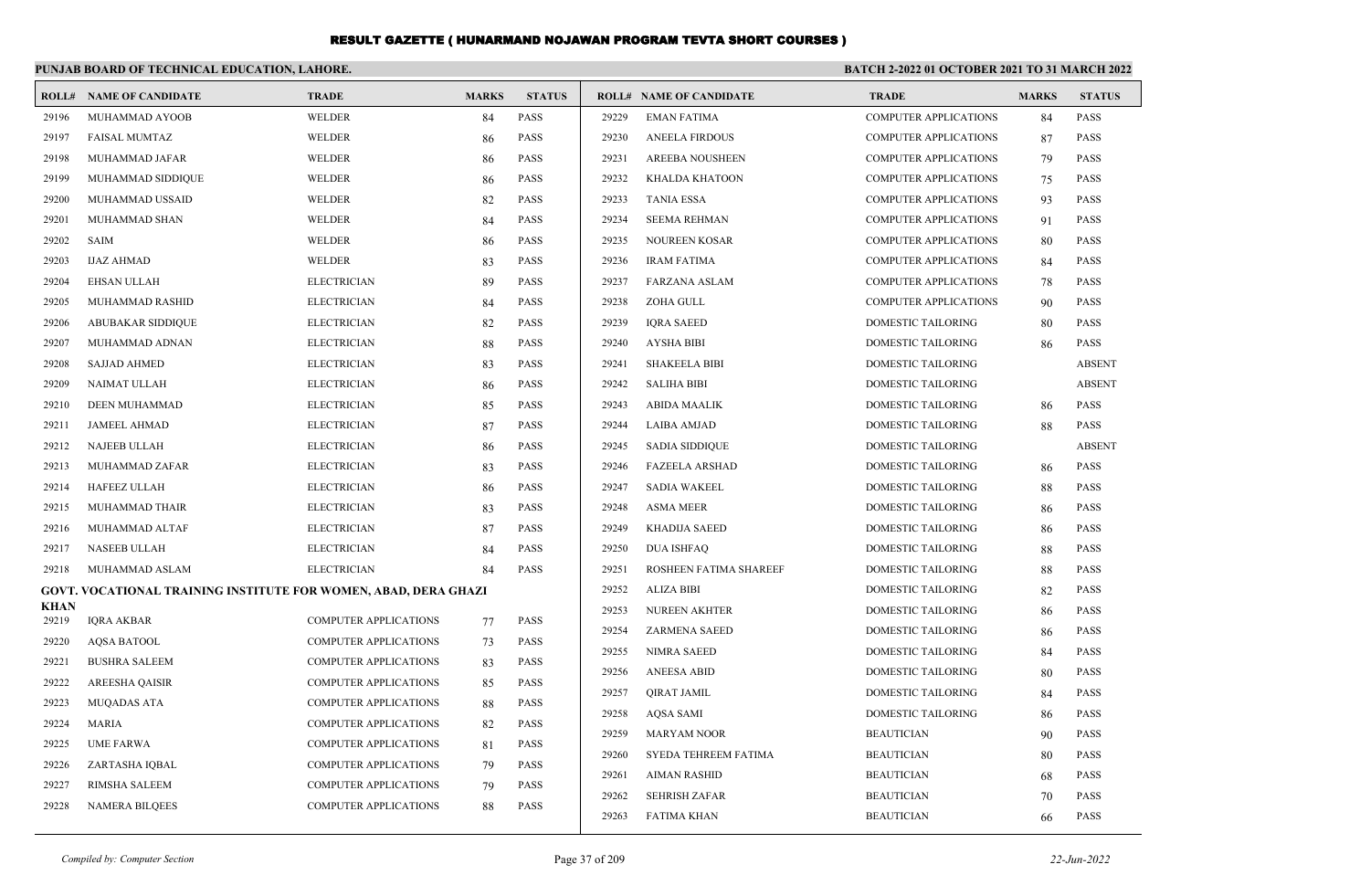# RESULT GAZETTE ( HUNARMAND NOJAWAN PROGRAM TEVTA SHORT COURSES )

**PUNJAB BOARD OF TECHNICAL EDUCATION, LAHORE.**

**BATCH 2-2022 01 OCTOBER 2021 TO 31 MARCH 2022**

| ROLL# | NAME OF CANDIDATE | TRADE | MARKS | STATUS |
|---|---|---|---|---|
| 29196 | MUHAMMAD AYOOB | WELDER | 84 | PASS |
| 29197 | FAISAL MUMTAZ | WELDER | 86 | PASS |
| 29198 | MUHAMMAD JAFAR | WELDER | 86 | PASS |
| 29199 | MUHAMMAD SIDDIQUE | WELDER | 86 | PASS |
| 29200 | MUHAMMAD USSAID | WELDER | 82 | PASS |
| 29201 | MUHAMMAD SHAN | WELDER | 84 | PASS |
| 29202 | SAIM | WELDER | 86 | PASS |
| 29203 | IJAZ AHMAD | WELDER | 83 | PASS |
| 29204 | EHSAN ULLAH | ELECTRICIAN | 89 | PASS |
| 29205 | MUHAMMAD RASHID | ELECTRICIAN | 84 | PASS |
| 29206 | ABUBAKAR SIDDIQUE | ELECTRICIAN | 82 | PASS |
| 29207 | MUHAMMAD ADNAN | ELECTRICIAN | 88 | PASS |
| 29208 | SAJJAD AHMED | ELECTRICIAN | 83 | PASS |
| 29209 | NAIMAT ULLAH | ELECTRICIAN | 86 | PASS |
| 29210 | DEEN MUHAMMAD | ELECTRICIAN | 85 | PASS |
| 29211 | JAMEEL AHMAD | ELECTRICIAN | 87 | PASS |
| 29212 | NAJEEB ULLAH | ELECTRICIAN | 86 | PASS |
| 29213 | MUHAMMAD ZAFAR | ELECTRICIAN | 83 | PASS |
| 29214 | HAFEEZ ULLAH | ELECTRICIAN | 86 | PASS |
| 29215 | MUHAMMAD THAIR | ELECTRICIAN | 83 | PASS |
| 29216 | MUHAMMAD ALTAF | ELECTRICIAN | 87 | PASS |
| 29217 | NASEEB ULLAH | ELECTRICIAN | 84 | PASS |
| 29218 | MUHAMMAD ASLAM | ELECTRICIAN | 84 | PASS |

**GOVT. VOCATIONAL TRAINING INSTITUTE FOR WOMEN, ABAD, DERA GHAZI KHAN**

| ROLL# | NAME OF CANDIDATE | TRADE | MARKS | STATUS |
|---|---|---|---|---|
| 29219 | IQRA AKBAR | COMPUTER APPLICATIONS | 77 | PASS |
| 29220 | AQSA BATOOL | COMPUTER APPLICATIONS | 73 | PASS |
| 29221 | BUSHRA SALEEM | COMPUTER APPLICATIONS | 83 | PASS |
| 29222 | AREESHA QAISIR | COMPUTER APPLICATIONS | 85 | PASS |
| 29223 | MUQADAS ATA | COMPUTER APPLICATIONS | 88 | PASS |
| 29224 | MARIA | COMPUTER APPLICATIONS | 82 | PASS |
| 29225 | UME FARWA | COMPUTER APPLICATIONS | 81 | PASS |
| 29226 | ZARTASHA IQBAL | COMPUTER APPLICATIONS | 79 | PASS |
| 29227 | RIMSHA SALEEM | COMPUTER APPLICATIONS | 79 | PASS |
| 29228 | NAMERA BILQEES | COMPUTER APPLICATIONS | 88 | PASS |
| 29229 | EMAN FATIMA | COMPUTER APPLICATIONS | 84 | PASS |
| 29230 | ANEELA FIRDOUS | COMPUTER APPLICATIONS | 87 | PASS |
| 29231 | AREEBA NOUSHEEN | COMPUTER APPLICATIONS | 79 | PASS |
| 29232 | KHALDA KHATOON | COMPUTER APPLICATIONS | 75 | PASS |
| 29233 | TANIA ESSA | COMPUTER APPLICATIONS | 93 | PASS |
| 29234 | SEEMA REHMAN | COMPUTER APPLICATIONS | 91 | PASS |
| 29235 | NOUREEN KOSAR | COMPUTER APPLICATIONS | 80 | PASS |
| 29236 | IRAM FATIMA | COMPUTER APPLICATIONS | 84 | PASS |
| 29237 | FARZANA ASLAM | COMPUTER APPLICATIONS | 78 | PASS |
| 29238 | ZOHA GULL | COMPUTER APPLICATIONS | 90 | PASS |
| 29239 | IQRA SAEED | DOMESTIC TAILORING | 80 | PASS |
| 29240 | AYSHA BIBI | DOMESTIC TAILORING | 86 | PASS |
| 29241 | SHAKEELA BIBI | DOMESTIC TAILORING | | ABSENT |
| 29242 | SALIHA BIBI | DOMESTIC TAILORING | | ABSENT |
| 29243 | ABIDA MAALIK | DOMESTIC TAILORING | 86 | PASS |
| 29244 | LAIBA AMJAD | DOMESTIC TAILORING | 88 | PASS |
| 29245 | SADIA SIDDIQUE | DOMESTIC TAILORING | | ABSENT |
| 29246 | FAZEELA ARSHAD | DOMESTIC TAILORING | 86 | PASS |
| 29247 | SADIA WAKEEL | DOMESTIC TAILORING | 88 | PASS |
| 29248 | ASMA MEER | DOMESTIC TAILORING | 86 | PASS |
| 29249 | KHADIJA SAEED | DOMESTIC TAILORING | 86 | PASS |
| 29250 | DUA ISHFAQ | DOMESTIC TAILORING | 88 | PASS |
| 29251 | ROSHEEN FATIMA SHAREEF | DOMESTIC TAILORING | 88 | PASS |
| 29252 | ALIZA BIBI | DOMESTIC TAILORING | 82 | PASS |
| 29253 | NUREEN AKHTER | DOMESTIC TAILORING | 86 | PASS |
| 29254 | ZARMENA SAEED | DOMESTIC TAILORING | 86 | PASS |
| 29255 | NIMRA SAEED | DOMESTIC TAILORING | 84 | PASS |
| 29256 | ANEESA ABID | DOMESTIC TAILORING | 80 | PASS |
| 29257 | QIRAT JAMIL | DOMESTIC TAILORING | 84 | PASS |
| 29258 | AQSA SAMI | DOMESTIC TAILORING | 86 | PASS |
| 29259 | MARYAM NOOR | BEAUTICIAN | 90 | PASS |
| 29260 | SYEDA TEHREEM FATIMA | BEAUTICIAN | 80 | PASS |
| 29261 | AIMAN RASHID | BEAUTICIAN | 68 | PASS |
| 29262 | SEHRISH ZAFAR | BEAUTICIAN | 70 | PASS |
| 29263 | FATIMA KHAN | BEAUTICIAN | 66 | PASS |

*Compiled by: Computer Section* *22-Jun-2022*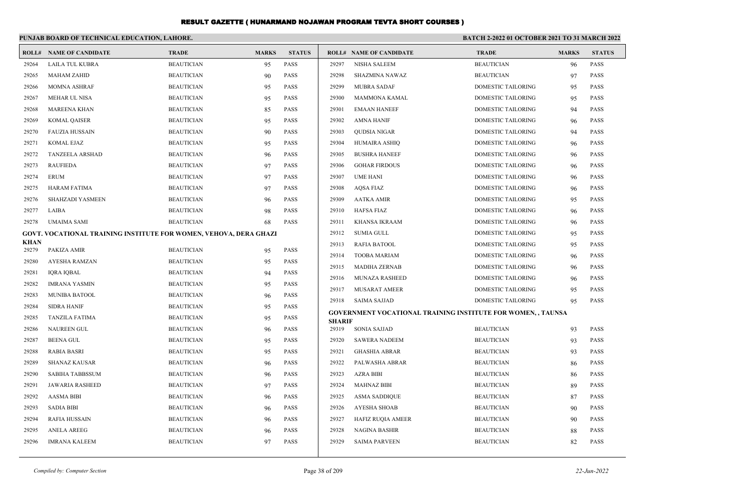# RESULT GAZETTE ( HUNARMAND NOJAWAN PROGRAM TEVTA SHORT COURSES )

## PUNJAB BOARD OF TECHNICAL EDUCATION, LAHORE.

**BATCH 2-2022 01 OCTOBER 2021 TO 31 MARCH 2022**

| ROLL# | NAME OF CANDIDATE | TRADE | MARKS | STATUS |
|---|---|---|---|---|
| 29264 | LAILA TUL KUBRA | BEAUTICIAN | 95 | PASS |
| 29265 | MAHAM ZAHID | BEAUTICIAN | 90 | PASS |
| 29266 | MOMNA ASHRAF | BEAUTICIAN | 95 | PASS |
| 29267 | MEHAR UL NISA | BEAUTICIAN | 95 | PASS |
| 29268 | MAREENA KHAN | BEAUTICIAN | 85 | PASS |
| 29269 | KOMAL QAISER | BEAUTICIAN | 95 | PASS |
| 29270 | FAUZIA HUSSAIN | BEAUTICIAN | 90 | PASS |
| 29271 | KOMAL EJAZ | BEAUTICIAN | 95 | PASS |
| 29272 | TANZEELA ARSHAD | BEAUTICIAN | 96 | PASS |
| 29273 | RAUFIEDA | BEAUTICIAN | 97 | PASS |
| 29274 | ERUM | BEAUTICIAN | 97 | PASS |
| 29275 | HARAM FATIMA | BEAUTICIAN | 97 | PASS |
| 29276 | SHAHZADI YASMEEN | BEAUTICIAN | 96 | PASS |
| 29277 | LAIBA | BEAUTICIAN | 98 | PASS |
| 29278 | UMAIMA SAMI | BEAUTICIAN | 68 | PASS |

**GOVT. VOCATIONAL TRAINING INSTITUTE FOR WOMEN, VEHOVA, DERA GHAZI KHAN**

| ROLL# | NAME OF CANDIDATE | TRADE | MARKS | STATUS |
|---|---|---|---|---|
| 29279 | PAKIZA AMIR | BEAUTICIAN | 95 | PASS |
| 29280 | AYESHA RAMZAN | BEAUTICIAN | 95 | PASS |
| 29281 | IQRA IQBAL | BEAUTICIAN | 94 | PASS |
| 29282 | IMRANA YASMIN | BEAUTICIAN | 95 | PASS |
| 29283 | MUNIBA BATOOL | BEAUTICIAN | 96 | PASS |
| 29284 | SIDRA HANIF | BEAUTICIAN | 95 | PASS |
| 29285 | TANZILA FATIMA | BEAUTICIAN | 95 | PASS |
| 29286 | NAUREEN GUL | BEAUTICIAN | 96 | PASS |
| 29287 | BEENA GUL | BEAUTICIAN | 95 | PASS |
| 29288 | RABIA BASRI | BEAUTICIAN | 95 | PASS |
| 29289 | SHANAZ KAUSAR | BEAUTICIAN | 96 | PASS |
| 29290 | SABIHA TABBSSUM | BEAUTICIAN | 96 | PASS |
| 29291 | JAWARIA RASHEED | BEAUTICIAN | 97 | PASS |
| 29292 | AASMA BIBI | BEAUTICIAN | 96 | PASS |
| 29293 | SADIA BIBI | BEAUTICIAN | 96 | PASS |
| 29294 | RAFIA HUSSAIN | BEAUTICIAN | 96 | PASS |
| 29295 | ANELA AREEG | BEAUTICIAN | 96 | PASS |
| 29296 | IMRANA KALEEM | BEAUTICIAN | 97 | PASS |
| 29297 | NISHA SALEEM | BEAUTICIAN | 96 | PASS |
| 29298 | SHAZMINA NAWAZ | BEAUTICIAN | 97 | PASS |
| 29299 | MUBRA SADAF | DOMESTIC TAILORING | 95 | PASS |
| 29300 | MAMMONA KAMAL | DOMESTIC TAILORING | 95 | PASS |
| 29301 | EMAAN HANEEF | DOMESTIC TAILORING | 94 | PASS |
| 29302 | AMNA HANIF | DOMESTIC TAILORING | 96 | PASS |
| 29303 | QUDSIA NIGAR | DOMESTIC TAILORING | 94 | PASS |
| 29304 | HUMAIRA ASHIQ | DOMESTIC TAILORING | 96 | PASS |
| 29305 | BUSHRA HANEEF | DOMESTIC TAILORING | 96 | PASS |
| 29306 | GOHAR FIRDOUS | DOMESTIC TAILORING | 96 | PASS |
| 29307 | UME HANI | DOMESTIC TAILORING | 96 | PASS |
| 29308 | AQSA FIAZ | DOMESTIC TAILORING | 96 | PASS |
| 29309 | AATKA AMIR | DOMESTIC TAILORING | 95 | PASS |
| 29310 | HAFSA FIAZ | DOMESTIC TAILORING | 96 | PASS |
| 29311 | KHANSA IKRAAM | DOMESTIC TAILORING | 96 | PASS |
| 29312 | SUMIA GULL | DOMESTIC TAILORING | 95 | PASS |
| 29313 | RAFIA BATOOL | DOMESTIC TAILORING | 95 | PASS |
| 29314 | TOOBA MARIAM | DOMESTIC TAILORING | 96 | PASS |
| 29315 | MADIHA ZERNAB | DOMESTIC TAILORING | 96 | PASS |
| 29316 | MUNAZA RASHEED | DOMESTIC TAILORING | 96 | PASS |
| 29317 | MUSARAT AMEER | DOMESTIC TAILORING | 95 | PASS |
| 29318 | SAIMA SAJJAD | DOMESTIC TAILORING | 95 | PASS |

**GOVERNMENT VOCATIONAL TRAINING INSTITUTE FOR WOMEN, , TAUNSA SHARIF**

| ROLL# | NAME OF CANDIDATE | TRADE | MARKS | STATUS |
|---|---|---|---|---|
| 29319 | SONIA SAJJAD | BEAUTICIAN | 93 | PASS |
| 29320 | SAWERA NADEEM | BEAUTICIAN | 93 | PASS |
| 29321 | GHASHIA ABRAR | BEAUTICIAN | 93 | PASS |
| 29322 | PALWASHA ABRAR | BEAUTICIAN | 86 | PASS |
| 29323 | AZRA BIBI | BEAUTICIAN | 86 | PASS |
| 29324 | MAHNAZ BIBI | BEAUTICIAN | 89 | PASS |
| 29325 | ASMA SADDIQUE | BEAUTICIAN | 87 | PASS |
| 29326 | AYESHA SHOAB | BEAUTICIAN | 90 | PASS |
| 29327 | HAFIZ RUQIA AMEER | BEAUTICIAN | 90 | PASS |
| 29328 | NAGINA BASHIR | BEAUTICIAN | 88 | PASS |
| 29329 | SAIMA PARVEEN | BEAUTICIAN | 82 | PASS |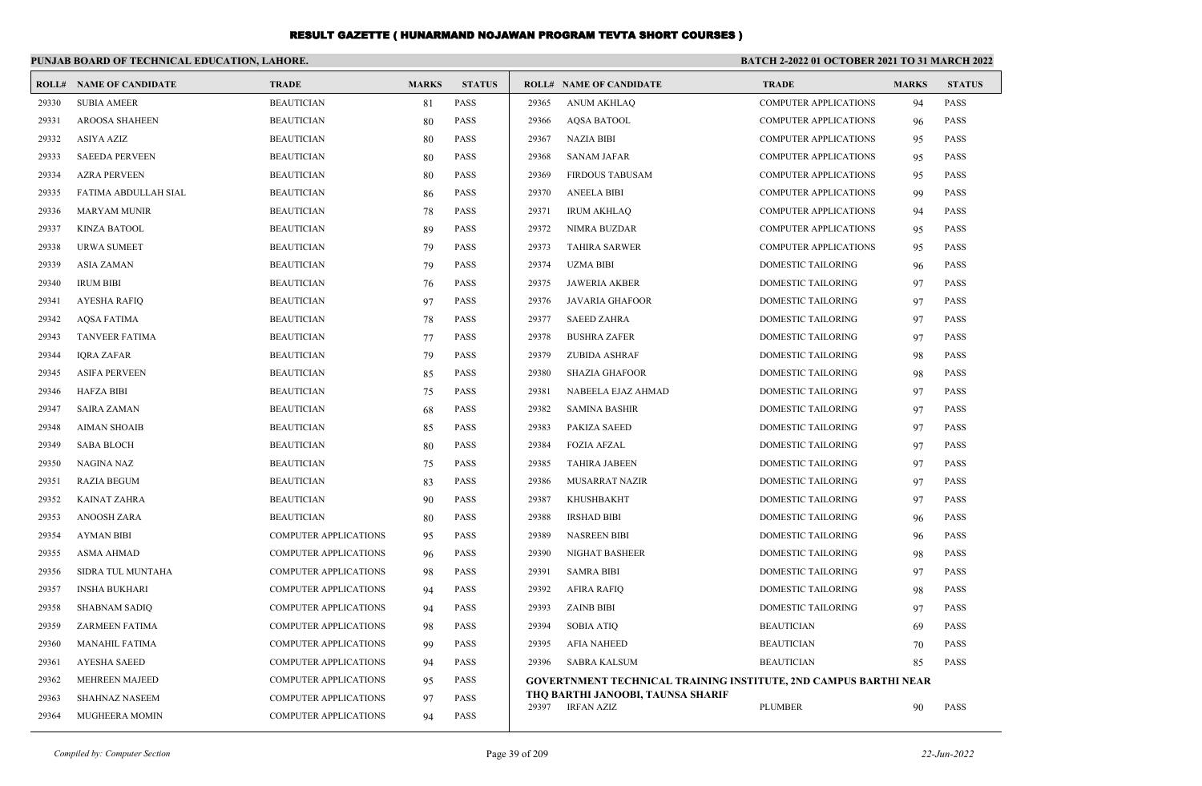# RESULT GAZETTE ( HUNARMAND NOJAWAN PROGRAM TEVTA SHORT COURSES )

**PUNJAB BOARD OF TECHNICAL EDUCATION, LAHORE.**

**BATCH 2-2022 01 OCTOBER 2021 TO 31 MARCH 2022**

| ROLL# | NAME OF CANDIDATE | TRADE | MARKS | STATUS |
|---|---|---|---|---|
| 29330 | SUBIA AMEER | BEAUTICIAN | 81 | PASS |
| 29331 | AROOSA SHAHEEN | BEAUTICIAN | 80 | PASS |
| 29332 | ASIYA AZIZ | BEAUTICIAN | 80 | PASS |
| 29333 | SAEEDA PERVEEN | BEAUTICIAN | 80 | PASS |
| 29334 | AZRA PERVEEN | BEAUTICIAN | 80 | PASS |
| 29335 | FATIMA ABDULLAH SIAL | BEAUTICIAN | 86 | PASS |
| 29336 | MARYAM MUNIR | BEAUTICIAN | 78 | PASS |
| 29337 | KINZA BATOOL | BEAUTICIAN | 89 | PASS |
| 29338 | URWA SUMEET | BEAUTICIAN | 79 | PASS |
| 29339 | ASIA ZAMAN | BEAUTICIAN | 79 | PASS |
| 29340 | IRUM BIBI | BEAUTICIAN | 76 | PASS |
| 29341 | AYESHA RAFIQ | BEAUTICIAN | 97 | PASS |
| 29342 | AQSA FATIMA | BEAUTICIAN | 78 | PASS |
| 29343 | TANVEER FATIMA | BEAUTICIAN | 77 | PASS |
| 29344 | IQRA ZAFAR | BEAUTICIAN | 79 | PASS |
| 29345 | ASIFA PERVEEN | BEAUTICIAN | 85 | PASS |
| 29346 | HAFZA BIBI | BEAUTICIAN | 75 | PASS |
| 29347 | SAIRA ZAMAN | BEAUTICIAN | 68 | PASS |
| 29348 | AIMAN SHOAIB | BEAUTICIAN | 85 | PASS |
| 29349 | SABA BLOCH | BEAUTICIAN | 80 | PASS |
| 29350 | NAGINA NAZ | BEAUTICIAN | 75 | PASS |
| 29351 | RAZIA BEGUM | BEAUTICIAN | 83 | PASS |
| 29352 | KAINAT ZAHRA | BEAUTICIAN | 90 | PASS |
| 29353 | ANOOSH ZARA | BEAUTICIAN | 80 | PASS |
| 29354 | AYMAN BIBI | COMPUTER APPLICATIONS | 95 | PASS |
| 29355 | ASMA AHMAD | COMPUTER APPLICATIONS | 96 | PASS |
| 29356 | SIDRA TUL MUNTAHA | COMPUTER APPLICATIONS | 98 | PASS |
| 29357 | INSHA BUKHARI | COMPUTER APPLICATIONS | 94 | PASS |
| 29358 | SHABNAM SADIQ | COMPUTER APPLICATIONS | 94 | PASS |
| 29359 | ZARMEEN FATIMA | COMPUTER APPLICATIONS | 98 | PASS |
| 29360 | MANAHIL FATIMA | COMPUTER APPLICATIONS | 99 | PASS |
| 29361 | AYESHA SAEED | COMPUTER APPLICATIONS | 94 | PASS |
| 29362 | MEHREEN MAJEED | COMPUTER APPLICATIONS | 95 | PASS |
| 29363 | SHAHNAZ NASEEM | COMPUTER APPLICATIONS | 97 | PASS |
| 29364 | MUGHEERA MOMIN | COMPUTER APPLICATIONS | 94 | PASS |
| 29365 | ANUM AKHLAQ | COMPUTER APPLICATIONS | 94 | PASS |
| 29366 | AQSA BATOOL | COMPUTER APPLICATIONS | 96 | PASS |
| 29367 | NAZIA BIBI | COMPUTER APPLICATIONS | 95 | PASS |
| 29368 | SANAM JAFAR | COMPUTER APPLICATIONS | 95 | PASS |
| 29369 | FIRDOUS TABUSAM | COMPUTER APPLICATIONS | 95 | PASS |
| 29370 | ANEELA BIBI | COMPUTER APPLICATIONS | 99 | PASS |
| 29371 | IRUM AKHLAQ | COMPUTER APPLICATIONS | 94 | PASS |
| 29372 | NIMRA BUZDAR | COMPUTER APPLICATIONS | 95 | PASS |
| 29373 | TAHIRA SARWER | COMPUTER APPLICATIONS | 95 | PASS |
| 29374 | UZMA BIBI | DOMESTIC TAILORING | 96 | PASS |
| 29375 | JAWERIA AKBER | DOMESTIC TAILORING | 97 | PASS |
| 29376 | JAVARIA GHAFOOR | DOMESTIC TAILORING | 97 | PASS |
| 29377 | SAEED ZAHRA | DOMESTIC TAILORING | 97 | PASS |
| 29378 | BUSHRA ZAFER | DOMESTIC TAILORING | 97 | PASS |
| 29379 | ZUBIDA ASHRAF | DOMESTIC TAILORING | 98 | PASS |
| 29380 | SHAZIA GHAFOOR | DOMESTIC TAILORING | 98 | PASS |
| 29381 | NABEELA EJAZ AHMAD | DOMESTIC TAILORING | 97 | PASS |
| 29382 | SAMINA BASHIR | DOMESTIC TAILORING | 97 | PASS |
| 29383 | PAKIZA SAEED | DOMESTIC TAILORING | 97 | PASS |
| 29384 | FOZIA AFZAL | DOMESTIC TAILORING | 97 | PASS |
| 29385 | TAHIRA JABEEN | DOMESTIC TAILORING | 97 | PASS |
| 29386 | MUSARRAT NAZIR | DOMESTIC TAILORING | 97 | PASS |
| 29387 | KHUSHBAKHT | DOMESTIC TAILORING | 97 | PASS |
| 29388 | IRSHAD BIBI | DOMESTIC TAILORING | 96 | PASS |
| 29389 | NASREEN BIBI | DOMESTIC TAILORING | 96 | PASS |
| 29390 | NIGHAT BASHEER | DOMESTIC TAILORING | 98 | PASS |
| 29391 | SAMRA BIBI | DOMESTIC TAILORING | 97 | PASS |
| 29392 | AFIRA RAFIQ | DOMESTIC TAILORING | 98 | PASS |
| 29393 | ZAINB BIBI | DOMESTIC TAILORING | 97 | PASS |
| 29394 | SOBIA ATIQ | BEAUTICIAN | 69 | PASS |
| 29395 | AFIA NAHEED | BEAUTICIAN | 70 | PASS |
| 29396 | SABRA KALSUM | BEAUTICIAN | 85 | PASS |

**GOVERTNMENT TECHNICAL TRAINING INSTITUTE, 2ND CAMPUS BARTHI NEAR THQ BARTHI JANOOBI, TAUNSA SHARIF**

| ROLL# | NAME OF CANDIDATE | TRADE | MARKS | STATUS |
|---|---|---|---|---|
| 29397 | IRFAN AZIZ | PLUMBER | 90 | PASS |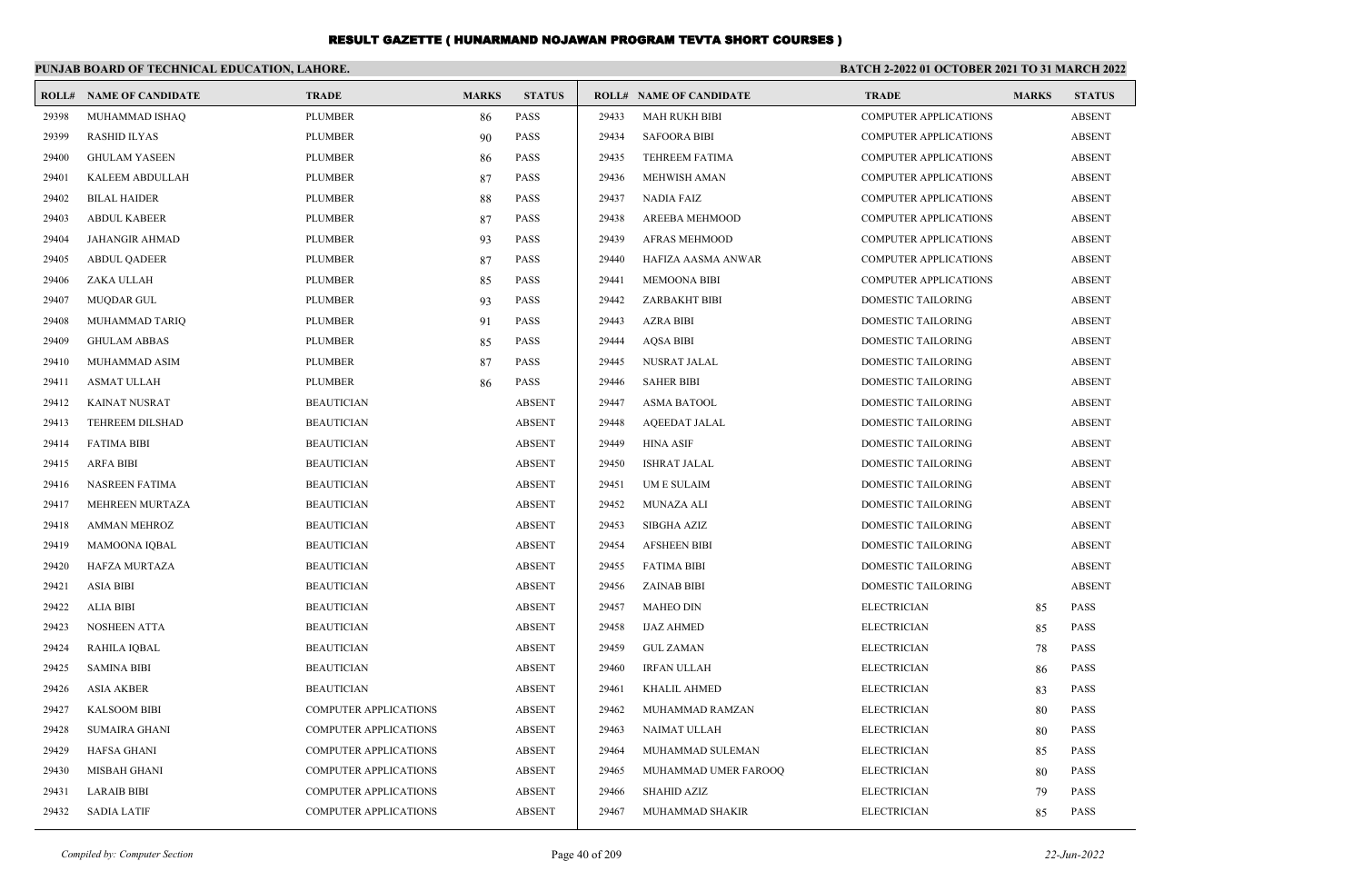# RESULT GAZETTE ( HUNARMAND NOJAWAN PROGRAM TEVTA SHORT COURSES )

**PUNJAB BOARD OF TECHNICAL EDUCATION, LAHORE.**

**BATCH 2-2022 01 OCTOBER 2021 TO 31 MARCH 2022**

| ROLL# | NAME OF CANDIDATE | TRADE | MARKS | STATUS |
|---|---|---|---|---|
| 29398 | MUHAMMAD ISHAQ | PLUMBER | 86 | PASS |
| 29399 | RASHID ILYAS | PLUMBER | 90 | PASS |
| 29400 | GHULAM YASEEN | PLUMBER | 86 | PASS |
| 29401 | KALEEM ABDULLAH | PLUMBER | 87 | PASS |
| 29402 | BILAL HAIDER | PLUMBER | 88 | PASS |
| 29403 | ABDUL KABEER | PLUMBER | 87 | PASS |
| 29404 | JAHANGIR AHMAD | PLUMBER | 93 | PASS |
| 29405 | ABDUL QADEER | PLUMBER | 87 | PASS |
| 29406 | ZAKA ULLAH | PLUMBER | 85 | PASS |
| 29407 | MUQDAR GUL | PLUMBER | 93 | PASS |
| 29408 | MUHAMMAD TARIQ | PLUMBER | 91 | PASS |
| 29409 | GHULAM ABBAS | PLUMBER | 85 | PASS |
| 29410 | MUHAMMAD ASIM | PLUMBER | 87 | PASS |
| 29411 | ASMAT ULLAH | PLUMBER | 86 | PASS |
| 29412 | KAINAT NUSRAT | BEAUTICIAN | | ABSENT |
| 29413 | TEHREEM DILSHAD | BEAUTICIAN | | ABSENT |
| 29414 | FATIMA BIBI | BEAUTICIAN | | ABSENT |
| 29415 | ARFA BIBI | BEAUTICIAN | | ABSENT |
| 29416 | NASREEN FATIMA | BEAUTICIAN | | ABSENT |
| 29417 | MEHREEN MURTAZA | BEAUTICIAN | | ABSENT |
| 29418 | AMMAN MEHROZ | BEAUTICIAN | | ABSENT |
| 29419 | MAMOONA IQBAL | BEAUTICIAN | | ABSENT |
| 29420 | HAFZA MURTAZA | BEAUTICIAN | | ABSENT |
| 29421 | ASIA BIBI | BEAUTICIAN | | ABSENT |
| 29422 | ALIA BIBI | BEAUTICIAN | | ABSENT |
| 29423 | NOSHEEN ATTA | BEAUTICIAN | | ABSENT |
| 29424 | RAHILA IQBAL | BEAUTICIAN | | ABSENT |
| 29425 | SAMINA BIBI | BEAUTICIAN | | ABSENT |
| 29426 | ASIA AKBER | BEAUTICIAN | | ABSENT |
| 29427 | KALSOOM BIBI | COMPUTER APPLICATIONS | | ABSENT |
| 29428 | SUMAIRA GHANI | COMPUTER APPLICATIONS | | ABSENT |
| 29429 | HAFSA GHANI | COMPUTER APPLICATIONS | | ABSENT |
| 29430 | MISBAH GHANI | COMPUTER APPLICATIONS | | ABSENT |
| 29431 | LARAIB BIBI | COMPUTER APPLICATIONS | | ABSENT |
| 29432 | SADIA LATIF | COMPUTER APPLICATIONS | | ABSENT |
| 29433 | MAH RUKH BIBI | COMPUTER APPLICATIONS | | ABSENT |
| 29434 | SAFOORA BIBI | COMPUTER APPLICATIONS | | ABSENT |
| 29435 | TEHREEM FATIMA | COMPUTER APPLICATIONS | | ABSENT |
| 29436 | MEHWISH AMAN | COMPUTER APPLICATIONS | | ABSENT |
| 29437 | NADIA FAIZ | COMPUTER APPLICATIONS | | ABSENT |
| 29438 | AREEBA MEHMOOD | COMPUTER APPLICATIONS | | ABSENT |
| 29439 | AFRAS MEHMOOD | COMPUTER APPLICATIONS | | ABSENT |
| 29440 | HAFIZA AASMA ANWAR | COMPUTER APPLICATIONS | | ABSENT |
| 29441 | MEMOONA BIBI | COMPUTER APPLICATIONS | | ABSENT |
| 29442 | ZARBAKHT BIBI | DOMESTIC TAILORING | | ABSENT |
| 29443 | AZRA BIBI | DOMESTIC TAILORING | | ABSENT |
| 29444 | AQSA BIBI | DOMESTIC TAILORING | | ABSENT |
| 29445 | NUSRAT JALAL | DOMESTIC TAILORING | | ABSENT |
| 29446 | SAHER BIBI | DOMESTIC TAILORING | | ABSENT |
| 29447 | ASMA BATOOL | DOMESTIC TAILORING | | ABSENT |
| 29448 | AQEEDAT JALAL | DOMESTIC TAILORING | | ABSENT |
| 29449 | HINA ASIF | DOMESTIC TAILORING | | ABSENT |
| 29450 | ISHRAT JALAL | DOMESTIC TAILORING | | ABSENT |
| 29451 | UM E SULAIM | DOMESTIC TAILORING | | ABSENT |
| 29452 | MUNAZA ALI | DOMESTIC TAILORING | | ABSENT |
| 29453 | SIBGHA AZIZ | DOMESTIC TAILORING | | ABSENT |
| 29454 | AFSHEEN BIBI | DOMESTIC TAILORING | | ABSENT |
| 29455 | FATIMA BIBI | DOMESTIC TAILORING | | ABSENT |
| 29456 | ZAINAB BIBI | DOMESTIC TAILORING | | ABSENT |
| 29457 | MAHEO DIN | ELECTRICIAN | 85 | PASS |
| 29458 | IJAZ AHMED | ELECTRICIAN | 85 | PASS |
| 29459 | GUL ZAMAN | ELECTRICIAN | 78 | PASS |
| 29460 | IRFAN ULLAH | ELECTRICIAN | 86 | PASS |
| 29461 | KHALIL AHMED | ELECTRICIAN | 83 | PASS |
| 29462 | MUHAMMAD RAMZAN | ELECTRICIAN | 80 | PASS |
| 29463 | NAIMAT ULLAH | ELECTRICIAN | 80 | PASS |
| 29464 | MUHAMMAD SULEMAN | ELECTRICIAN | 85 | PASS |
| 29465 | MUHAMMAD UMER FAROOQ | ELECTRICIAN | 80 | PASS |
| 29466 | SHAHID AZIZ | ELECTRICIAN | 79 | PASS |
| 29467 | MUHAMMAD SHAKIR | ELECTRICIAN | 85 | PASS |

*Compiled by: Computer Section* | *22-Jun-2022*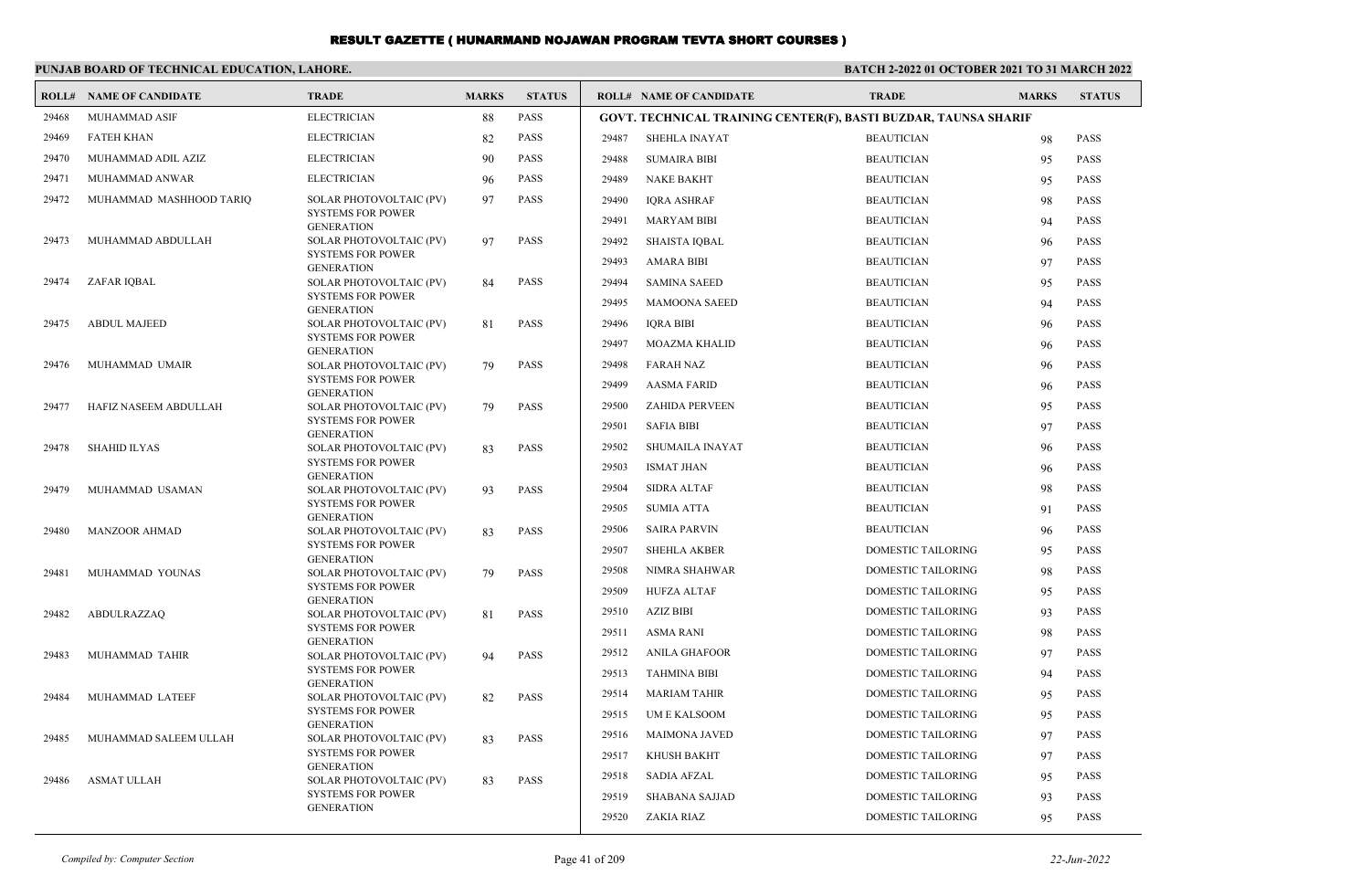# RESULT GAZETTE ( HUNARMAND NOJAWAN PROGRAM TEVTA SHORT COURSES )

## PUNJAB BOARD OF TECHNICAL EDUCATION, LAHORE.

**BATCH 2-2022 01 OCTOBER 2021 TO 31 MARCH 2022**

| ROLL# | NAME OF CANDIDATE | TRADE | MARKS | STATUS |
|---|---|---|---|---|
| 29468 | MUHAMMAD ASIF | ELECTRICIAN | 88 | PASS |
| 29469 | FATEH KHAN | ELECTRICIAN | 82 | PASS |
| 29470 | MUHAMMAD ADIL AZIZ | ELECTRICIAN | 90 | PASS |
| 29471 | MUHAMMAD ANWAR | ELECTRICIAN | 96 | PASS |
| 29472 | MUHAMMAD MASHHOOD TARIQ | SOLAR PHOTOVOLTAIC (PV) SYSTEMS FOR POWER GENERATION | 97 | PASS |
| 29473 | MUHAMMAD ABDULLAH | SOLAR PHOTOVOLTAIC (PV) SYSTEMS FOR POWER GENERATION | 97 | PASS |
| 29474 | ZAFAR IQBAL | SOLAR PHOTOVOLTAIC (PV) SYSTEMS FOR POWER GENERATION | 84 | PASS |
| 29475 | ABDUL MAJEED | SOLAR PHOTOVOLTAIC (PV) SYSTEMS FOR POWER GENERATION | 81 | PASS |
| 29476 | MUHAMMAD UMAIR | SOLAR PHOTOVOLTAIC (PV) SYSTEMS FOR POWER GENERATION | 79 | PASS |
| 29477 | HAFIZ NASEEM ABDULLAH | SOLAR PHOTOVOLTAIC (PV) SYSTEMS FOR POWER GENERATION | 79 | PASS |
| 29478 | SHAHID ILYAS | SOLAR PHOTOVOLTAIC (PV) SYSTEMS FOR POWER GENERATION | 83 | PASS |
| 29479 | MUHAMMAD USAMAN | SOLAR PHOTOVOLTAIC (PV) SYSTEMS FOR POWER GENERATION | 93 | PASS |
| 29480 | MANZOOR AHMAD | SOLAR PHOTOVOLTAIC (PV) SYSTEMS FOR POWER GENERATION | 83 | PASS |
| 29481 | MUHAMMAD YOUNAS | SOLAR PHOTOVOLTAIC (PV) SYSTEMS FOR POWER GENERATION | 79 | PASS |
| 29482 | ABDULRAZZAQ | SOLAR PHOTOVOLTAIC (PV) SYSTEMS FOR POWER GENERATION | 81 | PASS |
| 29483 | MUHAMMAD TAHIR | SOLAR PHOTOVOLTAIC (PV) SYSTEMS FOR POWER GENERATION | 94 | PASS |
| 29484 | MUHAMMAD LATEEF | SOLAR PHOTOVOLTAIC (PV) SYSTEMS FOR POWER GENERATION | 82 | PASS |
| 29485 | MUHAMMAD SALEEM ULLAH | SOLAR PHOTOVOLTAIC (PV) SYSTEMS FOR POWER GENERATION | 83 | PASS |
| 29486 | ASMAT ULLAH | SOLAR PHOTOVOLTAIC (PV) SYSTEMS FOR POWER GENERATION | 83 | PASS |

**GOVT. TECHNICAL TRAINING CENTER(F), BASTI BUZDAR, TAUNSA SHARIF**

| ROLL# | NAME OF CANDIDATE | TRADE | MARKS | STATUS |
|---|---|---|---|---|
| 29487 | SHEHLA INAYAT | BEAUTICIAN | 98 | PASS |
| 29488 | SUMAIRA BIBI | BEAUTICIAN | 95 | PASS |
| 29489 | NAKE BAKHT | BEAUTICIAN | 95 | PASS |
| 29490 | IQRA ASHRAF | BEAUTICIAN | 98 | PASS |
| 29491 | MARYAM BIBI | BEAUTICIAN | 94 | PASS |
| 29492 | SHAISTA IQBAL | BEAUTICIAN | 96 | PASS |
| 29493 | AMARA BIBI | BEAUTICIAN | 97 | PASS |
| 29494 | SAMINA SAEED | BEAUTICIAN | 95 | PASS |
| 29495 | MAMOONA SAEED | BEAUTICIAN | 94 | PASS |
| 29496 | IQRA BIBI | BEAUTICIAN | 96 | PASS |
| 29497 | MOAZMA KHALID | BEAUTICIAN | 96 | PASS |
| 29498 | FARAH NAZ | BEAUTICIAN | 96 | PASS |
| 29499 | AASMA FARID | BEAUTICIAN | 96 | PASS |
| 29500 | ZAHIDA PERVEEN | BEAUTICIAN | 95 | PASS |
| 29501 | SAFIA BIBI | BEAUTICIAN | 97 | PASS |
| 29502 | SHUMAILA INAYAT | BEAUTICIAN | 96 | PASS |
| 29503 | ISMAT JHAN | BEAUTICIAN | 96 | PASS |
| 29504 | SIDRA ALTAF | BEAUTICIAN | 98 | PASS |
| 29505 | SUMIA ATTA | BEAUTICIAN | 91 | PASS |
| 29506 | SAIRA PARVIN | BEAUTICIAN | 96 | PASS |
| 29507 | SHEHLA AKBER | DOMESTIC TAILORING | 95 | PASS |
| 29508 | NIMRA SHAHWAR | DOMESTIC TAILORING | 98 | PASS |
| 29509 | HUFZA ALTAF | DOMESTIC TAILORING | 95 | PASS |
| 29510 | AZIZ BIBI | DOMESTIC TAILORING | 93 | PASS |
| 29511 | ASMA RANI | DOMESTIC TAILORING | 98 | PASS |
| 29512 | ANILA GHAFOOR | DOMESTIC TAILORING | 97 | PASS |
| 29513 | TAHMINA BIBI | DOMESTIC TAILORING | 94 | PASS |
| 29514 | MARIAM TAHIR | DOMESTIC TAILORING | 95 | PASS |
| 29515 | UM E KALSOOM | DOMESTIC TAILORING | 95 | PASS |
| 29516 | MAIMONA JAVED | DOMESTIC TAILORING | 97 | PASS |
| 29517 | KHUSH BAKHT | DOMESTIC TAILORING | 97 | PASS |
| 29518 | SADIA AFZAL | DOMESTIC TAILORING | 95 | PASS |
| 29519 | SHABANA SAJJAD | DOMESTIC TAILORING | 93 | PASS |
| 29520 | ZAKIA RIAZ | DOMESTIC TAILORING | 95 | PASS |

*Compiled by: Computer Section* — *22-Jun-2022*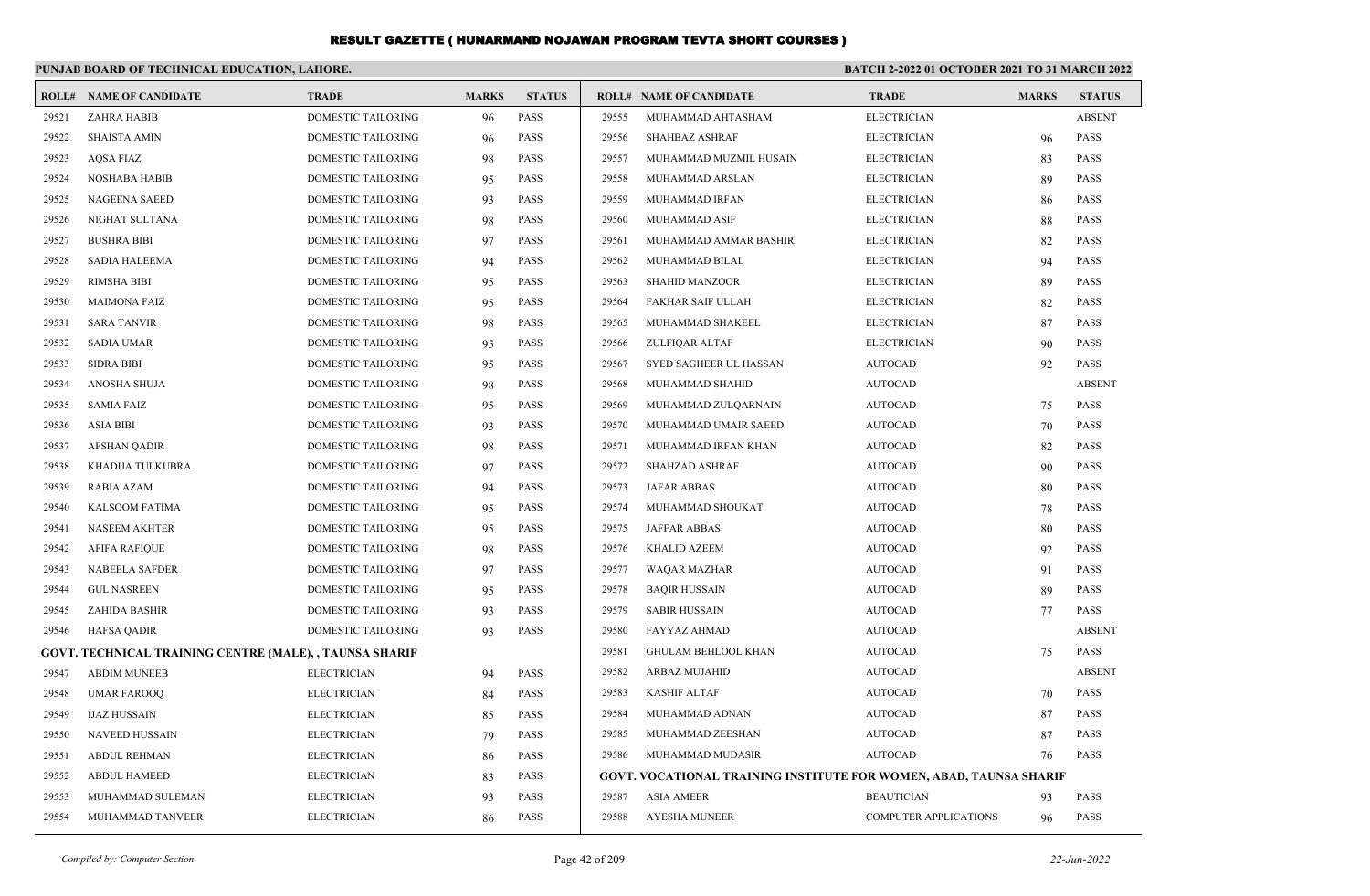# RESULT GAZETTE ( HUNARMAND NOJAWAN PROGRAM TEVTA SHORT COURSES )

**PUNJAB BOARD OF TECHNICAL EDUCATION, LAHORE.**

**BATCH 2-2022 01 OCTOBER 2021 TO 31 MARCH 2022**

| ROLL# | NAME OF CANDIDATE | TRADE | MARKS | STATUS |
|---|---|---|---|---|
| 29521 | ZAHRA HABIB | DOMESTIC TAILORING | 96 | PASS |
| 29522 | SHAISTA AMIN | DOMESTIC TAILORING | 96 | PASS |
| 29523 | AQSA FIAZ | DOMESTIC TAILORING | 98 | PASS |
| 29524 | NOSHABA HABIB | DOMESTIC TAILORING | 95 | PASS |
| 29525 | NAGEENA SAEED | DOMESTIC TAILORING | 93 | PASS |
| 29526 | NIGHAT SULTANA | DOMESTIC TAILORING | 98 | PASS |
| 29527 | BUSHRA BIBI | DOMESTIC TAILORING | 97 | PASS |
| 29528 | SADIA HALEEMA | DOMESTIC TAILORING | 94 | PASS |
| 29529 | RIMSHA BIBI | DOMESTIC TAILORING | 95 | PASS |
| 29530 | MAIMONA FAIZ | DOMESTIC TAILORING | 95 | PASS |
| 29531 | SARA TANVIR | DOMESTIC TAILORING | 98 | PASS |
| 29532 | SADIA UMAR | DOMESTIC TAILORING | 95 | PASS |
| 29533 | SIDRA BIBI | DOMESTIC TAILORING | 95 | PASS |
| 29534 | ANOSHA SHUJA | DOMESTIC TAILORING | 98 | PASS |
| 29535 | SAMIA FAIZ | DOMESTIC TAILORING | 95 | PASS |
| 29536 | ASIA BIBI | DOMESTIC TAILORING | 93 | PASS |
| 29537 | AFSHAN QADIR | DOMESTIC TAILORING | 98 | PASS |
| 29538 | KHADIJA TULKUBRA | DOMESTIC TAILORING | 97 | PASS |
| 29539 | RABIA AZAM | DOMESTIC TAILORING | 94 | PASS |
| 29540 | KALSOOM FATIMA | DOMESTIC TAILORING | 95 | PASS |
| 29541 | NASEEM AKHTER | DOMESTIC TAILORING | 95 | PASS |
| 29542 | AFIFA RAFIQUE | DOMESTIC TAILORING | 98 | PASS |
| 29543 | NABEELA SAFDER | DOMESTIC TAILORING | 97 | PASS |
| 29544 | GUL NASREEN | DOMESTIC TAILORING | 95 | PASS |
| 29545 | ZAHIDA BASHIR | DOMESTIC TAILORING | 93 | PASS |
| 29546 | HAFSA QADIR | DOMESTIC TAILORING | 93 | PASS |
| **GOVT. TECHNICAL TRAINING CENTRE (MALE), , TAUNSA SHARIF** | | | | |
| 29547 | ABDIM MUNEEB | ELECTRICIAN | 94 | PASS |
| 29548 | UMAR FAROOQ | ELECTRICIAN | 84 | PASS |
| 29549 | IJAZ HUSSAIN | ELECTRICIAN | 85 | PASS |
| 29550 | NAVEED HUSSAIN | ELECTRICIAN | 79 | PASS |
| 29551 | ABDUL REHMAN | ELECTRICIAN | 86 | PASS |
| 29552 | ABDUL HAMEED | ELECTRICIAN | 83 | PASS |
| 29553 | MUHAMMAD SULEMAN | ELECTRICIAN | 93 | PASS |
| 29554 | MUHAMMAD TANVEER | ELECTRICIAN | 86 | PASS |
| 29555 | MUHAMMAD AHTASHAM | ELECTRICIAN | | ABSENT |
| 29556 | SHAHBAZ ASHRAF | ELECTRICIAN | 96 | PASS |
| 29557 | MUHAMMAD MUZMIL HUSAIN | ELECTRICIAN | 83 | PASS |
| 29558 | MUHAMMAD ARSLAN | ELECTRICIAN | 89 | PASS |
| 29559 | MUHAMMAD IRFAN | ELECTRICIAN | 86 | PASS |
| 29560 | MUHAMMAD ASIF | ELECTRICIAN | 88 | PASS |
| 29561 | MUHAMMAD AMMAR BASHIR | ELECTRICIAN | 82 | PASS |
| 29562 | MUHAMMAD BILAL | ELECTRICIAN | 94 | PASS |
| 29563 | SHAHID MANZOOR | ELECTRICIAN | 89 | PASS |
| 29564 | FAKHAR SAIF ULLAH | ELECTRICIAN | 82 | PASS |
| 29565 | MUHAMMAD SHAKEEL | ELECTRICIAN | 87 | PASS |
| 29566 | ZULFIQAR ALTAF | ELECTRICIAN | 90 | PASS |
| 29567 | SYED SAGHEER UL HASSAN | AUTOCAD | 92 | PASS |
| 29568 | MUHAMMAD SHAHID | AUTOCAD | | ABSENT |
| 29569 | MUHAMMAD ZULQARNAIN | AUTOCAD | 75 | PASS |
| 29570 | MUHAMMAD UMAIR SAEED | AUTOCAD | 70 | PASS |
| 29571 | MUHAMMAD IRFAN KHAN | AUTOCAD | 82 | PASS |
| 29572 | SHAHZAD ASHRAF | AUTOCAD | 90 | PASS |
| 29573 | JAFAR ABBAS | AUTOCAD | 80 | PASS |
| 29574 | MUHAMMAD SHOUKAT | AUTOCAD | 78 | PASS |
| 29575 | JAFFAR ABBAS | AUTOCAD | 80 | PASS |
| 29576 | KHALID AZEEM | AUTOCAD | 92 | PASS |
| 29577 | WAQAR MAZHAR | AUTOCAD | 91 | PASS |
| 29578 | BAQIR HUSSAIN | AUTOCAD | 89 | PASS |
| 29579 | SABIR HUSSAIN | AUTOCAD | 77 | PASS |
| 29580 | FAYYAZ AHMAD | AUTOCAD | | ABSENT |
| 29581 | GHULAM BEHLOOL KHAN | AUTOCAD | 75 | PASS |
| 29582 | ARBAZ MUJAHID | AUTOCAD | | ABSENT |
| 29583 | KASHIF ALTAF | AUTOCAD | 70 | PASS |
| 29584 | MUHAMMAD ADNAN | AUTOCAD | 87 | PASS |
| 29585 | MUHAMMAD ZEESHAN | AUTOCAD | 87 | PASS |
| 29586 | MUHAMMAD MUDASIR | AUTOCAD | 76 | PASS |
| **GOVT. VOCATIONAL TRAINING INSTITUTE FOR WOMEN, ABAD, TAUNSA SHARIF** | | | | |
| 29587 | ASIA AMEER | BEAUTICIAN | 93 | PASS |
| 29588 | AYESHA MUNEER | COMPUTER APPLICATIONS | 96 | PASS |

*Compiled by: Computer Section*

*22-Jun-2022*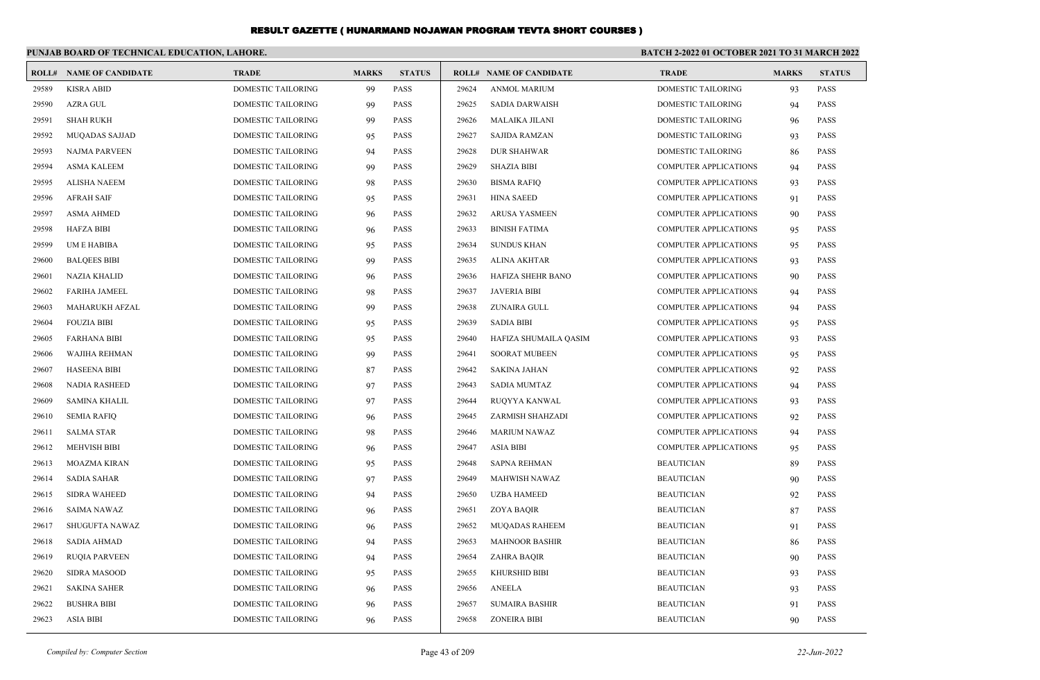# RESULT GAZETTE ( HUNARMAND NOJAWAN PROGRAM TEVTA SHORT COURSES )

**PUNJAB BOARD OF TECHNICAL EDUCATION, LAHORE.**

**BATCH 2-2022 01 OCTOBER 2021 TO 31 MARCH 2022**

| ROLL# | NAME OF CANDIDATE | TRADE | MARKS | STATUS |
|---|---|---|---|---|
| 29589 | KISRA ABID | DOMESTIC TAILORING | 99 | PASS |
| 29590 | AZRA GUL | DOMESTIC TAILORING | 99 | PASS |
| 29591 | SHAH RUKH | DOMESTIC TAILORING | 99 | PASS |
| 29592 | MUQADAS SAJJAD | DOMESTIC TAILORING | 95 | PASS |
| 29593 | NAJMA PARVEEN | DOMESTIC TAILORING | 94 | PASS |
| 29594 | ASMA KALEEM | DOMESTIC TAILORING | 99 | PASS |
| 29595 | ALISHA NAEEM | DOMESTIC TAILORING | 98 | PASS |
| 29596 | AFRAH SAIF | DOMESTIC TAILORING | 95 | PASS |
| 29597 | ASMA AHMED | DOMESTIC TAILORING | 96 | PASS |
| 29598 | HAFZA BIBI | DOMESTIC TAILORING | 96 | PASS |
| 29599 | UM E HABIBA | DOMESTIC TAILORING | 95 | PASS |
| 29600 | BALQEES BIBI | DOMESTIC TAILORING | 99 | PASS |
| 29601 | NAZIA KHALID | DOMESTIC TAILORING | 96 | PASS |
| 29602 | FARIHA JAMEEL | DOMESTIC TAILORING | 98 | PASS |
| 29603 | MAHARUKH AFZAL | DOMESTIC TAILORING | 99 | PASS |
| 29604 | FOUZIA BIBI | DOMESTIC TAILORING | 95 | PASS |
| 29605 | FARHANA BIBI | DOMESTIC TAILORING | 95 | PASS |
| 29606 | WAJIHA REHMAN | DOMESTIC TAILORING | 99 | PASS |
| 29607 | HASEENA BIBI | DOMESTIC TAILORING | 87 | PASS |
| 29608 | NADIA RASHEED | DOMESTIC TAILORING | 97 | PASS |
| 29609 | SAMINA KHALIL | DOMESTIC TAILORING | 97 | PASS |
| 29610 | SEMIA RAFIQ | DOMESTIC TAILORING | 96 | PASS |
| 29611 | SALMA STAR | DOMESTIC TAILORING | 98 | PASS |
| 29612 | MEHVISH BIBI | DOMESTIC TAILORING | 96 | PASS |
| 29613 | MOAZMA KIRAN | DOMESTIC TAILORING | 95 | PASS |
| 29614 | SADIA SAHAR | DOMESTIC TAILORING | 97 | PASS |
| 29615 | SIDRA WAHEED | DOMESTIC TAILORING | 94 | PASS |
| 29616 | SAIMA NAWAZ | DOMESTIC TAILORING | 96 | PASS |
| 29617 | SHUGUFTA NAWAZ | DOMESTIC TAILORING | 96 | PASS |
| 29618 | SADIA AHMAD | DOMESTIC TAILORING | 94 | PASS |
| 29619 | RUQIA PARVEEN | DOMESTIC TAILORING | 94 | PASS |
| 29620 | SIDRA MASOOD | DOMESTIC TAILORING | 95 | PASS |
| 29621 | SAKINA SAHER | DOMESTIC TAILORING | 96 | PASS |
| 29622 | BUSHRA BIBI | DOMESTIC TAILORING | 96 | PASS |
| 29623 | ASIA BIBI | DOMESTIC TAILORING | 96 | PASS |
| 29624 | ANMOL MARIUM | DOMESTIC TAILORING | 93 | PASS |
| 29625 | SADIA DARWAISH | DOMESTIC TAILORING | 94 | PASS |
| 29626 | MALAIKA JILANI | DOMESTIC TAILORING | 96 | PASS |
| 29627 | SAJIDA RAMZAN | DOMESTIC TAILORING | 93 | PASS |
| 29628 | DUR SHAHWAR | DOMESTIC TAILORING | 86 | PASS |
| 29629 | SHAZIA BIBI | COMPUTER APPLICATIONS | 94 | PASS |
| 29630 | BISMA RAFIQ | COMPUTER APPLICATIONS | 93 | PASS |
| 29631 | HINA SAEED | COMPUTER APPLICATIONS | 91 | PASS |
| 29632 | ARUSA YASMEEN | COMPUTER APPLICATIONS | 90 | PASS |
| 29633 | BINISH FATIMA | COMPUTER APPLICATIONS | 95 | PASS |
| 29634 | SUNDUS KHAN | COMPUTER APPLICATIONS | 95 | PASS |
| 29635 | ALINA AKHTAR | COMPUTER APPLICATIONS | 93 | PASS |
| 29636 | HAFIZA SHEHR BANO | COMPUTER APPLICATIONS | 90 | PASS |
| 29637 | JAVERIA BIBI | COMPUTER APPLICATIONS | 94 | PASS |
| 29638 | ZUNAIRA GULL | COMPUTER APPLICATIONS | 94 | PASS |
| 29639 | SADIA BIBI | COMPUTER APPLICATIONS | 95 | PASS |
| 29640 | HAFIZA SHUMAILA QASIM | COMPUTER APPLICATIONS | 93 | PASS |
| 29641 | SOORAT MUBEEN | COMPUTER APPLICATIONS | 95 | PASS |
| 29642 | SAKINA JAHAN | COMPUTER APPLICATIONS | 92 | PASS |
| 29643 | SADIA MUMTAZ | COMPUTER APPLICATIONS | 94 | PASS |
| 29644 | RUQYYA KANWAL | COMPUTER APPLICATIONS | 93 | PASS |
| 29645 | ZARMISH SHAHZADI | COMPUTER APPLICATIONS | 92 | PASS |
| 29646 | MARIUM NAWAZ | COMPUTER APPLICATIONS | 94 | PASS |
| 29647 | ASIA BIBI | COMPUTER APPLICATIONS | 95 | PASS |
| 29648 | SAPNA REHMAN | BEAUTICIAN | 89 | PASS |
| 29649 | MAHWISH NAWAZ | BEAUTICIAN | 90 | PASS |
| 29650 | UZBA HAMEED | BEAUTICIAN | 92 | PASS |
| 29651 | ZOYA BAQIR | BEAUTICIAN | 87 | PASS |
| 29652 | MUQADAS RAHEEM | BEAUTICIAN | 91 | PASS |
| 29653 | MAHNOOR BASHIR | BEAUTICIAN | 86 | PASS |
| 29654 | ZAHRA BAQIR | BEAUTICIAN | 90 | PASS |
| 29655 | KHURSHID BIBI | BEAUTICIAN | 93 | PASS |
| 29656 | ANEELA | BEAUTICIAN | 93 | PASS |
| 29657 | SUMAIRA BASHIR | BEAUTICIAN | 91 | PASS |
| 29658 | ZONEIRA BIBI | BEAUTICIAN | 90 | PASS |

*Compiled by: Computer Section*

*22-Jun-2022*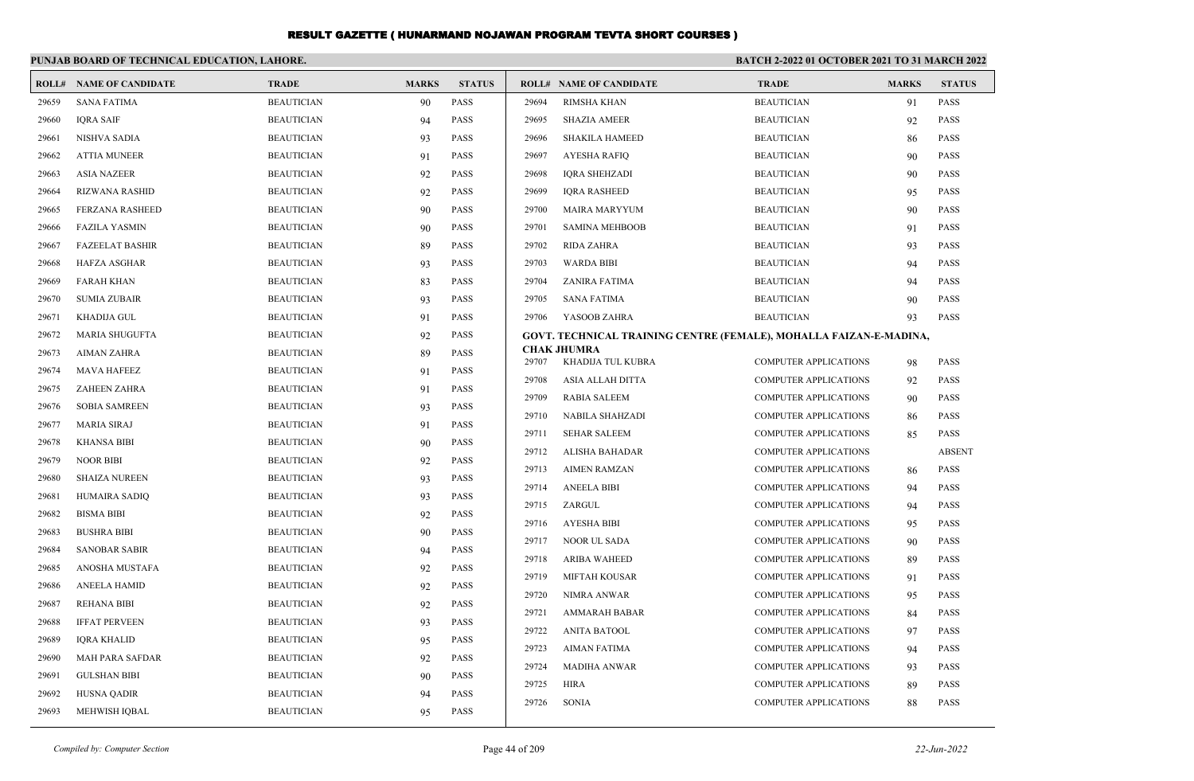# RESULT GAZETTE ( HUNARMAND NOJAWAN PROGRAM TEVTA SHORT COURSES )

**PUNJAB BOARD OF TECHNICAL EDUCATION, LAHORE.**

**BATCH 2-2022 01 OCTOBER 2021 TO 31 MARCH 2022**

| ROLL# | NAME OF CANDIDATE | TRADE | MARKS | STATUS |
|---|---|---|---|---|
| 29659 | SANA FATIMA | BEAUTICIAN | 90 | PASS |
| 29660 | IQRA SAIF | BEAUTICIAN | 94 | PASS |
| 29661 | NISHVA SADIA | BEAUTICIAN | 93 | PASS |
| 29662 | ATTIA MUNEER | BEAUTICIAN | 91 | PASS |
| 29663 | ASIA NAZEER | BEAUTICIAN | 92 | PASS |
| 29664 | RIZWANA RASHID | BEAUTICIAN | 92 | PASS |
| 29665 | FERZANA RASHEED | BEAUTICIAN | 90 | PASS |
| 29666 | FAZILA YASMIN | BEAUTICIAN | 90 | PASS |
| 29667 | FAZEELAT BASHIR | BEAUTICIAN | 89 | PASS |
| 29668 | HAFZA ASGHAR | BEAUTICIAN | 93 | PASS |
| 29669 | FARAH KHAN | BEAUTICIAN | 83 | PASS |
| 29670 | SUMIA ZUBAIR | BEAUTICIAN | 93 | PASS |
| 29671 | KHADIJA GUL | BEAUTICIAN | 91 | PASS |
| 29672 | MARIA SHUGUFTA | BEAUTICIAN | 92 | PASS |
| 29673 | AIMAN ZAHRA | BEAUTICIAN | 89 | PASS |
| 29674 | MAVA HAFEEZ | BEAUTICIAN | 91 | PASS |
| 29675 | ZAHEEN ZAHRA | BEAUTICIAN | 91 | PASS |
| 29676 | SOBIA SAMREEN | BEAUTICIAN | 93 | PASS |
| 29677 | MARIA SIRAJ | BEAUTICIAN | 91 | PASS |
| 29678 | KHANSA BIBI | BEAUTICIAN | 90 | PASS |
| 29679 | NOOR BIBI | BEAUTICIAN | 92 | PASS |
| 29680 | SHAIZA NUREEN | BEAUTICIAN | 93 | PASS |
| 29681 | HUMAIRA SADIQ | BEAUTICIAN | 93 | PASS |
| 29682 | BISMA BIBI | BEAUTICIAN | 92 | PASS |
| 29683 | BUSHRA BIBI | BEAUTICIAN | 90 | PASS |
| 29684 | SANOBAR SABIR | BEAUTICIAN | 94 | PASS |
| 29685 | ANOSHA MUSTAFA | BEAUTICIAN | 92 | PASS |
| 29686 | ANEELA HAMID | BEAUTICIAN | 92 | PASS |
| 29687 | REHANA BIBI | BEAUTICIAN | 92 | PASS |
| 29688 | IFFAT PERVEEN | BEAUTICIAN | 93 | PASS |
| 29689 | IQRA KHALID | BEAUTICIAN | 95 | PASS |
| 29690 | MAH PARA SAFDAR | BEAUTICIAN | 92 | PASS |
| 29691 | GULSHAN BIBI | BEAUTICIAN | 90 | PASS |
| 29692 | HUSNA QADIR | BEAUTICIAN | 94 | PASS |
| 29693 | MEHWISH IQBAL | BEAUTICIAN | 95 | PASS |
| 29694 | RIMSHA KHAN | BEAUTICIAN | 91 | PASS |
| 29695 | SHAZIA AMEER | BEAUTICIAN | 92 | PASS |
| 29696 | SHAKILA HAMEED | BEAUTICIAN | 86 | PASS |
| 29697 | AYESHA RAFIQ | BEAUTICIAN | 90 | PASS |
| 29698 | IQRA SHEHZADI | BEAUTICIAN | 90 | PASS |
| 29699 | IQRA RASHEED | BEAUTICIAN | 95 | PASS |
| 29700 | MAIRA MARYYUM | BEAUTICIAN | 90 | PASS |
| 29701 | SAMINA MEHBOOB | BEAUTICIAN | 91 | PASS |
| 29702 | RIDA ZAHRA | BEAUTICIAN | 93 | PASS |
| 29703 | WARDA BIBI | BEAUTICIAN | 94 | PASS |
| 29704 | ZANIRA FATIMA | BEAUTICIAN | 94 | PASS |
| 29705 | SANA FATIMA | BEAUTICIAN | 90 | PASS |
| 29706 | YASOOB ZAHRA | BEAUTICIAN | 93 | PASS |

**GOVT. TECHNICAL TRAINING CENTRE (FEMALE), MOHALLA FAIZAN-E-MADINA, CHAK JHUMRA**

| ROLL# | NAME OF CANDIDATE | TRADE | MARKS | STATUS |
|---|---|---|---|---|
| 29707 | KHADIJA TUL KUBRA | COMPUTER APPLICATIONS | 98 | PASS |
| 29708 | ASIA ALLAH DITTA | COMPUTER APPLICATIONS | 92 | PASS |
| 29709 | RABIA SALEEM | COMPUTER APPLICATIONS | 90 | PASS |
| 29710 | NABILA SHAHZADI | COMPUTER APPLICATIONS | 86 | PASS |
| 29711 | SEHAR SALEEM | COMPUTER APPLICATIONS | 85 | PASS |
| 29712 | ALISHA BAHADAR | COMPUTER APPLICATIONS | | ABSENT |
| 29713 | AIMEN RAMZAN | COMPUTER APPLICATIONS | 86 | PASS |
| 29714 | ANEELA BIBI | COMPUTER APPLICATIONS | 94 | PASS |
| 29715 | ZARGUL | COMPUTER APPLICATIONS | 94 | PASS |
| 29716 | AYESHA BIBI | COMPUTER APPLICATIONS | 95 | PASS |
| 29717 | NOOR UL SADA | COMPUTER APPLICATIONS | 90 | PASS |
| 29718 | ARIBA WAHEED | COMPUTER APPLICATIONS | 89 | PASS |
| 29719 | MIFTAH KOUSAR | COMPUTER APPLICATIONS | 91 | PASS |
| 29720 | NIMRA ANWAR | COMPUTER APPLICATIONS | 95 | PASS |
| 29721 | AMMARAH BABAR | COMPUTER APPLICATIONS | 84 | PASS |
| 29722 | ANITA BATOOL | COMPUTER APPLICATIONS | 97 | PASS |
| 29723 | AIMAN FATIMA | COMPUTER APPLICATIONS | 94 | PASS |
| 29724 | MADIHA ANWAR | COMPUTER APPLICATIONS | 93 | PASS |
| 29725 | HIRA | COMPUTER APPLICATIONS | 89 | PASS |
| 29726 | SONIA | COMPUTER APPLICATIONS | 88 | PASS |

*Compiled by: Computer Section* — *22-Jun-2022*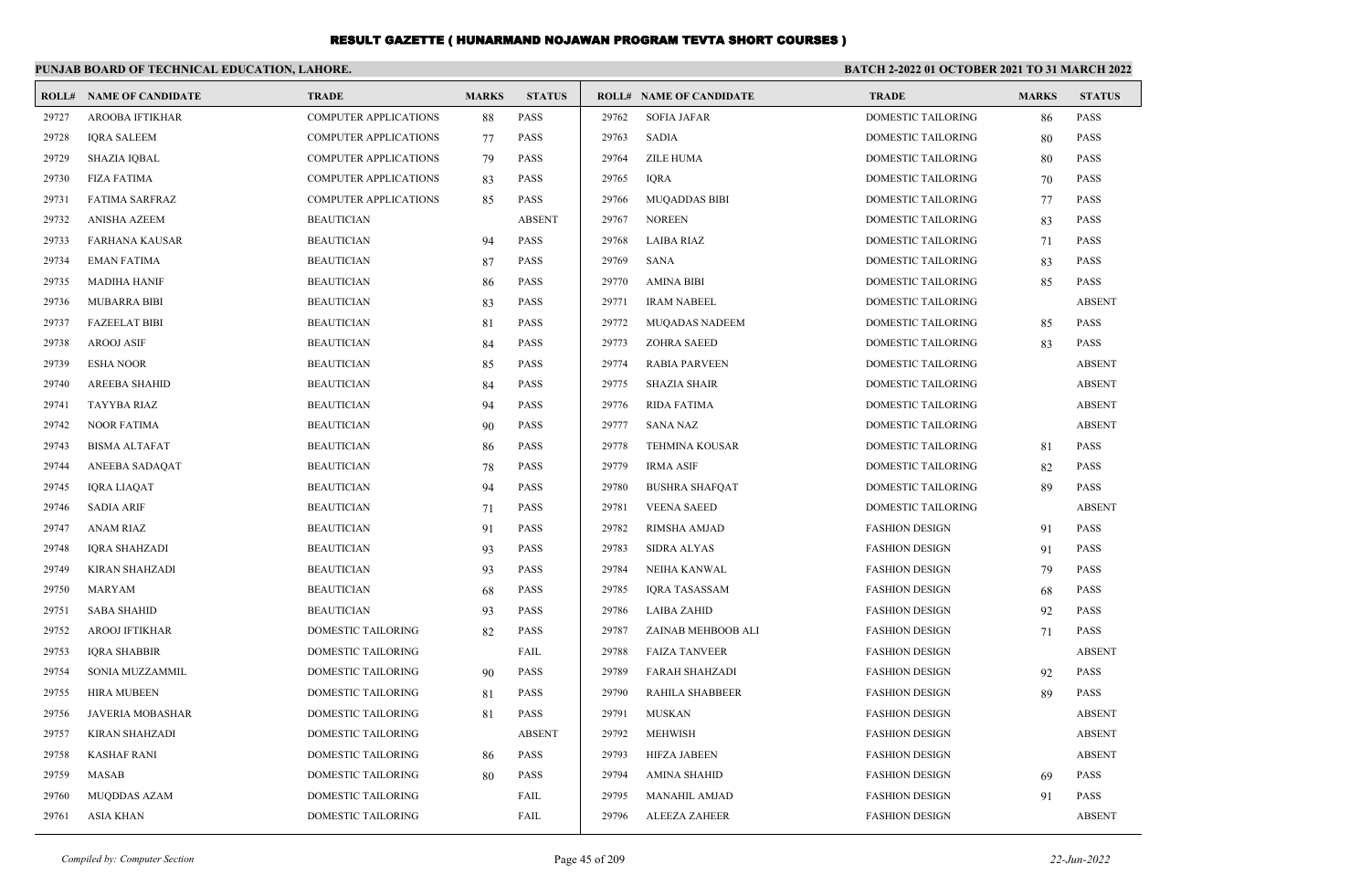# RESULT GAZETTE ( HUNARMAND NOJAWAN PROGRAM TEVTA SHORT COURSES )

## PUNJAB BOARD OF TECHNICAL EDUCATION, LAHORE.

**BATCH 2-2022 01 OCTOBER 2021 TO 31 MARCH 2022**

| ROLL# | NAME OF CANDIDATE | TRADE | MARKS | STATUS |
|---|---|---|---|---|
| 29727 | AROOBA IFTIKHAR | COMPUTER APPLICATIONS | 88 | PASS |
| 29728 | IQRA SALEEM | COMPUTER APPLICATIONS | 77 | PASS |
| 29729 | SHAZIA IQBAL | COMPUTER APPLICATIONS | 79 | PASS |
| 29730 | FIZA FATIMA | COMPUTER APPLICATIONS | 83 | PASS |
| 29731 | FATIMA SARFRAZ | COMPUTER APPLICATIONS | 85 | PASS |
| 29732 | ANISHA AZEEM | BEAUTICIAN | | ABSENT |
| 29733 | FARHANA KAUSAR | BEAUTICIAN | 94 | PASS |
| 29734 | EMAN FATIMA | BEAUTICIAN | 87 | PASS |
| 29735 | MADIHA HANIF | BEAUTICIAN | 86 | PASS |
| 29736 | MUBARRA BIBI | BEAUTICIAN | 83 | PASS |
| 29737 | FAZEELAT BIBI | BEAUTICIAN | 81 | PASS |
| 29738 | AROOJ ASIF | BEAUTICIAN | 84 | PASS |
| 29739 | ESHA NOOR | BEAUTICIAN | 85 | PASS |
| 29740 | AREEBA SHAHID | BEAUTICIAN | 84 | PASS |
| 29741 | TAYYBA RIAZ | BEAUTICIAN | 94 | PASS |
| 29742 | NOOR FATIMA | BEAUTICIAN | 90 | PASS |
| 29743 | BISMA ALTAFAT | BEAUTICIAN | 86 | PASS |
| 29744 | ANEEBA SADAQAT | BEAUTICIAN | 78 | PASS |
| 29745 | IQRA LIAQAT | BEAUTICIAN | 94 | PASS |
| 29746 | SADIA ARIF | BEAUTICIAN | 71 | PASS |
| 29747 | ANAM RIAZ | BEAUTICIAN | 91 | PASS |
| 29748 | IQRA SHAHZADI | BEAUTICIAN | 93 | PASS |
| 29749 | KIRAN SHAHZADI | BEAUTICIAN | 93 | PASS |
| 29750 | MARYAM | BEAUTICIAN | 68 | PASS |
| 29751 | SABA SHAHID | BEAUTICIAN | 93 | PASS |
| 29752 | AROOJ IFTIKHAR | DOMESTIC TAILORING | 82 | PASS |
| 29753 | IQRA SHABBIR | DOMESTIC TAILORING | | FAIL |
| 29754 | SONIA MUZZAMMIL | DOMESTIC TAILORING | 90 | PASS |
| 29755 | HIRA MUBEEN | DOMESTIC TAILORING | 81 | PASS |
| 29756 | JAVERIA MOBASHAR | DOMESTIC TAILORING | 81 | PASS |
| 29757 | KIRAN SHAHZADI | DOMESTIC TAILORING | | ABSENT |
| 29758 | KASHAF RANI | DOMESTIC TAILORING | 86 | PASS |
| 29759 | MASAB | DOMESTIC TAILORING | 80 | PASS |
| 29760 | MUQDDAS AZAM | DOMESTIC TAILORING | | FAIL |
| 29761 | ASIA KHAN | DOMESTIC TAILORING | | FAIL |
| 29762 | SOFIA JAFAR | DOMESTIC TAILORING | 86 | PASS |
| 29763 | SADIA | DOMESTIC TAILORING | 80 | PASS |
| 29764 | ZILE HUMA | DOMESTIC TAILORING | 80 | PASS |
| 29765 | IQRA | DOMESTIC TAILORING | 70 | PASS |
| 29766 | MUQADDAS BIBI | DOMESTIC TAILORING | 77 | PASS |
| 29767 | NOREEN | DOMESTIC TAILORING | 83 | PASS |
| 29768 | LAIBA RIAZ | DOMESTIC TAILORING | 71 | PASS |
| 29769 | SANA | DOMESTIC TAILORING | 83 | PASS |
| 29770 | AMINA BIBI | DOMESTIC TAILORING | 85 | PASS |
| 29771 | IRAM NABEEL | DOMESTIC TAILORING | | ABSENT |
| 29772 | MUQADAS NADEEM | DOMESTIC TAILORING | 85 | PASS |
| 29773 | ZOHRA SAEED | DOMESTIC TAILORING | 83 | PASS |
| 29774 | RABIA PARVEEN | DOMESTIC TAILORING | | ABSENT |
| 29775 | SHAZIA SHAIR | DOMESTIC TAILORING | | ABSENT |
| 29776 | RIDA FATIMA | DOMESTIC TAILORING | | ABSENT |
| 29777 | SANA NAZ | DOMESTIC TAILORING | | ABSENT |
| 29778 | TEHMINA KOUSAR | DOMESTIC TAILORING | 81 | PASS |
| 29779 | IRMA ASIF | DOMESTIC TAILORING | 82 | PASS |
| 29780 | BUSHRA SHAFQAT | DOMESTIC TAILORING | 89 | PASS |
| 29781 | VEENA SAEED | DOMESTIC TAILORING | | ABSENT |
| 29782 | RIMSHA AMJAD | FASHION DESIGN | 91 | PASS |
| 29783 | SIDRA ALYAS | FASHION DESIGN | 91 | PASS |
| 29784 | NEIHA KANWAL | FASHION DESIGN | 79 | PASS |
| 29785 | IQRA TASASSAM | FASHION DESIGN | 68 | PASS |
| 29786 | LAIBA ZAHID | FASHION DESIGN | 92 | PASS |
| 29787 | ZAINAB MEHBOOB ALI | FASHION DESIGN | 71 | PASS |
| 29788 | FAIZA TANVEER | FASHION DESIGN | | ABSENT |
| 29789 | FARAH SHAHZADI | FASHION DESIGN | 92 | PASS |
| 29790 | RAHILA SHABBEER | FASHION DESIGN | 89 | PASS |
| 29791 | MUSKAN | FASHION DESIGN | | ABSENT |
| 29792 | MEHWISH | FASHION DESIGN | | ABSENT |
| 29793 | HIFZA JABEEN | FASHION DESIGN | | ABSENT |
| 29794 | AMINA SHAHID | FASHION DESIGN | 69 | PASS |
| 29795 | MANAHIL AMJAD | FASHION DESIGN | 91 | PASS |
| 29796 | ALEEZA ZAHEER | FASHION DESIGN | | ABSENT |

*Compiled by: Computer Section* — *22-Jun-2022*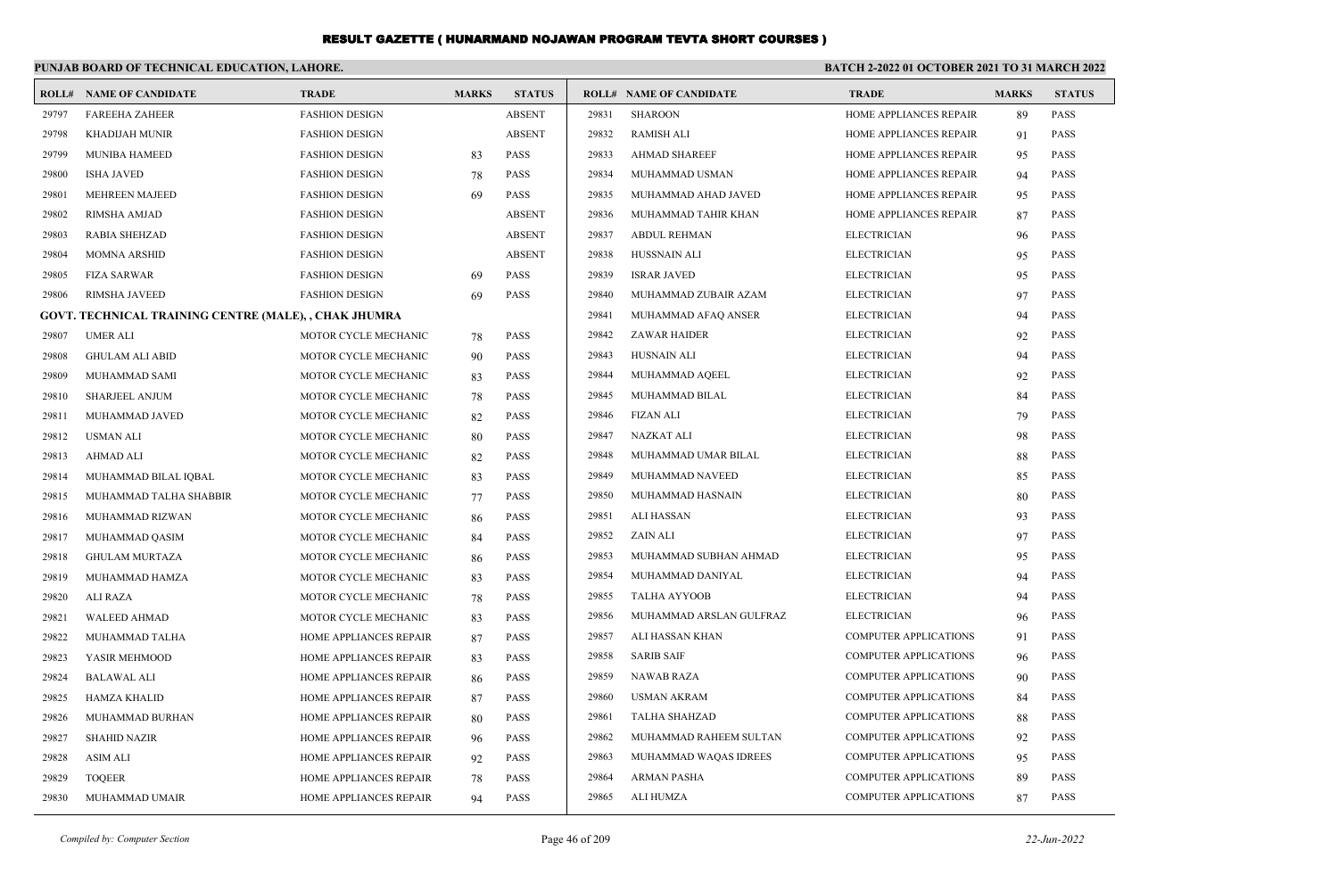# RESULT GAZETTE ( HUNARMAND NOJAWAN PROGRAM TEVTA SHORT COURSES )

**PUNJAB BOARD OF TECHNICAL EDUCATION, LAHORE.**

**BATCH 2-2022 01 OCTOBER 2021 TO 31 MARCH 2022**

| ROLL# | NAME OF CANDIDATE | TRADE | MARKS | STATUS |
|---|---|---|---|---|
| 29797 | FAREEHA ZAHEER | FASHION DESIGN | | ABSENT |
| 29798 | KHADIJAH MUNIR | FASHION DESIGN | | ABSENT |
| 29799 | MUNIBA HAMEED | FASHION DESIGN | 83 | PASS |
| 29800 | ISHA JAVED | FASHION DESIGN | 78 | PASS |
| 29801 | MEHREEN MAJEED | FASHION DESIGN | 69 | PASS |
| 29802 | RIMSHA AMJAD | FASHION DESIGN | | ABSENT |
| 29803 | RABIA SHEHZAD | FASHION DESIGN | | ABSENT |
| 29804 | MOMNA ARSHID | FASHION DESIGN | | ABSENT |
| 29805 | FIZA SARWAR | FASHION DESIGN | 69 | PASS |
| 29806 | RIMSHA JAVEED | FASHION DESIGN | 69 | PASS |

**GOVT. TECHNICAL TRAINING CENTRE (MALE), , CHAK JHUMRA**

| ROLL# | NAME OF CANDIDATE | TRADE | MARKS | STATUS |
|---|---|---|---|---|
| 29807 | UMER ALI | MOTOR CYCLE MECHANIC | 78 | PASS |
| 29808 | GHULAM ALI ABID | MOTOR CYCLE MECHANIC | 90 | PASS |
| 29809 | MUHAMMAD SAMI | MOTOR CYCLE MECHANIC | 83 | PASS |
| 29810 | SHARJEEL ANJUM | MOTOR CYCLE MECHANIC | 78 | PASS |
| 29811 | MUHAMMAD JAVED | MOTOR CYCLE MECHANIC | 82 | PASS |
| 29812 | USMAN ALI | MOTOR CYCLE MECHANIC | 80 | PASS |
| 29813 | AHMAD ALI | MOTOR CYCLE MECHANIC | 82 | PASS |
| 29814 | MUHAMMAD BILAL IQBAL | MOTOR CYCLE MECHANIC | 83 | PASS |
| 29815 | MUHAMMAD TALHA SHABBIR | MOTOR CYCLE MECHANIC | 77 | PASS |
| 29816 | MUHAMMAD RIZWAN | MOTOR CYCLE MECHANIC | 86 | PASS |
| 29817 | MUHAMMAD QASIM | MOTOR CYCLE MECHANIC | 84 | PASS |
| 29818 | GHULAM MURTAZA | MOTOR CYCLE MECHANIC | 86 | PASS |
| 29819 | MUHAMMAD HAMZA | MOTOR CYCLE MECHANIC | 83 | PASS |
| 29820 | ALI RAZA | MOTOR CYCLE MECHANIC | 78 | PASS |
| 29821 | WALEED AHMAD | MOTOR CYCLE MECHANIC | 83 | PASS |
| 29822 | MUHAMMAD TALHA | HOME APPLIANCES REPAIR | 87 | PASS |
| 29823 | YASIR MEHMOOD | HOME APPLIANCES REPAIR | 83 | PASS |
| 29824 | BALAWAL ALI | HOME APPLIANCES REPAIR | 86 | PASS |
| 29825 | HAMZA KHALID | HOME APPLIANCES REPAIR | 87 | PASS |
| 29826 | MUHAMMAD BURHAN | HOME APPLIANCES REPAIR | 80 | PASS |
| 29827 | SHAHID NAZIR | HOME APPLIANCES REPAIR | 96 | PASS |
| 29828 | ASIM ALI | HOME APPLIANCES REPAIR | 92 | PASS |
| 29829 | TOQEER | HOME APPLIANCES REPAIR | 78 | PASS |
| 29830 | MUHAMMAD UMAIR | HOME APPLIANCES REPAIR | 94 | PASS |
| 29831 | SHAROON | HOME APPLIANCES REPAIR | 89 | PASS |
| 29832 | RAMISH ALI | HOME APPLIANCES REPAIR | 91 | PASS |
| 29833 | AHMAD SHAREEF | HOME APPLIANCES REPAIR | 95 | PASS |
| 29834 | MUHAMMAD USMAN | HOME APPLIANCES REPAIR | 94 | PASS |
| 29835 | MUHAMMAD AHAD JAVED | HOME APPLIANCES REPAIR | 95 | PASS |
| 29836 | MUHAMMAD TAHIR KHAN | HOME APPLIANCES REPAIR | 87 | PASS |
| 29837 | ABDUL REHMAN | ELECTRICIAN | 96 | PASS |
| 29838 | HUSSNAIN ALI | ELECTRICIAN | 95 | PASS |
| 29839 | ISRAR JAVED | ELECTRICIAN | 95 | PASS |
| 29840 | MUHAMMAD ZUBAIR AZAM | ELECTRICIAN | 97 | PASS |
| 29841 | MUHAMMAD AFAQ ANSER | ELECTRICIAN | 94 | PASS |
| 29842 | ZAWAR HAIDER | ELECTRICIAN | 92 | PASS |
| 29843 | HUSNAIN ALI | ELECTRICIAN | 94 | PASS |
| 29844 | MUHAMMAD AQEEL | ELECTRICIAN | 92 | PASS |
| 29845 | MUHAMMAD BILAL | ELECTRICIAN | 84 | PASS |
| 29846 | FIZAN ALI | ELECTRICIAN | 79 | PASS |
| 29847 | NAZKAT ALI | ELECTRICIAN | 98 | PASS |
| 29848 | MUHAMMAD UMAR BILAL | ELECTRICIAN | 88 | PASS |
| 29849 | MUHAMMAD NAVEED | ELECTRICIAN | 85 | PASS |
| 29850 | MUHAMMAD HASNAIN | ELECTRICIAN | 80 | PASS |
| 29851 | ALI HASSAN | ELECTRICIAN | 93 | PASS |
| 29852 | ZAIN ALI | ELECTRICIAN | 97 | PASS |
| 29853 | MUHAMMAD SUBHAN AHMAD | ELECTRICIAN | 95 | PASS |
| 29854 | MUHAMMAD DANIYAL | ELECTRICIAN | 94 | PASS |
| 29855 | TALHA AYYOOB | ELECTRICIAN | 94 | PASS |
| 29856 | MUHAMMAD ARSLAN GULFRAZ | ELECTRICIAN | 96 | PASS |
| 29857 | ALI HASSAN KHAN | COMPUTER APPLICATIONS | 91 | PASS |
| 29858 | SARIB SAIF | COMPUTER APPLICATIONS | 96 | PASS |
| 29859 | NAWAB RAZA | COMPUTER APPLICATIONS | 90 | PASS |
| 29860 | USMAN AKRAM | COMPUTER APPLICATIONS | 84 | PASS |
| 29861 | TALHA SHAHZAD | COMPUTER APPLICATIONS | 88 | PASS |
| 29862 | MUHAMMAD RAHEEM SULTAN | COMPUTER APPLICATIONS | 92 | PASS |
| 29863 | MUHAMMAD WAQAS IDREES | COMPUTER APPLICATIONS | 95 | PASS |
| 29864 | ARMAN PASHA | COMPUTER APPLICATIONS | 89 | PASS |
| 29865 | ALI HUMZA | COMPUTER APPLICATIONS | 87 | PASS |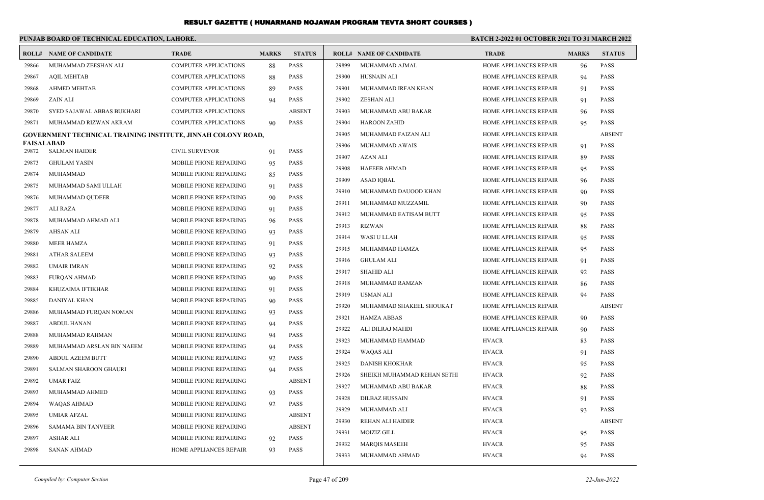# RESULT GAZETTE ( HUNARMAND NOJAWAN PROGRAM TEVTA SHORT COURSES )

**PUNJAB BOARD OF TECHNICAL EDUCATION, LAHORE.**

**BATCH 2-2022 01 OCTOBER 2021 TO 31 MARCH 2022**

| ROLL# | NAME OF CANDIDATE | TRADE | MARKS | STATUS |
|---|---|---|---|---|
| 29866 | MUHAMMAD ZEESHAN ALI | COMPUTER APPLICATIONS | 88 | PASS |
| 29867 | AQIL MEHTAB | COMPUTER APPLICATIONS | 88 | PASS |
| 29868 | AHMED MEHTAB | COMPUTER APPLICATIONS | 89 | PASS |
| 29869 | ZAIN ALI | COMPUTER APPLICATIONS | 94 | PASS |
| 29870 | SYED SAJAWAL ABBAS BUKHARI | COMPUTER APPLICATIONS | | ABSENT |
| 29871 | MUHAMMAD RIZWAN AKRAM | COMPUTER APPLICATIONS | 90 | PASS |

**GOVERNMENT TECHNICAL TRAINING INSTITUTE, JINNAH COLONY ROAD, FAISALABAD**

| ROLL# | NAME OF CANDIDATE | TRADE | MARKS | STATUS |
|---|---|---|---|---|
| 29872 | SALMAN HAIDER | CIVIL SURVEYOR | 91 | PASS |
| 29873 | GHULAM YASIN | MOBILE PHONE REPAIRING | 95 | PASS |
| 29874 | MUHAMMAD | MOBILE PHONE REPAIRING | 85 | PASS |
| 29875 | MUHAMMAD SAMI ULLAH | MOBILE PHONE REPAIRING | 91 | PASS |
| 29876 | MUHAMMAD QUDEER | MOBILE PHONE REPAIRING | 90 | PASS |
| 29877 | ALI RAZA | MOBILE PHONE REPAIRING | 91 | PASS |
| 29878 | MUHAMMAD AHMAD ALI | MOBILE PHONE REPAIRING | 96 | PASS |
| 29879 | AHSAN ALI | MOBILE PHONE REPAIRING | 93 | PASS |
| 29880 | MEER HAMZA | MOBILE PHONE REPAIRING | 91 | PASS |
| 29881 | ATHAR SALEEM | MOBILE PHONE REPAIRING | 93 | PASS |
| 29882 | UMAIR IMRAN | MOBILE PHONE REPAIRING | 92 | PASS |
| 29883 | FURQAN AHMAD | MOBILE PHONE REPAIRING | 90 | PASS |
| 29884 | KHUZAIMA IFTIKHAR | MOBILE PHONE REPAIRING | 91 | PASS |
| 29885 | DANIYAL KHAN | MOBILE PHONE REPAIRING | 90 | PASS |
| 29886 | MUHAMMAD FURQAN NOMAN | MOBILE PHONE REPAIRING | 93 | PASS |
| 29887 | ABDUL HANAN | MOBILE PHONE REPAIRING | 94 | PASS |
| 29888 | MUHAMMAD RAHMAN | MOBILE PHONE REPAIRING | 94 | PASS |
| 29889 | MUHAMMAD ARSLAN BIN NAEEM | MOBILE PHONE REPAIRING | 94 | PASS |
| 29890 | ABDUL AZEEM BUTT | MOBILE PHONE REPAIRING | 92 | PASS |
| 29891 | SALMAN SHAROON GHAURI | MOBILE PHONE REPAIRING | 94 | PASS |
| 29892 | UMAR FAIZ | MOBILE PHONE REPAIRING | | ABSENT |
| 29893 | MUHAMMAD AHMED | MOBILE PHONE REPAIRING | 93 | PASS |
| 29894 | WAQAS AHMAD | MOBILE PHONE REPAIRING | 92 | PASS |
| 29895 | UMIAR AFZAL | MOBILE PHONE REPAIRING | | ABSENT |
| 29896 | SAMAMA BIN TANVEER | MOBILE PHONE REPAIRING | | ABSENT |
| 29897 | ASHAR ALI | MOBILE PHONE REPAIRING | 92 | PASS |
| 29898 | SANAN AHMAD | HOME APPLIANCES REPAIR | 93 | PASS |
| 29899 | MUHAMMAD AJMAL | HOME APPLIANCES REPAIR | 96 | PASS |
| 29900 | HUSNAIN ALI | HOME APPLIANCES REPAIR | 94 | PASS |
| 29901 | MUHAMMAD IRFAN KHAN | HOME APPLIANCES REPAIR | 91 | PASS |
| 29902 | ZESHAN ALI | HOME APPLIANCES REPAIR | 91 | PASS |
| 29903 | MUHAMMAD ABU BAKAR | HOME APPLIANCES REPAIR | 96 | PASS |
| 29904 | HAROON ZAHID | HOME APPLIANCES REPAIR | 95 | PASS |
| 29905 | MUHAMMAD FAIZAN ALI | HOME APPLIANCES REPAIR | | ABSENT |
| 29906 | MUHAMMAD AWAIS | HOME APPLIANCES REPAIR | 91 | PASS |
| 29907 | AZAN ALI | HOME APPLIANCES REPAIR | 89 | PASS |
| 29908 | HAEEEB AHMAD | HOME APPLIANCES REPAIR | 95 | PASS |
| 29909 | ASAD IQBAL | HOME APPLIANCES REPAIR | 96 | PASS |
| 29910 | MUHAMMAD DAUOOD KHAN | HOME APPLIANCES REPAIR | 90 | PASS |
| 29911 | MUHAMMAD MUZZAMIL | HOME APPLIANCES REPAIR | 90 | PASS |
| 29912 | MUHAMMAD EATISAM BUTT | HOME APPLIANCES REPAIR | 95 | PASS |
| 29913 | RIZWAN | HOME APPLIANCES REPAIR | 88 | PASS |
| 29914 | WASI U LLAH | HOME APPLIANCES REPAIR | 95 | PASS |
| 29915 | MUHAMMAD HAMZA | HOME APPLIANCES REPAIR | 95 | PASS |
| 29916 | GHULAM ALI | HOME APPLIANCES REPAIR | 91 | PASS |
| 29917 | SHAHID ALI | HOME APPLIANCES REPAIR | 92 | PASS |
| 29918 | MUHAMMAD RAMZAN | HOME APPLIANCES REPAIR | 86 | PASS |
| 29919 | USMAN ALI | HOME APPLIANCES REPAIR | 94 | PASS |
| 29920 | MUHAMMAD SHAKEEL SHOUKAT | HOME APPLIANCES REPAIR | | ABSENT |
| 29921 | HAMZA ABBAS | HOME APPLIANCES REPAIR | 90 | PASS |
| 29922 | ALI DILRAJ MAHDI | HOME APPLIANCES REPAIR | 90 | PASS |
| 29923 | MUHAMMAD HAMMAD | HVACR | 83 | PASS |
| 29924 | WAQAS ALI | HVACR | 91 | PASS |
| 29925 | DANISH KHOKHAR | HVACR | 95 | PASS |
| 29926 | SHEIKH MUHAMMAD REHAN SETHI | HVACR | 92 | PASS |
| 29927 | MUHAMMAD ABU BAKAR | HVACR | 88 | PASS |
| 29928 | DILBAZ HUSSAIN | HVACR | 91 | PASS |
| 29929 | MUHAMMAD ALI | HVACR | 93 | PASS |
| 29930 | REHAN ALI HAIDER | HVACR | | ABSENT |
| 29931 | MOIZIZ GILL | HVACR | 95 | PASS |
| 29932 | MARQIS MASEEH | HVACR | 95 | PASS |
| 29933 | MUHAMMAD AHMAD | HVACR | 94 | PASS |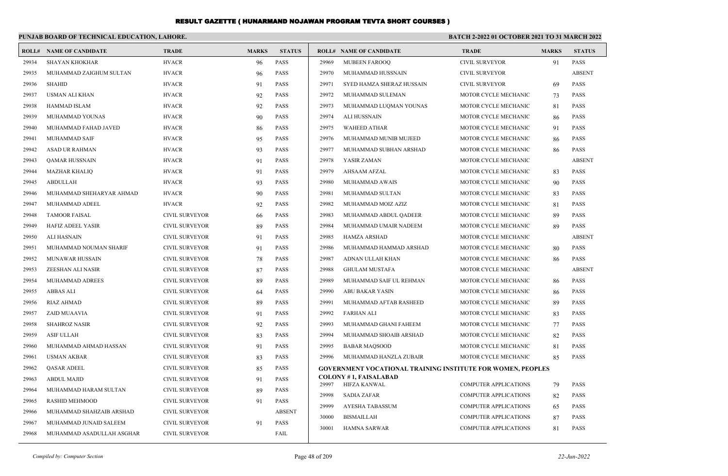# RESULT GAZETTE ( HUNARMAND NOJAWAN PROGRAM TEVTA SHORT COURSES )

**PUNJAB BOARD OF TECHNICAL EDUCATION, LAHORE.**

**BATCH 2-2022 01 OCTOBER 2021 TO 31 MARCH 2022**

| ROLL# | NAME OF CANDIDATE | TRADE | MARKS | STATUS |
|---|---|---|---|---|
| 29934 | SHAYAN KHOKHAR | HVACR | 96 | PASS |
| 29935 | MUHAMMAD ZAIGHUM SULTAN | HVACR | 96 | PASS |
| 29936 | SHAHID | HVACR | 91 | PASS |
| 29937 | USMAN ALI KHAN | HVACR | 92 | PASS |
| 29938 | HAMMAD ISLAM | HVACR | 92 | PASS |
| 29939 | MUHAMMAD YOUNAS | HVACR | 90 | PASS |
| 29940 | MUHAMMAD FAHAD JAVED | HVACR | 86 | PASS |
| 29941 | MUHAMMAD SAIF | HVACR | 95 | PASS |
| 29942 | ASAD UR RAHMAN | HVACR | 93 | PASS |
| 29943 | QAMAR HUSSNAIN | HVACR | 91 | PASS |
| 29944 | MAZHAR KHALIQ | HVACR | 91 | PASS |
| 29945 | ABDULLAH | HVACR | 93 | PASS |
| 29946 | MUHAMMAD SHEHARYAR AHMAD | HVACR | 90 | PASS |
| 29947 | MUHAMMAD ADEEL | HVACR | 92 | PASS |
| 29948 | TAMOOR FAISAL | CIVIL SURVEYOR | 66 | PASS |
| 29949 | HAFIZ ADEEL YASIR | CIVIL SURVEYOR | 89 | PASS |
| 29950 | ALI HASNAIN | CIVIL SURVEYOR | 91 | PASS |
| 29951 | MUHAMMAD NOUMAN SHARIF | CIVIL SURVEYOR | 91 | PASS |
| 29952 | MUNAWAR HUSSAIN | CIVIL SURVEYOR | 78 | PASS |
| 29953 | ZEESHAN ALI NASIR | CIVIL SURVEYOR | 87 | PASS |
| 29954 | MUHAMMAD ADREES | CIVIL SURVEYOR | 89 | PASS |
| 29955 | ABBAS ALI | CIVIL SURVEYOR | 64 | PASS |
| 29956 | RIAZ AHMAD | CIVIL SURVEYOR | 89 | PASS |
| 29957 | ZAID MUAAVIA | CIVIL SURVEYOR | 91 | PASS |
| 29958 | SHAHROZ NASIR | CIVIL SURVEYOR | 92 | PASS |
| 29959 | ASIF ULLAH | CIVIL SURVEYOR | 83 | PASS |
| 29960 | MUHAMMAD AHMAD HASSAN | CIVIL SURVEYOR | 91 | PASS |
| 29961 | USMAN AKBAR | CIVIL SURVEYOR | 83 | PASS |
| 29962 | QASAR ADEEL | CIVIL SURVEYOR | 85 | PASS |
| 29963 | ABDUL MAJID | CIVIL SURVEYOR | 91 | PASS |
| 29964 | MUHAMMAD HARAM SULTAN | CIVIL SURVEYOR | 89 | PASS |
| 29965 | RASHID MEHMOOD | CIVIL SURVEYOR | 91 | PASS |
| 29966 | MUHAMMAD SHAHZAIB ARSHAD | CIVIL SURVEYOR | | ABSENT |
| 29967 | MUHAMMAD JUNAID SALEEM | CIVIL SURVEYOR | 91 | PASS |
| 29968 | MUHAMMAD ASADULLAH ASGHAR | CIVIL SURVEYOR | | FAIL |
| 29969 | MUBEEN FAROOQ | CIVIL SURVEYOR | 91 | PASS |
| 29970 | MUHAMMAD HUSSNAIN | CIVIL SURVEYOR | | ABSENT |
| 29971 | SYED HAMZA SHERAZ HUSSAIN | CIVIL SURVEYOR | 69 | PASS |
| 29972 | MUHAMMAD SULEMAN | MOTOR CYCLE MECHANIC | 73 | PASS |
| 29973 | MUHAMMAD LUQMAN YOUNAS | MOTOR CYCLE MECHANIC | 81 | PASS |
| 29974 | ALI HUSSNAIN | MOTOR CYCLE MECHANIC | 86 | PASS |
| 29975 | WAHEED ATHAR | MOTOR CYCLE MECHANIC | 91 | PASS |
| 29976 | MUHAMMAD MUNIB MUJEED | MOTOR CYCLE MECHANIC | 86 | PASS |
| 29977 | MUHAMMAD SUBHAN ARSHAD | MOTOR CYCLE MECHANIC | 86 | PASS |
| 29978 | YASIR ZAMAN | MOTOR CYCLE MECHANIC | | ABSENT |
| 29979 | AHSAAM AFZAL | MOTOR CYCLE MECHANIC | 83 | PASS |
| 29980 | MUHAMMAD AWAIS | MOTOR CYCLE MECHANIC | 90 | PASS |
| 29981 | MUHAMMAD SULTAN | MOTOR CYCLE MECHANIC | 83 | PASS |
| 29982 | MUHAMMAD MOIZ AZIZ | MOTOR CYCLE MECHANIC | 81 | PASS |
| 29983 | MUHAMMAD ABDUL QADEER | MOTOR CYCLE MECHANIC | 89 | PASS |
| 29984 | MUHAMMAD UMAIR NADEEM | MOTOR CYCLE MECHANIC | 89 | PASS |
| 29985 | HAMZA ARSHAD | MOTOR CYCLE MECHANIC | | ABSENT |
| 29986 | MUHAMMAD HAMMAD ARSHAD | MOTOR CYCLE MECHANIC | 80 | PASS |
| 29987 | ADNAN ULLAH KHAN | MOTOR CYCLE MECHANIC | 86 | PASS |
| 29988 | GHULAM MUSTAFA | MOTOR CYCLE MECHANIC | | ABSENT |
| 29989 | MUHAMMAD SAIF UL REHMAN | MOTOR CYCLE MECHANIC | 86 | PASS |
| 29990 | ABU BAKAR YASIN | MOTOR CYCLE MECHANIC | 86 | PASS |
| 29991 | MUHAMMAD AFTAB RASHEED | MOTOR CYCLE MECHANIC | 89 | PASS |
| 29992 | FARHAN ALI | MOTOR CYCLE MECHANIC | 83 | PASS |
| 29993 | MUHAMMAD GHANI FAHEEM | MOTOR CYCLE MECHANIC | 77 | PASS |
| 29994 | MUHAMMAD SHOAIB ARSHAD | MOTOR CYCLE MECHANIC | 82 | PASS |
| 29995 | BABAR MAQSOOD | MOTOR CYCLE MECHANIC | 81 | PASS |
| 29996 | MUHAMMAD HANZLA ZUBAIR | MOTOR CYCLE MECHANIC | 85 | PASS |
| **GOVERNMENT VOCATIONAL TRAINING INSTITUTE FOR WOMEN, PEOPLES COLONY # 1, FAISALABAD** | | | | |
| 29997 | HIFZA KANWAL | COMPUTER APPLICATIONS | 79 | PASS |
| 29998 | SADIA ZAFAR | COMPUTER APPLICATIONS | 82 | PASS |
| 29999 | AYESHA TABASSUM | COMPUTER APPLICATIONS | 65 | PASS |
| 30000 | BISMAILLAH | COMPUTER APPLICATIONS | 87 | PASS |
| 30001 | HAMNA SARWAR | COMPUTER APPLICATIONS | 81 | PASS |

*Compiled by: Computer Section* — *22-Jun-2022*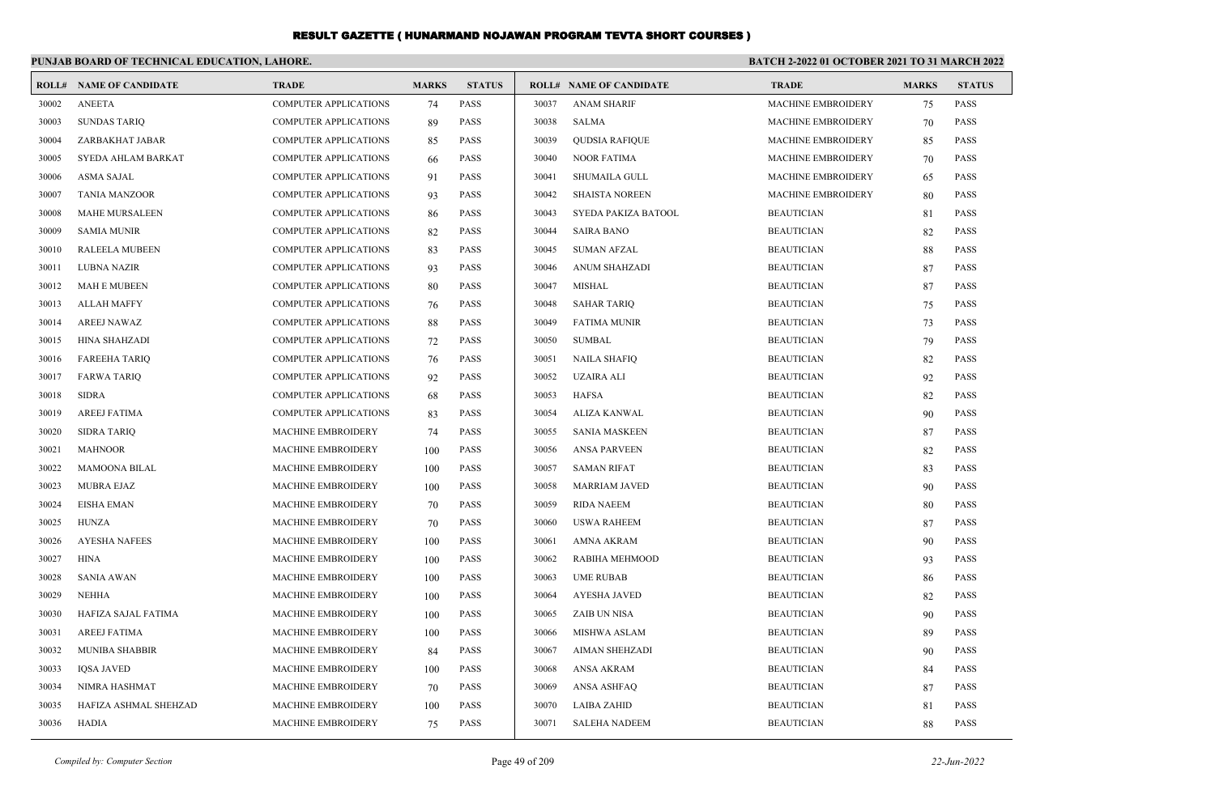# RESULT GAZETTE ( HUNARMAND NOJAWAN PROGRAM TEVTA SHORT COURSES )

**PUNJAB BOARD OF TECHNICAL EDUCATION, LAHORE.**

**BATCH 2-2022 01 OCTOBER 2021 TO 31 MARCH 2022**

| ROLL# | NAME OF CANDIDATE | TRADE | MARKS | STATUS |
|---|---|---|---|---|
| 30002 | ANEETA | COMPUTER APPLICATIONS | 74 | PASS |
| 30003 | SUNDAS TARIQ | COMPUTER APPLICATIONS | 89 | PASS |
| 30004 | ZARBAKHAT JABAR | COMPUTER APPLICATIONS | 85 | PASS |
| 30005 | SYEDA AHLAM BARKAT | COMPUTER APPLICATIONS | 66 | PASS |
| 30006 | ASMA SAJAL | COMPUTER APPLICATIONS | 91 | PASS |
| 30007 | TANIA MANZOOR | COMPUTER APPLICATIONS | 93 | PASS |
| 30008 | MAHE MURSALEEN | COMPUTER APPLICATIONS | 86 | PASS |
| 30009 | SAMIA MUNIR | COMPUTER APPLICATIONS | 82 | PASS |
| 30010 | RALEELA MUBEEN | COMPUTER APPLICATIONS | 83 | PASS |
| 30011 | LUBNA NAZIR | COMPUTER APPLICATIONS | 93 | PASS |
| 30012 | MAH E MUBEEN | COMPUTER APPLICATIONS | 80 | PASS |
| 30013 | ALLAH MAFFY | COMPUTER APPLICATIONS | 76 | PASS |
| 30014 | AREEJ NAWAZ | COMPUTER APPLICATIONS | 88 | PASS |
| 30015 | HINA SHAHZADI | COMPUTER APPLICATIONS | 72 | PASS |
| 30016 | FAREEHA TARIQ | COMPUTER APPLICATIONS | 76 | PASS |
| 30017 | FARWA TARIQ | COMPUTER APPLICATIONS | 92 | PASS |
| 30018 | SIDRA | COMPUTER APPLICATIONS | 68 | PASS |
| 30019 | AREEJ FATIMA | COMPUTER APPLICATIONS | 83 | PASS |
| 30020 | SIDRA TARIQ | MACHINE EMBROIDERY | 74 | PASS |
| 30021 | MAHNOOR | MACHINE EMBROIDERY | 100 | PASS |
| 30022 | MAMOONA BILAL | MACHINE EMBROIDERY | 100 | PASS |
| 30023 | MUBRA EJAZ | MACHINE EMBROIDERY | 100 | PASS |
| 30024 | EISHA EMAN | MACHINE EMBROIDERY | 70 | PASS |
| 30025 | HUNZA | MACHINE EMBROIDERY | 70 | PASS |
| 30026 | AYESHA NAFEES | MACHINE EMBROIDERY | 100 | PASS |
| 30027 | HINA | MACHINE EMBROIDERY | 100 | PASS |
| 30028 | SANIA AWAN | MACHINE EMBROIDERY | 100 | PASS |
| 30029 | NEHHA | MACHINE EMBROIDERY | 100 | PASS |
| 30030 | HAFIZA SAJAL FATIMA | MACHINE EMBROIDERY | 100 | PASS |
| 30031 | AREEJ FATIMA | MACHINE EMBROIDERY | 100 | PASS |
| 30032 | MUNIBA SHABBIR | MACHINE EMBROIDERY | 84 | PASS |
| 30033 | IQSA JAVED | MACHINE EMBROIDERY | 100 | PASS |
| 30034 | NIMRA HASHMAT | MACHINE EMBROIDERY | 70 | PASS |
| 30035 | HAFIZA ASHMAL SHEHZAD | MACHINE EMBROIDERY | 100 | PASS |
| 30036 | HADIA | MACHINE EMBROIDERY | 75 | PASS |
| 30037 | ANAM SHARIF | MACHINE EMBROIDERY | 75 | PASS |
| 30038 | SALMA | MACHINE EMBROIDERY | 70 | PASS |
| 30039 | QUDSIA RAFIQUE | MACHINE EMBROIDERY | 85 | PASS |
| 30040 | NOOR FATIMA | MACHINE EMBROIDERY | 70 | PASS |
| 30041 | SHUMAILA GULL | MACHINE EMBROIDERY | 65 | PASS |
| 30042 | SHAISTA NOREEN | MACHINE EMBROIDERY | 80 | PASS |
| 30043 | SYEDA PAKIZA BATOOL | BEAUTICIAN | 81 | PASS |
| 30044 | SAIRA BANO | BEAUTICIAN | 82 | PASS |
| 30045 | SUMAN AFZAL | BEAUTICIAN | 88 | PASS |
| 30046 | ANUM SHAHZADI | BEAUTICIAN | 87 | PASS |
| 30047 | MISHAL | BEAUTICIAN | 87 | PASS |
| 30048 | SAHAR TARIQ | BEAUTICIAN | 75 | PASS |
| 30049 | FATIMA MUNIR | BEAUTICIAN | 73 | PASS |
| 30050 | SUMBAL | BEAUTICIAN | 79 | PASS |
| 30051 | NAILA SHAFIQ | BEAUTICIAN | 82 | PASS |
| 30052 | UZAIRA ALI | BEAUTICIAN | 92 | PASS |
| 30053 | HAFSA | BEAUTICIAN | 82 | PASS |
| 30054 | ALIZA KANWAL | BEAUTICIAN | 90 | PASS |
| 30055 | SANIA MASKEEN | BEAUTICIAN | 87 | PASS |
| 30056 | ANSA PARVEEN | BEAUTICIAN | 82 | PASS |
| 30057 | SAMAN RIFAT | BEAUTICIAN | 83 | PASS |
| 30058 | MARRIAM JAVED | BEAUTICIAN | 90 | PASS |
| 30059 | RIDA NAEEM | BEAUTICIAN | 80 | PASS |
| 30060 | USWA RAHEEM | BEAUTICIAN | 87 | PASS |
| 30061 | AMNA AKRAM | BEAUTICIAN | 90 | PASS |
| 30062 | RABIHA MEHMOOD | BEAUTICIAN | 93 | PASS |
| 30063 | UME RUBAB | BEAUTICIAN | 86 | PASS |
| 30064 | AYESHA JAVED | BEAUTICIAN | 82 | PASS |
| 30065 | ZAIB UN NISA | BEAUTICIAN | 90 | PASS |
| 30066 | MISHWA ASLAM | BEAUTICIAN | 89 | PASS |
| 30067 | AIMAN SHEHZADI | BEAUTICIAN | 90 | PASS |
| 30068 | ANSA AKRAM | BEAUTICIAN | 84 | PASS |
| 30069 | ANSA ASHFAQ | BEAUTICIAN | 87 | PASS |
| 30070 | LAIBA ZAHID | BEAUTICIAN | 81 | PASS |
| 30071 | SALEHA NADEEM | BEAUTICIAN | 88 | PASS |

*Compiled by: Computer Section*

*22-Jun-2022*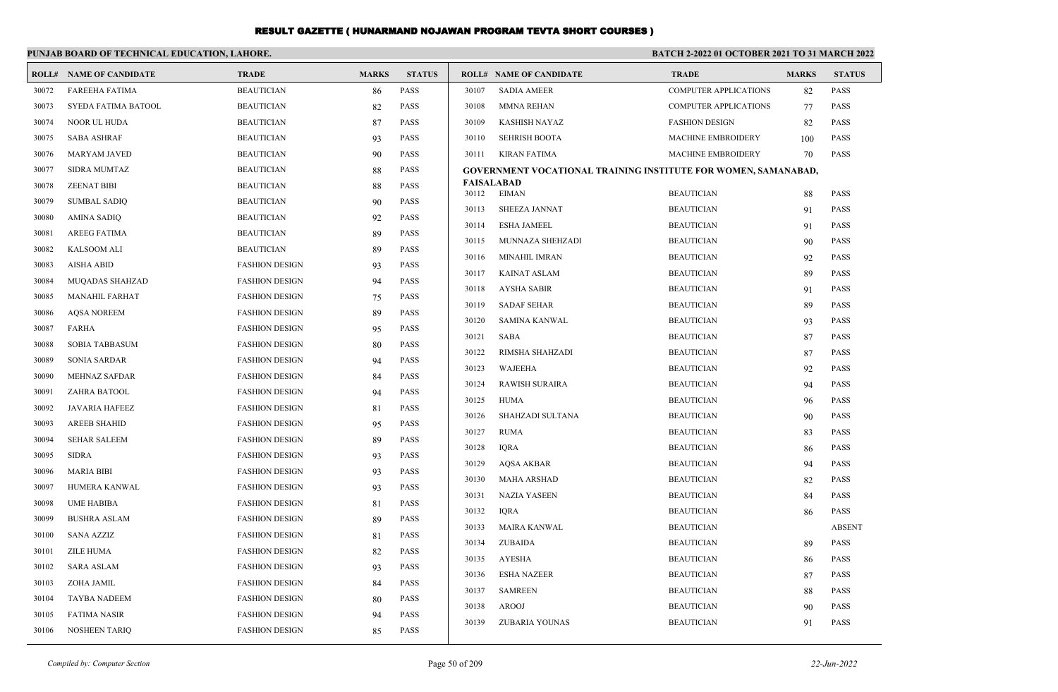# RESULT GAZETTE ( HUNARMAND NOJAWAN PROGRAM TEVTA SHORT COURSES )

**PUNJAB BOARD OF TECHNICAL EDUCATION, LAHORE.**

**BATCH 2-2022 01 OCTOBER 2021 TO 31 MARCH 2022**

| ROLL# | NAME OF CANDIDATE | TRADE | MARKS | STATUS |
|---|---|---|---|---|
| 30072 | FAREEHA FATIMA | BEAUTICIAN | 86 | PASS |
| 30073 | SYEDA FATIMA BATOOL | BEAUTICIAN | 82 | PASS |
| 30074 | NOOR UL HUDA | BEAUTICIAN | 87 | PASS |
| 30075 | SABA ASHRAF | BEAUTICIAN | 93 | PASS |
| 30076 | MARYAM JAVED | BEAUTICIAN | 90 | PASS |
| 30077 | SIDRA MUMTAZ | BEAUTICIAN | 88 | PASS |
| 30078 | ZEENAT BIBI | BEAUTICIAN | 88 | PASS |
| 30079 | SUMBAL SADIQ | BEAUTICIAN | 90 | PASS |
| 30080 | AMINA SADIQ | BEAUTICIAN | 92 | PASS |
| 30081 | AREEG FATIMA | BEAUTICIAN | 89 | PASS |
| 30082 | KALSOOM ALI | BEAUTICIAN | 89 | PASS |
| 30083 | AISHA ABID | FASHION DESIGN | 93 | PASS |
| 30084 | MUQADAS SHAHZAD | FASHION DESIGN | 94 | PASS |
| 30085 | MANAHIL FARHAT | FASHION DESIGN | 75 | PASS |
| 30086 | AQSA NOREEM | FASHION DESIGN | 89 | PASS |
| 30087 | FARHA | FASHION DESIGN | 95 | PASS |
| 30088 | SOBIA TABBASUM | FASHION DESIGN | 80 | PASS |
| 30089 | SONIA SARDAR | FASHION DESIGN | 94 | PASS |
| 30090 | MEHNAZ SAFDAR | FASHION DESIGN | 84 | PASS |
| 30091 | ZAHRA BATOOL | FASHION DESIGN | 94 | PASS |
| 30092 | JAVARIA HAFEEZ | FASHION DESIGN | 81 | PASS |
| 30093 | AREEB SHAHID | FASHION DESIGN | 95 | PASS |
| 30094 | SEHAR SALEEM | FASHION DESIGN | 89 | PASS |
| 30095 | SIDRA | FASHION DESIGN | 93 | PASS |
| 30096 | MARIA BIBI | FASHION DESIGN | 93 | PASS |
| 30097 | HUMERA KANWAL | FASHION DESIGN | 93 | PASS |
| 30098 | UME HABIBA | FASHION DESIGN | 81 | PASS |
| 30099 | BUSHRA ASLAM | FASHION DESIGN | 89 | PASS |
| 30100 | SANA AZZIZ | FASHION DESIGN | 81 | PASS |
| 30101 | ZILE HUMA | FASHION DESIGN | 82 | PASS |
| 30102 | SARA ASLAM | FASHION DESIGN | 93 | PASS |
| 30103 | ZOHA JAMIL | FASHION DESIGN | 84 | PASS |
| 30104 | TAYBA NADEEM | FASHION DESIGN | 80 | PASS |
| 30105 | FATIMA NASIR | FASHION DESIGN | 94 | PASS |
| 30106 | NOSHEEN TARIQ | FASHION DESIGN | 85 | PASS |
| 30107 | SADIA AMEER | COMPUTER APPLICATIONS | 82 | PASS |
| 30108 | MMNA REHAN | COMPUTER APPLICATIONS | 77 | PASS |
| 30109 | KASHISH NAYAZ | FASHION DESIGN | 82 | PASS |
| 30110 | SEHRISH BOOTA | MACHINE EMBROIDERY | 100 | PASS |
| 30111 | KIRAN FATIMA | MACHINE EMBROIDERY | 70 | PASS |

**GOVERNMENT VOCATIONAL TRAINING INSTITUTE FOR WOMEN, SAMANABAD, FAISALABAD**

| ROLL# | NAME OF CANDIDATE | TRADE | MARKS | STATUS |
|---|---|---|---|---|
| 30112 | EIMAN | BEAUTICIAN | 88 | PASS |
| 30113 | SHEEZA JANNAT | BEAUTICIAN | 91 | PASS |
| 30114 | ESHA JAMEEL | BEAUTICIAN | 91 | PASS |
| 30115 | MUNNAZA SHEHZADI | BEAUTICIAN | 90 | PASS |
| 30116 | MINAHIL IMRAN | BEAUTICIAN | 92 | PASS |
| 30117 | KAINAT ASLAM | BEAUTICIAN | 89 | PASS |
| 30118 | AYSHA SABIR | BEAUTICIAN | 91 | PASS |
| 30119 | SADAF SEHAR | BEAUTICIAN | 89 | PASS |
| 30120 | SAMINA KANWAL | BEAUTICIAN | 93 | PASS |
| 30121 | SABA | BEAUTICIAN | 87 | PASS |
| 30122 | RIMSHA SHAHZADI | BEAUTICIAN | 87 | PASS |
| 30123 | WAJEEHA | BEAUTICIAN | 92 | PASS |
| 30124 | RAWISH SURAIRA | BEAUTICIAN | 94 | PASS |
| 30125 | HUMA | BEAUTICIAN | 96 | PASS |
| 30126 | SHAHZADI SULTANA | BEAUTICIAN | 90 | PASS |
| 30127 | RUMA | BEAUTICIAN | 83 | PASS |
| 30128 | IQRA | BEAUTICIAN | 86 | PASS |
| 30129 | AQSA AKBAR | BEAUTICIAN | 94 | PASS |
| 30130 | MAHA ARSHAD | BEAUTICIAN | 82 | PASS |
| 30131 | NAZIA YASEEN | BEAUTICIAN | 84 | PASS |
| 30132 | IQRA | BEAUTICIAN | 86 | PASS |
| 30133 | MAIRA KANWAL | BEAUTICIAN | | ABSENT |
| 30134 | ZUBAIDA | BEAUTICIAN | 89 | PASS |
| 30135 | AYESHA | BEAUTICIAN | 86 | PASS |
| 30136 | ESHA NAZEER | BEAUTICIAN | 87 | PASS |
| 30137 | SAMREEN | BEAUTICIAN | 88 | PASS |
| 30138 | AROOJ | BEAUTICIAN | 90 | PASS |
| 30139 | ZUBARIA YOUNAS | BEAUTICIAN | 91 | PASS |

*Compiled by: Computer Section* | *22-Jun-2022*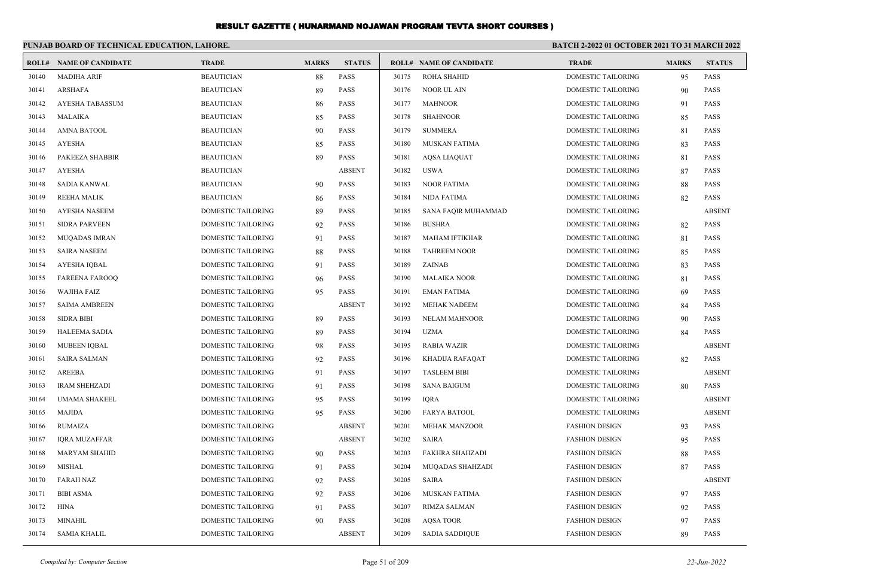# RESULT GAZETTE ( HUNARMAND NOJAWAN PROGRAM TEVTA SHORT COURSES )

## PUNJAB BOARD OF TECHNICAL EDUCATION, LAHORE.

**BATCH 2-2022 01 OCTOBER 2021 TO 31 MARCH 2022**

| ROLL# | NAME OF CANDIDATE | TRADE | MARKS | STATUS |
|---|---|---|---|---|
| 30140 | MADIHA ARIF | BEAUTICIAN | 88 | PASS |
| 30141 | ARSHAFA | BEAUTICIAN | 89 | PASS |
| 30142 | AYESHA TABASSUM | BEAUTICIAN | 86 | PASS |
| 30143 | MALAIKA | BEAUTICIAN | 85 | PASS |
| 30144 | AMNA BATOOL | BEAUTICIAN | 90 | PASS |
| 30145 | AYESHA | BEAUTICIAN | 85 | PASS |
| 30146 | PAKEEZA SHABBIR | BEAUTICIAN | 89 | PASS |
| 30147 | AYESHA | BEAUTICIAN | | ABSENT |
| 30148 | SADIA KANWAL | BEAUTICIAN | 90 | PASS |
| 30149 | REEHA MALIK | BEAUTICIAN | 86 | PASS |
| 30150 | AYESHA NASEEM | DOMESTIC TAILORING | 89 | PASS |
| 30151 | SIDRA PARVEEN | DOMESTIC TAILORING | 92 | PASS |
| 30152 | MUQADAS IMRAN | DOMESTIC TAILORING | 91 | PASS |
| 30153 | SAIRA NASEEM | DOMESTIC TAILORING | 88 | PASS |
| 30154 | AYESHA IQBAL | DOMESTIC TAILORING | 91 | PASS |
| 30155 | FAREENA FAROOQ | DOMESTIC TAILORING | 96 | PASS |
| 30156 | WAJIHA FAIZ | DOMESTIC TAILORING | 95 | PASS |
| 30157 | SAIMA AMBREEN | DOMESTIC TAILORING | | ABSENT |
| 30158 | SIDRA BIBI | DOMESTIC TAILORING | 89 | PASS |
| 30159 | HALEEMA SADIA | DOMESTIC TAILORING | 89 | PASS |
| 30160 | MUBEEN IQBAL | DOMESTIC TAILORING | 98 | PASS |
| 30161 | SAIRA SALMAN | DOMESTIC TAILORING | 92 | PASS |
| 30162 | AREEBA | DOMESTIC TAILORING | 91 | PASS |
| 30163 | IRAM SHEHZADI | DOMESTIC TAILORING | 91 | PASS |
| 30164 | UMAMA SHAKEEL | DOMESTIC TAILORING | 95 | PASS |
| 30165 | MAJIDA | DOMESTIC TAILORING | 95 | PASS |
| 30166 | RUMAIZA | DOMESTIC TAILORING | | ABSENT |
| 30167 | IQRA MUZAFFAR | DOMESTIC TAILORING | | ABSENT |
| 30168 | MARYAM SHAHID | DOMESTIC TAILORING | 90 | PASS |
| 30169 | MISHAL | DOMESTIC TAILORING | 91 | PASS |
| 30170 | FARAH NAZ | DOMESTIC TAILORING | 92 | PASS |
| 30171 | BIBI ASMA | DOMESTIC TAILORING | 92 | PASS |
| 30172 | HINA | DOMESTIC TAILORING | 91 | PASS |
| 30173 | MINAHIL | DOMESTIC TAILORING | 90 | PASS |
| 30174 | SAMIA KHALIL | DOMESTIC TAILORING | | ABSENT |
| 30175 | ROHA SHAHID | DOMESTIC TAILORING | 95 | PASS |
| 30176 | NOOR UL AIN | DOMESTIC TAILORING | 90 | PASS |
| 30177 | MAHNOOR | DOMESTIC TAILORING | 91 | PASS |
| 30178 | SHAHNOOR | DOMESTIC TAILORING | 85 | PASS |
| 30179 | SUMMERA | DOMESTIC TAILORING | 81 | PASS |
| 30180 | MUSKAN FATIMA | DOMESTIC TAILORING | 83 | PASS |
| 30181 | AQSA LIAQUAT | DOMESTIC TAILORING | 81 | PASS |
| 30182 | USWA | DOMESTIC TAILORING | 87 | PASS |
| 30183 | NOOR FATIMA | DOMESTIC TAILORING | 88 | PASS |
| 30184 | NIDA FATIMA | DOMESTIC TAILORING | 82 | PASS |
| 30185 | SANA FAQIR MUHAMMAD | DOMESTIC TAILORING | | ABSENT |
| 30186 | BUSHRA | DOMESTIC TAILORING | 82 | PASS |
| 30187 | MAHAM IFTIKHAR | DOMESTIC TAILORING | 81 | PASS |
| 30188 | TAHREEM NOOR | DOMESTIC TAILORING | 85 | PASS |
| 30189 | ZAINAB | DOMESTIC TAILORING | 83 | PASS |
| 30190 | MALAIKA NOOR | DOMESTIC TAILORING | 81 | PASS |
| 30191 | EMAN FATIMA | DOMESTIC TAILORING | 69 | PASS |
| 30192 | MEHAK NADEEM | DOMESTIC TAILORING | 84 | PASS |
| 30193 | NELAM MAHNOOR | DOMESTIC TAILORING | 90 | PASS |
| 30194 | UZMA | DOMESTIC TAILORING | 84 | PASS |
| 30195 | RABIA WAZIR | DOMESTIC TAILORING | | ABSENT |
| 30196 | KHADIJA RAFAQAT | DOMESTIC TAILORING | 82 | PASS |
| 30197 | TASLEEM BIBI | DOMESTIC TAILORING | | ABSENT |
| 30198 | SANA BAIGUM | DOMESTIC TAILORING | 80 | PASS |
| 30199 | IQRA | DOMESTIC TAILORING | | ABSENT |
| 30200 | FARYA BATOOL | DOMESTIC TAILORING | | ABSENT |
| 30201 | MEHAK MANZOOR | FASHION DESIGN | 93 | PASS |
| 30202 | SAIRA | FASHION DESIGN | 95 | PASS |
| 30203 | FAKHRA SHAHZADI | FASHION DESIGN | 88 | PASS |
| 30204 | MUQADAS SHAHZADI | FASHION DESIGN | 87 | PASS |
| 30205 | SAIRA | FASHION DESIGN | | ABSENT |
| 30206 | MUSKAN FATIMA | FASHION DESIGN | 97 | PASS |
| 30207 | RIMZA SALMAN | FASHION DESIGN | 92 | PASS |
| 30208 | AQSA TOOR | FASHION DESIGN | 97 | PASS |
| 30209 | SADIA SADDIQUE | FASHION DESIGN | 89 | PASS |

*Compiled by: Computer Section*

*22-Jun-2022*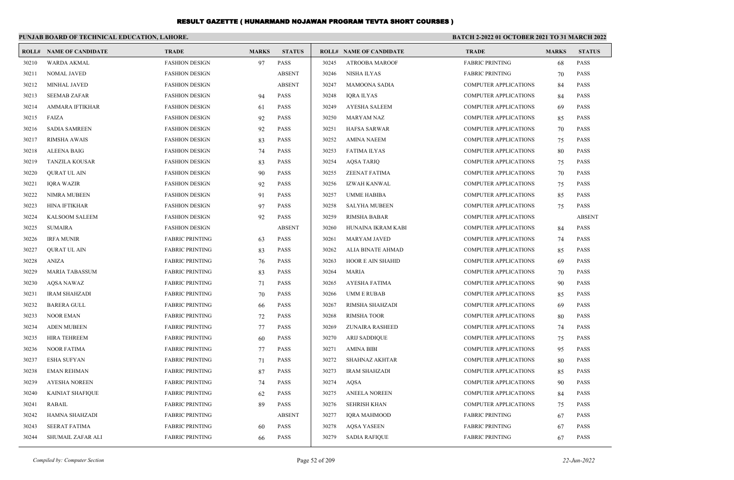# RESULT GAZETTE ( HUNARMAND NOJAWAN PROGRAM TEVTA SHORT COURSES )

**PUNJAB BOARD OF TECHNICAL EDUCATION, LAHORE.**

**BATCH 2-2022 01 OCTOBER 2021 TO 31 MARCH 2022**

| ROLL# | NAME OF CANDIDATE | TRADE | MARKS | STATUS |
|---|---|---|---|---|
| 30210 | WARDA AKMAL | FASHION DESIGN | 97 | PASS |
| 30211 | NOMAL JAVED | FASHION DESIGN | | ABSENT |
| 30212 | MINHAL JAVED | FASHION DESIGN | | ABSENT |
| 30213 | SEEMAB ZAFAR | FASHION DESIGN | 94 | PASS |
| 30214 | AMMARA IFTIKHAR | FASHION DESIGN | 61 | PASS |
| 30215 | FAIZA | FASHION DESIGN | 92 | PASS |
| 30216 | SADIA SAMREEN | FASHION DESIGN | 92 | PASS |
| 30217 | RIMSHA AWAIS | FASHION DESIGN | 83 | PASS |
| 30218 | ALEENA BAIG | FASHION DESIGN | 74 | PASS |
| 30219 | TANZILA KOUSAR | FASHION DESIGN | 83 | PASS |
| 30220 | QURAT UL AIN | FASHION DESIGN | 90 | PASS |
| 30221 | IQRA WAZIR | FASHION DESIGN | 92 | PASS |
| 30222 | NIMRA MUBEEN | FASHION DESIGN | 91 | PASS |
| 30223 | HINA IFTIKHAR | FASHION DESIGN | 97 | PASS |
| 30224 | KALSOOM SALEEM | FASHION DESIGN | 92 | PASS |
| 30225 | SUMAIRA | FASHION DESIGN | | ABSENT |
| 30226 | IRFA MUNIR | FABRIC PRINTING | 63 | PASS |
| 30227 | QURAT UL AIN | FABRIC PRINTING | 83 | PASS |
| 30228 | ANIZA | FABRIC PRINTING | 76 | PASS |
| 30229 | MARIA TABASSUM | FABRIC PRINTING | 83 | PASS |
| 30230 | AQSA NAWAZ | FABRIC PRINTING | 71 | PASS |
| 30231 | IRAM SHAHZADI | FABRIC PRINTING | 70 | PASS |
| 30232 | BARERA GULL | FABRIC PRINTING | 66 | PASS |
| 30233 | NOOR EMAN | FABRIC PRINTING | 72 | PASS |
| 30234 | ADEN MUBEEN | FABRIC PRINTING | 77 | PASS |
| 30235 | HIRA TEHREEM | FABRIC PRINTING | 60 | PASS |
| 30236 | NOOR FATIMA | FABRIC PRINTING | 77 | PASS |
| 30237 | ESHA SUFYAN | FABRIC PRINTING | 71 | PASS |
| 30238 | EMAN REHMAN | FABRIC PRINTING | 87 | PASS |
| 30239 | AYESHA NOREEN | FABRIC PRINTING | 74 | PASS |
| 30240 | KAINIAT SHAFIQUE | FABRIC PRINTING | 62 | PASS |
| 30241 | RABAIL | FABRIC PRINTING | 89 | PASS |
| 30242 | HAMNA SHAHZADI | FABRIC PRINTING | | ABSENT |
| 30243 | SEERAT FATIMA | FABRIC PRINTING | 60 | PASS |
| 30244 | SHUMAIL ZAFAR ALI | FABRIC PRINTING | 66 | PASS |
| 30245 | ATROOBA MAROOF | FABRIC PRINTING | 68 | PASS |
| 30246 | NISHA ILYAS | FABRIC PRINTING | 70 | PASS |
| 30247 | MAMOONA SADIA | COMPUTER APPLICATIONS | 84 | PASS |
| 30248 | IQRA ILYAS | COMPUTER APPLICATIONS | 84 | PASS |
| 30249 | AYESHA SALEEM | COMPUTER APPLICATIONS | 69 | PASS |
| 30250 | MARYAM NAZ | COMPUTER APPLICATIONS | 85 | PASS |
| 30251 | HAFSA SARWAR | COMPUTER APPLICATIONS | 70 | PASS |
| 30252 | AMINA NAEEM | COMPUTER APPLICATIONS | 75 | PASS |
| 30253 | FATIMA ILYAS | COMPUTER APPLICATIONS | 80 | PASS |
| 30254 | AQSA TARIQ | COMPUTER APPLICATIONS | 75 | PASS |
| 30255 | ZEENAT FATIMA | COMPUTER APPLICATIONS | 70 | PASS |
| 30256 | IZWAH KANWAL | COMPUTER APPLICATIONS | 75 | PASS |
| 30257 | UMME HABIBA | COMPUTER APPLICATIONS | 85 | PASS |
| 30258 | SALYHA MUBEEN | COMPUTER APPLICATIONS | 75 | PASS |
| 30259 | RIMSHA BABAR | COMPUTER APPLICATIONS | | ABSENT |
| 30260 | HUNAINA IKRAM KABI | COMPUTER APPLICATIONS | 84 | PASS |
| 30261 | MARYAM JAVED | COMPUTER APPLICATIONS | 74 | PASS |
| 30262 | ALIA BINATE AHMAD | COMPUTER APPLICATIONS | 85 | PASS |
| 30263 | HOOR E AIN SHAHID | COMPUTER APPLICATIONS | 69 | PASS |
| 30264 | MARIA | COMPUTER APPLICATIONS | 70 | PASS |
| 30265 | AYESHA FATIMA | COMPUTER APPLICATIONS | 90 | PASS |
| 30266 | UMM E RUBAB | COMPUTER APPLICATIONS | 85 | PASS |
| 30267 | RIMSHA SHAHZADI | COMPUTER APPLICATIONS | 69 | PASS |
| 30268 | RIMSHA TOOR | COMPUTER APPLICATIONS | 80 | PASS |
| 30269 | ZUNAIRA RASHEED | COMPUTER APPLICATIONS | 74 | PASS |
| 30270 | ARIJ SADDIQUE | COMPUTER APPLICATIONS | 75 | PASS |
| 30271 | AMINA BIBI | COMPUTER APPLICATIONS | 95 | PASS |
| 30272 | SHAHNAZ AKHTAR | COMPUTER APPLICATIONS | 80 | PASS |
| 30273 | IRAM SHAHZADI | COMPUTER APPLICATIONS | 85 | PASS |
| 30274 | AQSA | COMPUTER APPLICATIONS | 90 | PASS |
| 30275 | ANEELA NOREEN | COMPUTER APPLICATIONS | 84 | PASS |
| 30276 | SEHRISH KHAN | COMPUTER APPLICATIONS | 75 | PASS |
| 30277 | IQRA MAHMOOD | FABRIC PRINTING | 67 | PASS |
| 30278 | AQSA YASEEN | FABRIC PRINTING | 67 | PASS |
| 30279 | SADIA RAFIQUE | FABRIC PRINTING | 67 | PASS |

*Compiled by: Computer Section* | *22-Jun-2022*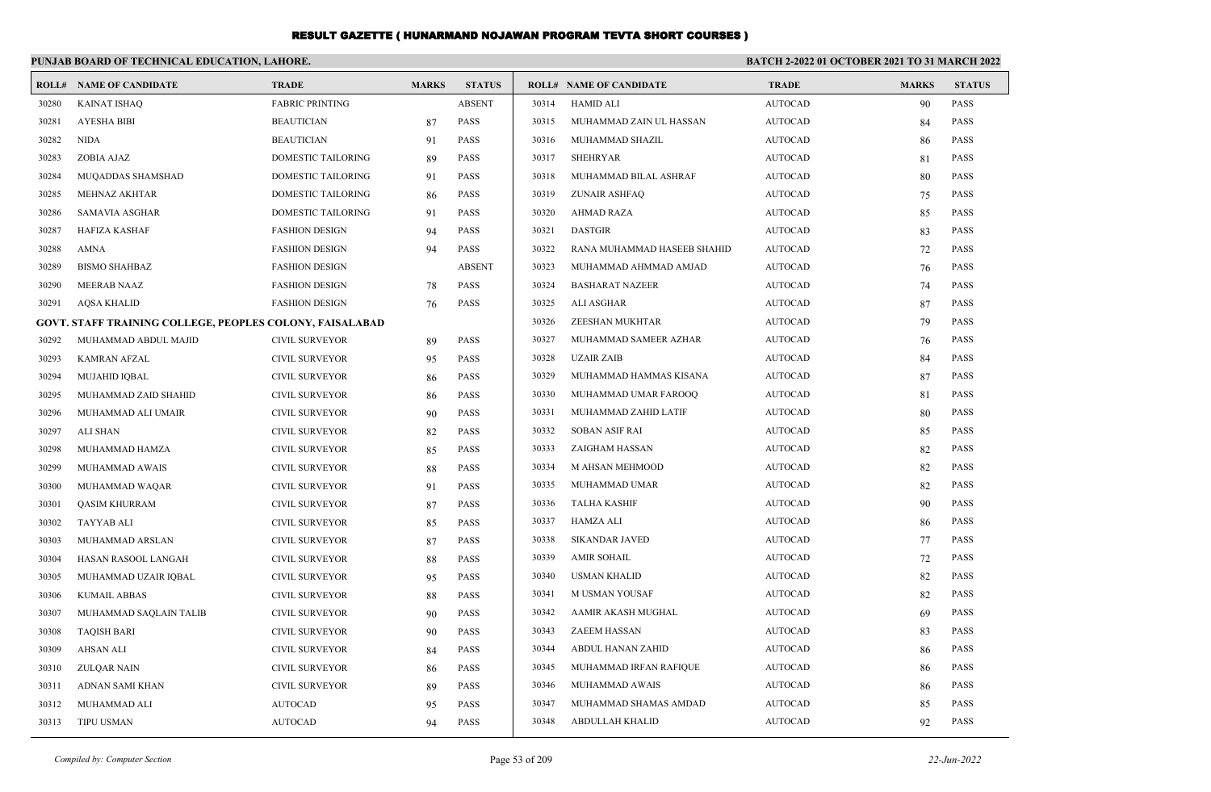# RESULT GAZETTE ( HUNARMAND NOJAWAN PROGRAM TEVTA SHORT COURSES )

**PUNJAB BOARD OF TECHNICAL EDUCATION, LAHORE.**

**BATCH 2-2022 01 OCTOBER 2021 TO 31 MARCH 2022**

| ROLL# | NAME OF CANDIDATE | TRADE | MARKS | STATUS |
|---|---|---|---|---|
| 30280 | KAINAT ISHAQ | FABRIC PRINTING | | ABSENT |
| 30281 | AYESHA BIBI | BEAUTICIAN | 87 | PASS |
| 30282 | NIDA | BEAUTICIAN | 91 | PASS |
| 30283 | ZOBIA AJAZ | DOMESTIC TAILORING | 89 | PASS |
| 30284 | MUQADDAS SHAMSHAD | DOMESTIC TAILORING | 91 | PASS |
| 30285 | MEHNAZ AKHTAR | DOMESTIC TAILORING | 86 | PASS |
| 30286 | SAMAVIA ASGHAR | DOMESTIC TAILORING | 91 | PASS |
| 30287 | HAFIZA KASHAF | FASHION DESIGN | 94 | PASS |
| 30288 | AMNA | FASHION DESIGN | 94 | PASS |
| 30289 | BISMO SHAHBAZ | FASHION DESIGN | | ABSENT |
| 30290 | MEERAB NAAZ | FASHION DESIGN | 78 | PASS |
| 30291 | AQSA KHALID | FASHION DESIGN | 76 | PASS |
| **GOVT. STAFF TRAINING COLLEGE, PEOPLES COLONY, FAISALABAD** | | | | |
| 30292 | MUHAMMAD ABDUL MAJID | CIVIL SURVEYOR | 89 | PASS |
| 30293 | KAMRAN AFZAL | CIVIL SURVEYOR | 95 | PASS |
| 30294 | MUJAHID IQBAL | CIVIL SURVEYOR | 86 | PASS |
| 30295 | MUHAMMAD ZAID SHAHID | CIVIL SURVEYOR | 86 | PASS |
| 30296 | MUHAMMAD ALI UMAIR | CIVIL SURVEYOR | 90 | PASS |
| 30297 | ALI SHAN | CIVIL SURVEYOR | 82 | PASS |
| 30298 | MUHAMMAD HAMZA | CIVIL SURVEYOR | 85 | PASS |
| 30299 | MUHAMMAD AWAIS | CIVIL SURVEYOR | 88 | PASS |
| 30300 | MUHAMMAD WAQAR | CIVIL SURVEYOR | 91 | PASS |
| 30301 | QASIM KHURRAM | CIVIL SURVEYOR | 87 | PASS |
| 30302 | TAYYAB ALI | CIVIL SURVEYOR | 85 | PASS |
| 30303 | MUHAMMAD ARSLAN | CIVIL SURVEYOR | 87 | PASS |
| 30304 | HASAN RASOOL LANGAH | CIVIL SURVEYOR | 88 | PASS |
| 30305 | MUHAMMAD UZAIR IQBAL | CIVIL SURVEYOR | 95 | PASS |
| 30306 | KUMAIL ABBAS | CIVIL SURVEYOR | 88 | PASS |
| 30307 | MUHAMMAD SAQLAIN TALIB | CIVIL SURVEYOR | 90 | PASS |
| 30308 | TAQISH BARI | CIVIL SURVEYOR | 90 | PASS |
| 30309 | AHSAN ALI | CIVIL SURVEYOR | 84 | PASS |
| 30310 | ZULQAR NAIN | CIVIL SURVEYOR | 86 | PASS |
| 30311 | ADNAN SAMI KHAN | CIVIL SURVEYOR | 89 | PASS |
| 30312 | MUHAMMAD ALI | AUTOCAD | 95 | PASS |
| 30313 | TIPU USMAN | AUTOCAD | 94 | PASS |
| 30314 | HAMID ALI | AUTOCAD | 90 | PASS |
| 30315 | MUHAMMAD ZAIN UL HASSAN | AUTOCAD | 84 | PASS |
| 30316 | MUHAMMAD SHAZIL | AUTOCAD | 86 | PASS |
| 30317 | SHEHRYAR | AUTOCAD | 81 | PASS |
| 30318 | MUHAMMAD BILAL ASHRAF | AUTOCAD | 80 | PASS |
| 30319 | ZUNAIR ASHFAQ | AUTOCAD | 75 | PASS |
| 30320 | AHMAD RAZA | AUTOCAD | 85 | PASS |
| 30321 | DASTGIR | AUTOCAD | 83 | PASS |
| 30322 | RANA MUHAMMAD HASEEB SHAHID | AUTOCAD | 72 | PASS |
| 30323 | MUHAMMAD AHMMAD AMJAD | AUTOCAD | 76 | PASS |
| 30324 | BASHARAT NAZEER | AUTOCAD | 74 | PASS |
| 30325 | ALI ASGHAR | AUTOCAD | 87 | PASS |
| 30326 | ZEESHAN MUKHTAR | AUTOCAD | 79 | PASS |
| 30327 | MUHAMMAD SAMEER AZHAR | AUTOCAD | 76 | PASS |
| 30328 | UZAIR ZAIB | AUTOCAD | 84 | PASS |
| 30329 | MUHAMMAD HAMMAS KISANA | AUTOCAD | 87 | PASS |
| 30330 | MUHAMMAD UMAR FAROOQ | AUTOCAD | 81 | PASS |
| 30331 | MUHAMMAD ZAHID LATIF | AUTOCAD | 80 | PASS |
| 30332 | SOBAN ASIF RAI | AUTOCAD | 85 | PASS |
| 30333 | ZAIGHAM HASSAN | AUTOCAD | 82 | PASS |
| 30334 | M AHSAN MEHMOOD | AUTOCAD | 82 | PASS |
| 30335 | MUHAMMAD UMAR | AUTOCAD | 82 | PASS |
| 30336 | TALHA KASHIF | AUTOCAD | 90 | PASS |
| 30337 | HAMZA ALI | AUTOCAD | 86 | PASS |
| 30338 | SIKANDAR JAVED | AUTOCAD | 77 | PASS |
| 30339 | AMIR SOHAIL | AUTOCAD | 72 | PASS |
| 30340 | USMAN KHALID | AUTOCAD | 82 | PASS |
| 30341 | M USMAN YOUSAF | AUTOCAD | 82 | PASS |
| 30342 | AAMIR AKASH MUGHAL | AUTOCAD | 69 | PASS |
| 30343 | ZAEEM HASSAN | AUTOCAD | 83 | PASS |
| 30344 | ABDUL HANAN ZAHID | AUTOCAD | 86 | PASS |
| 30345 | MUHAMMAD IRFAN RAFIQUE | AUTOCAD | 86 | PASS |
| 30346 | MUHAMMAD AWAIS | AUTOCAD | 86 | PASS |
| 30347 | MUHAMMAD SHAMAS AMDAD | AUTOCAD | 85 | PASS |
| 30348 | ABDULLAH KHALID | AUTOCAD | 92 | PASS |

*Compiled by: Computer Section*

*22-Jun-2022*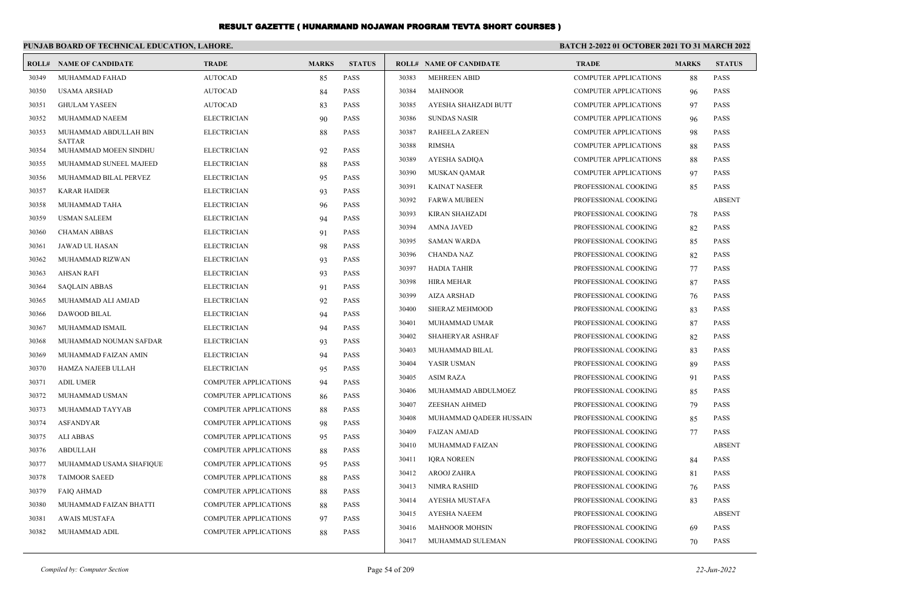# RESULT GAZETTE ( HUNARMAND NOJAWAN PROGRAM TEVTA SHORT COURSES )

**PUNJAB BOARD OF TECHNICAL EDUCATION, LAHORE.**

**BATCH 2-2022 01 OCTOBER 2021 TO 31 MARCH 2022**

| ROLL# | NAME OF CANDIDATE | TRADE | MARKS | STATUS |
|---|---|---|---|---|
| 30349 | MUHAMMAD FAHAD | AUTOCAD | 85 | PASS |
| 30350 | USAMA ARSHAD | AUTOCAD | 84 | PASS |
| 30351 | GHULAM YASEEN | AUTOCAD | 83 | PASS |
| 30352 | MUHAMMAD NAEEM | ELECTRICIAN | 90 | PASS |
| 30353 | MUHAMMAD ABDULLAH BIN SATTAR | ELECTRICIAN | 88 | PASS |
| 30354 | MUHAMMAD MOEEN SINDHU | ELECTRICIAN | 92 | PASS |
| 30355 | MUHAMMAD SUNEEL MAJEED | ELECTRICIAN | 88 | PASS |
| 30356 | MUHAMMAD BILAL PERVEZ | ELECTRICIAN | 95 | PASS |
| 30357 | KARAR HAIDER | ELECTRICIAN | 93 | PASS |
| 30358 | MUHAMMAD TAHA | ELECTRICIAN | 96 | PASS |
| 30359 | USMAN SALEEM | ELECTRICIAN | 94 | PASS |
| 30360 | CHAMAN ABBAS | ELECTRICIAN | 91 | PASS |
| 30361 | JAWAD UL HASAN | ELECTRICIAN | 98 | PASS |
| 30362 | MUHAMMAD RIZWAN | ELECTRICIAN | 93 | PASS |
| 30363 | AHSAN RAFI | ELECTRICIAN | 93 | PASS |
| 30364 | SAQLAIN ABBAS | ELECTRICIAN | 91 | PASS |
| 30365 | MUHAMMAD ALI AMJAD | ELECTRICIAN | 92 | PASS |
| 30366 | DAWOOD BILAL | ELECTRICIAN | 94 | PASS |
| 30367 | MUHAMMAD ISMAIL | ELECTRICIAN | 94 | PASS |
| 30368 | MUHAMMAD NOUMAN SAFDAR | ELECTRICIAN | 93 | PASS |
| 30369 | MUHAMMAD FAIZAN AMIN | ELECTRICIAN | 94 | PASS |
| 30370 | HAMZA NAJEEB ULLAH | ELECTRICIAN | 95 | PASS |
| 30371 | ADIL UMER | COMPUTER APPLICATIONS | 94 | PASS |
| 30372 | MUHAMMAD USMAN | COMPUTER APPLICATIONS | 86 | PASS |
| 30373 | MUHAMMAD TAYYAB | COMPUTER APPLICATIONS | 88 | PASS |
| 30374 | ASFANDYAR | COMPUTER APPLICATIONS | 98 | PASS |
| 30375 | ALI ABBAS | COMPUTER APPLICATIONS | 95 | PASS |
| 30376 | ABDULLAH | COMPUTER APPLICATIONS | 88 | PASS |
| 30377 | MUHAMMAD USAMA SHAFIQUE | COMPUTER APPLICATIONS | 95 | PASS |
| 30378 | TAIMOOR SAEED | COMPUTER APPLICATIONS | 88 | PASS |
| 30379 | FAIQ AHMAD | COMPUTER APPLICATIONS | 88 | PASS |
| 30380 | MUHAMMAD FAIZAN BHATTI | COMPUTER APPLICATIONS | 88 | PASS |
| 30381 | AWAIS MUSTAFA | COMPUTER APPLICATIONS | 97 | PASS |
| 30382 | MUHAMMAD ADIL | COMPUTER APPLICATIONS | 88 | PASS |
| 30383 | MEHREEN ABID | COMPUTER APPLICATIONS | 88 | PASS |
| 30384 | MAHNOOR | COMPUTER APPLICATIONS | 96 | PASS |
| 30385 | AYESHA SHAHZADI BUTT | COMPUTER APPLICATIONS | 97 | PASS |
| 30386 | SUNDAS NASIR | COMPUTER APPLICATIONS | 96 | PASS |
| 30387 | RAHEELA ZAREEN | COMPUTER APPLICATIONS | 98 | PASS |
| 30388 | RIMSHA | COMPUTER APPLICATIONS | 88 | PASS |
| 30389 | AYESHA SADIQA | COMPUTER APPLICATIONS | 88 | PASS |
| 30390 | MUSKAN QAMAR | COMPUTER APPLICATIONS | 97 | PASS |
| 30391 | KAINAT NASEER | PROFESSIONAL COOKING | 85 | PASS |
| 30392 | FARWA MUBEEN | PROFESSIONAL COOKING | | ABSENT |
| 30393 | KIRAN SHAHZADI | PROFESSIONAL COOKING | 78 | PASS |
| 30394 | AMNA JAVED | PROFESSIONAL COOKING | 82 | PASS |
| 30395 | SAMAN WARDA | PROFESSIONAL COOKING | 85 | PASS |
| 30396 | CHANDA NAZ | PROFESSIONAL COOKING | 82 | PASS |
| 30397 | HADIA TAHIR | PROFESSIONAL COOKING | 77 | PASS |
| 30398 | HIRA MEHAR | PROFESSIONAL COOKING | 87 | PASS |
| 30399 | AIZA ARSHAD | PROFESSIONAL COOKING | 76 | PASS |
| 30400 | SHERAZ MEHMOOD | PROFESSIONAL COOKING | 83 | PASS |
| 30401 | MUHAMMAD UMAR | PROFESSIONAL COOKING | 87 | PASS |
| 30402 | SHAHERYAR ASHRAF | PROFESSIONAL COOKING | 82 | PASS |
| 30403 | MUHAMMAD BILAL | PROFESSIONAL COOKING | 83 | PASS |
| 30404 | YASIR USMAN | PROFESSIONAL COOKING | 89 | PASS |
| 30405 | ASIM RAZA | PROFESSIONAL COOKING | 91 | PASS |
| 30406 | MUHAMMAD ABDULMOEZ | PROFESSIONAL COOKING | 85 | PASS |
| 30407 | ZEESHAN AHMED | PROFESSIONAL COOKING | 79 | PASS |
| 30408 | MUHAMMAD QADEER HUSSAIN | PROFESSIONAL COOKING | 85 | PASS |
| 30409 | FAIZAN AMJAD | PROFESSIONAL COOKING | 77 | PASS |
| 30410 | MUHAMMAD FAIZAN | PROFESSIONAL COOKING | | ABSENT |
| 30411 | IQRA NOREEN | PROFESSIONAL COOKING | 84 | PASS |
| 30412 | AROOJ ZAHRA | PROFESSIONAL COOKING | 81 | PASS |
| 30413 | NIMRA RASHID | PROFESSIONAL COOKING | 76 | PASS |
| 30414 | AYESHA MUSTAFA | PROFESSIONAL COOKING | 83 | PASS |
| 30415 | AYESHA NAEEM | PROFESSIONAL COOKING | | ABSENT |
| 30416 | MAHNOOR MOHSIN | PROFESSIONAL COOKING | 69 | PASS |
| 30417 | MUHAMMAD SULEMAN | PROFESSIONAL COOKING | 70 | PASS |

*Compiled by: Computer Section* — *22-Jun-2022*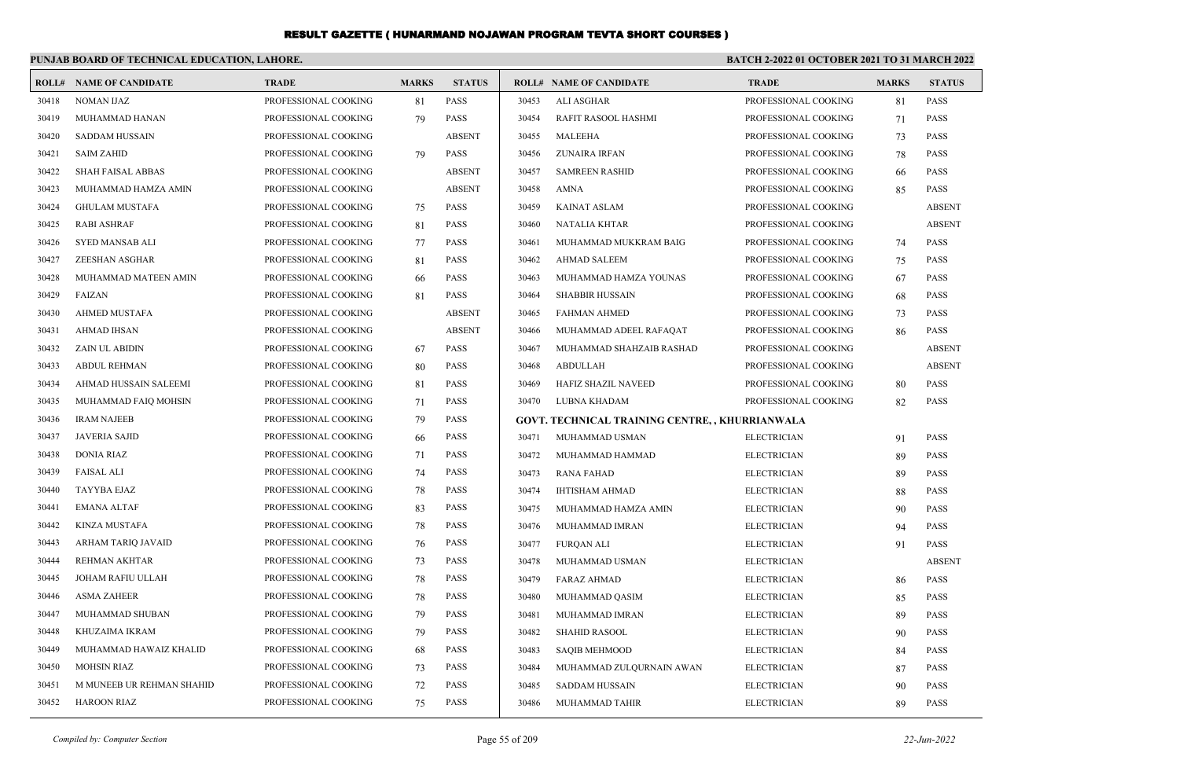# RESULT GAZETTE ( HUNARMAND NOJAWAN PROGRAM TEVTA SHORT COURSES )

**PUNJAB BOARD OF TECHNICAL EDUCATION, LAHORE.**

**BATCH 2-2022 01 OCTOBER 2021 TO 31 MARCH 2022**

| ROLL# | NAME OF CANDIDATE | TRADE | MARKS | STATUS |
|---|---|---|---|---|
| 30418 | NOMAN IJAZ | PROFESSIONAL COOKING | 81 | PASS |
| 30419 | MUHAMMAD HANAN | PROFESSIONAL COOKING | 79 | PASS |
| 30420 | SADDAM HUSSAIN | PROFESSIONAL COOKING | | ABSENT |
| 30421 | SAIM ZAHID | PROFESSIONAL COOKING | 79 | PASS |
| 30422 | SHAH FAISAL ABBAS | PROFESSIONAL COOKING | | ABSENT |
| 30423 | MUHAMMAD HAMZA AMIN | PROFESSIONAL COOKING | | ABSENT |
| 30424 | GHULAM MUSTAFA | PROFESSIONAL COOKING | 75 | PASS |
| 30425 | RABI ASHRAF | PROFESSIONAL COOKING | 81 | PASS |
| 30426 | SYED MANSAB ALI | PROFESSIONAL COOKING | 77 | PASS |
| 30427 | ZEESHAN ASGHAR | PROFESSIONAL COOKING | 81 | PASS |
| 30428 | MUHAMMAD MATEEN AMIN | PROFESSIONAL COOKING | 66 | PASS |
| 30429 | FAIZAN | PROFESSIONAL COOKING | 81 | PASS |
| 30430 | AHMED MUSTAFA | PROFESSIONAL COOKING | | ABSENT |
| 30431 | AHMAD IHSAN | PROFESSIONAL COOKING | | ABSENT |
| 30432 | ZAIN UL ABIDIN | PROFESSIONAL COOKING | 67 | PASS |
| 30433 | ABDUL REHMAN | PROFESSIONAL COOKING | 80 | PASS |
| 30434 | AHMAD HUSSAIN SALEEMI | PROFESSIONAL COOKING | 81 | PASS |
| 30435 | MUHAMMAD FAIQ MOHSIN | PROFESSIONAL COOKING | 71 | PASS |
| 30436 | IRAM NAJEEB | PROFESSIONAL COOKING | 79 | PASS |
| 30437 | JAVERIA SAJID | PROFESSIONAL COOKING | 66 | PASS |
| 30438 | DONIA RIAZ | PROFESSIONAL COOKING | 71 | PASS |
| 30439 | FAISAL ALI | PROFESSIONAL COOKING | 74 | PASS |
| 30440 | TAYYBA EJAZ | PROFESSIONAL COOKING | 78 | PASS |
| 30441 | EMANA ALTAF | PROFESSIONAL COOKING | 83 | PASS |
| 30442 | KINZA MUSTAFA | PROFESSIONAL COOKING | 78 | PASS |
| 30443 | ARHAM TARIQ JAVAID | PROFESSIONAL COOKING | 76 | PASS |
| 30444 | REHMAN AKHTAR | PROFESSIONAL COOKING | 73 | PASS |
| 30445 | JOHAM RAFIU ULLAH | PROFESSIONAL COOKING | 78 | PASS |
| 30446 | ASMA ZAHEER | PROFESSIONAL COOKING | 78 | PASS |
| 30447 | MUHAMMAD SHUBAN | PROFESSIONAL COOKING | 79 | PASS |
| 30448 | KHUZAIMA IKRAM | PROFESSIONAL COOKING | 79 | PASS |
| 30449 | MUHAMMAD HAWAIZ KHALID | PROFESSIONAL COOKING | 68 | PASS |
| 30450 | MOHSIN RIAZ | PROFESSIONAL COOKING | 73 | PASS |
| 30451 | M MUNEEB UR REHMAN SHAHID | PROFESSIONAL COOKING | 72 | PASS |
| 30452 | HAROON RIAZ | PROFESSIONAL COOKING | 75 | PASS |
| 30453 | ALI ASGHAR | PROFESSIONAL COOKING | 81 | PASS |
| 30454 | RAFIT RASOOL HASHMI | PROFESSIONAL COOKING | 71 | PASS |
| 30455 | MALEEHA | PROFESSIONAL COOKING | 73 | PASS |
| 30456 | ZUNAIRA IRFAN | PROFESSIONAL COOKING | 78 | PASS |
| 30457 | SAMREEN RASHID | PROFESSIONAL COOKING | 66 | PASS |
| 30458 | AMNA | PROFESSIONAL COOKING | 85 | PASS |
| 30459 | KAINAT ASLAM | PROFESSIONAL COOKING | | ABSENT |
| 30460 | NATALIA KHTAR | PROFESSIONAL COOKING | | ABSENT |
| 30461 | MUHAMMAD MUKKRAM BAIG | PROFESSIONAL COOKING | 74 | PASS |
| 30462 | AHMAD SALEEM | PROFESSIONAL COOKING | 75 | PASS |
| 30463 | MUHAMMAD HAMZA YOUNAS | PROFESSIONAL COOKING | 67 | PASS |
| 30464 | SHABBIR HUSSAIN | PROFESSIONAL COOKING | 68 | PASS |
| 30465 | FAHMAN AHMED | PROFESSIONAL COOKING | 73 | PASS |
| 30466 | MUHAMMAD ADEEL RAFAQAT | PROFESSIONAL COOKING | 86 | PASS |
| 30467 | MUHAMMAD SHAHZAIB RASHAD | PROFESSIONAL COOKING | | ABSENT |
| 30468 | ABDULLAH | PROFESSIONAL COOKING | | ABSENT |
| 30469 | HAFIZ SHAZIL NAVEED | PROFESSIONAL COOKING | 80 | PASS |
| 30470 | LUBNA KHADAM | PROFESSIONAL COOKING | 82 | PASS |

**GOVT. TECHNICAL TRAINING CENTRE, , KHURRIANWALA**

| ROLL# | NAME OF CANDIDATE | TRADE | MARKS | STATUS |
|---|---|---|---|---|
| 30471 | MUHAMMAD USMAN | ELECTRICIAN | 91 | PASS |
| 30472 | MUHAMMAD HAMMAD | ELECTRICIAN | 89 | PASS |
| 30473 | RANA FAHAD | ELECTRICIAN | 89 | PASS |
| 30474 | IHTISHAM AHMAD | ELECTRICIAN | 88 | PASS |
| 30475 | MUHAMMAD HAMZA AMIN | ELECTRICIAN | 90 | PASS |
| 30476 | MUHAMMAD IMRAN | ELECTRICIAN | 94 | PASS |
| 30477 | FURQAN ALI | ELECTRICIAN | 91 | PASS |
| 30478 | MUHAMMAD USMAN | ELECTRICIAN | | ABSENT |
| 30479 | FARAZ AHMAD | ELECTRICIAN | 86 | PASS |
| 30480 | MUHAMMAD QASIM | ELECTRICIAN | 85 | PASS |
| 30481 | MUHAMMAD IMRAN | ELECTRICIAN | 89 | PASS |
| 30482 | SHAHID RASOOL | ELECTRICIAN | 90 | PASS |
| 30483 | SAQIB MEHMOOD | ELECTRICIAN | 84 | PASS |
| 30484 | MUHAMMAD ZULQURNAIN AWAN | ELECTRICIAN | 87 | PASS |
| 30485 | SADDAM HUSSAIN | ELECTRICIAN | 90 | PASS |
| 30486 | MUHAMMAD TAHIR | ELECTRICIAN | 89 | PASS |

*Compiled by: Computer Section* *22-Jun-2022*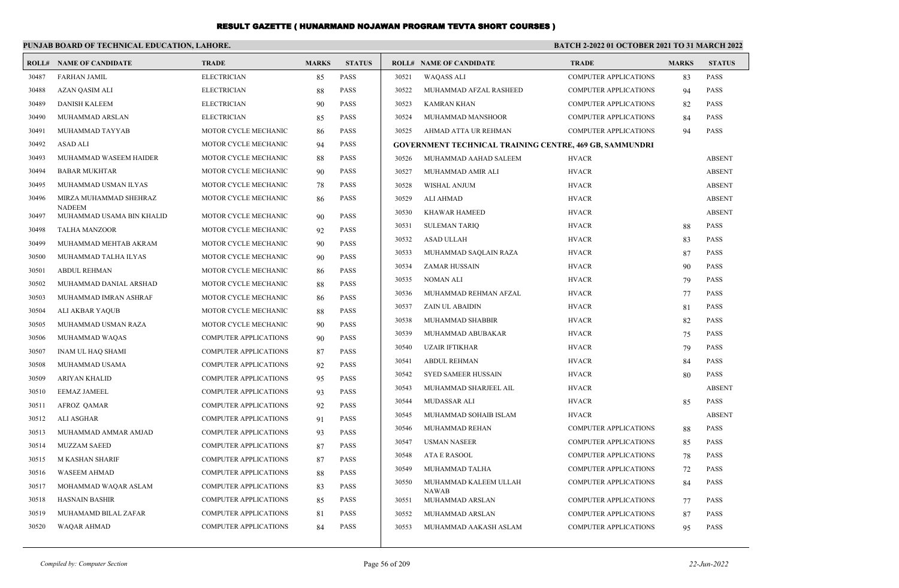# RESULT GAZETTE ( HUNARMAND NOJAWAN PROGRAM TEVTA SHORT COURSES )

**PUNJAB BOARD OF TECHNICAL EDUCATION, LAHORE.** **BATCH 2-2022 01 OCTOBER 2021 TO 31 MARCH 2022**

| ROLL# | NAME OF CANDIDATE | TRADE | MARKS | STATUS |
|---|---|---|---|---|
| 30487 | FARHAN JAMIL | ELECTRICIAN | 85 | PASS |
| 30488 | AZAN QASIM ALI | ELECTRICIAN | 88 | PASS |
| 30489 | DANISH KALEEM | ELECTRICIAN | 90 | PASS |
| 30490 | MUHAMMAD ARSLAN | ELECTRICIAN | 85 | PASS |
| 30491 | MUHAMMAD TAYYAB | MOTOR CYCLE MECHANIC | 86 | PASS |
| 30492 | ASAD ALI | MOTOR CYCLE MECHANIC | 94 | PASS |
| 30493 | MUHAMMAD WASEEM HAIDER | MOTOR CYCLE MECHANIC | 88 | PASS |
| 30494 | BABAR MUKHTAR | MOTOR CYCLE MECHANIC | 90 | PASS |
| 30495 | MUHAMMAD USMAN ILYAS | MOTOR CYCLE MECHANIC | 78 | PASS |
| 30496 | MIRZA MUHAMMAD SHEHRAZ NADEEM | MOTOR CYCLE MECHANIC | 86 | PASS |
| 30497 | MUHAMMAD USAMA BIN KHALID | MOTOR CYCLE MECHANIC | 90 | PASS |
| 30498 | TALHA MANZOOR | MOTOR CYCLE MECHANIC | 92 | PASS |
| 30499 | MUHAMMAD MEHTAB AKRAM | MOTOR CYCLE MECHANIC | 90 | PASS |
| 30500 | MUHAMMAD TALHA ILYAS | MOTOR CYCLE MECHANIC | 90 | PASS |
| 30501 | ABDUL REHMAN | MOTOR CYCLE MECHANIC | 86 | PASS |
| 30502 | MUHAMMAD DANIAL ARSHAD | MOTOR CYCLE MECHANIC | 88 | PASS |
| 30503 | MUHAMMAD IMRAN ASHRAF | MOTOR CYCLE MECHANIC | 86 | PASS |
| 30504 | ALI AKBAR YAQUB | MOTOR CYCLE MECHANIC | 88 | PASS |
| 30505 | MUHAMMAD USMAN RAZA | MOTOR CYCLE MECHANIC | 90 | PASS |
| 30506 | MUHAMMAD WAQAS | COMPUTER APPLICATIONS | 90 | PASS |
| 30507 | INAM UL HAQ SHAMI | COMPUTER APPLICATIONS | 87 | PASS |
| 30508 | MUHAMMAD USAMA | COMPUTER APPLICATIONS | 92 | PASS |
| 30509 | ARIYAN KHALID | COMPUTER APPLICATIONS | 95 | PASS |
| 30510 | EEMAZ JAMEEL | COMPUTER APPLICATIONS | 93 | PASS |
| 30511 | AFROZ QAMAR | COMPUTER APPLICATIONS | 92 | PASS |
| 30512 | ALI ASGHAR | COMPUTER APPLICATIONS | 91 | PASS |
| 30513 | MUHAMMAD AMMAR AMJAD | COMPUTER APPLICATIONS | 93 | PASS |
| 30514 | MUZZAM SAEED | COMPUTER APPLICATIONS | 87 | PASS |
| 30515 | M KASHAN SHARIF | COMPUTER APPLICATIONS | 87 | PASS |
| 30516 | WASEEM AHMAD | COMPUTER APPLICATIONS | 88 | PASS |
| 30517 | MOHAMMAD WAQAR ASLAM | COMPUTER APPLICATIONS | 83 | PASS |
| 30518 | HASNAIN BASHIR | COMPUTER APPLICATIONS | 85 | PASS |
| 30519 | MUHAMAMD BILAL ZAFAR | COMPUTER APPLICATIONS | 81 | PASS |
| 30520 | WAQAR AHMAD | COMPUTER APPLICATIONS | 84 | PASS |
| 30521 | WAQASS ALI | COMPUTER APPLICATIONS | 83 | PASS |
| 30522 | MUHAMMAD AFZAL RASHEED | COMPUTER APPLICATIONS | 94 | PASS |
| 30523 | KAMRAN KHAN | COMPUTER APPLICATIONS | 82 | PASS |
| 30524 | MUHAMMAD MANSHOOR | COMPUTER APPLICATIONS | 84 | PASS |
| 30525 | AHMAD ATTA UR REHMAN | COMPUTER APPLICATIONS | 94 | PASS |

**GOVERNMENT TECHNICAL TRAINING CENTRE, 469 GB, SAMMUNDRI**

| ROLL# | NAME OF CANDIDATE | TRADE | MARKS | STATUS |
|---|---|---|---|---|
| 30526 | MUHAMMAD AAHAD SALEEM | HVACR | | ABSENT |
| 30527 | MUHAMMAD AMIR ALI | HVACR | | ABSENT |
| 30528 | WISHAL ANJUM | HVACR | | ABSENT |
| 30529 | ALI AHMAD | HVACR | | ABSENT |
| 30530 | KHAWAR HAMEED | HVACR | | ABSENT |
| 30531 | SULEMAN TARIQ | HVACR | 88 | PASS |
| 30532 | ASAD ULLAH | HVACR | 83 | PASS |
| 30533 | MUHAMMAD SAQLAIN RAZA | HVACR | 87 | PASS |
| 30534 | ZAMAR HUSSAIN | HVACR | 90 | PASS |
| 30535 | NOMAN ALI | HVACR | 79 | PASS |
| 30536 | MUHAMMAD REHMAN AFZAL | HVACR | 77 | PASS |
| 30537 | ZAIN UL ABAIDIN | HVACR | 81 | PASS |
| 30538 | MUHAMMAD SHABBIR | HVACR | 82 | PASS |
| 30539 | MUHAMMAD ABUBAKAR | HVACR | 75 | PASS |
| 30540 | UZAIR IFTIKHAR | HVACR | 79 | PASS |
| 30541 | ABDUL REHMAN | HVACR | 84 | PASS |
| 30542 | SYED SAMEER HUSSAIN | HVACR | 80 | PASS |
| 30543 | MUHAMMAD SHARJEEL AIL | HVACR | | ABSENT |
| 30544 | MUDASSAR ALI | HVACR | 85 | PASS |
| 30545 | MUHAMMAD SOHAIB ISLAM | HVACR | | ABSENT |
| 30546 | MUHAMMAD REHAN | COMPUTER APPLICATIONS | 88 | PASS |
| 30547 | USMAN NASEER | COMPUTER APPLICATIONS | 85 | PASS |
| 30548 | ATA E RASOOL | COMPUTER APPLICATIONS | 78 | PASS |
| 30549 | MUHAMMAD TALHA | COMPUTER APPLICATIONS | 72 | PASS |
| 30550 | MUHAMMAD KALEEM ULLAH NAWAB | COMPUTER APPLICATIONS | 84 | PASS |
| 30551 | MUHAMMAD ARSLAN | COMPUTER APPLICATIONS | 77 | PASS |
| 30552 | MUHAMMAD ARSLAN | COMPUTER APPLICATIONS | 87 | PASS |
| 30553 | MUHAMMAD AAKASH ASLAM | COMPUTER APPLICATIONS | 95 | PASS |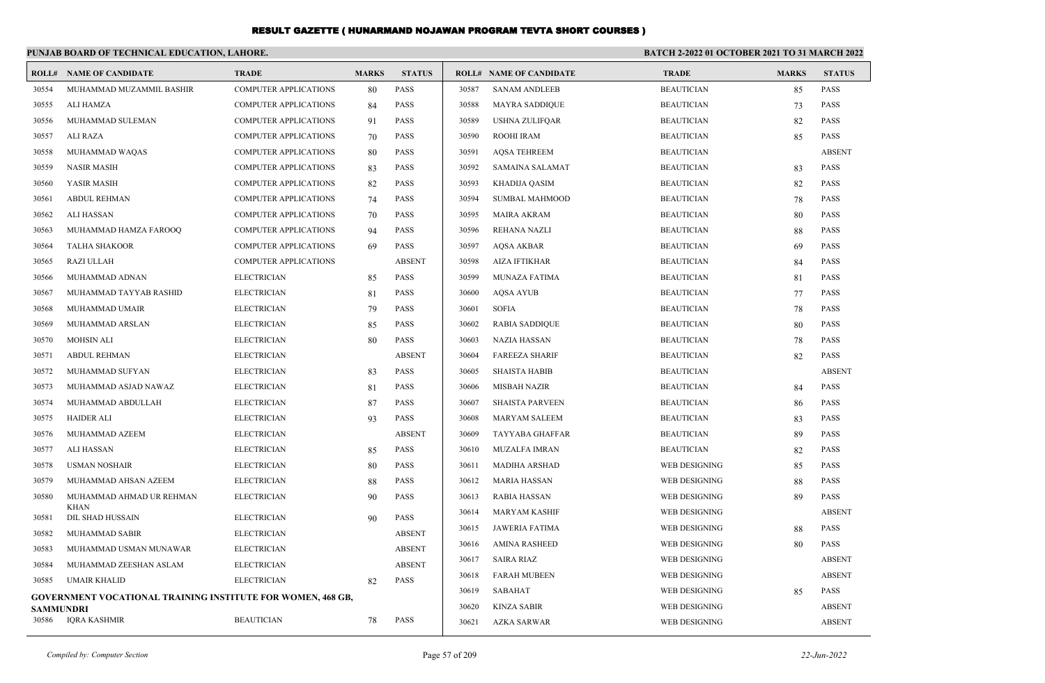# RESULT GAZETTE ( HUNARMAND NOJAWAN PROGRAM TEVTA SHORT COURSES )

## PUNJAB BOARD OF TECHNICAL EDUCATION, LAHORE.

**BATCH 2-2022 01 OCTOBER 2021 TO 31 MARCH 2022**

| ROLL# | NAME OF CANDIDATE | TRADE | MARKS | STATUS |
|---|---|---|---|---|
| 30554 | MUHAMMAD MUZAMMIL BASHIR | COMPUTER APPLICATIONS | 80 | PASS |
| 30555 | ALI HAMZA | COMPUTER APPLICATIONS | 84 | PASS |
| 30556 | MUHAMMAD SULEMAN | COMPUTER APPLICATIONS | 91 | PASS |
| 30557 | ALI RAZA | COMPUTER APPLICATIONS | 70 | PASS |
| 30558 | MUHAMMAD WAQAS | COMPUTER APPLICATIONS | 80 | PASS |
| 30559 | NASIR MASIH | COMPUTER APPLICATIONS | 83 | PASS |
| 30560 | YASIR MASIH | COMPUTER APPLICATIONS | 82 | PASS |
| 30561 | ABDUL REHMAN | COMPUTER APPLICATIONS | 74 | PASS |
| 30562 | ALI HASSAN | COMPUTER APPLICATIONS | 70 | PASS |
| 30563 | MUHAMMAD HAMZA FAROOQ | COMPUTER APPLICATIONS | 94 | PASS |
| 30564 | TALHA SHAKOOR | COMPUTER APPLICATIONS | 69 | PASS |
| 30565 | RAZI ULLAH | COMPUTER APPLICATIONS | | ABSENT |
| 30566 | MUHAMMAD ADNAN | ELECTRICIAN | 85 | PASS |
| 30567 | MUHAMMAD TAYYAB RASHID | ELECTRICIAN | 81 | PASS |
| 30568 | MUHAMMAD UMAIR | ELECTRICIAN | 79 | PASS |
| 30569 | MUHAMMAD ARSLAN | ELECTRICIAN | 85 | PASS |
| 30570 | MOHSIN ALI | ELECTRICIAN | 80 | PASS |
| 30571 | ABDUL REHMAN | ELECTRICIAN | | ABSENT |
| 30572 | MUHAMMAD SUFYAN | ELECTRICIAN | 83 | PASS |
| 30573 | MUHAMMAD ASJAD NAWAZ | ELECTRICIAN | 81 | PASS |
| 30574 | MUHAMMAD ABDULLAH | ELECTRICIAN | 87 | PASS |
| 30575 | HAIDER ALI | ELECTRICIAN | 93 | PASS |
| 30576 | MUHAMMAD AZEEM | ELECTRICIAN | | ABSENT |
| 30577 | ALI HASSAN | ELECTRICIAN | 85 | PASS |
| 30578 | USMAN NOSHAIR | ELECTRICIAN | 80 | PASS |
| 30579 | MUHAMMAD AHSAN AZEEM | ELECTRICIAN | 88 | PASS |
| 30580 | MUHAMMAD AHMAD UR REHMAN KHAN | ELECTRICIAN | 90 | PASS |
| 30581 | DIL SHAD HUSSAIN | ELECTRICIAN | 90 | PASS |
| 30582 | MUHAMMAD SABIR | ELECTRICIAN | | ABSENT |
| 30583 | MUHAMMAD USMAN MUNAWAR | ELECTRICIAN | | ABSENT |
| 30584 | MUHAMMAD ZEESHAN ASLAM | ELECTRICIAN | | ABSENT |
| 30585 | UMAIR KHALID | ELECTRICIAN | 82 | PASS |

**GOVERNMENT VOCATIONAL TRAINING INSTITUTE FOR WOMEN, 468 GB, SAMMUNDRI**

| ROLL# | NAME OF CANDIDATE | TRADE | MARKS | STATUS |
|---|---|---|---|---|
| 30586 | IQRA KASHMIR | BEAUTICIAN | 78 | PASS |
| 30587 | SANAM ANDLEEB | BEAUTICIAN | 85 | PASS |
| 30588 | MAYRA SADDIQUE | BEAUTICIAN | 73 | PASS |
| 30589 | USHNA ZULIFQAR | BEAUTICIAN | 82 | PASS |
| 30590 | ROOHI IRAM | BEAUTICIAN | 85 | PASS |
| 30591 | AQSA TEHREEM | BEAUTICIAN | | ABSENT |
| 30592 | SAMAINA SALAMAT | BEAUTICIAN | 83 | PASS |
| 30593 | KHADIJA QASIM | BEAUTICIAN | 82 | PASS |
| 30594 | SUMBAL MAHMOOD | BEAUTICIAN | 78 | PASS |
| 30595 | MAIRA AKRAM | BEAUTICIAN | 80 | PASS |
| 30596 | REHANA NAZLI | BEAUTICIAN | 88 | PASS |
| 30597 | AQSA AKBAR | BEAUTICIAN | 69 | PASS |
| 30598 | AIZA IFTIKHAR | BEAUTICIAN | 84 | PASS |
| 30599 | MUNAZA FATIMA | BEAUTICIAN | 81 | PASS |
| 30600 | AQSA AYUB | BEAUTICIAN | 77 | PASS |
| 30601 | SOFIA | BEAUTICIAN | 78 | PASS |
| 30602 | RABIA SADDIQUE | BEAUTICIAN | 80 | PASS |
| 30603 | NAZIA HASSAN | BEAUTICIAN | 78 | PASS |
| 30604 | FAREEZA SHARIF | BEAUTICIAN | 82 | PASS |
| 30605 | SHAISTA HABIB | BEAUTICIAN | | ABSENT |
| 30606 | MISBAH NAZIR | BEAUTICIAN | 84 | PASS |
| 30607 | SHAISTA PARVEEN | BEAUTICIAN | 86 | PASS |
| 30608 | MARYAM SALEEM | BEAUTICIAN | 83 | PASS |
| 30609 | TAYYABA GHAFFAR | BEAUTICIAN | 89 | PASS |
| 30610 | MUZALFA IMRAN | BEAUTICIAN | 82 | PASS |
| 30611 | MADIHA ARSHAD | WEB DESIGNING | 85 | PASS |
| 30612 | MARIA HASSAN | WEB DESIGNING | 88 | PASS |
| 30613 | RABIA HASSAN | WEB DESIGNING | 89 | PASS |
| 30614 | MARYAM KASHIF | WEB DESIGNING | | ABSENT |
| 30615 | JAWERIA FATIMA | WEB DESIGNING | 88 | PASS |
| 30616 | AMINA RASHEED | WEB DESIGNING | 80 | PASS |
| 30617 | SAIRA RIAZ | WEB DESIGNING | | ABSENT |
| 30618 | FARAH MUBEEN | WEB DESIGNING | | ABSENT |
| 30619 | SABAHAT | WEB DESIGNING | 85 | PASS |
| 30620 | KINZA SABIR | WEB DESIGNING | | ABSENT |
| 30621 | AZKA SARWAR | WEB DESIGNING | | ABSENT |

*Compiled by: Computer Section*

*22-Jun-2022*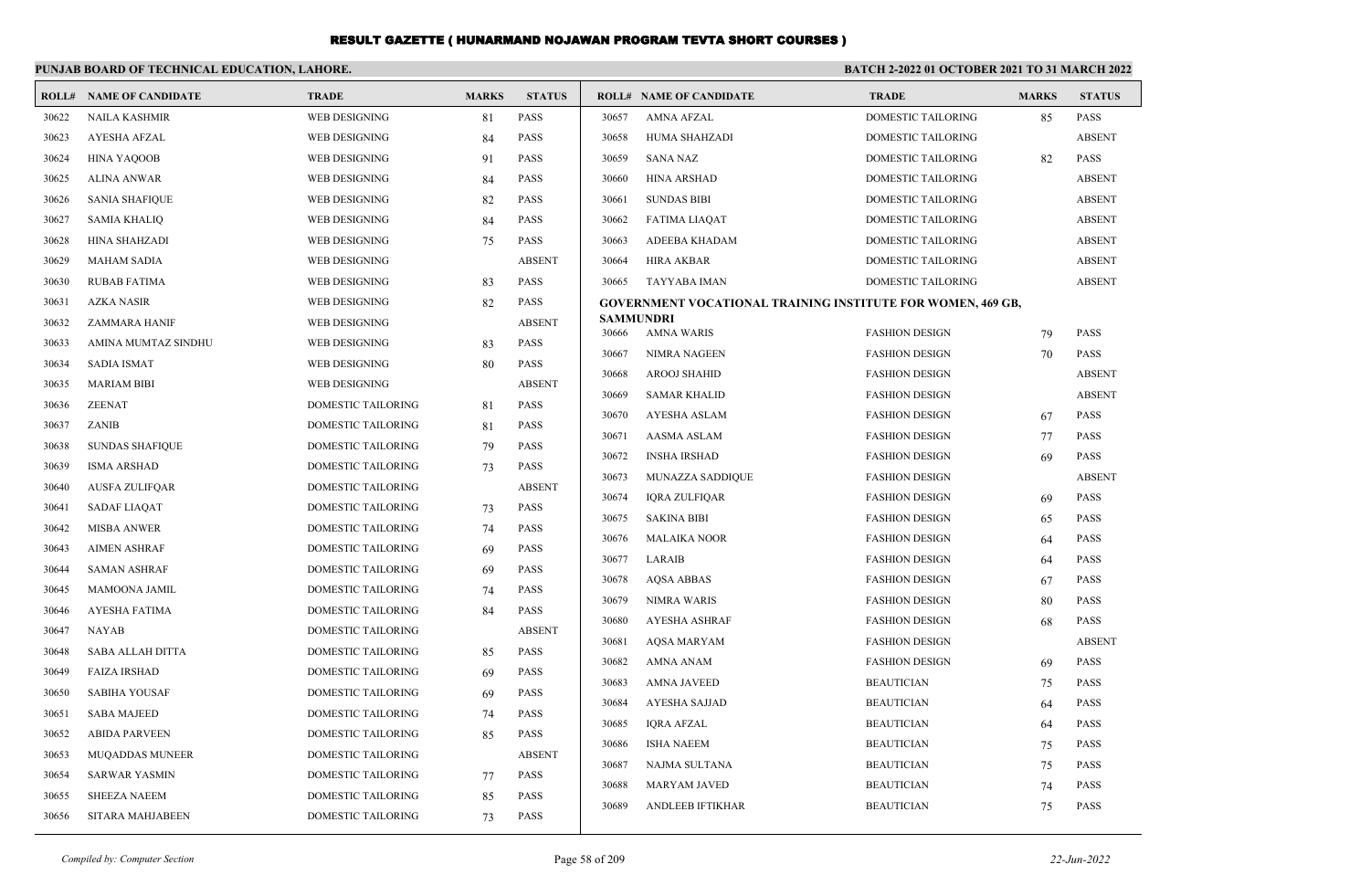# RESULT GAZETTE ( HUNARMAND NOJAWAN PROGRAM TEVTA SHORT COURSES )

**PUNJAB BOARD OF TECHNICAL EDUCATION, LAHORE.**

**BATCH 2-2022 01 OCTOBER 2021 TO 31 MARCH 2022**

| ROLL# | NAME OF CANDIDATE | TRADE | MARKS | STATUS |
|---|---|---|---|---|
| 30622 | NAILA KASHMIR | WEB DESIGNING | 81 | PASS |
| 30623 | AYESHA AFZAL | WEB DESIGNING | 84 | PASS |
| 30624 | HINA YAQOOB | WEB DESIGNING | 91 | PASS |
| 30625 | ALINA ANWAR | WEB DESIGNING | 84 | PASS |
| 30626 | SANIA SHAFIQUE | WEB DESIGNING | 82 | PASS |
| 30627 | SAMIA KHALIQ | WEB DESIGNING | 84 | PASS |
| 30628 | HINA SHAHZADI | WEB DESIGNING | 75 | PASS |
| 30629 | MAHAM SADIA | WEB DESIGNING | | ABSENT |
| 30630 | RUBAB FATIMA | WEB DESIGNING | 83 | PASS |
| 30631 | AZKA NASIR | WEB DESIGNING | 82 | PASS |
| 30632 | ZAMMARA HANIF | WEB DESIGNING | | ABSENT |
| 30633 | AMINA MUMTAZ SINDHU | WEB DESIGNING | 83 | PASS |
| 30634 | SADIA ISMAT | WEB DESIGNING | 80 | PASS |
| 30635 | MARIAM BIBI | WEB DESIGNING | | ABSENT |
| 30636 | ZEENAT | DOMESTIC TAILORING | 81 | PASS |
| 30637 | ZANIB | DOMESTIC TAILORING | 81 | PASS |
| 30638 | SUNDAS SHAFIQUE | DOMESTIC TAILORING | 79 | PASS |
| 30639 | ISMA ARSHAD | DOMESTIC TAILORING | 73 | PASS |
| 30640 | AUSFA ZULIFQAR | DOMESTIC TAILORING | | ABSENT |
| 30641 | SADAF LIAQAT | DOMESTIC TAILORING | 73 | PASS |
| 30642 | MISBA ANWER | DOMESTIC TAILORING | 74 | PASS |
| 30643 | AIMEN ASHRAF | DOMESTIC TAILORING | 69 | PASS |
| 30644 | SAMAN ASHRAF | DOMESTIC TAILORING | 69 | PASS |
| 30645 | MAMOONA JAMIL | DOMESTIC TAILORING | 74 | PASS |
| 30646 | AYESHA FATIMA | DOMESTIC TAILORING | 84 | PASS |
| 30647 | NAYAB | DOMESTIC TAILORING | | ABSENT |
| 30648 | SABA ALLAH DITTA | DOMESTIC TAILORING | 85 | PASS |
| 30649 | FAIZA IRSHAD | DOMESTIC TAILORING | 69 | PASS |
| 30650 | SABIHA YOUSAF | DOMESTIC TAILORING | 69 | PASS |
| 30651 | SABA MAJEED | DOMESTIC TAILORING | 74 | PASS |
| 30652 | ABIDA PARVEEN | DOMESTIC TAILORING | 85 | PASS |
| 30653 | MUQADDAS MUNEER | DOMESTIC TAILORING | | ABSENT |
| 30654 | SARWAR YASMIN | DOMESTIC TAILORING | 77 | PASS |
| 30655 | SHEEZA NAEEM | DOMESTIC TAILORING | 85 | PASS |
| 30656 | SITARA MAHJABEEN | DOMESTIC TAILORING | 73 | PASS |
| 30657 | AMNA AFZAL | DOMESTIC TAILORING | 85 | PASS |
| 30658 | HUMA SHAHZADI | DOMESTIC TAILORING | | ABSENT |
| 30659 | SANA NAZ | DOMESTIC TAILORING | 82 | PASS |
| 30660 | HINA ARSHAD | DOMESTIC TAILORING | | ABSENT |
| 30661 | SUNDAS BIBI | DOMESTIC TAILORING | | ABSENT |
| 30662 | FATIMA LIAQAT | DOMESTIC TAILORING | | ABSENT |
| 30663 | ADEEBA KHADAM | DOMESTIC TAILORING | | ABSENT |
| 30664 | HIRA AKBAR | DOMESTIC TAILORING | | ABSENT |
| 30665 | TAYYABA IMAN | DOMESTIC TAILORING | | ABSENT |

**GOVERNMENT VOCATIONAL TRAINING INSTITUTE FOR WOMEN, 469 GB, SAMMUNDRI**

| ROLL# | NAME OF CANDIDATE | TRADE | MARKS | STATUS |
|---|---|---|---|---|
| 30666 | AMNA WARIS | FASHION DESIGN | 79 | PASS |
| 30667 | NIMRA NAGEEN | FASHION DESIGN | 70 | PASS |
| 30668 | AROOJ SHAHID | FASHION DESIGN | | ABSENT |
| 30669 | SAMAR KHALID | FASHION DESIGN | | ABSENT |
| 30670 | AYESHA ASLAM | FASHION DESIGN | 67 | PASS |
| 30671 | AASMA ASLAM | FASHION DESIGN | 77 | PASS |
| 30672 | INSHA IRSHAD | FASHION DESIGN | 69 | PASS |
| 30673 | MUNAZZA SADDIQUE | FASHION DESIGN | | ABSENT |
| 30674 | IQRA ZULFIQAR | FASHION DESIGN | 69 | PASS |
| 30675 | SAKINA BIBI | FASHION DESIGN | 65 | PASS |
| 30676 | MALAIKA NOOR | FASHION DESIGN | 64 | PASS |
| 30677 | LARAIB | FASHION DESIGN | 64 | PASS |
| 30678 | AQSA ABBAS | FASHION DESIGN | 67 | PASS |
| 30679 | NIMRA WARIS | FASHION DESIGN | 80 | PASS |
| 30680 | AYESHA ASHRAF | FASHION DESIGN | 68 | PASS |
| 30681 | AQSA MARYAM | FASHION DESIGN | | ABSENT |
| 30682 | AMNA ANAM | FASHION DESIGN | 69 | PASS |
| 30683 | AMNA JAVEED | BEAUTICIAN | 75 | PASS |
| 30684 | AYESHA SAJJAD | BEAUTICIAN | 64 | PASS |
| 30685 | IQRA AFZAL | BEAUTICIAN | 64 | PASS |
| 30686 | ISHA NAEEM | BEAUTICIAN | 75 | PASS |
| 30687 | NAJMA SULTANA | BEAUTICIAN | 75 | PASS |
| 30688 | MARYAM JAVED | BEAUTICIAN | 74 | PASS |
| 30689 | ANDLEEB IFTIKHAR | BEAUTICIAN | 75 | PASS |

*Compiled by: Computer Section*

*22-Jun-2022*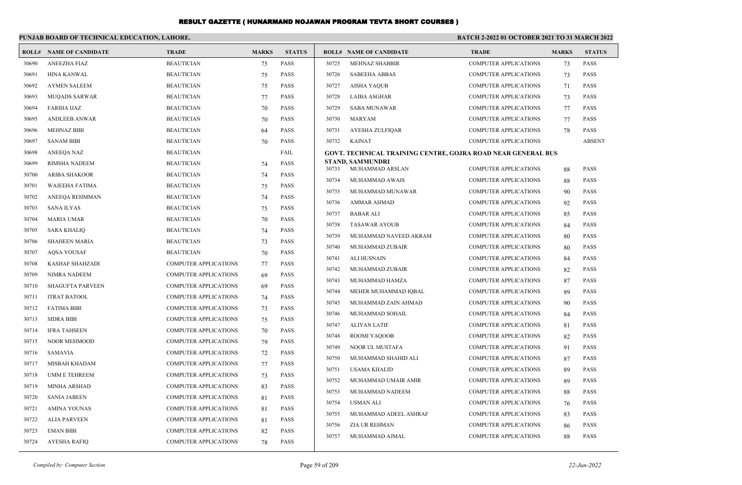# RESULT GAZETTE ( HUNARMAND NOJAWAN PROGRAM TEVTA SHORT COURSES )

**PUNJAB BOARD OF TECHNICAL EDUCATION, LAHORE.**

**BATCH 2-2022 01 OCTOBER 2021 TO 31 MARCH 2022**

| ROLL# | NAME OF CANDIDATE | TRADE | MARKS | STATUS |
|---|---|---|---|---|
| 30690 | ANEEZHA FIAZ | BEAUTICIAN | 75 | PASS |
| 30691 | HINA KANWAL | BEAUTICIAN | 75 | PASS |
| 30692 | AYMEN SALEEM | BEAUTICIAN | 75 | PASS |
| 30693 | MUQADS SARWAR | BEAUTICIAN | 77 | PASS |
| 30694 | FARIHA IJAZ | BEAUTICIAN | 70 | PASS |
| 30695 | ANDLEEB ANWAR | BEAUTICIAN | 70 | PASS |
| 30696 | MEHNAZ BIBI | BEAUTICIAN | 64 | PASS |
| 30697 | SANAM BIBI | BEAUTICIAN | 70 | PASS |
| 30698 | ANEEQA NAZ | BEAUTICIAN | | FAIL |
| 30699 | RIMSHA NADEEM | BEAUTICIAN | 74 | PASS |
| 30700 | ARIBA SHAKOOR | BEAUTICIAN | 74 | PASS |
| 30701 | WAJEEHA FATIMA | BEAUTICIAN | 75 | PASS |
| 30702 | ANEEQA REHMMAN | BEAUTICIAN | 74 | PASS |
| 30703 | SANA ILYAS | BEAUTICIAN | 75 | PASS |
| 30704 | MARIA UMAR | BEAUTICIAN | 70 | PASS |
| 30705 | SARA KHALIQ | BEAUTICIAN | 74 | PASS |
| 30706 | SHAHEEN MARIA | BEAUTICIAN | 73 | PASS |
| 30707 | AQSA YOUSAF | BEAUTICIAN | 70 | PASS |
| 30708 | KASHAF SHAHZADI | COMPUTER APPLICATIONS | 77 | PASS |
| 30709 | NIMRA NADEEM | COMPUTER APPLICATIONS | 69 | PASS |
| 30710 | SHAGUFTA PARVEEN | COMPUTER APPLICATIONS | 69 | PASS |
| 30711 | ITRAT BATOOL | COMPUTER APPLICATIONS | 74 | PASS |
| 30712 | FATIMA BIBI | COMPUTER APPLICATIONS | 73 | PASS |
| 30713 | SIDRA BIBI | COMPUTER APPLICATIONS | 75 | PASS |
| 30714 | IFRA TAHSEEN | COMPUTER APPLICATIONS | 70 | PASS |
| 30715 | NOOR MEHMOOD | COMPUTER APPLICATIONS | 79 | PASS |
| 30716 | SAMAVIA | COMPUTER APPLICATIONS | 72 | PASS |
| 30717 | MISBAH KHADAM | COMPUTER APPLICATIONS | 77 | PASS |
| 30718 | UMM E TEHREEM | COMPUTER APPLICATIONS | 73 | PASS |
| 30719 | MINHA ARSHAD | COMPUTER APPLICATIONS | 83 | PASS |
| 30720 | SANIA JABEEN | COMPUTER APPLICATIONS | 81 | PASS |
| 30721 | AMINA YOUNAS | COMPUTER APPLICATIONS | 81 | PASS |
| 30722 | ALIA PARVEEN | COMPUTER APPLICATIONS | 81 | PASS |
| 30723 | EMAN BIBI | COMPUTER APPLICATIONS | 82 | PASS |
| 30724 | AYESHA RAFIQ | COMPUTER APPLICATIONS | 78 | PASS |
| 30725 | MEHNAZ SHABBIR | COMPUTER APPLICATIONS | 73 | PASS |
| 30726 | SABEEHA ABBAS | COMPUTER APPLICATIONS | 73 | PASS |
| 30727 | AISHA YAQUB | COMPUTER APPLICATIONS | 71 | PASS |
| 30728 | LAIBA ASGHAR | COMPUTER APPLICATIONS | 73 | PASS |
| 30729 | SABA MUNAWAR | COMPUTER APPLICATIONS | 77 | PASS |
| 30730 | MARYAM | COMPUTER APPLICATIONS | 77 | PASS |
| 30731 | AYESHA ZULFIQAR | COMPUTER APPLICATIONS | 78 | PASS |
| 30732 | KAINAT | COMPUTER APPLICATIONS | | ABSENT |

**GOVT. TECHNICAL TRAINING CENTRE, GOJRA ROAD NEAR GENERAL BUS STAND, SAMMUNDRI**

| ROLL# | NAME OF CANDIDATE | TRADE | MARKS | STATUS |
|---|---|---|---|---|
| 30733 | MUHAMMAD ARSLAN | COMPUTER APPLICATIONS | 88 | PASS |
| 30734 | MUHAMMAD AWAIS | COMPUTER APPLICATIONS | 88 | PASS |
| 30735 | MUHAMMAD MUNAWAR | COMPUTER APPLICATIONS | 90 | PASS |
| 30736 | AMMAR AHMAD | COMPUTER APPLICATIONS | 92 | PASS |
| 30737 | BABAR ALI | COMPUTER APPLICATIONS | 85 | PASS |
| 30738 | TASAWAR AYOUB | COMPUTER APPLICATIONS | 84 | PASS |
| 30739 | MUHAMMAD NAVEED AKRAM | COMPUTER APPLICATIONS | 80 | PASS |
| 30740 | MUHAMMAD ZUBAIR | COMPUTER APPLICATIONS | 80 | PASS |
| 30741 | ALI HUSNAIN | COMPUTER APPLICATIONS | 84 | PASS |
| 30742 | MUHAMMAD ZUBAIR | COMPUTER APPLICATIONS | 82 | PASS |
| 30743 | MUHAMMAD HAMZA | COMPUTER APPLICATIONS | 87 | PASS |
| 30744 | MEHER MUHAMMAD IQBAL | COMPUTER APPLICATIONS | 89 | PASS |
| 30745 | MUHAMMAD ZAIN AHMAD | COMPUTER APPLICATIONS | 90 | PASS |
| 30746 | MUHAMMAD SOHAIL | COMPUTER APPLICATIONS | 84 | PASS |
| 30747 | ALIYAN LATIF | COMPUTER APPLICATIONS | 81 | PASS |
| 30748 | ROOMI YAQOOB | COMPUTER APPLICATIONS | 82 | PASS |
| 30749 | NOOR UL MUSTAFA | COMPUTER APPLICATIONS | 91 | PASS |
| 30750 | MUHAMMAD SHAHID ALI | COMPUTER APPLICATIONS | 87 | PASS |
| 30751 | USAMA KHALID | COMPUTER APPLICATIONS | 89 | PASS |
| 30752 | MUHAMMAD UMAIR AMIR | COMPUTER APPLICATIONS | 89 | PASS |
| 30753 | MUHAMMAD NADEEM | COMPUTER APPLICATIONS | 88 | PASS |
| 30754 | USMAN ALI | COMPUTER APPLICATIONS | 76 | PASS |
| 30755 | MUHAMMAD ADEEL ASHRAF | COMPUTER APPLICATIONS | 83 | PASS |
| 30756 | ZIA UR REHMAN | COMPUTER APPLICATIONS | 86 | PASS |
| 30757 | MUHAMMAD AJMAL | COMPUTER APPLICATIONS | 88 | PASS |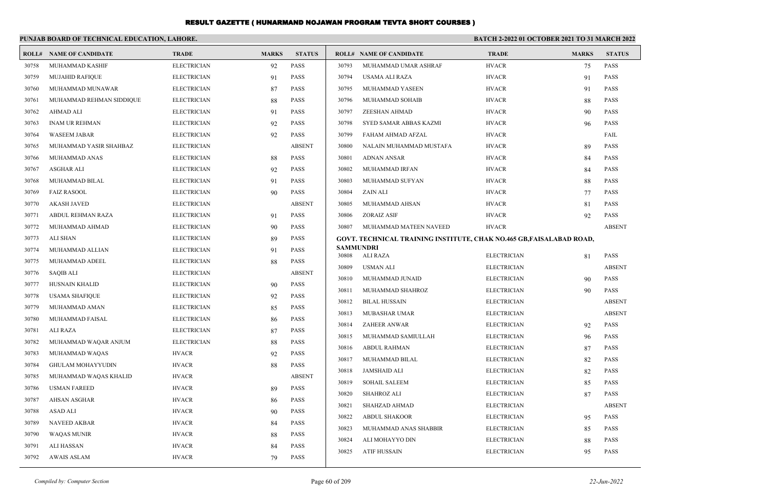# RESULT GAZETTE ( HUNARMAND NOJAWAN PROGRAM TEVTA SHORT COURSES )

**PUNJAB BOARD OF TECHNICAL EDUCATION, LAHORE.**

**BATCH 2-2022 01 OCTOBER 2021 TO 31 MARCH 2022**

| ROLL# | NAME OF CANDIDATE | TRADE | MARKS | STATUS |
|---|---|---|---|---|
| 30758 | MUHAMMAD KASHIF | ELECTRICIAN | 92 | PASS |
| 30759 | MUJAHID RAFIQUE | ELECTRICIAN | 91 | PASS |
| 30760 | MUHAMMAD MUNAWAR | ELECTRICIAN | 87 | PASS |
| 30761 | MUHAMMAD REHMAN SIDDIQUE | ELECTRICIAN | 88 | PASS |
| 30762 | AHMAD ALI | ELECTRICIAN | 91 | PASS |
| 30763 | INAM UR REHMAN | ELECTRICIAN | 92 | PASS |
| 30764 | WASEEM JABAR | ELECTRICIAN | 92 | PASS |
| 30765 | MUHAMMAD YASIR SHAHBAZ | ELECTRICIAN | | ABSENT |
| 30766 | MUHAMMAD ANAS | ELECTRICIAN | 88 | PASS |
| 30767 | ASGHAR ALI | ELECTRICIAN | 92 | PASS |
| 30768 | MUHAMMAD BILAL | ELECTRICIAN | 91 | PASS |
| 30769 | FAIZ RASOOL | ELECTRICIAN | 90 | PASS |
| 30770 | AKASH JAVED | ELECTRICIAN | | ABSENT |
| 30771 | ABDUL REHMAN RAZA | ELECTRICIAN | 91 | PASS |
| 30772 | MUHAMMAD AHMAD | ELECTRICIAN | 90 | PASS |
| 30773 | ALI SHAN | ELECTRICIAN | 89 | PASS |
| 30774 | MUHAMMAD ALLIAN | ELECTRICIAN | 91 | PASS |
| 30775 | MUHAMMAD ADEEL | ELECTRICIAN | 88 | PASS |
| 30776 | SAQIB ALI | ELECTRICIAN | | ABSENT |
| 30777 | HUSNAIN KHALID | ELECTRICIAN | 90 | PASS |
| 30778 | USAMA SHAFIQUE | ELECTRICIAN | 92 | PASS |
| 30779 | MUHAMMAD AMAN | ELECTRICIAN | 85 | PASS |
| 30780 | MUHAMMAD FAISAL | ELECTRICIAN | 86 | PASS |
| 30781 | ALI RAZA | ELECTRICIAN | 87 | PASS |
| 30782 | MUHAMMAD WAQAR ANJUM | ELECTRICIAN | 88 | PASS |
| 30783 | MUHAMMAD WAQAS | HVACR | 92 | PASS |
| 30784 | GHULAM MOHAYYUDIN | HVACR | 88 | PASS |
| 30785 | MUHAMMAD WAQAS KHALID | HVACR | | ABSENT |
| 30786 | USMAN FAREED | HVACR | 89 | PASS |
| 30787 | AHSAN ASGHAR | HVACR | 86 | PASS |
| 30788 | ASAD ALI | HVACR | 90 | PASS |
| 30789 | NAVEED AKBAR | HVACR | 84 | PASS |
| 30790 | WAQAS MUNIR | HVACR | 88 | PASS |
| 30791 | ALI HASSAN | HVACR | 84 | PASS |
| 30792 | AWAIS ASLAM | HVACR | 79 | PASS |
| 30793 | MUHAMMAD UMAR ASHRAF | HVACR | 75 | PASS |
| 30794 | USAMA ALI RAZA | HVACR | 91 | PASS |
| 30795 | MUHAMMAD YASEEN | HVACR | 91 | PASS |
| 30796 | MUHAMMAD SOHAIB | HVACR | 88 | PASS |
| 30797 | ZEESHAN AHMAD | HVACR | 90 | PASS |
| 30798 | SYED SAMAR ABBAS KAZMI | HVACR | 96 | PASS |
| 30799 | FAHAM AHMAD AFZAL | HVACR | | FAIL |
| 30800 | NALAIN MUHAMMAD MUSTAFA | HVACR | 89 | PASS |
| 30801 | ADNAN ANSAR | HVACR | 84 | PASS |
| 30802 | MUHAMMAD IRFAN | HVACR | 84 | PASS |
| 30803 | MUHAMMAD SUFYAN | HVACR | 88 | PASS |
| 30804 | ZAIN ALI | HVACR | 77 | PASS |
| 30805 | MUHAMMAD AHSAN | HVACR | 81 | PASS |
| 30806 | ZORAIZ ASIF | HVACR | 92 | PASS |
| 30807 | MUHAMMAD MATEEN NAVEED | HVACR | | ABSENT |

**GOVT. TECHNICAL TRAINING INSTITUTE, CHAK NO.465 GB,FAISALABAD ROAD, SAMMUNDRI**

| ROLL# | NAME OF CANDIDATE | TRADE | MARKS | STATUS |
|---|---|---|---|---|
| 30808 | ALI RAZA | ELECTRICIAN | 81 | PASS |
| 30809 | USMAN ALI | ELECTRICIAN | | ABSENT |
| 30810 | MUHAMMAD JUNAID | ELECTRICIAN | 90 | PASS |
| 30811 | MUHAMMAD SHAHROZ | ELECTRICIAN | 90 | PASS |
| 30812 | BILAL HUSSAIN | ELECTRICIAN | | ABSENT |
| 30813 | MUBASHAR UMAR | ELECTRICIAN | | ABSENT |
| 30814 | ZAHEER ANWAR | ELECTRICIAN | 92 | PASS |
| 30815 | MUHAMMAD SAMIULLAH | ELECTRICIAN | 96 | PASS |
| 30816 | ABDUL RAHMAN | ELECTRICIAN | 87 | PASS |
| 30817 | MUHAMMAD BILAL | ELECTRICIAN | 82 | PASS |
| 30818 | JAMSHAID ALI | ELECTRICIAN | 82 | PASS |
| 30819 | SOHAIL SALEEM | ELECTRICIAN | 85 | PASS |
| 30820 | SHAHROZ ALI | ELECTRICIAN | 87 | PASS |
| 30821 | SHAHZAD AHMAD | ELECTRICIAN | | ABSENT |
| 30822 | ABDUL SHAKOOR | ELECTRICIAN | 95 | PASS |
| 30823 | MUHAMMAD ANAS SHABBIR | ELECTRICIAN | 85 | PASS |
| 30824 | ALI MOHAYYO DIN | ELECTRICIAN | 88 | PASS |
| 30825 | ATIF HUSSAIN | ELECTRICIAN | 95 | PASS |

*Compiled by: Computer Section*

*22-Jun-2022*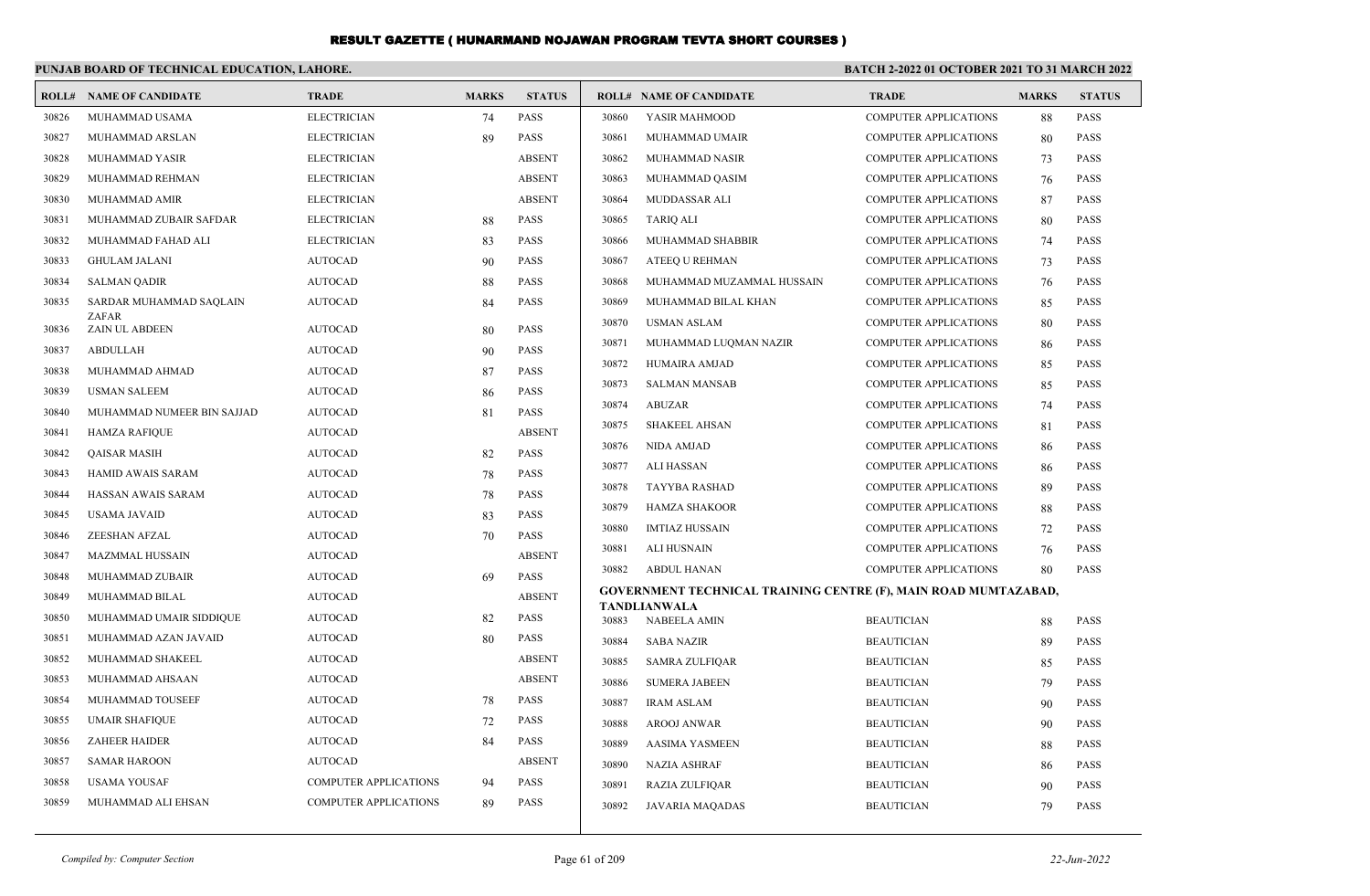# RESULT GAZETTE ( HUNARMAND NOJAWAN PROGRAM TEVTA SHORT COURSES )

**PUNJAB BOARD OF TECHNICAL EDUCATION, LAHORE.** **BATCH 2-2022 01 OCTOBER 2021 TO 31 MARCH 2022**

| ROLL# | NAME OF CANDIDATE | TRADE | MARKS | STATUS |
|---|---|---|---|---|
| 30826 | MUHAMMAD USAMA | ELECTRICIAN | 74 | PASS |
| 30827 | MUHAMMAD ARSLAN | ELECTRICIAN | 89 | PASS |
| 30828 | MUHAMMAD YASIR | ELECTRICIAN | | ABSENT |
| 30829 | MUHAMMAD REHMAN | ELECTRICIAN | | ABSENT |
| 30830 | MUHAMMAD AMIR | ELECTRICIAN | | ABSENT |
| 30831 | MUHAMMAD ZUBAIR SAFDAR | ELECTRICIAN | 88 | PASS |
| 30832 | MUHAMMAD FAHAD ALI | ELECTRICIAN | 83 | PASS |
| 30833 | GHULAM JALANI | AUTOCAD | 90 | PASS |
| 30834 | SALMAN QADIR | AUTOCAD | 88 | PASS |
| 30835 | SARDAR MUHAMMAD SAQLAIN ZAFAR | AUTOCAD | 84 | PASS |
| 30836 | ZAIN UL ABDEEN | AUTOCAD | 80 | PASS |
| 30837 | ABDULLAH | AUTOCAD | 90 | PASS |
| 30838 | MUHAMMAD AHMAD | AUTOCAD | 87 | PASS |
| 30839 | USMAN SALEEM | AUTOCAD | 86 | PASS |
| 30840 | MUHAMMAD NUMEER BIN SAJJAD | AUTOCAD | 81 | PASS |
| 30841 | HAMZA RAFIQUE | AUTOCAD | | ABSENT |
| 30842 | QAISAR MASIH | AUTOCAD | 82 | PASS |
| 30843 | HAMID AWAIS SARAM | AUTOCAD | 78 | PASS |
| 30844 | HASSAN AWAIS SARAM | AUTOCAD | 78 | PASS |
| 30845 | USAMA JAVAID | AUTOCAD | 83 | PASS |
| 30846 | ZEESHAN AFZAL | AUTOCAD | 70 | PASS |
| 30847 | MAZMMAL HUSSAIN | AUTOCAD | | ABSENT |
| 30848 | MUHAMMAD ZUBAIR | AUTOCAD | 69 | PASS |
| 30849 | MUHAMMAD BILAL | AUTOCAD | | ABSENT |
| 30850 | MUHAMMAD UMAIR SIDDIQUE | AUTOCAD | 82 | PASS |
| 30851 | MUHAMMAD AZAN JAVAID | AUTOCAD | 80 | PASS |
| 30852 | MUHAMMAD SHAKEEL | AUTOCAD | | ABSENT |
| 30853 | MUHAMMAD AHSAAN | AUTOCAD | | ABSENT |
| 30854 | MUHAMMAD TOUSEEF | AUTOCAD | 78 | PASS |
| 30855 | UMAIR SHAFIQUE | AUTOCAD | 72 | PASS |
| 30856 | ZAHEER HAIDER | AUTOCAD | 84 | PASS |
| 30857 | SAMAR HAROON | AUTOCAD | | ABSENT |
| 30858 | USAMA YOUSAF | COMPUTER APPLICATIONS | 94 | PASS |
| 30859 | MUHAMMAD ALI EHSAN | COMPUTER APPLICATIONS | 89 | PASS |
| 30860 | YASIR MAHMOOD | COMPUTER APPLICATIONS | 88 | PASS |
| 30861 | MUHAMMAD UMAIR | COMPUTER APPLICATIONS | 80 | PASS |
| 30862 | MUHAMMAD NASIR | COMPUTER APPLICATIONS | 73 | PASS |
| 30863 | MUHAMMAD QASIM | COMPUTER APPLICATIONS | 76 | PASS |
| 30864 | MUDDASSAR ALI | COMPUTER APPLICATIONS | 87 | PASS |
| 30865 | TARIQ ALI | COMPUTER APPLICATIONS | 80 | PASS |
| 30866 | MUHAMMAD SHABBIR | COMPUTER APPLICATIONS | 74 | PASS |
| 30867 | ATEEQ U REHMAN | COMPUTER APPLICATIONS | 73 | PASS |
| 30868 | MUHAMMAD MUZAMMAL HUSSAIN | COMPUTER APPLICATIONS | 76 | PASS |
| 30869 | MUHAMMAD BILAL KHAN | COMPUTER APPLICATIONS | 85 | PASS |
| 30870 | USMAN ASLAM | COMPUTER APPLICATIONS | 80 | PASS |
| 30871 | MUHAMMAD LUQMAN NAZIR | COMPUTER APPLICATIONS | 86 | PASS |
| 30872 | HUMAIRA AMJAD | COMPUTER APPLICATIONS | 85 | PASS |
| 30873 | SALMAN MANSAB | COMPUTER APPLICATIONS | 85 | PASS |
| 30874 | ABUZAR | COMPUTER APPLICATIONS | 74 | PASS |
| 30875 | SHAKEEL AHSAN | COMPUTER APPLICATIONS | 81 | PASS |
| 30876 | NIDA AMJAD | COMPUTER APPLICATIONS | 86 | PASS |
| 30877 | ALI HASSAN | COMPUTER APPLICATIONS | 86 | PASS |
| 30878 | TAYYBA RASHAD | COMPUTER APPLICATIONS | 89 | PASS |
| 30879 | HAMZA SHAKOOR | COMPUTER APPLICATIONS | 88 | PASS |
| 30880 | IMTIAZ HUSSAIN | COMPUTER APPLICATIONS | 72 | PASS |
| 30881 | ALI HUSNAIN | COMPUTER APPLICATIONS | 76 | PASS |
| 30882 | ABDUL HANAN | COMPUTER APPLICATIONS | 80 | PASS |

**GOVERNMENT TECHNICAL TRAINING CENTRE (F), MAIN ROAD MUMTAZABAD, TANDLIANWALA**

| ROLL# | NAME OF CANDIDATE | TRADE | MARKS | STATUS |
|---|---|---|---|---|
| 30883 | NABEELA AMIN | BEAUTICIAN | 88 | PASS |
| 30884 | SABA NAZIR | BEAUTICIAN | 89 | PASS |
| 30885 | SAMRA ZULFIQAR | BEAUTICIAN | 85 | PASS |
| 30886 | SUMERA JABEEN | BEAUTICIAN | 79 | PASS |
| 30887 | IRAM ASLAM | BEAUTICIAN | 90 | PASS |
| 30888 | AROOJ ANWAR | BEAUTICIAN | 90 | PASS |
| 30889 | AASIMA YASMEEN | BEAUTICIAN | 88 | PASS |
| 30890 | NAZIA ASHRAF | BEAUTICIAN | 86 | PASS |
| 30891 | RAZIA ZULFIQAR | BEAUTICIAN | 90 | PASS |
| 30892 | JAVARIA MAQADAS | BEAUTICIAN | 79 | PASS |

*Compiled by: Computer Section* *22-Jun-2022*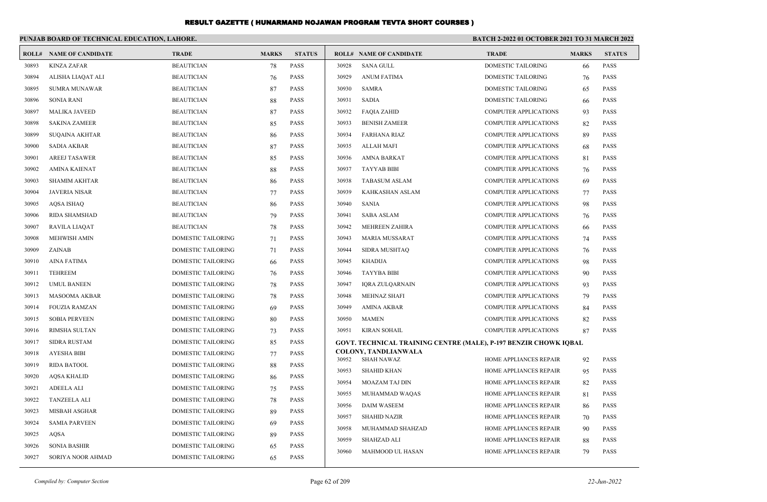# RESULT GAZETTE ( HUNARMAND NOJAWAN PROGRAM TEVTA SHORT COURSES )

**PUNJAB BOARD OF TECHNICAL EDUCATION, LAHORE.**

**BATCH 2-2022 01 OCTOBER 2021 TO 31 MARCH 2022**

| ROLL# | NAME OF CANDIDATE | TRADE | MARKS | STATUS |
|---|---|---|---|---|
| 30893 | KINZA ZAFAR | BEAUTICIAN | 78 | PASS |
| 30894 | ALISHA LIAQAT ALI | BEAUTICIAN | 76 | PASS |
| 30895 | SUMRA MUNAWAR | BEAUTICIAN | 87 | PASS |
| 30896 | SONIA RANI | BEAUTICIAN | 88 | PASS |
| 30897 | MALIKA JAVEED | BEAUTICIAN | 87 | PASS |
| 30898 | SAKINA ZAMEER | BEAUTICIAN | 85 | PASS |
| 30899 | SUQAINA AKHTAR | BEAUTICIAN | 86 | PASS |
| 30900 | SADIA AKBAR | BEAUTICIAN | 87 | PASS |
| 30901 | AREEJ TASAWER | BEAUTICIAN | 85 | PASS |
| 30902 | AMINA KAIENAT | BEAUTICIAN | 88 | PASS |
| 30903 | SHAMIM AKHTAR | BEAUTICIAN | 86 | PASS |
| 30904 | JAVERIA NISAR | BEAUTICIAN | 77 | PASS |
| 30905 | AQSA ISHAQ | BEAUTICIAN | 86 | PASS |
| 30906 | RIDA SHAMSHAD | BEAUTICIAN | 79 | PASS |
| 30907 | RAVILA LIAQAT | BEAUTICIAN | 78 | PASS |
| 30908 | MEHWISH AMIN | DOMESTIC TAILORING | 71 | PASS |
| 30909 | ZAINAB | DOMESTIC TAILORING | 71 | PASS |
| 30910 | AINA FATIMA | DOMESTIC TAILORING | 66 | PASS |
| 30911 | TEHREEM | DOMESTIC TAILORING | 76 | PASS |
| 30912 | UMUL BANEEN | DOMESTIC TAILORING | 78 | PASS |
| 30913 | MASOOMA AKBAR | DOMESTIC TAILORING | 78 | PASS |
| 30914 | FOUZIA RAMZAN | DOMESTIC TAILORING | 69 | PASS |
| 30915 | SOBIA PERVEEN | DOMESTIC TAILORING | 80 | PASS |
| 30916 | RIMSHA SULTAN | DOMESTIC TAILORING | 73 | PASS |
| 30917 | SIDRA RUSTAM | DOMESTIC TAILORING | 85 | PASS |
| 30918 | AYESHA BIBI | DOMESTIC TAILORING | 77 | PASS |
| 30919 | RIDA BATOOL | DOMESTIC TAILORING | 88 | PASS |
| 30920 | AQSA KHALID | DOMESTIC TAILORING | 86 | PASS |
| 30921 | ADEELA ALI | DOMESTIC TAILORING | 75 | PASS |
| 30922 | TANZEELA ALI | DOMESTIC TAILORING | 78 | PASS |
| 30923 | MISBAH ASGHAR | DOMESTIC TAILORING | 89 | PASS |
| 30924 | SAMIA PARVEEN | DOMESTIC TAILORING | 69 | PASS |
| 30925 | AQSA | DOMESTIC TAILORING | 89 | PASS |
| 30926 | SONIA BASHIR | DOMESTIC TAILORING | 65 | PASS |
| 30927 | SORIYA NOOR AHMAD | DOMESTIC TAILORING | 65 | PASS |
| 30928 | SANA GULL | DOMESTIC TAILORING | 66 | PASS |
| 30929 | ANUM FATIMA | DOMESTIC TAILORING | 76 | PASS |
| 30930 | SAMRA | DOMESTIC TAILORING | 65 | PASS |
| 30931 | SADIA | DOMESTIC TAILORING | 66 | PASS |
| 30932 | FAQIA ZAHID | COMPUTER APPLICATIONS | 93 | PASS |
| 30933 | BENISH ZAMEER | COMPUTER APPLICATIONS | 82 | PASS |
| 30934 | FARHANA RIAZ | COMPUTER APPLICATIONS | 89 | PASS |
| 30935 | ALLAH MAFI | COMPUTER APPLICATIONS | 68 | PASS |
| 30936 | AMNA BARKAT | COMPUTER APPLICATIONS | 81 | PASS |
| 30937 | TAYYAB BIBI | COMPUTER APPLICATIONS | 76 | PASS |
| 30938 | TABASUM ASLAM | COMPUTER APPLICATIONS | 69 | PASS |
| 30939 | KAHKASHAN ASLAM | COMPUTER APPLICATIONS | 77 | PASS |
| 30940 | SANIA | COMPUTER APPLICATIONS | 98 | PASS |
| 30941 | SABA ASLAM | COMPUTER APPLICATIONS | 76 | PASS |
| 30942 | MEHREEN ZAHIRA | COMPUTER APPLICATIONS | 66 | PASS |
| 30943 | MARIA MUSSARAT | COMPUTER APPLICATIONS | 74 | PASS |
| 30944 | SIDRA MUSHTAQ | COMPUTER APPLICATIONS | 76 | PASS |
| 30945 | KHADIJA | COMPUTER APPLICATIONS | 98 | PASS |
| 30946 | TAYYBA BIBI | COMPUTER APPLICATIONS | 90 | PASS |
| 30947 | IQRA ZULQARNAIN | COMPUTER APPLICATIONS | 93 | PASS |
| 30948 | MEHNAZ SHAFI | COMPUTER APPLICATIONS | 79 | PASS |
| 30949 | AMINA AKBAR | COMPUTER APPLICATIONS | 84 | PASS |
| 30950 | MAMEN | COMPUTER APPLICATIONS | 82 | PASS |
| 30951 | KIRAN SOHAIL | COMPUTER APPLICATIONS | 87 | PASS |

**GOVT. TECHNICAL TRAINING CENTRE (MALE), P-197 BENZIR CHOWK IQBAL COLONY, TANDLIANWALA**

| ROLL# | NAME OF CANDIDATE | TRADE | MARKS | STATUS |
|---|---|---|---|---|
| 30952 | SHAH NAWAZ | HOME APPLIANCES REPAIR | 92 | PASS |
| 30953 | SHAHID KHAN | HOME APPLIANCES REPAIR | 95 | PASS |
| 30954 | MOAZAM TAJ DIN | HOME APPLIANCES REPAIR | 82 | PASS |
| 30955 | MUHAMMAD WAQAS | HOME APPLIANCES REPAIR | 81 | PASS |
| 30956 | DAIM WASEEM | HOME APPLIANCES REPAIR | 86 | PASS |
| 30957 | SHAHID NAZIR | HOME APPLIANCES REPAIR | 70 | PASS |
| 30958 | MUHAMMAD SHAHZAD | HOME APPLIANCES REPAIR | 90 | PASS |
| 30959 | SHAHZAD ALI | HOME APPLIANCES REPAIR | 88 | PASS |
| 30960 | MAHMOOD UL HASAN | HOME APPLIANCES REPAIR | 79 | PASS |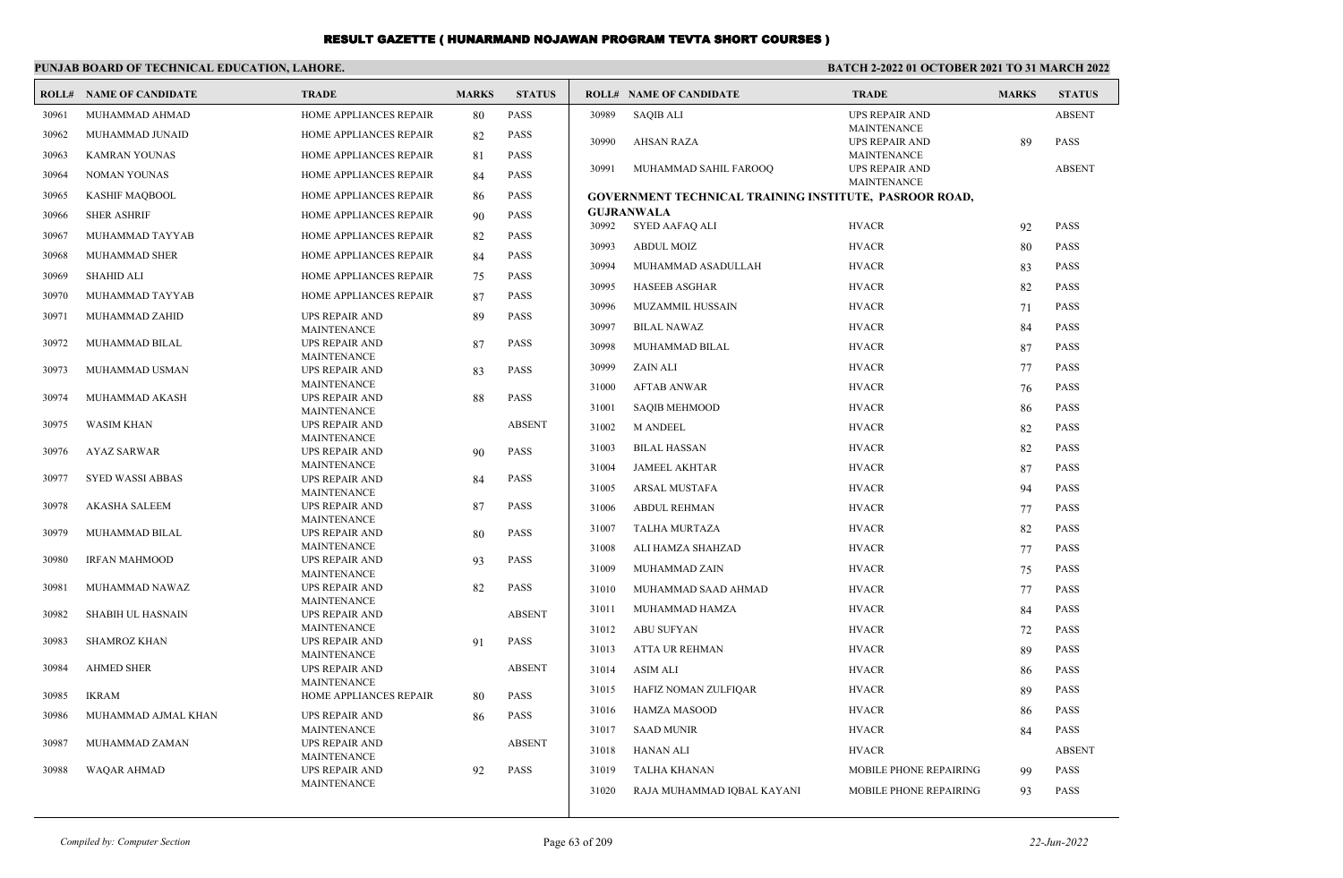# RESULT GAZETTE ( HUNARMAND NOJAWAN PROGRAM TEVTA SHORT COURSES )

**PUNJAB BOARD OF TECHNICAL EDUCATION, LAHORE.**

**BATCH 2-2022 01 OCTOBER 2021 TO 31 MARCH 2022**

| ROLL# | NAME OF CANDIDATE | TRADE | MARKS | STATUS |
|---|---|---|---|---|
| 30961 | MUHAMMAD AHMAD | HOME APPLIANCES REPAIR | 80 | PASS |
| 30962 | MUHAMMAD JUNAID | HOME APPLIANCES REPAIR | 82 | PASS |
| 30963 | KAMRAN YOUNAS | HOME APPLIANCES REPAIR | 81 | PASS |
| 30964 | NOMAN YOUNAS | HOME APPLIANCES REPAIR | 84 | PASS |
| 30965 | KASHIF MAQBOOL | HOME APPLIANCES REPAIR | 86 | PASS |
| 30966 | SHER ASHRIF | HOME APPLIANCES REPAIR | 90 | PASS |
| 30967 | MUHAMMAD TAYYAB | HOME APPLIANCES REPAIR | 82 | PASS |
| 30968 | MUHAMMAD SHER | HOME APPLIANCES REPAIR | 84 | PASS |
| 30969 | SHAHID ALI | HOME APPLIANCES REPAIR | 75 | PASS |
| 30970 | MUHAMMAD TAYYAB | HOME APPLIANCES REPAIR | 87 | PASS |
| 30971 | MUHAMMAD ZAHID | UPS REPAIR AND MAINTENANCE | 89 | PASS |
| 30972 | MUHAMMAD BILAL | UPS REPAIR AND MAINTENANCE | 87 | PASS |
| 30973 | MUHAMMAD USMAN | UPS REPAIR AND MAINTENANCE | 83 | PASS |
| 30974 | MUHAMMAD AKASH | UPS REPAIR AND MAINTENANCE | 88 | PASS |
| 30975 | WASIM KHAN | UPS REPAIR AND MAINTENANCE | | ABSENT |
| 30976 | AYAZ SARWAR | UPS REPAIR AND MAINTENANCE | 90 | PASS |
| 30977 | SYED WASSI ABBAS | UPS REPAIR AND MAINTENANCE | 84 | PASS |
| 30978 | AKASHA SALEEM | UPS REPAIR AND MAINTENANCE | 87 | PASS |
| 30979 | MUHAMMAD BILAL | UPS REPAIR AND MAINTENANCE | 80 | PASS |
| 30980 | IRFAN MAHMOOD | UPS REPAIR AND MAINTENANCE | 93 | PASS |
| 30981 | MUHAMMAD NAWAZ | UPS REPAIR AND MAINTENANCE | 82 | PASS |
| 30982 | SHABIH UL HASNAIN | UPS REPAIR AND MAINTENANCE | | ABSENT |
| 30983 | SHAMROZ KHAN | UPS REPAIR AND MAINTENANCE | 91 | PASS |
| 30984 | AHMED SHER | UPS REPAIR AND MAINTENANCE | | ABSENT |
| 30985 | IKRAM | HOME APPLIANCES REPAIR | 80 | PASS |
| 30986 | MUHAMMAD AJMAL KHAN | UPS REPAIR AND MAINTENANCE | 86 | PASS |
| 30987 | MUHAMMAD ZAMAN | UPS REPAIR AND MAINTENANCE | | ABSENT |
| 30988 | WAQAR AHMAD | UPS REPAIR AND MAINTENANCE | 92 | PASS |
| 30989 | SAQIB ALI | UPS REPAIR AND MAINTENANCE | | ABSENT |
| 30990 | AHSAN RAZA | UPS REPAIR AND MAINTENANCE | 89 | PASS |
| 30991 | MUHAMMAD SAHIL FAROOQ | UPS REPAIR AND MAINTENANCE | | ABSENT |

**GOVERNMENT TECHNICAL TRAINING INSTITUTE, PASROOR ROAD, GUJRANWALA**

| ROLL# | NAME OF CANDIDATE | TRADE | MARKS | STATUS |
|---|---|---|---|---|
| 30992 | SYED AAFAQ ALI | HVACR | 92 | PASS |
| 30993 | ABDUL MOIZ | HVACR | 80 | PASS |
| 30994 | MUHAMMAD ASADULLAH | HVACR | 83 | PASS |
| 30995 | HASEEB ASGHAR | HVACR | 82 | PASS |
| 30996 | MUZAMMIL HUSSAIN | HVACR | 71 | PASS |
| 30997 | BILAL NAWAZ | HVACR | 84 | PASS |
| 30998 | MUHAMMAD BILAL | HVACR | 87 | PASS |
| 30999 | ZAIN ALI | HVACR | 77 | PASS |
| 31000 | AFTAB ANWAR | HVACR | 76 | PASS |
| 31001 | SAQIB MEHMOOD | HVACR | 86 | PASS |
| 31002 | M ANDEEL | HVACR | 82 | PASS |
| 31003 | BILAL HASSAN | HVACR | 82 | PASS |
| 31004 | JAMEEL AKHTAR | HVACR | 87 | PASS |
| 31005 | ARSAL MUSTAFA | HVACR | 94 | PASS |
| 31006 | ABDUL REHMAN | HVACR | 77 | PASS |
| 31007 | TALHA MURTAZA | HVACR | 82 | PASS |
| 31008 | ALI HAMZA SHAHZAD | HVACR | 77 | PASS |
| 31009 | MUHAMMAD ZAIN | HVACR | 75 | PASS |
| 31010 | MUHAMMAD SAAD AHMAD | HVACR | 77 | PASS |
| 31011 | MUHAMMAD HAMZA | HVACR | 84 | PASS |
| 31012 | ABU SUFYAN | HVACR | 72 | PASS |
| 31013 | ATTA UR REHMAN | HVACR | 89 | PASS |
| 31014 | ASIM ALI | HVACR | 86 | PASS |
| 31015 | HAFIZ NOMAN ZULFIQAR | HVACR | 89 | PASS |
| 31016 | HAMZA MASOOD | HVACR | 86 | PASS |
| 31017 | SAAD MUNIR | HVACR | 84 | PASS |
| 31018 | HANAN ALI | HVACR | | ABSENT |
| 31019 | TALHA KHANAN | MOBILE PHONE REPAIRING | 99 | PASS |
| 31020 | RAJA MUHAMMAD IQBAL KAYANI | MOBILE PHONE REPAIRING | 93 | PASS |

*Compiled by: Computer Section* *22-Jun-2022*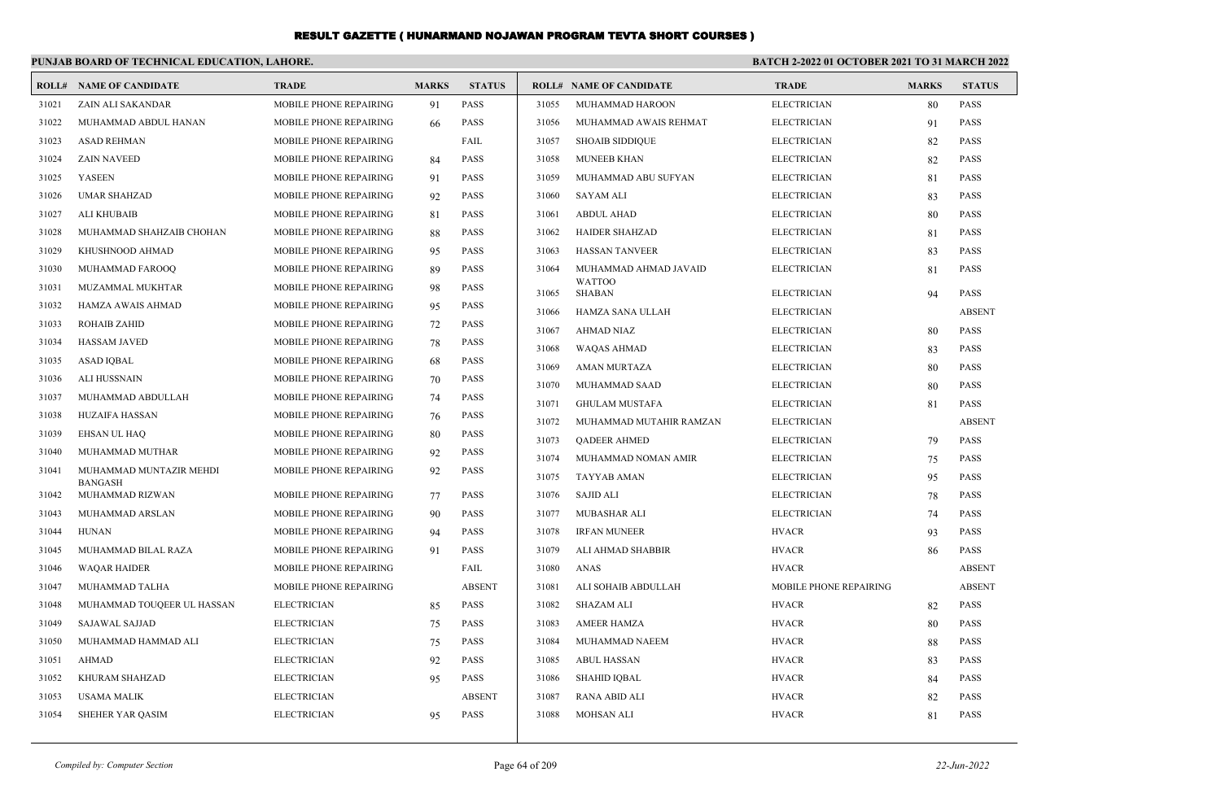# RESULT GAZETTE ( HUNARMAND NOJAWAN PROGRAM TEVTA SHORT COURSES )

**PUNJAB BOARD OF TECHNICAL EDUCATION, LAHORE.**

**BATCH 2-2022 01 OCTOBER 2021 TO 31 MARCH 2022**

| ROLL# | NAME OF CANDIDATE | TRADE | MARKS | STATUS |
|---|---|---|---|---|
| 31021 | ZAIN ALI SAKANDAR | MOBILE PHONE REPAIRING | 91 | PASS |
| 31022 | MUHAMMAD ABDUL HANAN | MOBILE PHONE REPAIRING | 66 | PASS |
| 31023 | ASAD REHMAN | MOBILE PHONE REPAIRING | | FAIL |
| 31024 | ZAIN NAVEED | MOBILE PHONE REPAIRING | 84 | PASS |
| 31025 | YASEEN | MOBILE PHONE REPAIRING | 91 | PASS |
| 31026 | UMAR SHAHZAD | MOBILE PHONE REPAIRING | 92 | PASS |
| 31027 | ALI KHUBAIB | MOBILE PHONE REPAIRING | 81 | PASS |
| 31028 | MUHAMMAD SHAHZAIB CHOHAN | MOBILE PHONE REPAIRING | 88 | PASS |
| 31029 | KHUSHNOOD AHMAD | MOBILE PHONE REPAIRING | 95 | PASS |
| 31030 | MUHAMMAD FAROOQ | MOBILE PHONE REPAIRING | 89 | PASS |
| 31031 | MUZAMMAL MUKHTAR | MOBILE PHONE REPAIRING | 98 | PASS |
| 31032 | HAMZA AWAIS AHMAD | MOBILE PHONE REPAIRING | 95 | PASS |
| 31033 | ROHAIB ZAHID | MOBILE PHONE REPAIRING | 72 | PASS |
| 31034 | HASSAM JAVED | MOBILE PHONE REPAIRING | 78 | PASS |
| 31035 | ASAD IQBAL | MOBILE PHONE REPAIRING | 68 | PASS |
| 31036 | ALI HUSSNAIN | MOBILE PHONE REPAIRING | 70 | PASS |
| 31037 | MUHAMMAD ABDULLAH | MOBILE PHONE REPAIRING | 74 | PASS |
| 31038 | HUZAIFA HASSAN | MOBILE PHONE REPAIRING | 76 | PASS |
| 31039 | EHSAN UL HAQ | MOBILE PHONE REPAIRING | 80 | PASS |
| 31040 | MUHAMMAD MUTHAR | MOBILE PHONE REPAIRING | 92 | PASS |
| 31041 | MUHAMMAD MUNTAZIR MEHDI BANGASH | MOBILE PHONE REPAIRING | 92 | PASS |
| 31042 | MUHAMMAD RIZWAN | MOBILE PHONE REPAIRING | 77 | PASS |
| 31043 | MUHAMMAD ARSLAN | MOBILE PHONE REPAIRING | 90 | PASS |
| 31044 | HUNAN | MOBILE PHONE REPAIRING | 94 | PASS |
| 31045 | MUHAMMAD BILAL RAZA | MOBILE PHONE REPAIRING | 91 | PASS |
| 31046 | WAQAR HAIDER | MOBILE PHONE REPAIRING | | FAIL |
| 31047 | MUHAMMAD TALHA | MOBILE PHONE REPAIRING | | ABSENT |
| 31048 | MUHAMMAD TOUQEER UL HASSAN | ELECTRICIAN | 85 | PASS |
| 31049 | SAJAWAL SAJJAD | ELECTRICIAN | 75 | PASS |
| 31050 | MUHAMMAD HAMMAD ALI | ELECTRICIAN | 75 | PASS |
| 31051 | AHMAD | ELECTRICIAN | 92 | PASS |
| 31052 | KHURAM SHAHZAD | ELECTRICIAN | 95 | PASS |
| 31053 | USAMA MALIK | ELECTRICIAN | | ABSENT |
| 31054 | SHEHER YAR QASIM | ELECTRICIAN | 95 | PASS |
| 31055 | MUHAMMAD HAROON | ELECTRICIAN | 80 | PASS |
| 31056 | MUHAMMAD AWAIS REHMAT | ELECTRICIAN | 91 | PASS |
| 31057 | SHOAIB SIDDIQUE | ELECTRICIAN | 82 | PASS |
| 31058 | MUNEEB KHAN | ELECTRICIAN | 82 | PASS |
| 31059 | MUHAMMAD ABU SUFYAN | ELECTRICIAN | 81 | PASS |
| 31060 | SAYAM ALI | ELECTRICIAN | 83 | PASS |
| 31061 | ABDUL AHAD | ELECTRICIAN | 80 | PASS |
| 31062 | HAIDER SHAHZAD | ELECTRICIAN | 81 | PASS |
| 31063 | HASSAN TANVEER | ELECTRICIAN | 83 | PASS |
| 31064 | MUHAMMAD AHMAD JAVAID WATTOO | ELECTRICIAN | 81 | PASS |
| 31065 | SHABAN | ELECTRICIAN | 94 | PASS |
| 31066 | HAMZA SANA ULLAH | ELECTRICIAN | | ABSENT |
| 31067 | AHMAD NIAZ | ELECTRICIAN | 80 | PASS |
| 31068 | WAQAS AHMAD | ELECTRICIAN | 83 | PASS |
| 31069 | AMAN MURTAZA | ELECTRICIAN | 80 | PASS |
| 31070 | MUHAMMAD SAAD | ELECTRICIAN | 80 | PASS |
| 31071 | GHULAM MUSTAFA | ELECTRICIAN | 81 | PASS |
| 31072 | MUHAMMAD MUTAHIR RAMZAN | ELECTRICIAN | | ABSENT |
| 31073 | QADEER AHMED | ELECTRICIAN | 79 | PASS |
| 31074 | MUHAMMAD NOMAN AMIR | ELECTRICIAN | 75 | PASS |
| 31075 | TAYYAB AMAN | ELECTRICIAN | 95 | PASS |
| 31076 | SAJID ALI | ELECTRICIAN | 78 | PASS |
| 31077 | MUBASHAR ALI | ELECTRICIAN | 74 | PASS |
| 31078 | IRFAN MUNEER | HVACR | 93 | PASS |
| 31079 | ALI AHMAD SHABBIR | HVACR | 86 | PASS |
| 31080 | ANAS | HVACR | | ABSENT |
| 31081 | ALI SOHAIB ABDULLAH | MOBILE PHONE REPAIRING | | ABSENT |
| 31082 | SHAZAM ALI | HVACR | 82 | PASS |
| 31083 | AMEER HAMZA | HVACR | 80 | PASS |
| 31084 | MUHAMMAD NAEEM | HVACR | 88 | PASS |
| 31085 | ABUL HASSAN | HVACR | 83 | PASS |
| 31086 | SHAHID IQBAL | HVACR | 84 | PASS |
| 31087 | RANA ABID ALI | HVACR | 82 | PASS |
| 31088 | MOHSAN ALI | HVACR | 81 | PASS |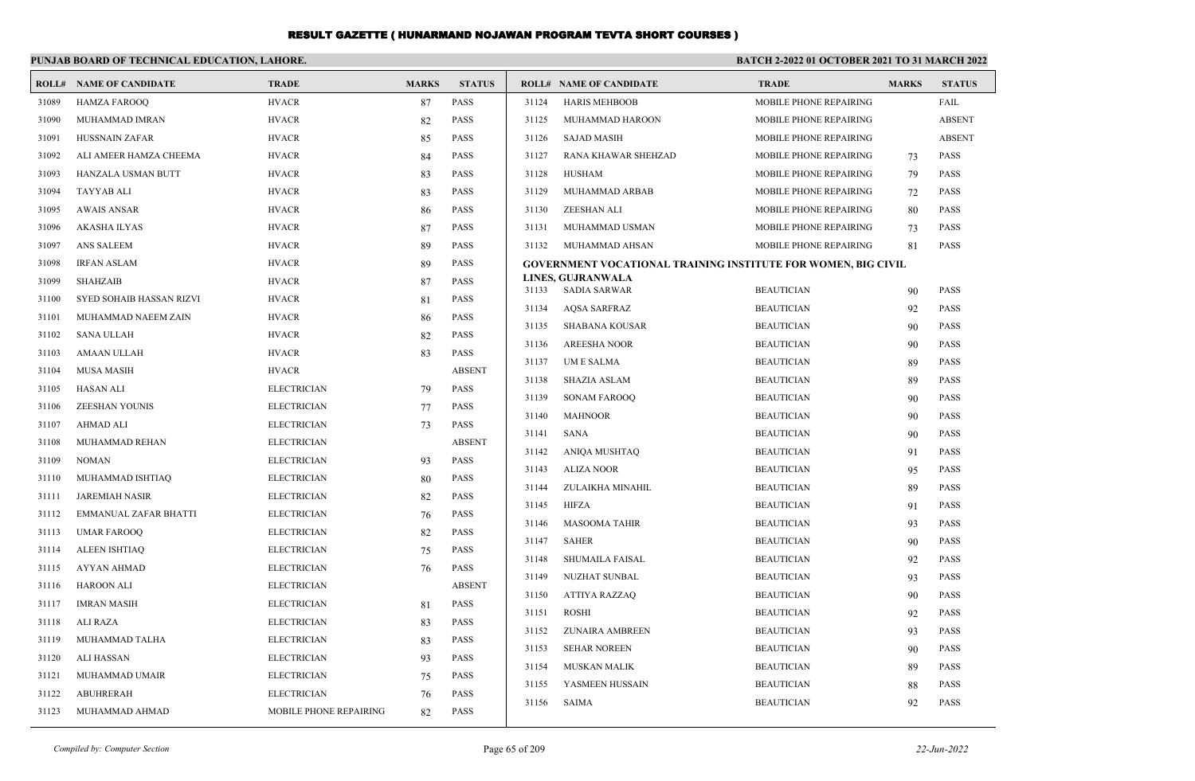# RESULT GAZETTE ( HUNARMAND NOJAWAN PROGRAM TEVTA SHORT COURSES )

**PUNJAB BOARD OF TECHNICAL EDUCATION, LAHORE.**

**BATCH 2-2022 01 OCTOBER 2021 TO 31 MARCH 2022**

| ROLL# | NAME OF CANDIDATE | TRADE | MARKS | STATUS |
|---|---|---|---|---|
| 31089 | HAMZA FAROOQ | HVACR | 87 | PASS |
| 31090 | MUHAMMAD IMRAN | HVACR | 82 | PASS |
| 31091 | HUSSNAIN ZAFAR | HVACR | 85 | PASS |
| 31092 | ALI AMEER HAMZA CHEEMA | HVACR | 84 | PASS |
| 31093 | HANZALA USMAN BUTT | HVACR | 83 | PASS |
| 31094 | TAYYAB ALI | HVACR | 83 | PASS |
| 31095 | AWAIS ANSAR | HVACR | 86 | PASS |
| 31096 | AKASHA ILYAS | HVACR | 87 | PASS |
| 31097 | ANS SALEEM | HVACR | 89 | PASS |
| 31098 | IRFAN ASLAM | HVACR | 89 | PASS |
| 31099 | SHAHZAIB | HVACR | 87 | PASS |
| 31100 | SYED SOHAIB HASSAN RIZVI | HVACR | 81 | PASS |
| 31101 | MUHAMMAD NAEEM ZAIN | HVACR | 86 | PASS |
| 31102 | SANA ULLAH | HVACR | 82 | PASS |
| 31103 | AMAAN ULLAH | HVACR | 83 | PASS |
| 31104 | MUSA MASIH | HVACR | | ABSENT |
| 31105 | HASAN ALI | ELECTRICIAN | 79 | PASS |
| 31106 | ZEESHAN YOUNIS | ELECTRICIAN | 77 | PASS |
| 31107 | AHMAD ALI | ELECTRICIAN | 73 | PASS |
| 31108 | MUHAMMAD REHAN | ELECTRICIAN | | ABSENT |
| 31109 | NOMAN | ELECTRICIAN | 93 | PASS |
| 31110 | MUHAMMAD ISHTIAQ | ELECTRICIAN | 80 | PASS |
| 31111 | JAREMIAH NASIR | ELECTRICIAN | 82 | PASS |
| 31112 | EMMANUAL ZAFAR BHATTI | ELECTRICIAN | 76 | PASS |
| 31113 | UMAR FAROOQ | ELECTRICIAN | 82 | PASS |
| 31114 | ALEEN ISHTIAQ | ELECTRICIAN | 75 | PASS |
| 31115 | AYYAN AHMAD | ELECTRICIAN | 76 | PASS |
| 31116 | HAROON ALI | ELECTRICIAN | | ABSENT |
| 31117 | IMRAN MASIH | ELECTRICIAN | 81 | PASS |
| 31118 | ALI RAZA | ELECTRICIAN | 83 | PASS |
| 31119 | MUHAMMAD TALHA | ELECTRICIAN | 83 | PASS |
| 31120 | ALI HASSAN | ELECTRICIAN | 93 | PASS |
| 31121 | MUHAMMAD UMAIR | ELECTRICIAN | 75 | PASS |
| 31122 | ABUHRERAH | ELECTRICIAN | 76 | PASS |
| 31123 | MUHAMMAD AHMAD | MOBILE PHONE REPAIRING | 82 | PASS |
| 31124 | HARIS MEHBOOB | MOBILE PHONE REPAIRING | | FAIL |
| 31125 | MUHAMMAD HAROON | MOBILE PHONE REPAIRING | | ABSENT |
| 31126 | SAJAD MASIH | MOBILE PHONE REPAIRING | | ABSENT |
| 31127 | RANA KHAWAR SHEHZAD | MOBILE PHONE REPAIRING | 73 | PASS |
| 31128 | HUSHAM | MOBILE PHONE REPAIRING | 79 | PASS |
| 31129 | MUHAMMAD ARBAB | MOBILE PHONE REPAIRING | 72 | PASS |
| 31130 | ZEESHAN ALI | MOBILE PHONE REPAIRING | 80 | PASS |
| 31131 | MUHAMMAD USMAN | MOBILE PHONE REPAIRING | 73 | PASS |
| 31132 | MUHAMMAD AHSAN | MOBILE PHONE REPAIRING | 81 | PASS |

**GOVERNMENT VOCATIONAL TRAINING INSTITUTE FOR WOMEN, BIG CIVIL LINES, GUJRANWALA**

| ROLL# | NAME OF CANDIDATE | TRADE | MARKS | STATUS |
|---|---|---|---|---|
| 31133 | SADIA SARWAR | BEAUTICIAN | 90 | PASS |
| 31134 | AQSA SARFRAZ | BEAUTICIAN | 92 | PASS |
| 31135 | SHABANA KOUSAR | BEAUTICIAN | 90 | PASS |
| 31136 | AREESHA NOOR | BEAUTICIAN | 90 | PASS |
| 31137 | UM E SALMA | BEAUTICIAN | 89 | PASS |
| 31138 | SHAZIA ASLAM | BEAUTICIAN | 89 | PASS |
| 31139 | SONAM FAROOQ | BEAUTICIAN | 90 | PASS |
| 31140 | MAHNOOR | BEAUTICIAN | 90 | PASS |
| 31141 | SANA | BEAUTICIAN | 90 | PASS |
| 31142 | ANIQA MUSHTAQ | BEAUTICIAN | 91 | PASS |
| 31143 | ALIZA NOOR | BEAUTICIAN | 95 | PASS |
| 31144 | ZULAIKHA MINAHIL | BEAUTICIAN | 89 | PASS |
| 31145 | HIFZA | BEAUTICIAN | 91 | PASS |
| 31146 | MASOOMA TAHIR | BEAUTICIAN | 93 | PASS |
| 31147 | SAHER | BEAUTICIAN | 90 | PASS |
| 31148 | SHUMAILA FAISAL | BEAUTICIAN | 92 | PASS |
| 31149 | NUZHAT SUNBAL | BEAUTICIAN | 93 | PASS |
| 31150 | ATTIYA RAZZAQ | BEAUTICIAN | 90 | PASS |
| 31151 | ROSHI | BEAUTICIAN | 92 | PASS |
| 31152 | ZUNAIRA AMBREEN | BEAUTICIAN | 93 | PASS |
| 31153 | SEHAR NOREEN | BEAUTICIAN | 90 | PASS |
| 31154 | MUSKAN MALIK | BEAUTICIAN | 89 | PASS |
| 31155 | YASMEEN HUSSAIN | BEAUTICIAN | 88 | PASS |
| 31156 | SAIMA | BEAUTICIAN | 92 | PASS |

*Compiled by: Computer Section* *22-Jun-2022*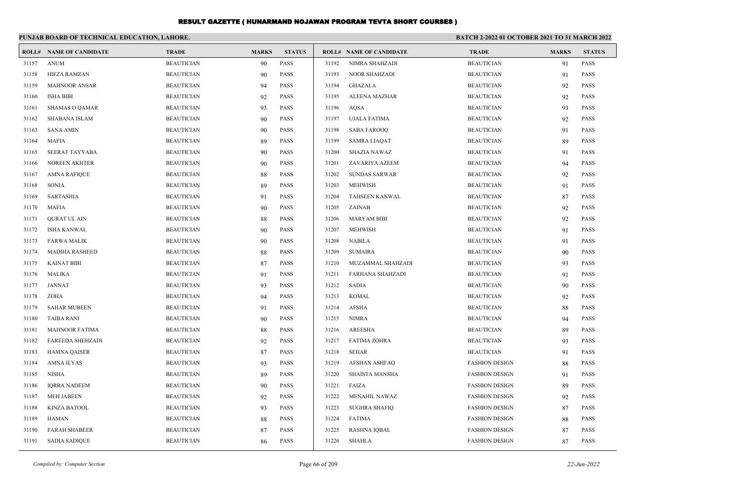# RESULT GAZETTE ( HUNARMAND NOJAWAN PROGRAM TEVTA SHORT COURSES )

**PUNJAB BOARD OF TECHNICAL EDUCATION, LAHORE.** **BATCH 2-2022 01 OCTOBER 2021 TO 31 MARCH 2022**

| ROLL# | NAME OF CANDIDATE | TRADE | MARKS | STATUS |
|---|---|---|---|---|
| 31157 | ANUM | BEAUTICIAN | 90 | PASS |
| 31158 | HIFZA RAMZAN | BEAUTICIAN | 90 | PASS |
| 31159 | MAHNOOR ANSAR | BEAUTICIAN | 94 | PASS |
| 31160 | ISHA BIBI | BEAUTICIAN | 92 | PASS |
| 31161 | SHAMAS O QAMAR | BEAUTICIAN | 93 | PASS |
| 31162 | SHABANA ISLAM | BEAUTICIAN | 90 | PASS |
| 31163 | SANA AMIN | BEAUTICIAN | 90 | PASS |
| 31164 | MAFIA | BEAUTICIAN | 89 | PASS |
| 31165 | SEERAT TAYYABA | BEAUTICIAN | 90 | PASS |
| 31166 | NOREEN AKHTER | BEAUTICIAN | 90 | PASS |
| 31167 | AMNA RAFIQUE | BEAUTICIAN | 88 | PASS |
| 31168 | SONIA | BEAUTICIAN | 89 | PASS |
| 31169 | SARTASHIA | BEAUTICIAN | 91 | PASS |
| 31170 | MAFIA | BEAUTICIAN | 90 | PASS |
| 31171 | QURAT UL AIN | BEAUTICIAN | 88 | PASS |
| 31172 | ISHA KANWAL | BEAUTICIAN | 90 | PASS |
| 31173 | FARWA MALIK | BEAUTICIAN | 90 | PASS |
| 31174 | MADIHA RASHEED | BEAUTICIAN | 88 | PASS |
| 31175 | KAINAT BIBI | BEAUTICIAN | 87 | PASS |
| 31176 | MALIKA | BEAUTICIAN | 91 | PASS |
| 31177 | JANNAT | BEAUTICIAN | 93 | PASS |
| 31178 | ZOHA | BEAUTICIAN | 94 | PASS |
| 31179 | SAHAR MUBEEN | BEAUTICIAN | 91 | PASS |
| 31180 | TAIBA RANI | BEAUTICIAN | 90 | PASS |
| 31181 | MAHNOOR FATIMA | BEAUTICIAN | 88 | PASS |
| 31182 | FAREEDA SHEHZADI | BEAUTICIAN | 92 | PASS |
| 31183 | HAMNA QAISER | BEAUTICIAN | 87 | PASS |
| 31184 | AMNA ILYAS | BEAUTICIAN | 93 | PASS |
| 31185 | NISHA | BEAUTICIAN | 89 | PASS |
| 31186 | IQRRA NADEEM | BEAUTICIAN | 90 | PASS |
| 31187 | MEH JABEEN | BEAUTICIAN | 92 | PASS |
| 31188 | KINZA BATOOL | BEAUTICIAN | 93 | PASS |
| 31189 | HAMAN | BEAUTICIAN | 88 | PASS |
| 31190 | FARAH SHABEER | BEAUTICIAN | 87 | PASS |
| 31191 | SADIA SADIQUE | BEAUTICIAN | 86 | PASS |
| 31192 | NIMRA SHAHZADI | BEAUTICIAN | 91 | PASS |
| 31193 | NOOR SHAHZADI | BEAUTICIAN | 91 | PASS |
| 31194 | GHAZALA | BEAUTICIAN | 92 | PASS |
| 31195 | ALEENA MAZHAR | BEAUTICIAN | 92 | PASS |
| 31196 | AQSA | BEAUTICIAN | 93 | PASS |
| 31197 | UJALA FATIMA | BEAUTICIAN | 92 | PASS |
| 31198 | SABA FAROOQ | BEAUTICIAN | 91 | PASS |
| 31199 | SAMRA LIAQAT | BEAUTICIAN | 89 | PASS |
| 31200 | SHAZIA NAWAZ | BEAUTICIAN | 91 | PASS |
| 31201 | ZAVARIYA AZEEM | BEAUTICIAN | 94 | PASS |
| 31202 | SUNDAS SARWAR | BEAUTICIAN | 92 | PASS |
| 31203 | MEHWISH | BEAUTICIAN | 91 | PASS |
| 31204 | TAHSEEN KANWAL | BEAUTICIAN | 87 | PASS |
| 31205 | ZAINAB | BEAUTICIAN | 92 | PASS |
| 31206 | MARYAM BIBI | BEAUTICIAN | 92 | PASS |
| 31207 | MEHWISH | BEAUTICIAN | 91 | PASS |
| 31208 | NABILA | BEAUTICIAN | 91 | PASS |
| 31209 | SUMAIRA | BEAUTICIAN | 90 | PASS |
| 31210 | MUZAMMAL SHAHZADI | BEAUTICIAN | 93 | PASS |
| 31211 | FARHANA SHAHZADI | BEAUTICIAN | 91 | PASS |
| 31212 | SADIA | BEAUTICIAN | 90 | PASS |
| 31213 | KOMAL | BEAUTICIAN | 92 | PASS |
| 31214 | AFSHA | BEAUTICIAN | 88 | PASS |
| 31215 | NIMRA | BEAUTICIAN | 94 | PASS |
| 31216 | AREESHA | BEAUTICIAN | 89 | PASS |
| 31217 | FATIMA ZOHRA | BEAUTICIAN | 93 | PASS |
| 31218 | SEHAR | BEAUTICIAN | 91 | PASS |
| 31219 | AFSHAN ASHFAQ | FASHION DESIGN | 88 | PASS |
| 31220 | SHAISTA MANSHA | FASHION DESIGN | 91 | PASS |
| 31221 | FAIZA | FASHION DESIGN | 89 | PASS |
| 31222 | MENAHIL NAWAZ | FASHION DESIGN | 92 | PASS |
| 31223 | SUGHRA SHAFIQ | FASHION DESIGN | 87 | PASS |
| 31224 | FATIMA | FASHION DESIGN | 88 | PASS |
| 31225 | RASHNA IQBAL | FASHION DESIGN | 87 | PASS |
| 31226 | SHAHLA | FASHION DESIGN | 87 | PASS |

*Compiled by: Computer Section* *22-Jun-2022*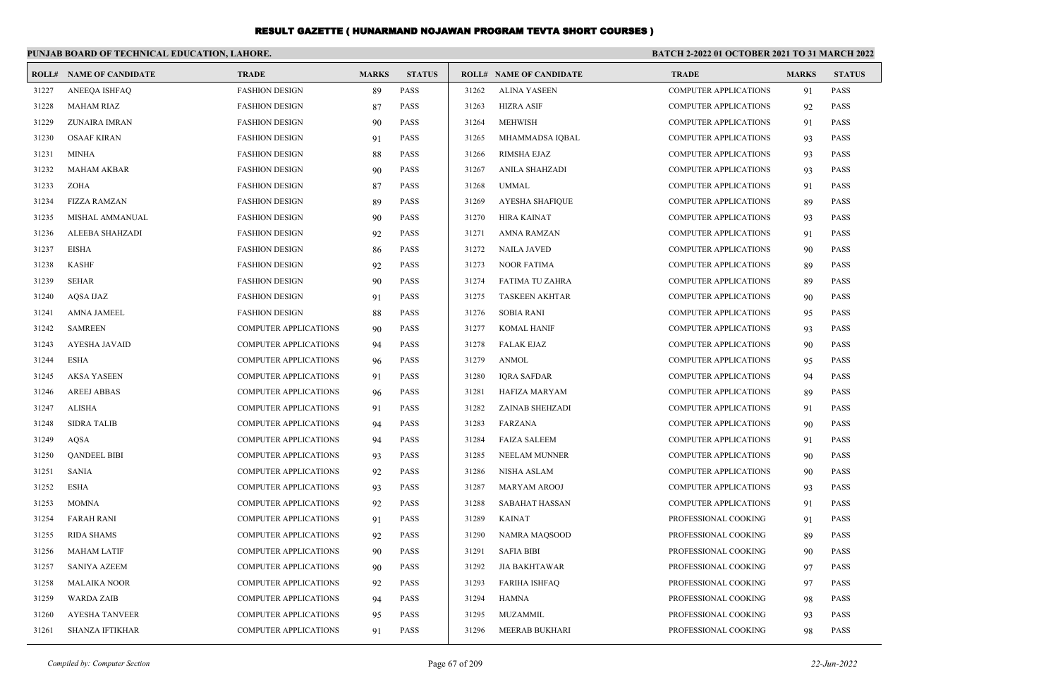# RESULT GAZETTE ( HUNARMAND NOJAWAN PROGRAM TEVTA SHORT COURSES )

**PUNJAB BOARD OF TECHNICAL EDUCATION, LAHORE.**

**BATCH 2-2022 01 OCTOBER 2021 TO 31 MARCH 2022**

| ROLL# | NAME OF CANDIDATE | TRADE | MARKS | STATUS |
|---|---|---|---|---|
| 31227 | ANEEQA ISHFAQ | FASHION DESIGN | 89 | PASS |
| 31228 | MAHAM RIAZ | FASHION DESIGN | 87 | PASS |
| 31229 | ZUNAIRA IMRAN | FASHION DESIGN | 90 | PASS |
| 31230 | OSAAF KIRAN | FASHION DESIGN | 91 | PASS |
| 31231 | MINHA | FASHION DESIGN | 88 | PASS |
| 31232 | MAHAM AKBAR | FASHION DESIGN | 90 | PASS |
| 31233 | ZOHA | FASHION DESIGN | 87 | PASS |
| 31234 | FIZZA RAMZAN | FASHION DESIGN | 89 | PASS |
| 31235 | MISHAL AMMANUAL | FASHION DESIGN | 90 | PASS |
| 31236 | ALEEBA SHAHZADI | FASHION DESIGN | 92 | PASS |
| 31237 | EISHA | FASHION DESIGN | 86 | PASS |
| 31238 | KASHF | FASHION DESIGN | 92 | PASS |
| 31239 | SEHAR | FASHION DESIGN | 90 | PASS |
| 31240 | AQSA IJAZ | FASHION DESIGN | 91 | PASS |
| 31241 | AMNA JAMEEL | FASHION DESIGN | 88 | PASS |
| 31242 | SAMREEN | COMPUTER APPLICATIONS | 90 | PASS |
| 31243 | AYESHA JAVAID | COMPUTER APPLICATIONS | 94 | PASS |
| 31244 | ESHA | COMPUTER APPLICATIONS | 96 | PASS |
| 31245 | AKSA YASEEN | COMPUTER APPLICATIONS | 91 | PASS |
| 31246 | AREEJ ABBAS | COMPUTER APPLICATIONS | 96 | PASS |
| 31247 | ALISHA | COMPUTER APPLICATIONS | 91 | PASS |
| 31248 | SIDRA TALIB | COMPUTER APPLICATIONS | 94 | PASS |
| 31249 | AQSA | COMPUTER APPLICATIONS | 94 | PASS |
| 31250 | QANDEEL BIBI | COMPUTER APPLICATIONS | 93 | PASS |
| 31251 | SANIA | COMPUTER APPLICATIONS | 92 | PASS |
| 31252 | ESHA | COMPUTER APPLICATIONS | 93 | PASS |
| 31253 | MOMNA | COMPUTER APPLICATIONS | 92 | PASS |
| 31254 | FARAH RANI | COMPUTER APPLICATIONS | 91 | PASS |
| 31255 | RIDA SHAMS | COMPUTER APPLICATIONS | 92 | PASS |
| 31256 | MAHAM LATIF | COMPUTER APPLICATIONS | 90 | PASS |
| 31257 | SANIYA AZEEM | COMPUTER APPLICATIONS | 90 | PASS |
| 31258 | MALAIKA NOOR | COMPUTER APPLICATIONS | 92 | PASS |
| 31259 | WARDA ZAIB | COMPUTER APPLICATIONS | 94 | PASS |
| 31260 | AYESHA TANVEER | COMPUTER APPLICATIONS | 95 | PASS |
| 31261 | SHANZA IFTIKHAR | COMPUTER APPLICATIONS | 91 | PASS |
| 31262 | ALINA YASEEN | COMPUTER APPLICATIONS | 91 | PASS |
| 31263 | HIZRA ASIF | COMPUTER APPLICATIONS | 92 | PASS |
| 31264 | MEHWISH | COMPUTER APPLICATIONS | 91 | PASS |
| 31265 | MHAMMADSA IQBAL | COMPUTER APPLICATIONS | 93 | PASS |
| 31266 | RIMSHA EJAZ | COMPUTER APPLICATIONS | 93 | PASS |
| 31267 | ANILA SHAHZADI | COMPUTER APPLICATIONS | 93 | PASS |
| 31268 | UMMAL | COMPUTER APPLICATIONS | 91 | PASS |
| 31269 | AYESHA SHAFIQUE | COMPUTER APPLICATIONS | 89 | PASS |
| 31270 | HIRA KAINAT | COMPUTER APPLICATIONS | 93 | PASS |
| 31271 | AMNA RAMZAN | COMPUTER APPLICATIONS | 91 | PASS |
| 31272 | NAILA JAVED | COMPUTER APPLICATIONS | 90 | PASS |
| 31273 | NOOR FATIMA | COMPUTER APPLICATIONS | 89 | PASS |
| 31274 | FATIMA TU ZAHRA | COMPUTER APPLICATIONS | 89 | PASS |
| 31275 | TASKEEN AKHTAR | COMPUTER APPLICATIONS | 90 | PASS |
| 31276 | SOBIA RANI | COMPUTER APPLICATIONS | 95 | PASS |
| 31277 | KOMAL HANIF | COMPUTER APPLICATIONS | 93 | PASS |
| 31278 | FALAK EJAZ | COMPUTER APPLICATIONS | 90 | PASS |
| 31279 | ANMOL | COMPUTER APPLICATIONS | 95 | PASS |
| 31280 | IQRA SAFDAR | COMPUTER APPLICATIONS | 94 | PASS |
| 31281 | HAFIZA MARYAM | COMPUTER APPLICATIONS | 89 | PASS |
| 31282 | ZAINAB SHEHZADI | COMPUTER APPLICATIONS | 91 | PASS |
| 31283 | FARZANA | COMPUTER APPLICATIONS | 90 | PASS |
| 31284 | FAIZA SALEEM | COMPUTER APPLICATIONS | 91 | PASS |
| 31285 | NEELAM MUNNER | COMPUTER APPLICATIONS | 90 | PASS |
| 31286 | NISHA ASLAM | COMPUTER APPLICATIONS | 90 | PASS |
| 31287 | MARYAM AROOJ | COMPUTER APPLICATIONS | 93 | PASS |
| 31288 | SABAHAT HASSAN | COMPUTER APPLICATIONS | 91 | PASS |
| 31289 | KAINAT | PROFESSIONAL COOKING | 91 | PASS |
| 31290 | NAMRA MAQSOOD | PROFESSIONAL COOKING | 89 | PASS |
| 31291 | SAFIA BIBI | PROFESSIONAL COOKING | 90 | PASS |
| 31292 | JIA BAKHTAWAR | PROFESSIONAL COOKING | 97 | PASS |
| 31293 | FARIHA ISHFAQ | PROFESSIONAL COOKING | 97 | PASS |
| 31294 | HAMNA | PROFESSIONAL COOKING | 98 | PASS |
| 31295 | MUZAMMIL | PROFESSIONAL COOKING | 93 | PASS |
| 31296 | MEERAB BUKHARI | PROFESSIONAL COOKING | 98 | PASS |

*Compiled by: Computer Section*

*22-Jun-2022*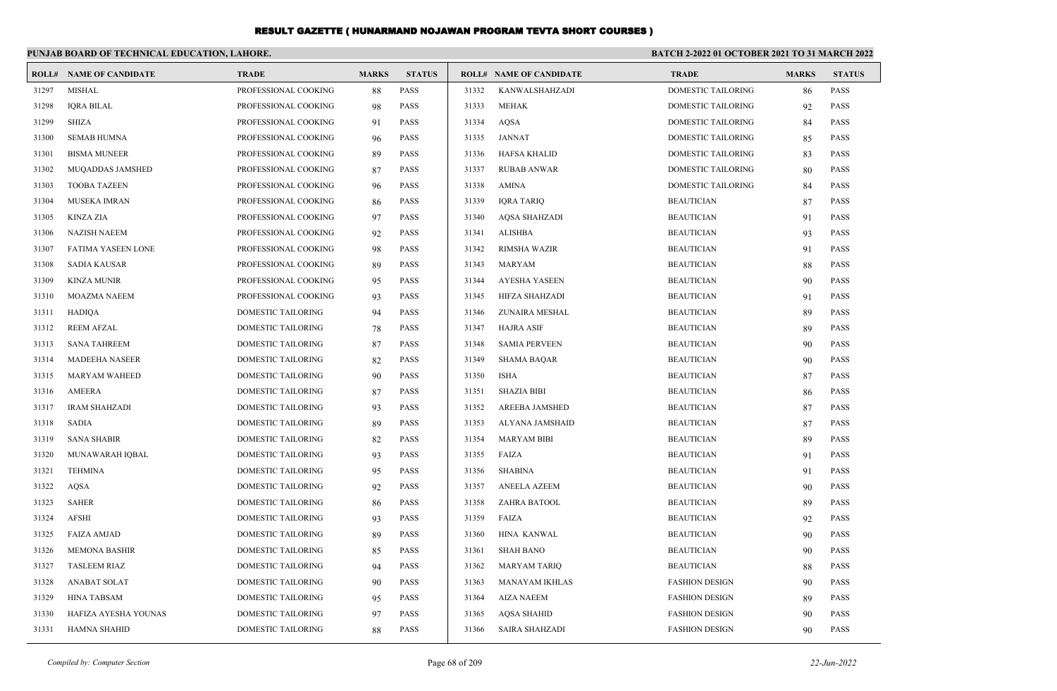# RESULT GAZETTE ( HUNARMAND NOJAWAN PROGRAM TEVTA SHORT COURSES )

**PUNJAB BOARD OF TECHNICAL EDUCATION, LAHORE.**

**BATCH 2-2022 01 OCTOBER 2021 TO 31 MARCH 2022**

| ROLL# | NAME OF CANDIDATE | TRADE | MARKS | STATUS |
|---|---|---|---|---|
| 31297 | MISHAL | PROFESSIONAL COOKING | 88 | PASS |
| 31298 | IQRA BILAL | PROFESSIONAL COOKING | 98 | PASS |
| 31299 | SHIZA | PROFESSIONAL COOKING | 91 | PASS |
| 31300 | SEMAB HUMNA | PROFESSIONAL COOKING | 96 | PASS |
| 31301 | BISMA MUNEER | PROFESSIONAL COOKING | 89 | PASS |
| 31302 | MUQADDAS JAMSHED | PROFESSIONAL COOKING | 87 | PASS |
| 31303 | TOOBA TAZEEN | PROFESSIONAL COOKING | 96 | PASS |
| 31304 | MUSEKA IMRAN | PROFESSIONAL COOKING | 86 | PASS |
| 31305 | KINZA ZIA | PROFESSIONAL COOKING | 97 | PASS |
| 31306 | NAZISH NAEEM | PROFESSIONAL COOKING | 92 | PASS |
| 31307 | FATIMA YASEEN LONE | PROFESSIONAL COOKING | 98 | PASS |
| 31308 | SADIA KAUSAR | PROFESSIONAL COOKING | 89 | PASS |
| 31309 | KINZA MUNIR | PROFESSIONAL COOKING | 95 | PASS |
| 31310 | MOAZMA NAEEM | PROFESSIONAL COOKING | 93 | PASS |
| 31311 | HADIQA | DOMESTIC TAILORING | 94 | PASS |
| 31312 | REEM AFZAL | DOMESTIC TAILORING | 78 | PASS |
| 31313 | SANA TAHREEM | DOMESTIC TAILORING | 87 | PASS |
| 31314 | MADEEHA NASEER | DOMESTIC TAILORING | 82 | PASS |
| 31315 | MARYAM WAHEED | DOMESTIC TAILORING | 90 | PASS |
| 31316 | AMEERA | DOMESTIC TAILORING | 87 | PASS |
| 31317 | IRAM SHAHZADI | DOMESTIC TAILORING | 93 | PASS |
| 31318 | SADIA | DOMESTIC TAILORING | 89 | PASS |
| 31319 | SANA SHABIR | DOMESTIC TAILORING | 82 | PASS |
| 31320 | MUNAWARAH IQBAL | DOMESTIC TAILORING | 93 | PASS |
| 31321 | TEHMINA | DOMESTIC TAILORING | 95 | PASS |
| 31322 | AQSA | DOMESTIC TAILORING | 92 | PASS |
| 31323 | SAHER | DOMESTIC TAILORING | 86 | PASS |
| 31324 | AFSHI | DOMESTIC TAILORING | 93 | PASS |
| 31325 | FAIZA AMJAD | DOMESTIC TAILORING | 89 | PASS |
| 31326 | MEMONA BASHIR | DOMESTIC TAILORING | 85 | PASS |
| 31327 | TASLEEM RIAZ | DOMESTIC TAILORING | 94 | PASS |
| 31328 | ANABAT SOLAT | DOMESTIC TAILORING | 90 | PASS |
| 31329 | HINA TABSAM | DOMESTIC TAILORING | 95 | PASS |
| 31330 | HAFIZA AYESHA YOUNAS | DOMESTIC TAILORING | 97 | PASS |
| 31331 | HAMNA SHAHID | DOMESTIC TAILORING | 88 | PASS |
| 31332 | KANWALSHAHZADI | DOMESTIC TAILORING | 86 | PASS |
| 31333 | MEHAK | DOMESTIC TAILORING | 92 | PASS |
| 31334 | AQSA | DOMESTIC TAILORING | 84 | PASS |
| 31335 | JANNAT | DOMESTIC TAILORING | 85 | PASS |
| 31336 | HAFSA KHALID | DOMESTIC TAILORING | 83 | PASS |
| 31337 | RUBAB ANWAR | DOMESTIC TAILORING | 80 | PASS |
| 31338 | AMINA | DOMESTIC TAILORING | 84 | PASS |
| 31339 | IQRA TARIQ | BEAUTICIAN | 87 | PASS |
| 31340 | AQSA SHAHZADI | BEAUTICIAN | 91 | PASS |
| 31341 | ALISHBA | BEAUTICIAN | 93 | PASS |
| 31342 | RIMSHA WAZIR | BEAUTICIAN | 91 | PASS |
| 31343 | MARYAM | BEAUTICIAN | 88 | PASS |
| 31344 | AYESHA YASEEN | BEAUTICIAN | 90 | PASS |
| 31345 | HIFZA SHAHZADI | BEAUTICIAN | 91 | PASS |
| 31346 | ZUNAIRA MESHAL | BEAUTICIAN | 89 | PASS |
| 31347 | HAJRA ASIF | BEAUTICIAN | 89 | PASS |
| 31348 | SAMIA PERVEEN | BEAUTICIAN | 90 | PASS |
| 31349 | SHAMA BAQAR | BEAUTICIAN | 90 | PASS |
| 31350 | ISHA | BEAUTICIAN | 87 | PASS |
| 31351 | SHAZIA BIBI | BEAUTICIAN | 86 | PASS |
| 31352 | AREEBA JAMSHED | BEAUTICIAN | 87 | PASS |
| 31353 | ALYANA JAMSHAID | BEAUTICIAN | 87 | PASS |
| 31354 | MARYAM BIBI | BEAUTICIAN | 89 | PASS |
| 31355 | FAIZA | BEAUTICIAN | 91 | PASS |
| 31356 | SHABINA | BEAUTICIAN | 91 | PASS |
| 31357 | ANEELA AZEEM | BEAUTICIAN | 90 | PASS |
| 31358 | ZAHRA BATOOL | BEAUTICIAN | 89 | PASS |
| 31359 | FAIZA | BEAUTICIAN | 92 | PASS |
| 31360 | HINA KANWAL | BEAUTICIAN | 90 | PASS |
| 31361 | SHAH BANO | BEAUTICIAN | 90 | PASS |
| 31362 | MARYAM TARIQ | BEAUTICIAN | 88 | PASS |
| 31363 | MANAYAM IKHLAS | FASHION DESIGN | 90 | PASS |
| 31364 | AIZA NAEEM | FASHION DESIGN | 89 | PASS |
| 31365 | AQSA SHAHID | FASHION DESIGN | 90 | PASS |
| 31366 | SAIRA SHAHZADI | FASHION DESIGN | 90 | PASS |

*Compiled by: Computer Section*

*22-Jun-2022*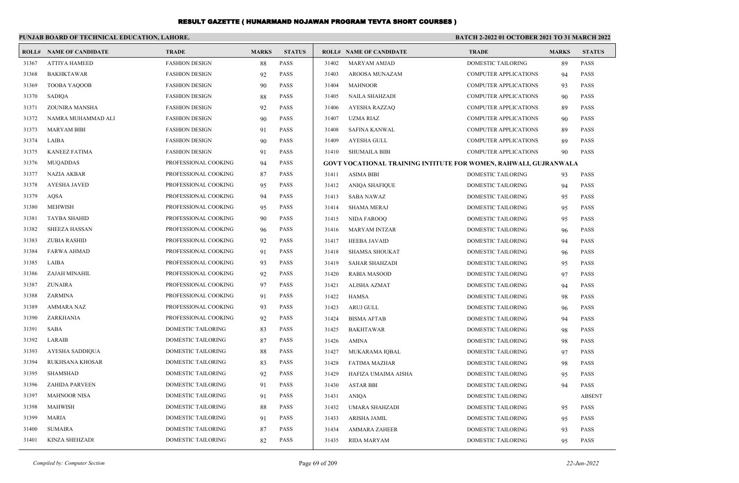# RESULT GAZETTE ( HUNARMAND NOJAWAN PROGRAM TEVTA SHORT COURSES )

**PUNJAB BOARD OF TECHNICAL EDUCATION, LAHORE.**

**BATCH 2-2022 01 OCTOBER 2021 TO 31 MARCH 2022**

| ROLL# | NAME OF CANDIDATE | TRADE | MARKS | STATUS |
|---|---|---|---|---|
| 31367 | ATTIYA HAMEED | FASHION DESIGN | 88 | PASS |
| 31368 | BAKHKTAWAR | FASHION DESIGN | 92 | PASS |
| 31369 | TOOBA YAQOOB | FASHION DESIGN | 90 | PASS |
| 31370 | SADIQA | FASHION DESIGN | 88 | PASS |
| 31371 | ZOUNIRA MANSHA | FASHION DESIGN | 92 | PASS |
| 31372 | NAMRA MUHAMMAD ALI | FASHION DESIGN | 90 | PASS |
| 31373 | MARYAM BIBI | FASHION DESIGN | 91 | PASS |
| 31374 | LAIBA | FASHION DESIGN | 90 | PASS |
| 31375 | KANEEZ FATIMA | FASHION DESIGN | 91 | PASS |
| 31376 | MUQADDAS | PROFESSIONAL COOKING | 94 | PASS |
| 31377 | NAZIA AKBAR | PROFESSIONAL COOKING | 87 | PASS |
| 31378 | AYESHA JAVED | PROFESSIONAL COOKING | 95 | PASS |
| 31379 | AQSA | PROFESSIONAL COOKING | 94 | PASS |
| 31380 | MEHWISH | PROFESSIONAL COOKING | 95 | PASS |
| 31381 | TAYBA SHAHID | PROFESSIONAL COOKING | 90 | PASS |
| 31382 | SHEEZA HASSAN | PROFESSIONAL COOKING | 96 | PASS |
| 31383 | ZUBIA RASHID | PROFESSIONAL COOKING | 92 | PASS |
| 31384 | FARWA AHMAD | PROFESSIONAL COOKING | 91 | PASS |
| 31385 | LAIBA | PROFESSIONAL COOKING | 93 | PASS |
| 31386 | ZAJAH MINAHIL | PROFESSIONAL COOKING | 92 | PASS |
| 31387 | ZUNAIRA | PROFESSIONAL COOKING | 97 | PASS |
| 31388 | ZARMINA | PROFESSIONAL COOKING | 91 | PASS |
| 31389 | AMMARA NAZ | PROFESSIONAL COOKING | 93 | PASS |
| 31390 | ZARKHANIA | PROFESSIONAL COOKING | 92 | PASS |
| 31391 | SABA | DOMESTIC TAILORING | 83 | PASS |
| 31392 | LARAIB | DOMESTIC TAILORING | 87 | PASS |
| 31393 | AYESHA SADDIQUA | DOMESTIC TAILORING | 88 | PASS |
| 31394 | RUKHSANA KHOSAR | DOMESTIC TAILORING | 83 | PASS |
| 31395 | SHAMSHAD | DOMESTIC TAILORING | 92 | PASS |
| 31396 | ZAHIDA PARVEEN | DOMESTIC TAILORING | 91 | PASS |
| 31397 | MAHNOOR NISA | DOMESTIC TAILORING | 91 | PASS |
| 31398 | MAHWISH | DOMESTIC TAILORING | 88 | PASS |
| 31399 | MARIA | DOMESTIC TAILORING | 91 | PASS |
| 31400 | SUMAIRA | DOMESTIC TAILORING | 87 | PASS |
| 31401 | KINZA SHEHZADI | DOMESTIC TAILORING | 82 | PASS |
| 31402 | MARYAM AMJAD | DOMESTIC TAILORING | 89 | PASS |
| 31403 | AROOSA MUNAZAM | COMPUTER APPLICATIONS | 94 | PASS |
| 31404 | MAHNOOR | COMPUTER APPLICATIONS | 93 | PASS |
| 31405 | NAILA SHAHZADI | COMPUTER APPLICATIONS | 90 | PASS |
| 31406 | AYESHA RAZZAQ | COMPUTER APPLICATIONS | 89 | PASS |
| 31407 | UZMA RIAZ | COMPUTER APPLICATIONS | 90 | PASS |
| 31408 | SAFINA KANWAL | COMPUTER APPLICATIONS | 89 | PASS |
| 31409 | AYESHA GULL | COMPUTER APPLICATIONS | 89 | PASS |
| 31410 | SHUMAILA BIBI | COMPUTER APPLICATIONS | 90 | PASS |

**GOVT VOCATIONAL TRAINING INTITUTE FOR WOMEN, RAHWALI, GUJRANWALA**

| ROLL# | NAME OF CANDIDATE | TRADE | MARKS | STATUS |
|---|---|---|---|---|
| 31411 | ASIMA BIBI | DOMESTIC TAILORING | 93 | PASS |
| 31412 | ANIQA SHAFIQUE | DOMESTIC TAILORING | 94 | PASS |
| 31413 | SABA NAWAZ | DOMESTIC TAILORING | 95 | PASS |
| 31414 | SHAMA MERAJ | DOMESTIC TAILORING | 95 | PASS |
| 31415 | NIDA FAROOQ | DOMESTIC TAILORING | 95 | PASS |
| 31416 | MARYAM INTZAR | DOMESTIC TAILORING | 96 | PASS |
| 31417 | HEEBA JAVAID | DOMESTIC TAILORING | 94 | PASS |
| 31418 | SHAMSA SHOUKAT | DOMESTIC TAILORING | 96 | PASS |
| 31419 | SAHAR SHAHZADI | DOMESTIC TAILORING | 95 | PASS |
| 31420 | RABIA MASOOD | DOMESTIC TAILORING | 97 | PASS |
| 31421 | ALISHA AZMAT | DOMESTIC TAILORING | 94 | PASS |
| 31422 | HAMSA | DOMESTIC TAILORING | 98 | PASS |
| 31423 | ARUJ GULL | DOMESTIC TAILORING | 96 | PASS |
| 31424 | BISMA AFTAB | DOMESTIC TAILORING | 94 | PASS |
| 31425 | BAKHTAWAR | DOMESTIC TAILORING | 98 | PASS |
| 31426 | AMINA | DOMESTIC TAILORING | 98 | PASS |
| 31427 | MUKARAMA IQBAL | DOMESTIC TAILORING | 97 | PASS |
| 31428 | FATIMA MAZHAR | DOMESTIC TAILORING | 98 | PASS |
| 31429 | HAFIZA UMAIMA AISHA | DOMESTIC TAILORING | 95 | PASS |
| 31430 | ASTAR BBI | DOMESTIC TAILORING | 94 | PASS |
| 31431 | ANIQA | DOMESTIC TAILORING | | ABSENT |
| 31432 | UMARA SHAHZADI | DOMESTIC TAILORING | 95 | PASS |
| 31433 | ARISHA JAMIL | DOMESTIC TAILORING | 95 | PASS |
| 31434 | AMMARA ZAHEER | DOMESTIC TAILORING | 93 | PASS |
| 31435 | RIDA MARYAM | DOMESTIC TAILORING | 95 | PASS |

*Compiled by: Computer Section*

*22-Jun-2022*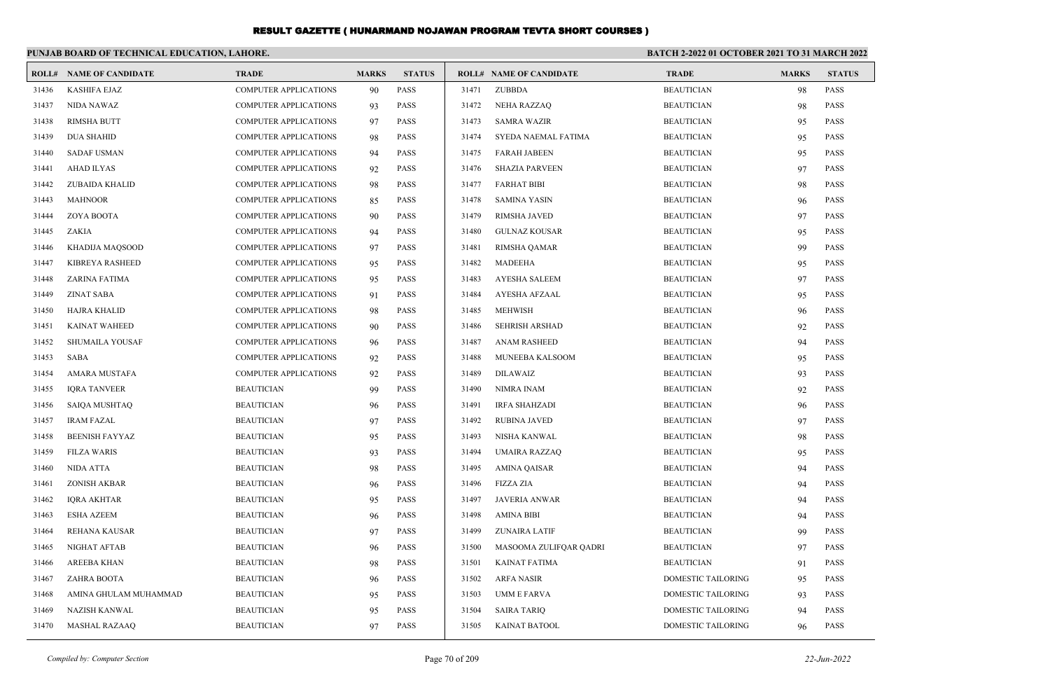# RESULT GAZETTE ( HUNARMAND NOJAWAN PROGRAM TEVTA SHORT COURSES )

**PUNJAB BOARD OF TECHNICAL EDUCATION, LAHORE.** **BATCH 2-2022 01 OCTOBER 2021 TO 31 MARCH 2022**

| ROLL# | NAME OF CANDIDATE | TRADE | MARKS | STATUS |
|---|---|---|---|---|
| 31436 | KASHIFA EJAZ | COMPUTER APPLICATIONS | 90 | PASS |
| 31437 | NIDA NAWAZ | COMPUTER APPLICATIONS | 93 | PASS |
| 31438 | RIMSHA BUTT | COMPUTER APPLICATIONS | 97 | PASS |
| 31439 | DUA SHAHID | COMPUTER APPLICATIONS | 98 | PASS |
| 31440 | SADAF USMAN | COMPUTER APPLICATIONS | 94 | PASS |
| 31441 | AHAD ILYAS | COMPUTER APPLICATIONS | 92 | PASS |
| 31442 | ZUBAIDA KHALID | COMPUTER APPLICATIONS | 98 | PASS |
| 31443 | MAHNOOR | COMPUTER APPLICATIONS | 85 | PASS |
| 31444 | ZOYA BOOTA | COMPUTER APPLICATIONS | 90 | PASS |
| 31445 | ZAKIA | COMPUTER APPLICATIONS | 94 | PASS |
| 31446 | KHADIJA MAQSOOD | COMPUTER APPLICATIONS | 97 | PASS |
| 31447 | KIBREYA RASHEED | COMPUTER APPLICATIONS | 95 | PASS |
| 31448 | ZARINA FATIMA | COMPUTER APPLICATIONS | 95 | PASS |
| 31449 | ZINAT SABA | COMPUTER APPLICATIONS | 91 | PASS |
| 31450 | HAJRA KHALID | COMPUTER APPLICATIONS | 98 | PASS |
| 31451 | KAINAT WAHEED | COMPUTER APPLICATIONS | 90 | PASS |
| 31452 | SHUMAILA YOUSAF | COMPUTER APPLICATIONS | 96 | PASS |
| 31453 | SABA | COMPUTER APPLICATIONS | 92 | PASS |
| 31454 | AMARA MUSTAFA | COMPUTER APPLICATIONS | 92 | PASS |
| 31455 | IQRA TANVEER | BEAUTICIAN | 99 | PASS |
| 31456 | SAIQA MUSHTAQ | BEAUTICIAN | 96 | PASS |
| 31457 | IRAM FAZAL | BEAUTICIAN | 97 | PASS |
| 31458 | BEENISH FAYYAZ | BEAUTICIAN | 95 | PASS |
| 31459 | FILZA WARIS | BEAUTICIAN | 93 | PASS |
| 31460 | NIDA ATTA | BEAUTICIAN | 98 | PASS |
| 31461 | ZONISH AKBAR | BEAUTICIAN | 96 | PASS |
| 31462 | IQRA AKHTAR | BEAUTICIAN | 95 | PASS |
| 31463 | ESHA AZEEM | BEAUTICIAN | 96 | PASS |
| 31464 | REHANA KAUSAR | BEAUTICIAN | 97 | PASS |
| 31465 | NIGHAT AFTAB | BEAUTICIAN | 96 | PASS |
| 31466 | AREEBA KHAN | BEAUTICIAN | 98 | PASS |
| 31467 | ZAHRA BOOTA | BEAUTICIAN | 96 | PASS |
| 31468 | AMINA GHULAM MUHAMMAD | BEAUTICIAN | 95 | PASS |
| 31469 | NAZISH KANWAL | BEAUTICIAN | 95 | PASS |
| 31470 | MASHAL RAZAAQ | BEAUTICIAN | 97 | PASS |
| 31471 | ZUBBDA | BEAUTICIAN | 98 | PASS |
| 31472 | NEHA RAZZAQ | BEAUTICIAN | 98 | PASS |
| 31473 | SAMRA WAZIR | BEAUTICIAN | 95 | PASS |
| 31474 | SYEDA NAEMAL FATIMA | BEAUTICIAN | 95 | PASS |
| 31475 | FARAH JABEEN | BEAUTICIAN | 95 | PASS |
| 31476 | SHAZIA PARVEEN | BEAUTICIAN | 97 | PASS |
| 31477 | FARHAT BIBI | BEAUTICIAN | 98 | PASS |
| 31478 | SAMINA YASIN | BEAUTICIAN | 96 | PASS |
| 31479 | RIMSHA JAVED | BEAUTICIAN | 97 | PASS |
| 31480 | GULNAZ KOUSAR | BEAUTICIAN | 95 | PASS |
| 31481 | RIMSHA QAMAR | BEAUTICIAN | 99 | PASS |
| 31482 | MADEEHA | BEAUTICIAN | 95 | PASS |
| 31483 | AYESHA SALEEM | BEAUTICIAN | 97 | PASS |
| 31484 | AYESHA AFZAAL | BEAUTICIAN | 95 | PASS |
| 31485 | MEHWISH | BEAUTICIAN | 96 | PASS |
| 31486 | SEHRISH ARSHAD | BEAUTICIAN | 92 | PASS |
| 31487 | ANAM RASHEED | BEAUTICIAN | 94 | PASS |
| 31488 | MUNEEBA KALSOOM | BEAUTICIAN | 95 | PASS |
| 31489 | DILAWAIZ | BEAUTICIAN | 93 | PASS |
| 31490 | NIMRA INAM | BEAUTICIAN | 92 | PASS |
| 31491 | IRFA SHAHZADI | BEAUTICIAN | 96 | PASS |
| 31492 | RUBINA JAVED | BEAUTICIAN | 97 | PASS |
| 31493 | NISHA KANWAL | BEAUTICIAN | 98 | PASS |
| 31494 | UMAIRA RAZZAQ | BEAUTICIAN | 95 | PASS |
| 31495 | AMINA QAISAR | BEAUTICIAN | 94 | PASS |
| 31496 | FIZZA ZIA | BEAUTICIAN | 94 | PASS |
| 31497 | JAVERIA ANWAR | BEAUTICIAN | 94 | PASS |
| 31498 | AMINA BIBI | BEAUTICIAN | 94 | PASS |
| 31499 | ZUNAIRA LATIF | BEAUTICIAN | 99 | PASS |
| 31500 | MASOOMA ZULIFQAR QADRI | BEAUTICIAN | 97 | PASS |
| 31501 | KAINAT FATIMA | BEAUTICIAN | 91 | PASS |
| 31502 | ARFA NASIR | DOMESTIC TAILORING | 95 | PASS |
| 31503 | UMM E FARVA | DOMESTIC TAILORING | 93 | PASS |
| 31504 | SAIRA TARIQ | DOMESTIC TAILORING | 94 | PASS |
| 31505 | KAINAT BATOOL | DOMESTIC TAILORING | 96 | PASS |

*Compiled by: Computer Section* *22-Jun-2022*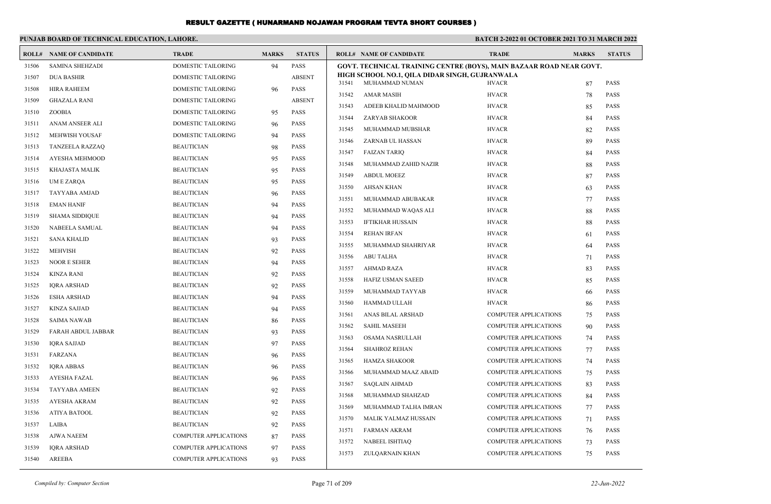# RESULT GAZETTE ( HUNARMAND NOJAWAN PROGRAM TEVTA SHORT COURSES )

**PUNJAB BOARD OF TECHNICAL EDUCATION, LAHORE.** **BATCH 2-2022 01 OCTOBER 2021 TO 31 MARCH 2022**

| ROLL# | NAME OF CANDIDATE | TRADE | MARKS | STATUS |
|---|---|---|---|---|
| 31506 | SAMINA SHEHZADI | DOMESTIC TAILORING | 94 | PASS |
| 31507 | DUA BASHIR | DOMESTIC TAILORING | | ABSENT |
| 31508 | HIRA RAHEEM | DOMESTIC TAILORING | 96 | PASS |
| 31509 | GHAZALA RANI | DOMESTIC TAILORING | | ABSENT |
| 31510 | ZOOBIA | DOMESTIC TAILORING | 95 | PASS |
| 31511 | ANAM ANSEER ALI | DOMESTIC TAILORING | 96 | PASS |
| 31512 | MEHWISH YOUSAF | DOMESTIC TAILORING | 94 | PASS |
| 31513 | TANZEELA RAZZAQ | BEAUTICIAN | 98 | PASS |
| 31514 | AYESHA MEHMOOD | BEAUTICIAN | 95 | PASS |
| 31515 | KHAJASTA MALIK | BEAUTICIAN | 95 | PASS |
| 31516 | UM E ZARQA | BEAUTICIAN | 95 | PASS |
| 31517 | TAYYABA AMJAD | BEAUTICIAN | 96 | PASS |
| 31518 | EMAN HANIF | BEAUTICIAN | 94 | PASS |
| 31519 | SHAMA SIDDIQUE | BEAUTICIAN | 94 | PASS |
| 31520 | NABEELA SAMUAL | BEAUTICIAN | 94 | PASS |
| 31521 | SANA KHALID | BEAUTICIAN | 93 | PASS |
| 31522 | MEHVISH | BEAUTICIAN | 92 | PASS |
| 31523 | NOOR E SEHER | BEAUTICIAN | 94 | PASS |
| 31524 | KINZA RANI | BEAUTICIAN | 92 | PASS |
| 31525 | IQRA ARSHAD | BEAUTICIAN | 92 | PASS |
| 31526 | ESHA ARSHAD | BEAUTICIAN | 94 | PASS |
| 31527 | KINZA SAJJAD | BEAUTICIAN | 94 | PASS |
| 31528 | SAIMA NAWAB | BEAUTICIAN | 86 | PASS |
| 31529 | FARAH ABDUL JABBAR | BEAUTICIAN | 93 | PASS |
| 31530 | IQRA SAJJAD | BEAUTICIAN | 97 | PASS |
| 31531 | FARZANA | BEAUTICIAN | 96 | PASS |
| 31532 | IQRA ABBAS | BEAUTICIAN | 96 | PASS |
| 31533 | AYESHA FAZAL | BEAUTICIAN | 96 | PASS |
| 31534 | TAYYABA AMEEN | BEAUTICIAN | 92 | PASS |
| 31535 | AYESHA AKRAM | BEAUTICIAN | 92 | PASS |
| 31536 | ATIYA BATOOL | BEAUTICIAN | 92 | PASS |
| 31537 | LAIBA | BEAUTICIAN | 92 | PASS |
| 31538 | AJWA NAEEM | COMPUTER APPLICATIONS | 87 | PASS |
| 31539 | IQRA ARSHAD | COMPUTER APPLICATIONS | 97 | PASS |
| 31540 | AREEBA | COMPUTER APPLICATIONS | 93 | PASS |

**GOVT. TECHNICAL TRAINING CENTRE (BOYS), MAIN BAZAAR ROAD NEAR GOVT. HIGH SCHOOL NO.1, QILA DIDAR SINGH, GUJRANWALA**

| ROLL# | NAME OF CANDIDATE | TRADE | MARKS | STATUS |
|---|---|---|---|---|
| 31541 | MUHAMMAD NUMAN | HVACR | 87 | PASS |
| 31542 | AMAR MASIH | HVACR | 78 | PASS |
| 31543 | ADEEB KHALID MAHMOOD | HVACR | 85 | PASS |
| 31544 | ZARYAB SHAKOOR | HVACR | 84 | PASS |
| 31545 | MUHAMMAD MUBSHAR | HVACR | 82 | PASS |
| 31546 | ZARNAB UL HASSAN | HVACR | 89 | PASS |
| 31547 | FAIZAN TARIQ | HVACR | 84 | PASS |
| 31548 | MUHAMMAD ZAHID NAZIR | HVACR | 88 | PASS |
| 31549 | ABDUL MOEEZ | HVACR | 87 | PASS |
| 31550 | AHSAN KHAN | HVACR | 63 | PASS |
| 31551 | MUHAMMAD ABUBAKAR | HVACR | 77 | PASS |
| 31552 | MUHAMMAD WAQAS ALI | HVACR | 88 | PASS |
| 31553 | IFTIKHAR HUSSAIN | HVACR | 88 | PASS |
| 31554 | REHAN IRFAN | HVACR | 61 | PASS |
| 31555 | MUHAMMAD SHAHRIYAR | HVACR | 64 | PASS |
| 31556 | ABU TALHA | HVACR | 71 | PASS |
| 31557 | AHMAD RAZA | HVACR | 83 | PASS |
| 31558 | HAFIZ USMAN SAEED | HVACR | 85 | PASS |
| 31559 | MUHAMMAD TAYYAB | HVACR | 66 | PASS |
| 31560 | HAMMAD ULLAH | HVACR | 86 | PASS |
| 31561 | ANAS BILAL ARSHAD | COMPUTER APPLICATIONS | 75 | PASS |
| 31562 | SAHIL MASEEH | COMPUTER APPLICATIONS | 90 | PASS |
| 31563 | OSAMA NASRULLAH | COMPUTER APPLICATIONS | 74 | PASS |
| 31564 | SHAHROZ REHAN | COMPUTER APPLICATIONS | 77 | PASS |
| 31565 | HAMZA SHAKOOR | COMPUTER APPLICATIONS | 74 | PASS |
| 31566 | MUHAMMAD MAAZ ABAID | COMPUTER APPLICATIONS | 75 | PASS |
| 31567 | SAQLAIN AHMAD | COMPUTER APPLICATIONS | 83 | PASS |
| 31568 | MUHAMMAD SHAHZAD | COMPUTER APPLICATIONS | 84 | PASS |
| 31569 | MUHAMMAD TALHA IMRAN | COMPUTER APPLICATIONS | 77 | PASS |
| 31570 | MALIK YALMAZ HUSSAIN | COMPUTER APPLICATIONS | 71 | PASS |
| 31571 | FARMAN AKRAM | COMPUTER APPLICATIONS | 76 | PASS |
| 31572 | NABEEL ISHTIAQ | COMPUTER APPLICATIONS | 73 | PASS |
| 31573 | ZULQARNAIN KHAN | COMPUTER APPLICATIONS | 75 | PASS |

*Compiled by: Computer Section* *22-Jun-2022*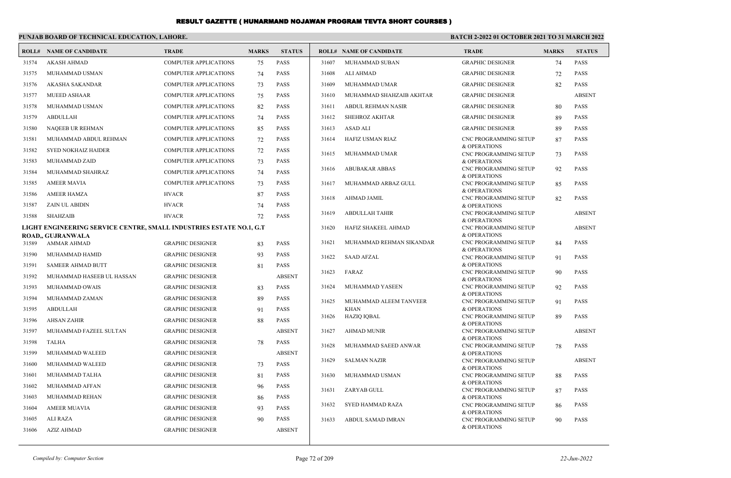# RESULT GAZETTE ( HUNARMAND NOJAWAN PROGRAM TEVTA SHORT COURSES )

**PUNJAB BOARD OF TECHNICAL EDUCATION, LAHORE.**

**BATCH 2-2022 01 OCTOBER 2021 TO 31 MARCH 2022**

| ROLL# | NAME OF CANDIDATE | TRADE | MARKS | STATUS |
|---|---|---|---|---|
| 31574 | AKASH AHMAD | COMPUTER APPLICATIONS | 75 | PASS |
| 31575 | MUHAMMAD USMAN | COMPUTER APPLICATIONS | 74 | PASS |
| 31576 | AKASHA SAKANDAR | COMPUTER APPLICATIONS | 73 | PASS |
| 31577 | MUEED ASHAAR | COMPUTER APPLICATIONS | 75 | PASS |
| 31578 | MUHAMMAD USMAN | COMPUTER APPLICATIONS | 82 | PASS |
| 31579 | ABDULLAH | COMPUTER APPLICATIONS | 74 | PASS |
| 31580 | NAQEEB UR REHMAN | COMPUTER APPLICATIONS | 85 | PASS |
| 31581 | MUHAMMAD ABDUL REHMAN | COMPUTER APPLICATIONS | 72 | PASS |
| 31582 | SYED NOKHAIZ HAIDER | COMPUTER APPLICATIONS | 72 | PASS |
| 31583 | MUHAMMAD ZAID | COMPUTER APPLICATIONS | 73 | PASS |
| 31584 | MUHAMMAD SHAHRAZ | COMPUTER APPLICATIONS | 74 | PASS |
| 31585 | AMEER MAVIA | COMPUTER APPLICATIONS | 73 | PASS |
| 31586 | AMEER HAMZA | HVACR | 87 | PASS |
| 31587 | ZAIN UL ABIDIN | HVACR | 74 | PASS |
| 31588 | SHAHZAIB | HVACR | 72 | PASS |

**LIGHT ENGINEERING SERVICE CENTRE, SMALL INDUSTRIES ESTATE NO.1, G.T ROAD,, GUJRANWALA**

| ROLL# | NAME OF CANDIDATE | TRADE | MARKS | STATUS |
|---|---|---|---|---|
| 31589 | AMMAR AHMAD | GRAPHIC DESIGNER | 83 | PASS |
| 31590 | MUHAMMAD HAMID | GRAPHIC DESIGNER | 93 | PASS |
| 31591 | SAMEER AHMAD BUTT | GRAPHIC DESIGNER | 81 | PASS |
| 31592 | MUHAMMAD HASEEB UL HASSAN | GRAPHIC DESIGNER | | ABSENT |
| 31593 | MUHAMMAD OWAIS | GRAPHIC DESIGNER | 83 | PASS |
| 31594 | MUHAMMAD ZAMAN | GRAPHIC DESIGNER | 89 | PASS |
| 31595 | ABDULLAH | GRAPHIC DESIGNER | 91 | PASS |
| 31596 | AHSAN ZAHIR | GRAPHIC DESIGNER | 88 | PASS |
| 31597 | MUHAMMAD FAZEEL SULTAN | GRAPHIC DESIGNER | | ABSENT |
| 31598 | TALHA | GRAPHIC DESIGNER | 78 | PASS |
| 31599 | MUHAMMAD WALEED | GRAPHIC DESIGNER | | ABSENT |
| 31600 | MUHAMMAD WALEED | GRAPHIC DESIGNER | 73 | PASS |
| 31601 | MUHAMMAD TALHA | GRAPHIC DESIGNER | 81 | PASS |
| 31602 | MUHAMMAD AFFAN | GRAPHIC DESIGNER | 96 | PASS |
| 31603 | MUHAMMAD REHAN | GRAPHIC DESIGNER | 86 | PASS |
| 31604 | AMEER MUAVIA | GRAPHIC DESIGNER | 93 | PASS |
| 31605 | ALI RAZA | GRAPHIC DESIGNER | 90 | PASS |
| 31606 | AZIZ AHMAD | GRAPHIC DESIGNER | | ABSENT |
| 31607 | MUHAMMAD SUBAN | GRAPHIC DESIGNER | 74 | PASS |
| 31608 | ALI AHMAD | GRAPHIC DESIGNER | 72 | PASS |
| 31609 | MUHAMMAD UMAR | GRAPHIC DESIGNER | 82 | PASS |
| 31610 | MUHAMMAD SHAHZAIB AKHTAR | GRAPHIC DESIGNER | | ABSENT |
| 31611 | ABDUL REHMAN NASIR | GRAPHIC DESIGNER | 80 | PASS |
| 31612 | SHEHROZ AKHTAR | GRAPHIC DESIGNER | 89 | PASS |
| 31613 | ASAD ALI | GRAPHIC DESIGNER | 89 | PASS |
| 31614 | HAFIZ USMAN RIAZ | CNC PROGRAMMING SETUP & OPERATIONS | 87 | PASS |
| 31615 | MUHAMMAD UMAR | CNC PROGRAMMING SETUP & OPERATIONS | 73 | PASS |
| 31616 | ABUBAKAR ABBAS | CNC PROGRAMMING SETUP & OPERATIONS | 92 | PASS |
| 31617 | MUHAMMAD ARBAZ GULL | CNC PROGRAMMING SETUP & OPERATIONS | 85 | PASS |
| 31618 | AHMAD JAMIL | CNC PROGRAMMING SETUP & OPERATIONS | 82 | PASS |
| 31619 | ABDULLAH TAHIR | CNC PROGRAMMING SETUP & OPERATIONS | | ABSENT |
| 31620 | HAFIZ SHAKEEL AHMAD | CNC PROGRAMMING SETUP & OPERATIONS | | ABSENT |
| 31621 | MUHAMMAD REHMAN SIKANDAR | CNC PROGRAMMING SETUP & OPERATIONS | 84 | PASS |
| 31622 | SAAD AFZAL | CNC PROGRAMMING SETUP & OPERATIONS | 91 | PASS |
| 31623 | FARAZ | CNC PROGRAMMING SETUP & OPERATIONS | 90 | PASS |
| 31624 | MUHAMMAD YASEEN | CNC PROGRAMMING SETUP & OPERATIONS | 92 | PASS |
| 31625 | MUHAMMAD ALEEM TANVEER KHAN | CNC PROGRAMMING SETUP & OPERATIONS | 91 | PASS |
| 31626 | HAZIQ IQBAL | CNC PROGRAMMING SETUP & OPERATIONS | 89 | PASS |
| 31627 | AHMAD MUNIR | CNC PROGRAMMING SETUP & OPERATIONS | | ABSENT |
| 31628 | MUHAMMAD SAEED ANWAR | CNC PROGRAMMING SETUP & OPERATIONS | 78 | PASS |
| 31629 | SALMAN NAZIR | CNC PROGRAMMING SETUP & OPERATIONS | | ABSENT |
| 31630 | MUHAMMAD USMAN | CNC PROGRAMMING SETUP & OPERATIONS | 88 | PASS |
| 31631 | ZARYAB GULL | CNC PROGRAMMING SETUP & OPERATIONS | 87 | PASS |
| 31632 | SYED HAMMAD RAZA | CNC PROGRAMMING SETUP & OPERATIONS | 86 | PASS |
| 31633 | ABDUL SAMAD IMRAN | CNC PROGRAMMING SETUP & OPERATIONS | 90 | PASS |

*Compiled by: Computer Section* *22-Jun-2022*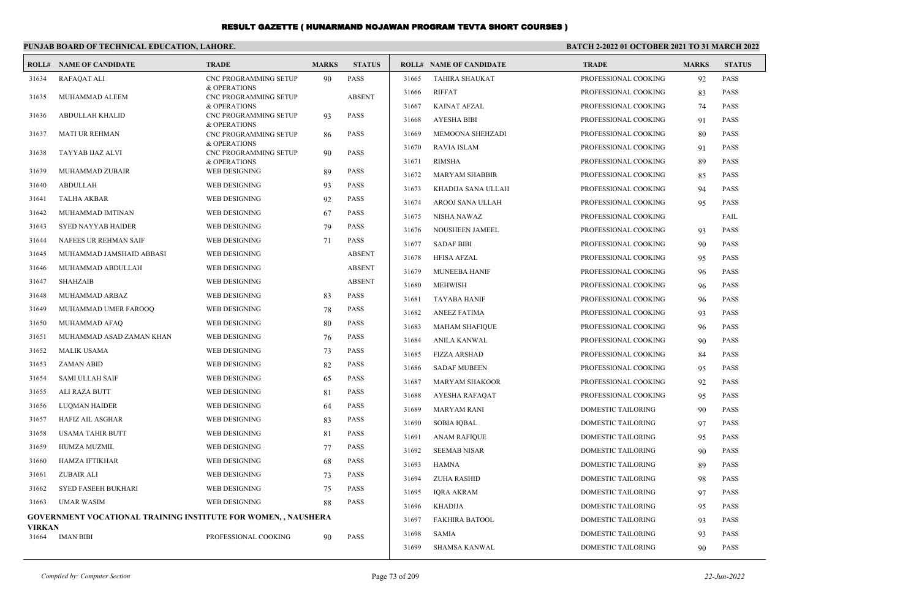# RESULT GAZETTE ( HUNARMAND NOJAWAN PROGRAM TEVTA SHORT COURSES )

**PUNJAB BOARD OF TECHNICAL EDUCATION, LAHORE.**

**BATCH 2-2022 01 OCTOBER 2021 TO 31 MARCH 2022**

| ROLL# | NAME OF CANDIDATE | TRADE | MARKS | STATUS |
|---|---|---|---|---|
| 31634 | RAFAQAT ALI | CNC PROGRAMMING SETUP & OPERATIONS | 90 | PASS |
| 31635 | MUHAMMAD ALEEM | CNC PROGRAMMING SETUP & OPERATIONS | | ABSENT |
| 31636 | ABDULLAH KHALID | CNC PROGRAMMING SETUP & OPERATIONS | 93 | PASS |
| 31637 | MATI UR REHMAN | CNC PROGRAMMING SETUP & OPERATIONS | 86 | PASS |
| 31638 | TAYYAB IJAZ ALVI | CNC PROGRAMMING SETUP & OPERATIONS | 90 | PASS |
| 31639 | MUHAMMAD ZUBAIR | WEB DESIGNING | 89 | PASS |
| 31640 | ABDULLAH | WEB DESIGNING | 93 | PASS |
| 31641 | TALHA AKBAR | WEB DESIGNING | 92 | PASS |
| 31642 | MUHAMMAD IMTINAN | WEB DESIGNING | 67 | PASS |
| 31643 | SYED NAYYAB HAIDER | WEB DESIGNING | 79 | PASS |
| 31644 | NAFEES UR REHMAN SAIF | WEB DESIGNING | 71 | PASS |
| 31645 | MUHAMMAD JAMSHAID ABBASI | WEB DESIGNING | | ABSENT |
| 31646 | MUHAMMAD ABDULLAH | WEB DESIGNING | | ABSENT |
| 31647 | SHAHZAIB | WEB DESIGNING | | ABSENT |
| 31648 | MUHAMMAD ARBAZ | WEB DESIGNING | 83 | PASS |
| 31649 | MUHAMMAD UMER FAROOQ | WEB DESIGNING | 78 | PASS |
| 31650 | MUHAMMAD AFAQ | WEB DESIGNING | 80 | PASS |
| 31651 | MUHAMMAD ASAD ZAMAN KHAN | WEB DESIGNING | 76 | PASS |
| 31652 | MALIK USAMA | WEB DESIGNING | 73 | PASS |
| 31653 | ZAMAN ABID | WEB DESIGNING | 82 | PASS |
| 31654 | SAMI ULLAH SAIF | WEB DESIGNING | 65 | PASS |
| 31655 | ALI RAZA BUTT | WEB DESIGNING | 81 | PASS |
| 31656 | LUQMAN HAIDER | WEB DESIGNING | 64 | PASS |
| 31657 | HAFIZ AIL ASGHAR | WEB DESIGNING | 83 | PASS |
| 31658 | USAMA TAHIR BUTT | WEB DESIGNING | 81 | PASS |
| 31659 | HUMZA MUZMIL | WEB DESIGNING | 77 | PASS |
| 31660 | HAMZA IFTIKHAR | WEB DESIGNING | 68 | PASS |
| 31661 | ZUBAIR ALI | WEB DESIGNING | 73 | PASS |
| 31662 | SYED FASEEH BUKHARI | WEB DESIGNING | 75 | PASS |
| 31663 | UMAR WASIM | WEB DESIGNING | 88 | PASS |

**GOVERNMENT VOCATIONAL TRAINING INSTITUTE FOR WOMEN, , NAUSHERA VIRKAN**

| ROLL# | NAME OF CANDIDATE | TRADE | MARKS | STATUS |
|---|---|---|---|---|
| 31664 | IMAN BIBI | PROFESSIONAL COOKING | 90 | PASS |
| 31665 | TAHIRA SHAUKAT | PROFESSIONAL COOKING | 92 | PASS |
| 31666 | RIFFAT | PROFESSIONAL COOKING | 83 | PASS |
| 31667 | KAINAT AFZAL | PROFESSIONAL COOKING | 74 | PASS |
| 31668 | AYESHA BIBI | PROFESSIONAL COOKING | 91 | PASS |
| 31669 | MEMOONA SHEHZADI | PROFESSIONAL COOKING | 80 | PASS |
| 31670 | RAVIA ISLAM | PROFESSIONAL COOKING | 91 | PASS |
| 31671 | RIMSHA | PROFESSIONAL COOKING | 89 | PASS |
| 31672 | MARYAM SHABBIR | PROFESSIONAL COOKING | 85 | PASS |
| 31673 | KHADIJA SANA ULLAH | PROFESSIONAL COOKING | 94 | PASS |
| 31674 | AROOJ SANA ULLAH | PROFESSIONAL COOKING | 95 | PASS |
| 31675 | NISHA NAWAZ | PROFESSIONAL COOKING | | FAIL |
| 31676 | NOUSHEEN JAMEEL | PROFESSIONAL COOKING | 93 | PASS |
| 31677 | SADAF BIBI | PROFESSIONAL COOKING | 90 | PASS |
| 31678 | HFISA AFZAL | PROFESSIONAL COOKING | 95 | PASS |
| 31679 | MUNEEBA HANIF | PROFESSIONAL COOKING | 96 | PASS |
| 31680 | MEHWISH | PROFESSIONAL COOKING | 96 | PASS |
| 31681 | TAYABA HANIF | PROFESSIONAL COOKING | 96 | PASS |
| 31682 | ANEEZ FATIMA | PROFESSIONAL COOKING | 93 | PASS |
| 31683 | MAHAM SHAFIQUE | PROFESSIONAL COOKING | 96 | PASS |
| 31684 | ANILA KANWAL | PROFESSIONAL COOKING | 90 | PASS |
| 31685 | FIZZA ARSHAD | PROFESSIONAL COOKING | 84 | PASS |
| 31686 | SADAF MUBEEN | PROFESSIONAL COOKING | 95 | PASS |
| 31687 | MARYAM SHAKOOR | PROFESSIONAL COOKING | 92 | PASS |
| 31688 | AYESHA RAFAQAT | PROFESSIONAL COOKING | 95 | PASS |
| 31689 | MARYAM RANI | DOMESTIC TAILORING | 90 | PASS |
| 31690 | SOBIA IQBAL | DOMESTIC TAILORING | 97 | PASS |
| 31691 | ANAM RAFIQUE | DOMESTIC TAILORING | 95 | PASS |
| 31692 | SEEMAB NISAR | DOMESTIC TAILORING | 90 | PASS |
| 31693 | HAMNA | DOMESTIC TAILORING | 89 | PASS |
| 31694 | ZUHA RASHID | DOMESTIC TAILORING | 98 | PASS |
| 31695 | IQRA AKRAM | DOMESTIC TAILORING | 97 | PASS |
| 31696 | KHADIJA | DOMESTIC TAILORING | 95 | PASS |
| 31697 | FAKHIRA BATOOL | DOMESTIC TAILORING | 93 | PASS |
| 31698 | SAMIA | DOMESTIC TAILORING | 93 | PASS |
| 31699 | SHAMSA KANWAL | DOMESTIC TAILORING | 90 | PASS |

*Compiled by: Computer Section* *22-Jun-2022*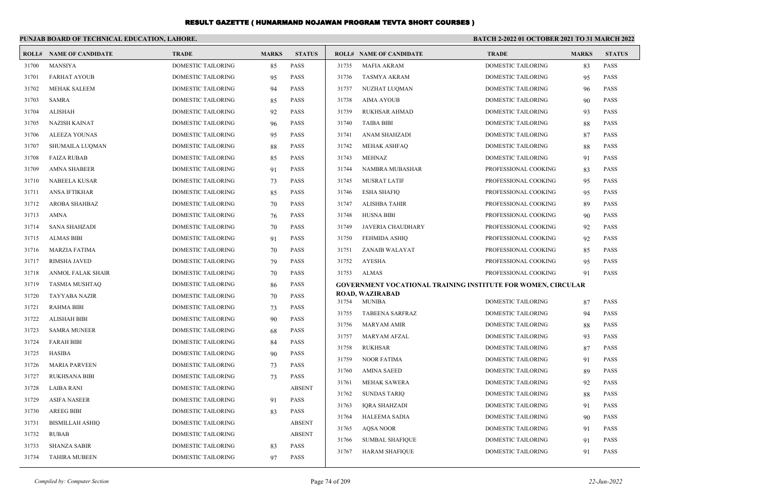# RESULT GAZETTE ( HUNARMAND NOJAWAN PROGRAM TEVTA SHORT COURSES )

**PUNJAB BOARD OF TECHNICAL EDUCATION, LAHORE.**

**BATCH 2-2022 01 OCTOBER 2021 TO 31 MARCH 2022**

| ROLL# | NAME OF CANDIDATE | TRADE | MARKS | STATUS |
|---|---|---|---|---|
| 31700 | MANSIYA | DOMESTIC TAILORING | 85 | PASS |
| 31701 | FARHAT AYOUB | DOMESTIC TAILORING | 95 | PASS |
| 31702 | MEHAK SALEEM | DOMESTIC TAILORING | 94 | PASS |
| 31703 | SAMRA | DOMESTIC TAILORING | 85 | PASS |
| 31704 | ALISHAH | DOMESTIC TAILORING | 92 | PASS |
| 31705 | NAZISH KAINAT | DOMESTIC TAILORING | 96 | PASS |
| 31706 | ALEEZA YOUNAS | DOMESTIC TAILORING | 95 | PASS |
| 31707 | SHUMAILA LUQMAN | DOMESTIC TAILORING | 88 | PASS |
| 31708 | FAIZA RUBAB | DOMESTIC TAILORING | 85 | PASS |
| 31709 | AMNA SHABEER | DOMESTIC TAILORING | 91 | PASS |
| 31710 | NABEELA KUSAR | DOMESTIC TAILORING | 73 | PASS |
| 31711 | ANSA IFTIKHAR | DOMESTIC TAILORING | 85 | PASS |
| 31712 | AROBA SHAHBAZ | DOMESTIC TAILORING | 70 | PASS |
| 31713 | AMNA | DOMESTIC TAILORING | 76 | PASS |
| 31714 | SANA SHAHZADI | DOMESTIC TAILORING | 70 | PASS |
| 31715 | ALMAS BIBI | DOMESTIC TAILORING | 91 | PASS |
| 31716 | MARZIA FATIMA | DOMESTIC TAILORING | 70 | PASS |
| 31717 | RIMSHA JAVED | DOMESTIC TAILORING | 79 | PASS |
| 31718 | ANMOL FALAK SHAIR | DOMESTIC TAILORING | 70 | PASS |
| 31719 | TASMIA MUSHTAQ | DOMESTIC TAILORING | 86 | PASS |
| 31720 | TAYYABA NAZIR | DOMESTIC TAILORING | 70 | PASS |
| 31721 | RAHMA BIBI | DOMESTIC TAILORING | 73 | PASS |
| 31722 | ALISHAH BIBI | DOMESTIC TAILORING | 90 | PASS |
| 31723 | SAMRA MUNEER | DOMESTIC TAILORING | 68 | PASS |
| 31724 | FARAH BIBI | DOMESTIC TAILORING | 84 | PASS |
| 31725 | HASIBA | DOMESTIC TAILORING | 90 | PASS |
| 31726 | MARIA PARVEEN | DOMESTIC TAILORING | 73 | PASS |
| 31727 | RUKHSANA BIBI | DOMESTIC TAILORING | 73 | PASS |
| 31728 | LAIBA RANI | DOMESTIC TAILORING | | ABSENT |
| 31729 | ASIFA NASEER | DOMESTIC TAILORING | 91 | PASS |
| 31730 | AREEG BIBI | DOMESTIC TAILORING | 83 | PASS |
| 31731 | BISMILLAH ASHIQ | DOMESTIC TAILORING | | ABSENT |
| 31732 | RUBAB | DOMESTIC TAILORING | | ABSENT |
| 31733 | SHANZA SABIR | DOMESTIC TAILORING | 83 | PASS |
| 31734 | TAHIRA MUBEEN | DOMESTIC TAILORING | 97 | PASS |
| 31735 | MAFIA AKRAM | DOMESTIC TAILORING | 83 | PASS |
| 31736 | TASMYA AKRAM | DOMESTIC TAILORING | 95 | PASS |
| 31737 | NUZHAT LUQMAN | DOMESTIC TAILORING | 96 | PASS |
| 31738 | AIMA AYOUB | DOMESTIC TAILORING | 90 | PASS |
| 31739 | RUKHSAR AHMAD | DOMESTIC TAILORING | 93 | PASS |
| 31740 | TAIBA BIBI | DOMESTIC TAILORING | 88 | PASS |
| 31741 | ANAM SHAHZADI | DOMESTIC TAILORING | 87 | PASS |
| 31742 | MEHAK ASHFAQ | DOMESTIC TAILORING | 88 | PASS |
| 31743 | MEHNAZ | DOMESTIC TAILORING | 91 | PASS |
| 31744 | NAMBRA MUBASHAR | PROFESSIONAL COOKING | 83 | PASS |
| 31745 | MUSRAT LATIF | PROFESSIONAL COOKING | 95 | PASS |
| 31746 | ESHA SHAFIQ | PROFESSIONAL COOKING | 95 | PASS |
| 31747 | ALISHBA TAHIR | PROFESSIONAL COOKING | 89 | PASS |
| 31748 | HUSNA BIBI | PROFESSIONAL COOKING | 90 | PASS |
| 31749 | JAVERIA CHAUDHARY | PROFESSIONAL COOKING | 92 | PASS |
| 31750 | FEHMIDA ASHIQ | PROFESSIONAL COOKING | 92 | PASS |
| 31751 | ZANAIB WALAYAT | PROFESSIONAL COOKING | 85 | PASS |
| 31752 | AYESHA | PROFESSIONAL COOKING | 95 | PASS |
| 31753 | ALMAS | PROFESSIONAL COOKING | 91 | PASS |

**GOVERNMENT VOCATIONAL TRAINING INSTITUTE FOR WOMEN, CIRCULAR ROAD, WAZIRABAD**

| ROLL# | NAME OF CANDIDATE | TRADE | MARKS | STATUS |
|---|---|---|---|---|
| 31754 | MUNIBA | DOMESTIC TAILORING | 87 | PASS |
| 31755 | TABEENA SARFRAZ | DOMESTIC TAILORING | 94 | PASS |
| 31756 | MARYAM AMIR | DOMESTIC TAILORING | 88 | PASS |
| 31757 | MARYAM AFZAL | DOMESTIC TAILORING | 93 | PASS |
| 31758 | RUKHSAR | DOMESTIC TAILORING | 87 | PASS |
| 31759 | NOOR FATIMA | DOMESTIC TAILORING | 91 | PASS |
| 31760 | AMINA SAEED | DOMESTIC TAILORING | 89 | PASS |
| 31761 | MEHAK SAWERA | DOMESTIC TAILORING | 92 | PASS |
| 31762 | SUNDAS TARIQ | DOMESTIC TAILORING | 88 | PASS |
| 31763 | IQRA SHAHZADI | DOMESTIC TAILORING | 91 | PASS |
| 31764 | HALEEMA SADIA | DOMESTIC TAILORING | 90 | PASS |
| 31765 | AQSA NOOR | DOMESTIC TAILORING | 91 | PASS |
| 31766 | SUMBAL SHAFIQUE | DOMESTIC TAILORING | 91 | PASS |
| 31767 | HARAM SHAFIQUE | DOMESTIC TAILORING | 91 | PASS |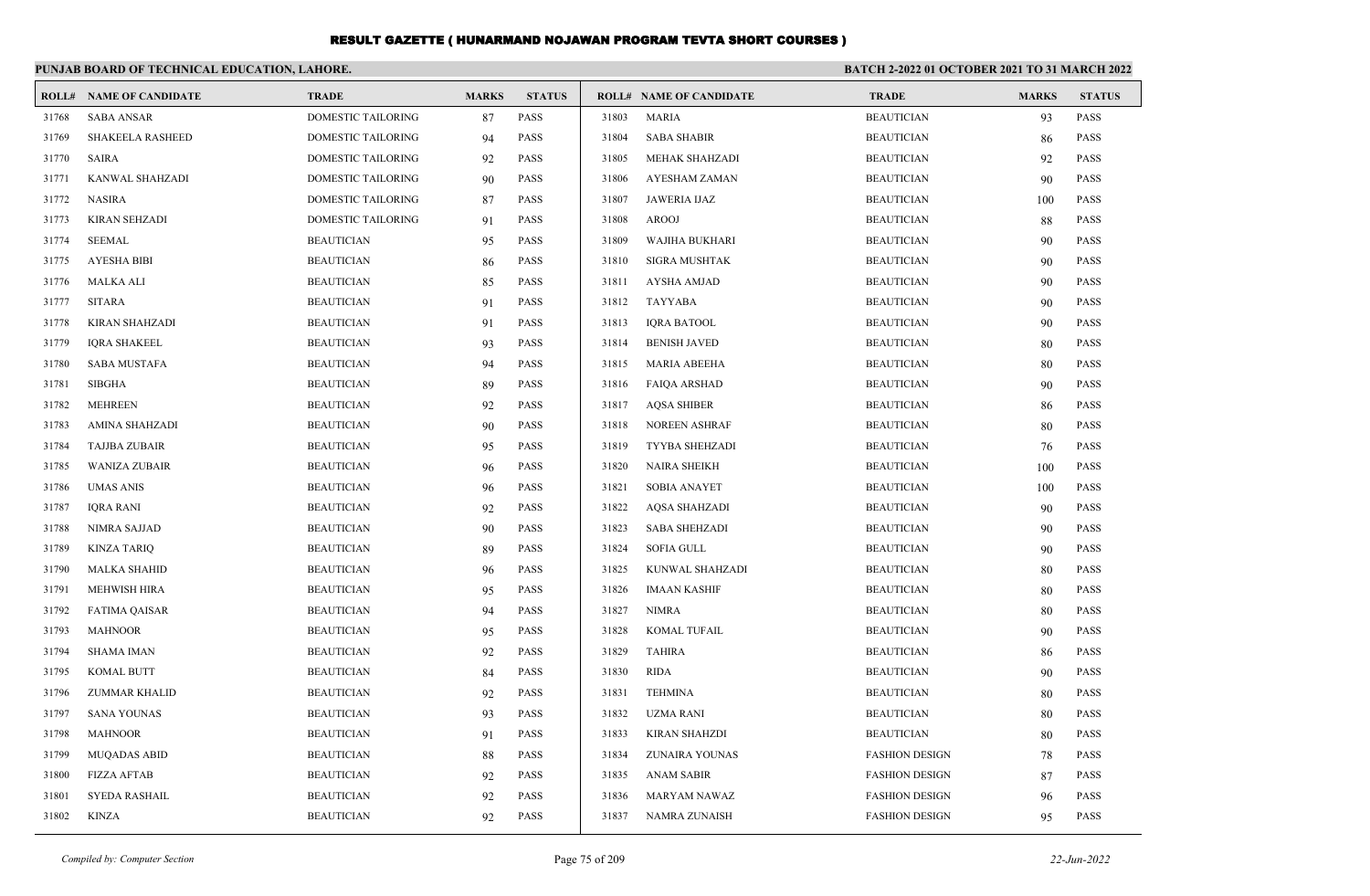# RESULT GAZETTE ( HUNARMAND NOJAWAN PROGRAM TEVTA SHORT COURSES )

**PUNJAB BOARD OF TECHNICAL EDUCATION, LAHORE.**

**BATCH 2-2022 01 OCTOBER 2021 TO 31 MARCH 2022**

| ROLL# | NAME OF CANDIDATE | TRADE | MARKS | STATUS |
|---|---|---|---|---|
| 31768 | SABA ANSAR | DOMESTIC TAILORING | 87 | PASS |
| 31769 | SHAKEELA RASHEED | DOMESTIC TAILORING | 94 | PASS |
| 31770 | SAIRA | DOMESTIC TAILORING | 92 | PASS |
| 31771 | KANWAL SHAHZADI | DOMESTIC TAILORING | 90 | PASS |
| 31772 | NASIRA | DOMESTIC TAILORING | 87 | PASS |
| 31773 | KIRAN SEHZADI | DOMESTIC TAILORING | 91 | PASS |
| 31774 | SEEMAL | BEAUTICIAN | 95 | PASS |
| 31775 | AYESHA BIBI | BEAUTICIAN | 86 | PASS |
| 31776 | MALKA ALI | BEAUTICIAN | 85 | PASS |
| 31777 | SITARA | BEAUTICIAN | 91 | PASS |
| 31778 | KIRAN SHAHZADI | BEAUTICIAN | 91 | PASS |
| 31779 | IQRA SHAKEEL | BEAUTICIAN | 93 | PASS |
| 31780 | SABA MUSTAFA | BEAUTICIAN | 94 | PASS |
| 31781 | SIBGHA | BEAUTICIAN | 89 | PASS |
| 31782 | MEHREEN | BEAUTICIAN | 92 | PASS |
| 31783 | AMINA SHAHZADI | BEAUTICIAN | 90 | PASS |
| 31784 | TAJJBA ZUBAIR | BEAUTICIAN | 95 | PASS |
| 31785 | WANIZA ZUBAIR | BEAUTICIAN | 96 | PASS |
| 31786 | UMAS ANIS | BEAUTICIAN | 96 | PASS |
| 31787 | IQRA RANI | BEAUTICIAN | 92 | PASS |
| 31788 | NIMRA SAJJAD | BEAUTICIAN | 90 | PASS |
| 31789 | KINZA TARIQ | BEAUTICIAN | 89 | PASS |
| 31790 | MALKA SHAHID | BEAUTICIAN | 96 | PASS |
| 31791 | MEHWISH HIRA | BEAUTICIAN | 95 | PASS |
| 31792 | FATIMA QAISAR | BEAUTICIAN | 94 | PASS |
| 31793 | MAHNOOR | BEAUTICIAN | 95 | PASS |
| 31794 | SHAMA IMAN | BEAUTICIAN | 92 | PASS |
| 31795 | KOMAL BUTT | BEAUTICIAN | 84 | PASS |
| 31796 | ZUMMAR KHALID | BEAUTICIAN | 92 | PASS |
| 31797 | SANA YOUNAS | BEAUTICIAN | 93 | PASS |
| 31798 | MAHNOOR | BEAUTICIAN | 91 | PASS |
| 31799 | MUQADAS ABID | BEAUTICIAN | 88 | PASS |
| 31800 | FIZZA AFTAB | BEAUTICIAN | 92 | PASS |
| 31801 | SYEDA RASHAIL | BEAUTICIAN | 92 | PASS |
| 31802 | KINZA | BEAUTICIAN | 92 | PASS |
| 31803 | MARIA | BEAUTICIAN | 93 | PASS |
| 31804 | SABA SHABIR | BEAUTICIAN | 86 | PASS |
| 31805 | MEHAK SHAHZADI | BEAUTICIAN | 92 | PASS |
| 31806 | AYESHAM ZAMAN | BEAUTICIAN | 90 | PASS |
| 31807 | JAWERIA IJAZ | BEAUTICIAN | 100 | PASS |
| 31808 | AROOJ | BEAUTICIAN | 88 | PASS |
| 31809 | WAJIHA BUKHARI | BEAUTICIAN | 90 | PASS |
| 31810 | SIGRA MUSHTAK | BEAUTICIAN | 90 | PASS |
| 31811 | AYSHA AMJAD | BEAUTICIAN | 90 | PASS |
| 31812 | TAYYABA | BEAUTICIAN | 90 | PASS |
| 31813 | IQRA BATOOL | BEAUTICIAN | 90 | PASS |
| 31814 | BENISH JAVED | BEAUTICIAN | 80 | PASS |
| 31815 | MARIA ABEEHA | BEAUTICIAN | 80 | PASS |
| 31816 | FAIQA ARSHAD | BEAUTICIAN | 90 | PASS |
| 31817 | AQSA SHIBER | BEAUTICIAN | 86 | PASS |
| 31818 | NOREEN ASHRAF | BEAUTICIAN | 80 | PASS |
| 31819 | TYYBA SHEHZADI | BEAUTICIAN | 76 | PASS |
| 31820 | NAIRA SHEIKH | BEAUTICIAN | 100 | PASS |
| 31821 | SOBIA ANAYET | BEAUTICIAN | 100 | PASS |
| 31822 | AQSA SHAHZADI | BEAUTICIAN | 90 | PASS |
| 31823 | SABA SHEHZADI | BEAUTICIAN | 90 | PASS |
| 31824 | SOFIA GULL | BEAUTICIAN | 90 | PASS |
| 31825 | KUNWAL SHAHZADI | BEAUTICIAN | 80 | PASS |
| 31826 | IMAAN KASHIF | BEAUTICIAN | 80 | PASS |
| 31827 | NIMRA | BEAUTICIAN | 80 | PASS |
| 31828 | KOMAL TUFAIL | BEAUTICIAN | 90 | PASS |
| 31829 | TAHIRA | BEAUTICIAN | 86 | PASS |
| 31830 | RIDA | BEAUTICIAN | 90 | PASS |
| 31831 | TEHMINA | BEAUTICIAN | 80 | PASS |
| 31832 | UZMA RANI | BEAUTICIAN | 80 | PASS |
| 31833 | KIRAN SHAHZDI | BEAUTICIAN | 80 | PASS |
| 31834 | ZUNAIRA YOUNAS | FASHION DESIGN | 78 | PASS |
| 31835 | ANAM SABIR | FASHION DESIGN | 87 | PASS |
| 31836 | MARYAM NAWAZ | FASHION DESIGN | 96 | PASS |
| 31837 | NAMRA ZUNAISH | FASHION DESIGN | 95 | PASS |

*Compiled by: Computer Section*

*22-Jun-2022*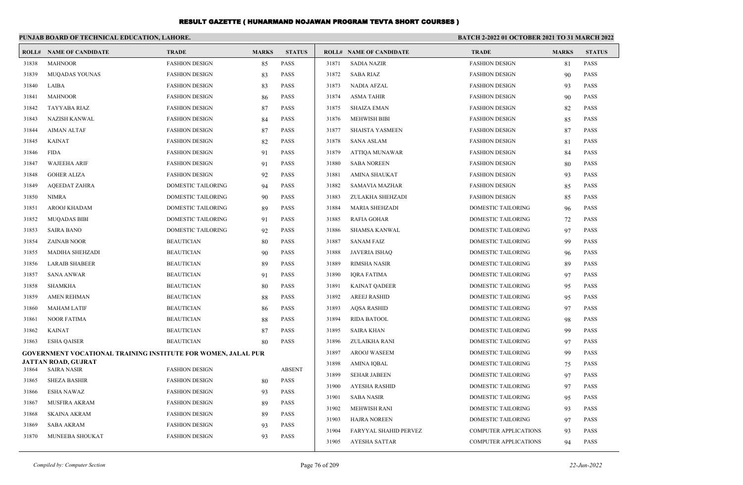# RESULT GAZETTE ( HUNARMAND NOJAWAN PROGRAM TEVTA SHORT COURSES )

**PUNJAB BOARD OF TECHNICAL EDUCATION, LAHORE.**

**BATCH 2-2022 01 OCTOBER 2021 TO 31 MARCH 2022**

| ROLL# | NAME OF CANDIDATE | TRADE | MARKS | STATUS |
|---|---|---|---|---|
| 31838 | MAHNOOR | FASHION DESIGN | 85 | PASS |
| 31839 | MUQADAS YOUNAS | FASHION DESIGN | 83 | PASS |
| 31840 | LAIBA | FASHION DESIGN | 83 | PASS |
| 31841 | MAHNOOR | FASHION DESIGN | 86 | PASS |
| 31842 | TAYYABA RIAZ | FASHION DESIGN | 87 | PASS |
| 31843 | NAZISH KANWAL | FASHION DESIGN | 84 | PASS |
| 31844 | AIMAN ALTAF | FASHION DESIGN | 87 | PASS |
| 31845 | KAINAT | FASHION DESIGN | 82 | PASS |
| 31846 | FIDA | FASHION DESIGN | 91 | PASS |
| 31847 | WAJEEHA ARIF | FASHION DESIGN | 91 | PASS |
| 31848 | GOHER ALIZA | FASHION DESIGN | 92 | PASS |
| 31849 | AQEEDAT ZAHRA | DOMESTIC TAILORING | 94 | PASS |
| 31850 | NIMRA | DOMESTIC TAILORING | 90 | PASS |
| 31851 | AROOJ KHADAM | DOMESTIC TAILORING | 89 | PASS |
| 31852 | MUQADAS BIBI | DOMESTIC TAILORING | 91 | PASS |
| 31853 | SAIRA BANO | DOMESTIC TAILORING | 92 | PASS |
| 31854 | ZAINAB NOOR | BEAUTICIAN | 80 | PASS |
| 31855 | MADIHA SHEHZADI | BEAUTICIAN | 90 | PASS |
| 31856 | LARAIB SHABEER | BEAUTICIAN | 89 | PASS |
| 31857 | SANA ANWAR | BEAUTICIAN | 91 | PASS |
| 31858 | SHAMKHA | BEAUTICIAN | 80 | PASS |
| 31859 | AMEN REHMAN | BEAUTICIAN | 88 | PASS |
| 31860 | MAHAM LATIF | BEAUTICIAN | 86 | PASS |
| 31861 | NOOR FATIMA | BEAUTICIAN | 88 | PASS |
| 31862 | KAINAT | BEAUTICIAN | 87 | PASS |
| 31863 | ESHA QAISER | BEAUTICIAN | 80 | PASS |

**GOVERNMENT VOCATIONAL TRAINING INSTITUTE FOR WOMEN, JALAL PUR JATTAN ROAD, GUJRAT**

| ROLL# | NAME OF CANDIDATE | TRADE | MARKS | STATUS |
|---|---|---|---|---|
| 31864 | SAIRA NASIR | FASHION DESIGN | | ABSENT |
| 31865 | SHEZA BASHIR | FASHION DESIGN | 80 | PASS |
| 31866 | ESHA NAWAZ | FASHION DESIGN | 93 | PASS |
| 31867 | MUSFIRA AKRAM | FASHION DESIGN | 89 | PASS |
| 31868 | SKAINA AKRAM | FASHION DESIGN | 89 | PASS |
| 31869 | SABA AKRAM | FASHION DESIGN | 93 | PASS |
| 31870 | MUNEEBA SHOUKAT | FASHION DESIGN | 93 | PASS |
| 31871 | SADIA NAZIR | FASHION DESIGN | 81 | PASS |
| 31872 | SABA RIAZ | FASHION DESIGN | 90 | PASS |
| 31873 | NADIA AFZAL | FASHION DESIGN | 93 | PASS |
| 31874 | ASMA TAHIR | FASHION DESIGN | 90 | PASS |
| 31875 | SHAIZA EMAN | FASHION DESIGN | 82 | PASS |
| 31876 | MEHWISH BIBI | FASHION DESIGN | 85 | PASS |
| 31877 | SHAISTA YASMEEN | FASHION DESIGN | 87 | PASS |
| 31878 | SANA ASLAM | FASHION DESIGN | 81 | PASS |
| 31879 | ATTIQA MUNAWAR | FASHION DESIGN | 84 | PASS |
| 31880 | SABA NOREEN | FASHION DESIGN | 80 | PASS |
| 31881 | AMINA SHAUKAT | FASHION DESIGN | 93 | PASS |
| 31882 | SAMAVIA MAZHAR | FASHION DESIGN | 85 | PASS |
| 31883 | ZULAKHA SHEHZADI | FASHION DESIGN | 85 | PASS |
| 31884 | MARIA SHEHZADI | DOMESTIC TAILORING | 96 | PASS |
| 31885 | RAFIA GOHAR | DOMESTIC TAILORING | 72 | PASS |
| 31886 | SHAMSA KANWAL | DOMESTIC TAILORING | 97 | PASS |
| 31887 | SANAM FAIZ | DOMESTIC TAILORING | 99 | PASS |
| 31888 | JAVERIA ISHAQ | DOMESTIC TAILORING | 96 | PASS |
| 31889 | RIMSHA NASIR | DOMESTIC TAILORING | 89 | PASS |
| 31890 | IQRA FATIMA | DOMESTIC TAILORING | 97 | PASS |
| 31891 | KAINAT QADEER | DOMESTIC TAILORING | 95 | PASS |
| 31892 | AREEJ RASHID | DOMESTIC TAILORING | 95 | PASS |
| 31893 | AQSA RASHID | DOMESTIC TAILORING | 97 | PASS |
| 31894 | RIDA BATOOL | DOMESTIC TAILORING | 98 | PASS |
| 31895 | SAIRA KHAN | DOMESTIC TAILORING | 99 | PASS |
| 31896 | ZULAIKHA RANI | DOMESTIC TAILORING | 97 | PASS |
| 31897 | AROOJ WASEEM | DOMESTIC TAILORING | 99 | PASS |
| 31898 | AMINA IQBAL | DOMESTIC TAILORING | 75 | PASS |
| 31899 | SEHAR JABEEN | DOMESTIC TAILORING | 97 | PASS |
| 31900 | AYESHA RASHID | DOMESTIC TAILORING | 97 | PASS |
| 31901 | SABA NASIR | DOMESTIC TAILORING | 95 | PASS |
| 31902 | MEHWISH RANI | DOMESTIC TAILORING | 93 | PASS |
| 31903 | HAJRA NOREEN | DOMESTIC TAILORING | 97 | PASS |
| 31904 | FARYYAL SHAHID PERVEZ | COMPUTER APPLICATIONS | 93 | PASS |
| 31905 | AYESHA SATTAR | COMPUTER APPLICATIONS | 94 | PASS |

*Compiled by: Computer Section*

*22-Jun-2022*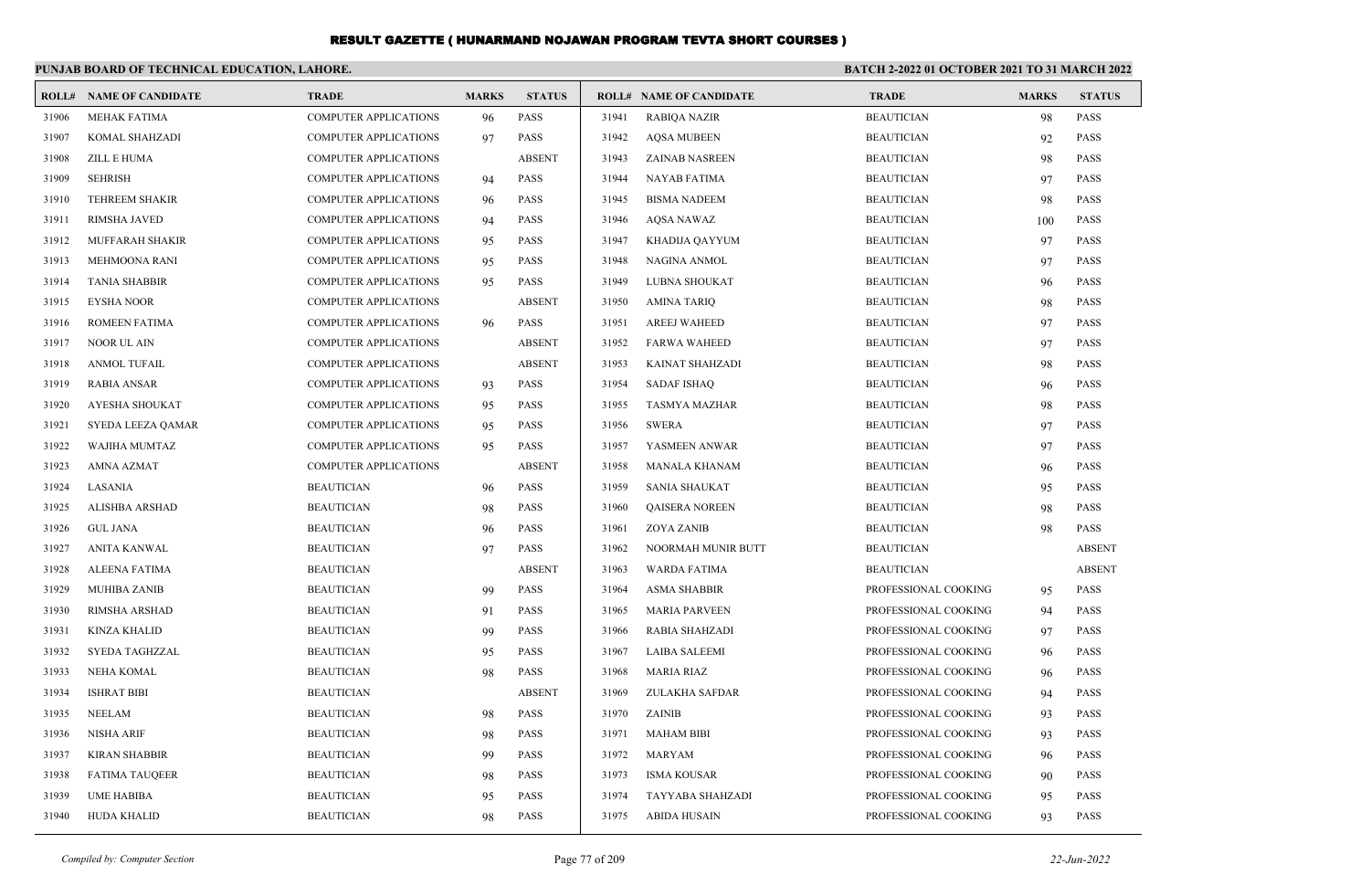# RESULT GAZETTE ( HUNARMAND NOJAWAN PROGRAM TEVTA SHORT COURSES )

**PUNJAB BOARD OF TECHNICAL EDUCATION, LAHORE.**

**BATCH 2-2022 01 OCTOBER 2021 TO 31 MARCH 2022**

| ROLL# | NAME OF CANDIDATE | TRADE | MARKS | STATUS |
|---|---|---|---|---|
| 31906 | MEHAK FATIMA | COMPUTER APPLICATIONS | 96 | PASS |
| 31907 | KOMAL SHAHZADI | COMPUTER APPLICATIONS | 97 | PASS |
| 31908 | ZILL E HUMA | COMPUTER APPLICATIONS | | ABSENT |
| 31909 | SEHRISH | COMPUTER APPLICATIONS | 94 | PASS |
| 31910 | TEHREEM SHAKIR | COMPUTER APPLICATIONS | 96 | PASS |
| 31911 | RIMSHA JAVED | COMPUTER APPLICATIONS | 94 | PASS |
| 31912 | MUFFARAH SHAKIR | COMPUTER APPLICATIONS | 95 | PASS |
| 31913 | MEHMOONA RANI | COMPUTER APPLICATIONS | 95 | PASS |
| 31914 | TANIA SHABBIR | COMPUTER APPLICATIONS | 95 | PASS |
| 31915 | EYSHA NOOR | COMPUTER APPLICATIONS | | ABSENT |
| 31916 | ROMEEN FATIMA | COMPUTER APPLICATIONS | 96 | PASS |
| 31917 | NOOR UL AIN | COMPUTER APPLICATIONS | | ABSENT |
| 31918 | ANMOL TUFAIL | COMPUTER APPLICATIONS | | ABSENT |
| 31919 | RABIA ANSAR | COMPUTER APPLICATIONS | 93 | PASS |
| 31920 | AYESHA SHOUKAT | COMPUTER APPLICATIONS | 95 | PASS |
| 31921 | SYEDA LEEZA QAMAR | COMPUTER APPLICATIONS | 95 | PASS |
| 31922 | WAJIHA MUMTAZ | COMPUTER APPLICATIONS | 95 | PASS |
| 31923 | AMNA AZMAT | COMPUTER APPLICATIONS | | ABSENT |
| 31924 | LASANIA | BEAUTICIAN | 96 | PASS |
| 31925 | ALISHBA ARSHAD | BEAUTICIAN | 98 | PASS |
| 31926 | GUL JANA | BEAUTICIAN | 96 | PASS |
| 31927 | ANITA KANWAL | BEAUTICIAN | 97 | PASS |
| 31928 | ALEENA FATIMA | BEAUTICIAN | | ABSENT |
| 31929 | MUHIBA ZANIB | BEAUTICIAN | 99 | PASS |
| 31930 | RIMSHA ARSHAD | BEAUTICIAN | 91 | PASS |
| 31931 | KINZA KHALID | BEAUTICIAN | 99 | PASS |
| 31932 | SYEDA TAGHZZAL | BEAUTICIAN | 95 | PASS |
| 31933 | NEHA KOMAL | BEAUTICIAN | 98 | PASS |
| 31934 | ISHRAT BIBI | BEAUTICIAN | | ABSENT |
| 31935 | NEELAM | BEAUTICIAN | 98 | PASS |
| 31936 | NISHA ARIF | BEAUTICIAN | 98 | PASS |
| 31937 | KIRAN SHABBIR | BEAUTICIAN | 99 | PASS |
| 31938 | FATIMA TAUQEER | BEAUTICIAN | 98 | PASS |
| 31939 | UME HABIBA | BEAUTICIAN | 95 | PASS |
| 31940 | HUDA KHALID | BEAUTICIAN | 98 | PASS |
| 31941 | RABIQA NAZIR | BEAUTICIAN | 98 | PASS |
| 31942 | AQSA MUBEEN | BEAUTICIAN | 92 | PASS |
| 31943 | ZAINAB NASREEN | BEAUTICIAN | 98 | PASS |
| 31944 | NAYAB FATIMA | BEAUTICIAN | 97 | PASS |
| 31945 | BISMA NADEEM | BEAUTICIAN | 98 | PASS |
| 31946 | AQSA NAWAZ | BEAUTICIAN | 100 | PASS |
| 31947 | KHADIJA QAYYUM | BEAUTICIAN | 97 | PASS |
| 31948 | NAGINA ANMOL | BEAUTICIAN | 97 | PASS |
| 31949 | LUBNA SHOUKAT | BEAUTICIAN | 96 | PASS |
| 31950 | AMINA TARIQ | BEAUTICIAN | 98 | PASS |
| 31951 | AREEJ WAHEED | BEAUTICIAN | 97 | PASS |
| 31952 | FARWA WAHEED | BEAUTICIAN | 97 | PASS |
| 31953 | KAINAT SHAHZADI | BEAUTICIAN | 98 | PASS |
| 31954 | SADAF ISHAQ | BEAUTICIAN | 96 | PASS |
| 31955 | TASMYA MAZHAR | BEAUTICIAN | 98 | PASS |
| 31956 | SWERA | BEAUTICIAN | 97 | PASS |
| 31957 | YASMEEN ANWAR | BEAUTICIAN | 97 | PASS |
| 31958 | MANALA KHANAM | BEAUTICIAN | 96 | PASS |
| 31959 | SANIA SHAUKAT | BEAUTICIAN | 95 | PASS |
| 31960 | QAISERA NOREEN | BEAUTICIAN | 98 | PASS |
| 31961 | ZOYA ZANIB | BEAUTICIAN | 98 | PASS |
| 31962 | NOORMAH MUNIR BUTT | BEAUTICIAN | | ABSENT |
| 31963 | WARDA FATIMA | BEAUTICIAN | | ABSENT |
| 31964 | ASMA SHABBIR | PROFESSIONAL COOKING | 95 | PASS |
| 31965 | MARIA PARVEEN | PROFESSIONAL COOKING | 94 | PASS |
| 31966 | RABIA SHAHZADI | PROFESSIONAL COOKING | 97 | PASS |
| 31967 | LAIBA SALEEMI | PROFESSIONAL COOKING | 96 | PASS |
| 31968 | MARIA RIAZ | PROFESSIONAL COOKING | 96 | PASS |
| 31969 | ZULAKHA SAFDAR | PROFESSIONAL COOKING | 94 | PASS |
| 31970 | ZAINIB | PROFESSIONAL COOKING | 93 | PASS |
| 31971 | MAHAM BIBI | PROFESSIONAL COOKING | 93 | PASS |
| 31972 | MARYAM | PROFESSIONAL COOKING | 96 | PASS |
| 31973 | ISMA KOUSAR | PROFESSIONAL COOKING | 90 | PASS |
| 31974 | TAYYABA SHAHZADI | PROFESSIONAL COOKING | 95 | PASS |
| 31975 | ABIDA HUSAIN | PROFESSIONAL COOKING | 93 | PASS |

*Compiled by: Computer Section* *22-Jun-2022*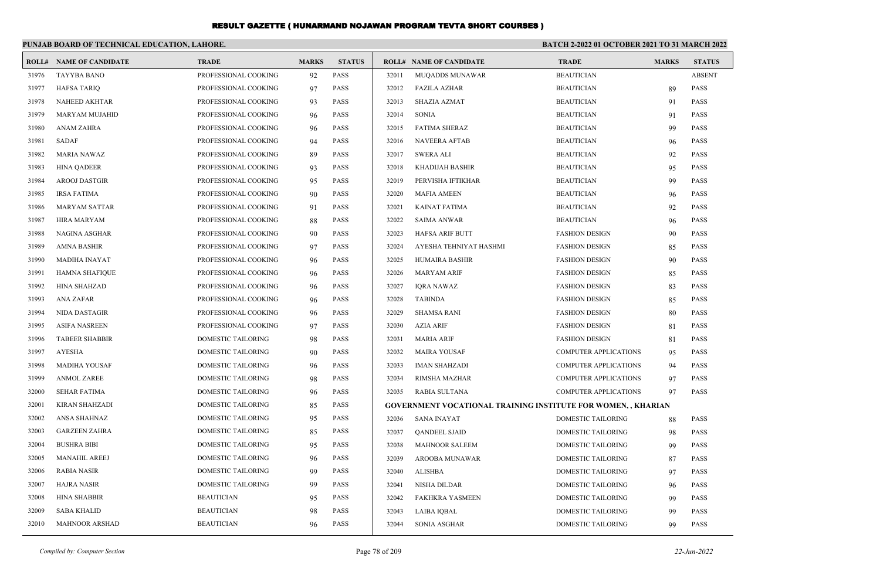# RESULT GAZETTE ( HUNARMAND NOJAWAN PROGRAM TEVTA SHORT COURSES )

**PUNJAB BOARD OF TECHNICAL EDUCATION, LAHORE.** 

**BATCH 2-2022 01 OCTOBER 2021 TO 31 MARCH 2022**

| ROLL# | NAME OF CANDIDATE | TRADE | MARKS | STATUS |
|---|---|---|---|---|
| 31976 | TAYYBA BANO | PROFESSIONAL COOKING | 92 | PASS |
| 31977 | HAFSA TARIQ | PROFESSIONAL COOKING | 97 | PASS |
| 31978 | NAHEED AKHTAR | PROFESSIONAL COOKING | 93 | PASS |
| 31979 | MARYAM MUJAHID | PROFESSIONAL COOKING | 96 | PASS |
| 31980 | ANAM ZAHRA | PROFESSIONAL COOKING | 96 | PASS |
| 31981 | SADAF | PROFESSIONAL COOKING | 94 | PASS |
| 31982 | MARIA NAWAZ | PROFESSIONAL COOKING | 89 | PASS |
| 31983 | HINA QADEER | PROFESSIONAL COOKING | 93 | PASS |
| 31984 | AROOJ DASTGIR | PROFESSIONAL COOKING | 95 | PASS |
| 31985 | IRSA FATIMA | PROFESSIONAL COOKING | 90 | PASS |
| 31986 | MARYAM SATTAR | PROFESSIONAL COOKING | 91 | PASS |
| 31987 | HIRA MARYAM | PROFESSIONAL COOKING | 88 | PASS |
| 31988 | NAGINA ASGHAR | PROFESSIONAL COOKING | 90 | PASS |
| 31989 | AMNA BASHIR | PROFESSIONAL COOKING | 97 | PASS |
| 31990 | MADIHA INAYAT | PROFESSIONAL COOKING | 96 | PASS |
| 31991 | HAMNA SHAFIQUE | PROFESSIONAL COOKING | 96 | PASS |
| 31992 | HINA SHAHZAD | PROFESSIONAL COOKING | 96 | PASS |
| 31993 | ANA ZAFAR | PROFESSIONAL COOKING | 96 | PASS |
| 31994 | NIDA DASTAGIR | PROFESSIONAL COOKING | 96 | PASS |
| 31995 | ASIFA NASREEN | PROFESSIONAL COOKING | 97 | PASS |
| 31996 | TABEER SHABBIR | DOMESTIC TAILORING | 98 | PASS |
| 31997 | AYESHA | DOMESTIC TAILORING | 90 | PASS |
| 31998 | MADIHA YOUSAF | DOMESTIC TAILORING | 96 | PASS |
| 31999 | ANMOL ZAREE | DOMESTIC TAILORING | 98 | PASS |
| 32000 | SEHAR FATIMA | DOMESTIC TAILORING | 96 | PASS |
| 32001 | KIRAN SHAHZADI | DOMESTIC TAILORING | 85 | PASS |
| 32002 | ANSA SHAHNAZ | DOMESTIC TAILORING | 95 | PASS |
| 32003 | GARZEEN ZAHRA | DOMESTIC TAILORING | 85 | PASS |
| 32004 | BUSHRA BIBI | DOMESTIC TAILORING | 95 | PASS |
| 32005 | MANAHIL AREEJ | DOMESTIC TAILORING | 96 | PASS |
| 32006 | RABIA NASIR | DOMESTIC TAILORING | 99 | PASS |
| 32007 | HAJRA NASIR | DOMESTIC TAILORING | 99 | PASS |
| 32008 | HINA SHABBIR | BEAUTICIAN | 95 | PASS |
| 32009 | SABA KHALID | BEAUTICIAN | 98 | PASS |
| 32010 | MAHNOOR ARSHAD | BEAUTICIAN | 96 | PASS |
| 32011 | MUQADDS MUNAWAR | BEAUTICIAN | | ABSENT |
| 32012 | FAZILA AZHAR | BEAUTICIAN | 89 | PASS |
| 32013 | SHAZIA AZMAT | BEAUTICIAN | 91 | PASS |
| 32014 | SONIA | BEAUTICIAN | 91 | PASS |
| 32015 | FATIMA SHERAZ | BEAUTICIAN | 99 | PASS |
| 32016 | NAVEERA AFTAB | BEAUTICIAN | 96 | PASS |
| 32017 | SWERA ALI | BEAUTICIAN | 92 | PASS |
| 32018 | KHADIJAH BASHIR | BEAUTICIAN | 95 | PASS |
| 32019 | PERVISHA IFTIKHAR | BEAUTICIAN | 99 | PASS |
| 32020 | MAFIA AMEEN | BEAUTICIAN | 96 | PASS |
| 32021 | KAINAT FATIMA | BEAUTICIAN | 92 | PASS |
| 32022 | SAIMA ANWAR | BEAUTICIAN | 96 | PASS |
| 32023 | HAFSA ARIF BUTT | FASHION DESIGN | 90 | PASS |
| 32024 | AYESHA TEHNIYAT HASHMI | FASHION DESIGN | 85 | PASS |
| 32025 | HUMAIRA BASHIR | FASHION DESIGN | 90 | PASS |
| 32026 | MARYAM ARIF | FASHION DESIGN | 85 | PASS |
| 32027 | IQRA NAWAZ | FASHION DESIGN | 83 | PASS |
| 32028 | TABINDA | FASHION DESIGN | 85 | PASS |
| 32029 | SHAMSA RANI | FASHION DESIGN | 80 | PASS |
| 32030 | AZIA ARIF | FASHION DESIGN | 81 | PASS |
| 32031 | MARIA ARIF | FASHION DESIGN | 81 | PASS |
| 32032 | MAIRA YOUSAF | COMPUTER APPLICATIONS | 95 | PASS |
| 32033 | IMAN SHAHZADI | COMPUTER APPLICATIONS | 94 | PASS |
| 32034 | RIMSHA MAZHAR | COMPUTER APPLICATIONS | 97 | PASS |
| 32035 | RABIA SULTANA | COMPUTER APPLICATIONS | 97 | PASS |
| **GOVERNMENT VOCATIONAL TRAINING INSTITUTE FOR WOMEN, , KHARIAN** | | | | |
| 32036 | SANA INAYAT | DOMESTIC TAILORING | 88 | PASS |
| 32037 | QANDEEL SJAID | DOMESTIC TAILORING | 98 | PASS |
| 32038 | MAHNOOR SALEEM | DOMESTIC TAILORING | 99 | PASS |
| 32039 | AROOBA MUNAWAR | DOMESTIC TAILORING | 87 | PASS |
| 32040 | ALISHBA | DOMESTIC TAILORING | 97 | PASS |
| 32041 | NISHA DILDAR | DOMESTIC TAILORING | 96 | PASS |
| 32042 | FAKHKRA YASMEEN | DOMESTIC TAILORING | 99 | PASS |
| 32043 | LAIBA IQBAL | DOMESTIC TAILORING | 99 | PASS |
| 32044 | SONIA ASGHAR | DOMESTIC TAILORING | 99 | PASS |

*Compiled by: Computer Section* 

*22-Jun-2022*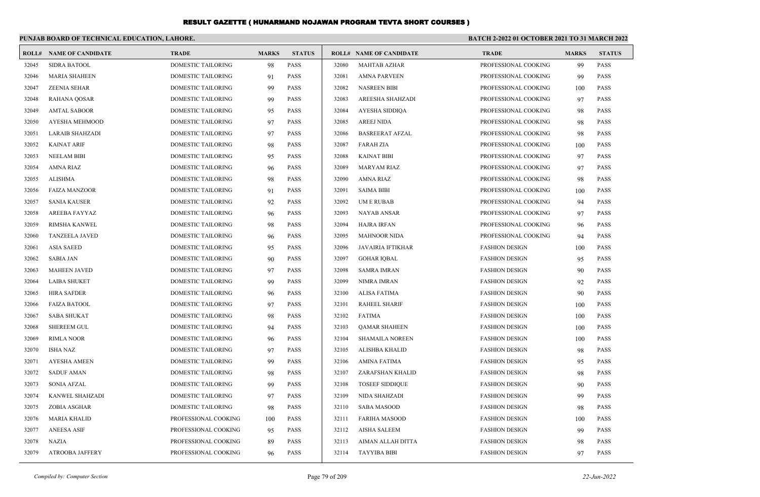# RESULT GAZETTE ( HUNARMAND NOJAWAN PROGRAM TEVTA SHORT COURSES )

**PUNJAB BOARD OF TECHNICAL EDUCATION, LAHORE.**

**BATCH 2-2022 01 OCTOBER 2021 TO 31 MARCH 2022**

| ROLL# | NAME OF CANDIDATE | TRADE | MARKS | STATUS |
|---|---|---|---|---|
| 32045 | SIDRA BATOOL | DOMESTIC TAILORING | 98 | PASS |
| 32046 | MARIA SHAHEEN | DOMESTIC TAILORING | 91 | PASS |
| 32047 | ZEENIA SEHAR | DOMESTIC TAILORING | 99 | PASS |
| 32048 | RAHANA QOSAR | DOMESTIC TAILORING | 99 | PASS |
| 32049 | AMTAL SABOOR | DOMESTIC TAILORING | 95 | PASS |
| 32050 | AYESHA MEHMOOD | DOMESTIC TAILORING | 97 | PASS |
| 32051 | LARAIB SHAHZADI | DOMESTIC TAILORING | 97 | PASS |
| 32052 | KAINAT ARIF | DOMESTIC TAILORING | 98 | PASS |
| 32053 | NEELAM BIBI | DOMESTIC TAILORING | 95 | PASS |
| 32054 | AMNA RIAZ | DOMESTIC TAILORING | 96 | PASS |
| 32055 | ALISHMA | DOMESTIC TAILORING | 98 | PASS |
| 32056 | FAIZA MANZOOR | DOMESTIC TAILORING | 91 | PASS |
| 32057 | SANIA KAUSER | DOMESTIC TAILORING | 92 | PASS |
| 32058 | AREEBA FAYYAZ | DOMESTIC TAILORING | 96 | PASS |
| 32059 | RIMSHA KANWEL | DOMESTIC TAILORING | 98 | PASS |
| 32060 | TANZEELA JAVED | DOMESTIC TAILORING | 96 | PASS |
| 32061 | ASIA SAEED | DOMESTIC TAILORING | 95 | PASS |
| 32062 | SABIA JAN | DOMESTIC TAILORING | 90 | PASS |
| 32063 | MAHEEN JAVED | DOMESTIC TAILORING | 97 | PASS |
| 32064 | LAIBA SHUKET | DOMESTIC TAILORING | 99 | PASS |
| 32065 | HIRA SAFDER | DOMESTIC TAILORING | 96 | PASS |
| 32066 | FAIZA BATOOL | DOMESTIC TAILORING | 97 | PASS |
| 32067 | SABA SHUKAT | DOMESTIC TAILORING | 98 | PASS |
| 32068 | SHEREEM GUL | DOMESTIC TAILORING | 94 | PASS |
| 32069 | RIMLA NOOR | DOMESTIC TAILORING | 96 | PASS |
| 32070 | ISHA NAZ | DOMESTIC TAILORING | 97 | PASS |
| 32071 | AYESHA AMEEN | DOMESTIC TAILORING | 99 | PASS |
| 32072 | SADUF AMAN | DOMESTIC TAILORING | 98 | PASS |
| 32073 | SONIA AFZAL | DOMESTIC TAILORING | 99 | PASS |
| 32074 | KANWEL SHAHZADI | DOMESTIC TAILORING | 97 | PASS |
| 32075 | ZOBIA ASGHAR | DOMESTIC TAILORING | 98 | PASS |
| 32076 | MARIA KHALID | PROFESSIONAL COOKING | 100 | PASS |
| 32077 | ANEESA ASIF | PROFESSIONAL COOKING | 95 | PASS |
| 32078 | NAZIA | PROFESSIONAL COOKING | 89 | PASS |
| 32079 | ATROOBA JAFFERY | PROFESSIONAL COOKING | 96 | PASS |
| 32080 | MAHTAB AZHAR | PROFESSIONAL COOKING | 99 | PASS |
| 32081 | AMNA PARVEEN | PROFESSIONAL COOKING | 99 | PASS |
| 32082 | NASREEN BIBI | PROFESSIONAL COOKING | 100 | PASS |
| 32083 | AREESHA SHAHZADI | PROFESSIONAL COOKING | 97 | PASS |
| 32084 | AYESHA SIDDIQA | PROFESSIONAL COOKING | 98 | PASS |
| 32085 | AREEJ NIDA | PROFESSIONAL COOKING | 98 | PASS |
| 32086 | BASREERAT AFZAL | PROFESSIONAL COOKING | 98 | PASS |
| 32087 | FARAH ZIA | PROFESSIONAL COOKING | 100 | PASS |
| 32088 | KAINAT BIBI | PROFESSIONAL COOKING | 97 | PASS |
| 32089 | MARYAM RIAZ | PROFESSIONAL COOKING | 97 | PASS |
| 32090 | AMNA RIAZ | PROFESSIONAL COOKING | 98 | PASS |
| 32091 | SAIMA BIBI | PROFESSIONAL COOKING | 100 | PASS |
| 32092 | UM E RUBAB | PROFESSIONAL COOKING | 94 | PASS |
| 32093 | NAYAB ANSAR | PROFESSIONAL COOKING | 97 | PASS |
| 32094 | HAJRA IRFAN | PROFESSIONAL COOKING | 96 | PASS |
| 32095 | MAHNOOR NIDA | PROFESSIONAL COOKING | 94 | PASS |
| 32096 | JAVAIRIA IFTIKHAR | FASHION DESIGN | 100 | PASS |
| 32097 | GOHAR IQBAL | FASHION DESIGN | 95 | PASS |
| 32098 | SAMRA IMRAN | FASHION DESIGN | 90 | PASS |
| 32099 | NIMRA IMRAN | FASHION DESIGN | 92 | PASS |
| 32100 | ALISA FATIMA | FASHION DESIGN | 90 | PASS |
| 32101 | RAHEEL SHARIF | FASHION DESIGN | 100 | PASS |
| 32102 | FATIMA | FASHION DESIGN | 100 | PASS |
| 32103 | QAMAR SHAHEEN | FASHION DESIGN | 100 | PASS |
| 32104 | SHAMAILA NOREEN | FASHION DESIGN | 100 | PASS |
| 32105 | ALISHBA KHALID | FASHION DESIGN | 98 | PASS |
| 32106 | AMINA FATIMA | FASHION DESIGN | 95 | PASS |
| 32107 | ZARAFSHAN KHALID | FASHION DESIGN | 98 | PASS |
| 32108 | TOSEEF SIDDIQUE | FASHION DESIGN | 90 | PASS |
| 32109 | NIDA SHAHZADI | FASHION DESIGN | 99 | PASS |
| 32110 | SABA MASOOD | FASHION DESIGN | 98 | PASS |
| 32111 | FARIHA MASOOD | FASHION DESIGN | 100 | PASS |
| 32112 | AISHA SALEEM | FASHION DESIGN | 99 | PASS |
| 32113 | AIMAN ALLAH DITTA | FASHION DESIGN | 98 | PASS |
| 32114 | TAYYIBA BIBI | FASHION DESIGN | 97 | PASS |

*Compiled by: Computer Section*

*22-Jun-2022*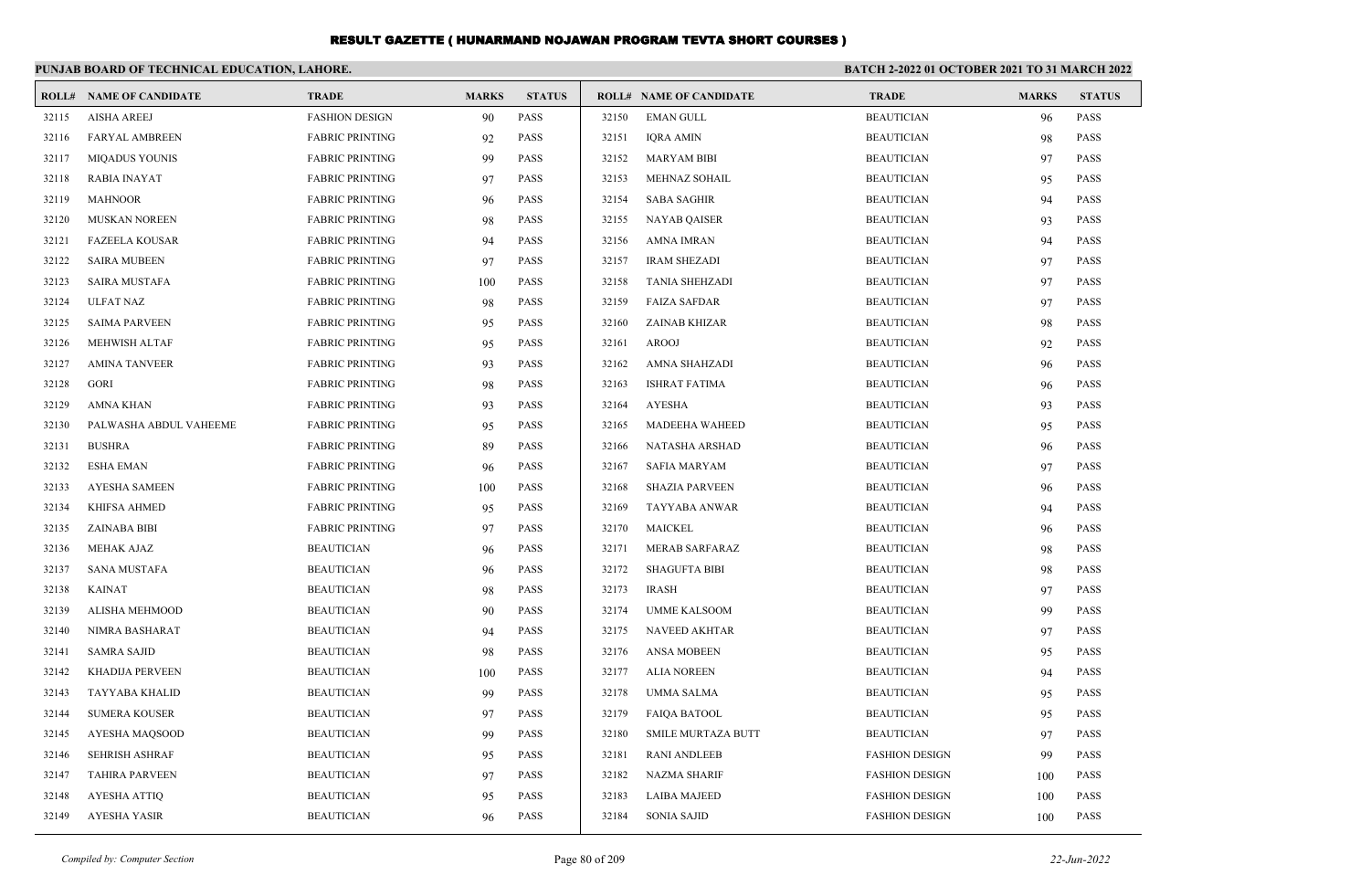# RESULT GAZETTE ( HUNARMAND NOJAWAN PROGRAM TEVTA SHORT COURSES )

## PUNJAB BOARD OF TECHNICAL EDUCATION, LAHORE.

**BATCH 2-2022 01 OCTOBER 2021 TO 31 MARCH 2022**

| ROLL# | NAME OF CANDIDATE | TRADE | MARKS | STATUS |
|---|---|---|---|---|
| 32115 | AISHA AREEJ | FASHION DESIGN | 90 | PASS |
| 32116 | FARYAL AMBREEN | FABRIC PRINTING | 92 | PASS |
| 32117 | MIQADUS YOUNIS | FABRIC PRINTING | 99 | PASS |
| 32118 | RABIA INAYAT | FABRIC PRINTING | 97 | PASS |
| 32119 | MAHNOOR | FABRIC PRINTING | 96 | PASS |
| 32120 | MUSKAN NOREEN | FABRIC PRINTING | 98 | PASS |
| 32121 | FAZEELA KOUSAR | FABRIC PRINTING | 94 | PASS |
| 32122 | SAIRA MUBEEN | FABRIC PRINTING | 97 | PASS |
| 32123 | SAIRA MUSTAFA | FABRIC PRINTING | 100 | PASS |
| 32124 | ULFAT NAZ | FABRIC PRINTING | 98 | PASS |
| 32125 | SAIMA PARVEEN | FABRIC PRINTING | 95 | PASS |
| 32126 | MEHWISH ALTAF | FABRIC PRINTING | 95 | PASS |
| 32127 | AMINA TANVEER | FABRIC PRINTING | 93 | PASS |
| 32128 | GORI | FABRIC PRINTING | 98 | PASS |
| 32129 | AMNA KHAN | FABRIC PRINTING | 93 | PASS |
| 32130 | PALWASHA ABDUL VAHEEME | FABRIC PRINTING | 95 | PASS |
| 32131 | BUSHRA | FABRIC PRINTING | 89 | PASS |
| 32132 | ESHA EMAN | FABRIC PRINTING | 96 | PASS |
| 32133 | AYESHA SAMEEN | FABRIC PRINTING | 100 | PASS |
| 32134 | KHIFSA AHMED | FABRIC PRINTING | 95 | PASS |
| 32135 | ZAINABA BIBI | FABRIC PRINTING | 97 | PASS |
| 32136 | MEHAK AJAZ | BEAUTICIAN | 96 | PASS |
| 32137 | SANA MUSTAFA | BEAUTICIAN | 96 | PASS |
| 32138 | KAINAT | BEAUTICIAN | 98 | PASS |
| 32139 | ALISHA MEHMOOD | BEAUTICIAN | 90 | PASS |
| 32140 | NIMRA BASHARAT | BEAUTICIAN | 94 | PASS |
| 32141 | SAMRA SAJID | BEAUTICIAN | 98 | PASS |
| 32142 | KHADIJA PERVEEN | BEAUTICIAN | 100 | PASS |
| 32143 | TAYYABA KHALID | BEAUTICIAN | 99 | PASS |
| 32144 | SUMERA KOUSER | BEAUTICIAN | 97 | PASS |
| 32145 | AYESHA MAQSOOD | BEAUTICIAN | 99 | PASS |
| 32146 | SEHRISH ASHRAF | BEAUTICIAN | 95 | PASS |
| 32147 | TAHIRA PARVEEN | BEAUTICIAN | 97 | PASS |
| 32148 | AYESHA ATTIQ | BEAUTICIAN | 95 | PASS |
| 32149 | AYESHA YASIR | BEAUTICIAN | 96 | PASS |
| 32150 | EMAN GULL | BEAUTICIAN | 96 | PASS |
| 32151 | IQRA AMIN | BEAUTICIAN | 98 | PASS |
| 32152 | MARYAM BIBI | BEAUTICIAN | 97 | PASS |
| 32153 | MEHNAZ SOHAIL | BEAUTICIAN | 95 | PASS |
| 32154 | SABA SAGHIR | BEAUTICIAN | 94 | PASS |
| 32155 | NAYAB QAISER | BEAUTICIAN | 93 | PASS |
| 32156 | AMNA IMRAN | BEAUTICIAN | 94 | PASS |
| 32157 | IRAM SHEZADI | BEAUTICIAN | 97 | PASS |
| 32158 | TANIA SHEHZADI | BEAUTICIAN | 97 | PASS |
| 32159 | FAIZA SAFDAR | BEAUTICIAN | 97 | PASS |
| 32160 | ZAINAB KHIZAR | BEAUTICIAN | 98 | PASS |
| 32161 | AROOJ | BEAUTICIAN | 92 | PASS |
| 32162 | AMNA SHAHZADI | BEAUTICIAN | 96 | PASS |
| 32163 | ISHRAT FATIMA | BEAUTICIAN | 96 | PASS |
| 32164 | AYESHA | BEAUTICIAN | 93 | PASS |
| 32165 | MADEEHA WAHEED | BEAUTICIAN | 95 | PASS |
| 32166 | NATASHA ARSHAD | BEAUTICIAN | 96 | PASS |
| 32167 | SAFIA MARYAM | BEAUTICIAN | 97 | PASS |
| 32168 | SHAZIA PARVEEN | BEAUTICIAN | 96 | PASS |
| 32169 | TAYYABA ANWAR | BEAUTICIAN | 94 | PASS |
| 32170 | MAICKEL | BEAUTICIAN | 96 | PASS |
| 32171 | MERAB SARFARAZ | BEAUTICIAN | 98 | PASS |
| 32172 | SHAGUFTA BIBI | BEAUTICIAN | 98 | PASS |
| 32173 | IRASH | BEAUTICIAN | 97 | PASS |
| 32174 | UMME KALSOOM | BEAUTICIAN | 99 | PASS |
| 32175 | NAVEED AKHTAR | BEAUTICIAN | 97 | PASS |
| 32176 | ANSA MOBEEN | BEAUTICIAN | 95 | PASS |
| 32177 | ALIA NOREEN | BEAUTICIAN | 94 | PASS |
| 32178 | UMMA SALMA | BEAUTICIAN | 95 | PASS |
| 32179 | FAIQA BATOOL | BEAUTICIAN | 95 | PASS |
| 32180 | SMILE MURTAZA BUTT | BEAUTICIAN | 97 | PASS |
| 32181 | RANI ANDLEEB | FASHION DESIGN | 99 | PASS |
| 32182 | NAZMA SHARIF | FASHION DESIGN | 100 | PASS |
| 32183 | LAIBA MAJEED | FASHION DESIGN | 100 | PASS |
| 32184 | SONIA SAJID | FASHION DESIGN | 100 | PASS |

*Compiled by: Computer Section*

*22-Jun-2022*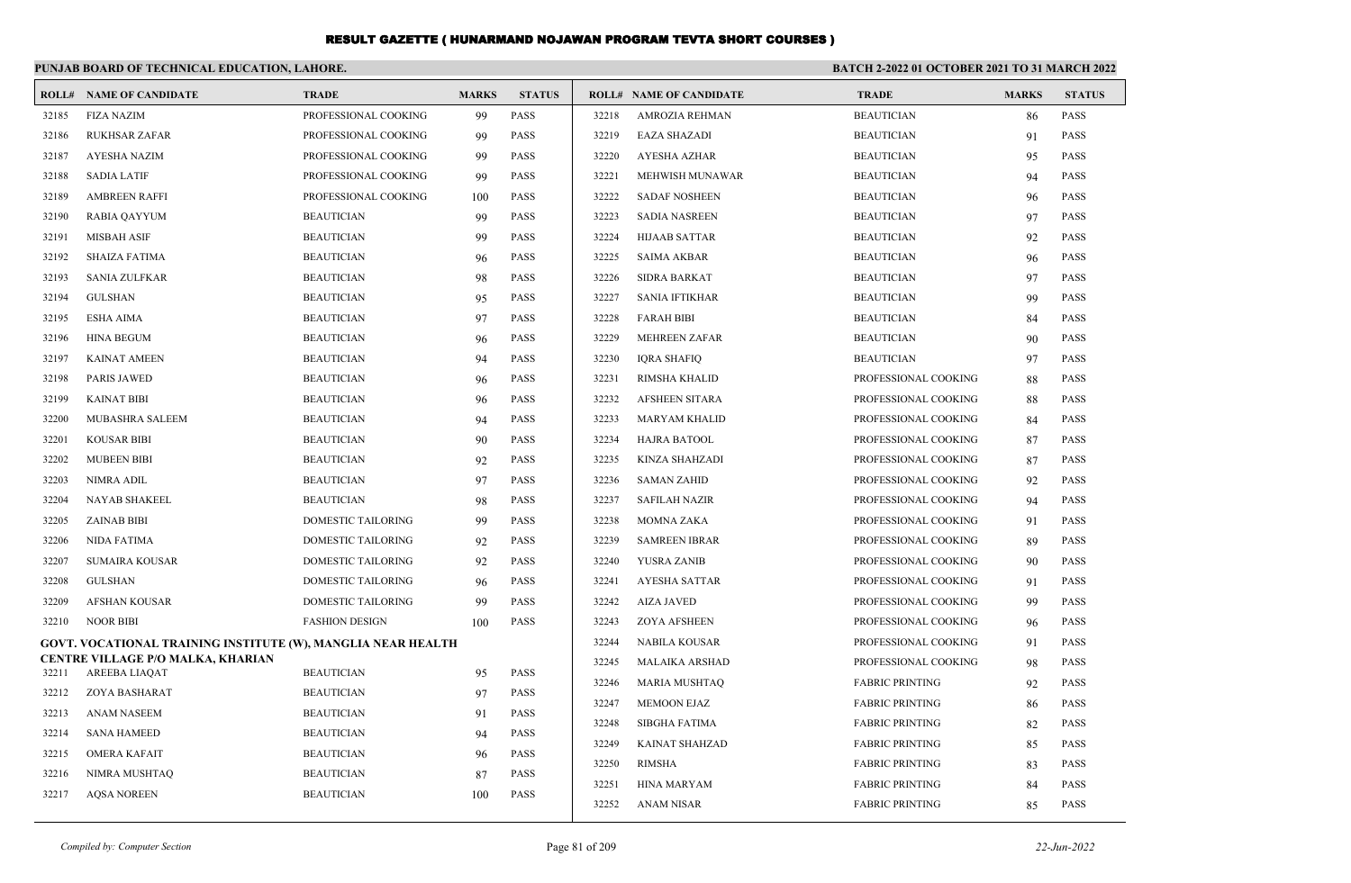# RESULT GAZETTE ( HUNARMAND NOJAWAN PROGRAM TEVTA SHORT COURSES )

**PUNJAB BOARD OF TECHNICAL EDUCATION, LAHORE.**

**BATCH 2-2022 01 OCTOBER 2021 TO 31 MARCH 2022**

| ROLL# | NAME OF CANDIDATE | TRADE | MARKS | STATUS |
|---|---|---|---|---|
| 32185 | FIZA NAZIM | PROFESSIONAL COOKING | 99 | PASS |
| 32186 | RUKHSAR ZAFAR | PROFESSIONAL COOKING | 99 | PASS |
| 32187 | AYESHA NAZIM | PROFESSIONAL COOKING | 99 | PASS |
| 32188 | SADIA LATIF | PROFESSIONAL COOKING | 99 | PASS |
| 32189 | AMBREEN RAFFI | PROFESSIONAL COOKING | 100 | PASS |
| 32190 | RABIA QAYYUM | BEAUTICIAN | 99 | PASS |
| 32191 | MISBAH ASIF | BEAUTICIAN | 99 | PASS |
| 32192 | SHAIZA FATIMA | BEAUTICIAN | 96 | PASS |
| 32193 | SANIA ZULFKAR | BEAUTICIAN | 98 | PASS |
| 32194 | GULSHAN | BEAUTICIAN | 95 | PASS |
| 32195 | ESHA AIMA | BEAUTICIAN | 97 | PASS |
| 32196 | HINA BEGUM | BEAUTICIAN | 96 | PASS |
| 32197 | KAINAT AMEEN | BEAUTICIAN | 94 | PASS |
| 32198 | PARIS JAWED | BEAUTICIAN | 96 | PASS |
| 32199 | KAINAT BIBI | BEAUTICIAN | 96 | PASS |
| 32200 | MUBASHRA SALEEM | BEAUTICIAN | 94 | PASS |
| 32201 | KOUSAR BIBI | BEAUTICIAN | 90 | PASS |
| 32202 | MUBEEN BIBI | BEAUTICIAN | 92 | PASS |
| 32203 | NIMRA ADIL | BEAUTICIAN | 97 | PASS |
| 32204 | NAYAB SHAKEEL | BEAUTICIAN | 98 | PASS |
| 32205 | ZAINAB BIBI | DOMESTIC TAILORING | 99 | PASS |
| 32206 | NIDA FATIMA | DOMESTIC TAILORING | 92 | PASS |
| 32207 | SUMAIRA KOUSAR | DOMESTIC TAILORING | 92 | PASS |
| 32208 | GULSHAN | DOMESTIC TAILORING | 96 | PASS |
| 32209 | AFSHAN KOUSAR | DOMESTIC TAILORING | 99 | PASS |
| 32210 | NOOR BIBI | FASHION DESIGN | 100 | PASS |

**GOVT. VOCATIONAL TRAINING INSTITUTE (W), MANGLIA NEAR HEALTH CENTRE VILLAGE P/O MALKA, KHARIAN**

| ROLL# | NAME OF CANDIDATE | TRADE | MARKS | STATUS |
|---|---|---|---|---|
| 32211 | AREEBA LIAQAT | BEAUTICIAN | 95 | PASS |
| 32212 | ZOYA BASHARAT | BEAUTICIAN | 97 | PASS |
| 32213 | ANAM NASEEM | BEAUTICIAN | 91 | PASS |
| 32214 | SANA HAMEED | BEAUTICIAN | 94 | PASS |
| 32215 | OMERA KAFAIT | BEAUTICIAN | 96 | PASS |
| 32216 | NIMRA MUSHTAQ | BEAUTICIAN | 87 | PASS |
| 32217 | AQSA NOREEN | BEAUTICIAN | 100 | PASS |
| 32218 | AMROZIA REHMAN | BEAUTICIAN | 86 | PASS |
| 32219 | EAZA SHAZADI | BEAUTICIAN | 91 | PASS |
| 32220 | AYESHA AZHAR | BEAUTICIAN | 95 | PASS |
| 32221 | MEHWISH MUNAWAR | BEAUTICIAN | 94 | PASS |
| 32222 | SADAF NOSHEEN | BEAUTICIAN | 96 | PASS |
| 32223 | SADIA NASREEN | BEAUTICIAN | 97 | PASS |
| 32224 | HIJAAB SATTAR | BEAUTICIAN | 92 | PASS |
| 32225 | SAIMA AKBAR | BEAUTICIAN | 96 | PASS |
| 32226 | SIDRA BARKAT | BEAUTICIAN | 97 | PASS |
| 32227 | SANIA IFTIKHAR | BEAUTICIAN | 99 | PASS |
| 32228 | FARAH BIBI | BEAUTICIAN | 84 | PASS |
| 32229 | MEHREEN ZAFAR | BEAUTICIAN | 90 | PASS |
| 32230 | IQRA SHAFIQ | BEAUTICIAN | 97 | PASS |
| 32231 | RIMSHA KHALID | PROFESSIONAL COOKING | 88 | PASS |
| 32232 | AFSHEEN SITARA | PROFESSIONAL COOKING | 88 | PASS |
| 32233 | MARYAM KHALID | PROFESSIONAL COOKING | 84 | PASS |
| 32234 | HAJRA BATOOL | PROFESSIONAL COOKING | 87 | PASS |
| 32235 | KINZA SHAHZADI | PROFESSIONAL COOKING | 87 | PASS |
| 32236 | SAMAN ZAHID | PROFESSIONAL COOKING | 92 | PASS |
| 32237 | SAFILAH NAZIR | PROFESSIONAL COOKING | 94 | PASS |
| 32238 | MOMNA ZAKA | PROFESSIONAL COOKING | 91 | PASS |
| 32239 | SAMREEN IBRAR | PROFESSIONAL COOKING | 89 | PASS |
| 32240 | YUSRA ZANIB | PROFESSIONAL COOKING | 90 | PASS |
| 32241 | AYESHA SATTAR | PROFESSIONAL COOKING | 91 | PASS |
| 32242 | AIZA JAVED | PROFESSIONAL COOKING | 99 | PASS |
| 32243 | ZOYA AFSHEEN | PROFESSIONAL COOKING | 96 | PASS |
| 32244 | NABILA KOUSAR | PROFESSIONAL COOKING | 91 | PASS |
| 32245 | MALAIKA ARSHAD | PROFESSIONAL COOKING | 98 | PASS |
| 32246 | MARIA MUSHTAQ | FABRIC PRINTING | 92 | PASS |
| 32247 | MEMOON EJAZ | FABRIC PRINTING | 86 | PASS |
| 32248 | SIBGHA FATIMA | FABRIC PRINTING | 82 | PASS |
| 32249 | KAINAT SHAHZAD | FABRIC PRINTING | 85 | PASS |
| 32250 | RIMSHA | FABRIC PRINTING | 83 | PASS |
| 32251 | HINA MARYAM | FABRIC PRINTING | 84 | PASS |
| 32252 | ANAM NISAR | FABRIC PRINTING | 85 | PASS |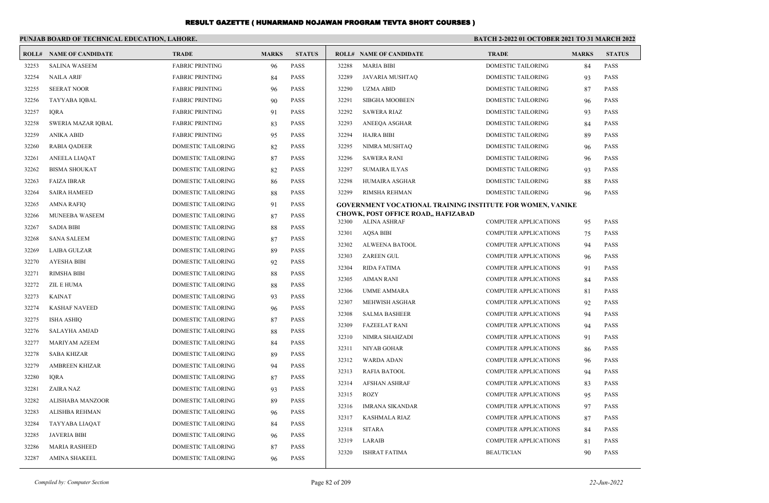# RESULT GAZETTE ( HUNARMAND NOJAWAN PROGRAM TEVTA SHORT COURSES )

**PUNJAB BOARD OF TECHNICAL EDUCATION, LAHORE.**

**BATCH 2-2022 01 OCTOBER 2021 TO 31 MARCH 2022**

| ROLL# | NAME OF CANDIDATE | TRADE | MARKS | STATUS |
|---|---|---|---|---|
| 32253 | SALINA WASEEM | FABRIC PRINTING | 96 | PASS |
| 32254 | NAILA ARIF | FABRIC PRINTING | 84 | PASS |
| 32255 | SEERAT NOOR | FABRIC PRINTING | 96 | PASS |
| 32256 | TAYYABA IQBAL | FABRIC PRINTING | 90 | PASS |
| 32257 | IQRA | FABRIC PRINTING | 91 | PASS |
| 32258 | SWERIA MAZAR IQBAL | FABRIC PRINTING | 83 | PASS |
| 32259 | ANIKA ABID | FABRIC PRINTING | 95 | PASS |
| 32260 | RABIA QADEER | DOMESTIC TAILORING | 82 | PASS |
| 32261 | ANEELA LIAQAT | DOMESTIC TAILORING | 87 | PASS |
| 32262 | BISMA SHOUKAT | DOMESTIC TAILORING | 82 | PASS |
| 32263 | FAIZA IBRAR | DOMESTIC TAILORING | 86 | PASS |
| 32264 | SAIRA HAMEED | DOMESTIC TAILORING | 88 | PASS |
| 32265 | AMNA RAFIQ | DOMESTIC TAILORING | 91 | PASS |
| 32266 | MUNEEBA WASEEM | DOMESTIC TAILORING | 87 | PASS |
| 32267 | SADIA BIBI | DOMESTIC TAILORING | 88 | PASS |
| 32268 | SANA SALEEM | DOMESTIC TAILORING | 87 | PASS |
| 32269 | LAIBA GULZAR | DOMESTIC TAILORING | 89 | PASS |
| 32270 | AYESHA BIBI | DOMESTIC TAILORING | 92 | PASS |
| 32271 | RIMSHA BIBI | DOMESTIC TAILORING | 88 | PASS |
| 32272 | ZIL E HUMA | DOMESTIC TAILORING | 88 | PASS |
| 32273 | KAINAT | DOMESTIC TAILORING | 93 | PASS |
| 32274 | KASHAF NAVEED | DOMESTIC TAILORING | 96 | PASS |
| 32275 | ISHA ASHIQ | DOMESTIC TAILORING | 87 | PASS |
| 32276 | SALAYHA AMJAD | DOMESTIC TAILORING | 88 | PASS |
| 32277 | MARIYAM AZEEM | DOMESTIC TAILORING | 84 | PASS |
| 32278 | SABA KHIZAR | DOMESTIC TAILORING | 89 | PASS |
| 32279 | AMBREEN KHIZAR | DOMESTIC TAILORING | 94 | PASS |
| 32280 | IQRA | DOMESTIC TAILORING | 87 | PASS |
| 32281 | ZAIRA NAZ | DOMESTIC TAILORING | 93 | PASS |
| 32282 | ALISHABA MANZOOR | DOMESTIC TAILORING | 89 | PASS |
| 32283 | ALISHBA REHMAN | DOMESTIC TAILORING | 96 | PASS |
| 32284 | TAYYABA LIAQAT | DOMESTIC TAILORING | 84 | PASS |
| 32285 | JAVERIA BIBI | DOMESTIC TAILORING | 96 | PASS |
| 32286 | MARIA RASHEED | DOMESTIC TAILORING | 87 | PASS |
| 32287 | AMINA SHAKEEL | DOMESTIC TAILORING | 96 | PASS |
| 32288 | MARIA BIBI | DOMESTIC TAILORING | 84 | PASS |
| 32289 | JAVARIA MUSHTAQ | DOMESTIC TAILORING | 93 | PASS |
| 32290 | UZMA ABID | DOMESTIC TAILORING | 87 | PASS |
| 32291 | SIBGHA MOOBEEN | DOMESTIC TAILORING | 96 | PASS |
| 32292 | SAWERA RIAZ | DOMESTIC TAILORING | 93 | PASS |
| 32293 | ANEEQA ASGHAR | DOMESTIC TAILORING | 84 | PASS |
| 32294 | HAJRA BIBI | DOMESTIC TAILORING | 89 | PASS |
| 32295 | NIMRA MUSHTAQ | DOMESTIC TAILORING | 96 | PASS |
| 32296 | SAWERA RANI | DOMESTIC TAILORING | 96 | PASS |
| 32297 | SUMAIRA ILYAS | DOMESTIC TAILORING | 93 | PASS |
| 32298 | HUMAIRA ASGHAR | DOMESTIC TAILORING | 88 | PASS |
| 32299 | RIMSHA REHMAN | DOMESTIC TAILORING | 96 | PASS |

**GOVERNMENT VOCATIONAL TRAINING INSTITUTE FOR WOMEN, VANIKE CHOWK, POST OFFICE ROAD,, HAFIZABAD**

| ROLL# | NAME OF CANDIDATE | TRADE | MARKS | STATUS |
|---|---|---|---|---|
| 32300 | ALINA ASHRAF | COMPUTER APPLICATIONS | 95 | PASS |
| 32301 | AQSA BIBI | COMPUTER APPLICATIONS | 75 | PASS |
| 32302 | ALWEENA BATOOL | COMPUTER APPLICATIONS | 94 | PASS |
| 32303 | ZAREEN GUL | COMPUTER APPLICATIONS | 96 | PASS |
| 32304 | RIDA FATIMA | COMPUTER APPLICATIONS | 91 | PASS |
| 32305 | AIMAN RANI | COMPUTER APPLICATIONS | 84 | PASS |
| 32306 | UMME AMMARA | COMPUTER APPLICATIONS | 81 | PASS |
| 32307 | MEHWISH ASGHAR | COMPUTER APPLICATIONS | 92 | PASS |
| 32308 | SALMA BASHEER | COMPUTER APPLICATIONS | 94 | PASS |
| 32309 | FAZEELAT RANI | COMPUTER APPLICATIONS | 94 | PASS |
| 32310 | NIMRA SHAHZADI | COMPUTER APPLICATIONS | 91 | PASS |
| 32311 | NIYAB GOHAR | COMPUTER APPLICATIONS | 86 | PASS |
| 32312 | WARDA ADAN | COMPUTER APPLICATIONS | 96 | PASS |
| 32313 | RAFIA BATOOL | COMPUTER APPLICATIONS | 94 | PASS |
| 32314 | AFSHAN ASHRAF | COMPUTER APPLICATIONS | 83 | PASS |
| 32315 | ROZY | COMPUTER APPLICATIONS | 95 | PASS |
| 32316 | IMRANA SIKANDAR | COMPUTER APPLICATIONS | 97 | PASS |
| 32317 | KASHMALA RIAZ | COMPUTER APPLICATIONS | 87 | PASS |
| 32318 | SITARA | COMPUTER APPLICATIONS | 84 | PASS |
| 32319 | LARAIB | COMPUTER APPLICATIONS | 81 | PASS |
| 32320 | ISHRAT FATIMA | BEAUTICIAN | 90 | PASS |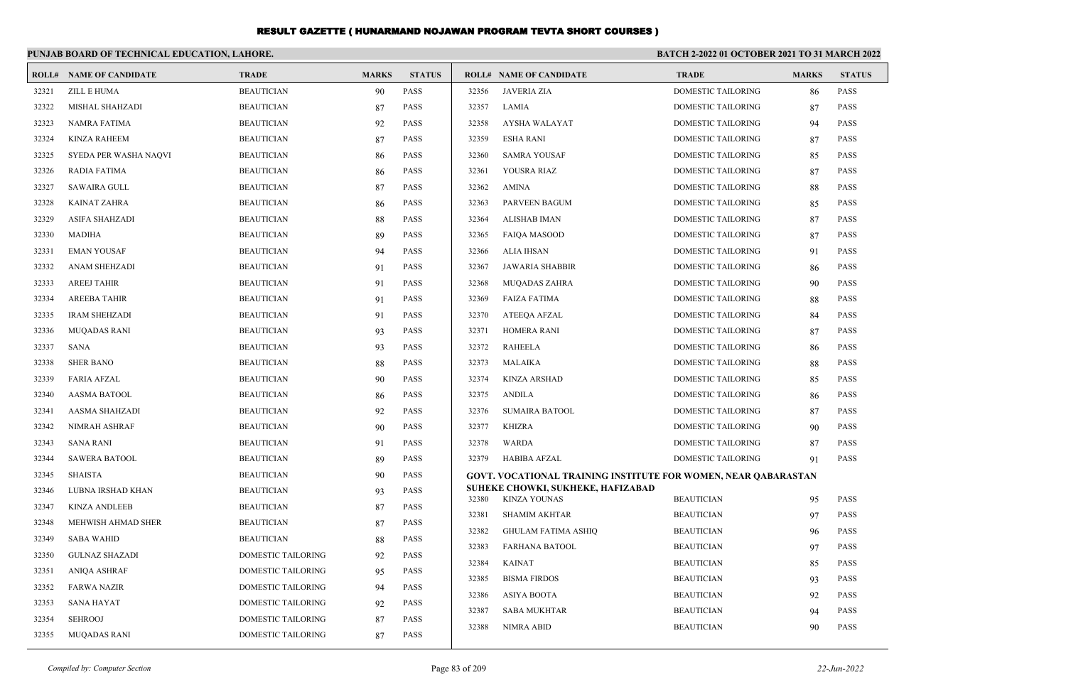# RESULT GAZETTE ( HUNARMAND NOJAWAN PROGRAM TEVTA SHORT COURSES )

**PUNJAB BOARD OF TECHNICAL EDUCATION, LAHORE.** **BATCH 2-2022 01 OCTOBER 2021 TO 31 MARCH 2022**

| ROLL# | NAME OF CANDIDATE | TRADE | MARKS | STATUS |
|---|---|---|---|---|
| 32321 | ZILL E HUMA | BEAUTICIAN | 90 | PASS |
| 32322 | MISHAL SHAHZADI | BEAUTICIAN | 87 | PASS |
| 32323 | NAMRA FATIMA | BEAUTICIAN | 92 | PASS |
| 32324 | KINZA RAHEEM | BEAUTICIAN | 87 | PASS |
| 32325 | SYEDA PER WASHA NAQVI | BEAUTICIAN | 86 | PASS |
| 32326 | RADIA FATIMA | BEAUTICIAN | 86 | PASS |
| 32327 | SAWAIRA GULL | BEAUTICIAN | 87 | PASS |
| 32328 | KAINAT ZAHRA | BEAUTICIAN | 86 | PASS |
| 32329 | ASIFA SHAHZADI | BEAUTICIAN | 88 | PASS |
| 32330 | MADIHA | BEAUTICIAN | 89 | PASS |
| 32331 | EMAN YOUSAF | BEAUTICIAN | 94 | PASS |
| 32332 | ANAM SHEHZADI | BEAUTICIAN | 91 | PASS |
| 32333 | AREEJ TAHIR | BEAUTICIAN | 91 | PASS |
| 32334 | AREEBA TAHIR | BEAUTICIAN | 91 | PASS |
| 32335 | IRAM SHEHZADI | BEAUTICIAN | 91 | PASS |
| 32336 | MUQADAS RANI | BEAUTICIAN | 93 | PASS |
| 32337 | SANA | BEAUTICIAN | 93 | PASS |
| 32338 | SHER BANO | BEAUTICIAN | 88 | PASS |
| 32339 | FARIA AFZAL | BEAUTICIAN | 90 | PASS |
| 32340 | AASMA BATOOL | BEAUTICIAN | 86 | PASS |
| 32341 | AASMA SHAHZADI | BEAUTICIAN | 92 | PASS |
| 32342 | NIMRAH ASHRAF | BEAUTICIAN | 90 | PASS |
| 32343 | SANA RANI | BEAUTICIAN | 91 | PASS |
| 32344 | SAWERA BATOOL | BEAUTICIAN | 89 | PASS |
| 32345 | SHAISTA | BEAUTICIAN | 90 | PASS |
| 32346 | LUBNA IRSHAD KHAN | BEAUTICIAN | 93 | PASS |
| 32347 | KINZA ANDLEEB | BEAUTICIAN | 87 | PASS |
| 32348 | MEHWISH AHMAD SHER | BEAUTICIAN | 87 | PASS |
| 32349 | SABA WAHID | BEAUTICIAN | 88 | PASS |
| 32350 | GULNAZ SHAZADI | DOMESTIC TAILORING | 92 | PASS |
| 32351 | ANIQA ASHRAF | DOMESTIC TAILORING | 95 | PASS |
| 32352 | FARWA NAZIR | DOMESTIC TAILORING | 94 | PASS |
| 32353 | SANA HAYAT | DOMESTIC TAILORING | 92 | PASS |
| 32354 | SEHROOJ | DOMESTIC TAILORING | 87 | PASS |
| 32355 | MUQADAS RANI | DOMESTIC TAILORING | 87 | PASS |
| 32356 | JAVERIA ZIA | DOMESTIC TAILORING | 86 | PASS |
| 32357 | LAMIA | DOMESTIC TAILORING | 87 | PASS |
| 32358 | AYSHA WALAYAT | DOMESTIC TAILORING | 94 | PASS |
| 32359 | ESHA RANI | DOMESTIC TAILORING | 87 | PASS |
| 32360 | SAMRA YOUSAF | DOMESTIC TAILORING | 85 | PASS |
| 32361 | YOUSRA RIAZ | DOMESTIC TAILORING | 87 | PASS |
| 32362 | AMINA | DOMESTIC TAILORING | 88 | PASS |
| 32363 | PARVEEN BAGUM | DOMESTIC TAILORING | 85 | PASS |
| 32364 | ALISHAB IMAN | DOMESTIC TAILORING | 87 | PASS |
| 32365 | FAIQA MASOOD | DOMESTIC TAILORING | 87 | PASS |
| 32366 | ALIA IHSAN | DOMESTIC TAILORING | 91 | PASS |
| 32367 | JAWARIA SHABBIR | DOMESTIC TAILORING | 86 | PASS |
| 32368 | MUQADAS ZAHRA | DOMESTIC TAILORING | 90 | PASS |
| 32369 | FAIZA FATIMA | DOMESTIC TAILORING | 88 | PASS |
| 32370 | ATEEQA AFZAL | DOMESTIC TAILORING | 84 | PASS |
| 32371 | HOMERA RANI | DOMESTIC TAILORING | 87 | PASS |
| 32372 | RAHEELA | DOMESTIC TAILORING | 86 | PASS |
| 32373 | MALAIKA | DOMESTIC TAILORING | 88 | PASS |
| 32374 | KINZA ARSHAD | DOMESTIC TAILORING | 85 | PASS |
| 32375 | ANDILA | DOMESTIC TAILORING | 86 | PASS |
| 32376 | SUMAIRA BATOOL | DOMESTIC TAILORING | 87 | PASS |
| 32377 | KHIZRA | DOMESTIC TAILORING | 90 | PASS |
| 32378 | WARDA | DOMESTIC TAILORING | 87 | PASS |
| 32379 | HABIBA AFZAL | DOMESTIC TAILORING | 91 | PASS |

**GOVT. VOCATIONAL TRAINING INSTITUTE FOR WOMEN, NEAR QABARASTAN SUHEKE CHOWKI, SUKHEKE, HAFIZABAD**

| ROLL# | NAME OF CANDIDATE | TRADE | MARKS | STATUS |
|---|---|---|---|---|
| 32380 | KINZA YOUNAS | BEAUTICIAN | 95 | PASS |
| 32381 | SHAMIM AKHTAR | BEAUTICIAN | 97 | PASS |
| 32382 | GHULAM FATIMA ASHIQ | BEAUTICIAN | 96 | PASS |
| 32383 | FARHANA BATOOL | BEAUTICIAN | 97 | PASS |
| 32384 | KAINAT | BEAUTICIAN | 85 | PASS |
| 32385 | BISMA FIRDOS | BEAUTICIAN | 93 | PASS |
| 32386 | ASIYA BOOTA | BEAUTICIAN | 92 | PASS |
| 32387 | SABA MUKHTAR | BEAUTICIAN | 94 | PASS |
| 32388 | NIMRA ABID | BEAUTICIAN | 90 | PASS |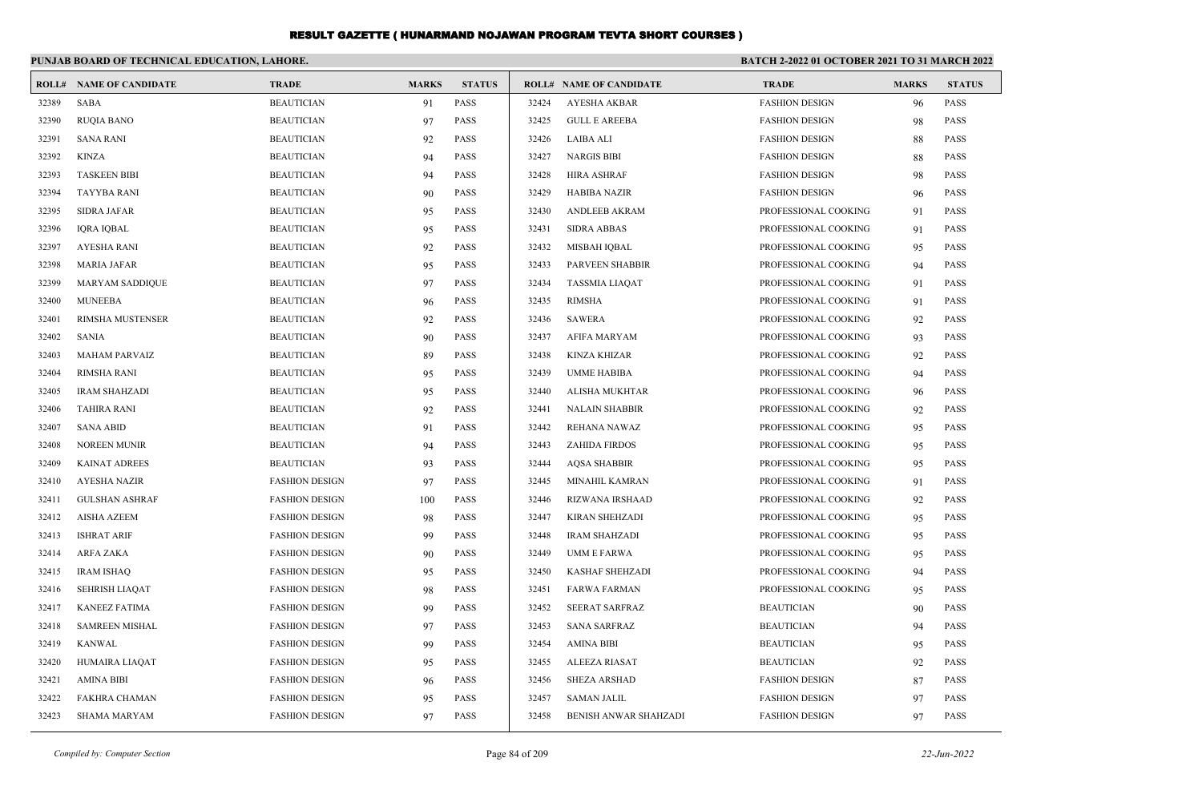# RESULT GAZETTE ( HUNARMAND NOJAWAN PROGRAM TEVTA SHORT COURSES )

## PUNJAB BOARD OF TECHNICAL EDUCATION, LAHORE.

**BATCH 2-2022 01 OCTOBER 2021 TO 31 MARCH 2022**

| ROLL# | NAME OF CANDIDATE | TRADE | MARKS | STATUS |
|---|---|---|---|---|
| 32389 | SABA | BEAUTICIAN | 91 | PASS |
| 32390 | RUQIA BANO | BEAUTICIAN | 97 | PASS |
| 32391 | SANA RANI | BEAUTICIAN | 92 | PASS |
| 32392 | KINZA | BEAUTICIAN | 94 | PASS |
| 32393 | TASKEEN BIBI | BEAUTICIAN | 94 | PASS |
| 32394 | TAYYBA RANI | BEAUTICIAN | 90 | PASS |
| 32395 | SIDRA JAFAR | BEAUTICIAN | 95 | PASS |
| 32396 | IQRA IQBAL | BEAUTICIAN | 95 | PASS |
| 32397 | AYESHA RANI | BEAUTICIAN | 92 | PASS |
| 32398 | MARIA JAFAR | BEAUTICIAN | 95 | PASS |
| 32399 | MARYAM SADDIQUE | BEAUTICIAN | 97 | PASS |
| 32400 | MUNEEBA | BEAUTICIAN | 96 | PASS |
| 32401 | RIMSHA MUSTENSER | BEAUTICIAN | 92 | PASS |
| 32402 | SANIA | BEAUTICIAN | 90 | PASS |
| 32403 | MAHAM PARVAIZ | BEAUTICIAN | 89 | PASS |
| 32404 | RIMSHA RANI | BEAUTICIAN | 95 | PASS |
| 32405 | IRAM SHAHZADI | BEAUTICIAN | 95 | PASS |
| 32406 | TAHIRA RANI | BEAUTICIAN | 92 | PASS |
| 32407 | SANA ABID | BEAUTICIAN | 91 | PASS |
| 32408 | NOREEN MUNIR | BEAUTICIAN | 94 | PASS |
| 32409 | KAINAT ADREES | BEAUTICIAN | 93 | PASS |
| 32410 | AYESHA NAZIR | FASHION DESIGN | 97 | PASS |
| 32411 | GULSHAN ASHRAF | FASHION DESIGN | 100 | PASS |
| 32412 | AISHA AZEEM | FASHION DESIGN | 98 | PASS |
| 32413 | ISHRAT ARIF | FASHION DESIGN | 99 | PASS |
| 32414 | ARFA ZAKA | FASHION DESIGN | 90 | PASS |
| 32415 | IRAM ISHAQ | FASHION DESIGN | 95 | PASS |
| 32416 | SEHRISH LIAQAT | FASHION DESIGN | 98 | PASS |
| 32417 | KANEEZ FATIMA | FASHION DESIGN | 99 | PASS |
| 32418 | SAMREEN MISHAL | FASHION DESIGN | 97 | PASS |
| 32419 | KANWAL | FASHION DESIGN | 99 | PASS |
| 32420 | HUMAIRA LIAQAT | FASHION DESIGN | 95 | PASS |
| 32421 | AMINA BIBI | FASHION DESIGN | 96 | PASS |
| 32422 | FAKHRA CHAMAN | FASHION DESIGN | 95 | PASS |
| 32423 | SHAMA MARYAM | FASHION DESIGN | 97 | PASS |
| 32424 | AYESHA AKBAR | FASHION DESIGN | 96 | PASS |
| 32425 | GULL E AREEBA | FASHION DESIGN | 98 | PASS |
| 32426 | LAIBA ALI | FASHION DESIGN | 88 | PASS |
| 32427 | NARGIS BIBI | FASHION DESIGN | 88 | PASS |
| 32428 | HIRA ASHRAF | FASHION DESIGN | 98 | PASS |
| 32429 | HABIBA NAZIR | FASHION DESIGN | 96 | PASS |
| 32430 | ANDLEEB AKRAM | PROFESSIONAL COOKING | 91 | PASS |
| 32431 | SIDRA ABBAS | PROFESSIONAL COOKING | 91 | PASS |
| 32432 | MISBAH IQBAL | PROFESSIONAL COOKING | 95 | PASS |
| 32433 | PARVEEN SHABBIR | PROFESSIONAL COOKING | 94 | PASS |
| 32434 | TASSMIA LIAQAT | PROFESSIONAL COOKING | 91 | PASS |
| 32435 | RIMSHA | PROFESSIONAL COOKING | 91 | PASS |
| 32436 | SAWERA | PROFESSIONAL COOKING | 92 | PASS |
| 32437 | AFIFA MARYAM | PROFESSIONAL COOKING | 93 | PASS |
| 32438 | KINZA KHIZAR | PROFESSIONAL COOKING | 92 | PASS |
| 32439 | UMME HABIBA | PROFESSIONAL COOKING | 94 | PASS |
| 32440 | ALISHA MUKHTAR | PROFESSIONAL COOKING | 96 | PASS |
| 32441 | NALAIN SHABBIR | PROFESSIONAL COOKING | 92 | PASS |
| 32442 | REHANA NAWAZ | PROFESSIONAL COOKING | 95 | PASS |
| 32443 | ZAHIDA FIRDOS | PROFESSIONAL COOKING | 95 | PASS |
| 32444 | AQSA SHABBIR | PROFESSIONAL COOKING | 95 | PASS |
| 32445 | MINAHIL KAMRAN | PROFESSIONAL COOKING | 91 | PASS |
| 32446 | RIZWANA IRSHAAD | PROFESSIONAL COOKING | 92 | PASS |
| 32447 | KIRAN SHEHZADI | PROFESSIONAL COOKING | 95 | PASS |
| 32448 | IRAM SHAHZADI | PROFESSIONAL COOKING | 95 | PASS |
| 32449 | UMM E FARWA | PROFESSIONAL COOKING | 95 | PASS |
| 32450 | KASHAF SHEHZADI | PROFESSIONAL COOKING | 94 | PASS |
| 32451 | FARWA FARMAN | PROFESSIONAL COOKING | 95 | PASS |
| 32452 | SEERAT SARFRAZ | BEAUTICIAN | 90 | PASS |
| 32453 | SANA SARFRAZ | BEAUTICIAN | 94 | PASS |
| 32454 | AMINA BIBI | BEAUTICIAN | 95 | PASS |
| 32455 | ALEEZA RIASAT | BEAUTICIAN | 92 | PASS |
| 32456 | SHEZA ARSHAD | FASHION DESIGN | 87 | PASS |
| 32457 | SAMAN JALIL | FASHION DESIGN | 97 | PASS |
| 32458 | BENISH ANWAR SHAHZADI | FASHION DESIGN | 97 | PASS |

*Compiled by: Computer Section* *22-Jun-2022*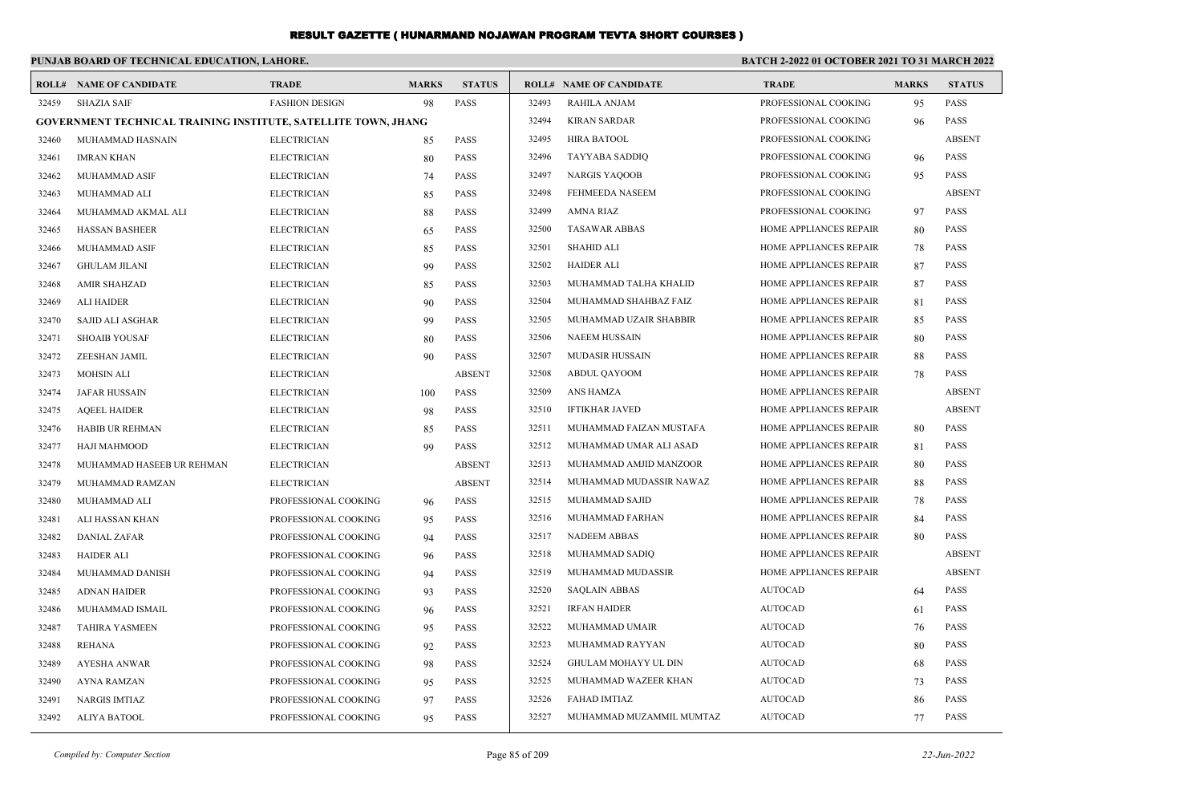# RESULT GAZETTE ( HUNARMAND NOJAWAN PROGRAM TEVTA SHORT COURSES )

**PUNJAB BOARD OF TECHNICAL EDUCATION, LAHORE.**

**BATCH 2-2022 01 OCTOBER 2021 TO 31 MARCH 2022**

| ROLL# | NAME OF CANDIDATE | TRADE | MARKS | STATUS |
|---|---|---|---|---|
| 32459 | SHAZIA SAIF | FASHION DESIGN | 98 | PASS |
| **GOVERNMENT TECHNICAL TRAINING INSTITUTE, SATELLITE TOWN, JHANG** | | | | |
| 32460 | MUHAMMAD HASNAIN | ELECTRICIAN | 85 | PASS |
| 32461 | IMRAN KHAN | ELECTRICIAN | 80 | PASS |
| 32462 | MUHAMMAD ASIF | ELECTRICIAN | 74 | PASS |
| 32463 | MUHAMMAD ALI | ELECTRICIAN | 85 | PASS |
| 32464 | MUHAMMAD AKMAL ALI | ELECTRICIAN | 88 | PASS |
| 32465 | HASSAN BASHEER | ELECTRICIAN | 65 | PASS |
| 32466 | MUHAMMAD ASIF | ELECTRICIAN | 85 | PASS |
| 32467 | GHULAM JILANI | ELECTRICIAN | 99 | PASS |
| 32468 | AMIR SHAHZAD | ELECTRICIAN | 85 | PASS |
| 32469 | ALI HAIDER | ELECTRICIAN | 90 | PASS |
| 32470 | SAJID ALI ASGHAR | ELECTRICIAN | 99 | PASS |
| 32471 | SHOAIB YOUSAF | ELECTRICIAN | 80 | PASS |
| 32472 | ZEESHAN JAMIL | ELECTRICIAN | 90 | PASS |
| 32473 | MOHSIN ALI | ELECTRICIAN | | ABSENT |
| 32474 | JAFAR HUSSAIN | ELECTRICIAN | 100 | PASS |
| 32475 | AQEEL HAIDER | ELECTRICIAN | 98 | PASS |
| 32476 | HABIB UR REHMAN | ELECTRICIAN | 85 | PASS |
| 32477 | HAJI MAHMOOD | ELECTRICIAN | 99 | PASS |
| 32478 | MUHAMMAD HASEEB UR REHMAN | ELECTRICIAN | | ABSENT |
| 32479 | MUHAMMAD RAMZAN | ELECTRICIAN | | ABSENT |
| 32480 | MUHAMMAD ALI | PROFESSIONAL COOKING | 96 | PASS |
| 32481 | ALI HASSAN KHAN | PROFESSIONAL COOKING | 95 | PASS |
| 32482 | DANIAL ZAFAR | PROFESSIONAL COOKING | 94 | PASS |
| 32483 | HAIDER ALI | PROFESSIONAL COOKING | 96 | PASS |
| 32484 | MUHAMMAD DANISH | PROFESSIONAL COOKING | 94 | PASS |
| 32485 | ADNAN HAIDER | PROFESSIONAL COOKING | 93 | PASS |
| 32486 | MUHAMMAD ISMAIL | PROFESSIONAL COOKING | 96 | PASS |
| 32487 | TAHIRA YASMEEN | PROFESSIONAL COOKING | 95 | PASS |
| 32488 | REHANA | PROFESSIONAL COOKING | 92 | PASS |
| 32489 | AYESHA ANWAR | PROFESSIONAL COOKING | 98 | PASS |
| 32490 | AYNA RAMZAN | PROFESSIONAL COOKING | 95 | PASS |
| 32491 | NARGIS IMTIAZ | PROFESSIONAL COOKING | 97 | PASS |
| 32492 | ALIYA BATOOL | PROFESSIONAL COOKING | 95 | PASS |
| 32493 | RAHILA ANJAM | PROFESSIONAL COOKING | 95 | PASS |
| 32494 | KIRAN SARDAR | PROFESSIONAL COOKING | 96 | PASS |
| 32495 | HIRA BATOOL | PROFESSIONAL COOKING | | ABSENT |
| 32496 | TAYYABA SADDIQ | PROFESSIONAL COOKING | 96 | PASS |
| 32497 | NARGIS YAQOOB | PROFESSIONAL COOKING | 95 | PASS |
| 32498 | FEHMEEDA NASEEM | PROFESSIONAL COOKING | | ABSENT |
| 32499 | AMNA RIAZ | PROFESSIONAL COOKING | 97 | PASS |
| 32500 | TASAWAR ABBAS | HOME APPLIANCES REPAIR | 80 | PASS |
| 32501 | SHAHID ALI | HOME APPLIANCES REPAIR | 78 | PASS |
| 32502 | HAIDER ALI | HOME APPLIANCES REPAIR | 87 | PASS |
| 32503 | MUHAMMAD TALHA KHALID | HOME APPLIANCES REPAIR | 87 | PASS |
| 32504 | MUHAMMAD SHAHBAZ FAIZ | HOME APPLIANCES REPAIR | 81 | PASS |
| 32505 | MUHAMMAD UZAIR SHABBIR | HOME APPLIANCES REPAIR | 85 | PASS |
| 32506 | NAEEM HUSSAIN | HOME APPLIANCES REPAIR | 80 | PASS |
| 32507 | MUDASIR HUSSAIN | HOME APPLIANCES REPAIR | 88 | PASS |
| 32508 | ABDUL QAYOOM | HOME APPLIANCES REPAIR | 78 | PASS |
| 32509 | ANS HAMZA | HOME APPLIANCES REPAIR | | ABSENT |
| 32510 | IFTIKHAR JAVED | HOME APPLIANCES REPAIR | | ABSENT |
| 32511 | MUHAMMAD FAIZAN MUSTAFA | HOME APPLIANCES REPAIR | 80 | PASS |
| 32512 | MUHAMMAD UMAR ALI ASAD | HOME APPLIANCES REPAIR | 81 | PASS |
| 32513 | MUHAMMAD AMJID MANZOOR | HOME APPLIANCES REPAIR | 80 | PASS |
| 32514 | MUHAMMAD MUDASSIR NAWAZ | HOME APPLIANCES REPAIR | 88 | PASS |
| 32515 | MUHAMMAD SAJID | HOME APPLIANCES REPAIR | 78 | PASS |
| 32516 | MUHAMMAD FARHAN | HOME APPLIANCES REPAIR | 84 | PASS |
| 32517 | NADEEM ABBAS | HOME APPLIANCES REPAIR | 80 | PASS |
| 32518 | MUHAMMAD SADIQ | HOME APPLIANCES REPAIR | | ABSENT |
| 32519 | MUHAMMAD MUDASSIR | HOME APPLIANCES REPAIR | | ABSENT |
| 32520 | SAQLAIN ABBAS | AUTOCAD | 64 | PASS |
| 32521 | IRFAN HAIDER | AUTOCAD | 61 | PASS |
| 32522 | MUHAMMAD UMAIR | AUTOCAD | 76 | PASS |
| 32523 | MUHAMMAD RAYYAN | AUTOCAD | 80 | PASS |
| 32524 | GHULAM MOHAYY UL DIN | AUTOCAD | 68 | PASS |
| 32525 | MUHAMMAD WAZEER KHAN | AUTOCAD | 73 | PASS |
| 32526 | FAHAD IMTIAZ | AUTOCAD | 86 | PASS |
| 32527 | MUHAMMAD MUZAMMIL MUMTAZ | AUTOCAD | 77 | PASS |

*Compiled by: Computer Section* — *22-Jun-2022*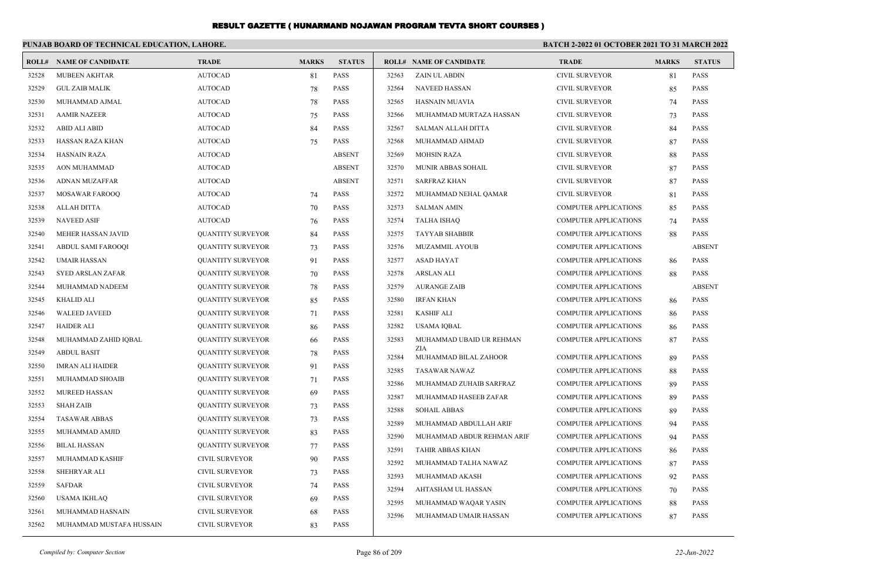# RESULT GAZETTE ( HUNARMAND NOJAWAN PROGRAM TEVTA SHORT COURSES )

**PUNJAB BOARD OF TECHNICAL EDUCATION, LAHORE.** **BATCH 2-2022 01 OCTOBER 2021 TO 31 MARCH 2022**

| ROLL# | NAME OF CANDIDATE | TRADE | MARKS | STATUS |
|---|---|---|---|---|
| 32528 | MUBEEN AKHTAR | AUTOCAD | 81 | PASS |
| 32529 | GUL ZAIB MALIK | AUTOCAD | 78 | PASS |
| 32530 | MUHAMMAD AJMAL | AUTOCAD | 78 | PASS |
| 32531 | AAMIR NAZEER | AUTOCAD | 75 | PASS |
| 32532 | ABID ALI ABID | AUTOCAD | 84 | PASS |
| 32533 | HASSAN RAZA KHAN | AUTOCAD | 75 | PASS |
| 32534 | HASNAIN RAZA | AUTOCAD | | ABSENT |
| 32535 | AON MUHAMMAD | AUTOCAD | | ABSENT |
| 32536 | ADNAN MUZAFFAR | AUTOCAD | | ABSENT |
| 32537 | MOSAWAR FAROOQ | AUTOCAD | 74 | PASS |
| 32538 | ALLAH DITTA | AUTOCAD | 70 | PASS |
| 32539 | NAVEED ASIF | AUTOCAD | 76 | PASS |
| 32540 | MEHER HASSAN JAVID | QUANTITY SURVEYOR | 84 | PASS |
| 32541 | ABDUL SAMI FAROOQI | QUANTITY SURVEYOR | 73 | PASS |
| 32542 | UMAIR HASSAN | QUANTITY SURVEYOR | 91 | PASS |
| 32543 | SYED ARSLAN ZAFAR | QUANTITY SURVEYOR | 70 | PASS |
| 32544 | MUHAMMAD NADEEM | QUANTITY SURVEYOR | 78 | PASS |
| 32545 | KHALID ALI | QUANTITY SURVEYOR | 85 | PASS |
| 32546 | WALEED JAVEED | QUANTITY SURVEYOR | 71 | PASS |
| 32547 | HAIDER ALI | QUANTITY SURVEYOR | 86 | PASS |
| 32548 | MUHAMMAD ZAHID IQBAL | QUANTITY SURVEYOR | 66 | PASS |
| 32549 | ABDUL BASIT | QUANTITY SURVEYOR | 78 | PASS |
| 32550 | IMRAN ALI HAIDER | QUANTITY SURVEYOR | 91 | PASS |
| 32551 | MUHAMMAD SHOAIB | QUANTITY SURVEYOR | 71 | PASS |
| 32552 | MUREED HASSAN | QUANTITY SURVEYOR | 69 | PASS |
| 32553 | SHAH ZAIB | QUANTITY SURVEYOR | 73 | PASS |
| 32554 | TASAWAR ABBAS | QUANTITY SURVEYOR | 73 | PASS |
| 32555 | MUHAMMAD AMJID | QUANTITY SURVEYOR | 83 | PASS |
| 32556 | BILAL HASSAN | QUANTITY SURVEYOR | 77 | PASS |
| 32557 | MUHAMMAD KASHIF | CIVIL SURVEYOR | 90 | PASS |
| 32558 | SHEHRYAR ALI | CIVIL SURVEYOR | 73 | PASS |
| 32559 | SAFDAR | CIVIL SURVEYOR | 74 | PASS |
| 32560 | USAMA IKHLAQ | CIVIL SURVEYOR | 69 | PASS |
| 32561 | MUHAMMAD HASNAIN | CIVIL SURVEYOR | 68 | PASS |
| 32562 | MUHAMMAD MUSTAFA HUSSAIN | CIVIL SURVEYOR | 83 | PASS |
| 32563 | ZAIN UL ABDIN | CIVIL SURVEYOR | 81 | PASS |
| 32564 | NAVEED HASSAN | CIVIL SURVEYOR | 85 | PASS |
| 32565 | HASNAIN MUAVIA | CIVIL SURVEYOR | 74 | PASS |
| 32566 | MUHAMMAD MURTAZA HASSAN | CIVIL SURVEYOR | 73 | PASS |
| 32567 | SALMAN ALLAH DITTA | CIVIL SURVEYOR | 84 | PASS |
| 32568 | MUHAMMAD AHMAD | CIVIL SURVEYOR | 87 | PASS |
| 32569 | MOHSIN RAZA | CIVIL SURVEYOR | 88 | PASS |
| 32570 | MUNIR ABBAS SOHAIL | CIVIL SURVEYOR | 87 | PASS |
| 32571 | SARFRAZ KHAN | CIVIL SURVEYOR | 87 | PASS |
| 32572 | MUHAMMAD NEHAL QAMAR | CIVIL SURVEYOR | 81 | PASS |
| 32573 | SALMAN AMIN | COMPUTER APPLICATIONS | 85 | PASS |
| 32574 | TALHA ISHAQ | COMPUTER APPLICATIONS | 74 | PASS |
| 32575 | TAYYAB SHABBIR | COMPUTER APPLICATIONS | 88 | PASS |
| 32576 | MUZAMMIL AYOUB | COMPUTER APPLICATIONS | | ABSENT |
| 32577 | ASAD HAYAT | COMPUTER APPLICATIONS | 86 | PASS |
| 32578 | ARSLAN ALI | COMPUTER APPLICATIONS | 88 | PASS |
| 32579 | AURANGE ZAIB | COMPUTER APPLICATIONS | | ABSENT |
| 32580 | IRFAN KHAN | COMPUTER APPLICATIONS | 86 | PASS |
| 32581 | KASHIF ALI | COMPUTER APPLICATIONS | 86 | PASS |
| 32582 | USAMA IQBAL | COMPUTER APPLICATIONS | 86 | PASS |
| 32583 | MUHAMMAD UBAID UR REHMAN ZIA | COMPUTER APPLICATIONS | 87 | PASS |
| 32584 | MUHAMMAD BILAL ZAHOOR | COMPUTER APPLICATIONS | 89 | PASS |
| 32585 | TASAWAR NAWAZ | COMPUTER APPLICATIONS | 88 | PASS |
| 32586 | MUHAMMAD ZUHAIB SARFRAZ | COMPUTER APPLICATIONS | 89 | PASS |
| 32587 | MUHAMMAD HASEEB ZAFAR | COMPUTER APPLICATIONS | 89 | PASS |
| 32588 | SOHAIL ABBAS | COMPUTER APPLICATIONS | 89 | PASS |
| 32589 | MUHAMMAD ABDULLAH ARIF | COMPUTER APPLICATIONS | 94 | PASS |
| 32590 | MUHAMMAD ABDUR REHMAN ARIF | COMPUTER APPLICATIONS | 94 | PASS |
| 32591 | TAHIR ABBAS KHAN | COMPUTER APPLICATIONS | 86 | PASS |
| 32592 | MUHAMMAD TALHA NAWAZ | COMPUTER APPLICATIONS | 87 | PASS |
| 32593 | MUHAMMAD AKASH | COMPUTER APPLICATIONS | 92 | PASS |
| 32594 | AHTASHAM UL HASSAN | COMPUTER APPLICATIONS | 70 | PASS |
| 32595 | MUHAMMAD WAQAR YASIN | COMPUTER APPLICATIONS | 88 | PASS |
| 32596 | MUHAMMAD UMAIR HASSAN | COMPUTER APPLICATIONS | 87 | PASS |

*Compiled by: Computer Section* *22-Jun-2022*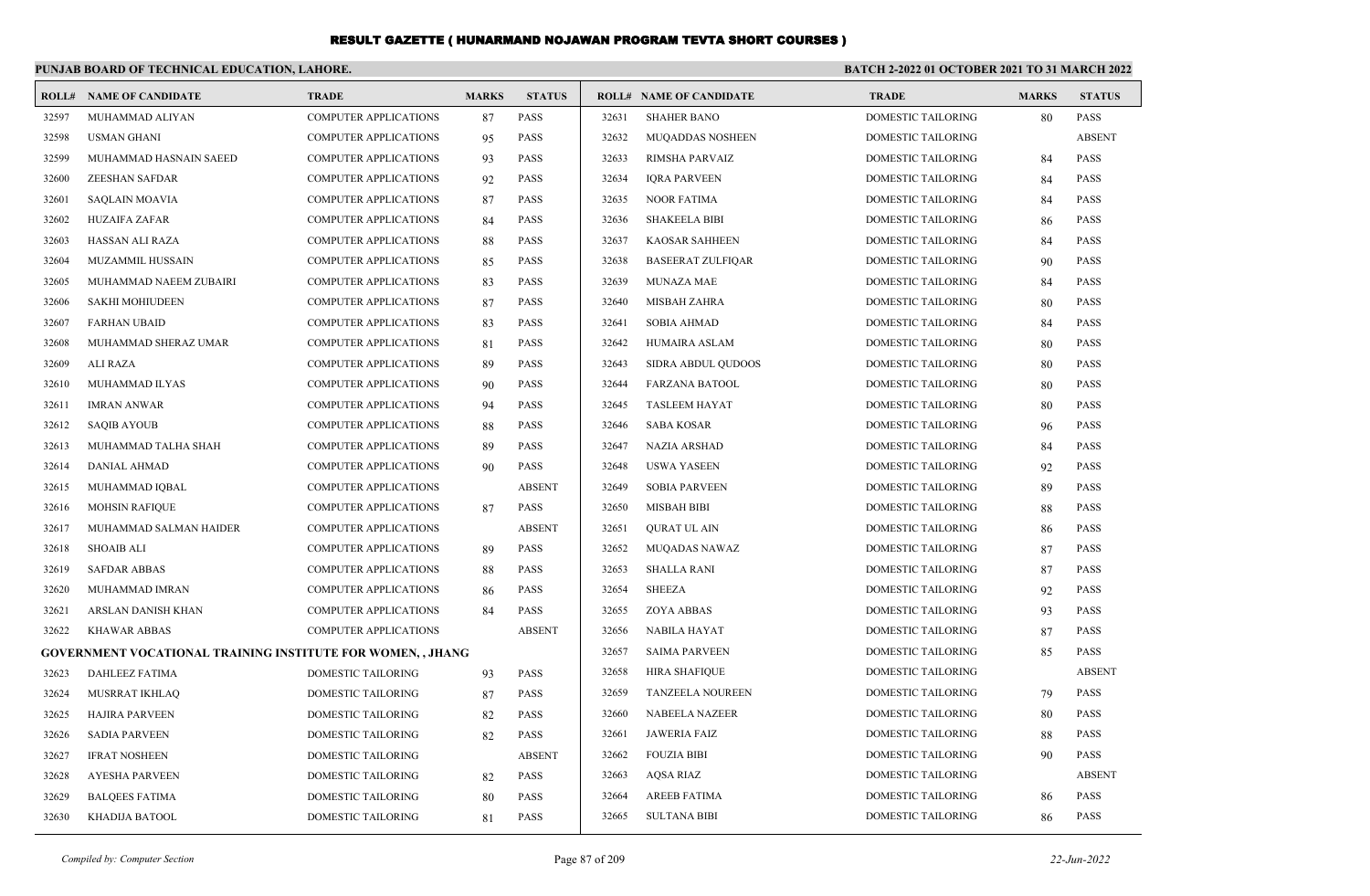# RESULT GAZETTE ( HUNARMAND NOJAWAN PROGRAM TEVTA SHORT COURSES )

**PUNJAB BOARD OF TECHNICAL EDUCATION, LAHORE.**

**BATCH 2-2022 01 OCTOBER 2021 TO 31 MARCH 2022**

| ROLL# | NAME OF CANDIDATE | TRADE | MARKS | STATUS |
|---|---|---|---|---|
| 32597 | MUHAMMAD ALIYAN | COMPUTER APPLICATIONS | 87 | PASS |
| 32598 | USMAN GHANI | COMPUTER APPLICATIONS | 95 | PASS |
| 32599 | MUHAMMAD HASNAIN SAEED | COMPUTER APPLICATIONS | 93 | PASS |
| 32600 | ZEESHAN SAFDAR | COMPUTER APPLICATIONS | 92 | PASS |
| 32601 | SAQLAIN MOAVIA | COMPUTER APPLICATIONS | 87 | PASS |
| 32602 | HUZAIFA ZAFAR | COMPUTER APPLICATIONS | 84 | PASS |
| 32603 | HASSAN ALI RAZA | COMPUTER APPLICATIONS | 88 | PASS |
| 32604 | MUZAMMIL HUSSAIN | COMPUTER APPLICATIONS | 85 | PASS |
| 32605 | MUHAMMAD NAEEM ZUBAIRI | COMPUTER APPLICATIONS | 83 | PASS |
| 32606 | SAKHI MOHIUDEEN | COMPUTER APPLICATIONS | 87 | PASS |
| 32607 | FARHAN UBAID | COMPUTER APPLICATIONS | 83 | PASS |
| 32608 | MUHAMMAD SHERAZ UMAR | COMPUTER APPLICATIONS | 81 | PASS |
| 32609 | ALI RAZA | COMPUTER APPLICATIONS | 89 | PASS |
| 32610 | MUHAMMAD ILYAS | COMPUTER APPLICATIONS | 90 | PASS |
| 32611 | IMRAN ANWAR | COMPUTER APPLICATIONS | 94 | PASS |
| 32612 | SAQIB AYOUB | COMPUTER APPLICATIONS | 88 | PASS |
| 32613 | MUHAMMAD TALHA SHAH | COMPUTER APPLICATIONS | 89 | PASS |
| 32614 | DANIAL AHMAD | COMPUTER APPLICATIONS | 90 | PASS |
| 32615 | MUHAMMAD IQBAL | COMPUTER APPLICATIONS | | ABSENT |
| 32616 | MOHSIN RAFIQUE | COMPUTER APPLICATIONS | 87 | PASS |
| 32617 | MUHAMMAD SALMAN HAIDER | COMPUTER APPLICATIONS | | ABSENT |
| 32618 | SHOAIB ALI | COMPUTER APPLICATIONS | 89 | PASS |
| 32619 | SAFDAR ABBAS | COMPUTER APPLICATIONS | 88 | PASS |
| 32620 | MUHAMMAD IMRAN | COMPUTER APPLICATIONS | 86 | PASS |
| 32621 | ARSLAN DANISH KHAN | COMPUTER APPLICATIONS | 84 | PASS |
| 32622 | KHAWAR ABBAS | COMPUTER APPLICATIONS | | ABSENT |
| **GOVERNMENT VOCATIONAL TRAINING INSTITUTE FOR WOMEN, , JHANG** | | | | |
| 32623 | DAHLEEZ FATIMA | DOMESTIC TAILORING | 93 | PASS |
| 32624 | MUSRRAT IKHLAQ | DOMESTIC TAILORING | 87 | PASS |
| 32625 | HAJIRA PARVEEN | DOMESTIC TAILORING | 82 | PASS |
| 32626 | SADIA PARVEEN | DOMESTIC TAILORING | 82 | PASS |
| 32627 | IFRAT NOSHEEN | DOMESTIC TAILORING | | ABSENT |
| 32628 | AYESHA PARVEEN | DOMESTIC TAILORING | 82 | PASS |
| 32629 | BALQEES FATIMA | DOMESTIC TAILORING | 80 | PASS |
| 32630 | KHADIJA BATOOL | DOMESTIC TAILORING | 81 | PASS |
| 32631 | SHAHER BANO | DOMESTIC TAILORING | 80 | PASS |
| 32632 | MUQADDAS NOSHEEN | DOMESTIC TAILORING | | ABSENT |
| 32633 | RIMSHA PARVAIZ | DOMESTIC TAILORING | 84 | PASS |
| 32634 | IQRA PARVEEN | DOMESTIC TAILORING | 84 | PASS |
| 32635 | NOOR FATIMA | DOMESTIC TAILORING | 84 | PASS |
| 32636 | SHAKEELA BIBI | DOMESTIC TAILORING | 86 | PASS |
| 32637 | KAOSAR SAHHEEN | DOMESTIC TAILORING | 84 | PASS |
| 32638 | BASEERAT ZULFIQAR | DOMESTIC TAILORING | 90 | PASS |
| 32639 | MUNAZA MAE | DOMESTIC TAILORING | 84 | PASS |
| 32640 | MISBAH ZAHRA | DOMESTIC TAILORING | 80 | PASS |
| 32641 | SOBIA AHMAD | DOMESTIC TAILORING | 84 | PASS |
| 32642 | HUMAIRA ASLAM | DOMESTIC TAILORING | 80 | PASS |
| 32643 | SIDRA ABDUL QUDOOS | DOMESTIC TAILORING | 80 | PASS |
| 32644 | FARZANA BATOOL | DOMESTIC TAILORING | 80 | PASS |
| 32645 | TASLEEM HAYAT | DOMESTIC TAILORING | 80 | PASS |
| 32646 | SABA KOSAR | DOMESTIC TAILORING | 96 | PASS |
| 32647 | NAZIA ARSHAD | DOMESTIC TAILORING | 84 | PASS |
| 32648 | USWA YASEEN | DOMESTIC TAILORING | 92 | PASS |
| 32649 | SOBIA PARVEEN | DOMESTIC TAILORING | 89 | PASS |
| 32650 | MISBAH BIBI | DOMESTIC TAILORING | 88 | PASS |
| 32651 | QURAT UL AIN | DOMESTIC TAILORING | 86 | PASS |
| 32652 | MUQADAS NAWAZ | DOMESTIC TAILORING | 87 | PASS |
| 32653 | SHALLA RANI | DOMESTIC TAILORING | 87 | PASS |
| 32654 | SHEEZA | DOMESTIC TAILORING | 92 | PASS |
| 32655 | ZOYA ABBAS | DOMESTIC TAILORING | 93 | PASS |
| 32656 | NABILA HAYAT | DOMESTIC TAILORING | 87 | PASS |
| 32657 | SAIMA PARVEEN | DOMESTIC TAILORING | 85 | PASS |
| 32658 | HIRA SHAFIQUE | DOMESTIC TAILORING | | ABSENT |
| 32659 | TANZEELA NOUREEN | DOMESTIC TAILORING | 79 | PASS |
| 32660 | NABEELA NAZEER | DOMESTIC TAILORING | 80 | PASS |
| 32661 | JAWERIA FAIZ | DOMESTIC TAILORING | 88 | PASS |
| 32662 | FOUZIA BIBI | DOMESTIC TAILORING | 90 | PASS |
| 32663 | AQSA RIAZ | DOMESTIC TAILORING | | ABSENT |
| 32664 | AREEB FATIMA | DOMESTIC TAILORING | 86 | PASS |
| 32665 | SULTANA BIBI | DOMESTIC TAILORING | 86 | PASS |

*Compiled by: Computer Section*

*22-Jun-2022*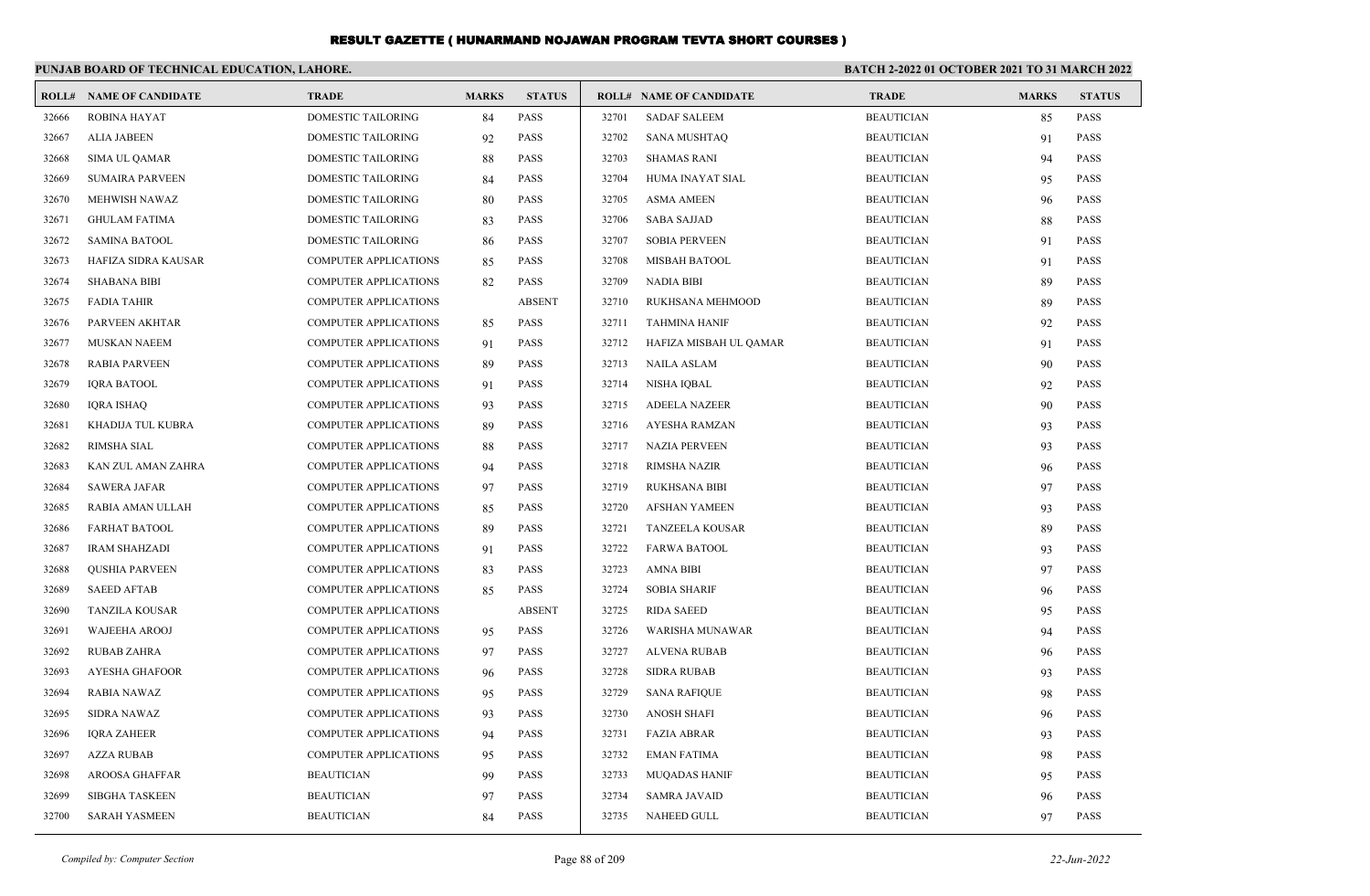# RESULT GAZETTE ( HUNARMAND NOJAWAN PROGRAM TEVTA SHORT COURSES )

## PUNJAB BOARD OF TECHNICAL EDUCATION, LAHORE.

**BATCH 2-2022 01 OCTOBER 2021 TO 31 MARCH 2022**

| ROLL# | NAME OF CANDIDATE | TRADE | MARKS | STATUS |
|---|---|---|---|---|
| 32666 | ROBINA HAYAT | DOMESTIC TAILORING | 84 | PASS |
| 32667 | ALIA JABEEN | DOMESTIC TAILORING | 92 | PASS |
| 32668 | SIMA UL QAMAR | DOMESTIC TAILORING | 88 | PASS |
| 32669 | SUMAIRA PARVEEN | DOMESTIC TAILORING | 84 | PASS |
| 32670 | MEHWISH NAWAZ | DOMESTIC TAILORING | 80 | PASS |
| 32671 | GHULAM FATIMA | DOMESTIC TAILORING | 83 | PASS |
| 32672 | SAMINA BATOOL | DOMESTIC TAILORING | 86 | PASS |
| 32673 | HAFIZA SIDRA KAUSAR | COMPUTER APPLICATIONS | 85 | PASS |
| 32674 | SHABANA BIBI | COMPUTER APPLICATIONS | 82 | PASS |
| 32675 | FADIA TAHIR | COMPUTER APPLICATIONS | | ABSENT |
| 32676 | PARVEEN AKHTAR | COMPUTER APPLICATIONS | 85 | PASS |
| 32677 | MUSKAN NAEEM | COMPUTER APPLICATIONS | 91 | PASS |
| 32678 | RABIA PARVEEN | COMPUTER APPLICATIONS | 89 | PASS |
| 32679 | IQRA BATOOL | COMPUTER APPLICATIONS | 91 | PASS |
| 32680 | IQRA ISHAQ | COMPUTER APPLICATIONS | 93 | PASS |
| 32681 | KHADIJA TUL KUBRA | COMPUTER APPLICATIONS | 89 | PASS |
| 32682 | RIMSHA SIAL | COMPUTER APPLICATIONS | 88 | PASS |
| 32683 | KAN ZUL AMAN ZAHRA | COMPUTER APPLICATIONS | 94 | PASS |
| 32684 | SAWERA JAFAR | COMPUTER APPLICATIONS | 97 | PASS |
| 32685 | RABIA AMAN ULLAH | COMPUTER APPLICATIONS | 85 | PASS |
| 32686 | FARHAT BATOOL | COMPUTER APPLICATIONS | 89 | PASS |
| 32687 | IRAM SHAHZADI | COMPUTER APPLICATIONS | 91 | PASS |
| 32688 | QUSHIA PARVEEN | COMPUTER APPLICATIONS | 83 | PASS |
| 32689 | SAEED AFTAB | COMPUTER APPLICATIONS | 85 | PASS |
| 32690 | TANZILA KOUSAR | COMPUTER APPLICATIONS | | ABSENT |
| 32691 | WAJEEHA AROOJ | COMPUTER APPLICATIONS | 95 | PASS |
| 32692 | RUBAB ZAHRA | COMPUTER APPLICATIONS | 97 | PASS |
| 32693 | AYESHA GHAFOOR | COMPUTER APPLICATIONS | 96 | PASS |
| 32694 | RABIA NAWAZ | COMPUTER APPLICATIONS | 95 | PASS |
| 32695 | SIDRA NAWAZ | COMPUTER APPLICATIONS | 93 | PASS |
| 32696 | IQRA ZAHEER | COMPUTER APPLICATIONS | 94 | PASS |
| 32697 | AZZA RUBAB | COMPUTER APPLICATIONS | 95 | PASS |
| 32698 | AROOSA GHAFFAR | BEAUTICIAN | 99 | PASS |
| 32699 | SIBGHA TASKEEN | BEAUTICIAN | 97 | PASS |
| 32700 | SARAH YASMEEN | BEAUTICIAN | 84 | PASS |
| 32701 | SADAF SALEEM | BEAUTICIAN | 85 | PASS |
| 32702 | SANA MUSHTAQ | BEAUTICIAN | 91 | PASS |
| 32703 | SHAMAS RANI | BEAUTICIAN | 94 | PASS |
| 32704 | HUMA INAYAT SIAL | BEAUTICIAN | 95 | PASS |
| 32705 | ASMA AMEEN | BEAUTICIAN | 96 | PASS |
| 32706 | SABA SAJJAD | BEAUTICIAN | 88 | PASS |
| 32707 | SOBIA PERVEEN | BEAUTICIAN | 91 | PASS |
| 32708 | MISBAH BATOOL | BEAUTICIAN | 91 | PASS |
| 32709 | NADIA BIBI | BEAUTICIAN | 89 | PASS |
| 32710 | RUKHSANA MEHMOOD | BEAUTICIAN | 89 | PASS |
| 32711 | TAHMINA HANIF | BEAUTICIAN | 92 | PASS |
| 32712 | HAFIZA MISBAH UL QAMAR | BEAUTICIAN | 91 | PASS |
| 32713 | NAILA ASLAM | BEAUTICIAN | 90 | PASS |
| 32714 | NISHA IQBAL | BEAUTICIAN | 92 | PASS |
| 32715 | ADEELA NAZEER | BEAUTICIAN | 90 | PASS |
| 32716 | AYESHA RAMZAN | BEAUTICIAN | 93 | PASS |
| 32717 | NAZIA PERVEEN | BEAUTICIAN | 93 | PASS |
| 32718 | RIMSHA NAZIR | BEAUTICIAN | 96 | PASS |
| 32719 | RUKHSANA BIBI | BEAUTICIAN | 97 | PASS |
| 32720 | AFSHAN YAMEEN | BEAUTICIAN | 93 | PASS |
| 32721 | TANZEELA KOUSAR | BEAUTICIAN | 89 | PASS |
| 32722 | FARWA BATOOL | BEAUTICIAN | 93 | PASS |
| 32723 | AMNA BIBI | BEAUTICIAN | 97 | PASS |
| 32724 | SOBIA SHARIF | BEAUTICIAN | 96 | PASS |
| 32725 | RIDA SAEED | BEAUTICIAN | 95 | PASS |
| 32726 | WARISHA MUNAWAR | BEAUTICIAN | 94 | PASS |
| 32727 | ALVENA RUBAB | BEAUTICIAN | 96 | PASS |
| 32728 | SIDRA RUBAB | BEAUTICIAN | 93 | PASS |
| 32729 | SANA RAFIQUE | BEAUTICIAN | 98 | PASS |
| 32730 | ANOSH SHAFI | BEAUTICIAN | 96 | PASS |
| 32731 | FAZIA ABRAR | BEAUTICIAN | 93 | PASS |
| 32732 | EMAN FATIMA | BEAUTICIAN | 98 | PASS |
| 32733 | MUQADAS HANIF | BEAUTICIAN | 95 | PASS |
| 32734 | SAMRA JAVAID | BEAUTICIAN | 96 | PASS |
| 32735 | NAHEED GULL | BEAUTICIAN | 97 | PASS |

*Compiled by: Computer Section* — *22-Jun-2022*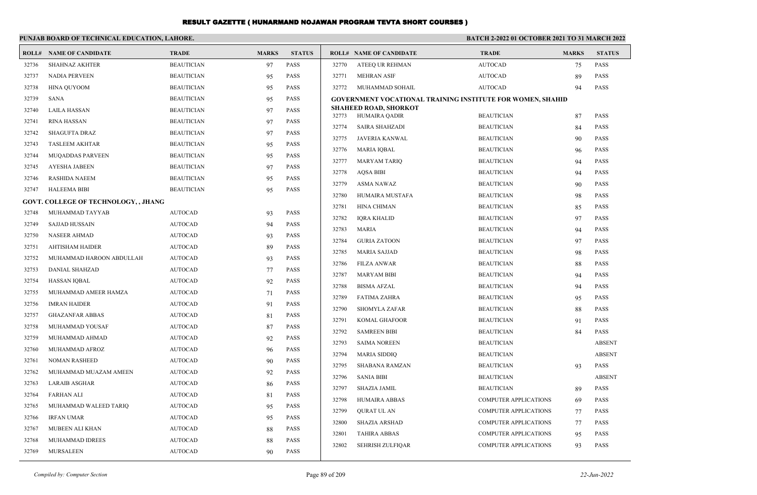# RESULT GAZETTE ( HUNARMAND NOJAWAN PROGRAM TEVTA SHORT COURSES )

**PUNJAB BOARD OF TECHNICAL EDUCATION, LAHORE.** | **BATCH 2-2022 01 OCTOBER 2021 TO 31 MARCH 2022**

| ROLL# | NAME OF CANDIDATE | TRADE | MARKS | STATUS |
|---|---|---|---|---|
| 32736 | SHAHNAZ AKHTER | BEAUTICIAN | 97 | PASS |
| 32737 | NADIA PERVEEN | BEAUTICIAN | 95 | PASS |
| 32738 | HINA QUYOOM | BEAUTICIAN | 95 | PASS |
| 32739 | SANA | BEAUTICIAN | 95 | PASS |
| 32740 | LAILA HASSAN | BEAUTICIAN | 97 | PASS |
| 32741 | RINA HASSAN | BEAUTICIAN | 97 | PASS |
| 32742 | SHAGUFTA DRAZ | BEAUTICIAN | 97 | PASS |
| 32743 | TASLEEM AKHTAR | BEAUTICIAN | 95 | PASS |
| 32744 | MUQADDAS PARVEEN | BEAUTICIAN | 95 | PASS |
| 32745 | AYESHA JABEEN | BEAUTICIAN | 97 | PASS |
| 32746 | RASHIDA NAEEM | BEAUTICIAN | 95 | PASS |
| 32747 | HALEEMA BIBI | BEAUTICIAN | 95 | PASS |

**GOVT. COLLEGE OF TECHNOLOGY, , JHANG**

| ROLL# | NAME OF CANDIDATE | TRADE | MARKS | STATUS |
|---|---|---|---|---|
| 32748 | MUHAMMAD TAYYAB | AUTOCAD | 93 | PASS |
| 32749 | SAJJAD HUSSAIN | AUTOCAD | 94 | PASS |
| 32750 | NASEER AHMAD | AUTOCAD | 93 | PASS |
| 32751 | AHTISHAM HAIDER | AUTOCAD | 89 | PASS |
| 32752 | MUHAMMAD HAROON ABDULLAH | AUTOCAD | 93 | PASS |
| 32753 | DANIAL SHAHZAD | AUTOCAD | 77 | PASS |
| 32754 | HASSAN IQBAL | AUTOCAD | 92 | PASS |
| 32755 | MUHAMMAD AMEER HAMZA | AUTOCAD | 71 | PASS |
| 32756 | IMRAN HAIDER | AUTOCAD | 91 | PASS |
| 32757 | GHAZANFAR ABBAS | AUTOCAD | 81 | PASS |
| 32758 | MUHAMMAD YOUSAF | AUTOCAD | 87 | PASS |
| 32759 | MUHAMMAD AHMAD | AUTOCAD | 92 | PASS |
| 32760 | MUHAMMAD AFROZ | AUTOCAD | 96 | PASS |
| 32761 | NOMAN RASHEED | AUTOCAD | 90 | PASS |
| 32762 | MUHAMMAD MUAZAM AMEEN | AUTOCAD | 92 | PASS |
| 32763 | LARAIB ASGHAR | AUTOCAD | 86 | PASS |
| 32764 | FARHAN ALI | AUTOCAD | 81 | PASS |
| 32765 | MUHAMMAD WALEED TARIQ | AUTOCAD | 95 | PASS |
| 32766 | IRFAN UMAR | AUTOCAD | 95 | PASS |
| 32767 | MUBEEN ALI KHAN | AUTOCAD | 88 | PASS |
| 32768 | MUHAMMAD IDREES | AUTOCAD | 88 | PASS |
| 32769 | MURSALEEN | AUTOCAD | 90 | PASS |
| 32770 | ATEEQ UR REHMAN | AUTOCAD | 75 | PASS |
| 32771 | MEHRAN ASIF | AUTOCAD | 89 | PASS |
| 32772 | MUHAMMAD SOHAIL | AUTOCAD | 94 | PASS |

**GOVERNMENT VOCATIONAL TRAINING INSTITUTE FOR WOMEN, SHAHID SHAHEED ROAD, SHORKOT**

| ROLL# | NAME OF CANDIDATE | TRADE | MARKS | STATUS |
|---|---|---|---|---|
| 32773 | HUMAIRA QADIR | BEAUTICIAN | 87 | PASS |
| 32774 | SAIRA SHAHZADI | BEAUTICIAN | 84 | PASS |
| 32775 | JAVERIA KANWAL | BEAUTICIAN | 90 | PASS |
| 32776 | MARIA IQBAL | BEAUTICIAN | 96 | PASS |
| 32777 | MARYAM TARIQ | BEAUTICIAN | 94 | PASS |
| 32778 | AQSA BIBI | BEAUTICIAN | 94 | PASS |
| 32779 | ASMA NAWAZ | BEAUTICIAN | 90 | PASS |
| 32780 | HUMAIRA MUSTAFA | BEAUTICIAN | 98 | PASS |
| 32781 | HINA CHIMAN | BEAUTICIAN | 85 | PASS |
| 32782 | IQRA KHALID | BEAUTICIAN | 97 | PASS |
| 32783 | MARIA | BEAUTICIAN | 94 | PASS |
| 32784 | GURIA ZATOON | BEAUTICIAN | 97 | PASS |
| 32785 | MARIA SAJJAD | BEAUTICIAN | 98 | PASS |
| 32786 | FILZA ANWAR | BEAUTICIAN | 88 | PASS |
| 32787 | MARYAM BIBI | BEAUTICIAN | 94 | PASS |
| 32788 | BISMA AFZAL | BEAUTICIAN | 94 | PASS |
| 32789 | FATIMA ZAHRA | BEAUTICIAN | 95 | PASS |
| 32790 | SHOMYLA ZAFAR | BEAUTICIAN | 88 | PASS |
| 32791 | KOMAL GHAFOOR | BEAUTICIAN | 91 | PASS |
| 32792 | SAMREEN BIBI | BEAUTICIAN | 84 | PASS |
| 32793 | SAIMA NOREEN | BEAUTICIAN | | ABSENT |
| 32794 | MARIA SIDDIQ | BEAUTICIAN | | ABSENT |
| 32795 | SHABANA RAMZAN | BEAUTICIAN | 93 | PASS |
| 32796 | SANIA BIBI | BEAUTICIAN | | ABSENT |
| 32797 | SHAZIA JAMIL | BEAUTICIAN | 89 | PASS |
| 32798 | HUMAIRA ABBAS | COMPUTER APPLICATIONS | 69 | PASS |
| 32799 | QURAT UL AN | COMPUTER APPLICATIONS | 77 | PASS |
| 32800 | SHAZIA ARSHAD | COMPUTER APPLICATIONS | 77 | PASS |
| 32801 | TAHIRA ABBAS | COMPUTER APPLICATIONS | 95 | PASS |
| 32802 | SEHRISH ZULFIQAR | COMPUTER APPLICATIONS | 93 | PASS |

*Compiled by: Computer Section* | *22-Jun-2022*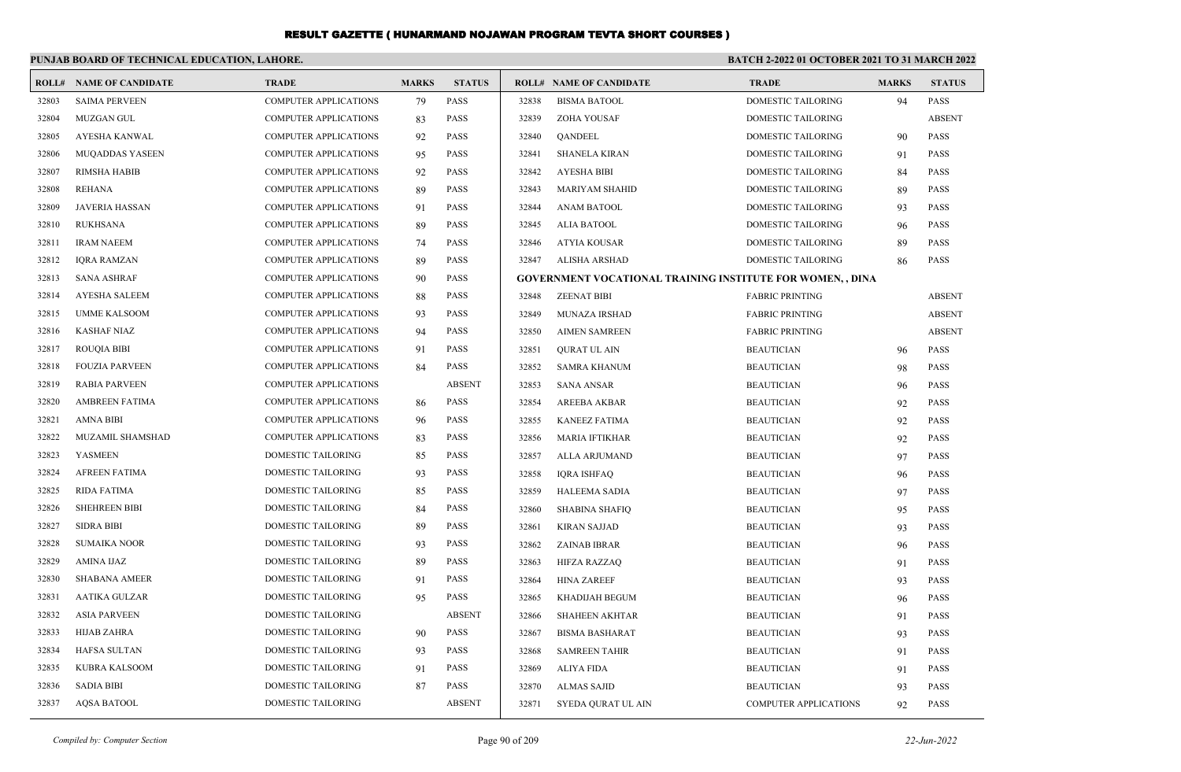# RESULT GAZETTE ( HUNARMAND NOJAWAN PROGRAM TEVTA SHORT COURSES )

**PUNJAB BOARD OF TECHNICAL EDUCATION, LAHORE.**

**BATCH 2-2022 01 OCTOBER 2021 TO 31 MARCH 2022**

| ROLL# | NAME OF CANDIDATE | TRADE | MARKS | STATUS |
|---|---|---|---|---|
| 32803 | SAIMA PERVEEN | COMPUTER APPLICATIONS | 79 | PASS |
| 32804 | MUZGAN GUL | COMPUTER APPLICATIONS | 83 | PASS |
| 32805 | AYESHA KANWAL | COMPUTER APPLICATIONS | 92 | PASS |
| 32806 | MUQADDAS YASEEN | COMPUTER APPLICATIONS | 95 | PASS |
| 32807 | RIMSHA HABIB | COMPUTER APPLICATIONS | 92 | PASS |
| 32808 | REHANA | COMPUTER APPLICATIONS | 89 | PASS |
| 32809 | JAVERIA HASSAN | COMPUTER APPLICATIONS | 91 | PASS |
| 32810 | RUKHSANA | COMPUTER APPLICATIONS | 89 | PASS |
| 32811 | IRAM NAEEM | COMPUTER APPLICATIONS | 74 | PASS |
| 32812 | IQRA RAMZAN | COMPUTER APPLICATIONS | 89 | PASS |
| 32813 | SANA ASHRAF | COMPUTER APPLICATIONS | 90 | PASS |
| 32814 | AYESHA SALEEM | COMPUTER APPLICATIONS | 88 | PASS |
| 32815 | UMME KALSOOM | COMPUTER APPLICATIONS | 93 | PASS |
| 32816 | KASHAF NIAZ | COMPUTER APPLICATIONS | 94 | PASS |
| 32817 | ROUQIA BIBI | COMPUTER APPLICATIONS | 91 | PASS |
| 32818 | FOUZIA PARVEEN | COMPUTER APPLICATIONS | 84 | PASS |
| 32819 | RABIA PARVEEN | COMPUTER APPLICATIONS | | ABSENT |
| 32820 | AMBREEN FATIMA | COMPUTER APPLICATIONS | 86 | PASS |
| 32821 | AMNA BIBI | COMPUTER APPLICATIONS | 96 | PASS |
| 32822 | MUZAMIL SHAMSHAD | COMPUTER APPLICATIONS | 83 | PASS |
| 32823 | YASMEEN | DOMESTIC TAILORING | 85 | PASS |
| 32824 | AFREEN FATIMA | DOMESTIC TAILORING | 93 | PASS |
| 32825 | RIDA FATIMA | DOMESTIC TAILORING | 85 | PASS |
| 32826 | SHEHREEN BIBI | DOMESTIC TAILORING | 84 | PASS |
| 32827 | SIDRA BIBI | DOMESTIC TAILORING | 89 | PASS |
| 32828 | SUMAIKA NOOR | DOMESTIC TAILORING | 93 | PASS |
| 32829 | AMINA IJAZ | DOMESTIC TAILORING | 89 | PASS |
| 32830 | SHABANA AMEER | DOMESTIC TAILORING | 91 | PASS |
| 32831 | AATIKA GULZAR | DOMESTIC TAILORING | 95 | PASS |
| 32832 | ASIA PARVEEN | DOMESTIC TAILORING | | ABSENT |
| 32833 | HIJAB ZAHRA | DOMESTIC TAILORING | 90 | PASS |
| 32834 | HAFSA SULTAN | DOMESTIC TAILORING | 93 | PASS |
| 32835 | KUBRA KALSOOM | DOMESTIC TAILORING | 91 | PASS |
| 32836 | SADIA BIBI | DOMESTIC TAILORING | 87 | PASS |
| 32837 | AQSA BATOOL | DOMESTIC TAILORING | | ABSENT |
| 32838 | BISMA BATOOL | DOMESTIC TAILORING | 94 | PASS |
| 32839 | ZOHA YOUSAF | DOMESTIC TAILORING | | ABSENT |
| 32840 | QANDEEL | DOMESTIC TAILORING | 90 | PASS |
| 32841 | SHANELA KIRAN | DOMESTIC TAILORING | 91 | PASS |
| 32842 | AYESHA BIBI | DOMESTIC TAILORING | 84 | PASS |
| 32843 | MARIYAM SHAHID | DOMESTIC TAILORING | 89 | PASS |
| 32844 | ANAM BATOOL | DOMESTIC TAILORING | 93 | PASS |
| 32845 | ALIA BATOOL | DOMESTIC TAILORING | 96 | PASS |
| 32846 | ATYIA KOUSAR | DOMESTIC TAILORING | 89 | PASS |
| 32847 | ALISHA ARSHAD | DOMESTIC TAILORING | 86 | PASS |
| **GOVERNMENT VOCATIONAL TRAINING INSTITUTE FOR WOMEN, , DINA** | | | | |
| 32848 | ZEENAT BIBI | FABRIC PRINTING | | ABSENT |
| 32849 | MUNAZA IRSHAD | FABRIC PRINTING | | ABSENT |
| 32850 | AIMEN SAMREEN | FABRIC PRINTING | | ABSENT |
| 32851 | QURAT UL AIN | BEAUTICIAN | 96 | PASS |
| 32852 | SAMRA KHANUM | BEAUTICIAN | 98 | PASS |
| 32853 | SANA ANSAR | BEAUTICIAN | 96 | PASS |
| 32854 | AREEBA AKBAR | BEAUTICIAN | 92 | PASS |
| 32855 | KANEEZ FATIMA | BEAUTICIAN | 92 | PASS |
| 32856 | MARIA IFTIKHAR | BEAUTICIAN | 92 | PASS |
| 32857 | ALLA ARJUMAND | BEAUTICIAN | 97 | PASS |
| 32858 | IQRA ISHFAQ | BEAUTICIAN | 96 | PASS |
| 32859 | HALEEMA SADIA | BEAUTICIAN | 97 | PASS |
| 32860 | SHABINA SHAFIQ | BEAUTICIAN | 95 | PASS |
| 32861 | KIRAN SAJJAD | BEAUTICIAN | 93 | PASS |
| 32862 | ZAINAB IBRAR | BEAUTICIAN | 96 | PASS |
| 32863 | HIFZA RAZZAQ | BEAUTICIAN | 91 | PASS |
| 32864 | HINA ZAREEF | BEAUTICIAN | 93 | PASS |
| 32865 | KHADIJAH BEGUM | BEAUTICIAN | 96 | PASS |
| 32866 | SHAHEEN AKHTAR | BEAUTICIAN | 91 | PASS |
| 32867 | BISMA BASHARAT | BEAUTICIAN | 93 | PASS |
| 32868 | SAMREEN TAHIR | BEAUTICIAN | 91 | PASS |
| 32869 | ALIYA FIDA | BEAUTICIAN | 91 | PASS |
| 32870 | ALMAS SAJID | BEAUTICIAN | 93 | PASS |
| 32871 | SYEDA QURAT UL AIN | COMPUTER APPLICATIONS | 92 | PASS |

*Compiled by: Computer Section* | *22-Jun-2022*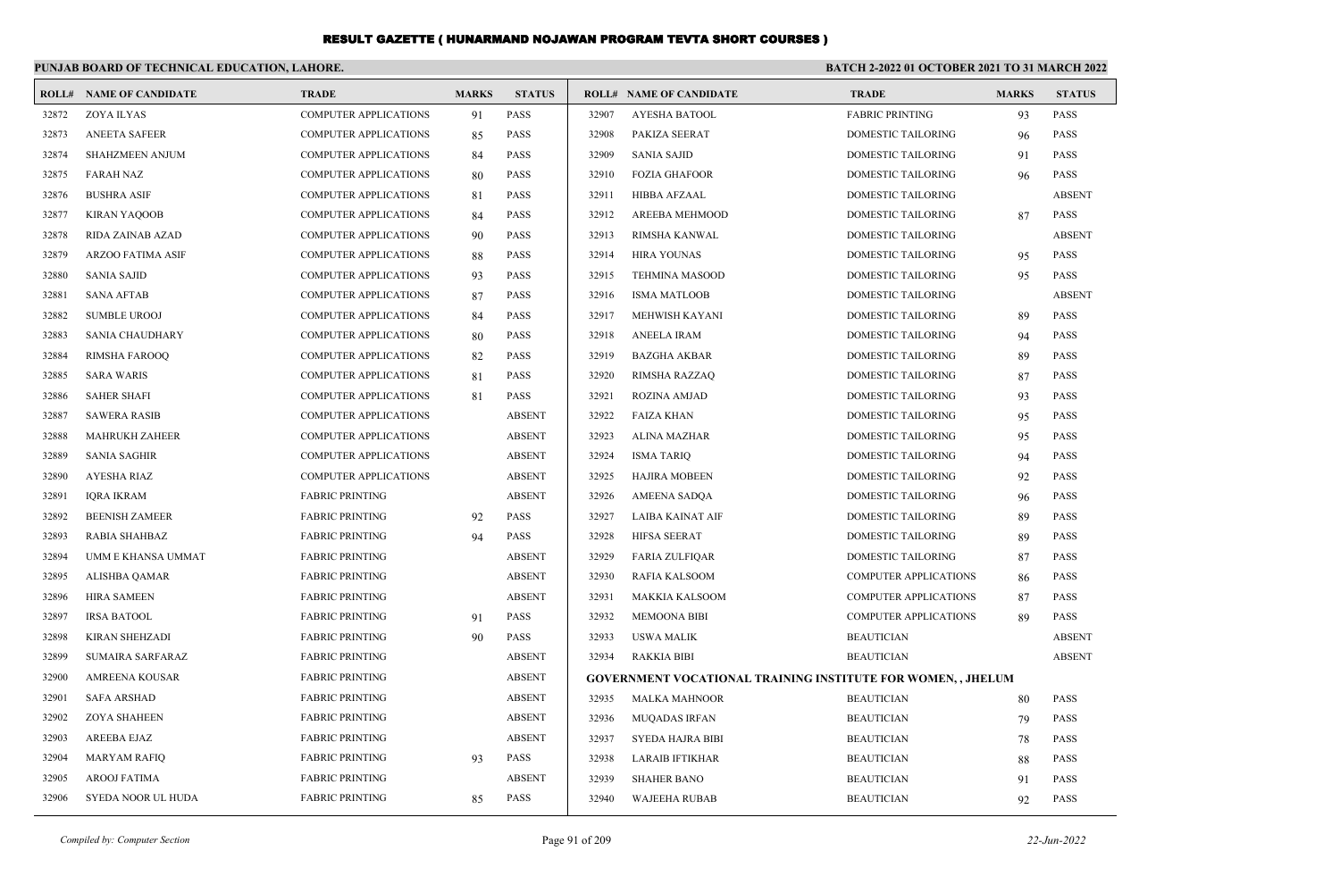# RESULT GAZETTE ( HUNARMAND NOJAWAN PROGRAM TEVTA SHORT COURSES )

**PUNJAB BOARD OF TECHNICAL EDUCATION, LAHORE.**

**BATCH 2-2022 01 OCTOBER 2021 TO 31 MARCH 2022**

| ROLL# | NAME OF CANDIDATE | TRADE | MARKS | STATUS |
|---|---|---|---|---|
| 32872 | ZOYA ILYAS | COMPUTER APPLICATIONS | 91 | PASS |
| 32873 | ANEETA SAFEER | COMPUTER APPLICATIONS | 85 | PASS |
| 32874 | SHAHZMEEN ANJUM | COMPUTER APPLICATIONS | 84 | PASS |
| 32875 | FARAH NAZ | COMPUTER APPLICATIONS | 80 | PASS |
| 32876 | BUSHRA ASIF | COMPUTER APPLICATIONS | 81 | PASS |
| 32877 | KIRAN YAQOOB | COMPUTER APPLICATIONS | 84 | PASS |
| 32878 | RIDA ZAINAB AZAD | COMPUTER APPLICATIONS | 90 | PASS |
| 32879 | ARZOO FATIMA ASIF | COMPUTER APPLICATIONS | 88 | PASS |
| 32880 | SANIA SAJID | COMPUTER APPLICATIONS | 93 | PASS |
| 32881 | SANA AFTAB | COMPUTER APPLICATIONS | 87 | PASS |
| 32882 | SUMBLE UROOJ | COMPUTER APPLICATIONS | 84 | PASS |
| 32883 | SANIA CHAUDHARY | COMPUTER APPLICATIONS | 80 | PASS |
| 32884 | RIMSHA FAROOQ | COMPUTER APPLICATIONS | 82 | PASS |
| 32885 | SARA WARIS | COMPUTER APPLICATIONS | 81 | PASS |
| 32886 | SAHER SHAFI | COMPUTER APPLICATIONS | 81 | PASS |
| 32887 | SAWERA RASIB | COMPUTER APPLICATIONS | | ABSENT |
| 32888 | MAHRUKH ZAHEER | COMPUTER APPLICATIONS | | ABSENT |
| 32889 | SANIA SAGHIR | COMPUTER APPLICATIONS | | ABSENT |
| 32890 | AYESHA RIAZ | COMPUTER APPLICATIONS | | ABSENT |
| 32891 | IQRA IKRAM | FABRIC PRINTING | | ABSENT |
| 32892 | BEENISH ZAMEER | FABRIC PRINTING | 92 | PASS |
| 32893 | RABIA SHAHBAZ | FABRIC PRINTING | 94 | PASS |
| 32894 | UMM E KHANSA UMMAT | FABRIC PRINTING | | ABSENT |
| 32895 | ALISHBA QAMAR | FABRIC PRINTING | | ABSENT |
| 32896 | HIRA SAMEEN | FABRIC PRINTING | | ABSENT |
| 32897 | IRSA BATOOL | FABRIC PRINTING | 91 | PASS |
| 32898 | KIRAN SHEHZADI | FABRIC PRINTING | 90 | PASS |
| 32899 | SUMAIRA SARFARAZ | FABRIC PRINTING | | ABSENT |
| 32900 | AMREENA KOUSAR | FABRIC PRINTING | | ABSENT |
| 32901 | SAFA ARSHAD | FABRIC PRINTING | | ABSENT |
| 32902 | ZOYA SHAHEEN | FABRIC PRINTING | | ABSENT |
| 32903 | AREEBA EJAZ | FABRIC PRINTING | | ABSENT |
| 32904 | MARYAM RAFIQ | FABRIC PRINTING | 93 | PASS |
| 32905 | AROOJ FATIMA | FABRIC PRINTING | | ABSENT |
| 32906 | SYEDA NOOR UL HUDA | FABRIC PRINTING | 85 | PASS |
| 32907 | AYESHA BATOOL | FABRIC PRINTING | 93 | PASS |
| 32908 | PAKIZA SEERAT | DOMESTIC TAILORING | 96 | PASS |
| 32909 | SANIA SAJID | DOMESTIC TAILORING | 91 | PASS |
| 32910 | FOZIA GHAFOOR | DOMESTIC TAILORING | 96 | PASS |
| 32911 | HIBBA AFZAAL | DOMESTIC TAILORING | | ABSENT |
| 32912 | AREEBA MEHMOOD | DOMESTIC TAILORING | 87 | PASS |
| 32913 | RIMSHA KANWAL | DOMESTIC TAILORING | | ABSENT |
| 32914 | HIRA YOUNAS | DOMESTIC TAILORING | 95 | PASS |
| 32915 | TEHMINA MASOOD | DOMESTIC TAILORING | 95 | PASS |
| 32916 | ISMA MATLOOB | DOMESTIC TAILORING | | ABSENT |
| 32917 | MEHWISH KAYANI | DOMESTIC TAILORING | 89 | PASS |
| 32918 | ANEELA IRAM | DOMESTIC TAILORING | 94 | PASS |
| 32919 | BAZGHA AKBAR | DOMESTIC TAILORING | 89 | PASS |
| 32920 | RIMSHA RAZZAQ | DOMESTIC TAILORING | 87 | PASS |
| 32921 | ROZINA AMJAD | DOMESTIC TAILORING | 93 | PASS |
| 32922 | FAIZA KHAN | DOMESTIC TAILORING | 95 | PASS |
| 32923 | ALINA MAZHAR | DOMESTIC TAILORING | 95 | PASS |
| 32924 | ISMA TARIQ | DOMESTIC TAILORING | 94 | PASS |
| 32925 | HAJIRA MOBEEN | DOMESTIC TAILORING | 92 | PASS |
| 32926 | AMEENA SADQA | DOMESTIC TAILORING | 96 | PASS |
| 32927 | LAIBA KAINAT AIF | DOMESTIC TAILORING | 89 | PASS |
| 32928 | HIFSA SEERAT | DOMESTIC TAILORING | 89 | PASS |
| 32929 | FARIA ZULFIQAR | DOMESTIC TAILORING | 87 | PASS |
| 32930 | RAFIA KALSOOM | COMPUTER APPLICATIONS | 86 | PASS |
| 32931 | MAKKIA KALSOOM | COMPUTER APPLICATIONS | 87 | PASS |
| 32932 | MEMOONA BIBI | COMPUTER APPLICATIONS | 89 | PASS |
| 32933 | USWA MALIK | BEAUTICIAN | | ABSENT |
| 32934 | RAKKIA BIBI | BEAUTICIAN | | ABSENT |

**GOVERNMENT VOCATIONAL TRAINING INSTITUTE FOR WOMEN, , JHELUM**

| ROLL# | NAME OF CANDIDATE | TRADE | MARKS | STATUS |
|---|---|---|---|---|
| 32935 | MALKA MAHNOOR | BEAUTICIAN | 80 | PASS |
| 32936 | MUQADAS IRFAN | BEAUTICIAN | 79 | PASS |
| 32937 | SYEDA HAJRA BIBI | BEAUTICIAN | 78 | PASS |
| 32938 | LARAIB IFTIKHAR | BEAUTICIAN | 88 | PASS |
| 32939 | SHAHER BANO | BEAUTICIAN | 91 | PASS |
| 32940 | WAJEEHA RUBAB | BEAUTICIAN | 92 | PASS |

*Compiled by: Computer Section*

*22-Jun-2022*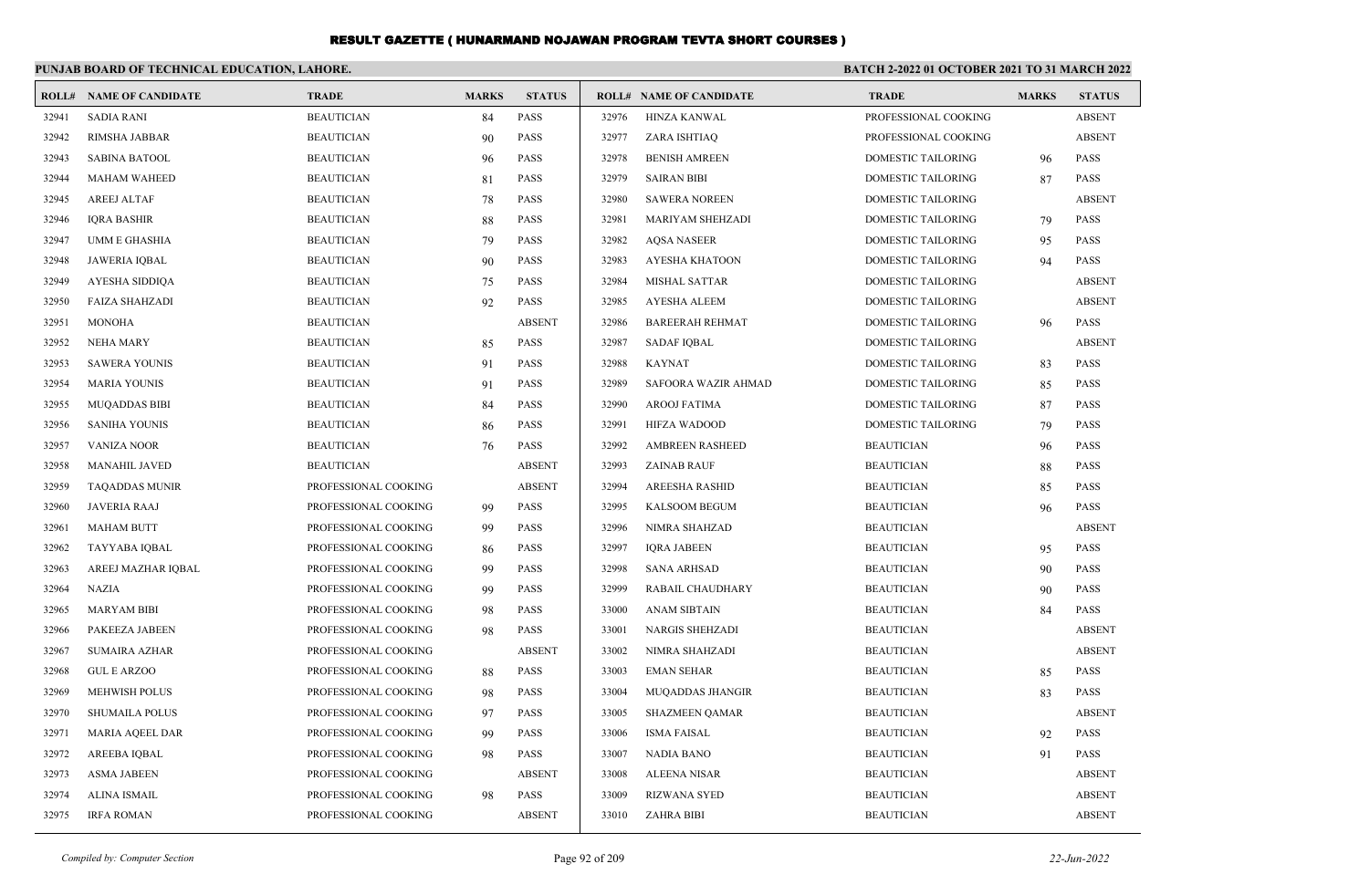# RESULT GAZETTE ( HUNARMAND NOJAWAN PROGRAM TEVTA SHORT COURSES )

**PUNJAB BOARD OF TECHNICAL EDUCATION, LAHORE.**

**BATCH 2-2022 01 OCTOBER 2021 TO 31 MARCH 2022**

| ROLL# | NAME OF CANDIDATE | TRADE | MARKS | STATUS |
|---|---|---|---|---|
| 32941 | SADIA RANI | BEAUTICIAN | 84 | PASS |
| 32942 | RIMSHA JABBAR | BEAUTICIAN | 90 | PASS |
| 32943 | SABINA BATOOL | BEAUTICIAN | 96 | PASS |
| 32944 | MAHAM WAHEED | BEAUTICIAN | 81 | PASS |
| 32945 | AREEJ ALTAF | BEAUTICIAN | 78 | PASS |
| 32946 | IQRA BASHIR | BEAUTICIAN | 88 | PASS |
| 32947 | UMM E GHASHIA | BEAUTICIAN | 79 | PASS |
| 32948 | JAWERIA IQBAL | BEAUTICIAN | 90 | PASS |
| 32949 | AYESHA SIDDIQA | BEAUTICIAN | 75 | PASS |
| 32950 | FAIZA SHAHZADI | BEAUTICIAN | 92 | PASS |
| 32951 | MONOHA | BEAUTICIAN | | ABSENT |
| 32952 | NEHA MARY | BEAUTICIAN | 85 | PASS |
| 32953 | SAWERA YOUNIS | BEAUTICIAN | 91 | PASS |
| 32954 | MARIA YOUNIS | BEAUTICIAN | 91 | PASS |
| 32955 | MUQADDAS BIBI | BEAUTICIAN | 84 | PASS |
| 32956 | SANIHA YOUNIS | BEAUTICIAN | 86 | PASS |
| 32957 | VANIZA NOOR | BEAUTICIAN | 76 | PASS |
| 32958 | MANAHIL JAVED | BEAUTICIAN | | ABSENT |
| 32959 | TAQADDAS MUNIR | PROFESSIONAL COOKING | | ABSENT |
| 32960 | JAVERIA RAAJ | PROFESSIONAL COOKING | 99 | PASS |
| 32961 | MAHAM BUTT | PROFESSIONAL COOKING | 99 | PASS |
| 32962 | TAYYABA IQBAL | PROFESSIONAL COOKING | 86 | PASS |
| 32963 | AREEJ MAZHAR IQBAL | PROFESSIONAL COOKING | 99 | PASS |
| 32964 | NAZIA | PROFESSIONAL COOKING | 99 | PASS |
| 32965 | MARYAM BIBI | PROFESSIONAL COOKING | 98 | PASS |
| 32966 | PAKEEZA JABEEN | PROFESSIONAL COOKING | 98 | PASS |
| 32967 | SUMAIRA AZHAR | PROFESSIONAL COOKING | | ABSENT |
| 32968 | GUL E ARZOO | PROFESSIONAL COOKING | 88 | PASS |
| 32969 | MEHWISH POLUS | PROFESSIONAL COOKING | 98 | PASS |
| 32970 | SHUMAILA POLUS | PROFESSIONAL COOKING | 97 | PASS |
| 32971 | MARIA AQEEL DAR | PROFESSIONAL COOKING | 99 | PASS |
| 32972 | AREEBA IQBAL | PROFESSIONAL COOKING | 98 | PASS |
| 32973 | ASMA JABEEN | PROFESSIONAL COOKING | | ABSENT |
| 32974 | ALINA ISMAIL | PROFESSIONAL COOKING | 98 | PASS |
| 32975 | IRFA ROMAN | PROFESSIONAL COOKING | | ABSENT |
| 32976 | HINZA KANWAL | PROFESSIONAL COOKING | | ABSENT |
| 32977 | ZARA ISHTIAQ | PROFESSIONAL COOKING | | ABSENT |
| 32978 | BENISH AMREEN | DOMESTIC TAILORING | 96 | PASS |
| 32979 | SAIRAN BIBI | DOMESTIC TAILORING | 87 | PASS |
| 32980 | SAWERA NOREEN | DOMESTIC TAILORING | | ABSENT |
| 32981 | MARIYAM SHEHZADI | DOMESTIC TAILORING | 79 | PASS |
| 32982 | AQSA NASEER | DOMESTIC TAILORING | 95 | PASS |
| 32983 | AYESHA KHATOON | DOMESTIC TAILORING | 94 | PASS |
| 32984 | MISHAL SATTAR | DOMESTIC TAILORING | | ABSENT |
| 32985 | AYESHA ALEEM | DOMESTIC TAILORING | | ABSENT |
| 32986 | BAREERAH REHMAT | DOMESTIC TAILORING | 96 | PASS |
| 32987 | SADAF IQBAL | DOMESTIC TAILORING | | ABSENT |
| 32988 | KAYNAT | DOMESTIC TAILORING | 83 | PASS |
| 32989 | SAFOORA WAZIR AHMAD | DOMESTIC TAILORING | 85 | PASS |
| 32990 | AROOJ FATIMA | DOMESTIC TAILORING | 87 | PASS |
| 32991 | HIFZA WADOOD | DOMESTIC TAILORING | 79 | PASS |
| 32992 | AMBREEN RASHEED | BEAUTICIAN | 96 | PASS |
| 32993 | ZAINAB RAUF | BEAUTICIAN | 88 | PASS |
| 32994 | AREESHA RASHID | BEAUTICIAN | 85 | PASS |
| 32995 | KALSOOM BEGUM | BEAUTICIAN | 96 | PASS |
| 32996 | NIMRA SHAHZAD | BEAUTICIAN | | ABSENT |
| 32997 | IQRA JABEEN | BEAUTICIAN | 95 | PASS |
| 32998 | SANA ARHSAD | BEAUTICIAN | 90 | PASS |
| 32999 | RABAIL CHAUDHARY | BEAUTICIAN | 90 | PASS |
| 33000 | ANAM SIBTAIN | BEAUTICIAN | 84 | PASS |
| 33001 | NARGIS SHEHZADI | BEAUTICIAN | | ABSENT |
| 33002 | NIMRA SHAHZADI | BEAUTICIAN | | ABSENT |
| 33003 | EMAN SEHAR | BEAUTICIAN | 85 | PASS |
| 33004 | MUQADDAS JHANGIR | BEAUTICIAN | 83 | PASS |
| 33005 | SHAZMEEN QAMAR | BEAUTICIAN | | ABSENT |
| 33006 | ISMA FAISAL | BEAUTICIAN | 92 | PASS |
| 33007 | NADIA BANO | BEAUTICIAN | 91 | PASS |
| 33008 | ALEENA NISAR | BEAUTICIAN | | ABSENT |
| 33009 | RIZWANA SYED | BEAUTICIAN | | ABSENT |
| 33010 | ZAHRA BIBI | BEAUTICIAN | | ABSENT |

*Compiled by: Computer Section*

*22-Jun-2022*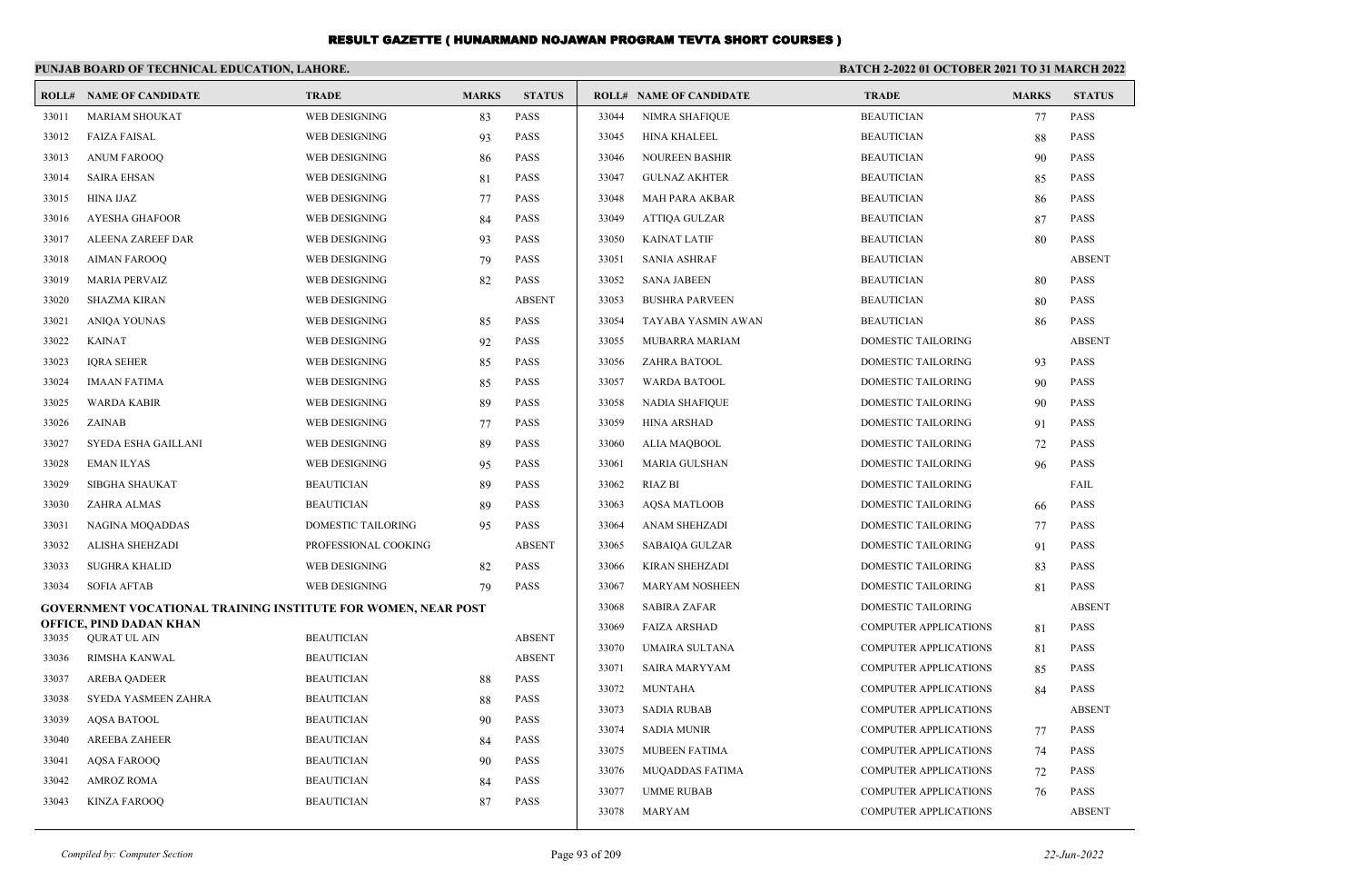# RESULT GAZETTE ( HUNARMAND NOJAWAN PROGRAM TEVTA SHORT COURSES )

**PUNJAB BOARD OF TECHNICAL EDUCATION, LAHORE.** **BATCH 2-2022 01 OCTOBER 2021 TO 31 MARCH 2022**

| ROLL# | NAME OF CANDIDATE | TRADE | MARKS | STATUS |
|---|---|---|---|---|
| 33011 | MARIAM SHOUKAT | WEB DESIGNING | 83 | PASS |
| 33012 | FAIZA FAISAL | WEB DESIGNING | 93 | PASS |
| 33013 | ANUM FAROOQ | WEB DESIGNING | 86 | PASS |
| 33014 | SAIRA EHSAN | WEB DESIGNING | 81 | PASS |
| 33015 | HINA IJAZ | WEB DESIGNING | 77 | PASS |
| 33016 | AYESHA GHAFOOR | WEB DESIGNING | 84 | PASS |
| 33017 | ALEENA ZAREEF DAR | WEB DESIGNING | 93 | PASS |
| 33018 | AIMAN FAROOQ | WEB DESIGNING | 79 | PASS |
| 33019 | MARIA PERVAIZ | WEB DESIGNING | 82 | PASS |
| 33020 | SHAZMA KIRAN | WEB DESIGNING | | ABSENT |
| 33021 | ANIQA YOUNAS | WEB DESIGNING | 85 | PASS |
| 33022 | KAINAT | WEB DESIGNING | 92 | PASS |
| 33023 | IQRA SEHER | WEB DESIGNING | 85 | PASS |
| 33024 | IMAAN FATIMA | WEB DESIGNING | 85 | PASS |
| 33025 | WARDA KABIR | WEB DESIGNING | 89 | PASS |
| 33026 | ZAINAB | WEB DESIGNING | 77 | PASS |
| 33027 | SYEDA ESHA GAILLANI | WEB DESIGNING | 89 | PASS |
| 33028 | EMAN ILYAS | WEB DESIGNING | 95 | PASS |
| 33029 | SIBGHA SHAUKAT | BEAUTICIAN | 89 | PASS |
| 33030 | ZAHRA ALMAS | BEAUTICIAN | 89 | PASS |
| 33031 | NAGINA MOQADDAS | DOMESTIC TAILORING | 95 | PASS |
| 33032 | ALISHA SHEHZADI | PROFESSIONAL COOKING | | ABSENT |
| 33033 | SUGHRA KHALID | WEB DESIGNING | 82 | PASS |
| 33034 | SOFIA AFTAB | WEB DESIGNING | 79 | PASS |

**GOVERNMENT VOCATIONAL TRAINING INSTITUTE FOR WOMEN, NEAR POST OFFICE, PIND DADAN KHAN**

| ROLL# | NAME OF CANDIDATE | TRADE | MARKS | STATUS |
|---|---|---|---|---|
| 33035 | QURAT UL AIN | BEAUTICIAN | | ABSENT |
| 33036 | RIMSHA KANWAL | BEAUTICIAN | | ABSENT |
| 33037 | AREBA QADEER | BEAUTICIAN | 88 | PASS |
| 33038 | SYEDA YASMEEN ZAHRA | BEAUTICIAN | 88 | PASS |
| 33039 | AQSA BATOOL | BEAUTICIAN | 90 | PASS |
| 33040 | AREEBA ZAHEER | BEAUTICIAN | 84 | PASS |
| 33041 | AQSA FAROOQ | BEAUTICIAN | 90 | PASS |
| 33042 | AMROZ ROMA | BEAUTICIAN | 84 | PASS |
| 33043 | KINZA FAROOQ | BEAUTICIAN | 87 | PASS |
| 33044 | NIMRA SHAFIQUE | BEAUTICIAN | 77 | PASS |
| 33045 | HINA KHALEEL | BEAUTICIAN | 88 | PASS |
| 33046 | NOUREEN BASHIR | BEAUTICIAN | 90 | PASS |
| 33047 | GULNAZ AKHTER | BEAUTICIAN | 85 | PASS |
| 33048 | MAH PARA AKBAR | BEAUTICIAN | 86 | PASS |
| 33049 | ATTIQA GULZAR | BEAUTICIAN | 87 | PASS |
| 33050 | KAINAT LATIF | BEAUTICIAN | 80 | PASS |
| 33051 | SANIA ASHRAF | BEAUTICIAN | | ABSENT |
| 33052 | SANA JABEEN | BEAUTICIAN | 80 | PASS |
| 33053 | BUSHRA PARVEEN | BEAUTICIAN | 80 | PASS |
| 33054 | TAYABA YASMIN AWAN | BEAUTICIAN | 86 | PASS |
| 33055 | MUBARRA MARIAM | DOMESTIC TAILORING | | ABSENT |
| 33056 | ZAHRA BATOOL | DOMESTIC TAILORING | 93 | PASS |
| 33057 | WARDA BATOOL | DOMESTIC TAILORING | 90 | PASS |
| 33058 | NADIA SHAFIQUE | DOMESTIC TAILORING | 90 | PASS |
| 33059 | HINA ARSHAD | DOMESTIC TAILORING | 91 | PASS |
| 33060 | ALIA MAQBOOL | DOMESTIC TAILORING | 72 | PASS |
| 33061 | MARIA GULSHAN | DOMESTIC TAILORING | 96 | PASS |
| 33062 | RIAZ BI | DOMESTIC TAILORING | | FAIL |
| 33063 | AQSA MATLOOB | DOMESTIC TAILORING | 66 | PASS |
| 33064 | ANAM SHEHZADI | DOMESTIC TAILORING | 77 | PASS |
| 33065 | SABAIQA GULZAR | DOMESTIC TAILORING | 91 | PASS |
| 33066 | KIRAN SHEHZADI | DOMESTIC TAILORING | 83 | PASS |
| 33067 | MARYAM NOSHEEN | DOMESTIC TAILORING | 81 | PASS |
| 33068 | SABIRA ZAFAR | DOMESTIC TAILORING | | ABSENT |
| 33069 | FAIZA ARSHAD | COMPUTER APPLICATIONS | 81 | PASS |
| 33070 | UMAIRA SULTANA | COMPUTER APPLICATIONS | 81 | PASS |
| 33071 | SAIRA MARYYAM | COMPUTER APPLICATIONS | 85 | PASS |
| 33072 | MUNTAHA | COMPUTER APPLICATIONS | 84 | PASS |
| 33073 | SADIA RUBAB | COMPUTER APPLICATIONS | | ABSENT |
| 33074 | SADIA MUNIR | COMPUTER APPLICATIONS | 77 | PASS |
| 33075 | MUBEEN FATIMA | COMPUTER APPLICATIONS | 74 | PASS |
| 33076 | MUQADDAS FATIMA | COMPUTER APPLICATIONS | 72 | PASS |
| 33077 | UMME RUBAB | COMPUTER APPLICATIONS | 76 | PASS |
| 33078 | MARYAM | COMPUTER APPLICATIONS | | ABSENT |

*Compiled by: Computer Section* *22-Jun-2022*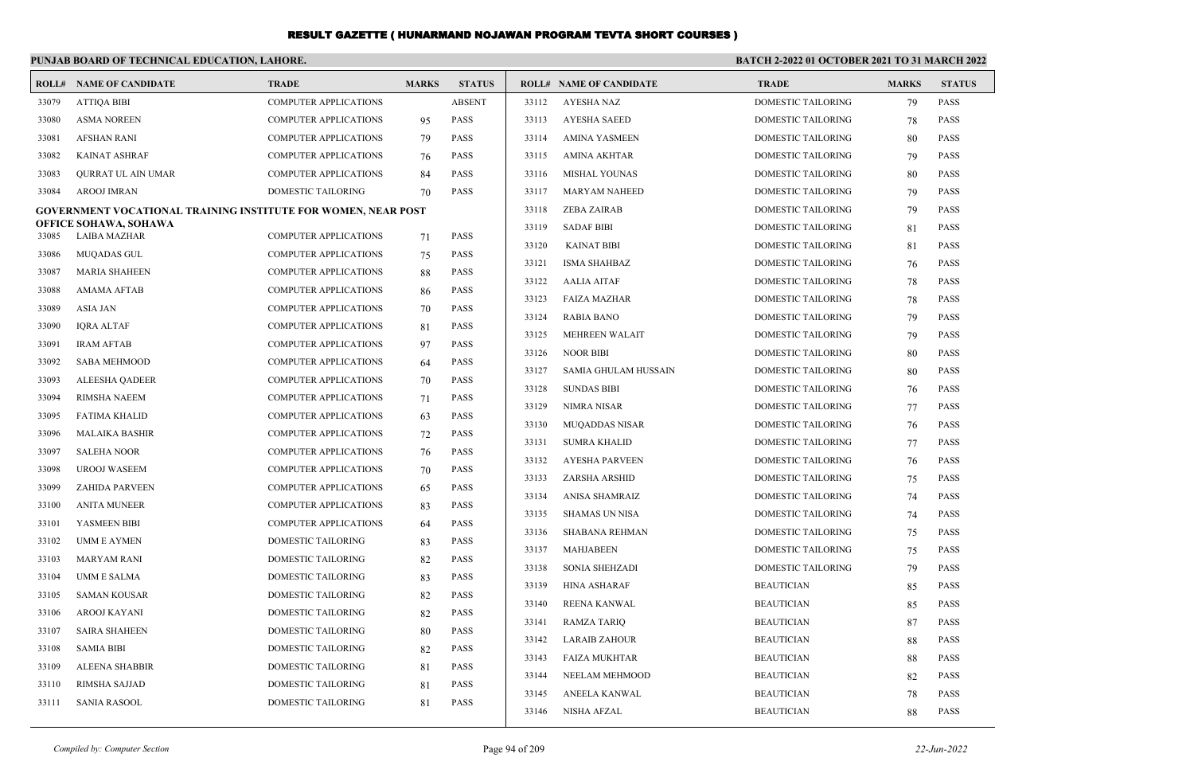# RESULT GAZETTE ( HUNARMAND NOJAWAN PROGRAM TEVTA SHORT COURSES )

**PUNJAB BOARD OF TECHNICAL EDUCATION, LAHORE.**

**BATCH 2-2022 01 OCTOBER 2021 TO 31 MARCH 2022**

| ROLL# | NAME OF CANDIDATE | TRADE | MARKS | STATUS |
|---|---|---|---|---|
| 33079 | ATTIQA BIBI | COMPUTER APPLICATIONS | | ABSENT |
| 33080 | ASMA NOREEN | COMPUTER APPLICATIONS | 95 | PASS |
| 33081 | AFSHAN RANI | COMPUTER APPLICATIONS | 79 | PASS |
| 33082 | KAINAT ASHRAF | COMPUTER APPLICATIONS | 76 | PASS |
| 33083 | QURRAT UL AIN UMAR | COMPUTER APPLICATIONS | 84 | PASS |
| 33084 | AROOJ IMRAN | DOMESTIC TAILORING | 70 | PASS |

**GOVERNMENT VOCATIONAL TRAINING INSTITUTE FOR WOMEN, NEAR POST OFFICE SOHAWA, SOHAWA**

| ROLL# | NAME OF CANDIDATE | TRADE | MARKS | STATUS |
|---|---|---|---|---|
| 33085 | LAIBA MAZHAR | COMPUTER APPLICATIONS | 71 | PASS |
| 33086 | MUQADAS GUL | COMPUTER APPLICATIONS | 75 | PASS |
| 33087 | MARIA SHAHEEN | COMPUTER APPLICATIONS | 88 | PASS |
| 33088 | AMAMA AFTAB | COMPUTER APPLICATIONS | 86 | PASS |
| 33089 | ASIA JAN | COMPUTER APPLICATIONS | 70 | PASS |
| 33090 | IQRA ALTAF | COMPUTER APPLICATIONS | 81 | PASS |
| 33091 | IRAM AFTAB | COMPUTER APPLICATIONS | 97 | PASS |
| 33092 | SABA MEHMOOD | COMPUTER APPLICATIONS | 64 | PASS |
| 33093 | ALEESHA QADEER | COMPUTER APPLICATIONS | 70 | PASS |
| 33094 | RIMSHA NAEEM | COMPUTER APPLICATIONS | 71 | PASS |
| 33095 | FATIMA KHALID | COMPUTER APPLICATIONS | 63 | PASS |
| 33096 | MALAIKA BASHIR | COMPUTER APPLICATIONS | 72 | PASS |
| 33097 | SALEHA NOOR | COMPUTER APPLICATIONS | 76 | PASS |
| 33098 | UROOJ WASEEM | COMPUTER APPLICATIONS | 70 | PASS |
| 33099 | ZAHIDA PARVEEN | COMPUTER APPLICATIONS | 65 | PASS |
| 33100 | ANITA MUNEER | COMPUTER APPLICATIONS | 83 | PASS |
| 33101 | YASMEEN BIBI | COMPUTER APPLICATIONS | 64 | PASS |
| 33102 | UMM E AYMEN | DOMESTIC TAILORING | 83 | PASS |
| 33103 | MARYAM RANI | DOMESTIC TAILORING | 82 | PASS |
| 33104 | UMM E SALMA | DOMESTIC TAILORING | 83 | PASS |
| 33105 | SAMAN KOUSAR | DOMESTIC TAILORING | 82 | PASS |
| 33106 | AROOJ KAYANI | DOMESTIC TAILORING | 82 | PASS |
| 33107 | SAIRA SHAHEEN | DOMESTIC TAILORING | 80 | PASS |
| 33108 | SAMIA BIBI | DOMESTIC TAILORING | 82 | PASS |
| 33109 | ALEENA SHABBIR | DOMESTIC TAILORING | 81 | PASS |
| 33110 | RIMSHA SAJJAD | DOMESTIC TAILORING | 81 | PASS |
| 33111 | SANIA RASOOL | DOMESTIC TAILORING | 81 | PASS |
| 33112 | AYESHA NAZ | DOMESTIC TAILORING | 79 | PASS |
| 33113 | AYESHA SAEED | DOMESTIC TAILORING | 78 | PASS |
| 33114 | AMINA YASMEEN | DOMESTIC TAILORING | 80 | PASS |
| 33115 | AMINA AKHTAR | DOMESTIC TAILORING | 79 | PASS |
| 33116 | MISHAL YOUNAS | DOMESTIC TAILORING | 80 | PASS |
| 33117 | MARYAM NAHEED | DOMESTIC TAILORING | 79 | PASS |
| 33118 | ZEBA ZAIRAB | DOMESTIC TAILORING | 79 | PASS |
| 33119 | SADAF BIBI | DOMESTIC TAILORING | 81 | PASS |
| 33120 | KAINAT BIBI | DOMESTIC TAILORING | 81 | PASS |
| 33121 | ISMA SHAHBAZ | DOMESTIC TAILORING | 76 | PASS |
| 33122 | AALIA AITAF | DOMESTIC TAILORING | 78 | PASS |
| 33123 | FAIZA MAZHAR | DOMESTIC TAILORING | 78 | PASS |
| 33124 | RABIA BANO | DOMESTIC TAILORING | 79 | PASS |
| 33125 | MEHREEN WALAIT | DOMESTIC TAILORING | 79 | PASS |
| 33126 | NOOR BIBI | DOMESTIC TAILORING | 80 | PASS |
| 33127 | SAMIA GHULAM HUSSAIN | DOMESTIC TAILORING | 80 | PASS |
| 33128 | SUNDAS BIBI | DOMESTIC TAILORING | 76 | PASS |
| 33129 | NIMRA NISAR | DOMESTIC TAILORING | 77 | PASS |
| 33130 | MUQADDAS NISAR | DOMESTIC TAILORING | 76 | PASS |
| 33131 | SUMRA KHALID | DOMESTIC TAILORING | 77 | PASS |
| 33132 | AYESHA PARVEEN | DOMESTIC TAILORING | 76 | PASS |
| 33133 | ZARSHA ARSHID | DOMESTIC TAILORING | 75 | PASS |
| 33134 | ANISA SHAMRAIZ | DOMESTIC TAILORING | 74 | PASS |
| 33135 | SHAMAS UN NISA | DOMESTIC TAILORING | 74 | PASS |
| 33136 | SHABANA REHMAN | DOMESTIC TAILORING | 75 | PASS |
| 33137 | MAHJABEEN | DOMESTIC TAILORING | 75 | PASS |
| 33138 | SONIA SHEHZADI | DOMESTIC TAILORING | 79 | PASS |
| 33139 | HINA ASHARAF | BEAUTICIAN | 85 | PASS |
| 33140 | REENA KANWAL | BEAUTICIAN | 85 | PASS |
| 33141 | RAMZA TARIQ | BEAUTICIAN | 87 | PASS |
| 33142 | LARAIB ZAHOUR | BEAUTICIAN | 88 | PASS |
| 33143 | FAIZA MUKHTAR | BEAUTICIAN | 88 | PASS |
| 33144 | NEELAM MEHMOOD | BEAUTICIAN | 82 | PASS |
| 33145 | ANEELA KANWAL | BEAUTICIAN | 78 | PASS |
| 33146 | NISHA AFZAL | BEAUTICIAN | 88 | PASS |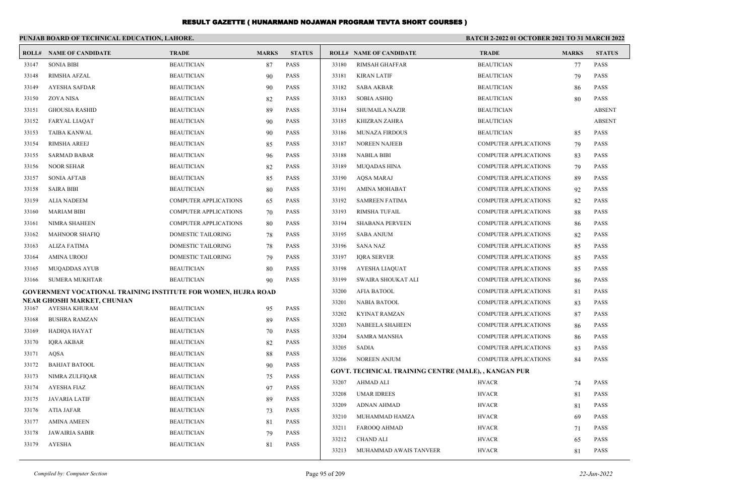# RESULT GAZETTE ( HUNARMAND NOJAWAN PROGRAM TEVTA SHORT COURSES )

**PUNJAB BOARD OF TECHNICAL EDUCATION, LAHORE.**

**BATCH 2-2022 01 OCTOBER 2021 TO 31 MARCH 2022**

| ROLL# | NAME OF CANDIDATE | TRADE | MARKS | STATUS |
|---|---|---|---|---|
| 33147 | SONIA BIBI | BEAUTICIAN | 87 | PASS |
| 33148 | RIMSHA AFZAL | BEAUTICIAN | 90 | PASS |
| 33149 | AYESHA SAFDAR | BEAUTICIAN | 90 | PASS |
| 33150 | ZOYA NISA | BEAUTICIAN | 82 | PASS |
| 33151 | GHOUSIA RASHID | BEAUTICIAN | 89 | PASS |
| 33152 | FARYAL LIAQAT | BEAUTICIAN | 90 | PASS |
| 33153 | TAIBA KANWAL | BEAUTICIAN | 90 | PASS |
| 33154 | RIMSHA AREEJ | BEAUTICIAN | 85 | PASS |
| 33155 | SARMAD BABAR | BEAUTICIAN | 96 | PASS |
| 33156 | NOOR SEHAR | BEAUTICIAN | 82 | PASS |
| 33157 | SONIA AFTAB | BEAUTICIAN | 85 | PASS |
| 33158 | SAIRA BIBI | BEAUTICIAN | 80 | PASS |
| 33159 | ALIA NADEEM | COMPUTER APPLICATIONS | 65 | PASS |
| 33160 | MARIAM BIBI | COMPUTER APPLICATIONS | 70 | PASS |
| 33161 | NIMRA SHAHEEN | COMPUTER APPLICATIONS | 80 | PASS |
| 33162 | MAHNOOR SHAFIQ | DOMESTIC TAILORING | 78 | PASS |
| 33163 | ALIZA FATIMA | DOMESTIC TAILORING | 78 | PASS |
| 33164 | AMINA UROOJ | DOMESTIC TAILORING | 79 | PASS |
| 33165 | MUQADDAS AYUB | BEAUTICIAN | 80 | PASS |
| 33166 | SUMERA MUKHTAR | BEAUTICIAN | 90 | PASS |

**GOVERNMENT VOCATIONAL TRAINING INSTITUTE FOR WOMEN, HUJRA ROAD NEAR GHOSHI MARKET, CHUNIAN**

| ROLL# | NAME OF CANDIDATE | TRADE | MARKS | STATUS |
|---|---|---|---|---|
| 33167 | AYESHA KHURAM | BEAUTICIAN | 95 | PASS |
| 33168 | BUSHRA RAMZAN | BEAUTICIAN | 89 | PASS |
| 33169 | HADIQA HAYAT | BEAUTICIAN | 70 | PASS |
| 33170 | IQRA AKBAR | BEAUTICIAN | 82 | PASS |
| 33171 | AQSA | BEAUTICIAN | 88 | PASS |
| 33172 | BAHJAT BATOOL | BEAUTICIAN | 90 | PASS |
| 33173 | NIMRA ZULFIQAR | BEAUTICIAN | 75 | PASS |
| 33174 | AYESHA FIAZ | BEAUTICIAN | 97 | PASS |
| 33175 | JAVARIA LATIF | BEAUTICIAN | 89 | PASS |
| 33176 | ATIA JAFAR | BEAUTICIAN | 73 | PASS |
| 33177 | AMINA AMEEN | BEAUTICIAN | 81 | PASS |
| 33178 | JAWAIRIA SABIR | BEAUTICIAN | 79 | PASS |
| 33179 | AYESHA | BEAUTICIAN | 81 | PASS |
| 33180 | RIMSAH GHAFFAR | BEAUTICIAN | 77 | PASS |
| 33181 | KIRAN LATIF | BEAUTICIAN | 79 | PASS |
| 33182 | SABA AKBAR | BEAUTICIAN | 86 | PASS |
| 33183 | SOBIA ASHIQ | BEAUTICIAN | 80 | PASS |
| 33184 | SHUMAILA NAZIR | BEAUTICIAN | | ABSENT |
| 33185 | KHIZRAN ZAHRA | BEAUTICIAN | | ABSENT |
| 33186 | MUNAZA FIRDOUS | BEAUTICIAN | 85 | PASS |
| 33187 | NOREEN NAJEEB | COMPUTER APPLICATIONS | 79 | PASS |
| 33188 | NABILA BIBI | COMPUTER APPLICATIONS | 83 | PASS |
| 33189 | MUQADAS HINA | COMPUTER APPLICATIONS | 79 | PASS |
| 33190 | AQSA MARAJ | COMPUTER APPLICATIONS | 89 | PASS |
| 33191 | AMINA MOHABAT | COMPUTER APPLICATIONS | 92 | PASS |
| 33192 | SAMREEN FATIMA | COMPUTER APPLICATIONS | 82 | PASS |
| 33193 | RIMSHA TUFAIL | COMPUTER APPLICATIONS | 88 | PASS |
| 33194 | SHABANA PERVEEN | COMPUTER APPLICATIONS | 86 | PASS |
| 33195 | SABA ANJUM | COMPUTER APPLICATIONS | 82 | PASS |
| 33196 | SANA NAZ | COMPUTER APPLICATIONS | 85 | PASS |
| 33197 | IQRA SERVER | COMPUTER APPLICATIONS | 85 | PASS |
| 33198 | AYESHA LIAQUAT | COMPUTER APPLICATIONS | 85 | PASS |
| 33199 | SWAIRA SHOUKAT ALI | COMPUTER APPLICATIONS | 86 | PASS |
| 33200 | AFIA BATOOL | COMPUTER APPLICATIONS | 81 | PASS |
| 33201 | NABIA BATOOL | COMPUTER APPLICATIONS | 83 | PASS |
| 33202 | KYINAT RAMZAN | COMPUTER APPLICATIONS | 87 | PASS |
| 33203 | NABEELA SHAHEEN | COMPUTER APPLICATIONS | 86 | PASS |
| 33204 | SAMRA MANSHA | COMPUTER APPLICATIONS | 86 | PASS |
| 33205 | SADIA | COMPUTER APPLICATIONS | 83 | PASS |
| 33206 | NOREEN ANJUM | COMPUTER APPLICATIONS | 84 | PASS |

**GOVT. TECHNICAL TRAINING CENTRE (MALE), , KANGAN PUR**

| ROLL# | NAME OF CANDIDATE | TRADE | MARKS | STATUS |
|---|---|---|---|---|
| 33207 | AHMAD ALI | HVACR | 74 | PASS |
| 33208 | UMAR IDREES | HVACR | 81 | PASS |
| 33209 | ADNAN AHMAD | HVACR | 81 | PASS |
| 33210 | MUHAMMAD HAMZA | HVACR | 69 | PASS |
| 33211 | FAROOQ AHMAD | HVACR | 71 | PASS |
| 33212 | CHAND ALI | HVACR | 65 | PASS |
| 33213 | MUHAMMAD AWAIS TANVEER | HVACR | 81 | PASS |

*Compiled by: Computer Section* | *22-Jun-2022*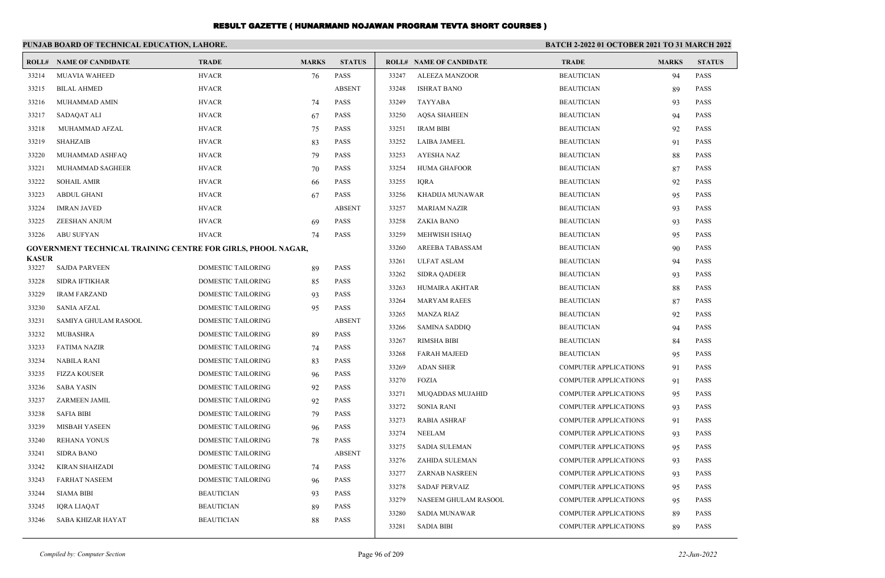# RESULT GAZETTE ( HUNARMAND NOJAWAN PROGRAM TEVTA SHORT COURSES )

**PUNJAB BOARD OF TECHNICAL EDUCATION, LAHORE.** **BATCH 2-2022 01 OCTOBER 2021 TO 31 MARCH 2022**

| ROLL# | NAME OF CANDIDATE | TRADE | MARKS | STATUS |
|---|---|---|---|---|
| 33214 | MUAVIA WAHEED | HVACR | 76 | PASS |
| 33215 | BILAL AHMED | HVACR | | ABSENT |
| 33216 | MUHAMMAD AMIN | HVACR | 74 | PASS |
| 33217 | SADAQAT ALI | HVACR | 67 | PASS |
| 33218 | MUHAMMAD AFZAL | HVACR | 75 | PASS |
| 33219 | SHAHZAIB | HVACR | 83 | PASS |
| 33220 | MUHAMMAD ASHFAQ | HVACR | 79 | PASS |
| 33221 | MUHAMMAD SAGHEER | HVACR | 70 | PASS |
| 33222 | SOHAIL AMIR | HVACR | 66 | PASS |
| 33223 | ABDUL GHANI | HVACR | 67 | PASS |
| 33224 | IMRAN JAVED | HVACR | | ABSENT |
| 33225 | ZEESHAN ANJUM | HVACR | 69 | PASS |
| 33226 | ABU SUFYAN | HVACR | 74 | PASS |

**GOVERNMENT TECHNICAL TRAINING CENTRE FOR GIRLS, PHOOL NAGAR, KASUR**

| ROLL# | NAME OF CANDIDATE | TRADE | MARKS | STATUS |
|---|---|---|---|---|
| 33227 | SAJDA PARVEEN | DOMESTIC TAILORING | 89 | PASS |
| 33228 | SIDRA IFTIKHAR | DOMESTIC TAILORING | 85 | PASS |
| 33229 | IRAM FARZAND | DOMESTIC TAILORING | 93 | PASS |
| 33230 | SANIA AFZAL | DOMESTIC TAILORING | 95 | PASS |
| 33231 | SAMIYA GHULAM RASOOL | DOMESTIC TAILORING | | ABSENT |
| 33232 | MUBASHRA | DOMESTIC TAILORING | 89 | PASS |
| 33233 | FATIMA NAZIR | DOMESTIC TAILORING | 74 | PASS |
| 33234 | NABILA RANI | DOMESTIC TAILORING | 83 | PASS |
| 33235 | FIZZA KOUSER | DOMESTIC TAILORING | 96 | PASS |
| 33236 | SABA YASIN | DOMESTIC TAILORING | 92 | PASS |
| 33237 | ZARMEEN JAMIL | DOMESTIC TAILORING | 92 | PASS |
| 33238 | SAFIA BIBI | DOMESTIC TAILORING | 79 | PASS |
| 33239 | MISBAH YASEEN | DOMESTIC TAILORING | 96 | PASS |
| 33240 | REHANA YONUS | DOMESTIC TAILORING | 78 | PASS |
| 33241 | SIDRA BANO | DOMESTIC TAILORING | | ABSENT |
| 33242 | KIRAN SHAHZADI | DOMESTIC TAILORING | 74 | PASS |
| 33243 | FARHAT NASEEM | DOMESTIC TAILORING | 96 | PASS |
| 33244 | SIAMA BIBI | BEAUTICIAN | 93 | PASS |
| 33245 | IQRA LIAQAT | BEAUTICIAN | 89 | PASS |
| 33246 | SABA KHIZAR HAYAT | BEAUTICIAN | 88 | PASS |
| 33247 | ALEEZA MANZOOR | BEAUTICIAN | 94 | PASS |
| 33248 | ISHRAT BANO | BEAUTICIAN | 89 | PASS |
| 33249 | TAYYABA | BEAUTICIAN | 93 | PASS |
| 33250 | AQSA SHAHEEN | BEAUTICIAN | 94 | PASS |
| 33251 | IRAM BIBI | BEAUTICIAN | 92 | PASS |
| 33252 | LAIBA JAMEEL | BEAUTICIAN | 91 | PASS |
| 33253 | AYESHA NAZ | BEAUTICIAN | 88 | PASS |
| 33254 | HUMA GHAFOOR | BEAUTICIAN | 87 | PASS |
| 33255 | IQRA | BEAUTICIAN | 92 | PASS |
| 33256 | KHADIJA MUNAWAR | BEAUTICIAN | 95 | PASS |
| 33257 | MARIAM NAZIR | BEAUTICIAN | 93 | PASS |
| 33258 | ZAKIA BANO | BEAUTICIAN | 93 | PASS |
| 33259 | MEHWISH ISHAQ | BEAUTICIAN | 95 | PASS |
| 33260 | AREEBA TABASSAM | BEAUTICIAN | 90 | PASS |
| 33261 | ULFAT ASLAM | BEAUTICIAN | 94 | PASS |
| 33262 | SIDRA QADEER | BEAUTICIAN | 93 | PASS |
| 33263 | HUMAIRA AKHTAR | BEAUTICIAN | 88 | PASS |
| 33264 | MARYAM RAEES | BEAUTICIAN | 87 | PASS |
| 33265 | MANZA RIAZ | BEAUTICIAN | 92 | PASS |
| 33266 | SAMINA SADDIQ | BEAUTICIAN | 94 | PASS |
| 33267 | RIMSHA BIBI | BEAUTICIAN | 84 | PASS |
| 33268 | FARAH MAJEED | BEAUTICIAN | 95 | PASS |
| 33269 | ADAN SHER | COMPUTER APPLICATIONS | 91 | PASS |
| 33270 | FOZIA | COMPUTER APPLICATIONS | 91 | PASS |
| 33271 | MUQADDAS MUJAHID | COMPUTER APPLICATIONS | 95 | PASS |
| 33272 | SONIA RANI | COMPUTER APPLICATIONS | 93 | PASS |
| 33273 | RABIA ASHRAF | COMPUTER APPLICATIONS | 91 | PASS |
| 33274 | NEELAM | COMPUTER APPLICATIONS | 93 | PASS |
| 33275 | SADIA SULEMAN | COMPUTER APPLICATIONS | 95 | PASS |
| 33276 | ZAHIDA SULEMAN | COMPUTER APPLICATIONS | 93 | PASS |
| 33277 | ZARNAB NASREEN | COMPUTER APPLICATIONS | 93 | PASS |
| 33278 | SADAF PERVAIZ | COMPUTER APPLICATIONS | 95 | PASS |
| 33279 | NASEEM GHULAM RASOOL | COMPUTER APPLICATIONS | 95 | PASS |
| 33280 | SADIA MUNAWAR | COMPUTER APPLICATIONS | 89 | PASS |
| 33281 | SADIA BIBI | COMPUTER APPLICATIONS | 89 | PASS |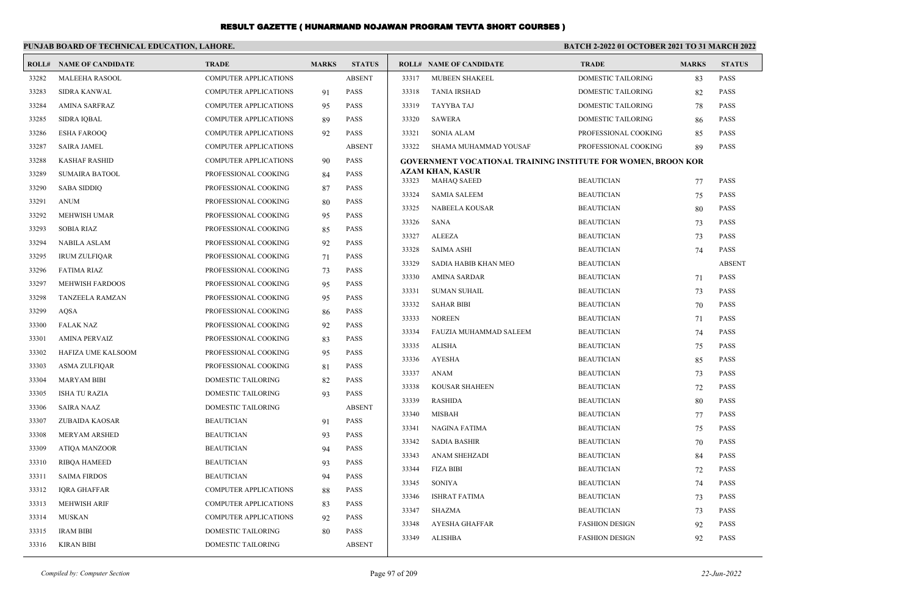# RESULT GAZETTE ( HUNARMAND NOJAWAN PROGRAM TEVTA SHORT COURSES )

**PUNJAB BOARD OF TECHNICAL EDUCATION, LAHORE.** **BATCH 2-2022 01 OCTOBER 2021 TO 31 MARCH 2022**

| ROLL# | NAME OF CANDIDATE | TRADE | MARKS | STATUS |
|---|---|---|---|---|
| 33282 | MALEEHA RASOOL | COMPUTER APPLICATIONS | | ABSENT |
| 33283 | SIDRA KANWAL | COMPUTER APPLICATIONS | 91 | PASS |
| 33284 | AMINA SARFRAZ | COMPUTER APPLICATIONS | 95 | PASS |
| 33285 | SIDRA IQBAL | COMPUTER APPLICATIONS | 89 | PASS |
| 33286 | ESHA FAROOQ | COMPUTER APPLICATIONS | 92 | PASS |
| 33287 | SAIRA JAMEL | COMPUTER APPLICATIONS | | ABSENT |
| 33288 | KASHAF RASHID | COMPUTER APPLICATIONS | 90 | PASS |
| 33289 | SUMAIRA BATOOL | PROFESSIONAL COOKING | 84 | PASS |
| 33290 | SABA SIDDIQ | PROFESSIONAL COOKING | 87 | PASS |
| 33291 | ANUM | PROFESSIONAL COOKING | 80 | PASS |
| 33292 | MEHWISH UMAR | PROFESSIONAL COOKING | 95 | PASS |
| 33293 | SOBIA RIAZ | PROFESSIONAL COOKING | 85 | PASS |
| 33294 | NABILA ASLAM | PROFESSIONAL COOKING | 92 | PASS |
| 33295 | IRUM ZULFIQAR | PROFESSIONAL COOKING | 71 | PASS |
| 33296 | FATIMA RIAZ | PROFESSIONAL COOKING | 73 | PASS |
| 33297 | MEHWISH FARDOOS | PROFESSIONAL COOKING | 95 | PASS |
| 33298 | TANZEELA RAMZAN | PROFESSIONAL COOKING | 95 | PASS |
| 33299 | AQSA | PROFESSIONAL COOKING | 86 | PASS |
| 33300 | FALAK NAZ | PROFESSIONAL COOKING | 92 | PASS |
| 33301 | AMINA PERVAIZ | PROFESSIONAL COOKING | 83 | PASS |
| 33302 | HAFIZA UME KALSOOM | PROFESSIONAL COOKING | 95 | PASS |
| 33303 | ASMA ZULFIQAR | PROFESSIONAL COOKING | 81 | PASS |
| 33304 | MARYAM BIBI | DOMESTIC TAILORING | 82 | PASS |
| 33305 | ISHA TU RAZIA | DOMESTIC TAILORING | 93 | PASS |
| 33306 | SAIRA NAAZ | DOMESTIC TAILORING | | ABSENT |
| 33307 | ZUBAIDA KAOSAR | BEAUTICIAN | 91 | PASS |
| 33308 | MERYAM ARSHED | BEAUTICIAN | 93 | PASS |
| 33309 | ATIQA MANZOOR | BEAUTICIAN | 94 | PASS |
| 33310 | RIBQA HAMEED | BEAUTICIAN | 93 | PASS |
| 33311 | SAIMA FIRDOS | BEAUTICIAN | 94 | PASS |
| 33312 | IQRA GHAFFAR | COMPUTER APPLICATIONS | 88 | PASS |
| 33313 | MEHWISH ARIF | COMPUTER APPLICATIONS | 83 | PASS |
| 33314 | MUSKAN | COMPUTER APPLICATIONS | 92 | PASS |
| 33315 | IRAM BIBI | DOMESTIC TAILORING | 80 | PASS |
| 33316 | KIRAN BIBI | DOMESTIC TAILORING | | ABSENT |
| 33317 | MUBEEN SHAKEEL | DOMESTIC TAILORING | 83 | PASS |
| 33318 | TANIA IRSHAD | DOMESTIC TAILORING | 82 | PASS |
| 33319 | TAYYBA TAJ | DOMESTIC TAILORING | 78 | PASS |
| 33320 | SAWERA | DOMESTIC TAILORING | 86 | PASS |
| 33321 | SONIA ALAM | PROFESSIONAL COOKING | 85 | PASS |
| 33322 | SHAMA MUHAMMAD YOUSAF | PROFESSIONAL COOKING | 89 | PASS |

**GOVERNMENT VOCATIONAL TRAINING INSTITUTE FOR WOMEN, BROON KOR AZAM KHAN, KASUR**

| ROLL# | NAME OF CANDIDATE | TRADE | MARKS | STATUS |
|---|---|---|---|---|
| 33323 | MAHAQ SAEED | BEAUTICIAN | 77 | PASS |
| 33324 | SAMIA SALEEM | BEAUTICIAN | 75 | PASS |
| 33325 | NABEELA KOUSAR | BEAUTICIAN | 80 | PASS |
| 33326 | SANA | BEAUTICIAN | 73 | PASS |
| 33327 | ALEEZA | BEAUTICIAN | 73 | PASS |
| 33328 | SAIMA ASHI | BEAUTICIAN | 74 | PASS |
| 33329 | SADIA HABIB KHAN MEO | BEAUTICIAN | | ABSENT |
| 33330 | AMINA SARDAR | BEAUTICIAN | 71 | PASS |
| 33331 | SUMAN SUHAIL | BEAUTICIAN | 73 | PASS |
| 33332 | SAHAR BIBI | BEAUTICIAN | 70 | PASS |
| 33333 | NOREEN | BEAUTICIAN | 71 | PASS |
| 33334 | FAUZIA MUHAMMAD SALEEM | BEAUTICIAN | 74 | PASS |
| 33335 | ALISHA | BEAUTICIAN | 75 | PASS |
| 33336 | AYESHA | BEAUTICIAN | 85 | PASS |
| 33337 | ANAM | BEAUTICIAN | 73 | PASS |
| 33338 | KOUSAR SHAHEEN | BEAUTICIAN | 72 | PASS |
| 33339 | RASHIDA | BEAUTICIAN | 80 | PASS |
| 33340 | MISBAH | BEAUTICIAN | 77 | PASS |
| 33341 | NAGINA FATIMA | BEAUTICIAN | 75 | PASS |
| 33342 | SADIA BASHIR | BEAUTICIAN | 70 | PASS |
| 33343 | ANAM SHEHZADI | BEAUTICIAN | 84 | PASS |
| 33344 | FIZA BIBI | BEAUTICIAN | 72 | PASS |
| 33345 | SONIYA | BEAUTICIAN | 74 | PASS |
| 33346 | ISHRAT FATIMA | BEAUTICIAN | 73 | PASS |
| 33347 | SHAZMA | BEAUTICIAN | 73 | PASS |
| 33348 | AYESHA GHAFFAR | FASHION DESIGN | 92 | PASS |
| 33349 | ALISHBA | FASHION DESIGN | 92 | PASS |

*Compiled by: Computer Section* *22-Jun-2022*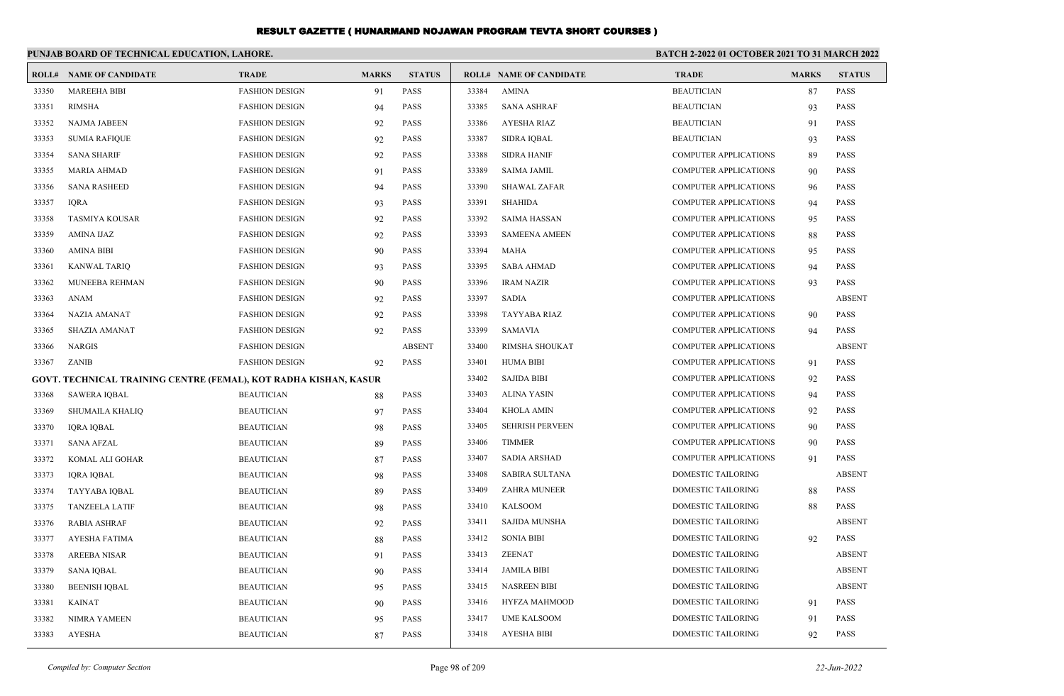# RESULT GAZETTE ( HUNARMAND NOJAWAN PROGRAM TEVTA SHORT COURSES )

**PUNJAB BOARD OF TECHNICAL EDUCATION, LAHORE.**

**BATCH 2-2022 01 OCTOBER 2021 TO 31 MARCH 2022**

| ROLL# | NAME OF CANDIDATE | TRADE | MARKS | STATUS |
|---|---|---|---|---|
| 33350 | MAREEHA BIBI | FASHION DESIGN | 91 | PASS |
| 33351 | RIMSHA | FASHION DESIGN | 94 | PASS |
| 33352 | NAJMA JABEEN | FASHION DESIGN | 92 | PASS |
| 33353 | SUMIA RAFIQUE | FASHION DESIGN | 92 | PASS |
| 33354 | SANA SHARIF | FASHION DESIGN | 92 | PASS |
| 33355 | MARIA AHMAD | FASHION DESIGN | 91 | PASS |
| 33356 | SANA RASHEED | FASHION DESIGN | 94 | PASS |
| 33357 | IQRA | FASHION DESIGN | 93 | PASS |
| 33358 | TASMIYA KOUSAR | FASHION DESIGN | 92 | PASS |
| 33359 | AMINA IJAZ | FASHION DESIGN | 92 | PASS |
| 33360 | AMINA BIBI | FASHION DESIGN | 90 | PASS |
| 33361 | KANWAL TARIQ | FASHION DESIGN | 93 | PASS |
| 33362 | MUNEEBA REHMAN | FASHION DESIGN | 90 | PASS |
| 33363 | ANAM | FASHION DESIGN | 92 | PASS |
| 33364 | NAZIA AMANAT | FASHION DESIGN | 92 | PASS |
| 33365 | SHAZIA AMANAT | FASHION DESIGN | 92 | PASS |
| 33366 | NARGIS | FASHION DESIGN | | ABSENT |
| 33367 | ZANIB | FASHION DESIGN | 92 | PASS |

**GOVT. TECHNICAL TRAINING CENTRE (FEMAL), KOT RADHA KISHAN, KASUR**

| ROLL# | NAME OF CANDIDATE | TRADE | MARKS | STATUS |
|---|---|---|---|---|
| 33368 | SAWERA IQBAL | BEAUTICIAN | 88 | PASS |
| 33369 | SHUMAILA KHALIQ | BEAUTICIAN | 97 | PASS |
| 33370 | IQRA IQBAL | BEAUTICIAN | 98 | PASS |
| 33371 | SANA AFZAL | BEAUTICIAN | 89 | PASS |
| 33372 | KOMAL ALI GOHAR | BEAUTICIAN | 87 | PASS |
| 33373 | IQRA IQBAL | BEAUTICIAN | 98 | PASS |
| 33374 | TAYYABA IQBAL | BEAUTICIAN | 89 | PASS |
| 33375 | TANZEELA LATIF | BEAUTICIAN | 98 | PASS |
| 33376 | RABIA ASHRAF | BEAUTICIAN | 92 | PASS |
| 33377 | AYESHA FATIMA | BEAUTICIAN | 88 | PASS |
| 33378 | AREEBA NISAR | BEAUTICIAN | 91 | PASS |
| 33379 | SANA IQBAL | BEAUTICIAN | 90 | PASS |
| 33380 | BEENISH IQBAL | BEAUTICIAN | 95 | PASS |
| 33381 | KAINAT | BEAUTICIAN | 90 | PASS |
| 33382 | NIMRA YAMEEN | BEAUTICIAN | 95 | PASS |
| 33383 | AYESHA | BEAUTICIAN | 87 | PASS |
| 33384 | AMINA | BEAUTICIAN | 87 | PASS |
| 33385 | SANA ASHRAF | BEAUTICIAN | 93 | PASS |
| 33386 | AYESHA RIAZ | BEAUTICIAN | 91 | PASS |
| 33387 | SIDRA IQBAL | BEAUTICIAN | 93 | PASS |
| 33388 | SIDRA HANIF | COMPUTER APPLICATIONS | 89 | PASS |
| 33389 | SAIMA JAMIL | COMPUTER APPLICATIONS | 90 | PASS |
| 33390 | SHAWAL ZAFAR | COMPUTER APPLICATIONS | 96 | PASS |
| 33391 | SHAHIDA | COMPUTER APPLICATIONS | 94 | PASS |
| 33392 | SAIMA HASSAN | COMPUTER APPLICATIONS | 95 | PASS |
| 33393 | SAMEENA AMEEN | COMPUTER APPLICATIONS | 88 | PASS |
| 33394 | MAHA | COMPUTER APPLICATIONS | 95 | PASS |
| 33395 | SABA AHMAD | COMPUTER APPLICATIONS | 94 | PASS |
| 33396 | IRAM NAZIR | COMPUTER APPLICATIONS | 93 | PASS |
| 33397 | SADIA | COMPUTER APPLICATIONS | | ABSENT |
| 33398 | TAYYABA RIAZ | COMPUTER APPLICATIONS | 90 | PASS |
| 33399 | SAMAVIA | COMPUTER APPLICATIONS | 94 | PASS |
| 33400 | RIMSHA SHOUKAT | COMPUTER APPLICATIONS | | ABSENT |
| 33401 | HUMA BIBI | COMPUTER APPLICATIONS | 91 | PASS |
| 33402 | SAJIDA BIBI | COMPUTER APPLICATIONS | 92 | PASS |
| 33403 | ALINA YASIN | COMPUTER APPLICATIONS | 94 | PASS |
| 33404 | KHOLA AMIN | COMPUTER APPLICATIONS | 92 | PASS |
| 33405 | SEHRISH PERVEEN | COMPUTER APPLICATIONS | 90 | PASS |
| 33406 | TIMMER | COMPUTER APPLICATIONS | 90 | PASS |
| 33407 | SADIA ARSHAD | COMPUTER APPLICATIONS | 91 | PASS |
| 33408 | SABIRA SULTANA | DOMESTIC TAILORING | | ABSENT |
| 33409 | ZAHRA MUNEER | DOMESTIC TAILORING | 88 | PASS |
| 33410 | KALSOOM | DOMESTIC TAILORING | 88 | PASS |
| 33411 | SAJIDA MUNSHA | DOMESTIC TAILORING | | ABSENT |
| 33412 | SONIA BIBI | DOMESTIC TAILORING | 92 | PASS |
| 33413 | ZEENAT | DOMESTIC TAILORING | | ABSENT |
| 33414 | JAMILA BIBI | DOMESTIC TAILORING | | ABSENT |
| 33415 | NASREEN BIBI | DOMESTIC TAILORING | | ABSENT |
| 33416 | HYFZA MAHMOOD | DOMESTIC TAILORING | 91 | PASS |
| 33417 | UME KALSOOM | DOMESTIC TAILORING | 91 | PASS |
| 33418 | AYESHA BIBI | DOMESTIC TAILORING | 92 | PASS |

*Compiled by: Computer Section*

*22-Jun-2022*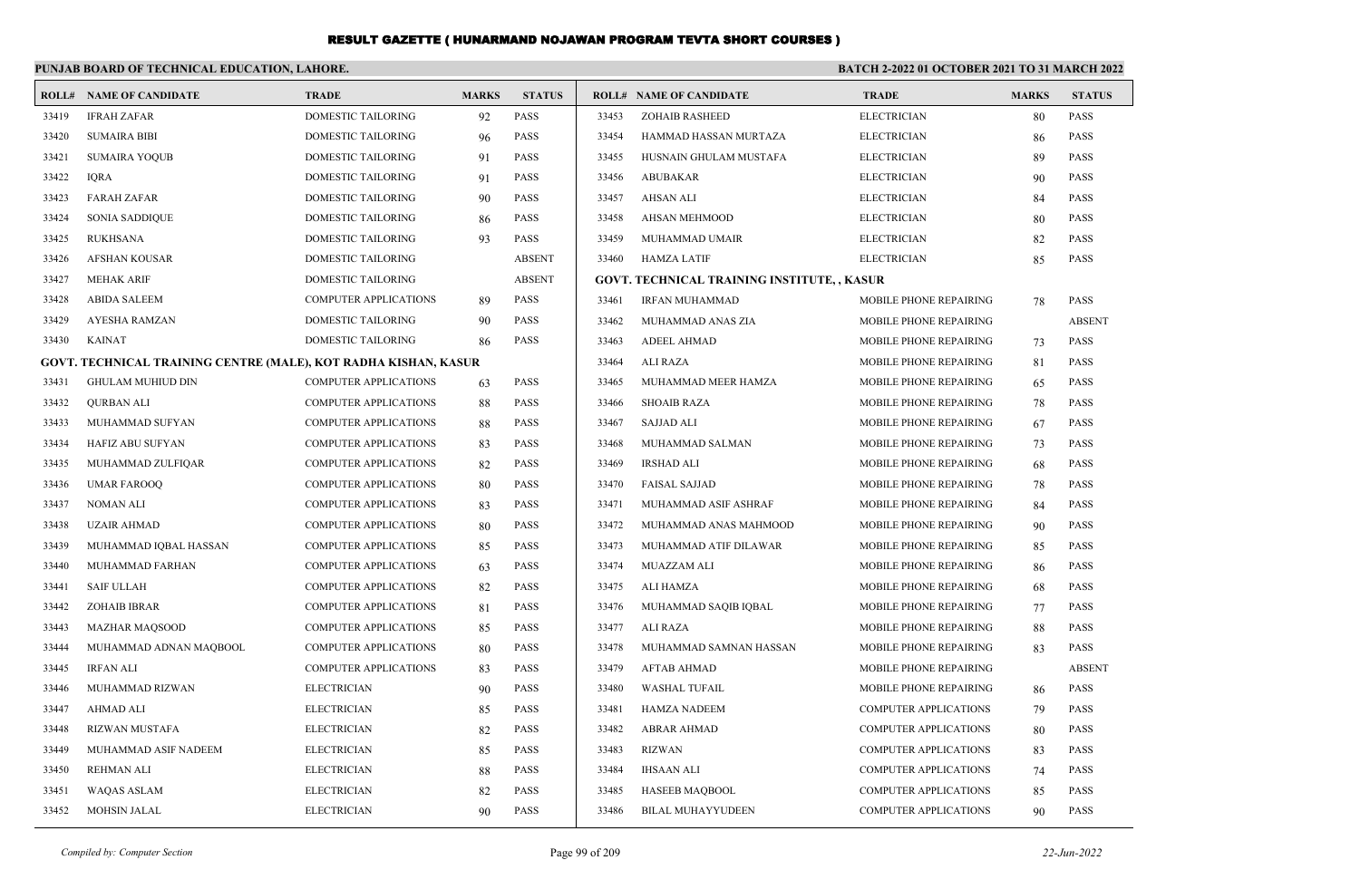# RESULT GAZETTE ( HUNARMAND NOJAWAN PROGRAM TEVTA SHORT COURSES )

**PUNJAB BOARD OF TECHNICAL EDUCATION, LAHORE.** **BATCH 2-2022 01 OCTOBER 2021 TO 31 MARCH 2022**

| ROLL# | NAME OF CANDIDATE | TRADE | MARKS | STATUS |
|---|---|---|---|---|
| 33419 | IFRAH ZAFAR | DOMESTIC TAILORING | 92 | PASS |
| 33420 | SUMAIRA BIBI | DOMESTIC TAILORING | 96 | PASS |
| 33421 | SUMAIRA YOQUB | DOMESTIC TAILORING | 91 | PASS |
| 33422 | IQRA | DOMESTIC TAILORING | 91 | PASS |
| 33423 | FARAH ZAFAR | DOMESTIC TAILORING | 90 | PASS |
| 33424 | SONIA SADDIQUE | DOMESTIC TAILORING | 86 | PASS |
| 33425 | RUKHSANA | DOMESTIC TAILORING | 93 | PASS |
| 33426 | AFSHAN KOUSAR | DOMESTIC TAILORING | | ABSENT |
| 33427 | MEHAK ARIF | DOMESTIC TAILORING | | ABSENT |
| 33428 | ABIDA SALEEM | COMPUTER APPLICATIONS | 89 | PASS |
| 33429 | AYESHA RAMZAN | DOMESTIC TAILORING | 90 | PASS |
| 33430 | KAINAT | DOMESTIC TAILORING | 86 | PASS |
| **GOVT. TECHNICAL TRAINING CENTRE (MALE), KOT RADHA KISHAN, KASUR** | | | | |
| 33431 | GHULAM MUHIUD DIN | COMPUTER APPLICATIONS | 63 | PASS |
| 33432 | QURBAN ALI | COMPUTER APPLICATIONS | 88 | PASS |
| 33433 | MUHAMMAD SUFYAN | COMPUTER APPLICATIONS | 88 | PASS |
| 33434 | HAFIZ ABU SUFYAN | COMPUTER APPLICATIONS | 83 | PASS |
| 33435 | MUHAMMAD ZULFIQAR | COMPUTER APPLICATIONS | 82 | PASS |
| 33436 | UMAR FAROOQ | COMPUTER APPLICATIONS | 80 | PASS |
| 33437 | NOMAN ALI | COMPUTER APPLICATIONS | 83 | PASS |
| 33438 | UZAIR AHMAD | COMPUTER APPLICATIONS | 80 | PASS |
| 33439 | MUHAMMAD IQBAL HASSAN | COMPUTER APPLICATIONS | 85 | PASS |
| 33440 | MUHAMMAD FARHAN | COMPUTER APPLICATIONS | 63 | PASS |
| 33441 | SAIF ULLAH | COMPUTER APPLICATIONS | 82 | PASS |
| 33442 | ZOHAIB IBRAR | COMPUTER APPLICATIONS | 81 | PASS |
| 33443 | MAZHAR MAQSOOD | COMPUTER APPLICATIONS | 85 | PASS |
| 33444 | MUHAMMAD ADNAN MAQBOOL | COMPUTER APPLICATIONS | 80 | PASS |
| 33445 | IRFAN ALI | COMPUTER APPLICATIONS | 83 | PASS |
| 33446 | MUHAMMAD RIZWAN | ELECTRICIAN | 90 | PASS |
| 33447 | AHMAD ALI | ELECTRICIAN | 85 | PASS |
| 33448 | RIZWAN MUSTAFA | ELECTRICIAN | 82 | PASS |
| 33449 | MUHAMMAD ASIF NADEEM | ELECTRICIAN | 85 | PASS |
| 33450 | REHMAN ALI | ELECTRICIAN | 88 | PASS |
| 33451 | WAQAS ASLAM | ELECTRICIAN | 82 | PASS |
| 33452 | MOHSIN JALAL | ELECTRICIAN | 90 | PASS |
| 33453 | ZOHAIB RASHEED | ELECTRICIAN | 80 | PASS |
| 33454 | HAMMAD HASSAN MURTAZA | ELECTRICIAN | 86 | PASS |
| 33455 | HUSNAIN GHULAM MUSTAFA | ELECTRICIAN | 89 | PASS |
| 33456 | ABUBAKAR | ELECTRICIAN | 90 | PASS |
| 33457 | AHSAN ALI | ELECTRICIAN | 84 | PASS |
| 33458 | AHSAN MEHMOOD | ELECTRICIAN | 80 | PASS |
| 33459 | MUHAMMAD UMAIR | ELECTRICIAN | 82 | PASS |
| 33460 | HAMZA LATIF | ELECTRICIAN | 85 | PASS |
| **GOVT. TECHNICAL TRAINING INSTITUTE, , KASUR** | | | | |
| 33461 | IRFAN MUHAMMAD | MOBILE PHONE REPAIRING | 78 | PASS |
| 33462 | MUHAMMAD ANAS ZIA | MOBILE PHONE REPAIRING | | ABSENT |
| 33463 | ADEEL AHMAD | MOBILE PHONE REPAIRING | 73 | PASS |
| 33464 | ALI RAZA | MOBILE PHONE REPAIRING | 81 | PASS |
| 33465 | MUHAMMAD MEER HAMZA | MOBILE PHONE REPAIRING | 65 | PASS |
| 33466 | SHOAIB RAZA | MOBILE PHONE REPAIRING | 78 | PASS |
| 33467 | SAJJAD ALI | MOBILE PHONE REPAIRING | 67 | PASS |
| 33468 | MUHAMMAD SALMAN | MOBILE PHONE REPAIRING | 73 | PASS |
| 33469 | IRSHAD ALI | MOBILE PHONE REPAIRING | 68 | PASS |
| 33470 | FAISAL SAJJAD | MOBILE PHONE REPAIRING | 78 | PASS |
| 33471 | MUHAMMAD ASIF ASHRAF | MOBILE PHONE REPAIRING | 84 | PASS |
| 33472 | MUHAMMAD ANAS MAHMOOD | MOBILE PHONE REPAIRING | 90 | PASS |
| 33473 | MUHAMMAD ATIF DILAWAR | MOBILE PHONE REPAIRING | 85 | PASS |
| 33474 | MUAZZAM ALI | MOBILE PHONE REPAIRING | 86 | PASS |
| 33475 | ALI HAMZA | MOBILE PHONE REPAIRING | 68 | PASS |
| 33476 | MUHAMMAD SAQIB IQBAL | MOBILE PHONE REPAIRING | 77 | PASS |
| 33477 | ALI RAZA | MOBILE PHONE REPAIRING | 88 | PASS |
| 33478 | MUHAMMAD SAMNAN HASSAN | MOBILE PHONE REPAIRING | 83 | PASS |
| 33479 | AFTAB AHMAD | MOBILE PHONE REPAIRING | | ABSENT |
| 33480 | WASHAL TUFAIL | MOBILE PHONE REPAIRING | 86 | PASS |
| 33481 | HAMZA NADEEM | COMPUTER APPLICATIONS | 79 | PASS |
| 33482 | ABRAR AHMAD | COMPUTER APPLICATIONS | 80 | PASS |
| 33483 | RIZWAN | COMPUTER APPLICATIONS | 83 | PASS |
| 33484 | IHSAAN ALI | COMPUTER APPLICATIONS | 74 | PASS |
| 33485 | HASEEB MAQBOOL | COMPUTER APPLICATIONS | 85 | PASS |
| 33486 | BILAL MUHAYYUDEEN | COMPUTER APPLICATIONS | 90 | PASS |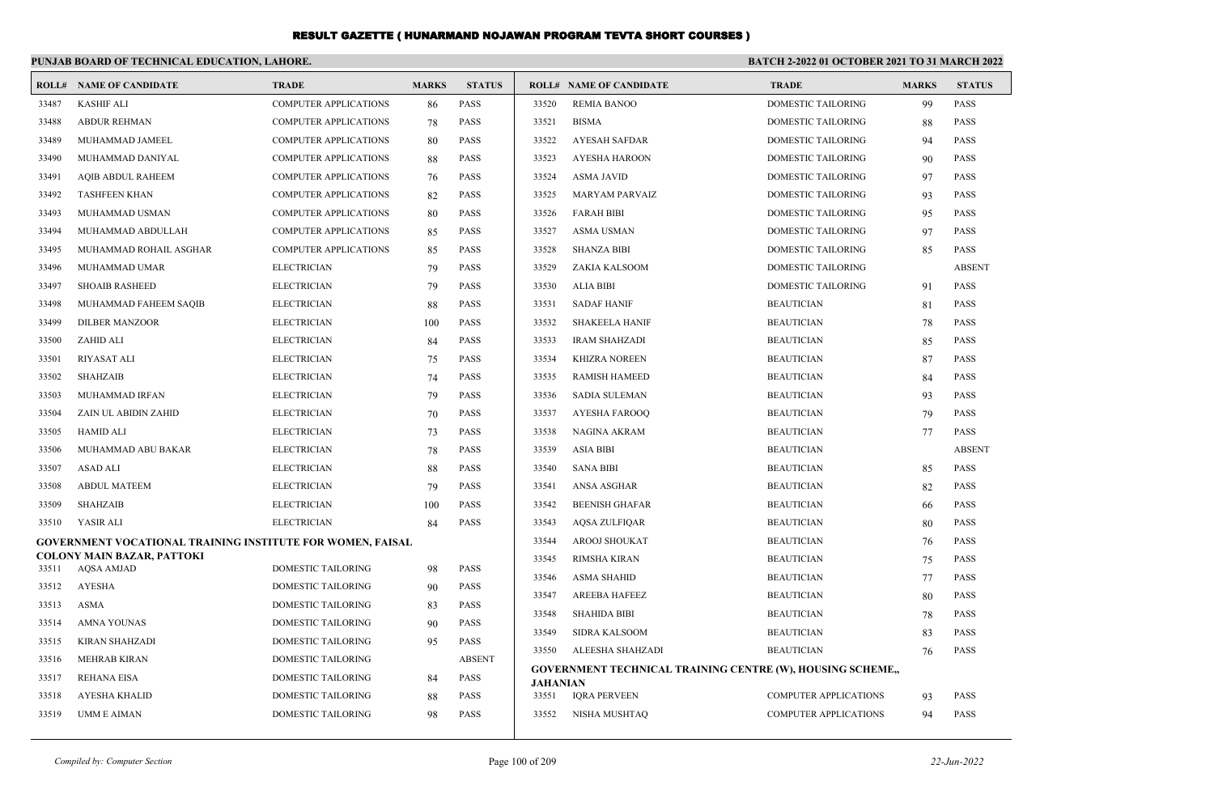# RESULT GAZETTE ( HUNARMAND NOJAWAN PROGRAM TEVTA SHORT COURSES )

**PUNJAB BOARD OF TECHNICAL EDUCATION, LAHORE.** **BATCH 2-2022 01 OCTOBER 2021 TO 31 MARCH 2022**

| ROLL# | NAME OF CANDIDATE | TRADE | MARKS | STATUS |
|---|---|---|---|---|
| 33487 | KASHIF ALI | COMPUTER APPLICATIONS | 86 | PASS |
| 33488 | ABDUR REHMAN | COMPUTER APPLICATIONS | 78 | PASS |
| 33489 | MUHAMMAD JAMEEL | COMPUTER APPLICATIONS | 80 | PASS |
| 33490 | MUHAMMAD DANIYAL | COMPUTER APPLICATIONS | 88 | PASS |
| 33491 | AQIB ABDUL RAHEEM | COMPUTER APPLICATIONS | 76 | PASS |
| 33492 | TASHFEEN KHAN | COMPUTER APPLICATIONS | 82 | PASS |
| 33493 | MUHAMMAD USMAN | COMPUTER APPLICATIONS | 80 | PASS |
| 33494 | MUHAMMAD ABDULLAH | COMPUTER APPLICATIONS | 85 | PASS |
| 33495 | MUHAMMAD ROHAIL ASGHAR | COMPUTER APPLICATIONS | 85 | PASS |
| 33496 | MUHAMMAD UMAR | ELECTRICIAN | 79 | PASS |
| 33497 | SHOAIB RASHEED | ELECTRICIAN | 79 | PASS |
| 33498 | MUHAMMAD FAHEEM SAQIB | ELECTRICIAN | 88 | PASS |
| 33499 | DILBER MANZOOR | ELECTRICIAN | 100 | PASS |
| 33500 | ZAHID ALI | ELECTRICIAN | 84 | PASS |
| 33501 | RIYASAT ALI | ELECTRICIAN | 75 | PASS |
| 33502 | SHAHZAIB | ELECTRICIAN | 74 | PASS |
| 33503 | MUHAMMAD IRFAN | ELECTRICIAN | 79 | PASS |
| 33504 | ZAIN UL ABIDIN ZAHID | ELECTRICIAN | 70 | PASS |
| 33505 | HAMID ALI | ELECTRICIAN | 73 | PASS |
| 33506 | MUHAMMAD ABU BAKAR | ELECTRICIAN | 78 | PASS |
| 33507 | ASAD ALI | ELECTRICIAN | 88 | PASS |
| 33508 | ABDUL MATEEM | ELECTRICIAN | 79 | PASS |
| 33509 | SHAHZAIB | ELECTRICIAN | 100 | PASS |
| 33510 | YASIR ALI | ELECTRICIAN | 84 | PASS |

**GOVERNMENT VOCATIONAL TRAINING INSTITUTE FOR WOMEN, FAISAL COLONY MAIN BAZAR, PATTOKI**

| ROLL# | NAME OF CANDIDATE | TRADE | MARKS | STATUS |
|---|---|---|---|---|
| 33511 | AQSA AMJAD | DOMESTIC TAILORING | 98 | PASS |
| 33512 | AYESHA | DOMESTIC TAILORING | 90 | PASS |
| 33513 | ASMA | DOMESTIC TAILORING | 83 | PASS |
| 33514 | AMNA YOUNAS | DOMESTIC TAILORING | 90 | PASS |
| 33515 | KIRAN SHAHZADI | DOMESTIC TAILORING | 95 | PASS |
| 33516 | MEHRAB KIRAN | DOMESTIC TAILORING | | ABSENT |
| 33517 | REHANA EISA | DOMESTIC TAILORING | 84 | PASS |
| 33518 | AYESHA KHALID | DOMESTIC TAILORING | 88 | PASS |
| 33519 | UMM E AIMAN | DOMESTIC TAILORING | 98 | PASS |
| 33520 | REMIA BANOO | DOMESTIC TAILORING | 99 | PASS |
| 33521 | BISMA | DOMESTIC TAILORING | 88 | PASS |
| 33522 | AYESAH SAFDAR | DOMESTIC TAILORING | 94 | PASS |
| 33523 | AYESHA HAROON | DOMESTIC TAILORING | 90 | PASS |
| 33524 | ASMA JAVID | DOMESTIC TAILORING | 97 | PASS |
| 33525 | MARYAM PARVAIZ | DOMESTIC TAILORING | 93 | PASS |
| 33526 | FARAH BIBI | DOMESTIC TAILORING | 95 | PASS |
| 33527 | ASMA USMAN | DOMESTIC TAILORING | 97 | PASS |
| 33528 | SHANZA BIBI | DOMESTIC TAILORING | 85 | PASS |
| 33529 | ZAKIA KALSOOM | DOMESTIC TAILORING | | ABSENT |
| 33530 | ALIA BIBI | DOMESTIC TAILORING | 91 | PASS |
| 33531 | SADAF HANIF | BEAUTICIAN | 81 | PASS |
| 33532 | SHAKEELA HANIF | BEAUTICIAN | 78 | PASS |
| 33533 | IRAM SHAHZADI | BEAUTICIAN | 85 | PASS |
| 33534 | KHIZRA NOREEN | BEAUTICIAN | 87 | PASS |
| 33535 | RAMISH HAMEED | BEAUTICIAN | 84 | PASS |
| 33536 | SADIA SULEMAN | BEAUTICIAN | 93 | PASS |
| 33537 | AYESHA FAROOQ | BEAUTICIAN | 79 | PASS |
| 33538 | NAGINA AKRAM | BEAUTICIAN | 77 | PASS |
| 33539 | ASIA BIBI | BEAUTICIAN | | ABSENT |
| 33540 | SANA BIBI | BEAUTICIAN | 85 | PASS |
| 33541 | ANSA ASGHAR | BEAUTICIAN | 82 | PASS |
| 33542 | BEENISH GHAFAR | BEAUTICIAN | 66 | PASS |
| 33543 | AQSA ZULFIQAR | BEAUTICIAN | 80 | PASS |
| 33544 | AROOJ SHOUKAT | BEAUTICIAN | 76 | PASS |
| 33545 | RIMSHA KIRAN | BEAUTICIAN | 75 | PASS |
| 33546 | ASMA SHAHID | BEAUTICIAN | 77 | PASS |
| 33547 | AREEBA HAFEEZ | BEAUTICIAN | 80 | PASS |
| 33548 | SHAHIDA BIBI | BEAUTICIAN | 78 | PASS |
| 33549 | SIDRA KALSOOM | BEAUTICIAN | 83 | PASS |
| 33550 | ALEESHA SHAHZADI | BEAUTICIAN | 76 | PASS |

**GOVERNMENT TECHNICAL TRAINING CENTRE (W), HOUSING SCHEME,, JAHANIAN**

| ROLL# | NAME OF CANDIDATE | TRADE | MARKS | STATUS |
|---|---|---|---|---|
| 33551 | IQRA PERVEEN | COMPUTER APPLICATIONS | 93 | PASS |
| 33552 | NISHA MUSHTAQ | COMPUTER APPLICATIONS | 94 | PASS |

*Compiled by: Computer Section* *22-Jun-2022*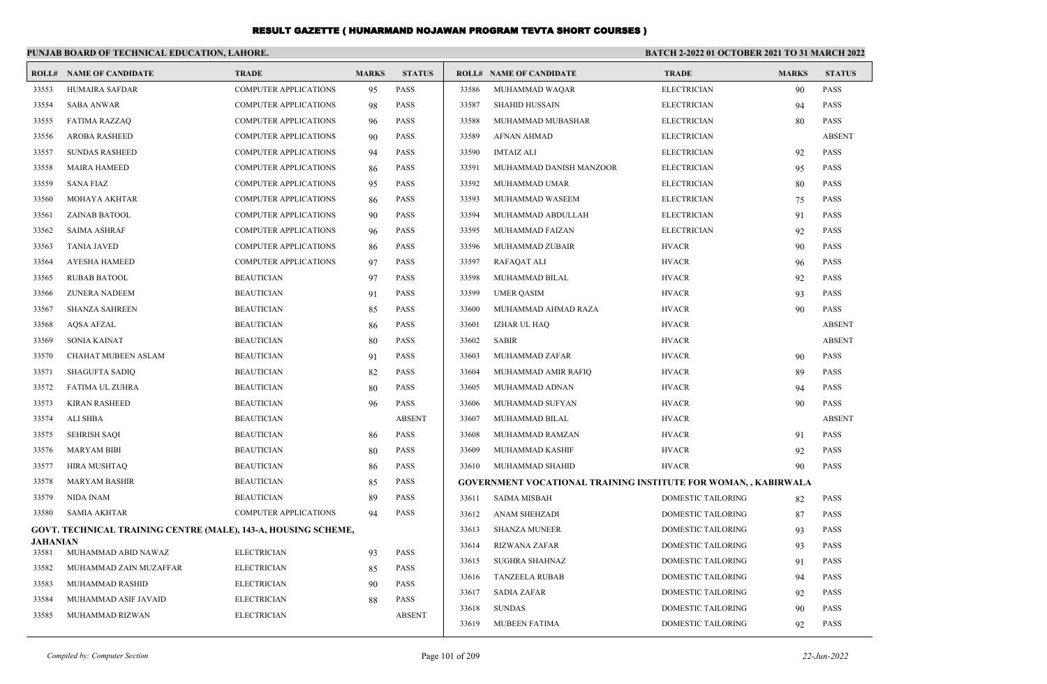# RESULT GAZETTE ( HUNARMAND NOJAWAN PROGRAM TEVTA SHORT COURSES )

**PUNJAB BOARD OF TECHNICAL EDUCATION, LAHORE.**

**BATCH 2-2022 01 OCTOBER 2021 TO 31 MARCH 2022**

| ROLL# | NAME OF CANDIDATE | TRADE | MARKS | STATUS |
|---|---|---|---|---|
| 33553 | HUMAIRA SAFDAR | COMPUTER APPLICATIONS | 95 | PASS |
| 33554 | SABA ANWAR | COMPUTER APPLICATIONS | 98 | PASS |
| 33555 | FATIMA RAZZAQ | COMPUTER APPLICATIONS | 96 | PASS |
| 33556 | AROBA RASHEED | COMPUTER APPLICATIONS | 90 | PASS |
| 33557 | SUNDAS RASHEED | COMPUTER APPLICATIONS | 94 | PASS |
| 33558 | MAIRA HAMEED | COMPUTER APPLICATIONS | 86 | PASS |
| 33559 | SANA FIAZ | COMPUTER APPLICATIONS | 95 | PASS |
| 33560 | MOHAYA AKHTAR | COMPUTER APPLICATIONS | 86 | PASS |
| 33561 | ZAINAB BATOOL | COMPUTER APPLICATIONS | 90 | PASS |
| 33562 | SAIMA ASHRAF | COMPUTER APPLICATIONS | 96 | PASS |
| 33563 | TANIA JAVED | COMPUTER APPLICATIONS | 86 | PASS |
| 33564 | AYESHA HAMEED | COMPUTER APPLICATIONS | 97 | PASS |
| 33565 | RUBAB BATOOL | BEAUTICIAN | 97 | PASS |
| 33566 | ZUNERA NADEEM | BEAUTICIAN | 91 | PASS |
| 33567 | SHANZA SAHREEN | BEAUTICIAN | 85 | PASS |
| 33568 | AQSA AFZAL | BEAUTICIAN | 86 | PASS |
| 33569 | SONIA KAINAT | BEAUTICIAN | 80 | PASS |
| 33570 | CHAHAT MUBEEN ASLAM | BEAUTICIAN | 91 | PASS |
| 33571 | SHAGUFTA SADIQ | BEAUTICIAN | 82 | PASS |
| 33572 | FATIMA UL ZUHRA | BEAUTICIAN | 80 | PASS |
| 33573 | KIRAN RASHEED | BEAUTICIAN | 96 | PASS |
| 33574 | ALI SHBA | BEAUTICIAN | | ABSENT |
| 33575 | SEHRISH SAQI | BEAUTICIAN | 86 | PASS |
| 33576 | MARYAM BIBI | BEAUTICIAN | 80 | PASS |
| 33577 | HIRA MUSHTAQ | BEAUTICIAN | 86 | PASS |
| 33578 | MARYAM BASHIR | BEAUTICIAN | 85 | PASS |
| 33579 | NIDA INAM | BEAUTICIAN | 89 | PASS |
| 33580 | SAMIA AKHTAR | COMPUTER APPLICATIONS | 94 | PASS |

**GOVT. TECHNICAL TRAINING CENTRE (MALE), 143-A, HOUSING SCHEME, JAHANIAN**

| ROLL# | NAME OF CANDIDATE | TRADE | MARKS | STATUS |
|---|---|---|---|---|
| 33581 | MUHAMMAD ABID NAWAZ | ELECTRICIAN | 93 | PASS |
| 33582 | MUHAMMAD ZAIN MUZAFFAR | ELECTRICIAN | 85 | PASS |
| 33583 | MUHAMMAD RASHID | ELECTRICIAN | 90 | PASS |
| 33584 | MUHAMMAD ASIF JAVAID | ELECTRICIAN | 88 | PASS |
| 33585 | MUHAMMAD RIZWAN | ELECTRICIAN | | ABSENT |
| 33586 | MUHAMMAD WAQAR | ELECTRICIAN | 90 | PASS |
| 33587 | SHAHID HUSSAIN | ELECTRICIAN | 94 | PASS |
| 33588 | MUHAMMAD MUBASHAR | ELECTRICIAN | 80 | PASS |
| 33589 | AFNAN AHMAD | ELECTRICIAN | | ABSENT |
| 33590 | IMTAIZ ALI | ELECTRICIAN | 92 | PASS |
| 33591 | MUHAMMAD DANISH MANZOOR | ELECTRICIAN | 95 | PASS |
| 33592 | MUHAMMAD UMAR | ELECTRICIAN | 80 | PASS |
| 33593 | MUHAMMAD WASEEM | ELECTRICIAN | 75 | PASS |
| 33594 | MUHAMMAD ABDULLAH | ELECTRICIAN | 91 | PASS |
| 33595 | MUHAMMAD FAIZAN | ELECTRICIAN | 92 | PASS |
| 33596 | MUHAMMAD ZUBAIR | HVACR | 90 | PASS |
| 33597 | RAFAQAT ALI | HVACR | 96 | PASS |
| 33598 | MUHAMMAD BILAL | HVACR | 92 | PASS |
| 33599 | UMER QASIM | HVACR | 93 | PASS |
| 33600 | MUHAMMAD AHMAD RAZA | HVACR | 90 | PASS |
| 33601 | IZHAR UL HAQ | HVACR | | ABSENT |
| 33602 | SABIR | HVACR | | ABSENT |
| 33603 | MUHAMMAD ZAFAR | HVACR | 90 | PASS |
| 33604 | MUHAMMAD AMIR RAFIQ | HVACR | 89 | PASS |
| 33605 | MUHAMMAD ADNAN | HVACR | 94 | PASS |
| 33606 | MUHAMMAD SUFYAN | HVACR | 90 | PASS |
| 33607 | MUHAMMAD BILAL | HVACR | | ABSENT |
| 33608 | MUHAMMAD RAMZAN | HVACR | 91 | PASS |
| 33609 | MUHAMMAD KASHIF | HVACR | 92 | PASS |
| 33610 | MUHAMMAD SHAHID | HVACR | 90 | PASS |

**GOVERNMENT VOCATIONAL TRAINING INSTITUTE FOR WOMAN, , KABIRWALA**

| ROLL# | NAME OF CANDIDATE | TRADE | MARKS | STATUS |
|---|---|---|---|---|
| 33611 | SAIMA MISBAH | DOMESTIC TAILORING | 82 | PASS |
| 33612 | ANAM SHEHZADI | DOMESTIC TAILORING | 87 | PASS |
| 33613 | SHANZA MUNEER | DOMESTIC TAILORING | 93 | PASS |
| 33614 | RIZWANA ZAFAR | DOMESTIC TAILORING | 93 | PASS |
| 33615 | SUGHRA SHAHNAZ | DOMESTIC TAILORING | 91 | PASS |
| 33616 | TANZEELA RUBAB | DOMESTIC TAILORING | 94 | PASS |
| 33617 | SADIA ZAFAR | DOMESTIC TAILORING | 92 | PASS |
| 33618 | SUNDAS | DOMESTIC TAILORING | 90 | PASS |
| 33619 | MUBEEN FATIMA | DOMESTIC TAILORING | 92 | PASS |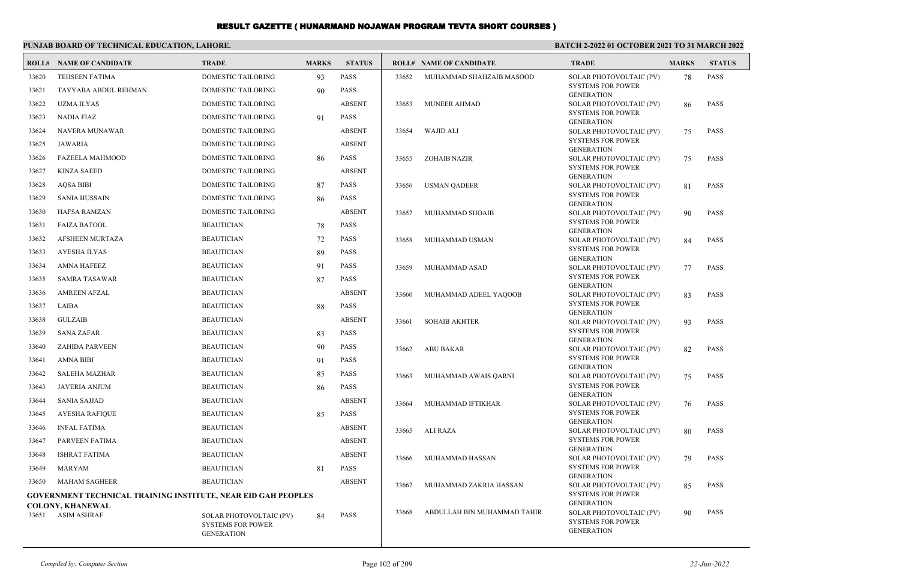# RESULT GAZETTE ( HUNARMAND NOJAWAN PROGRAM TEVTA SHORT COURSES )

**PUNJAB BOARD OF TECHNICAL EDUCATION, LAHORE.**

**BATCH 2-2022 01 OCTOBER 2021 TO 31 MARCH 2022**

| ROLL# | NAME OF CANDIDATE | TRADE | MARKS | STATUS |
|---|---|---|---|---|
| 33620 | TEHSEEN FATIMA | DOMESTIC TAILORING | 93 | PASS |
| 33621 | TAYYABA ABDUL REHMAN | DOMESTIC TAILORING | 90 | PASS |
| 33622 | UZMA ILYAS | DOMESTIC TAILORING | | ABSENT |
| 33623 | NADIA FIAZ | DOMESTIC TAILORING | 91 | PASS |
| 33624 | NAVERA MUNAWAR | DOMESTIC TAILORING | | ABSENT |
| 33625 | JAWARIA | DOMESTIC TAILORING | | ABSENT |
| 33626 | FAZEELA MAHMOOD | DOMESTIC TAILORING | 86 | PASS |
| 33627 | KINZA SAEED | DOMESTIC TAILORING | | ABSENT |
| 33628 | AQSA BIBI | DOMESTIC TAILORING | 87 | PASS |
| 33629 | SANIA HUSSAIN | DOMESTIC TAILORING | 86 | PASS |
| 33630 | HAFSA RAMZAN | DOMESTIC TAILORING | | ABSENT |
| 33631 | FAIZA BATOOL | BEAUTICIAN | 78 | PASS |
| 33632 | AFSHEEN MURTAZA | BEAUTICIAN | 72 | PASS |
| 33633 | AYESHA ILYAS | BEAUTICIAN | 89 | PASS |
| 33634 | AMNA HAFEEZ | BEAUTICIAN | 91 | PASS |
| 33635 | SAMRA TASAWAR | BEAUTICIAN | 87 | PASS |
| 33636 | AMREEN AFZAL | BEAUTICIAN | | ABSENT |
| 33637 | LAIBA | BEAUTICIAN | 88 | PASS |
| 33638 | GULZAIB | BEAUTICIAN | | ABSENT |
| 33639 | SANA ZAFAR | BEAUTICIAN | 83 | PASS |
| 33640 | ZAHIDA PARVEEN | BEAUTICIAN | 90 | PASS |
| 33641 | AMNA BIBI | BEAUTICIAN | 91 | PASS |
| 33642 | SALEHA MAZHAR | BEAUTICIAN | 85 | PASS |
| 33643 | JAVERIA ANJUM | BEAUTICIAN | 86 | PASS |
| 33644 | SANIA SAJJAD | BEAUTICIAN | | ABSENT |
| 33645 | AYESHA RAFIQUE | BEAUTICIAN | 85 | PASS |
| 33646 | INFAL FATIMA | BEAUTICIAN | | ABSENT |
| 33647 | PARVEEN FATIMA | BEAUTICIAN | | ABSENT |
| 33648 | ISHRAT FATIMA | BEAUTICIAN | | ABSENT |
| 33649 | MARYAM | BEAUTICIAN | 81 | PASS |
| 33650 | MAHAM SAGHEER | BEAUTICIAN | | ABSENT |

**GOVERNMENT TECHNICAL TRAINING INSTITUTE, NEAR EID GAH PEOPLES COLONY, KHANEWAL**

| ROLL# | NAME OF CANDIDATE | TRADE | MARKS | STATUS |
|---|---|---|---|---|
| 33651 | ASIM ASHRAF | SOLAR PHOTOVOLTAIC (PV) SYSTEMS FOR POWER GENERATION | 84 | PASS |
| 33652 | MUHAMMAD SHAHZAIB MASOOD | SOLAR PHOTOVOLTAIC (PV) SYSTEMS FOR POWER GENERATION | 78 | PASS |
| 33653 | MUNEER AHMAD | SOLAR PHOTOVOLTAIC (PV) SYSTEMS FOR POWER GENERATION | 86 | PASS |
| 33654 | WAJID ALI | SOLAR PHOTOVOLTAIC (PV) SYSTEMS FOR POWER GENERATION | 75 | PASS |
| 33655 | ZOHAIB NAZIR | SOLAR PHOTOVOLTAIC (PV) SYSTEMS FOR POWER GENERATION | 75 | PASS |
| 33656 | USMAN QADEER | SOLAR PHOTOVOLTAIC (PV) SYSTEMS FOR POWER GENERATION | 81 | PASS |
| 33657 | MUHAMMAD SHOAIB | SOLAR PHOTOVOLTAIC (PV) SYSTEMS FOR POWER GENERATION | 90 | PASS |
| 33658 | MUHAMMAD USMAN | SOLAR PHOTOVOLTAIC (PV) SYSTEMS FOR POWER GENERATION | 84 | PASS |
| 33659 | MUHAMMAD ASAD | SOLAR PHOTOVOLTAIC (PV) SYSTEMS FOR POWER GENERATION | 77 | PASS |
| 33660 | MUHAMMAD ADEEL YAQOOB | SOLAR PHOTOVOLTAIC (PV) SYSTEMS FOR POWER GENERATION | 83 | PASS |
| 33661 | SOHAIB AKHTER | SOLAR PHOTOVOLTAIC (PV) SYSTEMS FOR POWER GENERATION | 93 | PASS |
| 33662 | ABU BAKAR | SOLAR PHOTOVOLTAIC (PV) SYSTEMS FOR POWER GENERATION | 82 | PASS |
| 33663 | MUHAMMAD AWAIS QARNI | SOLAR PHOTOVOLTAIC (PV) SYSTEMS FOR POWER GENERATION | 75 | PASS |
| 33664 | MUHAMMAD IFTIKHAR | SOLAR PHOTOVOLTAIC (PV) SYSTEMS FOR POWER GENERATION | 76 | PASS |
| 33665 | ALI RAZA | SOLAR PHOTOVOLTAIC (PV) SYSTEMS FOR POWER GENERATION | 80 | PASS |
| 33666 | MUHAMMAD HASSAN | SOLAR PHOTOVOLTAIC (PV) SYSTEMS FOR POWER GENERATION | 79 | PASS |
| 33667 | MUHAMMAD ZAKRIA HASSAN | SOLAR PHOTOVOLTAIC (PV) SYSTEMS FOR POWER GENERATION | 85 | PASS |
| 33668 | ABDULLAH BIN MUHAMMAD TAHIR | SOLAR PHOTOVOLTAIC (PV) SYSTEMS FOR POWER GENERATION | 90 | PASS |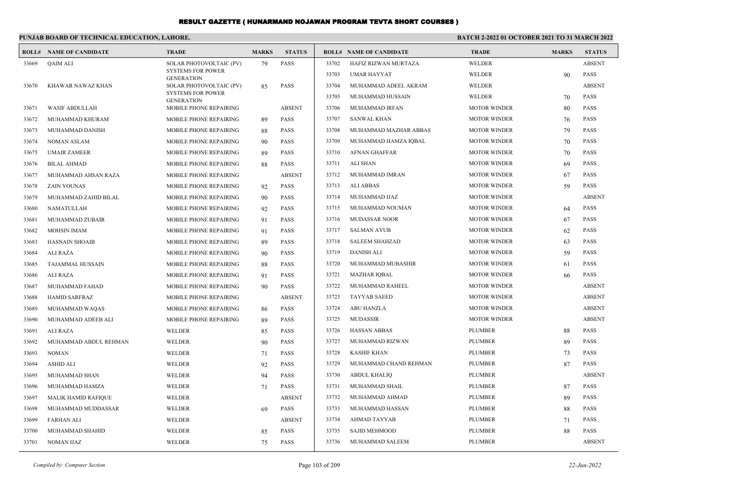# RESULT GAZETTE ( HUNARMAND NOJAWAN PROGRAM TEVTA SHORT COURSES )

**PUNJAB BOARD OF TECHNICAL EDUCATION, LAHORE.** **BATCH 2-2022 01 OCTOBER 2021 TO 31 MARCH 2022**

| ROLL# | NAME OF CANDIDATE | TRADE | MARKS | STATUS |
|---|---|---|---|---|
| 33669 | QAIM ALI | SOLAR PHOTOVOLTAIC (PV) SYSTEMS FOR POWER GENERATION | 79 | PASS |
| 33670 | KHAWAR NAWAZ KHAN | SOLAR PHOTOVOLTAIC (PV) SYSTEMS FOR POWER GENERATION | 85 | PASS |
| 33671 | WASIF ABDULLAH | MOBILE PHONE REPAIRING | | ABSENT |
| 33672 | MUHAMMAD KHURAM | MOBILE PHONE REPAIRING | 89 | PASS |
| 33673 | MUHAMMAD DANISH | MOBILE PHONE REPAIRING | 88 | PASS |
| 33674 | NOMAN ASLAM | MOBILE PHONE REPAIRING | 90 | PASS |
| 33675 | UMAIR ZAMEER | MOBILE PHONE REPAIRING | 89 | PASS |
| 33676 | BILAL AHMAD | MOBILE PHONE REPAIRING | 88 | PASS |
| 33677 | MUHAMMAD AHSAN RAZA | MOBILE PHONE REPAIRING | | ABSENT |
| 33678 | ZAIN YOUNAS | MOBILE PHONE REPAIRING | 92 | PASS |
| 33679 | MUHAMMAD ZAHID BILAL | MOBILE PHONE REPAIRING | 90 | PASS |
| 33680 | NAMATULLAH | MOBILE PHONE REPAIRING | 92 | PASS |
| 33681 | MUHAMMAD ZUBAIR | MOBILE PHONE REPAIRING | 91 | PASS |
| 33682 | MOHSIN IMAM | MOBILE PHONE REPAIRING | 91 | PASS |
| 33683 | HASNAIN SHOAIB | MOBILE PHONE REPAIRING | 89 | PASS |
| 33684 | ALI RAZA | MOBILE PHONE REPAIRING | 90 | PASS |
| 33685 | TAJAMMAL HUSSAIN | MOBILE PHONE REPAIRING | 88 | PASS |
| 33686 | ALI RAZA | MOBILE PHONE REPAIRING | 91 | PASS |
| 33687 | MUHAMMAD FAHAD | MOBILE PHONE REPAIRING | 90 | PASS |
| 33688 | HAMID SARFRAZ | MOBILE PHONE REPAIRING | | ABSENT |
| 33689 | MUHAMMAD WAQAS | MOBILE PHONE REPAIRING | 86 | PASS |
| 33690 | MUHAMMAD ADEEB ALI | MOBILE PHONE REPAIRING | 89 | PASS |
| 33691 | ALI RAZA | WELDER | 85 | PASS |
| 33692 | MUHAMMAD ABDUL REHMAN | WELDER | 90 | PASS |
| 33693 | NOMAN | WELDER | 71 | PASS |
| 33694 | ASHID ALI | WELDER | 92 | PASS |
| 33695 | MUHAMMAD SHAN | WELDER | 94 | PASS |
| 33696 | MUHAMMAD HAMZA | WELDER | 71 | PASS |
| 33697 | MALIK HAMID RAFIQUE | WELDER | | ABSENT |
| 33698 | MUHAMMAD MUDDASSAR | WELDER | 69 | PASS |
| 33699 | FARHAN ALI | WELDER | | ABSENT |
| 33700 | MUHAMMAD SHAHID | WELDER | 85 | PASS |
| 33701 | NOMAN IJAZ | WELDER | 75 | PASS |
| 33702 | HAFIZ RIZWAN MURTAZA | WELDER | | ABSENT |
| 33703 | UMAR HAYYAT | WELDER | 90 | PASS |
| 33704 | MUHAMMAD ADEEL AKRAM | WELDER | | ABSENT |
| 33705 | MUHAMMAD HUSSAIN | WELDER | 70 | PASS |
| 33706 | MUHAMMAD IRFAN | MOTOR WINDER | 80 | PASS |
| 33707 | SANWAL KHAN | MOTOR WINDER | 76 | PASS |
| 33708 | MUHAMMAD MAZHAR ABBAS | MOTOR WINDER | 79 | PASS |
| 33709 | MUHAMMAD HAMZA IQBAL | MOTOR WINDER | 70 | PASS |
| 33710 | AFNAN GHAFFAR | MOTOR WINDER | 70 | PASS |
| 33711 | ALI SHAN | MOTOR WINDER | 69 | PASS |
| 33712 | MUHAMMAD IMRAN | MOTOR WINDER | 67 | PASS |
| 33713 | ALI ABBAS | MOTOR WINDER | 59 | PASS |
| 33714 | MUHAMMAD IJAZ | MOTOR WINDER | | ABSENT |
| 33715 | MUHAMMAD NOUMAN | MOTOR WINDER | 64 | PASS |
| 33716 | MUDASSAR NOOR | MOTOR WINDER | 67 | PASS |
| 33717 | SALMAN AYUB | MOTOR WINDER | 62 | PASS |
| 33718 | SALEEM SHAHZAD | MOTOR WINDER | 63 | PASS |
| 33719 | DANISH ALI | MOTOR WINDER | 59 | PASS |
| 33720 | MUHAMMAD MUBASHIR | MOTOR WINDER | 61 | PASS |
| 33721 | MAZHAR IQBAL | MOTOR WINDER | 66 | PASS |
| 33722 | MUHAMMAD RAHEEL | MOTOR WINDER | | ABSENT |
| 33723 | TAYYAB SAEED | MOTOR WINDER | | ABSENT |
| 33724 | ABU HANZLA | MOTOR WINDER | | ABSENT |
| 33725 | MUDASSIR | MOTOR WINDER | | ABSENT |
| 33726 | HASSAN ABBAS | PLUMBER | 88 | PASS |
| 33727 | MUHAMMAD RIZWAN | PLUMBER | 89 | PASS |
| 33728 | KASHIF KHAN | PLUMBER | 73 | PASS |
| 33729 | MUHAMMAD CHAND REHMAN | PLUMBER | 87 | PASS |
| 33730 | ABDUL KHALIQ | PLUMBER | | ABSENT |
| 33731 | MUHAMMAD SHAIL | PLUMBER | 87 | PASS |
| 33732 | MUHAMMAD AHMAD | PLUMBER | 89 | PASS |
| 33733 | MUHAMMAD HASSAN | PLUMBER | 88 | PASS |
| 33734 | AHMAD TAYYAB | PLUMBER | 71 | PASS |
| 33735 | SAJID MEHMOOD | PLUMBER | 88 | PASS |
| 33736 | MUHAMMAD SALEEM | PLUMBER | | ABSENT |

*Compiled by: Computer Section* *22-Jun-2022*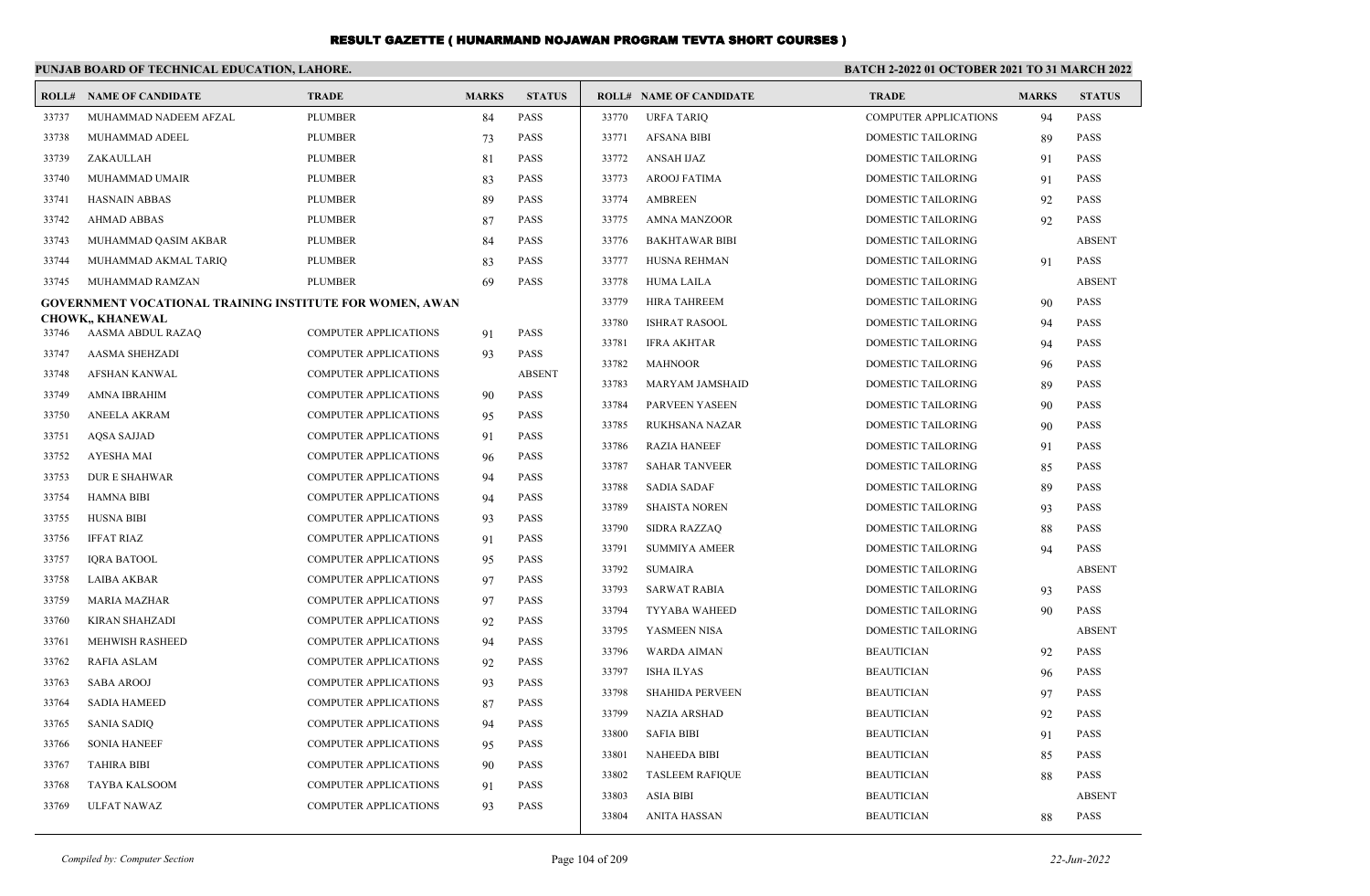# RESULT GAZETTE ( HUNARMAND NOJAWAN PROGRAM TEVTA SHORT COURSES )

**PUNJAB BOARD OF TECHNICAL EDUCATION, LAHORE.**

**BATCH 2-2022 01 OCTOBER 2021 TO 31 MARCH 2022**

| ROLL# | NAME OF CANDIDATE | TRADE | MARKS | STATUS |
|---|---|---|---|---|
| 33737 | MUHAMMAD NADEEM AFZAL | PLUMBER | 84 | PASS |
| 33738 | MUHAMMAD ADEEL | PLUMBER | 73 | PASS |
| 33739 | ZAKAULLAH | PLUMBER | 81 | PASS |
| 33740 | MUHAMMAD UMAIR | PLUMBER | 83 | PASS |
| 33741 | HASNAIN ABBAS | PLUMBER | 89 | PASS |
| 33742 | AHMAD ABBAS | PLUMBER | 87 | PASS |
| 33743 | MUHAMMAD QASIM AKBAR | PLUMBER | 84 | PASS |
| 33744 | MUHAMMAD AKMAL TARIQ | PLUMBER | 83 | PASS |
| 33745 | MUHAMMAD RAMZAN | PLUMBER | 69 | PASS |

**GOVERNMENT VOCATIONAL TRAINING INSTITUTE FOR WOMEN, AWAN CHOWK,, KHANEWAL**

| ROLL# | NAME OF CANDIDATE | TRADE | MARKS | STATUS |
|---|---|---|---|---|
| 33746 | AASMA ABDUL RAZAQ | COMPUTER APPLICATIONS | 91 | PASS |
| 33747 | AASMA SHEHZADI | COMPUTER APPLICATIONS | 93 | PASS |
| 33748 | AFSHAN KANWAL | COMPUTER APPLICATIONS | | ABSENT |
| 33749 | AMNA IBRAHIM | COMPUTER APPLICATIONS | 90 | PASS |
| 33750 | ANEELA AKRAM | COMPUTER APPLICATIONS | 95 | PASS |
| 33751 | AQSA SAJJAD | COMPUTER APPLICATIONS | 91 | PASS |
| 33752 | AYESHA MAI | COMPUTER APPLICATIONS | 96 | PASS |
| 33753 | DUR E SHAHWAR | COMPUTER APPLICATIONS | 94 | PASS |
| 33754 | HAMNA BIBI | COMPUTER APPLICATIONS | 94 | PASS |
| 33755 | HUSNA BIBI | COMPUTER APPLICATIONS | 93 | PASS |
| 33756 | IFFAT RIAZ | COMPUTER APPLICATIONS | 91 | PASS |
| 33757 | IQRA BATOOL | COMPUTER APPLICATIONS | 95 | PASS |
| 33758 | LAIBA AKBAR | COMPUTER APPLICATIONS | 97 | PASS |
| 33759 | MARIA MAZHAR | COMPUTER APPLICATIONS | 97 | PASS |
| 33760 | KIRAN SHAHZADI | COMPUTER APPLICATIONS | 92 | PASS |
| 33761 | MEHWISH RASHEED | COMPUTER APPLICATIONS | 94 | PASS |
| 33762 | RAFIA ASLAM | COMPUTER APPLICATIONS | 92 | PASS |
| 33763 | SABA AROOJ | COMPUTER APPLICATIONS | 93 | PASS |
| 33764 | SADIA HAMEED | COMPUTER APPLICATIONS | 87 | PASS |
| 33765 | SANIA SADIQ | COMPUTER APPLICATIONS | 94 | PASS |
| 33766 | SONIA HANEEF | COMPUTER APPLICATIONS | 95 | PASS |
| 33767 | TAHIRA BIBI | COMPUTER APPLICATIONS | 90 | PASS |
| 33768 | TAYBA KALSOOM | COMPUTER APPLICATIONS | 91 | PASS |
| 33769 | ULFAT NAWAZ | COMPUTER APPLICATIONS | 93 | PASS |
| 33770 | URFA TARIQ | COMPUTER APPLICATIONS | 94 | PASS |
| 33771 | AFSANA BIBI | DOMESTIC TAILORING | 89 | PASS |
| 33772 | ANSAH IJAZ | DOMESTIC TAILORING | 91 | PASS |
| 33773 | AROOJ FATIMA | DOMESTIC TAILORING | 91 | PASS |
| 33774 | AMBREEN | DOMESTIC TAILORING | 92 | PASS |
| 33775 | AMNA MANZOOR | DOMESTIC TAILORING | 92 | PASS |
| 33776 | BAKHTAWAR BIBI | DOMESTIC TAILORING | | ABSENT |
| 33777 | HUSNA REHMAN | DOMESTIC TAILORING | 91 | PASS |
| 33778 | HUMA LAILA | DOMESTIC TAILORING | | ABSENT |
| 33779 | HIRA TAHREEM | DOMESTIC TAILORING | 90 | PASS |
| 33780 | ISHRAT RASOOL | DOMESTIC TAILORING | 94 | PASS |
| 33781 | IFRA AKHTAR | DOMESTIC TAILORING | 94 | PASS |
| 33782 | MAHNOOR | DOMESTIC TAILORING | 96 | PASS |
| 33783 | MARYAM JAMSHAID | DOMESTIC TAILORING | 89 | PASS |
| 33784 | PARVEEN YASEEN | DOMESTIC TAILORING | 90 | PASS |
| 33785 | RUKHSANA NAZAR | DOMESTIC TAILORING | 90 | PASS |
| 33786 | RAZIA HANEEF | DOMESTIC TAILORING | 91 | PASS |
| 33787 | SAHAR TANVEER | DOMESTIC TAILORING | 85 | PASS |
| 33788 | SADIA SADAF | DOMESTIC TAILORING | 89 | PASS |
| 33789 | SHAISTA NOREN | DOMESTIC TAILORING | 93 | PASS |
| 33790 | SIDRA RAZZAQ | DOMESTIC TAILORING | 88 | PASS |
| 33791 | SUMMIYA AMEER | DOMESTIC TAILORING | 94 | PASS |
| 33792 | SUMAIRA | DOMESTIC TAILORING | | ABSENT |
| 33793 | SARWAT RABIA | DOMESTIC TAILORING | 93 | PASS |
| 33794 | TYYABA WAHEED | DOMESTIC TAILORING | 90 | PASS |
| 33795 | YASMEEN NISA | DOMESTIC TAILORING | | ABSENT |
| 33796 | WARDA AIMAN | BEAUTICIAN | 92 | PASS |
| 33797 | ISHA ILYAS | BEAUTICIAN | 96 | PASS |
| 33798 | SHAHIDA PERVEEN | BEAUTICIAN | 97 | PASS |
| 33799 | NAZIA ARSHAD | BEAUTICIAN | 92 | PASS |
| 33800 | SAFIA BIBI | BEAUTICIAN | 91 | PASS |
| 33801 | NAHEEDA BIBI | BEAUTICIAN | 85 | PASS |
| 33802 | TASLEEM RAFIQUE | BEAUTICIAN | 88 | PASS |
| 33803 | ASIA BIBI | BEAUTICIAN | | ABSENT |
| 33804 | ANITA HASSAN | BEAUTICIAN | 88 | PASS |

*Compiled by: Computer Section* *22-Jun-2022*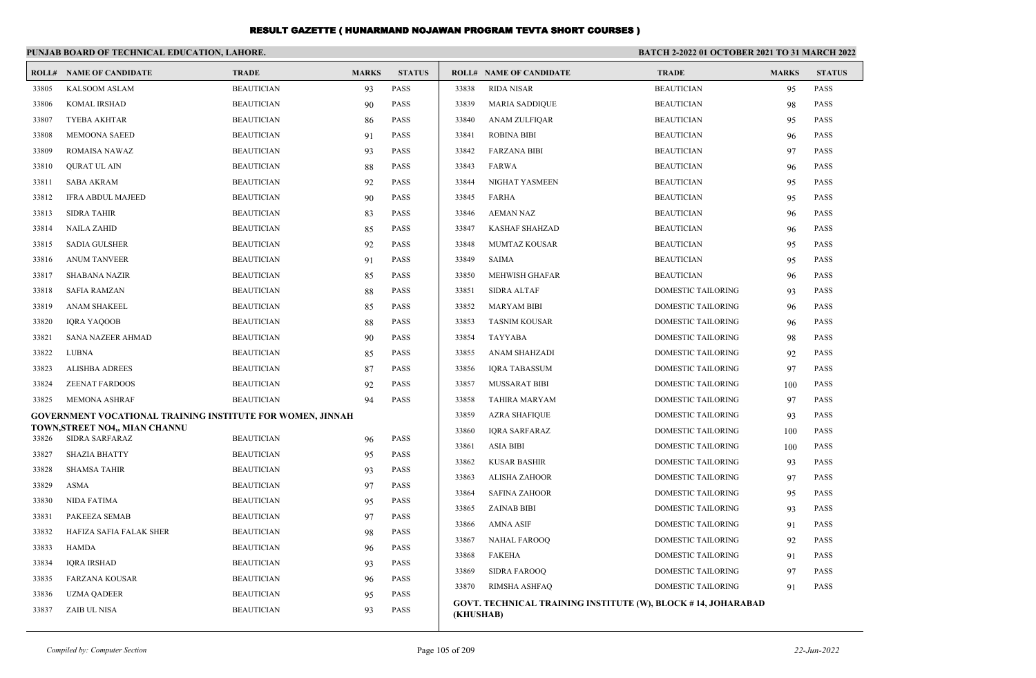# RESULT GAZETTE ( HUNARMAND NOJAWAN PROGRAM TEVTA SHORT COURSES )

**PUNJAB BOARD OF TECHNICAL EDUCATION, LAHORE.**

**BATCH 2-2022 01 OCTOBER 2021 TO 31 MARCH 2022**

| ROLL# | NAME OF CANDIDATE | TRADE | MARKS | STATUS |
|---|---|---|---|---|
| 33805 | KALSOOM ASLAM | BEAUTICIAN | 93 | PASS |
| 33806 | KOMAL IRSHAD | BEAUTICIAN | 90 | PASS |
| 33807 | TYEBA AKHTAR | BEAUTICIAN | 86 | PASS |
| 33808 | MEMOONA SAEED | BEAUTICIAN | 91 | PASS |
| 33809 | ROMAISA NAWAZ | BEAUTICIAN | 93 | PASS |
| 33810 | QURAT UL AIN | BEAUTICIAN | 88 | PASS |
| 33811 | SABA AKRAM | BEAUTICIAN | 92 | PASS |
| 33812 | IFRA ABDUL MAJEED | BEAUTICIAN | 90 | PASS |
| 33813 | SIDRA TAHIR | BEAUTICIAN | 83 | PASS |
| 33814 | NAILA ZAHID | BEAUTICIAN | 85 | PASS |
| 33815 | SADIA GULSHER | BEAUTICIAN | 92 | PASS |
| 33816 | ANUM TANVEER | BEAUTICIAN | 91 | PASS |
| 33817 | SHABANA NAZIR | BEAUTICIAN | 85 | PASS |
| 33818 | SAFIA RAMZAN | BEAUTICIAN | 88 | PASS |
| 33819 | ANAM SHAKEEL | BEAUTICIAN | 85 | PASS |
| 33820 | IQRA YAQOOB | BEAUTICIAN | 88 | PASS |
| 33821 | SANA NAZEER AHMAD | BEAUTICIAN | 90 | PASS |
| 33822 | LUBNA | BEAUTICIAN | 85 | PASS |
| 33823 | ALISHBA ADREES | BEAUTICIAN | 87 | PASS |
| 33824 | ZEENAT FARDOOS | BEAUTICIAN | 92 | PASS |
| 33825 | MEMONA ASHRAF | BEAUTICIAN | 94 | PASS |

**GOVERNMENT VOCATIONAL TRAINING INSTITUTE FOR WOMEN, JINNAH TOWN,STREET NO4,, MIAN CHANNU**

| ROLL# | NAME OF CANDIDATE | TRADE | MARKS | STATUS |
|---|---|---|---|---|
| 33826 | SIDRA SARFARAZ | BEAUTICIAN | 96 | PASS |
| 33827 | SHAZIA BHATTY | BEAUTICIAN | 95 | PASS |
| 33828 | SHAMSA TAHIR | BEAUTICIAN | 93 | PASS |
| 33829 | ASMA | BEAUTICIAN | 97 | PASS |
| 33830 | NIDA FATIMA | BEAUTICIAN | 95 | PASS |
| 33831 | PAKEEZA SEMAB | BEAUTICIAN | 97 | PASS |
| 33832 | HAFIZA SAFIA FALAK SHER | BEAUTICIAN | 98 | PASS |
| 33833 | HAMDA | BEAUTICIAN | 96 | PASS |
| 33834 | IQRA IRSHAD | BEAUTICIAN | 93 | PASS |
| 33835 | FARZANA KOUSAR | BEAUTICIAN | 96 | PASS |
| 33836 | UZMA QADEER | BEAUTICIAN | 95 | PASS |
| 33837 | ZAIB UL NISA | BEAUTICIAN | 93 | PASS |
| 33838 | RIDA NISAR | BEAUTICIAN | 95 | PASS |
| 33839 | MARIA SADDIQUE | BEAUTICIAN | 98 | PASS |
| 33840 | ANAM ZULFIQAR | BEAUTICIAN | 95 | PASS |
| 33841 | ROBINA BIBI | BEAUTICIAN | 96 | PASS |
| 33842 | FARZANA BIBI | BEAUTICIAN | 97 | PASS |
| 33843 | FARWA | BEAUTICIAN | 96 | PASS |
| 33844 | NIGHAT YASMEEN | BEAUTICIAN | 95 | PASS |
| 33845 | FARHA | BEAUTICIAN | 95 | PASS |
| 33846 | AEMAN NAZ | BEAUTICIAN | 96 | PASS |
| 33847 | KASHAF SHAHZAD | BEAUTICIAN | 96 | PASS |
| 33848 | MUMTAZ KOUSAR | BEAUTICIAN | 95 | PASS |
| 33849 | SAIMA | BEAUTICIAN | 95 | PASS |
| 33850 | MEHWISH GHAFAR | BEAUTICIAN | 96 | PASS |
| 33851 | SIDRA ALTAF | DOMESTIC TAILORING | 93 | PASS |
| 33852 | MARYAM BIBI | DOMESTIC TAILORING | 96 | PASS |
| 33853 | TASNIM KOUSAR | DOMESTIC TAILORING | 96 | PASS |
| 33854 | TAYYABA | DOMESTIC TAILORING | 98 | PASS |
| 33855 | ANAM SHAHZADI | DOMESTIC TAILORING | 92 | PASS |
| 33856 | IQRA TABASSUM | DOMESTIC TAILORING | 97 | PASS |
| 33857 | MUSSARAT BIBI | DOMESTIC TAILORING | 100 | PASS |
| 33858 | TAHIRA MARYAM | DOMESTIC TAILORING | 97 | PASS |
| 33859 | AZRA SHAFIQUE | DOMESTIC TAILORING | 93 | PASS |
| 33860 | IQRA SARFARAZ | DOMESTIC TAILORING | 100 | PASS |
| 33861 | ASIA BIBI | DOMESTIC TAILORING | 100 | PASS |
| 33862 | KUSAR BASHIR | DOMESTIC TAILORING | 93 | PASS |
| 33863 | ALISHA ZAHOOR | DOMESTIC TAILORING | 97 | PASS |
| 33864 | SAFINA ZAHOOR | DOMESTIC TAILORING | 95 | PASS |
| 33865 | ZAINAB BIBI | DOMESTIC TAILORING | 93 | PASS |
| 33866 | AMNA ASIF | DOMESTIC TAILORING | 91 | PASS |
| 33867 | NAHAL FAROOQ | DOMESTIC TAILORING | 92 | PASS |
| 33868 | FAKEHA | DOMESTIC TAILORING | 91 | PASS |
| 33869 | SIDRA FAROOQ | DOMESTIC TAILORING | 97 | PASS |
| 33870 | RIMSHA ASHFAQ | DOMESTIC TAILORING | 91 | PASS |

**GOVT. TECHNICAL TRAINING INSTITUTE (W), BLOCK # 14, JOHARABAD (KHUSHAB)**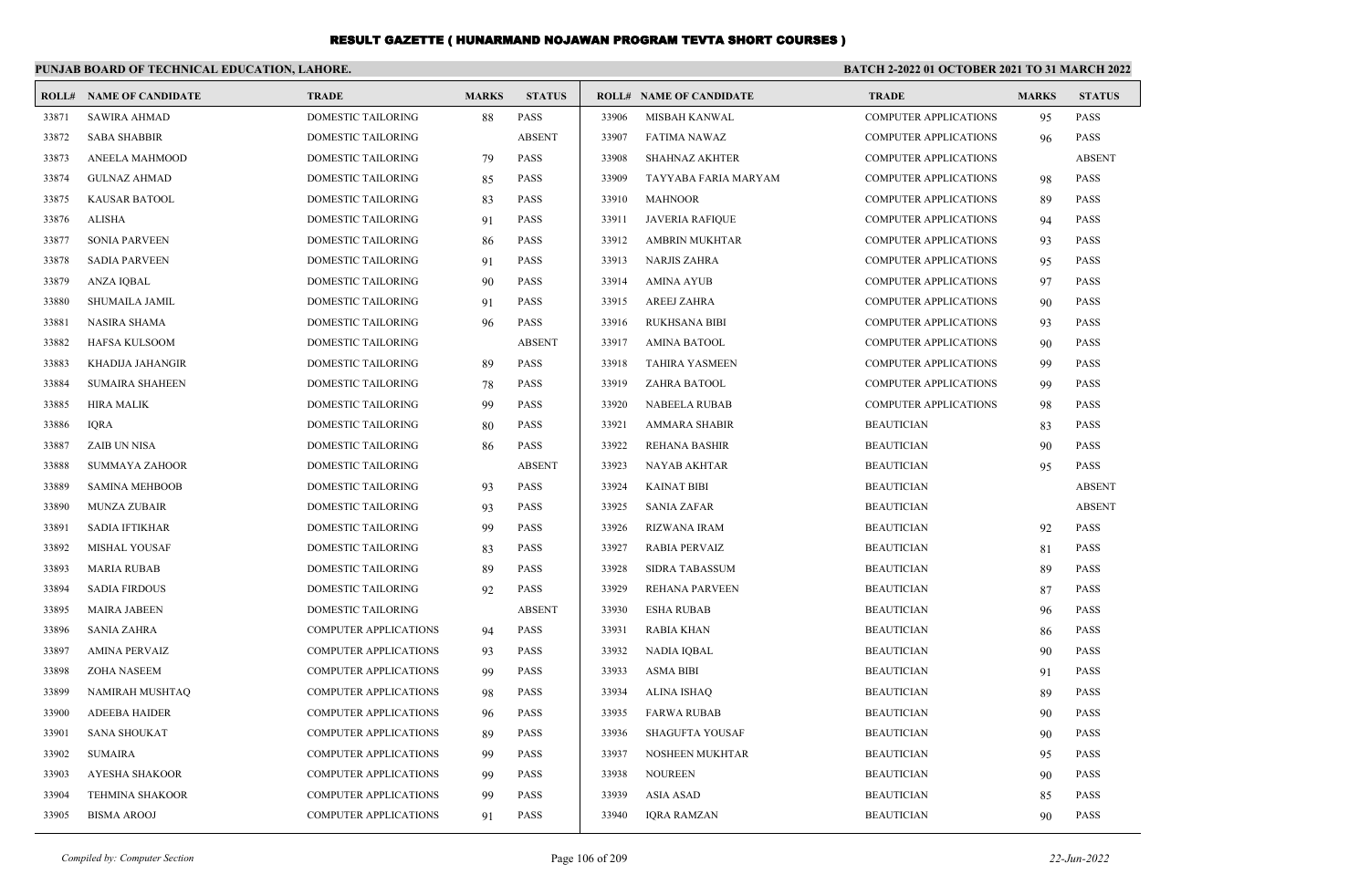# RESULT GAZETTE ( HUNARMAND NOJAWAN PROGRAM TEVTA SHORT COURSES )

**PUNJAB BOARD OF TECHNICAL EDUCATION, LAHORE.** **BATCH 2-2022 01 OCTOBER 2021 TO 31 MARCH 2022**

| ROLL# | NAME OF CANDIDATE | TRADE | MARKS | STATUS |
|---|---|---|---|---|
| 33871 | SAWIRA AHMAD | DOMESTIC TAILORING | 88 | PASS |
| 33872 | SABA SHABBIR | DOMESTIC TAILORING | | ABSENT |
| 33873 | ANEELA MAHMOOD | DOMESTIC TAILORING | 79 | PASS |
| 33874 | GULNAZ AHMAD | DOMESTIC TAILORING | 85 | PASS |
| 33875 | KAUSAR BATOOL | DOMESTIC TAILORING | 83 | PASS |
| 33876 | ALISHA | DOMESTIC TAILORING | 91 | PASS |
| 33877 | SONIA PARVEEN | DOMESTIC TAILORING | 86 | PASS |
| 33878 | SADIA PARVEEN | DOMESTIC TAILORING | 91 | PASS |
| 33879 | ANZA IQBAL | DOMESTIC TAILORING | 90 | PASS |
| 33880 | SHUMAILA JAMIL | DOMESTIC TAILORING | 91 | PASS |
| 33881 | NASIRA SHAMA | DOMESTIC TAILORING | 96 | PASS |
| 33882 | HAFSA KULSOOM | DOMESTIC TAILORING | | ABSENT |
| 33883 | KHADIJA JAHANGIR | DOMESTIC TAILORING | 89 | PASS |
| 33884 | SUMAIRA SHAHEEN | DOMESTIC TAILORING | 78 | PASS |
| 33885 | HIRA MALIK | DOMESTIC TAILORING | 99 | PASS |
| 33886 | IQRA | DOMESTIC TAILORING | 80 | PASS |
| 33887 | ZAIB UN NISA | DOMESTIC TAILORING | 86 | PASS |
| 33888 | SUMMAYA ZAHOOR | DOMESTIC TAILORING | | ABSENT |
| 33889 | SAMINA MEHBOOB | DOMESTIC TAILORING | 93 | PASS |
| 33890 | MUNZA ZUBAIR | DOMESTIC TAILORING | 93 | PASS |
| 33891 | SADIA IFTIKHAR | DOMESTIC TAILORING | 99 | PASS |
| 33892 | MISHAL YOUSAF | DOMESTIC TAILORING | 83 | PASS |
| 33893 | MARIA RUBAB | DOMESTIC TAILORING | 89 | PASS |
| 33894 | SADIA FIRDOUS | DOMESTIC TAILORING | 92 | PASS |
| 33895 | MAIRA JABEEN | DOMESTIC TAILORING | | ABSENT |
| 33896 | SANIA ZAHRA | COMPUTER APPLICATIONS | 94 | PASS |
| 33897 | AMINA PERVAIZ | COMPUTER APPLICATIONS | 93 | PASS |
| 33898 | ZOHA NASEEM | COMPUTER APPLICATIONS | 99 | PASS |
| 33899 | NAMIRAH MUSHTAQ | COMPUTER APPLICATIONS | 98 | PASS |
| 33900 | ADEEBA HAIDER | COMPUTER APPLICATIONS | 96 | PASS |
| 33901 | SANA SHOUKAT | COMPUTER APPLICATIONS | 89 | PASS |
| 33902 | SUMAIRA | COMPUTER APPLICATIONS | 99 | PASS |
| 33903 | AYESHA SHAKOOR | COMPUTER APPLICATIONS | 99 | PASS |
| 33904 | TEHMINA SHAKOOR | COMPUTER APPLICATIONS | 99 | PASS |
| 33905 | BISMA AROOJ | COMPUTER APPLICATIONS | 91 | PASS |
| 33906 | MISBAH KANWAL | COMPUTER APPLICATIONS | 95 | PASS |
| 33907 | FATIMA NAWAZ | COMPUTER APPLICATIONS | 96 | PASS |
| 33908 | SHAHNAZ AKHTER | COMPUTER APPLICATIONS | | ABSENT |
| 33909 | TAYYABA FARIA MARYAM | COMPUTER APPLICATIONS | 98 | PASS |
| 33910 | MAHNOOR | COMPUTER APPLICATIONS | 89 | PASS |
| 33911 | JAVERIA RAFIQUE | COMPUTER APPLICATIONS | 94 | PASS |
| 33912 | AMBRIN MUKHTAR | COMPUTER APPLICATIONS | 93 | PASS |
| 33913 | NARJIS ZAHRA | COMPUTER APPLICATIONS | 95 | PASS |
| 33914 | AMINA AYUB | COMPUTER APPLICATIONS | 97 | PASS |
| 33915 | AREEJ ZAHRA | COMPUTER APPLICATIONS | 90 | PASS |
| 33916 | RUKHSANA BIBI | COMPUTER APPLICATIONS | 93 | PASS |
| 33917 | AMINA BATOOL | COMPUTER APPLICATIONS | 90 | PASS |
| 33918 | TAHIRA YASMEEN | COMPUTER APPLICATIONS | 99 | PASS |
| 33919 | ZAHRA BATOOL | COMPUTER APPLICATIONS | 99 | PASS |
| 33920 | NABEELA RUBAB | COMPUTER APPLICATIONS | 98 | PASS |
| 33921 | AMMARA SHABIR | BEAUTICIAN | 83 | PASS |
| 33922 | REHANA BASHIR | BEAUTICIAN | 90 | PASS |
| 33923 | NAYAB AKHTAR | BEAUTICIAN | 95 | PASS |
| 33924 | KAINAT BIBI | BEAUTICIAN | | ABSENT |
| 33925 | SANIA ZAFAR | BEAUTICIAN | | ABSENT |
| 33926 | RIZWANA IRAM | BEAUTICIAN | 92 | PASS |
| 33927 | RABIA PERVAIZ | BEAUTICIAN | 81 | PASS |
| 33928 | SIDRA TABASSUM | BEAUTICIAN | 89 | PASS |
| 33929 | REHANA PARVEEN | BEAUTICIAN | 87 | PASS |
| 33930 | ESHA RUBAB | BEAUTICIAN | 96 | PASS |
| 33931 | RABIA KHAN | BEAUTICIAN | 86 | PASS |
| 33932 | NADIA IQBAL | BEAUTICIAN | 90 | PASS |
| 33933 | ASMA BIBI | BEAUTICIAN | 91 | PASS |
| 33934 | ALINA ISHAQ | BEAUTICIAN | 89 | PASS |
| 33935 | FARWA RUBAB | BEAUTICIAN | 90 | PASS |
| 33936 | SHAGUFTA YOUSAF | BEAUTICIAN | 90 | PASS |
| 33937 | NOSHEEN MUKHTAR | BEAUTICIAN | 95 | PASS |
| 33938 | NOUREEN | BEAUTICIAN | 90 | PASS |
| 33939 | ASIA ASAD | BEAUTICIAN | 85 | PASS |
| 33940 | IQRA RAMZAN | BEAUTICIAN | 90 | PASS |

*Compiled by: Computer Section* *22-Jun-2022*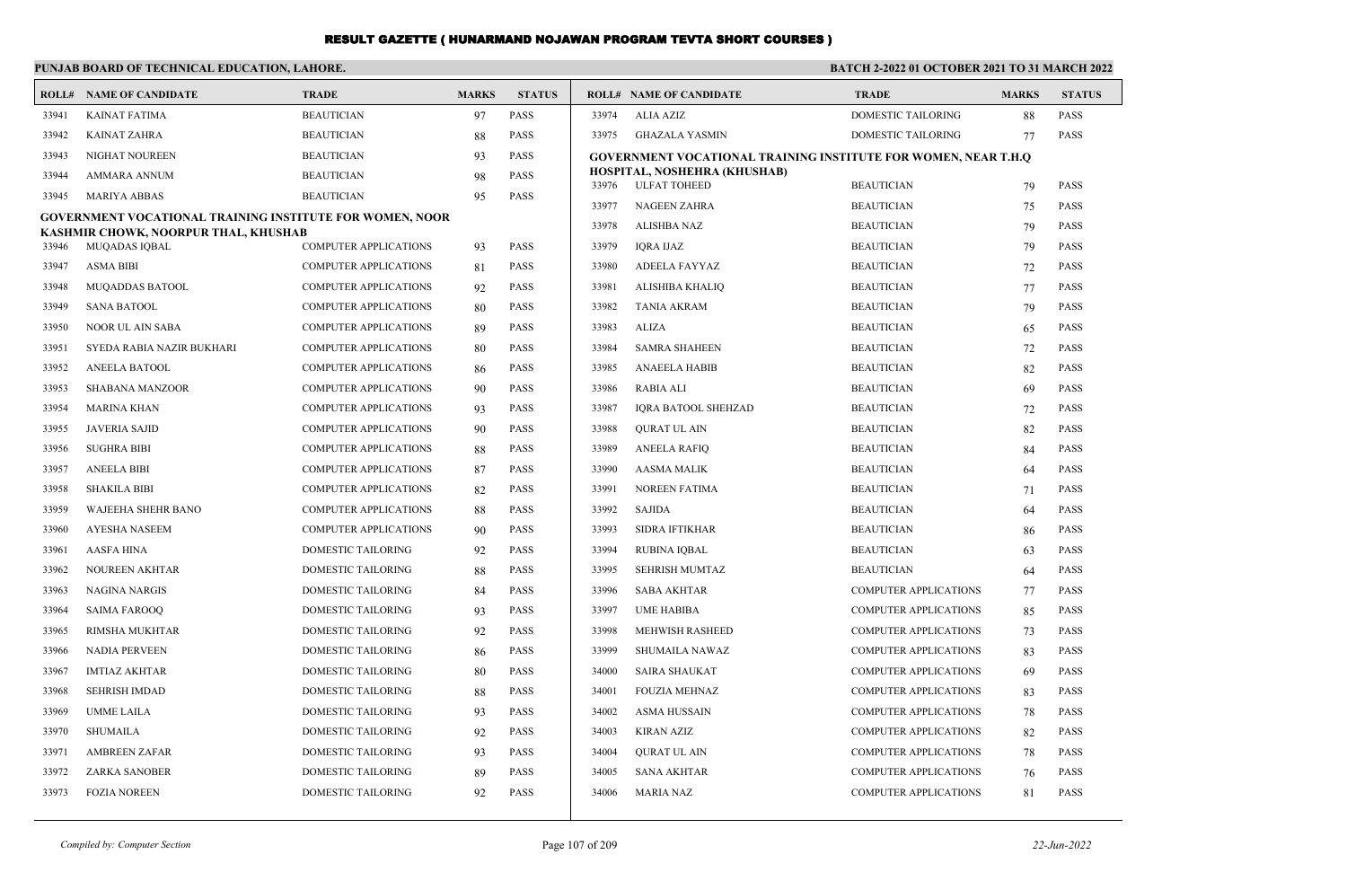# RESULT GAZETTE ( HUNARMAND NOJAWAN PROGRAM TEVTA SHORT COURSES )

**PUNJAB BOARD OF TECHNICAL EDUCATION, LAHORE.**

**BATCH 2-2022 01 OCTOBER 2021 TO 31 MARCH 2022**

| ROLL# | NAME OF CANDIDATE | TRADE | MARKS | STATUS |
|---|---|---|---|---|
| 33941 | KAINAT FATIMA | BEAUTICIAN | 97 | PASS |
| 33942 | KAINAT ZAHRA | BEAUTICIAN | 88 | PASS |
| 33943 | NIGHAT NOUREEN | BEAUTICIAN | 93 | PASS |
| 33944 | AMMARA ANNUM | BEAUTICIAN | 98 | PASS |
| 33945 | MARIYA ABBAS | BEAUTICIAN | 95 | PASS |

**GOVERNMENT VOCATIONAL TRAINING INSTITUTE FOR WOMEN, NOOR KASHMIR CHOWK, NOORPUR THAL, KHUSHAB**

| ROLL# | NAME OF CANDIDATE | TRADE | MARKS | STATUS |
|---|---|---|---|---|
| 33946 | MUQADAS IQBAL | COMPUTER APPLICATIONS | 93 | PASS |
| 33947 | ASMA BIBI | COMPUTER APPLICATIONS | 81 | PASS |
| 33948 | MUQADDAS BATOOL | COMPUTER APPLICATIONS | 92 | PASS |
| 33949 | SANA BATOOL | COMPUTER APPLICATIONS | 80 | PASS |
| 33950 | NOOR UL AIN SABA | COMPUTER APPLICATIONS | 89 | PASS |
| 33951 | SYEDA RABIA NAZIR BUKHARI | COMPUTER APPLICATIONS | 80 | PASS |
| 33952 | ANEELA BATOOL | COMPUTER APPLICATIONS | 86 | PASS |
| 33953 | SHABANA MANZOOR | COMPUTER APPLICATIONS | 90 | PASS |
| 33954 | MARINA KHAN | COMPUTER APPLICATIONS | 93 | PASS |
| 33955 | JAVERIA SAJID | COMPUTER APPLICATIONS | 90 | PASS |
| 33956 | SUGHRA BIBI | COMPUTER APPLICATIONS | 88 | PASS |
| 33957 | ANEELA BIBI | COMPUTER APPLICATIONS | 87 | PASS |
| 33958 | SHAKILA BIBI | COMPUTER APPLICATIONS | 82 | PASS |
| 33959 | WAJEEHA SHEHR BANO | COMPUTER APPLICATIONS | 88 | PASS |
| 33960 | AYESHA NASEEM | COMPUTER APPLICATIONS | 90 | PASS |
| 33961 | AASFA HINA | DOMESTIC TAILORING | 92 | PASS |
| 33962 | NOUREEN AKHTAR | DOMESTIC TAILORING | 88 | PASS |
| 33963 | NAGINA NARGIS | DOMESTIC TAILORING | 84 | PASS |
| 33964 | SAIMA FAROOQ | DOMESTIC TAILORING | 93 | PASS |
| 33965 | RIMSHA MUKHTAR | DOMESTIC TAILORING | 92 | PASS |
| 33966 | NADIA PERVEEN | DOMESTIC TAILORING | 86 | PASS |
| 33967 | IMTIAZ AKHTAR | DOMESTIC TAILORING | 80 | PASS |
| 33968 | SEHRISH IMDAD | DOMESTIC TAILORING | 88 | PASS |
| 33969 | UMME LAILA | DOMESTIC TAILORING | 93 | PASS |
| 33970 | SHUMAILA | DOMESTIC TAILORING | 92 | PASS |
| 33971 | AMBREEN ZAFAR | DOMESTIC TAILORING | 93 | PASS |
| 33972 | ZARKA SANOBER | DOMESTIC TAILORING | 89 | PASS |
| 33973 | FOZIA NOREEN | DOMESTIC TAILORING | 92 | PASS |
| 33974 | ALIA AZIZ | DOMESTIC TAILORING | 88 | PASS |
| 33975 | GHAZALA YASMIN | DOMESTIC TAILORING | 77 | PASS |

**GOVERNMENT VOCATIONAL TRAINING INSTITUTE FOR WOMEN, NEAR T.H.Q HOSPITAL, NOSHEHRA (KHUSHAB)**

| ROLL# | NAME OF CANDIDATE | TRADE | MARKS | STATUS |
|---|---|---|---|---|
| 33976 | ULFAT TOHEED | BEAUTICIAN | 79 | PASS |
| 33977 | NAGEEN ZAHRA | BEAUTICIAN | 75 | PASS |
| 33978 | ALISHBA NAZ | BEAUTICIAN | 79 | PASS |
| 33979 | IQRA IJAZ | BEAUTICIAN | 79 | PASS |
| 33980 | ADEELA FAYYAZ | BEAUTICIAN | 72 | PASS |
| 33981 | ALISHIBA KHALIQ | BEAUTICIAN | 77 | PASS |
| 33982 | TANIA AKRAM | BEAUTICIAN | 79 | PASS |
| 33983 | ALIZA | BEAUTICIAN | 65 | PASS |
| 33984 | SAMRA SHAHEEN | BEAUTICIAN | 72 | PASS |
| 33985 | ANAEELA HABIB | BEAUTICIAN | 82 | PASS |
| 33986 | RABIA ALI | BEAUTICIAN | 69 | PASS |
| 33987 | IQRA BATOOL SHEHZAD | BEAUTICIAN | 72 | PASS |
| 33988 | QURAT UL AIN | BEAUTICIAN | 82 | PASS |
| 33989 | ANEELA RAFIQ | BEAUTICIAN | 84 | PASS |
| 33990 | AASMA MALIK | BEAUTICIAN | 64 | PASS |
| 33991 | NOREEN FATIMA | BEAUTICIAN | 71 | PASS |
| 33992 | SAJIDA | BEAUTICIAN | 64 | PASS |
| 33993 | SIDRA IFTIKHAR | BEAUTICIAN | 86 | PASS |
| 33994 | RUBINA IQBAL | BEAUTICIAN | 63 | PASS |
| 33995 | SEHRISH MUMTAZ | BEAUTICIAN | 64 | PASS |
| 33996 | SABA AKHTAR | COMPUTER APPLICATIONS | 77 | PASS |
| 33997 | UME HABIBA | COMPUTER APPLICATIONS | 85 | PASS |
| 33998 | MEHWISH RASHEED | COMPUTER APPLICATIONS | 73 | PASS |
| 33999 | SHUMAILA NAWAZ | COMPUTER APPLICATIONS | 83 | PASS |
| 34000 | SAIRA SHAUKAT | COMPUTER APPLICATIONS | 69 | PASS |
| 34001 | FOUZIA MEHNAZ | COMPUTER APPLICATIONS | 83 | PASS |
| 34002 | ASMA HUSSAIN | COMPUTER APPLICATIONS | 78 | PASS |
| 34003 | KIRAN AZIZ | COMPUTER APPLICATIONS | 82 | PASS |
| 34004 | QURAT UL AIN | COMPUTER APPLICATIONS | 78 | PASS |
| 34005 | SANA AKHTAR | COMPUTER APPLICATIONS | 76 | PASS |
| 34006 | MARIA NAZ | COMPUTER APPLICATIONS | 81 | PASS |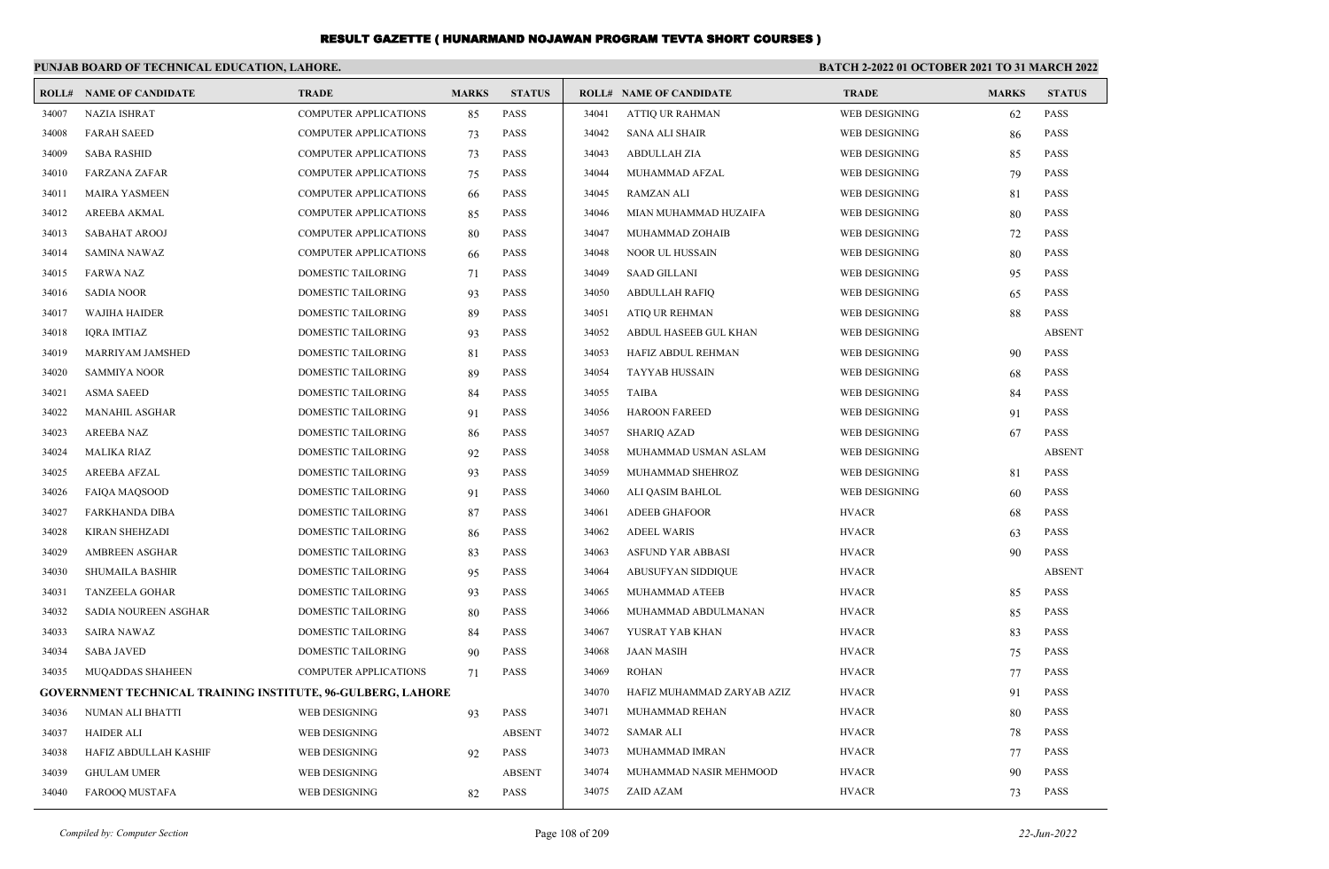# RESULT GAZETTE ( HUNARMAND NOJAWAN PROGRAM TEVTA SHORT COURSES )

**PUNJAB BOARD OF TECHNICAL EDUCATION, LAHORE.**

**BATCH 2-2022 01 OCTOBER 2021 TO 31 MARCH 2022**

| ROLL# | NAME OF CANDIDATE | TRADE | MARKS | STATUS |
|---|---|---|---|---|
| 34007 | NAZIA ISHRAT | COMPUTER APPLICATIONS | 85 | PASS |
| 34008 | FARAH SAEED | COMPUTER APPLICATIONS | 73 | PASS |
| 34009 | SABA RASHID | COMPUTER APPLICATIONS | 73 | PASS |
| 34010 | FARZANA ZAFAR | COMPUTER APPLICATIONS | 75 | PASS |
| 34011 | MAIRA YASMEEN | COMPUTER APPLICATIONS | 66 | PASS |
| 34012 | AREEBA AKMAL | COMPUTER APPLICATIONS | 85 | PASS |
| 34013 | SABAHAT AROOJ | COMPUTER APPLICATIONS | 80 | PASS |
| 34014 | SAMINA NAWAZ | COMPUTER APPLICATIONS | 66 | PASS |
| 34015 | FARWA NAZ | DOMESTIC TAILORING | 71 | PASS |
| 34016 | SADIA NOOR | DOMESTIC TAILORING | 93 | PASS |
| 34017 | WAJIHA HAIDER | DOMESTIC TAILORING | 89 | PASS |
| 34018 | IQRA IMTIAZ | DOMESTIC TAILORING | 93 | PASS |
| 34019 | MARRIYAM JAMSHED | DOMESTIC TAILORING | 81 | PASS |
| 34020 | SAMMIYA NOOR | DOMESTIC TAILORING | 89 | PASS |
| 34021 | ASMA SAEED | DOMESTIC TAILORING | 84 | PASS |
| 34022 | MANAHIL ASGHAR | DOMESTIC TAILORING | 91 | PASS |
| 34023 | AREEBA NAZ | DOMESTIC TAILORING | 86 | PASS |
| 34024 | MALIKA RIAZ | DOMESTIC TAILORING | 92 | PASS |
| 34025 | AREEBA AFZAL | DOMESTIC TAILORING | 93 | PASS |
| 34026 | FAIQA MAQSOOD | DOMESTIC TAILORING | 91 | PASS |
| 34027 | FARKHANDA DIBA | DOMESTIC TAILORING | 87 | PASS |
| 34028 | KIRAN SHEHZADI | DOMESTIC TAILORING | 86 | PASS |
| 34029 | AMBREEN ASGHAR | DOMESTIC TAILORING | 83 | PASS |
| 34030 | SHUMAILA BASHIR | DOMESTIC TAILORING | 95 | PASS |
| 34031 | TANZEELA GOHAR | DOMESTIC TAILORING | 93 | PASS |
| 34032 | SADIA NOUREEN ASGHAR | DOMESTIC TAILORING | 80 | PASS |
| 34033 | SAIRA NAWAZ | DOMESTIC TAILORING | 84 | PASS |
| 34034 | SABA JAVED | DOMESTIC TAILORING | 90 | PASS |
| 34035 | MUQADDAS SHAHEEN | COMPUTER APPLICATIONS | 71 | PASS |
| **GOVERNMENT TECHNICAL TRAINING INSTITUTE, 96-GULBERG, LAHORE** | | | | |
| 34036 | NUMAN ALI BHATTI | WEB DESIGNING | 93 | PASS |
| 34037 | HAIDER ALI | WEB DESIGNING | | ABSENT |
| 34038 | HAFIZ ABDULLAH KASHIF | WEB DESIGNING | 92 | PASS |
| 34039 | GHULAM UMER | WEB DESIGNING | | ABSENT |
| 34040 | FAROOQ MUSTAFA | WEB DESIGNING | 82 | PASS |
| 34041 | ATTIQ UR RAHMAN | WEB DESIGNING | 62 | PASS |
| 34042 | SANA ALI SHAIR | WEB DESIGNING | 86 | PASS |
| 34043 | ABDULLAH ZIA | WEB DESIGNING | 85 | PASS |
| 34044 | MUHAMMAD AFZAL | WEB DESIGNING | 79 | PASS |
| 34045 | RAMZAN ALI | WEB DESIGNING | 81 | PASS |
| 34046 | MIAN MUHAMMAD HUZAIFA | WEB DESIGNING | 80 | PASS |
| 34047 | MUHAMMAD ZOHAIB | WEB DESIGNING | 72 | PASS |
| 34048 | NOOR UL HUSSAIN | WEB DESIGNING | 80 | PASS |
| 34049 | SAAD GILLANI | WEB DESIGNING | 95 | PASS |
| 34050 | ABDULLAH RAFIQ | WEB DESIGNING | 65 | PASS |
| 34051 | ATIQ UR REHMAN | WEB DESIGNING | 88 | PASS |
| 34052 | ABDUL HASEEB GUL KHAN | WEB DESIGNING | | ABSENT |
| 34053 | HAFIZ ABDUL REHMAN | WEB DESIGNING | 90 | PASS |
| 34054 | TAYYAB HUSSAIN | WEB DESIGNING | 68 | PASS |
| 34055 | TAIBA | WEB DESIGNING | 84 | PASS |
| 34056 | HAROON FAREED | WEB DESIGNING | 91 | PASS |
| 34057 | SHARIQ AZAD | WEB DESIGNING | 67 | PASS |
| 34058 | MUHAMMAD USMAN ASLAM | WEB DESIGNING | | ABSENT |
| 34059 | MUHAMMAD SHEHROZ | WEB DESIGNING | 81 | PASS |
| 34060 | ALI QASIM BAHLOL | WEB DESIGNING | 60 | PASS |
| 34061 | ADEEB GHAFOOR | HVACR | 68 | PASS |
| 34062 | ADEEL WARIS | HVACR | 63 | PASS |
| 34063 | ASFUND YAR ABBASI | HVACR | 90 | PASS |
| 34064 | ABUSUFYAN SIDDIQUE | HVACR | | ABSENT |
| 34065 | MUHAMMAD ATEEB | HVACR | 85 | PASS |
| 34066 | MUHAMMAD ABDULMANAN | HVACR | 85 | PASS |
| 34067 | YUSRAT YAB KHAN | HVACR | 83 | PASS |
| 34068 | JAAN MASIH | HVACR | 75 | PASS |
| 34069 | ROHAN | HVACR | 77 | PASS |
| 34070 | HAFIZ MUHAMMAD ZARYAB AZIZ | HVACR | 91 | PASS |
| 34071 | MUHAMMAD REHAN | HVACR | 80 | PASS |
| 34072 | SAMAR ALI | HVACR | 78 | PASS |
| 34073 | MUHAMMAD IMRAN | HVACR | 77 | PASS |
| 34074 | MUHAMMAD NASIR MEHMOOD | HVACR | 90 | PASS |
| 34075 | ZAID AZAM | HVACR | 73 | PASS |

*Compiled by: Computer Section* | *22-Jun-2022*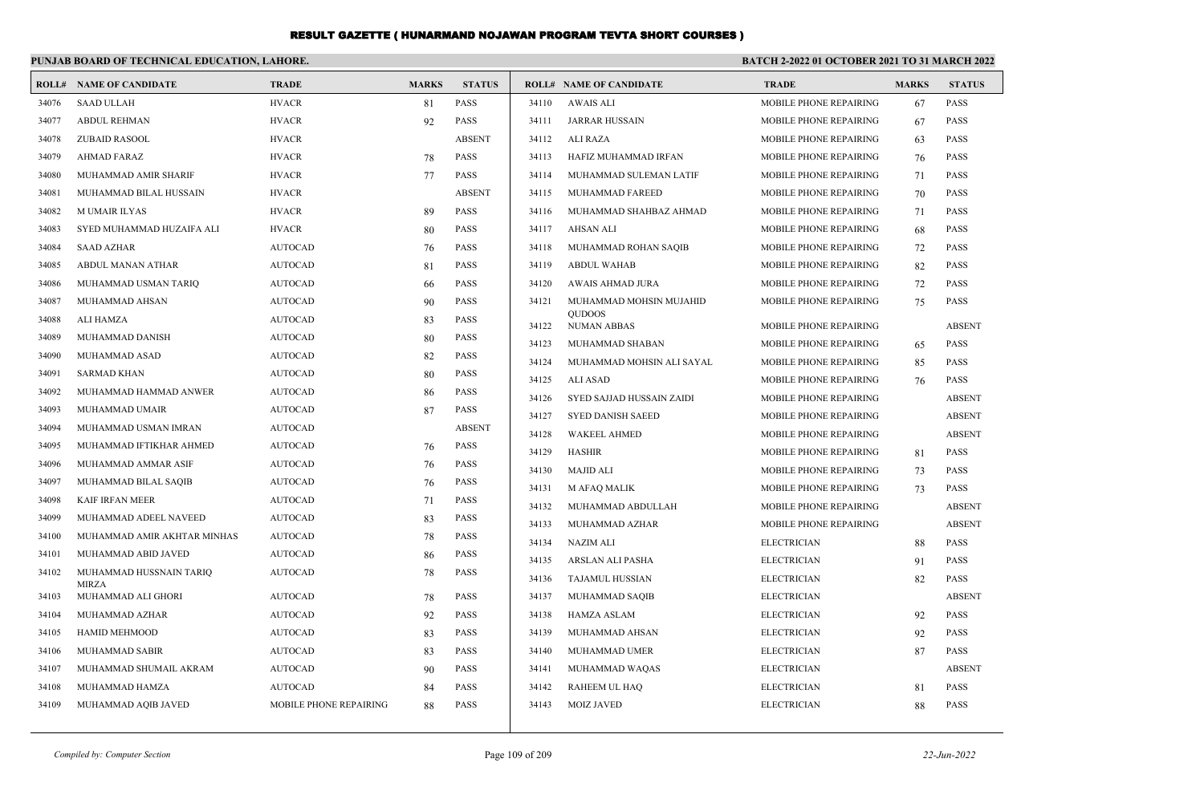# RESULT GAZETTE ( HUNARMAND NOJAWAN PROGRAM TEVTA SHORT COURSES )

**PUNJAB BOARD OF TECHNICAL EDUCATION, LAHORE.** **BATCH 2-2022 01 OCTOBER 2021 TO 31 MARCH 2022**

| ROLL# | NAME OF CANDIDATE | TRADE | MARKS | STATUS |
|---|---|---|---|---|
| 34076 | SAAD ULLAH | HVACR | 81 | PASS |
| 34077 | ABDUL REHMAN | HVACR | 92 | PASS |
| 34078 | ZUBAID RASOOL | HVACR | | ABSENT |
| 34079 | AHMAD FARAZ | HVACR | 78 | PASS |
| 34080 | MUHAMMAD AMIR SHARIF | HVACR | 77 | PASS |
| 34081 | MUHAMMAD BILAL HUSSAIN | HVACR | | ABSENT |
| 34082 | M UMAIR ILYAS | HVACR | 89 | PASS |
| 34083 | SYED MUHAMMAD HUZAIFA ALI | HVACR | 80 | PASS |
| 34084 | SAAD AZHAR | AUTOCAD | 76 | PASS |
| 34085 | ABDUL MANAN ATHAR | AUTOCAD | 81 | PASS |
| 34086 | MUHAMMAD USMAN TARIQ | AUTOCAD | 66 | PASS |
| 34087 | MUHAMMAD AHSAN | AUTOCAD | 90 | PASS |
| 34088 | ALI HAMZA | AUTOCAD | 83 | PASS |
| 34089 | MUHAMMAD DANISH | AUTOCAD | 80 | PASS |
| 34090 | MUHAMMAD ASAD | AUTOCAD | 82 | PASS |
| 34091 | SARMAD KHAN | AUTOCAD | 80 | PASS |
| 34092 | MUHAMMAD HAMMAD ANWER | AUTOCAD | 86 | PASS |
| 34093 | MUHAMMAD UMAIR | AUTOCAD | 87 | PASS |
| 34094 | MUHAMMAD USMAN IMRAN | AUTOCAD | | ABSENT |
| 34095 | MUHAMMAD IFTIKHAR AHMED | AUTOCAD | 76 | PASS |
| 34096 | MUHAMMAD AMMAR ASIF | AUTOCAD | 76 | PASS |
| 34097 | MUHAMMAD BILAL SAQIB | AUTOCAD | 76 | PASS |
| 34098 | KAIF IRFAN MEER | AUTOCAD | 71 | PASS |
| 34099 | MUHAMMAD ADEEL NAVEED | AUTOCAD | 83 | PASS |
| 34100 | MUHAMMAD AMIR AKHTAR MINHAS | AUTOCAD | 78 | PASS |
| 34101 | MUHAMMAD ABID JAVED | AUTOCAD | 86 | PASS |
| 34102 | MUHAMMAD HUSSNAIN TARIQ MIRZA | AUTOCAD | 78 | PASS |
| 34103 | MUHAMMAD ALI GHORI | AUTOCAD | 78 | PASS |
| 34104 | MUHAMMAD AZHAR | AUTOCAD | 92 | PASS |
| 34105 | HAMID MEHMOOD | AUTOCAD | 83 | PASS |
| 34106 | MUHAMMAD SABIR | AUTOCAD | 83 | PASS |
| 34107 | MUHAMMAD SHUMAIL AKRAM | AUTOCAD | 90 | PASS |
| 34108 | MUHAMMAD HAMZA | AUTOCAD | 84 | PASS |
| 34109 | MUHAMMAD AQIB JAVED | MOBILE PHONE REPAIRING | 88 | PASS |
| 34110 | AWAIS ALI | MOBILE PHONE REPAIRING | 67 | PASS |
| 34111 | JARRAR HUSSAIN | MOBILE PHONE REPAIRING | 67 | PASS |
| 34112 | ALI RAZA | MOBILE PHONE REPAIRING | 63 | PASS |
| 34113 | HAFIZ MUHAMMAD IRFAN | MOBILE PHONE REPAIRING | 76 | PASS |
| 34114 | MUHAMMAD SULEMAN LATIF | MOBILE PHONE REPAIRING | 71 | PASS |
| 34115 | MUHAMMAD FAREED | MOBILE PHONE REPAIRING | 70 | PASS |
| 34116 | MUHAMMAD SHAHBAZ AHMAD | MOBILE PHONE REPAIRING | 71 | PASS |
| 34117 | AHSAN ALI | MOBILE PHONE REPAIRING | 68 | PASS |
| 34118 | MUHAMMAD ROHAN SAQIB | MOBILE PHONE REPAIRING | 72 | PASS |
| 34119 | ABDUL WAHAB | MOBILE PHONE REPAIRING | 82 | PASS |
| 34120 | AWAIS AHMAD JURA | MOBILE PHONE REPAIRING | 72 | PASS |
| 34121 | MUHAMMAD MOHSIN MUJAHID QUDOOS | MOBILE PHONE REPAIRING | 75 | PASS |
| 34122 | NUMAN ABBAS | MOBILE PHONE REPAIRING | | ABSENT |
| 34123 | MUHAMMAD SHABAN | MOBILE PHONE REPAIRING | 65 | PASS |
| 34124 | MUHAMMAD MOHSIN ALI SAYAL | MOBILE PHONE REPAIRING | 85 | PASS |
| 34125 | ALI ASAD | MOBILE PHONE REPAIRING | 76 | PASS |
| 34126 | SYED SAJJAD HUSSAIN ZAIDI | MOBILE PHONE REPAIRING | | ABSENT |
| 34127 | SYED DANISH SAEED | MOBILE PHONE REPAIRING | | ABSENT |
| 34128 | WAKEEL AHMED | MOBILE PHONE REPAIRING | | ABSENT |
| 34129 | HASHIR | MOBILE PHONE REPAIRING | 81 | PASS |
| 34130 | MAJID ALI | MOBILE PHONE REPAIRING | 73 | PASS |
| 34131 | M AFAQ MALIK | MOBILE PHONE REPAIRING | 73 | PASS |
| 34132 | MUHAMMAD ABDULLAH | MOBILE PHONE REPAIRING | | ABSENT |
| 34133 | MUHAMMAD AZHAR | MOBILE PHONE REPAIRING | | ABSENT |
| 34134 | NAZIM ALI | ELECTRICIAN | 88 | PASS |
| 34135 | ARSLAN ALI PASHA | ELECTRICIAN | 91 | PASS |
| 34136 | TAJAMUL HUSSIAN | ELECTRICIAN | 82 | PASS |
| 34137 | MUHAMMAD SAQIB | ELECTRICIAN | | ABSENT |
| 34138 | HAMZA ASLAM | ELECTRICIAN | 92 | PASS |
| 34139 | MUHAMMAD AHSAN | ELECTRICIAN | 92 | PASS |
| 34140 | MUHAMMAD UMER | ELECTRICIAN | 87 | PASS |
| 34141 | MUHAMMAD WAQAS | ELECTRICIAN | | ABSENT |
| 34142 | RAHEEM UL HAQ | ELECTRICIAN | 81 | PASS |
| 34143 | MOIZ JAVED | ELECTRICIAN | 88 | PASS |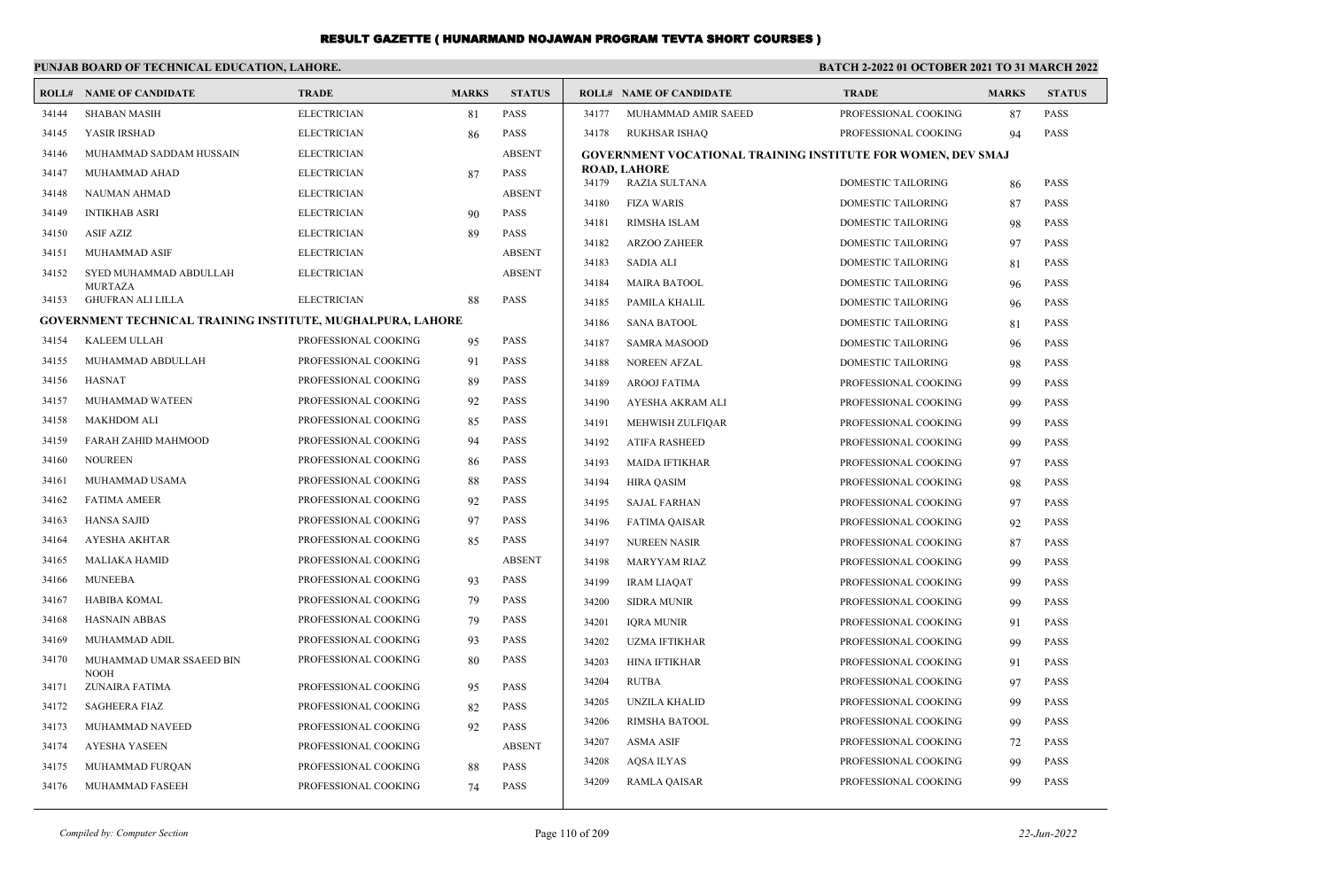# RESULT GAZETTE ( HUNARMAND NOJAWAN PROGRAM TEVTA SHORT COURSES )

**PUNJAB BOARD OF TECHNICAL EDUCATION, LAHORE.**

**BATCH 2-2022 01 OCTOBER 2021 TO 31 MARCH 2022**

| ROLL# | NAME OF CANDIDATE | TRADE | MARKS | STATUS |
|---|---|---|---|---|
| 34144 | SHABAN MASIH | ELECTRICIAN | 81 | PASS |
| 34145 | YASIR IRSHAD | ELECTRICIAN | 86 | PASS |
| 34146 | MUHAMMAD SADDAM HUSSAIN | ELECTRICIAN | | ABSENT |
| 34147 | MUHAMMAD AHAD | ELECTRICIAN | 87 | PASS |
| 34148 | NAUMAN AHMAD | ELECTRICIAN | | ABSENT |
| 34149 | INTIKHAB ASRI | ELECTRICIAN | 90 | PASS |
| 34150 | ASIF AZIZ | ELECTRICIAN | 89 | PASS |
| 34151 | MUHAMMAD ASIF | ELECTRICIAN | | ABSENT |
| 34152 | SYED MUHAMMAD ABDULLAH MURTAZA | ELECTRICIAN | | ABSENT |
| 34153 | GHUFRAN ALI LILLA | ELECTRICIAN | 88 | PASS |

**GOVERNMENT TECHNICAL TRAINING INSTITUTE, MUGHALPURA, LAHORE**

| ROLL# | NAME OF CANDIDATE | TRADE | MARKS | STATUS |
|---|---|---|---|---|
| 34154 | KALEEM ULLAH | PROFESSIONAL COOKING | 95 | PASS |
| 34155 | MUHAMMAD ABDULLAH | PROFESSIONAL COOKING | 91 | PASS |
| 34156 | HASNAT | PROFESSIONAL COOKING | 89 | PASS |
| 34157 | MUHAMMAD WATEEN | PROFESSIONAL COOKING | 92 | PASS |
| 34158 | MAKHDOM ALI | PROFESSIONAL COOKING | 85 | PASS |
| 34159 | FARAH ZAHID MAHMOOD | PROFESSIONAL COOKING | 94 | PASS |
| 34160 | NOUREEN | PROFESSIONAL COOKING | 86 | PASS |
| 34161 | MUHAMMAD USAMA | PROFESSIONAL COOKING | 88 | PASS |
| 34162 | FATIMA AMEER | PROFESSIONAL COOKING | 92 | PASS |
| 34163 | HANSA SAJID | PROFESSIONAL COOKING | 97 | PASS |
| 34164 | AYESHA AKHTAR | PROFESSIONAL COOKING | 85 | PASS |
| 34165 | MALIAKA HAMID | PROFESSIONAL COOKING | | ABSENT |
| 34166 | MUNEEBA | PROFESSIONAL COOKING | 93 | PASS |
| 34167 | HABIBA KOMAL | PROFESSIONAL COOKING | 79 | PASS |
| 34168 | HASNAIN ABBAS | PROFESSIONAL COOKING | 79 | PASS |
| 34169 | MUHAMMAD ADIL | PROFESSIONAL COOKING | 93 | PASS |
| 34170 | MUHAMMAD UMAR SSAEED BIN NOOH | PROFESSIONAL COOKING | 80 | PASS |
| 34171 | ZUNAIRA FATIMA | PROFESSIONAL COOKING | 95 | PASS |
| 34172 | SAGHEERA FIAZ | PROFESSIONAL COOKING | 82 | PASS |
| 34173 | MUHAMMAD NAVEED | PROFESSIONAL COOKING | 92 | PASS |
| 34174 | AYESHA YASEEN | PROFESSIONAL COOKING | | ABSENT |
| 34175 | MUHAMMAD FURQAN | PROFESSIONAL COOKING | 88 | PASS |
| 34176 | MUHAMMAD FASEEH | PROFESSIONAL COOKING | 74 | PASS |
| 34177 | MUHAMMAD AMIR SAEED | PROFESSIONAL COOKING | 87 | PASS |
| 34178 | RUKHSAR ISHAQ | PROFESSIONAL COOKING | 94 | PASS |

**GOVERNMENT VOCATIONAL TRAINING INSTITUTE FOR WOMEN, DEV SMAJ ROAD, LAHORE**

| ROLL# | NAME OF CANDIDATE | TRADE | MARKS | STATUS |
|---|---|---|---|---|
| 34179 | RAZIA SULTANA | DOMESTIC TAILORING | 86 | PASS |
| 34180 | FIZA WARIS | DOMESTIC TAILORING | 87 | PASS |
| 34181 | RIMSHA ISLAM | DOMESTIC TAILORING | 98 | PASS |
| 34182 | ARZOO ZAHEER | DOMESTIC TAILORING | 97 | PASS |
| 34183 | SADIA ALI | DOMESTIC TAILORING | 81 | PASS |
| 34184 | MAIRA BATOOL | DOMESTIC TAILORING | 96 | PASS |
| 34185 | PAMILA KHALIL | DOMESTIC TAILORING | 96 | PASS |
| 34186 | SANA BATOOL | DOMESTIC TAILORING | 81 | PASS |
| 34187 | SAMRA MASOOD | DOMESTIC TAILORING | 96 | PASS |
| 34188 | NOREEN AFZAL | DOMESTIC TAILORING | 98 | PASS |
| 34189 | AROOJ FATIMA | PROFESSIONAL COOKING | 99 | PASS |
| 34190 | AYESHA AKRAM ALI | PROFESSIONAL COOKING | 99 | PASS |
| 34191 | MEHWISH ZULFIQAR | PROFESSIONAL COOKING | 99 | PASS |
| 34192 | ATIFA RASHEED | PROFESSIONAL COOKING | 99 | PASS |
| 34193 | MAIDA IFTIKHAR | PROFESSIONAL COOKING | 97 | PASS |
| 34194 | HIRA QASIM | PROFESSIONAL COOKING | 98 | PASS |
| 34195 | SAJAL FARHAN | PROFESSIONAL COOKING | 97 | PASS |
| 34196 | FATIMA QAISAR | PROFESSIONAL COOKING | 92 | PASS |
| 34197 | NUREEN NASIR | PROFESSIONAL COOKING | 87 | PASS |
| 34198 | MARYYAM RIAZ | PROFESSIONAL COOKING | 99 | PASS |
| 34199 | IRAM LIAQAT | PROFESSIONAL COOKING | 99 | PASS |
| 34200 | SIDRA MUNIR | PROFESSIONAL COOKING | 99 | PASS |
| 34201 | IQRA MUNIR | PROFESSIONAL COOKING | 91 | PASS |
| 34202 | UZMA IFTIKHAR | PROFESSIONAL COOKING | 99 | PASS |
| 34203 | HINA IFTIKHAR | PROFESSIONAL COOKING | 91 | PASS |
| 34204 | RUTBA | PROFESSIONAL COOKING | 97 | PASS |
| 34205 | UNZILA KHALID | PROFESSIONAL COOKING | 99 | PASS |
| 34206 | RIMSHA BATOOL | PROFESSIONAL COOKING | 99 | PASS |
| 34207 | ASMA ASIF | PROFESSIONAL COOKING | 72 | PASS |
| 34208 | AQSA ILYAS | PROFESSIONAL COOKING | 99 | PASS |
| 34209 | RAMLA QAISAR | PROFESSIONAL COOKING | 99 | PASS |

*Compiled by: Computer Section* *22-Jun-2022*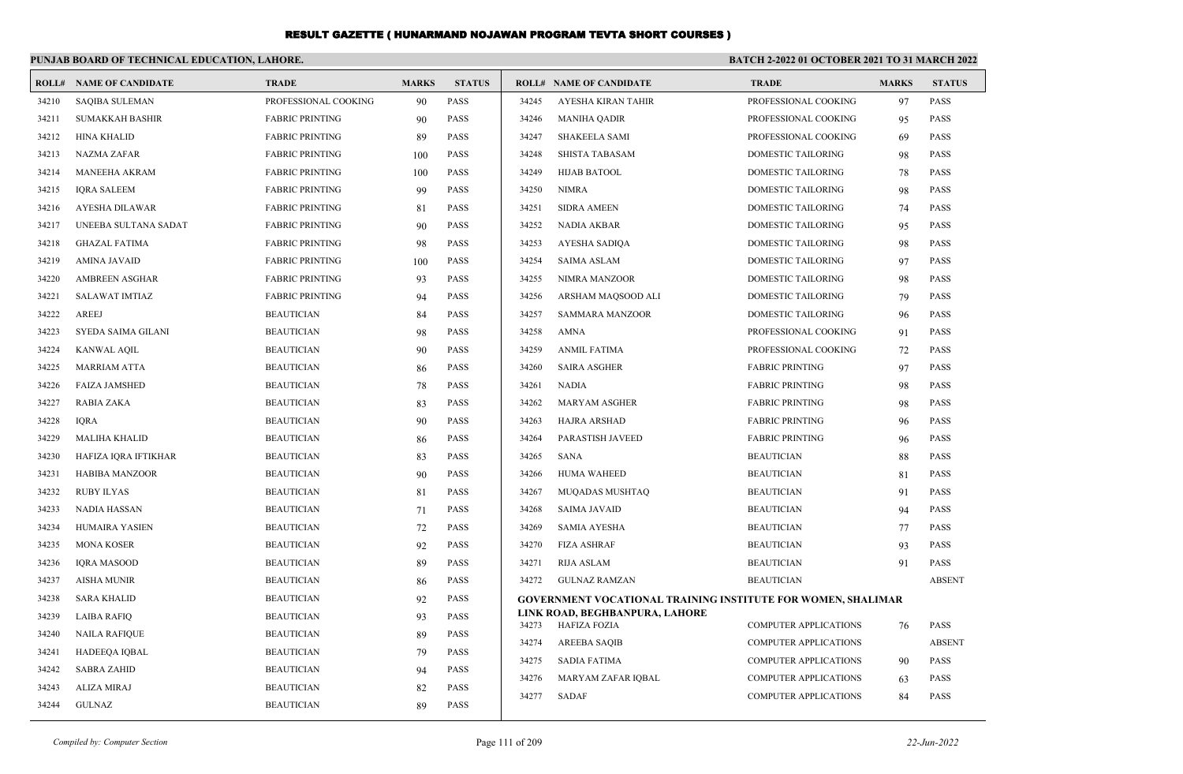# RESULT GAZETTE ( HUNARMAND NOJAWAN PROGRAM TEVTA SHORT COURSES )

**PUNJAB BOARD OF TECHNICAL EDUCATION, LAHORE.**

**BATCH 2-2022 01 OCTOBER 2021 TO 31 MARCH 2022**

| ROLL# | NAME OF CANDIDATE | TRADE | MARKS | STATUS |
|---|---|---|---|---|
| 34210 | SAQIBA SULEMAN | PROFESSIONAL COOKING | 90 | PASS |
| 34211 | SUMAKKAH BASHIR | FABRIC PRINTING | 90 | PASS |
| 34212 | HINA KHALID | FABRIC PRINTING | 89 | PASS |
| 34213 | NAZMA ZAFAR | FABRIC PRINTING | 100 | PASS |
| 34214 | MANEEHA AKRAM | FABRIC PRINTING | 100 | PASS |
| 34215 | IQRA SALEEM | FABRIC PRINTING | 99 | PASS |
| 34216 | AYESHA DILAWAR | FABRIC PRINTING | 81 | PASS |
| 34217 | UNEEBA SULTANA SADAT | FABRIC PRINTING | 90 | PASS |
| 34218 | GHAZAL FATIMA | FABRIC PRINTING | 98 | PASS |
| 34219 | AMINA JAVAID | FABRIC PRINTING | 100 | PASS |
| 34220 | AMBREEN ASGHAR | FABRIC PRINTING | 93 | PASS |
| 34221 | SALAWAT IMTIAZ | FABRIC PRINTING | 94 | PASS |
| 34222 | AREEJ | BEAUTICIAN | 84 | PASS |
| 34223 | SYEDA SAIMA GILANI | BEAUTICIAN | 98 | PASS |
| 34224 | KANWAL AQIL | BEAUTICIAN | 90 | PASS |
| 34225 | MARRIAM ATTA | BEAUTICIAN | 86 | PASS |
| 34226 | FAIZA JAMSHED | BEAUTICIAN | 78 | PASS |
| 34227 | RABIA ZAKA | BEAUTICIAN | 83 | PASS |
| 34228 | IQRA | BEAUTICIAN | 90 | PASS |
| 34229 | MALIHA KHALID | BEAUTICIAN | 86 | PASS |
| 34230 | HAFIZA IQRA IFTIKHAR | BEAUTICIAN | 83 | PASS |
| 34231 | HABIBA MANZOOR | BEAUTICIAN | 90 | PASS |
| 34232 | RUBY ILYAS | BEAUTICIAN | 81 | PASS |
| 34233 | NADIA HASSAN | BEAUTICIAN | 71 | PASS |
| 34234 | HUMAIRA YASIEN | BEAUTICIAN | 72 | PASS |
| 34235 | MONA KOSER | BEAUTICIAN | 92 | PASS |
| 34236 | IQRA MASOOD | BEAUTICIAN | 89 | PASS |
| 34237 | AISHA MUNIR | BEAUTICIAN | 86 | PASS |
| 34238 | SARA KHALID | BEAUTICIAN | 92 | PASS |
| 34239 | LAIBA RAFIQ | BEAUTICIAN | 93 | PASS |
| 34240 | NAILA RAFIQUE | BEAUTICIAN | 89 | PASS |
| 34241 | HADEEQA IQBAL | BEAUTICIAN | 79 | PASS |
| 34242 | SABRA ZAHID | BEAUTICIAN | 94 | PASS |
| 34243 | ALIZA MIRAJ | BEAUTICIAN | 82 | PASS |
| 34244 | GULNAZ | BEAUTICIAN | 89 | PASS |
| 34245 | AYESHA KIRAN TAHIR | PROFESSIONAL COOKING | 97 | PASS |
| 34246 | MANIHA QADIR | PROFESSIONAL COOKING | 95 | PASS |
| 34247 | SHAKEELA SAMI | PROFESSIONAL COOKING | 69 | PASS |
| 34248 | SHISTA TABASAM | DOMESTIC TAILORING | 98 | PASS |
| 34249 | HIJAB BATOOL | DOMESTIC TAILORING | 78 | PASS |
| 34250 | NIMRA | DOMESTIC TAILORING | 98 | PASS |
| 34251 | SIDRA AMEEN | DOMESTIC TAILORING | 74 | PASS |
| 34252 | NADIA AKBAR | DOMESTIC TAILORING | 95 | PASS |
| 34253 | AYESHA SADIQA | DOMESTIC TAILORING | 98 | PASS |
| 34254 | SAIMA ASLAM | DOMESTIC TAILORING | 97 | PASS |
| 34255 | NIMRA MANZOOR | DOMESTIC TAILORING | 98 | PASS |
| 34256 | ARSHAM MAQSOOD ALI | DOMESTIC TAILORING | 79 | PASS |
| 34257 | SAMMARA MANZOOR | DOMESTIC TAILORING | 96 | PASS |
| 34258 | AMNA | PROFESSIONAL COOKING | 91 | PASS |
| 34259 | ANMIL FATIMA | PROFESSIONAL COOKING | 72 | PASS |
| 34260 | SAIRA ASGHER | FABRIC PRINTING | 97 | PASS |
| 34261 | NADIA | FABRIC PRINTING | 98 | PASS |
| 34262 | MARYAM ASGHER | FABRIC PRINTING | 98 | PASS |
| 34263 | HAJRA ARSHAD | FABRIC PRINTING | 96 | PASS |
| 34264 | PARASTISH JAVEED | FABRIC PRINTING | 96 | PASS |
| 34265 | SANA | BEAUTICIAN | 88 | PASS |
| 34266 | HUMA WAHEED | BEAUTICIAN | 81 | PASS |
| 34267 | MUQADAS MUSHTAQ | BEAUTICIAN | 91 | PASS |
| 34268 | SAIMA JAVAID | BEAUTICIAN | 94 | PASS |
| 34269 | SAMIA AYESHA | BEAUTICIAN | 77 | PASS |
| 34270 | FIZA ASHRAF | BEAUTICIAN | 93 | PASS |
| 34271 | RIJA ASLAM | BEAUTICIAN | 91 | PASS |
| 34272 | GULNAZ RAMZAN | BEAUTICIAN | | ABSENT |

**GOVERNMENT VOCATIONAL TRAINING INSTITUTE FOR WOMEN, SHALIMAR LINK ROAD, BEGHBANPURA, LAHORE**

| ROLL# | NAME OF CANDIDATE | TRADE | MARKS | STATUS |
|---|---|---|---|---|
| 34273 | HAFIZA FOZIA | COMPUTER APPLICATIONS | 76 | PASS |
| 34274 | AREEBA SAQIB | COMPUTER APPLICATIONS | | ABSENT |
| 34275 | SADIA FATIMA | COMPUTER APPLICATIONS | 90 | PASS |
| 34276 | MARYAM ZAFAR IQBAL | COMPUTER APPLICATIONS | 63 | PASS |
| 34277 | SADAF | COMPUTER APPLICATIONS | 84 | PASS |

*Compiled by: Computer Section*

*22-Jun-2022*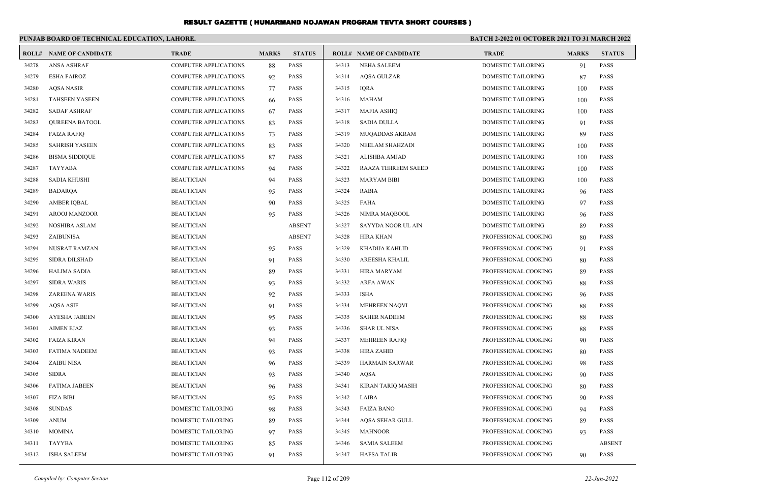# RESULT GAZETTE ( HUNARMAND NOJAWAN PROGRAM TEVTA SHORT COURSES )

**PUNJAB BOARD OF TECHNICAL EDUCATION, LAHORE.**

**BATCH 2-2022 01 OCTOBER 2021 TO 31 MARCH 2022**

| ROLL# | NAME OF CANDIDATE | TRADE | MARKS | STATUS |
|---|---|---|---|---|
| 34278 | ANSA ASHRAF | COMPUTER APPLICATIONS | 88 | PASS |
| 34279 | ESHA FAIROZ | COMPUTER APPLICATIONS | 92 | PASS |
| 34280 | AQSA NASIR | COMPUTER APPLICATIONS | 77 | PASS |
| 34281 | TAHSEEN YASEEN | COMPUTER APPLICATIONS | 66 | PASS |
| 34282 | SADAF ASHRAF | COMPUTER APPLICATIONS | 67 | PASS |
| 34283 | QUREENA BATOOL | COMPUTER APPLICATIONS | 83 | PASS |
| 34284 | FAIZA RAFIQ | COMPUTER APPLICATIONS | 73 | PASS |
| 34285 | SAHRISH YASEEN | COMPUTER APPLICATIONS | 83 | PASS |
| 34286 | BISMA SIDDIQUE | COMPUTER APPLICATIONS | 87 | PASS |
| 34287 | TAYYABA | COMPUTER APPLICATIONS | 94 | PASS |
| 34288 | SADIA KHUSHI | BEAUTICIAN | 94 | PASS |
| 34289 | BADARQA | BEAUTICIAN | 95 | PASS |
| 34290 | AMBER IQBAL | BEAUTICIAN | 90 | PASS |
| 34291 | AROOJ MANZOOR | BEAUTICIAN | 95 | PASS |
| 34292 | NOSHIBA ASLAM | BEAUTICIAN | | ABSENT |
| 34293 | ZAIBUNISA | BEAUTICIAN | | ABSENT |
| 34294 | NUSRAT RAMZAN | BEAUTICIAN | 95 | PASS |
| 34295 | SIDRA DILSHAD | BEAUTICIAN | 91 | PASS |
| 34296 | HALIMA SADIA | BEAUTICIAN | 89 | PASS |
| 34297 | SIDRA WARIS | BEAUTICIAN | 93 | PASS |
| 34298 | ZAREENA WARIS | BEAUTICIAN | 92 | PASS |
| 34299 | AQSA ASIF | BEAUTICIAN | 91 | PASS |
| 34300 | AYESHA JABEEN | BEAUTICIAN | 95 | PASS |
| 34301 | AIMEN EJAZ | BEAUTICIAN | 93 | PASS |
| 34302 | FAIZA KIRAN | BEAUTICIAN | 94 | PASS |
| 34303 | FATIMA NADEEM | BEAUTICIAN | 93 | PASS |
| 34304 | ZAIBU NISA | BEAUTICIAN | 96 | PASS |
| 34305 | SIDRA | BEAUTICIAN | 93 | PASS |
| 34306 | FATIMA JABEEN | BEAUTICIAN | 96 | PASS |
| 34307 | FIZA BIBI | BEAUTICIAN | 95 | PASS |
| 34308 | SUNDAS | DOMESTIC TAILORING | 98 | PASS |
| 34309 | ANUM | DOMESTIC TAILORING | 89 | PASS |
| 34310 | MOMINA | DOMESTIC TAILORING | 97 | PASS |
| 34311 | TAYYBA | DOMESTIC TAILORING | 85 | PASS |
| 34312 | ISHA SALEEM | DOMESTIC TAILORING | 91 | PASS |
| 34313 | NEHA SALEEM | DOMESTIC TAILORING | 91 | PASS |
| 34314 | AQSA GULZAR | DOMESTIC TAILORING | 87 | PASS |
| 34315 | IQRA | DOMESTIC TAILORING | 100 | PASS |
| 34316 | MAHAM | DOMESTIC TAILORING | 100 | PASS |
| 34317 | MAFIA ASHIQ | DOMESTIC TAILORING | 100 | PASS |
| 34318 | SADIA DULLA | DOMESTIC TAILORING | 91 | PASS |
| 34319 | MUQADDAS AKRAM | DOMESTIC TAILORING | 89 | PASS |
| 34320 | NEELAM SHAHZADI | DOMESTIC TAILORING | 100 | PASS |
| 34321 | ALISHBA AMJAD | DOMESTIC TAILORING | 100 | PASS |
| 34322 | RAAZA TEHREEM SAEED | DOMESTIC TAILORING | 100 | PASS |
| 34323 | MARYAM BIBI | DOMESTIC TAILORING | 100 | PASS |
| 34324 | RABIA | DOMESTIC TAILORING | 96 | PASS |
| 34325 | FAHA | DOMESTIC TAILORING | 97 | PASS |
| 34326 | NIMRA MAQBOOL | DOMESTIC TAILORING | 96 | PASS |
| 34327 | SAYYDA NOOR UL AIN | DOMESTIC TAILORING | 89 | PASS |
| 34328 | HIRA KHAN | PROFESSIONAL COOKING | 80 | PASS |
| 34329 | KHADIJA KAHLID | PROFESSIONAL COOKING | 91 | PASS |
| 34330 | AREESHA KHALIL | PROFESSIONAL COOKING | 80 | PASS |
| 34331 | HIRA MARYAM | PROFESSIONAL COOKING | 89 | PASS |
| 34332 | ARFA AWAN | PROFESSIONAL COOKING | 88 | PASS |
| 34333 | ISHA | PROFESSIONAL COOKING | 96 | PASS |
| 34334 | MEHREEN NAQVI | PROFESSIONAL COOKING | 88 | PASS |
| 34335 | SAHER NADEEM | PROFESSIONAL COOKING | 88 | PASS |
| 34336 | SHAR UL NISA | PROFESSIONAL COOKING | 88 | PASS |
| 34337 | MEHREEN RAFIQ | PROFESSIONAL COOKING | 90 | PASS |
| 34338 | HIRA ZAHID | PROFESSIONAL COOKING | 80 | PASS |
| 34339 | HARMAIN SARWAR | PROFESSIONAL COOKING | 98 | PASS |
| 34340 | AQSA | PROFESSIONAL COOKING | 90 | PASS |
| 34341 | KIRAN TARIQ MASIH | PROFESSIONAL COOKING | 80 | PASS |
| 34342 | LAIBA | PROFESSIONAL COOKING | 90 | PASS |
| 34343 | FAIZA BANO | PROFESSIONAL COOKING | 94 | PASS |
| 34344 | AQSA SEHAR GULL | PROFESSIONAL COOKING | 89 | PASS |
| 34345 | MAHNOOR | PROFESSIONAL COOKING | 93 | PASS |
| 34346 | SAMIA SALEEM | PROFESSIONAL COOKING | | ABSENT |
| 34347 | HAFSA TALIB | PROFESSIONAL COOKING | 90 | PASS |

*Compiled by: Computer Section* *22-Jun-2022*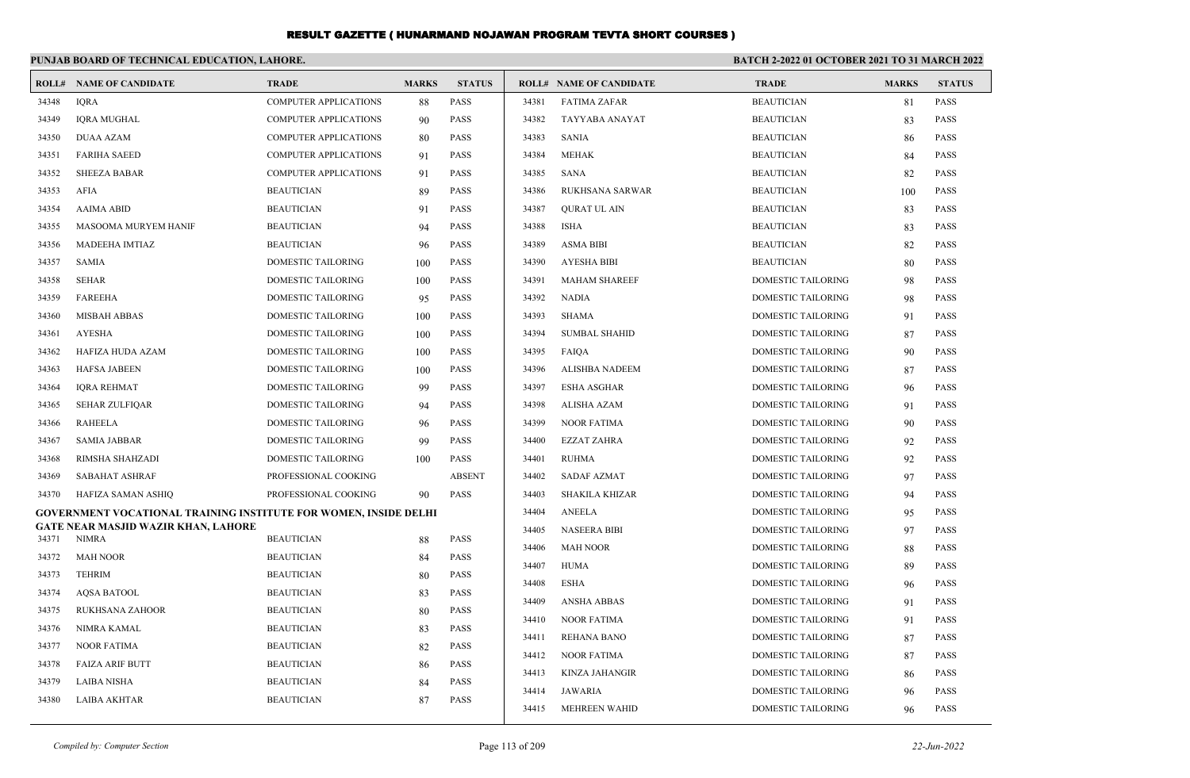# RESULT GAZETTE ( HUNARMAND NOJAWAN PROGRAM TEVTA SHORT COURSES )

**PUNJAB BOARD OF TECHNICAL EDUCATION, LAHORE.**

**BATCH 2-2022 01 OCTOBER 2021 TO 31 MARCH 2022**

| ROLL# | NAME OF CANDIDATE | TRADE | MARKS | STATUS |
|---|---|---|---|---|
| 34348 | IQRA | COMPUTER APPLICATIONS | 88 | PASS |
| 34349 | IQRA MUGHAL | COMPUTER APPLICATIONS | 90 | PASS |
| 34350 | DUAA AZAM | COMPUTER APPLICATIONS | 80 | PASS |
| 34351 | FARIHA SAEED | COMPUTER APPLICATIONS | 91 | PASS |
| 34352 | SHEEZA BABAR | COMPUTER APPLICATIONS | 91 | PASS |
| 34353 | AFIA | BEAUTICIAN | 89 | PASS |
| 34354 | AAIMA ABID | BEAUTICIAN | 91 | PASS |
| 34355 | MASOOMA MURYEM HANIF | BEAUTICIAN | 94 | PASS |
| 34356 | MADEEHA IMTIAZ | BEAUTICIAN | 96 | PASS |
| 34357 | SAMIA | DOMESTIC TAILORING | 100 | PASS |
| 34358 | SEHAR | DOMESTIC TAILORING | 100 | PASS |
| 34359 | FAREEHA | DOMESTIC TAILORING | 95 | PASS |
| 34360 | MISBAH ABBAS | DOMESTIC TAILORING | 100 | PASS |
| 34361 | AYESHA | DOMESTIC TAILORING | 100 | PASS |
| 34362 | HAFIZA HUDA AZAM | DOMESTIC TAILORING | 100 | PASS |
| 34363 | HAFSA JABEEN | DOMESTIC TAILORING | 100 | PASS |
| 34364 | IQRA REHMAT | DOMESTIC TAILORING | 99 | PASS |
| 34365 | SEHAR ZULFIQAR | DOMESTIC TAILORING | 94 | PASS |
| 34366 | RAHEELA | DOMESTIC TAILORING | 96 | PASS |
| 34367 | SAMIA JABBAR | DOMESTIC TAILORING | 99 | PASS |
| 34368 | RIMSHA SHAHZADI | DOMESTIC TAILORING | 100 | PASS |
| 34369 | SABAHAT ASHRAF | PROFESSIONAL COOKING | | ABSENT |
| 34370 | HAFIZA SAMAN ASHIQ | PROFESSIONAL COOKING | 90 | PASS |

**GOVERNMENT VOCATIONAL TRAINING INSTITUTE FOR WOMEN, INSIDE DELHI GATE NEAR MASJID WAZIR KHAN, LAHORE**

| ROLL# | NAME OF CANDIDATE | TRADE | MARKS | STATUS |
|---|---|---|---|---|
| 34371 | NIMRA | BEAUTICIAN | 88 | PASS |
| 34372 | MAH NOOR | BEAUTICIAN | 84 | PASS |
| 34373 | TEHRIM | BEAUTICIAN | 80 | PASS |
| 34374 | AQSA BATOOL | BEAUTICIAN | 83 | PASS |
| 34375 | RUKHSANA ZAHOOR | BEAUTICIAN | 80 | PASS |
| 34376 | NIMRA KAMAL | BEAUTICIAN | 83 | PASS |
| 34377 | NOOR FATIMA | BEAUTICIAN | 82 | PASS |
| 34378 | FAIZA ARIF BUTT | BEAUTICIAN | 86 | PASS |
| 34379 | LAIBA NISHA | BEAUTICIAN | 84 | PASS |
| 34380 | LAIBA AKHTAR | BEAUTICIAN | 87 | PASS |
| 34381 | FATIMA ZAFAR | BEAUTICIAN | 81 | PASS |
| 34382 | TAYYABA ANAYAT | BEAUTICIAN | 83 | PASS |
| 34383 | SANIA | BEAUTICIAN | 86 | PASS |
| 34384 | MEHAK | BEAUTICIAN | 84 | PASS |
| 34385 | SANA | BEAUTICIAN | 82 | PASS |
| 34386 | RUKHSANA SARWAR | BEAUTICIAN | 100 | PASS |
| 34387 | QURAT UL AIN | BEAUTICIAN | 83 | PASS |
| 34388 | ISHA | BEAUTICIAN | 83 | PASS |
| 34389 | ASMA BIBI | BEAUTICIAN | 82 | PASS |
| 34390 | AYESHA BIBI | BEAUTICIAN | 80 | PASS |
| 34391 | MAHAM SHAREEF | DOMESTIC TAILORING | 98 | PASS |
| 34392 | NADIA | DOMESTIC TAILORING | 98 | PASS |
| 34393 | SHAMA | DOMESTIC TAILORING | 91 | PASS |
| 34394 | SUMBAL SHAHID | DOMESTIC TAILORING | 87 | PASS |
| 34395 | FAIQA | DOMESTIC TAILORING | 90 | PASS |
| 34396 | ALISHBA NADEEM | DOMESTIC TAILORING | 87 | PASS |
| 34397 | ESHA ASGHAR | DOMESTIC TAILORING | 96 | PASS |
| 34398 | ALISHA AZAM | DOMESTIC TAILORING | 91 | PASS |
| 34399 | NOOR FATIMA | DOMESTIC TAILORING | 90 | PASS |
| 34400 | EZZAT ZAHRA | DOMESTIC TAILORING | 92 | PASS |
| 34401 | RUHMA | DOMESTIC TAILORING | 92 | PASS |
| 34402 | SADAF AZMAT | DOMESTIC TAILORING | 97 | PASS |
| 34403 | SHAKILA KHIZAR | DOMESTIC TAILORING | 94 | PASS |
| 34404 | ANEELA | DOMESTIC TAILORING | 95 | PASS |
| 34405 | NASEERA BIBI | DOMESTIC TAILORING | 97 | PASS |
| 34406 | MAH NOOR | DOMESTIC TAILORING | 88 | PASS |
| 34407 | HUMA | DOMESTIC TAILORING | 89 | PASS |
| 34408 | ESHA | DOMESTIC TAILORING | 96 | PASS |
| 34409 | ANSHA ABBAS | DOMESTIC TAILORING | 91 | PASS |
| 34410 | NOOR FATIMA | DOMESTIC TAILORING | 91 | PASS |
| 34411 | REHANA BANO | DOMESTIC TAILORING | 87 | PASS |
| 34412 | NOOR FATIMA | DOMESTIC TAILORING | 87 | PASS |
| 34413 | KINZA JAHANGIR | DOMESTIC TAILORING | 86 | PASS |
| 34414 | JAWARIA | DOMESTIC TAILORING | 96 | PASS |
| 34415 | MEHREEN WAHID | DOMESTIC TAILORING | 96 | PASS |

*Compiled by: Computer Section*

*22-Jun-2022*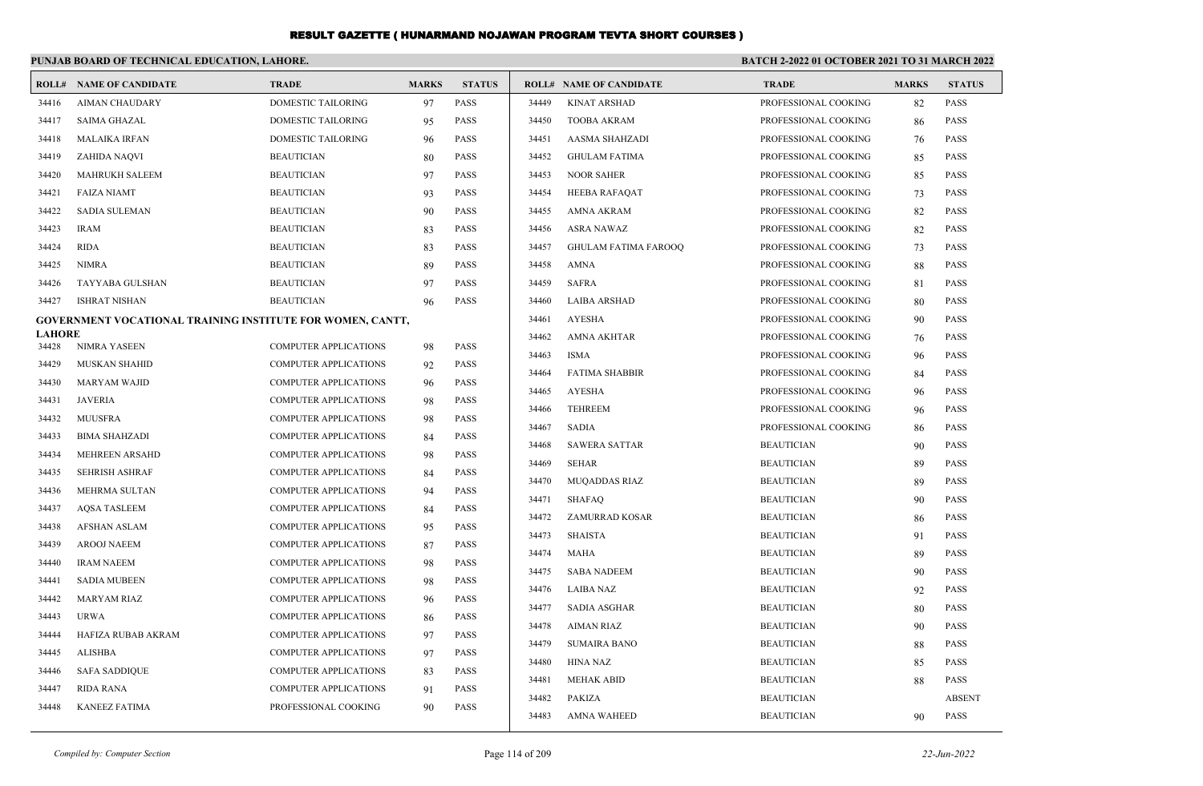# RESULT GAZETTE ( HUNARMAND NOJAWAN PROGRAM TEVTA SHORT COURSES )

**PUNJAB BOARD OF TECHNICAL EDUCATION, LAHORE.**

**BATCH 2-2022 01 OCTOBER 2021 TO 31 MARCH 2022**

| ROLL# | NAME OF CANDIDATE | TRADE | MARKS | STATUS |
|---|---|---|---|---|
| 34416 | AIMAN CHAUDARY | DOMESTIC TAILORING | 97 | PASS |
| 34417 | SAIMA GHAZAL | DOMESTIC TAILORING | 95 | PASS |
| 34418 | MALAIKA IRFAN | DOMESTIC TAILORING | 96 | PASS |
| 34419 | ZAHIDA NAQVI | BEAUTICIAN | 80 | PASS |
| 34420 | MAHRUKH SALEEM | BEAUTICIAN | 97 | PASS |
| 34421 | FAIZA NIAMT | BEAUTICIAN | 93 | PASS |
| 34422 | SADIA SULEMAN | BEAUTICIAN | 90 | PASS |
| 34423 | IRAM | BEAUTICIAN | 83 | PASS |
| 34424 | RIDA | BEAUTICIAN | 83 | PASS |
| 34425 | NIMRA | BEAUTICIAN | 89 | PASS |
| 34426 | TAYYABA GULSHAN | BEAUTICIAN | 97 | PASS |
| 34427 | ISHRAT NISHAN | BEAUTICIAN | 96 | PASS |

**GOVERNMENT VOCATIONAL TRAINING INSTITUTE FOR WOMEN, CANTT, LAHORE**

| ROLL# | NAME OF CANDIDATE | TRADE | MARKS | STATUS |
|---|---|---|---|---|
| 34428 | NIMRA YASEEN | COMPUTER APPLICATIONS | 98 | PASS |
| 34429 | MUSKAN SHAHID | COMPUTER APPLICATIONS | 92 | PASS |
| 34430 | MARYAM WAJID | COMPUTER APPLICATIONS | 96 | PASS |
| 34431 | JAVERIA | COMPUTER APPLICATIONS | 98 | PASS |
| 34432 | MUUSFRA | COMPUTER APPLICATIONS | 98 | PASS |
| 34433 | BIMA SHAHZADI | COMPUTER APPLICATIONS | 84 | PASS |
| 34434 | MEHREEN ARSAHD | COMPUTER APPLICATIONS | 98 | PASS |
| 34435 | SEHRISH ASHRAF | COMPUTER APPLICATIONS | 84 | PASS |
| 34436 | MEHRMA SULTAN | COMPUTER APPLICATIONS | 94 | PASS |
| 34437 | AQSA TASLEEM | COMPUTER APPLICATIONS | 84 | PASS |
| 34438 | AFSHAN ASLAM | COMPUTER APPLICATIONS | 95 | PASS |
| 34439 | AROOJ NAEEM | COMPUTER APPLICATIONS | 87 | PASS |
| 34440 | IRAM NAEEM | COMPUTER APPLICATIONS | 98 | PASS |
| 34441 | SADIA MUBEEN | COMPUTER APPLICATIONS | 98 | PASS |
| 34442 | MARYAM RIAZ | COMPUTER APPLICATIONS | 96 | PASS |
| 34443 | URWA | COMPUTER APPLICATIONS | 86 | PASS |
| 34444 | HAFIZA RUBAB AKRAM | COMPUTER APPLICATIONS | 97 | PASS |
| 34445 | ALISHBA | COMPUTER APPLICATIONS | 97 | PASS |
| 34446 | SAFA SADDIQUE | COMPUTER APPLICATIONS | 83 | PASS |
| 34447 | RIDA RANA | COMPUTER APPLICATIONS | 91 | PASS |
| 34448 | KANEEZ FATIMA | PROFESSIONAL COOKING | 90 | PASS |
| 34449 | KINAT ARSHAD | PROFESSIONAL COOKING | 82 | PASS |
| 34450 | TOOBA AKRAM | PROFESSIONAL COOKING | 86 | PASS |
| 34451 | AASMA SHAHZADI | PROFESSIONAL COOKING | 76 | PASS |
| 34452 | GHULAM FATIMA | PROFESSIONAL COOKING | 85 | PASS |
| 34453 | NOOR SAHER | PROFESSIONAL COOKING | 85 | PASS |
| 34454 | HEEBA RAFAQAT | PROFESSIONAL COOKING | 73 | PASS |
| 34455 | AMNA AKRAM | PROFESSIONAL COOKING | 82 | PASS |
| 34456 | ASRA NAWAZ | PROFESSIONAL COOKING | 82 | PASS |
| 34457 | GHULAM FATIMA FAROOQ | PROFESSIONAL COOKING | 73 | PASS |
| 34458 | AMNA | PROFESSIONAL COOKING | 88 | PASS |
| 34459 | SAFRA | PROFESSIONAL COOKING | 81 | PASS |
| 34460 | LAIBA ARSHAD | PROFESSIONAL COOKING | 80 | PASS |
| 34461 | AYESHA | PROFESSIONAL COOKING | 90 | PASS |
| 34462 | AMNA AKHTAR | PROFESSIONAL COOKING | 76 | PASS |
| 34463 | ISMA | PROFESSIONAL COOKING | 96 | PASS |
| 34464 | FATIMA SHABBIR | PROFESSIONAL COOKING | 84 | PASS |
| 34465 | AYESHA | PROFESSIONAL COOKING | 96 | PASS |
| 34466 | TEHREEM | PROFESSIONAL COOKING | 96 | PASS |
| 34467 | SADIA | PROFESSIONAL COOKING | 86 | PASS |
| 34468 | SAWERA SATTAR | BEAUTICIAN | 90 | PASS |
| 34469 | SEHAR | BEAUTICIAN | 89 | PASS |
| 34470 | MUQADDAS RIAZ | BEAUTICIAN | 89 | PASS |
| 34471 | SHAFAQ | BEAUTICIAN | 90 | PASS |
| 34472 | ZAMURRAD KOSAR | BEAUTICIAN | 86 | PASS |
| 34473 | SHAISTA | BEAUTICIAN | 91 | PASS |
| 34474 | MAHA | BEAUTICIAN | 89 | PASS |
| 34475 | SABA NADEEM | BEAUTICIAN | 90 | PASS |
| 34476 | LAIBA NAZ | BEAUTICIAN | 92 | PASS |
| 34477 | SADIA ASGHAR | BEAUTICIAN | 80 | PASS |
| 34478 | AIMAN RIAZ | BEAUTICIAN | 90 | PASS |
| 34479 | SUMAIRA BANO | BEAUTICIAN | 88 | PASS |
| 34480 | HINA NAZ | BEAUTICIAN | 85 | PASS |
| 34481 | MEHAK ABID | BEAUTICIAN | 88 | PASS |
| 34482 | PAKIZA | BEAUTICIAN | | ABSENT |
| 34483 | AMNA WAHEED | BEAUTICIAN | 90 | PASS |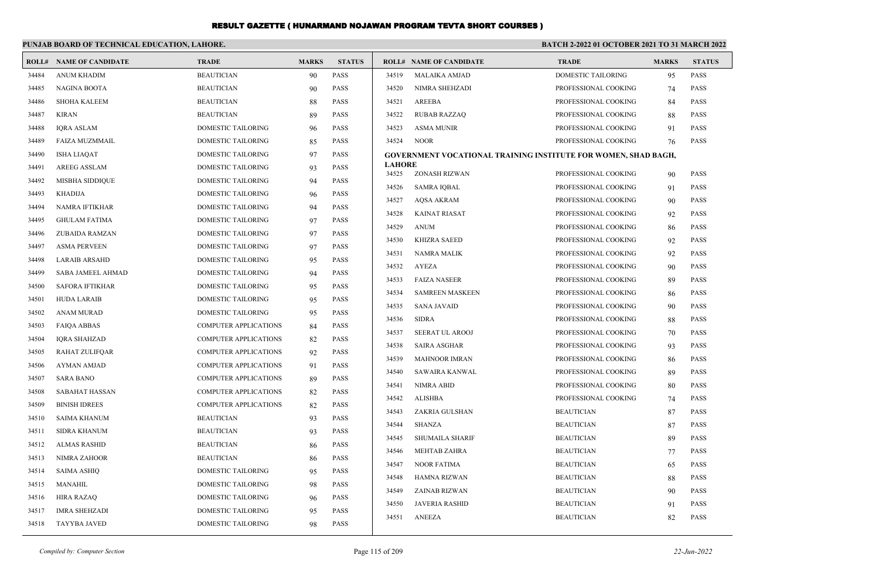# RESULT GAZETTE ( HUNARMAND NOJAWAN PROGRAM TEVTA SHORT COURSES )

**PUNJAB BOARD OF TECHNICAL EDUCATION, LAHORE.**

**BATCH 2-2022 01 OCTOBER 2021 TO 31 MARCH 2022**

| ROLL# | NAME OF CANDIDATE | TRADE | MARKS | STATUS |
|---|---|---|---|---|
| 34484 | ANUM KHADIM | BEAUTICIAN | 90 | PASS |
| 34485 | NAGINA BOOTA | BEAUTICIAN | 90 | PASS |
| 34486 | SHOHA KALEEM | BEAUTICIAN | 88 | PASS |
| 34487 | KIRAN | BEAUTICIAN | 89 | PASS |
| 34488 | IQRA ASLAM | DOMESTIC TAILORING | 96 | PASS |
| 34489 | FAIZA MUZMMAIL | DOMESTIC TAILORING | 85 | PASS |
| 34490 | ISHA LIAQAT | DOMESTIC TAILORING | 97 | PASS |
| 34491 | AREEG ASSLAM | DOMESTIC TAILORING | 93 | PASS |
| 34492 | MISBHA SIDDIQUE | DOMESTIC TAILORING | 94 | PASS |
| 34493 | KHADIJA | DOMESTIC TAILORING | 96 | PASS |
| 34494 | NAMRA IFTIKHAR | DOMESTIC TAILORING | 94 | PASS |
| 34495 | GHULAM FATIMA | DOMESTIC TAILORING | 97 | PASS |
| 34496 | ZUBAIDA RAMZAN | DOMESTIC TAILORING | 97 | PASS |
| 34497 | ASMA PERVEEN | DOMESTIC TAILORING | 97 | PASS |
| 34498 | LARAIB ARSAHD | DOMESTIC TAILORING | 95 | PASS |
| 34499 | SABA JAMEEL AHMAD | DOMESTIC TAILORING | 94 | PASS |
| 34500 | SAFORA IFTIKHAR | DOMESTIC TAILORING | 95 | PASS |
| 34501 | HUDA LARAIB | DOMESTIC TAILORING | 95 | PASS |
| 34502 | ANAM MURAD | DOMESTIC TAILORING | 95 | PASS |
| 34503 | FAIQA ABBAS | COMPUTER APPLICATIONS | 84 | PASS |
| 34504 | IQRA SHAHZAD | COMPUTER APPLICATIONS | 82 | PASS |
| 34505 | RAHAT ZULIFQAR | COMPUTER APPLICATIONS | 92 | PASS |
| 34506 | AYMAN AMJAD | COMPUTER APPLICATIONS | 91 | PASS |
| 34507 | SARA BANO | COMPUTER APPLICATIONS | 89 | PASS |
| 34508 | SABAHAT HASSAN | COMPUTER APPLICATIONS | 82 | PASS |
| 34509 | BINISH IDREES | COMPUTER APPLICATIONS | 82 | PASS |
| 34510 | SAIMA KHANUM | BEAUTICIAN | 93 | PASS |
| 34511 | SIDRA KHANUM | BEAUTICIAN | 93 | PASS |
| 34512 | ALMAS RASHID | BEAUTICIAN | 86 | PASS |
| 34513 | NIMRA ZAHOOR | BEAUTICIAN | 86 | PASS |
| 34514 | SAIMA ASHIQ | DOMESTIC TAILORING | 95 | PASS |
| 34515 | MANAHIL | DOMESTIC TAILORING | 98 | PASS |
| 34516 | HIRA RAZAQ | DOMESTIC TAILORING | 96 | PASS |
| 34517 | IMRA SHEHZADI | DOMESTIC TAILORING | 95 | PASS |
| 34518 | TAYYBA JAVED | DOMESTIC TAILORING | 98 | PASS |
| 34519 | MALAIKA AMJAD | DOMESTIC TAILORING | 95 | PASS |
| 34520 | NIMRA SHEHZADI | PROFESSIONAL COOKING | 74 | PASS |
| 34521 | AREEBA | PROFESSIONAL COOKING | 84 | PASS |
| 34522 | RUBAB RAZZAQ | PROFESSIONAL COOKING | 88 | PASS |
| 34523 | ASMA MUNIR | PROFESSIONAL COOKING | 91 | PASS |
| 34524 | NOOR | PROFESSIONAL COOKING | 76 | PASS |

**GOVERNMENT VOCATIONAL TRAINING INSTITUTE FOR WOMEN, SHAD BAGH, LAHORE**

| ROLL# | NAME OF CANDIDATE | TRADE | MARKS | STATUS |
|---|---|---|---|---|
| 34525 | ZONASH RIZWAN | PROFESSIONAL COOKING | 90 | PASS |
| 34526 | SAMRA IQBAL | PROFESSIONAL COOKING | 91 | PASS |
| 34527 | AQSA AKRAM | PROFESSIONAL COOKING | 90 | PASS |
| 34528 | KAINAT RIASAT | PROFESSIONAL COOKING | 92 | PASS |
| 34529 | ANUM | PROFESSIONAL COOKING | 86 | PASS |
| 34530 | KHIZRA SAEED | PROFESSIONAL COOKING | 92 | PASS |
| 34531 | NAMRA MALIK | PROFESSIONAL COOKING | 92 | PASS |
| 34532 | AYEZA | PROFESSIONAL COOKING | 90 | PASS |
| 34533 | FAIZA NASEER | PROFESSIONAL COOKING | 89 | PASS |
| 34534 | SAMREEN MASKEEN | PROFESSIONAL COOKING | 86 | PASS |
| 34535 | SANA JAVAID | PROFESSIONAL COOKING | 90 | PASS |
| 34536 | SIDRA | PROFESSIONAL COOKING | 88 | PASS |
| 34537 | SEERAT UL AROOJ | PROFESSIONAL COOKING | 70 | PASS |
| 34538 | SAIRA ASGHAR | PROFESSIONAL COOKING | 93 | PASS |
| 34539 | MAHNOOR IMRAN | PROFESSIONAL COOKING | 86 | PASS |
| 34540 | SAWAIRA KANWAL | PROFESSIONAL COOKING | 89 | PASS |
| 34541 | NIMRA ABID | PROFESSIONAL COOKING | 80 | PASS |
| 34542 | ALISHBA | PROFESSIONAL COOKING | 74 | PASS |
| 34543 | ZAKRIA GULSHAN | BEAUTICIAN | 87 | PASS |
| 34544 | SHANZA | BEAUTICIAN | 87 | PASS |
| 34545 | SHUMAILA SHARIF | BEAUTICIAN | 89 | PASS |
| 34546 | MEHTAB ZAHRA | BEAUTICIAN | 77 | PASS |
| 34547 | NOOR FATIMA | BEAUTICIAN | 65 | PASS |
| 34548 | HAMNA RIZWAN | BEAUTICIAN | 88 | PASS |
| 34549 | ZAINAB RIZWAN | BEAUTICIAN | 90 | PASS |
| 34550 | JAVERIA RASHID | BEAUTICIAN | 91 | PASS |
| 34551 | ANEEZA | BEAUTICIAN | 82 | PASS |

*Compiled by: Computer Section* *22-Jun-2022*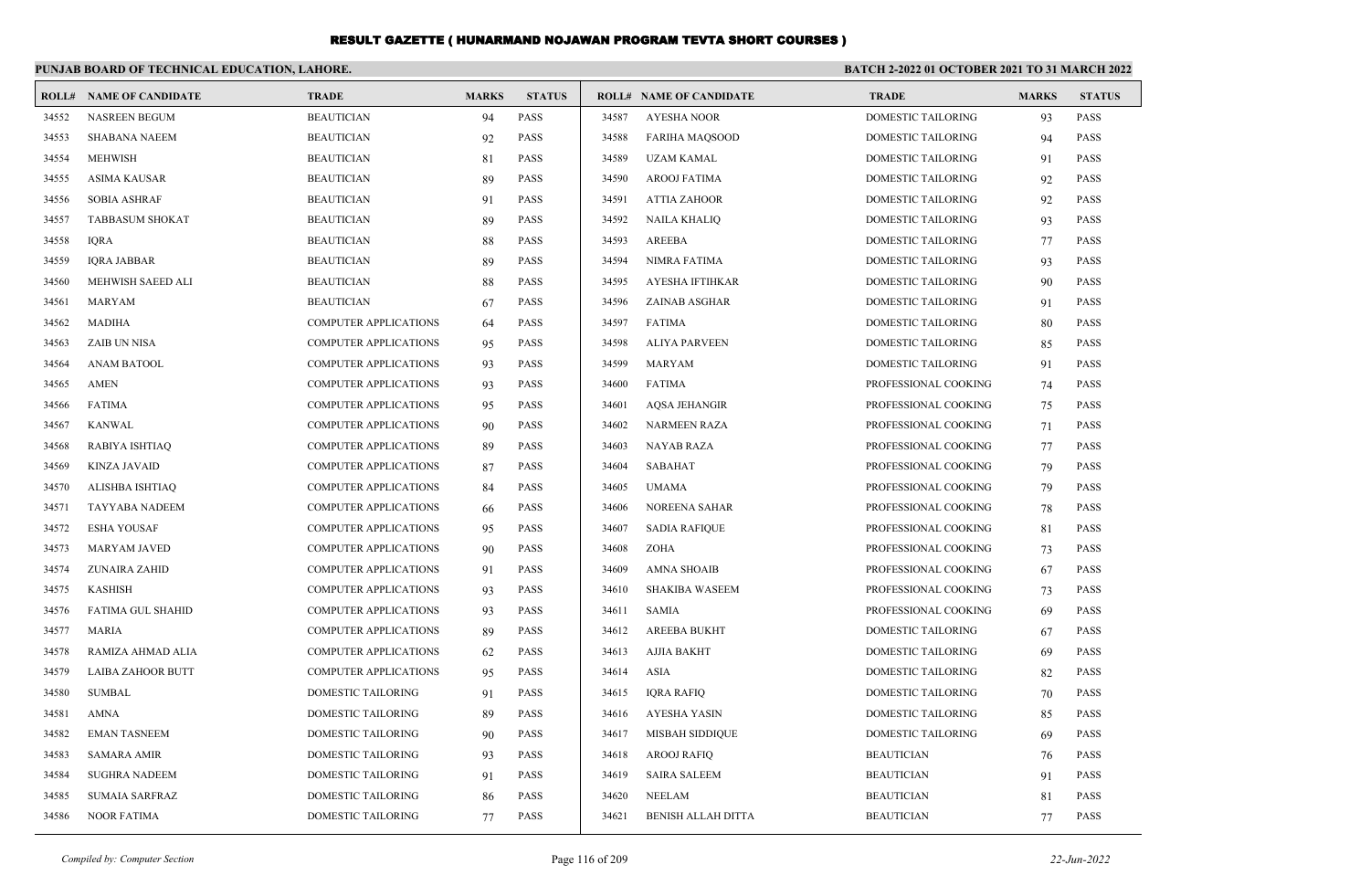# RESULT GAZETTE ( HUNARMAND NOJAWAN PROGRAM TEVTA SHORT COURSES )

**PUNJAB BOARD OF TECHNICAL EDUCATION, LAHORE.**

**BATCH 2-2022 01 OCTOBER 2021 TO 31 MARCH 2022**

| ROLL# | NAME OF CANDIDATE | TRADE | MARKS | STATUS |
|---|---|---|---|---|
| 34552 | NASREEN BEGUM | BEAUTICIAN | 94 | PASS |
| 34553 | SHABANA NAEEM | BEAUTICIAN | 92 | PASS |
| 34554 | MEHWISH | BEAUTICIAN | 81 | PASS |
| 34555 | ASIMA KAUSAR | BEAUTICIAN | 89 | PASS |
| 34556 | SOBIA ASHRAF | BEAUTICIAN | 91 | PASS |
| 34557 | TABBASUM SHOKAT | BEAUTICIAN | 89 | PASS |
| 34558 | IQRA | BEAUTICIAN | 88 | PASS |
| 34559 | IQRA JABBAR | BEAUTICIAN | 89 | PASS |
| 34560 | MEHWISH SAEED ALI | BEAUTICIAN | 88 | PASS |
| 34561 | MARYAM | BEAUTICIAN | 67 | PASS |
| 34562 | MADIHA | COMPUTER APPLICATIONS | 64 | PASS |
| 34563 | ZAIB UN NISA | COMPUTER APPLICATIONS | 95 | PASS |
| 34564 | ANAM BATOOL | COMPUTER APPLICATIONS | 93 | PASS |
| 34565 | AMEN | COMPUTER APPLICATIONS | 93 | PASS |
| 34566 | FATIMA | COMPUTER APPLICATIONS | 95 | PASS |
| 34567 | KANWAL | COMPUTER APPLICATIONS | 90 | PASS |
| 34568 | RABIYA ISHTIAQ | COMPUTER APPLICATIONS | 89 | PASS |
| 34569 | KINZA JAVAID | COMPUTER APPLICATIONS | 87 | PASS |
| 34570 | ALISHBA ISHTIAQ | COMPUTER APPLICATIONS | 84 | PASS |
| 34571 | TAYYABA NADEEM | COMPUTER APPLICATIONS | 66 | PASS |
| 34572 | ESHA YOUSAF | COMPUTER APPLICATIONS | 95 | PASS |
| 34573 | MARYAM JAVED | COMPUTER APPLICATIONS | 90 | PASS |
| 34574 | ZUNAIRA ZAHID | COMPUTER APPLICATIONS | 91 | PASS |
| 34575 | KASHISH | COMPUTER APPLICATIONS | 93 | PASS |
| 34576 | FATIMA GUL SHAHID | COMPUTER APPLICATIONS | 93 | PASS |
| 34577 | MARIA | COMPUTER APPLICATIONS | 89 | PASS |
| 34578 | RAMIZA AHMAD ALIA | COMPUTER APPLICATIONS | 62 | PASS |
| 34579 | LAIBA ZAHOOR BUTT | COMPUTER APPLICATIONS | 95 | PASS |
| 34580 | SUMBAL | DOMESTIC TAILORING | 91 | PASS |
| 34581 | AMNA | DOMESTIC TAILORING | 89 | PASS |
| 34582 | EMAN TASNEEM | DOMESTIC TAILORING | 90 | PASS |
| 34583 | SAMARA AMIR | DOMESTIC TAILORING | 93 | PASS |
| 34584 | SUGHRA NADEEM | DOMESTIC TAILORING | 91 | PASS |
| 34585 | SUMAIA SARFRAZ | DOMESTIC TAILORING | 86 | PASS |
| 34586 | NOOR FATIMA | DOMESTIC TAILORING | 77 | PASS |
| 34587 | AYESHA NOOR | DOMESTIC TAILORING | 93 | PASS |
| 34588 | FARIHA MAQSOOD | DOMESTIC TAILORING | 94 | PASS |
| 34589 | UZAM KAMAL | DOMESTIC TAILORING | 91 | PASS |
| 34590 | AROOJ FATIMA | DOMESTIC TAILORING | 92 | PASS |
| 34591 | ATTIA ZAHOOR | DOMESTIC TAILORING | 92 | PASS |
| 34592 | NAILA KHALIQ | DOMESTIC TAILORING | 93 | PASS |
| 34593 | AREEBA | DOMESTIC TAILORING | 77 | PASS |
| 34594 | NIMRA FATIMA | DOMESTIC TAILORING | 93 | PASS |
| 34595 | AYESHA IFTIHKAR | DOMESTIC TAILORING | 90 | PASS |
| 34596 | ZAINAB ASGHAR | DOMESTIC TAILORING | 91 | PASS |
| 34597 | FATIMA | DOMESTIC TAILORING | 80 | PASS |
| 34598 | ALIYA PARVEEN | DOMESTIC TAILORING | 85 | PASS |
| 34599 | MARYAM | DOMESTIC TAILORING | 91 | PASS |
| 34600 | FATIMA | PROFESSIONAL COOKING | 74 | PASS |
| 34601 | AQSA JEHANGIR | PROFESSIONAL COOKING | 75 | PASS |
| 34602 | NARMEEN RAZA | PROFESSIONAL COOKING | 71 | PASS |
| 34603 | NAYAB RAZA | PROFESSIONAL COOKING | 77 | PASS |
| 34604 | SABAHAT | PROFESSIONAL COOKING | 79 | PASS |
| 34605 | UMAMA | PROFESSIONAL COOKING | 79 | PASS |
| 34606 | NOREENA SAHAR | PROFESSIONAL COOKING | 78 | PASS |
| 34607 | SADIA RAFIQUE | PROFESSIONAL COOKING | 81 | PASS |
| 34608 | ZOHA | PROFESSIONAL COOKING | 73 | PASS |
| 34609 | AMNA SHOAIB | PROFESSIONAL COOKING | 67 | PASS |
| 34610 | SHAKIBA WASEEM | PROFESSIONAL COOKING | 73 | PASS |
| 34611 | SAMIA | PROFESSIONAL COOKING | 69 | PASS |
| 34612 | AREEBA BUKHT | DOMESTIC TAILORING | 67 | PASS |
| 34613 | AJJIA BAKHT | DOMESTIC TAILORING | 69 | PASS |
| 34614 | ASIA | DOMESTIC TAILORING | 82 | PASS |
| 34615 | IQRA RAFIQ | DOMESTIC TAILORING | 70 | PASS |
| 34616 | AYESHA YASIN | DOMESTIC TAILORING | 85 | PASS |
| 34617 | MISBAH SIDDIQUE | DOMESTIC TAILORING | 69 | PASS |
| 34618 | AROOJ RAFIQ | BEAUTICIAN | 76 | PASS |
| 34619 | SAIRA SALEEM | BEAUTICIAN | 91 | PASS |
| 34620 | NEELAM | BEAUTICIAN | 81 | PASS |
| 34621 | BENISH ALLAH DITTA | BEAUTICIAN | 77 | PASS |

*Compiled by: Computer Section*

*22-Jun-2022*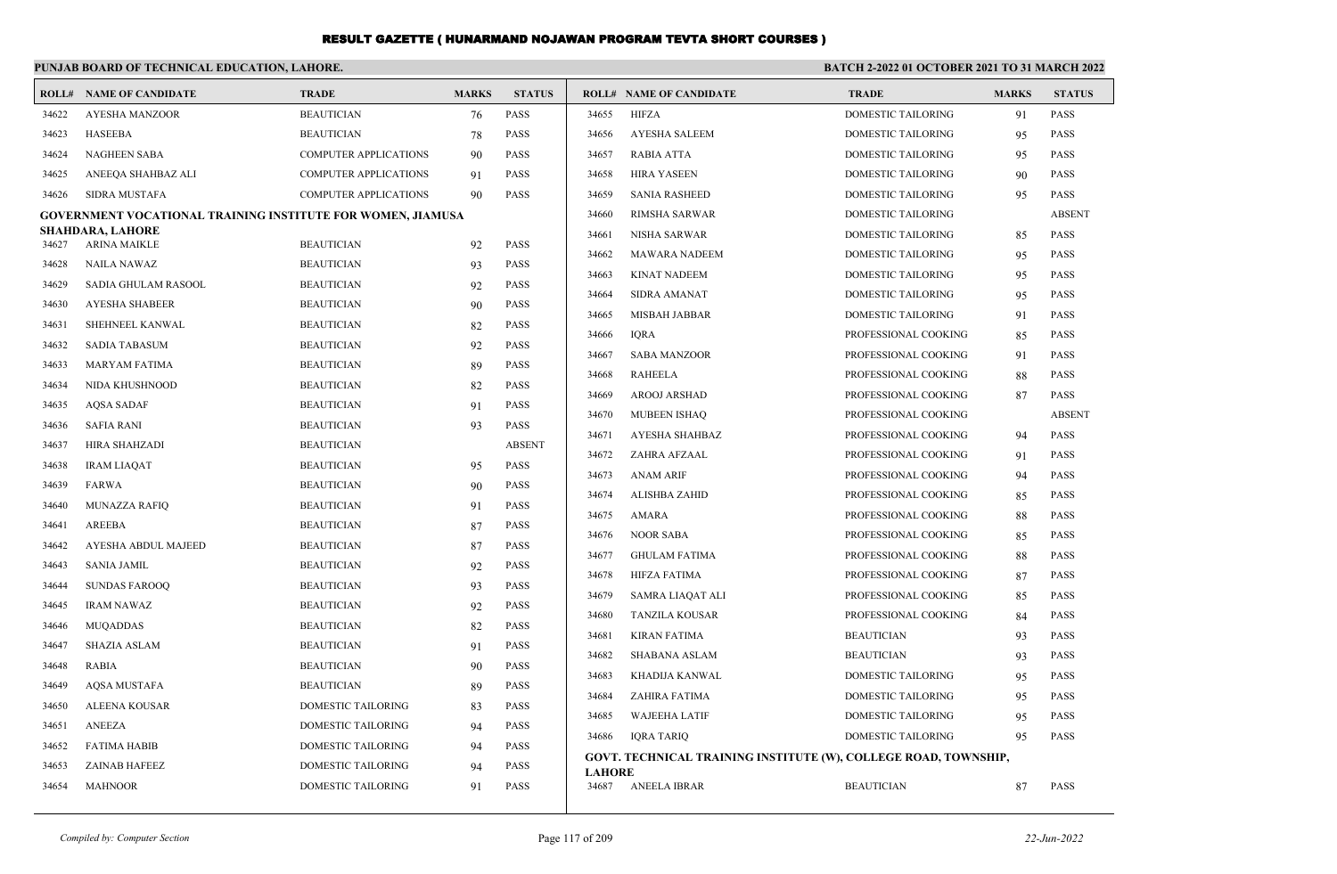# RESULT GAZETTE ( HUNARMAND NOJAWAN PROGRAM TEVTA SHORT COURSES )

**PUNJAB BOARD OF TECHNICAL EDUCATION, LAHORE.**

**BATCH 2-2022 01 OCTOBER 2021 TO 31 MARCH 2022**

| ROLL# | NAME OF CANDIDATE | TRADE | MARKS | STATUS |
|---|---|---|---|---|
| 34622 | AYESHA MANZOOR | BEAUTICIAN | 76 | PASS |
| 34623 | HASEEBA | BEAUTICIAN | 78 | PASS |
| 34624 | NAGHEEN SABA | COMPUTER APPLICATIONS | 90 | PASS |
| 34625 | ANEEQA SHAHBAZ ALI | COMPUTER APPLICATIONS | 91 | PASS |
| 34626 | SIDRA MUSTAFA | COMPUTER APPLICATIONS | 90 | PASS |

**GOVERNMENT VOCATIONAL TRAINING INSTITUTE FOR WOMEN, JIAMUSA SHAHDARA, LAHORE**

| ROLL# | NAME OF CANDIDATE | TRADE | MARKS | STATUS |
|---|---|---|---|---|
| 34627 | ARINA MAIKLE | BEAUTICIAN | 92 | PASS |
| 34628 | NAILA NAWAZ | BEAUTICIAN | 93 | PASS |
| 34629 | SADIA GHULAM RASOOL | BEAUTICIAN | 92 | PASS |
| 34630 | AYESHA SHABEER | BEAUTICIAN | 90 | PASS |
| 34631 | SHEHNEEL KANWAL | BEAUTICIAN | 82 | PASS |
| 34632 | SADIA TABASUM | BEAUTICIAN | 92 | PASS |
| 34633 | MARYAM FATIMA | BEAUTICIAN | 89 | PASS |
| 34634 | NIDA KHUSHNOOD | BEAUTICIAN | 82 | PASS |
| 34635 | AQSA SADAF | BEAUTICIAN | 91 | PASS |
| 34636 | SAFIA RANI | BEAUTICIAN | 93 | PASS |
| 34637 | HIRA SHAHZADI | BEAUTICIAN | | ABSENT |
| 34638 | IRAM LIAQAT | BEAUTICIAN | 95 | PASS |
| 34639 | FARWA | BEAUTICIAN | 90 | PASS |
| 34640 | MUNAZZA RAFIQ | BEAUTICIAN | 91 | PASS |
| 34641 | AREEBA | BEAUTICIAN | 87 | PASS |
| 34642 | AYESHA ABDUL MAJEED | BEAUTICIAN | 87 | PASS |
| 34643 | SANIA JAMIL | BEAUTICIAN | 92 | PASS |
| 34644 | SUNDAS FAROOQ | BEAUTICIAN | 93 | PASS |
| 34645 | IRAM NAWAZ | BEAUTICIAN | 92 | PASS |
| 34646 | MUQADDAS | BEAUTICIAN | 82 | PASS |
| 34647 | SHAZIA ASLAM | BEAUTICIAN | 91 | PASS |
| 34648 | RABIA | BEAUTICIAN | 90 | PASS |
| 34649 | AQSA MUSTAFA | BEAUTICIAN | 89 | PASS |
| 34650 | ALEENA KOUSAR | DOMESTIC TAILORING | 83 | PASS |
| 34651 | ANEEZA | DOMESTIC TAILORING | 94 | PASS |
| 34652 | FATIMA HABIB | DOMESTIC TAILORING | 94 | PASS |
| 34653 | ZAINAB HAFEEZ | DOMESTIC TAILORING | 94 | PASS |
| 34654 | MAHNOOR | DOMESTIC TAILORING | 91 | PASS |
| 34655 | HIFZA | DOMESTIC TAILORING | 91 | PASS |
| 34656 | AYESHA SALEEM | DOMESTIC TAILORING | 95 | PASS |
| 34657 | RABIA ATTA | DOMESTIC TAILORING | 95 | PASS |
| 34658 | HIRA YASEEN | DOMESTIC TAILORING | 90 | PASS |
| 34659 | SANIA RASHEED | DOMESTIC TAILORING | 95 | PASS |
| 34660 | RIMSHA SARWAR | DOMESTIC TAILORING | | ABSENT |
| 34661 | NISHA SARWAR | DOMESTIC TAILORING | 85 | PASS |
| 34662 | MAWARA NADEEM | DOMESTIC TAILORING | 95 | PASS |
| 34663 | KINAT NADEEM | DOMESTIC TAILORING | 95 | PASS |
| 34664 | SIDRA AMANAT | DOMESTIC TAILORING | 95 | PASS |
| 34665 | MISBAH JABBAR | DOMESTIC TAILORING | 91 | PASS |
| 34666 | IQRA | PROFESSIONAL COOKING | 85 | PASS |
| 34667 | SABA MANZOOR | PROFESSIONAL COOKING | 91 | PASS |
| 34668 | RAHEELA | PROFESSIONAL COOKING | 88 | PASS |
| 34669 | AROOJ ARSHAD | PROFESSIONAL COOKING | 87 | PASS |
| 34670 | MUBEEN ISHAQ | PROFESSIONAL COOKING | | ABSENT |
| 34671 | AYESHA SHAHBAZ | PROFESSIONAL COOKING | 94 | PASS |
| 34672 | ZAHRA AFZAAL | PROFESSIONAL COOKING | 91 | PASS |
| 34673 | ANAM ARIF | PROFESSIONAL COOKING | 94 | PASS |
| 34674 | ALISHBA ZAHID | PROFESSIONAL COOKING | 85 | PASS |
| 34675 | AMARA | PROFESSIONAL COOKING | 88 | PASS |
| 34676 | NOOR SABA | PROFESSIONAL COOKING | 85 | PASS |
| 34677 | GHULAM FATIMA | PROFESSIONAL COOKING | 88 | PASS |
| 34678 | HIFZA FATIMA | PROFESSIONAL COOKING | 87 | PASS |
| 34679 | SAMRA LIAQAT ALI | PROFESSIONAL COOKING | 85 | PASS |
| 34680 | TANZILA KOUSAR | PROFESSIONAL COOKING | 84 | PASS |
| 34681 | KIRAN FATIMA | BEAUTICIAN | 93 | PASS |
| 34682 | SHABANA ASLAM | BEAUTICIAN | 93 | PASS |
| 34683 | KHADIJA KANWAL | DOMESTIC TAILORING | 95 | PASS |
| 34684 | ZAHIRA FATIMA | DOMESTIC TAILORING | 95 | PASS |
| 34685 | WAJEEHA LATIF | DOMESTIC TAILORING | 95 | PASS |
| 34686 | IQRA TARIQ | DOMESTIC TAILORING | 95 | PASS |

**GOVT. TECHNICAL TRAINING INSTITUTE (W), COLLEGE ROAD, TOWNSHIP, LAHORE**

| ROLL# | NAME OF CANDIDATE | TRADE | MARKS | STATUS |
|---|---|---|---|---|
| 34687 | ANEELA IBRAR | BEAUTICIAN | 87 | PASS |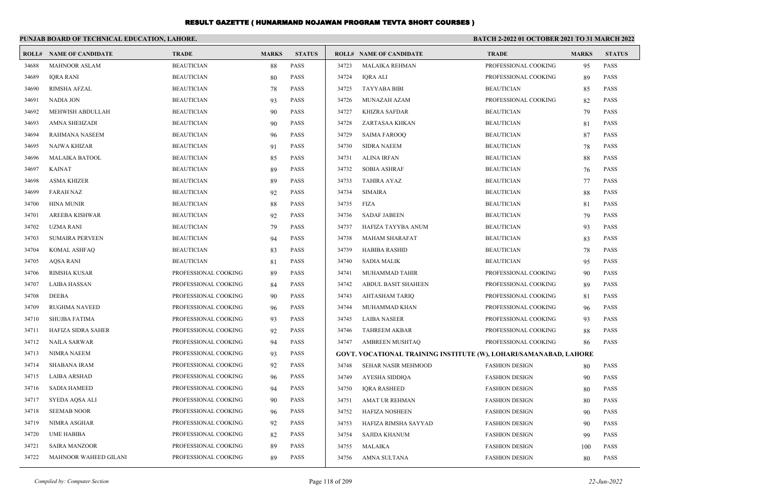# RESULT GAZETTE ( HUNARMAND NOJAWAN PROGRAM TEVTA SHORT COURSES )

**PUNJAB BOARD OF TECHNICAL EDUCATION, LAHORE.**

**BATCH 2-2022 01 OCTOBER 2021 TO 31 MARCH 2022**

| ROLL# | NAME OF CANDIDATE | TRADE | MARKS | STATUS |
|---|---|---|---|---|
| 34688 | MAHNOOR ASLAM | BEAUTICIAN | 88 | PASS |
| 34689 | IQRA RANI | BEAUTICIAN | 80 | PASS |
| 34690 | RIMSHA AFZAL | BEAUTICIAN | 78 | PASS |
| 34691 | NADIA JON | BEAUTICIAN | 93 | PASS |
| 34692 | MEHWISH ABDULLAH | BEAUTICIAN | 90 | PASS |
| 34693 | AMNA SHEHZADI | BEAUTICIAN | 90 | PASS |
| 34694 | RAHMANA NASEEM | BEAUTICIAN | 96 | PASS |
| 34695 | NAJWA KHIZAR | BEAUTICIAN | 91 | PASS |
| 34696 | MALAIKA BATOOL | BEAUTICIAN | 85 | PASS |
| 34697 | KAINAT | BEAUTICIAN | 89 | PASS |
| 34698 | ASMA KHIZER | BEAUTICIAN | 89 | PASS |
| 34699 | FARAH NAZ | BEAUTICIAN | 92 | PASS |
| 34700 | HINA MUNIR | BEAUTICIAN | 88 | PASS |
| 34701 | AREEBA KISHWAR | BEAUTICIAN | 92 | PASS |
| 34702 | UZMA RANI | BEAUTICIAN | 79 | PASS |
| 34703 | SUMAIRA PERVEEN | BEAUTICIAN | 94 | PASS |
| 34704 | KOMAL ASHFAQ | BEAUTICIAN | 83 | PASS |
| 34705 | AQSA RANI | BEAUTICIAN | 81 | PASS |
| 34706 | RIMSHA KUSAR | PROFESSIONAL COOKING | 89 | PASS |
| 34707 | LAIBA HASSAN | PROFESSIONAL COOKING | 84 | PASS |
| 34708 | DEEBA | PROFESSIONAL COOKING | 90 | PASS |
| 34709 | RUGHMA NAVEED | PROFESSIONAL COOKING | 96 | PASS |
| 34710 | SHUJBA FATIMA | PROFESSIONAL COOKING | 93 | PASS |
| 34711 | HAFIZA SIDRA SAHER | PROFESSIONAL COOKING | 92 | PASS |
| 34712 | NAILA SARWAR | PROFESSIONAL COOKING | 94 | PASS |
| 34713 | NIMRA NAEEM | PROFESSIONAL COOKING | 93 | PASS |
| 34714 | SHABANA IRAM | PROFESSIONAL COOKING | 92 | PASS |
| 34715 | LAIBA ARSHAD | PROFESSIONAL COOKING | 96 | PASS |
| 34716 | SADIA HAMEED | PROFESSIONAL COOKING | 94 | PASS |
| 34717 | SYEDA AQSA ALI | PROFESSIONAL COOKING | 90 | PASS |
| 34718 | SEEMAB NOOR | PROFESSIONAL COOKING | 96 | PASS |
| 34719 | NIMRA ASGHAR | PROFESSIONAL COOKING | 92 | PASS |
| 34720 | UME HABIBA | PROFESSIONAL COOKING | 82 | PASS |
| 34721 | SAIRA MANZOOR | PROFESSIONAL COOKING | 89 | PASS |
| 34722 | MAHNOOR WAHEED GILANI | PROFESSIONAL COOKING | 89 | PASS |
| 34723 | MALAIKA REHMAN | PROFESSIONAL COOKING | 95 | PASS |
| 34724 | IQRA ALI | PROFESSIONAL COOKING | 89 | PASS |
| 34725 | TAYYABA BIBI | BEAUTICIAN | 85 | PASS |
| 34726 | MUNAZAH AZAM | PROFESSIONAL COOKING | 82 | PASS |
| 34727 | KHIZRA SAFDAR | BEAUTICIAN | 79 | PASS |
| 34728 | ZARTASAA KHKAN | BEAUTICIAN | 81 | PASS |
| 34729 | SAIMA FAROOQ | BEAUTICIAN | 87 | PASS |
| 34730 | SIDRA NAEEM | BEAUTICIAN | 78 | PASS |
| 34731 | ALINA IRFAN | BEAUTICIAN | 88 | PASS |
| 34732 | SOBIA ASHRAF | BEAUTICIAN | 76 | PASS |
| 34733 | TAHIRA AYAZ | BEAUTICIAN | 77 | PASS |
| 34734 | SIMAIRA | BEAUTICIAN | 88 | PASS |
| 34735 | FIZA | BEAUTICIAN | 81 | PASS |
| 34736 | SADAF JABEEN | BEAUTICIAN | 79 | PASS |
| 34737 | HAFIZA TAYYBA ANUM | BEAUTICIAN | 93 | PASS |
| 34738 | MAHAM SHARAFAT | BEAUTICIAN | 83 | PASS |
| 34739 | HABIBA RASHID | BEAUTICIAN | 78 | PASS |
| 34740 | SADIA MALIK | BEAUTICIAN | 95 | PASS |
| 34741 | MUHAMMAD TAHIR | PROFESSIONAL COOKING | 90 | PASS |
| 34742 | ABDUL BASIT SHAHEEN | PROFESSIONAL COOKING | 89 | PASS |
| 34743 | AHTASHAM TARIQ | PROFESSIONAL COOKING | 81 | PASS |
| 34744 | MUHAMMAD KHAN | PROFESSIONAL COOKING | 96 | PASS |
| 34745 | LAIBA NASEER | PROFESSIONAL COOKING | 93 | PASS |
| 34746 | TAHREEM AKBAR | PROFESSIONAL COOKING | 88 | PASS |
| 34747 | AMBREEN MUSHTAQ | PROFESSIONAL COOKING | 86 | PASS |

**GOVT. VOCATIONAL TRAINING INSTITUTE (W), LOHARI/SAMANABAD, LAHORE**

| ROLL# | NAME OF CANDIDATE | TRADE | MARKS | STATUS |
|---|---|---|---|---|
| 34748 | SEHAR NASIR MEHMOOD | FASHION DESIGN | 80 | PASS |
| 34749 | AYESHA SIDDIQA | FASHION DESIGN | 90 | PASS |
| 34750 | IQRA RASHEED | FASHION DESIGN | 80 | PASS |
| 34751 | AMAT UR REHMAN | FASHION DESIGN | 80 | PASS |
| 34752 | HAFIZA NOSHEEN | FASHION DESIGN | 90 | PASS |
| 34753 | HAFIZA RIMSHA SAYYAD | FASHION DESIGN | 90 | PASS |
| 34754 | SAJIDA KHANUM | FASHION DESIGN | 99 | PASS |
| 34755 | MALAIKA | FASHION DESIGN | 100 | PASS |
| 34756 | AMNA SULTANA | FASHION DESIGN | 80 | PASS |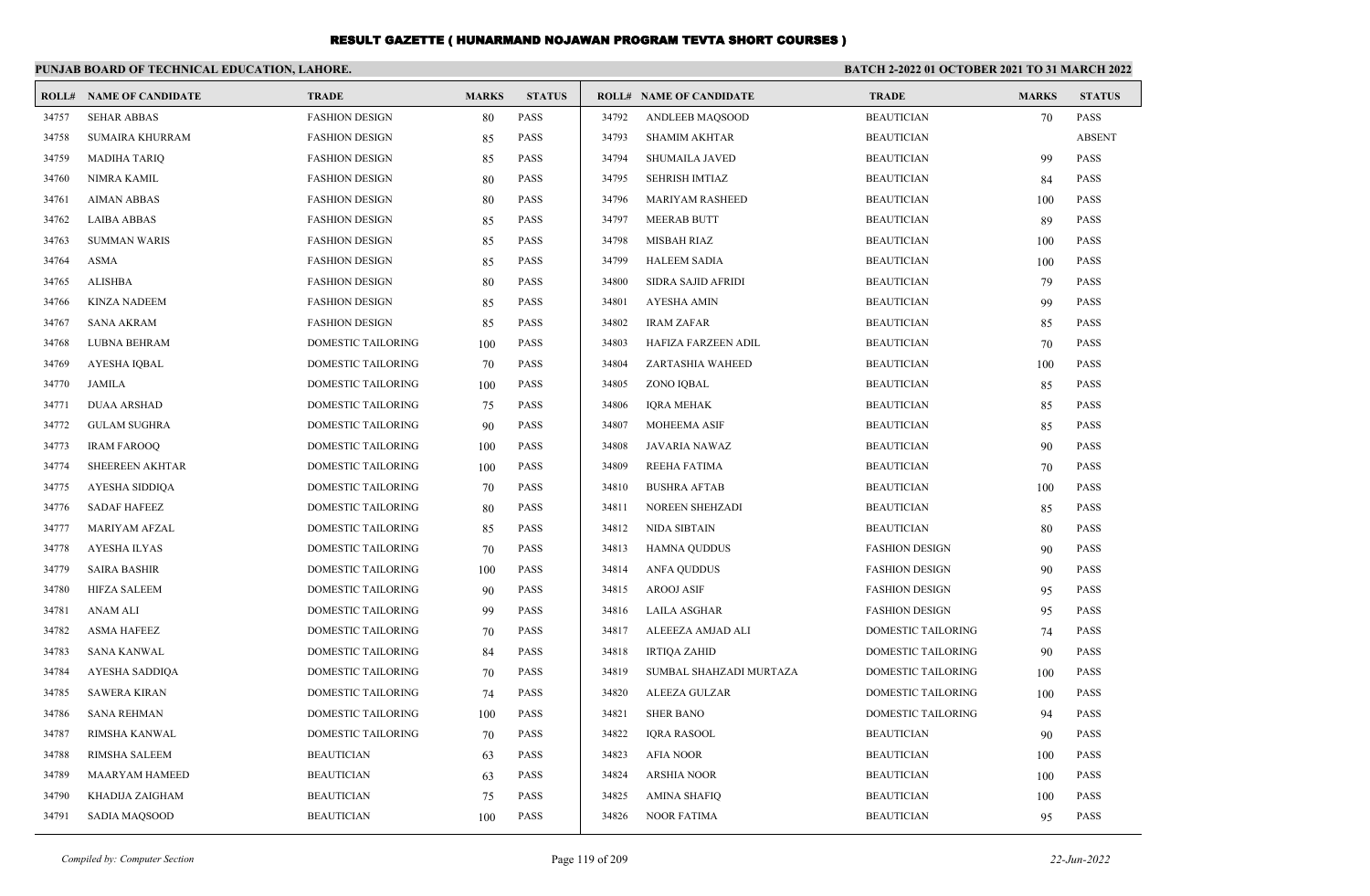# RESULT GAZETTE ( HUNARMAND NOJAWAN PROGRAM TEVTA SHORT COURSES )

**PUNJAB BOARD OF TECHNICAL EDUCATION, LAHORE.**

**BATCH 2-2022 01 OCTOBER 2021 TO 31 MARCH 2022**

| ROLL# | NAME OF CANDIDATE | TRADE | MARKS | STATUS |
|---|---|---|---|---|
| 34757 | SEHAR ABBAS | FASHION DESIGN | 80 | PASS |
| 34758 | SUMAIRA KHURRAM | FASHION DESIGN | 85 | PASS |
| 34759 | MADIHA TARIQ | FASHION DESIGN | 85 | PASS |
| 34760 | NIMRA KAMIL | FASHION DESIGN | 80 | PASS |
| 34761 | AIMAN ABBAS | FASHION DESIGN | 80 | PASS |
| 34762 | LAIBA ABBAS | FASHION DESIGN | 85 | PASS |
| 34763 | SUMMAN WARIS | FASHION DESIGN | 85 | PASS |
| 34764 | ASMA | FASHION DESIGN | 85 | PASS |
| 34765 | ALISHBA | FASHION DESIGN | 80 | PASS |
| 34766 | KINZA NADEEM | FASHION DESIGN | 85 | PASS |
| 34767 | SANA AKRAM | FASHION DESIGN | 85 | PASS |
| 34768 | LUBNA BEHRAM | DOMESTIC TAILORING | 100 | PASS |
| 34769 | AYESHA IQBAL | DOMESTIC TAILORING | 70 | PASS |
| 34770 | JAMILA | DOMESTIC TAILORING | 100 | PASS |
| 34771 | DUAA ARSHAD | DOMESTIC TAILORING | 75 | PASS |
| 34772 | GULAM SUGHRA | DOMESTIC TAILORING | 90 | PASS |
| 34773 | IRAM FAROOQ | DOMESTIC TAILORING | 100 | PASS |
| 34774 | SHEEREEN AKHTAR | DOMESTIC TAILORING | 100 | PASS |
| 34775 | AYESHA SIDDIQA | DOMESTIC TAILORING | 70 | PASS |
| 34776 | SADAF HAFEEZ | DOMESTIC TAILORING | 80 | PASS |
| 34777 | MARIYAM AFZAL | DOMESTIC TAILORING | 85 | PASS |
| 34778 | AYESHA ILYAS | DOMESTIC TAILORING | 70 | PASS |
| 34779 | SAIRA BASHIR | DOMESTIC TAILORING | 100 | PASS |
| 34780 | HIFZA SALEEM | DOMESTIC TAILORING | 90 | PASS |
| 34781 | ANAM ALI | DOMESTIC TAILORING | 99 | PASS |
| 34782 | ASMA HAFEEZ | DOMESTIC TAILORING | 70 | PASS |
| 34783 | SANA KANWAL | DOMESTIC TAILORING | 84 | PASS |
| 34784 | AYESHA SADDIQA | DOMESTIC TAILORING | 70 | PASS |
| 34785 | SAWERA KIRAN | DOMESTIC TAILORING | 74 | PASS |
| 34786 | SANA REHMAN | DOMESTIC TAILORING | 100 | PASS |
| 34787 | RIMSHA KANWAL | DOMESTIC TAILORING | 70 | PASS |
| 34788 | RIMSHA SALEEM | BEAUTICIAN | 63 | PASS |
| 34789 | MAARYAM HAMEED | BEAUTICIAN | 63 | PASS |
| 34790 | KHADIJA ZAIGHAM | BEAUTICIAN | 75 | PASS |
| 34791 | SADIA MAQSOOD | BEAUTICIAN | 100 | PASS |
| 34792 | ANDLEEB MAQSOOD | BEAUTICIAN | 70 | PASS |
| 34793 | SHAMIM AKHTAR | BEAUTICIAN | | ABSENT |
| 34794 | SHUMAILA JAVED | BEAUTICIAN | 99 | PASS |
| 34795 | SEHRISH IMTIAZ | BEAUTICIAN | 84 | PASS |
| 34796 | MARIYAM RASHEED | BEAUTICIAN | 100 | PASS |
| 34797 | MEERAB BUTT | BEAUTICIAN | 89 | PASS |
| 34798 | MISBAH RIAZ | BEAUTICIAN | 100 | PASS |
| 34799 | HALEEM SADIA | BEAUTICIAN | 100 | PASS |
| 34800 | SIDRA SAJID AFRIDI | BEAUTICIAN | 79 | PASS |
| 34801 | AYESHA AMIN | BEAUTICIAN | 99 | PASS |
| 34802 | IRAM ZAFAR | BEAUTICIAN | 85 | PASS |
| 34803 | HAFIZA FARZEEN ADIL | BEAUTICIAN | 70 | PASS |
| 34804 | ZARTASHIA WAHEED | BEAUTICIAN | 100 | PASS |
| 34805 | ZONO IQBAL | BEAUTICIAN | 85 | PASS |
| 34806 | IQRA MEHAK | BEAUTICIAN | 85 | PASS |
| 34807 | MOHEEMA ASIF | BEAUTICIAN | 85 | PASS |
| 34808 | JAVARIA NAWAZ | BEAUTICIAN | 90 | PASS |
| 34809 | REEHA FATIMA | BEAUTICIAN | 70 | PASS |
| 34810 | BUSHRA AFTAB | BEAUTICIAN | 100 | PASS |
| 34811 | NOREEN SHEHZADI | BEAUTICIAN | 85 | PASS |
| 34812 | NIDA SIBTAIN | BEAUTICIAN | 80 | PASS |
| 34813 | HAMNA QUDDUS | FASHION DESIGN | 90 | PASS |
| 34814 | ANFA QUDDUS | FASHION DESIGN | 90 | PASS |
| 34815 | AROOJ ASIF | FASHION DESIGN | 95 | PASS |
| 34816 | LAILA ASGHAR | FASHION DESIGN | 95 | PASS |
| 34817 | ALEEEZA AMJAD ALI | DOMESTIC TAILORING | 74 | PASS |
| 34818 | IRTIQA ZAHID | DOMESTIC TAILORING | 90 | PASS |
| 34819 | SUMBAL SHAHZADI MURTAZA | DOMESTIC TAILORING | 100 | PASS |
| 34820 | ALEEZA GULZAR | DOMESTIC TAILORING | 100 | PASS |
| 34821 | SHER BANO | DOMESTIC TAILORING | 94 | PASS |
| 34822 | IQRA RASOOL | BEAUTICIAN | 90 | PASS |
| 34823 | AFIA NOOR | BEAUTICIAN | 100 | PASS |
| 34824 | ARSHIA NOOR | BEAUTICIAN | 100 | PASS |
| 34825 | AMINA SHAFIQ | BEAUTICIAN | 100 | PASS |
| 34826 | NOOR FATIMA | BEAUTICIAN | 95 | PASS |

*Compiled by: Computer Section*

*22-Jun-2022*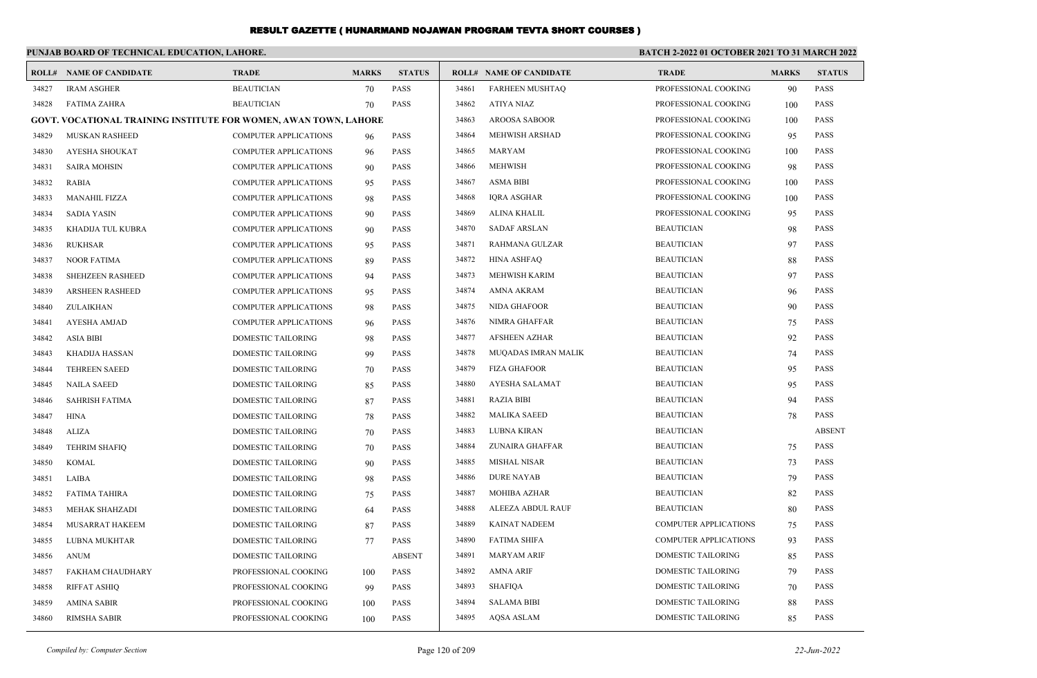# RESULT GAZETTE ( HUNARMAND NOJAWAN PROGRAM TEVTA SHORT COURSES )

**PUNJAB BOARD OF TECHNICAL EDUCATION, LAHORE.**

**BATCH 2-2022 01 OCTOBER 2021 TO 31 MARCH 2022**

| ROLL# | NAME OF CANDIDATE | TRADE | MARKS | STATUS |
|---|---|---|---|---|
| 34827 | IRAM ASGHER | BEAUTICIAN | 70 | PASS |
| 34828 | FATIMA ZAHRA | BEAUTICIAN | 70 | PASS |
| **GOVT. VOCATIONAL TRAINING INSTITUTE FOR WOMEN, AWAN TOWN, LAHORE** | | | | |
| 34829 | MUSKAN RASHEED | COMPUTER APPLICATIONS | 96 | PASS |
| 34830 | AYESHA SHOUKAT | COMPUTER APPLICATIONS | 96 | PASS |
| 34831 | SAIRA MOHSIN | COMPUTER APPLICATIONS | 90 | PASS |
| 34832 | RABIA | COMPUTER APPLICATIONS | 95 | PASS |
| 34833 | MANAHIL FIZZA | COMPUTER APPLICATIONS | 98 | PASS |
| 34834 | SADIA YASIN | COMPUTER APPLICATIONS | 90 | PASS |
| 34835 | KHADIJA TUL KUBRA | COMPUTER APPLICATIONS | 90 | PASS |
| 34836 | RUKHSAR | COMPUTER APPLICATIONS | 95 | PASS |
| 34837 | NOOR FATIMA | COMPUTER APPLICATIONS | 89 | PASS |
| 34838 | SHEHZEEN RASHEED | COMPUTER APPLICATIONS | 94 | PASS |
| 34839 | ARSHEEN RASHEED | COMPUTER APPLICATIONS | 95 | PASS |
| 34840 | ZULAIKHAN | COMPUTER APPLICATIONS | 98 | PASS |
| 34841 | AYESHA AMJAD | COMPUTER APPLICATIONS | 96 | PASS |
| 34842 | ASIA BIBI | DOMESTIC TAILORING | 98 | PASS |
| 34843 | KHADIJA HASSAN | DOMESTIC TAILORING | 99 | PASS |
| 34844 | TEHREEN SAEED | DOMESTIC TAILORING | 70 | PASS |
| 34845 | NAILA SAEED | DOMESTIC TAILORING | 85 | PASS |
| 34846 | SAHRISH FATIMA | DOMESTIC TAILORING | 87 | PASS |
| 34847 | HINA | DOMESTIC TAILORING | 78 | PASS |
| 34848 | ALIZA | DOMESTIC TAILORING | 70 | PASS |
| 34849 | TEHRIM SHAFIQ | DOMESTIC TAILORING | 70 | PASS |
| 34850 | KOMAL | DOMESTIC TAILORING | 90 | PASS |
| 34851 | LAIBA | DOMESTIC TAILORING | 98 | PASS |
| 34852 | FATIMA TAHIRA | DOMESTIC TAILORING | 75 | PASS |
| 34853 | MEHAK SHAHZADI | DOMESTIC TAILORING | 64 | PASS |
| 34854 | MUSARRAT HAKEEM | DOMESTIC TAILORING | 87 | PASS |
| 34855 | LUBNA MUKHTAR | DOMESTIC TAILORING | 77 | PASS |
| 34856 | ANUM | DOMESTIC TAILORING | | ABSENT |
| 34857 | FAKHAM CHAUDHARY | PROFESSIONAL COOKING | 100 | PASS |
| 34858 | RIFFAT ASHIQ | PROFESSIONAL COOKING | 99 | PASS |
| 34859 | AMINA SABIR | PROFESSIONAL COOKING | 100 | PASS |
| 34860 | RIMSHA SABIR | PROFESSIONAL COOKING | 100 | PASS |
| 34861 | FARHEEN MUSHTAQ | PROFESSIONAL COOKING | 90 | PASS |
| 34862 | ATIYA NIAZ | PROFESSIONAL COOKING | 100 | PASS |
| 34863 | AROOSA SABOOR | PROFESSIONAL COOKING | 100 | PASS |
| 34864 | MEHWISH ARSHAD | PROFESSIONAL COOKING | 95 | PASS |
| 34865 | MARYAM | PROFESSIONAL COOKING | 100 | PASS |
| 34866 | MEHWISH | PROFESSIONAL COOKING | 98 | PASS |
| 34867 | ASMA BIBI | PROFESSIONAL COOKING | 100 | PASS |
| 34868 | IQRA ASGHAR | PROFESSIONAL COOKING | 100 | PASS |
| 34869 | ALINA KHALIL | PROFESSIONAL COOKING | 95 | PASS |
| 34870 | SADAF ARSLAN | BEAUTICIAN | 98 | PASS |
| 34871 | RAHMANA GULZAR | BEAUTICIAN | 97 | PASS |
| 34872 | HINA ASHFAQ | BEAUTICIAN | 88 | PASS |
| 34873 | MEHWISH KARIM | BEAUTICIAN | 97 | PASS |
| 34874 | AMNA AKRAM | BEAUTICIAN | 96 | PASS |
| 34875 | NIDA GHAFOOR | BEAUTICIAN | 90 | PASS |
| 34876 | NIMRA GHAFFAR | BEAUTICIAN | 75 | PASS |
| 34877 | AFSHEEN AZHAR | BEAUTICIAN | 92 | PASS |
| 34878 | MUQADAS IMRAN MALIK | BEAUTICIAN | 74 | PASS |
| 34879 | FIZA GHAFOOR | BEAUTICIAN | 95 | PASS |
| 34880 | AYESHA SALAMAT | BEAUTICIAN | 95 | PASS |
| 34881 | RAZIA BIBI | BEAUTICIAN | 94 | PASS |
| 34882 | MALIKA SAEED | BEAUTICIAN | 78 | PASS |
| 34883 | LUBNA KIRAN | BEAUTICIAN | | ABSENT |
| 34884 | ZUNAIRA GHAFFAR | BEAUTICIAN | 75 | PASS |
| 34885 | MISHAL NISAR | BEAUTICIAN | 73 | PASS |
| 34886 | DURE NAYAB | BEAUTICIAN | 79 | PASS |
| 34887 | MOHIBA AZHAR | BEAUTICIAN | 82 | PASS |
| 34888 | ALEEZA ABDUL RAUF | BEAUTICIAN | 80 | PASS |
| 34889 | KAINAT NADEEM | COMPUTER APPLICATIONS | 75 | PASS |
| 34890 | FATIMA SHIFA | COMPUTER APPLICATIONS | 93 | PASS |
| 34891 | MARYAM ARIF | DOMESTIC TAILORING | 85 | PASS |
| 34892 | AMNA ARIF | DOMESTIC TAILORING | 79 | PASS |
| 34893 | SHAFIQA | DOMESTIC TAILORING | 70 | PASS |
| 34894 | SALAMA BIBI | DOMESTIC TAILORING | 88 | PASS |
| 34895 | AQSA ASLAM | DOMESTIC TAILORING | 85 | PASS |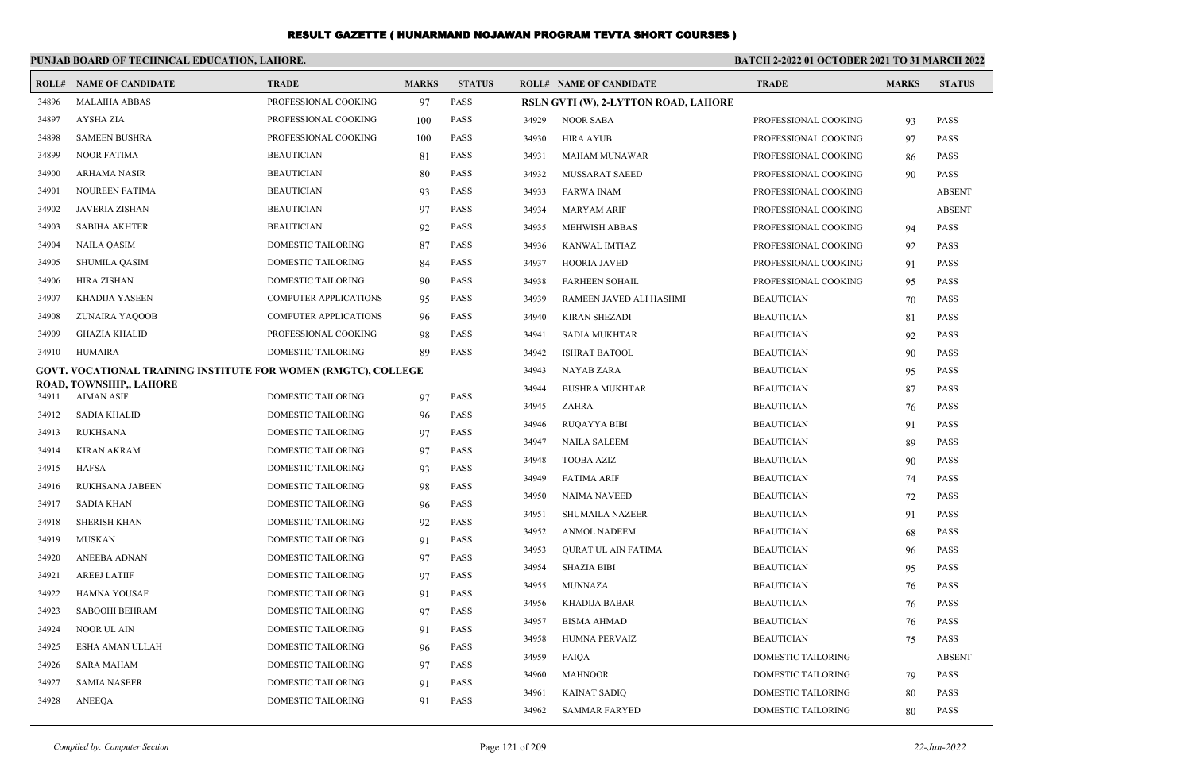# RESULT GAZETTE ( HUNARMAND NOJAWAN PROGRAM TEVTA SHORT COURSES )

**PUNJAB BOARD OF TECHNICAL EDUCATION, LAHORE.**

**BATCH 2-2022 01 OCTOBER 2021 TO 31 MARCH 2022**

| ROLL# | NAME OF CANDIDATE | TRADE | MARKS | STATUS |
|---|---|---|---|---|
| 34896 | MALAIHA ABBAS | PROFESSIONAL COOKING | 97 | PASS |
| 34897 | AYSHA ZIA | PROFESSIONAL COOKING | 100 | PASS |
| 34898 | SAMEEN BUSHRA | PROFESSIONAL COOKING | 100 | PASS |
| 34899 | NOOR FATIMA | BEAUTICIAN | 81 | PASS |
| 34900 | ARHAMA NASIR | BEAUTICIAN | 80 | PASS |
| 34901 | NOUREEN FATIMA | BEAUTICIAN | 93 | PASS |
| 34902 | JAVERIA ZISHAN | BEAUTICIAN | 97 | PASS |
| 34903 | SABIHA AKHTER | BEAUTICIAN | 92 | PASS |
| 34904 | NAILA QASIM | DOMESTIC TAILORING | 87 | PASS |
| 34905 | SHUMILA QASIM | DOMESTIC TAILORING | 84 | PASS |
| 34906 | HIRA ZISHAN | DOMESTIC TAILORING | 90 | PASS |
| 34907 | KHADIJA YASEEN | COMPUTER APPLICATIONS | 95 | PASS |
| 34908 | ZUNAIRA YAQOOB | COMPUTER APPLICATIONS | 96 | PASS |
| 34909 | GHAZIA KHALID | PROFESSIONAL COOKING | 98 | PASS |
| 34910 | HUMAIRA | DOMESTIC TAILORING | 89 | PASS |
| **GOVT. VOCATIONAL TRAINING INSTITUTE FOR WOMEN (RMGTC), COLLEGE ROAD, TOWNSHIP,, LAHORE** | | | | |
| 34911 | AIMAN ASIF | DOMESTIC TAILORING | 97 | PASS |
| 34912 | SADIA KHALID | DOMESTIC TAILORING | 96 | PASS |
| 34913 | RUKHSANA | DOMESTIC TAILORING | 97 | PASS |
| 34914 | KIRAN AKRAM | DOMESTIC TAILORING | 97 | PASS |
| 34915 | HAFSA | DOMESTIC TAILORING | 93 | PASS |
| 34916 | RUKHSANA JABEEN | DOMESTIC TAILORING | 98 | PASS |
| 34917 | SADIA KHAN | DOMESTIC TAILORING | 96 | PASS |
| 34918 | SHERISH KHAN | DOMESTIC TAILORING | 92 | PASS |
| 34919 | MUSKAN | DOMESTIC TAILORING | 91 | PASS |
| 34920 | ANEEBA ADNAN | DOMESTIC TAILORING | 97 | PASS |
| 34921 | AREEJ LATIIF | DOMESTIC TAILORING | 97 | PASS |
| 34922 | HAMNA YOUSAF | DOMESTIC TAILORING | 91 | PASS |
| 34923 | SABOOHI BEHRAM | DOMESTIC TAILORING | 97 | PASS |
| 34924 | NOOR UL AIN | DOMESTIC TAILORING | 91 | PASS |
| 34925 | ESHA AMAN ULLAH | DOMESTIC TAILORING | 96 | PASS |
| 34926 | SARA MAHAM | DOMESTIC TAILORING | 97 | PASS |
| 34927 | SAMIA NASEER | DOMESTIC TAILORING | 91 | PASS |
| 34928 | ANEEQA | DOMESTIC TAILORING | 91 | PASS |
| **RSLN GVTI (W), 2-LYTTON ROAD, LAHORE** | | | | |
| 34929 | NOOR SABA | PROFESSIONAL COOKING | 93 | PASS |
| 34930 | HIRA AYUB | PROFESSIONAL COOKING | 97 | PASS |
| 34931 | MAHAM MUNAWAR | PROFESSIONAL COOKING | 86 | PASS |
| 34932 | MUSSARAT SAEED | PROFESSIONAL COOKING | 90 | PASS |
| 34933 | FARWA INAM | PROFESSIONAL COOKING | | ABSENT |
| 34934 | MARYAM ARIF | PROFESSIONAL COOKING | | ABSENT |
| 34935 | MEHWISH ABBAS | PROFESSIONAL COOKING | 94 | PASS |
| 34936 | KANWAL IMTIAZ | PROFESSIONAL COOKING | 92 | PASS |
| 34937 | HOORIA JAVED | PROFESSIONAL COOKING | 91 | PASS |
| 34938 | FARHEEN SOHAIL | PROFESSIONAL COOKING | 95 | PASS |
| 34939 | RAMEEN JAVED ALI HASHMI | BEAUTICIAN | 70 | PASS |
| 34940 | KIRAN SHEZADI | BEAUTICIAN | 81 | PASS |
| 34941 | SADIA MUKHTAR | BEAUTICIAN | 92 | PASS |
| 34942 | ISHRAT BATOOL | BEAUTICIAN | 90 | PASS |
| 34943 | NAYAB ZARA | BEAUTICIAN | 95 | PASS |
| 34944 | BUSHRA MUKHTAR | BEAUTICIAN | 87 | PASS |
| 34945 | ZAHRA | BEAUTICIAN | 76 | PASS |
| 34946 | RUQAYYA BIBI | BEAUTICIAN | 91 | PASS |
| 34947 | NAILA SALEEM | BEAUTICIAN | 89 | PASS |
| 34948 | TOOBA AZIZ | BEAUTICIAN | 90 | PASS |
| 34949 | FATIMA ARIF | BEAUTICIAN | 74 | PASS |
| 34950 | NAIMA NAVEED | BEAUTICIAN | 72 | PASS |
| 34951 | SHUMAILA NAZEER | BEAUTICIAN | 91 | PASS |
| 34952 | ANMOL NADEEM | BEAUTICIAN | 68 | PASS |
| 34953 | QURAT UL AIN FATIMA | BEAUTICIAN | 96 | PASS |
| 34954 | SHAZIA BIBI | BEAUTICIAN | 95 | PASS |
| 34955 | MUNNAZA | BEAUTICIAN | 76 | PASS |
| 34956 | KHADIJA BABAR | BEAUTICIAN | 76 | PASS |
| 34957 | BISMA AHMAD | BEAUTICIAN | 76 | PASS |
| 34958 | HUMNA PERVAIZ | BEAUTICIAN | 75 | PASS |
| 34959 | FAIQA | DOMESTIC TAILORING | | ABSENT |
| 34960 | MAHNOOR | DOMESTIC TAILORING | 79 | PASS |
| 34961 | KAINAT SADIQ | DOMESTIC TAILORING | 80 | PASS |
| 34962 | SAMMAR FARYED | DOMESTIC TAILORING | 80 | PASS |

*Compiled by: Computer Section*

*22-Jun-2022*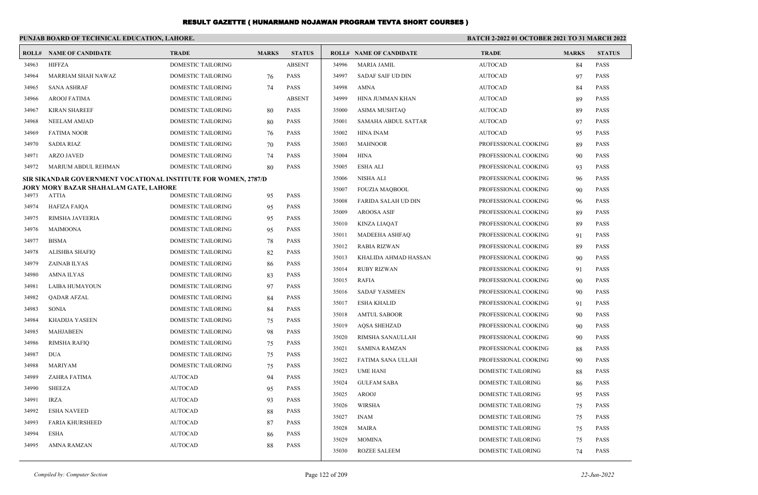# RESULT GAZETTE ( HUNARMAND NOJAWAN PROGRAM TEVTA SHORT COURSES )

**PUNJAB BOARD OF TECHNICAL EDUCATION, LAHORE.**

**BATCH 2-2022 01 OCTOBER 2021 TO 31 MARCH 2022**

| ROLL# | NAME OF CANDIDATE | TRADE | MARKS | STATUS |
|---|---|---|---|---|
| 34963 | HIFFZA | DOMESTIC TAILORING | | ABSENT |
| 34964 | MARRIAM SHAH NAWAZ | DOMESTIC TAILORING | 76 | PASS |
| 34965 | SANA ASHRAF | DOMESTIC TAILORING | 74 | PASS |
| 34966 | AROOJ FATIMA | DOMESTIC TAILORING | | ABSENT |
| 34967 | KIRAN SHAREEF | DOMESTIC TAILORING | 80 | PASS |
| 34968 | NEELAM AMJAD | DOMESTIC TAILORING | 80 | PASS |
| 34969 | FATIMA NOOR | DOMESTIC TAILORING | 76 | PASS |
| 34970 | SADIA RIAZ | DOMESTIC TAILORING | 70 | PASS |
| 34971 | ARZO JAVED | DOMESTIC TAILORING | 74 | PASS |
| 34972 | MARIUM ABDUL REHMAN | DOMESTIC TAILORING | 80 | PASS |

**SIR SIKANDAR GOVERNMENT VOCATIONAL INSTITUTE FOR WOMEN, 2787/D JORY MORY BAZAR SHAHALAM GATE, LAHORE**

| ROLL# | NAME OF CANDIDATE | TRADE | MARKS | STATUS |
|---|---|---|---|---|
| 34973 | ATTIA | DOMESTIC TAILORING | 95 | PASS |
| 34974 | HAFIZA FAIQA | DOMESTIC TAILORING | 95 | PASS |
| 34975 | RIMSHA JAVEERIA | DOMESTIC TAILORING | 95 | PASS |
| 34976 | MAIMOONA | DOMESTIC TAILORING | 95 | PASS |
| 34977 | BISMA | DOMESTIC TAILORING | 78 | PASS |
| 34978 | ALISHBA SHAFIQ | DOMESTIC TAILORING | 82 | PASS |
| 34979 | ZAINAB ILYAS | DOMESTIC TAILORING | 86 | PASS |
| 34980 | AMNA ILYAS | DOMESTIC TAILORING | 83 | PASS |
| 34981 | LAIBA HUMAYOUN | DOMESTIC TAILORING | 97 | PASS |
| 34982 | QADAR AFZAL | DOMESTIC TAILORING | 84 | PASS |
| 34983 | SONIA | DOMESTIC TAILORING | 84 | PASS |
| 34984 | KHADIJA YASEEN | DOMESTIC TAILORING | 75 | PASS |
| 34985 | MAHJABEEN | DOMESTIC TAILORING | 98 | PASS |
| 34986 | RIMSHA RAFIQ | DOMESTIC TAILORING | 75 | PASS |
| 34987 | DUA | DOMESTIC TAILORING | 75 | PASS |
| 34988 | MARIYAM | DOMESTIC TAILORING | 75 | PASS |
| 34989 | ZAHRA FATIMA | AUTOCAD | 94 | PASS |
| 34990 | SHEEZA | AUTOCAD | 95 | PASS |
| 34991 | IRZA | AUTOCAD | 93 | PASS |
| 34992 | ESHA NAVEED | AUTOCAD | 88 | PASS |
| 34993 | FARIA KHURSHEED | AUTOCAD | 87 | PASS |
| 34994 | ESHA | AUTOCAD | 86 | PASS |
| 34995 | AMNA RAMZAN | AUTOCAD | 88 | PASS |
| 34996 | MARIA JAMIL | AUTOCAD | 84 | PASS |
| 34997 | SADAF SAIF UD DIN | AUTOCAD | 97 | PASS |
| 34998 | AMNA | AUTOCAD | 84 | PASS |
| 34999 | HINA JUMMAN KHAN | AUTOCAD | 89 | PASS |
| 35000 | ASIMA MUSHTAQ | AUTOCAD | 89 | PASS |
| 35001 | SAMAHA ABDUL SATTAR | AUTOCAD | 97 | PASS |
| 35002 | HINA INAM | AUTOCAD | 95 | PASS |
| 35003 | MAHNOOR | PROFESSIONAL COOKING | 89 | PASS |
| 35004 | HINA | PROFESSIONAL COOKING | 90 | PASS |
| 35005 | ESHA ALI | PROFESSIONAL COOKING | 93 | PASS |
| 35006 | NISHA ALI | PROFESSIONAL COOKING | 96 | PASS |
| 35007 | FOUZIA MAQBOOL | PROFESSIONAL COOKING | 90 | PASS |
| 35008 | FARIDA SALAH UD DIN | PROFESSIONAL COOKING | 96 | PASS |
| 35009 | AROOSA ASIF | PROFESSIONAL COOKING | 89 | PASS |
| 35010 | KINZA LIAQAT | PROFESSIONAL COOKING | 89 | PASS |
| 35011 | MADEEHA ASHFAQ | PROFESSIONAL COOKING | 91 | PASS |
| 35012 | RABIA RIZWAN | PROFESSIONAL COOKING | 89 | PASS |
| 35013 | KHALIDA AHMAD HASSAN | PROFESSIONAL COOKING | 90 | PASS |
| 35014 | RUBY RIZWAN | PROFESSIONAL COOKING | 91 | PASS |
| 35015 | RAFIA | PROFESSIONAL COOKING | 90 | PASS |
| 35016 | SADAF YASMEEN | PROFESSIONAL COOKING | 90 | PASS |
| 35017 | ESHA KHALID | PROFESSIONAL COOKING | 91 | PASS |
| 35018 | AMTUL SABOOR | PROFESSIONAL COOKING | 90 | PASS |
| 35019 | AQSA SHEHZAD | PROFESSIONAL COOKING | 90 | PASS |
| 35020 | RIMSHA SANAULLAH | PROFESSIONAL COOKING | 90 | PASS |
| 35021 | SAMINA RAMZAN | PROFESSIONAL COOKING | 88 | PASS |
| 35022 | FATIMA SANA ULLAH | PROFESSIONAL COOKING | 90 | PASS |
| 35023 | UME HANI | DOMESTIC TAILORING | 88 | PASS |
| 35024 | GULFAM SABA | DOMESTIC TAILORING | 86 | PASS |
| 35025 | AROOJ | DOMESTIC TAILORING | 95 | PASS |
| 35026 | WIRSHA | DOMESTIC TAILORING | 75 | PASS |
| 35027 | INAM | DOMESTIC TAILORING | 75 | PASS |
| 35028 | MAIRA | DOMESTIC TAILORING | 75 | PASS |
| 35029 | MOMINA | DOMESTIC TAILORING | 75 | PASS |
| 35030 | ROZEE SALEEM | DOMESTIC TAILORING | 74 | PASS |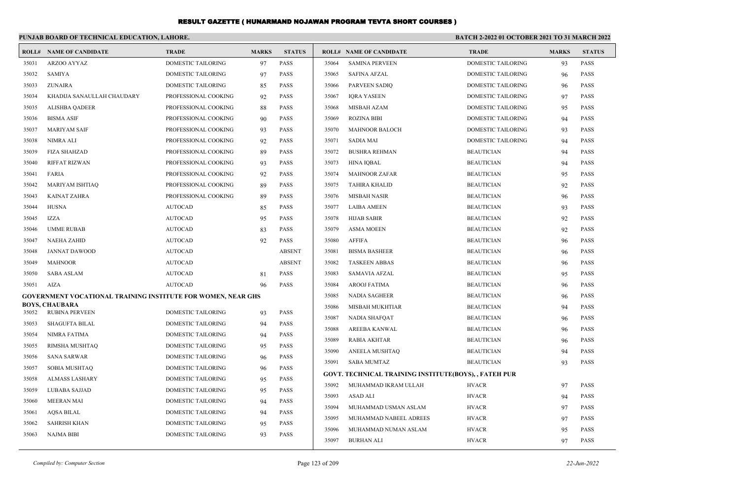# RESULT GAZETTE ( HUNARMAND NOJAWAN PROGRAM TEVTA SHORT COURSES )

**PUNJAB BOARD OF TECHNICAL EDUCATION, LAHORE.**

**BATCH 2-2022 01 OCTOBER 2021 TO 31 MARCH 2022**

| ROLL# | NAME OF CANDIDATE | TRADE | MARKS | STATUS |
|---|---|---|---|---|
| 35031 | ARZOO AYYAZ | DOMESTIC TAILORING | 97 | PASS |
| 35032 | SAMIYA | DOMESTIC TAILORING | 97 | PASS |
| 35033 | ZUNAIRA | DOMESTIC TAILORING | 85 | PASS |
| 35034 | KHADIJA SANAULLAH CHAUDARY | PROFESSIONAL COOKING | 92 | PASS |
| 35035 | ALISHBA QADEER | PROFESSIONAL COOKING | 88 | PASS |
| 35036 | BISMA ASIF | PROFESSIONAL COOKING | 90 | PASS |
| 35037 | MARIYAM SAIF | PROFESSIONAL COOKING | 93 | PASS |
| 35038 | NIMRA ALI | PROFESSIONAL COOKING | 92 | PASS |
| 35039 | FIZA SHAHZAD | PROFESSIONAL COOKING | 89 | PASS |
| 35040 | RIFFAT RIZWAN | PROFESSIONAL COOKING | 93 | PASS |
| 35041 | FARIA | PROFESSIONAL COOKING | 92 | PASS |
| 35042 | MARIYAM ISHTIAQ | PROFESSIONAL COOKING | 89 | PASS |
| 35043 | KAINAT ZAHRA | PROFESSIONAL COOKING | 89 | PASS |
| 35044 | HUSNA | AUTOCAD | 85 | PASS |
| 35045 | IZZA | AUTOCAD | 95 | PASS |
| 35046 | UMME RUBAB | AUTOCAD | 83 | PASS |
| 35047 | NAEHA ZAHID | AUTOCAD | 92 | PASS |
| 35048 | JANNAT DAWOOD | AUTOCAD | | ABSENT |
| 35049 | MAHNOOR | AUTOCAD | | ABSENT |
| 35050 | SABA ASLAM | AUTOCAD | 81 | PASS |
| 35051 | AIZA | AUTOCAD | 96 | PASS |

**GOVERNMENT VOCATIONAL TRAINING INSTITUTE FOR WOMEN, NEAR GHS BOYS, CHAUBARA**

| ROLL# | NAME OF CANDIDATE | TRADE | MARKS | STATUS |
|---|---|---|---|---|
| 35052 | RUBINA PERVEEN | DOMESTIC TAILORING | 93 | PASS |
| 35053 | SHAGUFTA BILAL | DOMESTIC TAILORING | 94 | PASS |
| 35054 | NIMRA FATIMA | DOMESTIC TAILORING | 94 | PASS |
| 35055 | RIMSHA MUSHTAQ | DOMESTIC TAILORING | 95 | PASS |
| 35056 | SANA SARWAR | DOMESTIC TAILORING | 96 | PASS |
| 35057 | SOBIA MUSHTAQ | DOMESTIC TAILORING | 96 | PASS |
| 35058 | ALMASS LASHARY | DOMESTIC TAILORING | 95 | PASS |
| 35059 | LUBABA SAJJAD | DOMESTIC TAILORING | 95 | PASS |
| 35060 | MEERAN MAI | DOMESTIC TAILORING | 94 | PASS |
| 35061 | AQSA BILAL | DOMESTIC TAILORING | 94 | PASS |
| 35062 | SAHRISH KHAN | DOMESTIC TAILORING | 95 | PASS |
| 35063 | NAJMA BIBI | DOMESTIC TAILORING | 93 | PASS |
| 35064 | SAMINA PERVEEN | DOMESTIC TAILORING | 93 | PASS |
| 35065 | SAFINA AFZAL | DOMESTIC TAILORING | 96 | PASS |
| 35066 | PARVEEN SADIQ | DOMESTIC TAILORING | 96 | PASS |
| 35067 | IQRA YASEEN | DOMESTIC TAILORING | 97 | PASS |
| 35068 | MISBAH AZAM | DOMESTIC TAILORING | 95 | PASS |
| 35069 | ROZINA BIBI | DOMESTIC TAILORING | 94 | PASS |
| 35070 | MAHNOOR BALOCH | DOMESTIC TAILORING | 93 | PASS |
| 35071 | SADIA MAI | DOMESTIC TAILORING | 94 | PASS |
| 35072 | BUSHRA REHMAN | BEAUTICIAN | 94 | PASS |
| 35073 | HINA IQBAL | BEAUTICIAN | 94 | PASS |
| 35074 | MAHNOOR ZAFAR | BEAUTICIAN | 95 | PASS |
| 35075 | TAHIRA KHALID | BEAUTICIAN | 92 | PASS |
| 35076 | MISBAH NASIR | BEAUTICIAN | 96 | PASS |
| 35077 | LAIBA AMEEN | BEAUTICIAN | 93 | PASS |
| 35078 | HIJAB SABIR | BEAUTICIAN | 92 | PASS |
| 35079 | ASMA MOEEN | BEAUTICIAN | 92 | PASS |
| 35080 | AFFIFA | BEAUTICIAN | 96 | PASS |
| 35081 | BISMA BASHEER | BEAUTICIAN | 96 | PASS |
| 35082 | TASKEEN ABBAS | BEAUTICIAN | 96 | PASS |
| 35083 | SAMAVIA AFZAL | BEAUTICIAN | 95 | PASS |
| 35084 | AROOJ FATIMA | BEAUTICIAN | 96 | PASS |
| 35085 | NADIA SAGHEER | BEAUTICIAN | 96 | PASS |
| 35086 | MISBAH MUKHTIAR | BEAUTICIAN | 94 | PASS |
| 35087 | NADIA SHAFQAT | BEAUTICIAN | 96 | PASS |
| 35088 | AREEBA KANWAL | BEAUTICIAN | 96 | PASS |
| 35089 | RABIA AKHTAR | BEAUTICIAN | 96 | PASS |
| 35090 | ANEELA MUSHTAQ | BEAUTICIAN | 94 | PASS |
| 35091 | SABA MUMTAZ | BEAUTICIAN | 93 | PASS |

**GOVT. TECHNICAL TRAINING INSTITUTE(BOYS), , FATEH PUR**

| ROLL# | NAME OF CANDIDATE | TRADE | MARKS | STATUS |
|---|---|---|---|---|
| 35092 | MUHAMMAD IKRAM ULLAH | HVACR | 97 | PASS |
| 35093 | ASAD ALI | HVACR | 94 | PASS |
| 35094 | MUHAMMAD USMAN ASLAM | HVACR | 97 | PASS |
| 35095 | MUHAMMAD NABEEL ADREES | HVACR | 97 | PASS |
| 35096 | MUHAMMAD NUMAN ASLAM | HVACR | 95 | PASS |
| 35097 | BURHAN ALI | HVACR | 97 | PASS |

*Compiled by: Computer Section* — *22-Jun-2022*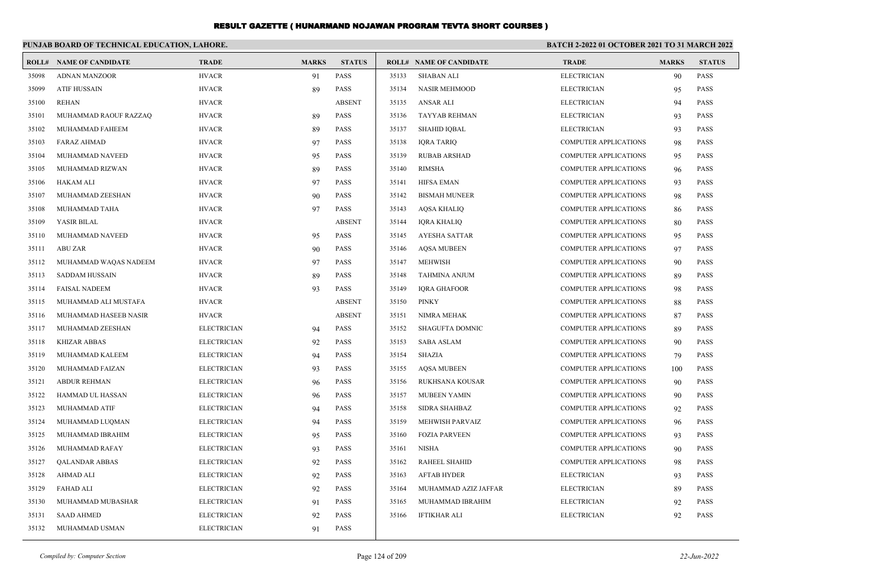# RESULT GAZETTE ( HUNARMAND NOJAWAN PROGRAM TEVTA SHORT COURSES )

## PUNJAB BOARD OF TECHNICAL EDUCATION, LAHORE.

**BATCH 2-2022 01 OCTOBER 2021 TO 31 MARCH 2022**

| ROLL# | NAME OF CANDIDATE | TRADE | MARKS | STATUS |
|---|---|---|---|---|
| 35098 | ADNAN MANZOOR | HVACR | 91 | PASS |
| 35099 | ATIF HUSSAIN | HVACR | 89 | PASS |
| 35100 | REHAN | HVACR | | ABSENT |
| 35101 | MUHAMMAD RAOUF RAZZAQ | HVACR | 89 | PASS |
| 35102 | MUHAMMAD FAHEEM | HVACR | 89 | PASS |
| 35103 | FARAZ AHMAD | HVACR | 97 | PASS |
| 35104 | MUHAMMAD NAVEED | HVACR | 95 | PASS |
| 35105 | MUHAMMAD RIZWAN | HVACR | 89 | PASS |
| 35106 | HAKAM ALI | HVACR | 97 | PASS |
| 35107 | MUHAMMAD ZEESHAN | HVACR | 90 | PASS |
| 35108 | MUHAMMAD TAHA | HVACR | 97 | PASS |
| 35109 | YASIR BILAL | HVACR | | ABSENT |
| 35110 | MUHAMMAD NAVEED | HVACR | 95 | PASS |
| 35111 | ABU ZAR | HVACR | 90 | PASS |
| 35112 | MUHAMMAD WAQAS NADEEM | HVACR | 97 | PASS |
| 35113 | SADDAM HUSSAIN | HVACR | 89 | PASS |
| 35114 | FAISAL NADEEM | HVACR | 93 | PASS |
| 35115 | MUHAMMAD ALI MUSTAFA | HVACR | | ABSENT |
| 35116 | MUHAMMAD HASEEB NASIR | HVACR | | ABSENT |
| 35117 | MUHAMMAD ZEESHAN | ELECTRICIAN | 94 | PASS |
| 35118 | KHIZAR ABBAS | ELECTRICIAN | 92 | PASS |
| 35119 | MUHAMMAD KALEEM | ELECTRICIAN | 94 | PASS |
| 35120 | MUHAMMAD FAIZAN | ELECTRICIAN | 93 | PASS |
| 35121 | ABDUR REHMAN | ELECTRICIAN | 96 | PASS |
| 35122 | HAMMAD UL HASSAN | ELECTRICIAN | 96 | PASS |
| 35123 | MUHAMMAD ATIF | ELECTRICIAN | 94 | PASS |
| 35124 | MUHAMMAD LUQMAN | ELECTRICIAN | 94 | PASS |
| 35125 | MUHAMMAD IBRAHIM | ELECTRICIAN | 95 | PASS |
| 35126 | MUHAMMAD RAFAY | ELECTRICIAN | 93 | PASS |
| 35127 | QALANDAR ABBAS | ELECTRICIAN | 92 | PASS |
| 35128 | AHMAD ALI | ELECTRICIAN | 92 | PASS |
| 35129 | FAHAD ALI | ELECTRICIAN | 92 | PASS |
| 35130 | MUHAMMAD MUBASHAR | ELECTRICIAN | 91 | PASS |
| 35131 | SAAD AHMED | ELECTRICIAN | 92 | PASS |
| 35132 | MUHAMMAD USMAN | ELECTRICIAN | 91 | PASS |
| 35133 | SHABAN ALI | ELECTRICIAN | 90 | PASS |
| 35134 | NASIR MEHMOOD | ELECTRICIAN | 95 | PASS |
| 35135 | ANSAR ALI | ELECTRICIAN | 94 | PASS |
| 35136 | TAYYAB REHMAN | ELECTRICIAN | 93 | PASS |
| 35137 | SHAHID IQBAL | ELECTRICIAN | 93 | PASS |
| 35138 | IQRA TARIQ | COMPUTER APPLICATIONS | 98 | PASS |
| 35139 | RUBAB ARSHAD | COMPUTER APPLICATIONS | 95 | PASS |
| 35140 | RIMSHA | COMPUTER APPLICATIONS | 96 | PASS |
| 35141 | HIFSA EMAN | COMPUTER APPLICATIONS | 93 | PASS |
| 35142 | BISMAH MUNEER | COMPUTER APPLICATIONS | 98 | PASS |
| 35143 | AQSA KHALIQ | COMPUTER APPLICATIONS | 86 | PASS |
| 35144 | IQRA KHALIQ | COMPUTER APPLICATIONS | 80 | PASS |
| 35145 | AYESHA SATTAR | COMPUTER APPLICATIONS | 95 | PASS |
| 35146 | AQSA MUBEEN | COMPUTER APPLICATIONS | 97 | PASS |
| 35147 | MEHWISH | COMPUTER APPLICATIONS | 90 | PASS |
| 35148 | TAHMINA ANJUM | COMPUTER APPLICATIONS | 89 | PASS |
| 35149 | IQRA GHAFOOR | COMPUTER APPLICATIONS | 98 | PASS |
| 35150 | PINKY | COMPUTER APPLICATIONS | 88 | PASS |
| 35151 | NIMRA MEHAK | COMPUTER APPLICATIONS | 87 | PASS |
| 35152 | SHAGUFTA DOMNIC | COMPUTER APPLICATIONS | 89 | PASS |
| 35153 | SABA ASLAM | COMPUTER APPLICATIONS | 90 | PASS |
| 35154 | SHAZIA | COMPUTER APPLICATIONS | 79 | PASS |
| 35155 | AQSA MUBEEN | COMPUTER APPLICATIONS | 100 | PASS |
| 35156 | RUKHSANA KOUSAR | COMPUTER APPLICATIONS | 90 | PASS |
| 35157 | MUBEEN YAMIN | COMPUTER APPLICATIONS | 90 | PASS |
| 35158 | SIDRA SHAHBAZ | COMPUTER APPLICATIONS | 92 | PASS |
| 35159 | MEHWISH PARVAIZ | COMPUTER APPLICATIONS | 96 | PASS |
| 35160 | FOZIA PARVEEN | COMPUTER APPLICATIONS | 93 | PASS |
| 35161 | NISHA | COMPUTER APPLICATIONS | 90 | PASS |
| 35162 | RAHEEL SHAHID | COMPUTER APPLICATIONS | 98 | PASS |
| 35163 | AFTAB HYDER | ELECTRICIAN | 93 | PASS |
| 35164 | MUHAMMAD AZIZ JAFFAR | ELECTRICIAN | 89 | PASS |
| 35165 | MUHAMMAD IBRAHIM | ELECTRICIAN | 92 | PASS |
| 35166 | IFTIKHAR ALI | ELECTRICIAN | 92 | PASS |

*Compiled by: Computer Section* | *22-Jun-2022*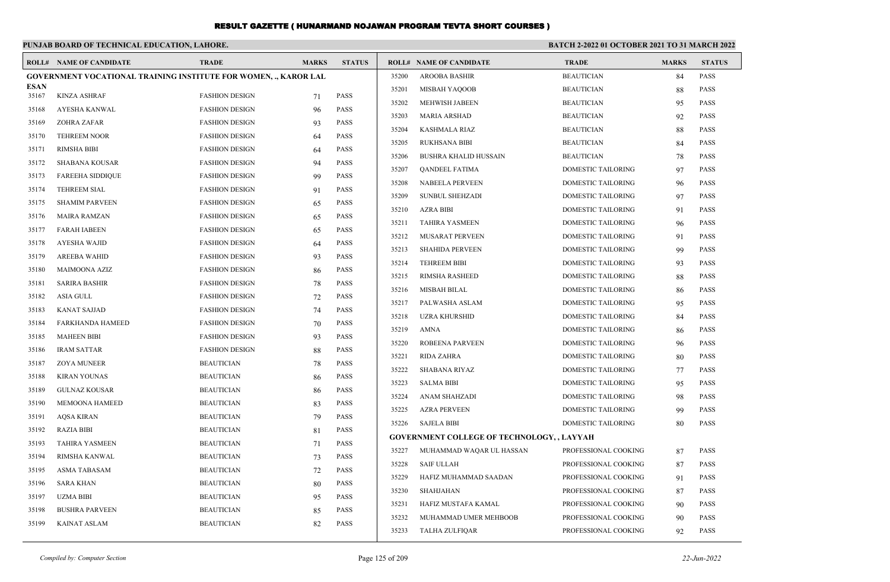# RESULT GAZETTE ( HUNARMAND NOJAWAN PROGRAM TEVTA SHORT COURSES )

**PUNJAB BOARD OF TECHNICAL EDUCATION, LAHORE.**

**BATCH 2-2022 01 OCTOBER 2021 TO 31 MARCH 2022**

| ROLL# | NAME OF CANDIDATE | TRADE | MARKS | STATUS |
|---|---|---|---|---|
| **GOVERNMENT VOCATIONAL TRAINING INSTITUTE FOR WOMEN, ., KAROR LAL ESAN** | | | | |
| 35167 | KINZA ASHRAF | FASHION DESIGN | 71 | PASS |
| 35168 | AYESHA KANWAL | FASHION DESIGN | 96 | PASS |
| 35169 | ZOHRA ZAFAR | FASHION DESIGN | 93 | PASS |
| 35170 | TEHREEM NOOR | FASHION DESIGN | 64 | PASS |
| 35171 | RIMSHA BIBI | FASHION DESIGN | 64 | PASS |
| 35172 | SHABANA KOUSAR | FASHION DESIGN | 94 | PASS |
| 35173 | FAREEHA SIDDIQUE | FASHION DESIGN | 99 | PASS |
| 35174 | TEHREEM SIAL | FASHION DESIGN | 91 | PASS |
| 35175 | SHAMIM PARVEEN | FASHION DESIGN | 65 | PASS |
| 35176 | MAIRA RAMZAN | FASHION DESIGN | 65 | PASS |
| 35177 | FARAH IABEEN | FASHION DESIGN | 65 | PASS |
| 35178 | AYESHA WAJID | FASHION DESIGN | 64 | PASS |
| 35179 | AREEBA WAHID | FASHION DESIGN | 93 | PASS |
| 35180 | MAIMOONA AZIZ | FASHION DESIGN | 86 | PASS |
| 35181 | SARIRA BASHIR | FASHION DESIGN | 78 | PASS |
| 35182 | ASIA GULL | FASHION DESIGN | 72 | PASS |
| 35183 | KANAT SAJJAD | FASHION DESIGN | 74 | PASS |
| 35184 | FARKHANDA HAMEED | FASHION DESIGN | 70 | PASS |
| 35185 | MAHEEN BIBI | FASHION DESIGN | 93 | PASS |
| 35186 | IRAM SATTAR | FASHION DESIGN | 88 | PASS |
| 35187 | ZOYA MUNEER | BEAUTICIAN | 78 | PASS |
| 35188 | KIRAN YOUNAS | BEAUTICIAN | 86 | PASS |
| 35189 | GULNAZ KOUSAR | BEAUTICIAN | 86 | PASS |
| 35190 | MEMOONA HAMEED | BEAUTICIAN | 83 | PASS |
| 35191 | AQSA KIRAN | BEAUTICIAN | 79 | PASS |
| 35192 | RAZIA BIBI | BEAUTICIAN | 81 | PASS |
| 35193 | TAHIRA YASMEEN | BEAUTICIAN | 71 | PASS |
| 35194 | RIMSHA KANWAL | BEAUTICIAN | 73 | PASS |
| 35195 | ASMA TABASAM | BEAUTICIAN | 72 | PASS |
| 35196 | SARA KHAN | BEAUTICIAN | 80 | PASS |
| 35197 | UZMA BIBI | BEAUTICIAN | 95 | PASS |
| 35198 | BUSHRA PARVEEN | BEAUTICIAN | 85 | PASS |
| 35199 | KAINAT ASLAM | BEAUTICIAN | 82 | PASS |
| 35200 | AROOBA BASHIR | BEAUTICIAN | 84 | PASS |
| 35201 | MISBAH YAQOOB | BEAUTICIAN | 88 | PASS |
| 35202 | MEHWISH JABEEN | BEAUTICIAN | 95 | PASS |
| 35203 | MARIA ARSHAD | BEAUTICIAN | 92 | PASS |
| 35204 | KASHMALA RIAZ | BEAUTICIAN | 88 | PASS |
| 35205 | RUKHSANA BIBI | BEAUTICIAN | 84 | PASS |
| 35206 | BUSHRA KHALID HUSSAIN | BEAUTICIAN | 78 | PASS |
| 35207 | QANDEEL FATIMA | DOMESTIC TAILORING | 97 | PASS |
| 35208 | NABEELA PERVEEN | DOMESTIC TAILORING | 96 | PASS |
| 35209 | SUNBUL SHEHZADI | DOMESTIC TAILORING | 97 | PASS |
| 35210 | AZRA BIBI | DOMESTIC TAILORING | 91 | PASS |
| 35211 | TAHIRA YASMEEN | DOMESTIC TAILORING | 96 | PASS |
| 35212 | MUSARAT PERVEEN | DOMESTIC TAILORING | 91 | PASS |
| 35213 | SHAHIDA PERVEEN | DOMESTIC TAILORING | 99 | PASS |
| 35214 | TEHREEM BIBI | DOMESTIC TAILORING | 93 | PASS |
| 35215 | RIMSHA RASHEED | DOMESTIC TAILORING | 88 | PASS |
| 35216 | MISBAH BILAL | DOMESTIC TAILORING | 86 | PASS |
| 35217 | PALWASHA ASLAM | DOMESTIC TAILORING | 95 | PASS |
| 35218 | UZRA KHURSHID | DOMESTIC TAILORING | 84 | PASS |
| 35219 | AMNA | DOMESTIC TAILORING | 86 | PASS |
| 35220 | ROBEENA PARVEEN | DOMESTIC TAILORING | 96 | PASS |
| 35221 | RIDA ZAHRA | DOMESTIC TAILORING | 80 | PASS |
| 35222 | SHABANA RIYAZ | DOMESTIC TAILORING | 77 | PASS |
| 35223 | SALMA BIBI | DOMESTIC TAILORING | 95 | PASS |
| 35224 | ANAM SHAHZADI | DOMESTIC TAILORING | 98 | PASS |
| 35225 | AZRA PERVEEN | DOMESTIC TAILORING | 99 | PASS |
| 35226 | SAJELA BIBI | DOMESTIC TAILORING | 80 | PASS |
| **GOVERNMENT COLLEGE OF TECHNOLOGY, , LAYYAH** | | | | |
| 35227 | MUHAMMAD WAQAR UL HASSAN | PROFESSIONAL COOKING | 87 | PASS |
| 35228 | SAIF ULLAH | PROFESSIONAL COOKING | 87 | PASS |
| 35229 | HAFIZ MUHAMMAD SAADAN | PROFESSIONAL COOKING | 91 | PASS |
| 35230 | SHAHJAHAN | PROFESSIONAL COOKING | 87 | PASS |
| 35231 | HAFIZ MUSTAFA KAMAL | PROFESSIONAL COOKING | 90 | PASS |
| 35232 | MUHAMMAD UMER MEHBOOB | PROFESSIONAL COOKING | 90 | PASS |
| 35233 | TALHA ZULFIQAR | PROFESSIONAL COOKING | 92 | PASS |

*Compiled by: Computer Section*

*22-Jun-2022*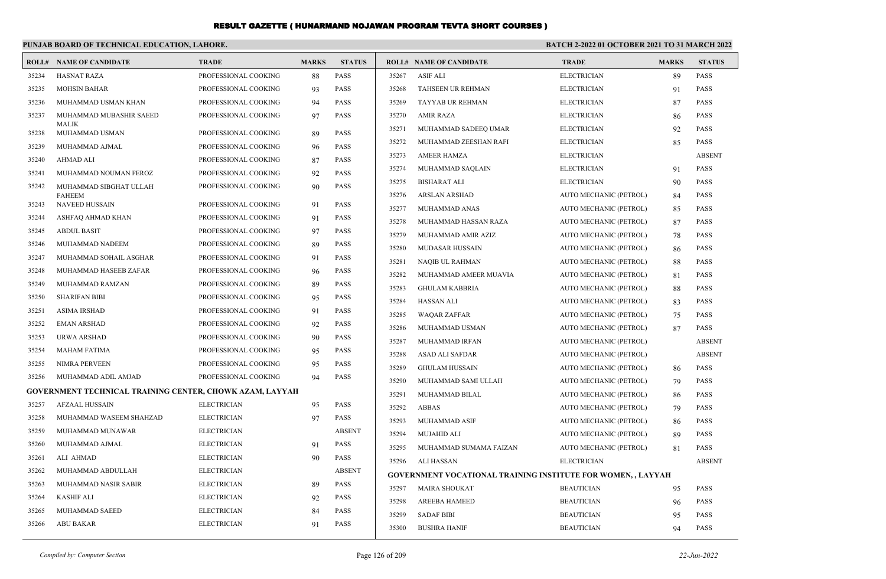# RESULT GAZETTE ( HUNARMAND NOJAWAN PROGRAM TEVTA SHORT COURSES )

**PUNJAB BOARD OF TECHNICAL EDUCATION, LAHORE.**

**BATCH 2-2022 01 OCTOBER 2021 TO 31 MARCH 2022**

| ROLL# | NAME OF CANDIDATE | TRADE | MARKS | STATUS |
|---|---|---|---|---|
| 35234 | HASNAT RAZA | PROFESSIONAL COOKING | 88 | PASS |
| 35235 | MOHSIN BAHAR | PROFESSIONAL COOKING | 93 | PASS |
| 35236 | MUHAMMAD USMAN KHAN | PROFESSIONAL COOKING | 94 | PASS |
| 35237 | MUHAMMAD MUBASHIR SAEED MALIK | PROFESSIONAL COOKING | 97 | PASS |
| 35238 | MUHAMMAD USMAN | PROFESSIONAL COOKING | 89 | PASS |
| 35239 | MUHAMMAD AJMAL | PROFESSIONAL COOKING | 96 | PASS |
| 35240 | AHMAD ALI | PROFESSIONAL COOKING | 87 | PASS |
| 35241 | MUHAMMAD NOUMAN FEROZ | PROFESSIONAL COOKING | 92 | PASS |
| 35242 | MUHAMMAD SIBGHAT ULLAH FAHEEM | PROFESSIONAL COOKING | 90 | PASS |
| 35243 | NAVEED HUSSAIN | PROFESSIONAL COOKING | 91 | PASS |
| 35244 | ASHFAQ AHMAD KHAN | PROFESSIONAL COOKING | 91 | PASS |
| 35245 | ABDUL BASIT | PROFESSIONAL COOKING | 97 | PASS |
| 35246 | MUHAMMAD NADEEM | PROFESSIONAL COOKING | 89 | PASS |
| 35247 | MUHAMMAD SOHAIL ASGHAR | PROFESSIONAL COOKING | 91 | PASS |
| 35248 | MUHAMMAD HASEEB ZAFAR | PROFESSIONAL COOKING | 96 | PASS |
| 35249 | MUHAMMAD RAMZAN | PROFESSIONAL COOKING | 89 | PASS |
| 35250 | SHARIFAN BIBI | PROFESSIONAL COOKING | 95 | PASS |
| 35251 | ASIMA IRSHAD | PROFESSIONAL COOKING | 91 | PASS |
| 35252 | EMAN ARSHAD | PROFESSIONAL COOKING | 92 | PASS |
| 35253 | URWA ARSHAD | PROFESSIONAL COOKING | 90 | PASS |
| 35254 | MAHAM FATIMA | PROFESSIONAL COOKING | 95 | PASS |
| 35255 | NIMRA PERVEEN | PROFESSIONAL COOKING | 95 | PASS |
| 35256 | MUHAMMAD ADIL AMJAD | PROFESSIONAL COOKING | 94 | PASS |

**GOVERNMENT TECHNICAL TRAINING CENTER, CHOWK AZAM, LAYYAH**

| ROLL# | NAME OF CANDIDATE | TRADE | MARKS | STATUS |
|---|---|---|---|---|
| 35257 | AFZAAL HUSSAIN | ELECTRICIAN | 95 | PASS |
| 35258 | MUHAMMAD WASEEM SHAHZAD | ELECTRICIAN | 97 | PASS |
| 35259 | MUHAMMAD MUNAWAR | ELECTRICIAN | | ABSENT |
| 35260 | MUHAMMAD AJMAL | ELECTRICIAN | 91 | PASS |
| 35261 | ALI AHMAD | ELECTRICIAN | 90 | PASS |
| 35262 | MUHAMMAD ABDULLAH | ELECTRICIAN | | ABSENT |
| 35263 | MUHAMMAD NASIR SABIR | ELECTRICIAN | 89 | PASS |
| 35264 | KASHIF ALI | ELECTRICIAN | 92 | PASS |
| 35265 | MUHAMMAD SAEED | ELECTRICIAN | 84 | PASS |
| 35266 | ABU BAKAR | ELECTRICIAN | 91 | PASS |
| 35267 | ASIF ALI | ELECTRICIAN | 89 | PASS |
| 35268 | TAHSEEN UR REHMAN | ELECTRICIAN | 91 | PASS |
| 35269 | TAYYAB UR REHMAN | ELECTRICIAN | 87 | PASS |
| 35270 | AMIR RAZA | ELECTRICIAN | 86 | PASS |
| 35271 | MUHAMMAD SADEEQ UMAR | ELECTRICIAN | 92 | PASS |
| 35272 | MUHAMMAD ZEESHAN RAFI | ELECTRICIAN | 85 | PASS |
| 35273 | AMEER HAMZA | ELECTRICIAN | | ABSENT |
| 35274 | MUHAMMAD SAQLAIN | ELECTRICIAN | 91 | PASS |
| 35275 | BISHARAT ALI | ELECTRICIAN | 90 | PASS |
| 35276 | ARSLAN ARSHAD | AUTO MECHANIC (PETROL) | 84 | PASS |
| 35277 | MUHAMMAD ANAS | AUTO MECHANIC (PETROL) | 85 | PASS |
| 35278 | MUHAMMAD HASSAN RAZA | AUTO MECHANIC (PETROL) | 87 | PASS |
| 35279 | MUHAMMAD AMIR AZIZ | AUTO MECHANIC (PETROL) | 78 | PASS |
| 35280 | MUDASAR HUSSAIN | AUTO MECHANIC (PETROL) | 86 | PASS |
| 35281 | NAQIB UL RAHMAN | AUTO MECHANIC (PETROL) | 88 | PASS |
| 35282 | MUHAMMAD AMEER MUAVIA | AUTO MECHANIC (PETROL) | 81 | PASS |
| 35283 | GHULAM KABBRIA | AUTO MECHANIC (PETROL) | 88 | PASS |
| 35284 | HASSAN ALI | AUTO MECHANIC (PETROL) | 83 | PASS |
| 35285 | WAQAR ZAFFAR | AUTO MECHANIC (PETROL) | 75 | PASS |
| 35286 | MUHAMMAD USMAN | AUTO MECHANIC (PETROL) | 87 | PASS |
| 35287 | MUHAMMAD IRFAN | AUTO MECHANIC (PETROL) | | ABSENT |
| 35288 | ASAD ALI SAFDAR | AUTO MECHANIC (PETROL) | | ABSENT |
| 35289 | GHULAM HUSSAIN | AUTO MECHANIC (PETROL) | 86 | PASS |
| 35290 | MUHAMMAD SAMI ULLAH | AUTO MECHANIC (PETROL) | 79 | PASS |
| 35291 | MUHAMMAD BILAL | AUTO MECHANIC (PETROL) | 86 | PASS |
| 35292 | ABBAS | AUTO MECHANIC (PETROL) | 79 | PASS |
| 35293 | MUHAMMAD ASIF | AUTO MECHANIC (PETROL) | 86 | PASS |
| 35294 | MUJAHID ALI | AUTO MECHANIC (PETROL) | 89 | PASS |
| 35295 | MUHAMMAD SUMAMA FAIZAN | AUTO MECHANIC (PETROL) | 81 | PASS |
| 35296 | ALI HASSAN | ELECTRICIAN | | ABSENT |

**GOVERNMENT VOCATIONAL TRAINING INSTITUTE FOR WOMEN, , LAYYAH**

| ROLL# | NAME OF CANDIDATE | TRADE | MARKS | STATUS |
|---|---|---|---|---|
| 35297 | MAIRA SHOUKAT | BEAUTICIAN | 95 | PASS |
| 35298 | AREEBA HAMEED | BEAUTICIAN | 96 | PASS |
| 35299 | SADAF BIBI | BEAUTICIAN | 95 | PASS |
| 35300 | BUSHRA HANIF | BEAUTICIAN | 94 | PASS |

*Compiled by: Computer Section* *22-Jun-2022*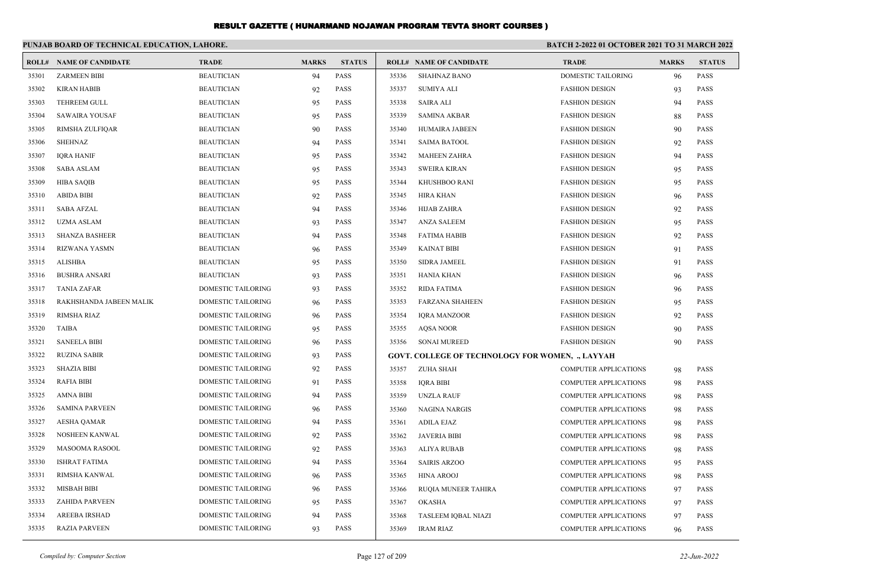# RESULT GAZETTE ( HUNARMAND NOJAWAN PROGRAM TEVTA SHORT COURSES )

**PUNJAB BOARD OF TECHNICAL EDUCATION, LAHORE.**

**BATCH 2-2022 01 OCTOBER 2021 TO 31 MARCH 2022**

| ROLL# | NAME OF CANDIDATE | TRADE | MARKS | STATUS |
|---|---|---|---|---|
| 35301 | ZARMEEN BIBI | BEAUTICIAN | 94 | PASS |
| 35302 | KIRAN HABIB | BEAUTICIAN | 92 | PASS |
| 35303 | TEHREEM GULL | BEAUTICIAN | 95 | PASS |
| 35304 | SAWAIRA YOUSAF | BEAUTICIAN | 95 | PASS |
| 35305 | RIMSHA ZULFIQAR | BEAUTICIAN | 90 | PASS |
| 35306 | SHEHNAZ | BEAUTICIAN | 94 | PASS |
| 35307 | IQRA HANIF | BEAUTICIAN | 95 | PASS |
| 35308 | SABA ASLAM | BEAUTICIAN | 95 | PASS |
| 35309 | HIBA SAQIB | BEAUTICIAN | 95 | PASS |
| 35310 | ABIDA BIBI | BEAUTICIAN | 92 | PASS |
| 35311 | SABA AFZAL | BEAUTICIAN | 94 | PASS |
| 35312 | UZMA ASLAM | BEAUTICIAN | 93 | PASS |
| 35313 | SHANZA BASHEER | BEAUTICIAN | 94 | PASS |
| 35314 | RIZWANA YASMN | BEAUTICIAN | 96 | PASS |
| 35315 | ALISHBA | BEAUTICIAN | 95 | PASS |
| 35316 | BUSHRA ANSARI | BEAUTICIAN | 93 | PASS |
| 35317 | TANIA ZAFAR | DOMESTIC TAILORING | 93 | PASS |
| 35318 | RAKHSHANDA JABEEN MALIK | DOMESTIC TAILORING | 96 | PASS |
| 35319 | RIMSHA RIAZ | DOMESTIC TAILORING | 96 | PASS |
| 35320 | TAIBA | DOMESTIC TAILORING | 95 | PASS |
| 35321 | SANEELA BIBI | DOMESTIC TAILORING | 96 | PASS |
| 35322 | RUZINA SABIR | DOMESTIC TAILORING | 93 | PASS |
| 35323 | SHAZIA BIBI | DOMESTIC TAILORING | 92 | PASS |
| 35324 | RAFIA BIBI | DOMESTIC TAILORING | 91 | PASS |
| 35325 | AMNA BIBI | DOMESTIC TAILORING | 94 | PASS |
| 35326 | SAMINA PARVEEN | DOMESTIC TAILORING | 96 | PASS |
| 35327 | AESHA QAMAR | DOMESTIC TAILORING | 94 | PASS |
| 35328 | NOSHEEN KANWAL | DOMESTIC TAILORING | 92 | PASS |
| 35329 | MASOOMA RASOOL | DOMESTIC TAILORING | 92 | PASS |
| 35330 | ISHRAT FATIMA | DOMESTIC TAILORING | 94 | PASS |
| 35331 | RIMSHA KANWAL | DOMESTIC TAILORING | 96 | PASS |
| 35332 | MISBAH BIBI | DOMESTIC TAILORING | 96 | PASS |
| 35333 | ZAHIDA PARVEEN | DOMESTIC TAILORING | 95 | PASS |
| 35334 | AREEBA IRSHAD | DOMESTIC TAILORING | 94 | PASS |
| 35335 | RAZIA PARVEEN | DOMESTIC TAILORING | 93 | PASS |
| 35336 | SHAHNAZ BANO | DOMESTIC TAILORING | 96 | PASS |
| 35337 | SUMIYA ALI | FASHION DESIGN | 93 | PASS |
| 35338 | SAIRA ALI | FASHION DESIGN | 94 | PASS |
| 35339 | SAMINA AKBAR | FASHION DESIGN | 88 | PASS |
| 35340 | HUMAIRA JABEEN | FASHION DESIGN | 90 | PASS |
| 35341 | SAIMA BATOOL | FASHION DESIGN | 92 | PASS |
| 35342 | MAHEEN ZAHRA | FASHION DESIGN | 94 | PASS |
| 35343 | SWEIRA KIRAN | FASHION DESIGN | 95 | PASS |
| 35344 | KHUSHBOO RANI | FASHION DESIGN | 95 | PASS |
| 35345 | HIRA KHAN | FASHION DESIGN | 96 | PASS |
| 35346 | HIJAB ZAHRA | FASHION DESIGN | 92 | PASS |
| 35347 | ANZA SALEEM | FASHION DESIGN | 95 | PASS |
| 35348 | FATIMA HABIB | FASHION DESIGN | 92 | PASS |
| 35349 | KAINAT BIBI | FASHION DESIGN | 91 | PASS |
| 35350 | SIDRA JAMEEL | FASHION DESIGN | 91 | PASS |
| 35351 | HANIA KHAN | FASHION DESIGN | 96 | PASS |
| 35352 | RIDA FATIMA | FASHION DESIGN | 96 | PASS |
| 35353 | FARZANA SHAHEEN | FASHION DESIGN | 95 | PASS |
| 35354 | IQRA MANZOOR | FASHION DESIGN | 92 | PASS |
| 35355 | AQSA NOOR | FASHION DESIGN | 90 | PASS |
| 35356 | SONAI MUREED | FASHION DESIGN | 90 | PASS |

**GOVT. COLLEGE OF TECHNOLOGY FOR WOMEN, ., LAYYAH**

| ROLL# | NAME OF CANDIDATE | TRADE | MARKS | STATUS |
|---|---|---|---|---|
| 35357 | ZUHA SHAH | COMPUTER APPLICATIONS | 98 | PASS |
| 35358 | IQRA BIBI | COMPUTER APPLICATIONS | 98 | PASS |
| 35359 | UNZLA RAUF | COMPUTER APPLICATIONS | 98 | PASS |
| 35360 | NAGINA NARGIS | COMPUTER APPLICATIONS | 98 | PASS |
| 35361 | ADILA EJAZ | COMPUTER APPLICATIONS | 98 | PASS |
| 35362 | JAVERIA BIBI | COMPUTER APPLICATIONS | 98 | PASS |
| 35363 | ALIYA RUBAB | COMPUTER APPLICATIONS | 98 | PASS |
| 35364 | SAIRIS ARZOO | COMPUTER APPLICATIONS | 95 | PASS |
| 35365 | HINA AROOJ | COMPUTER APPLICATIONS | 98 | PASS |
| 35366 | RUQIA MUNEER TAHIRA | COMPUTER APPLICATIONS | 97 | PASS |
| 35367 | OKASHA | COMPUTER APPLICATIONS | 97 | PASS |
| 35368 | TASLEEM IQBAL NIAZI | COMPUTER APPLICATIONS | 97 | PASS |
| 35369 | IRAM RIAZ | COMPUTER APPLICATIONS | 96 | PASS |

*Compiled by: Computer Section* 22-Jun-2022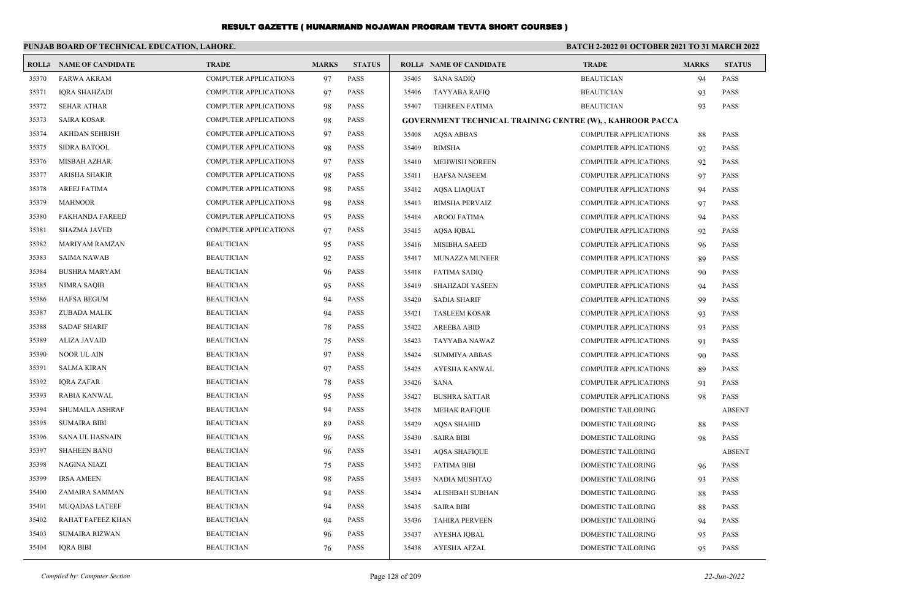# RESULT GAZETTE ( HUNARMAND NOJAWAN PROGRAM TEVTA SHORT COURSES )

## PUNJAB BOARD OF TECHNICAL EDUCATION, LAHORE.

**BATCH 2-2022 01 OCTOBER 2021 TO 31 MARCH 2022**

| ROLL# | NAME OF CANDIDATE | TRADE | MARKS | STATUS |
|---|---|---|---|---|
| 35370 | FARWA AKRAM | COMPUTER APPLICATIONS | 97 | PASS |
| 35371 | IQRA SHAHZADI | COMPUTER APPLICATIONS | 97 | PASS |
| 35372 | SEHAR ATHAR | COMPUTER APPLICATIONS | 98 | PASS |
| 35373 | SAIRA KOSAR | COMPUTER APPLICATIONS | 98 | PASS |
| 35374 | AKHDAN SEHRISH | COMPUTER APPLICATIONS | 97 | PASS |
| 35375 | SIDRA BATOOL | COMPUTER APPLICATIONS | 98 | PASS |
| 35376 | MISBAH AZHAR | COMPUTER APPLICATIONS | 97 | PASS |
| 35377 | ARISHA SHAKIR | COMPUTER APPLICATIONS | 98 | PASS |
| 35378 | AREEJ FATIMA | COMPUTER APPLICATIONS | 98 | PASS |
| 35379 | MAHNOOR | COMPUTER APPLICATIONS | 98 | PASS |
| 35380 | FAKHANDA FAREED | COMPUTER APPLICATIONS | 95 | PASS |
| 35381 | SHAZMA JAVED | COMPUTER APPLICATIONS | 97 | PASS |
| 35382 | MARIYAM RAMZAN | BEAUTICIAN | 95 | PASS |
| 35383 | SAIMA NAWAB | BEAUTICIAN | 92 | PASS |
| 35384 | BUSHRA MARYAM | BEAUTICIAN | 96 | PASS |
| 35385 | NIMRA SAQIB | BEAUTICIAN | 95 | PASS |
| 35386 | HAFSA BEGUM | BEAUTICIAN | 94 | PASS |
| 35387 | ZUBADA MALIK | BEAUTICIAN | 94 | PASS |
| 35388 | SADAF SHARIF | BEAUTICIAN | 78 | PASS |
| 35389 | ALIZA JAVAID | BEAUTICIAN | 75 | PASS |
| 35390 | NOOR UL AIN | BEAUTICIAN | 97 | PASS |
| 35391 | SALMA KIRAN | BEAUTICIAN | 97 | PASS |
| 35392 | IQRA ZAFAR | BEAUTICIAN | 78 | PASS |
| 35393 | RABIA KANWAL | BEAUTICIAN | 95 | PASS |
| 35394 | SHUMAILA ASHRAF | BEAUTICIAN | 94 | PASS |
| 35395 | SUMAIRA BIBI | BEAUTICIAN | 89 | PASS |
| 35396 | SANA UL HASNAIN | BEAUTICIAN | 96 | PASS |
| 35397 | SHAHEEN BANO | BEAUTICIAN | 96 | PASS |
| 35398 | NAGINA NIAZI | BEAUTICIAN | 75 | PASS |
| 35399 | IRSA AMEEN | BEAUTICIAN | 98 | PASS |
| 35400 | ZAMAIRA SAMMAN | BEAUTICIAN | 94 | PASS |
| 35401 | MUQADAS LATEEF | BEAUTICIAN | 94 | PASS |
| 35402 | RAHAT FAFEEZ KHAN | BEAUTICIAN | 94 | PASS |
| 35403 | SUMAIRA RIZWAN | BEAUTICIAN | 96 | PASS |
| 35404 | IQRA BIBI | BEAUTICIAN | 76 | PASS |
| 35405 | SANA SADIQ | BEAUTICIAN | 94 | PASS |
| 35406 | TAYYABA RAFIQ | BEAUTICIAN | 93 | PASS |
| 35407 | TEHREEN FATIMA | BEAUTICIAN | 93 | PASS |
| **GOVERNMENT TECHNICAL TRAINING CENTRE (W), , KAHROOR PACCA** | | | | |
| 35408 | AQSA ABBAS | COMPUTER APPLICATIONS | 88 | PASS |
| 35409 | RIMSHA | COMPUTER APPLICATIONS | 92 | PASS |
| 35410 | MEHWISH NOREEN | COMPUTER APPLICATIONS | 92 | PASS |
| 35411 | HAFSA NASEEM | COMPUTER APPLICATIONS | 97 | PASS |
| 35412 | AQSA LIAQUAT | COMPUTER APPLICATIONS | 94 | PASS |
| 35413 | RIMSHA PERVAIZ | COMPUTER APPLICATIONS | 97 | PASS |
| 35414 | AROOJ FATIMA | COMPUTER APPLICATIONS | 94 | PASS |
| 35415 | AQSA IQBAL | COMPUTER APPLICATIONS | 92 | PASS |
| 35416 | MISIBHA SAEED | COMPUTER APPLICATIONS | 96 | PASS |
| 35417 | MUNAZZA MUNEER | COMPUTER APPLICATIONS | 89 | PASS |
| 35418 | FATIMA SADIQ | COMPUTER APPLICATIONS | 90 | PASS |
| 35419 | SHAHZADI YASEEN | COMPUTER APPLICATIONS | 94 | PASS |
| 35420 | SADIA SHARIF | COMPUTER APPLICATIONS | 99 | PASS |
| 35421 | TASLEEM KOSAR | COMPUTER APPLICATIONS | 93 | PASS |
| 35422 | AREEBA ABID | COMPUTER APPLICATIONS | 93 | PASS |
| 35423 | TAYYABA NAWAZ | COMPUTER APPLICATIONS | 91 | PASS |
| 35424 | SUMMIYA ABBAS | COMPUTER APPLICATIONS | 90 | PASS |
| 35425 | AYESHA KANWAL | COMPUTER APPLICATIONS | 89 | PASS |
| 35426 | SANA | COMPUTER APPLICATIONS | 91 | PASS |
| 35427 | BUSHRA SATTAR | COMPUTER APPLICATIONS | 98 | PASS |
| 35428 | MEHAK RAFIQUE | DOMESTIC TAILORING | | ABSENT |
| 35429 | AQSA SHAHID | DOMESTIC TAILORING | 88 | PASS |
| 35430 | SAIRA BIBI | DOMESTIC TAILORING | 98 | PASS |
| 35431 | AQSA SHAFIQUE | DOMESTIC TAILORING | | ABSENT |
| 35432 | FATIMA BIBI | DOMESTIC TAILORING | 96 | PASS |
| 35433 | NADIA MUSHTAQ | DOMESTIC TAILORING | 93 | PASS |
| 35434 | ALISHBAH SUBHAN | DOMESTIC TAILORING | 88 | PASS |
| 35435 | SAIRA BIBI | DOMESTIC TAILORING | 88 | PASS |
| 35436 | TAHIRA PERVEEN | DOMESTIC TAILORING | 94 | PASS |
| 35437 | AYESHA IQBAL | DOMESTIC TAILORING | 95 | PASS |
| 35438 | AYESHA AFZAL | DOMESTIC TAILORING | 95 | PASS |

*Compiled by: Computer Section* | *22-Jun-2022*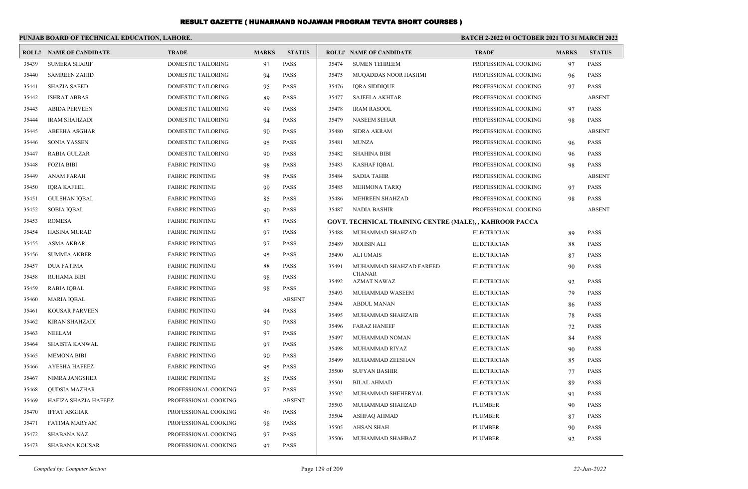# RESULT GAZETTE ( HUNARMAND NOJAWAN PROGRAM TEVTA SHORT COURSES )

**PUNJAB BOARD OF TECHNICAL EDUCATION, LAHORE.** **BATCH 2-2022 01 OCTOBER 2021 TO 31 MARCH 2022**

| ROLL# | NAME OF CANDIDATE | TRADE | MARKS | STATUS |
|---|---|---|---|---|
| 35439 | SUMERA SHARIF | DOMESTIC TAILORING | 91 | PASS |
| 35440 | SAMREEN ZAHID | DOMESTIC TAILORING | 94 | PASS |
| 35441 | SHAZIA SAEED | DOMESTIC TAILORING | 95 | PASS |
| 35442 | ISHRAT ABBAS | DOMESTIC TAILORING | 89 | PASS |
| 35443 | ABIDA PERVEEN | DOMESTIC TAILORING | 99 | PASS |
| 35444 | IRAM SHAHZADI | DOMESTIC TAILORING | 94 | PASS |
| 35445 | ABEEHA ASGHAR | DOMESTIC TAILORING | 90 | PASS |
| 35446 | SONIA YASSEN | DOMESTIC TAILORING | 95 | PASS |
| 35447 | RABIA GULZAR | DOMESTIC TAILORING | 90 | PASS |
| 35448 | FOZIA BIBI | FABRIC PRINTING | 98 | PASS |
| 35449 | ANAM FARAH | FABRIC PRINTING | 98 | PASS |
| 35450 | IQRA KAFEEL | FABRIC PRINTING | 99 | PASS |
| 35451 | GULSHAN IQBAL | FABRIC PRINTING | 85 | PASS |
| 35452 | SOBIA IQBAL | FABRIC PRINTING | 90 | PASS |
| 35453 | ROMESA | FABRIC PRINTING | 87 | PASS |
| 35454 | HASINA MURAD | FABRIC PRINTING | 97 | PASS |
| 35455 | ASMA AKBAR | FABRIC PRINTING | 97 | PASS |
| 35456 | SUMMIA AKBER | FABRIC PRINTING | 95 | PASS |
| 35457 | DUA FATIMA | FABRIC PRINTING | 88 | PASS |
| 35458 | RUHAMA BIBI | FABRIC PRINTING | 98 | PASS |
| 35459 | RABIA IQBAL | FABRIC PRINTING | 98 | PASS |
| 35460 | MARIA IQBAL | FABRIC PRINTING | | ABSENT |
| 35461 | KOUSAR PARVEEN | FABRIC PRINTING | 94 | PASS |
| 35462 | KIRAN SHAHZADI | FABRIC PRINTING | 90 | PASS |
| 35463 | NEELAM | FABRIC PRINTING | 97 | PASS |
| 35464 | SHAISTA KANWAL | FABRIC PRINTING | 97 | PASS |
| 35465 | MEMONA BIBI | FABRIC PRINTING | 90 | PASS |
| 35466 | AYESHA HAFEEZ | FABRIC PRINTING | 95 | PASS |
| 35467 | NIMRA JANGSHER | FABRIC PRINTING | 85 | PASS |
| 35468 | QUDSIA MAZHAR | PROFESSIONAL COOKING | 97 | PASS |
| 35469 | HAFIZA SHAZIA HAFEEZ | PROFESSIONAL COOKING | | ABSENT |
| 35470 | IFFAT ASGHAR | PROFESSIONAL COOKING | 96 | PASS |
| 35471 | FATIMA MARYAM | PROFESSIONAL COOKING | 98 | PASS |
| 35472 | SHABANA NAZ | PROFESSIONAL COOKING | 97 | PASS |
| 35473 | SHABANA KOUSAR | PROFESSIONAL COOKING | 97 | PASS |
| 35474 | SUMEN TEHREEM | PROFESSIONAL COOKING | 97 | PASS |
| 35475 | MUQADDAS NOOR HASHMI | PROFESSIONAL COOKING | 96 | PASS |
| 35476 | IQRA SIDDIQUE | PROFESSIONAL COOKING | 97 | PASS |
| 35477 | SAJEELA AKHTAR | PROFESSIONAL COOKING | | ABSENT |
| 35478 | IRAM RASOOL | PROFESSIONAL COOKING | 97 | PASS |
| 35479 | NASEEM SEHAR | PROFESSIONAL COOKING | 98 | PASS |
| 35480 | SIDRA AKRAM | PROFESSIONAL COOKING | | ABSENT |
| 35481 | MUNZA | PROFESSIONAL COOKING | 96 | PASS |
| 35482 | SHAHINA BIBI | PROFESSIONAL COOKING | 96 | PASS |
| 35483 | KASHAF IQBAL | PROFESSIONAL COOKING | 98 | PASS |
| 35484 | SADIA TAHIR | PROFESSIONAL COOKING | | ABSENT |
| 35485 | MEHMONA TARIQ | PROFESSIONAL COOKING | 97 | PASS |
| 35486 | MEHREEN SHAHZAD | PROFESSIONAL COOKING | 98 | PASS |
| 35487 | NADIA BASHIR | PROFESSIONAL COOKING | | ABSENT |

**GOVT. TECHNICAL TRAINING CENTRE (MALE), , KAHROOR PACCA**

| ROLL# | NAME OF CANDIDATE | TRADE | MARKS | STATUS |
|---|---|---|---|---|
| 35488 | MUHAMMAD SHAHZAD | ELECTRICIAN | 89 | PASS |
| 35489 | MOHSIN ALI | ELECTRICIAN | 88 | PASS |
| 35490 | ALI UMAIS | ELECTRICIAN | 87 | PASS |
| 35491 | MUHAMMAD SHAHZAD FAREED CHANAR | ELECTRICIAN | 90 | PASS |
| 35492 | AZMAT NAWAZ | ELECTRICIAN | 92 | PASS |
| 35493 | MUHAMMAD WASEEM | ELECTRICIAN | 79 | PASS |
| 35494 | ABDUL MANAN | ELECTRICIAN | 86 | PASS |
| 35495 | MUHAMMAD SHAHZAIB | ELECTRICIAN | 78 | PASS |
| 35496 | FARAZ HANEEF | ELECTRICIAN | 72 | PASS |
| 35497 | MUHAMMAD NOMAN | ELECTRICIAN | 84 | PASS |
| 35498 | MUHAMMAD RIYAZ | ELECTRICIAN | 90 | PASS |
| 35499 | MUHAMMAD ZEESHAN | ELECTRICIAN | 85 | PASS |
| 35500 | SUFYAN BASHIR | ELECTRICIAN | 77 | PASS |
| 35501 | BILAL AHMAD | ELECTRICIAN | 89 | PASS |
| 35502 | MUHAMMAD SHEHERYAL | ELECTRICIAN | 91 | PASS |
| 35503 | MUHAMMAD SHAHZAD | PLUMBER | 90 | PASS |
| 35504 | ASHFAQ AHMAD | PLUMBER | 87 | PASS |
| 35505 | AHSAN SHAH | PLUMBER | 90 | PASS |
| 35506 | MUHAMMAD SHAHBAZ | PLUMBER | 92 | PASS |

*Compiled by: Computer Section* *22-Jun-2022*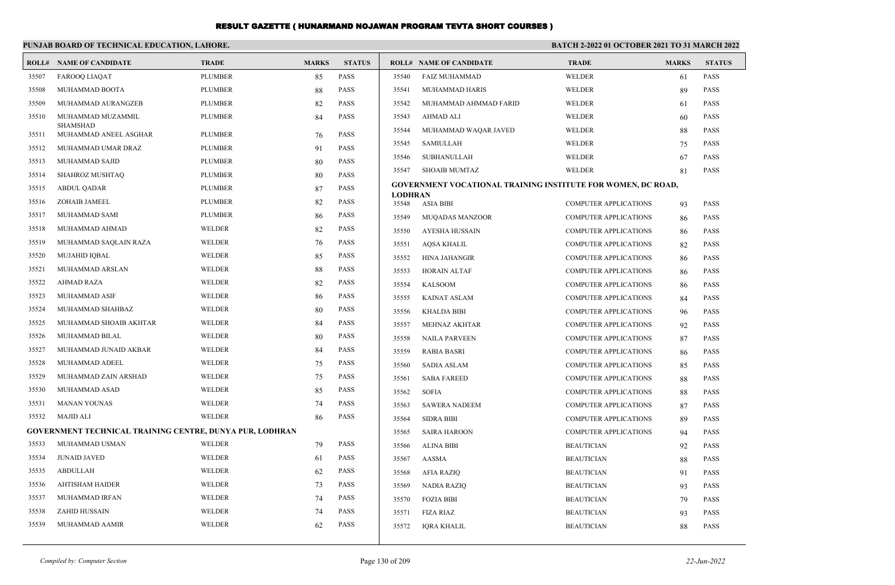# RESULT GAZETTE ( HUNARMAND NOJAWAN PROGRAM TEVTA SHORT COURSES )

**PUNJAB BOARD OF TECHNICAL EDUCATION, LAHORE.** **BATCH 2-2022 01 OCTOBER 2021 TO 31 MARCH 2022**

| ROLL# | NAME OF CANDIDATE | TRADE | MARKS | STATUS |
|---|---|---|---|---|
| 35507 | FAROOQ LIAQAT | PLUMBER | 85 | PASS |
| 35508 | MUHAMMAD BOOTA | PLUMBER | 88 | PASS |
| 35509 | MUHAMMAD AURANGZEB | PLUMBER | 82 | PASS |
| 35510 | MUHAMMAD MUZAMMIL SHAMSHAD | PLUMBER | 84 | PASS |
| 35511 | MUHAMMAD ANEEL ASGHAR | PLUMBER | 76 | PASS |
| 35512 | MUHAMMAD UMAR DRAZ | PLUMBER | 91 | PASS |
| 35513 | MUHAMMAD SAJID | PLUMBER | 80 | PASS |
| 35514 | SHAHROZ MUSHTAQ | PLUMBER | 80 | PASS |
| 35515 | ABDUL QADAR | PLUMBER | 87 | PASS |
| 35516 | ZOHAIB JAMEEL | PLUMBER | 82 | PASS |
| 35517 | MUHAMMAD SAMI | PLUMBER | 86 | PASS |
| 35518 | MUHAMMAD AHMAD | WELDER | 82 | PASS |
| 35519 | MUHAMMAD SAQLAIN RAZA | WELDER | 76 | PASS |
| 35520 | MUJAHID IQBAL | WELDER | 85 | PASS |
| 35521 | MUHAMMAD ARSLAN | WELDER | 88 | PASS |
| 35522 | AHMAD RAZA | WELDER | 82 | PASS |
| 35523 | MUHAMMAD ASIF | WELDER | 86 | PASS |
| 35524 | MUHAMMAD SHAHBAZ | WELDER | 80 | PASS |
| 35525 | MUHAMMAD SHOAIB AKHTAR | WELDER | 84 | PASS |
| 35526 | MUHAMMAD BILAL | WELDER | 80 | PASS |
| 35527 | MUHAMMAD JUNAID AKBAR | WELDER | 84 | PASS |
| 35528 | MUHAMMAD ADEEL | WELDER | 75 | PASS |
| 35529 | MUHAMMAD ZAIN ARSHAD | WELDER | 75 | PASS |
| 35530 | MUHAMMAD ASAD | WELDER | 85 | PASS |
| 35531 | MANAN YOUNAS | WELDER | 74 | PASS |
| 35532 | MAJID ALI | WELDER | 86 | PASS |

**GOVERNMENT TECHNICAL TRAINING CENTRE, DUNYA PUR, LODHRAN**

| ROLL# | NAME OF CANDIDATE | TRADE | MARKS | STATUS |
|---|---|---|---|---|
| 35533 | MUHAMMAD USMAN | WELDER | 79 | PASS |
| 35534 | JUNAID JAVED | WELDER | 61 | PASS |
| 35535 | ABDULLAH | WELDER | 62 | PASS |
| 35536 | AHTISHAM HAIDER | WELDER | 73 | PASS |
| 35537 | MUHAMMAD IRFAN | WELDER | 74 | PASS |
| 35538 | ZAHID HUSSAIN | WELDER | 74 | PASS |
| 35539 | MUHAMMAD AAMIR | WELDER | 62 | PASS |
| 35540 | FAIZ MUHAMMAD | WELDER | 61 | PASS |
| 35541 | MUHAMMAD HARIS | WELDER | 89 | PASS |
| 35542 | MUHAMMAD AHMMAD FARID | WELDER | 61 | PASS |
| 35543 | AHMAD ALI | WELDER | 60 | PASS |
| 35544 | MUHAMMAD WAQAR JAVED | WELDER | 88 | PASS |
| 35545 | SAMIULLAH | WELDER | 75 | PASS |
| 35546 | SUBHANULLAH | WELDER | 67 | PASS |
| 35547 | SHOAIB MUMTAZ | WELDER | 81 | PASS |

**GOVERNMENT VOCATIONAL TRAINING INSTITUTE FOR WOMEN, DC ROAD, LODHRAN**

| ROLL# | NAME OF CANDIDATE | TRADE | MARKS | STATUS |
|---|---|---|---|---|
| 35548 | ASIA BIBI | COMPUTER APPLICATIONS | 93 | PASS |
| 35549 | MUQADAS MANZOOR | COMPUTER APPLICATIONS | 86 | PASS |
| 35550 | AYESHA HUSSAIN | COMPUTER APPLICATIONS | 86 | PASS |
| 35551 | AQSA KHALIL | COMPUTER APPLICATIONS | 82 | PASS |
| 35552 | HINA JAHANGIR | COMPUTER APPLICATIONS | 86 | PASS |
| 35553 | HORAIN ALTAF | COMPUTER APPLICATIONS | 86 | PASS |
| 35554 | KALSOOM | COMPUTER APPLICATIONS | 86 | PASS |
| 35555 | KAINAT ASLAM | COMPUTER APPLICATIONS | 84 | PASS |
| 35556 | KHALDA BIBI | COMPUTER APPLICATIONS | 96 | PASS |
| 35557 | MEHNAZ AKHTAR | COMPUTER APPLICATIONS | 92 | PASS |
| 35558 | NAILA PARVEEN | COMPUTER APPLICATIONS | 87 | PASS |
| 35559 | RABIA BASRI | COMPUTER APPLICATIONS | 86 | PASS |
| 35560 | SADIA ASLAM | COMPUTER APPLICATIONS | 85 | PASS |
| 35561 | SABA FAREED | COMPUTER APPLICATIONS | 88 | PASS |
| 35562 | SOFIA | COMPUTER APPLICATIONS | 88 | PASS |
| 35563 | SAWERA NADEEM | COMPUTER APPLICATIONS | 87 | PASS |
| 35564 | SIDRA BIBI | COMPUTER APPLICATIONS | 89 | PASS |
| 35565 | SAIRA HAROON | COMPUTER APPLICATIONS | 94 | PASS |
| 35566 | ALINA BIBI | BEAUTICIAN | 92 | PASS |
| 35567 | AASMA | BEAUTICIAN | 88 | PASS |
| 35568 | AFIA RAZIQ | BEAUTICIAN | 91 | PASS |
| 35569 | NADIA RAZIQ | BEAUTICIAN | 93 | PASS |
| 35570 | FOZIA BIBI | BEAUTICIAN | 79 | PASS |
| 35571 | FIZA RIAZ | BEAUTICIAN | 93 | PASS |
| 35572 | IQRA KHALIL | BEAUTICIAN | 88 | PASS |

*Compiled by: Computer Section* *22-Jun-2022*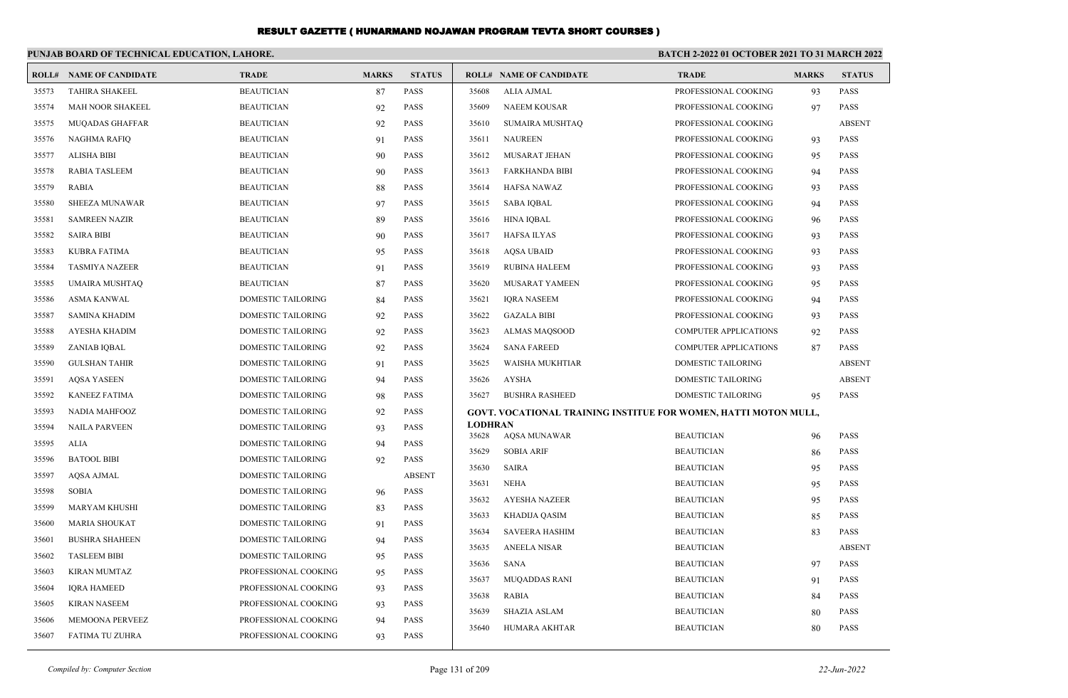# RESULT GAZETTE ( HUNARMAND NOJAWAN PROGRAM TEVTA SHORT COURSES )

**PUNJAB BOARD OF TECHNICAL EDUCATION, LAHORE.**

**BATCH 2-2022 01 OCTOBER 2021 TO 31 MARCH 2022**

| ROLL# | NAME OF CANDIDATE | TRADE | MARKS | STATUS |
|---|---|---|---|---|
| 35573 | TAHIRA SHAKEEL | BEAUTICIAN | 87 | PASS |
| 35574 | MAH NOOR SHAKEEL | BEAUTICIAN | 92 | PASS |
| 35575 | MUQADAS GHAFFAR | BEAUTICIAN | 92 | PASS |
| 35576 | NAGHMA RAFIQ | BEAUTICIAN | 91 | PASS |
| 35577 | ALISHA BIBI | BEAUTICIAN | 90 | PASS |
| 35578 | RABIA TASLEEM | BEAUTICIAN | 90 | PASS |
| 35579 | RABIA | BEAUTICIAN | 88 | PASS |
| 35580 | SHEEZA MUNAWAR | BEAUTICIAN | 97 | PASS |
| 35581 | SAMREEN NAZIR | BEAUTICIAN | 89 | PASS |
| 35582 | SAIRA BIBI | BEAUTICIAN | 90 | PASS |
| 35583 | KUBRA FATIMA | BEAUTICIAN | 95 | PASS |
| 35584 | TASMIYA NAZEER | BEAUTICIAN | 91 | PASS |
| 35585 | UMAIRA MUSHTAQ | BEAUTICIAN | 87 | PASS |
| 35586 | ASMA KANWAL | DOMESTIC TAILORING | 84 | PASS |
| 35587 | SAMINA KHADIM | DOMESTIC TAILORING | 92 | PASS |
| 35588 | AYESHA KHADIM | DOMESTIC TAILORING | 92 | PASS |
| 35589 | ZANIAB IQBAL | DOMESTIC TAILORING | 92 | PASS |
| 35590 | GULSHAN TAHIR | DOMESTIC TAILORING | 91 | PASS |
| 35591 | AQSA YASEEN | DOMESTIC TAILORING | 94 | PASS |
| 35592 | KANEEZ FATIMA | DOMESTIC TAILORING | 98 | PASS |
| 35593 | NADIA MAHFOOZ | DOMESTIC TAILORING | 92 | PASS |
| 35594 | NAILA PARVEEN | DOMESTIC TAILORING | 93 | PASS |
| 35595 | ALIA | DOMESTIC TAILORING | 94 | PASS |
| 35596 | BATOOL BIBI | DOMESTIC TAILORING | 92 | PASS |
| 35597 | AQSA AJMAL | DOMESTIC TAILORING | | ABSENT |
| 35598 | SOBIA | DOMESTIC TAILORING | 96 | PASS |
| 35599 | MARYAM KHUSHI | DOMESTIC TAILORING | 83 | PASS |
| 35600 | MARIA SHOUKAT | DOMESTIC TAILORING | 91 | PASS |
| 35601 | BUSHRA SHAHEEN | DOMESTIC TAILORING | 94 | PASS |
| 35602 | TASLEEM BIBI | DOMESTIC TAILORING | 95 | PASS |
| 35603 | KIRAN MUMTAZ | PROFESSIONAL COOKING | 95 | PASS |
| 35604 | IQRA HAMEED | PROFESSIONAL COOKING | 93 | PASS |
| 35605 | KIRAN NASEEM | PROFESSIONAL COOKING | 93 | PASS |
| 35606 | MEMOONA PERVEEZ | PROFESSIONAL COOKING | 94 | PASS |
| 35607 | FATIMA TU ZUHRA | PROFESSIONAL COOKING | 93 | PASS |
| 35608 | ALIA AJMAL | PROFESSIONAL COOKING | 93 | PASS |
| 35609 | NAEEM KOUSAR | PROFESSIONAL COOKING | 97 | PASS |
| 35610 | SUMAIRA MUSHTAQ | PROFESSIONAL COOKING | | ABSENT |
| 35611 | NAUREEN | PROFESSIONAL COOKING | 93 | PASS |
| 35612 | MUSARAT JEHAN | PROFESSIONAL COOKING | 95 | PASS |
| 35613 | FARKHANDA BIBI | PROFESSIONAL COOKING | 94 | PASS |
| 35614 | HAFSA NAWAZ | PROFESSIONAL COOKING | 93 | PASS |
| 35615 | SABA IQBAL | PROFESSIONAL COOKING | 94 | PASS |
| 35616 | HINA IQBAL | PROFESSIONAL COOKING | 96 | PASS |
| 35617 | HAFSA ILYAS | PROFESSIONAL COOKING | 93 | PASS |
| 35618 | AQSA UBAID | PROFESSIONAL COOKING | 93 | PASS |
| 35619 | RUBINA HALEEM | PROFESSIONAL COOKING | 93 | PASS |
| 35620 | MUSARAT YAMEEN | PROFESSIONAL COOKING | 95 | PASS |
| 35621 | IQRA NASEEM | PROFESSIONAL COOKING | 94 | PASS |
| 35622 | GAZALA BIBI | PROFESSIONAL COOKING | 93 | PASS |
| 35623 | ALMAS MAQSOOD | COMPUTER APPLICATIONS | 92 | PASS |
| 35624 | SANA FAREED | COMPUTER APPLICATIONS | 87 | PASS |
| 35625 | WAISHA MUKHTIAR | DOMESTIC TAILORING | | ABSENT |
| 35626 | AYSHA | DOMESTIC TAILORING | | ABSENT |
| 35627 | BUSHRA RASHEED | DOMESTIC TAILORING | 95 | PASS |

**GOVT. VOCATIONAL TRAINING INSTITUE FOR WOMEN, HATTI MOTON MULL, LODHRAN**

| ROLL# | NAME OF CANDIDATE | TRADE | MARKS | STATUS |
|---|---|---|---|---|
| 35628 | AQSA MUNAWAR | BEAUTICIAN | 96 | PASS |
| 35629 | SOBIA ARIF | BEAUTICIAN | 86 | PASS |
| 35630 | SAIRA | BEAUTICIAN | 95 | PASS |
| 35631 | NEHA | BEAUTICIAN | 95 | PASS |
| 35632 | AYESHA NAZEER | BEAUTICIAN | 95 | PASS |
| 35633 | KHADIJA QASIM | BEAUTICIAN | 85 | PASS |
| 35634 | SAVEERA HASHIM | BEAUTICIAN | 83 | PASS |
| 35635 | ANEELA NISAR | BEAUTICIAN | | ABSENT |
| 35636 | SANA | BEAUTICIAN | 97 | PASS |
| 35637 | MUQADDAS RANI | BEAUTICIAN | 91 | PASS |
| 35638 | RABIA | BEAUTICIAN | 84 | PASS |
| 35639 | SHAZIA ASLAM | BEAUTICIAN | 80 | PASS |
| 35640 | HUMARA AKHTAR | BEAUTICIAN | 80 | PASS |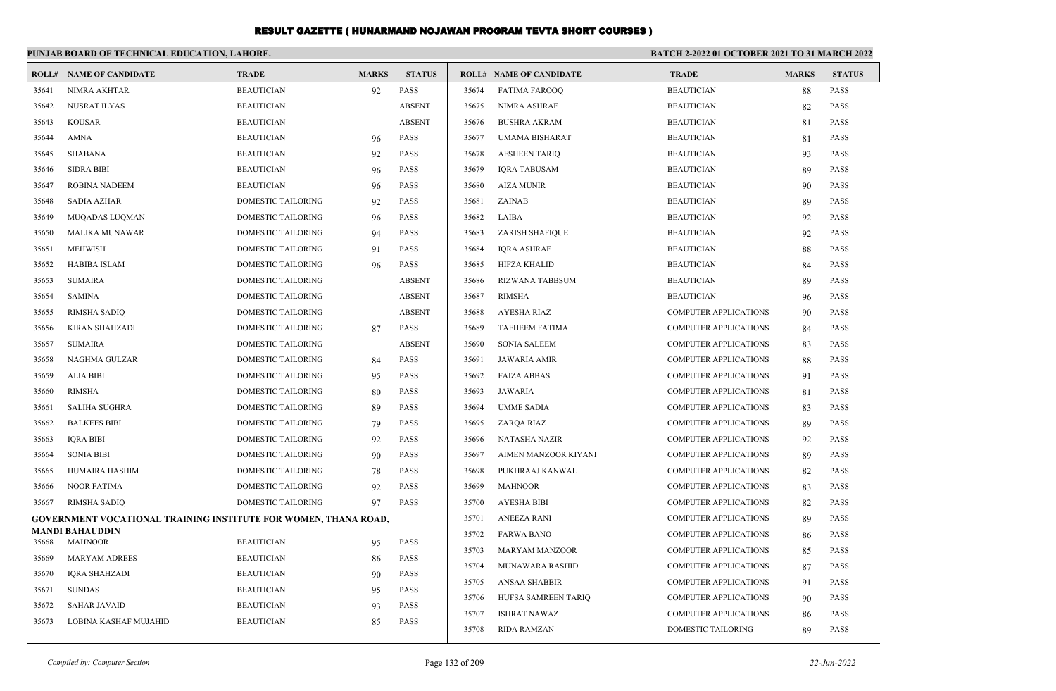# RESULT GAZETTE ( HUNARMAND NOJAWAN PROGRAM TEVTA SHORT COURSES )

## PUNJAB BOARD OF TECHNICAL EDUCATION, LAHORE.

**BATCH 2-2022 01 OCTOBER 2021 TO 31 MARCH 2022**

| ROLL# | NAME OF CANDIDATE | TRADE | MARKS | STATUS |
|---|---|---|---|---|
| 35641 | NIMRA AKHTAR | BEAUTICIAN | 92 | PASS |
| 35642 | NUSRAT ILYAS | BEAUTICIAN | | ABSENT |
| 35643 | KOUSAR | BEAUTICIAN | | ABSENT |
| 35644 | AMNA | BEAUTICIAN | 96 | PASS |
| 35645 | SHABANA | BEAUTICIAN | 92 | PASS |
| 35646 | SIDRA BIBI | BEAUTICIAN | 96 | PASS |
| 35647 | ROBINA NADEEM | BEAUTICIAN | 96 | PASS |
| 35648 | SADIA AZHAR | DOMESTIC TAILORING | 92 | PASS |
| 35649 | MUQADAS LUQMAN | DOMESTIC TAILORING | 96 | PASS |
| 35650 | MALIKA MUNAWAR | DOMESTIC TAILORING | 94 | PASS |
| 35651 | MEHWISH | DOMESTIC TAILORING | 91 | PASS |
| 35652 | HABIBA ISLAM | DOMESTIC TAILORING | 96 | PASS |
| 35653 | SUMAIRA | DOMESTIC TAILORING | | ABSENT |
| 35654 | SAMINA | DOMESTIC TAILORING | | ABSENT |
| 35655 | RIMSHA SADIQ | DOMESTIC TAILORING | | ABSENT |
| 35656 | KIRAN SHAHZADI | DOMESTIC TAILORING | 87 | PASS |
| 35657 | SUMAIRA | DOMESTIC TAILORING | | ABSENT |
| 35658 | NAGHMA GULZAR | DOMESTIC TAILORING | 84 | PASS |
| 35659 | ALIA BIBI | DOMESTIC TAILORING | 95 | PASS |
| 35660 | RIMSHA | DOMESTIC TAILORING | 80 | PASS |
| 35661 | SALIHA SUGHRA | DOMESTIC TAILORING | 89 | PASS |
| 35662 | BALKEES BIBI | DOMESTIC TAILORING | 79 | PASS |
| 35663 | IQRA BIBI | DOMESTIC TAILORING | 92 | PASS |
| 35664 | SONIA BIBI | DOMESTIC TAILORING | 90 | PASS |
| 35665 | HUMAIRA HASHIM | DOMESTIC TAILORING | 78 | PASS |
| 35666 | NOOR FATIMA | DOMESTIC TAILORING | 92 | PASS |
| 35667 | RIMSHA SADIQ | DOMESTIC TAILORING | 97 | PASS |

**GOVERNMENT VOCATIONAL TRAINING INSTITUTE FOR WOMEN, THANA ROAD, MANDI BAHAUDDIN**

| ROLL# | NAME OF CANDIDATE | TRADE | MARKS | STATUS |
|---|---|---|---|---|
| 35668 | MAHNOOR | BEAUTICIAN | 95 | PASS |
| 35669 | MARYAM ADREES | BEAUTICIAN | 86 | PASS |
| 35670 | IQRA SHAHZADI | BEAUTICIAN | 90 | PASS |
| 35671 | SUNDAS | BEAUTICIAN | 95 | PASS |
| 35672 | SAHAR JAVAID | BEAUTICIAN | 93 | PASS |
| 35673 | LOBINA KASHAF MUJAHID | BEAUTICIAN | 85 | PASS |
| 35674 | FATIMA FAROOQ | BEAUTICIAN | 88 | PASS |
| 35675 | NIMRA ASHRAF | BEAUTICIAN | 82 | PASS |
| 35676 | BUSHRA AKRAM | BEAUTICIAN | 81 | PASS |
| 35677 | UMAMA BISHARAT | BEAUTICIAN | 81 | PASS |
| 35678 | AFSHEEN TARIQ | BEAUTICIAN | 93 | PASS |
| 35679 | IQRA TABUSAM | BEAUTICIAN | 89 | PASS |
| 35680 | AIZA MUNIR | BEAUTICIAN | 90 | PASS |
| 35681 | ZAINAB | BEAUTICIAN | 89 | PASS |
| 35682 | LAIBA | BEAUTICIAN | 92 | PASS |
| 35683 | ZARISH SHAFIQUE | BEAUTICIAN | 92 | PASS |
| 35684 | IQRA ASHRAF | BEAUTICIAN | 88 | PASS |
| 35685 | HIFZA KHALID | BEAUTICIAN | 84 | PASS |
| 35686 | RIZWANA TABBSUM | BEAUTICIAN | 89 | PASS |
| 35687 | RIMSHA | BEAUTICIAN | 96 | PASS |
| 35688 | AYESHA RIAZ | COMPUTER APPLICATIONS | 90 | PASS |
| 35689 | TAFHEEM FATIMA | COMPUTER APPLICATIONS | 84 | PASS |
| 35690 | SONIA SALEEM | COMPUTER APPLICATIONS | 83 | PASS |
| 35691 | JAWARIA AMIR | COMPUTER APPLICATIONS | 88 | PASS |
| 35692 | FAIZA ABBAS | COMPUTER APPLICATIONS | 91 | PASS |
| 35693 | JAWARIA | COMPUTER APPLICATIONS | 81 | PASS |
| 35694 | UMME SADIA | COMPUTER APPLICATIONS | 83 | PASS |
| 35695 | ZARQA RIAZ | COMPUTER APPLICATIONS | 89 | PASS |
| 35696 | NATASHA NAZIR | COMPUTER APPLICATIONS | 92 | PASS |
| 35697 | AIMEN MANZOOR KIYANI | COMPUTER APPLICATIONS | 89 | PASS |
| 35698 | PUKHRAAJ KANWAL | COMPUTER APPLICATIONS | 82 | PASS |
| 35699 | MAHNOOR | COMPUTER APPLICATIONS | 83 | PASS |
| 35700 | AYESHA BIBI | COMPUTER APPLICATIONS | 82 | PASS |
| 35701 | ANEEZA RANI | COMPUTER APPLICATIONS | 89 | PASS |
| 35702 | FARWA BANO | COMPUTER APPLICATIONS | 86 | PASS |
| 35703 | MARYAM MANZOOR | COMPUTER APPLICATIONS | 85 | PASS |
| 35704 | MUNAWARA RASHID | COMPUTER APPLICATIONS | 87 | PASS |
| 35705 | ANSAA SHABBIR | COMPUTER APPLICATIONS | 91 | PASS |
| 35706 | HUFSA SAMREEN TARIQ | COMPUTER APPLICATIONS | 90 | PASS |
| 35707 | ISHRAT NAWAZ | COMPUTER APPLICATIONS | 86 | PASS |
| 35708 | RIDA RAMZAN | DOMESTIC TAILORING | 89 | PASS |

*Compiled by: Computer Section* 22-Jun-2022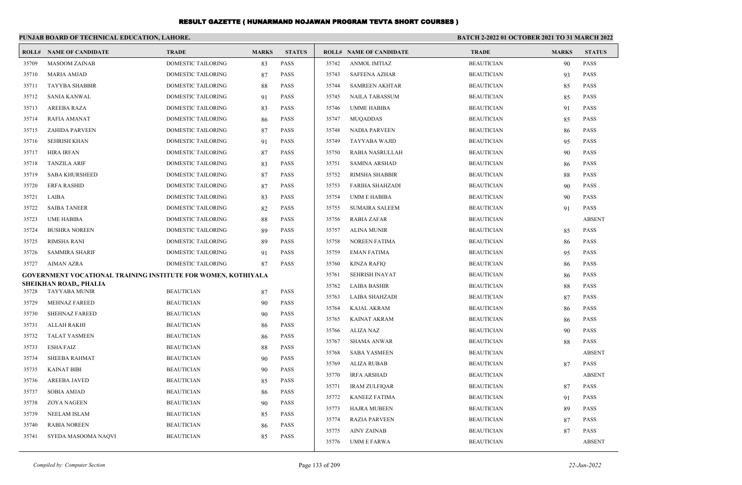# RESULT GAZETTE ( HUNARMAND NOJAWAN PROGRAM TEVTA SHORT COURSES )

**PUNJAB BOARD OF TECHNICAL EDUCATION, LAHORE.**

**BATCH 2-2022 01 OCTOBER 2021 TO 31 MARCH 2022**

| ROLL# | NAME OF CANDIDATE | TRADE | MARKS | STATUS |
|---|---|---|---|---|
| 35709 | MASOOM ZAINAB | DOMESTIC TAILORING | 83 | PASS |
| 35710 | MARIA AMJAD | DOMESTIC TAILORING | 87 | PASS |
| 35711 | TAYYBA SHABBIR | DOMESTIC TAILORING | 88 | PASS |
| 35712 | SANIA KANWAL | DOMESTIC TAILORING | 91 | PASS |
| 35713 | AREEBA RAZA | DOMESTIC TAILORING | 83 | PASS |
| 35714 | RAFIA AMANAT | DOMESTIC TAILORING | 86 | PASS |
| 35715 | ZAHIDA PARVEEN | DOMESTIC TAILORING | 87 | PASS |
| 35716 | SEHRISH KHAN | DOMESTIC TAILORING | 91 | PASS |
| 35717 | HIRA IRFAN | DOMESTIC TAILORING | 87 | PASS |
| 35718 | TANZILA ARIF | DOMESTIC TAILORING | 83 | PASS |
| 35719 | SABA KHURSHEED | DOMESTIC TAILORING | 87 | PASS |
| 35720 | ERFA RASHID | DOMESTIC TAILORING | 87 | PASS |
| 35721 | LAIBA | DOMESTIC TAILORING | 83 | PASS |
| 35722 | SAIBA TANEER | DOMESTIC TAILORING | 82 | PASS |
| 35723 | UME HABIBA | DOMESTIC TAILORING | 88 | PASS |
| 35724 | BUSHRA NOREEN | DOMESTIC TAILORING | 89 | PASS |
| 35725 | RIMSHA RANI | DOMESTIC TAILORING | 89 | PASS |
| 35726 | SAMMIRA SHARIF | DOMESTIC TAILORING | 91 | PASS |
| 35727 | AIMAN AZRA | DOMESTIC TAILORING | 87 | PASS |

**GOVERNMENT VOCATIONAL TRAINING INSTITUTE FOR WOMEN, KOTHIYALA SHEIKHAN ROAD,, PHALIA**

| ROLL# | NAME OF CANDIDATE | TRADE | MARKS | STATUS |
|---|---|---|---|---|
| 35728 | TAYYABA MUNIR | BEAUTICIAN | 87 | PASS |
| 35729 | MEHNAZ FAREED | BEAUTICIAN | 90 | PASS |
| 35730 | SHEHNAZ FAREED | BEAUTICIAN | 90 | PASS |
| 35731 | ALLAH RAKHI | BEAUTICIAN | 86 | PASS |
| 35732 | TALAT YASMEEN | BEAUTICIAN | 86 | PASS |
| 35733 | ESHA FAIZ | BEAUTICIAN | 88 | PASS |
| 35734 | SHEEBA RAHMAT | BEAUTICIAN | 90 | PASS |
| 35735 | KAINAT BIBI | BEAUTICIAN | 90 | PASS |
| 35736 | AREEBA JAVED | BEAUTICIAN | 85 | PASS |
| 35737 | SOBIA AMJAD | BEAUTICIAN | 86 | PASS |
| 35738 | ZOYA NAGEEN | BEAUTICIAN | 90 | PASS |
| 35739 | NEELAM ISLAM | BEAUTICIAN | 85 | PASS |
| 35740 | RABIA NOREEN | BEAUTICIAN | 86 | PASS |
| 35741 | SYEDA MASOOMA NAQVI | BEAUTICIAN | 85 | PASS |
| 35742 | ANMOL IMTIAZ | BEAUTICIAN | 90 | PASS |
| 35743 | SAFEENA AZHAR | BEAUTICIAN | 93 | PASS |
| 35744 | SAMREEN AKHTAR | BEAUTICIAN | 85 | PASS |
| 35745 | NAILA TABASSUM | BEAUTICIAN | 85 | PASS |
| 35746 | UMME HABIBA | BEAUTICIAN | 91 | PASS |
| 35747 | MUQADDAS | BEAUTICIAN | 85 | PASS |
| 35748 | NADIA PARVEEN | BEAUTICIAN | 86 | PASS |
| 35749 | TAYYABA WAJID | BEAUTICIAN | 95 | PASS |
| 35750 | RABIA NASRULLAH | BEAUTICIAN | 90 | PASS |
| 35751 | SAMINA ARSHAD | BEAUTICIAN | 86 | PASS |
| 35752 | RIMSHA SHABBIR | BEAUTICIAN | 88 | PASS |
| 35753 | FARIHA SHAHZADI | BEAUTICIAN | 90 | PASS |
| 35754 | UMM E HABIBA | BEAUTICIAN | 90 | PASS |
| 35755 | SUMAIRA SALEEM | BEAUTICIAN | 91 | PASS |
| 35756 | RABIA ZAFAR | BEAUTICIAN | | ABSENT |
| 35757 | ALINA MUNIR | BEAUTICIAN | 85 | PASS |
| 35758 | NOREEN FATIMA | BEAUTICIAN | 86 | PASS |
| 35759 | EMAN FATIMA | BEAUTICIAN | 95 | PASS |
| 35760 | KINZA RAFIQ | BEAUTICIAN | 86 | PASS |
| 35761 | SEHRISH INAYAT | BEAUTICIAN | 86 | PASS |
| 35762 | LAIBA BASHIR | BEAUTICIAN | 88 | PASS |
| 35763 | LAIBA SHAHZADI | BEAUTICIAN | 87 | PASS |
| 35764 | KAJAL AKRAM | BEAUTICIAN | 86 | PASS |
| 35765 | KAINAT AKRAM | BEAUTICIAN | 86 | PASS |
| 35766 | ALIZA NAZ | BEAUTICIAN | 90 | PASS |
| 35767 | SHAMA ANWAR | BEAUTICIAN | 88 | PASS |
| 35768 | SABA YASMEEN | BEAUTICIAN | | ABSENT |
| 35769 | ALIZA RUBAB | BEAUTICIAN | 87 | PASS |
| 35770 | IRFA ARSHAD | BEAUTICIAN | | ABSENT |
| 35771 | IRAM ZULFIQAR | BEAUTICIAN | 87 | PASS |
| 35772 | KANEEZ FATIMA | BEAUTICIAN | 91 | PASS |
| 35773 | HAJRA MUBEEN | BEAUTICIAN | 89 | PASS |
| 35774 | RAZIA PARVEEN | BEAUTICIAN | 87 | PASS |
| 35775 | AINY ZAINAB | BEAUTICIAN | 87 | PASS |
| 35776 | UMM E FARWA | BEAUTICIAN | | ABSENT |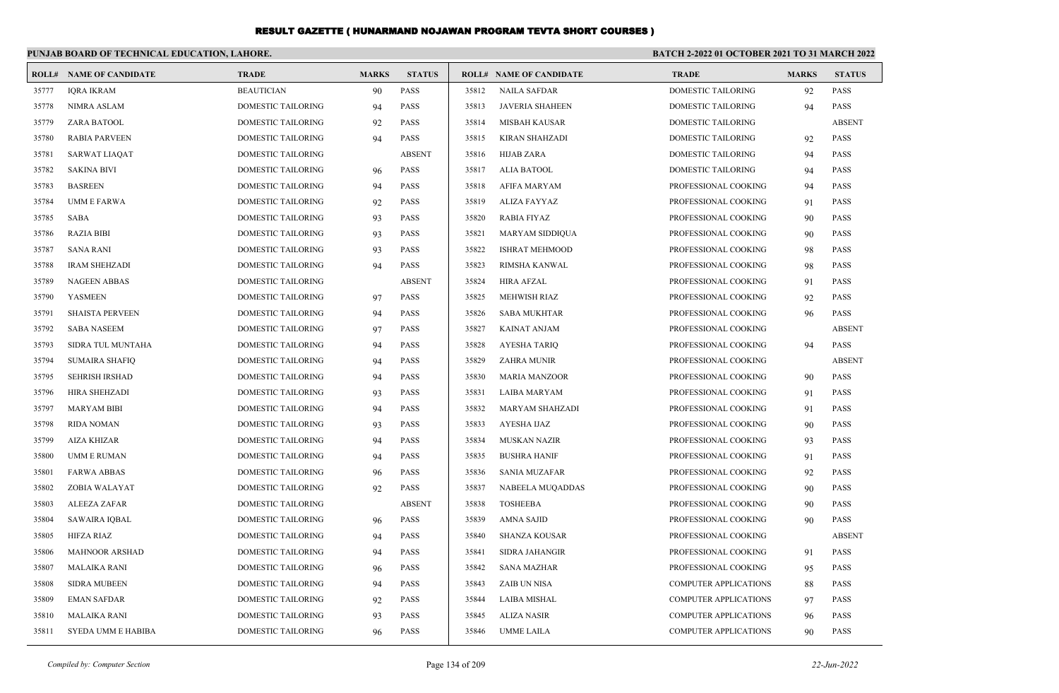# RESULT GAZETTE ( HUNARMAND NOJAWAN PROGRAM TEVTA SHORT COURSES )

**PUNJAB BOARD OF TECHNICAL EDUCATION, LAHORE.**

**BATCH 2-2022 01 OCTOBER 2021 TO 31 MARCH 2022**

| ROLL# | NAME OF CANDIDATE | TRADE | MARKS | STATUS |
|---|---|---|---|---|
| 35777 | IQRA IKRAM | BEAUTICIAN | 90 | PASS |
| 35778 | NIMRA ASLAM | DOMESTIC TAILORING | 94 | PASS |
| 35779 | ZARA BATOOL | DOMESTIC TAILORING | 92 | PASS |
| 35780 | RABIA PARVEEN | DOMESTIC TAILORING | 94 | PASS |
| 35781 | SARWAT LIAQAT | DOMESTIC TAILORING | | ABSENT |
| 35782 | SAKINA BIVI | DOMESTIC TAILORING | 96 | PASS |
| 35783 | BASREEN | DOMESTIC TAILORING | 94 | PASS |
| 35784 | UMM E FARWA | DOMESTIC TAILORING | 92 | PASS |
| 35785 | SABA | DOMESTIC TAILORING | 93 | PASS |
| 35786 | RAZIA BIBI | DOMESTIC TAILORING | 93 | PASS |
| 35787 | SANA RANI | DOMESTIC TAILORING | 93 | PASS |
| 35788 | IRAM SHEHZADI | DOMESTIC TAILORING | 94 | PASS |
| 35789 | NAGEEN ABBAS | DOMESTIC TAILORING | | ABSENT |
| 35790 | YASMEEN | DOMESTIC TAILORING | 97 | PASS |
| 35791 | SHAISTA PERVEEN | DOMESTIC TAILORING | 94 | PASS |
| 35792 | SABA NASEEM | DOMESTIC TAILORING | 97 | PASS |
| 35793 | SIDRA TUL MUNTAHA | DOMESTIC TAILORING | 94 | PASS |
| 35794 | SUMAIRA SHAFIQ | DOMESTIC TAILORING | 94 | PASS |
| 35795 | SEHRISH IRSHAD | DOMESTIC TAILORING | 94 | PASS |
| 35796 | HIRA SHEHZADI | DOMESTIC TAILORING | 93 | PASS |
| 35797 | MARYAM BIBI | DOMESTIC TAILORING | 94 | PASS |
| 35798 | RIDA NOMAN | DOMESTIC TAILORING | 93 | PASS |
| 35799 | AIZA KHIZAR | DOMESTIC TAILORING | 94 | PASS |
| 35800 | UMM E RUMAN | DOMESTIC TAILORING | 94 | PASS |
| 35801 | FARWA ABBAS | DOMESTIC TAILORING | 96 | PASS |
| 35802 | ZOBIA WALAYAT | DOMESTIC TAILORING | 92 | PASS |
| 35803 | ALEEZA ZAFAR | DOMESTIC TAILORING | | ABSENT |
| 35804 | SAWAIRA IQBAL | DOMESTIC TAILORING | 96 | PASS |
| 35805 | HIFZA RIAZ | DOMESTIC TAILORING | 94 | PASS |
| 35806 | MAHNOOR ARSHAD | DOMESTIC TAILORING | 94 | PASS |
| 35807 | MALAIKA RANI | DOMESTIC TAILORING | 96 | PASS |
| 35808 | SIDRA MUBEEN | DOMESTIC TAILORING | 94 | PASS |
| 35809 | EMAN SAFDAR | DOMESTIC TAILORING | 92 | PASS |
| 35810 | MALAIKA RANI | DOMESTIC TAILORING | 93 | PASS |
| 35811 | SYEDA UMM E HABIBA | DOMESTIC TAILORING | 96 | PASS |
| 35812 | NAILA SAFDAR | DOMESTIC TAILORING | 92 | PASS |
| 35813 | JAVERIA SHAHEEN | DOMESTIC TAILORING | 94 | PASS |
| 35814 | MISBAH KAUSAR | DOMESTIC TAILORING | | ABSENT |
| 35815 | KIRAN SHAHZADI | DOMESTIC TAILORING | 92 | PASS |
| 35816 | HIJAB ZARA | DOMESTIC TAILORING | 94 | PASS |
| 35817 | ALIA BATOOL | DOMESTIC TAILORING | 94 | PASS |
| 35818 | AFIFA MARYAM | PROFESSIONAL COOKING | 94 | PASS |
| 35819 | ALIZA FAYYAZ | PROFESSIONAL COOKING | 91 | PASS |
| 35820 | RABIA FIYAZ | PROFESSIONAL COOKING | 90 | PASS |
| 35821 | MARYAM SIDDIQUA | PROFESSIONAL COOKING | 90 | PASS |
| 35822 | ISHRAT MEHMOOD | PROFESSIONAL COOKING | 98 | PASS |
| 35823 | RIMSHA KANWAL | PROFESSIONAL COOKING | 98 | PASS |
| 35824 | HIRA AFZAL | PROFESSIONAL COOKING | 91 | PASS |
| 35825 | MEHWISH RIAZ | PROFESSIONAL COOKING | 92 | PASS |
| 35826 | SABA MUKHTAR | PROFESSIONAL COOKING | 96 | PASS |
| 35827 | KAINAT ANJAM | PROFESSIONAL COOKING | | ABSENT |
| 35828 | AYESHA TARIQ | PROFESSIONAL COOKING | 94 | PASS |
| 35829 | ZAHRA MUNIR | PROFESSIONAL COOKING | | ABSENT |
| 35830 | MARIA MANZOOR | PROFESSIONAL COOKING | 90 | PASS |
| 35831 | LAIBA MARYAM | PROFESSIONAL COOKING | 91 | PASS |
| 35832 | MARYAM SHAHZADI | PROFESSIONAL COOKING | 91 | PASS |
| 35833 | AYESHA IJAZ | PROFESSIONAL COOKING | 90 | PASS |
| 35834 | MUSKAN NAZIR | PROFESSIONAL COOKING | 93 | PASS |
| 35835 | BUSHRA HANIF | PROFESSIONAL COOKING | 91 | PASS |
| 35836 | SANIA MUZAFAR | PROFESSIONAL COOKING | 92 | PASS |
| 35837 | NABEELA MUQADDAS | PROFESSIONAL COOKING | 90 | PASS |
| 35838 | TOSHEEBA | PROFESSIONAL COOKING | 90 | PASS |
| 35839 | AMNA SAJID | PROFESSIONAL COOKING | 90 | PASS |
| 35840 | SHANZA KOUSAR | PROFESSIONAL COOKING | | ABSENT |
| 35841 | SIDRA JAHANGIR | PROFESSIONAL COOKING | 91 | PASS |
| 35842 | SANA MAZHAR | PROFESSIONAL COOKING | 95 | PASS |
| 35843 | ZAIB UN NISA | COMPUTER APPLICATIONS | 88 | PASS |
| 35844 | LAIBA MISHAL | COMPUTER APPLICATIONS | 97 | PASS |
| 35845 | ALIZA NASIR | COMPUTER APPLICATIONS | 96 | PASS |
| 35846 | UMME LAILA | COMPUTER APPLICATIONS | 90 | PASS |

*Compiled by: Computer Section*

*22-Jun-2022*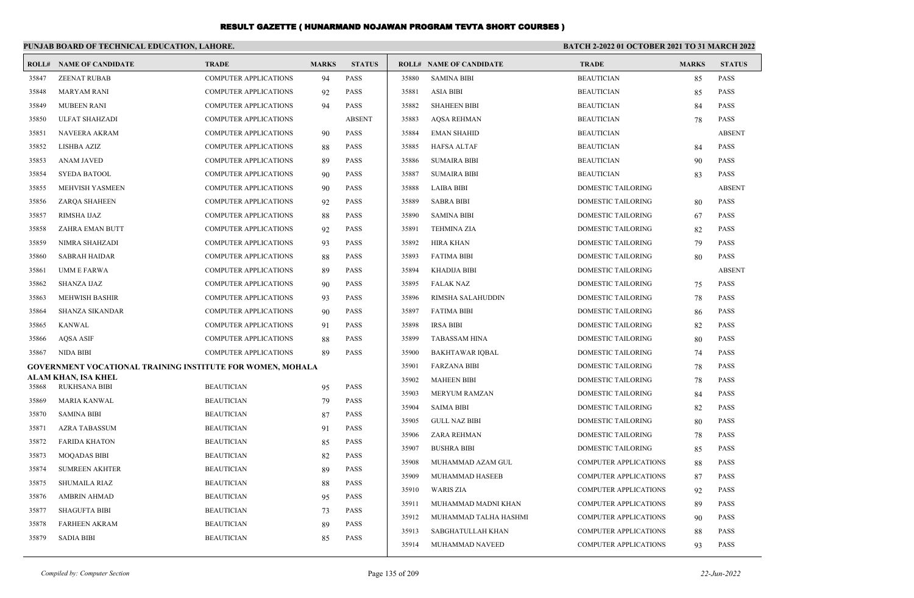# RESULT GAZETTE ( HUNARMAND NOJAWAN PROGRAM TEVTA SHORT COURSES )

**PUNJAB BOARD OF TECHNICAL EDUCATION, LAHORE.**

**BATCH 2-2022 01 OCTOBER 2021 TO 31 MARCH 2022**

| ROLL# | NAME OF CANDIDATE | TRADE | MARKS | STATUS |
|---|---|---|---|---|
| 35847 | ZEENAT RUBAB | COMPUTER APPLICATIONS | 94 | PASS |
| 35848 | MARYAM RANI | COMPUTER APPLICATIONS | 92 | PASS |
| 35849 | MUBEEN RANI | COMPUTER APPLICATIONS | 94 | PASS |
| 35850 | ULFAT SHAHZADI | COMPUTER APPLICATIONS | | ABSENT |
| 35851 | NAVEERA AKRAM | COMPUTER APPLICATIONS | 90 | PASS |
| 35852 | LISHBA AZIZ | COMPUTER APPLICATIONS | 88 | PASS |
| 35853 | ANAM JAVED | COMPUTER APPLICATIONS | 89 | PASS |
| 35854 | SYEDA BATOOL | COMPUTER APPLICATIONS | 90 | PASS |
| 35855 | MEHVISH YASMEEN | COMPUTER APPLICATIONS | 90 | PASS |
| 35856 | ZARQA SHAHEEN | COMPUTER APPLICATIONS | 92 | PASS |
| 35857 | RIMSHA IJAZ | COMPUTER APPLICATIONS | 88 | PASS |
| 35858 | ZAHRA EMAN BUTT | COMPUTER APPLICATIONS | 92 | PASS |
| 35859 | NIMRA SHAHZADI | COMPUTER APPLICATIONS | 93 | PASS |
| 35860 | SABRAH HAIDAR | COMPUTER APPLICATIONS | 88 | PASS |
| 35861 | UMM E FARWA | COMPUTER APPLICATIONS | 89 | PASS |
| 35862 | SHANZA IJAZ | COMPUTER APPLICATIONS | 90 | PASS |
| 35863 | MEHWISH BASHIR | COMPUTER APPLICATIONS | 93 | PASS |
| 35864 | SHANZA SIKANDAR | COMPUTER APPLICATIONS | 90 | PASS |
| 35865 | KANWAL | COMPUTER APPLICATIONS | 91 | PASS |
| 35866 | AQSA ASIF | COMPUTER APPLICATIONS | 88 | PASS |
| 35867 | NIDA BIBI | COMPUTER APPLICATIONS | 89 | PASS |

**GOVERNMENT VOCATIONAL TRAINING INSTITUTE FOR WOMEN, MOHALA ALAM KHAN, ISA KHEL**

| ROLL# | NAME OF CANDIDATE | TRADE | MARKS | STATUS |
|---|---|---|---|---|
| 35868 | RUKHSANA BIBI | BEAUTICIAN | 95 | PASS |
| 35869 | MARIA KANWAL | BEAUTICIAN | 79 | PASS |
| 35870 | SAMINA BIBI | BEAUTICIAN | 87 | PASS |
| 35871 | AZRA TABASSUM | BEAUTICIAN | 91 | PASS |
| 35872 | FARIDA KHATON | BEAUTICIAN | 85 | PASS |
| 35873 | MOQADAS BIBI | BEAUTICIAN | 82 | PASS |
| 35874 | SUMREEN AKHTER | BEAUTICIAN | 89 | PASS |
| 35875 | SHUMAILA RIAZ | BEAUTICIAN | 88 | PASS |
| 35876 | AMBRIN AHMAD | BEAUTICIAN | 95 | PASS |
| 35877 | SHAGUFTA BIBI | BEAUTICIAN | 73 | PASS |
| 35878 | FARHEEN AKRAM | BEAUTICIAN | 89 | PASS |
| 35879 | SADIA BIBI | BEAUTICIAN | 85 | PASS |
| 35880 | SAMINA BIBI | BEAUTICIAN | 85 | PASS |
| 35881 | ASIA BIBI | BEAUTICIAN | 85 | PASS |
| 35882 | SHAHEEN BIBI | BEAUTICIAN | 84 | PASS |
| 35883 | AQSA REHMAN | BEAUTICIAN | 78 | PASS |
| 35884 | EMAN SHAHID | BEAUTICIAN | | ABSENT |
| 35885 | HAFSA ALTAF | BEAUTICIAN | 84 | PASS |
| 35886 | SUMAIRA BIBI | BEAUTICIAN | 90 | PASS |
| 35887 | SUMAIRA BIBI | BEAUTICIAN | 83 | PASS |
| 35888 | LAIBA BIBI | DOMESTIC TAILORING | | ABSENT |
| 35889 | SABRA BIBI | DOMESTIC TAILORING | 80 | PASS |
| 35890 | SAMINA BIBI | DOMESTIC TAILORING | 67 | PASS |
| 35891 | TEHMINA ZIA | DOMESTIC TAILORING | 82 | PASS |
| 35892 | HIRA KHAN | DOMESTIC TAILORING | 79 | PASS |
| 35893 | FATIMA BIBI | DOMESTIC TAILORING | 80 | PASS |
| 35894 | KHADIJA BIBI | DOMESTIC TAILORING | | ABSENT |
| 35895 | FALAK NAZ | DOMESTIC TAILORING | 75 | PASS |
| 35896 | RIMSHA SALAHUDDIN | DOMESTIC TAILORING | 78 | PASS |
| 35897 | FATIMA BIBI | DOMESTIC TAILORING | 86 | PASS |
| 35898 | IRSA BIBI | DOMESTIC TAILORING | 82 | PASS |
| 35899 | TABASSAM HINA | DOMESTIC TAILORING | 80 | PASS |
| 35900 | BAKHTAWAR IQBAL | DOMESTIC TAILORING | 74 | PASS |
| 35901 | FARZANA BIBI | DOMESTIC TAILORING | 78 | PASS |
| 35902 | MAHEEN BIBI | DOMESTIC TAILORING | 78 | PASS |
| 35903 | MERYUM RAMZAN | DOMESTIC TAILORING | 84 | PASS |
| 35904 | SAIMA BIBI | DOMESTIC TAILORING | 82 | PASS |
| 35905 | GULL NAZ BIBI | DOMESTIC TAILORING | 80 | PASS |
| 35906 | ZARA REHMAN | DOMESTIC TAILORING | 78 | PASS |
| 35907 | BUSHRA BIBI | DOMESTIC TAILORING | 85 | PASS |
| 35908 | MUHAMMAD AZAM GUL | COMPUTER APPLICATIONS | 88 | PASS |
| 35909 | MUHAMMAD HASEEB | COMPUTER APPLICATIONS | 87 | PASS |
| 35910 | WARIS ZIA | COMPUTER APPLICATIONS | 92 | PASS |
| 35911 | MUHAMMAD MADNI KHAN | COMPUTER APPLICATIONS | 89 | PASS |
| 35912 | MUHAMMAD TALHA HASHMI | COMPUTER APPLICATIONS | 90 | PASS |
| 35913 | SABGHATULLAH KHAN | COMPUTER APPLICATIONS | 88 | PASS |
| 35914 | MUHAMMAD NAVEED | COMPUTER APPLICATIONS | 93 | PASS |

*Compiled by: Computer Section*

*22-Jun-2022*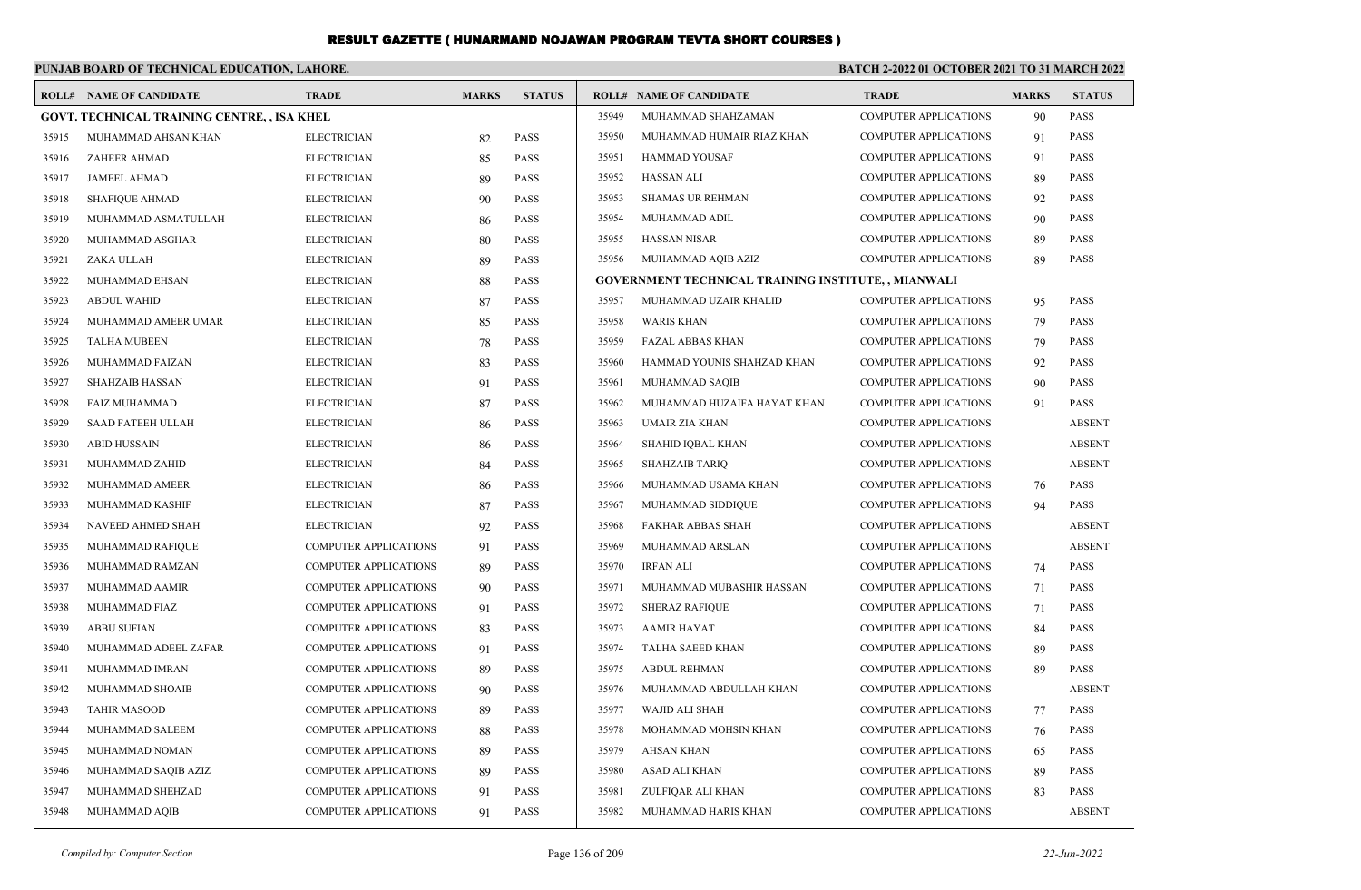# RESULT GAZETTE ( HUNARMAND NOJAWAN PROGRAM TEVTA SHORT COURSES )

**PUNJAB BOARD OF TECHNICAL EDUCATION, LAHORE.**

**BATCH 2-2022 01 OCTOBER 2021 TO 31 MARCH 2022**

| ROLL# | NAME OF CANDIDATE | TRADE | MARKS | STATUS |
|---|---|---|---|---|
| **GOVT. TECHNICAL TRAINING CENTRE, , ISA KHEL** | | | | |
| 35915 | MUHAMMAD AHSAN KHAN | ELECTRICIAN | 82 | PASS |
| 35916 | ZAHEER AHMAD | ELECTRICIAN | 85 | PASS |
| 35917 | JAMEEL AHMAD | ELECTRICIAN | 89 | PASS |
| 35918 | SHAFIQUE AHMAD | ELECTRICIAN | 90 | PASS |
| 35919 | MUHAMMAD ASMATULLAH | ELECTRICIAN | 86 | PASS |
| 35920 | MUHAMMAD ASGHAR | ELECTRICIAN | 80 | PASS |
| 35921 | ZAKA ULLAH | ELECTRICIAN | 89 | PASS |
| 35922 | MUHAMMAD EHSAN | ELECTRICIAN | 88 | PASS |
| 35923 | ABDUL WAHID | ELECTRICIAN | 87 | PASS |
| 35924 | MUHAMMAD AMEER UMAR | ELECTRICIAN | 85 | PASS |
| 35925 | TALHA MUBEEN | ELECTRICIAN | 78 | PASS |
| 35926 | MUHAMMAD FAIZAN | ELECTRICIAN | 83 | PASS |
| 35927 | SHAHZAIB HASSAN | ELECTRICIAN | 91 | PASS |
| 35928 | FAIZ MUHAMMAD | ELECTRICIAN | 87 | PASS |
| 35929 | SAAD FATEEH ULLAH | ELECTRICIAN | 86 | PASS |
| 35930 | ABID HUSSAIN | ELECTRICIAN | 86 | PASS |
| 35931 | MUHAMMAD ZAHID | ELECTRICIAN | 84 | PASS |
| 35932 | MUHAMMAD AMEER | ELECTRICIAN | 86 | PASS |
| 35933 | MUHAMMAD KASHIF | ELECTRICIAN | 87 | PASS |
| 35934 | NAVEED AHMED SHAH | ELECTRICIAN | 92 | PASS |
| 35935 | MUHAMMAD RAFIQUE | COMPUTER APPLICATIONS | 91 | PASS |
| 35936 | MUHAMMAD RAMZAN | COMPUTER APPLICATIONS | 89 | PASS |
| 35937 | MUHAMMAD AAMIR | COMPUTER APPLICATIONS | 90 | PASS |
| 35938 | MUHAMMAD FIAZ | COMPUTER APPLICATIONS | 91 | PASS |
| 35939 | ABBU SUFIAN | COMPUTER APPLICATIONS | 83 | PASS |
| 35940 | MUHAMMAD ADEEL ZAFAR | COMPUTER APPLICATIONS | 91 | PASS |
| 35941 | MUHAMMAD IMRAN | COMPUTER APPLICATIONS | 89 | PASS |
| 35942 | MUHAMMAD SHOAIB | COMPUTER APPLICATIONS | 90 | PASS |
| 35943 | TAHIR MASOOD | COMPUTER APPLICATIONS | 89 | PASS |
| 35944 | MUHAMMAD SALEEM | COMPUTER APPLICATIONS | 88 | PASS |
| 35945 | MUHAMMAD NOMAN | COMPUTER APPLICATIONS | 89 | PASS |
| 35946 | MUHAMMAD SAQIB AZIZ | COMPUTER APPLICATIONS | 89 | PASS |
| 35947 | MUHAMMAD SHEHZAD | COMPUTER APPLICATIONS | 91 | PASS |
| 35948 | MUHAMMAD AQIB | COMPUTER APPLICATIONS | 91 | PASS |
| 35949 | MUHAMMAD SHAHZAMAN | COMPUTER APPLICATIONS | 90 | PASS |
| 35950 | MUHAMMAD HUMAIR RIAZ KHAN | COMPUTER APPLICATIONS | 91 | PASS |
| 35951 | HAMMAD YOUSAF | COMPUTER APPLICATIONS | 91 | PASS |
| 35952 | HASSAN ALI | COMPUTER APPLICATIONS | 89 | PASS |
| 35953 | SHAMAS UR REHMAN | COMPUTER APPLICATIONS | 92 | PASS |
| 35954 | MUHAMMAD ADIL | COMPUTER APPLICATIONS | 90 | PASS |
| 35955 | HASSAN NISAR | COMPUTER APPLICATIONS | 89 | PASS |
| 35956 | MUHAMMAD AQIB AZIZ | COMPUTER APPLICATIONS | 89 | PASS |
| **GOVERNMENT TECHNICAL TRAINING INSTITUTE, , MIANWALI** | | | | |
| 35957 | MUHAMMAD UZAIR KHALID | COMPUTER APPLICATIONS | 95 | PASS |
| 35958 | WARIS KHAN | COMPUTER APPLICATIONS | 79 | PASS |
| 35959 | FAZAL ABBAS KHAN | COMPUTER APPLICATIONS | 79 | PASS |
| 35960 | HAMMAD YOUNIS SHAHZAD KHAN | COMPUTER APPLICATIONS | 92 | PASS |
| 35961 | MUHAMMAD SAQIB | COMPUTER APPLICATIONS | 90 | PASS |
| 35962 | MUHAMMAD HUZAIFA HAYAT KHAN | COMPUTER APPLICATIONS | 91 | PASS |
| 35963 | UMAIR ZIA KHAN | COMPUTER APPLICATIONS | | ABSENT |
| 35964 | SHAHID IQBAL KHAN | COMPUTER APPLICATIONS | | ABSENT |
| 35965 | SHAHZAIB TARIQ | COMPUTER APPLICATIONS | | ABSENT |
| 35966 | MUHAMMAD USAMA KHAN | COMPUTER APPLICATIONS | 76 | PASS |
| 35967 | MUHAMMAD SIDDIQUE | COMPUTER APPLICATIONS | 94 | PASS |
| 35968 | FAKHAR ABBAS SHAH | COMPUTER APPLICATIONS | | ABSENT |
| 35969 | MUHAMMAD ARSLAN | COMPUTER APPLICATIONS | | ABSENT |
| 35970 | IRFAN ALI | COMPUTER APPLICATIONS | 74 | PASS |
| 35971 | MUHAMMAD MUBASHIR HASSAN | COMPUTER APPLICATIONS | 71 | PASS |
| 35972 | SHERAZ RAFIQUE | COMPUTER APPLICATIONS | 71 | PASS |
| 35973 | AAMIR HAYAT | COMPUTER APPLICATIONS | 84 | PASS |
| 35974 | TALHA SAEED KHAN | COMPUTER APPLICATIONS | 89 | PASS |
| 35975 | ABDUL REHMAN | COMPUTER APPLICATIONS | 89 | PASS |
| 35976 | MUHAMMAD ABDULLAH KHAN | COMPUTER APPLICATIONS | | ABSENT |
| 35977 | WAJID ALI SHAH | COMPUTER APPLICATIONS | 77 | PASS |
| 35978 | MOHAMMAD MOHSIN KHAN | COMPUTER APPLICATIONS | 76 | PASS |
| 35979 | AHSAN KHAN | COMPUTER APPLICATIONS | 65 | PASS |
| 35980 | ASAD ALI KHAN | COMPUTER APPLICATIONS | 89 | PASS |
| 35981 | ZULFIQAR ALI KHAN | COMPUTER APPLICATIONS | 83 | PASS |
| 35982 | MUHAMMAD HARIS KHAN | COMPUTER APPLICATIONS | | ABSENT |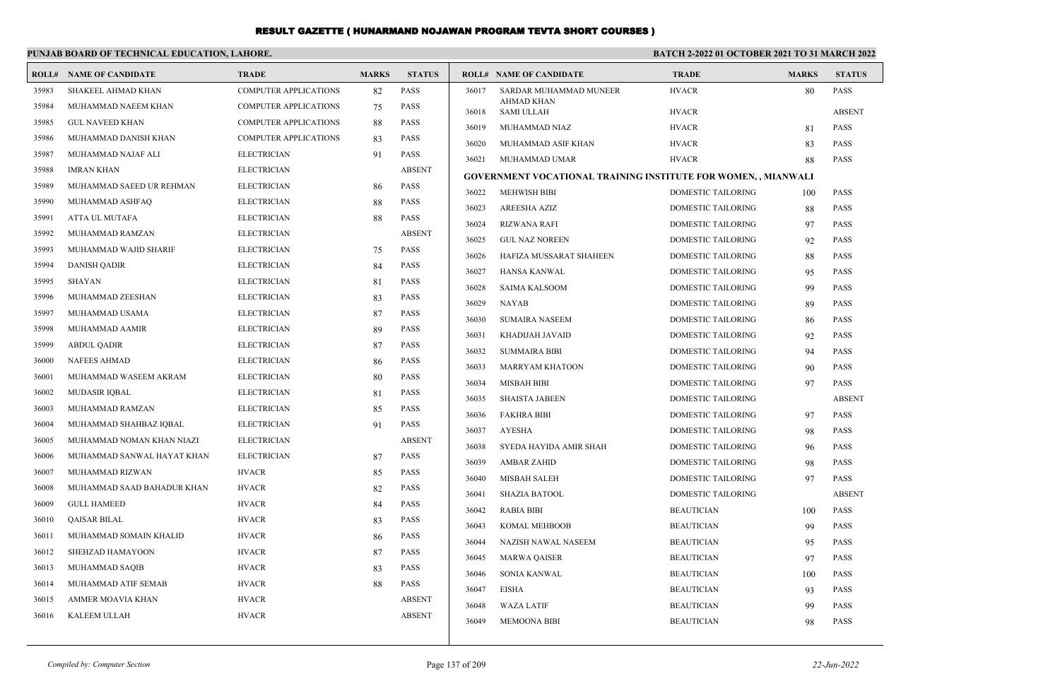# RESULT GAZETTE ( HUNARMAND NOJAWAN PROGRAM TEVTA SHORT COURSES )

**PUNJAB BOARD OF TECHNICAL EDUCATION, LAHORE.** **BATCH 2-2022 01 OCTOBER 2021 TO 31 MARCH 2022**

| ROLL# | NAME OF CANDIDATE | TRADE | MARKS | STATUS |
|---|---|---|---|---|
| 35983 | SHAKEEL AHMAD KHAN | COMPUTER APPLICATIONS | 82 | PASS |
| 35984 | MUHAMMAD NAEEM KHAN | COMPUTER APPLICATIONS | 75 | PASS |
| 35985 | GUL NAVEED KHAN | COMPUTER APPLICATIONS | 88 | PASS |
| 35986 | MUHAMMAD DANISH KHAN | COMPUTER APPLICATIONS | 83 | PASS |
| 35987 | MUHAMMAD NAJAF ALI | ELECTRICIAN | 91 | PASS |
| 35988 | IMRAN KHAN | ELECTRICIAN | | ABSENT |
| 35989 | MUHAMMAD SAEED UR REHMAN | ELECTRICIAN | 86 | PASS |
| 35990 | MUHAMMAD ASHFAQ | ELECTRICIAN | 88 | PASS |
| 35991 | ATTA UL MUTAFA | ELECTRICIAN | 88 | PASS |
| 35992 | MUHAMMAD RAMZAN | ELECTRICIAN | | ABSENT |
| 35993 | MUHAMMAD WAJID SHARIF | ELECTRICIAN | 75 | PASS |
| 35994 | DANISH QADIR | ELECTRICIAN | 84 | PASS |
| 35995 | SHAYAN | ELECTRICIAN | 81 | PASS |
| 35996 | MUHAMMAD ZEESHAN | ELECTRICIAN | 83 | PASS |
| 35997 | MUHAMMAD USAMA | ELECTRICIAN | 87 | PASS |
| 35998 | MUHAMMAD AAMIR | ELECTRICIAN | 89 | PASS |
| 35999 | ABDUL QADIR | ELECTRICIAN | 87 | PASS |
| 36000 | NAFEES AHMAD | ELECTRICIAN | 86 | PASS |
| 36001 | MUHAMMAD WASEEM AKRAM | ELECTRICIAN | 80 | PASS |
| 36002 | MUDASIR IQBAL | ELECTRICIAN | 81 | PASS |
| 36003 | MUHAMMAD RAMZAN | ELECTRICIAN | 85 | PASS |
| 36004 | MUHAMMAD SHAHBAZ IQBAL | ELECTRICIAN | 91 | PASS |
| 36005 | MUHAMMAD NOMAN KHAN NIAZI | ELECTRICIAN | | ABSENT |
| 36006 | MUHAMMAD SANWAL HAYAT KHAN | ELECTRICIAN | 87 | PASS |
| 36007 | MUHAMMAD RIZWAN | HVACR | 85 | PASS |
| 36008 | MUHAMMAD SAAD BAHADUR KHAN | HVACR | 82 | PASS |
| 36009 | GULL HAMEED | HVACR | 84 | PASS |
| 36010 | QAISAR BILAL | HVACR | 83 | PASS |
| 36011 | MUHAMMAD SOMAIN KHALID | HVACR | 86 | PASS |
| 36012 | SHEHZAD HAMAYOON | HVACR | 87 | PASS |
| 36013 | MUHAMMAD SAQIB | HVACR | 83 | PASS |
| 36014 | MUHAMMAD ATIF SEMAB | HVACR | 88 | PASS |
| 36015 | AMMER MOAVIA KHAN | HVACR | | ABSENT |
| 36016 | KALEEM ULLAH | HVACR | | ABSENT |
| 36017 | SARDAR MUHAMMAD MUNEER AHMAD KHAN | HVACR | 80 | PASS |
| 36018 | SAMI ULLAH | HVACR | | ABSENT |
| 36019 | MUHAMMAD NIAZ | HVACR | 81 | PASS |
| 36020 | MUHAMMAD ASIF KHAN | HVACR | 83 | PASS |
| 36021 | MUHAMMAD UMAR | HVACR | 88 | PASS |

**GOVERNMENT VOCATIONAL TRAINING INSTITUTE FOR WOMEN, , MIANWALI**

| ROLL# | NAME OF CANDIDATE | TRADE | MARKS | STATUS |
|---|---|---|---|---|
| 36022 | MEHWISH BIBI | DOMESTIC TAILORING | 100 | PASS |
| 36023 | AREESHA AZIZ | DOMESTIC TAILORING | 88 | PASS |
| 36024 | RIZWANA RAFI | DOMESTIC TAILORING | 97 | PASS |
| 36025 | GUL NAZ NOREEN | DOMESTIC TAILORING | 92 | PASS |
| 36026 | HAFIZA MUSSARAT SHAHEEN | DOMESTIC TAILORING | 88 | PASS |
| 36027 | HANSA KANWAL | DOMESTIC TAILORING | 95 | PASS |
| 36028 | SAIMA KALSOOM | DOMESTIC TAILORING | 99 | PASS |
| 36029 | NAYAB | DOMESTIC TAILORING | 89 | PASS |
| 36030 | SUMAIRA NASEEM | DOMESTIC TAILORING | 86 | PASS |
| 36031 | KHADIJAH JAVAID | DOMESTIC TAILORING | 92 | PASS |
| 36032 | SUMMAIRA BIBI | DOMESTIC TAILORING | 94 | PASS |
| 36033 | MARRYAM KHATOON | DOMESTIC TAILORING | 90 | PASS |
| 36034 | MISBAH BIBI | DOMESTIC TAILORING | 97 | PASS |
| 36035 | SHAISTA JABEEN | DOMESTIC TAILORING | | ABSENT |
| 36036 | FAKHRA BIBI | DOMESTIC TAILORING | 97 | PASS |
| 36037 | AYESHA | DOMESTIC TAILORING | 98 | PASS |
| 36038 | SYEDA HAYIDA AMIR SHAH | DOMESTIC TAILORING | 96 | PASS |
| 36039 | AMBAR ZAHID | DOMESTIC TAILORING | 98 | PASS |
| 36040 | MISBAH SALEH | DOMESTIC TAILORING | 97 | PASS |
| 36041 | SHAZIA BATOOL | DOMESTIC TAILORING | | ABSENT |
| 36042 | RABIA BIBI | BEAUTICIAN | 100 | PASS |
| 36043 | KOMAL MEHBOOB | BEAUTICIAN | 99 | PASS |
| 36044 | NAZISH NAWAL NASEEM | BEAUTICIAN | 95 | PASS |
| 36045 | MARWA QAISER | BEAUTICIAN | 97 | PASS |
| 36046 | SONIA KANWAL | BEAUTICIAN | 100 | PASS |
| 36047 | EISHA | BEAUTICIAN | 93 | PASS |
| 36048 | WAZA LATIF | BEAUTICIAN | 99 | PASS |
| 36049 | MEMOONA BIBI | BEAUTICIAN | 98 | PASS |

*Compiled by: Computer Section* *22-Jun-2022*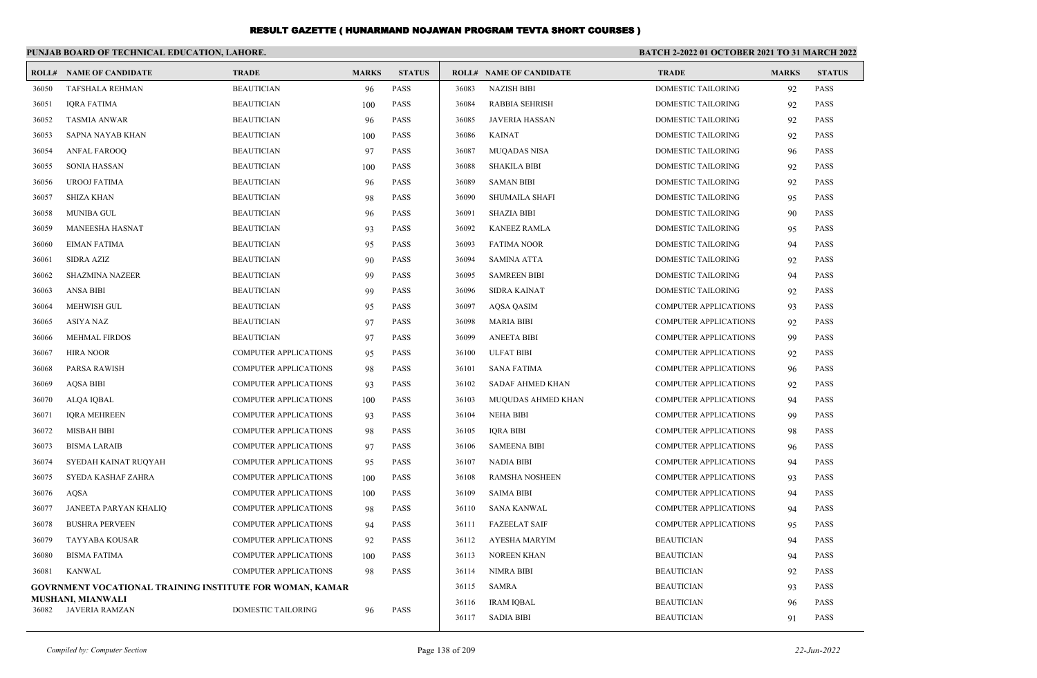# RESULT GAZETTE ( HUNARMAND NOJAWAN PROGRAM TEVTA SHORT COURSES )

**PUNJAB BOARD OF TECHNICAL EDUCATION, LAHORE.** **BATCH 2-2022 01 OCTOBER 2021 TO 31 MARCH 2022**

| ROLL# | NAME OF CANDIDATE | TRADE | MARKS | STATUS |
|---|---|---|---|---|
| 36050 | TAFSHALA REHMAN | BEAUTICIAN | 96 | PASS |
| 36051 | IQRA FATIMA | BEAUTICIAN | 100 | PASS |
| 36052 | TASMIA ANWAR | BEAUTICIAN | 96 | PASS |
| 36053 | SAPNA NAYAB KHAN | BEAUTICIAN | 100 | PASS |
| 36054 | ANFAL FAROOQ | BEAUTICIAN | 97 | PASS |
| 36055 | SONIA HASSAN | BEAUTICIAN | 100 | PASS |
| 36056 | UROOJ FATIMA | BEAUTICIAN | 96 | PASS |
| 36057 | SHIZA KHAN | BEAUTICIAN | 98 | PASS |
| 36058 | MUNIBA GUL | BEAUTICIAN | 96 | PASS |
| 36059 | MANEESHA HASNAT | BEAUTICIAN | 93 | PASS |
| 36060 | EIMAN FATIMA | BEAUTICIAN | 95 | PASS |
| 36061 | SIDRA AZIZ | BEAUTICIAN | 90 | PASS |
| 36062 | SHAZMINA NAZEER | BEAUTICIAN | 99 | PASS |
| 36063 | ANSA BIBI | BEAUTICIAN | 99 | PASS |
| 36064 | MEHWISH GUL | BEAUTICIAN | 95 | PASS |
| 36065 | ASIYA NAZ | BEAUTICIAN | 97 | PASS |
| 36066 | MEHMAL FIRDOS | BEAUTICIAN | 97 | PASS |
| 36067 | HIRA NOOR | COMPUTER APPLICATIONS | 95 | PASS |
| 36068 | PARSA RAWISH | COMPUTER APPLICATIONS | 98 | PASS |
| 36069 | AQSA BIBI | COMPUTER APPLICATIONS | 93 | PASS |
| 36070 | ALQA IQBAL | COMPUTER APPLICATIONS | 100 | PASS |
| 36071 | IQRA MEHREEN | COMPUTER APPLICATIONS | 93 | PASS |
| 36072 | MISBAH BIBI | COMPUTER APPLICATIONS | 98 | PASS |
| 36073 | BISMA LARAIB | COMPUTER APPLICATIONS | 97 | PASS |
| 36074 | SYEDAH KAINAT RUQYAH | COMPUTER APPLICATIONS | 95 | PASS |
| 36075 | SYEDA KASHAF ZAHRA | COMPUTER APPLICATIONS | 100 | PASS |
| 36076 | AQSA | COMPUTER APPLICATIONS | 100 | PASS |
| 36077 | JANEETA PARYAN KHALIQ | COMPUTER APPLICATIONS | 98 | PASS |
| 36078 | BUSHRA PERVEEN | COMPUTER APPLICATIONS | 94 | PASS |
| 36079 | TAYYABA KOUSAR | COMPUTER APPLICATIONS | 92 | PASS |
| 36080 | BISMA FATIMA | COMPUTER APPLICATIONS | 100 | PASS |
| 36081 | KANWAL | COMPUTER APPLICATIONS | 98 | PASS |

**GOVRNMENT VOCATIONAL TRAINING INSTITUTE FOR WOMAN, KAMAR MUSHANI, MIANWALI**

| ROLL# | NAME OF CANDIDATE | TRADE | MARKS | STATUS |
|---|---|---|---|---|
| 36082 | JAVERIA RAMZAN | DOMESTIC TAILORING | 96 | PASS |
| 36083 | NAZISH BIBI | DOMESTIC TAILORING | 92 | PASS |
| 36084 | RABBIA SEHRISH | DOMESTIC TAILORING | 92 | PASS |
| 36085 | JAVERIA HASSAN | DOMESTIC TAILORING | 92 | PASS |
| 36086 | KAINAT | DOMESTIC TAILORING | 92 | PASS |
| 36087 | MUQADAS NISA | DOMESTIC TAILORING | 96 | PASS |
| 36088 | SHAKILA BIBI | DOMESTIC TAILORING | 92 | PASS |
| 36089 | SAMAN BIBI | DOMESTIC TAILORING | 92 | PASS |
| 36090 | SHUMAILA SHAFI | DOMESTIC TAILORING | 95 | PASS |
| 36091 | SHAZIA BIBI | DOMESTIC TAILORING | 90 | PASS |
| 36092 | KANEEZ RAMLA | DOMESTIC TAILORING | 95 | PASS |
| 36093 | FATIMA NOOR | DOMESTIC TAILORING | 94 | PASS |
| 36094 | SAMINA ATTA | DOMESTIC TAILORING | 92 | PASS |
| 36095 | SAMREEN BIBI | DOMESTIC TAILORING | 94 | PASS |
| 36096 | SIDRA KAINAT | DOMESTIC TAILORING | 92 | PASS |
| 36097 | AQSA QASIM | COMPUTER APPLICATIONS | 93 | PASS |
| 36098 | MARIA BIBI | COMPUTER APPLICATIONS | 92 | PASS |
| 36099 | ANEETA BIBI | COMPUTER APPLICATIONS | 99 | PASS |
| 36100 | ULFAT BIBI | COMPUTER APPLICATIONS | 92 | PASS |
| 36101 | SANA FATIMA | COMPUTER APPLICATIONS | 96 | PASS |
| 36102 | SADAF AHMED KHAN | COMPUTER APPLICATIONS | 92 | PASS |
| 36103 | MUQUDAS AHMED KHAN | COMPUTER APPLICATIONS | 94 | PASS |
| 36104 | NEHA BIBI | COMPUTER APPLICATIONS | 99 | PASS |
| 36105 | IQRA BIBI | COMPUTER APPLICATIONS | 98 | PASS |
| 36106 | SAMEENA BIBI | COMPUTER APPLICATIONS | 96 | PASS |
| 36107 | NADIA BIBI | COMPUTER APPLICATIONS | 94 | PASS |
| 36108 | RAMSHA NOSHEEN | COMPUTER APPLICATIONS | 93 | PASS |
| 36109 | SAIMA BIBI | COMPUTER APPLICATIONS | 94 | PASS |
| 36110 | SANA KANWAL | COMPUTER APPLICATIONS | 94 | PASS |
| 36111 | FAZEELAT SAIF | COMPUTER APPLICATIONS | 95 | PASS |
| 36112 | AYESHA MARYIM | BEAUTICIAN | 94 | PASS |
| 36113 | NOREEN KHAN | BEAUTICIAN | 94 | PASS |
| 36114 | NIMRA BIBI | BEAUTICIAN | 92 | PASS |
| 36115 | SAMRA | BEAUTICIAN | 93 | PASS |
| 36116 | IRAM IQBAL | BEAUTICIAN | 96 | PASS |
| 36117 | SADIA BIBI | BEAUTICIAN | 91 | PASS |

*Compiled by: Computer Section* *22-Jun-2022*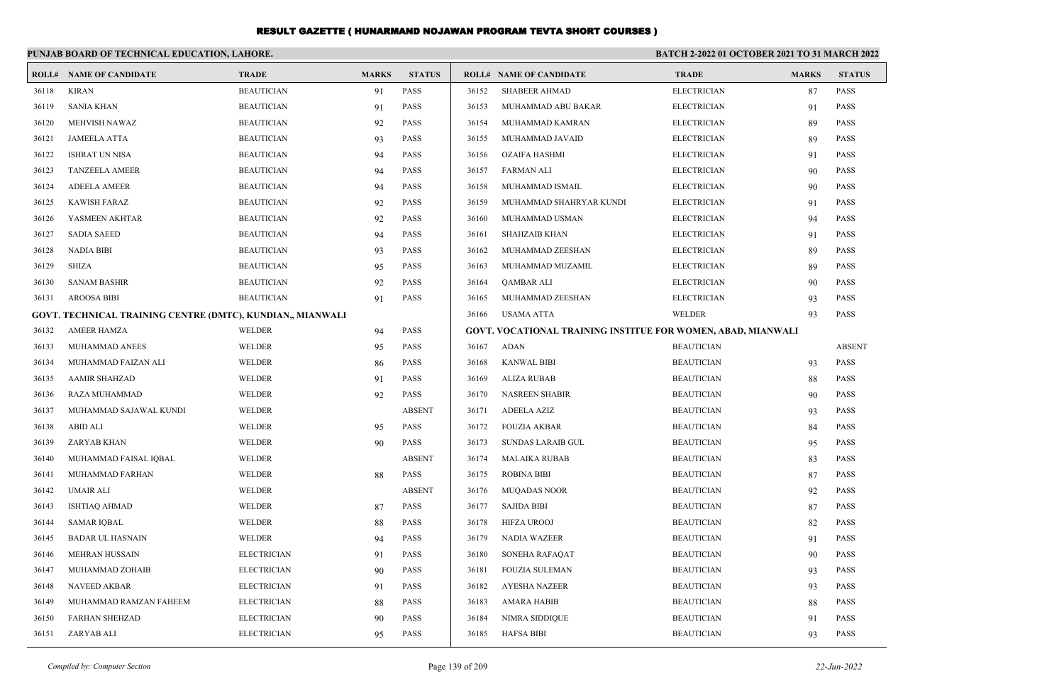# RESULT GAZETTE ( HUNARMAND NOJAWAN PROGRAM TEVTA SHORT COURSES )

**PUNJAB BOARD OF TECHNICAL EDUCATION, LAHORE.**

**BATCH 2-2022 01 OCTOBER 2021 TO 31 MARCH 2022**

| ROLL# | NAME OF CANDIDATE | TRADE | MARKS | STATUS |
|---|---|---|---|---|
| 36118 | KIRAN | BEAUTICIAN | 91 | PASS |
| 36119 | SANIA KHAN | BEAUTICIAN | 91 | PASS |
| 36120 | MEHVISH NAWAZ | BEAUTICIAN | 92 | PASS |
| 36121 | JAMEELA ATTA | BEAUTICIAN | 93 | PASS |
| 36122 | ISHRAT UN NISA | BEAUTICIAN | 94 | PASS |
| 36123 | TANZEELA AMEER | BEAUTICIAN | 94 | PASS |
| 36124 | ADEELA AMEER | BEAUTICIAN | 94 | PASS |
| 36125 | KAWISH FARAZ | BEAUTICIAN | 92 | PASS |
| 36126 | YASMEEN AKHTAR | BEAUTICIAN | 92 | PASS |
| 36127 | SADIA SAEED | BEAUTICIAN | 94 | PASS |
| 36128 | NADIA BIBI | BEAUTICIAN | 93 | PASS |
| 36129 | SHIZA | BEAUTICIAN | 95 | PASS |
| 36130 | SANAM BASHIR | BEAUTICIAN | 92 | PASS |
| 36131 | AROOSA BIBI | BEAUTICIAN | 91 | PASS |
| **GOVT. TECHNICAL TRAINING CENTRE (DMTC), KUNDIAN,, MIANWALI** | | | | |
| 36132 | AMEER HAMZA | WELDER | 94 | PASS |
| 36133 | MUHAMMAD ANEES | WELDER | 95 | PASS |
| 36134 | MUHAMMAD FAIZAN ALI | WELDER | 86 | PASS |
| 36135 | AAMIR SHAHZAD | WELDER | 91 | PASS |
| 36136 | RAZA MUHAMMAD | WELDER | 92 | PASS |
| 36137 | MUHAMMAD SAJAWAL KUNDI | WELDER | | ABSENT |
| 36138 | ABID ALI | WELDER | 95 | PASS |
| 36139 | ZARYAB KHAN | WELDER | 90 | PASS |
| 36140 | MUHAMMAD FAISAL IQBAL | WELDER | | ABSENT |
| 36141 | MUHAMMAD FARHAN | WELDER | 88 | PASS |
| 36142 | UMAIR ALI | WELDER | | ABSENT |
| 36143 | ISHTIAQ AHMAD | WELDER | 87 | PASS |
| 36144 | SAMAR IQBAL | WELDER | 88 | PASS |
| 36145 | BADAR UL HASNAIN | WELDER | 94 | PASS |
| 36146 | MEHRAN HUSSAIN | ELECTRICIAN | 91 | PASS |
| 36147 | MUHAMMAD ZOHAIB | ELECTRICIAN | 90 | PASS |
| 36148 | NAVEED AKBAR | ELECTRICIAN | 91 | PASS |
| 36149 | MUHAMMAD RAMZAN FAHEEM | ELECTRICIAN | 88 | PASS |
| 36150 | FARHAN SHEHZAD | ELECTRICIAN | 90 | PASS |
| 36151 | ZARYAB ALI | ELECTRICIAN | 95 | PASS |
| 36152 | SHABEER AHMAD | ELECTRICIAN | 87 | PASS |
| 36153 | MUHAMMAD ABU BAKAR | ELECTRICIAN | 91 | PASS |
| 36154 | MUHAMMAD KAMRAN | ELECTRICIAN | 89 | PASS |
| 36155 | MUHAMMAD JAVAID | ELECTRICIAN | 89 | PASS |
| 36156 | OZAIFA HASHMI | ELECTRICIAN | 91 | PASS |
| 36157 | FARMAN ALI | ELECTRICIAN | 90 | PASS |
| 36158 | MUHAMMAD ISMAIL | ELECTRICIAN | 90 | PASS |
| 36159 | MUHAMMAD SHAHRYAR KUNDI | ELECTRICIAN | 91 | PASS |
| 36160 | MUHAMMAD USMAN | ELECTRICIAN | 94 | PASS |
| 36161 | SHAHZAIB KHAN | ELECTRICIAN | 91 | PASS |
| 36162 | MUHAMMAD ZEESHAN | ELECTRICIAN | 89 | PASS |
| 36163 | MUHAMMAD MUZAMIL | ELECTRICIAN | 89 | PASS |
| 36164 | QAMBAR ALI | ELECTRICIAN | 90 | PASS |
| 36165 | MUHAMMAD ZEESHAN | ELECTRICIAN | 93 | PASS |
| 36166 | USAMA ATTA | WELDER | 93 | PASS |
| **GOVT. VOCATIONAL TRAINING INSTITUE FOR WOMEN, ABAD, MIANWALI** | | | | |
| 36167 | ADAN | BEAUTICIAN | | ABSENT |
| 36168 | KANWAL BIBI | BEAUTICIAN | 93 | PASS |
| 36169 | ALIZA RUBAB | BEAUTICIAN | 88 | PASS |
| 36170 | NASREEN SHABIR | BEAUTICIAN | 90 | PASS |
| 36171 | ADEELA AZIZ | BEAUTICIAN | 93 | PASS |
| 36172 | FOUZIA AKBAR | BEAUTICIAN | 84 | PASS |
| 36173 | SUNDAS LARAIB GUL | BEAUTICIAN | 95 | PASS |
| 36174 | MALAIKA RUBAB | BEAUTICIAN | 83 | PASS |
| 36175 | ROBINA BIBI | BEAUTICIAN | 87 | PASS |
| 36176 | MUQADAS NOOR | BEAUTICIAN | 92 | PASS |
| 36177 | SAJIDA BIBI | BEAUTICIAN | 87 | PASS |
| 36178 | HIFZA UROOJ | BEAUTICIAN | 82 | PASS |
| 36179 | NADIA WAZEER | BEAUTICIAN | 91 | PASS |
| 36180 | SONEHA RAFAQAT | BEAUTICIAN | 90 | PASS |
| 36181 | FOUZIA SULEMAN | BEAUTICIAN | 93 | PASS |
| 36182 | AYESHA NAZEER | BEAUTICIAN | 93 | PASS |
| 36183 | AMARA HABIB | BEAUTICIAN | 88 | PASS |
| 36184 | NIMRA SIDDIQUE | BEAUTICIAN | 91 | PASS |
| 36185 | HAFSA BIBI | BEAUTICIAN | 93 | PASS |

*Compiled by: Computer Section* — *22-Jun-2022*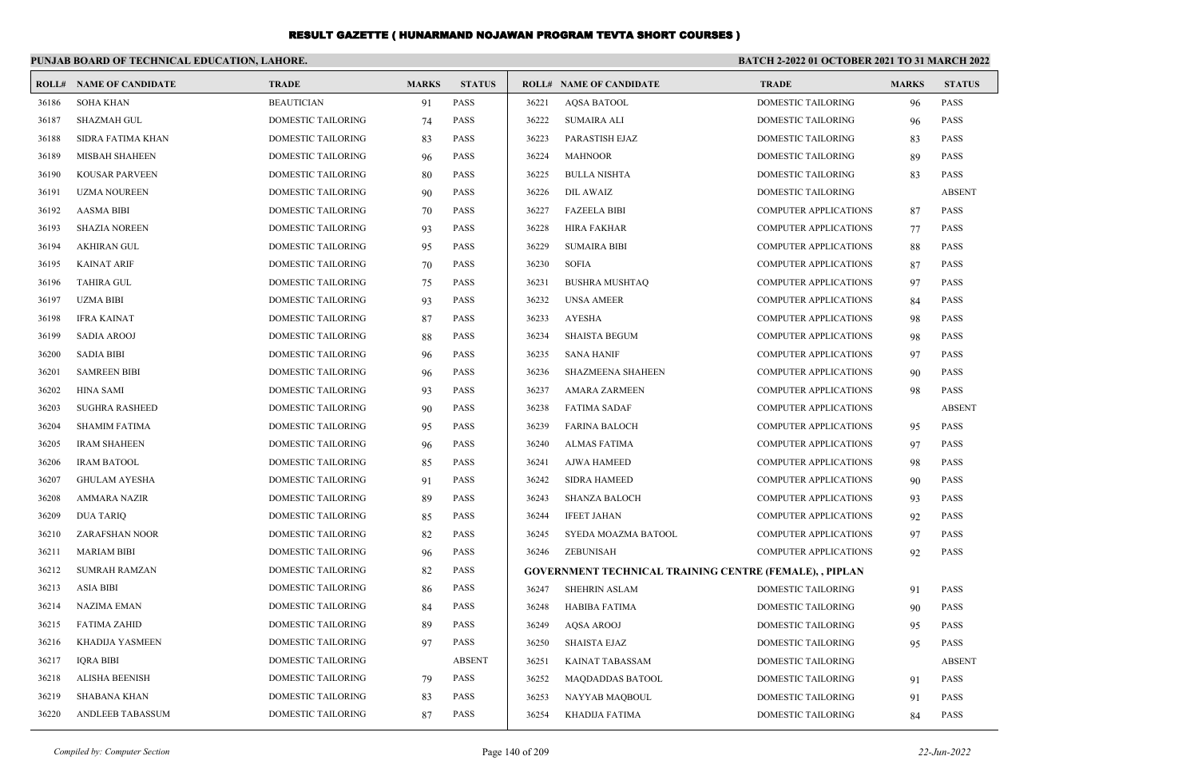# RESULT GAZETTE ( HUNARMAND NOJAWAN PROGRAM TEVTA SHORT COURSES )

**PUNJAB BOARD OF TECHNICAL EDUCATION, LAHORE.**

**BATCH 2-2022 01 OCTOBER 2021 TO 31 MARCH 2022**

| ROLL# | NAME OF CANDIDATE | TRADE | MARKS | STATUS |
|---|---|---|---|---|
| 36186 | SOHA KHAN | BEAUTICIAN | 91 | PASS |
| 36187 | SHAZMAH GUL | DOMESTIC TAILORING | 74 | PASS |
| 36188 | SIDRA FATIMA KHAN | DOMESTIC TAILORING | 83 | PASS |
| 36189 | MISBAH SHAHEEN | DOMESTIC TAILORING | 96 | PASS |
| 36190 | KOUSAR PARVEEN | DOMESTIC TAILORING | 80 | PASS |
| 36191 | UZMA NOUREEN | DOMESTIC TAILORING | 90 | PASS |
| 36192 | AASMA BIBI | DOMESTIC TAILORING | 70 | PASS |
| 36193 | SHAZIA NOREEN | DOMESTIC TAILORING | 93 | PASS |
| 36194 | AKHIRAN GUL | DOMESTIC TAILORING | 95 | PASS |
| 36195 | KAINAT ARIF | DOMESTIC TAILORING | 70 | PASS |
| 36196 | TAHIRA GUL | DOMESTIC TAILORING | 75 | PASS |
| 36197 | UZMA BIBI | DOMESTIC TAILORING | 93 | PASS |
| 36198 | IFRA KAINAT | DOMESTIC TAILORING | 87 | PASS |
| 36199 | SADIA AROOJ | DOMESTIC TAILORING | 88 | PASS |
| 36200 | SADIA BIBI | DOMESTIC TAILORING | 96 | PASS |
| 36201 | SAMREEN BIBI | DOMESTIC TAILORING | 96 | PASS |
| 36202 | HINA SAMI | DOMESTIC TAILORING | 93 | PASS |
| 36203 | SUGHRA RASHEED | DOMESTIC TAILORING | 90 | PASS |
| 36204 | SHAMIM FATIMA | DOMESTIC TAILORING | 95 | PASS |
| 36205 | IRAM SHAHEEN | DOMESTIC TAILORING | 96 | PASS |
| 36206 | IRAM BATOOL | DOMESTIC TAILORING | 85 | PASS |
| 36207 | GHULAM AYESHA | DOMESTIC TAILORING | 91 | PASS |
| 36208 | AMMARA NAZIR | DOMESTIC TAILORING | 89 | PASS |
| 36209 | DUA TARIQ | DOMESTIC TAILORING | 85 | PASS |
| 36210 | ZARAFSHAN NOOR | DOMESTIC TAILORING | 82 | PASS |
| 36211 | MARIAM BIBI | DOMESTIC TAILORING | 96 | PASS |
| 36212 | SUMRAH RAMZAN | DOMESTIC TAILORING | 82 | PASS |
| 36213 | ASIA BIBI | DOMESTIC TAILORING | 86 | PASS |
| 36214 | NAZIMA EMAN | DOMESTIC TAILORING | 84 | PASS |
| 36215 | FATIMA ZAHID | DOMESTIC TAILORING | 89 | PASS |
| 36216 | KHADIJA YASMEEN | DOMESTIC TAILORING | 97 | PASS |
| 36217 | IQRA BIBI | DOMESTIC TAILORING | | ABSENT |
| 36218 | ALISHA BEENISH | DOMESTIC TAILORING | 79 | PASS |
| 36219 | SHABANA KHAN | DOMESTIC TAILORING | 83 | PASS |
| 36220 | ANDLEEB TABASSUM | DOMESTIC TAILORING | 87 | PASS |
| 36221 | AQSA BATOOL | DOMESTIC TAILORING | 96 | PASS |
| 36222 | SUMAIRA ALI | DOMESTIC TAILORING | 96 | PASS |
| 36223 | PARASTISH EJAZ | DOMESTIC TAILORING | 83 | PASS |
| 36224 | MAHNOOR | DOMESTIC TAILORING | 89 | PASS |
| 36225 | BULLA NISHTA | DOMESTIC TAILORING | 83 | PASS |
| 36226 | DIL AWAIZ | DOMESTIC TAILORING | | ABSENT |
| 36227 | FAZEELA BIBI | COMPUTER APPLICATIONS | 87 | PASS |
| 36228 | HIRA FAKHAR | COMPUTER APPLICATIONS | 77 | PASS |
| 36229 | SUMAIRA BIBI | COMPUTER APPLICATIONS | 88 | PASS |
| 36230 | SOFIA | COMPUTER APPLICATIONS | 87 | PASS |
| 36231 | BUSHRA MUSHTAQ | COMPUTER APPLICATIONS | 97 | PASS |
| 36232 | UNSA AMEER | COMPUTER APPLICATIONS | 84 | PASS |
| 36233 | AYESHA | COMPUTER APPLICATIONS | 98 | PASS |
| 36234 | SHAISTA BEGUM | COMPUTER APPLICATIONS | 98 | PASS |
| 36235 | SANA HANIF | COMPUTER APPLICATIONS | 97 | PASS |
| 36236 | SHAZMEENA SHAHEEN | COMPUTER APPLICATIONS | 90 | PASS |
| 36237 | AMARA ZARMEEN | COMPUTER APPLICATIONS | 98 | PASS |
| 36238 | FATIMA SADAF | COMPUTER APPLICATIONS | | ABSENT |
| 36239 | FARINA BALOCH | COMPUTER APPLICATIONS | 95 | PASS |
| 36240 | ALMAS FATIMA | COMPUTER APPLICATIONS | 97 | PASS |
| 36241 | AJWA HAMEED | COMPUTER APPLICATIONS | 98 | PASS |
| 36242 | SIDRA HAMEED | COMPUTER APPLICATIONS | 90 | PASS |
| 36243 | SHANZA BALOCH | COMPUTER APPLICATIONS | 93 | PASS |
| 36244 | IFEET JAHAN | COMPUTER APPLICATIONS | 92 | PASS |
| 36245 | SYEDA MOAZMA BATOOL | COMPUTER APPLICATIONS | 97 | PASS |
| 36246 | ZEBUNISAH | COMPUTER APPLICATIONS | 92 | PASS |

**GOVERNMENT TECHNICAL TRAINING CENTRE (FEMALE), , PIPLAN**

| ROLL# | NAME OF CANDIDATE | TRADE | MARKS | STATUS |
|---|---|---|---|---|
| 36247 | SHEHRIN ASLAM | DOMESTIC TAILORING | 91 | PASS |
| 36248 | HABIBA FATIMA | DOMESTIC TAILORING | 90 | PASS |
| 36249 | AQSA AROOJ | DOMESTIC TAILORING | 95 | PASS |
| 36250 | SHAISTA EJAZ | DOMESTIC TAILORING | 95 | PASS |
| 36251 | KAINAT TABASSAM | DOMESTIC TAILORING | | ABSENT |
| 36252 | MAQDADDAS BATOOL | DOMESTIC TAILORING | 91 | PASS |
| 36253 | NAYYAB MAQBOUL | DOMESTIC TAILORING | 91 | PASS |
| 36254 | KHADIJA FATIMA | DOMESTIC TAILORING | 84 | PASS |

*Compiled by: Computer Section*

*22-Jun-2022*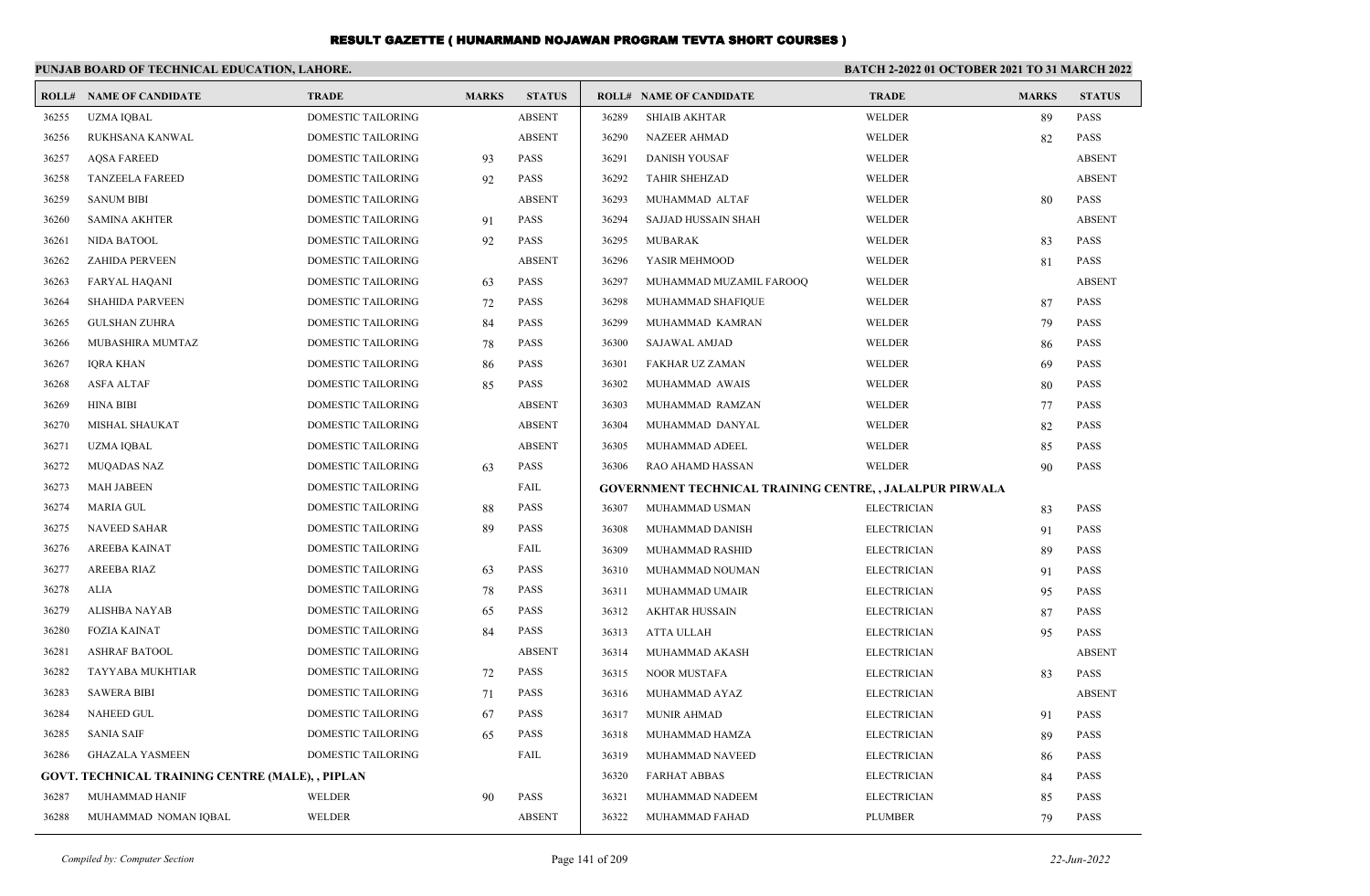# RESULT GAZETTE ( HUNARMAND NOJAWAN PROGRAM TEVTA SHORT COURSES )

## PUNJAB BOARD OF TECHNICAL EDUCATION, LAHORE.

**BATCH 2-2022 01 OCTOBER 2021 TO 31 MARCH 2022**

| ROLL# | NAME OF CANDIDATE | TRADE | MARKS | STATUS |
|---|---|---|---|---|
| 36255 | UZMA IQBAL | DOMESTIC TAILORING | | ABSENT |
| 36256 | RUKHSANA KANWAL | DOMESTIC TAILORING | | ABSENT |
| 36257 | AQSA FAREED | DOMESTIC TAILORING | 93 | PASS |
| 36258 | TANZEELA FAREED | DOMESTIC TAILORING | 92 | PASS |
| 36259 | SANUM BIBI | DOMESTIC TAILORING | | ABSENT |
| 36260 | SAMINA AKHTER | DOMESTIC TAILORING | 91 | PASS |
| 36261 | NIDA BATOOL | DOMESTIC TAILORING | 92 | PASS |
| 36262 | ZAHIDA PERVEEN | DOMESTIC TAILORING | | ABSENT |
| 36263 | FARYAL HAQANI | DOMESTIC TAILORING | 63 | PASS |
| 36264 | SHAHIDA PARVEEN | DOMESTIC TAILORING | 72 | PASS |
| 36265 | GULSHAN ZUHRA | DOMESTIC TAILORING | 84 | PASS |
| 36266 | MUBASHIRA MUMTAZ | DOMESTIC TAILORING | 78 | PASS |
| 36267 | IQRA KHAN | DOMESTIC TAILORING | 86 | PASS |
| 36268 | ASFA ALTAF | DOMESTIC TAILORING | 85 | PASS |
| 36269 | HINA BIBI | DOMESTIC TAILORING | | ABSENT |
| 36270 | MISHAL SHAUKAT | DOMESTIC TAILORING | | ABSENT |
| 36271 | UZMA IQBAL | DOMESTIC TAILORING | | ABSENT |
| 36272 | MUQADAS NAZ | DOMESTIC TAILORING | 63 | PASS |
| 36273 | MAH JABEEN | DOMESTIC TAILORING | | FAIL |
| 36274 | MARIA GUL | DOMESTIC TAILORING | 88 | PASS |
| 36275 | NAVEED SAHAR | DOMESTIC TAILORING | 89 | PASS |
| 36276 | AREEBA KAINAT | DOMESTIC TAILORING | | FAIL |
| 36277 | AREEBA RIAZ | DOMESTIC TAILORING | 63 | PASS |
| 36278 | ALIA | DOMESTIC TAILORING | 78 | PASS |
| 36279 | ALISHBA NAYAB | DOMESTIC TAILORING | 65 | PASS |
| 36280 | FOZIA KAINAT | DOMESTIC TAILORING | 84 | PASS |
| 36281 | ASHRAF BATOOL | DOMESTIC TAILORING | | ABSENT |
| 36282 | TAYYABA MUKHTIAR | DOMESTIC TAILORING | 72 | PASS |
| 36283 | SAWERA BIBI | DOMESTIC TAILORING | 71 | PASS |
| 36284 | NAHEED GUL | DOMESTIC TAILORING | 67 | PASS |
| 36285 | SANIA SAIF | DOMESTIC TAILORING | 65 | PASS |
| 36286 | GHAZALA YASMEEN | DOMESTIC TAILORING | | FAIL |
| **GOVT. TECHNICAL TRAINING CENTRE (MALE), , PIPLAN** | | | | |
| 36287 | MUHAMMAD HANIF | WELDER | 90 | PASS |
| 36288 | MUHAMMAD NOMAN IQBAL | WELDER | | ABSENT |
| 36289 | SHIAIB AKHTAR | WELDER | 89 | PASS |
| 36290 | NAZEER AHMAD | WELDER | 82 | PASS |
| 36291 | DANISH YOUSAF | WELDER | | ABSENT |
| 36292 | TAHIR SHEHZAD | WELDER | | ABSENT |
| 36293 | MUHAMMAD ALTAF | WELDER | 80 | PASS |
| 36294 | SAJJAD HUSSAIN SHAH | WELDER | | ABSENT |
| 36295 | MUBARAK | WELDER | 83 | PASS |
| 36296 | YASIR MEHMOOD | WELDER | 81 | PASS |
| 36297 | MUHAMMAD MUZAMIL FAROOQ | WELDER | | ABSENT |
| 36298 | MUHAMMAD SHAFIQUE | WELDER | 87 | PASS |
| 36299 | MUHAMMAD KAMRAN | WELDER | 79 | PASS |
| 36300 | SAJAWAL AMJAD | WELDER | 86 | PASS |
| 36301 | FAKHAR UZ ZAMAN | WELDER | 69 | PASS |
| 36302 | MUHAMMAD AWAIS | WELDER | 80 | PASS |
| 36303 | MUHAMMAD RAMZAN | WELDER | 77 | PASS |
| 36304 | MUHAMMAD DANYAL | WELDER | 82 | PASS |
| 36305 | MUHAMMAD ADEEL | WELDER | 85 | PASS |
| 36306 | RAO AHAMD HASSAN | WELDER | 90 | PASS |
| **GOVERNMENT TECHNICAL TRAINING CENTRE, , JALALPUR PIRWALA** | | | | |
| 36307 | MUHAMMAD USMAN | ELECTRICIAN | 83 | PASS |
| 36308 | MUHAMMAD DANISH | ELECTRICIAN | 91 | PASS |
| 36309 | MUHAMMAD RASHID | ELECTRICIAN | 89 | PASS |
| 36310 | MUHAMMAD NOUMAN | ELECTRICIAN | 91 | PASS |
| 36311 | MUHAMMAD UMAIR | ELECTRICIAN | 95 | PASS |
| 36312 | AKHTAR HUSSAIN | ELECTRICIAN | 87 | PASS |
| 36313 | ATTA ULLAH | ELECTRICIAN | 95 | PASS |
| 36314 | MUHAMMAD AKASH | ELECTRICIAN | | ABSENT |
| 36315 | NOOR MUSTAFA | ELECTRICIAN | 83 | PASS |
| 36316 | MUHAMMAD AYAZ | ELECTRICIAN | | ABSENT |
| 36317 | MUNIR AHMAD | ELECTRICIAN | 91 | PASS |
| 36318 | MUHAMMAD HAMZA | ELECTRICIAN | 89 | PASS |
| 36319 | MUHAMMAD NAVEED | ELECTRICIAN | 86 | PASS |
| 36320 | FARHAT ABBAS | ELECTRICIAN | 84 | PASS |
| 36321 | MUHAMMAD NADEEM | ELECTRICIAN | 85 | PASS |
| 36322 | MUHAMMAD FAHAD | PLUMBER | 79 | PASS |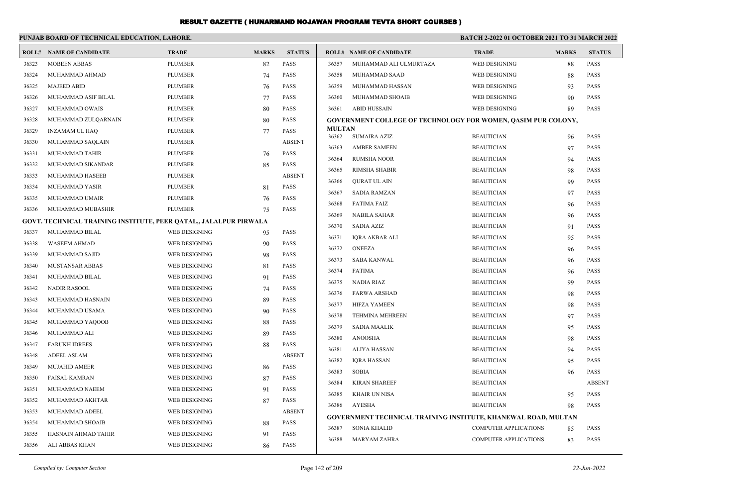# RESULT GAZETTE ( HUNARMAND NOJAWAN PROGRAM TEVTA SHORT COURSES )

**PUNJAB BOARD OF TECHNICAL EDUCATION, LAHORE.**

**BATCH 2-2022 01 OCTOBER 2021 TO 31 MARCH 2022**

| ROLL# | NAME OF CANDIDATE | TRADE | MARKS | STATUS |
|---|---|---|---|---|
| 36323 | MOBEEN ABBAS | PLUMBER | 82 | PASS |
| 36324 | MUHAMMAD AHMAD | PLUMBER | 74 | PASS |
| 36325 | MAJEED ABID | PLUMBER | 76 | PASS |
| 36326 | MUHAMMAD ASIF BILAL | PLUMBER | 77 | PASS |
| 36327 | MUHAMMAD OWAIS | PLUMBER | 80 | PASS |
| 36328 | MUHAMMAD ZULQARNAIN | PLUMBER | 80 | PASS |
| 36329 | INZAMAM UL HAQ | PLUMBER | 77 | PASS |
| 36330 | MUHAMMAD SAQLAIN | PLUMBER | | ABSENT |
| 36331 | MUHAMMAD TAHIR | PLUMBER | 76 | PASS |
| 36332 | MUHAMMAD SIKANDAR | PLUMBER | 85 | PASS |
| 36333 | MUHAMMAD HASEEB | PLUMBER | | ABSENT |
| 36334 | MUHAMMAD YASIR | PLUMBER | 81 | PASS |
| 36335 | MUHAMMAD UMAIR | PLUMBER | 76 | PASS |
| 36336 | MUHAMMAD MUBASHIR | PLUMBER | 75 | PASS |

**GOVT. TECHNICAL TRAINING INSTITUTE, PEER QATAL,, JALALPUR PIRWALA**

| ROLL# | NAME OF CANDIDATE | TRADE | MARKS | STATUS |
|---|---|---|---|---|
| 36337 | MUHAMMAD BILAL | WEB DESIGNING | 95 | PASS |
| 36338 | WASEEM AHMAD | WEB DESIGNING | 90 | PASS |
| 36339 | MUHAMMAD SAJID | WEB DESIGNING | 98 | PASS |
| 36340 | MUSTANSAR ABBAS | WEB DESIGNING | 81 | PASS |
| 36341 | MUHAMMAD BILAL | WEB DESIGNING | 91 | PASS |
| 36342 | NADIR RASOOL | WEB DESIGNING | 74 | PASS |
| 36343 | MUHAMMAD HASNAIN | WEB DESIGNING | 89 | PASS |
| 36344 | MUHAMMAD USAMA | WEB DESIGNING | 90 | PASS |
| 36345 | MUHAMMAD YAQOOB | WEB DESIGNING | 88 | PASS |
| 36346 | MUHAMMAD ALI | WEB DESIGNING | 89 | PASS |
| 36347 | FARUKH IDREES | WEB DESIGNING | 88 | PASS |
| 36348 | ADEEL ASLAM | WEB DESIGNING | | ABSENT |
| 36349 | MUJAHID AMEER | WEB DESIGNING | 86 | PASS |
| 36350 | FAISAL KAMRAN | WEB DESIGNING | 87 | PASS |
| 36351 | MUHAMMAD NAEEM | WEB DESIGNING | 91 | PASS |
| 36352 | MUHAMMAD AKHTAR | WEB DESIGNING | 87 | PASS |
| 36353 | MUHAMMAD ADEEL | WEB DESIGNING | | ABSENT |
| 36354 | MUHAMMAD SHOAIB | WEB DESIGNING | 88 | PASS |
| 36355 | HASNAIN AHMAD TAHIR | WEB DESIGNING | 91 | PASS |
| 36356 | ALI ABBAS KHAN | WEB DESIGNING | 86 | PASS |
| 36357 | MUHAMMAD ALI ULMURTAZA | WEB DESIGNING | 88 | PASS |
| 36358 | MUHAMMAD SAAD | WEB DESIGNING | 88 | PASS |
| 36359 | MUHAMMAD HASSAN | WEB DESIGNING | 93 | PASS |
| 36360 | MUHAMMAD SHOAIB | WEB DESIGNING | 90 | PASS |
| 36361 | ABID HUSSAIN | WEB DESIGNING | 89 | PASS |

**GOVERNMENT COLLEGE OF TECHNOLOGY FOR WOMEN, QASIM PUR COLONY, MULTAN**

| ROLL# | NAME OF CANDIDATE | TRADE | MARKS | STATUS |
|---|---|---|---|---|
| 36362 | SUMAIRA AZIZ | BEAUTICIAN | 96 | PASS |
| 36363 | AMBER SAMEEN | BEAUTICIAN | 97 | PASS |
| 36364 | RUMSHA NOOR | BEAUTICIAN | 94 | PASS |
| 36365 | RIMSHA SHABIR | BEAUTICIAN | 98 | PASS |
| 36366 | QURAT UL AIN | BEAUTICIAN | 99 | PASS |
| 36367 | SADIA RAMZAN | BEAUTICIAN | 97 | PASS |
| 36368 | FATIMA FAIZ | BEAUTICIAN | 96 | PASS |
| 36369 | NABILA SAHAR | BEAUTICIAN | 96 | PASS |
| 36370 | SADIA AZIZ | BEAUTICIAN | 91 | PASS |
| 36371 | IQRA AKBAR ALI | BEAUTICIAN | 95 | PASS |
| 36372 | ONEEZA | BEAUTICIAN | 96 | PASS |
| 36373 | SABA KANWAL | BEAUTICIAN | 96 | PASS |
| 36374 | FATIMA | BEAUTICIAN | 96 | PASS |
| 36375 | NADIA RIAZ | BEAUTICIAN | 99 | PASS |
| 36376 | FARWA ARSHAD | BEAUTICIAN | 98 | PASS |
| 36377 | HIFZA YAMEEN | BEAUTICIAN | 98 | PASS |
| 36378 | TEHMINA MEHREEN | BEAUTICIAN | 97 | PASS |
| 36379 | SADIA MAALIK | BEAUTICIAN | 95 | PASS |
| 36380 | ANOOSHA | BEAUTICIAN | 98 | PASS |
| 36381 | ALIYA HASSAN | BEAUTICIAN | 94 | PASS |
| 36382 | IQRA HASSAN | BEAUTICIAN | 95 | PASS |
| 36383 | SOBIA | BEAUTICIAN | 96 | PASS |
| 36384 | KIRAN SHAREEF | BEAUTICIAN | | ABSENT |
| 36385 | KHAIR UN NISA | BEAUTICIAN | 95 | PASS |
| 36386 | AYESHA | BEAUTICIAN | 98 | PASS |

**GOVERNMENT TECHNICAL TRAINING INSTITUTE, KHANEWAL ROAD, MULTAN**

| ROLL# | NAME OF CANDIDATE | TRADE | MARKS | STATUS |
|---|---|---|---|---|
| 36387 | SONIA KHALID | COMPUTER APPLICATIONS | 85 | PASS |
| 36388 | MARYAM ZAHRA | COMPUTER APPLICATIONS | 83 | PASS |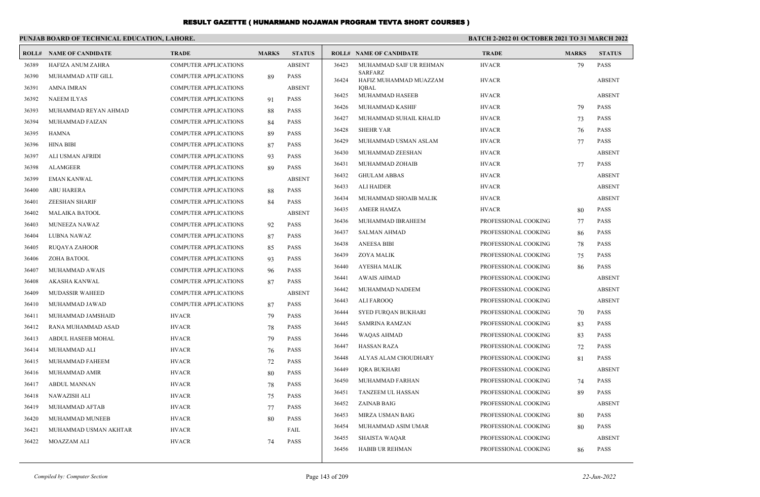# RESULT GAZETTE ( HUNARMAND NOJAWAN PROGRAM TEVTA SHORT COURSES )

**PUNJAB BOARD OF TECHNICAL EDUCATION, LAHORE.**

**BATCH 2-2022 01 OCTOBER 2021 TO 31 MARCH 2022**

| ROLL# | NAME OF CANDIDATE | TRADE | MARKS | STATUS |
|---|---|---|---|---|
| 36389 | HAFIZA ANUM ZAHRA | COMPUTER APPLICATIONS | | ABSENT |
| 36390 | MUHAMMAD ATIF GILL | COMPUTER APPLICATIONS | 89 | PASS |
| 36391 | AMNA IMRAN | COMPUTER APPLICATIONS | | ABSENT |
| 36392 | NAEEM ILYAS | COMPUTER APPLICATIONS | 91 | PASS |
| 36393 | MUHAMMAD REYAN AHMAD | COMPUTER APPLICATIONS | 88 | PASS |
| 36394 | MUHAMMAD FAIZAN | COMPUTER APPLICATIONS | 84 | PASS |
| 36395 | HAMNA | COMPUTER APPLICATIONS | 89 | PASS |
| 36396 | HINA BIBI | COMPUTER APPLICATIONS | 87 | PASS |
| 36397 | ALI USMAN AFRIDI | COMPUTER APPLICATIONS | 93 | PASS |
| 36398 | ALAMGEER | COMPUTER APPLICATIONS | 89 | PASS |
| 36399 | EMAN KANWAL | COMPUTER APPLICATIONS | | ABSENT |
| 36400 | ABU HARERA | COMPUTER APPLICATIONS | 88 | PASS |
| 36401 | ZEESHAN SHARIF | COMPUTER APPLICATIONS | 84 | PASS |
| 36402 | MALAIKA BATOOL | COMPUTER APPLICATIONS | | ABSENT |
| 36403 | MUNEEZA NAWAZ | COMPUTER APPLICATIONS | 92 | PASS |
| 36404 | LUBNA NAWAZ | COMPUTER APPLICATIONS | 87 | PASS |
| 36405 | RUQAYA ZAHOOR | COMPUTER APPLICATIONS | 85 | PASS |
| 36406 | ZOHA BATOOL | COMPUTER APPLICATIONS | 93 | PASS |
| 36407 | MUHAMMAD AWAIS | COMPUTER APPLICATIONS | 96 | PASS |
| 36408 | AKASHA KANWAL | COMPUTER APPLICATIONS | 87 | PASS |
| 36409 | MUDASSIR WAHEED | COMPUTER APPLICATIONS | | ABSENT |
| 36410 | MUHAMMAD JAWAD | COMPUTER APPLICATIONS | 87 | PASS |
| 36411 | MUHAMMAD JAMSHAID | HVACR | 79 | PASS |
| 36412 | RANA MUHAMMAD ASAD | HVACR | 78 | PASS |
| 36413 | ABDUL HASEEB MOHAL | HVACR | 79 | PASS |
| 36414 | MUHAMMAD ALI | HVACR | 76 | PASS |
| 36415 | MUHAMMAD FAHEEM | HVACR | 72 | PASS |
| 36416 | MUHAMMAD AMIR | HVACR | 80 | PASS |
| 36417 | ABDUL MANNAN | HVACR | 78 | PASS |
| 36418 | NAWAZISH ALI | HVACR | 75 | PASS |
| 36419 | MUHAMMAD AFTAB | HVACR | 77 | PASS |
| 36420 | MUHAMMAD MUNEEB | HVACR | 80 | PASS |
| 36421 | MUHAMMAD USMAN AKHTAR | HVACR | | FAIL |
| 36422 | MOAZZAM ALI | HVACR | 74 | PASS |
| 36423 | MUHAMMAD SAIF UR REHMAN SARFARZ | HVACR | 79 | PASS |
| 36424 | HAFIZ MUHAMMAD MUAZZAM IQBAL | HVACR | | ABSENT |
| 36425 | MUHAMMAD HASEEB | HVACR | | ABSENT |
| 36426 | MUHAMMAD KASHIF | HVACR | 79 | PASS |
| 36427 | MUHAMMAD SUHAIL KHALID | HVACR | 73 | PASS |
| 36428 | SHEHR YAR | HVACR | 76 | PASS |
| 36429 | MUHAMMAD USMAN ASLAM | HVACR | 77 | PASS |
| 36430 | MUHAMMAD ZEESHAN | HVACR | | ABSENT |
| 36431 | MUHAMMAD ZOHAIB | HVACR | 77 | PASS |
| 36432 | GHULAM ABBAS | HVACR | | ABSENT |
| 36433 | ALI HAIDER | HVACR | | ABSENT |
| 36434 | MUHAMMAD SHOAIB MALIK | HVACR | | ABSENT |
| 36435 | AMEER HAMZA | HVACR | 80 | PASS |
| 36436 | MUHAMMAD IBRAHEEM | PROFESSIONAL COOKING | 77 | PASS |
| 36437 | SALMAN AHMAD | PROFESSIONAL COOKING | 86 | PASS |
| 36438 | ANEESA BIBI | PROFESSIONAL COOKING | 78 | PASS |
| 36439 | ZOYA MALIK | PROFESSIONAL COOKING | 75 | PASS |
| 36440 | AYESHA MALIK | PROFESSIONAL COOKING | 86 | PASS |
| 36441 | AWAIS AHMAD | PROFESSIONAL COOKING | | ABSENT |
| 36442 | MUHAMMAD NADEEM | PROFESSIONAL COOKING | | ABSENT |
| 36443 | ALI FAROOQ | PROFESSIONAL COOKING | | ABSENT |
| 36444 | SYED FURQAN BUKHARI | PROFESSIONAL COOKING | 70 | PASS |
| 36445 | SAMRINA RAMZAN | PROFESSIONAL COOKING | 83 | PASS |
| 36446 | WAQAS AHMAD | PROFESSIONAL COOKING | 83 | PASS |
| 36447 | HASSAN RAZA | PROFESSIONAL COOKING | 72 | PASS |
| 36448 | ALYAS ALAM CHOUDHARY | PROFESSIONAL COOKING | 81 | PASS |
| 36449 | IQRA BUKHARI | PROFESSIONAL COOKING | | ABSENT |
| 36450 | MUHAMMAD FARHAN | PROFESSIONAL COOKING | 74 | PASS |
| 36451 | TANZEEM UL HASSAN | PROFESSIONAL COOKING | 89 | PASS |
| 36452 | ZAINAB BAIG | PROFESSIONAL COOKING | | ABSENT |
| 36453 | MIRZA USMAN BAIG | PROFESSIONAL COOKING | 80 | PASS |
| 36454 | MUHAMMAD ASIM UMAR | PROFESSIONAL COOKING | 80 | PASS |
| 36455 | SHAISTA WAQAR | PROFESSIONAL COOKING | | ABSENT |
| 36456 | HABIB UR REHMAN | PROFESSIONAL COOKING | 86 | PASS |

*Compiled by: Computer Section* *22-Jun-2022*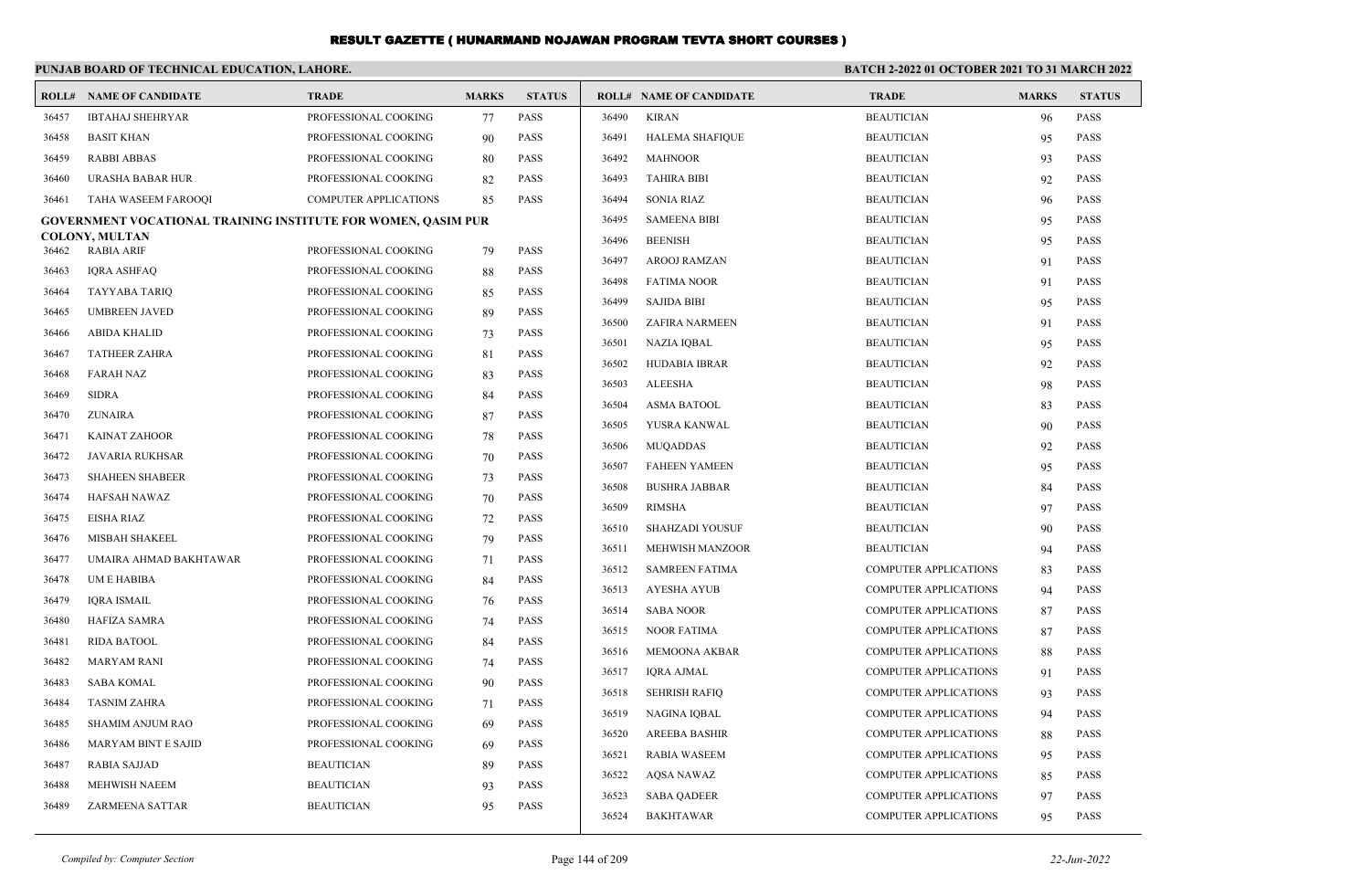# RESULT GAZETTE ( HUNARMAND NOJAWAN PROGRAM TEVTA SHORT COURSES )

**PUNJAB BOARD OF TECHNICAL EDUCATION, LAHORE.**

**BATCH 2-2022 01 OCTOBER 2021 TO 31 MARCH 2022**

| ROLL# | NAME OF CANDIDATE | TRADE | MARKS | STATUS |
|---|---|---|---|---|
| 36457 | IBTAHAJ SHEHRYAR | PROFESSIONAL COOKING | 77 | PASS |
| 36458 | BASIT KHAN | PROFESSIONAL COOKING | 90 | PASS |
| 36459 | RABBI ABBAS | PROFESSIONAL COOKING | 80 | PASS |
| 36460 | URASHA BABAR HUR | PROFESSIONAL COOKING | 82 | PASS |
| 36461 | TAHA WASEEM FAROOQI | COMPUTER APPLICATIONS | 85 | PASS |

**GOVERNMENT VOCATIONAL TRAINING INSTITUTE FOR WOMEN, QASIM PUR COLONY, MULTAN**

| ROLL# | NAME OF CANDIDATE | TRADE | MARKS | STATUS |
|---|---|---|---|---|
| 36462 | RABIA ARIF | PROFESSIONAL COOKING | 79 | PASS |
| 36463 | IQRA ASHFAQ | PROFESSIONAL COOKING | 88 | PASS |
| 36464 | TAYYABA TARIQ | PROFESSIONAL COOKING | 85 | PASS |
| 36465 | UMBREEN JAVED | PROFESSIONAL COOKING | 89 | PASS |
| 36466 | ABIDA KHALID | PROFESSIONAL COOKING | 73 | PASS |
| 36467 | TATHEER ZAHRA | PROFESSIONAL COOKING | 81 | PASS |
| 36468 | FARAH NAZ | PROFESSIONAL COOKING | 83 | PASS |
| 36469 | SIDRA | PROFESSIONAL COOKING | 84 | PASS |
| 36470 | ZUNAIRA | PROFESSIONAL COOKING | 87 | PASS |
| 36471 | KAINAT ZAHOOR | PROFESSIONAL COOKING | 78 | PASS |
| 36472 | JAVARIA RUKHSAR | PROFESSIONAL COOKING | 70 | PASS |
| 36473 | SHAHEEN SHABEER | PROFESSIONAL COOKING | 73 | PASS |
| 36474 | HAFSAH NAWAZ | PROFESSIONAL COOKING | 70 | PASS |
| 36475 | EISHA RIAZ | PROFESSIONAL COOKING | 72 | PASS |
| 36476 | MISBAH SHAKEEL | PROFESSIONAL COOKING | 79 | PASS |
| 36477 | UMAIRA AHMAD BAKHTAWAR | PROFESSIONAL COOKING | 71 | PASS |
| 36478 | UM E HABIBA | PROFESSIONAL COOKING | 84 | PASS |
| 36479 | IQRA ISMAIL | PROFESSIONAL COOKING | 76 | PASS |
| 36480 | HAFIZA SAMRA | PROFESSIONAL COOKING | 74 | PASS |
| 36481 | RIDA BATOOL | PROFESSIONAL COOKING | 84 | PASS |
| 36482 | MARYAM RANI | PROFESSIONAL COOKING | 74 | PASS |
| 36483 | SABA KOMAL | PROFESSIONAL COOKING | 90 | PASS |
| 36484 | TASNIM ZAHRA | PROFESSIONAL COOKING | 71 | PASS |
| 36485 | SHAMIM ANJUM RAO | PROFESSIONAL COOKING | 69 | PASS |
| 36486 | MARYAM BINT E SAJID | PROFESSIONAL COOKING | 69 | PASS |
| 36487 | RABIA SAJJAD | BEAUTICIAN | 89 | PASS |
| 36488 | MEHWISH NAEEM | BEAUTICIAN | 93 | PASS |
| 36489 | ZARMEENA SATTAR | BEAUTICIAN | 95 | PASS |
| 36490 | KIRAN | BEAUTICIAN | 96 | PASS |
| 36491 | HALEMA SHAFIQUE | BEAUTICIAN | 95 | PASS |
| 36492 | MAHNOOR | BEAUTICIAN | 93 | PASS |
| 36493 | TAHIRA BIBI | BEAUTICIAN | 92 | PASS |
| 36494 | SONIA RIAZ | BEAUTICIAN | 96 | PASS |
| 36495 | SAMEENA BIBI | BEAUTICIAN | 95 | PASS |
| 36496 | BEENISH | BEAUTICIAN | 95 | PASS |
| 36497 | AROOJ RAMZAN | BEAUTICIAN | 91 | PASS |
| 36498 | FATIMA NOOR | BEAUTICIAN | 91 | PASS |
| 36499 | SAJIDA BIBI | BEAUTICIAN | 95 | PASS |
| 36500 | ZAFIRA NARMEEN | BEAUTICIAN | 91 | PASS |
| 36501 | NAZIA IQBAL | BEAUTICIAN | 95 | PASS |
| 36502 | HUDABIA IBRAR | BEAUTICIAN | 92 | PASS |
| 36503 | ALEESHA | BEAUTICIAN | 98 | PASS |
| 36504 | ASMA BATOOL | BEAUTICIAN | 83 | PASS |
| 36505 | YUSRA KANWAL | BEAUTICIAN | 90 | PASS |
| 36506 | MUQADDAS | BEAUTICIAN | 92 | PASS |
| 36507 | FAHEEN YAMEEN | BEAUTICIAN | 95 | PASS |
| 36508 | BUSHRA JABBAR | BEAUTICIAN | 84 | PASS |
| 36509 | RIMSHA | BEAUTICIAN | 97 | PASS |
| 36510 | SHAHZADI YOUSUF | BEAUTICIAN | 90 | PASS |
| 36511 | MEHWISH MANZOOR | BEAUTICIAN | 94 | PASS |
| 36512 | SAMREEN FATIMA | COMPUTER APPLICATIONS | 83 | PASS |
| 36513 | AYESHA AYUB | COMPUTER APPLICATIONS | 94 | PASS |
| 36514 | SABA NOOR | COMPUTER APPLICATIONS | 87 | PASS |
| 36515 | NOOR FATIMA | COMPUTER APPLICATIONS | 87 | PASS |
| 36516 | MEMOONA AKBAR | COMPUTER APPLICATIONS | 88 | PASS |
| 36517 | IQRA AJMAL | COMPUTER APPLICATIONS | 91 | PASS |
| 36518 | SEHRISH RAFIQ | COMPUTER APPLICATIONS | 93 | PASS |
| 36519 | NAGINA IQBAL | COMPUTER APPLICATIONS | 94 | PASS |
| 36520 | AREEBA BASHIR | COMPUTER APPLICATIONS | 88 | PASS |
| 36521 | RABIA WASEEM | COMPUTER APPLICATIONS | 95 | PASS |
| 36522 | AQSA NAWAZ | COMPUTER APPLICATIONS | 85 | PASS |
| 36523 | SABA QADEER | COMPUTER APPLICATIONS | 97 | PASS |
| 36524 | BAKHTAWAR | COMPUTER APPLICATIONS | 95 | PASS |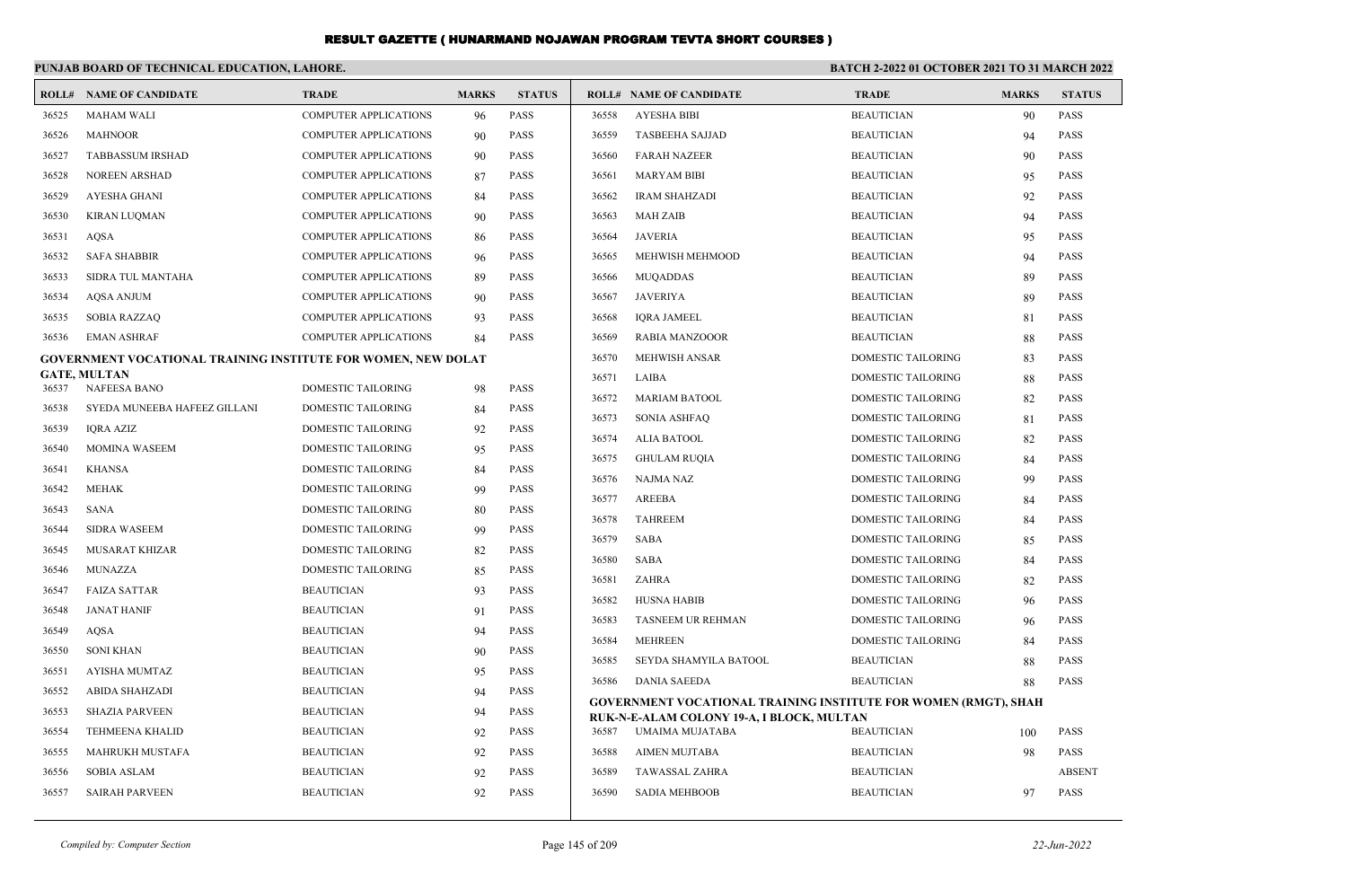# RESULT GAZETTE ( HUNARMAND NOJAWAN PROGRAM TEVTA SHORT COURSES )

**PUNJAB BOARD OF TECHNICAL EDUCATION, LAHORE.**

**BATCH 2-2022 01 OCTOBER 2021 TO 31 MARCH 2022**

| ROLL# | NAME OF CANDIDATE | TRADE | MARKS | STATUS |
|---|---|---|---|---|
| 36525 | MAHAM WALI | COMPUTER APPLICATIONS | 96 | PASS |
| 36526 | MAHNOOR | COMPUTER APPLICATIONS | 90 | PASS |
| 36527 | TABBASSUM IRSHAD | COMPUTER APPLICATIONS | 90 | PASS |
| 36528 | NOREEN ARSHAD | COMPUTER APPLICATIONS | 87 | PASS |
| 36529 | AYESHA GHANI | COMPUTER APPLICATIONS | 84 | PASS |
| 36530 | KIRAN LUQMAN | COMPUTER APPLICATIONS | 90 | PASS |
| 36531 | AQSA | COMPUTER APPLICATIONS | 86 | PASS |
| 36532 | SAFA SHABBIR | COMPUTER APPLICATIONS | 96 | PASS |
| 36533 | SIDRA TUL MANTAHA | COMPUTER APPLICATIONS | 89 | PASS |
| 36534 | AQSA ANJUM | COMPUTER APPLICATIONS | 90 | PASS |
| 36535 | SOBIA RAZZAQ | COMPUTER APPLICATIONS | 93 | PASS |
| 36536 | EMAN ASHRAF | COMPUTER APPLICATIONS | 84 | PASS |

**GOVERNMENT VOCATIONAL TRAINING INSTITUTE FOR WOMEN, NEW DOLAT GATE, MULTAN**

| ROLL# | NAME OF CANDIDATE | TRADE | MARKS | STATUS |
|---|---|---|---|---|
| 36537 | NAFEESA BANO | DOMESTIC TAILORING | 98 | PASS |
| 36538 | SYEDA MUNEEBA HAFEEZ GILLANI | DOMESTIC TAILORING | 84 | PASS |
| 36539 | IQRA AZIZ | DOMESTIC TAILORING | 92 | PASS |
| 36540 | MOMINA WASEEM | DOMESTIC TAILORING | 95 | PASS |
| 36541 | KHANSA | DOMESTIC TAILORING | 84 | PASS |
| 36542 | MEHAK | DOMESTIC TAILORING | 99 | PASS |
| 36543 | SANA | DOMESTIC TAILORING | 80 | PASS |
| 36544 | SIDRA WASEEM | DOMESTIC TAILORING | 99 | PASS |
| 36545 | MUSARAT KHIZAR | DOMESTIC TAILORING | 82 | PASS |
| 36546 | MUNAZZA | DOMESTIC TAILORING | 85 | PASS |
| 36547 | FAIZA SATTAR | BEAUTICIAN | 93 | PASS |
| 36548 | JANAT HANIF | BEAUTICIAN | 91 | PASS |
| 36549 | AQSA | BEAUTICIAN | 94 | PASS |
| 36550 | SONI KHAN | BEAUTICIAN | 90 | PASS |
| 36551 | AYISHA MUMTAZ | BEAUTICIAN | 95 | PASS |
| 36552 | ABIDA SHAHZADI | BEAUTICIAN | 94 | PASS |
| 36553 | SHAZIA PARVEEN | BEAUTICIAN | 94 | PASS |
| 36554 | TEHMEENA KHALID | BEAUTICIAN | 92 | PASS |
| 36555 | MAHRUKH MUSTAFA | BEAUTICIAN | 92 | PASS |
| 36556 | SOBIA ASLAM | BEAUTICIAN | 92 | PASS |
| 36557 | SAIRAH PARVEEN | BEAUTICIAN | 92 | PASS |
| 36558 | AYESHA BIBI | BEAUTICIAN | 90 | PASS |
| 36559 | TASBEEHA SAJJAD | BEAUTICIAN | 94 | PASS |
| 36560 | FARAH NAZEER | BEAUTICIAN | 90 | PASS |
| 36561 | MARYAM BIBI | BEAUTICIAN | 95 | PASS |
| 36562 | IRAM SHAHZADI | BEAUTICIAN | 92 | PASS |
| 36563 | MAH ZAIB | BEAUTICIAN | 94 | PASS |
| 36564 | JAVERIA | BEAUTICIAN | 95 | PASS |
| 36565 | MEHWISH MEHMOOD | BEAUTICIAN | 94 | PASS |
| 36566 | MUQADDAS | BEAUTICIAN | 89 | PASS |
| 36567 | JAVERIYA | BEAUTICIAN | 89 | PASS |
| 36568 | IQRA JAMEEL | BEAUTICIAN | 81 | PASS |
| 36569 | RABIA MANZOOOR | BEAUTICIAN | 88 | PASS |
| 36570 | MEHWISH ANSAR | DOMESTIC TAILORING | 83 | PASS |
| 36571 | LAIBA | DOMESTIC TAILORING | 88 | PASS |
| 36572 | MARIAM BATOOL | DOMESTIC TAILORING | 82 | PASS |
| 36573 | SONIA ASHFAQ | DOMESTIC TAILORING | 81 | PASS |
| 36574 | ALIA BATOOL | DOMESTIC TAILORING | 82 | PASS |
| 36575 | GHULAM RUQIA | DOMESTIC TAILORING | 84 | PASS |
| 36576 | NAJMA NAZ | DOMESTIC TAILORING | 99 | PASS |
| 36577 | AREEBA | DOMESTIC TAILORING | 84 | PASS |
| 36578 | TAHREEM | DOMESTIC TAILORING | 84 | PASS |
| 36579 | SABA | DOMESTIC TAILORING | 85 | PASS |
| 36580 | SABA | DOMESTIC TAILORING | 84 | PASS |
| 36581 | ZAHRA | DOMESTIC TAILORING | 82 | PASS |
| 36582 | HUSNA HABIB | DOMESTIC TAILORING | 96 | PASS |
| 36583 | TASNEEM UR REHMAN | DOMESTIC TAILORING | 96 | PASS |
| 36584 | MEHREEN | DOMESTIC TAILORING | 84 | PASS |
| 36585 | SEYDA SHAMYILA BATOOL | BEAUTICIAN | 88 | PASS |
| 36586 | DANIA SAEEDA | BEAUTICIAN | 88 | PASS |

**GOVERNMENT VOCATIONAL TRAINING INSTITUTE FOR WOMEN (RMGT), SHAH RUK-N-E-ALAM COLONY 19-A, I BLOCK, MULTAN**

| ROLL# | NAME OF CANDIDATE | TRADE | MARKS | STATUS |
|---|---|---|---|---|
| 36587 | UMAIMA MUJATABA | BEAUTICIAN | 100 | PASS |
| 36588 | AIMEN MUJTABA | BEAUTICIAN | 98 | PASS |
| 36589 | TAWASSAL ZAHRA | BEAUTICIAN | | ABSENT |
| 36590 | SADIA MEHBOOB | BEAUTICIAN | 97 | PASS |

*Compiled by: Computer Section*

*22-Jun-2022*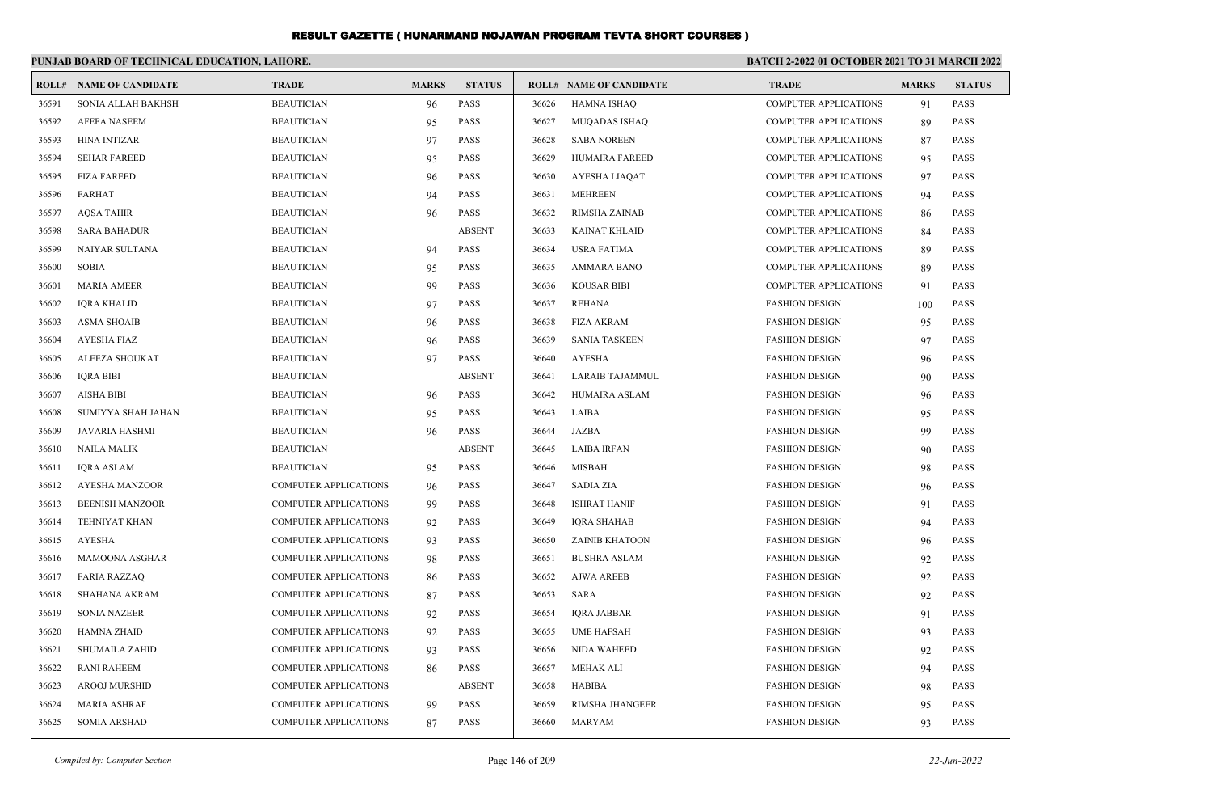# RESULT GAZETTE ( HUNARMAND NOJAWAN PROGRAM TEVTA SHORT COURSES )

**PUNJAB BOARD OF TECHNICAL EDUCATION, LAHORE.**

**BATCH 2-2022 01 OCTOBER 2021 TO 31 MARCH 2022**

| ROLL# | NAME OF CANDIDATE | TRADE | MARKS | STATUS |
|---|---|---|---|---|
| 36591 | SONIA ALLAH BAKHSH | BEAUTICIAN | 96 | PASS |
| 36592 | AFEFA NASEEM | BEAUTICIAN | 95 | PASS |
| 36593 | HINA INTIZAR | BEAUTICIAN | 97 | PASS |
| 36594 | SEHAR FAREED | BEAUTICIAN | 95 | PASS |
| 36595 | FIZA FAREED | BEAUTICIAN | 96 | PASS |
| 36596 | FARHAT | BEAUTICIAN | 94 | PASS |
| 36597 | AQSA TAHIR | BEAUTICIAN | 96 | PASS |
| 36598 | SARA BAHADUR | BEAUTICIAN | | ABSENT |
| 36599 | NAIYAR SULTANA | BEAUTICIAN | 94 | PASS |
| 36600 | SOBIA | BEAUTICIAN | 95 | PASS |
| 36601 | MARIA AMEER | BEAUTICIAN | 99 | PASS |
| 36602 | IQRA KHALID | BEAUTICIAN | 97 | PASS |
| 36603 | ASMA SHOAIB | BEAUTICIAN | 96 | PASS |
| 36604 | AYESHA FIAZ | BEAUTICIAN | 96 | PASS |
| 36605 | ALEEZA SHOUKAT | BEAUTICIAN | 97 | PASS |
| 36606 | IQRA BIBI | BEAUTICIAN | | ABSENT |
| 36607 | AISHA BIBI | BEAUTICIAN | 96 | PASS |
| 36608 | SUMIYYA SHAH JAHAN | BEAUTICIAN | 95 | PASS |
| 36609 | JAVARIA HASHMI | BEAUTICIAN | 96 | PASS |
| 36610 | NAILA MALIK | BEAUTICIAN | | ABSENT |
| 36611 | IQRA ASLAM | BEAUTICIAN | 95 | PASS |
| 36612 | AYESHA MANZOOR | COMPUTER APPLICATIONS | 96 | PASS |
| 36613 | BEENISH MANZOOR | COMPUTER APPLICATIONS | 99 | PASS |
| 36614 | TEHNIYAT KHAN | COMPUTER APPLICATIONS | 92 | PASS |
| 36615 | AYESHA | COMPUTER APPLICATIONS | 93 | PASS |
| 36616 | MAMOONA ASGHAR | COMPUTER APPLICATIONS | 98 | PASS |
| 36617 | FARIA RAZZAQ | COMPUTER APPLICATIONS | 86 | PASS |
| 36618 | SHAHANA AKRAM | COMPUTER APPLICATIONS | 87 | PASS |
| 36619 | SONIA NAZEER | COMPUTER APPLICATIONS | 92 | PASS |
| 36620 | HAMNA ZHAID | COMPUTER APPLICATIONS | 92 | PASS |
| 36621 | SHUMAILA ZAHID | COMPUTER APPLICATIONS | 93 | PASS |
| 36622 | RANI RAHEEM | COMPUTER APPLICATIONS | 86 | PASS |
| 36623 | AROOJ MURSHID | COMPUTER APPLICATIONS | | ABSENT |
| 36624 | MARIA ASHRAF | COMPUTER APPLICATIONS | 99 | PASS |
| 36625 | SOMIA ARSHAD | COMPUTER APPLICATIONS | 87 | PASS |
| 36626 | HAMNA ISHAQ | COMPUTER APPLICATIONS | 91 | PASS |
| 36627 | MUQADAS ISHAQ | COMPUTER APPLICATIONS | 89 | PASS |
| 36628 | SABA NOREEN | COMPUTER APPLICATIONS | 87 | PASS |
| 36629 | HUMAIRA FAREED | COMPUTER APPLICATIONS | 95 | PASS |
| 36630 | AYESHA LIAQAT | COMPUTER APPLICATIONS | 97 | PASS |
| 36631 | MEHREEN | COMPUTER APPLICATIONS | 94 | PASS |
| 36632 | RIMSHA ZAINAB | COMPUTER APPLICATIONS | 86 | PASS |
| 36633 | KAINAT KHLAID | COMPUTER APPLICATIONS | 84 | PASS |
| 36634 | USRA FATIMA | COMPUTER APPLICATIONS | 89 | PASS |
| 36635 | AMMARA BANO | COMPUTER APPLICATIONS | 89 | PASS |
| 36636 | KOUSAR BIBI | COMPUTER APPLICATIONS | 91 | PASS |
| 36637 | REHANA | FASHION DESIGN | 100 | PASS |
| 36638 | FIZA AKRAM | FASHION DESIGN | 95 | PASS |
| 36639 | SANIA TASKEEN | FASHION DESIGN | 97 | PASS |
| 36640 | AYESHA | FASHION DESIGN | 96 | PASS |
| 36641 | LARAIB TAJAMMUL | FASHION DESIGN | 90 | PASS |
| 36642 | HUMAIRA ASLAM | FASHION DESIGN | 96 | PASS |
| 36643 | LAIBA | FASHION DESIGN | 95 | PASS |
| 36644 | JAZBA | FASHION DESIGN | 99 | PASS |
| 36645 | LAIBA IRFAN | FASHION DESIGN | 90 | PASS |
| 36646 | MISBAH | FASHION DESIGN | 98 | PASS |
| 36647 | SADIA ZIA | FASHION DESIGN | 96 | PASS |
| 36648 | ISHRAT HANIF | FASHION DESIGN | 91 | PASS |
| 36649 | IQRA SHAHAB | FASHION DESIGN | 94 | PASS |
| 36650 | ZAINIB KHATOON | FASHION DESIGN | 96 | PASS |
| 36651 | BUSHRA ASLAM | FASHION DESIGN | 92 | PASS |
| 36652 | AJWA AREEB | FASHION DESIGN | 92 | PASS |
| 36653 | SARA | FASHION DESIGN | 92 | PASS |
| 36654 | IQRA JABBAR | FASHION DESIGN | 91 | PASS |
| 36655 | UME HAFSAH | FASHION DESIGN | 93 | PASS |
| 36656 | NIDA WAHEED | FASHION DESIGN | 92 | PASS |
| 36657 | MEHAK ALI | FASHION DESIGN | 94 | PASS |
| 36658 | HABIBA | FASHION DESIGN | 98 | PASS |
| 36659 | RIMSHA JHANGEER | FASHION DESIGN | 95 | PASS |
| 36660 | MARYAM | FASHION DESIGN | 93 | PASS |

*Compiled by: Computer Section*

*22-Jun-2022*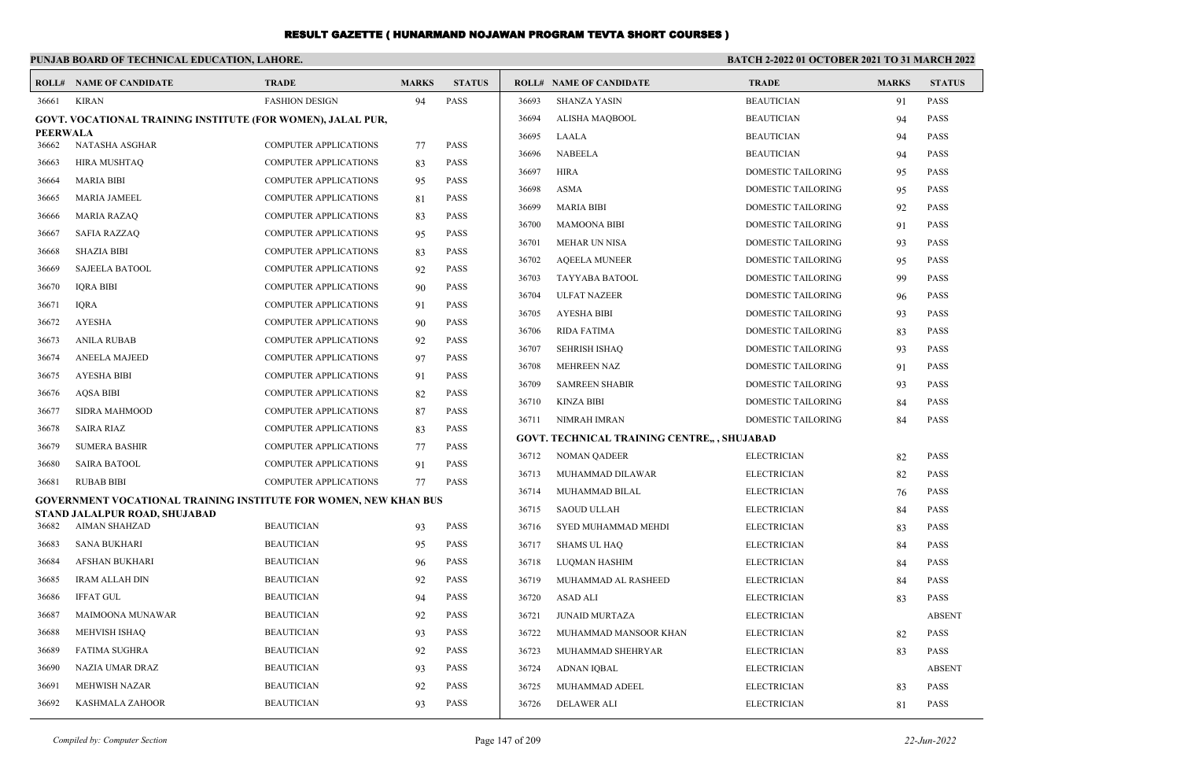# RESULT GAZETTE ( HUNARMAND NOJAWAN PROGRAM TEVTA SHORT COURSES )

**PUNJAB BOARD OF TECHNICAL EDUCATION, LAHORE.**

**BATCH 2-2022 01 OCTOBER 2021 TO 31 MARCH 2022**

| ROLL# | NAME OF CANDIDATE | TRADE | MARKS | STATUS |
|---|---|---|---|---|
| 36661 | KIRAN | FASHION DESIGN | 94 | PASS |
| **GOVT. VOCATIONAL TRAINING INSTITUTE (FOR WOMEN), JALAL PUR, PEERWALA** | | | | |
| 36662 | NATASHA ASGHAR | COMPUTER APPLICATIONS | 77 | PASS |
| 36663 | HIRA MUSHTAQ | COMPUTER APPLICATIONS | 83 | PASS |
| 36664 | MARIA BIBI | COMPUTER APPLICATIONS | 95 | PASS |
| 36665 | MARIA JAMEEL | COMPUTER APPLICATIONS | 81 | PASS |
| 36666 | MARIA RAZAQ | COMPUTER APPLICATIONS | 83 | PASS |
| 36667 | SAFIA RAZZAQ | COMPUTER APPLICATIONS | 95 | PASS |
| 36668 | SHAZIA BIBI | COMPUTER APPLICATIONS | 83 | PASS |
| 36669 | SAJEELA BATOOL | COMPUTER APPLICATIONS | 92 | PASS |
| 36670 | IQRA BIBI | COMPUTER APPLICATIONS | 90 | PASS |
| 36671 | IQRA | COMPUTER APPLICATIONS | 91 | PASS |
| 36672 | AYESHA | COMPUTER APPLICATIONS | 90 | PASS |
| 36673 | ANILA RUBAB | COMPUTER APPLICATIONS | 92 | PASS |
| 36674 | ANEELA MAJEED | COMPUTER APPLICATIONS | 97 | PASS |
| 36675 | AYESHA BIBI | COMPUTER APPLICATIONS | 91 | PASS |
| 36676 | AQSA BIBI | COMPUTER APPLICATIONS | 82 | PASS |
| 36677 | SIDRA MAHMOOD | COMPUTER APPLICATIONS | 87 | PASS |
| 36678 | SAIRA RIAZ | COMPUTER APPLICATIONS | 83 | PASS |
| 36679 | SUMERA BASHIR | COMPUTER APPLICATIONS | 77 | PASS |
| 36680 | SAIRA BATOOL | COMPUTER APPLICATIONS | 91 | PASS |
| 36681 | RUBAB BIBI | COMPUTER APPLICATIONS | 77 | PASS |
| **GOVERNMENT VOCATIONAL TRAINING INSTITUTE FOR WOMEN, NEW KHAN BUS STAND JALALPUR ROAD, SHUJABAD** | | | | |
| 36682 | AIMAN SHAHZAD | BEAUTICIAN | 93 | PASS |
| 36683 | SANA BUKHARI | BEAUTICIAN | 95 | PASS |
| 36684 | AFSHAN BUKHARI | BEAUTICIAN | 96 | PASS |
| 36685 | IRAM ALLAH DIN | BEAUTICIAN | 92 | PASS |
| 36686 | IFFAT GUL | BEAUTICIAN | 94 | PASS |
| 36687 | MAIMOONA MUNAWAR | BEAUTICIAN | 92 | PASS |
| 36688 | MEHVISH ISHAQ | BEAUTICIAN | 93 | PASS |
| 36689 | FATIMA SUGHRA | BEAUTICIAN | 92 | PASS |
| 36690 | NAZIA UMAR DRAZ | BEAUTICIAN | 93 | PASS |
| 36691 | MEHWISH NAZAR | BEAUTICIAN | 92 | PASS |
| 36692 | KASHMALA ZAHOOR | BEAUTICIAN | 93 | PASS |
| 36693 | SHANZA YASIN | BEAUTICIAN | 91 | PASS |
| 36694 | ALISHA MAQBOOL | BEAUTICIAN | 94 | PASS |
| 36695 | LAALA | BEAUTICIAN | 94 | PASS |
| 36696 | NABEELA | BEAUTICIAN | 94 | PASS |
| 36697 | HIRA | DOMESTIC TAILORING | 95 | PASS |
| 36698 | ASMA | DOMESTIC TAILORING | 95 | PASS |
| 36699 | MARIA BIBI | DOMESTIC TAILORING | 92 | PASS |
| 36700 | MAMOONA BIBI | DOMESTIC TAILORING | 91 | PASS |
| 36701 | MEHAR UN NISA | DOMESTIC TAILORING | 93 | PASS |
| 36702 | AQEELA MUNEER | DOMESTIC TAILORING | 95 | PASS |
| 36703 | TAYYABA BATOOL | DOMESTIC TAILORING | 99 | PASS |
| 36704 | ULFAT NAZEER | DOMESTIC TAILORING | 96 | PASS |
| 36705 | AYESHA BIBI | DOMESTIC TAILORING | 93 | PASS |
| 36706 | RIDA FATIMA | DOMESTIC TAILORING | 83 | PASS |
| 36707 | SEHRISH ISHAQ | DOMESTIC TAILORING | 93 | PASS |
| 36708 | MEHREEN NAZ | DOMESTIC TAILORING | 91 | PASS |
| 36709 | SAMREEN SHABIR | DOMESTIC TAILORING | 93 | PASS |
| 36710 | KINZA BIBI | DOMESTIC TAILORING | 84 | PASS |
| 36711 | NIMRAH IMRAN | DOMESTIC TAILORING | 84 | PASS |
| **GOVT. TECHNICAL TRAINING CENTRE,, , SHUJABAD** | | | | |
| 36712 | NOMAN QADEER | ELECTRICIAN | 82 | PASS |
| 36713 | MUHAMMAD DILAWAR | ELECTRICIAN | 82 | PASS |
| 36714 | MUHAMMAD BILAL | ELECTRICIAN | 76 | PASS |
| 36715 | SAOUD ULLAH | ELECTRICIAN | 84 | PASS |
| 36716 | SYED MUHAMMAD MEHDI | ELECTRICIAN | 83 | PASS |
| 36717 | SHAMS UL HAQ | ELECTRICIAN | 84 | PASS |
| 36718 | LUQMAN HASHIM | ELECTRICIAN | 84 | PASS |
| 36719 | MUHAMMAD AL RASHEED | ELECTRICIAN | 84 | PASS |
| 36720 | ASAD ALI | ELECTRICIAN | 83 | PASS |
| 36721 | JUNAID MURTAZA | ELECTRICIAN | | ABSENT |
| 36722 | MUHAMMAD MANSOOR KHAN | ELECTRICIAN | 82 | PASS |
| 36723 | MUHAMMAD SHEHRYAR | ELECTRICIAN | 83 | PASS |
| 36724 | ADNAN IQBAL | ELECTRICIAN | | ABSENT |
| 36725 | MUHAMMAD ADEEL | ELECTRICIAN | 83 | PASS |
| 36726 | DELAWER ALI | ELECTRICIAN | 81 | PASS |

*Compiled by: Computer Section* *22-Jun-2022*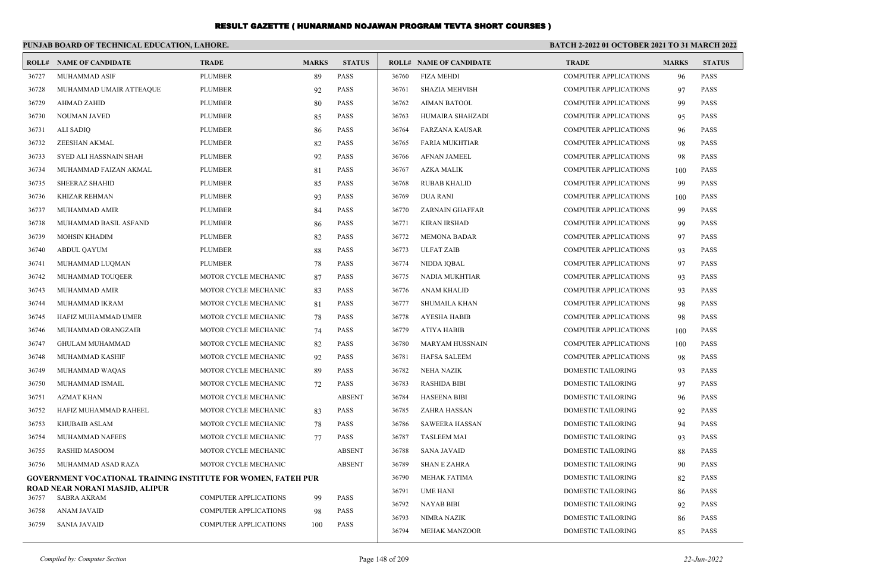# RESULT GAZETTE ( HUNARMAND NOJAWAN PROGRAM TEVTA SHORT COURSES )

**PUNJAB BOARD OF TECHNICAL EDUCATION, LAHORE.**

**BATCH 2-2022 01 OCTOBER 2021 TO 31 MARCH 2022**

| ROLL# | NAME OF CANDIDATE | TRADE | MARKS | STATUS |
|---|---|---|---|---|
| 36727 | MUHAMMAD ASIF | PLUMBER | 89 | PASS |
| 36728 | MUHAMMAD UMAIR ATTEAQUE | PLUMBER | 92 | PASS |
| 36729 | AHMAD ZAHID | PLUMBER | 80 | PASS |
| 36730 | NOUMAN JAVED | PLUMBER | 85 | PASS |
| 36731 | ALI SADIQ | PLUMBER | 86 | PASS |
| 36732 | ZEESHAN AKMAL | PLUMBER | 82 | PASS |
| 36733 | SYED ALI HASSNAIN SHAH | PLUMBER | 92 | PASS |
| 36734 | MUHAMMAD FAIZAN AKMAL | PLUMBER | 81 | PASS |
| 36735 | SHEERAZ SHAHID | PLUMBER | 85 | PASS |
| 36736 | KHIZAR REHMAN | PLUMBER | 93 | PASS |
| 36737 | MUHAMMAD AMIR | PLUMBER | 84 | PASS |
| 36738 | MUHAMMAD BASIL ASFAND | PLUMBER | 86 | PASS |
| 36739 | MOHSIN KHADIM | PLUMBER | 82 | PASS |
| 36740 | ABDUL QAYUM | PLUMBER | 88 | PASS |
| 36741 | MUHAMMAD LUQMAN | PLUMBER | 78 | PASS |
| 36742 | MUHAMMAD TOUQEER | MOTOR CYCLE MECHANIC | 87 | PASS |
| 36743 | MUHAMMAD AMIR | MOTOR CYCLE MECHANIC | 83 | PASS |
| 36744 | MUHAMMAD IKRAM | MOTOR CYCLE MECHANIC | 81 | PASS |
| 36745 | HAFIZ MUHAMMAD UMER | MOTOR CYCLE MECHANIC | 78 | PASS |
| 36746 | MUHAMMAD ORANGZAIB | MOTOR CYCLE MECHANIC | 74 | PASS |
| 36747 | GHULAM MUHAMMAD | MOTOR CYCLE MECHANIC | 82 | PASS |
| 36748 | MUHAMMAD KASHIF | MOTOR CYCLE MECHANIC | 92 | PASS |
| 36749 | MUHAMMAD WAQAS | MOTOR CYCLE MECHANIC | 89 | PASS |
| 36750 | MUHAMMAD ISMAIL | MOTOR CYCLE MECHANIC | 72 | PASS |
| 36751 | AZMAT KHAN | MOTOR CYCLE MECHANIC | | ABSENT |
| 36752 | HAFIZ MUHAMMAD RAHEEL | MOTOR CYCLE MECHANIC | 83 | PASS |
| 36753 | KHUBAIB ASLAM | MOTOR CYCLE MECHANIC | 78 | PASS |
| 36754 | MUHAMMAD NAFEES | MOTOR CYCLE MECHANIC | 77 | PASS |
| 36755 | RASHID MASOOM | MOTOR CYCLE MECHANIC | | ABSENT |
| 36756 | MUHAMMAD ASAD RAZA | MOTOR CYCLE MECHANIC | | ABSENT |

**GOVERNMENT VOCATIONAL TRAINING INSTITUTE FOR WOMEN, FATEH PUR ROAD NEAR NORANI MASJID, ALIPUR**

| ROLL# | NAME OF CANDIDATE | TRADE | MARKS | STATUS |
|---|---|---|---|---|
| 36757 | SABRA AKRAM | COMPUTER APPLICATIONS | 99 | PASS |
| 36758 | ANAM JAVAID | COMPUTER APPLICATIONS | 98 | PASS |
| 36759 | SANIA JAVAID | COMPUTER APPLICATIONS | 100 | PASS |
| 36760 | FIZA MEHDI | COMPUTER APPLICATIONS | 96 | PASS |
| 36761 | SHAZIA MEHVISH | COMPUTER APPLICATIONS | 97 | PASS |
| 36762 | AIMAN BATOOL | COMPUTER APPLICATIONS | 99 | PASS |
| 36763 | HUMAIRA SHAHZADI | COMPUTER APPLICATIONS | 95 | PASS |
| 36764 | FARZANA KAUSAR | COMPUTER APPLICATIONS | 96 | PASS |
| 36765 | FARIA MUKHTIAR | COMPUTER APPLICATIONS | 98 | PASS |
| 36766 | AFNAN JAMEEL | COMPUTER APPLICATIONS | 98 | PASS |
| 36767 | AZKA MALIK | COMPUTER APPLICATIONS | 100 | PASS |
| 36768 | RUBAB KHALID | COMPUTER APPLICATIONS | 99 | PASS |
| 36769 | DUA RANI | COMPUTER APPLICATIONS | 100 | PASS |
| 36770 | ZARNAIN GHAFFAR | COMPUTER APPLICATIONS | 99 | PASS |
| 36771 | KIRAN IRSHAD | COMPUTER APPLICATIONS | 99 | PASS |
| 36772 | MEMONA BADAR | COMPUTER APPLICATIONS | 97 | PASS |
| 36773 | ULFAT ZAIB | COMPUTER APPLICATIONS | 93 | PASS |
| 36774 | NIDDA IQBAL | COMPUTER APPLICATIONS | 97 | PASS |
| 36775 | NADIA MUKHTIAR | COMPUTER APPLICATIONS | 93 | PASS |
| 36776 | ANAM KHALID | COMPUTER APPLICATIONS | 93 | PASS |
| 36777 | SHUMAILA KHAN | COMPUTER APPLICATIONS | 98 | PASS |
| 36778 | AYESHA HABIB | COMPUTER APPLICATIONS | 98 | PASS |
| 36779 | ATIYA HABIB | COMPUTER APPLICATIONS | 100 | PASS |
| 36780 | MARYAM HUSSNAIN | COMPUTER APPLICATIONS | 100 | PASS |
| 36781 | HAFSA SALEEM | COMPUTER APPLICATIONS | 98 | PASS |
| 36782 | NEHA NAZIK | DOMESTIC TAILORING | 93 | PASS |
| 36783 | RASHIDA BIBI | DOMESTIC TAILORING | 97 | PASS |
| 36784 | HASEENA BIBI | DOMESTIC TAILORING | 96 | PASS |
| 36785 | ZAHRA HASSAN | DOMESTIC TAILORING | 92 | PASS |
| 36786 | SAWEERA HASSAN | DOMESTIC TAILORING | 94 | PASS |
| 36787 | TASLEEM MAI | DOMESTIC TAILORING | 93 | PASS |
| 36788 | SANA JAVAID | DOMESTIC TAILORING | 88 | PASS |
| 36789 | SHAN E ZAHRA | DOMESTIC TAILORING | 90 | PASS |
| 36790 | MEHAK FATIMA | DOMESTIC TAILORING | 82 | PASS |
| 36791 | UME HANI | DOMESTIC TAILORING | 86 | PASS |
| 36792 | NAYAB BIBI | DOMESTIC TAILORING | 92 | PASS |
| 36793 | NIMRA NAZIK | DOMESTIC TAILORING | 86 | PASS |
| 36794 | MEHAK MANZOOR | DOMESTIC TAILORING | 85 | PASS |

*Compiled by: Computer Section*

*22-Jun-2022*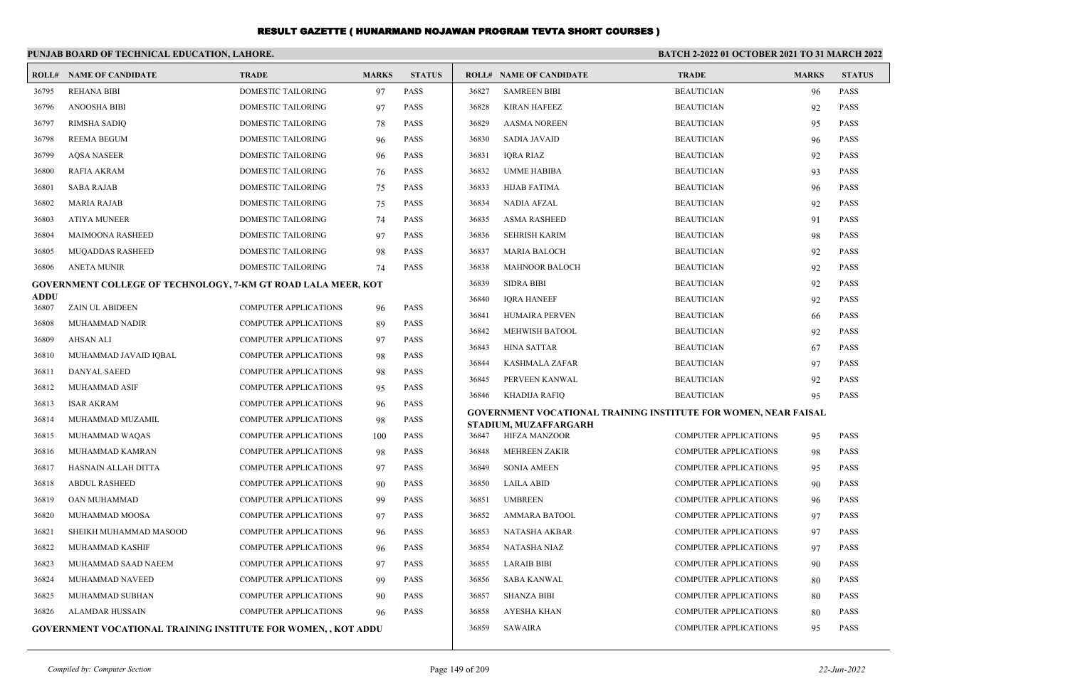# RESULT GAZETTE ( HUNARMAND NOJAWAN PROGRAM TEVTA SHORT COURSES )

**PUNJAB BOARD OF TECHNICAL EDUCATION, LAHORE.**

**BATCH 2-2022 01 OCTOBER 2021 TO 31 MARCH 2022**

| ROLL# | NAME OF CANDIDATE | TRADE | MARKS | STATUS |
|---|---|---|---|---|
| 36795 | REHANA BIBI | DOMESTIC TAILORING | 97 | PASS |
| 36796 | ANOOSHA BIBI | DOMESTIC TAILORING | 97 | PASS |
| 36797 | RIMSHA SADIQ | DOMESTIC TAILORING | 78 | PASS |
| 36798 | REEMA BEGUM | DOMESTIC TAILORING | 96 | PASS |
| 36799 | AQSA NASEER | DOMESTIC TAILORING | 96 | PASS |
| 36800 | RAFIA AKRAM | DOMESTIC TAILORING | 76 | PASS |
| 36801 | SABA RAJAB | DOMESTIC TAILORING | 75 | PASS |
| 36802 | MARIA RAJAB | DOMESTIC TAILORING | 75 | PASS |
| 36803 | ATIYA MUNEER | DOMESTIC TAILORING | 74 | PASS |
| 36804 | MAIMOONA RASHEED | DOMESTIC TAILORING | 97 | PASS |
| 36805 | MUQADDAS RASHEED | DOMESTIC TAILORING | 98 | PASS |
| 36806 | ANETA MUNIR | DOMESTIC TAILORING | 74 | PASS |

**GOVERNMENT COLLEGE OF TECHNOLOGY, 7-KM GT ROAD LALA MEER, KOT ADDU**

| ROLL# | NAME OF CANDIDATE | TRADE | MARKS | STATUS |
|---|---|---|---|---|
| 36807 | ZAIN UL ABIDEEN | COMPUTER APPLICATIONS | 96 | PASS |
| 36808 | MUHAMMAD NADIR | COMPUTER APPLICATIONS | 89 | PASS |
| 36809 | AHSAN ALI | COMPUTER APPLICATIONS | 97 | PASS |
| 36810 | MUHAMMAD JAVAID IQBAL | COMPUTER APPLICATIONS | 98 | PASS |
| 36811 | DANYAL SAEED | COMPUTER APPLICATIONS | 98 | PASS |
| 36812 | MUHAMMAD ASIF | COMPUTER APPLICATIONS | 95 | PASS |
| 36813 | ISAR AKRAM | COMPUTER APPLICATIONS | 96 | PASS |
| 36814 | MUHAMMAD MUZAMIL | COMPUTER APPLICATIONS | 98 | PASS |
| 36815 | MUHAMMAD WAQAS | COMPUTER APPLICATIONS | 100 | PASS |
| 36816 | MUHAMMAD KAMRAN | COMPUTER APPLICATIONS | 98 | PASS |
| 36817 | HASNAIN ALLAH DITTA | COMPUTER APPLICATIONS | 97 | PASS |
| 36818 | ABDUL RASHEED | COMPUTER APPLICATIONS | 90 | PASS |
| 36819 | OAN MUHAMMAD | COMPUTER APPLICATIONS | 99 | PASS |
| 36820 | MUHAMMAD MOOSA | COMPUTER APPLICATIONS | 97 | PASS |
| 36821 | SHEIKH MUHAMMAD MASOOD | COMPUTER APPLICATIONS | 96 | PASS |
| 36822 | MUHAMMAD KASHIF | COMPUTER APPLICATIONS | 96 | PASS |
| 36823 | MUHAMMAD SAAD NAEEM | COMPUTER APPLICATIONS | 97 | PASS |
| 36824 | MUHAMMAD NAVEED | COMPUTER APPLICATIONS | 99 | PASS |
| 36825 | MUHAMMAD SUBHAN | COMPUTER APPLICATIONS | 90 | PASS |
| 36826 | ALAMDAR HUSSAIN | COMPUTER APPLICATIONS | 96 | PASS |

**GOVERNMENT VOCATIONAL TRAINING INSTITUTE FOR WOMEN, , KOT ADDU**

| ROLL# | NAME OF CANDIDATE | TRADE | MARKS | STATUS |
|---|---|---|---|---|
| 36827 | SAMREEN BIBI | BEAUTICIAN | 96 | PASS |
| 36828 | KIRAN HAFEEZ | BEAUTICIAN | 92 | PASS |
| 36829 | AASMA NOREEN | BEAUTICIAN | 95 | PASS |
| 36830 | SADIA JAVAID | BEAUTICIAN | 96 | PASS |
| 36831 | IQRA RIAZ | BEAUTICIAN | 92 | PASS |
| 36832 | UMME HABIBA | BEAUTICIAN | 93 | PASS |
| 36833 | HIJAB FATIMA | BEAUTICIAN | 96 | PASS |
| 36834 | NADIA AFZAL | BEAUTICIAN | 92 | PASS |
| 36835 | ASMA RASHEED | BEAUTICIAN | 91 | PASS |
| 36836 | SEHRISH KARIM | BEAUTICIAN | 98 | PASS |
| 36837 | MARIA BALOCH | BEAUTICIAN | 92 | PASS |
| 36838 | MAHNOOR BALOCH | BEAUTICIAN | 92 | PASS |
| 36839 | SIDRA BIBI | BEAUTICIAN | 92 | PASS |
| 36840 | IQRA HANEEF | BEAUTICIAN | 92 | PASS |
| 36841 | HUMAIRA PERVEN | BEAUTICIAN | 66 | PASS |
| 36842 | MEHWISH BATOOL | BEAUTICIAN | 92 | PASS |
| 36843 | HINA SATTAR | BEAUTICIAN | 67 | PASS |
| 36844 | KASHMALA ZAFAR | BEAUTICIAN | 97 | PASS |
| 36845 | PERVEEN KANWAL | BEAUTICIAN | 92 | PASS |
| 36846 | KHADIJA RAFIQ | BEAUTICIAN | 95 | PASS |

**GOVERNMENT VOCATIONAL TRAINING INSTITUTE FOR WOMEN, NEAR FAISAL STADIUM, MUZAFFARGARH**

| ROLL# | NAME OF CANDIDATE | TRADE | MARKS | STATUS |
|---|---|---|---|---|
| 36847 | HIFZA MANZOOR | COMPUTER APPLICATIONS | 95 | PASS |
| 36848 | MEHREEN ZAKIR | COMPUTER APPLICATIONS | 98 | PASS |
| 36849 | SONIA AMEEN | COMPUTER APPLICATIONS | 95 | PASS |
| 36850 | LAILA ABID | COMPUTER APPLICATIONS | 90 | PASS |
| 36851 | UMBREEN | COMPUTER APPLICATIONS | 96 | PASS |
| 36852 | AMMARA BATOOL | COMPUTER APPLICATIONS | 97 | PASS |
| 36853 | NATASHA AKBAR | COMPUTER APPLICATIONS | 97 | PASS |
| 36854 | NATASHA NIAZ | COMPUTER APPLICATIONS | 97 | PASS |
| 36855 | LARAIB BIBI | COMPUTER APPLICATIONS | 90 | PASS |
| 36856 | SABA KANWAL | COMPUTER APPLICATIONS | 80 | PASS |
| 36857 | SHANZA BIBI | COMPUTER APPLICATIONS | 80 | PASS |
| 36858 | AYESHA KHAN | COMPUTER APPLICATIONS | 80 | PASS |
| 36859 | SAWAIRA | COMPUTER APPLICATIONS | 95 | PASS |

*Compiled by: Computer Section* *22-Jun-2022*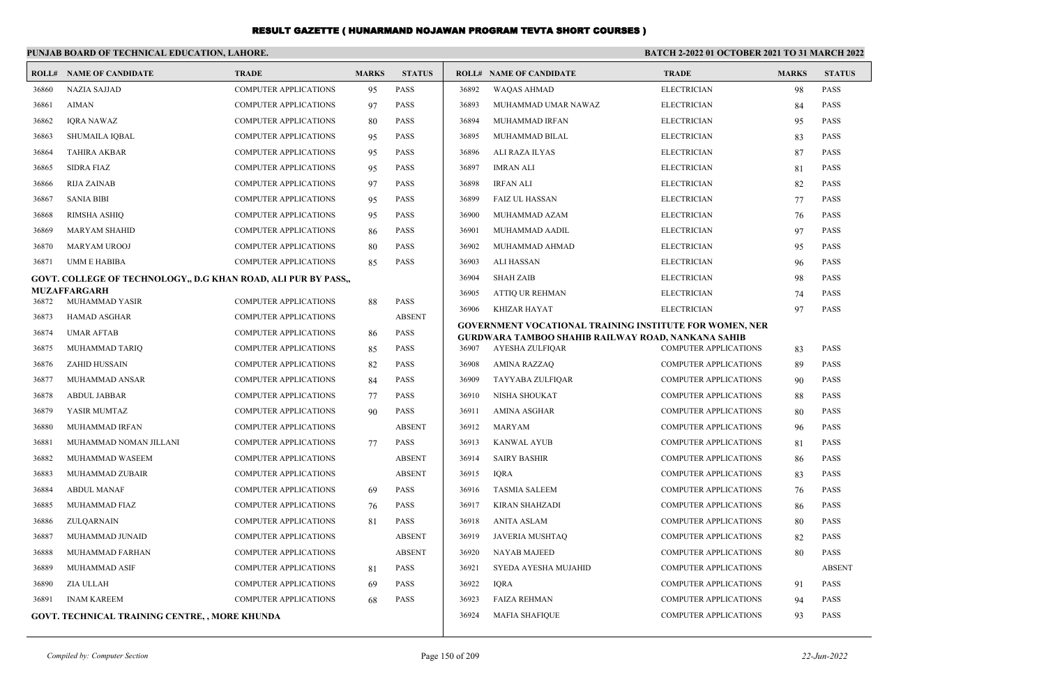# RESULT GAZETTE ( HUNARMAND NOJAWAN PROGRAM TEVTA SHORT COURSES )

**PUNJAB BOARD OF TECHNICAL EDUCATION, LAHORE.**

**BATCH 2-2022 01 OCTOBER 2021 TO 31 MARCH 2022**

| ROLL# | NAME OF CANDIDATE | TRADE | MARKS | STATUS |
|---|---|---|---|---|
| 36860 | NAZIA SAJJAD | COMPUTER APPLICATIONS | 95 | PASS |
| 36861 | AIMAN | COMPUTER APPLICATIONS | 97 | PASS |
| 36862 | IQRA NAWAZ | COMPUTER APPLICATIONS | 80 | PASS |
| 36863 | SHUMAILA IQBAL | COMPUTER APPLICATIONS | 95 | PASS |
| 36864 | TAHIRA AKBAR | COMPUTER APPLICATIONS | 95 | PASS |
| 36865 | SIDRA FIAZ | COMPUTER APPLICATIONS | 95 | PASS |
| 36866 | RIJA ZAINAB | COMPUTER APPLICATIONS | 97 | PASS |
| 36867 | SANIA BIBI | COMPUTER APPLICATIONS | 95 | PASS |
| 36868 | RIMSHA ASHIQ | COMPUTER APPLICATIONS | 95 | PASS |
| 36869 | MARYAM SHAHID | COMPUTER APPLICATIONS | 86 | PASS |
| 36870 | MARYAM UROOJ | COMPUTER APPLICATIONS | 80 | PASS |
| 36871 | UMM E HABIBA | COMPUTER APPLICATIONS | 85 | PASS |

**GOVT. COLLEGE OF TECHNOLOGY,, D.G KHAN ROAD, ALI PUR BY PASS,, MUZAFFARGARH**

| ROLL# | NAME OF CANDIDATE | TRADE | MARKS | STATUS |
|---|---|---|---|---|
| 36872 | MUHAMMAD YASIR | COMPUTER APPLICATIONS | 88 | PASS |
| 36873 | HAMAD ASGHAR | COMPUTER APPLICATIONS | | ABSENT |
| 36874 | UMAR AFTAB | COMPUTER APPLICATIONS | 86 | PASS |
| 36875 | MUHAMMAD TARIQ | COMPUTER APPLICATIONS | 85 | PASS |
| 36876 | ZAHID HUSSAIN | COMPUTER APPLICATIONS | 82 | PASS |
| 36877 | MUHAMMAD ANSAR | COMPUTER APPLICATIONS | 84 | PASS |
| 36878 | ABDUL JABBAR | COMPUTER APPLICATIONS | 77 | PASS |
| 36879 | YASIR MUMTAZ | COMPUTER APPLICATIONS | 90 | PASS |
| 36880 | MUHAMMAD IRFAN | COMPUTER APPLICATIONS | | ABSENT |
| 36881 | MUHAMMAD NOMAN JILLANI | COMPUTER APPLICATIONS | 77 | PASS |
| 36882 | MUHAMMAD WASEEM | COMPUTER APPLICATIONS | | ABSENT |
| 36883 | MUHAMMAD ZUBAIR | COMPUTER APPLICATIONS | | ABSENT |
| 36884 | ABDUL MANAF | COMPUTER APPLICATIONS | 69 | PASS |
| 36885 | MUHAMMAD FIAZ | COMPUTER APPLICATIONS | 76 | PASS |
| 36886 | ZULQARNAIN | COMPUTER APPLICATIONS | 81 | PASS |
| 36887 | MUHAMMAD JUNAID | COMPUTER APPLICATIONS | | ABSENT |
| 36888 | MUHAMMAD FARHAN | COMPUTER APPLICATIONS | | ABSENT |
| 36889 | MUHAMMAD ASIF | COMPUTER APPLICATIONS | 81 | PASS |
| 36890 | ZIA ULLAH | COMPUTER APPLICATIONS | 69 | PASS |
| 36891 | INAM KAREEM | COMPUTER APPLICATIONS | 68 | PASS |

**GOVT. TECHNICAL TRAINING CENTRE, , MORE KHUNDA**

| ROLL# | NAME OF CANDIDATE | TRADE | MARKS | STATUS |
|---|---|---|---|---|
| 36892 | WAQAS AHMAD | ELECTRICIAN | 98 | PASS |
| 36893 | MUHAMMAD UMAR NAWAZ | ELECTRICIAN | 84 | PASS |
| 36894 | MUHAMMAD IRFAN | ELECTRICIAN | 95 | PASS |
| 36895 | MUHAMMAD BILAL | ELECTRICIAN | 83 | PASS |
| 36896 | ALI RAZA ILYAS | ELECTRICIAN | 87 | PASS |
| 36897 | IMRAN ALI | ELECTRICIAN | 81 | PASS |
| 36898 | IRFAN ALI | ELECTRICIAN | 82 | PASS |
| 36899 | FAIZ UL HASSAN | ELECTRICIAN | 77 | PASS |
| 36900 | MUHAMMAD AZAM | ELECTRICIAN | 76 | PASS |
| 36901 | MUHAMMAD AADIL | ELECTRICIAN | 97 | PASS |
| 36902 | MUHAMMAD AHMAD | ELECTRICIAN | 95 | PASS |
| 36903 | ALI HASSAN | ELECTRICIAN | 96 | PASS |
| 36904 | SHAH ZAIB | ELECTRICIAN | 98 | PASS |
| 36905 | ATTIQ UR REHMAN | ELECTRICIAN | 74 | PASS |
| 36906 | KHIZAR HAYAT | ELECTRICIAN | 97 | PASS |

**GOVERNMENT VOCATIONAL TRAINING INSTITUTE FOR WOMEN, NER GURDWARA TAMBOO SHAHIB RAILWAY ROAD, NANKANA SAHIB**

| ROLL# | NAME OF CANDIDATE | TRADE | MARKS | STATUS |
|---|---|---|---|---|
| 36907 | AYESHA ZULFIQAR | COMPUTER APPLICATIONS | 83 | PASS |
| 36908 | AMINA RAZZAQ | COMPUTER APPLICATIONS | 89 | PASS |
| 36909 | TAYYABA ZULFIQAR | COMPUTER APPLICATIONS | 90 | PASS |
| 36910 | NISHA SHOUKAT | COMPUTER APPLICATIONS | 88 | PASS |
| 36911 | AMINA ASGHAR | COMPUTER APPLICATIONS | 80 | PASS |
| 36912 | MARYAM | COMPUTER APPLICATIONS | 96 | PASS |
| 36913 | KANWAL AYUB | COMPUTER APPLICATIONS | 81 | PASS |
| 36914 | SAIRY BASHIR | COMPUTER APPLICATIONS | 86 | PASS |
| 36915 | IQRA | COMPUTER APPLICATIONS | 83 | PASS |
| 36916 | TASMIA SALEEM | COMPUTER APPLICATIONS | 76 | PASS |
| 36917 | KIRAN SHAHZADI | COMPUTER APPLICATIONS | 86 | PASS |
| 36918 | ANITA ASLAM | COMPUTER APPLICATIONS | 80 | PASS |
| 36919 | JAVERIA MUSHTAQ | COMPUTER APPLICATIONS | 82 | PASS |
| 36920 | NAYAB MAJEED | COMPUTER APPLICATIONS | 80 | PASS |
| 36921 | SYEDA AYESHA MUJAHID | COMPUTER APPLICATIONS | | ABSENT |
| 36922 | IQRA | COMPUTER APPLICATIONS | 91 | PASS |
| 36923 | FAIZA REHMAN | COMPUTER APPLICATIONS | 94 | PASS |
| 36924 | MAFIA SHAFIQUE | COMPUTER APPLICATIONS | 93 | PASS |

*Compiled by: Computer Section* | *22-Jun-2022*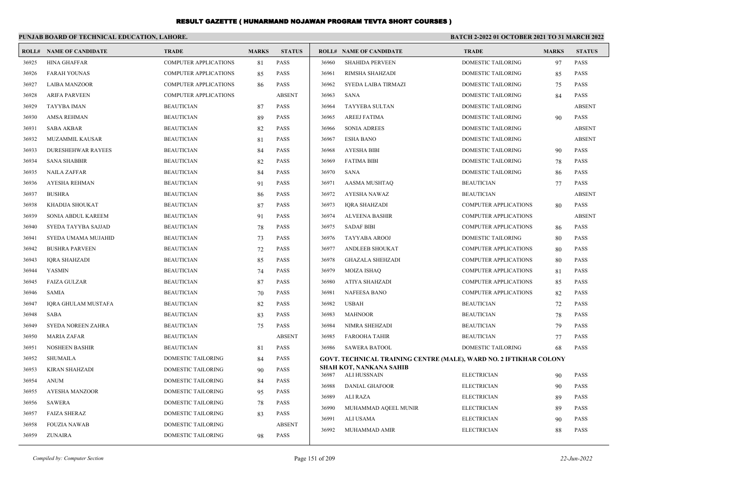# RESULT GAZETTE ( HUNARMAND NOJAWAN PROGRAM TEVTA SHORT COURSES )

**PUNJAB BOARD OF TECHNICAL EDUCATION, LAHORE.**

**BATCH 2-2022 01 OCTOBER 2021 TO 31 MARCH 2022**

| ROLL# | NAME OF CANDIDATE | TRADE | MARKS | STATUS |
|---|---|---|---|---|
| 36925 | HINA GHAFFAR | COMPUTER APPLICATIONS | 81 | PASS |
| 36926 | FARAH YOUNAS | COMPUTER APPLICATIONS | 85 | PASS |
| 36927 | LAIBA MANZOOR | COMPUTER APPLICATIONS | 86 | PASS |
| 36928 | ARIFA PARVEEN | COMPUTER APPLICATIONS | | ABSENT |
| 36929 | TAYYBA IMAN | BEAUTICIAN | 87 | PASS |
| 36930 | AMSA REHMAN | BEAUTICIAN | 89 | PASS |
| 36931 | SABA AKBAR | BEAUTICIAN | 82 | PASS |
| 36932 | MUZAMMIL KAUSAR | BEAUTICIAN | 81 | PASS |
| 36933 | DURESHEHWAR RAYEES | BEAUTICIAN | 84 | PASS |
| 36934 | SANA SHABBIR | BEAUTICIAN | 82 | PASS |
| 36935 | NAILA ZAFFAR | BEAUTICIAN | 84 | PASS |
| 36936 | AYESHA REHMAN | BEAUTICIAN | 91 | PASS |
| 36937 | BUSHRA | BEAUTICIAN | 86 | PASS |
| 36938 | KHADIJA SHOUKAT | BEAUTICIAN | 87 | PASS |
| 36939 | SONIA ABDUL KAREEM | BEAUTICIAN | 91 | PASS |
| 36940 | SYEDA TAYYBA SAJJAD | BEAUTICIAN | 78 | PASS |
| 36941 | SYEDA UMAMA MUJAHID | BEAUTICIAN | 73 | PASS |
| 36942 | BUSHRA PARVEEN | BEAUTICIAN | 72 | PASS |
| 36943 | IQRA SHAHZADI | BEAUTICIAN | 85 | PASS |
| 36944 | YASMIN | BEAUTICIAN | 74 | PASS |
| 36945 | FAIZA GULZAR | BEAUTICIAN | 87 | PASS |
| 36946 | SAMIA | BEAUTICIAN | 70 | PASS |
| 36947 | IQRA GHULAM MUSTAFA | BEAUTICIAN | 82 | PASS |
| 36948 | SABA | BEAUTICIAN | 83 | PASS |
| 36949 | SYEDA NOREEN ZAHRA | BEAUTICIAN | 75 | PASS |
| 36950 | MARIA ZAFAR | BEAUTICIAN | | ABSENT |
| 36951 | NOSHEEN BASHIR | BEAUTICIAN | 81 | PASS |
| 36952 | SHUMAILA | DOMESTIC TAILORING | 84 | PASS |
| 36953 | KIRAN SHAHZADI | DOMESTIC TAILORING | 90 | PASS |
| 36954 | ANUM | DOMESTIC TAILORING | 84 | PASS |
| 36955 | AYESHA MANZOOR | DOMESTIC TAILORING | 95 | PASS |
| 36956 | SAWERA | DOMESTIC TAILORING | 78 | PASS |
| 36957 | FAIZA SHERAZ | DOMESTIC TAILORING | 83 | PASS |
| 36958 | FOUZIA NAWAB | DOMESTIC TAILORING | | ABSENT |
| 36959 | ZUNAIRA | DOMESTIC TAILORING | 98 | PASS |
| 36960 | SHAHIDA PERVEEN | DOMESTIC TAILORING | 97 | PASS |
| 36961 | RIMSHA SHAHZADI | DOMESTIC TAILORING | 85 | PASS |
| 36962 | SYEDA LAIBA TIRMAZI | DOMESTIC TAILORING | 75 | PASS |
| 36963 | SANA | DOMESTIC TAILORING | 84 | PASS |
| 36964 | TAYYEBA SULTAN | DOMESTIC TAILORING | | ABSENT |
| 36965 | AREEJ FATIMA | DOMESTIC TAILORING | 90 | PASS |
| 36966 | SONIA ADREES | DOMESTIC TAILORING | | ABSENT |
| 36967 | ESHA BANO | DOMESTIC TAILORING | | ABSENT |
| 36968 | AYESHA BIBI | DOMESTIC TAILORING | 90 | PASS |
| 36969 | FATIMA BIBI | DOMESTIC TAILORING | 78 | PASS |
| 36970 | SANA | DOMESTIC TAILORING | 86 | PASS |
| 36971 | AASMA MUSHTAQ | BEAUTICIAN | 77 | PASS |
| 36972 | AYESHA NAWAZ | BEAUTICIAN | | ABSENT |
| 36973 | IQRA SHAHZADI | COMPUTER APPLICATIONS | 80 | PASS |
| 36974 | ALVEENA BASHIR | COMPUTER APPLICATIONS | | ABSENT |
| 36975 | SADAF BIBI | COMPUTER APPLICATIONS | 86 | PASS |
| 36976 | TAYYABA AROOJ | DOMESTIC TAILORING | 80 | PASS |
| 36977 | ANDLEEB SHOUKAT | COMPUTER APPLICATIONS | 80 | PASS |
| 36978 | GHAZALA SHEHZADI | COMPUTER APPLICATIONS | 80 | PASS |
| 36979 | MOIZA ISHAQ | COMPUTER APPLICATIONS | 81 | PASS |
| 36980 | ATIYA SHAHZADI | COMPUTER APPLICATIONS | 85 | PASS |
| 36981 | NAFEESA BANO | COMPUTER APPLICATIONS | 82 | PASS |
| 36982 | USBAH | BEAUTICIAN | 72 | PASS |
| 36983 | MAHNOOR | BEAUTICIAN | 78 | PASS |
| 36984 | NIMRA SHEHZADI | BEAUTICIAN | 79 | PASS |
| 36985 | FAROOHA TAHIR | BEAUTICIAN | 77 | PASS |
| 36986 | SAWERA BATOOL | DOMESTIC TAILORING | 68 | PASS |

**GOVT. TECHNICAL TRAINING CENTRE (MALE), WARD NO. 2 IFTIKHAR COLONY SHAH KOT, NANKANA SAHIB**

| ROLL# | NAME OF CANDIDATE | TRADE | MARKS | STATUS |
|---|---|---|---|---|
| 36987 | ALI HUSSNAIN | ELECTRICIAN | 90 | PASS |
| 36988 | DANIAL GHAFOOR | ELECTRICIAN | 90 | PASS |
| 36989 | ALI RAZA | ELECTRICIAN | 89 | PASS |
| 36990 | MUHAMMAD AQEEL MUNIR | ELECTRICIAN | 89 | PASS |
| 36991 | ALI USAMA | ELECTRICIAN | 90 | PASS |
| 36992 | MUHAMMAD AMIR | ELECTRICIAN | 88 | PASS |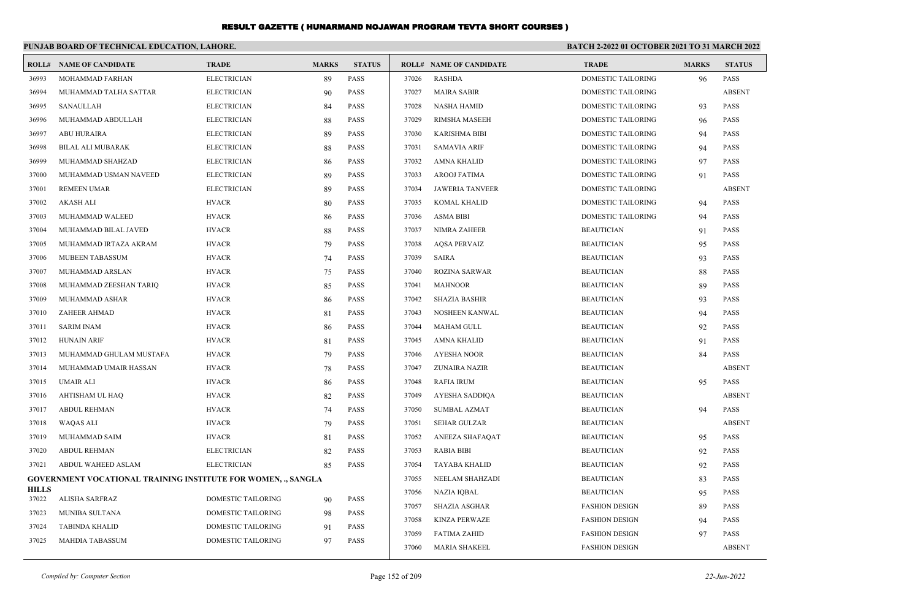# RESULT GAZETTE ( HUNARMAND NOJAWAN PROGRAM TEVTA SHORT COURSES )

**PUNJAB BOARD OF TECHNICAL EDUCATION, LAHORE.**

**BATCH 2-2022 01 OCTOBER 2021 TO 31 MARCH 2022**

| ROLL# | NAME OF CANDIDATE | TRADE | MARKS | STATUS |
|---|---|---|---|---|
| 36993 | MOHAMMAD FARHAN | ELECTRICIAN | 89 | PASS |
| 36994 | MUHAMMAD TALHA SATTAR | ELECTRICIAN | 90 | PASS |
| 36995 | SANAULLAH | ELECTRICIAN | 84 | PASS |
| 36996 | MUHAMMAD ABDULLAH | ELECTRICIAN | 88 | PASS |
| 36997 | ABU HURAIRA | ELECTRICIAN | 89 | PASS |
| 36998 | BILAL ALI MUBARAK | ELECTRICIAN | 88 | PASS |
| 36999 | MUHAMMAD SHAHZAD | ELECTRICIAN | 86 | PASS |
| 37000 | MUHAMMAD USMAN NAVEED | ELECTRICIAN | 89 | PASS |
| 37001 | REMEEN UMAR | ELECTRICIAN | 89 | PASS |
| 37002 | AKASH ALI | HVACR | 80 | PASS |
| 37003 | MUHAMMAD WALEED | HVACR | 86 | PASS |
| 37004 | MUHAMMAD BILAL JAVED | HVACR | 88 | PASS |
| 37005 | MUHAMMAD IRTAZA AKRAM | HVACR | 79 | PASS |
| 37006 | MUBEEN TABASSUM | HVACR | 74 | PASS |
| 37007 | MUHAMMAD ARSLAN | HVACR | 75 | PASS |
| 37008 | MUHAMMAD ZEESHAN TARIQ | HVACR | 85 | PASS |
| 37009 | MUHAMMAD ASHAR | HVACR | 86 | PASS |
| 37010 | ZAHEER AHMAD | HVACR | 81 | PASS |
| 37011 | SARIM INAM | HVACR | 86 | PASS |
| 37012 | HUNAIN ARIF | HVACR | 81 | PASS |
| 37013 | MUHAMMAD GHULAM MUSTAFA | HVACR | 79 | PASS |
| 37014 | MUHAMMAD UMAIR HASSAN | HVACR | 78 | PASS |
| 37015 | UMAIR ALI | HVACR | 86 | PASS |
| 37016 | AHTISHAM UL HAQ | HVACR | 82 | PASS |
| 37017 | ABDUL REHMAN | HVACR | 74 | PASS |
| 37018 | WAQAS ALI | HVACR | 79 | PASS |
| 37019 | MUHAMMAD SAIM | HVACR | 81 | PASS |
| 37020 | ABDUL REHMAN | ELECTRICIAN | 82 | PASS |
| 37021 | ABDUL WAHEED ASLAM | ELECTRICIAN | 85 | PASS |

**GOVERNMENT VOCATIONAL TRAINING INSTITUTE FOR WOMEN, ., SANGLA HILLS**

| ROLL# | NAME OF CANDIDATE | TRADE | MARKS | STATUS |
|---|---|---|---|---|
| 37022 | ALISHA SARFRAZ | DOMESTIC TAILORING | 90 | PASS |
| 37023 | MUNIBA SULTANA | DOMESTIC TAILORING | 98 | PASS |
| 37024 | TABINDA KHALID | DOMESTIC TAILORING | 91 | PASS |
| 37025 | MAHDIA TABASSUM | DOMESTIC TAILORING | 97 | PASS |
| 37026 | RASHDA | DOMESTIC TAILORING | 96 | PASS |
| 37027 | MAIRA SABIR | DOMESTIC TAILORING | | ABSENT |
| 37028 | NASHA HAMID | DOMESTIC TAILORING | 93 | PASS |
| 37029 | RIMSHA MASEEH | DOMESTIC TAILORING | 96 | PASS |
| 37030 | KARISHMA BIBI | DOMESTIC TAILORING | 94 | PASS |
| 37031 | SAMAVIA ARIF | DOMESTIC TAILORING | 94 | PASS |
| 37032 | AMNA KHALID | DOMESTIC TAILORING | 97 | PASS |
| 37033 | AROOJ FATIMA | DOMESTIC TAILORING | 91 | PASS |
| 37034 | JAWERIA TANVEER | DOMESTIC TAILORING | | ABSENT |
| 37035 | KOMAL KHALID | DOMESTIC TAILORING | 94 | PASS |
| 37036 | ASMA BIBI | DOMESTIC TAILORING | 94 | PASS |
| 37037 | NIMRA ZAHEER | BEAUTICIAN | 91 | PASS |
| 37038 | AQSA PERVAIZ | BEAUTICIAN | 95 | PASS |
| 37039 | SAIRA | BEAUTICIAN | 93 | PASS |
| 37040 | ROZINA SARWAR | BEAUTICIAN | 88 | PASS |
| 37041 | MAHNOOR | BEAUTICIAN | 89 | PASS |
| 37042 | SHAZIA BASHIR | BEAUTICIAN | 93 | PASS |
| 37043 | NOSHEEN KANWAL | BEAUTICIAN | 94 | PASS |
| 37044 | MAHAM GULL | BEAUTICIAN | 92 | PASS |
| 37045 | AMNA KHALID | BEAUTICIAN | 91 | PASS |
| 37046 | AYESHA NOOR | BEAUTICIAN | 84 | PASS |
| 37047 | ZUNAIRA NAZIR | BEAUTICIAN | | ABSENT |
| 37048 | RAFIA IRUM | BEAUTICIAN | 95 | PASS |
| 37049 | AYESHA SADDIQA | BEAUTICIAN | | ABSENT |
| 37050 | SUMBAL AZMAT | BEAUTICIAN | 94 | PASS |
| 37051 | SEHAR GULZAR | BEAUTICIAN | | ABSENT |
| 37052 | ANEEZA SHAFAQAT | BEAUTICIAN | 95 | PASS |
| 37053 | RABIA BIBI | BEAUTICIAN | 92 | PASS |
| 37054 | TAYABA KHALID | BEAUTICIAN | 92 | PASS |
| 37055 | NEELAM SHAHZADI | BEAUTICIAN | 83 | PASS |
| 37056 | NAZIA IQBAL | BEAUTICIAN | 95 | PASS |
| 37057 | SHAZIA ASGHAR | FASHION DESIGN | 89 | PASS |
| 37058 | KINZA PERWAZE | FASHION DESIGN | 94 | PASS |
| 37059 | FATIMA ZAHID | FASHION DESIGN | 97 | PASS |
| 37060 | MARIA SHAKEEL | FASHION DESIGN | | ABSENT |

*Compiled by: Computer Section*

*22-Jun-2022*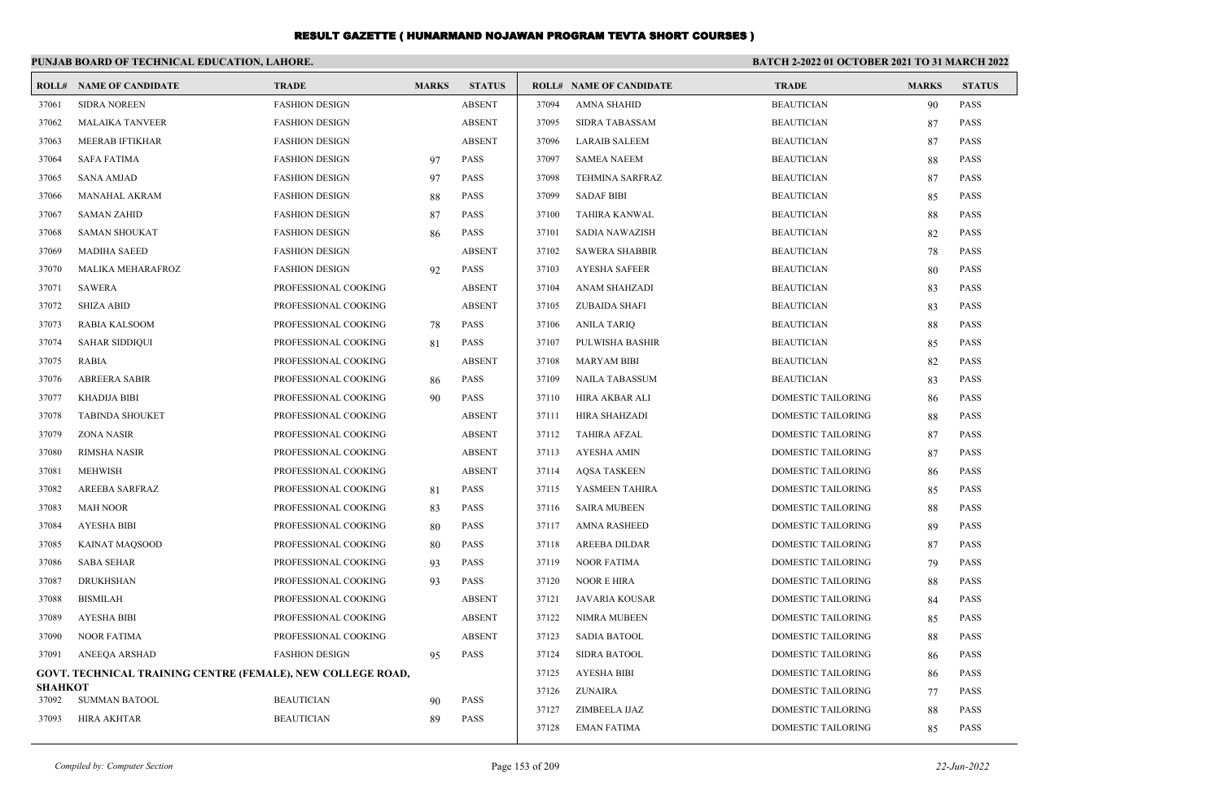# RESULT GAZETTE ( HUNARMAND NOJAWAN PROGRAM TEVTA SHORT COURSES )

**PUNJAB BOARD OF TECHNICAL EDUCATION, LAHORE.**

**BATCH 2-2022 01 OCTOBER 2021 TO 31 MARCH 2022**

| ROLL# | NAME OF CANDIDATE | TRADE | MARKS | STATUS |
|---|---|---|---|---|
| 37061 | SIDRA NOREEN | FASHION DESIGN | | ABSENT |
| 37062 | MALAIKA TANVEER | FASHION DESIGN | | ABSENT |
| 37063 | MEERAB IFTIKHAR | FASHION DESIGN | | ABSENT |
| 37064 | SAFA FATIMA | FASHION DESIGN | 97 | PASS |
| 37065 | SANA AMJAD | FASHION DESIGN | 97 | PASS |
| 37066 | MANAHAL AKRAM | FASHION DESIGN | 88 | PASS |
| 37067 | SAMAN ZAHID | FASHION DESIGN | 87 | PASS |
| 37068 | SAMAN SHOUKAT | FASHION DESIGN | 86 | PASS |
| 37069 | MADIHA SAEED | FASHION DESIGN | | ABSENT |
| 37070 | MALIKA MEHARAFROZ | FASHION DESIGN | 92 | PASS |
| 37071 | SAWERA | PROFESSIONAL COOKING | | ABSENT |
| 37072 | SHIZA ABID | PROFESSIONAL COOKING | | ABSENT |
| 37073 | RABIA KALSOOM | PROFESSIONAL COOKING | 78 | PASS |
| 37074 | SAHAR SIDDIQUI | PROFESSIONAL COOKING | 81 | PASS |
| 37075 | RABIA | PROFESSIONAL COOKING | | ABSENT |
| 37076 | ABREERA SABIR | PROFESSIONAL COOKING | 86 | PASS |
| 37077 | KHADIJA BIBI | PROFESSIONAL COOKING | 90 | PASS |
| 37078 | TABINDA SHOUKET | PROFESSIONAL COOKING | | ABSENT |
| 37079 | ZONA NASIR | PROFESSIONAL COOKING | | ABSENT |
| 37080 | RIMSHA NASIR | PROFESSIONAL COOKING | | ABSENT |
| 37081 | MEHWISH | PROFESSIONAL COOKING | | ABSENT |
| 37082 | AREEBA SARFRAZ | PROFESSIONAL COOKING | 81 | PASS |
| 37083 | MAH NOOR | PROFESSIONAL COOKING | 83 | PASS |
| 37084 | AYESHA BIBI | PROFESSIONAL COOKING | 80 | PASS |
| 37085 | KAINAT MAQSOOD | PROFESSIONAL COOKING | 80 | PASS |
| 37086 | SABA SEHAR | PROFESSIONAL COOKING | 93 | PASS |
| 37087 | DRUKHSHAN | PROFESSIONAL COOKING | 93 | PASS |
| 37088 | BISMILAH | PROFESSIONAL COOKING | | ABSENT |
| 37089 | AYESHA BIBI | PROFESSIONAL COOKING | | ABSENT |
| 37090 | NOOR FATIMA | PROFESSIONAL COOKING | | ABSENT |
| 37091 | ANEEQA ARSHAD | FASHION DESIGN | 95 | PASS |

**GOVT. TECHNICAL TRAINING CENTRE (FEMALE), NEW COLLEGE ROAD, SHAHKOT**

| ROLL# | NAME OF CANDIDATE | TRADE | MARKS | STATUS |
|---|---|---|---|---|
| 37092 | SUMMAN BATOOL | BEAUTICIAN | 90 | PASS |
| 37093 | HIRA AKHTAR | BEAUTICIAN | 89 | PASS |
| 37094 | AMNA SHAHID | BEAUTICIAN | 90 | PASS |
| 37095 | SIDRA TABASSAM | BEAUTICIAN | 87 | PASS |
| 37096 | LARAIB SALEEM | BEAUTICIAN | 87 | PASS |
| 37097 | SAMEA NAEEM | BEAUTICIAN | 88 | PASS |
| 37098 | TEHMINA SARFRAZ | BEAUTICIAN | 87 | PASS |
| 37099 | SADAF BIBI | BEAUTICIAN | 85 | PASS |
| 37100 | TAHIRA KANWAL | BEAUTICIAN | 88 | PASS |
| 37101 | SADIA NAWAZISH | BEAUTICIAN | 82 | PASS |
| 37102 | SAWERA SHABBIR | BEAUTICIAN | 78 | PASS |
| 37103 | AYESHA SAFEER | BEAUTICIAN | 80 | PASS |
| 37104 | ANAM SHAHZADI | BEAUTICIAN | 83 | PASS |
| 37105 | ZUBAIDA SHAFI | BEAUTICIAN | 83 | PASS |
| 37106 | ANILA TARIQ | BEAUTICIAN | 88 | PASS |
| 37107 | PULWISHA BASHIR | BEAUTICIAN | 85 | PASS |
| 37108 | MARYAM BIBI | BEAUTICIAN | 82 | PASS |
| 37109 | NAILA TABASSUM | BEAUTICIAN | 83 | PASS |
| 37110 | HIRA AKBAR ALI | DOMESTIC TAILORING | 86 | PASS |
| 37111 | HIRA SHAHZADI | DOMESTIC TAILORING | 88 | PASS |
| 37112 | TAHIRA AFZAL | DOMESTIC TAILORING | 87 | PASS |
| 37113 | AYESHA AMIN | DOMESTIC TAILORING | 87 | PASS |
| 37114 | AQSA TASKEEN | DOMESTIC TAILORING | 86 | PASS |
| 37115 | YASMEEN TAHIRA | DOMESTIC TAILORING | 85 | PASS |
| 37116 | SAIRA MUBEEN | DOMESTIC TAILORING | 88 | PASS |
| 37117 | AMNA RASHEED | DOMESTIC TAILORING | 89 | PASS |
| 37118 | AREEBA DILDAR | DOMESTIC TAILORING | 87 | PASS |
| 37119 | NOOR FATIMA | DOMESTIC TAILORING | 79 | PASS |
| 37120 | NOOR E HIRA | DOMESTIC TAILORING | 88 | PASS |
| 37121 | JAVARIA KOUSAR | DOMESTIC TAILORING | 84 | PASS |
| 37122 | NIMRA MUBEEN | DOMESTIC TAILORING | 85 | PASS |
| 37123 | SADIA BATOOL | DOMESTIC TAILORING | 88 | PASS |
| 37124 | SIDRA BATOOL | DOMESTIC TAILORING | 86 | PASS |
| 37125 | AYESHA BIBI | DOMESTIC TAILORING | 86 | PASS |
| 37126 | ZUNAIRA | DOMESTIC TAILORING | 77 | PASS |
| 37127 | ZIMBEELA IJAZ | DOMESTIC TAILORING | 88 | PASS |
| 37128 | EMAN FATIMA | DOMESTIC TAILORING | 85 | PASS |

*Compiled by: Computer Section*

*22-Jun-2022*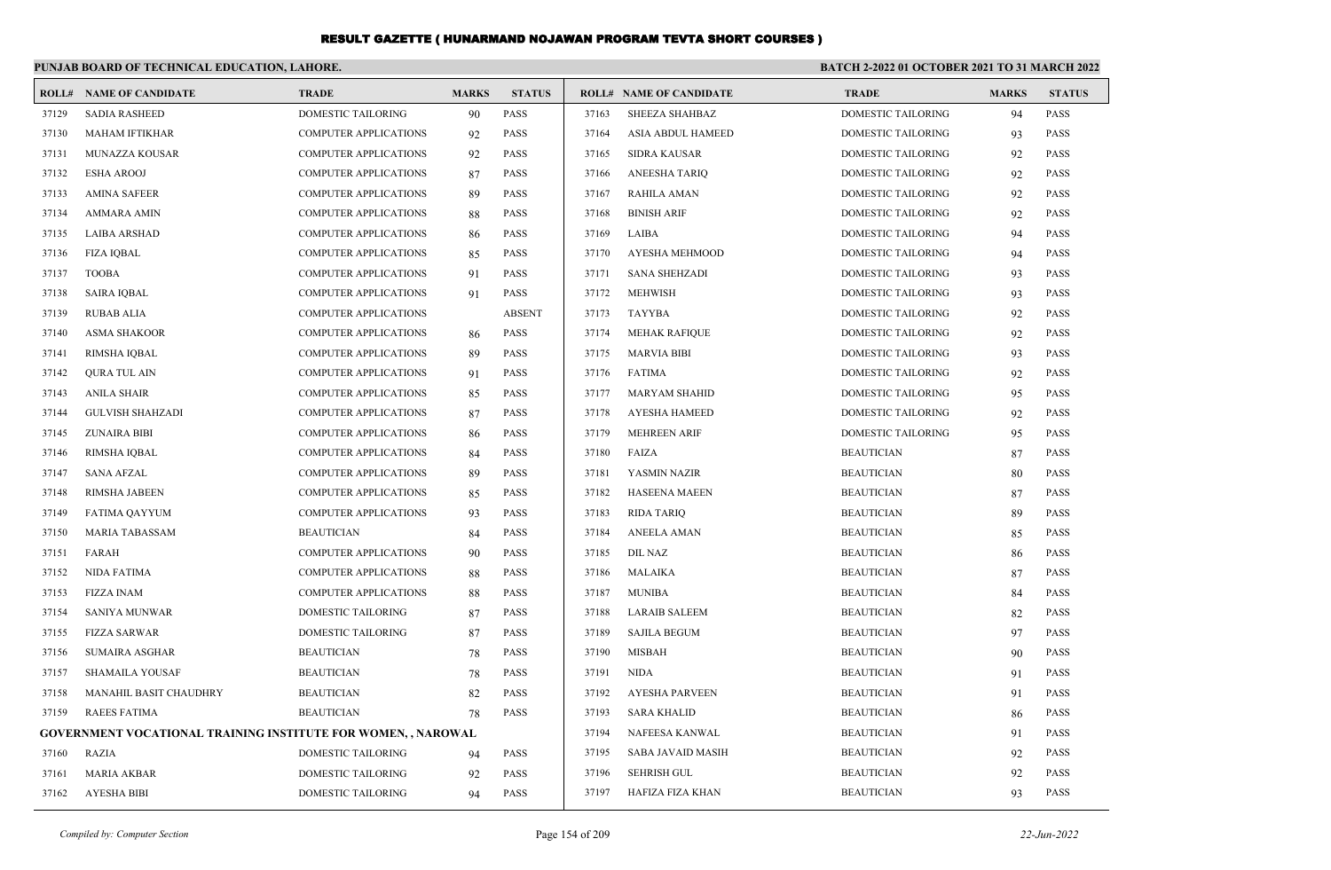# RESULT GAZETTE ( HUNARMAND NOJAWAN PROGRAM TEVTA SHORT COURSES )

**PUNJAB BOARD OF TECHNICAL EDUCATION, LAHORE.**

**BATCH 2-2022 01 OCTOBER 2021 TO 31 MARCH 2022**

| ROLL# | NAME OF CANDIDATE | TRADE | MARKS | STATUS |
|---|---|---|---|---|
| 37129 | SADIA RASHEED | DOMESTIC TAILORING | 90 | PASS |
| 37130 | MAHAM IFTIKHAR | COMPUTER APPLICATIONS | 92 | PASS |
| 37131 | MUNAZZA KOUSAR | COMPUTER APPLICATIONS | 92 | PASS |
| 37132 | ESHA AROOJ | COMPUTER APPLICATIONS | 87 | PASS |
| 37133 | AMINA SAFEER | COMPUTER APPLICATIONS | 89 | PASS |
| 37134 | AMMARA AMIN | COMPUTER APPLICATIONS | 88 | PASS |
| 37135 | LAIBA ARSHAD | COMPUTER APPLICATIONS | 86 | PASS |
| 37136 | FIZA IQBAL | COMPUTER APPLICATIONS | 85 | PASS |
| 37137 | TOOBA | COMPUTER APPLICATIONS | 91 | PASS |
| 37138 | SAIRA IQBAL | COMPUTER APPLICATIONS | 91 | PASS |
| 37139 | RUBAB ALIA | COMPUTER APPLICATIONS | | ABSENT |
| 37140 | ASMA SHAKOOR | COMPUTER APPLICATIONS | 86 | PASS |
| 37141 | RIMSHA IQBAL | COMPUTER APPLICATIONS | 89 | PASS |
| 37142 | QURA TUL AIN | COMPUTER APPLICATIONS | 91 | PASS |
| 37143 | ANILA SHAIR | COMPUTER APPLICATIONS | 85 | PASS |
| 37144 | GULVISH SHAHZADI | COMPUTER APPLICATIONS | 87 | PASS |
| 37145 | ZUNAIRA BIBI | COMPUTER APPLICATIONS | 86 | PASS |
| 37146 | RIMSHA IQBAL | COMPUTER APPLICATIONS | 84 | PASS |
| 37147 | SANA AFZAL | COMPUTER APPLICATIONS | 89 | PASS |
| 37148 | RIMSHA JABEEN | COMPUTER APPLICATIONS | 85 | PASS |
| 37149 | FATIMA QAYYUM | COMPUTER APPLICATIONS | 93 | PASS |
| 37150 | MARIA TABASSAM | BEAUTICIAN | 84 | PASS |
| 37151 | FARAH | COMPUTER APPLICATIONS | 90 | PASS |
| 37152 | NIDA FATIMA | COMPUTER APPLICATIONS | 88 | PASS |
| 37153 | FIZZA INAM | COMPUTER APPLICATIONS | 88 | PASS |
| 37154 | SANIYA MUNWAR | DOMESTIC TAILORING | 87 | PASS |
| 37155 | FIZZA SARWAR | DOMESTIC TAILORING | 87 | PASS |
| 37156 | SUMAIRA ASGHAR | BEAUTICIAN | 78 | PASS |
| 37157 | SHAMAILA YOUSAF | BEAUTICIAN | 78 | PASS |
| 37158 | MANAHIL BASIT CHAUDHRY | BEAUTICIAN | 82 | PASS |
| 37159 | RAEES FATIMA | BEAUTICIAN | 78 | PASS |
| **GOVERNMENT VOCATIONAL TRAINING INSTITUTE FOR WOMEN, , NAROWAL** | | | | |
| 37160 | RAZIA | DOMESTIC TAILORING | 94 | PASS |
| 37161 | MARIA AKBAR | DOMESTIC TAILORING | 92 | PASS |
| 37162 | AYESHA BIBI | DOMESTIC TAILORING | 94 | PASS |
| 37163 | SHEEZA SHAHBAZ | DOMESTIC TAILORING | 94 | PASS |
| 37164 | ASIA ABDUL HAMEED | DOMESTIC TAILORING | 93 | PASS |
| 37165 | SIDRA KAUSAR | DOMESTIC TAILORING | 92 | PASS |
| 37166 | ANEESHA TARIQ | DOMESTIC TAILORING | 92 | PASS |
| 37167 | RAHILA AMAN | DOMESTIC TAILORING | 92 | PASS |
| 37168 | BINISH ARIF | DOMESTIC TAILORING | 92 | PASS |
| 37169 | LAIBA | DOMESTIC TAILORING | 94 | PASS |
| 37170 | AYESHA MEHMOOD | DOMESTIC TAILORING | 94 | PASS |
| 37171 | SANA SHEHZADI | DOMESTIC TAILORING | 93 | PASS |
| 37172 | MEHWISH | DOMESTIC TAILORING | 93 | PASS |
| 37173 | TAYYBA | DOMESTIC TAILORING | 92 | PASS |
| 37174 | MEHAK RAFIQUE | DOMESTIC TAILORING | 92 | PASS |
| 37175 | MARVIA BIBI | DOMESTIC TAILORING | 93 | PASS |
| 37176 | FATIMA | DOMESTIC TAILORING | 92 | PASS |
| 37177 | MARYAM SHAHID | DOMESTIC TAILORING | 95 | PASS |
| 37178 | AYESHA HAMEED | DOMESTIC TAILORING | 92 | PASS |
| 37179 | MEHREEN ARIF | DOMESTIC TAILORING | 95 | PASS |
| 37180 | FAIZA | BEAUTICIAN | 87 | PASS |
| 37181 | YASMIN NAZIR | BEAUTICIAN | 80 | PASS |
| 37182 | HASEENA MAEEN | BEAUTICIAN | 87 | PASS |
| 37183 | RIDA TARIQ | BEAUTICIAN | 89 | PASS |
| 37184 | ANEELA AMAN | BEAUTICIAN | 85 | PASS |
| 37185 | DIL NAZ | BEAUTICIAN | 86 | PASS |
| 37186 | MALAIKA | BEAUTICIAN | 87 | PASS |
| 37187 | MUNIBA | BEAUTICIAN | 84 | PASS |
| 37188 | LARAIB SALEEM | BEAUTICIAN | 82 | PASS |
| 37189 | SAJILA BEGUM | BEAUTICIAN | 97 | PASS |
| 37190 | MISBAH | BEAUTICIAN | 90 | PASS |
| 37191 | NIDA | BEAUTICIAN | 91 | PASS |
| 37192 | AYESHA PARVEEN | BEAUTICIAN | 91 | PASS |
| 37193 | SARA KHALID | BEAUTICIAN | 86 | PASS |
| 37194 | NAFEESA KANWAL | BEAUTICIAN | 91 | PASS |
| 37195 | SABA JAVAID MASIH | BEAUTICIAN | 92 | PASS |
| 37196 | SEHRISH GUL | BEAUTICIAN | 92 | PASS |
| 37197 | HAFIZA FIZA KHAN | BEAUTICIAN | 93 | PASS |

*Compiled by: Computer Section*

*22-Jun-2022*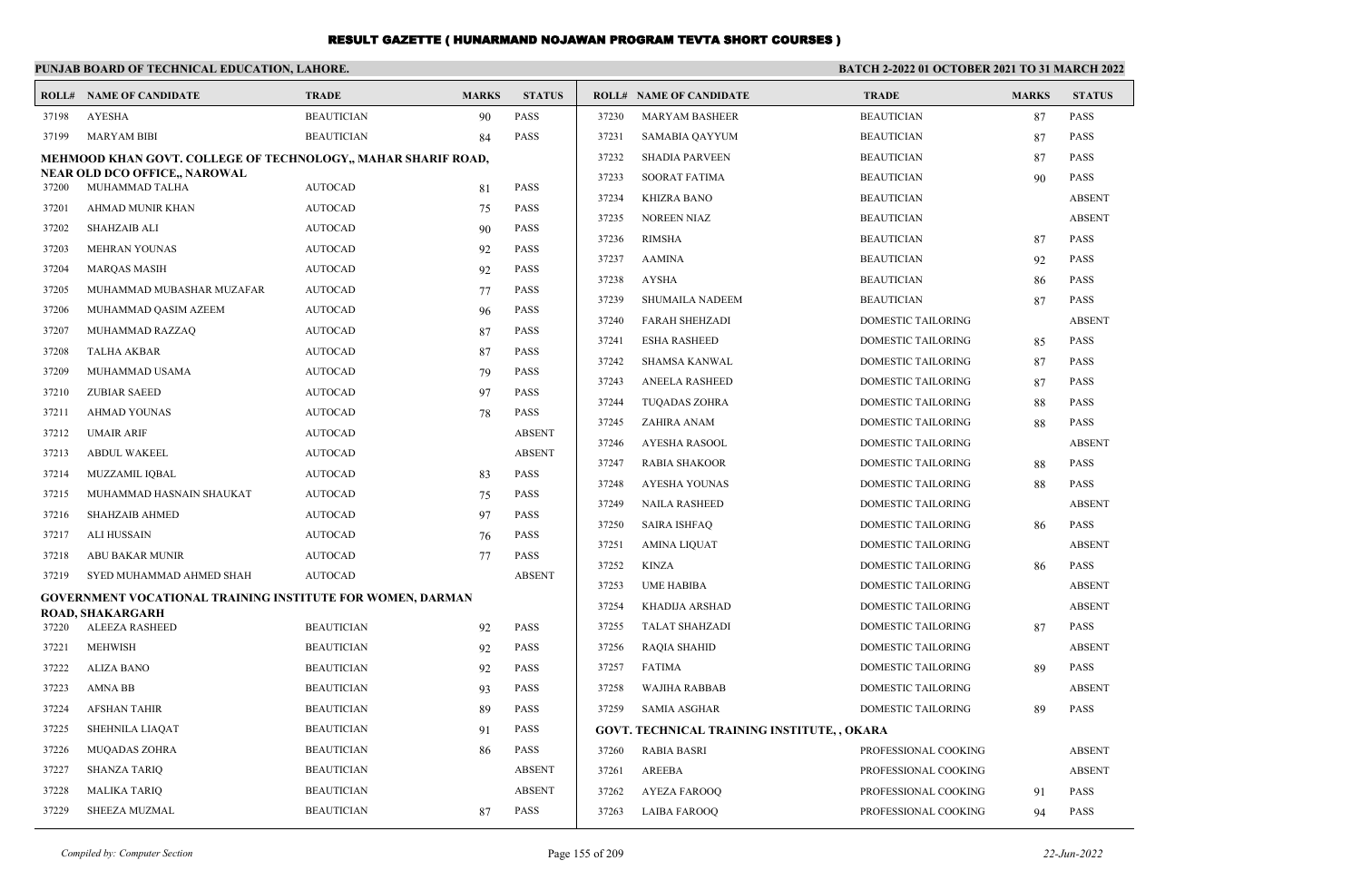# RESULT GAZETTE ( HUNARMAND NOJAWAN PROGRAM TEVTA SHORT COURSES )

**PUNJAB BOARD OF TECHNICAL EDUCATION, LAHORE.**

**BATCH 2-2022 01 OCTOBER 2021 TO 31 MARCH 2022**

| ROLL# | NAME OF CANDIDATE | TRADE | MARKS | STATUS |
|---|---|---|---|---|
| 37198 | AYESHA | BEAUTICIAN | 90 | PASS |
| 37199 | MARYAM BIBI | BEAUTICIAN | 84 | PASS |

**MEHMOOD KHAN GOVT. COLLEGE OF TECHNOLOGY,, MAHAR SHARIF ROAD, NEAR OLD DCO OFFICE,, NAROWAL**

| ROLL# | NAME OF CANDIDATE | TRADE | MARKS | STATUS |
|---|---|---|---|---|
| 37200 | MUHAMMAD TALHA | AUTOCAD | 81 | PASS |
| 37201 | AHMAD MUNIR KHAN | AUTOCAD | 75 | PASS |
| 37202 | SHAHZAIB ALI | AUTOCAD | 90 | PASS |
| 37203 | MEHRAN YOUNAS | AUTOCAD | 92 | PASS |
| 37204 | MARQAS MASIH | AUTOCAD | 92 | PASS |
| 37205 | MUHAMMAD MUBASHAR MUZAFAR | AUTOCAD | 77 | PASS |
| 37206 | MUHAMMAD QASIM AZEEM | AUTOCAD | 96 | PASS |
| 37207 | MUHAMMAD RAZZAQ | AUTOCAD | 87 | PASS |
| 37208 | TALHA AKBAR | AUTOCAD | 87 | PASS |
| 37209 | MUHAMMAD USAMA | AUTOCAD | 79 | PASS |
| 37210 | ZUBIAR SAEED | AUTOCAD | 97 | PASS |
| 37211 | AHMAD YOUNAS | AUTOCAD | 78 | PASS |
| 37212 | UMAIR ARIF | AUTOCAD | | ABSENT |
| 37213 | ABDUL WAKEEL | AUTOCAD | | ABSENT |
| 37214 | MUZZAMIL IQBAL | AUTOCAD | 83 | PASS |
| 37215 | MUHAMMAD HASNAIN SHAUKAT | AUTOCAD | 75 | PASS |
| 37216 | SHAHZAIB AHMED | AUTOCAD | 97 | PASS |
| 37217 | ALI HUSSAIN | AUTOCAD | 76 | PASS |
| 37218 | ABU BAKAR MUNIR | AUTOCAD | 77 | PASS |
| 37219 | SYED MUHAMMAD AHMED SHAH | AUTOCAD | | ABSENT |

**GOVERNMENT VOCATIONAL TRAINING INSTITUTE FOR WOMEN, DARMAN ROAD, SHAKARGARH**

| ROLL# | NAME OF CANDIDATE | TRADE | MARKS | STATUS |
|---|---|---|---|---|
| 37220 | ALEEZA RASHEED | BEAUTICIAN | 92 | PASS |
| 37221 | MEHWISH | BEAUTICIAN | 92 | PASS |
| 37222 | ALIZA BANO | BEAUTICIAN | 92 | PASS |
| 37223 | AMNA BB | BEAUTICIAN | 93 | PASS |
| 37224 | AFSHAN TAHIR | BEAUTICIAN | 89 | PASS |
| 37225 | SHEHNILA LIAQAT | BEAUTICIAN | 91 | PASS |
| 37226 | MUQADAS ZOHRA | BEAUTICIAN | 86 | PASS |
| 37227 | SHANZA TARIQ | BEAUTICIAN | | ABSENT |
| 37228 | MALIKA TARIQ | BEAUTICIAN | | ABSENT |
| 37229 | SHEEZA MUZMAL | BEAUTICIAN | 87 | PASS |
| 37230 | MARYAM BASHEER | BEAUTICIAN | 87 | PASS |
| 37231 | SAMABIA QAYYUM | BEAUTICIAN | 87 | PASS |
| 37232 | SHADIA PARVEEN | BEAUTICIAN | 87 | PASS |
| 37233 | SOORAT FATIMA | BEAUTICIAN | 90 | PASS |
| 37234 | KHIZRA BANO | BEAUTICIAN | | ABSENT |
| 37235 | NOREEN NIAZ | BEAUTICIAN | | ABSENT |
| 37236 | RIMSHA | BEAUTICIAN | 87 | PASS |
| 37237 | AAMINA | BEAUTICIAN | 92 | PASS |
| 37238 | AYSHA | BEAUTICIAN | 86 | PASS |
| 37239 | SHUMAILA NADEEM | BEAUTICIAN | 87 | PASS |
| 37240 | FARAH SHEHZADI | DOMESTIC TAILORING | | ABSENT |
| 37241 | ESHA RASHEED | DOMESTIC TAILORING | 85 | PASS |
| 37242 | SHAMSA KANWAL | DOMESTIC TAILORING | 87 | PASS |
| 37243 | ANEELA RASHEED | DOMESTIC TAILORING | 87 | PASS |
| 37244 | TUQADAS ZOHRA | DOMESTIC TAILORING | 88 | PASS |
| 37245 | ZAHIRA ANAM | DOMESTIC TAILORING | 88 | PASS |
| 37246 | AYESHA RASOOL | DOMESTIC TAILORING | | ABSENT |
| 37247 | RABIA SHAKOOR | DOMESTIC TAILORING | 88 | PASS |
| 37248 | AYESHA YOUNAS | DOMESTIC TAILORING | 88 | PASS |
| 37249 | NAILA RASHEED | DOMESTIC TAILORING | | ABSENT |
| 37250 | SAIRA ISHFAQ | DOMESTIC TAILORING | 86 | PASS |
| 37251 | AMINA LIQUAT | DOMESTIC TAILORING | | ABSENT |
| 37252 | KINZA | DOMESTIC TAILORING | 86 | PASS |
| 37253 | UME HABIBA | DOMESTIC TAILORING | | ABSENT |
| 37254 | KHADIJA ARSHAD | DOMESTIC TAILORING | | ABSENT |
| 37255 | TALAT SHAHZADI | DOMESTIC TAILORING | 87 | PASS |
| 37256 | RAQIA SHAHID | DOMESTIC TAILORING | | ABSENT |
| 37257 | FATIMA | DOMESTIC TAILORING | 89 | PASS |
| 37258 | WAJIHA RABBAB | DOMESTIC TAILORING | | ABSENT |
| 37259 | SAMIA ASGHAR | DOMESTIC TAILORING | 89 | PASS |

**GOVT. TECHNICAL TRAINING INSTITUTE, , OKARA**

| ROLL# | NAME OF CANDIDATE | TRADE | MARKS | STATUS |
|---|---|---|---|---|
| 37260 | RABIA BASRI | PROFESSIONAL COOKING | | ABSENT |
| 37261 | AREEBA | PROFESSIONAL COOKING | | ABSENT |
| 37262 | AYEZA FAROOQ | PROFESSIONAL COOKING | 91 | PASS |
| 37263 | LAIBA FAROOQ | PROFESSIONAL COOKING | 94 | PASS |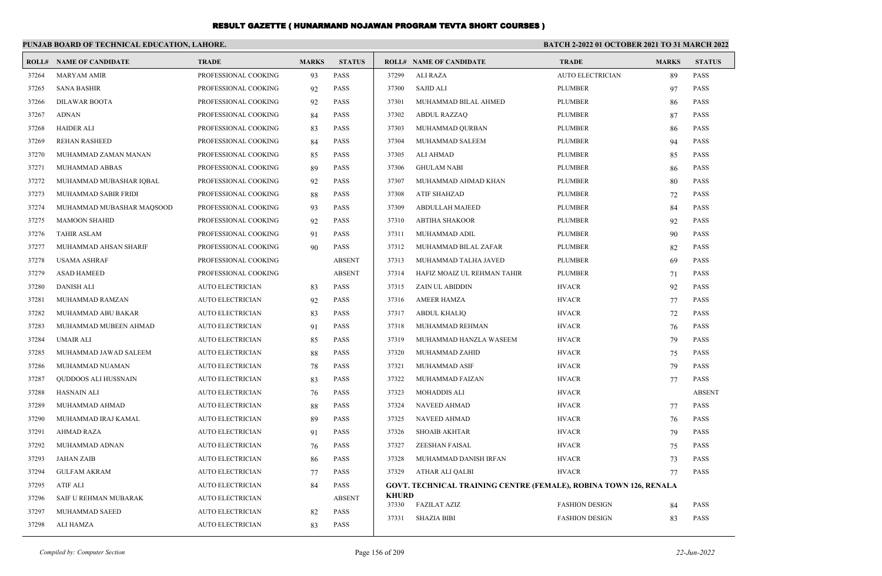# RESULT GAZETTE ( HUNARMAND NOJAWAN PROGRAM TEVTA SHORT COURSES )

**PUNJAB BOARD OF TECHNICAL EDUCATION, LAHORE.** **BATCH 2-2022 01 OCTOBER 2021 TO 31 MARCH 2022**

| ROLL# | NAME OF CANDIDATE | TRADE | MARKS | STATUS |
|---|---|---|---|---|
| 37264 | MARYAM AMIR | PROFESSIONAL COOKING | 93 | PASS |
| 37265 | SANA BASHIR | PROFESSIONAL COOKING | 92 | PASS |
| 37266 | DILAWAR BOOTA | PROFESSIONAL COOKING | 92 | PASS |
| 37267 | ADNAN | PROFESSIONAL COOKING | 84 | PASS |
| 37268 | HAIDER ALI | PROFESSIONAL COOKING | 83 | PASS |
| 37269 | REHAN RASHEED | PROFESSIONAL COOKING | 84 | PASS |
| 37270 | MUHAMMAD ZAMAN MANAN | PROFESSIONAL COOKING | 85 | PASS |
| 37271 | MUHAMMAD ABBAS | PROFESSIONAL COOKING | 89 | PASS |
| 37272 | MUHAMMAD MUBASHAR IQBAL | PROFESSIONAL COOKING | 92 | PASS |
| 37273 | MUHAMMAD SABIR FRIDI | PROFESSIONAL COOKING | 88 | PASS |
| 37274 | MUHAMMAD MUBASHAR MAQSOOD | PROFESSIONAL COOKING | 93 | PASS |
| 37275 | MAMOON SHAHID | PROFESSIONAL COOKING | 92 | PASS |
| 37276 | TAHIR ASLAM | PROFESSIONAL COOKING | 91 | PASS |
| 37277 | MUHAMMAD AHSAN SHARIF | PROFESSIONAL COOKING | 90 | PASS |
| 37278 | USAMA ASHRAF | PROFESSIONAL COOKING | | ABSENT |
| 37279 | ASAD HAMEED | PROFESSIONAL COOKING | | ABSENT |
| 37280 | DANISH ALI | AUTO ELECTRICIAN | 83 | PASS |
| 37281 | MUHAMMAD RAMZAN | AUTO ELECTRICIAN | 92 | PASS |
| 37282 | MUHAMMAD ABU BAKAR | AUTO ELECTRICIAN | 83 | PASS |
| 37283 | MUHAMMAD MUBEEN AHMAD | AUTO ELECTRICIAN | 91 | PASS |
| 37284 | UMAIR ALI | AUTO ELECTRICIAN | 85 | PASS |
| 37285 | MUHAMMAD JAWAD SALEEM | AUTO ELECTRICIAN | 88 | PASS |
| 37286 | MUHAMMAD NUAMAN | AUTO ELECTRICIAN | 78 | PASS |
| 37287 | QUDDOOS ALI HUSSNAIN | AUTO ELECTRICIAN | 83 | PASS |
| 37288 | HASNAIN ALI | AUTO ELECTRICIAN | 76 | PASS |
| 37289 | MUHAMMAD AHMAD | AUTO ELECTRICIAN | 88 | PASS |
| 37290 | MUHAMMAD IRAJ KAMAL | AUTO ELECTRICIAN | 89 | PASS |
| 37291 | AHMAD RAZA | AUTO ELECTRICIAN | 91 | PASS |
| 37292 | MUHAMMAD ADNAN | AUTO ELECTRICIAN | 76 | PASS |
| 37293 | JAHAN ZAIB | AUTO ELECTRICIAN | 86 | PASS |
| 37294 | GULFAM AKRAM | AUTO ELECTRICIAN | 77 | PASS |
| 37295 | ATIF ALI | AUTO ELECTRICIAN | 84 | PASS |
| 37296 | SAIF U REHMAN MUBARAK | AUTO ELECTRICIAN | | ABSENT |
| 37297 | MUHAMMAD SAEED | AUTO ELECTRICIAN | 82 | PASS |
| 37298 | ALI HAMZA | AUTO ELECTRICIAN | 83 | PASS |
| 37299 | ALI RAZA | AUTO ELECTRICIAN | 89 | PASS |
| 37300 | SAJID ALI | PLUMBER | 97 | PASS |
| 37301 | MUHAMMAD BILAL AHMED | PLUMBER | 86 | PASS |
| 37302 | ABDUL RAZZAQ | PLUMBER | 87 | PASS |
| 37303 | MUHAMMAD QURBAN | PLUMBER | 86 | PASS |
| 37304 | MUHAMMAD SALEEM | PLUMBER | 94 | PASS |
| 37305 | ALI AHMAD | PLUMBER | 85 | PASS |
| 37306 | GHULAM NABI | PLUMBER | 86 | PASS |
| 37307 | MUHAMMAD AHMAD KHAN | PLUMBER | 80 | PASS |
| 37308 | ATIF SHAHZAD | PLUMBER | 72 | PASS |
| 37309 | ABDULLAH MAJEED | PLUMBER | 84 | PASS |
| 37310 | ABTIHA SHAKOOR | PLUMBER | 92 | PASS |
| 37311 | MUHAMMAD ADIL | PLUMBER | 90 | PASS |
| 37312 | MUHAMMAD BILAL ZAFAR | PLUMBER | 82 | PASS |
| 37313 | MUHAMMAD TALHA JAVED | PLUMBER | 69 | PASS |
| 37314 | HAFIZ MOAIZ UL REHMAN TAHIR | PLUMBER | 71 | PASS |
| 37315 | ZAIN UL ABIDDIN | HVACR | 92 | PASS |
| 37316 | AMEER HAMZA | HVACR | 77 | PASS |
| 37317 | ABDUL KHALIQ | HVACR | 72 | PASS |
| 37318 | MUHAMMAD REHMAN | HVACR | 76 | PASS |
| 37319 | MUHAMMAD HANZLA WASEEM | HVACR | 79 | PASS |
| 37320 | MUHAMMAD ZAHID | HVACR | 75 | PASS |
| 37321 | MUHAMMAD ASIF | HVACR | 79 | PASS |
| 37322 | MUHAMMAD FAIZAN | HVACR | 77 | PASS |
| 37323 | MOHADDIS ALI | HVACR | | ABSENT |
| 37324 | NAVEED AHMAD | HVACR | 77 | PASS |
| 37325 | NAVEED AHMAD | HVACR | 76 | PASS |
| 37326 | SHOAIB AKHTAR | HVACR | 79 | PASS |
| 37327 | ZEESHAN FAISAL | HVACR | 75 | PASS |
| 37328 | MUHAMMAD DANISH IRFAN | HVACR | 73 | PASS |
| 37329 | ATHAR ALI QALBI | HVACR | 77 | PASS |

**GOVT. TECHNICAL TRAINING CENTRE (FEMALE), ROBINA TOWN 126, RENALA KHURD**

| ROLL# | NAME OF CANDIDATE | TRADE | MARKS | STATUS |
|---|---|---|---|---|
| 37330 | FAZILAT AZIZ | FASHION DESIGN | 84 | PASS |
| 37331 | SHAZIA BIBI | FASHION DESIGN | 83 | PASS |

*Compiled by: Computer Section* *22-Jun-2022*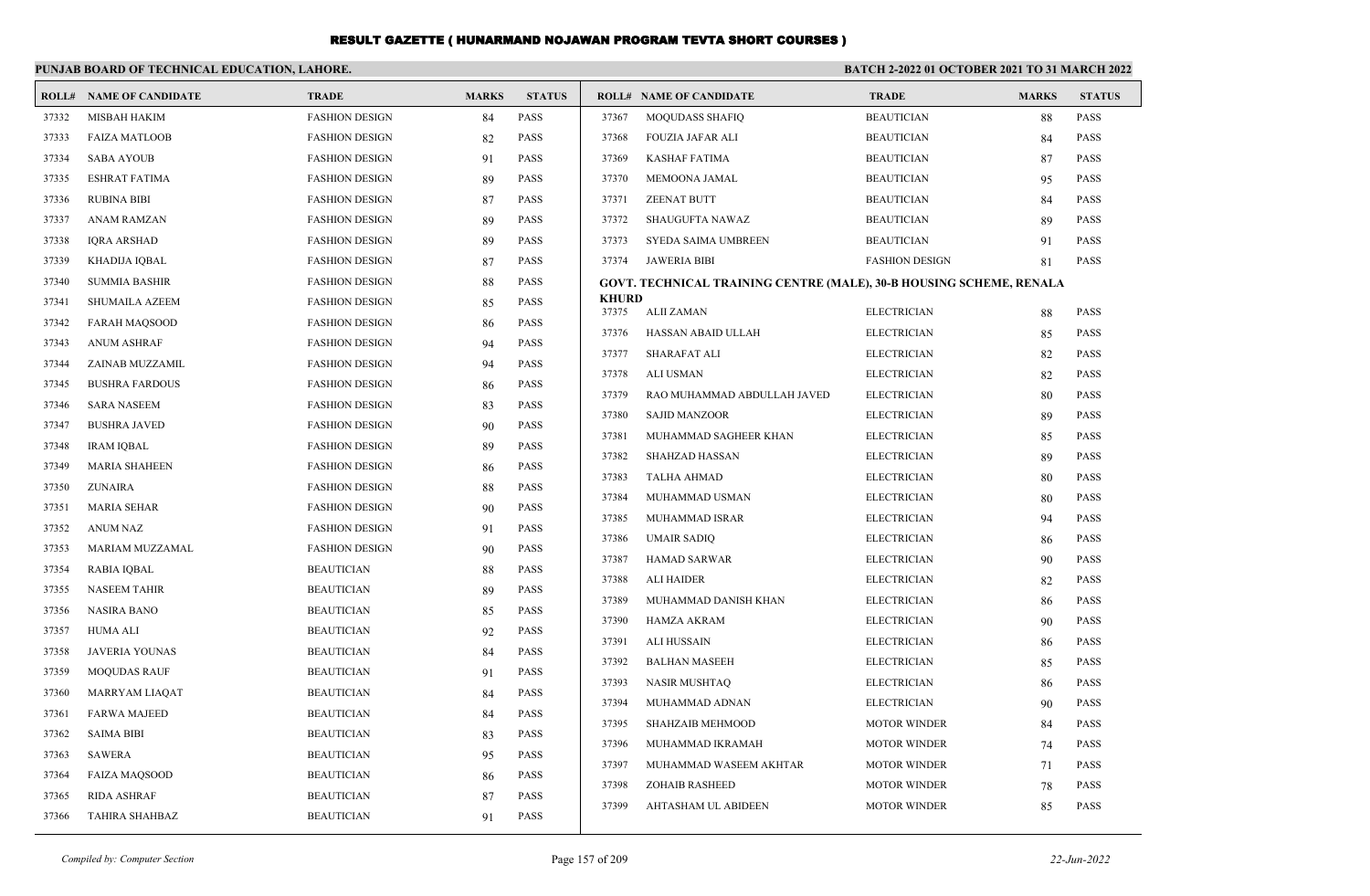# RESULT GAZETTE ( HUNARMAND NOJAWAN PROGRAM TEVTA SHORT COURSES )

**PUNJAB BOARD OF TECHNICAL EDUCATION, LAHORE.**

**BATCH 2-2022 01 OCTOBER 2021 TO 31 MARCH 2022**

| ROLL# | NAME OF CANDIDATE | TRADE | MARKS | STATUS |
|---|---|---|---|---|
| 37332 | MISBAH HAKIM | FASHION DESIGN | 84 | PASS |
| 37333 | FAIZA MATLOOB | FASHION DESIGN | 82 | PASS |
| 37334 | SABA AYOUB | FASHION DESIGN | 91 | PASS |
| 37335 | ESHRAT FATIMA | FASHION DESIGN | 89 | PASS |
| 37336 | RUBINA BIBI | FASHION DESIGN | 87 | PASS |
| 37337 | ANAM RAMZAN | FASHION DESIGN | 89 | PASS |
| 37338 | IQRA ARSHAD | FASHION DESIGN | 89 | PASS |
| 37339 | KHADIJA IQBAL | FASHION DESIGN | 87 | PASS |
| 37340 | SUMMIA BASHIR | FASHION DESIGN | 88 | PASS |
| 37341 | SHUMAILA AZEEM | FASHION DESIGN | 85 | PASS |
| 37342 | FARAH MAQSOOD | FASHION DESIGN | 86 | PASS |
| 37343 | ANUM ASHRAF | FASHION DESIGN | 94 | PASS |
| 37344 | ZAINAB MUZZAMIL | FASHION DESIGN | 94 | PASS |
| 37345 | BUSHRA FARDOUS | FASHION DESIGN | 86 | PASS |
| 37346 | SARA NASEEM | FASHION DESIGN | 83 | PASS |
| 37347 | BUSHRA JAVED | FASHION DESIGN | 90 | PASS |
| 37348 | IRAM IQBAL | FASHION DESIGN | 89 | PASS |
| 37349 | MARIA SHAHEEN | FASHION DESIGN | 86 | PASS |
| 37350 | ZUNAIRA | FASHION DESIGN | 88 | PASS |
| 37351 | MARIA SEHAR | FASHION DESIGN | 90 | PASS |
| 37352 | ANUM NAZ | FASHION DESIGN | 91 | PASS |
| 37353 | MARIAM MUZZAMAL | FASHION DESIGN | 90 | PASS |
| 37354 | RABIA IQBAL | BEAUTICIAN | 88 | PASS |
| 37355 | NASEEM TAHIR | BEAUTICIAN | 89 | PASS |
| 37356 | NASIRA BANO | BEAUTICIAN | 85 | PASS |
| 37357 | HUMA ALI | BEAUTICIAN | 92 | PASS |
| 37358 | JAVERIA YOUNAS | BEAUTICIAN | 84 | PASS |
| 37359 | MOQUDAS RAUF | BEAUTICIAN | 91 | PASS |
| 37360 | MARRYAM LIAQAT | BEAUTICIAN | 84 | PASS |
| 37361 | FARWA MAJEED | BEAUTICIAN | 84 | PASS |
| 37362 | SAIMA BIBI | BEAUTICIAN | 83 | PASS |
| 37363 | SAWERA | BEAUTICIAN | 95 | PASS |
| 37364 | FAIZA MAQSOOD | BEAUTICIAN | 86 | PASS |
| 37365 | RIDA ASHRAF | BEAUTICIAN | 87 | PASS |
| 37366 | TAHIRA SHAHBAZ | BEAUTICIAN | 91 | PASS |
| 37367 | MOQUDASS SHAFIQ | BEAUTICIAN | 88 | PASS |
| 37368 | FOUZIA JAFAR ALI | BEAUTICIAN | 84 | PASS |
| 37369 | KASHAF FATIMA | BEAUTICIAN | 87 | PASS |
| 37370 | MEMOONA JAMAL | BEAUTICIAN | 95 | PASS |
| 37371 | ZEENAT BUTT | BEAUTICIAN | 84 | PASS |
| 37372 | SHAUGUFTA NAWAZ | BEAUTICIAN | 89 | PASS |
| 37373 | SYEDA SAIMA UMBREEN | BEAUTICIAN | 91 | PASS |
| 37374 | JAWERIA BIBI | FASHION DESIGN | 81 | PASS |

**GOVT. TECHNICAL TRAINING CENTRE (MALE), 30-B HOUSING SCHEME, RENALA KHURD**

| ROLL# | NAME OF CANDIDATE | TRADE | MARKS | STATUS |
|---|---|---|---|---|
| 37375 | ALII ZAMAN | ELECTRICIAN | 88 | PASS |
| 37376 | HASSAN ABAID ULLAH | ELECTRICIAN | 85 | PASS |
| 37377 | SHARAFAT ALI | ELECTRICIAN | 82 | PASS |
| 37378 | ALI USMAN | ELECTRICIAN | 82 | PASS |
| 37379 | RAO MUHAMMAD ABDULLAH JAVED | ELECTRICIAN | 80 | PASS |
| 37380 | SAJID MANZOOR | ELECTRICIAN | 89 | PASS |
| 37381 | MUHAMMAD SAGHEER KHAN | ELECTRICIAN | 85 | PASS |
| 37382 | SHAHZAD HASSAN | ELECTRICIAN | 89 | PASS |
| 37383 | TALHA AHMAD | ELECTRICIAN | 80 | PASS |
| 37384 | MUHAMMAD USMAN | ELECTRICIAN | 80 | PASS |
| 37385 | MUHAMMAD ISRAR | ELECTRICIAN | 94 | PASS |
| 37386 | UMAIR SADIQ | ELECTRICIAN | 86 | PASS |
| 37387 | HAMAD SARWAR | ELECTRICIAN | 90 | PASS |
| 37388 | ALI HAIDER | ELECTRICIAN | 82 | PASS |
| 37389 | MUHAMMAD DANISH KHAN | ELECTRICIAN | 86 | PASS |
| 37390 | HAMZA AKRAM | ELECTRICIAN | 90 | PASS |
| 37391 | ALI HUSSAIN | ELECTRICIAN | 86 | PASS |
| 37392 | BALHAN MASEEH | ELECTRICIAN | 85 | PASS |
| 37393 | NASIR MUSHTAQ | ELECTRICIAN | 86 | PASS |
| 37394 | MUHAMMAD ADNAN | ELECTRICIAN | 90 | PASS |
| 37395 | SHAHZAIB MEHMOOD | MOTOR WINDER | 84 | PASS |
| 37396 | MUHAMMAD IKRAMAH | MOTOR WINDER | 74 | PASS |
| 37397 | MUHAMMAD WASEEM AKHTAR | MOTOR WINDER | 71 | PASS |
| 37398 | ZOHAIB RASHEED | MOTOR WINDER | 78 | PASS |
| 37399 | AHTASHAM UL ABIDEEN | MOTOR WINDER | 85 | PASS |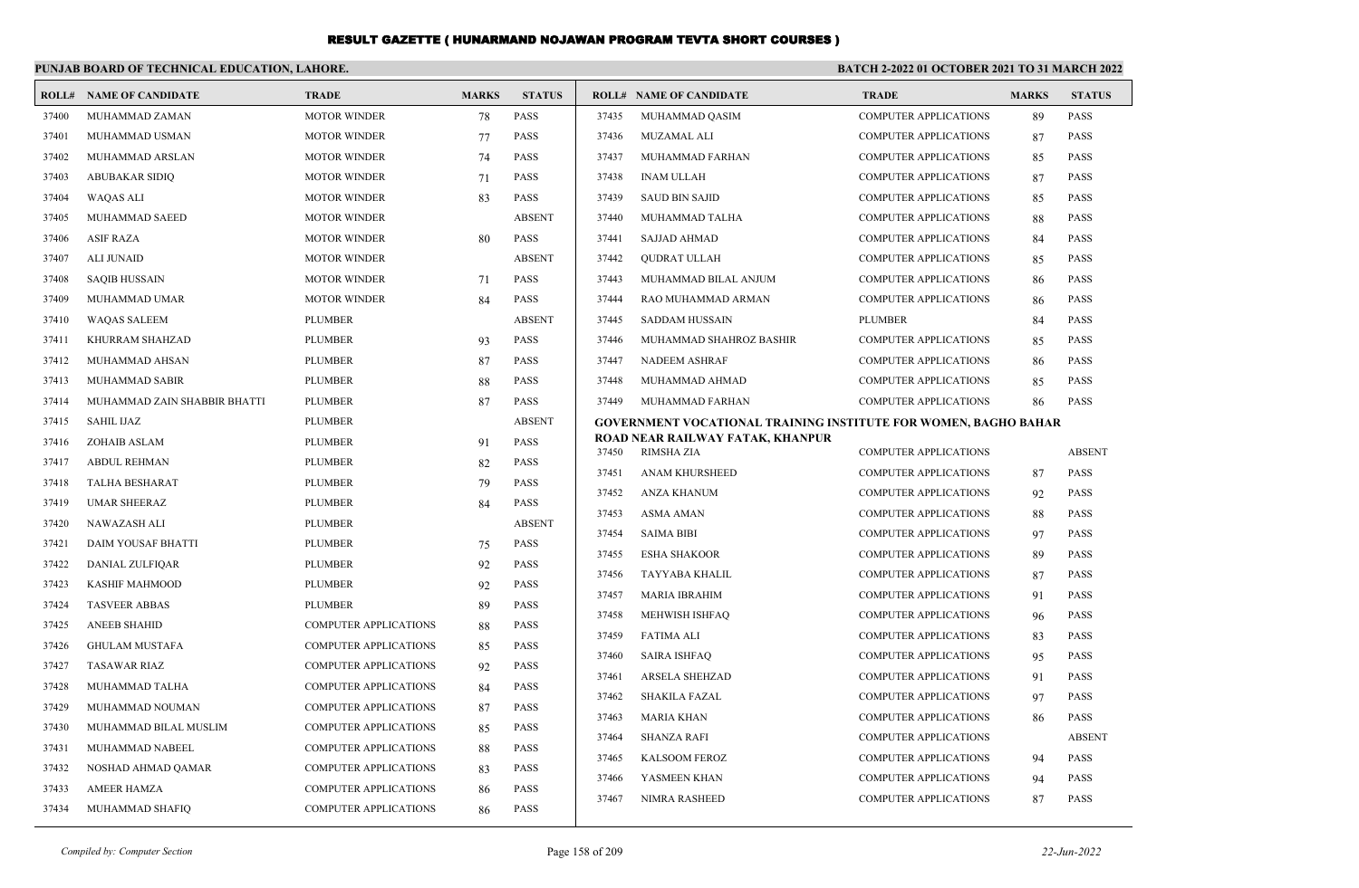# RESULT GAZETTE ( HUNARMAND NOJAWAN PROGRAM TEVTA SHORT COURSES )

**PUNJAB BOARD OF TECHNICAL EDUCATION, LAHORE.**

**BATCH 2-2022 01 OCTOBER 2021 TO 31 MARCH 2022**

| ROLL# | NAME OF CANDIDATE | TRADE | MARKS | STATUS |
|---|---|---|---|---|
| 37400 | MUHAMMAD ZAMAN | MOTOR WINDER | 78 | PASS |
| 37401 | MUHAMMAD USMAN | MOTOR WINDER | 77 | PASS |
| 37402 | MUHAMMAD ARSLAN | MOTOR WINDER | 74 | PASS |
| 37403 | ABUBAKAR SIDIQ | MOTOR WINDER | 71 | PASS |
| 37404 | WAQAS ALI | MOTOR WINDER | 83 | PASS |
| 37405 | MUHAMMAD SAEED | MOTOR WINDER | | ABSENT |
| 37406 | ASIF RAZA | MOTOR WINDER | 80 | PASS |
| 37407 | ALI JUNAID | MOTOR WINDER | | ABSENT |
| 37408 | SAQIB HUSSAIN | MOTOR WINDER | 71 | PASS |
| 37409 | MUHAMMAD UMAR | MOTOR WINDER | 84 | PASS |
| 37410 | WAQAS SALEEM | PLUMBER | | ABSENT |
| 37411 | KHURRAM SHAHZAD | PLUMBER | 93 | PASS |
| 37412 | MUHAMMAD AHSAN | PLUMBER | 87 | PASS |
| 37413 | MUHAMMAD SABIR | PLUMBER | 88 | PASS |
| 37414 | MUHAMMAD ZAIN SHABBIR BHATTI | PLUMBER | 87 | PASS |
| 37415 | SAHIL IJAZ | PLUMBER | | ABSENT |
| 37416 | ZOHAIB ASLAM | PLUMBER | 91 | PASS |
| 37417 | ABDUL REHMAN | PLUMBER | 82 | PASS |
| 37418 | TALHA BESHARAT | PLUMBER | 79 | PASS |
| 37419 | UMAR SHEERAZ | PLUMBER | 84 | PASS |
| 37420 | NAWAZASH ALI | PLUMBER | | ABSENT |
| 37421 | DAIM YOUSAF BHATTI | PLUMBER | 75 | PASS |
| 37422 | DANIAL ZULFIQAR | PLUMBER | 92 | PASS |
| 37423 | KASHIF MAHMOOD | PLUMBER | 92 | PASS |
| 37424 | TASVEER ABBAS | PLUMBER | 89 | PASS |
| 37425 | ANEEB SHAHID | COMPUTER APPLICATIONS | 88 | PASS |
| 37426 | GHULAM MUSTAFA | COMPUTER APPLICATIONS | 85 | PASS |
| 37427 | TASAWAR RIAZ | COMPUTER APPLICATIONS | 92 | PASS |
| 37428 | MUHAMMAD TALHA | COMPUTER APPLICATIONS | 84 | PASS |
| 37429 | MUHAMMAD NOUMAN | COMPUTER APPLICATIONS | 87 | PASS |
| 37430 | MUHAMMAD BILAL MUSLIM | COMPUTER APPLICATIONS | 85 | PASS |
| 37431 | MUHAMMAD NABEEL | COMPUTER APPLICATIONS | 88 | PASS |
| 37432 | NOSHAD AHMAD QAMAR | COMPUTER APPLICATIONS | 83 | PASS |
| 37433 | AMEER HAMZA | COMPUTER APPLICATIONS | 86 | PASS |
| 37434 | MUHAMMAD SHAFIQ | COMPUTER APPLICATIONS | 86 | PASS |
| 37435 | MUHAMMAD QASIM | COMPUTER APPLICATIONS | 89 | PASS |
| 37436 | MUZAMAL ALI | COMPUTER APPLICATIONS | 87 | PASS |
| 37437 | MUHAMMAD FARHAN | COMPUTER APPLICATIONS | 85 | PASS |
| 37438 | INAM ULLAH | COMPUTER APPLICATIONS | 87 | PASS |
| 37439 | SAUD BIN SAJID | COMPUTER APPLICATIONS | 85 | PASS |
| 37440 | MUHAMMAD TALHA | COMPUTER APPLICATIONS | 88 | PASS |
| 37441 | SAJJAD AHMAD | COMPUTER APPLICATIONS | 84 | PASS |
| 37442 | QUDRAT ULLAH | COMPUTER APPLICATIONS | 85 | PASS |
| 37443 | MUHAMMAD BILAL ANJUM | COMPUTER APPLICATIONS | 86 | PASS |
| 37444 | RAO MUHAMMAD ARMAN | COMPUTER APPLICATIONS | 86 | PASS |
| 37445 | SADDAM HUSSAIN | PLUMBER | 84 | PASS |
| 37446 | MUHAMMAD SHAHROZ BASHIR | COMPUTER APPLICATIONS | 85 | PASS |
| 37447 | NADEEM ASHRAF | COMPUTER APPLICATIONS | 86 | PASS |
| 37448 | MUHAMMAD AHMAD | COMPUTER APPLICATIONS | 85 | PASS |
| 37449 | MUHAMMAD FARHAN | COMPUTER APPLICATIONS | 86 | PASS |

**GOVERNMENT VOCATIONAL TRAINING INSTITUTE FOR WOMEN, BAGHO BAHAR ROAD NEAR RAILWAY FATAK, KHANPUR**

| ROLL# | NAME OF CANDIDATE | TRADE | MARKS | STATUS |
|---|---|---|---|---|
| 37450 | RIMSHA ZIA | COMPUTER APPLICATIONS | | ABSENT |
| 37451 | ANAM KHURSHEED | COMPUTER APPLICATIONS | 87 | PASS |
| 37452 | ANZA KHANUM | COMPUTER APPLICATIONS | 92 | PASS |
| 37453 | ASMA AMAN | COMPUTER APPLICATIONS | 88 | PASS |
| 37454 | SAIMA BIBI | COMPUTER APPLICATIONS | 97 | PASS |
| 37455 | ESHA SHAKOOR | COMPUTER APPLICATIONS | 89 | PASS |
| 37456 | TAYYABA KHALIL | COMPUTER APPLICATIONS | 87 | PASS |
| 37457 | MARIA IBRAHIM | COMPUTER APPLICATIONS | 91 | PASS |
| 37458 | MEHWISH ISHFAQ | COMPUTER APPLICATIONS | 96 | PASS |
| 37459 | FATIMA ALI | COMPUTER APPLICATIONS | 83 | PASS |
| 37460 | SAIRA ISHFAQ | COMPUTER APPLICATIONS | 95 | PASS |
| 37461 | ARSELA SHEHZAD | COMPUTER APPLICATIONS | 91 | PASS |
| 37462 | SHAKILA FAZAL | COMPUTER APPLICATIONS | 97 | PASS |
| 37463 | MARIA KHAN | COMPUTER APPLICATIONS | 86 | PASS |
| 37464 | SHANZA RAFI | COMPUTER APPLICATIONS | | ABSENT |
| 37465 | KALSOOM FEROZ | COMPUTER APPLICATIONS | 94 | PASS |
| 37466 | YASMEEN KHAN | COMPUTER APPLICATIONS | 94 | PASS |
| 37467 | NIMRA RASHEED | COMPUTER APPLICATIONS | 87 | PASS |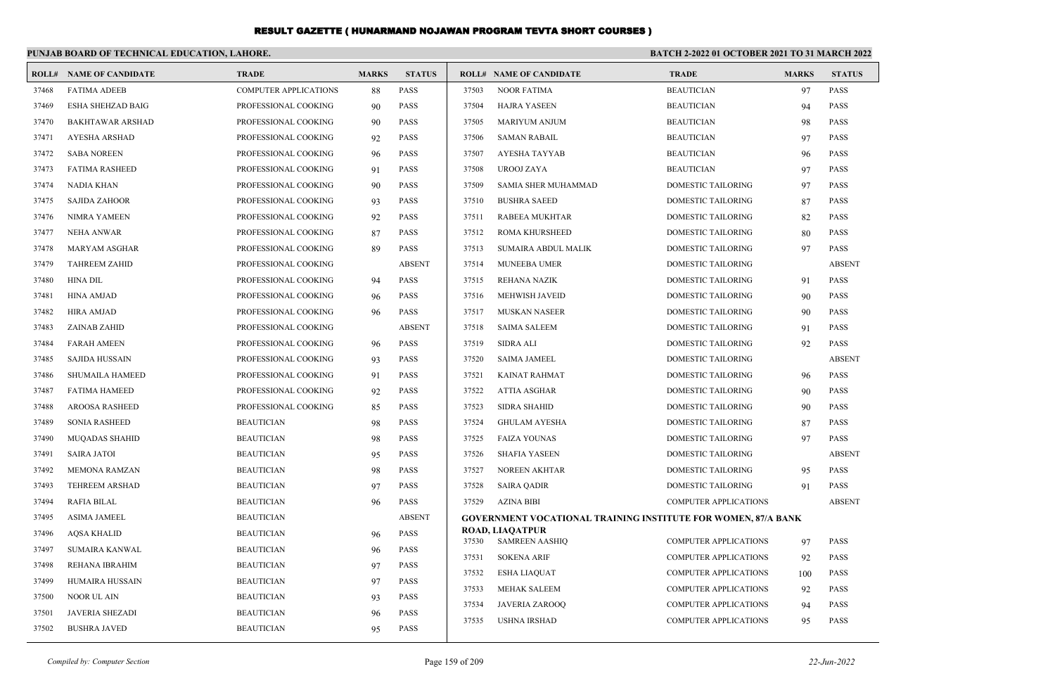# RESULT GAZETTE ( HUNARMAND NOJAWAN PROGRAM TEVTA SHORT COURSES )

**PUNJAB BOARD OF TECHNICAL EDUCATION, LAHORE.**

**BATCH 2-2022 01 OCTOBER 2021 TO 31 MARCH 2022**

| ROLL# | NAME OF CANDIDATE | TRADE | MARKS | STATUS |
|---|---|---|---|---|
| 37468 | FATIMA ADEEB | COMPUTER APPLICATIONS | 88 | PASS |
| 37469 | ESHA SHEHZAD BAIG | PROFESSIONAL COOKING | 90 | PASS |
| 37470 | BAKHTAWAR ARSHAD | PROFESSIONAL COOKING | 90 | PASS |
| 37471 | AYESHA ARSHAD | PROFESSIONAL COOKING | 92 | PASS |
| 37472 | SABA NOREEN | PROFESSIONAL COOKING | 96 | PASS |
| 37473 | FATIMA RASHEED | PROFESSIONAL COOKING | 91 | PASS |
| 37474 | NADIA KHAN | PROFESSIONAL COOKING | 90 | PASS |
| 37475 | SAJIDA ZAHOOR | PROFESSIONAL COOKING | 93 | PASS |
| 37476 | NIMRA YAMEEN | PROFESSIONAL COOKING | 92 | PASS |
| 37477 | NEHA ANWAR | PROFESSIONAL COOKING | 87 | PASS |
| 37478 | MARYAM ASGHAR | PROFESSIONAL COOKING | 89 | PASS |
| 37479 | TAHREEM ZAHID | PROFESSIONAL COOKING | | ABSENT |
| 37480 | HINA DIL | PROFESSIONAL COOKING | 94 | PASS |
| 37481 | HINA AMJAD | PROFESSIONAL COOKING | 96 | PASS |
| 37482 | HIRA AMJAD | PROFESSIONAL COOKING | 96 | PASS |
| 37483 | ZAINAB ZAHID | PROFESSIONAL COOKING | | ABSENT |
| 37484 | FARAH AMEEN | PROFESSIONAL COOKING | 96 | PASS |
| 37485 | SAJIDA HUSSAIN | PROFESSIONAL COOKING | 93 | PASS |
| 37486 | SHUMAILA HAMEED | PROFESSIONAL COOKING | 91 | PASS |
| 37487 | FATIMA HAMEED | PROFESSIONAL COOKING | 92 | PASS |
| 37488 | AROOSA RASHEED | PROFESSIONAL COOKING | 85 | PASS |
| 37489 | SONIA RASHEED | BEAUTICIAN | 98 | PASS |
| 37490 | MUQADAS SHAHID | BEAUTICIAN | 98 | PASS |
| 37491 | SAIRA JATOI | BEAUTICIAN | 95 | PASS |
| 37492 | MEMONA RAMZAN | BEAUTICIAN | 98 | PASS |
| 37493 | TEHREEM ARSHAD | BEAUTICIAN | 97 | PASS |
| 37494 | RAFIA BILAL | BEAUTICIAN | 96 | PASS |
| 37495 | ASIMA JAMEEL | BEAUTICIAN | | ABSENT |
| 37496 | AQSA KHALID | BEAUTICIAN | 96 | PASS |
| 37497 | SUMAIRA KANWAL | BEAUTICIAN | 96 | PASS |
| 37498 | REHANA IBRAHIM | BEAUTICIAN | 97 | PASS |
| 37499 | HUMAIRA HUSSAIN | BEAUTICIAN | 97 | PASS |
| 37500 | NOOR UL AIN | BEAUTICIAN | 93 | PASS |
| 37501 | JAVERIA SHEZADI | BEAUTICIAN | 96 | PASS |
| 37502 | BUSHRA JAVED | BEAUTICIAN | 95 | PASS |
| 37503 | NOOR FATIMA | BEAUTICIAN | 97 | PASS |
| 37504 | HAJRA YASEEN | BEAUTICIAN | 94 | PASS |
| 37505 | MARIYUM ANJUM | BEAUTICIAN | 98 | PASS |
| 37506 | SAMAN RABAIL | BEAUTICIAN | 97 | PASS |
| 37507 | AYESHA TAYYAB | BEAUTICIAN | 96 | PASS |
| 37508 | UROOJ ZAYA | BEAUTICIAN | 97 | PASS |
| 37509 | SAMIA SHER MUHAMMAD | DOMESTIC TAILORING | 97 | PASS |
| 37510 | BUSHRA SAEED | DOMESTIC TAILORING | 87 | PASS |
| 37511 | RABEEA MUKHTAR | DOMESTIC TAILORING | 82 | PASS |
| 37512 | ROMA KHURSHEED | DOMESTIC TAILORING | 80 | PASS |
| 37513 | SUMAIRA ABDUL MALIK | DOMESTIC TAILORING | 97 | PASS |
| 37514 | MUNEEBA UMER | DOMESTIC TAILORING | | ABSENT |
| 37515 | REHANA NAZIK | DOMESTIC TAILORING | 91 | PASS |
| 37516 | MEHWISH JAVEID | DOMESTIC TAILORING | 90 | PASS |
| 37517 | MUSKAN NASEER | DOMESTIC TAILORING | 90 | PASS |
| 37518 | SAIMA SALEEM | DOMESTIC TAILORING | 91 | PASS |
| 37519 | SIDRA ALI | DOMESTIC TAILORING | 92 | PASS |
| 37520 | SAIMA JAMEEL | DOMESTIC TAILORING | | ABSENT |
| 37521 | KAINAT RAHMAT | DOMESTIC TAILORING | 96 | PASS |
| 37522 | ATTIA ASGHAR | DOMESTIC TAILORING | 90 | PASS |
| 37523 | SIDRA SHAHID | DOMESTIC TAILORING | 90 | PASS |
| 37524 | GHULAM AYESHA | DOMESTIC TAILORING | 87 | PASS |
| 37525 | FAIZA YOUNAS | DOMESTIC TAILORING | 97 | PASS |
| 37526 | SHAFIA YASEEN | DOMESTIC TAILORING | | ABSENT |
| 37527 | NOREEN AKHTAR | DOMESTIC TAILORING | 95 | PASS |
| 37528 | SAIRA QADIR | DOMESTIC TAILORING | 91 | PASS |
| 37529 | AZINA BIBI | COMPUTER APPLICATIONS | | ABSENT |

**GOVERNMENT VOCATIONAL TRAINING INSTITUTE FOR WOMEN, 87/A BANK ROAD, LIAQATPUR**

| ROLL# | NAME OF CANDIDATE | TRADE | MARKS | STATUS |
|---|---|---|---|---|
| 37530 | SAMREEN AASHIQ | COMPUTER APPLICATIONS | 97 | PASS |
| 37531 | SOKENA ARIF | COMPUTER APPLICATIONS | 92 | PASS |
| 37532 | ESHA LIAQUAT | COMPUTER APPLICATIONS | 100 | PASS |
| 37533 | MEHAK SALEEM | COMPUTER APPLICATIONS | 92 | PASS |
| 37534 | JAVERIA ZAROOQ | COMPUTER APPLICATIONS | 94 | PASS |
| 37535 | USHNA IRSHAD | COMPUTER APPLICATIONS | 95 | PASS |

*Compiled by: Computer Section*

*22-Jun-2022*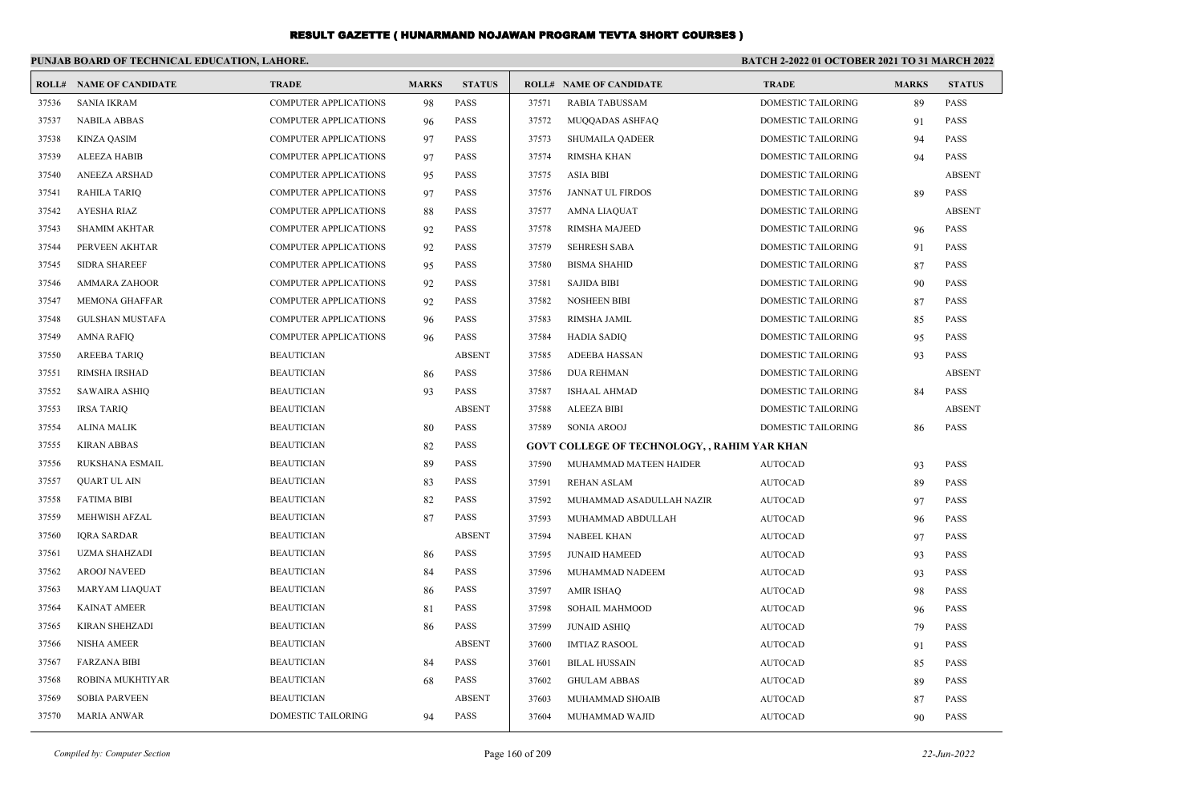# RESULT GAZETTE ( HUNARMAND NOJAWAN PROGRAM TEVTA SHORT COURSES )

## PUNJAB BOARD OF TECHNICAL EDUCATION, LAHORE.

**BATCH 2-2022 01 OCTOBER 2021 TO 31 MARCH 2022**

| ROLL# | NAME OF CANDIDATE | TRADE | MARKS | STATUS |
|---|---|---|---|---|
| 37536 | SANIA IKRAM | COMPUTER APPLICATIONS | 98 | PASS |
| 37537 | NABILA ABBAS | COMPUTER APPLICATIONS | 96 | PASS |
| 37538 | KINZA QASIM | COMPUTER APPLICATIONS | 97 | PASS |
| 37539 | ALEEZA HABIB | COMPUTER APPLICATIONS | 97 | PASS |
| 37540 | ANEEZA ARSHAD | COMPUTER APPLICATIONS | 95 | PASS |
| 37541 | RAHILA TARIQ | COMPUTER APPLICATIONS | 97 | PASS |
| 37542 | AYESHA RIAZ | COMPUTER APPLICATIONS | 88 | PASS |
| 37543 | SHAMIM AKHTAR | COMPUTER APPLICATIONS | 92 | PASS |
| 37544 | PERVEEN AKHTAR | COMPUTER APPLICATIONS | 92 | PASS |
| 37545 | SIDRA SHAREEF | COMPUTER APPLICATIONS | 95 | PASS |
| 37546 | AMMARA ZAHOOR | COMPUTER APPLICATIONS | 92 | PASS |
| 37547 | MEMONA GHAFFAR | COMPUTER APPLICATIONS | 92 | PASS |
| 37548 | GULSHAN MUSTAFA | COMPUTER APPLICATIONS | 96 | PASS |
| 37549 | AMNA RAFIQ | COMPUTER APPLICATIONS | 96 | PASS |
| 37550 | AREEBA TARIQ | BEAUTICIAN | | ABSENT |
| 37551 | RIMSHA IRSHAD | BEAUTICIAN | 86 | PASS |
| 37552 | SAWAIRA ASHIQ | BEAUTICIAN | 93 | PASS |
| 37553 | IRSA TARIQ | BEAUTICIAN | | ABSENT |
| 37554 | ALINA MALIK | BEAUTICIAN | 80 | PASS |
| 37555 | KIRAN ABBAS | BEAUTICIAN | 82 | PASS |
| 37556 | RUKSHANA ESMAIL | BEAUTICIAN | 89 | PASS |
| 37557 | QUART UL AIN | BEAUTICIAN | 83 | PASS |
| 37558 | FATIMA BIBI | BEAUTICIAN | 82 | PASS |
| 37559 | MEHWISH AFZAL | BEAUTICIAN | 87 | PASS |
| 37560 | IQRA SARDAR | BEAUTICIAN | | ABSENT |
| 37561 | UZMA SHAHZADI | BEAUTICIAN | 86 | PASS |
| 37562 | AROOJ NAVEED | BEAUTICIAN | 84 | PASS |
| 37563 | MARYAM LIAQUAT | BEAUTICIAN | 86 | PASS |
| 37564 | KAINAT AMEER | BEAUTICIAN | 81 | PASS |
| 37565 | KIRAN SHEHZADI | BEAUTICIAN | 86 | PASS |
| 37566 | NISHA AMEER | BEAUTICIAN | | ABSENT |
| 37567 | FARZANA BIBI | BEAUTICIAN | 84 | PASS |
| 37568 | ROBINA MUKHTIYAR | BEAUTICIAN | 68 | PASS |
| 37569 | SOBIA PARVEEN | BEAUTICIAN | | ABSENT |
| 37570 | MARIA ANWAR | DOMESTIC TAILORING | 94 | PASS |
| 37571 | RABIA TABUSSAM | DOMESTIC TAILORING | 89 | PASS |
| 37572 | MUQQADAS ASHFAQ | DOMESTIC TAILORING | 91 | PASS |
| 37573 | SHUMAILA QADEER | DOMESTIC TAILORING | 94 | PASS |
| 37574 | RIMSHA KHAN | DOMESTIC TAILORING | 94 | PASS |
| 37575 | ASIA BIBI | DOMESTIC TAILORING | | ABSENT |
| 37576 | JANNAT UL FIRDOS | DOMESTIC TAILORING | 89 | PASS |
| 37577 | AMNA LIAQUAT | DOMESTIC TAILORING | | ABSENT |
| 37578 | RIMSHA MAJEED | DOMESTIC TAILORING | 96 | PASS |
| 37579 | SEHRESH SABA | DOMESTIC TAILORING | 91 | PASS |
| 37580 | BISMA SHAHID | DOMESTIC TAILORING | 87 | PASS |
| 37581 | SAJIDA BIBI | DOMESTIC TAILORING | 90 | PASS |
| 37582 | NOSHEEN BIBI | DOMESTIC TAILORING | 87 | PASS |
| 37583 | RIMSHA JAMIL | DOMESTIC TAILORING | 85 | PASS |
| 37584 | HADIA SADIQ | DOMESTIC TAILORING | 95 | PASS |
| 37585 | ADEEBA HASSAN | DOMESTIC TAILORING | 93 | PASS |
| 37586 | DUA REHMAN | DOMESTIC TAILORING | | ABSENT |
| 37587 | ISHAAL AHMAD | DOMESTIC TAILORING | 84 | PASS |
| 37588 | ALEEZA BIBI | DOMESTIC TAILORING | | ABSENT |
| 37589 | SONIA AROOJ | DOMESTIC TAILORING | 86 | PASS |

**GOVT COLLEGE OF TECHNOLOGY, , RAHIM YAR KHAN**

| ROLL# | NAME OF CANDIDATE | TRADE | MARKS | STATUS |
|---|---|---|---|---|
| 37590 | MUHAMMAD MATEEN HAIDER | AUTOCAD | 93 | PASS |
| 37591 | REHAN ASLAM | AUTOCAD | 89 | PASS |
| 37592 | MUHAMMAD ASADULLAH NAZIR | AUTOCAD | 97 | PASS |
| 37593 | MUHAMMAD ABDULLAH | AUTOCAD | 96 | PASS |
| 37594 | NABEEL KHAN | AUTOCAD | 97 | PASS |
| 37595 | JUNAID HAMEED | AUTOCAD | 93 | PASS |
| 37596 | MUHAMMAD NADEEM | AUTOCAD | 93 | PASS |
| 37597 | AMIR ISHAQ | AUTOCAD | 98 | PASS |
| 37598 | SOHAIL MAHMOOD | AUTOCAD | 96 | PASS |
| 37599 | JUNAID ASHIQ | AUTOCAD | 79 | PASS |
| 37600 | IMTIAZ RASOOL | AUTOCAD | 91 | PASS |
| 37601 | BILAL HUSSAIN | AUTOCAD | 85 | PASS |
| 37602 | GHULAM ABBAS | AUTOCAD | 89 | PASS |
| 37603 | MUHAMMAD SHOAIB | AUTOCAD | 87 | PASS |
| 37604 | MUHAMMAD WAJID | AUTOCAD | 90 | PASS |

*Compiled by: Computer Section* *22-Jun-2022*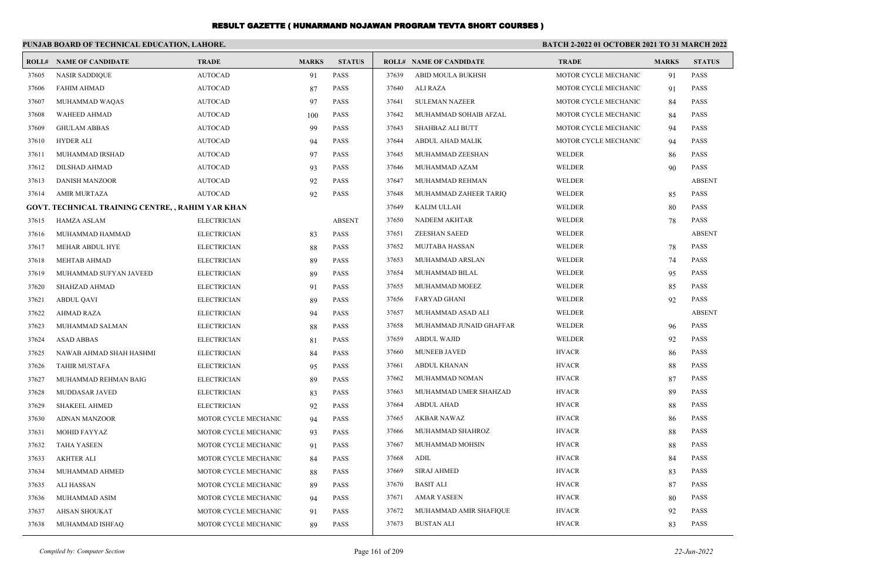# RESULT GAZETTE ( HUNARMAND NOJAWAN PROGRAM TEVTA SHORT COURSES )

## PUNJAB BOARD OF TECHNICAL EDUCATION, LAHORE.

**BATCH 2-2022 01 OCTOBER 2021 TO 31 MARCH 2022**

| ROLL# | NAME OF CANDIDATE | TRADE | MARKS | STATUS |
|---|---|---|---|---|
| 37605 | NASIR SADDIQUE | AUTOCAD | 91 | PASS |
| 37606 | FAHIM AHMAD | AUTOCAD | 87 | PASS |
| 37607 | MUHAMMAD WAQAS | AUTOCAD | 97 | PASS |
| 37608 | WAHEED AHMAD | AUTOCAD | 100 | PASS |
| 37609 | GHULAM ABBAS | AUTOCAD | 99 | PASS |
| 37610 | HYDER ALI | AUTOCAD | 94 | PASS |
| 37611 | MUHAMMAD IRSHAD | AUTOCAD | 97 | PASS |
| 37612 | DILSHAD AHMAD | AUTOCAD | 93 | PASS |
| 37613 | DANISH MANZOOR | AUTOCAD | 92 | PASS |
| 37614 | AMIR MURTAZA | AUTOCAD | 92 | PASS |
| **GOVT. TECHNICAL TRAINING CENTRE, , RAHIM YAR KHAN** | | | | |
| 37615 | HAMZA ASLAM | ELECTRICIAN | | ABSENT |
| 37616 | MUHAMMAD HAMMAD | ELECTRICIAN | 83 | PASS |
| 37617 | MEHAR ABDUL HYE | ELECTRICIAN | 88 | PASS |
| 37618 | MEHTAB AHMAD | ELECTRICIAN | 89 | PASS |
| 37619 | MUHAMMAD SUFYAN JAVEED | ELECTRICIAN | 89 | PASS |
| 37620 | SHAHZAD AHMAD | ELECTRICIAN | 91 | PASS |
| 37621 | ABDUL QAVI | ELECTRICIAN | 89 | PASS |
| 37622 | AHMAD RAZA | ELECTRICIAN | 94 | PASS |
| 37623 | MUHAMMAD SALMAN | ELECTRICIAN | 88 | PASS |
| 37624 | ASAD ABBAS | ELECTRICIAN | 81 | PASS |
| 37625 | NAWAB AHMAD SHAH HASHMI | ELECTRICIAN | 84 | PASS |
| 37626 | TAHIR MUSTAFA | ELECTRICIAN | 95 | PASS |
| 37627 | MUHAMMAD REHMAN BAIG | ELECTRICIAN | 89 | PASS |
| 37628 | MUDDASAR JAVED | ELECTRICIAN | 83 | PASS |
| 37629 | SHAKEEL AHMED | ELECTRICIAN | 92 | PASS |
| 37630 | ADNAN MANZOOR | MOTOR CYCLE MECHANIC | 94 | PASS |
| 37631 | MOHID FAYYAZ | MOTOR CYCLE MECHANIC | 93 | PASS |
| 37632 | TAHA YASEEN | MOTOR CYCLE MECHANIC | 91 | PASS |
| 37633 | AKHTER ALI | MOTOR CYCLE MECHANIC | 84 | PASS |
| 37634 | MUHAMMAD AHMED | MOTOR CYCLE MECHANIC | 88 | PASS |
| 37635 | ALI HASSAN | MOTOR CYCLE MECHANIC | 89 | PASS |
| 37636 | MUHAMMAD ASIM | MOTOR CYCLE MECHANIC | 94 | PASS |
| 37637 | AHSAN SHOUKAT | MOTOR CYCLE MECHANIC | 91 | PASS |
| 37638 | MUHAMMAD ISHFAQ | MOTOR CYCLE MECHANIC | 89 | PASS |
| 37639 | ABID MOULA BUKHSH | MOTOR CYCLE MECHANIC | 91 | PASS |
| 37640 | ALI RAZA | MOTOR CYCLE MECHANIC | 91 | PASS |
| 37641 | SULEMAN NAZEER | MOTOR CYCLE MECHANIC | 84 | PASS |
| 37642 | MUHAMMAD SOHAIB AFZAL | MOTOR CYCLE MECHANIC | 84 | PASS |
| 37643 | SHAHBAZ ALI BUTT | MOTOR CYCLE MECHANIC | 94 | PASS |
| 37644 | ABDUL AHAD MALIK | MOTOR CYCLE MECHANIC | 94 | PASS |
| 37645 | MUHAMMAD ZEESHAN | WELDER | 86 | PASS |
| 37646 | MUHAMMAD AZAM | WELDER | 90 | PASS |
| 37647 | MUHAMMAD REHMAN | WELDER | | ABSENT |
| 37648 | MUHAMMAD ZAHEER TARIQ | WELDER | 85 | PASS |
| 37649 | KALIM ULLAH | WELDER | 80 | PASS |
| 37650 | NADEEM AKHTAR | WELDER | 78 | PASS |
| 37651 | ZEESHAN SAEED | WELDER | | ABSENT |
| 37652 | MUJTABA HASSAN | WELDER | 78 | PASS |
| 37653 | MUHAMMAD ARSLAN | WELDER | 74 | PASS |
| 37654 | MUHAMMAD BILAL | WELDER | 95 | PASS |
| 37655 | MUHAMMAD MOEEZ | WELDER | 85 | PASS |
| 37656 | FARYAD GHANI | WELDER | 92 | PASS |
| 37657 | MUHAMMAD ASAD ALI | WELDER | | ABSENT |
| 37658 | MUHAMMAD JUNAID GHAFFAR | WELDER | 96 | PASS |
| 37659 | ABDUL WAJID | WELDER | 92 | PASS |
| 37660 | MUNEEB JAVED | HVACR | 86 | PASS |
| 37661 | ABDUL KHANAN | HVACR | 88 | PASS |
| 37662 | MUHAMMAD NOMAN | HVACR | 87 | PASS |
| 37663 | MUHAMMAD UMER SHAHZAD | HVACR | 89 | PASS |
| 37664 | ABDUL AHAD | HVACR | 88 | PASS |
| 37665 | AKBAR NAWAZ | HVACR | 86 | PASS |
| 37666 | MUHAMMAD SHAHROZ | HVACR | 88 | PASS |
| 37667 | MUHAMMAD MOHSIN | HVACR | 88 | PASS |
| 37668 | ADIL | HVACR | 84 | PASS |
| 37669 | SIRAJ AHMED | HVACR | 83 | PASS |
| 37670 | BASIT ALI | HVACR | 87 | PASS |
| 37671 | AMAR YASEEN | HVACR | 80 | PASS |
| 37672 | MUHAMMAD AMIR SHAFIQUE | HVACR | 92 | PASS |
| 37673 | BUSTAN ALI | HVACR | 83 | PASS |

*Compiled by: Computer Section* &nbsp;&nbsp;&nbsp; *22-Jun-2022*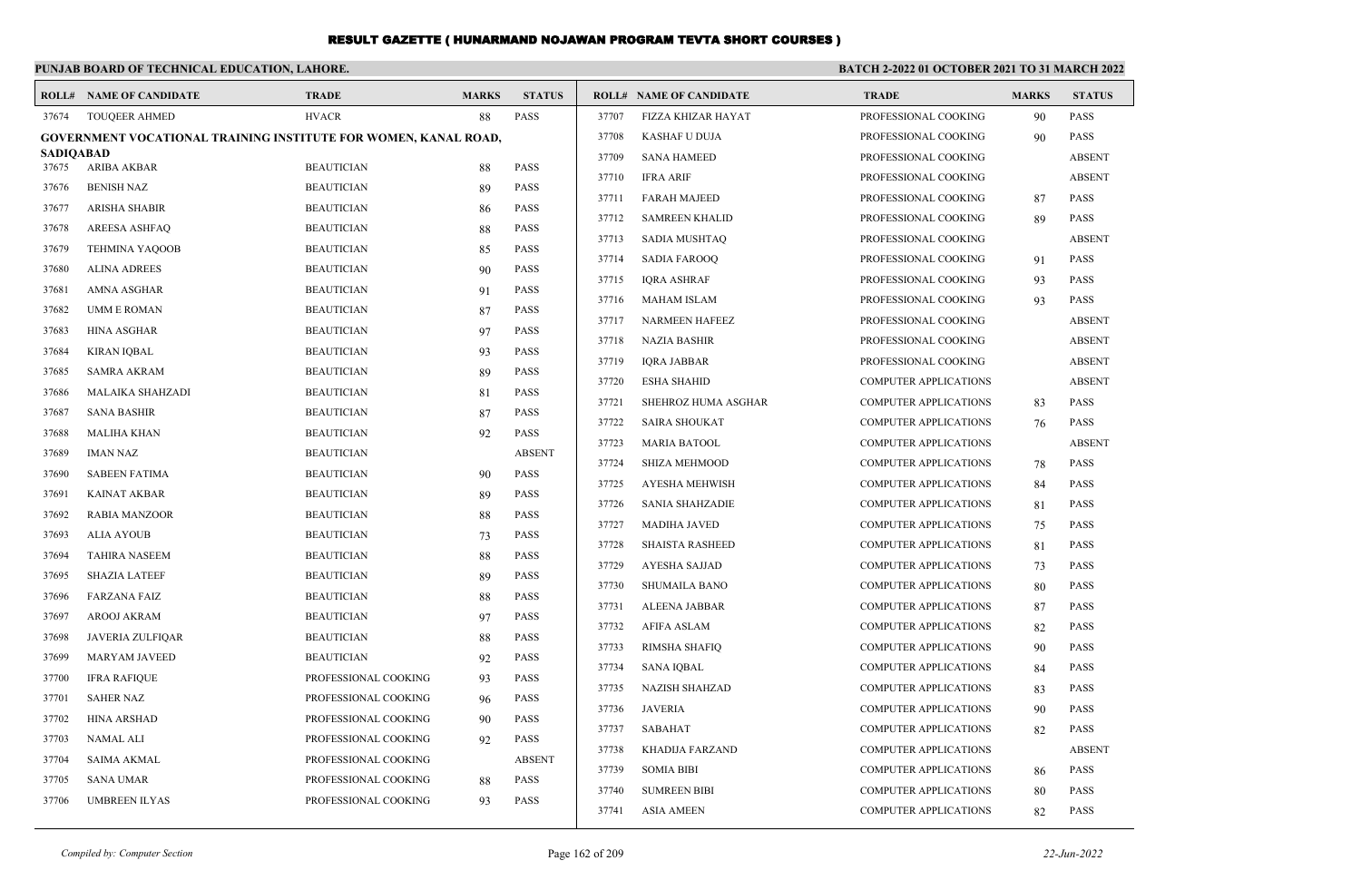# RESULT GAZETTE ( HUNARMAND NOJAWAN PROGRAM TEVTA SHORT COURSES )

**PUNJAB BOARD OF TECHNICAL EDUCATION, LAHORE.**

**BATCH 2-2022 01 OCTOBER 2021 TO 31 MARCH 2022**

| ROLL# | NAME OF CANDIDATE | TRADE | MARKS | STATUS |
|---|---|---|---|---|
| 37674 | TOUQEER AHMED | HVACR | 88 | PASS |
| **GOVERNMENT VOCATIONAL TRAINING INSTITUTE FOR WOMEN, KANAL ROAD, SADIQABAD** | | | | |
| 37675 | ARIBA AKBAR | BEAUTICIAN | 88 | PASS |
| 37676 | BENISH NAZ | BEAUTICIAN | 89 | PASS |
| 37677 | ARISHA SHABIR | BEAUTICIAN | 86 | PASS |
| 37678 | AREESA ASHFAQ | BEAUTICIAN | 88 | PASS |
| 37679 | TEHMINA YAQOOB | BEAUTICIAN | 85 | PASS |
| 37680 | ALINA ADREES | BEAUTICIAN | 90 | PASS |
| 37681 | AMNA ASGHAR | BEAUTICIAN | 91 | PASS |
| 37682 | UMM E ROMAN | BEAUTICIAN | 87 | PASS |
| 37683 | HINA ASGHAR | BEAUTICIAN | 97 | PASS |
| 37684 | KIRAN IQBAL | BEAUTICIAN | 93 | PASS |
| 37685 | SAMRA AKRAM | BEAUTICIAN | 89 | PASS |
| 37686 | MALAIKA SHAHZADI | BEAUTICIAN | 81 | PASS |
| 37687 | SANA BASHIR | BEAUTICIAN | 87 | PASS |
| 37688 | MALIHA KHAN | BEAUTICIAN | 92 | PASS |
| 37689 | IMAN NAZ | BEAUTICIAN | | ABSENT |
| 37690 | SABEEN FATIMA | BEAUTICIAN | 90 | PASS |
| 37691 | KAINAT AKBAR | BEAUTICIAN | 89 | PASS |
| 37692 | RABIA MANZOOR | BEAUTICIAN | 88 | PASS |
| 37693 | ALIA AYOUB | BEAUTICIAN | 73 | PASS |
| 37694 | TAHIRA NASEEM | BEAUTICIAN | 88 | PASS |
| 37695 | SHAZIA LATEEF | BEAUTICIAN | 89 | PASS |
| 37696 | FARZANA FAIZ | BEAUTICIAN | 88 | PASS |
| 37697 | AROOJ AKRAM | BEAUTICIAN | 97 | PASS |
| 37698 | JAVERIA ZULFIQAR | BEAUTICIAN | 88 | PASS |
| 37699 | MARYAM JAVEED | BEAUTICIAN | 92 | PASS |
| 37700 | IFRA RAFIQUE | PROFESSIONAL COOKING | 93 | PASS |
| 37701 | SAHER NAZ | PROFESSIONAL COOKING | 96 | PASS |
| 37702 | HINA ARSHAD | PROFESSIONAL COOKING | 90 | PASS |
| 37703 | NAMAL ALI | PROFESSIONAL COOKING | 92 | PASS |
| 37704 | SAIMA AKMAL | PROFESSIONAL COOKING | | ABSENT |
| 37705 | SANA UMAR | PROFESSIONAL COOKING | 88 | PASS |
| 37706 | UMBREEN ILYAS | PROFESSIONAL COOKING | 93 | PASS |
| 37707 | FIZZA KHIZAR HAYAT | PROFESSIONAL COOKING | 90 | PASS |
| 37708 | KASHAF U DUJA | PROFESSIONAL COOKING | 90 | PASS |
| 37709 | SANA HAMEED | PROFESSIONAL COOKING | | ABSENT |
| 37710 | IFRA ARIF | PROFESSIONAL COOKING | | ABSENT |
| 37711 | FARAH MAJEED | PROFESSIONAL COOKING | 87 | PASS |
| 37712 | SAMREEN KHALID | PROFESSIONAL COOKING | 89 | PASS |
| 37713 | SADIA MUSHTAQ | PROFESSIONAL COOKING | | ABSENT |
| 37714 | SADIA FAROOQ | PROFESSIONAL COOKING | 91 | PASS |
| 37715 | IQRA ASHRAF | PROFESSIONAL COOKING | 93 | PASS |
| 37716 | MAHAM ISLAM | PROFESSIONAL COOKING | 93 | PASS |
| 37717 | NARMEEN HAFEEZ | PROFESSIONAL COOKING | | ABSENT |
| 37718 | NAZIA BASHIR | PROFESSIONAL COOKING | | ABSENT |
| 37719 | IQRA JABBAR | PROFESSIONAL COOKING | | ABSENT |
| 37720 | ESHA SHAHID | COMPUTER APPLICATIONS | | ABSENT |
| 37721 | SHEHROZ HUMA ASGHAR | COMPUTER APPLICATIONS | 83 | PASS |
| 37722 | SAIRA SHOUKAT | COMPUTER APPLICATIONS | 76 | PASS |
| 37723 | MARIA BATOOL | COMPUTER APPLICATIONS | | ABSENT |
| 37724 | SHIZA MEHMOOD | COMPUTER APPLICATIONS | 78 | PASS |
| 37725 | AYESHA MEHWISH | COMPUTER APPLICATIONS | 84 | PASS |
| 37726 | SANIA SHAHZADIE | COMPUTER APPLICATIONS | 81 | PASS |
| 37727 | MADIHA JAVED | COMPUTER APPLICATIONS | 75 | PASS |
| 37728 | SHAISTA RASHEED | COMPUTER APPLICATIONS | 81 | PASS |
| 37729 | AYESHA SAJJAD | COMPUTER APPLICATIONS | 73 | PASS |
| 37730 | SHUMAILA BANO | COMPUTER APPLICATIONS | 80 | PASS |
| 37731 | ALEENA JABBAR | COMPUTER APPLICATIONS | 87 | PASS |
| 37732 | AFIFA ASLAM | COMPUTER APPLICATIONS | 82 | PASS |
| 37733 | RIMSHA SHAFIQ | COMPUTER APPLICATIONS | 90 | PASS |
| 37734 | SANA IQBAL | COMPUTER APPLICATIONS | 84 | PASS |
| 37735 | NAZISH SHAHZAD | COMPUTER APPLICATIONS | 83 | PASS |
| 37736 | JAVERIA | COMPUTER APPLICATIONS | 90 | PASS |
| 37737 | SABAHAT | COMPUTER APPLICATIONS | 82 | PASS |
| 37738 | KHADIJA FARZAND | COMPUTER APPLICATIONS | | ABSENT |
| 37739 | SOMIA BIBI | COMPUTER APPLICATIONS | 86 | PASS |
| 37740 | SUMREEN BIBI | COMPUTER APPLICATIONS | 80 | PASS |
| 37741 | ASIA AMEEN | COMPUTER APPLICATIONS | 82 | PASS |

*Compiled by: Computer Section*

*22-Jun-2022*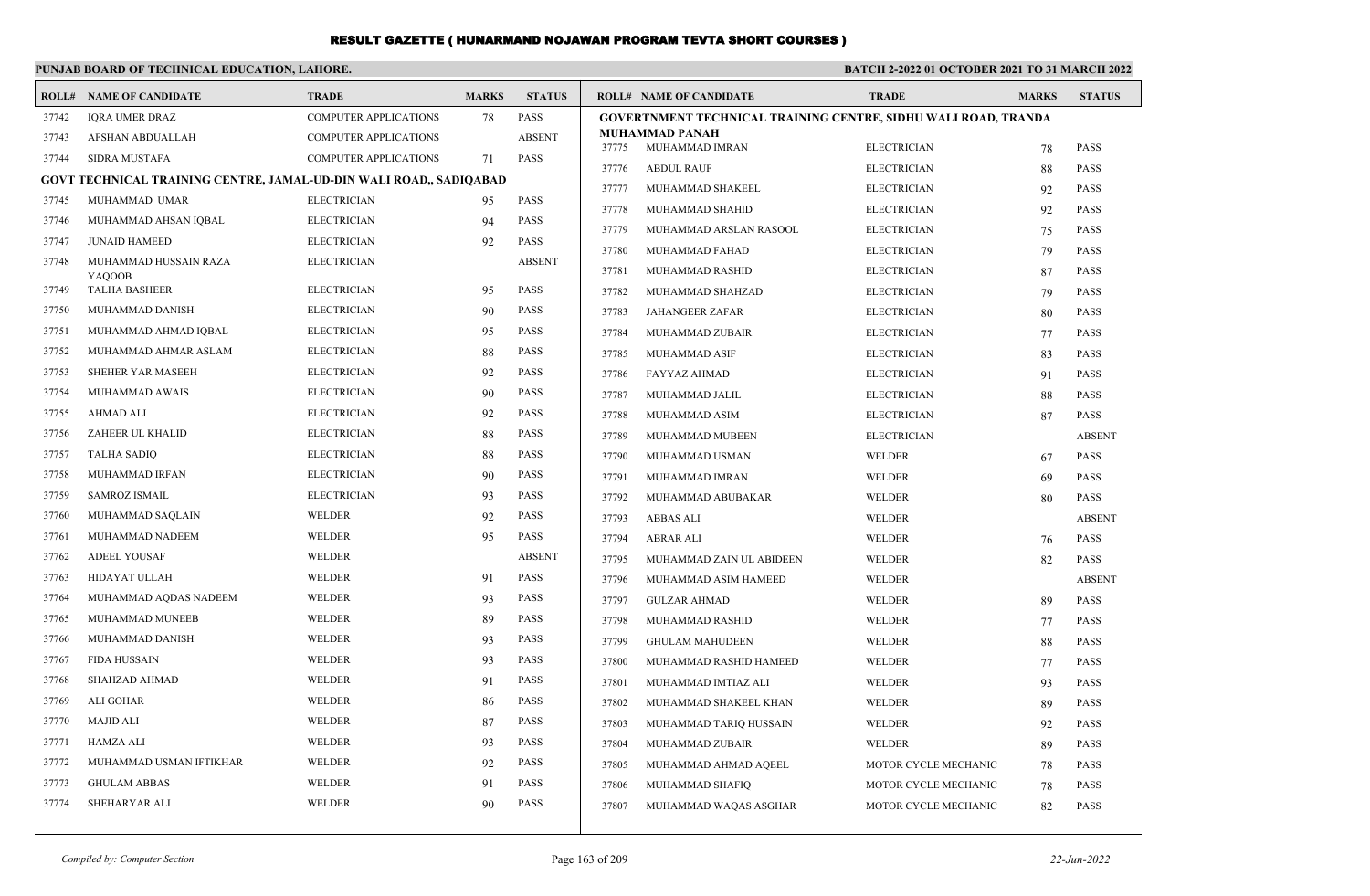# RESULT GAZETTE ( HUNARMAND NOJAWAN PROGRAM TEVTA SHORT COURSES )

**PUNJAB BOARD OF TECHNICAL EDUCATION, LAHORE.** **BATCH 2-2022 01 OCTOBER 2021 TO 31 MARCH 2022**

| ROLL# | NAME OF CANDIDATE | TRADE | MARKS | STATUS |
|---|---|---|---|---|
| 37742 | IQRA UMER DRAZ | COMPUTER APPLICATIONS | 78 | PASS |
| 37743 | AFSHAN ABDUALLAH | COMPUTER APPLICATIONS | | ABSENT |
| 37744 | SIDRA MUSTAFA | COMPUTER APPLICATIONS | 71 | PASS |
| **GOVT TECHNICAL TRAINING CENTRE, JAMAL-UD-DIN WALI ROAD,, SADIQABAD** | | | | |
| 37745 | MUHAMMAD UMAR | ELECTRICIAN | 95 | PASS |
| 37746 | MUHAMMAD AHSAN IQBAL | ELECTRICIAN | 94 | PASS |
| 37747 | JUNAID HAMEED | ELECTRICIAN | 92 | PASS |
| 37748 | MUHAMMAD HUSSAIN RAZA YAQOOB | ELECTRICIAN | | ABSENT |
| 37749 | TALHA BASHEER | ELECTRICIAN | 95 | PASS |
| 37750 | MUHAMMAD DANISH | ELECTRICIAN | 90 | PASS |
| 37751 | MUHAMMAD AHMAD IQBAL | ELECTRICIAN | 95 | PASS |
| 37752 | MUHAMMAD AHMAR ASLAM | ELECTRICIAN | 88 | PASS |
| 37753 | SHEHER YAR MASEEH | ELECTRICIAN | 92 | PASS |
| 37754 | MUHAMMAD AWAIS | ELECTRICIAN | 90 | PASS |
| 37755 | AHMAD ALI | ELECTRICIAN | 92 | PASS |
| 37756 | ZAHEER UL KHALID | ELECTRICIAN | 88 | PASS |
| 37757 | TALHA SADIQ | ELECTRICIAN | 88 | PASS |
| 37758 | MUHAMMAD IRFAN | ELECTRICIAN | 90 | PASS |
| 37759 | SAMROZ ISMAIL | ELECTRICIAN | 93 | PASS |
| 37760 | MUHAMMAD SAQLAIN | WELDER | 92 | PASS |
| 37761 | MUHAMMAD NADEEM | WELDER | 95 | PASS |
| 37762 | ADEEL YOUSAF | WELDER | | ABSENT |
| 37763 | HIDAYAT ULLAH | WELDER | 91 | PASS |
| 37764 | MUHAMMAD AQDAS NADEEM | WELDER | 93 | PASS |
| 37765 | MUHAMMAD MUNEEB | WELDER | 89 | PASS |
| 37766 | MUHAMMAD DANISH | WELDER | 93 | PASS |
| 37767 | FIDA HUSSAIN | WELDER | 93 | PASS |
| 37768 | SHAHZAD AHMAD | WELDER | 91 | PASS |
| 37769 | ALI GOHAR | WELDER | 86 | PASS |
| 37770 | MAJID ALI | WELDER | 87 | PASS |
| 37771 | HAMZA ALI | WELDER | 93 | PASS |
| 37772 | MUHAMMAD USMAN IFTIKHAR | WELDER | 92 | PASS |
| 37773 | GHULAM ABBAS | WELDER | 91 | PASS |
| 37774 | SHEHARYAR ALI | WELDER | 90 | PASS |
| **GOVERTNMENT TECHNICAL TRAINING CENTRE, SIDHU WALI ROAD, TRANDA MUHAMMAD PANAH** | | | | |
| 37775 | MUHAMMAD IMRAN | ELECTRICIAN | 78 | PASS |
| 37776 | ABDUL RAUF | ELECTRICIAN | 88 | PASS |
| 37777 | MUHAMMAD SHAKEEL | ELECTRICIAN | 92 | PASS |
| 37778 | MUHAMMAD SHAHID | ELECTRICIAN | 92 | PASS |
| 37779 | MUHAMMAD ARSLAN RASOOL | ELECTRICIAN | 75 | PASS |
| 37780 | MUHAMMAD FAHAD | ELECTRICIAN | 79 | PASS |
| 37781 | MUHAMMAD RASHID | ELECTRICIAN | 87 | PASS |
| 37782 | MUHAMMAD SHAHZAD | ELECTRICIAN | 79 | PASS |
| 37783 | JAHANGEER ZAFAR | ELECTRICIAN | 80 | PASS |
| 37784 | MUHAMMAD ZUBAIR | ELECTRICIAN | 77 | PASS |
| 37785 | MUHAMMAD ASIF | ELECTRICIAN | 83 | PASS |
| 37786 | FAYYAZ AHMAD | ELECTRICIAN | 91 | PASS |
| 37787 | MUHAMMAD JALIL | ELECTRICIAN | 88 | PASS |
| 37788 | MUHAMMAD ASIM | ELECTRICIAN | 87 | PASS |
| 37789 | MUHAMMAD MUBEEN | ELECTRICIAN | | ABSENT |
| 37790 | MUHAMMAD USMAN | WELDER | 67 | PASS |
| 37791 | MUHAMMAD IMRAN | WELDER | 69 | PASS |
| 37792 | MUHAMMAD ABUBAKAR | WELDER | 80 | PASS |
| 37793 | ABBAS ALI | WELDER | | ABSENT |
| 37794 | ABRAR ALI | WELDER | 76 | PASS |
| 37795 | MUHAMMAD ZAIN UL ABIDEEN | WELDER | 82 | PASS |
| 37796 | MUHAMMAD ASIM HAMEED | WELDER | | ABSENT |
| 37797 | GULZAR AHMAD | WELDER | 89 | PASS |
| 37798 | MUHAMMAD RASHID | WELDER | 77 | PASS |
| 37799 | GHULAM MAHUDEEN | WELDER | 88 | PASS |
| 37800 | MUHAMMAD RASHID HAMEED | WELDER | 77 | PASS |
| 37801 | MUHAMMAD IMTIAZ ALI | WELDER | 93 | PASS |
| 37802 | MUHAMMAD SHAKEEL KHAN | WELDER | 89 | PASS |
| 37803 | MUHAMMAD TARIQ HUSSAIN | WELDER | 92 | PASS |
| 37804 | MUHAMMAD ZUBAIR | WELDER | 89 | PASS |
| 37805 | MUHAMMAD AHMAD AQEEL | MOTOR CYCLE MECHANIC | 78 | PASS |
| 37806 | MUHAMMAD SHAFIQ | MOTOR CYCLE MECHANIC | 78 | PASS |
| 37807 | MUHAMMAD WAQAS ASGHAR | MOTOR CYCLE MECHANIC | 82 | PASS |

*Compiled by: Computer Section* *22-Jun-2022*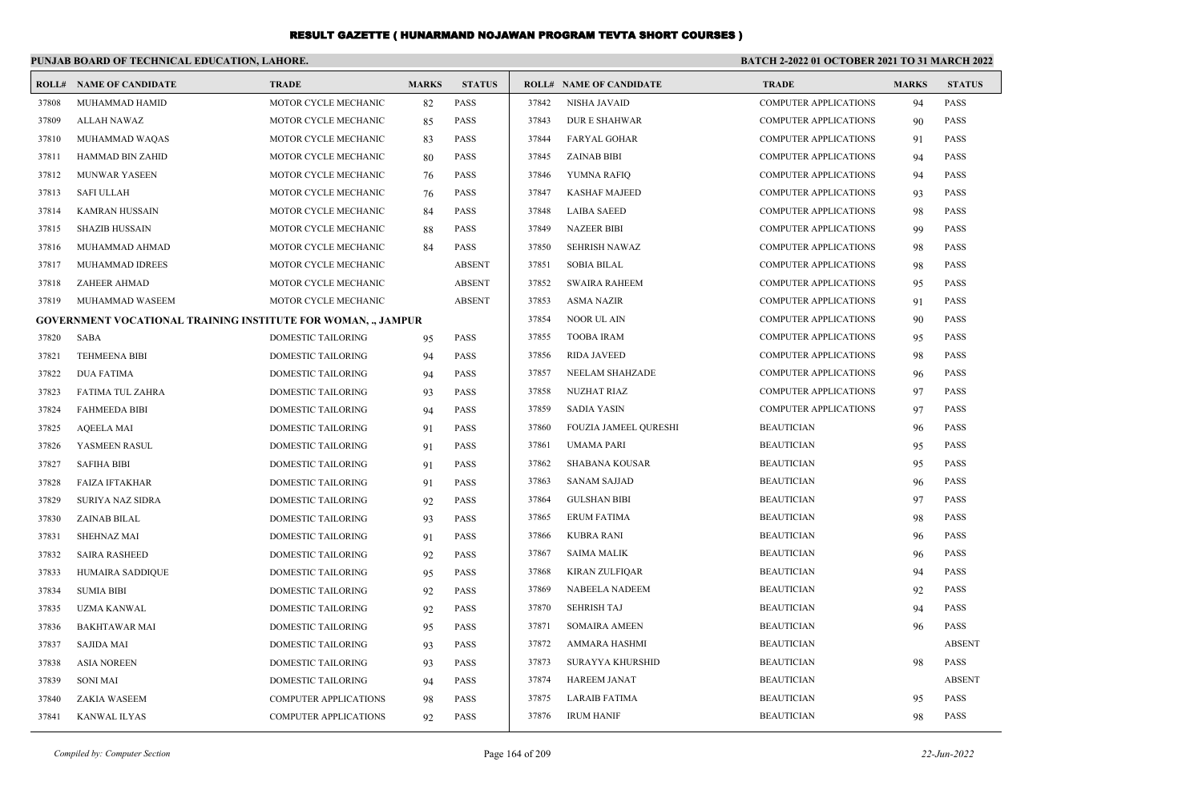# RESULT GAZETTE ( HUNARMAND NOJAWAN PROGRAM TEVTA SHORT COURSES )

**PUNJAB BOARD OF TECHNICAL EDUCATION, LAHORE.**

**BATCH 2-2022 01 OCTOBER 2021 TO 31 MARCH 2022**

| ROLL# | NAME OF CANDIDATE | TRADE | MARKS | STATUS |
|---|---|---|---|---|
| 37808 | MUHAMMAD HAMID | MOTOR CYCLE MECHANIC | 82 | PASS |
| 37809 | ALLAH NAWAZ | MOTOR CYCLE MECHANIC | 85 | PASS |
| 37810 | MUHAMMAD WAQAS | MOTOR CYCLE MECHANIC | 83 | PASS |
| 37811 | HAMMAD BIN ZAHID | MOTOR CYCLE MECHANIC | 80 | PASS |
| 37812 | MUNWAR YASEEN | MOTOR CYCLE MECHANIC | 76 | PASS |
| 37813 | SAFI ULLAH | MOTOR CYCLE MECHANIC | 76 | PASS |
| 37814 | KAMRAN HUSSAIN | MOTOR CYCLE MECHANIC | 84 | PASS |
| 37815 | SHAZIB HUSSAIN | MOTOR CYCLE MECHANIC | 88 | PASS |
| 37816 | MUHAMMAD AHMAD | MOTOR CYCLE MECHANIC | 84 | PASS |
| 37817 | MUHAMMAD IDREES | MOTOR CYCLE MECHANIC | | ABSENT |
| 37818 | ZAHEER AHMAD | MOTOR CYCLE MECHANIC | | ABSENT |
| 37819 | MUHAMMAD WASEEM | MOTOR CYCLE MECHANIC | | ABSENT |
| **GOVERNMENT VOCATIONAL TRAINING INSTITUTE FOR WOMAN, ., JAMPUR** | | | | |
| 37820 | SABA | DOMESTIC TAILORING | 95 | PASS |
| 37821 | TEHMEENA BIBI | DOMESTIC TAILORING | 94 | PASS |
| 37822 | DUA FATIMA | DOMESTIC TAILORING | 94 | PASS |
| 37823 | FATIMA TUL ZAHRA | DOMESTIC TAILORING | 93 | PASS |
| 37824 | FAHMEEDA BIBI | DOMESTIC TAILORING | 94 | PASS |
| 37825 | AQEELA MAI | DOMESTIC TAILORING | 91 | PASS |
| 37826 | YASMEEN RASUL | DOMESTIC TAILORING | 91 | PASS |
| 37827 | SAFIHA BIBI | DOMESTIC TAILORING | 91 | PASS |
| 37828 | FAIZA IFTAKHAR | DOMESTIC TAILORING | 91 | PASS |
| 37829 | SURIYA NAZ SIDRA | DOMESTIC TAILORING | 92 | PASS |
| 37830 | ZAINAB BILAL | DOMESTIC TAILORING | 93 | PASS |
| 37831 | SHEHNAZ MAI | DOMESTIC TAILORING | 91 | PASS |
| 37832 | SAIRA RASHEED | DOMESTIC TAILORING | 92 | PASS |
| 37833 | HUMAIRA SADDIQUE | DOMESTIC TAILORING | 95 | PASS |
| 37834 | SUMIA BIBI | DOMESTIC TAILORING | 92 | PASS |
| 37835 | UZMA KANWAL | DOMESTIC TAILORING | 92 | PASS |
| 37836 | BAKHTAWAR MAI | DOMESTIC TAILORING | 95 | PASS |
| 37837 | SAJIDA MAI | DOMESTIC TAILORING | 93 | PASS |
| 37838 | ASIA NOREEN | DOMESTIC TAILORING | 93 | PASS |
| 37839 | SONI MAI | DOMESTIC TAILORING | 94 | PASS |
| 37840 | ZAKIA WASEEM | COMPUTER APPLICATIONS | 98 | PASS |
| 37841 | KANWAL ILYAS | COMPUTER APPLICATIONS | 92 | PASS |
| 37842 | NISHA JAVAID | COMPUTER APPLICATIONS | 94 | PASS |
| 37843 | DUR E SHAHWAR | COMPUTER APPLICATIONS | 90 | PASS |
| 37844 | FARYAL GOHAR | COMPUTER APPLICATIONS | 91 | PASS |
| 37845 | ZAINAB BIBI | COMPUTER APPLICATIONS | 94 | PASS |
| 37846 | YUMNA RAFIQ | COMPUTER APPLICATIONS | 94 | PASS |
| 37847 | KASHAF MAJEED | COMPUTER APPLICATIONS | 93 | PASS |
| 37848 | LAIBA SAEED | COMPUTER APPLICATIONS | 98 | PASS |
| 37849 | NAZEER BIBI | COMPUTER APPLICATIONS | 99 | PASS |
| 37850 | SEHRISH NAWAZ | COMPUTER APPLICATIONS | 98 | PASS |
| 37851 | SOBIA BILAL | COMPUTER APPLICATIONS | 98 | PASS |
| 37852 | SWAIRA RAHEEM | COMPUTER APPLICATIONS | 95 | PASS |
| 37853 | ASMA NAZIR | COMPUTER APPLICATIONS | 91 | PASS |
| 37854 | NOOR UL AIN | COMPUTER APPLICATIONS | 90 | PASS |
| 37855 | TOOBA IRAM | COMPUTER APPLICATIONS | 95 | PASS |
| 37856 | RIDA JAVEED | COMPUTER APPLICATIONS | 98 | PASS |
| 37857 | NEELAM SHAHZADE | COMPUTER APPLICATIONS | 96 | PASS |
| 37858 | NUZHAT RIAZ | COMPUTER APPLICATIONS | 97 | PASS |
| 37859 | SADIA YASIN | COMPUTER APPLICATIONS | 97 | PASS |
| 37860 | FOUZIA JAMEEL QURESHI | BEAUTICIAN | 96 | PASS |
| 37861 | UMAMA PARI | BEAUTICIAN | 95 | PASS |
| 37862 | SHABANA KOUSAR | BEAUTICIAN | 95 | PASS |
| 37863 | SANAM SAJJAD | BEAUTICIAN | 96 | PASS |
| 37864 | GULSHAN BIBI | BEAUTICIAN | 97 | PASS |
| 37865 | ERUM FATIMA | BEAUTICIAN | 98 | PASS |
| 37866 | KUBRA RANI | BEAUTICIAN | 96 | PASS |
| 37867 | SAIMA MALIK | BEAUTICIAN | 96 | PASS |
| 37868 | KIRAN ZULFIQAR | BEAUTICIAN | 94 | PASS |
| 37869 | NABEELA NADEEM | BEAUTICIAN | 92 | PASS |
| 37870 | SEHRISH TAJ | BEAUTICIAN | 94 | PASS |
| 37871 | SOMAIRA AMEEN | BEAUTICIAN | 96 | PASS |
| 37872 | AMMARA HASHMI | BEAUTICIAN | | ABSENT |
| 37873 | SURAYYA KHURSHID | BEAUTICIAN | 98 | PASS |
| 37874 | HAREEM JANAT | BEAUTICIAN | | ABSENT |
| 37875 | LARAIB FATIMA | BEAUTICIAN | 95 | PASS |
| 37876 | IRUM HANIF | BEAUTICIAN | 98 | PASS |

*Compiled by: Computer Section*

*22-Jun-2022*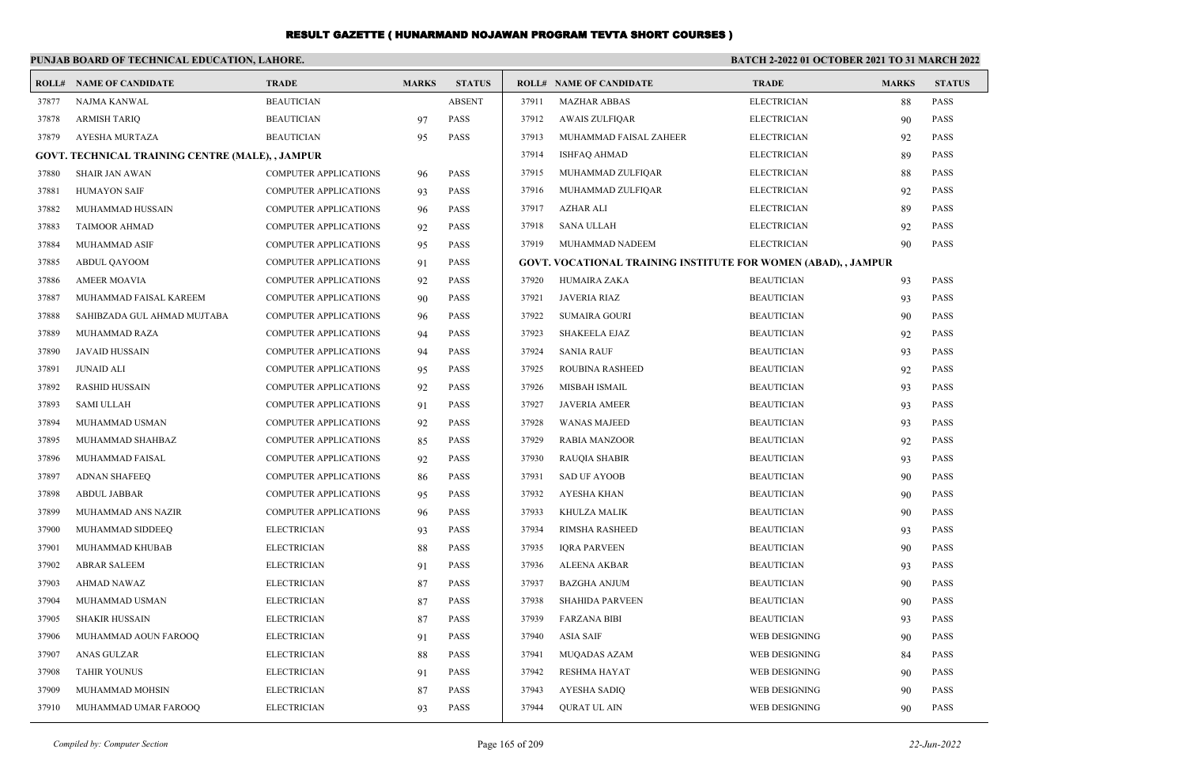# RESULT GAZETTE ( HUNARMAND NOJAWAN PROGRAM TEVTA SHORT COURSES )

**PUNJAB BOARD OF TECHNICAL EDUCATION, LAHORE.** **BATCH 2-2022 01 OCTOBER 2021 TO 31 MARCH 2022**

| ROLL# | NAME OF CANDIDATE | TRADE | MARKS | STATUS |
|---|---|---|---|---|
| 37877 | NAJMA KANWAL | BEAUTICIAN | | ABSENT |
| 37878 | ARMISH TARIQ | BEAUTICIAN | 97 | PASS |
| 37879 | AYESHA MURTAZA | BEAUTICIAN | 95 | PASS |
| **GOVT. TECHNICAL TRAINING CENTRE (MALE), , JAMPUR** | | | | |
| 37880 | SHAIR JAN AWAN | COMPUTER APPLICATIONS | 96 | PASS |
| 37881 | HUMAYON SAIF | COMPUTER APPLICATIONS | 93 | PASS |
| 37882 | MUHAMMAD HUSSAIN | COMPUTER APPLICATIONS | 96 | PASS |
| 37883 | TAIMOOR AHMAD | COMPUTER APPLICATIONS | 92 | PASS |
| 37884 | MUHAMMAD ASIF | COMPUTER APPLICATIONS | 95 | PASS |
| 37885 | ABDUL QAYOOM | COMPUTER APPLICATIONS | 91 | PASS |
| 37886 | AMEER MOAVIA | COMPUTER APPLICATIONS | 92 | PASS |
| 37887 | MUHAMMAD FAISAL KAREEM | COMPUTER APPLICATIONS | 90 | PASS |
| 37888 | SAHIBZADA GUL AHMAD MUJTABA | COMPUTER APPLICATIONS | 96 | PASS |
| 37889 | MUHAMMAD RAZA | COMPUTER APPLICATIONS | 94 | PASS |
| 37890 | JAVAID HUSSAIN | COMPUTER APPLICATIONS | 94 | PASS |
| 37891 | JUNAID ALI | COMPUTER APPLICATIONS | 95 | PASS |
| 37892 | RASHID HUSSAIN | COMPUTER APPLICATIONS | 92 | PASS |
| 37893 | SAMI ULLAH | COMPUTER APPLICATIONS | 91 | PASS |
| 37894 | MUHAMMAD USMAN | COMPUTER APPLICATIONS | 92 | PASS |
| 37895 | MUHAMMAD SHAHBAZ | COMPUTER APPLICATIONS | 85 | PASS |
| 37896 | MUHAMMAD FAISAL | COMPUTER APPLICATIONS | 92 | PASS |
| 37897 | ADNAN SHAFEEQ | COMPUTER APPLICATIONS | 86 | PASS |
| 37898 | ABDUL JABBAR | COMPUTER APPLICATIONS | 95 | PASS |
| 37899 | MUHAMMAD ANS NAZIR | COMPUTER APPLICATIONS | 96 | PASS |
| 37900 | MUHAMMAD SIDDEEQ | ELECTRICIAN | 93 | PASS |
| 37901 | MUHAMMAD KHUBAB | ELECTRICIAN | 88 | PASS |
| 37902 | ABRAR SALEEM | ELECTRICIAN | 91 | PASS |
| 37903 | AHMAD NAWAZ | ELECTRICIAN | 87 | PASS |
| 37904 | MUHAMMAD USMAN | ELECTRICIAN | 87 | PASS |
| 37905 | SHAKIR HUSSAIN | ELECTRICIAN | 87 | PASS |
| 37906 | MUHAMMAD AOUN FAROOQ | ELECTRICIAN | 91 | PASS |
| 37907 | ANAS GULZAR | ELECTRICIAN | 88 | PASS |
| 37908 | TAHIR YOUNUS | ELECTRICIAN | 91 | PASS |
| 37909 | MUHAMMAD MOHSIN | ELECTRICIAN | 87 | PASS |
| 37910 | MUHAMMAD UMAR FAROOQ | ELECTRICIAN | 93 | PASS |
| 37911 | MAZHAR ABBAS | ELECTRICIAN | 88 | PASS |
| 37912 | AWAIS ZULFIQAR | ELECTRICIAN | 90 | PASS |
| 37913 | MUHAMMAD FAISAL ZAHEER | ELECTRICIAN | 92 | PASS |
| 37914 | ISHFAQ AHMAD | ELECTRICIAN | 89 | PASS |
| 37915 | MUHAMMAD ZULFIQAR | ELECTRICIAN | 88 | PASS |
| 37916 | MUHAMMAD ZULFIQAR | ELECTRICIAN | 92 | PASS |
| 37917 | AZHAR ALI | ELECTRICIAN | 89 | PASS |
| 37918 | SANA ULLAH | ELECTRICIAN | 92 | PASS |
| 37919 | MUHAMMAD NADEEM | ELECTRICIAN | 90 | PASS |
| **GOVT. VOCATIONAL TRAINING INSTITUTE FOR WOMEN (ABAD), , JAMPUR** | | | | |
| 37920 | HUMAIRA ZAKA | BEAUTICIAN | 93 | PASS |
| 37921 | JAVERIA RIAZ | BEAUTICIAN | 93 | PASS |
| 37922 | SUMAIRA GOURI | BEAUTICIAN | 90 | PASS |
| 37923 | SHAKEELA EJAZ | BEAUTICIAN | 92 | PASS |
| 37924 | SANIA RAUF | BEAUTICIAN | 93 | PASS |
| 37925 | ROUBINA RASHEED | BEAUTICIAN | 92 | PASS |
| 37926 | MISBAH ISMAIL | BEAUTICIAN | 93 | PASS |
| 37927 | JAVERIA AMEER | BEAUTICIAN | 93 | PASS |
| 37928 | WANAS MAJEED | BEAUTICIAN | 93 | PASS |
| 37929 | RABIA MANZOOR | BEAUTICIAN | 92 | PASS |
| 37930 | RAUQIA SHABIR | BEAUTICIAN | 93 | PASS |
| 37931 | SAD UF AYOOB | BEAUTICIAN | 90 | PASS |
| 37932 | AYESHA KHAN | BEAUTICIAN | 90 | PASS |
| 37933 | KHULZA MALIK | BEAUTICIAN | 90 | PASS |
| 37934 | RIMSHA RASHEED | BEAUTICIAN | 93 | PASS |
| 37935 | IQRA PARVEEN | BEAUTICIAN | 90 | PASS |
| 37936 | ALEENA AKBAR | BEAUTICIAN | 93 | PASS |
| 37937 | BAZGHA ANJUM | BEAUTICIAN | 90 | PASS |
| 37938 | SHAHIDA PARVEEN | BEAUTICIAN | 90 | PASS |
| 37939 | FARZANA BIBI | BEAUTICIAN | 93 | PASS |
| 37940 | ASIA SAIF | WEB DESIGNING | 90 | PASS |
| 37941 | MUQADAS AZAM | WEB DESIGNING | 84 | PASS |
| 37942 | RESHMA HAYAT | WEB DESIGNING | 90 | PASS |
| 37943 | AYESHA SADIQ | WEB DESIGNING | 90 | PASS |
| 37944 | QURAT UL AIN | WEB DESIGNING | 90 | PASS |

*Compiled by: Computer Section* *22-Jun-2022*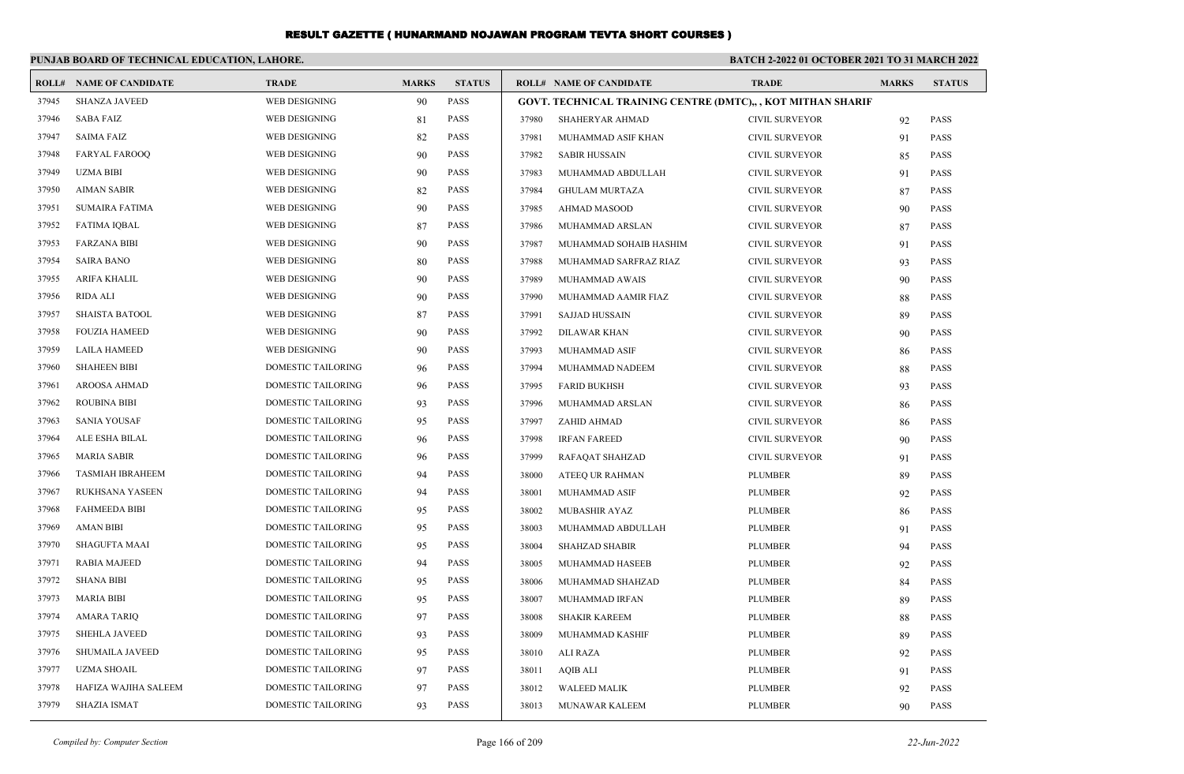# RESULT GAZETTE ( HUNARMAND NOJAWAN PROGRAM TEVTA SHORT COURSES )

**PUNJAB BOARD OF TECHNICAL EDUCATION, LAHORE.**

**BATCH 2-2022 01 OCTOBER 2021 TO 31 MARCH 2022**

| ROLL# | NAME OF CANDIDATE | TRADE | MARKS | STATUS |
|---|---|---|---|---|
| 37945 | SHANZA JAVEED | WEB DESIGNING | 90 | PASS |
| 37946 | SABA FAIZ | WEB DESIGNING | 81 | PASS |
| 37947 | SAIMA FAIZ | WEB DESIGNING | 82 | PASS |
| 37948 | FARYAL FAROOQ | WEB DESIGNING | 90 | PASS |
| 37949 | UZMA BIBI | WEB DESIGNING | 90 | PASS |
| 37950 | AIMAN SABIR | WEB DESIGNING | 82 | PASS |
| 37951 | SUMAIRA FATIMA | WEB DESIGNING | 90 | PASS |
| 37952 | FATIMA IQBAL | WEB DESIGNING | 87 | PASS |
| 37953 | FARZANA BIBI | WEB DESIGNING | 90 | PASS |
| 37954 | SAIRA BANO | WEB DESIGNING | 80 | PASS |
| 37955 | ARIFA KHALIL | WEB DESIGNING | 90 | PASS |
| 37956 | RIDA ALI | WEB DESIGNING | 90 | PASS |
| 37957 | SHAISTA BATOOL | WEB DESIGNING | 87 | PASS |
| 37958 | FOUZIA HAMEED | WEB DESIGNING | 90 | PASS |
| 37959 | LAILA HAMEED | WEB DESIGNING | 90 | PASS |
| 37960 | SHAHEEN BIBI | DOMESTIC TAILORING | 96 | PASS |
| 37961 | AROOSA AHMAD | DOMESTIC TAILORING | 96 | PASS |
| 37962 | ROUBINA BIBI | DOMESTIC TAILORING | 93 | PASS |
| 37963 | SANIA YOUSAF | DOMESTIC TAILORING | 95 | PASS |
| 37964 | ALE ESHA BILAL | DOMESTIC TAILORING | 96 | PASS |
| 37965 | MARIA SABIR | DOMESTIC TAILORING | 96 | PASS |
| 37966 | TASMIAH IBRAHEEM | DOMESTIC TAILORING | 94 | PASS |
| 37967 | RUKHSANA YASEEN | DOMESTIC TAILORING | 94 | PASS |
| 37968 | FAHMEEDA BIBI | DOMESTIC TAILORING | 95 | PASS |
| 37969 | AMAN BIBI | DOMESTIC TAILORING | 95 | PASS |
| 37970 | SHAGUFTA MAAI | DOMESTIC TAILORING | 95 | PASS |
| 37971 | RABIA MAJEED | DOMESTIC TAILORING | 94 | PASS |
| 37972 | SHANA BIBI | DOMESTIC TAILORING | 95 | PASS |
| 37973 | MARIA BIBI | DOMESTIC TAILORING | 95 | PASS |
| 37974 | AMARA TARIQ | DOMESTIC TAILORING | 97 | PASS |
| 37975 | SHEHLA JAVEED | DOMESTIC TAILORING | 93 | PASS |
| 37976 | SHUMAILA JAVEED | DOMESTIC TAILORING | 95 | PASS |
| 37977 | UZMA SHOAIL | DOMESTIC TAILORING | 97 | PASS |
| 37978 | HAFIZA WAJIHA SALEEM | DOMESTIC TAILORING | 97 | PASS |
| 37979 | SHAZIA ISMAT | DOMESTIC TAILORING | 93 | PASS |

**GOVT. TECHNICAL TRAINING CENTRE (DMTC),, , KOT MITHAN SHARIF**

| ROLL# | NAME OF CANDIDATE | TRADE | MARKS | STATUS |
|---|---|---|---|---|
| 37980 | SHAHERYAR AHMAD | CIVIL SURVEYOR | 92 | PASS |
| 37981 | MUHAMMAD ASIF KHAN | CIVIL SURVEYOR | 91 | PASS |
| 37982 | SABIR HUSSAIN | CIVIL SURVEYOR | 85 | PASS |
| 37983 | MUHAMMAD ABDULLAH | CIVIL SURVEYOR | 91 | PASS |
| 37984 | GHULAM MURTAZA | CIVIL SURVEYOR | 87 | PASS |
| 37985 | AHMAD MASOOD | CIVIL SURVEYOR | 90 | PASS |
| 37986 | MUHAMMAD ARSLAN | CIVIL SURVEYOR | 87 | PASS |
| 37987 | MUHAMMAD SOHAIB HASHIM | CIVIL SURVEYOR | 91 | PASS |
| 37988 | MUHAMMAD SARFRAZ RIAZ | CIVIL SURVEYOR | 93 | PASS |
| 37989 | MUHAMMAD AWAIS | CIVIL SURVEYOR | 90 | PASS |
| 37990 | MUHAMMAD AAMIR FIAZ | CIVIL SURVEYOR | 88 | PASS |
| 37991 | SAJJAD HUSSAIN | CIVIL SURVEYOR | 89 | PASS |
| 37992 | DILAWAR KHAN | CIVIL SURVEYOR | 90 | PASS |
| 37993 | MUHAMMAD ASIF | CIVIL SURVEYOR | 86 | PASS |
| 37994 | MUHAMMAD NADEEM | CIVIL SURVEYOR | 88 | PASS |
| 37995 | FARID BUKHSH | CIVIL SURVEYOR | 93 | PASS |
| 37996 | MUHAMMAD ARSLAN | CIVIL SURVEYOR | 86 | PASS |
| 37997 | ZAHID AHMAD | CIVIL SURVEYOR | 86 | PASS |
| 37998 | IRFAN FAREED | CIVIL SURVEYOR | 90 | PASS |
| 37999 | RAFAQAT SHAHZAD | CIVIL SURVEYOR | 91 | PASS |
| 38000 | ATEEQ UR RAHMAN | PLUMBER | 89 | PASS |
| 38001 | MUHAMMAD ASIF | PLUMBER | 92 | PASS |
| 38002 | MUBASHIR AYAZ | PLUMBER | 86 | PASS |
| 38003 | MUHAMMAD ABDULLAH | PLUMBER | 91 | PASS |
| 38004 | SHAHZAD SHABIR | PLUMBER | 94 | PASS |
| 38005 | MUHAMMAD HASEEB | PLUMBER | 92 | PASS |
| 38006 | MUHAMMAD SHAHZAD | PLUMBER | 84 | PASS |
| 38007 | MUHAMMAD IRFAN | PLUMBER | 89 | PASS |
| 38008 | SHAKIR KAREEM | PLUMBER | 88 | PASS |
| 38009 | MUHAMMAD KASHIF | PLUMBER | 89 | PASS |
| 38010 | ALI RAZA | PLUMBER | 92 | PASS |
| 38011 | AQIB ALI | PLUMBER | 91 | PASS |
| 38012 | WALEED MALIK | PLUMBER | 92 | PASS |
| 38013 | MUNAWAR KALEEM | PLUMBER | 90 | PASS |

*Compiled by: Computer Section*

*22-Jun-2022*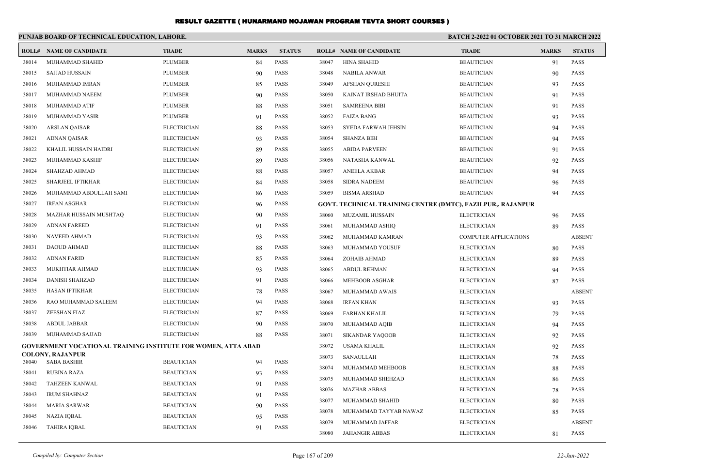# RESULT GAZETTE ( HUNARMAND NOJAWAN PROGRAM TEVTA SHORT COURSES )

**PUNJAB BOARD OF TECHNICAL EDUCATION, LAHORE.**

**BATCH 2-2022 01 OCTOBER 2021 TO 31 MARCH 2022**

| ROLL# | NAME OF CANDIDATE | TRADE | MARKS | STATUS |
|---|---|---|---|---|
| 38014 | MUHAMMAD SHAHID | PLUMBER | 84 | PASS |
| 38015 | SAJJAD HUSSAIN | PLUMBER | 90 | PASS |
| 38016 | MUHAMMAD IMRAN | PLUMBER | 85 | PASS |
| 38017 | MUHAMMAD NAEEM | PLUMBER | 90 | PASS |
| 38018 | MUHAMMAD ATIF | PLUMBER | 88 | PASS |
| 38019 | MUHAMMAD YASIR | PLUMBER | 91 | PASS |
| 38020 | ARSLAN QAISAR | ELECTRICIAN | 88 | PASS |
| 38021 | ADNAN QAISAR | ELECTRICIAN | 93 | PASS |
| 38022 | KHALIL HUSSAIN HAIDRI | ELECTRICIAN | 89 | PASS |
| 38023 | MUHAMMAD KASHIF | ELECTRICIAN | 89 | PASS |
| 38024 | SHAHZAD AHMAD | ELECTRICIAN | 88 | PASS |
| 38025 | SHARJEEL IFTIKHAR | ELECTRICIAN | 84 | PASS |
| 38026 | MUHAMMAD ABDULLAH SAMI | ELECTRICIAN | 86 | PASS |
| 38027 | IRFAN ASGHAR | ELECTRICIAN | 96 | PASS |
| 38028 | MAZHAR HUSSAIN MUSHTAQ | ELECTRICIAN | 90 | PASS |
| 38029 | ADNAN FAREED | ELECTRICIAN | 91 | PASS |
| 38030 | NAVEED AHMAD | ELECTRICIAN | 93 | PASS |
| 38031 | DAOUD AHMAD | ELECTRICIAN | 88 | PASS |
| 38032 | ADNAN FARID | ELECTRICIAN | 85 | PASS |
| 38033 | MUKHTIAR AHMAD | ELECTRICIAN | 93 | PASS |
| 38034 | DANISH SHAHZAD | ELECTRICIAN | 91 | PASS |
| 38035 | HASAN IFTIKHAR | ELECTRICIAN | 78 | PASS |
| 38036 | RAO MUHAMMAD SALEEM | ELECTRICIAN | 94 | PASS |
| 38037 | ZEESHAN FIAZ | ELECTRICIAN | 87 | PASS |
| 38038 | ABDUL JABBAR | ELECTRICIAN | 90 | PASS |
| 38039 | MUHAMMAD SAJJAD | ELECTRICIAN | 88 | PASS |

**GOVERNMENT VOCATIONAL TRAINING INSTITUTE FOR WOMEN, ATTA ABAD COLONY, RAJANPUR**

| ROLL# | NAME OF CANDIDATE | TRADE | MARKS | STATUS |
|---|---|---|---|---|
| 38040 | SABA BASHIR | BEAUTICIAN | 94 | PASS |
| 38041 | RUBINA RAZA | BEAUTICIAN | 93 | PASS |
| 38042 | TAHZEEN KANWAL | BEAUTICIAN | 91 | PASS |
| 38043 | IRUM SHAHNAZ | BEAUTICIAN | 91 | PASS |
| 38044 | MARIA SARWAR | BEAUTICIAN | 90 | PASS |
| 38045 | NAZIA IQBAL | BEAUTICIAN | 95 | PASS |
| 38046 | TAHIRA IQBAL | BEAUTICIAN | 91 | PASS |
| 38047 | HINA SHAHID | BEAUTICIAN | 91 | PASS |
| 38048 | NABILA ANWAR | BEAUTICIAN | 90 | PASS |
| 38049 | AFSHAN QURESHI | BEAUTICIAN | 93 | PASS |
| 38050 | KAINAT IRSHAD BHUITA | BEAUTICIAN | 91 | PASS |
| 38051 | SAMREENA BIBI | BEAUTICIAN | 91 | PASS |
| 38052 | FAIZA BANG | BEAUTICIAN | 93 | PASS |
| 38053 | SYEDA FARWAH JEHSIN | BEAUTICIAN | 94 | PASS |
| 38054 | SHANZA BIBI | BEAUTICIAN | 94 | PASS |
| 38055 | ABIDA PARVEEN | BEAUTICIAN | 91 | PASS |
| 38056 | NATASHA KANWAL | BEAUTICIAN | 92 | PASS |
| 38057 | ANEELA AKBAR | BEAUTICIAN | 94 | PASS |
| 38058 | SIDRA NADEEM | BEAUTICIAN | 96 | PASS |
| 38059 | BISMA ARSHAD | BEAUTICIAN | 94 | PASS |

**GOVT. TECHNICAL TRAINING CENTRE (DMTC), FAZILPUR,, RAJANPUR**

| ROLL# | NAME OF CANDIDATE | TRADE | MARKS | STATUS |
|---|---|---|---|---|
| 38060 | MUZAMIL HUSSAIN | ELECTRICIAN | 96 | PASS |
| 38061 | MUHAMMAD ASHIQ | ELECTRICIAN | 89 | PASS |
| 38062 | MUHAMMAD KAMRAN | COMPUTER APPLICATIONS | | ABSENT |
| 38063 | MUHAMMAD YOUSUF | ELECTRICIAN | 80 | PASS |
| 38064 | ZOHAIB AHMAD | ELECTRICIAN | 89 | PASS |
| 38065 | ABDUL REHMAN | ELECTRICIAN | 94 | PASS |
| 38066 | MEHBOOB ASGHAR | ELECTRICIAN | 87 | PASS |
| 38067 | MUHAMMAD AWAIS | ELECTRICIAN | | ABSENT |
| 38068 | IRFAN KHAN | ELECTRICIAN | 93 | PASS |
| 38069 | FARHAN KHALIL | ELECTRICIAN | 79 | PASS |
| 38070 | MUHAMMAD AQIB | ELECTRICIAN | 94 | PASS |
| 38071 | SIKANDAR YAQOOB | ELECTRICIAN | 92 | PASS |
| 38072 | USAMA KHALIL | ELECTRICIAN | 92 | PASS |
| 38073 | SANAULLAH | ELECTRICIAN | 78 | PASS |
| 38074 | MUHAMMAD MEHBOOB | ELECTRICIAN | 88 | PASS |
| 38075 | MUHAMMAD SHEHZAD | ELECTRICIAN | 86 | PASS |
| 38076 | MAZHAR ABBAS | ELECTRICIAN | 78 | PASS |
| 38077 | MUHAMMAD SHAHID | ELECTRICIAN | 80 | PASS |
| 38078 | MUHAMMAD TAYYAB NAWAZ | ELECTRICIAN | 85 | PASS |
| 38079 | MUHAMMAD JAFFAR | ELECTRICIAN | | ABSENT |
| 38080 | JAHANGIR ABBAS | ELECTRICIAN | 81 | PASS |

*Compiled by: Computer Section* *22-Jun-2022*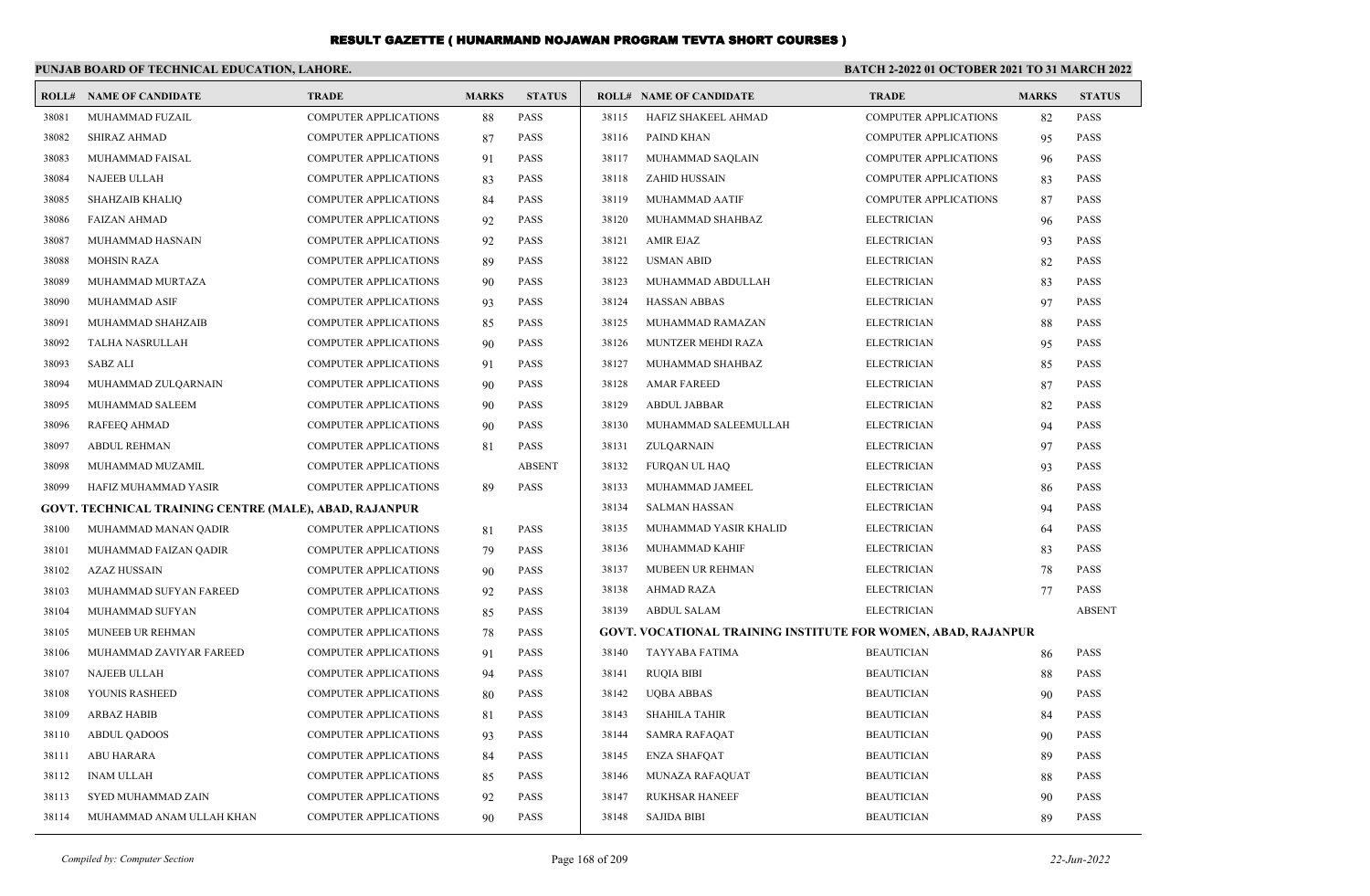# RESULT GAZETTE ( HUNARMAND NOJAWAN PROGRAM TEVTA SHORT COURSES )

**PUNJAB BOARD OF TECHNICAL EDUCATION, LAHORE.**

**BATCH 2-2022 01 OCTOBER 2021 TO 31 MARCH 2022**

| ROLL# | NAME OF CANDIDATE | TRADE | MARKS | STATUS |
|---|---|---|---|---|
| 38081 | MUHAMMAD FUZAIL | COMPUTER APPLICATIONS | 88 | PASS |
| 38082 | SHIRAZ AHMAD | COMPUTER APPLICATIONS | 87 | PASS |
| 38083 | MUHAMMAD FAISAL | COMPUTER APPLICATIONS | 91 | PASS |
| 38084 | NAJEEB ULLAH | COMPUTER APPLICATIONS | 83 | PASS |
| 38085 | SHAHZAIB KHALIQ | COMPUTER APPLICATIONS | 84 | PASS |
| 38086 | FAIZAN AHMAD | COMPUTER APPLICATIONS | 92 | PASS |
| 38087 | MUHAMMAD HASNAIN | COMPUTER APPLICATIONS | 92 | PASS |
| 38088 | MOHSIN RAZA | COMPUTER APPLICATIONS | 89 | PASS |
| 38089 | MUHAMMAD MURTAZA | COMPUTER APPLICATIONS | 90 | PASS |
| 38090 | MUHAMMAD ASIF | COMPUTER APPLICATIONS | 93 | PASS |
| 38091 | MUHAMMAD SHAHZAIB | COMPUTER APPLICATIONS | 85 | PASS |
| 38092 | TALHA NASRULLAH | COMPUTER APPLICATIONS | 90 | PASS |
| 38093 | SABZ ALI | COMPUTER APPLICATIONS | 91 | PASS |
| 38094 | MUHAMMAD ZULQARNAIN | COMPUTER APPLICATIONS | 90 | PASS |
| 38095 | MUHAMMAD SALEEM | COMPUTER APPLICATIONS | 90 | PASS |
| 38096 | RAFEEQ AHMAD | COMPUTER APPLICATIONS | 90 | PASS |
| 38097 | ABDUL REHMAN | COMPUTER APPLICATIONS | 81 | PASS |
| 38098 | MUHAMMAD MUZAMIL | COMPUTER APPLICATIONS | | ABSENT |
| 38099 | HAFIZ MUHAMMAD YASIR | COMPUTER APPLICATIONS | 89 | PASS |
| **GOVT. TECHNICAL TRAINING CENTRE (MALE), ABAD, RAJANPUR** | | | | |
| 38100 | MUHAMMAD MANAN QADIR | COMPUTER APPLICATIONS | 81 | PASS |
| 38101 | MUHAMMAD FAIZAN QADIR | COMPUTER APPLICATIONS | 79 | PASS |
| 38102 | AZAZ HUSSAIN | COMPUTER APPLICATIONS | 90 | PASS |
| 38103 | MUHAMMAD SUFYAN FAREED | COMPUTER APPLICATIONS | 92 | PASS |
| 38104 | MUHAMMAD SUFYAN | COMPUTER APPLICATIONS | 85 | PASS |
| 38105 | MUNEEB UR REHMAN | COMPUTER APPLICATIONS | 78 | PASS |
| 38106 | MUHAMMAD ZAVIYAR FAREED | COMPUTER APPLICATIONS | 91 | PASS |
| 38107 | NAJEEB ULLAH | COMPUTER APPLICATIONS | 94 | PASS |
| 38108 | YOUNIS RASHEED | COMPUTER APPLICATIONS | 80 | PASS |
| 38109 | ARBAZ HABIB | COMPUTER APPLICATIONS | 81 | PASS |
| 38110 | ABDUL QADOOS | COMPUTER APPLICATIONS | 93 | PASS |
| 38111 | ABU HARARA | COMPUTER APPLICATIONS | 84 | PASS |
| 38112 | INAM ULLAH | COMPUTER APPLICATIONS | 85 | PASS |
| 38113 | SYED MUHAMMAD ZAIN | COMPUTER APPLICATIONS | 92 | PASS |
| 38114 | MUHAMMAD ANAM ULLAH KHAN | COMPUTER APPLICATIONS | 90 | PASS |
| 38115 | HAFIZ SHAKEEL AHMAD | COMPUTER APPLICATIONS | 82 | PASS |
| 38116 | PAIND KHAN | COMPUTER APPLICATIONS | 95 | PASS |
| 38117 | MUHAMMAD SAQLAIN | COMPUTER APPLICATIONS | 96 | PASS |
| 38118 | ZAHID HUSSAIN | COMPUTER APPLICATIONS | 83 | PASS |
| 38119 | MUHAMMAD AATIF | COMPUTER APPLICATIONS | 87 | PASS |
| 38120 | MUHAMMAD SHAHBAZ | ELECTRICIAN | 96 | PASS |
| 38121 | AMIR EJAZ | ELECTRICIAN | 93 | PASS |
| 38122 | USMAN ABID | ELECTRICIAN | 82 | PASS |
| 38123 | MUHAMMAD ABDULLAH | ELECTRICIAN | 83 | PASS |
| 38124 | HASSAN ABBAS | ELECTRICIAN | 97 | PASS |
| 38125 | MUHAMMAD RAMAZAN | ELECTRICIAN | 88 | PASS |
| 38126 | MUNTZER MEHDI RAZA | ELECTRICIAN | 95 | PASS |
| 38127 | MUHAMMAD SHAHBAZ | ELECTRICIAN | 85 | PASS |
| 38128 | AMAR FAREED | ELECTRICIAN | 87 | PASS |
| 38129 | ABDUL JABBAR | ELECTRICIAN | 82 | PASS |
| 38130 | MUHAMMAD SALEEMULLAH | ELECTRICIAN | 94 | PASS |
| 38131 | ZULQARNAIN | ELECTRICIAN | 97 | PASS |
| 38132 | FURQAN UL HAQ | ELECTRICIAN | 93 | PASS |
| 38133 | MUHAMMAD JAMEEL | ELECTRICIAN | 86 | PASS |
| 38134 | SALMAN HASSAN | ELECTRICIAN | 94 | PASS |
| 38135 | MUHAMMAD YASIR KHALID | ELECTRICIAN | 64 | PASS |
| 38136 | MUHAMMAD KAHIF | ELECTRICIAN | 83 | PASS |
| 38137 | MUBEEN UR REHMAN | ELECTRICIAN | 78 | PASS |
| 38138 | AHMAD RAZA | ELECTRICIAN | 77 | PASS |
| 38139 | ABDUL SALAM | ELECTRICIAN | | ABSENT |
| **GOVT. VOCATIONAL TRAINING INSTITUTE FOR WOMEN, ABAD, RAJANPUR** | | | | |
| 38140 | TAYYABA FATIMA | BEAUTICIAN | 86 | PASS |
| 38141 | RUQIA BIBI | BEAUTICIAN | 88 | PASS |
| 38142 | UQBA ABBAS | BEAUTICIAN | 90 | PASS |
| 38143 | SHAHILA TAHIR | BEAUTICIAN | 84 | PASS |
| 38144 | SAMRA RAFAQAT | BEAUTICIAN | 90 | PASS |
| 38145 | ENZA SHAFQAT | BEAUTICIAN | 89 | PASS |
| 38146 | MUNAZA RAFAQUAT | BEAUTICIAN | 88 | PASS |
| 38147 | RUKHSAR HANEEF | BEAUTICIAN | 90 | PASS |
| 38148 | SAJIDA BIBI | BEAUTICIAN | 89 | PASS |

*Compiled by: Computer Section* — *22-Jun-2022*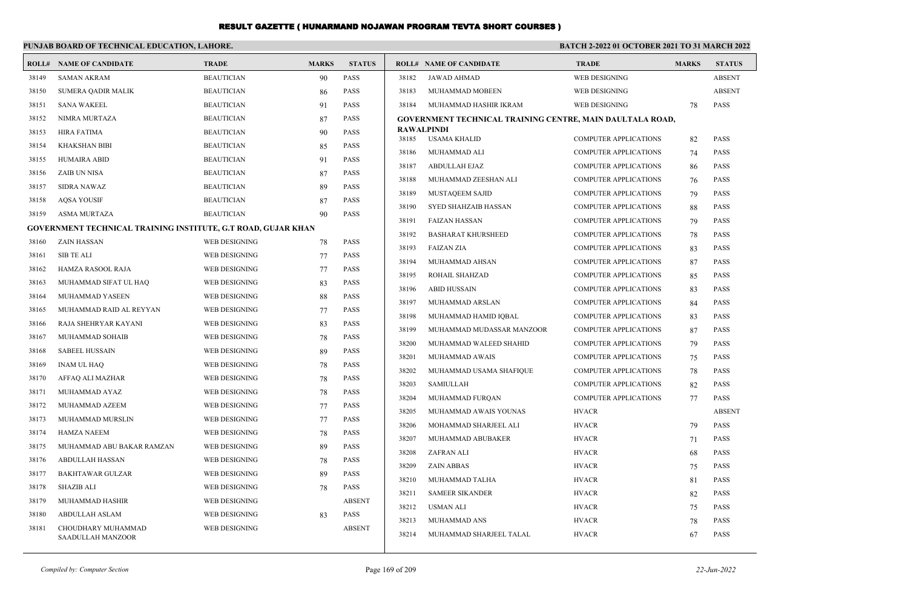# RESULT GAZETTE ( HUNARMAND NOJAWAN PROGRAM TEVTA SHORT COURSES )

**PUNJAB BOARD OF TECHNICAL EDUCATION, LAHORE.**

**BATCH 2-2022 01 OCTOBER 2021 TO 31 MARCH 2022**

| ROLL# | NAME OF CANDIDATE | TRADE | MARKS | STATUS |
|---|---|---|---|---|
| 38149 | SAMAN AKRAM | BEAUTICIAN | 90 | PASS |
| 38150 | SUMERA QADIR MALIK | BEAUTICIAN | 86 | PASS |
| 38151 | SANA WAKEEL | BEAUTICIAN | 91 | PASS |
| 38152 | NIMRA MURTAZA | BEAUTICIAN | 87 | PASS |
| 38153 | HIRA FATIMA | BEAUTICIAN | 90 | PASS |
| 38154 | KHAKSHAN BIBI | BEAUTICIAN | 85 | PASS |
| 38155 | HUMAIRA ABID | BEAUTICIAN | 91 | PASS |
| 38156 | ZAIB UN NISA | BEAUTICIAN | 87 | PASS |
| 38157 | SIDRA NAWAZ | BEAUTICIAN | 89 | PASS |
| 38158 | AQSA YOUSIF | BEAUTICIAN | 87 | PASS |
| 38159 | ASMA MURTAZA | BEAUTICIAN | 90 | PASS |

**GOVERNMENT TECHNICAL TRAINING INSTITUTE, G.T ROAD, GUJAR KHAN**

| ROLL# | NAME OF CANDIDATE | TRADE | MARKS | STATUS |
|---|---|---|---|---|
| 38160 | ZAIN HASSAN | WEB DESIGNING | 78 | PASS |
| 38161 | SIB TE ALI | WEB DESIGNING | 77 | PASS |
| 38162 | HAMZA RASOOL RAJA | WEB DESIGNING | 77 | PASS |
| 38163 | MUHAMMAD SIFAT UL HAQ | WEB DESIGNING | 83 | PASS |
| 38164 | MUHAMMAD YASEEN | WEB DESIGNING | 88 | PASS |
| 38165 | MUHAMMAD RAID AL REYYAN | WEB DESIGNING | 77 | PASS |
| 38166 | RAJA SHEHRYAR KAYANI | WEB DESIGNING | 83 | PASS |
| 38167 | MUHAMMAD SOHAIB | WEB DESIGNING | 78 | PASS |
| 38168 | SABEEL HUSSAIN | WEB DESIGNING | 89 | PASS |
| 38169 | INAM UL HAQ | WEB DESIGNING | 78 | PASS |
| 38170 | AFFAQ ALI MAZHAR | WEB DESIGNING | 78 | PASS |
| 38171 | MUHAMMAD AYAZ | WEB DESIGNING | 78 | PASS |
| 38172 | MUHAMMAD AZEEM | WEB DESIGNING | 77 | PASS |
| 38173 | MUHAMMAD MURSLIN | WEB DESIGNING | 77 | PASS |
| 38174 | HAMZA NAEEM | WEB DESIGNING | 78 | PASS |
| 38175 | MUHAMMAD ABU BAKAR RAMZAN | WEB DESIGNING | 89 | PASS |
| 38176 | ABDULLAH HASSAN | WEB DESIGNING | 78 | PASS |
| 38177 | BAKHTAWAR GULZAR | WEB DESIGNING | 89 | PASS |
| 38178 | SHAZIB ALI | WEB DESIGNING | 78 | PASS |
| 38179 | MUHAMMAD HASHIR | WEB DESIGNING | | ABSENT |
| 38180 | ABDULLAH ASLAM | WEB DESIGNING | 83 | PASS |
| 38181 | CHOUDHARY MUHAMMAD SAADULLAH MANZOOR | WEB DESIGNING | | ABSENT |
| 38182 | JAWAD AHMAD | WEB DESIGNING | | ABSENT |
| 38183 | MUHAMMAD MOBEEN | WEB DESIGNING | | ABSENT |
| 38184 | MUHAMMAD HASHIR IKRAM | WEB DESIGNING | 78 | PASS |

**GOVERNMENT TECHNICAL TRAINING CENTRE, MAIN DAULTALA ROAD, RAWALPINDI**

| ROLL# | NAME OF CANDIDATE | TRADE | MARKS | STATUS |
|---|---|---|---|---|
| 38185 | USAMA KHALID | COMPUTER APPLICATIONS | 82 | PASS |
| 38186 | MUHAMMAD ALI | COMPUTER APPLICATIONS | 74 | PASS |
| 38187 | ABDULLAH EJAZ | COMPUTER APPLICATIONS | 86 | PASS |
| 38188 | MUHAMMAD ZEESHAN ALI | COMPUTER APPLICATIONS | 76 | PASS |
| 38189 | MUSTAQEEM SAJID | COMPUTER APPLICATIONS | 79 | PASS |
| 38190 | SYED SHAHZAIB HASSAN | COMPUTER APPLICATIONS | 88 | PASS |
| 38191 | FAIZAN HASSAN | COMPUTER APPLICATIONS | 79 | PASS |
| 38192 | BASHARAT KHURSHEED | COMPUTER APPLICATIONS | 78 | PASS |
| 38193 | FAIZAN ZIA | COMPUTER APPLICATIONS | 83 | PASS |
| 38194 | MUHAMMAD AHSAN | COMPUTER APPLICATIONS | 87 | PASS |
| 38195 | ROHAIL SHAHZAD | COMPUTER APPLICATIONS | 85 | PASS |
| 38196 | ABID HUSSAIN | COMPUTER APPLICATIONS | 83 | PASS |
| 38197 | MUHAMMAD ARSLAN | COMPUTER APPLICATIONS | 84 | PASS |
| 38198 | MUHAMMAD HAMID IQBAL | COMPUTER APPLICATIONS | 83 | PASS |
| 38199 | MUHAMMAD MUDASSAR MANZOOR | COMPUTER APPLICATIONS | 87 | PASS |
| 38200 | MUHAMMAD WALEED SHAHID | COMPUTER APPLICATIONS | 79 | PASS |
| 38201 | MUHAMMAD AWAIS | COMPUTER APPLICATIONS | 75 | PASS |
| 38202 | MUHAMMAD USAMA SHAFIQUE | COMPUTER APPLICATIONS | 78 | PASS |
| 38203 | SAMIULLAH | COMPUTER APPLICATIONS | 82 | PASS |
| 38204 | MUHAMMAD FURQAN | COMPUTER APPLICATIONS | 77 | PASS |
| 38205 | MUHAMMAD AWAIS YOUNAS | HVACR | | ABSENT |
| 38206 | MOHAMMAD SHARJEEL ALI | HVACR | 79 | PASS |
| 38207 | MUHAMMAD ABUBAKER | HVACR | 71 | PASS |
| 38208 | ZAFRAN ALI | HVACR | 68 | PASS |
| 38209 | ZAIN ABBAS | HVACR | 75 | PASS |
| 38210 | MUHAMMAD TALHA | HVACR | 81 | PASS |
| 38211 | SAMEER SIKANDER | HVACR | 82 | PASS |
| 38212 | USMAN ALI | HVACR | 75 | PASS |
| 38213 | MUHAMMAD ANS | HVACR | 78 | PASS |
| 38214 | MUHAMMAD SHARJEEL TALAL | HVACR | 67 | PASS |

*Compiled by: Computer Section* | *22-Jun-2022*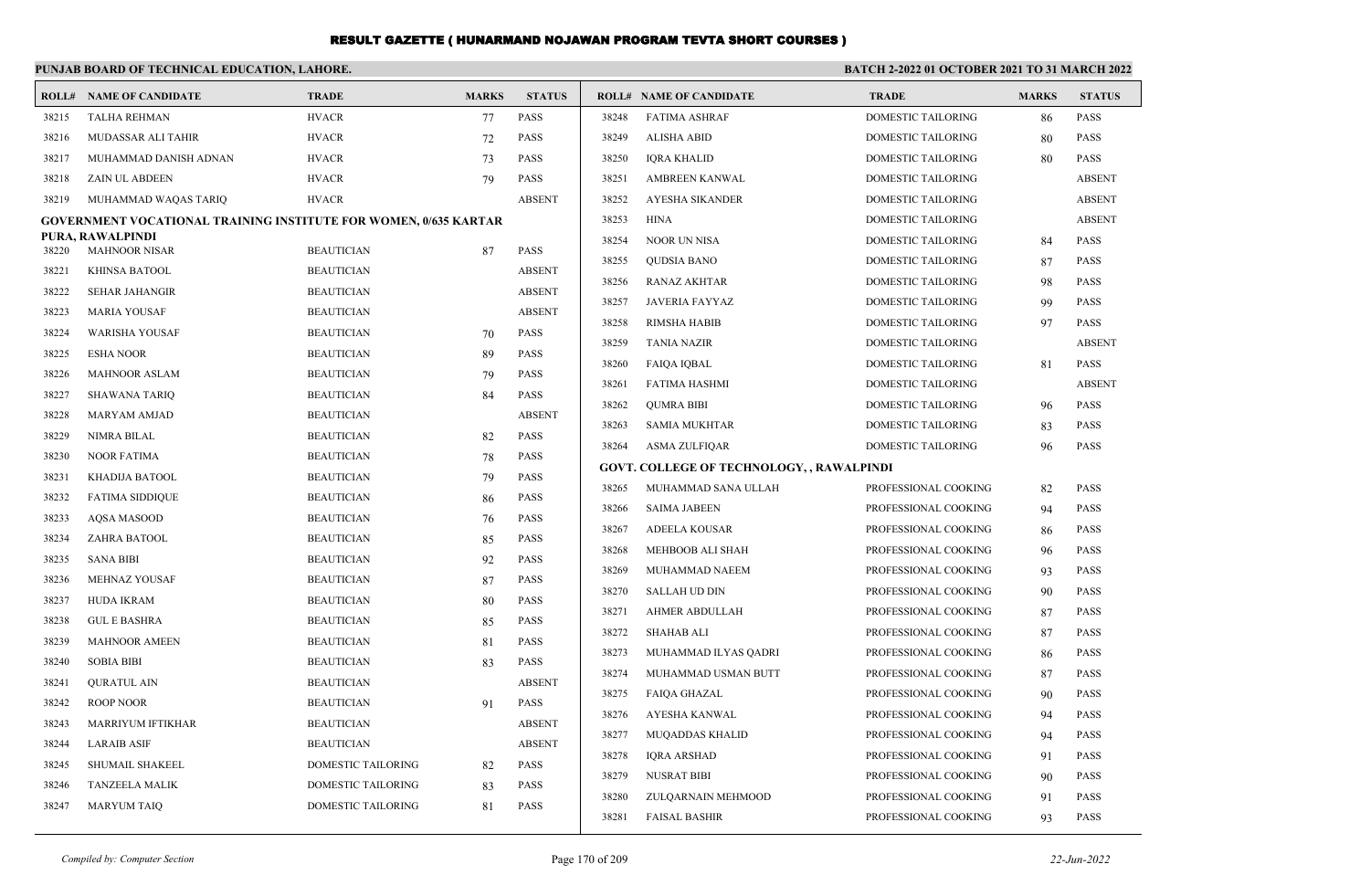# RESULT GAZETTE ( HUNARMAND NOJAWAN PROGRAM TEVTA SHORT COURSES )

**PUNJAB BOARD OF TECHNICAL EDUCATION, LAHORE.**

**BATCH 2-2022 01 OCTOBER 2021 TO 31 MARCH 2022**

| ROLL# | NAME OF CANDIDATE | TRADE | MARKS | STATUS |
|---|---|---|---|---|
| 38215 | TALHA REHMAN | HVACR | 77 | PASS |
| 38216 | MUDASSAR ALI TAHIR | HVACR | 72 | PASS |
| 38217 | MUHAMMAD DANISH ADNAN | HVACR | 73 | PASS |
| 38218 | ZAIN UL ABDEEN | HVACR | 79 | PASS |
| 38219 | MUHAMMAD WAQAS TARIQ | HVACR | | ABSENT |

**GOVERNMENT VOCATIONAL TRAINING INSTITUTE FOR WOMEN, 0/635 KARTAR PURA, RAWALPINDI**

| ROLL# | NAME OF CANDIDATE | TRADE | MARKS | STATUS |
|---|---|---|---|---|
| 38220 | MAHNOOR NISAR | BEAUTICIAN | 87 | PASS |
| 38221 | KHINSA BATOOL | BEAUTICIAN | | ABSENT |
| 38222 | SEHAR JAHANGIR | BEAUTICIAN | | ABSENT |
| 38223 | MARIA YOUSAF | BEAUTICIAN | | ABSENT |
| 38224 | WARISHA YOUSAF | BEAUTICIAN | 70 | PASS |
| 38225 | ESHA NOOR | BEAUTICIAN | 89 | PASS |
| 38226 | MAHNOOR ASLAM | BEAUTICIAN | 79 | PASS |
| 38227 | SHAWANA TARIQ | BEAUTICIAN | 84 | PASS |
| 38228 | MARYAM AMJAD | BEAUTICIAN | | ABSENT |
| 38229 | NIMRA BILAL | BEAUTICIAN | 82 | PASS |
| 38230 | NOOR FATIMA | BEAUTICIAN | 78 | PASS |
| 38231 | KHADIJA BATOOL | BEAUTICIAN | 79 | PASS |
| 38232 | FATIMA SIDDIQUE | BEAUTICIAN | 86 | PASS |
| 38233 | AQSA MASOOD | BEAUTICIAN | 76 | PASS |
| 38234 | ZAHRA BATOOL | BEAUTICIAN | 85 | PASS |
| 38235 | SANA BIBI | BEAUTICIAN | 92 | PASS |
| 38236 | MEHNAZ YOUSAF | BEAUTICIAN | 87 | PASS |
| 38237 | HUDA IKRAM | BEAUTICIAN | 80 | PASS |
| 38238 | GUL E BASHRA | BEAUTICIAN | 85 | PASS |
| 38239 | MAHNOOR AMEEN | BEAUTICIAN | 81 | PASS |
| 38240 | SOBIA BIBI | BEAUTICIAN | 83 | PASS |
| 38241 | QURATUL AIN | BEAUTICIAN | | ABSENT |
| 38242 | ROOP NOOR | BEAUTICIAN | 91 | PASS |
| 38243 | MARRIYUM IFTIKHAR | BEAUTICIAN | | ABSENT |
| 38244 | LARAIB ASIF | BEAUTICIAN | | ABSENT |
| 38245 | SHUMAIL SHAKEEL | DOMESTIC TAILORING | 82 | PASS |
| 38246 | TANZEELA MALIK | DOMESTIC TAILORING | 83 | PASS |
| 38247 | MARYUM TAIQ | DOMESTIC TAILORING | 81 | PASS |
| 38248 | FATIMA ASHRAF | DOMESTIC TAILORING | 86 | PASS |
| 38249 | ALISHA ABID | DOMESTIC TAILORING | 80 | PASS |
| 38250 | IQRA KHALID | DOMESTIC TAILORING | 80 | PASS |
| 38251 | AMBREEN KANWAL | DOMESTIC TAILORING | | ABSENT |
| 38252 | AYESHA SIKANDER | DOMESTIC TAILORING | | ABSENT |
| 38253 | HINA | DOMESTIC TAILORING | | ABSENT |
| 38254 | NOOR UN NISA | DOMESTIC TAILORING | 84 | PASS |
| 38255 | QUDSIA BANO | DOMESTIC TAILORING | 87 | PASS |
| 38256 | RANAZ AKHTAR | DOMESTIC TAILORING | 98 | PASS |
| 38257 | JAVERIA FAYYAZ | DOMESTIC TAILORING | 99 | PASS |
| 38258 | RIMSHA HABIB | DOMESTIC TAILORING | 97 | PASS |
| 38259 | TANIA NAZIR | DOMESTIC TAILORING | | ABSENT |
| 38260 | FAIQA IQBAL | DOMESTIC TAILORING | 81 | PASS |
| 38261 | FATIMA HASHMI | DOMESTIC TAILORING | | ABSENT |
| 38262 | QUMRA BIBI | DOMESTIC TAILORING | 96 | PASS |
| 38263 | SAMIA MUKHTAR | DOMESTIC TAILORING | 83 | PASS |
| 38264 | ASMA ZULFIQAR | DOMESTIC TAILORING | 96 | PASS |

**GOVT. COLLEGE OF TECHNOLOGY, , RAWALPINDI**

| ROLL# | NAME OF CANDIDATE | TRADE | MARKS | STATUS |
|---|---|---|---|---|
| 38265 | MUHAMMAD SANA ULLAH | PROFESSIONAL COOKING | 82 | PASS |
| 38266 | SAIMA JABEEN | PROFESSIONAL COOKING | 94 | PASS |
| 38267 | ADEELA KOUSAR | PROFESSIONAL COOKING | 86 | PASS |
| 38268 | MEHBOOB ALI SHAH | PROFESSIONAL COOKING | 96 | PASS |
| 38269 | MUHAMMAD NAEEM | PROFESSIONAL COOKING | 93 | PASS |
| 38270 | SALLAH UD DIN | PROFESSIONAL COOKING | 90 | PASS |
| 38271 | AHMER ABDULLAH | PROFESSIONAL COOKING | 87 | PASS |
| 38272 | SHAHAB ALI | PROFESSIONAL COOKING | 87 | PASS |
| 38273 | MUHAMMAD ILYAS QADRI | PROFESSIONAL COOKING | 86 | PASS |
| 38274 | MUHAMMAD USMAN BUTT | PROFESSIONAL COOKING | 87 | PASS |
| 38275 | FAIQA GHAZAL | PROFESSIONAL COOKING | 90 | PASS |
| 38276 | AYESHA KANWAL | PROFESSIONAL COOKING | 94 | PASS |
| 38277 | MUQADDAS KHALID | PROFESSIONAL COOKING | 94 | PASS |
| 38278 | IQRA ARSHAD | PROFESSIONAL COOKING | 91 | PASS |
| 38279 | NUSRAT BIBI | PROFESSIONAL COOKING | 90 | PASS |
| 38280 | ZULQARNAIN MEHMOOD | PROFESSIONAL COOKING | 91 | PASS |
| 38281 | FAISAL BASHIR | PROFESSIONAL COOKING | 93 | PASS |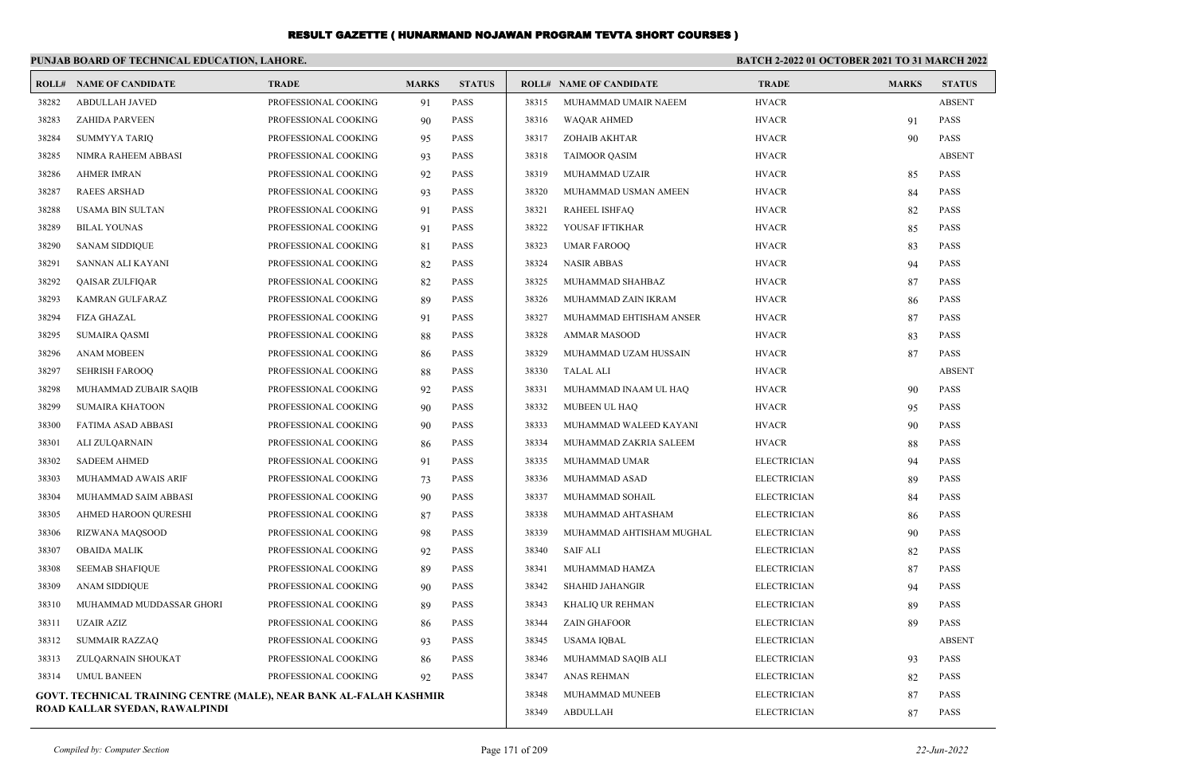# RESULT GAZETTE ( HUNARMAND NOJAWAN PROGRAM TEVTA SHORT COURSES )

**PUNJAB BOARD OF TECHNICAL EDUCATION, LAHORE.** **BATCH 2-2022 01 OCTOBER 2021 TO 31 MARCH 2022**

| ROLL# | NAME OF CANDIDATE | TRADE | MARKS | STATUS |
|---|---|---|---|---|
| 38282 | ABDULLAH JAVED | PROFESSIONAL COOKING | 91 | PASS |
| 38283 | ZAHIDA PARVEEN | PROFESSIONAL COOKING | 90 | PASS |
| 38284 | SUMMYYA TARIQ | PROFESSIONAL COOKING | 95 | PASS |
| 38285 | NIMRA RAHEEM ABBASI | PROFESSIONAL COOKING | 93 | PASS |
| 38286 | AHMER IMRAN | PROFESSIONAL COOKING | 92 | PASS |
| 38287 | RAEES ARSHAD | PROFESSIONAL COOKING | 93 | PASS |
| 38288 | USAMA BIN SULTAN | PROFESSIONAL COOKING | 91 | PASS |
| 38289 | BILAL YOUNAS | PROFESSIONAL COOKING | 91 | PASS |
| 38290 | SANAM SIDDIQUE | PROFESSIONAL COOKING | 81 | PASS |
| 38291 | SANNAN ALI KAYANI | PROFESSIONAL COOKING | 82 | PASS |
| 38292 | QAISAR ZULFIQAR | PROFESSIONAL COOKING | 82 | PASS |
| 38293 | KAMRAN GULFARAZ | PROFESSIONAL COOKING | 89 | PASS |
| 38294 | FIZA GHAZAL | PROFESSIONAL COOKING | 91 | PASS |
| 38295 | SUMAIRA QASMI | PROFESSIONAL COOKING | 88 | PASS |
| 38296 | ANAM MOBEEN | PROFESSIONAL COOKING | 86 | PASS |
| 38297 | SEHRISH FAROOQ | PROFESSIONAL COOKING | 88 | PASS |
| 38298 | MUHAMMAD ZUBAIR SAQIB | PROFESSIONAL COOKING | 92 | PASS |
| 38299 | SUMAIRA KHATOON | PROFESSIONAL COOKING | 90 | PASS |
| 38300 | FATIMA ASAD ABBASI | PROFESSIONAL COOKING | 90 | PASS |
| 38301 | ALI ZULQARNAIN | PROFESSIONAL COOKING | 86 | PASS |
| 38302 | SADEEM AHMED | PROFESSIONAL COOKING | 91 | PASS |
| 38303 | MUHAMMAD AWAIS ARIF | PROFESSIONAL COOKING | 73 | PASS |
| 38304 | MUHAMMAD SAIM ABBASI | PROFESSIONAL COOKING | 90 | PASS |
| 38305 | AHMED HAROON QURESHI | PROFESSIONAL COOKING | 87 | PASS |
| 38306 | RIZWANA MAQSOOD | PROFESSIONAL COOKING | 98 | PASS |
| 38307 | OBAIDA MALIK | PROFESSIONAL COOKING | 92 | PASS |
| 38308 | SEEMAB SHAFIQUE | PROFESSIONAL COOKING | 89 | PASS |
| 38309 | ANAM SIDDIQUE | PROFESSIONAL COOKING | 90 | PASS |
| 38310 | MUHAMMAD MUDDASSAR GHORI | PROFESSIONAL COOKING | 89 | PASS |
| 38311 | UZAIR AZIZ | PROFESSIONAL COOKING | 86 | PASS |
| 38312 | SUMMAIR RAZZAQ | PROFESSIONAL COOKING | 93 | PASS |
| 38313 | ZULQARNAIN SHOUKAT | PROFESSIONAL COOKING | 86 | PASS |
| 38314 | UMUL BANEEN | PROFESSIONAL COOKING | 92 | PASS |

**GOVT. TECHNICAL TRAINING CENTRE (MALE), NEAR BANK AL-FALAH KASHMIR ROAD KALLAR SYEDAN, RAWALPINDI**

| ROLL# | NAME OF CANDIDATE | TRADE | MARKS | STATUS |
|---|---|---|---|---|
| 38315 | MUHAMMAD UMAIR NAEEM | HVACR | | ABSENT |
| 38316 | WAQAR AHMED | HVACR | 91 | PASS |
| 38317 | ZOHAIB AKHTAR | HVACR | 90 | PASS |
| 38318 | TAIMOOR QASIM | HVACR | | ABSENT |
| 38319 | MUHAMMAD UZAIR | HVACR | 85 | PASS |
| 38320 | MUHAMMAD USMAN AMEEN | HVACR | 84 | PASS |
| 38321 | RAHEEL ISHFAQ | HVACR | 82 | PASS |
| 38322 | YOUSAF IFTIKHAR | HVACR | 85 | PASS |
| 38323 | UMAR FAROOQ | HVACR | 83 | PASS |
| 38324 | NASIR ABBAS | HVACR | 94 | PASS |
| 38325 | MUHAMMAD SHAHBAZ | HVACR | 87 | PASS |
| 38326 | MUHAMMAD ZAIN IKRAM | HVACR | 86 | PASS |
| 38327 | MUHAMMAD EHTISHAM ANSER | HVACR | 87 | PASS |
| 38328 | AMMAR MASOOD | HVACR | 83 | PASS |
| 38329 | MUHAMMAD UZAM HUSSAIN | HVACR | 87 | PASS |
| 38330 | TALAL ALI | HVACR | | ABSENT |
| 38331 | MUHAMMAD INAAM UL HAQ | HVACR | 90 | PASS |
| 38332 | MUBEEN UL HAQ | HVACR | 95 | PASS |
| 38333 | MUHAMMAD WALEED KAYANI | HVACR | 90 | PASS |
| 38334 | MUHAMMAD ZAKRIA SALEEM | HVACR | 88 | PASS |
| 38335 | MUHAMMAD UMAR | ELECTRICIAN | 94 | PASS |
| 38336 | MUHAMMAD ASAD | ELECTRICIAN | 89 | PASS |
| 38337 | MUHAMMAD SOHAIL | ELECTRICIAN | 84 | PASS |
| 38338 | MUHAMMAD AHTASHAM | ELECTRICIAN | 86 | PASS |
| 38339 | MUHAMMAD AHTISHAM MUGHAL | ELECTRICIAN | 90 | PASS |
| 38340 | SAIF ALI | ELECTRICIAN | 82 | PASS |
| 38341 | MUHAMMAD HAMZA | ELECTRICIAN | 87 | PASS |
| 38342 | SHAHID JAHANGIR | ELECTRICIAN | 94 | PASS |
| 38343 | KHALIQ UR REHMAN | ELECTRICIAN | 89 | PASS |
| 38344 | ZAIN GHAFOOR | ELECTRICIAN | 89 | PASS |
| 38345 | USAMA IQBAL | ELECTRICIAN | | ABSENT |
| 38346 | MUHAMMAD SAQIB ALI | ELECTRICIAN | 93 | PASS |
| 38347 | ANAS REHMAN | ELECTRICIAN | 82 | PASS |
| 38348 | MUHAMMAD MUNEEB | ELECTRICIAN | 87 | PASS |
| 38349 | ABDULLAH | ELECTRICIAN | 87 | PASS |

*Compiled by: Computer Section* *22-Jun-2022*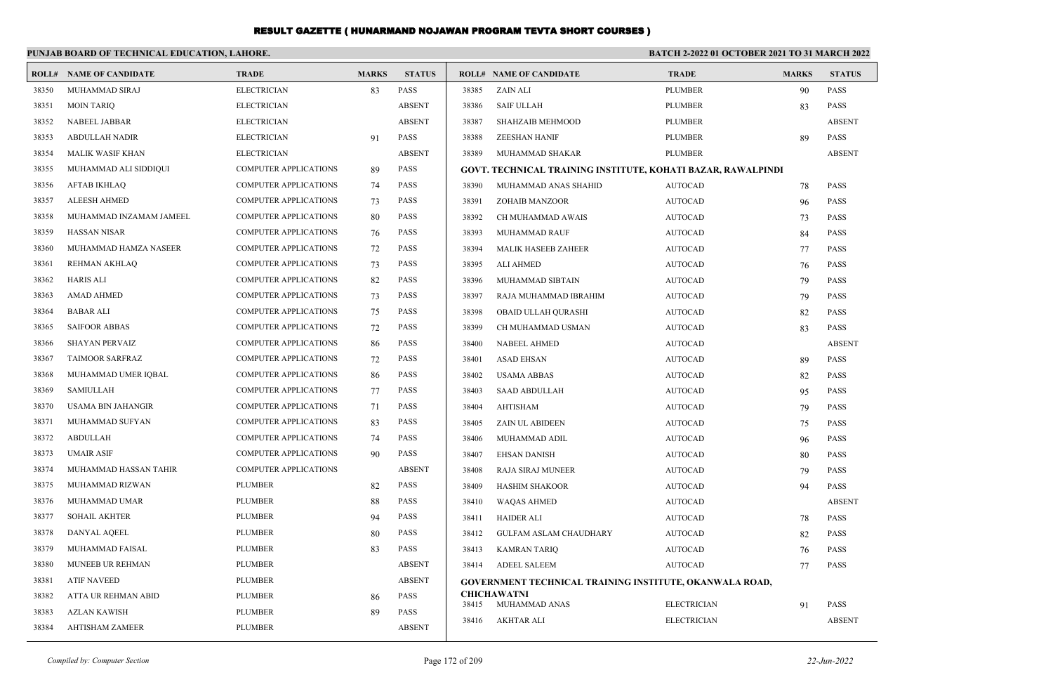# RESULT GAZETTE ( HUNARMAND NOJAWAN PROGRAM TEVTA SHORT COURSES )

**PUNJAB BOARD OF TECHNICAL EDUCATION, LAHORE.** **BATCH 2-2022 01 OCTOBER 2021 TO 31 MARCH 2022**

| ROLL# | NAME OF CANDIDATE | TRADE | MARKS | STATUS |
|---|---|---|---|---|
| 38350 | MUHAMMAD SIRAJ | ELECTRICIAN | 83 | PASS |
| 38351 | MOIN TARIQ | ELECTRICIAN | | ABSENT |
| 38352 | NABEEL JABBAR | ELECTRICIAN | | ABSENT |
| 38353 | ABDULLAH NADIR | ELECTRICIAN | 91 | PASS |
| 38354 | MALIK WASIF KHAN | ELECTRICIAN | | ABSENT |
| 38355 | MUHAMMAD ALI SIDDIQUI | COMPUTER APPLICATIONS | 89 | PASS |
| 38356 | AFTAB IKHLAQ | COMPUTER APPLICATIONS | 74 | PASS |
| 38357 | ALEESH AHMED | COMPUTER APPLICATIONS | 73 | PASS |
| 38358 | MUHAMMAD INZAMAM JAMEEL | COMPUTER APPLICATIONS | 80 | PASS |
| 38359 | HASSAN NISAR | COMPUTER APPLICATIONS | 76 | PASS |
| 38360 | MUHAMMAD HAMZA NASEER | COMPUTER APPLICATIONS | 72 | PASS |
| 38361 | REHMAN AKHLAQ | COMPUTER APPLICATIONS | 73 | PASS |
| 38362 | HARIS ALI | COMPUTER APPLICATIONS | 82 | PASS |
| 38363 | AMAD AHMED | COMPUTER APPLICATIONS | 73 | PASS |
| 38364 | BABAR ALI | COMPUTER APPLICATIONS | 75 | PASS |
| 38365 | SAIFOOR ABBAS | COMPUTER APPLICATIONS | 72 | PASS |
| 38366 | SHAYAN PERVAIZ | COMPUTER APPLICATIONS | 86 | PASS |
| 38367 | TAIMOOR SARFRAZ | COMPUTER APPLICATIONS | 72 | PASS |
| 38368 | MUHAMMAD UMER IQBAL | COMPUTER APPLICATIONS | 86 | PASS |
| 38369 | SAMIULLAH | COMPUTER APPLICATIONS | 77 | PASS |
| 38370 | USAMA BIN JAHANGIR | COMPUTER APPLICATIONS | 71 | PASS |
| 38371 | MUHAMMAD SUFYAN | COMPUTER APPLICATIONS | 83 | PASS |
| 38372 | ABDULLAH | COMPUTER APPLICATIONS | 74 | PASS |
| 38373 | UMAIR ASIF | COMPUTER APPLICATIONS | 90 | PASS |
| 38374 | MUHAMMAD HASSAN TAHIR | COMPUTER APPLICATIONS | | ABSENT |
| 38375 | MUHAMMAD RIZWAN | PLUMBER | 82 | PASS |
| 38376 | MUHAMMAD UMAR | PLUMBER | 88 | PASS |
| 38377 | SOHAIL AKHTER | PLUMBER | 94 | PASS |
| 38378 | DANYAL AQEEL | PLUMBER | 80 | PASS |
| 38379 | MUHAMMAD FAISAL | PLUMBER | 83 | PASS |
| 38380 | MUNEEB UR REHMAN | PLUMBER | | ABSENT |
| 38381 | ATIF NAVEED | PLUMBER | | ABSENT |
| 38382 | ATTA UR REHMAN ABID | PLUMBER | 86 | PASS |
| 38383 | AZLAN KAWISH | PLUMBER | 89 | PASS |
| 38384 | AHTISHAM ZAMEER | PLUMBER | | ABSENT |
| 38385 | ZAIN ALI | PLUMBER | 90 | PASS |
| 38386 | SAIF ULLAH | PLUMBER | 83 | PASS |
| 38387 | SHAHZAIB MEHMOOD | PLUMBER | | ABSENT |
| 38388 | ZEESHAN HANIF | PLUMBER | 89 | PASS |
| 38389 | MUHAMMAD SHAKAR | PLUMBER | | ABSENT |

**GOVT. TECHNICAL TRAINING INSTITUTE, KOHATI BAZAR, RAWALPINDI**

| ROLL# | NAME OF CANDIDATE | TRADE | MARKS | STATUS |
|---|---|---|---|---|
| 38390 | MUHAMMAD ANAS SHAHID | AUTOCAD | 78 | PASS |
| 38391 | ZOHAIB MANZOOR | AUTOCAD | 96 | PASS |
| 38392 | CH MUHAMMAD AWAIS | AUTOCAD | 73 | PASS |
| 38393 | MUHAMMAD RAUF | AUTOCAD | 84 | PASS |
| 38394 | MALIK HASEEB ZAHEER | AUTOCAD | 77 | PASS |
| 38395 | ALI AHMED | AUTOCAD | 76 | PASS |
| 38396 | MUHAMMAD SIBTAIN | AUTOCAD | 79 | PASS |
| 38397 | RAJA MUHAMMAD IBRAHIM | AUTOCAD | 79 | PASS |
| 38398 | OBAID ULLAH QURASHI | AUTOCAD | 82 | PASS |
| 38399 | CH MUHAMMAD USMAN | AUTOCAD | 83 | PASS |
| 38400 | NABEEL AHMED | AUTOCAD | | ABSENT |
| 38401 | ASAD EHSAN | AUTOCAD | 89 | PASS |
| 38402 | USAMA ABBAS | AUTOCAD | 82 | PASS |
| 38403 | SAAD ABDULLAH | AUTOCAD | 95 | PASS |
| 38404 | AHTISHAM | AUTOCAD | 79 | PASS |
| 38405 | ZAIN UL ABIDEEN | AUTOCAD | 75 | PASS |
| 38406 | MUHAMMAD ADIL | AUTOCAD | 96 | PASS |
| 38407 | EHSAN DANISH | AUTOCAD | 80 | PASS |
| 38408 | RAJA SIRAJ MUNEER | AUTOCAD | 79 | PASS |
| 38409 | HASHIM SHAKOOR | AUTOCAD | 94 | PASS |
| 38410 | WAQAS AHMED | AUTOCAD | | ABSENT |
| 38411 | HAIDER ALI | AUTOCAD | 78 | PASS |
| 38412 | GULFAM ASLAM CHAUDHARY | AUTOCAD | 82 | PASS |
| 38413 | KAMRAN TARIQ | AUTOCAD | 76 | PASS |
| 38414 | ADEEL SALEEM | AUTOCAD | 77 | PASS |

**GOVERNMENT TECHNICAL TRAINING INSTITUTE, OKANWALA ROAD, CHICHAWATNI**

| ROLL# | NAME OF CANDIDATE | TRADE | MARKS | STATUS |
|---|---|---|---|---|
| 38415 | MUHAMMAD ANAS | ELECTRICIAN | 91 | PASS |
| 38416 | AKHTAR ALI | ELECTRICIAN | | ABSENT |

*Compiled by: Computer Section* *22-Jun-2022*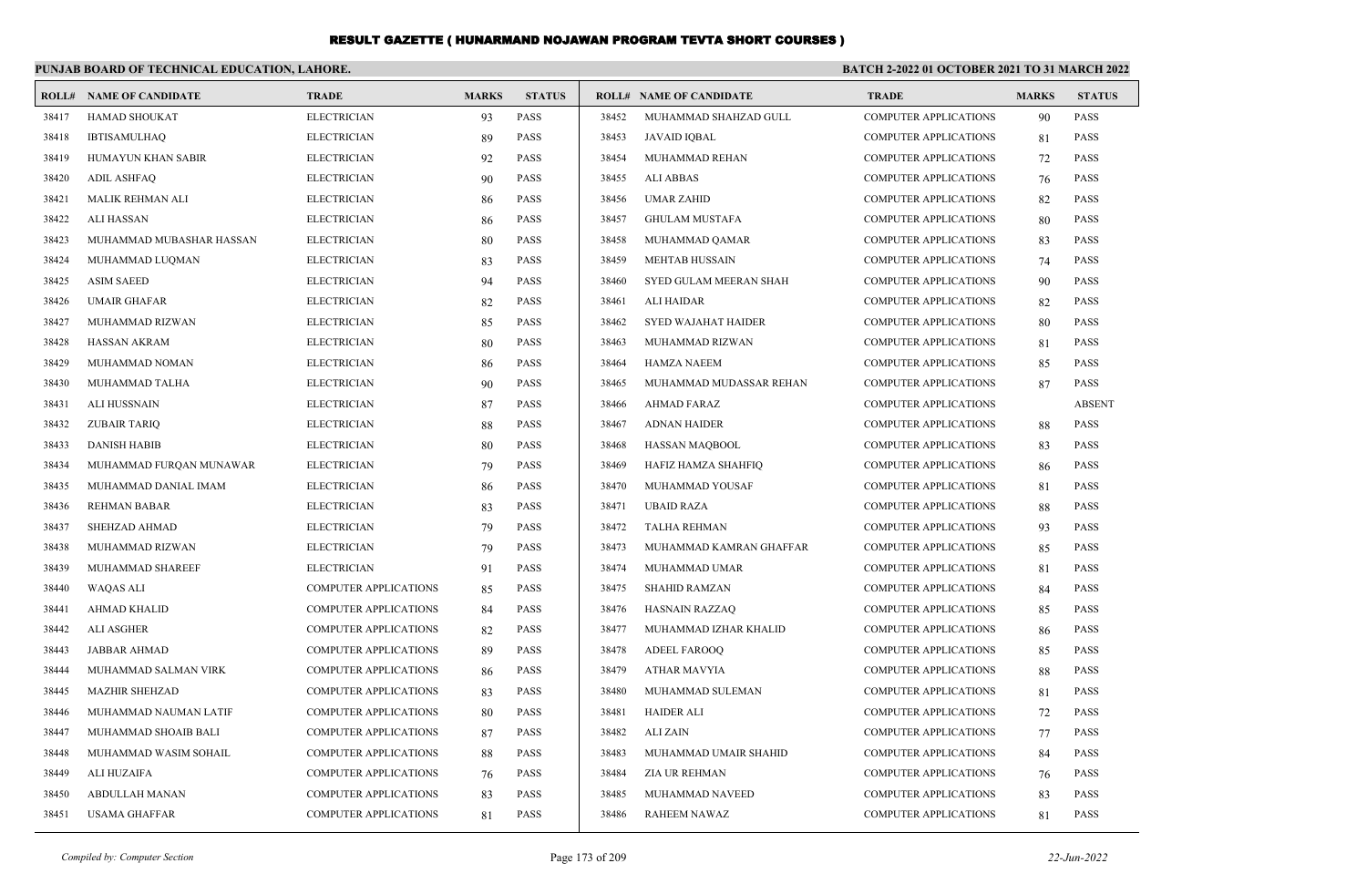# RESULT GAZETTE ( HUNARMAND NOJAWAN PROGRAM TEVTA SHORT COURSES )

## PUNJAB BOARD OF TECHNICAL EDUCATION, LAHORE.

**BATCH 2-2022 01 OCTOBER 2021 TO 31 MARCH 2022**

| ROLL# | NAME OF CANDIDATE | TRADE | MARKS | STATUS |
|---|---|---|---|---|
| 38417 | HAMAD SHOUKAT | ELECTRICIAN | 93 | PASS |
| 38418 | IBTISAMULHAQ | ELECTRICIAN | 89 | PASS |
| 38419 | HUMAYUN KHAN SABIR | ELECTRICIAN | 92 | PASS |
| 38420 | ADIL ASHFAQ | ELECTRICIAN | 90 | PASS |
| 38421 | MALIK REHMAN ALI | ELECTRICIAN | 86 | PASS |
| 38422 | ALI HASSAN | ELECTRICIAN | 86 | PASS |
| 38423 | MUHAMMAD MUBASHAR HASSAN | ELECTRICIAN | 80 | PASS |
| 38424 | MUHAMMAD LUQMAN | ELECTRICIAN | 83 | PASS |
| 38425 | ASIM SAEED | ELECTRICIAN | 94 | PASS |
| 38426 | UMAIR GHAFAR | ELECTRICIAN | 82 | PASS |
| 38427 | MUHAMMAD RIZWAN | ELECTRICIAN | 85 | PASS |
| 38428 | HASSAN AKRAM | ELECTRICIAN | 80 | PASS |
| 38429 | MUHAMMAD NOMAN | ELECTRICIAN | 86 | PASS |
| 38430 | MUHAMMAD TALHA | ELECTRICIAN | 90 | PASS |
| 38431 | ALI HUSSNAIN | ELECTRICIAN | 87 | PASS |
| 38432 | ZUBAIR TARIQ | ELECTRICIAN | 88 | PASS |
| 38433 | DANISH HABIB | ELECTRICIAN | 80 | PASS |
| 38434 | MUHAMMAD FURQAN MUNAWAR | ELECTRICIAN | 79 | PASS |
| 38435 | MUHAMMAD DANIAL IMAM | ELECTRICIAN | 86 | PASS |
| 38436 | REHMAN BABAR | ELECTRICIAN | 83 | PASS |
| 38437 | SHEHZAD AHMAD | ELECTRICIAN | 79 | PASS |
| 38438 | MUHAMMAD RIZWAN | ELECTRICIAN | 79 | PASS |
| 38439 | MUHAMMAD SHAREEF | ELECTRICIAN | 91 | PASS |
| 38440 | WAQAS ALI | COMPUTER APPLICATIONS | 85 | PASS |
| 38441 | AHMAD KHALID | COMPUTER APPLICATIONS | 84 | PASS |
| 38442 | ALI ASGHER | COMPUTER APPLICATIONS | 82 | PASS |
| 38443 | JABBAR AHMAD | COMPUTER APPLICATIONS | 89 | PASS |
| 38444 | MUHAMMAD SALMAN VIRK | COMPUTER APPLICATIONS | 86 | PASS |
| 38445 | MAZHIR SHEHZAD | COMPUTER APPLICATIONS | 83 | PASS |
| 38446 | MUHAMMAD NAUMAN LATIF | COMPUTER APPLICATIONS | 80 | PASS |
| 38447 | MUHAMMAD SHOAIB BALI | COMPUTER APPLICATIONS | 87 | PASS |
| 38448 | MUHAMMAD WASIM SOHAIL | COMPUTER APPLICATIONS | 88 | PASS |
| 38449 | ALI HUZAIFA | COMPUTER APPLICATIONS | 76 | PASS |
| 38450 | ABDULLAH MANAN | COMPUTER APPLICATIONS | 83 | PASS |
| 38451 | USAMA GHAFFAR | COMPUTER APPLICATIONS | 81 | PASS |
| 38452 | MUHAMMAD SHAHZAD GULL | COMPUTER APPLICATIONS | 90 | PASS |
| 38453 | JAVAID IQBAL | COMPUTER APPLICATIONS | 81 | PASS |
| 38454 | MUHAMMAD REHAN | COMPUTER APPLICATIONS | 72 | PASS |
| 38455 | ALI ABBAS | COMPUTER APPLICATIONS | 76 | PASS |
| 38456 | UMAR ZAHID | COMPUTER APPLICATIONS | 82 | PASS |
| 38457 | GHULAM MUSTAFA | COMPUTER APPLICATIONS | 80 | PASS |
| 38458 | MUHAMMAD QAMAR | COMPUTER APPLICATIONS | 83 | PASS |
| 38459 | MEHTAB HUSSAIN | COMPUTER APPLICATIONS | 74 | PASS |
| 38460 | SYED GULAM MEERAN SHAH | COMPUTER APPLICATIONS | 90 | PASS |
| 38461 | ALI HAIDAR | COMPUTER APPLICATIONS | 82 | PASS |
| 38462 | SYED WAJAHAT HAIDER | COMPUTER APPLICATIONS | 80 | PASS |
| 38463 | MUHAMMAD RIZWAN | COMPUTER APPLICATIONS | 81 | PASS |
| 38464 | HAMZA NAEEM | COMPUTER APPLICATIONS | 85 | PASS |
| 38465 | MUHAMMAD MUDASSAR REHAN | COMPUTER APPLICATIONS | 87 | PASS |
| 38466 | AHMAD FARAZ | COMPUTER APPLICATIONS | | ABSENT |
| 38467 | ADNAN HAIDER | COMPUTER APPLICATIONS | 88 | PASS |
| 38468 | HASSAN MAQBOOL | COMPUTER APPLICATIONS | 83 | PASS |
| 38469 | HAFIZ HAMZA SHAHFIQ | COMPUTER APPLICATIONS | 86 | PASS |
| 38470 | MUHAMMAD YOUSAF | COMPUTER APPLICATIONS | 81 | PASS |
| 38471 | UBAID RAZA | COMPUTER APPLICATIONS | 88 | PASS |
| 38472 | TALHA REHMAN | COMPUTER APPLICATIONS | 93 | PASS |
| 38473 | MUHAMMAD KAMRAN GHAFFAR | COMPUTER APPLICATIONS | 85 | PASS |
| 38474 | MUHAMMAD UMAR | COMPUTER APPLICATIONS | 81 | PASS |
| 38475 | SHAHID RAMZAN | COMPUTER APPLICATIONS | 84 | PASS |
| 38476 | HASNAIN RAZZAQ | COMPUTER APPLICATIONS | 85 | PASS |
| 38477 | MUHAMMAD IZHAR KHALID | COMPUTER APPLICATIONS | 86 | PASS |
| 38478 | ADEEL FAROOQ | COMPUTER APPLICATIONS | 85 | PASS |
| 38479 | ATHAR MAVYIA | COMPUTER APPLICATIONS | 88 | PASS |
| 38480 | MUHAMMAD SULEMAN | COMPUTER APPLICATIONS | 81 | PASS |
| 38481 | HAIDER ALI | COMPUTER APPLICATIONS | 72 | PASS |
| 38482 | ALI ZAIN | COMPUTER APPLICATIONS | 77 | PASS |
| 38483 | MUHAMMAD UMAIR SHAHID | COMPUTER APPLICATIONS | 84 | PASS |
| 38484 | ZIA UR REHMAN | COMPUTER APPLICATIONS | 76 | PASS |
| 38485 | MUHAMMAD NAVEED | COMPUTER APPLICATIONS | 83 | PASS |
| 38486 | RAHEEM NAWAZ | COMPUTER APPLICATIONS | 81 | PASS |

*Compiled by: Computer Section*

*22-Jun-2022*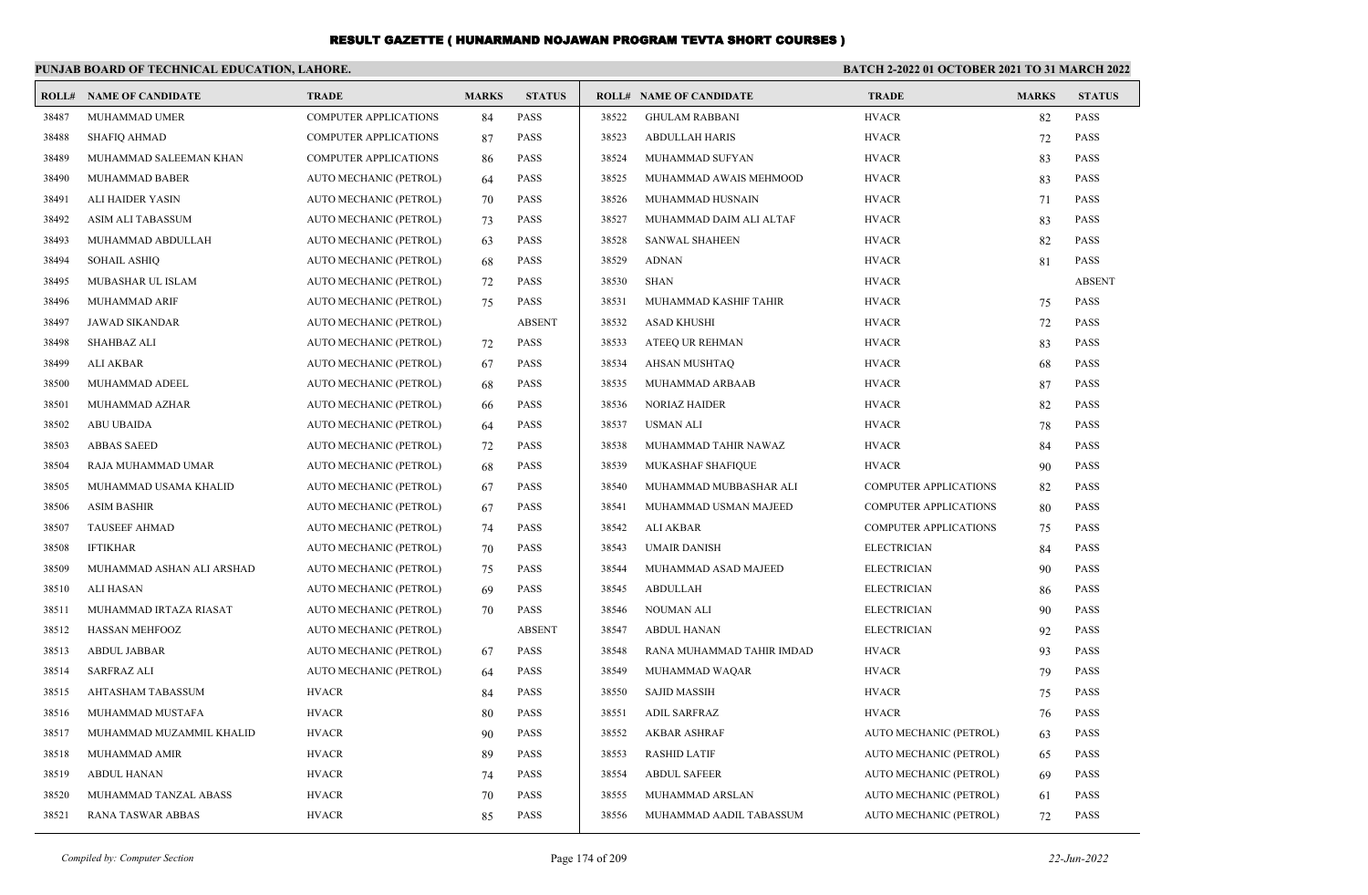# RESULT GAZETTE ( HUNARMAND NOJAWAN PROGRAM TEVTA SHORT COURSES )

**PUNJAB BOARD OF TECHNICAL EDUCATION, LAHORE.**

**BATCH 2-2022 01 OCTOBER 2021 TO 31 MARCH 2022**

| ROLL# | NAME OF CANDIDATE | TRADE | MARKS | STATUS |
|---|---|---|---|---|
| 38487 | MUHAMMAD UMER | COMPUTER APPLICATIONS | 84 | PASS |
| 38488 | SHAFIQ AHMAD | COMPUTER APPLICATIONS | 87 | PASS |
| 38489 | MUHAMMAD SALEEMAN KHAN | COMPUTER APPLICATIONS | 86 | PASS |
| 38490 | MUHAMMAD BABER | AUTO MECHANIC (PETROL) | 64 | PASS |
| 38491 | ALI HAIDER YASIN | AUTO MECHANIC (PETROL) | 70 | PASS |
| 38492 | ASIM ALI TABASSUM | AUTO MECHANIC (PETROL) | 73 | PASS |
| 38493 | MUHAMMAD ABDULLAH | AUTO MECHANIC (PETROL) | 63 | PASS |
| 38494 | SOHAIL ASHIQ | AUTO MECHANIC (PETROL) | 68 | PASS |
| 38495 | MUBASHAR UL ISLAM | AUTO MECHANIC (PETROL) | 72 | PASS |
| 38496 | MUHAMMAD ARIF | AUTO MECHANIC (PETROL) | 75 | PASS |
| 38497 | JAWAD SIKANDAR | AUTO MECHANIC (PETROL) | | ABSENT |
| 38498 | SHAHBAZ ALI | AUTO MECHANIC (PETROL) | 72 | PASS |
| 38499 | ALI AKBAR | AUTO MECHANIC (PETROL) | 67 | PASS |
| 38500 | MUHAMMAD ADEEL | AUTO MECHANIC (PETROL) | 68 | PASS |
| 38501 | MUHAMMAD AZHAR | AUTO MECHANIC (PETROL) | 66 | PASS |
| 38502 | ABU UBAIDA | AUTO MECHANIC (PETROL) | 64 | PASS |
| 38503 | ABBAS SAEED | AUTO MECHANIC (PETROL) | 72 | PASS |
| 38504 | RAJA MUHAMMAD UMAR | AUTO MECHANIC (PETROL) | 68 | PASS |
| 38505 | MUHAMMAD USAMA KHALID | AUTO MECHANIC (PETROL) | 67 | PASS |
| 38506 | ASIM BASHIR | AUTO MECHANIC (PETROL) | 67 | PASS |
| 38507 | TAUSEEF AHMAD | AUTO MECHANIC (PETROL) | 74 | PASS |
| 38508 | IFTIKHAR | AUTO MECHANIC (PETROL) | 70 | PASS |
| 38509 | MUHAMMAD ASHAN ALI ARSHAD | AUTO MECHANIC (PETROL) | 75 | PASS |
| 38510 | ALI HASAN | AUTO MECHANIC (PETROL) | 69 | PASS |
| 38511 | MUHAMMAD IRTAZA RIASAT | AUTO MECHANIC (PETROL) | 70 | PASS |
| 38512 | HASSAN MEHFOOZ | AUTO MECHANIC (PETROL) | | ABSENT |
| 38513 | ABDUL JABBAR | AUTO MECHANIC (PETROL) | 67 | PASS |
| 38514 | SARFRAZ ALI | AUTO MECHANIC (PETROL) | 64 | PASS |
| 38515 | AHTASHAM TABASSUM | HVACR | 84 | PASS |
| 38516 | MUHAMMAD MUSTAFA | HVACR | 80 | PASS |
| 38517 | MUHAMMAD MUZAMMIL KHALID | HVACR | 90 | PASS |
| 38518 | MUHAMMAD AMIR | HVACR | 89 | PASS |
| 38519 | ABDUL HANAN | HVACR | 74 | PASS |
| 38520 | MUHAMMAD TANZAL ABASS | HVACR | 70 | PASS |
| 38521 | RANA TASWAR ABBAS | HVACR | 85 | PASS |
| 38522 | GHULAM RABBANI | HVACR | 82 | PASS |
| 38523 | ABDULLAH HARIS | HVACR | 72 | PASS |
| 38524 | MUHAMMAD SUFYAN | HVACR | 83 | PASS |
| 38525 | MUHAMMAD AWAIS MEHMOOD | HVACR | 83 | PASS |
| 38526 | MUHAMMAD HUSNAIN | HVACR | 71 | PASS |
| 38527 | MUHAMMAD DAIM ALI ALTAF | HVACR | 83 | PASS |
| 38528 | SANWAL SHAHEEN | HVACR | 82 | PASS |
| 38529 | ADNAN | HVACR | 81 | PASS |
| 38530 | SHAN | HVACR | | ABSENT |
| 38531 | MUHAMMAD KASHIF TAHIR | HVACR | 75 | PASS |
| 38532 | ASAD KHUSHI | HVACR | 72 | PASS |
| 38533 | ATEEQ UR REHMAN | HVACR | 83 | PASS |
| 38534 | AHSAN MUSHTAQ | HVACR | 68 | PASS |
| 38535 | MUHAMMAD ARBAAB | HVACR | 87 | PASS |
| 38536 | NORIAZ HAIDER | HVACR | 82 | PASS |
| 38537 | USMAN ALI | HVACR | 78 | PASS |
| 38538 | MUHAMMAD TAHIR NAWAZ | HVACR | 84 | PASS |
| 38539 | MUKASHAF SHAFIQUE | HVACR | 90 | PASS |
| 38540 | MUHAMMAD MUBBASHAR ALI | COMPUTER APPLICATIONS | 82 | PASS |
| 38541 | MUHAMMAD USMAN MAJEED | COMPUTER APPLICATIONS | 80 | PASS |
| 38542 | ALI AKBAR | COMPUTER APPLICATIONS | 75 | PASS |
| 38543 | UMAIR DANISH | ELECTRICIAN | 84 | PASS |
| 38544 | MUHAMMAD ASAD MAJEED | ELECTRICIAN | 90 | PASS |
| 38545 | ABDULLAH | ELECTRICIAN | 86 | PASS |
| 38546 | NOUMAN ALI | ELECTRICIAN | 90 | PASS |
| 38547 | ABDUL HANAN | ELECTRICIAN | 92 | PASS |
| 38548 | RANA MUHAMMAD TAHIR IMDAD | HVACR | 93 | PASS |
| 38549 | MUHAMMAD WAQAR | HVACR | 79 | PASS |
| 38550 | SAJID MASSIH | HVACR | 75 | PASS |
| 38551 | ADIL SARFRAZ | HVACR | 76 | PASS |
| 38552 | AKBAR ASHRAF | AUTO MECHANIC (PETROL) | 63 | PASS |
| 38553 | RASHID LATIF | AUTO MECHANIC (PETROL) | 65 | PASS |
| 38554 | ABDUL SAFEER | AUTO MECHANIC (PETROL) | 69 | PASS |
| 38555 | MUHAMMAD ARSLAN | AUTO MECHANIC (PETROL) | 61 | PASS |
| 38556 | MUHAMMAD AADIL TABASSUM | AUTO MECHANIC (PETROL) | 72 | PASS |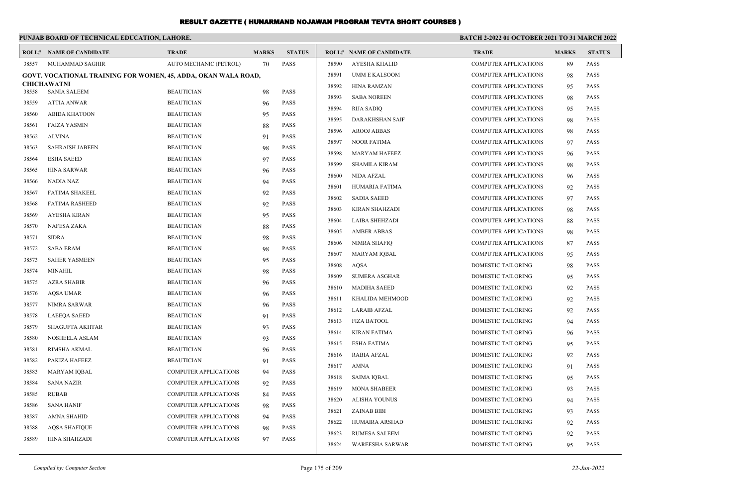# RESULT GAZETTE ( HUNARMAND NOJAWAN PROGRAM TEVTA SHORT COURSES )

**PUNJAB BOARD OF TECHNICAL EDUCATION, LAHORE.** **BATCH 2-2022 01 OCTOBER 2021 TO 31 MARCH 2022**

| ROLL# | NAME OF CANDIDATE | TRADE | MARKS | STATUS |
|---|---|---|---|---|
| 38557 | MUHAMMAD SAGHIR | AUTO MECHANIC (PETROL) | 70 | PASS |

**GOVT. VOCATIONAL TRAINING FOR WOMEN, 45, ADDA, OKAN WALA ROAD, CHICHAWATNI**

| ROLL# | NAME OF CANDIDATE | TRADE | MARKS | STATUS |
|---|---|---|---|---|
| 38558 | SANIA SALEEM | BEAUTICIAN | 98 | PASS |
| 38559 | ATTIA ANWAR | BEAUTICIAN | 96 | PASS |
| 38560 | ABIDA KHATOON | BEAUTICIAN | 95 | PASS |
| 38561 | FAIZA YASMIN | BEAUTICIAN | 88 | PASS |
| 38562 | ALVINA | BEAUTICIAN | 91 | PASS |
| 38563 | SAHRAISH JABEEN | BEAUTICIAN | 98 | PASS |
| 38564 | ESHA SAEED | BEAUTICIAN | 97 | PASS |
| 38565 | HINA SARWAR | BEAUTICIAN | 96 | PASS |
| 38566 | NADIA NAZ | BEAUTICIAN | 94 | PASS |
| 38567 | FATIMA SHAKEEL | BEAUTICIAN | 92 | PASS |
| 38568 | FATIMA RASHEED | BEAUTICIAN | 92 | PASS |
| 38569 | AYESHA KIRAN | BEAUTICIAN | 95 | PASS |
| 38570 | NAFESA ZAKA | BEAUTICIAN | 88 | PASS |
| 38571 | SIDRA | BEAUTICIAN | 98 | PASS |
| 38572 | SABA ERAM | BEAUTICIAN | 98 | PASS |
| 38573 | SAHER YASMEEN | BEAUTICIAN | 95 | PASS |
| 38574 | MINAHIL | BEAUTICIAN | 98 | PASS |
| 38575 | AZRA SHABIR | BEAUTICIAN | 96 | PASS |
| 38576 | AQSA UMAR | BEAUTICIAN | 96 | PASS |
| 38577 | NIMRA SARWAR | BEAUTICIAN | 96 | PASS |
| 38578 | LAEEQA SAEED | BEAUTICIAN | 91 | PASS |
| 38579 | SHAGUFTA AKHTAR | BEAUTICIAN | 93 | PASS |
| 38580 | NOSHEELA ASLAM | BEAUTICIAN | 93 | PASS |
| 38581 | RIMSHA AKMAL | BEAUTICIAN | 96 | PASS |
| 38582 | PAKIZA HAFEEZ | BEAUTICIAN | 91 | PASS |
| 38583 | MARYAM IQBAL | COMPUTER APPLICATIONS | 94 | PASS |
| 38584 | SANA NAZIR | COMPUTER APPLICATIONS | 92 | PASS |
| 38585 | RUBAB | COMPUTER APPLICATIONS | 84 | PASS |
| 38586 | SANA HANIF | COMPUTER APPLICATIONS | 98 | PASS |
| 38587 | AMNA SHAHID | COMPUTER APPLICATIONS | 94 | PASS |
| 38588 | AQSA SHAFIQUE | COMPUTER APPLICATIONS | 98 | PASS |
| 38589 | HINA SHAHZADI | COMPUTER APPLICATIONS | 97 | PASS |
| 38590 | AYESHA KHALID | COMPUTER APPLICATIONS | 89 | PASS |
| 38591 | UMM E KALSOOM | COMPUTER APPLICATIONS | 98 | PASS |
| 38592 | HINA RAMZAN | COMPUTER APPLICATIONS | 95 | PASS |
| 38593 | SABA NOREEN | COMPUTER APPLICATIONS | 98 | PASS |
| 38594 | RIJA SADIQ | COMPUTER APPLICATIONS | 95 | PASS |
| 38595 | DARAKHSHAN SAIF | COMPUTER APPLICATIONS | 98 | PASS |
| 38596 | AROOJ ABBAS | COMPUTER APPLICATIONS | 98 | PASS |
| 38597 | NOOR FATIMA | COMPUTER APPLICATIONS | 97 | PASS |
| 38598 | MARYAM HAFEEZ | COMPUTER APPLICATIONS | 96 | PASS |
| 38599 | SHAMILA KIRAM | COMPUTER APPLICATIONS | 98 | PASS |
| 38600 | NIDA AFZAL | COMPUTER APPLICATIONS | 96 | PASS |
| 38601 | HUMARIA FATIMA | COMPUTER APPLICATIONS | 92 | PASS |
| 38602 | SADIA SAEED | COMPUTER APPLICATIONS | 97 | PASS |
| 38603 | KIRAN SHAHZADI | COMPUTER APPLICATIONS | 98 | PASS |
| 38604 | LAIBA SHEHZADI | COMPUTER APPLICATIONS | 88 | PASS |
| 38605 | AMBER ABBAS | COMPUTER APPLICATIONS | 98 | PASS |
| 38606 | NIMRA SHAFIQ | COMPUTER APPLICATIONS | 87 | PASS |
| 38607 | MARYAM IQBAL | COMPUTER APPLICATIONS | 95 | PASS |
| 38608 | AQSA | DOMESTIC TAILORING | 98 | PASS |
| 38609 | SUMERA ASGHAR | DOMESTIC TAILORING | 95 | PASS |
| 38610 | MADIHA SAEED | DOMESTIC TAILORING | 92 | PASS |
| 38611 | KHALIDA MEHMOOD | DOMESTIC TAILORING | 92 | PASS |
| 38612 | LARAIB AFZAL | DOMESTIC TAILORING | 92 | PASS |
| 38613 | FIZA BATOOL | DOMESTIC TAILORING | 94 | PASS |
| 38614 | KIRAN FATIMA | DOMESTIC TAILORING | 96 | PASS |
| 38615 | ESHA FATIMA | DOMESTIC TAILORING | 95 | PASS |
| 38616 | RABIA AFZAL | DOMESTIC TAILORING | 92 | PASS |
| 38617 | AMNA | DOMESTIC TAILORING | 91 | PASS |
| 38618 | SAIMA IQBAL | DOMESTIC TAILORING | 95 | PASS |
| 38619 | MONA SHABEER | DOMESTIC TAILORING | 93 | PASS |
| 38620 | ALISHA YOUNUS | DOMESTIC TAILORING | 94 | PASS |
| 38621 | ZAINAB BIBI | DOMESTIC TAILORING | 93 | PASS |
| 38622 | HUMAIRA ARSHAD | DOMESTIC TAILORING | 92 | PASS |
| 38623 | RUMESA SALEEM | DOMESTIC TAILORING | 92 | PASS |
| 38624 | WAREESHA SARWAR | DOMESTIC TAILORING | 95 | PASS |

*Compiled by: Computer Section* *22-Jun-2022*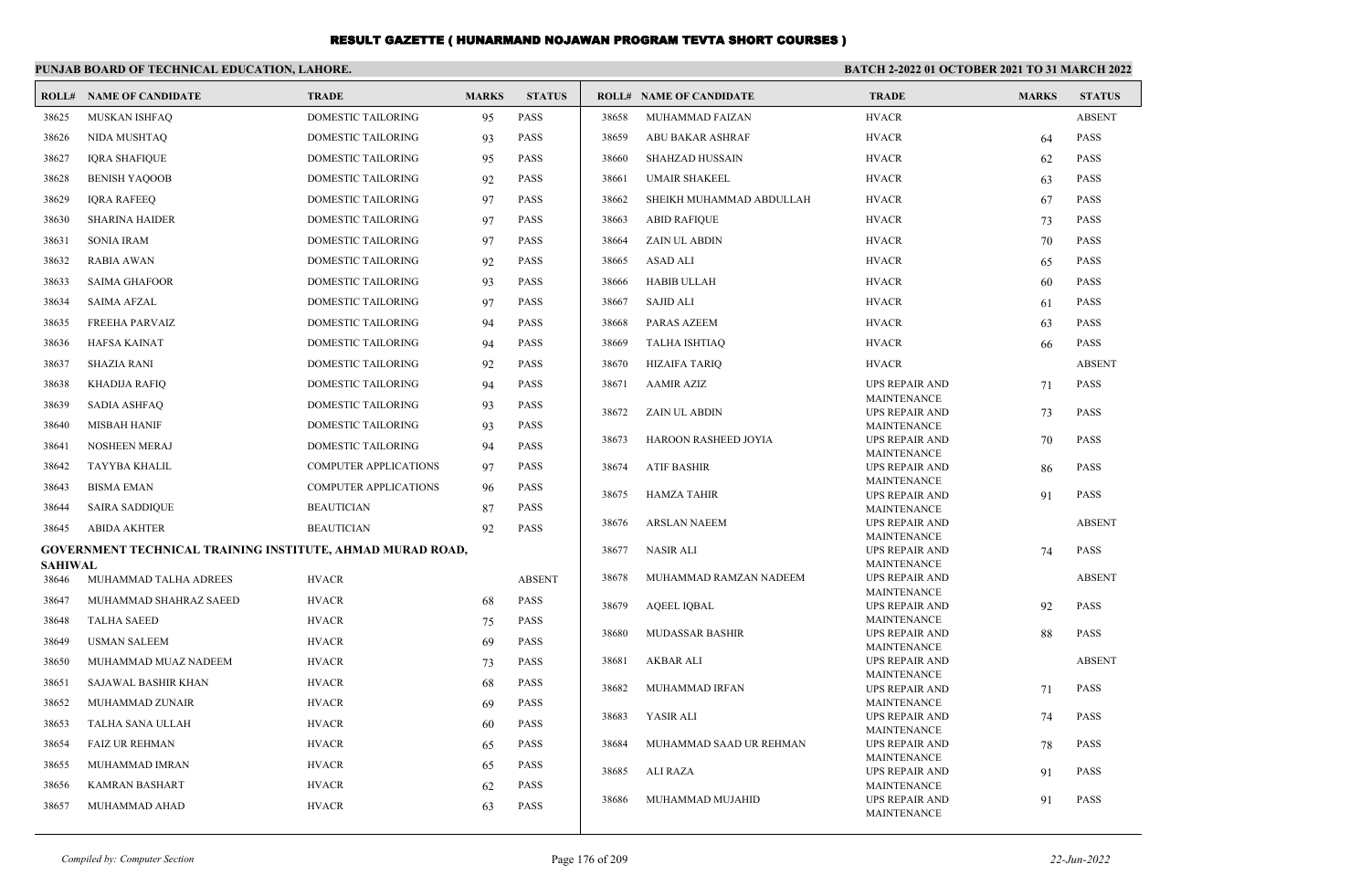# RESULT GAZETTE ( HUNARMAND NOJAWAN PROGRAM TEVTA SHORT COURSES )

## PUNJAB BOARD OF TECHNICAL EDUCATION, LAHORE.

**BATCH 2-2022 01 OCTOBER 2021 TO 31 MARCH 2022**

| ROLL# | NAME OF CANDIDATE | TRADE | MARKS | STATUS |
|---|---|---|---|---|
| 38625 | MUSKAN ISHFAQ | DOMESTIC TAILORING | 95 | PASS |
| 38626 | NIDA MUSHTAQ | DOMESTIC TAILORING | 93 | PASS |
| 38627 | IQRA SHAFIQUE | DOMESTIC TAILORING | 95 | PASS |
| 38628 | BENISH YAQOOB | DOMESTIC TAILORING | 92 | PASS |
| 38629 | IQRA RAFEEQ | DOMESTIC TAILORING | 97 | PASS |
| 38630 | SHARINA HAIDER | DOMESTIC TAILORING | 97 | PASS |
| 38631 | SONIA IRAM | DOMESTIC TAILORING | 97 | PASS |
| 38632 | RABIA AWAN | DOMESTIC TAILORING | 92 | PASS |
| 38633 | SAIMA GHAFOOR | DOMESTIC TAILORING | 93 | PASS |
| 38634 | SAIMA AFZAL | DOMESTIC TAILORING | 97 | PASS |
| 38635 | FREEHA PARVAIZ | DOMESTIC TAILORING | 94 | PASS |
| 38636 | HAFSA KAINAT | DOMESTIC TAILORING | 94 | PASS |
| 38637 | SHAZIA RANI | DOMESTIC TAILORING | 92 | PASS |
| 38638 | KHADIJA RAFIQ | DOMESTIC TAILORING | 94 | PASS |
| 38639 | SADIA ASHFAQ | DOMESTIC TAILORING | 93 | PASS |
| 38640 | MISBAH HANIF | DOMESTIC TAILORING | 93 | PASS |
| 38641 | NOSHEEN MERAJ | DOMESTIC TAILORING | 94 | PASS |
| 38642 | TAYYBA KHALIL | COMPUTER APPLICATIONS | 97 | PASS |
| 38643 | BISMA EMAN | COMPUTER APPLICATIONS | 96 | PASS |
| 38644 | SAIRA SADDIQUE | BEAUTICIAN | 87 | PASS |
| 38645 | ABIDA AKHTER | BEAUTICIAN | 92 | PASS |

**GOVERNMENT TECHNICAL TRAINING INSTITUTE, AHMAD MURAD ROAD, SAHIWAL**

| ROLL# | NAME OF CANDIDATE | TRADE | MARKS | STATUS |
|---|---|---|---|---|
| 38646 | MUHAMMAD TALHA ADREES | HVACR | | ABSENT |
| 38647 | MUHAMMAD SHAHRAZ SAEED | HVACR | 68 | PASS |
| 38648 | TALHA SAEED | HVACR | 75 | PASS |
| 38649 | USMAN SALEEM | HVACR | 69 | PASS |
| 38650 | MUHAMMAD MUAZ NADEEM | HVACR | 73 | PASS |
| 38651 | SAJAWAL BASHIR KHAN | HVACR | 68 | PASS |
| 38652 | MUHAMMAD ZUNAIR | HVACR | 69 | PASS |
| 38653 | TALHA SANA ULLAH | HVACR | 60 | PASS |
| 38654 | FAIZ UR REHMAN | HVACR | 65 | PASS |
| 38655 | MUHAMMAD IMRAN | HVACR | 65 | PASS |
| 38656 | KAMRAN BASHART | HVACR | 62 | PASS |
| 38657 | MUHAMMAD AHAD | HVACR | 63 | PASS |
| 38658 | MUHAMMAD FAIZAN | HVACR | | ABSENT |
| 38659 | ABU BAKAR ASHRAF | HVACR | 64 | PASS |
| 38660 | SHAHZAD HUSSAIN | HVACR | 62 | PASS |
| 38661 | UMAIR SHAKEEL | HVACR | 63 | PASS |
| 38662 | SHEIKH MUHAMMAD ABDULLAH | HVACR | 67 | PASS |
| 38663 | ABID RAFIQUE | HVACR | 73 | PASS |
| 38664 | ZAIN UL ABDIN | HVACR | 70 | PASS |
| 38665 | ASAD ALI | HVACR | 65 | PASS |
| 38666 | HABIB ULLAH | HVACR | 60 | PASS |
| 38667 | SAJID ALI | HVACR | 61 | PASS |
| 38668 | PARAS AZEEM | HVACR | 63 | PASS |
| 38669 | TALHA ISHTIAQ | HVACR | 66 | PASS |
| 38670 | HIZAIFA TARIQ | HVACR | | ABSENT |
| 38671 | AAMIR AZIZ | UPS REPAIR AND MAINTENANCE | 71 | PASS |
| 38672 | ZAIN UL ABDIN | UPS REPAIR AND MAINTENANCE | 73 | PASS |
| 38673 | HAROON RASHEED JOYIA | UPS REPAIR AND MAINTENANCE | 70 | PASS |
| 38674 | ATIF BASHIR | UPS REPAIR AND MAINTENANCE | 86 | PASS |
| 38675 | HAMZA TAHIR | UPS REPAIR AND MAINTENANCE | 91 | PASS |
| 38676 | ARSLAN NAEEM | UPS REPAIR AND MAINTENANCE | | ABSENT |
| 38677 | NASIR ALI | UPS REPAIR AND MAINTENANCE | 74 | PASS |
| 38678 | MUHAMMAD RAMZAN NADEEM | UPS REPAIR AND MAINTENANCE | | ABSENT |
| 38679 | AQEEL IQBAL | UPS REPAIR AND MAINTENANCE | 92 | PASS |
| 38680 | MUDASSAR BASHIR | UPS REPAIR AND MAINTENANCE | 88 | PASS |
| 38681 | AKBAR ALI | UPS REPAIR AND MAINTENANCE | | ABSENT |
| 38682 | MUHAMMAD IRFAN | UPS REPAIR AND MAINTENANCE | 71 | PASS |
| 38683 | YASIR ALI | UPS REPAIR AND MAINTENANCE | 74 | PASS |
| 38684 | MUHAMMAD SAAD UR REHMAN | UPS REPAIR AND MAINTENANCE | 78 | PASS |
| 38685 | ALI RAZA | UPS REPAIR AND MAINTENANCE | 91 | PASS |
| 38686 | MUHAMMAD MUJAHID | UPS REPAIR AND MAINTENANCE | 91 | PASS |

*Compiled by: Computer Section* *22-Jun-2022*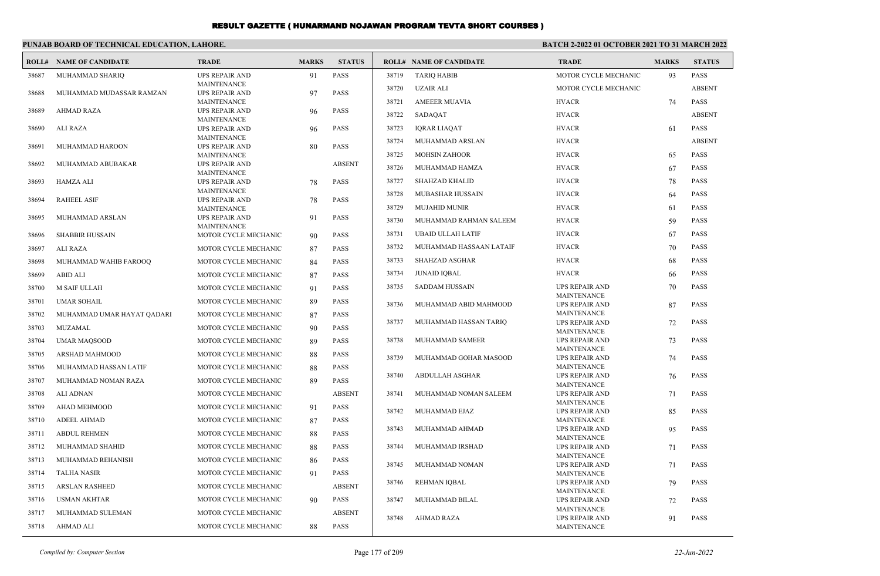# RESULT GAZETTE ( HUNARMAND NOJAWAN PROGRAM TEVTA SHORT COURSES )

**PUNJAB BOARD OF TECHNICAL EDUCATION, LAHORE.**

**BATCH 2-2022 01 OCTOBER 2021 TO 31 MARCH 2022**

| ROLL# | NAME OF CANDIDATE | TRADE | MARKS | STATUS |
|---|---|---|---|---|
| 38687 | MUHAMMAD SHARIQ | UPS REPAIR AND MAINTENANCE | 91 | PASS |
| 38688 | MUHAMMAD MUDASSAR RAMZAN | UPS REPAIR AND MAINTENANCE | 97 | PASS |
| 38689 | AHMAD RAZA | UPS REPAIR AND MAINTENANCE | 96 | PASS |
| 38690 | ALI RAZA | UPS REPAIR AND MAINTENANCE | 96 | PASS |
| 38691 | MUHAMMAD HAROON | UPS REPAIR AND MAINTENANCE | 80 | PASS |
| 38692 | MUHAMMAD ABUBAKAR | UPS REPAIR AND MAINTENANCE | | ABSENT |
| 38693 | HAMZA ALI | UPS REPAIR AND MAINTENANCE | 78 | PASS |
| 38694 | RAHEEL ASIF | UPS REPAIR AND MAINTENANCE | 78 | PASS |
| 38695 | MUHAMMAD ARSLAN | UPS REPAIR AND MAINTENANCE | 91 | PASS |
| 38696 | SHABBIR HUSSAIN | MOTOR CYCLE MECHANIC | 90 | PASS |
| 38697 | ALI RAZA | MOTOR CYCLE MECHANIC | 87 | PASS |
| 38698 | MUHAMMAD WAHIB FAROOQ | MOTOR CYCLE MECHANIC | 84 | PASS |
| 38699 | ABID ALI | MOTOR CYCLE MECHANIC | 87 | PASS |
| 38700 | M SAIF ULLAH | MOTOR CYCLE MECHANIC | 91 | PASS |
| 38701 | UMAR SOHAIL | MOTOR CYCLE MECHANIC | 89 | PASS |
| 38702 | MUHAMMAD UMAR HAYAT QADARI | MOTOR CYCLE MECHANIC | 87 | PASS |
| 38703 | MUZAMAL | MOTOR CYCLE MECHANIC | 90 | PASS |
| 38704 | UMAR MAQSOOD | MOTOR CYCLE MECHANIC | 89 | PASS |
| 38705 | ARSHAD MAHMOOD | MOTOR CYCLE MECHANIC | 88 | PASS |
| 38706 | MUHAMMAD HASSAN LATIF | MOTOR CYCLE MECHANIC | 88 | PASS |
| 38707 | MUHAMMAD NOMAN RAZA | MOTOR CYCLE MECHANIC | 89 | PASS |
| 38708 | ALI ADNAN | MOTOR CYCLE MECHANIC | | ABSENT |
| 38709 | AHAD MEHMOOD | MOTOR CYCLE MECHANIC | 91 | PASS |
| 38710 | ADEEL AHMAD | MOTOR CYCLE MECHANIC | 87 | PASS |
| 38711 | ABDUL REHMEN | MOTOR CYCLE MECHANIC | 88 | PASS |
| 38712 | MUHAMMAD SHAHID | MOTOR CYCLE MECHANIC | 88 | PASS |
| 38713 | MUHAMMAD REHANISH | MOTOR CYCLE MECHANIC | 86 | PASS |
| 38714 | TALHA NASIR | MOTOR CYCLE MECHANIC | 91 | PASS |
| 38715 | ARSLAN RASHEED | MOTOR CYCLE MECHANIC | | ABSENT |
| 38716 | USMAN AKHTAR | MOTOR CYCLE MECHANIC | 90 | PASS |
| 38717 | MUHAMMAD SULEMAN | MOTOR CYCLE MECHANIC | | ABSENT |
| 38718 | AHMAD ALI | MOTOR CYCLE MECHANIC | 88 | PASS |
| 38719 | TARIQ HABIB | MOTOR CYCLE MECHANIC | 93 | PASS |
| 38720 | UZAIR ALI | MOTOR CYCLE MECHANIC | | ABSENT |
| 38721 | AMEEER MUAVIA | HVACR | 74 | PASS |
| 38722 | SADAQAT | HVACR | | ABSENT |
| 38723 | IQRAR LIAQAT | HVACR | 61 | PASS |
| 38724 | MUHAMMAD ARSLAN | HVACR | | ABSENT |
| 38725 | MOHSIN ZAHOOR | HVACR | 65 | PASS |
| 38726 | MUHAMMAD HAMZA | HVACR | 67 | PASS |
| 38727 | SHAHZAD KHALID | HVACR | 78 | PASS |
| 38728 | MUBASHAR HUSSAIN | HVACR | 64 | PASS |
| 38729 | MUJAHID MUNIR | HVACR | 61 | PASS |
| 38730 | MUHAMMAD RAHMAN SALEEM | HVACR | 59 | PASS |
| 38731 | UBAID ULLAH LATIF | HVACR | 67 | PASS |
| 38732 | MUHAMMAD HASSAAN LATAIF | HVACR | 70 | PASS |
| 38733 | SHAHZAD ASGHAR | HVACR | 68 | PASS |
| 38734 | JUNAID IQBAL | HVACR | 66 | PASS |
| 38735 | SADDAM HUSSAIN | UPS REPAIR AND MAINTENANCE | 70 | PASS |
| 38736 | MUHAMMAD ABID MAHMOOD | UPS REPAIR AND MAINTENANCE | 87 | PASS |
| 38737 | MUHAMMAD HASSAN TARIQ | UPS REPAIR AND MAINTENANCE | 72 | PASS |
| 38738 | MUHAMMAD SAMEER | UPS REPAIR AND MAINTENANCE | 73 | PASS |
| 38739 | MUHAMMAD GOHAR MASOOD | UPS REPAIR AND MAINTENANCE | 74 | PASS |
| 38740 | ABDULLAH ASGHAR | UPS REPAIR AND MAINTENANCE | 76 | PASS |
| 38741 | MUHAMMAD NOMAN SALEEM | UPS REPAIR AND MAINTENANCE | 71 | PASS |
| 38742 | MUHAMMAD EJAZ | UPS REPAIR AND MAINTENANCE | 85 | PASS |
| 38743 | MUHAMMAD AHMAD | UPS REPAIR AND MAINTENANCE | 95 | PASS |
| 38744 | MUHAMMAD IRSHAD | UPS REPAIR AND MAINTENANCE | 71 | PASS |
| 38745 | MUHAMMAD NOMAN | UPS REPAIR AND MAINTENANCE | 71 | PASS |
| 38746 | REHMAN IQBAL | UPS REPAIR AND MAINTENANCE | 79 | PASS |
| 38747 | MUHAMMAD BILAL | UPS REPAIR AND MAINTENANCE | 72 | PASS |
| 38748 | AHMAD RAZA | UPS REPAIR AND MAINTENANCE | 91 | PASS |

*Compiled by: Computer Section*

*22-Jun-2022*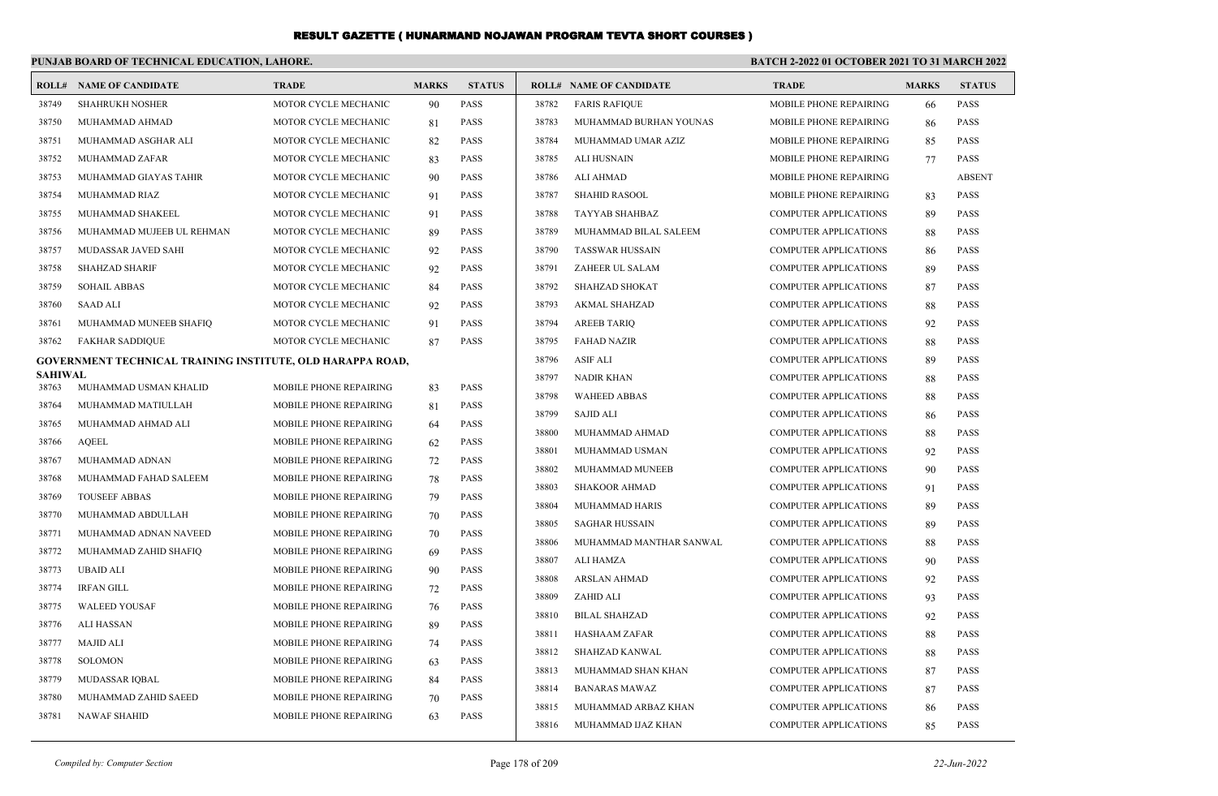# RESULT GAZETTE ( HUNARMAND NOJAWAN PROGRAM TEVTA SHORT COURSES )

**PUNJAB BOARD OF TECHNICAL EDUCATION, LAHORE.**

**BATCH 2-2022 01 OCTOBER 2021 TO 31 MARCH 2022**

| ROLL# | NAME OF CANDIDATE | TRADE | MARKS | STATUS |
|---|---|---|---|---|
| 38749 | SHAHRUKH NOSHER | MOTOR CYCLE MECHANIC | 90 | PASS |
| 38750 | MUHAMMAD AHMAD | MOTOR CYCLE MECHANIC | 81 | PASS |
| 38751 | MUHAMMAD ASGHAR ALI | MOTOR CYCLE MECHANIC | 82 | PASS |
| 38752 | MUHAMMAD ZAFAR | MOTOR CYCLE MECHANIC | 83 | PASS |
| 38753 | MUHAMMAD GIAYAS TAHIR | MOTOR CYCLE MECHANIC | 90 | PASS |
| 38754 | MUHAMMAD RIAZ | MOTOR CYCLE MECHANIC | 91 | PASS |
| 38755 | MUHAMMAD SHAKEEL | MOTOR CYCLE MECHANIC | 91 | PASS |
| 38756 | MUHAMMAD MUJEEB UL REHMAN | MOTOR CYCLE MECHANIC | 89 | PASS |
| 38757 | MUDASSAR JAVED SAHI | MOTOR CYCLE MECHANIC | 92 | PASS |
| 38758 | SHAHZAD SHARIF | MOTOR CYCLE MECHANIC | 92 | PASS |
| 38759 | SOHAIL ABBAS | MOTOR CYCLE MECHANIC | 84 | PASS |
| 38760 | SAAD ALI | MOTOR CYCLE MECHANIC | 92 | PASS |
| 38761 | MUHAMMAD MUNEEB SHAFIQ | MOTOR CYCLE MECHANIC | 91 | PASS |
| 38762 | FAKHAR SADDIQUE | MOTOR CYCLE MECHANIC | 87 | PASS |

**GOVERNMENT TECHNICAL TRAINING INSTITUTE, OLD HARAPPA ROAD, SAHIWAL**

| ROLL# | NAME OF CANDIDATE | TRADE | MARKS | STATUS |
|---|---|---|---|---|
| 38763 | MUHAMMAD USMAN KHALID | MOBILE PHONE REPAIRING | 83 | PASS |
| 38764 | MUHAMMAD MATIULLAH | MOBILE PHONE REPAIRING | 81 | PASS |
| 38765 | MUHAMMAD AHMAD ALI | MOBILE PHONE REPAIRING | 64 | PASS |
| 38766 | AQEEL | MOBILE PHONE REPAIRING | 62 | PASS |
| 38767 | MUHAMMAD ADNAN | MOBILE PHONE REPAIRING | 72 | PASS |
| 38768 | MUHAMMAD FAHAD SALEEM | MOBILE PHONE REPAIRING | 78 | PASS |
| 38769 | TOUSEEF ABBAS | MOBILE PHONE REPAIRING | 79 | PASS |
| 38770 | MUHAMMAD ABDULLAH | MOBILE PHONE REPAIRING | 70 | PASS |
| 38771 | MUHAMMAD ADNAN NAVEED | MOBILE PHONE REPAIRING | 70 | PASS |
| 38772 | MUHAMMAD ZAHID SHAFIQ | MOBILE PHONE REPAIRING | 69 | PASS |
| 38773 | UBAID ALI | MOBILE PHONE REPAIRING | 90 | PASS |
| 38774 | IRFAN GILL | MOBILE PHONE REPAIRING | 72 | PASS |
| 38775 | WALEED YOUSAF | MOBILE PHONE REPAIRING | 76 | PASS |
| 38776 | ALI HASSAN | MOBILE PHONE REPAIRING | 89 | PASS |
| 38777 | MAJID ALI | MOBILE PHONE REPAIRING | 74 | PASS |
| 38778 | SOLOMON | MOBILE PHONE REPAIRING | 63 | PASS |
| 38779 | MUDASSAR IQBAL | MOBILE PHONE REPAIRING | 84 | PASS |
| 38780 | MUHAMMAD ZAHID SAEED | MOBILE PHONE REPAIRING | 70 | PASS |
| 38781 | NAWAF SHAHID | MOBILE PHONE REPAIRING | 63 | PASS |
| 38782 | FARIS RAFIQUE | MOBILE PHONE REPAIRING | 66 | PASS |
| 38783 | MUHAMMAD BURHAN YOUNAS | MOBILE PHONE REPAIRING | 86 | PASS |
| 38784 | MUHAMMAD UMAR AZIZ | MOBILE PHONE REPAIRING | 85 | PASS |
| 38785 | ALI HUSNAIN | MOBILE PHONE REPAIRING | 77 | PASS |
| 38786 | ALI AHMAD | MOBILE PHONE REPAIRING | | ABSENT |
| 38787 | SHAHID RASOOL | MOBILE PHONE REPAIRING | 83 | PASS |
| 38788 | TAYYAB SHAHBAZ | COMPUTER APPLICATIONS | 89 | PASS |
| 38789 | MUHAMMAD BILAL SALEEM | COMPUTER APPLICATIONS | 88 | PASS |
| 38790 | TASSWAR HUSSAIN | COMPUTER APPLICATIONS | 86 | PASS |
| 38791 | ZAHEER UL SALAM | COMPUTER APPLICATIONS | 89 | PASS |
| 38792 | SHAHZAD SHOKAT | COMPUTER APPLICATIONS | 87 | PASS |
| 38793 | AKMAL SHAHZAD | COMPUTER APPLICATIONS | 88 | PASS |
| 38794 | AREEB TARIQ | COMPUTER APPLICATIONS | 92 | PASS |
| 38795 | FAHAD NAZIR | COMPUTER APPLICATIONS | 88 | PASS |
| 38796 | ASIF ALI | COMPUTER APPLICATIONS | 89 | PASS |
| 38797 | NADIR KHAN | COMPUTER APPLICATIONS | 88 | PASS |
| 38798 | WAHEED ABBAS | COMPUTER APPLICATIONS | 88 | PASS |
| 38799 | SAJID ALI | COMPUTER APPLICATIONS | 86 | PASS |
| 38800 | MUHAMMAD AHMAD | COMPUTER APPLICATIONS | 88 | PASS |
| 38801 | MUHAMMAD USMAN | COMPUTER APPLICATIONS | 92 | PASS |
| 38802 | MUHAMMAD MUNEEB | COMPUTER APPLICATIONS | 90 | PASS |
| 38803 | SHAKOOR AHMAD | COMPUTER APPLICATIONS | 91 | PASS |
| 38804 | MUHAMMAD HARIS | COMPUTER APPLICATIONS | 89 | PASS |
| 38805 | SAGHAR HUSSAIN | COMPUTER APPLICATIONS | 89 | PASS |
| 38806 | MUHAMMAD MANTHAR SANWAL | COMPUTER APPLICATIONS | 88 | PASS |
| 38807 | ALI HAMZA | COMPUTER APPLICATIONS | 90 | PASS |
| 38808 | ARSLAN AHMAD | COMPUTER APPLICATIONS | 92 | PASS |
| 38809 | ZAHID ALI | COMPUTER APPLICATIONS | 93 | PASS |
| 38810 | BILAL SHAHZAD | COMPUTER APPLICATIONS | 92 | PASS |
| 38811 | HASHAAM ZAFAR | COMPUTER APPLICATIONS | 88 | PASS |
| 38812 | SHAHZAD KANWAL | COMPUTER APPLICATIONS | 88 | PASS |
| 38813 | MUHAMMAD SHAN KHAN | COMPUTER APPLICATIONS | 87 | PASS |
| 38814 | BANARAS MAWAZ | COMPUTER APPLICATIONS | 87 | PASS |
| 38815 | MUHAMMAD ARBAZ KHAN | COMPUTER APPLICATIONS | 86 | PASS |
| 38816 | MUHAMMAD IJAZ KHAN | COMPUTER APPLICATIONS | 85 | PASS |

*Compiled by: Computer Section*

*22-Jun-2022*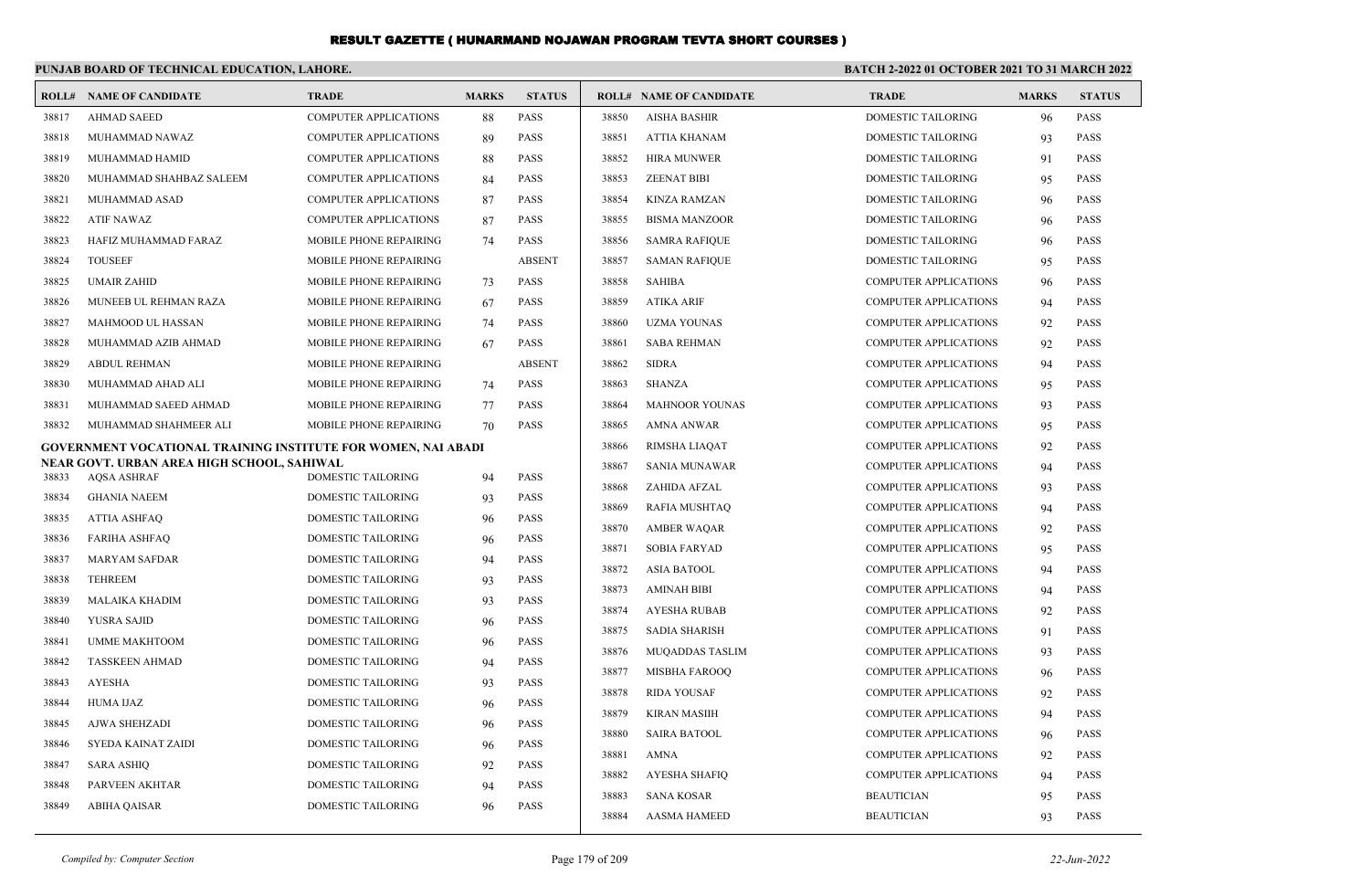# RESULT GAZETTE ( HUNARMAND NOJAWAN PROGRAM TEVTA SHORT COURSES )

**PUNJAB BOARD OF TECHNICAL EDUCATION, LAHORE.**

**BATCH 2-2022 01 OCTOBER 2021 TO 31 MARCH 2022**

| ROLL# | NAME OF CANDIDATE | TRADE | MARKS | STATUS |
|---|---|---|---|---|
| 38817 | AHMAD SAEED | COMPUTER APPLICATIONS | 88 | PASS |
| 38818 | MUHAMMAD NAWAZ | COMPUTER APPLICATIONS | 89 | PASS |
| 38819 | MUHAMMAD HAMID | COMPUTER APPLICATIONS | 88 | PASS |
| 38820 | MUHAMMAD SHAHBAZ SALEEM | COMPUTER APPLICATIONS | 84 | PASS |
| 38821 | MUHAMMAD ASAD | COMPUTER APPLICATIONS | 87 | PASS |
| 38822 | ATIF NAWAZ | COMPUTER APPLICATIONS | 87 | PASS |
| 38823 | HAFIZ MUHAMMAD FARAZ | MOBILE PHONE REPAIRING | 74 | PASS |
| 38824 | TOUSEEF | MOBILE PHONE REPAIRING | | ABSENT |
| 38825 | UMAIR ZAHID | MOBILE PHONE REPAIRING | 73 | PASS |
| 38826 | MUNEEB UL REHMAN RAZA | MOBILE PHONE REPAIRING | 67 | PASS |
| 38827 | MAHMOOD UL HASSAN | MOBILE PHONE REPAIRING | 74 | PASS |
| 38828 | MUHAMMAD AZIB AHMAD | MOBILE PHONE REPAIRING | 67 | PASS |
| 38829 | ABDUL REHMAN | MOBILE PHONE REPAIRING | | ABSENT |
| 38830 | MUHAMMAD AHAD ALI | MOBILE PHONE REPAIRING | 74 | PASS |
| 38831 | MUHAMMAD SAEED AHMAD | MOBILE PHONE REPAIRING | 77 | PASS |
| 38832 | MUHAMMAD SHAHMEER ALI | MOBILE PHONE REPAIRING | 70 | PASS |

**GOVERNMENT VOCATIONAL TRAINING INSTITUTE FOR WOMEN, NAI ABADI NEAR GOVT. URBAN AREA HIGH SCHOOL, SAHIWAL**

| ROLL# | NAME OF CANDIDATE | TRADE | MARKS | STATUS |
|---|---|---|---|---|
| 38833 | AQSA ASHRAF | DOMESTIC TAILORING | 94 | PASS |
| 38834 | GHANIA NAEEM | DOMESTIC TAILORING | 93 | PASS |
| 38835 | ATTIA ASHFAQ | DOMESTIC TAILORING | 96 | PASS |
| 38836 | FARIHA ASHFAQ | DOMESTIC TAILORING | 96 | PASS |
| 38837 | MARYAM SAFDAR | DOMESTIC TAILORING | 94 | PASS |
| 38838 | TEHREEM | DOMESTIC TAILORING | 93 | PASS |
| 38839 | MALAIKA KHADIM | DOMESTIC TAILORING | 93 | PASS |
| 38840 | YUSRA SAJID | DOMESTIC TAILORING | 96 | PASS |
| 38841 | UMME MAKHTOOM | DOMESTIC TAILORING | 96 | PASS |
| 38842 | TASSKEEN AHMAD | DOMESTIC TAILORING | 94 | PASS |
| 38843 | AYESHA | DOMESTIC TAILORING | 93 | PASS |
| 38844 | HUMA IJAZ | DOMESTIC TAILORING | 96 | PASS |
| 38845 | AJWA SHEHZADI | DOMESTIC TAILORING | 96 | PASS |
| 38846 | SYEDA KAINAT ZAIDI | DOMESTIC TAILORING | 96 | PASS |
| 38847 | SARA ASHIQ | DOMESTIC TAILORING | 92 | PASS |
| 38848 | PARVEEN AKHTAR | DOMESTIC TAILORING | 94 | PASS |
| 38849 | ABIHA QAISAR | DOMESTIC TAILORING | 96 | PASS |
| 38850 | AISHA BASHIR | DOMESTIC TAILORING | 96 | PASS |
| 38851 | ATTIA KHANAM | DOMESTIC TAILORING | 93 | PASS |
| 38852 | HIRA MUNWER | DOMESTIC TAILORING | 91 | PASS |
| 38853 | ZEENAT BIBI | DOMESTIC TAILORING | 95 | PASS |
| 38854 | KINZA RAMZAN | DOMESTIC TAILORING | 96 | PASS |
| 38855 | BISMA MANZOOR | DOMESTIC TAILORING | 96 | PASS |
| 38856 | SAMRA RAFIQUE | DOMESTIC TAILORING | 96 | PASS |
| 38857 | SAMAN RAFIQUE | DOMESTIC TAILORING | 95 | PASS |
| 38858 | SAHIBA | COMPUTER APPLICATIONS | 96 | PASS |
| 38859 | ATIKA ARIF | COMPUTER APPLICATIONS | 94 | PASS |
| 38860 | UZMA YOUNAS | COMPUTER APPLICATIONS | 92 | PASS |
| 38861 | SABA REHMAN | COMPUTER APPLICATIONS | 92 | PASS |
| 38862 | SIDRA | COMPUTER APPLICATIONS | 94 | PASS |
| 38863 | SHANZA | COMPUTER APPLICATIONS | 95 | PASS |
| 38864 | MAHNOOR YOUNAS | COMPUTER APPLICATIONS | 93 | PASS |
| 38865 | AMNA ANWAR | COMPUTER APPLICATIONS | 95 | PASS |
| 38866 | RIMSHA LIAQAT | COMPUTER APPLICATIONS | 92 | PASS |
| 38867 | SANIA MUNAWAR | COMPUTER APPLICATIONS | 94 | PASS |
| 38868 | ZAHIDA AFZAL | COMPUTER APPLICATIONS | 93 | PASS |
| 38869 | RAFIA MUSHTAQ | COMPUTER APPLICATIONS | 94 | PASS |
| 38870 | AMBER WAQAR | COMPUTER APPLICATIONS | 92 | PASS |
| 38871 | SOBIA FARYAD | COMPUTER APPLICATIONS | 95 | PASS |
| 38872 | ASIA BATOOL | COMPUTER APPLICATIONS | 94 | PASS |
| 38873 | AMINAH BIBI | COMPUTER APPLICATIONS | 94 | PASS |
| 38874 | AYESHA RUBAB | COMPUTER APPLICATIONS | 92 | PASS |
| 38875 | SADIA SHARISH | COMPUTER APPLICATIONS | 91 | PASS |
| 38876 | MUQADDAS TASLIM | COMPUTER APPLICATIONS | 93 | PASS |
| 38877 | MISBHA FAROOQ | COMPUTER APPLICATIONS | 96 | PASS |
| 38878 | RIDA YOUSAF | COMPUTER APPLICATIONS | 92 | PASS |
| 38879 | KIRAN MASIIH | COMPUTER APPLICATIONS | 94 | PASS |
| 38880 | SAIRA BATOOL | COMPUTER APPLICATIONS | 96 | PASS |
| 38881 | AMNA | COMPUTER APPLICATIONS | 92 | PASS |
| 38882 | AYESHA SHAFIQ | COMPUTER APPLICATIONS | 94 | PASS |
| 38883 | SANA KOSAR | BEAUTICIAN | 95 | PASS |
| 38884 | AASMA HAMEED | BEAUTICIAN | 93 | PASS |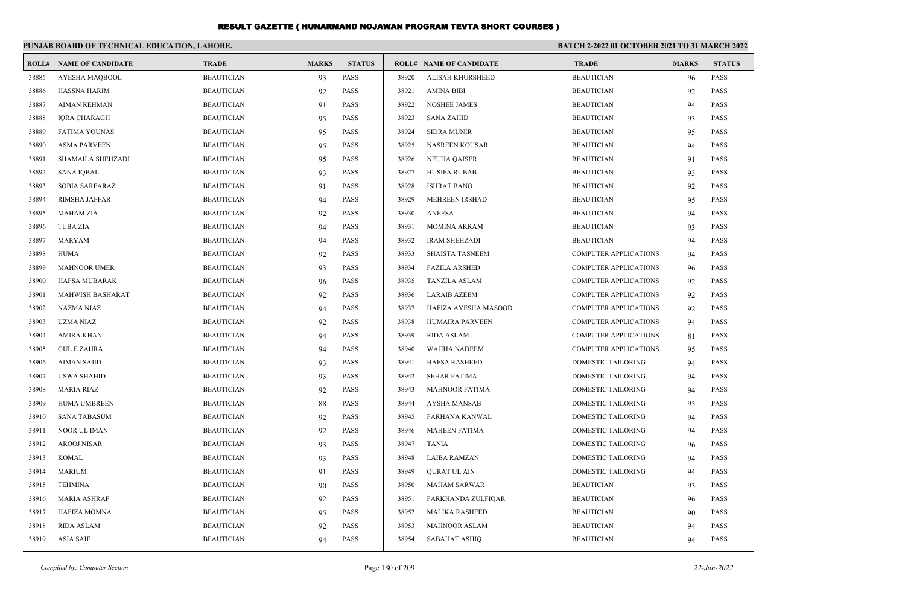# RESULT GAZETTE ( HUNARMAND NOJAWAN PROGRAM TEVTA SHORT COURSES )

**PUNJAB BOARD OF TECHNICAL EDUCATION, LAHORE.**

**BATCH 2-2022 01 OCTOBER 2021 TO 31 MARCH 2022**

| ROLL# | NAME OF CANDIDATE | TRADE | MARKS | STATUS |
|---|---|---|---|---|
| 38885 | AYESHA MAQBOOL | BEAUTICIAN | 93 | PASS |
| 38886 | HASSNA HARIM | BEAUTICIAN | 92 | PASS |
| 38887 | AIMAN REHMAN | BEAUTICIAN | 91 | PASS |
| 38888 | IQRA CHARAGH | BEAUTICIAN | 95 | PASS |
| 38889 | FATIMA YOUNAS | BEAUTICIAN | 95 | PASS |
| 38890 | ASMA PARVEEN | BEAUTICIAN | 95 | PASS |
| 38891 | SHAMAILA SHEHZADI | BEAUTICIAN | 95 | PASS |
| 38892 | SANA IQBAL | BEAUTICIAN | 93 | PASS |
| 38893 | SOBIA SARFARAZ | BEAUTICIAN | 91 | PASS |
| 38894 | RIMSHA JAFFAR | BEAUTICIAN | 94 | PASS |
| 38895 | MAHAM ZIA | BEAUTICIAN | 92 | PASS |
| 38896 | TUBA ZIA | BEAUTICIAN | 94 | PASS |
| 38897 | MARYAM | BEAUTICIAN | 94 | PASS |
| 38898 | HUMA | BEAUTICIAN | 92 | PASS |
| 38899 | MAHNOOR UMER | BEAUTICIAN | 93 | PASS |
| 38900 | HAFSA MUBARAK | BEAUTICIAN | 96 | PASS |
| 38901 | MAHWISH BASHARAT | BEAUTICIAN | 92 | PASS |
| 38902 | NAZMA NIAZ | BEAUTICIAN | 94 | PASS |
| 38903 | UZMA NIAZ | BEAUTICIAN | 92 | PASS |
| 38904 | AMIRA KHAN | BEAUTICIAN | 94 | PASS |
| 38905 | GUL E ZAHRA | BEAUTICIAN | 94 | PASS |
| 38906 | AIMAN SAJID | BEAUTICIAN | 93 | PASS |
| 38907 | USWA SHAHID | BEAUTICIAN | 93 | PASS |
| 38908 | MARIA RIAZ | BEAUTICIAN | 92 | PASS |
| 38909 | HUMA UMBREEN | BEAUTICIAN | 88 | PASS |
| 38910 | SANA TABASUM | BEAUTICIAN | 92 | PASS |
| 38911 | NOOR UL IMAN | BEAUTICIAN | 92 | PASS |
| 38912 | AROOJ NISAR | BEAUTICIAN | 93 | PASS |
| 38913 | KOMAL | BEAUTICIAN | 93 | PASS |
| 38914 | MARIUM | BEAUTICIAN | 91 | PASS |
| 38915 | TEHMINA | BEAUTICIAN | 90 | PASS |
| 38916 | MARIA ASHRAF | BEAUTICIAN | 92 | PASS |
| 38917 | HAFIZA MOMNA | BEAUTICIAN | 95 | PASS |
| 38918 | RIDA ASLAM | BEAUTICIAN | 92 | PASS |
| 38919 | ASIA SAIF | BEAUTICIAN | 94 | PASS |
| 38920 | ALISAH KHURSHEED | BEAUTICIAN | 96 | PASS |
| 38921 | AMINA BIBI | BEAUTICIAN | 92 | PASS |
| 38922 | NOSHEE JAMES | BEAUTICIAN | 94 | PASS |
| 38923 | SANA ZAHID | BEAUTICIAN | 93 | PASS |
| 38924 | SIDRA MUNIR | BEAUTICIAN | 95 | PASS |
| 38925 | NASREEN KOUSAR | BEAUTICIAN | 94 | PASS |
| 38926 | NEUHA QAISER | BEAUTICIAN | 91 | PASS |
| 38927 | HUSIFA RUBAB | BEAUTICIAN | 93 | PASS |
| 38928 | ISHRAT BANO | BEAUTICIAN | 92 | PASS |
| 38929 | MEHREEN IRSHAD | BEAUTICIAN | 95 | PASS |
| 38930 | ANEESA | BEAUTICIAN | 94 | PASS |
| 38931 | MOMINA AKRAM | BEAUTICIAN | 93 | PASS |
| 38932 | IRAM SHEHZADI | BEAUTICIAN | 94 | PASS |
| 38933 | SHAISTA TASNEEM | COMPUTER APPLICATIONS | 94 | PASS |
| 38934 | FAZILA ARSHED | COMPUTER APPLICATIONS | 96 | PASS |
| 38935 | TANZILA ASLAM | COMPUTER APPLICATIONS | 92 | PASS |
| 38936 | LARAIB AZEEM | COMPUTER APPLICATIONS | 92 | PASS |
| 38937 | HAFIZA AYESHA MASOOD | COMPUTER APPLICATIONS | 92 | PASS |
| 38938 | HUMAIRA PARVEEN | COMPUTER APPLICATIONS | 94 | PASS |
| 38939 | RIDA ASLAM | COMPUTER APPLICATIONS | 81 | PASS |
| 38940 | WAJIHA NADEEM | COMPUTER APPLICATIONS | 95 | PASS |
| 38941 | HAFSA RASHEED | DOMESTIC TAILORING | 94 | PASS |
| 38942 | SEHAR FATIMA | DOMESTIC TAILORING | 94 | PASS |
| 38943 | MAHNOOR FATIMA | DOMESTIC TAILORING | 94 | PASS |
| 38944 | AYSHA MANSAB | DOMESTIC TAILORING | 95 | PASS |
| 38945 | FARHANA KANWAL | DOMESTIC TAILORING | 94 | PASS |
| 38946 | MAHEEN FATIMA | DOMESTIC TAILORING | 94 | PASS |
| 38947 | TANIA | DOMESTIC TAILORING | 96 | PASS |
| 38948 | LAIBA RAMZAN | DOMESTIC TAILORING | 94 | PASS |
| 38949 | QURAT UL AIN | DOMESTIC TAILORING | 94 | PASS |
| 38950 | MAHAM SARWAR | BEAUTICIAN | 93 | PASS |
| 38951 | FARKHANDA ZULFIQAR | BEAUTICIAN | 96 | PASS |
| 38952 | MALIKA RASHEED | BEAUTICIAN | 90 | PASS |
| 38953 | MAHNOOR ASLAM | BEAUTICIAN | 94 | PASS |
| 38954 | SABAHAT ASHIQ | BEAUTICIAN | 94 | PASS |

*Compiled by: Computer Section*

*22-Jun-2022*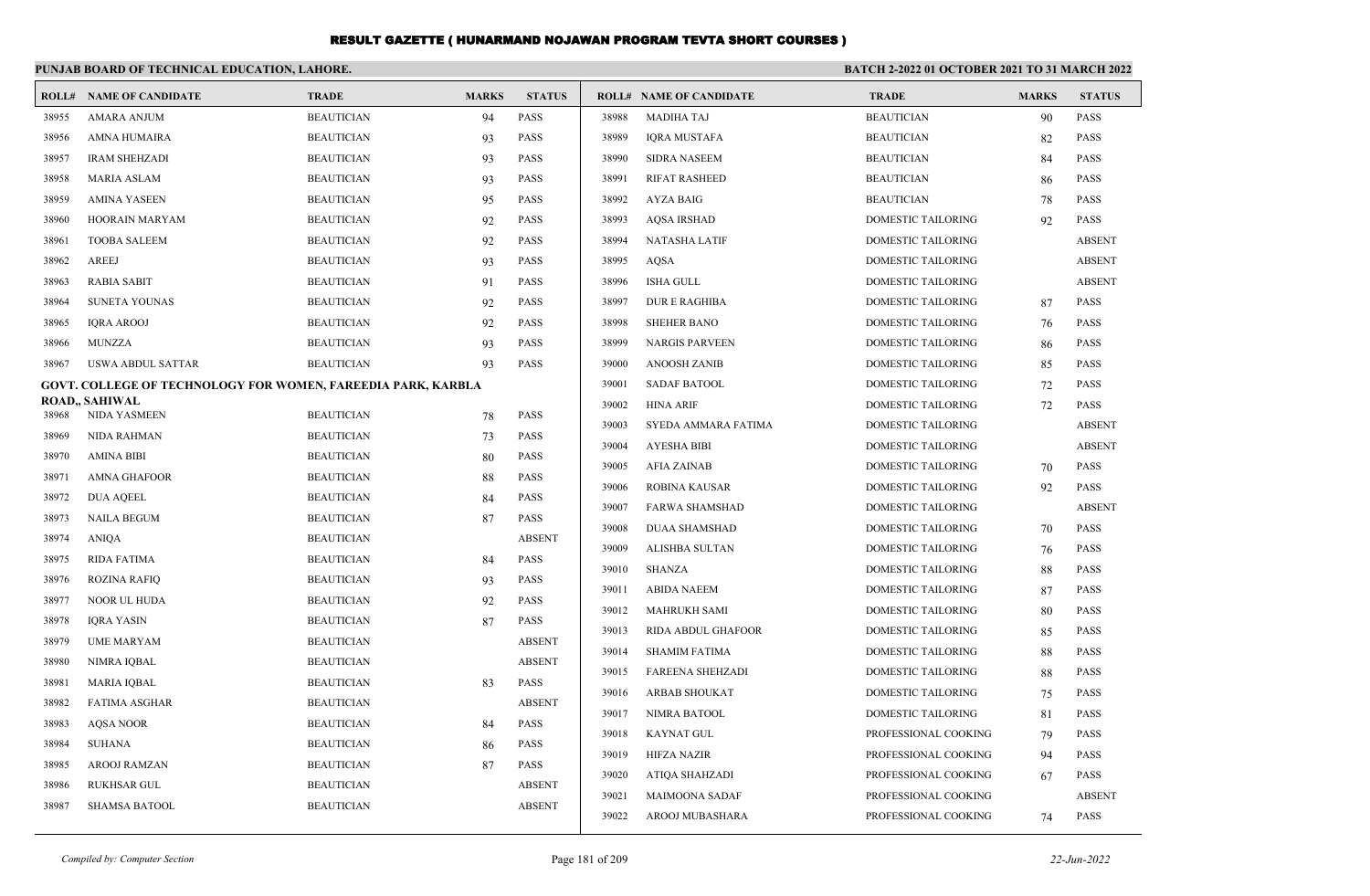# RESULT GAZETTE ( HUNARMAND NOJAWAN PROGRAM TEVTA SHORT COURSES )

**PUNJAB BOARD OF TECHNICAL EDUCATION, LAHORE.**

**BATCH 2-2022 01 OCTOBER 2021 TO 31 MARCH 2022**

| ROLL# | NAME OF CANDIDATE | TRADE | MARKS | STATUS |
|---|---|---|---|---|
| 38955 | AMARA ANJUM | BEAUTICIAN | 94 | PASS |
| 38956 | AMNA HUMAIRA | BEAUTICIAN | 93 | PASS |
| 38957 | IRAM SHEHZADI | BEAUTICIAN | 93 | PASS |
| 38958 | MARIA ASLAM | BEAUTICIAN | 93 | PASS |
| 38959 | AMINA YASEEN | BEAUTICIAN | 95 | PASS |
| 38960 | HOORAIN MARYAM | BEAUTICIAN | 92 | PASS |
| 38961 | TOOBA SALEEM | BEAUTICIAN | 92 | PASS |
| 38962 | AREEJ | BEAUTICIAN | 93 | PASS |
| 38963 | RABIA SABIT | BEAUTICIAN | 91 | PASS |
| 38964 | SUNETA YOUNAS | BEAUTICIAN | 92 | PASS |
| 38965 | IQRA AROOJ | BEAUTICIAN | 92 | PASS |
| 38966 | MUNZZA | BEAUTICIAN | 93 | PASS |
| 38967 | USWA ABDUL SATTAR | BEAUTICIAN | 93 | PASS |

**GOVT. COLLEGE OF TECHNOLOGY FOR WOMEN, FAREEDIA PARK, KARBLA ROAD,, SAHIWAL**

| ROLL# | NAME OF CANDIDATE | TRADE | MARKS | STATUS |
|---|---|---|---|---|
| 38968 | NIDA YASMEEN | BEAUTICIAN | 78 | PASS |
| 38969 | NIDA RAHMAN | BEAUTICIAN | 73 | PASS |
| 38970 | AMINA BIBI | BEAUTICIAN | 80 | PASS |
| 38971 | AMNA GHAFOOR | BEAUTICIAN | 88 | PASS |
| 38972 | DUA AQEEL | BEAUTICIAN | 84 | PASS |
| 38973 | NAILA BEGUM | BEAUTICIAN | 87 | PASS |
| 38974 | ANIQA | BEAUTICIAN | | ABSENT |
| 38975 | RIDA FATIMA | BEAUTICIAN | 84 | PASS |
| 38976 | ROZINA RAFIQ | BEAUTICIAN | 93 | PASS |
| 38977 | NOOR UL HUDA | BEAUTICIAN | 92 | PASS |
| 38978 | IQRA YASIN | BEAUTICIAN | 87 | PASS |
| 38979 | UME MARYAM | BEAUTICIAN | | ABSENT |
| 38980 | NIMRA IQBAL | BEAUTICIAN | | ABSENT |
| 38981 | MARIA IQBAL | BEAUTICIAN | 83 | PASS |
| 38982 | FATIMA ASGHAR | BEAUTICIAN | | ABSENT |
| 38983 | AQSA NOOR | BEAUTICIAN | 84 | PASS |
| 38984 | SUHANA | BEAUTICIAN | 86 | PASS |
| 38985 | AROOJ RAMZAN | BEAUTICIAN | 87 | PASS |
| 38986 | RUKHSAR GUL | BEAUTICIAN | | ABSENT |
| 38987 | SHAMSA BATOOL | BEAUTICIAN | | ABSENT |
| 38988 | MADIHA TAJ | BEAUTICIAN | 90 | PASS |
| 38989 | IQRA MUSTAFA | BEAUTICIAN | 82 | PASS |
| 38990 | SIDRA NASEEM | BEAUTICIAN | 84 | PASS |
| 38991 | RIFAT RASHEED | BEAUTICIAN | 86 | PASS |
| 38992 | AYZA BAIG | BEAUTICIAN | 78 | PASS |
| 38993 | AQSA IRSHAD | DOMESTIC TAILORING | 92 | PASS |
| 38994 | NATASHA LATIF | DOMESTIC TAILORING | | ABSENT |
| 38995 | AQSA | DOMESTIC TAILORING | | ABSENT |
| 38996 | ISHA GULL | DOMESTIC TAILORING | | ABSENT |
| 38997 | DUR E RAGHIBA | DOMESTIC TAILORING | 87 | PASS |
| 38998 | SHEHER BANO | DOMESTIC TAILORING | 76 | PASS |
| 38999 | NARGIS PARVEEN | DOMESTIC TAILORING | 86 | PASS |
| 39000 | ANOOSH ZANIB | DOMESTIC TAILORING | 85 | PASS |
| 39001 | SADAF BATOOL | DOMESTIC TAILORING | 72 | PASS |
| 39002 | HINA ARIF | DOMESTIC TAILORING | 72 | PASS |
| 39003 | SYEDA AMMARA FATIMA | DOMESTIC TAILORING | | ABSENT |
| 39004 | AYESHA BIBI | DOMESTIC TAILORING | | ABSENT |
| 39005 | AFIA ZAINAB | DOMESTIC TAILORING | 70 | PASS |
| 39006 | ROBINA KAUSAR | DOMESTIC TAILORING | 92 | PASS |
| 39007 | FARWA SHAMSHAD | DOMESTIC TAILORING | | ABSENT |
| 39008 | DUAA SHAMSHAD | DOMESTIC TAILORING | 70 | PASS |
| 39009 | ALISHBA SULTAN | DOMESTIC TAILORING | 76 | PASS |
| 39010 | SHANZA | DOMESTIC TAILORING | 88 | PASS |
| 39011 | ABIDA NAEEM | DOMESTIC TAILORING | 87 | PASS |
| 39012 | MAHRUKH SAMI | DOMESTIC TAILORING | 80 | PASS |
| 39013 | RIDA ABDUL GHAFOOR | DOMESTIC TAILORING | 85 | PASS |
| 39014 | SHAMIM FATIMA | DOMESTIC TAILORING | 88 | PASS |
| 39015 | FAREENA SHEHZADI | DOMESTIC TAILORING | 88 | PASS |
| 39016 | ARBAB SHOUKAT | DOMESTIC TAILORING | 75 | PASS |
| 39017 | NIMRA BATOOL | DOMESTIC TAILORING | 81 | PASS |
| 39018 | KAYNAT GUL | PROFESSIONAL COOKING | 79 | PASS |
| 39019 | HIFZA NAZIR | PROFESSIONAL COOKING | 94 | PASS |
| 39020 | ATIQA SHAHZADI | PROFESSIONAL COOKING | 67 | PASS |
| 39021 | MAIMOONA SADAF | PROFESSIONAL COOKING | | ABSENT |
| 39022 | AROOJ MUBASHARA | PROFESSIONAL COOKING | 74 | PASS |

*Compiled by: Computer Section*

*22-Jun-2022*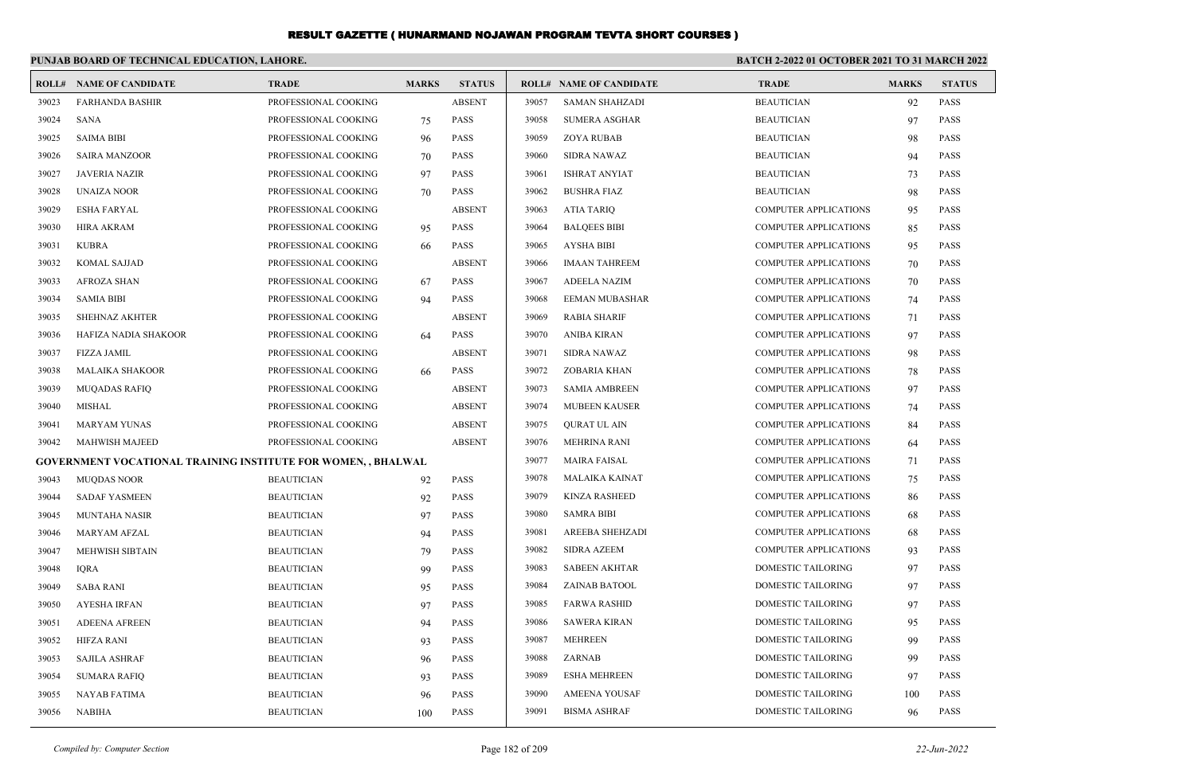# RESULT GAZETTE ( HUNARMAND NOJAWAN PROGRAM TEVTA SHORT COURSES )

**PUNJAB BOARD OF TECHNICAL EDUCATION, LAHORE.**

**BATCH 2-2022 01 OCTOBER 2021 TO 31 MARCH 2022**

| ROLL# | NAME OF CANDIDATE | TRADE | MARKS | STATUS |
|---|---|---|---|---|
| 39023 | FARHANDA BASHIR | PROFESSIONAL COOKING | | ABSENT |
| 39024 | SANA | PROFESSIONAL COOKING | 75 | PASS |
| 39025 | SAIMA BIBI | PROFESSIONAL COOKING | 96 | PASS |
| 39026 | SAIRA MANZOOR | PROFESSIONAL COOKING | 70 | PASS |
| 39027 | JAVERIA NAZIR | PROFESSIONAL COOKING | 97 | PASS |
| 39028 | UNAIZA NOOR | PROFESSIONAL COOKING | 70 | PASS |
| 39029 | ESHA FARYAL | PROFESSIONAL COOKING | | ABSENT |
| 39030 | HIRA AKRAM | PROFESSIONAL COOKING | 95 | PASS |
| 39031 | KUBRA | PROFESSIONAL COOKING | 66 | PASS |
| 39032 | KOMAL SAJJAD | PROFESSIONAL COOKING | | ABSENT |
| 39033 | AFROZA SHAN | PROFESSIONAL COOKING | 67 | PASS |
| 39034 | SAMIA BIBI | PROFESSIONAL COOKING | 94 | PASS |
| 39035 | SHEHNAZ AKHTER | PROFESSIONAL COOKING | | ABSENT |
| 39036 | HAFIZA NADIA SHAKOOR | PROFESSIONAL COOKING | 64 | PASS |
| 39037 | FIZZA JAMIL | PROFESSIONAL COOKING | | ABSENT |
| 39038 | MALAIKA SHAKOOR | PROFESSIONAL COOKING | 66 | PASS |
| 39039 | MUQADAS RAFIQ | PROFESSIONAL COOKING | | ABSENT |
| 39040 | MISHAL | PROFESSIONAL COOKING | | ABSENT |
| 39041 | MARYAM YUNAS | PROFESSIONAL COOKING | | ABSENT |
| 39042 | MAHWISH MAJEED | PROFESSIONAL COOKING | | ABSENT |

**GOVERNMENT VOCATIONAL TRAINING INSTITUTE FOR WOMEN, , BHALWAL**

| ROLL# | NAME OF CANDIDATE | TRADE | MARKS | STATUS |
|---|---|---|---|---|
| 39043 | MUQDAS NOOR | BEAUTICIAN | 92 | PASS |
| 39044 | SADAF YASMEEN | BEAUTICIAN | 92 | PASS |
| 39045 | MUNTAHA NASIR | BEAUTICIAN | 97 | PASS |
| 39046 | MARYAM AFZAL | BEAUTICIAN | 94 | PASS |
| 39047 | MEHWISH SIBTAIN | BEAUTICIAN | 79 | PASS |
| 39048 | IQRA | BEAUTICIAN | 99 | PASS |
| 39049 | SABA RANI | BEAUTICIAN | 95 | PASS |
| 39050 | AYESHA IRFAN | BEAUTICIAN | 97 | PASS |
| 39051 | ADEENA AFREEN | BEAUTICIAN | 94 | PASS |
| 39052 | HIFZA RANI | BEAUTICIAN | 93 | PASS |
| 39053 | SAJILA ASHRAF | BEAUTICIAN | 96 | PASS |
| 39054 | SUMARA RAFIQ | BEAUTICIAN | 93 | PASS |
| 39055 | NAYAB FATIMA | BEAUTICIAN | 96 | PASS |
| 39056 | NABIHA | BEAUTICIAN | 100 | PASS |
| 39057 | SAMAN SHAHZADI | BEAUTICIAN | 92 | PASS |
| 39058 | SUMERA ASGHAR | BEAUTICIAN | 97 | PASS |
| 39059 | ZOYA RUBAB | BEAUTICIAN | 98 | PASS |
| 39060 | SIDRA NAWAZ | BEAUTICIAN | 94 | PASS |
| 39061 | ISHRAT ANYIAT | BEAUTICIAN | 73 | PASS |
| 39062 | BUSHRA FIAZ | BEAUTICIAN | 98 | PASS |
| 39063 | ATIA TARIQ | COMPUTER APPLICATIONS | 95 | PASS |
| 39064 | BALQEES BIBI | COMPUTER APPLICATIONS | 85 | PASS |
| 39065 | AYSHA BIBI | COMPUTER APPLICATIONS | 95 | PASS |
| 39066 | IMAAN TAHREEM | COMPUTER APPLICATIONS | 70 | PASS |
| 39067 | ADEELA NAZIM | COMPUTER APPLICATIONS | 70 | PASS |
| 39068 | EEMAN MUBASHAR | COMPUTER APPLICATIONS | 74 | PASS |
| 39069 | RABIA SHARIF | COMPUTER APPLICATIONS | 71 | PASS |
| 39070 | ANIBA KIRAN | COMPUTER APPLICATIONS | 97 | PASS |
| 39071 | SIDRA NAWAZ | COMPUTER APPLICATIONS | 98 | PASS |
| 39072 | ZOBARIA KHAN | COMPUTER APPLICATIONS | 78 | PASS |
| 39073 | SAMIA AMBREEN | COMPUTER APPLICATIONS | 97 | PASS |
| 39074 | MUBEEN KAUSER | COMPUTER APPLICATIONS | 74 | PASS |
| 39075 | QURAT UL AIN | COMPUTER APPLICATIONS | 84 | PASS |
| 39076 | MEHRINA RANI | COMPUTER APPLICATIONS | 64 | PASS |
| 39077 | MAIRA FAISAL | COMPUTER APPLICATIONS | 71 | PASS |
| 39078 | MALAIKA KAINAT | COMPUTER APPLICATIONS | 75 | PASS |
| 39079 | KINZA RASHEED | COMPUTER APPLICATIONS | 86 | PASS |
| 39080 | SAMRA BIBI | COMPUTER APPLICATIONS | 68 | PASS |
| 39081 | AREEBA SHEHZADI | COMPUTER APPLICATIONS | 68 | PASS |
| 39082 | SIDRA AZEEM | COMPUTER APPLICATIONS | 93 | PASS |
| 39083 | SABEEN AKHTAR | DOMESTIC TAILORING | 97 | PASS |
| 39084 | ZAINAB BATOOL | DOMESTIC TAILORING | 97 | PASS |
| 39085 | FARWA RASHID | DOMESTIC TAILORING | 97 | PASS |
| 39086 | SAWERA KIRAN | DOMESTIC TAILORING | 95 | PASS |
| 39087 | MEHREEN | DOMESTIC TAILORING | 99 | PASS |
| 39088 | ZARNAB | DOMESTIC TAILORING | 99 | PASS |
| 39089 | ESHA MEHREEN | DOMESTIC TAILORING | 97 | PASS |
| 39090 | AMEENA YOUSAF | DOMESTIC TAILORING | 100 | PASS |
| 39091 | BISMA ASHRAF | DOMESTIC TAILORING | 96 | PASS |

*Compiled by: Computer Section*

*22-Jun-2022*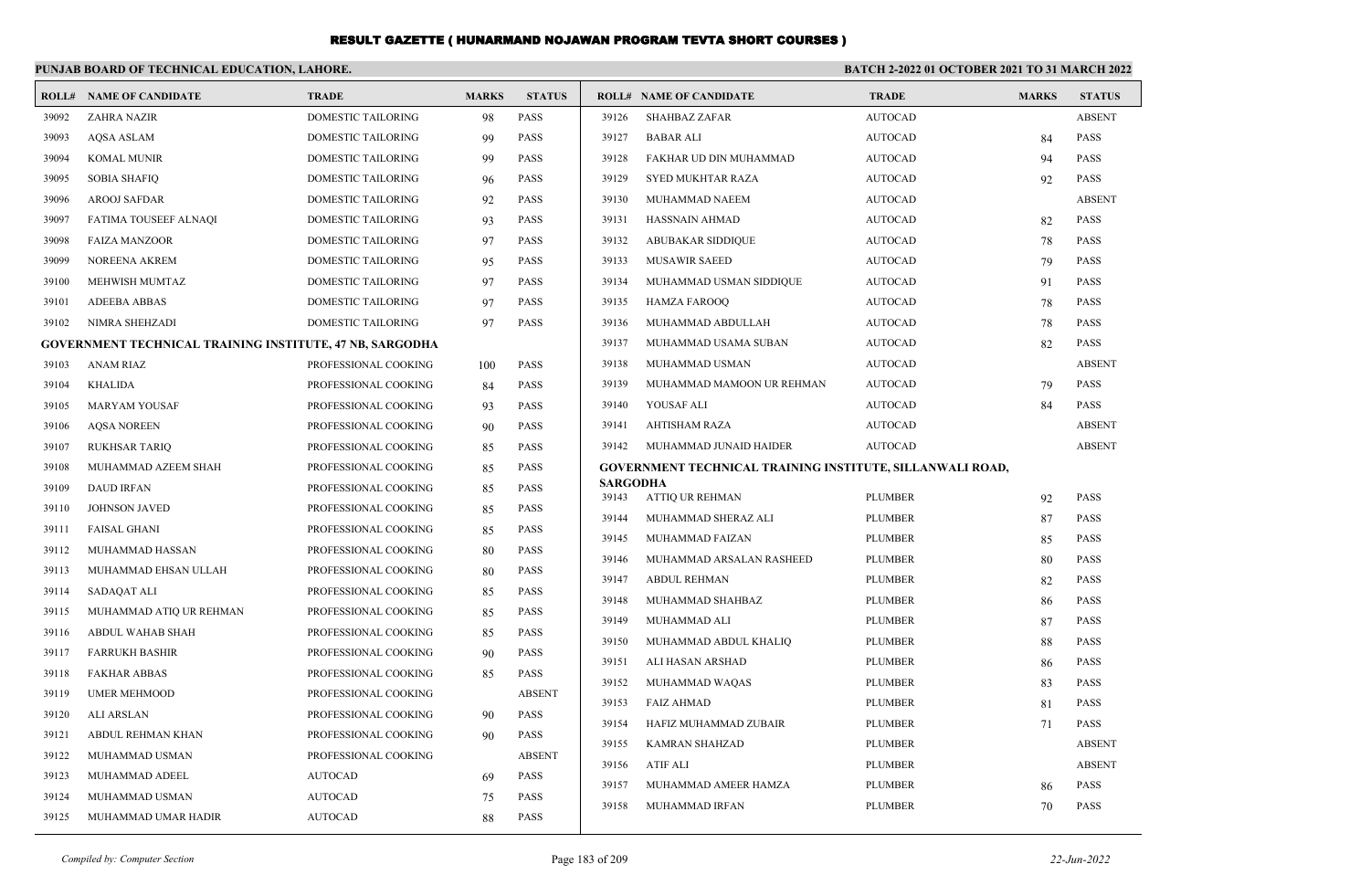# RESULT GAZETTE ( HUNARMAND NOJAWAN PROGRAM TEVTA SHORT COURSES )

**PUNJAB BOARD OF TECHNICAL EDUCATION, LAHORE.**

**BATCH 2-2022 01 OCTOBER 2021 TO 31 MARCH 2022**

| ROLL# | NAME OF CANDIDATE | TRADE | MARKS | STATUS |
|---|---|---|---|---|
| 39092 | ZAHRA NAZIR | DOMESTIC TAILORING | 98 | PASS |
| 39093 | AQSA ASLAM | DOMESTIC TAILORING | 99 | PASS |
| 39094 | KOMAL MUNIR | DOMESTIC TAILORING | 99 | PASS |
| 39095 | SOBIA SHAFIQ | DOMESTIC TAILORING | 96 | PASS |
| 39096 | AROOJ SAFDAR | DOMESTIC TAILORING | 92 | PASS |
| 39097 | FATIMA TOUSEEF ALNAQI | DOMESTIC TAILORING | 93 | PASS |
| 39098 | FAIZA MANZOOR | DOMESTIC TAILORING | 97 | PASS |
| 39099 | NOREENA AKREM | DOMESTIC TAILORING | 95 | PASS |
| 39100 | MEHWISH MUMTAZ | DOMESTIC TAILORING | 97 | PASS |
| 39101 | ADEEBA ABBAS | DOMESTIC TAILORING | 97 | PASS |
| 39102 | NIMRA SHEHZADI | DOMESTIC TAILORING | 97 | PASS |

**GOVERNMENT TECHNICAL TRAINING INSTITUTE, 47 NB, SARGODHA**

| ROLL# | NAME OF CANDIDATE | TRADE | MARKS | STATUS |
|---|---|---|---|---|
| 39103 | ANAM RIAZ | PROFESSIONAL COOKING | 100 | PASS |
| 39104 | KHALIDA | PROFESSIONAL COOKING | 84 | PASS |
| 39105 | MARYAM YOUSAF | PROFESSIONAL COOKING | 93 | PASS |
| 39106 | AQSA NOREEN | PROFESSIONAL COOKING | 90 | PASS |
| 39107 | RUKHSAR TARIQ | PROFESSIONAL COOKING | 85 | PASS |
| 39108 | MUHAMMAD AZEEM SHAH | PROFESSIONAL COOKING | 85 | PASS |
| 39109 | DAUD IRFAN | PROFESSIONAL COOKING | 85 | PASS |
| 39110 | JOHNSON JAVED | PROFESSIONAL COOKING | 85 | PASS |
| 39111 | FAISAL GHANI | PROFESSIONAL COOKING | 85 | PASS |
| 39112 | MUHAMMAD HASSAN | PROFESSIONAL COOKING | 80 | PASS |
| 39113 | MUHAMMAD EHSAN ULLAH | PROFESSIONAL COOKING | 80 | PASS |
| 39114 | SADAQAT ALI | PROFESSIONAL COOKING | 85 | PASS |
| 39115 | MUHAMMAD ATIQ UR REHMAN | PROFESSIONAL COOKING | 85 | PASS |
| 39116 | ABDUL WAHAB SHAH | PROFESSIONAL COOKING | 85 | PASS |
| 39117 | FARRUKH BASHIR | PROFESSIONAL COOKING | 90 | PASS |
| 39118 | FAKHAR ABBAS | PROFESSIONAL COOKING | 85 | PASS |
| 39119 | UMER MEHMOOD | PROFESSIONAL COOKING | | ABSENT |
| 39120 | ALI ARSLAN | PROFESSIONAL COOKING | 90 | PASS |
| 39121 | ABDUL REHMAN KHAN | PROFESSIONAL COOKING | 90 | PASS |
| 39122 | MUHAMMAD USMAN | PROFESSIONAL COOKING | | ABSENT |
| 39123 | MUHAMMAD ADEEL | AUTOCAD | 69 | PASS |
| 39124 | MUHAMMAD USMAN | AUTOCAD | 75 | PASS |
| 39125 | MUHAMMAD UMAR HADIR | AUTOCAD | 88 | PASS |
| 39126 | SHAHBAZ ZAFAR | AUTOCAD | | ABSENT |
| 39127 | BABAR ALI | AUTOCAD | 84 | PASS |
| 39128 | FAKHAR UD DIN MUHAMMAD | AUTOCAD | 94 | PASS |
| 39129 | SYED MUKHTAR RAZA | AUTOCAD | 92 | PASS |
| 39130 | MUHAMMAD NAEEM | AUTOCAD | | ABSENT |
| 39131 | HASSNAIN AHMAD | AUTOCAD | 82 | PASS |
| 39132 | ABUBAKAR SIDDIQUE | AUTOCAD | 78 | PASS |
| 39133 | MUSAWIR SAEED | AUTOCAD | 79 | PASS |
| 39134 | MUHAMMAD USMAN SIDDIQUE | AUTOCAD | 91 | PASS |
| 39135 | HAMZA FAROOQ | AUTOCAD | 78 | PASS |
| 39136 | MUHAMMAD ABDULLAH | AUTOCAD | 78 | PASS |
| 39137 | MUHAMMAD USAMA SUBAN | AUTOCAD | 82 | PASS |
| 39138 | MUHAMMAD USMAN | AUTOCAD | | ABSENT |
| 39139 | MUHAMMAD MAMOON UR REHMAN | AUTOCAD | 79 | PASS |
| 39140 | YOUSAF ALI | AUTOCAD | 84 | PASS |
| 39141 | AHTISHAM RAZA | AUTOCAD | | ABSENT |
| 39142 | MUHAMMAD JUNAID HAIDER | AUTOCAD | | ABSENT |

**GOVERNMENT TECHNICAL TRAINING INSTITUTE, SILLANWALI ROAD, SARGODHA**

| ROLL# | NAME OF CANDIDATE | TRADE | MARKS | STATUS |
|---|---|---|---|---|
| 39143 | ATTIQ UR REHMAN | PLUMBER | 92 | PASS |
| 39144 | MUHAMMAD SHERAZ ALI | PLUMBER | 87 | PASS |
| 39145 | MUHAMMAD FAIZAN | PLUMBER | 85 | PASS |
| 39146 | MUHAMMAD ARSALAN RASHEED | PLUMBER | 80 | PASS |
| 39147 | ABDUL REHMAN | PLUMBER | 82 | PASS |
| 39148 | MUHAMMAD SHAHBAZ | PLUMBER | 86 | PASS |
| 39149 | MUHAMMAD ALI | PLUMBER | 87 | PASS |
| 39150 | MUHAMMAD ABDUL KHALIQ | PLUMBER | 88 | PASS |
| 39151 | ALI HASAN ARSHAD | PLUMBER | 86 | PASS |
| 39152 | MUHAMMAD WAQAS | PLUMBER | 83 | PASS |
| 39153 | FAIZ AHMAD | PLUMBER | 81 | PASS |
| 39154 | HAFIZ MUHAMMAD ZUBAIR | PLUMBER | 71 | PASS |
| 39155 | KAMRAN SHAHZAD | PLUMBER | | ABSENT |
| 39156 | ATIF ALI | PLUMBER | | ABSENT |
| 39157 | MUHAMMAD AMEER HAMZA | PLUMBER | 86 | PASS |
| 39158 | MUHAMMAD IRFAN | PLUMBER | 70 | PASS |

*Compiled by: Computer Section* | *22-Jun-2022*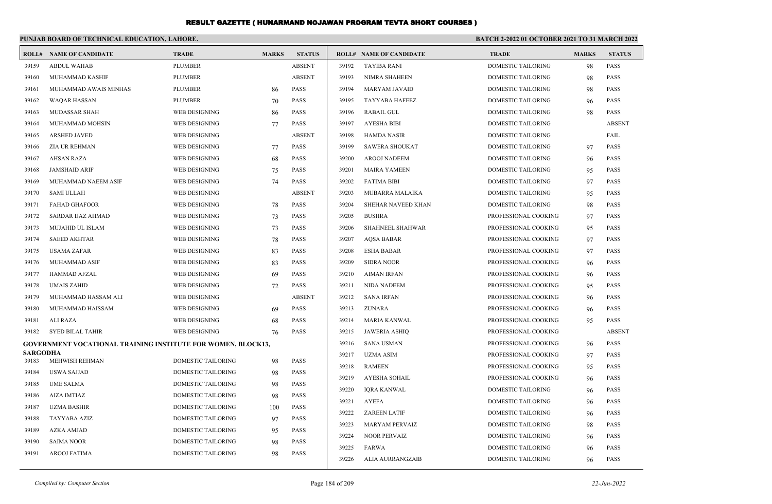# RESULT GAZETTE ( HUNARMAND NOJAWAN PROGRAM TEVTA SHORT COURSES )

**PUNJAB BOARD OF TECHNICAL EDUCATION, LAHORE.**

**BATCH 2-2022 01 OCTOBER 2021 TO 31 MARCH 2022**

| ROLL# | NAME OF CANDIDATE | TRADE | MARKS | STATUS |
|---|---|---|---|---|
| 39159 | ABDUL WAHAB | PLUMBER | | ABSENT |
| 39160 | MUHAMMAD KASHIF | PLUMBER | | ABSENT |
| 39161 | MUHAMMAD AWAIS MINHAS | PLUMBER | 86 | PASS |
| 39162 | WAQAR HASSAN | PLUMBER | 70 | PASS |
| 39163 | MUDASSAR SHAH | WEB DESIGNING | 86 | PASS |
| 39164 | MUHAMMAD MOHSIN | WEB DESIGNING | 77 | PASS |
| 39165 | ARSHED JAVED | WEB DESIGNING | | ABSENT |
| 39166 | ZIA UR REHMAN | WEB DESIGNING | 77 | PASS |
| 39167 | AHSAN RAZA | WEB DESIGNING | 68 | PASS |
| 39168 | JAMSHAID ARIF | WEB DESIGNING | 75 | PASS |
| 39169 | MUHAMMAD NAEEM ASIF | WEB DESIGNING | 74 | PASS |
| 39170 | SAMI ULLAH | WEB DESIGNING | | ABSENT |
| 39171 | FAHAD GHAFOOR | WEB DESIGNING | 78 | PASS |
| 39172 | SARDAR IJAZ AHMAD | WEB DESIGNING | 73 | PASS |
| 39173 | MUJAHID UL ISLAM | WEB DESIGNING | 73 | PASS |
| 39174 | SAEED AKHTAR | WEB DESIGNING | 78 | PASS |
| 39175 | USAMA ZAFAR | WEB DESIGNING | 83 | PASS |
| 39176 | MUHAMMAD ASIF | WEB DESIGNING | 83 | PASS |
| 39177 | HAMMAD AFZAL | WEB DESIGNING | 69 | PASS |
| 39178 | UMAIS ZAHID | WEB DESIGNING | 72 | PASS |
| 39179 | MUHAMMAD HASSAM ALI | WEB DESIGNING | | ABSENT |
| 39180 | MUHAMMAD HAISSAM | WEB DESIGNING | 69 | PASS |
| 39181 | ALI RAZA | WEB DESIGNING | 68 | PASS |
| 39182 | SYED BILAL TAHIR | WEB DESIGNING | 76 | PASS |

**GOVERNMENT VOCATIONAL TRAINING INSTITUTE FOR WOMEN, BLOCK13, SARGODHA**

| ROLL# | NAME OF CANDIDATE | TRADE | MARKS | STATUS |
|---|---|---|---|---|
| 39183 | MEHWISH REHMAN | DOMESTIC TAILORING | 98 | PASS |
| 39184 | USWA SAJJAD | DOMESTIC TAILORING | 98 | PASS |
| 39185 | UME SALMA | DOMESTIC TAILORING | 98 | PASS |
| 39186 | AIZA IMTIAZ | DOMESTIC TAILORING | 98 | PASS |
| 39187 | UZMA BASHIR | DOMESTIC TAILORING | 100 | PASS |
| 39188 | TAYYABA AZIZ | DOMESTIC TAILORING | 97 | PASS |
| 39189 | AZKA AMJAD | DOMESTIC TAILORING | 95 | PASS |
| 39190 | SAIMA NOOR | DOMESTIC TAILORING | 98 | PASS |
| 39191 | AROOJ FATIMA | DOMESTIC TAILORING | 98 | PASS |
| 39192 | TAYIBA RANI | DOMESTIC TAILORING | 98 | PASS |
| 39193 | NIMRA SHAHEEN | DOMESTIC TAILORING | 98 | PASS |
| 39194 | MARYAM JAVAID | DOMESTIC TAILORING | 98 | PASS |
| 39195 | TAYYABA HAFEEZ | DOMESTIC TAILORING | 96 | PASS |
| 39196 | RABAIL GUL | DOMESTIC TAILORING | 98 | PASS |
| 39197 | AYESHA BIBI | DOMESTIC TAILORING | | ABSENT |
| 39198 | HAMDA NASIR | DOMESTIC TAILORING | | FAIL |
| 39199 | SAWERA SHOUKAT | DOMESTIC TAILORING | 97 | PASS |
| 39200 | AROOJ NADEEM | DOMESTIC TAILORING | 96 | PASS |
| 39201 | MAIRA YAMEEN | DOMESTIC TAILORING | 95 | PASS |
| 39202 | FATIMA BIBI | DOMESTIC TAILORING | 97 | PASS |
| 39203 | MUBARRA MALAIKA | DOMESTIC TAILORING | 95 | PASS |
| 39204 | SHEHAR NAVEED KHAN | DOMESTIC TAILORING | 98 | PASS |
| 39205 | BUSHRA | PROFESSIONAL COOKING | 97 | PASS |
| 39206 | SHAHNEEL SHAHWAR | PROFESSIONAL COOKING | 95 | PASS |
| 39207 | AQSA BABAR | PROFESSIONAL COOKING | 97 | PASS |
| 39208 | ESHA BABAR | PROFESSIONAL COOKING | 97 | PASS |
| 39209 | SIDRA NOOR | PROFESSIONAL COOKING | 96 | PASS |
| 39210 | AIMAN IRFAN | PROFESSIONAL COOKING | 96 | PASS |
| 39211 | NIDA NADEEM | PROFESSIONAL COOKING | 95 | PASS |
| 39212 | SANA IRFAN | PROFESSIONAL COOKING | 96 | PASS |
| 39213 | ZUNARA | PROFESSIONAL COOKING | 96 | PASS |
| 39214 | MARIA KANWAL | PROFESSIONAL COOKING | 95 | PASS |
| 39215 | JAWERIA ASHIQ | PROFESSIONAL COOKING | | ABSENT |
| 39216 | SANA USMAN | PROFESSIONAL COOKING | 96 | PASS |
| 39217 | UZMA ASIM | PROFESSIONAL COOKING | 97 | PASS |
| 39218 | RAMEEN | PROFESSIONAL COOKING | 95 | PASS |
| 39219 | AYESHA SOHAIL | PROFESSIONAL COOKING | 96 | PASS |
| 39220 | IQRA KANWAL | DOMESTIC TAILORING | 96 | PASS |
| 39221 | AYEFA | DOMESTIC TAILORING | 96 | PASS |
| 39222 | ZAREEN LATIF | DOMESTIC TAILORING | 96 | PASS |
| 39223 | MARYAM PERVAIZ | DOMESTIC TAILORING | 98 | PASS |
| 39224 | NOOR PERVAIZ | DOMESTIC TAILORING | 96 | PASS |
| 39225 | FARWA | DOMESTIC TAILORING | 96 | PASS |
| 39226 | ALIA AURRANGZAIB | DOMESTIC TAILORING | 96 | PASS |

*Compiled by: Computer Section* — *22-Jun-2022*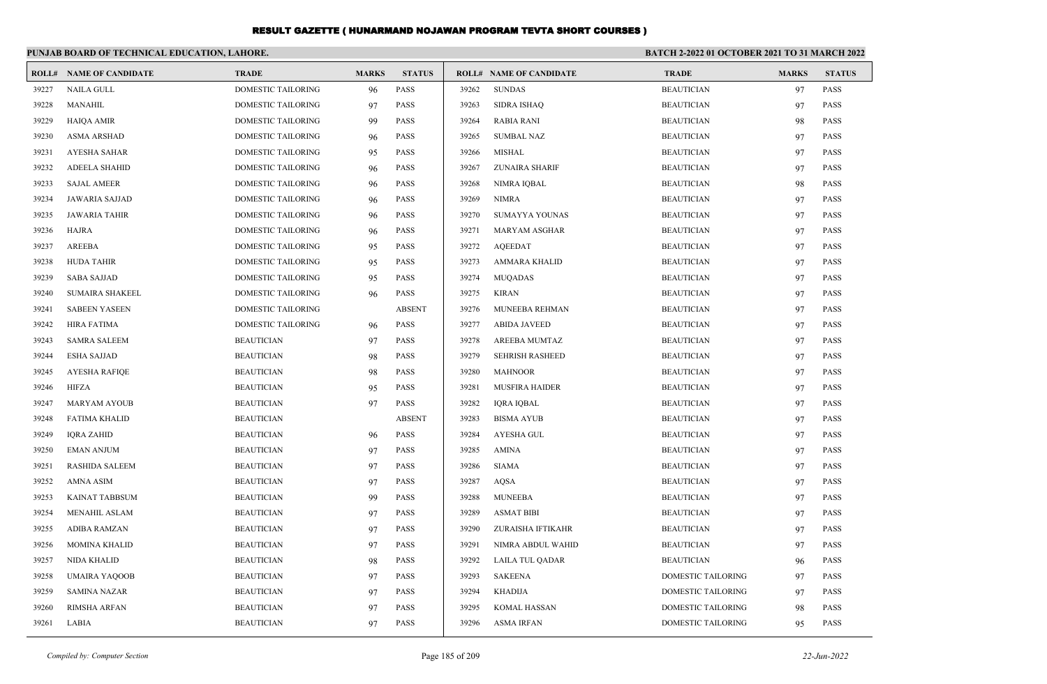# RESULT GAZETTE ( HUNARMAND NOJAWAN PROGRAM TEVTA SHORT COURSES )

**PUNJAB BOARD OF TECHNICAL EDUCATION, LAHORE.**

**BATCH 2-2022 01 OCTOBER 2021 TO 31 MARCH 2022**

| ROLL# | NAME OF CANDIDATE | TRADE | MARKS | STATUS |
|---|---|---|---|---|
| 39227 | NAILA GULL | DOMESTIC TAILORING | 96 | PASS |
| 39228 | MANAHIL | DOMESTIC TAILORING | 97 | PASS |
| 39229 | HAIQA AMIR | DOMESTIC TAILORING | 99 | PASS |
| 39230 | ASMA ARSHAD | DOMESTIC TAILORING | 96 | PASS |
| 39231 | AYESHA SAHAR | DOMESTIC TAILORING | 95 | PASS |
| 39232 | ADEELA SHAHID | DOMESTIC TAILORING | 96 | PASS |
| 39233 | SAJAL AMEER | DOMESTIC TAILORING | 96 | PASS |
| 39234 | JAWARIA SAJJAD | DOMESTIC TAILORING | 96 | PASS |
| 39235 | JAWARIA TAHIR | DOMESTIC TAILORING | 96 | PASS |
| 39236 | HAJRA | DOMESTIC TAILORING | 96 | PASS |
| 39237 | AREEBA | DOMESTIC TAILORING | 95 | PASS |
| 39238 | HUDA TAHIR | DOMESTIC TAILORING | 95 | PASS |
| 39239 | SABA SAJJAD | DOMESTIC TAILORING | 95 | PASS |
| 39240 | SUMAIRA SHAKEEL | DOMESTIC TAILORING | 96 | PASS |
| 39241 | SABEEN YASEEN | DOMESTIC TAILORING | | ABSENT |
| 39242 | HIRA FATIMA | DOMESTIC TAILORING | 96 | PASS |
| 39243 | SAMRA SALEEM | BEAUTICIAN | 97 | PASS |
| 39244 | ESHA SAJJAD | BEAUTICIAN | 98 | PASS |
| 39245 | AYESHA RAFIQE | BEAUTICIAN | 98 | PASS |
| 39246 | HIFZA | BEAUTICIAN | 95 | PASS |
| 39247 | MARYAM AYOUB | BEAUTICIAN | 97 | PASS |
| 39248 | FATIMA KHALID | BEAUTICIAN | | ABSENT |
| 39249 | IQRA ZAHID | BEAUTICIAN | 96 | PASS |
| 39250 | EMAN ANJUM | BEAUTICIAN | 97 | PASS |
| 39251 | RASHIDA SALEEM | BEAUTICIAN | 97 | PASS |
| 39252 | AMNA ASIM | BEAUTICIAN | 97 | PASS |
| 39253 | KAINAT TABBSUM | BEAUTICIAN | 99 | PASS |
| 39254 | MENAHIL ASLAM | BEAUTICIAN | 97 | PASS |
| 39255 | ADIBA RAMZAN | BEAUTICIAN | 97 | PASS |
| 39256 | MOMINA KHALID | BEAUTICIAN | 97 | PASS |
| 39257 | NIDA KHALID | BEAUTICIAN | 98 | PASS |
| 39258 | UMAIRA YAQOOB | BEAUTICIAN | 97 | PASS |
| 39259 | SAMINA NAZAR | BEAUTICIAN | 97 | PASS |
| 39260 | RIMSHA ARFAN | BEAUTICIAN | 97 | PASS |
| 39261 | LABIA | BEAUTICIAN | 97 | PASS |
| 39262 | SUNDAS | BEAUTICIAN | 97 | PASS |
| 39263 | SIDRA ISHAQ | BEAUTICIAN | 97 | PASS |
| 39264 | RABIA RANI | BEAUTICIAN | 98 | PASS |
| 39265 | SUMBAL NAZ | BEAUTICIAN | 97 | PASS |
| 39266 | MISHAL | BEAUTICIAN | 97 | PASS |
| 39267 | ZUNAIRA SHARIF | BEAUTICIAN | 97 | PASS |
| 39268 | NIMRA IQBAL | BEAUTICIAN | 98 | PASS |
| 39269 | NIMRA | BEAUTICIAN | 97 | PASS |
| 39270 | SUMAYYA YOUNAS | BEAUTICIAN | 97 | PASS |
| 39271 | MARYAM ASGHAR | BEAUTICIAN | 97 | PASS |
| 39272 | AQEEDAT | BEAUTICIAN | 97 | PASS |
| 39273 | AMMARA KHALID | BEAUTICIAN | 97 | PASS |
| 39274 | MUQADAS | BEAUTICIAN | 97 | PASS |
| 39275 | KIRAN | BEAUTICIAN | 97 | PASS |
| 39276 | MUNEEBA REHMAN | BEAUTICIAN | 97 | PASS |
| 39277 | ABIDA JAVEED | BEAUTICIAN | 97 | PASS |
| 39278 | AREEBA MUMTAZ | BEAUTICIAN | 97 | PASS |
| 39279 | SEHRISH RASHEED | BEAUTICIAN | 97 | PASS |
| 39280 | MAHNOOR | BEAUTICIAN | 97 | PASS |
| 39281 | MUSFIRA HAIDER | BEAUTICIAN | 97 | PASS |
| 39282 | IQRA IQBAL | BEAUTICIAN | 97 | PASS |
| 39283 | BISMA AYUB | BEAUTICIAN | 97 | PASS |
| 39284 | AYESHA GUL | BEAUTICIAN | 97 | PASS |
| 39285 | AMINA | BEAUTICIAN | 97 | PASS |
| 39286 | SIAMA | BEAUTICIAN | 97 | PASS |
| 39287 | AQSA | BEAUTICIAN | 97 | PASS |
| 39288 | MUNEEBA | BEAUTICIAN | 97 | PASS |
| 39289 | ASMAT BIBI | BEAUTICIAN | 97 | PASS |
| 39290 | ZURAISHA IFTIKAHR | BEAUTICIAN | 97 | PASS |
| 39291 | NIMRA ABDUL WAHID | BEAUTICIAN | 97 | PASS |
| 39292 | LAILA TUL QADAR | BEAUTICIAN | 96 | PASS |
| 39293 | SAKEENA | DOMESTIC TAILORING | 97 | PASS |
| 39294 | KHADIJA | DOMESTIC TAILORING | 97 | PASS |
| 39295 | KOMAL HASSAN | DOMESTIC TAILORING | 98 | PASS |
| 39296 | ASMA IRFAN | DOMESTIC TAILORING | 95 | PASS |

*Compiled by: Computer Section*

*22-Jun-2022*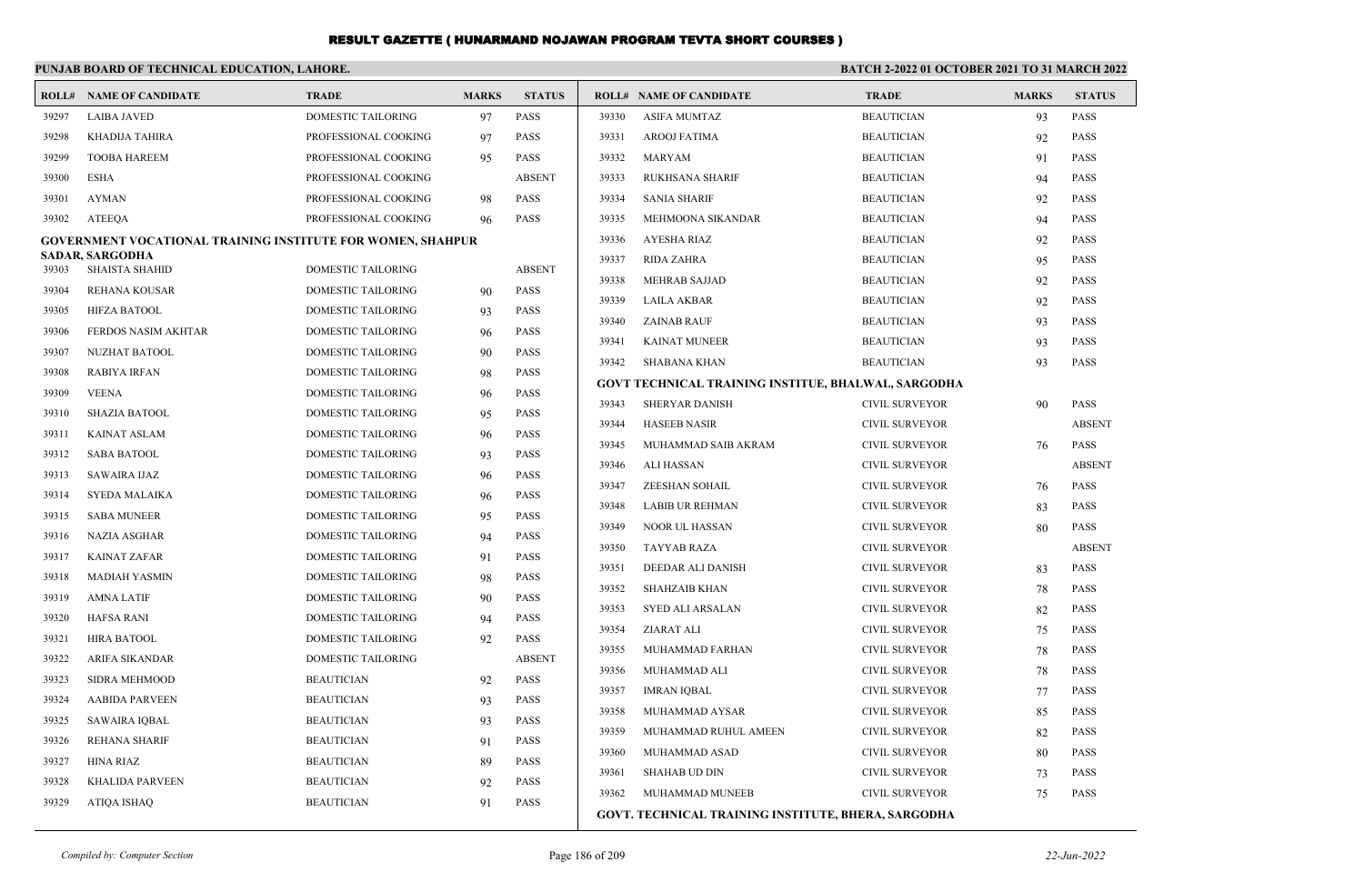# RESULT GAZETTE ( HUNARMAND NOJAWAN PROGRAM TEVTA SHORT COURSES )

**PUNJAB BOARD OF TECHNICAL EDUCATION, LAHORE.**

**BATCH 2-2022 01 OCTOBER 2021 TO 31 MARCH 2022**

| ROLL# | NAME OF CANDIDATE | TRADE | MARKS | STATUS |
|---|---|---|---|---|
| 39297 | LAIBA JAVED | DOMESTIC TAILORING | 97 | PASS |
| 39298 | KHADIJA TAHIRA | PROFESSIONAL COOKING | 97 | PASS |
| 39299 | TOOBA HAREEM | PROFESSIONAL COOKING | 95 | PASS |
| 39300 | ESHA | PROFESSIONAL COOKING | | ABSENT |
| 39301 | AYMAN | PROFESSIONAL COOKING | 98 | PASS |
| 39302 | ATEEQA | PROFESSIONAL COOKING | 96 | PASS |

**GOVERNMENT VOCATIONAL TRAINING INSTITUTE FOR WOMEN, SHAHPUR SADAR, SARGODHA**

| ROLL# | NAME OF CANDIDATE | TRADE | MARKS | STATUS |
|---|---|---|---|---|
| 39303 | SHAISTA SHAHID | DOMESTIC TAILORING | | ABSENT |
| 39304 | REHANA KOUSAR | DOMESTIC TAILORING | 90 | PASS |
| 39305 | HIFZA BATOOL | DOMESTIC TAILORING | 93 | PASS |
| 39306 | FERDOS NASIM AKHTAR | DOMESTIC TAILORING | 96 | PASS |
| 39307 | NUZHAT BATOOL | DOMESTIC TAILORING | 90 | PASS |
| 39308 | RABIYA IRFAN | DOMESTIC TAILORING | 98 | PASS |
| 39309 | VEENA | DOMESTIC TAILORING | 96 | PASS |
| 39310 | SHAZIA BATOOL | DOMESTIC TAILORING | 95 | PASS |
| 39311 | KAINAT ASLAM | DOMESTIC TAILORING | 96 | PASS |
| 39312 | SABA BATOOL | DOMESTIC TAILORING | 93 | PASS |
| 39313 | SAWAIRA IJAZ | DOMESTIC TAILORING | 96 | PASS |
| 39314 | SYEDA MALAIKA | DOMESTIC TAILORING | 96 | PASS |
| 39315 | SABA MUNEER | DOMESTIC TAILORING | 95 | PASS |
| 39316 | NAZIA ASGHAR | DOMESTIC TAILORING | 94 | PASS |
| 39317 | KAINAT ZAFAR | DOMESTIC TAILORING | 91 | PASS |
| 39318 | MADIAH YASMIN | DOMESTIC TAILORING | 98 | PASS |
| 39319 | AMNA LATIF | DOMESTIC TAILORING | 90 | PASS |
| 39320 | HAFSA RANI | DOMESTIC TAILORING | 94 | PASS |
| 39321 | HIRA BATOOL | DOMESTIC TAILORING | 92 | PASS |
| 39322 | ARIFA SIKANDAR | DOMESTIC TAILORING | | ABSENT |
| 39323 | SIDRA MEHMOOD | BEAUTICIAN | 92 | PASS |
| 39324 | AABIDA PARVEEN | BEAUTICIAN | 93 | PASS |
| 39325 | SAWAIRA IQBAL | BEAUTICIAN | 93 | PASS |
| 39326 | REHANA SHARIF | BEAUTICIAN | 91 | PASS |
| 39327 | HINA RIAZ | BEAUTICIAN | 89 | PASS |
| 39328 | KHALIDA PARVEEN | BEAUTICIAN | 92 | PASS |
| 39329 | ATIQA ISHAQ | BEAUTICIAN | 91 | PASS |
| 39330 | ASIFA MUMTAZ | BEAUTICIAN | 93 | PASS |
| 39331 | AROOJ FATIMA | BEAUTICIAN | 92 | PASS |
| 39332 | MARYAM | BEAUTICIAN | 91 | PASS |
| 39333 | RUKHSANA SHARIF | BEAUTICIAN | 94 | PASS |
| 39334 | SANIA SHARIF | BEAUTICIAN | 92 | PASS |
| 39335 | MEHMOONA SIKANDAR | BEAUTICIAN | 94 | PASS |
| 39336 | AYESHA RIAZ | BEAUTICIAN | 92 | PASS |
| 39337 | RIDA ZAHRA | BEAUTICIAN | 95 | PASS |
| 39338 | MEHRAB SAJJAD | BEAUTICIAN | 92 | PASS |
| 39339 | LAILA AKBAR | BEAUTICIAN | 92 | PASS |
| 39340 | ZAINAB RAUF | BEAUTICIAN | 93 | PASS |
| 39341 | KAINAT MUNEER | BEAUTICIAN | 93 | PASS |
| 39342 | SHABANA KHAN | BEAUTICIAN | 93 | PASS |

**GOVT TECHNICAL TRAINING INSTITUE, BHALWAL, SARGODHA**

| ROLL# | NAME OF CANDIDATE | TRADE | MARKS | STATUS |
|---|---|---|---|---|
| 39343 | SHERYAR DANISH | CIVIL SURVEYOR | 90 | PASS |
| 39344 | HASEEB NASIR | CIVIL SURVEYOR | | ABSENT |
| 39345 | MUHAMMAD SAIB AKRAM | CIVIL SURVEYOR | 76 | PASS |
| 39346 | ALI HASSAN | CIVIL SURVEYOR | | ABSENT |
| 39347 | ZEESHAN SOHAIL | CIVIL SURVEYOR | 76 | PASS |
| 39348 | LABIB UR REHMAN | CIVIL SURVEYOR | 83 | PASS |
| 39349 | NOOR UL HASSAN | CIVIL SURVEYOR | 80 | PASS |
| 39350 | TAYYAB RAZA | CIVIL SURVEYOR | | ABSENT |
| 39351 | DEEDAR ALI DANISH | CIVIL SURVEYOR | 83 | PASS |
| 39352 | SHAHZAIB KHAN | CIVIL SURVEYOR | 78 | PASS |
| 39353 | SYED ALI ARSALAN | CIVIL SURVEYOR | 82 | PASS |
| 39354 | ZIARAT ALI | CIVIL SURVEYOR | 75 | PASS |
| 39355 | MUHAMMAD FARHAN | CIVIL SURVEYOR | 78 | PASS |
| 39356 | MUHAMMAD ALI | CIVIL SURVEYOR | 78 | PASS |
| 39357 | IMRAN IQBAL | CIVIL SURVEYOR | 77 | PASS |
| 39358 | MUHAMMAD AYSAR | CIVIL SURVEYOR | 85 | PASS |
| 39359 | MUHAMMAD RUHUL AMEEN | CIVIL SURVEYOR | 82 | PASS |
| 39360 | MUHAMMAD ASAD | CIVIL SURVEYOR | 80 | PASS |
| 39361 | SHAHAB UD DIN | CIVIL SURVEYOR | 73 | PASS |
| 39362 | MUHAMMAD MUNEEB | CIVIL SURVEYOR | 75 | PASS |

**GOVT. TECHNICAL TRAINING INSTITUTE, BHERA, SARGODHA**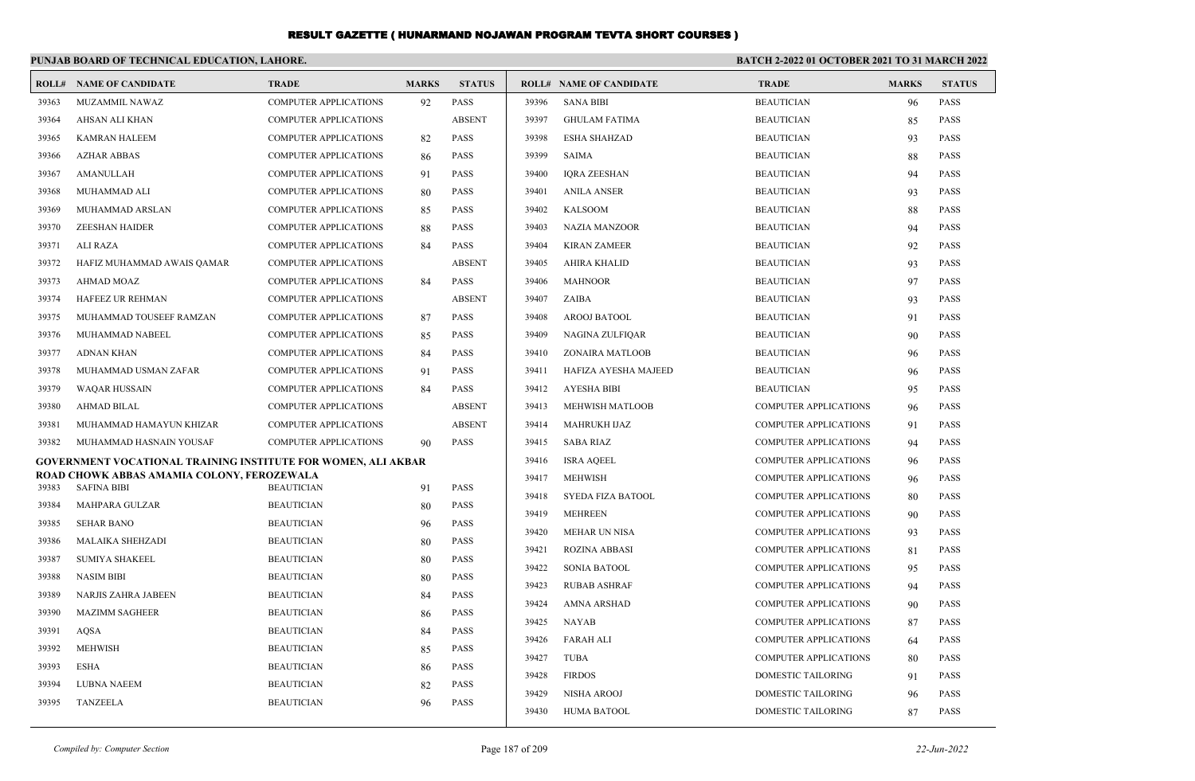# RESULT GAZETTE ( HUNARMAND NOJAWAN PROGRAM TEVTA SHORT COURSES )

**PUNJAB BOARD OF TECHNICAL EDUCATION, LAHORE.** **BATCH 2-2022 01 OCTOBER 2021 TO 31 MARCH 2022**

| ROLL# | NAME OF CANDIDATE | TRADE | MARKS | STATUS |
|---|---|---|---|---|
| 39363 | MUZAMMIL NAWAZ | COMPUTER APPLICATIONS | 92 | PASS |
| 39364 | AHSAN ALI KHAN | COMPUTER APPLICATIONS | | ABSENT |
| 39365 | KAMRAN HALEEM | COMPUTER APPLICATIONS | 82 | PASS |
| 39366 | AZHAR ABBAS | COMPUTER APPLICATIONS | 86 | PASS |
| 39367 | AMANULLAH | COMPUTER APPLICATIONS | 91 | PASS |
| 39368 | MUHAMMAD ALI | COMPUTER APPLICATIONS | 80 | PASS |
| 39369 | MUHAMMAD ARSLAN | COMPUTER APPLICATIONS | 85 | PASS |
| 39370 | ZEESHAN HAIDER | COMPUTER APPLICATIONS | 88 | PASS |
| 39371 | ALI RAZA | COMPUTER APPLICATIONS | 84 | PASS |
| 39372 | HAFIZ MUHAMMAD AWAIS QAMAR | COMPUTER APPLICATIONS | | ABSENT |
| 39373 | AHMAD MOAZ | COMPUTER APPLICATIONS | 84 | PASS |
| 39374 | HAFEEZ UR REHMAN | COMPUTER APPLICATIONS | | ABSENT |
| 39375 | MUHAMMAD TOUSEEF RAMZAN | COMPUTER APPLICATIONS | 87 | PASS |
| 39376 | MUHAMMAD NABEEL | COMPUTER APPLICATIONS | 85 | PASS |
| 39377 | ADNAN KHAN | COMPUTER APPLICATIONS | 84 | PASS |
| 39378 | MUHAMMAD USMAN ZAFAR | COMPUTER APPLICATIONS | 91 | PASS |
| 39379 | WAQAR HUSSAIN | COMPUTER APPLICATIONS | 84 | PASS |
| 39380 | AHMAD BILAL | COMPUTER APPLICATIONS | | ABSENT |
| 39381 | MUHAMMAD HAMAYUN KHIZAR | COMPUTER APPLICATIONS | | ABSENT |
| 39382 | MUHAMMAD HASNAIN YOUSAF | COMPUTER APPLICATIONS | 90 | PASS |

**GOVERNMENT VOCATIONAL TRAINING INSTITUTE FOR WOMEN, ALI AKBAR ROAD CHOWK ABBAS AMAMIA COLONY, FEROZEWALA**

| ROLL# | NAME OF CANDIDATE | TRADE | MARKS | STATUS |
|---|---|---|---|---|
| 39383 | SAFINA BIBI | BEAUTICIAN | 91 | PASS |
| 39384 | MAHPARA GULZAR | BEAUTICIAN | 80 | PASS |
| 39385 | SEHAR BANO | BEAUTICIAN | 96 | PASS |
| 39386 | MALAIKA SHEHZADI | BEAUTICIAN | 80 | PASS |
| 39387 | SUMIYA SHAKEEL | BEAUTICIAN | 80 | PASS |
| 39388 | NASIM BIBI | BEAUTICIAN | 80 | PASS |
| 39389 | NARJIS ZAHRA JABEEN | BEAUTICIAN | 84 | PASS |
| 39390 | MAZIMM SAGHEER | BEAUTICIAN | 86 | PASS |
| 39391 | AQSA | BEAUTICIAN | 84 | PASS |
| 39392 | MEHWISH | BEAUTICIAN | 85 | PASS |
| 39393 | ESHA | BEAUTICIAN | 86 | PASS |
| 39394 | LUBNA NAEEM | BEAUTICIAN | 82 | PASS |
| 39395 | TANZEELA | BEAUTICIAN | 96 | PASS |
| 39396 | SANA BIBI | BEAUTICIAN | 96 | PASS |
| 39397 | GHULAM FATIMA | BEAUTICIAN | 85 | PASS |
| 39398 | ESHA SHAHZAD | BEAUTICIAN | 93 | PASS |
| 39399 | SAIMA | BEAUTICIAN | 88 | PASS |
| 39400 | IQRA ZEESHAN | BEAUTICIAN | 94 | PASS |
| 39401 | ANILA ANSER | BEAUTICIAN | 93 | PASS |
| 39402 | KALSOOM | BEAUTICIAN | 88 | PASS |
| 39403 | NAZIA MANZOOR | BEAUTICIAN | 94 | PASS |
| 39404 | KIRAN ZAMEER | BEAUTICIAN | 92 | PASS |
| 39405 | AHIRA KHALID | BEAUTICIAN | 93 | PASS |
| 39406 | MAHNOOR | BEAUTICIAN | 97 | PASS |
| 39407 | ZAIBA | BEAUTICIAN | 93 | PASS |
| 39408 | AROOJ BATOOL | BEAUTICIAN | 91 | PASS |
| 39409 | NAGINA ZULFIQAR | BEAUTICIAN | 90 | PASS |
| 39410 | ZONAIRA MATLOOB | BEAUTICIAN | 96 | PASS |
| 39411 | HAFIZA AYESHA MAJEED | BEAUTICIAN | 96 | PASS |
| 39412 | AYESHA BIBI | BEAUTICIAN | 95 | PASS |
| 39413 | MEHWISH MATLOOB | COMPUTER APPLICATIONS | 96 | PASS |
| 39414 | MAHRUKH IJAZ | COMPUTER APPLICATIONS | 91 | PASS |
| 39415 | SABA RIAZ | COMPUTER APPLICATIONS | 94 | PASS |
| 39416 | ISRA AQEEL | COMPUTER APPLICATIONS | 96 | PASS |
| 39417 | MEHWISH | COMPUTER APPLICATIONS | 96 | PASS |
| 39418 | SYEDA FIZA BATOOL | COMPUTER APPLICATIONS | 80 | PASS |
| 39419 | MEHREEN | COMPUTER APPLICATIONS | 90 | PASS |
| 39420 | MEHAR UN NISA | COMPUTER APPLICATIONS | 93 | PASS |
| 39421 | ROZINA ABBASI | COMPUTER APPLICATIONS | 81 | PASS |
| 39422 | SONIA BATOOL | COMPUTER APPLICATIONS | 95 | PASS |
| 39423 | RUBAB ASHRAF | COMPUTER APPLICATIONS | 94 | PASS |
| 39424 | AMNA ARSHAD | COMPUTER APPLICATIONS | 90 | PASS |
| 39425 | NAYAB | COMPUTER APPLICATIONS | 87 | PASS |
| 39426 | FARAH ALI | COMPUTER APPLICATIONS | 64 | PASS |
| 39427 | TUBA | COMPUTER APPLICATIONS | 80 | PASS |
| 39428 | FIRDOS | DOMESTIC TAILORING | 91 | PASS |
| 39429 | NISHA AROOJ | DOMESTIC TAILORING | 96 | PASS |
| 39430 | HUMA BATOOL | DOMESTIC TAILORING | 87 | PASS |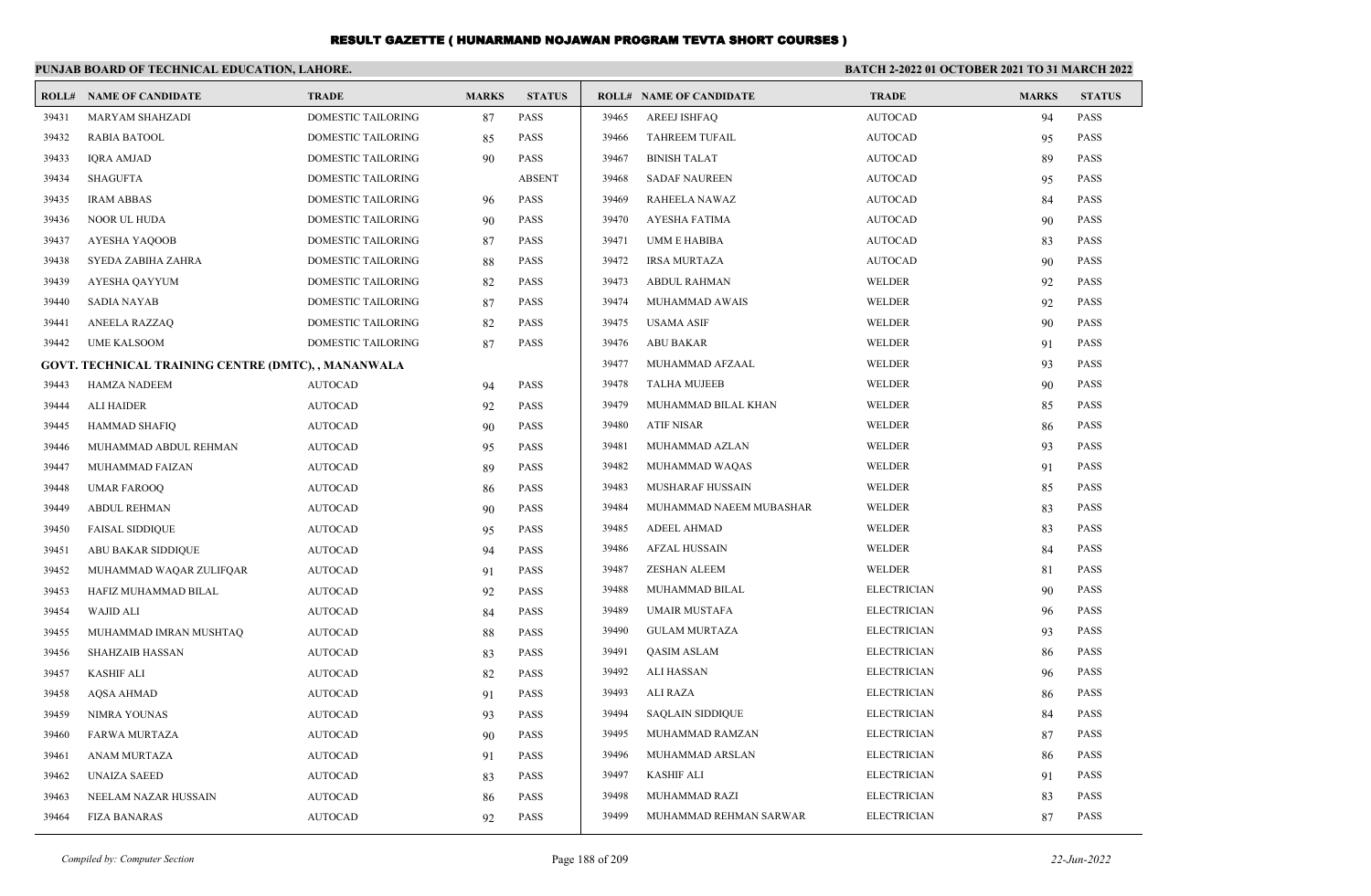# RESULT GAZETTE ( HUNARMAND NOJAWAN PROGRAM TEVTA SHORT COURSES )

**PUNJAB BOARD OF TECHNICAL EDUCATION, LAHORE.**

**BATCH 2-2022 01 OCTOBER 2021 TO 31 MARCH 2022**

| ROLL# | NAME OF CANDIDATE | TRADE | MARKS | STATUS |
|---|---|---|---|---|
| 39431 | MARYAM SHAHZADI | DOMESTIC TAILORING | 87 | PASS |
| 39432 | RABIA BATOOL | DOMESTIC TAILORING | 85 | PASS |
| 39433 | IQRA AMJAD | DOMESTIC TAILORING | 90 | PASS |
| 39434 | SHAGUFTA | DOMESTIC TAILORING | | ABSENT |
| 39435 | IRAM ABBAS | DOMESTIC TAILORING | 96 | PASS |
| 39436 | NOOR UL HUDA | DOMESTIC TAILORING | 90 | PASS |
| 39437 | AYESHA YAQOOB | DOMESTIC TAILORING | 87 | PASS |
| 39438 | SYEDA ZABIHA ZAHRA | DOMESTIC TAILORING | 88 | PASS |
| 39439 | AYESHA QAYYUM | DOMESTIC TAILORING | 82 | PASS |
| 39440 | SADIA NAYAB | DOMESTIC TAILORING | 87 | PASS |
| 39441 | ANEELA RAZZAQ | DOMESTIC TAILORING | 82 | PASS |
| 39442 | UME KALSOOM | DOMESTIC TAILORING | 87 | PASS |

**GOVT. TECHNICAL TRAINING CENTRE (DMTC), , MANANWALA**

| ROLL# | NAME OF CANDIDATE | TRADE | MARKS | STATUS |
|---|---|---|---|---|
| 39443 | HAMZA NADEEM | AUTOCAD | 94 | PASS |
| 39444 | ALI HAIDER | AUTOCAD | 92 | PASS |
| 39445 | HAMMAD SHAFIQ | AUTOCAD | 90 | PASS |
| 39446 | MUHAMMAD ABDUL REHMAN | AUTOCAD | 95 | PASS |
| 39447 | MUHAMMAD FAIZAN | AUTOCAD | 89 | PASS |
| 39448 | UMAR FAROOQ | AUTOCAD | 86 | PASS |
| 39449 | ABDUL REHMAN | AUTOCAD | 90 | PASS |
| 39450 | FAISAL SIDDIQUE | AUTOCAD | 95 | PASS |
| 39451 | ABU BAKAR SIDDIQUE | AUTOCAD | 94 | PASS |
| 39452 | MUHAMMAD WAQAR ZULIFQAR | AUTOCAD | 91 | PASS |
| 39453 | HAFIZ MUHAMMAD BILAL | AUTOCAD | 92 | PASS |
| 39454 | WAJID ALI | AUTOCAD | 84 | PASS |
| 39455 | MUHAMMAD IMRAN MUSHTAQ | AUTOCAD | 88 | PASS |
| 39456 | SHAHZAIB HASSAN | AUTOCAD | 83 | PASS |
| 39457 | KASHIF ALI | AUTOCAD | 82 | PASS |
| 39458 | AQSA AHMAD | AUTOCAD | 91 | PASS |
| 39459 | NIMRA YOUNAS | AUTOCAD | 93 | PASS |
| 39460 | FARWA MURTAZA | AUTOCAD | 90 | PASS |
| 39461 | ANAM MURTAZA | AUTOCAD | 91 | PASS |
| 39462 | UNAIZA SAEED | AUTOCAD | 83 | PASS |
| 39463 | NEELAM NAZAR HUSSAIN | AUTOCAD | 86 | PASS |
| 39464 | FIZA BANARAS | AUTOCAD | 92 | PASS |
| 39465 | AREEJ ISHFAQ | AUTOCAD | 94 | PASS |
| 39466 | TAHREEM TUFAIL | AUTOCAD | 95 | PASS |
| 39467 | BINISH TALAT | AUTOCAD | 89 | PASS |
| 39468 | SADAF NAUREEN | AUTOCAD | 95 | PASS |
| 39469 | RAHEELA NAWAZ | AUTOCAD | 84 | PASS |
| 39470 | AYESHA FATIMA | AUTOCAD | 90 | PASS |
| 39471 | UMM E HABIBA | AUTOCAD | 83 | PASS |
| 39472 | IRSA MURTAZA | AUTOCAD | 90 | PASS |
| 39473 | ABDUL RAHMAN | WELDER | 92 | PASS |
| 39474 | MUHAMMAD AWAIS | WELDER | 92 | PASS |
| 39475 | USAMA ASIF | WELDER | 90 | PASS |
| 39476 | ABU BAKAR | WELDER | 91 | PASS |
| 39477 | MUHAMMAD AFZAAL | WELDER | 93 | PASS |
| 39478 | TALHA MUJEEB | WELDER | 90 | PASS |
| 39479 | MUHAMMAD BILAL KHAN | WELDER | 85 | PASS |
| 39480 | ATIF NISAR | WELDER | 86 | PASS |
| 39481 | MUHAMMAD AZLAN | WELDER | 93 | PASS |
| 39482 | MUHAMMAD WAQAS | WELDER | 91 | PASS |
| 39483 | MUSHARAF HUSSAIN | WELDER | 85 | PASS |
| 39484 | MUHAMMAD NAEEM MUBASHAR | WELDER | 83 | PASS |
| 39485 | ADEEL AHMAD | WELDER | 83 | PASS |
| 39486 | AFZAL HUSSAIN | WELDER | 84 | PASS |
| 39487 | ZESHAN ALEEM | WELDER | 81 | PASS |
| 39488 | MUHAMMAD BILAL | ELECTRICIAN | 90 | PASS |
| 39489 | UMAIR MUSTAFA | ELECTRICIAN | 96 | PASS |
| 39490 | GULAM MURTAZA | ELECTRICIAN | 93 | PASS |
| 39491 | QASIM ASLAM | ELECTRICIAN | 86 | PASS |
| 39492 | ALI HASSAN | ELECTRICIAN | 96 | PASS |
| 39493 | ALI RAZA | ELECTRICIAN | 86 | PASS |
| 39494 | SAQLAIN SIDDIQUE | ELECTRICIAN | 84 | PASS |
| 39495 | MUHAMMAD RAMZAN | ELECTRICIAN | 87 | PASS |
| 39496 | MUHAMMAD ARSLAN | ELECTRICIAN | 86 | PASS |
| 39497 | KASHIF ALI | ELECTRICIAN | 91 | PASS |
| 39498 | MUHAMMAD RAZI | ELECTRICIAN | 83 | PASS |
| 39499 | MUHAMMAD REHMAN SARWAR | ELECTRICIAN | 87 | PASS |

*Compiled by: Computer Section*

*22-Jun-2022*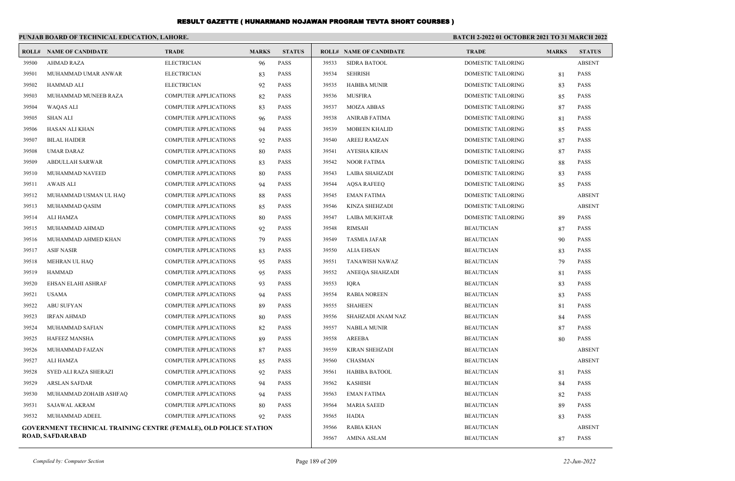# RESULT GAZETTE ( HUNARMAND NOJAWAN PROGRAM TEVTA SHORT COURSES )

**PUNJAB BOARD OF TECHNICAL EDUCATION, LAHORE.**

**BATCH 2-2022 01 OCTOBER 2021 TO 31 MARCH 2022**

| ROLL# | NAME OF CANDIDATE | TRADE | MARKS | STATUS |
|---|---|---|---|---|
| 39500 | AHMAD RAZA | ELECTRICIAN | 96 | PASS |
| 39501 | MUHAMMAD UMAR ANWAR | ELECTRICIAN | 83 | PASS |
| 39502 | HAMMAD ALI | ELECTRICIAN | 92 | PASS |
| 39503 | MUHAMMAD MUNEEB RAZA | COMPUTER APPLICATIONS | 82 | PASS |
| 39504 | WAQAS ALI | COMPUTER APPLICATIONS | 83 | PASS |
| 39505 | SHAN ALI | COMPUTER APPLICATIONS | 96 | PASS |
| 39506 | HASAN ALI KHAN | COMPUTER APPLICATIONS | 94 | PASS |
| 39507 | BILAL HAIDER | COMPUTER APPLICATIONS | 92 | PASS |
| 39508 | UMAR DARAZ | COMPUTER APPLICATIONS | 80 | PASS |
| 39509 | ABDULLAH SARWAR | COMPUTER APPLICATIONS | 83 | PASS |
| 39510 | MUHAMMAD NAVEED | COMPUTER APPLICATIONS | 80 | PASS |
| 39511 | AWAIS ALI | COMPUTER APPLICATIONS | 94 | PASS |
| 39512 | MUHAMMAD USMAN UL HAQ | COMPUTER APPLICATIONS | 88 | PASS |
| 39513 | MUHAMMAD QASIM | COMPUTER APPLICATIONS | 85 | PASS |
| 39514 | ALI HAMZA | COMPUTER APPLICATIONS | 80 | PASS |
| 39515 | MUHAMMAD AHMAD | COMPUTER APPLICATIONS | 92 | PASS |
| 39516 | MUHAMMAD AHMED KHAN | COMPUTER APPLICATIONS | 79 | PASS |
| 39517 | ASIF NASIR | COMPUTER APPLICATIONS | 83 | PASS |
| 39518 | MEHRAN UL HAQ | COMPUTER APPLICATIONS | 95 | PASS |
| 39519 | HAMMAD | COMPUTER APPLICATIONS | 95 | PASS |
| 39520 | EHSAN ELAHI ASHRAF | COMPUTER APPLICATIONS | 93 | PASS |
| 39521 | USAMA | COMPUTER APPLICATIONS | 94 | PASS |
| 39522 | ABU SUFYAN | COMPUTER APPLICATIONS | 89 | PASS |
| 39523 | IRFAN AHMAD | COMPUTER APPLICATIONS | 80 | PASS |
| 39524 | MUHAMMAD SAFIAN | COMPUTER APPLICATIONS | 82 | PASS |
| 39525 | HAFEEZ MANSHA | COMPUTER APPLICATIONS | 89 | PASS |
| 39526 | MUHAMMAD FAIZAN | COMPUTER APPLICATIONS | 87 | PASS |
| 39527 | ALI HAMZA | COMPUTER APPLICATIONS | 85 | PASS |
| 39528 | SYED ALI RAZA SHERAZI | COMPUTER APPLICATIONS | 92 | PASS |
| 39529 | ARSLAN SAFDAR | COMPUTER APPLICATIONS | 94 | PASS |
| 39530 | MUHAMMAD ZOHAIB ASHFAQ | COMPUTER APPLICATIONS | 94 | PASS |
| 39531 | SAJAWAL AKRAM | COMPUTER APPLICATIONS | 80 | PASS |
| 39532 | MUHAMMAD ADEEL | COMPUTER APPLICATIONS | 92 | PASS |

**GOVERNMENT TECHNICAL TRAINING CENTRE (FEMALE), OLD POLICE STATION ROAD, SAFDARABAD**

| ROLL# | NAME OF CANDIDATE | TRADE | MARKS | STATUS |
|---|---|---|---|---|
| 39533 | SIDRA BATOOL | DOMESTIC TAILORING | | ABSENT |
| 39534 | SEHRISH | DOMESTIC TAILORING | 81 | PASS |
| 39535 | HABIBA MUNIR | DOMESTIC TAILORING | 83 | PASS |
| 39536 | MUSFIRA | DOMESTIC TAILORING | 85 | PASS |
| 39537 | MOIZA ABBAS | DOMESTIC TAILORING | 87 | PASS |
| 39538 | ANIRAB FATIMA | DOMESTIC TAILORING | 81 | PASS |
| 39539 | MOBEEN KHALID | DOMESTIC TAILORING | 85 | PASS |
| 39540 | AREEJ RAMZAN | DOMESTIC TAILORING | 87 | PASS |
| 39541 | AYESHA KIRAN | DOMESTIC TAILORING | 87 | PASS |
| 39542 | NOOR FATIMA | DOMESTIC TAILORING | 88 | PASS |
| 39543 | LAIBA SHAHZADI | DOMESTIC TAILORING | 83 | PASS |
| 39544 | AQSA RAFEEQ | DOMESTIC TAILORING | 85 | PASS |
| 39545 | EMAN FATIMA | DOMESTIC TAILORING | | ABSENT |
| 39546 | KINZA SHEHZADI | DOMESTIC TAILORING | | ABSENT |
| 39547 | LAIBA MUKHTAR | DOMESTIC TAILORING | 89 | PASS |
| 39548 | RIMSAH | BEAUTICIAN | 87 | PASS |
| 39549 | TASMIA JAFAR | BEAUTICIAN | 90 | PASS |
| 39550 | ALIA EHSAN | BEAUTICIAN | 83 | PASS |
| 39551 | TANAWISH NAWAZ | BEAUTICIAN | 79 | PASS |
| 39552 | ANEEQA SHAHZADI | BEAUTICIAN | 81 | PASS |
| 39553 | IQRA | BEAUTICIAN | 83 | PASS |
| 39554 | RABIA NOREEN | BEAUTICIAN | 83 | PASS |
| 39555 | SHAHEEN | BEAUTICIAN | 81 | PASS |
| 39556 | SHAHZADI ANAM NAZ | BEAUTICIAN | 84 | PASS |
| 39557 | NABILA MUNIR | BEAUTICIAN | 87 | PASS |
| 39558 | AREEBA | BEAUTICIAN | 80 | PASS |
| 39559 | KIRAN SHEHZADI | BEAUTICIAN | | ABSENT |
| 39560 | CHASMAN | BEAUTICIAN | | ABSENT |
| 39561 | HABIBA BATOOL | BEAUTICIAN | 81 | PASS |
| 39562 | KASHISH | BEAUTICIAN | 84 | PASS |
| 39563 | EMAN FATIMA | BEAUTICIAN | 82 | PASS |
| 39564 | MARIA SAEED | BEAUTICIAN | 89 | PASS |
| 39565 | HADIA | BEAUTICIAN | 83 | PASS |
| 39566 | RABIA KHAN | BEAUTICIAN | | ABSENT |
| 39567 | AMINA ASLAM | BEAUTICIAN | 87 | PASS |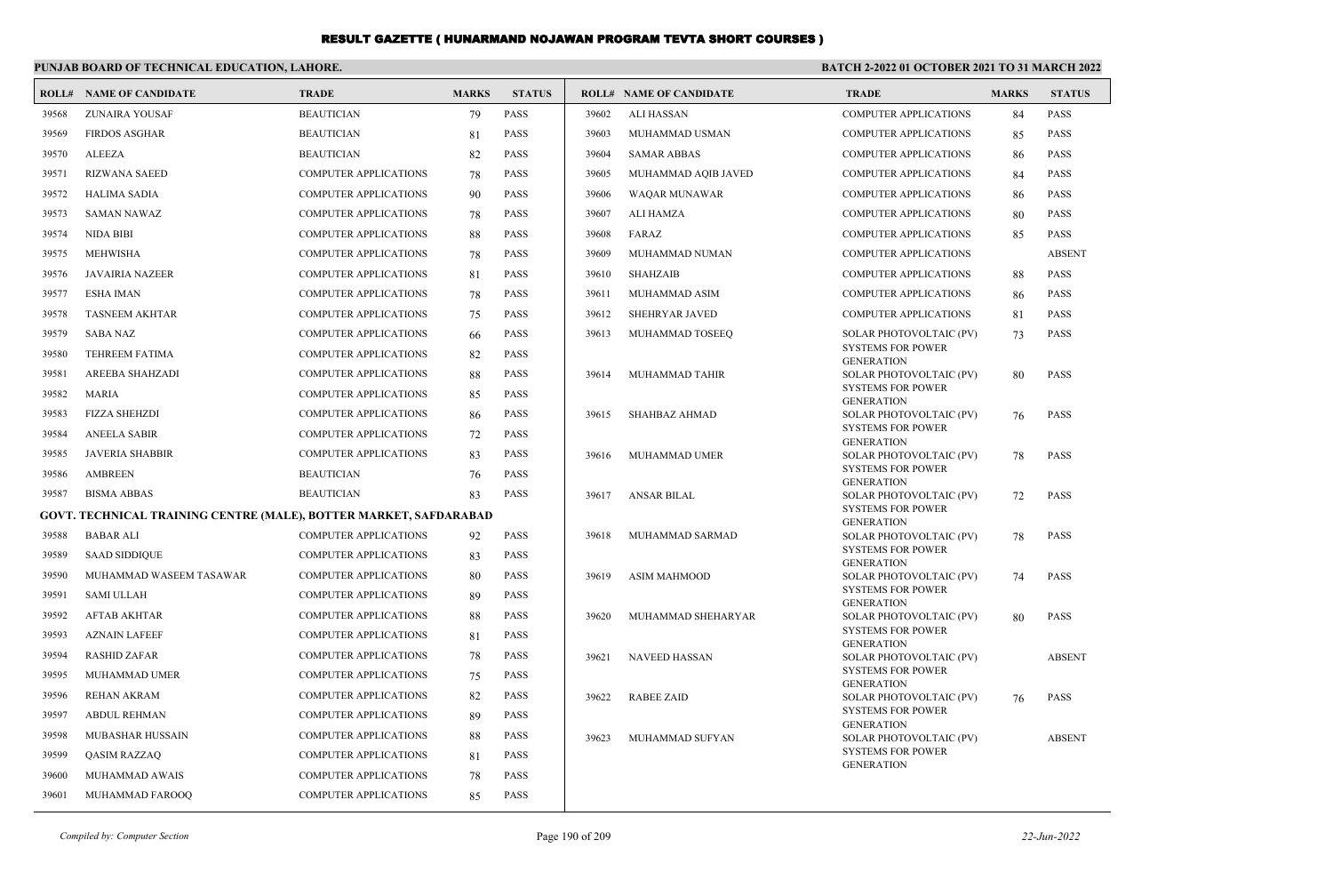# RESULT GAZETTE ( HUNARMAND NOJAWAN PROGRAM TEVTA SHORT COURSES )

**PUNJAB BOARD OF TECHNICAL EDUCATION, LAHORE.**

**BATCH 2-2022 01 OCTOBER 2021 TO 31 MARCH 2022**

| ROLL# | NAME OF CANDIDATE | TRADE | MARKS | STATUS |
|---|---|---|---|---|
| 39568 | ZUNAIRA YOUSAF | BEAUTICIAN | 79 | PASS |
| 39569 | FIRDOS ASGHAR | BEAUTICIAN | 81 | PASS |
| 39570 | ALEEZA | BEAUTICIAN | 82 | PASS |
| 39571 | RIZWANA SAEED | COMPUTER APPLICATIONS | 78 | PASS |
| 39572 | HALIMA SADIA | COMPUTER APPLICATIONS | 90 | PASS |
| 39573 | SAMAN NAWAZ | COMPUTER APPLICATIONS | 78 | PASS |
| 39574 | NIDA BIBI | COMPUTER APPLICATIONS | 88 | PASS |
| 39575 | MEHWISHA | COMPUTER APPLICATIONS | 78 | PASS |
| 39576 | JAVAIRIA NAZEER | COMPUTER APPLICATIONS | 81 | PASS |
| 39577 | ESHA IMAN | COMPUTER APPLICATIONS | 78 | PASS |
| 39578 | TASNEEM AKHTAR | COMPUTER APPLICATIONS | 75 | PASS |
| 39579 | SABA NAZ | COMPUTER APPLICATIONS | 66 | PASS |
| 39580 | TEHREEM FATIMA | COMPUTER APPLICATIONS | 82 | PASS |
| 39581 | AREEBA SHAHZADI | COMPUTER APPLICATIONS | 88 | PASS |
| 39582 | MARIA | COMPUTER APPLICATIONS | 85 | PASS |
| 39583 | FIZZA SHEHZDI | COMPUTER APPLICATIONS | 86 | PASS |
| 39584 | ANEELA SABIR | COMPUTER APPLICATIONS | 72 | PASS |
| 39585 | JAVERIA SHABBIR | COMPUTER APPLICATIONS | 83 | PASS |
| 39586 | AMBREEN | BEAUTICIAN | 76 | PASS |
| 39587 | BISMA ABBAS | BEAUTICIAN | 83 | PASS |

**GOVT. TECHNICAL TRAINING CENTRE (MALE), BOTTER MARKET, SAFDARABAD**

| ROLL# | NAME OF CANDIDATE | TRADE | MARKS | STATUS |
|---|---|---|---|---|
| 39588 | BABAR ALI | COMPUTER APPLICATIONS | 92 | PASS |
| 39589 | SAAD SIDDIQUE | COMPUTER APPLICATIONS | 83 | PASS |
| 39590 | MUHAMMAD WASEEM TASAWAR | COMPUTER APPLICATIONS | 80 | PASS |
| 39591 | SAMI ULLAH | COMPUTER APPLICATIONS | 89 | PASS |
| 39592 | AFTAB AKHTAR | COMPUTER APPLICATIONS | 88 | PASS |
| 39593 | AZNAIN LAFEEF | COMPUTER APPLICATIONS | 81 | PASS |
| 39594 | RASHID ZAFAR | COMPUTER APPLICATIONS | 78 | PASS |
| 39595 | MUHAMMAD UMER | COMPUTER APPLICATIONS | 75 | PASS |
| 39596 | REHAN AKRAM | COMPUTER APPLICATIONS | 82 | PASS |
| 39597 | ABDUL REHMAN | COMPUTER APPLICATIONS | 89 | PASS |
| 39598 | MUBASHAR HUSSAIN | COMPUTER APPLICATIONS | 88 | PASS |
| 39599 | QASIM RAZZAQ | COMPUTER APPLICATIONS | 81 | PASS |
| 39600 | MUHAMMAD AWAIS | COMPUTER APPLICATIONS | 78 | PASS |
| 39601 | MUHAMMAD FAROOQ | COMPUTER APPLICATIONS | 85 | PASS |
| 39602 | ALI HASSAN | COMPUTER APPLICATIONS | 84 | PASS |
| 39603 | MUHAMMAD USMAN | COMPUTER APPLICATIONS | 85 | PASS |
| 39604 | SAMAR ABBAS | COMPUTER APPLICATIONS | 86 | PASS |
| 39605 | MUHAMMAD AQIB JAVED | COMPUTER APPLICATIONS | 84 | PASS |
| 39606 | WAQAR MUNAWAR | COMPUTER APPLICATIONS | 86 | PASS |
| 39607 | ALI HAMZA | COMPUTER APPLICATIONS | 80 | PASS |
| 39608 | FARAZ | COMPUTER APPLICATIONS | 85 | PASS |
| 39609 | MUHAMMAD NUMAN | COMPUTER APPLICATIONS | | ABSENT |
| 39610 | SHAHZAIB | COMPUTER APPLICATIONS | 88 | PASS |
| 39611 | MUHAMMAD ASIM | COMPUTER APPLICATIONS | 86 | PASS |
| 39612 | SHEHRYAR JAVED | COMPUTER APPLICATIONS | 81 | PASS |
| 39613 | MUHAMMAD TOSEEQ | SOLAR PHOTOVOLTAIC (PV) SYSTEMS FOR POWER GENERATION | 73 | PASS |
| 39614 | MUHAMMAD TAHIR | SOLAR PHOTOVOLTAIC (PV) SYSTEMS FOR POWER GENERATION | 80 | PASS |
| 39615 | SHAHBAZ AHMAD | SOLAR PHOTOVOLTAIC (PV) SYSTEMS FOR POWER GENERATION | 76 | PASS |
| 39616 | MUHAMMAD UMER | SOLAR PHOTOVOLTAIC (PV) SYSTEMS FOR POWER GENERATION | 78 | PASS |
| 39617 | ANSAR BILAL | SOLAR PHOTOVOLTAIC (PV) SYSTEMS FOR POWER GENERATION | 72 | PASS |
| 39618 | MUHAMMAD SARMAD | SOLAR PHOTOVOLTAIC (PV) SYSTEMS FOR POWER GENERATION | 78 | PASS |
| 39619 | ASIM MAHMOOD | SOLAR PHOTOVOLTAIC (PV) SYSTEMS FOR POWER GENERATION | 74 | PASS |
| 39620 | MUHAMMAD SHEHARYAR | SOLAR PHOTOVOLTAIC (PV) SYSTEMS FOR POWER GENERATION | 80 | PASS |
| 39621 | NAVEED HASSAN | SOLAR PHOTOVOLTAIC (PV) SYSTEMS FOR POWER GENERATION | | ABSENT |
| 39622 | RABEE ZAID | SOLAR PHOTOVOLTAIC (PV) SYSTEMS FOR POWER GENERATION | 76 | PASS |
| 39623 | MUHAMMAD SUFYAN | SOLAR PHOTOVOLTAIC (PV) SYSTEMS FOR POWER GENERATION | | ABSENT |

*Compiled by: Computer Section*

*22-Jun-2022*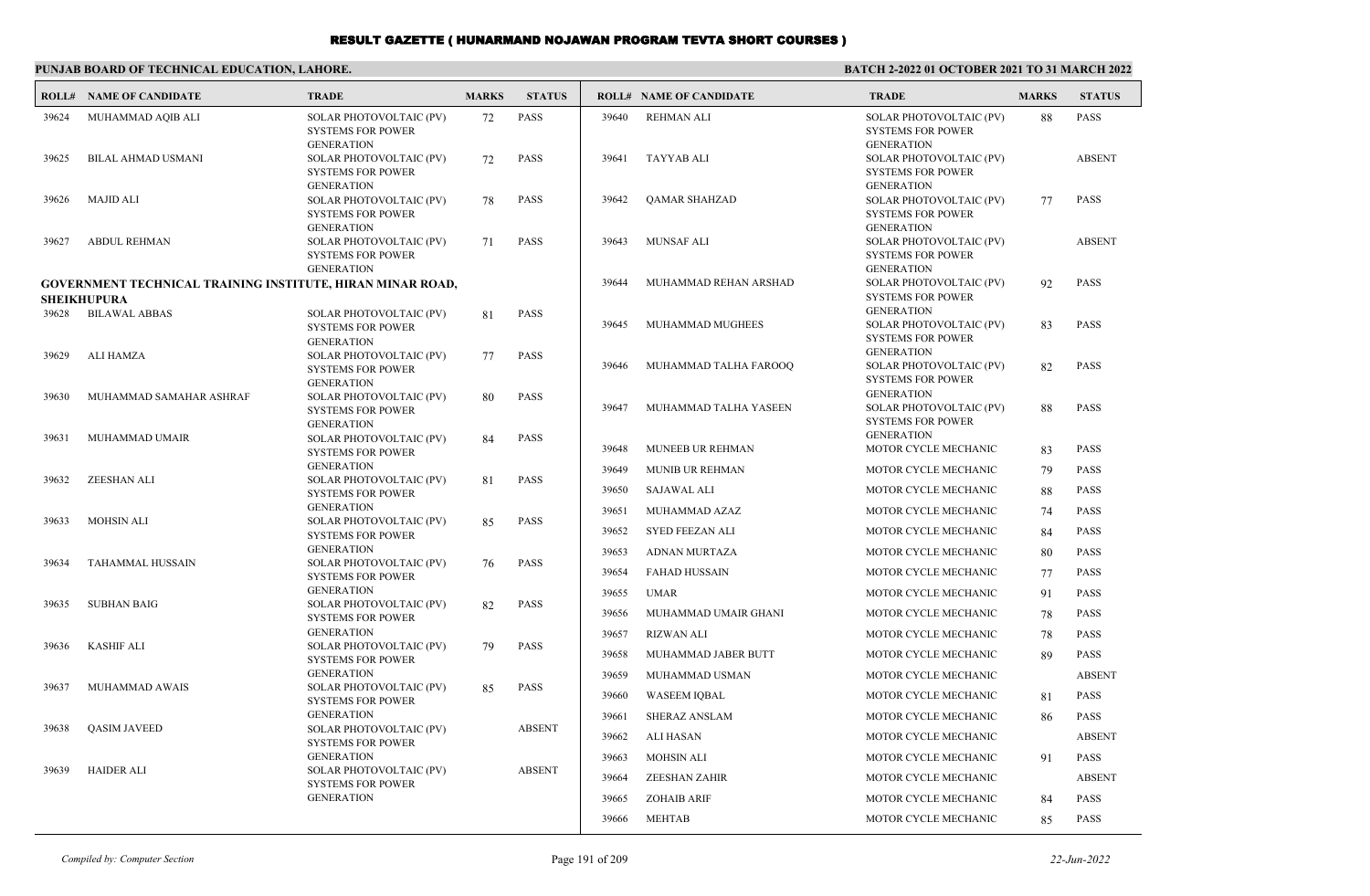# RESULT GAZETTE ( HUNARMAND NOJAWAN PROGRAM TEVTA SHORT COURSES )

**PUNJAB BOARD OF TECHNICAL EDUCATION, LAHORE.**

**BATCH 2-2022 01 OCTOBER 2021 TO 31 MARCH 2022**

| ROLL# | NAME OF CANDIDATE | TRADE | MARKS | STATUS |
|---|---|---|---|---|
| 39624 | MUHAMMAD AQIB ALI | SOLAR PHOTOVOLTAIC (PV) SYSTEMS FOR POWER GENERATION | 72 | PASS |
| 39625 | BILAL AHMAD USMANI | SOLAR PHOTOVOLTAIC (PV) SYSTEMS FOR POWER GENERATION | 72 | PASS |
| 39626 | MAJID ALI | SOLAR PHOTOVOLTAIC (PV) SYSTEMS FOR POWER GENERATION | 78 | PASS |
| 39627 | ABDUL REHMAN | SOLAR PHOTOVOLTAIC (PV) SYSTEMS FOR POWER GENERATION | 71 | PASS |

**GOVERNMENT TECHNICAL TRAINING INSTITUTE, HIRAN MINAR ROAD, SHEIKHUPURA**

| ROLL# | NAME OF CANDIDATE | TRADE | MARKS | STATUS |
|---|---|---|---|---|
| 39628 | BILAWAL ABBAS | SOLAR PHOTOVOLTAIC (PV) SYSTEMS FOR POWER GENERATION | 81 | PASS |
| 39629 | ALI HAMZA | SOLAR PHOTOVOLTAIC (PV) SYSTEMS FOR POWER GENERATION | 77 | PASS |
| 39630 | MUHAMMAD SAMAHAR ASHRAF | SOLAR PHOTOVOLTAIC (PV) SYSTEMS FOR POWER GENERATION | 80 | PASS |
| 39631 | MUHAMMAD UMAIR | SOLAR PHOTOVOLTAIC (PV) SYSTEMS FOR POWER GENERATION | 84 | PASS |
| 39632 | ZEESHAN ALI | SOLAR PHOTOVOLTAIC (PV) SYSTEMS FOR POWER GENERATION | 81 | PASS |
| 39633 | MOHSIN ALI | SOLAR PHOTOVOLTAIC (PV) SYSTEMS FOR POWER GENERATION | 85 | PASS |
| 39634 | TAHAMMAL HUSSAIN | SOLAR PHOTOVOLTAIC (PV) SYSTEMS FOR POWER GENERATION | 76 | PASS |
| 39635 | SUBHAN BAIG | SOLAR PHOTOVOLTAIC (PV) SYSTEMS FOR POWER GENERATION | 82 | PASS |
| 39636 | KASHIF ALI | SOLAR PHOTOVOLTAIC (PV) SYSTEMS FOR POWER GENERATION | 79 | PASS |
| 39637 | MUHAMMAD AWAIS | SOLAR PHOTOVOLTAIC (PV) SYSTEMS FOR POWER GENERATION | 85 | PASS |
| 39638 | QASIM JAVEED | SOLAR PHOTOVOLTAIC (PV) SYSTEMS FOR POWER GENERATION | | ABSENT |
| 39639 | HAIDER ALI | SOLAR PHOTOVOLTAIC (PV) SYSTEMS FOR POWER GENERATION | | ABSENT |
| 39640 | REHMAN ALI | SOLAR PHOTOVOLTAIC (PV) SYSTEMS FOR POWER GENERATION | 88 | PASS |
| 39641 | TAYYAB ALI | SOLAR PHOTOVOLTAIC (PV) SYSTEMS FOR POWER GENERATION | | ABSENT |
| 39642 | QAMAR SHAHZAD | SOLAR PHOTOVOLTAIC (PV) SYSTEMS FOR POWER GENERATION | 77 | PASS |
| 39643 | MUNSAF ALI | SOLAR PHOTOVOLTAIC (PV) SYSTEMS FOR POWER GENERATION | | ABSENT |
| 39644 | MUHAMMAD REHAN ARSHAD | SOLAR PHOTOVOLTAIC (PV) SYSTEMS FOR POWER GENERATION | 92 | PASS |
| 39645 | MUHAMMAD MUGHEES | SOLAR PHOTOVOLTAIC (PV) SYSTEMS FOR POWER GENERATION | 83 | PASS |
| 39646 | MUHAMMAD TALHA FAROOQ | SOLAR PHOTOVOLTAIC (PV) SYSTEMS FOR POWER GENERATION | 82 | PASS |
| 39647 | MUHAMMAD TALHA YASEEN | SOLAR PHOTOVOLTAIC (PV) SYSTEMS FOR POWER GENERATION | 88 | PASS |
| 39648 | MUNEEB UR REHMAN | MOTOR CYCLE MECHANIC | 83 | PASS |
| 39649 | MUNIB UR REHMAN | MOTOR CYCLE MECHANIC | 79 | PASS |
| 39650 | SAJAWAL ALI | MOTOR CYCLE MECHANIC | 88 | PASS |
| 39651 | MUHAMMAD AZAZ | MOTOR CYCLE MECHANIC | 74 | PASS |
| 39652 | SYED FEEZAN ALI | MOTOR CYCLE MECHANIC | 84 | PASS |
| 39653 | ADNAN MURTAZA | MOTOR CYCLE MECHANIC | 80 | PASS |
| 39654 | FAHAD HUSSAIN | MOTOR CYCLE MECHANIC | 77 | PASS |
| 39655 | UMAR | MOTOR CYCLE MECHANIC | 91 | PASS |
| 39656 | MUHAMMAD UMAIR GHANI | MOTOR CYCLE MECHANIC | 78 | PASS |
| 39657 | RIZWAN ALI | MOTOR CYCLE MECHANIC | 78 | PASS |
| 39658 | MUHAMMAD JABER BUTT | MOTOR CYCLE MECHANIC | 89 | PASS |
| 39659 | MUHAMMAD USMAN | MOTOR CYCLE MECHANIC | | ABSENT |
| 39660 | WASEEM IQBAL | MOTOR CYCLE MECHANIC | 81 | PASS |
| 39661 | SHERAZ ANSLAM | MOTOR CYCLE MECHANIC | 86 | PASS |
| 39662 | ALI HASAN | MOTOR CYCLE MECHANIC | | ABSENT |
| 39663 | MOHSIN ALI | MOTOR CYCLE MECHANIC | 91 | PASS |
| 39664 | ZEESHAN ZAHIR | MOTOR CYCLE MECHANIC | | ABSENT |
| 39665 | ZOHAIB ARIF | MOTOR CYCLE MECHANIC | 84 | PASS |
| 39666 | MEHTAB | MOTOR CYCLE MECHANIC | 85 | PASS |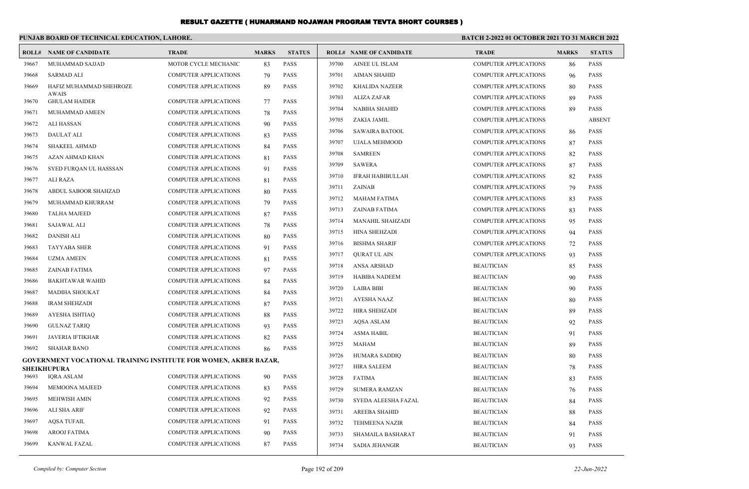# RESULT GAZETTE ( HUNARMAND NOJAWAN PROGRAM TEVTA SHORT COURSES )

**PUNJAB BOARD OF TECHNICAL EDUCATION, LAHORE.**

**BATCH 2-2022 01 OCTOBER 2021 TO 31 MARCH 2022**

| ROLL# | NAME OF CANDIDATE | TRADE | MARKS | STATUS |
|---|---|---|---|---|
| 39667 | MUHAMMAD SAJJAD | MOTOR CYCLE MECHANIC | 83 | PASS |
| 39668 | SARMAD ALI | COMPUTER APPLICATIONS | 79 | PASS |
| 39669 | HAFIZ MUHAMMAD SHEHROZE AWAIS | COMPUTER APPLICATIONS | 89 | PASS |
| 39670 | GHULAM HAIDER | COMPUTER APPLICATIONS | 77 | PASS |
| 39671 | MUHAMMAD AMEEN | COMPUTER APPLICATIONS | 78 | PASS |
| 39672 | ALI HASSAN | COMPUTER APPLICATIONS | 90 | PASS |
| 39673 | DAULAT ALI | COMPUTER APPLICATIONS | 83 | PASS |
| 39674 | SHAKEEL AHMAD | COMPUTER APPLICATIONS | 84 | PASS |
| 39675 | AZAN AHMAD KHAN | COMPUTER APPLICATIONS | 81 | PASS |
| 39676 | SYED FURQAN UL HASSSAN | COMPUTER APPLICATIONS | 91 | PASS |
| 39677 | ALI RAZA | COMPUTER APPLICATIONS | 81 | PASS |
| 39678 | ABDUL SABOOR SHAHZAD | COMPUTER APPLICATIONS | 80 | PASS |
| 39679 | MUHAMMAD KHURRAM | COMPUTER APPLICATIONS | 79 | PASS |
| 39680 | TALHA MAJEED | COMPUTER APPLICATIONS | 87 | PASS |
| 39681 | SAJAWAL ALI | COMPUTER APPLICATIONS | 78 | PASS |
| 39682 | DANISH ALI | COMPUTER APPLICATIONS | 80 | PASS |
| 39683 | TAYYABA SHER | COMPUTER APPLICATIONS | 91 | PASS |
| 39684 | UZMA AMEEN | COMPUTER APPLICATIONS | 81 | PASS |
| 39685 | ZAINAB FATIMA | COMPUTER APPLICATIONS | 97 | PASS |
| 39686 | BAKHTAWAR WAHID | COMPUTER APPLICATIONS | 84 | PASS |
| 39687 | MADIHA SHOUKAT | COMPUTER APPLICATIONS | 84 | PASS |
| 39688 | IRAM SHEHZADI | COMPUTER APPLICATIONS | 87 | PASS |
| 39689 | AYESHA ISHTIAQ | COMPUTER APPLICATIONS | 88 | PASS |
| 39690 | GULNAZ TARIQ | COMPUTER APPLICATIONS | 93 | PASS |
| 39691 | JAVERIA IFTIKHAR | COMPUTER APPLICATIONS | 82 | PASS |
| 39692 | SHAHAR BANO | COMPUTER APPLICATIONS | 86 | PASS |

**GOVERNMENT VOCATIONAL TRAINING INSTITUTE FOR WOMEN, AKBER BAZAR, SHEIKHUPURA**

| ROLL# | NAME OF CANDIDATE | TRADE | MARKS | STATUS |
|---|---|---|---|---|
| 39693 | IQRA ASLAM | COMPUTER APPLICATIONS | 90 | PASS |
| 39694 | MEMOONA MAJEED | COMPUTER APPLICATIONS | 83 | PASS |
| 39695 | MEHWISH AMIN | COMPUTER APPLICATIONS | 92 | PASS |
| 39696 | ALI SHA ARIF | COMPUTER APPLICATIONS | 92 | PASS |
| 39697 | AQSA TUFAIL | COMPUTER APPLICATIONS | 91 | PASS |
| 39698 | AROOJ FATIMA | COMPUTER APPLICATIONS | 90 | PASS |
| 39699 | KANWAL FAZAL | COMPUTER APPLICATIONS | 87 | PASS |
| 39700 | AINEE UL ISLAM | COMPUTER APPLICATIONS | 86 | PASS |
| 39701 | AIMAN SHAHID | COMPUTER APPLICATIONS | 96 | PASS |
| 39702 | KHALIDA NAZEER | COMPUTER APPLICATIONS | 80 | PASS |
| 39703 | ALIZA ZAFAR | COMPUTER APPLICATIONS | 89 | PASS |
| 39704 | NABIHA SHAHID | COMPUTER APPLICATIONS | 89 | PASS |
| 39705 | ZAKIA JAMIL | COMPUTER APPLICATIONS | | ABSENT |
| 39706 | SAWAIRA BATOOL | COMPUTER APPLICATIONS | 86 | PASS |
| 39707 | UJALA MEHMOOD | COMPUTER APPLICATIONS | 87 | PASS |
| 39708 | SAMREEN | COMPUTER APPLICATIONS | 82 | PASS |
| 39709 | SAWERA | COMPUTER APPLICATIONS | 87 | PASS |
| 39710 | IFRAH HABIBULLAH | COMPUTER APPLICATIONS | 82 | PASS |
| 39711 | ZAINAB | COMPUTER APPLICATIONS | 79 | PASS |
| 39712 | MAHAM FATIMA | COMPUTER APPLICATIONS | 83 | PASS |
| 39713 | ZAINAB FATIMA | COMPUTER APPLICATIONS | 83 | PASS |
| 39714 | MANAHIL SHAHZADI | COMPUTER APPLICATIONS | 95 | PASS |
| 39715 | HINA SHEHZADI | COMPUTER APPLICATIONS | 94 | PASS |
| 39716 | BISHMA SHARIF | COMPUTER APPLICATIONS | 72 | PASS |
| 39717 | QURAT UL AIN | COMPUTER APPLICATIONS | 93 | PASS |
| 39718 | ANSA ARSHAD | BEAUTICIAN | 85 | PASS |
| 39719 | HABIBA NADEEM | BEAUTICIAN | 90 | PASS |
| 39720 | LAIBA BIBI | BEAUTICIAN | 90 | PASS |
| 39721 | AYESHA NAAZ | BEAUTICIAN | 80 | PASS |
| 39722 | HIRA SHEHZADI | BEAUTICIAN | 89 | PASS |
| 39723 | AQSA ASLAM | BEAUTICIAN | 92 | PASS |
| 39724 | ASMA HABIL | BEAUTICIAN | 91 | PASS |
| 39725 | MAHAM | BEAUTICIAN | 89 | PASS |
| 39726 | HUMARA SADDIQ | BEAUTICIAN | 80 | PASS |
| 39727 | HIRA SALEEM | BEAUTICIAN | 78 | PASS |
| 39728 | FATIMA | BEAUTICIAN | 83 | PASS |
| 39729 | SUMERA RAMZAN | BEAUTICIAN | 76 | PASS |
| 39730 | SYEDA ALEESHA FAZAL | BEAUTICIAN | 84 | PASS |
| 39731 | AREEBA SHAHID | BEAUTICIAN | 88 | PASS |
| 39732 | TEHMEENA NAZIR | BEAUTICIAN | 84 | PASS |
| 39733 | SHAMAILA BASHARAT | BEAUTICIAN | 91 | PASS |
| 39734 | SADIA JEHANGIR | BEAUTICIAN | 93 | PASS |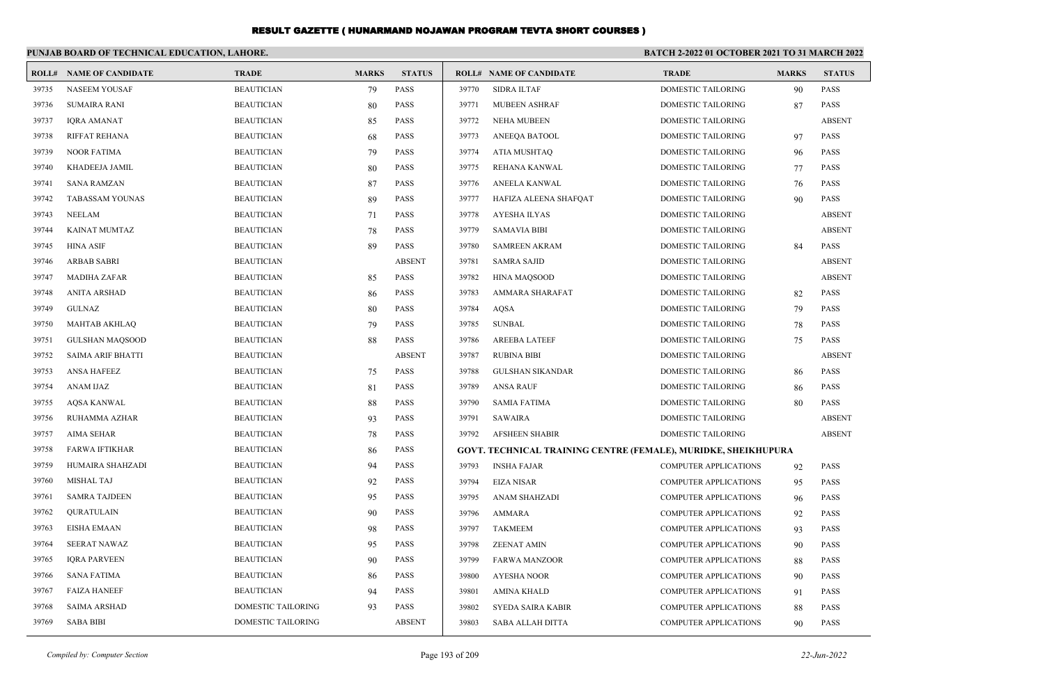# RESULT GAZETTE ( HUNARMAND NOJAWAN PROGRAM TEVTA SHORT COURSES )

**PUNJAB BOARD OF TECHNICAL EDUCATION, LAHORE.**

**BATCH 2-2022 01 OCTOBER 2021 TO 31 MARCH 2022**

| ROLL# | NAME OF CANDIDATE | TRADE | MARKS | STATUS |
|---|---|---|---|---|
| 39735 | NASEEM YOUSAF | BEAUTICIAN | 79 | PASS |
| 39736 | SUMAIRA RANI | BEAUTICIAN | 80 | PASS |
| 39737 | IQRA AMANAT | BEAUTICIAN | 85 | PASS |
| 39738 | RIFFAT REHANA | BEAUTICIAN | 68 | PASS |
| 39739 | NOOR FATIMA | BEAUTICIAN | 79 | PASS |
| 39740 | KHADEEJA JAMIL | BEAUTICIAN | 80 | PASS |
| 39741 | SANA RAMZAN | BEAUTICIAN | 87 | PASS |
| 39742 | TABASSAM YOUNAS | BEAUTICIAN | 89 | PASS |
| 39743 | NEELAM | BEAUTICIAN | 71 | PASS |
| 39744 | KAINAT MUMTAZ | BEAUTICIAN | 78 | PASS |
| 39745 | HINA ASIF | BEAUTICIAN | 89 | PASS |
| 39746 | ARBAB SABRI | BEAUTICIAN | | ABSENT |
| 39747 | MADIHA ZAFAR | BEAUTICIAN | 85 | PASS |
| 39748 | ANITA ARSHAD | BEAUTICIAN | 86 | PASS |
| 39749 | GULNAZ | BEAUTICIAN | 80 | PASS |
| 39750 | MAHTAB AKHLAQ | BEAUTICIAN | 79 | PASS |
| 39751 | GULSHAN MAQSOOD | BEAUTICIAN | 88 | PASS |
| 39752 | SAIMA ARIF BHATTI | BEAUTICIAN | | ABSENT |
| 39753 | ANSA HAFEEZ | BEAUTICIAN | 75 | PASS |
| 39754 | ANAM IJAZ | BEAUTICIAN | 81 | PASS |
| 39755 | AQSA KANWAL | BEAUTICIAN | 88 | PASS |
| 39756 | RUHAMMA AZHAR | BEAUTICIAN | 93 | PASS |
| 39757 | AIMA SEHAR | BEAUTICIAN | 78 | PASS |
| 39758 | FARWA IFTIKHAR | BEAUTICIAN | 86 | PASS |
| 39759 | HUMAIRA SHAHZADI | BEAUTICIAN | 94 | PASS |
| 39760 | MISHAL TAJ | BEAUTICIAN | 92 | PASS |
| 39761 | SAMRA TAJDEEN | BEAUTICIAN | 95 | PASS |
| 39762 | QURATULAIN | BEAUTICIAN | 90 | PASS |
| 39763 | EISHA EMAAN | BEAUTICIAN | 98 | PASS |
| 39764 | SEERAT NAWAZ | BEAUTICIAN | 95 | PASS |
| 39765 | IQRA PARVEEN | BEAUTICIAN | 90 | PASS |
| 39766 | SANA FATIMA | BEAUTICIAN | 86 | PASS |
| 39767 | FAIZA HANEEF | BEAUTICIAN | 94 | PASS |
| 39768 | SAIMA ARSHAD | DOMESTIC TAILORING | 93 | PASS |
| 39769 | SABA BIBI | DOMESTIC TAILORING | | ABSENT |
| 39770 | SIDRA ILTAF | DOMESTIC TAILORING | 90 | PASS |
| 39771 | MUBEEN ASHRAF | DOMESTIC TAILORING | 87 | PASS |
| 39772 | NEHA MUBEEN | DOMESTIC TAILORING | | ABSENT |
| 39773 | ANEEQA BATOOL | DOMESTIC TAILORING | 97 | PASS |
| 39774 | ATIA MUSHTAQ | DOMESTIC TAILORING | 96 | PASS |
| 39775 | REHANA KANWAL | DOMESTIC TAILORING | 77 | PASS |
| 39776 | ANEELA KANWAL | DOMESTIC TAILORING | 76 | PASS |
| 39777 | HAFIZA ALEENA SHAFQAT | DOMESTIC TAILORING | 90 | PASS |
| 39778 | AYESHA ILYAS | DOMESTIC TAILORING | | ABSENT |
| 39779 | SAMAVIA BIBI | DOMESTIC TAILORING | | ABSENT |
| 39780 | SAMREEN AKRAM | DOMESTIC TAILORING | 84 | PASS |
| 39781 | SAMRA SAJID | DOMESTIC TAILORING | | ABSENT |
| 39782 | HINA MAQSOOD | DOMESTIC TAILORING | | ABSENT |
| 39783 | AMMARA SHARAFAT | DOMESTIC TAILORING | 82 | PASS |
| 39784 | AQSA | DOMESTIC TAILORING | 79 | PASS |
| 39785 | SUNBAL | DOMESTIC TAILORING | 78 | PASS |
| 39786 | AREEBA LATEEF | DOMESTIC TAILORING | 75 | PASS |
| 39787 | RUBINA BIBI | DOMESTIC TAILORING | | ABSENT |
| 39788 | GULSHAN SIKANDAR | DOMESTIC TAILORING | 86 | PASS |
| 39789 | ANSA RAUF | DOMESTIC TAILORING | 86 | PASS |
| 39790 | SAMIA FATIMA | DOMESTIC TAILORING | 80 | PASS |
| 39791 | SAWAIRA | DOMESTIC TAILORING | | ABSENT |
| 39792 | AFSHEEN SHABIR | DOMESTIC TAILORING | | ABSENT |

**GOVT. TECHNICAL TRAINING CENTRE (FEMALE), MURIDKE, SHEIKHUPURA**

| ROLL# | NAME OF CANDIDATE | TRADE | MARKS | STATUS |
|---|---|---|---|---|
| 39793 | INSHA FAJAR | COMPUTER APPLICATIONS | 92 | PASS |
| 39794 | EIZA NISAR | COMPUTER APPLICATIONS | 95 | PASS |
| 39795 | ANAM SHAHZADI | COMPUTER APPLICATIONS | 96 | PASS |
| 39796 | AMMARA | COMPUTER APPLICATIONS | 92 | PASS |
| 39797 | TAKMEEM | COMPUTER APPLICATIONS | 93 | PASS |
| 39798 | ZEENAT AMIN | COMPUTER APPLICATIONS | 90 | PASS |
| 39799 | FARWA MANZOOR | COMPUTER APPLICATIONS | 88 | PASS |
| 39800 | AYESHA NOOR | COMPUTER APPLICATIONS | 90 | PASS |
| 39801 | AMINA KHALD | COMPUTER APPLICATIONS | 91 | PASS |
| 39802 | SYEDA SAIRA KABIR | COMPUTER APPLICATIONS | 88 | PASS |
| 39803 | SABA ALLAH DITTA | COMPUTER APPLICATIONS | 90 | PASS |

*Compiled by: Computer Section*

*22-Jun-2022*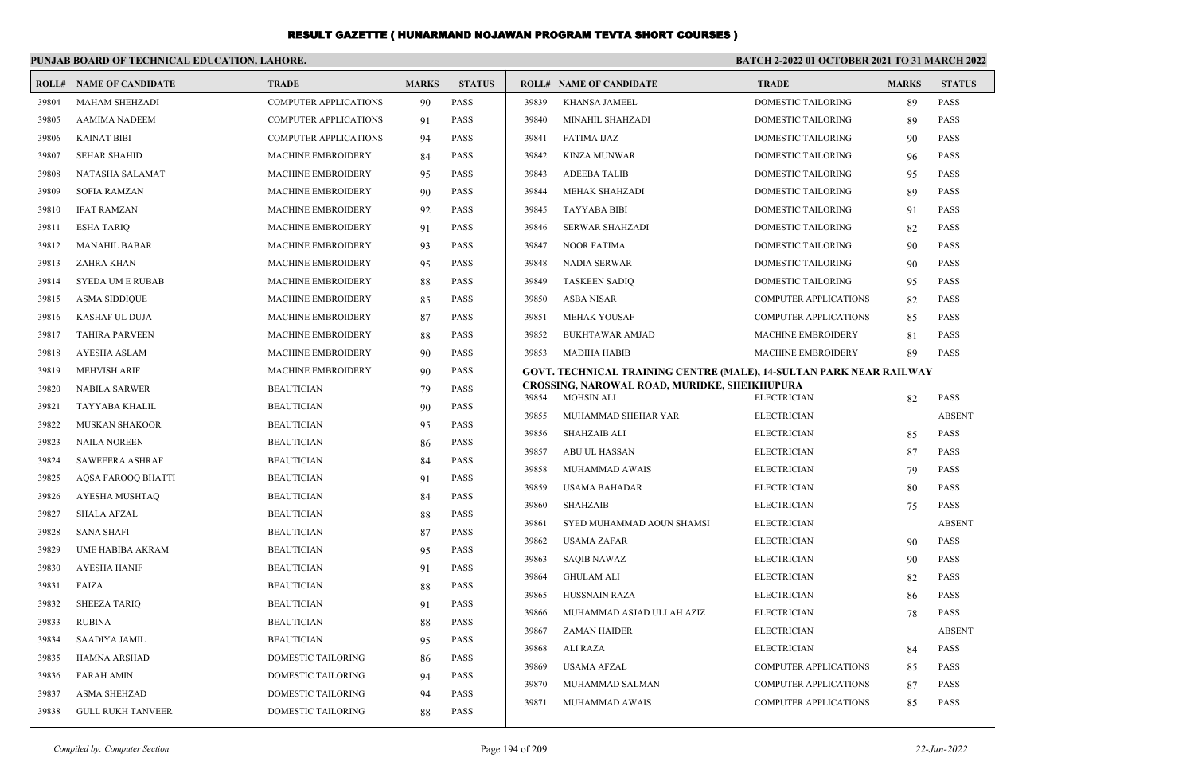# RESULT GAZETTE ( HUNARMAND NOJAWAN PROGRAM TEVTA SHORT COURSES )

**PUNJAB BOARD OF TECHNICAL EDUCATION, LAHORE.**

**BATCH 2-2022 01 OCTOBER 2021 TO 31 MARCH 2022**

| ROLL# | NAME OF CANDIDATE | TRADE | MARKS | STATUS |
|---|---|---|---|---|
| 39804 | MAHAM SHEHZADI | COMPUTER APPLICATIONS | 90 | PASS |
| 39805 | AAMIMA NADEEM | COMPUTER APPLICATIONS | 91 | PASS |
| 39806 | KAINAT BIBI | COMPUTER APPLICATIONS | 94 | PASS |
| 39807 | SEHAR SHAHID | MACHINE EMBROIDERY | 84 | PASS |
| 39808 | NATASHA SALAMAT | MACHINE EMBROIDERY | 95 | PASS |
| 39809 | SOFIA RAMZAN | MACHINE EMBROIDERY | 90 | PASS |
| 39810 | IFAT RAMZAN | MACHINE EMBROIDERY | 92 | PASS |
| 39811 | ESHA TARIQ | MACHINE EMBROIDERY | 91 | PASS |
| 39812 | MANAHIL BABAR | MACHINE EMBROIDERY | 93 | PASS |
| 39813 | ZAHRA KHAN | MACHINE EMBROIDERY | 95 | PASS |
| 39814 | SYEDA UM E RUBAB | MACHINE EMBROIDERY | 88 | PASS |
| 39815 | ASMA SIDDIQUE | MACHINE EMBROIDERY | 85 | PASS |
| 39816 | KASHAF UL DUJA | MACHINE EMBROIDERY | 87 | PASS |
| 39817 | TAHIRA PARVEEN | MACHINE EMBROIDERY | 88 | PASS |
| 39818 | AYESHA ASLAM | MACHINE EMBROIDERY | 90 | PASS |
| 39819 | MEHVISH ARIF | MACHINE EMBROIDERY | 90 | PASS |
| 39820 | NABILA SARWER | BEAUTICIAN | 79 | PASS |
| 39821 | TAYYABA KHALIL | BEAUTICIAN | 90 | PASS |
| 39822 | MUSKAN SHAKOOR | BEAUTICIAN | 95 | PASS |
| 39823 | NAILA NOREEN | BEAUTICIAN | 86 | PASS |
| 39824 | SAWEEERA ASHRAF | BEAUTICIAN | 84 | PASS |
| 39825 | AQSA FAROOQ BHATTI | BEAUTICIAN | 91 | PASS |
| 39826 | AYESHA MUSHTAQ | BEAUTICIAN | 84 | PASS |
| 39827 | SHALA AFZAL | BEAUTICIAN | 88 | PASS |
| 39828 | SANA SHAFI | BEAUTICIAN | 87 | PASS |
| 39829 | UME HABIBA AKRAM | BEAUTICIAN | 95 | PASS |
| 39830 | AYESHA HANIF | BEAUTICIAN | 91 | PASS |
| 39831 | FAIZA | BEAUTICIAN | 88 | PASS |
| 39832 | SHEEZA TARIQ | BEAUTICIAN | 91 | PASS |
| 39833 | RUBINA | BEAUTICIAN | 88 | PASS |
| 39834 | SAADIYA JAMIL | BEAUTICIAN | 95 | PASS |
| 39835 | HAMNA ARSHAD | DOMESTIC TAILORING | 86 | PASS |
| 39836 | FARAH AMIN | DOMESTIC TAILORING | 94 | PASS |
| 39837 | ASMA SHEHZAD | DOMESTIC TAILORING | 94 | PASS |
| 39838 | GULL RUKH TANVEER | DOMESTIC TAILORING | 88 | PASS |
| 39839 | KHANSA JAMEEL | DOMESTIC TAILORING | 89 | PASS |
| 39840 | MINAHIL SHAHZADI | DOMESTIC TAILORING | 89 | PASS |
| 39841 | FATIMA IJAZ | DOMESTIC TAILORING | 90 | PASS |
| 39842 | KINZA MUNWAR | DOMESTIC TAILORING | 96 | PASS |
| 39843 | ADEEBA TALIB | DOMESTIC TAILORING | 95 | PASS |
| 39844 | MEHAK SHAHZADI | DOMESTIC TAILORING | 89 | PASS |
| 39845 | TAYYABA BIBI | DOMESTIC TAILORING | 91 | PASS |
| 39846 | SERWAR SHAHZADI | DOMESTIC TAILORING | 82 | PASS |
| 39847 | NOOR FATIMA | DOMESTIC TAILORING | 90 | PASS |
| 39848 | NADIA SERWAR | DOMESTIC TAILORING | 90 | PASS |
| 39849 | TASKEEN SADIQ | DOMESTIC TAILORING | 95 | PASS |
| 39850 | ASBA NISAR | COMPUTER APPLICATIONS | 82 | PASS |
| 39851 | MEHAK YOUSAF | COMPUTER APPLICATIONS | 85 | PASS |
| 39852 | BUKHTAWAR AMJAD | MACHINE EMBROIDERY | 81 | PASS |
| 39853 | MADIHA HABIB | MACHINE EMBROIDERY | 89 | PASS |

**GOVT. TECHNICAL TRAINING CENTRE (MALE), 14-SULTAN PARK NEAR RAILWAY CROSSING, NAROWAL ROAD, MURIDKE, SHEIKHUPURA**

| ROLL# | NAME OF CANDIDATE | TRADE | MARKS | STATUS |
|---|---|---|---|---|
| 39854 | MOHSIN ALI | ELECTRICIAN | 82 | PASS |
| 39855 | MUHAMMAD SHEHAR YAR | ELECTRICIAN | | ABSENT |
| 39856 | SHAHZAIB ALI | ELECTRICIAN | 85 | PASS |
| 39857 | ABU UL HASSAN | ELECTRICIAN | 87 | PASS |
| 39858 | MUHAMMAD AWAIS | ELECTRICIAN | 79 | PASS |
| 39859 | USAMA BAHADAR | ELECTRICIAN | 80 | PASS |
| 39860 | SHAHZAIB | ELECTRICIAN | 75 | PASS |
| 39861 | SYED MUHAMMAD AOUN SHAMSI | ELECTRICIAN | | ABSENT |
| 39862 | USAMA ZAFAR | ELECTRICIAN | 90 | PASS |
| 39863 | SAQIB NAWAZ | ELECTRICIAN | 90 | PASS |
| 39864 | GHULAM ALI | ELECTRICIAN | 82 | PASS |
| 39865 | HUSSNAIN RAZA | ELECTRICIAN | 86 | PASS |
| 39866 | MUHAMMAD ASJAD ULLAH AZIZ | ELECTRICIAN | 78 | PASS |
| 39867 | ZAMAN HAIDER | ELECTRICIAN | | ABSENT |
| 39868 | ALI RAZA | ELECTRICIAN | 84 | PASS |
| 39869 | USAMA AFZAL | COMPUTER APPLICATIONS | 85 | PASS |
| 39870 | MUHAMMAD SALMAN | COMPUTER APPLICATIONS | 87 | PASS |
| 39871 | MUHAMMAD AWAIS | COMPUTER APPLICATIONS | 85 | PASS |

*Compiled by: Computer Section* *22-Jun-2022*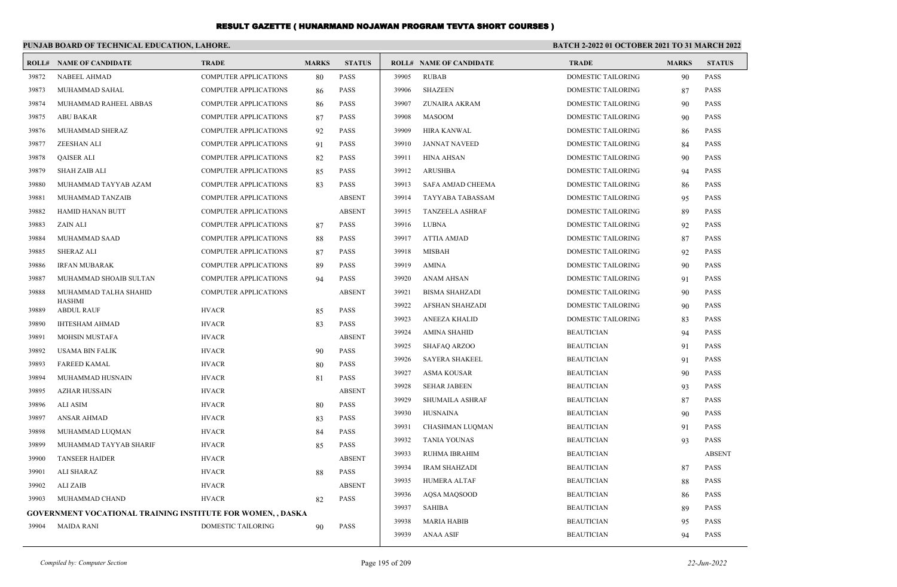# RESULT GAZETTE ( HUNARMAND NOJAWAN PROGRAM TEVTA SHORT COURSES )

**PUNJAB BOARD OF TECHNICAL EDUCATION, LAHORE.** **BATCH 2-2022 01 OCTOBER 2021 TO 31 MARCH 2022**

| ROLL# | NAME OF CANDIDATE | TRADE | MARKS | STATUS |
|---|---|---|---|---|
| 39872 | NABEEL AHMAD | COMPUTER APPLICATIONS | 80 | PASS |
| 39873 | MUHAMMAD SAHAL | COMPUTER APPLICATIONS | 86 | PASS |
| 39874 | MUHAMMAD RAHEEL ABBAS | COMPUTER APPLICATIONS | 86 | PASS |
| 39875 | ABU BAKAR | COMPUTER APPLICATIONS | 87 | PASS |
| 39876 | MUHAMMAD SHERAZ | COMPUTER APPLICATIONS | 92 | PASS |
| 39877 | ZEESHAN ALI | COMPUTER APPLICATIONS | 91 | PASS |
| 39878 | QAISER ALI | COMPUTER APPLICATIONS | 82 | PASS |
| 39879 | SHAH ZAIB ALI | COMPUTER APPLICATIONS | 85 | PASS |
| 39880 | MUHAMMAD TAYYAB AZAM | COMPUTER APPLICATIONS | 83 | PASS |
| 39881 | MUHAMMAD TANZAIB | COMPUTER APPLICATIONS | | ABSENT |
| 39882 | HAMID HANAN BUTT | COMPUTER APPLICATIONS | | ABSENT |
| 39883 | ZAIN ALI | COMPUTER APPLICATIONS | 87 | PASS |
| 39884 | MUHAMMAD SAAD | COMPUTER APPLICATIONS | 88 | PASS |
| 39885 | SHERAZ ALI | COMPUTER APPLICATIONS | 87 | PASS |
| 39886 | IRFAN MUBARAK | COMPUTER APPLICATIONS | 89 | PASS |
| 39887 | MUHAMMAD SHOAIB SULTAN | COMPUTER APPLICATIONS | 94 | PASS |
| 39888 | MUHAMMAD TALHA SHAHID HASHMI | COMPUTER APPLICATIONS | | ABSENT |
| 39889 | ABDUL RAUF | HVACR | 85 | PASS |
| 39890 | IHTESHAM AHMAD | HVACR | 83 | PASS |
| 39891 | MOHSIN MUSTAFA | HVACR | | ABSENT |
| 39892 | USAMA BIN FALIK | HVACR | 90 | PASS |
| 39893 | FAREED KAMAL | HVACR | 80 | PASS |
| 39894 | MUHAMMAD HUSNAIN | HVACR | 81 | PASS |
| 39895 | AZHAR HUSSAIN | HVACR | | ABSENT |
| 39896 | ALI ASIM | HVACR | 80 | PASS |
| 39897 | ANSAR AHMAD | HVACR | 83 | PASS |
| 39898 | MUHAMMAD LUQMAN | HVACR | 84 | PASS |
| 39899 | MUHAMMAD TAYYAB SHARIF | HVACR | 85 | PASS |
| 39900 | TANSEER HAIDER | HVACR | | ABSENT |
| 39901 | ALI SHARAZ | HVACR | 88 | PASS |
| 39902 | ALI ZAIB | HVACR | | ABSENT |
| 39903 | MUHAMMAD CHAND | HVACR | 82 | PASS |
| **GOVERNMENT VOCATIONAL TRAINING INSTITUTE FOR WOMEN, , DASKA** | | | | |
| 39904 | MAIDA RANI | DOMESTIC TAILORING | 90 | PASS |
| 39905 | RUBAB | DOMESTIC TAILORING | 90 | PASS |
| 39906 | SHAZEEN | DOMESTIC TAILORING | 87 | PASS |
| 39907 | ZUNAIRA AKRAM | DOMESTIC TAILORING | 90 | PASS |
| 39908 | MASOOM | DOMESTIC TAILORING | 90 | PASS |
| 39909 | HIRA KANWAL | DOMESTIC TAILORING | 86 | PASS |
| 39910 | JANNAT NAVEED | DOMESTIC TAILORING | 84 | PASS |
| 39911 | HINA AHSAN | DOMESTIC TAILORING | 90 | PASS |
| 39912 | ARUSHBA | DOMESTIC TAILORING | 94 | PASS |
| 39913 | SAFA AMJAD CHEEMA | DOMESTIC TAILORING | 86 | PASS |
| 39914 | TAYYABA TABASSAM | DOMESTIC TAILORING | 95 | PASS |
| 39915 | TANZEELA ASHRAF | DOMESTIC TAILORING | 89 | PASS |
| 39916 | LUBNA | DOMESTIC TAILORING | 92 | PASS |
| 39917 | ATTIA AMJAD | DOMESTIC TAILORING | 87 | PASS |
| 39918 | MISBAH | DOMESTIC TAILORING | 92 | PASS |
| 39919 | AMINA | DOMESTIC TAILORING | 90 | PASS |
| 39920 | ANAM AHSAN | DOMESTIC TAILORING | 91 | PASS |
| 39921 | BISMA SHAHZADI | DOMESTIC TAILORING | 90 | PASS |
| 39922 | AFSHAN SHAHZADI | DOMESTIC TAILORING | 90 | PASS |
| 39923 | ANEEZA KHALID | DOMESTIC TAILORING | 83 | PASS |
| 39924 | AMINA SHAHID | BEAUTICIAN | 94 | PASS |
| 39925 | SHAFAQ ARZOO | BEAUTICIAN | 91 | PASS |
| 39926 | SAYERA SHAKEEL | BEAUTICIAN | 91 | PASS |
| 39927 | ASMA KOUSAR | BEAUTICIAN | 90 | PASS |
| 39928 | SEHAR JABEEN | BEAUTICIAN | 93 | PASS |
| 39929 | SHUMAILA ASHRAF | BEAUTICIAN | 87 | PASS |
| 39930 | HUSNAINA | BEAUTICIAN | 90 | PASS |
| 39931 | CHASHMAN LUQMAN | BEAUTICIAN | 91 | PASS |
| 39932 | TANIA YOUNAS | BEAUTICIAN | 93 | PASS |
| 39933 | RUHMA IBRAHIM | BEAUTICIAN | | ABSENT |
| 39934 | IRAM SHAHZADI | BEAUTICIAN | 87 | PASS |
| 39935 | HUMERA ALTAF | BEAUTICIAN | 88 | PASS |
| 39936 | AQSA MAQSOOD | BEAUTICIAN | 86 | PASS |
| 39937 | SAHIBA | BEAUTICIAN | 89 | PASS |
| 39938 | MARIA HABIB | BEAUTICIAN | 95 | PASS |
| 39939 | ANAA ASIF | BEAUTICIAN | 94 | PASS |

*Compiled by: Computer Section* *22-Jun-2022*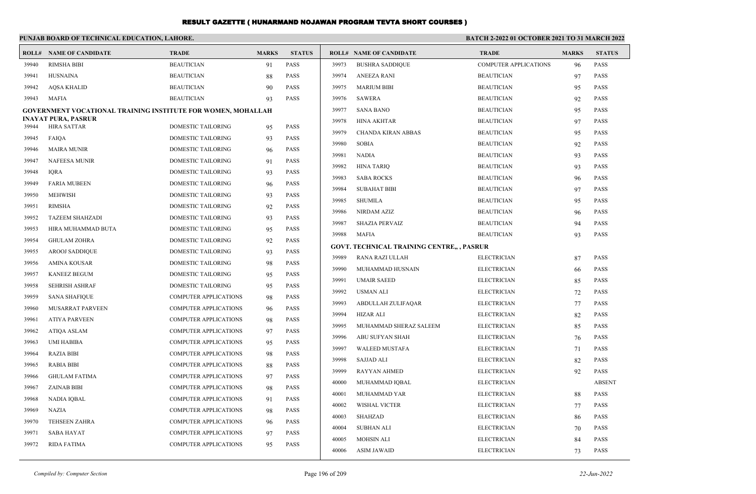# RESULT GAZETTE ( HUNARMAND NOJAWAN PROGRAM TEVTA SHORT COURSES )

**PUNJAB BOARD OF TECHNICAL EDUCATION, LAHORE.**

**BATCH 2-2022 01 OCTOBER 2021 TO 31 MARCH 2022**

| ROLL# | NAME OF CANDIDATE | TRADE | MARKS | STATUS |
|---|---|---|---|---|
| 39940 | RIMSHA BIBI | BEAUTICIAN | 91 | PASS |
| 39941 | HUSNAINA | BEAUTICIAN | 88 | PASS |
| 39942 | AQSA KHALID | BEAUTICIAN | 90 | PASS |
| 39943 | MAFIA | BEAUTICIAN | 93 | PASS |

**GOVERNMENT VOCATIONAL TRAINING INSTITUTE FOR WOMEN, MOHALLAH INAYAT PURA, PASRUR**

| ROLL# | NAME OF CANDIDATE | TRADE | MARKS | STATUS |
|---|---|---|---|---|
| 39944 | HIRA SATTAR | DOMESTIC TAILORING | 95 | PASS |
| 39945 | FAIQA | DOMESTIC TAILORING | 93 | PASS |
| 39946 | MAIRA MUNIR | DOMESTIC TAILORING | 96 | PASS |
| 39947 | NAFEESA MUNIR | DOMESTIC TAILORING | 91 | PASS |
| 39948 | IQRA | DOMESTIC TAILORING | 93 | PASS |
| 39949 | FARIA MUBEEN | DOMESTIC TAILORING | 96 | PASS |
| 39950 | MEHWISH | DOMESTIC TAILORING | 93 | PASS |
| 39951 | RIMSHA | DOMESTIC TAILORING | 92 | PASS |
| 39952 | TAZEEM SHAHZADI | DOMESTIC TAILORING | 93 | PASS |
| 39953 | HIRA MUHAMMAD BUTA | DOMESTIC TAILORING | 95 | PASS |
| 39954 | GHULAM ZOHRA | DOMESTIC TAILORING | 92 | PASS |
| 39955 | AROOJ SADDIQUE | DOMESTIC TAILORING | 93 | PASS |
| 39956 | AMINA KOUSAR | DOMESTIC TAILORING | 98 | PASS |
| 39957 | KANEEZ BEGUM | DOMESTIC TAILORING | 95 | PASS |
| 39958 | SEHRISH ASHRAF | DOMESTIC TAILORING | 95 | PASS |
| 39959 | SANA SHAFIQUE | COMPUTER APPLICATIONS | 98 | PASS |
| 39960 | MUSARRAT PARVEEN | COMPUTER APPLICATIONS | 96 | PASS |
| 39961 | ATIYA PARVEEN | COMPUTER APPLICATIONS | 98 | PASS |
| 39962 | ATIQA ASLAM | COMPUTER APPLICATIONS | 97 | PASS |
| 39963 | UMI HABIBA | COMPUTER APPLICATIONS | 95 | PASS |
| 39964 | RAZIA BIBI | COMPUTER APPLICATIONS | 98 | PASS |
| 39965 | RABIA BIBI | COMPUTER APPLICATIONS | 88 | PASS |
| 39966 | GHULAM FATIMA | COMPUTER APPLICATIONS | 97 | PASS |
| 39967 | ZAINAB BIBI | COMPUTER APPLICATIONS | 98 | PASS |
| 39968 | NADIA IQBAL | COMPUTER APPLICATIONS | 91 | PASS |
| 39969 | NAZIA | COMPUTER APPLICATIONS | 98 | PASS |
| 39970 | TEHSEEN ZAHRA | COMPUTER APPLICATIONS | 96 | PASS |
| 39971 | SABA HAYAT | COMPUTER APPLICATIONS | 97 | PASS |
| 39972 | RIDA FATIMA | COMPUTER APPLICATIONS | 95 | PASS |
| 39973 | BUSHRA SADDIQUE | COMPUTER APPLICATIONS | 96 | PASS |
| 39974 | ANEEZA RANI | BEAUTICIAN | 97 | PASS |
| 39975 | MARIUM BIBI | BEAUTICIAN | 95 | PASS |
| 39976 | SAWERA | BEAUTICIAN | 92 | PASS |
| 39977 | SANA BANO | BEAUTICIAN | 95 | PASS |
| 39978 | HINA AKHTAR | BEAUTICIAN | 97 | PASS |
| 39979 | CHANDA KIRAN ABBAS | BEAUTICIAN | 95 | PASS |
| 39980 | SOBIA | BEAUTICIAN | 92 | PASS |
| 39981 | NADIA | BEAUTICIAN | 93 | PASS |
| 39982 | HINA TARIQ | BEAUTICIAN | 93 | PASS |
| 39983 | SABA ROCKS | BEAUTICIAN | 96 | PASS |
| 39984 | SUBAHAT BIBI | BEAUTICIAN | 97 | PASS |
| 39985 | SHUMILA | BEAUTICIAN | 95 | PASS |
| 39986 | NIRDAM AZIZ | BEAUTICIAN | 96 | PASS |
| 39987 | SHAZIA PERVAIZ | BEAUTICIAN | 94 | PASS |
| 39988 | MAFIA | BEAUTICIAN | 93 | PASS |

**GOVT. TECHNICAL TRAINING CENTRE,, , PASRUR**

| ROLL# | NAME OF CANDIDATE | TRADE | MARKS | STATUS |
|---|---|---|---|---|
| 39989 | RANA RAZI ULLAH | ELECTRICIAN | 87 | PASS |
| 39990 | MUHAMMAD HUSNAIN | ELECTRICIAN | 66 | PASS |
| 39991 | UMAIR SAEED | ELECTRICIAN | 85 | PASS |
| 39992 | USMAN ALI | ELECTRICIAN | 72 | PASS |
| 39993 | ABDULLAH ZULIFAQAR | ELECTRICIAN | 77 | PASS |
| 39994 | HIZAR ALI | ELECTRICIAN | 82 | PASS |
| 39995 | MUHAMMAD SHERAZ SALEEM | ELECTRICIAN | 85 | PASS |
| 39996 | ABU SUFYAN SHAH | ELECTRICIAN | 76 | PASS |
| 39997 | WALEED MUSTAFA | ELECTRICIAN | 71 | PASS |
| 39998 | SAJJAD ALI | ELECTRICIAN | 82 | PASS |
| 39999 | RAYYAN AHMED | ELECTRICIAN | 92 | PASS |
| 40000 | MUHAMMAD IQBAL | ELECTRICIAN | | ABSENT |
| 40001 | MUHAMMAD YAR | ELECTRICIAN | 88 | PASS |
| 40002 | WISHAL VICTER | ELECTRICIAN | 77 | PASS |
| 40003 | SHAHZAD | ELECTRICIAN | 86 | PASS |
| 40004 | SUBHAN ALI | ELECTRICIAN | 70 | PASS |
| 40005 | MOHSIN ALI | ELECTRICIAN | 84 | PASS |
| 40006 | ASIM JAWAID | ELECTRICIAN | 73 | PASS |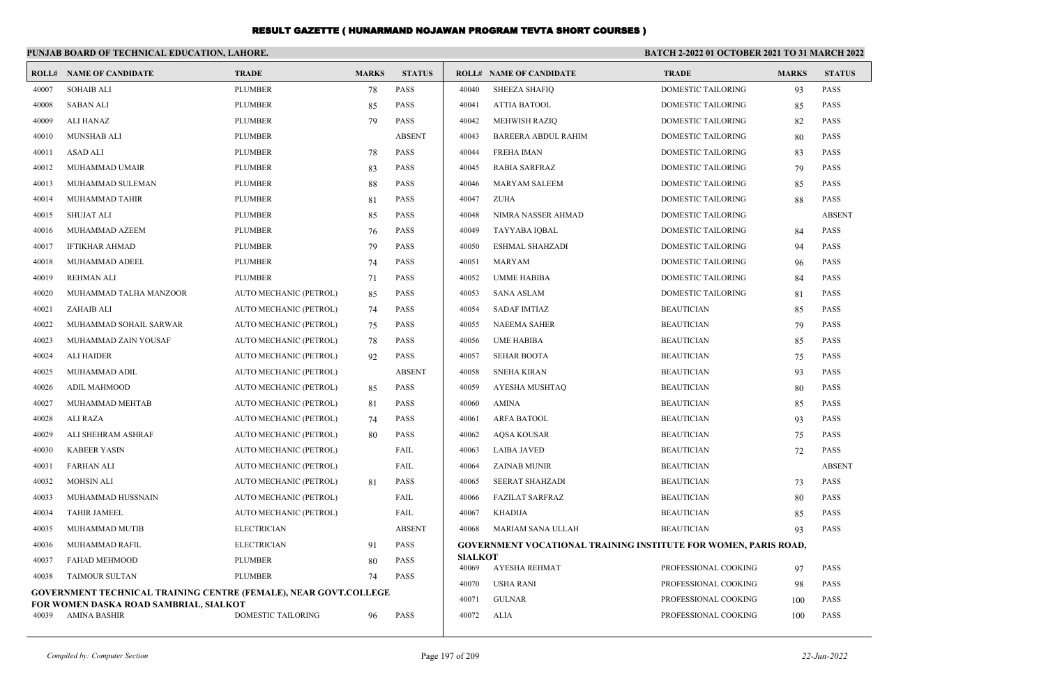# RESULT GAZETTE ( HUNARMAND NOJAWAN PROGRAM TEVTA SHORT COURSES )

**PUNJAB BOARD OF TECHNICAL EDUCATION, LAHORE.**

**BATCH 2-2022 01 OCTOBER 2021 TO 31 MARCH 2022**

| ROLL# | NAME OF CANDIDATE | TRADE | MARKS | STATUS |
|---|---|---|---|---|
| 40007 | SOHAIB ALI | PLUMBER | 78 | PASS |
| 40008 | SABAN ALI | PLUMBER | 85 | PASS |
| 40009 | ALI HANAZ | PLUMBER | 79 | PASS |
| 40010 | MUNSHAB ALI | PLUMBER | | ABSENT |
| 40011 | ASAD ALI | PLUMBER | 78 | PASS |
| 40012 | MUHAMMAD UMAIR | PLUMBER | 83 | PASS |
| 40013 | MUHAMMAD SULEMAN | PLUMBER | 88 | PASS |
| 40014 | MUHAMMAD TAHIR | PLUMBER | 81 | PASS |
| 40015 | SHUJAT ALI | PLUMBER | 85 | PASS |
| 40016 | MUHAMMAD AZEEM | PLUMBER | 76 | PASS |
| 40017 | IFTIKHAR AHMAD | PLUMBER | 79 | PASS |
| 40018 | MUHAMMAD ADEEL | PLUMBER | 74 | PASS |
| 40019 | REHMAN ALI | PLUMBER | 71 | PASS |
| 40020 | MUHAMMAD TALHA MANZOOR | AUTO MECHANIC (PETROL) | 85 | PASS |
| 40021 | ZAHAIB ALI | AUTO MECHANIC (PETROL) | 74 | PASS |
| 40022 | MUHAMMAD SOHAIL SARWAR | AUTO MECHANIC (PETROL) | 75 | PASS |
| 40023 | MUHAMMAD ZAIN YOUSAF | AUTO MECHANIC (PETROL) | 78 | PASS |
| 40024 | ALI HAIDER | AUTO MECHANIC (PETROL) | 92 | PASS |
| 40025 | MUHAMMAD ADIL | AUTO MECHANIC (PETROL) | | ABSENT |
| 40026 | ADIL MAHMOOD | AUTO MECHANIC (PETROL) | 85 | PASS |
| 40027 | MUHAMMAD MEHTAB | AUTO MECHANIC (PETROL) | 81 | PASS |
| 40028 | ALI RAZA | AUTO MECHANIC (PETROL) | 74 | PASS |
| 40029 | ALI SHEHRAM ASHRAF | AUTO MECHANIC (PETROL) | 80 | PASS |
| 40030 | KABEER YASIN | AUTO MECHANIC (PETROL) | | FAIL |
| 40031 | FARHAN ALI | AUTO MECHANIC (PETROL) | | FAIL |
| 40032 | MOHSIN ALI | AUTO MECHANIC (PETROL) | 81 | PASS |
| 40033 | MUHAMMAD HUSSNAIN | AUTO MECHANIC (PETROL) | | FAIL |
| 40034 | TAHIR JAMEEL | AUTO MECHANIC (PETROL) | | FAIL |
| 40035 | MUHAMMAD MUTIB | ELECTRICIAN | | ABSENT |
| 40036 | MUHAMMAD RAFIL | ELECTRICIAN | 91 | PASS |
| 40037 | FAHAD MEHMOOD | PLUMBER | 80 | PASS |
| 40038 | TAIMOUR SULTAN | PLUMBER | 74 | PASS |

**GOVERNMENT TECHNICAL TRAINING CENTRE (FEMALE), NEAR GOVT.COLLEGE FOR WOMEN DASKA ROAD SAMBRIAL, SIALKOT**

| ROLL# | NAME OF CANDIDATE | TRADE | MARKS | STATUS |
|---|---|---|---|---|
| 40039 | AMINA BASHIR | DOMESTIC TAILORING | 96 | PASS |
| 40040 | SHEEZA SHAFIQ | DOMESTIC TAILORING | 93 | PASS |
| 40041 | ATTIA BATOOL | DOMESTIC TAILORING | 85 | PASS |
| 40042 | MEHWISH RAZIQ | DOMESTIC TAILORING | 82 | PASS |
| 40043 | BAREERA ABDUL RAHIM | DOMESTIC TAILORING | 80 | PASS |
| 40044 | FREHA IMAN | DOMESTIC TAILORING | 83 | PASS |
| 40045 | RABIA SARFRAZ | DOMESTIC TAILORING | 79 | PASS |
| 40046 | MARYAM SALEEM | DOMESTIC TAILORING | 85 | PASS |
| 40047 | ZUHA | DOMESTIC TAILORING | 88 | PASS |
| 40048 | NIMRA NASSER AHMAD | DOMESTIC TAILORING | | ABSENT |
| 40049 | TAYYABA IQBAL | DOMESTIC TAILORING | 84 | PASS |
| 40050 | ESHMAL SHAHZADI | DOMESTIC TAILORING | 94 | PASS |
| 40051 | MARYAM | DOMESTIC TAILORING | 96 | PASS |
| 40052 | UMME HABIBA | DOMESTIC TAILORING | 84 | PASS |
| 40053 | SANA ASLAM | DOMESTIC TAILORING | 81 | PASS |
| 40054 | SADAF IMTIAZ | BEAUTICIAN | 85 | PASS |
| 40055 | NAEEMA SAHER | BEAUTICIAN | 79 | PASS |
| 40056 | UME HABIBA | BEAUTICIAN | 85 | PASS |
| 40057 | SEHAR BOOTA | BEAUTICIAN | 75 | PASS |
| 40058 | SNEHA KIRAN | BEAUTICIAN | 93 | PASS |
| 40059 | AYESHA MUSHTAQ | BEAUTICIAN | 80 | PASS |
| 40060 | AMINA | BEAUTICIAN | 85 | PASS |
| 40061 | ARFA BATOOL | BEAUTICIAN | 93 | PASS |
| 40062 | AQSA KOUSAR | BEAUTICIAN | 75 | PASS |
| 40063 | LAIBA JAVED | BEAUTICIAN | 72 | PASS |
| 40064 | ZAINAB MUNIR | BEAUTICIAN | | ABSENT |
| 40065 | SEERAT SHAHZADI | BEAUTICIAN | 73 | PASS |
| 40066 | FAZILAT SARFRAZ | BEAUTICIAN | 80 | PASS |
| 40067 | KHADIJA | BEAUTICIAN | 85 | PASS |
| 40068 | MARIAM SANA ULLAH | BEAUTICIAN | 93 | PASS |

**GOVERNMENT VOCATIONAL TRAINING INSTITUTE FOR WOMEN, PARIS ROAD, SIALKOT**

| ROLL# | NAME OF CANDIDATE | TRADE | MARKS | STATUS |
|---|---|---|---|---|
| 40069 | AYESHA REHMAT | PROFESSIONAL COOKING | 97 | PASS |
| 40070 | USHA RANI | PROFESSIONAL COOKING | 98 | PASS |
| 40071 | GULNAR | PROFESSIONAL COOKING | 100 | PASS |
| 40072 | ALIA | PROFESSIONAL COOKING | 100 | PASS |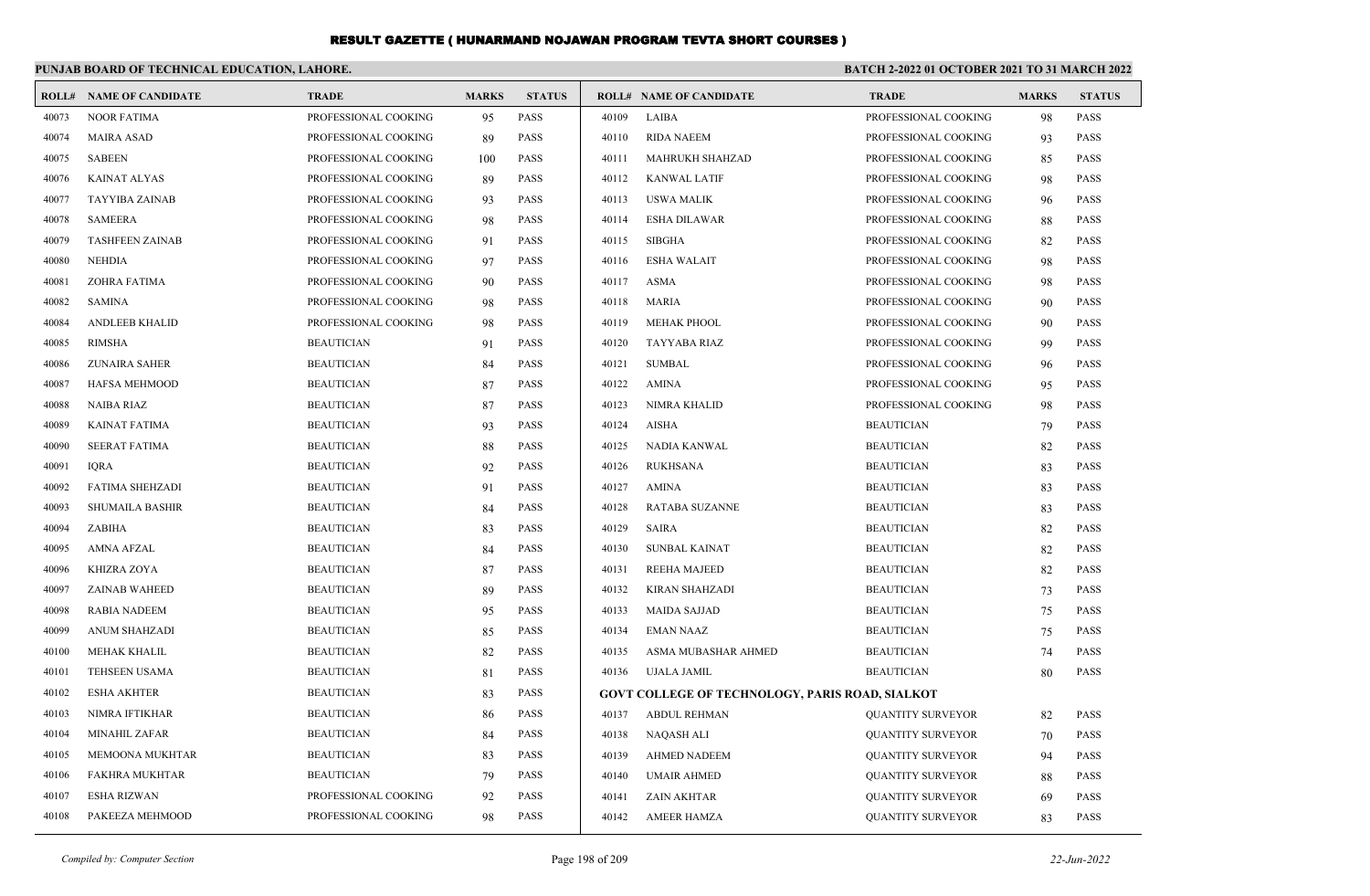# RESULT GAZETTE ( HUNARMAND NOJAWAN PROGRAM TEVTA SHORT COURSES )

**PUNJAB BOARD OF TECHNICAL EDUCATION, LAHORE.**

**BATCH 2-2022 01 OCTOBER 2021 TO 31 MARCH 2022**

| ROLL# | NAME OF CANDIDATE | TRADE | MARKS | STATUS |
|---|---|---|---|---|
| 40073 | NOOR FATIMA | PROFESSIONAL COOKING | 95 | PASS |
| 40074 | MAIRA ASAD | PROFESSIONAL COOKING | 89 | PASS |
| 40075 | SABEEN | PROFESSIONAL COOKING | 100 | PASS |
| 40076 | KAINAT ALYAS | PROFESSIONAL COOKING | 89 | PASS |
| 40077 | TAYYIBA ZAINAB | PROFESSIONAL COOKING | 93 | PASS |
| 40078 | SAMEERA | PROFESSIONAL COOKING | 98 | PASS |
| 40079 | TASHFEEN ZAINAB | PROFESSIONAL COOKING | 91 | PASS |
| 40080 | NEHDIA | PROFESSIONAL COOKING | 97 | PASS |
| 40081 | ZOHRA FATIMA | PROFESSIONAL COOKING | 90 | PASS |
| 40082 | SAMINA | PROFESSIONAL COOKING | 98 | PASS |
| 40084 | ANDLEEB KHALID | PROFESSIONAL COOKING | 98 | PASS |
| 40085 | RIMSHA | BEAUTICIAN | 91 | PASS |
| 40086 | ZUNAIRA SAHER | BEAUTICIAN | 84 | PASS |
| 40087 | HAFSA MEHMOOD | BEAUTICIAN | 87 | PASS |
| 40088 | NAIBA RIAZ | BEAUTICIAN | 87 | PASS |
| 40089 | KAINAT FATIMA | BEAUTICIAN | 93 | PASS |
| 40090 | SEERAT FATIMA | BEAUTICIAN | 88 | PASS |
| 40091 | IQRA | BEAUTICIAN | 92 | PASS |
| 40092 | FATIMA SHEHZADI | BEAUTICIAN | 91 | PASS |
| 40093 | SHUMAILA BASHIR | BEAUTICIAN | 84 | PASS |
| 40094 | ZABIHA | BEAUTICIAN | 83 | PASS |
| 40095 | AMNA AFZAL | BEAUTICIAN | 84 | PASS |
| 40096 | KHIZRA ZOYA | BEAUTICIAN | 87 | PASS |
| 40097 | ZAINAB WAHEED | BEAUTICIAN | 89 | PASS |
| 40098 | RABIA NADEEM | BEAUTICIAN | 95 | PASS |
| 40099 | ANUM SHAHZADI | BEAUTICIAN | 85 | PASS |
| 40100 | MEHAK KHALIL | BEAUTICIAN | 82 | PASS |
| 40101 | TEHSEEN USAMA | BEAUTICIAN | 81 | PASS |
| 40102 | ESHA AKHTER | BEAUTICIAN | 83 | PASS |
| 40103 | NIMRA IFTIKHAR | BEAUTICIAN | 86 | PASS |
| 40104 | MINAHIL ZAFAR | BEAUTICIAN | 84 | PASS |
| 40105 | MEMOONA MUKHTAR | BEAUTICIAN | 83 | PASS |
| 40106 | FAKHRA MUKHTAR | BEAUTICIAN | 79 | PASS |
| 40107 | ESHA RIZWAN | PROFESSIONAL COOKING | 92 | PASS |
| 40108 | PAKEEZA MEHMOOD | PROFESSIONAL COOKING | 98 | PASS |
| 40109 | LAIBA | PROFESSIONAL COOKING | 98 | PASS |
| 40110 | RIDA NAEEM | PROFESSIONAL COOKING | 93 | PASS |
| 40111 | MAHRUKH SHAHZAD | PROFESSIONAL COOKING | 85 | PASS |
| 40112 | KANWAL LATIF | PROFESSIONAL COOKING | 98 | PASS |
| 40113 | USWA MALIK | PROFESSIONAL COOKING | 96 | PASS |
| 40114 | ESHA DILAWAR | PROFESSIONAL COOKING | 88 | PASS |
| 40115 | SIBGHA | PROFESSIONAL COOKING | 82 | PASS |
| 40116 | ESHA WALAIT | PROFESSIONAL COOKING | 98 | PASS |
| 40117 | ASMA | PROFESSIONAL COOKING | 98 | PASS |
| 40118 | MARIA | PROFESSIONAL COOKING | 90 | PASS |
| 40119 | MEHAK PHOOL | PROFESSIONAL COOKING | 90 | PASS |
| 40120 | TAYYABA RIAZ | PROFESSIONAL COOKING | 99 | PASS |
| 40121 | SUMBAL | PROFESSIONAL COOKING | 96 | PASS |
| 40122 | AMINA | PROFESSIONAL COOKING | 95 | PASS |
| 40123 | NIMRA KHALID | PROFESSIONAL COOKING | 98 | PASS |
| 40124 | AISHA | BEAUTICIAN | 79 | PASS |
| 40125 | NADIA KANWAL | BEAUTICIAN | 82 | PASS |
| 40126 | RUKHSANA | BEAUTICIAN | 83 | PASS |
| 40127 | AMINA | BEAUTICIAN | 83 | PASS |
| 40128 | RATABA SUZANNE | BEAUTICIAN | 83 | PASS |
| 40129 | SAIRA | BEAUTICIAN | 82 | PASS |
| 40130 | SUNBAL KAINAT | BEAUTICIAN | 82 | PASS |
| 40131 | REEHA MAJEED | BEAUTICIAN | 82 | PASS |
| 40132 | KIRAN SHAHZADI | BEAUTICIAN | 73 | PASS |
| 40133 | MAIDA SAJJAD | BEAUTICIAN | 75 | PASS |
| 40134 | EMAN NAAZ | BEAUTICIAN | 75 | PASS |
| 40135 | ASMA MUBASHAR AHMED | BEAUTICIAN | 74 | PASS |
| 40136 | UJALA JAMIL | BEAUTICIAN | 80 | PASS |
| **GOVT COLLEGE OF TECHNOLOGY, PARIS ROAD, SIALKOT** | | | | |
| 40137 | ABDUL REHMAN | QUANTITY SURVEYOR | 82 | PASS |
| 40138 | NAQASH ALI | QUANTITY SURVEYOR | 70 | PASS |
| 40139 | AHMED NADEEM | QUANTITY SURVEYOR | 94 | PASS |
| 40140 | UMAIR AHMED | QUANTITY SURVEYOR | 88 | PASS |
| 40141 | ZAIN AKHTAR | QUANTITY SURVEYOR | 69 | PASS |
| 40142 | AMEER HAMZA | QUANTITY SURVEYOR | 83 | PASS |

*Compiled by: Computer Section*

*22-Jun-2022*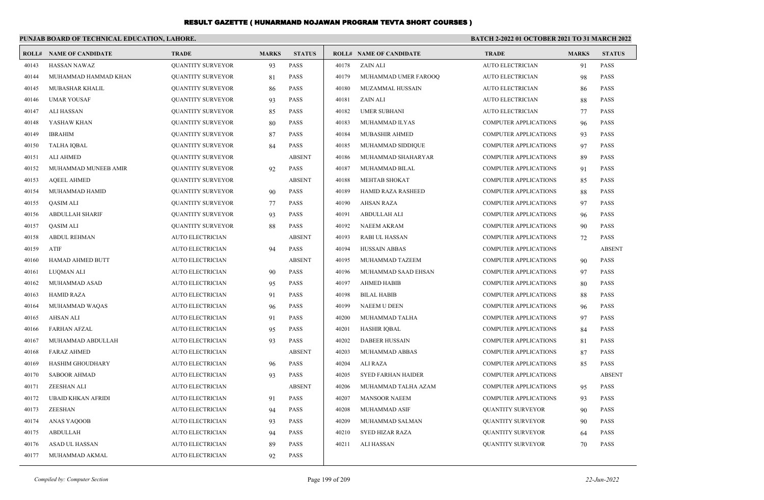# RESULT GAZETTE ( HUNARMAND NOJAWAN PROGRAM TEVTA SHORT COURSES )

**PUNJAB BOARD OF TECHNICAL EDUCATION, LAHORE.**

**BATCH 2-2022 01 OCTOBER 2021 TO 31 MARCH 2022**

| ROLL# | NAME OF CANDIDATE | TRADE | MARKS | STATUS |
|---|---|---|---|---|
| 40143 | HASSAN NAWAZ | QUANTITY SURVEYOR | 93 | PASS |
| 40144 | MUHAMMAD HAMMAD KHAN | QUANTITY SURVEYOR | 81 | PASS |
| 40145 | MUBASHAR KHALIL | QUANTITY SURVEYOR | 86 | PASS |
| 40146 | UMAR YOUSAF | QUANTITY SURVEYOR | 93 | PASS |
| 40147 | ALI HASSAN | QUANTITY SURVEYOR | 85 | PASS |
| 40148 | YASHAW KHAN | QUANTITY SURVEYOR | 80 | PASS |
| 40149 | IBRAHIM | QUANTITY SURVEYOR | 87 | PASS |
| 40150 | TALHA IQBAL | QUANTITY SURVEYOR | 84 | PASS |
| 40151 | ALI AHMED | QUANTITY SURVEYOR | | ABSENT |
| 40152 | MUHAMMAD MUNEEB AMIR | QUANTITY SURVEYOR | 92 | PASS |
| 40153 | AQEEL AHMED | QUANTITY SURVEYOR | | ABSENT |
| 40154 | MUHAMMAD HAMID | QUANTITY SURVEYOR | 90 | PASS |
| 40155 | QASIM ALI | QUANTITY SURVEYOR | 77 | PASS |
| 40156 | ABDULLAH SHARIF | QUANTITY SURVEYOR | 93 | PASS |
| 40157 | QASIM ALI | QUANTITY SURVEYOR | 88 | PASS |
| 40158 | ABDUL REHMAN | AUTO ELECTRICIAN | | ABSENT |
| 40159 | ATIF | AUTO ELECTRICIAN | 94 | PASS |
| 40160 | HAMAD AHMED BUTT | AUTO ELECTRICIAN | | ABSENT |
| 40161 | LUQMAN ALI | AUTO ELECTRICIAN | 90 | PASS |
| 40162 | MUHAMMAD ASAD | AUTO ELECTRICIAN | 95 | PASS |
| 40163 | HAMID RAZA | AUTO ELECTRICIAN | 91 | PASS |
| 40164 | MUHAMMAD WAQAS | AUTO ELECTRICIAN | 96 | PASS |
| 40165 | AHSAN ALI | AUTO ELECTRICIAN | 91 | PASS |
| 40166 | FARHAN AFZAL | AUTO ELECTRICIAN | 95 | PASS |
| 40167 | MUHAMMAD ABDULLAH | AUTO ELECTRICIAN | 93 | PASS |
| 40168 | FARAZ AHMED | AUTO ELECTRICIAN | | ABSENT |
| 40169 | HASHIM GHOUDHARY | AUTO ELECTRICIAN | 96 | PASS |
| 40170 | SABOOR AHMAD | AUTO ELECTRICIAN | 93 | PASS |
| 40171 | ZEESHAN ALI | AUTO ELECTRICIAN | | ABSENT |
| 40172 | UBAID KHKAN AFRIDI | AUTO ELECTRICIAN | 91 | PASS |
| 40173 | ZEESHAN | AUTO ELECTRICIAN | 94 | PASS |
| 40174 | ANAS YAQOOB | AUTO ELECTRICIAN | 93 | PASS |
| 40175 | ABDULLAH | AUTO ELECTRICIAN | 94 | PASS |
| 40176 | ASAD UL HASSAN | AUTO ELECTRICIAN | 89 | PASS |
| 40177 | MUHAMMAD AKMAL | AUTO ELECTRICIAN | 92 | PASS |
| 40178 | ZAIN ALI | AUTO ELECTRICIAN | 91 | PASS |
| 40179 | MUHAMMAD UMER FAROOQ | AUTO ELECTRICIAN | 98 | PASS |
| 40180 | MUZAMMAL HUSSAIN | AUTO ELECTRICIAN | 86 | PASS |
| 40181 | ZAIN ALI | AUTO ELECTRICIAN | 88 | PASS |
| 40182 | UMER SUBHANI | AUTO ELECTRICIAN | 77 | PASS |
| 40183 | MUHAMMAD ILYAS | COMPUTER APPLICATIONS | 96 | PASS |
| 40184 | MUBASHIR AHMED | COMPUTER APPLICATIONS | 93 | PASS |
| 40185 | MUHAMMAD SIDDIQUE | COMPUTER APPLICATIONS | 97 | PASS |
| 40186 | MUHAMMAD SHAHARYAR | COMPUTER APPLICATIONS | 89 | PASS |
| 40187 | MUHAMMAD BILAL | COMPUTER APPLICATIONS | 91 | PASS |
| 40188 | MEHTAB SHOKAT | COMPUTER APPLICATIONS | 85 | PASS |
| 40189 | HAMID RAZA RASHEED | COMPUTER APPLICATIONS | 88 | PASS |
| 40190 | AHSAN RAZA | COMPUTER APPLICATIONS | 97 | PASS |
| 40191 | ABDULLAH ALI | COMPUTER APPLICATIONS | 96 | PASS |
| 40192 | NAEEM AKRAM | COMPUTER APPLICATIONS | 90 | PASS |
| 40193 | RABI UL HASSAN | COMPUTER APPLICATIONS | 72 | PASS |
| 40194 | HUSSAIN ABBAS | COMPUTER APPLICATIONS | | ABSENT |
| 40195 | MUHAMMAD TAZEEM | COMPUTER APPLICATIONS | 90 | PASS |
| 40196 | MUHAMMAD SAAD EHSAN | COMPUTER APPLICATIONS | 97 | PASS |
| 40197 | AHMED HABIB | COMPUTER APPLICATIONS | 80 | PASS |
| 40198 | BILAL HABIB | COMPUTER APPLICATIONS | 88 | PASS |
| 40199 | NAEEM U DEEN | COMPUTER APPLICATIONS | 96 | PASS |
| 40200 | MUHAMMAD TALHA | COMPUTER APPLICATIONS | 97 | PASS |
| 40201 | HASHIR IQBAL | COMPUTER APPLICATIONS | 84 | PASS |
| 40202 | DABEER HUSSAIN | COMPUTER APPLICATIONS | 81 | PASS |
| 40203 | MUHAMMAD ABBAS | COMPUTER APPLICATIONS | 87 | PASS |
| 40204 | ALI RAZA | COMPUTER APPLICATIONS | 85 | PASS |
| 40205 | SYED FARHAN HAIDER | COMPUTER APPLICATIONS | | ABSENT |
| 40206 | MUHAMMAD TALHA AZAM | COMPUTER APPLICATIONS | 95 | PASS |
| 40207 | MANSOOR NAEEM | COMPUTER APPLICATIONS | 93 | PASS |
| 40208 | MUHAMMAD ASIF | QUANTITY SURVEYOR | 90 | PASS |
| 40209 | MUHAMMAD SALMAN | QUANTITY SURVEYOR | 90 | PASS |
| 40210 | SYED HIZAR RAZA | QUANTITY SURVEYOR | 64 | PASS |
| 40211 | ALI HASSAN | QUANTITY SURVEYOR | 70 | PASS |

*Compiled by: Computer Section*

*22-Jun-2022*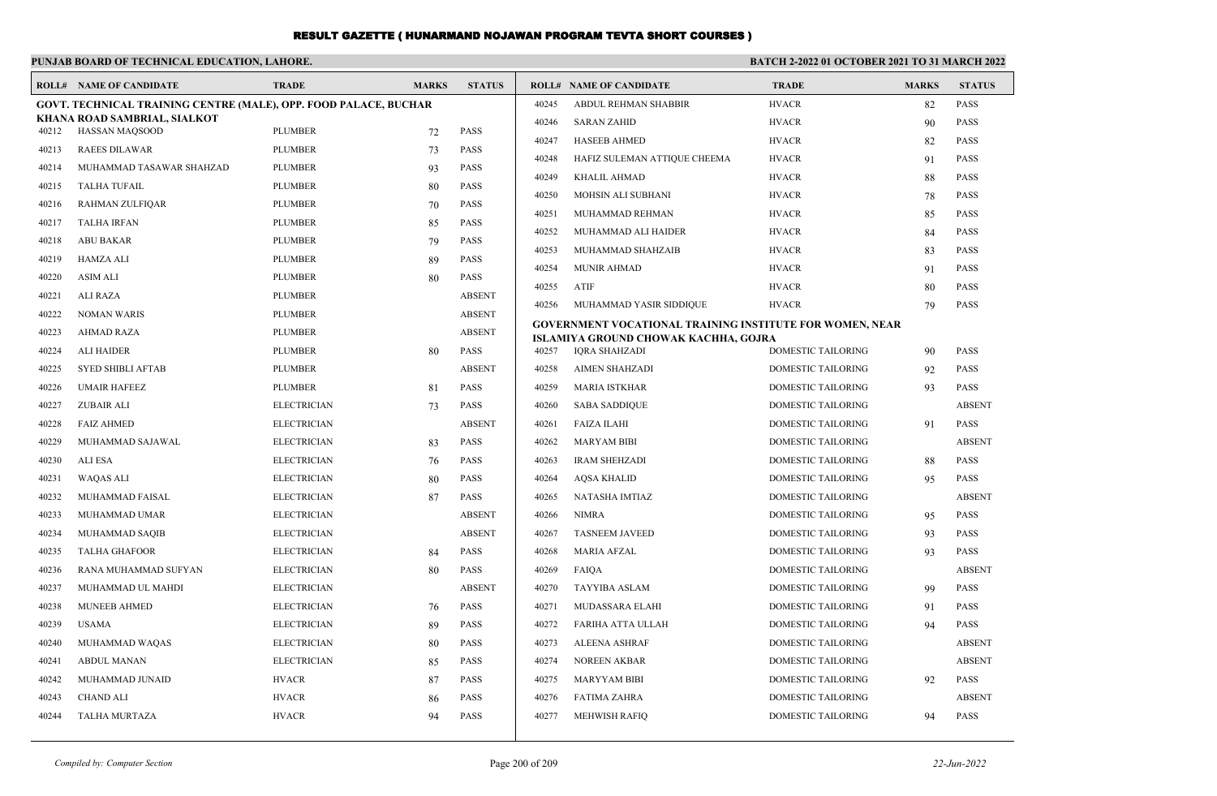# RESULT GAZETTE ( HUNARMAND NOJAWAN PROGRAM TEVTA SHORT COURSES )

**PUNJAB BOARD OF TECHNICAL EDUCATION, LAHORE.**

**BATCH 2-2022 01 OCTOBER 2021 TO 31 MARCH 2022**

| ROLL# | NAME OF CANDIDATE | TRADE | MARKS | STATUS |
|---|---|---|---|---|
| **GOVT. TECHNICAL TRAINING CENTRE (MALE), OPP. FOOD PALACE, BUCHAR KHANA ROAD SAMBRIAL, SIALKOT** | | | | |
| 40212 | HASSAN MAQSOOD | PLUMBER | 72 | PASS |
| 40213 | RAEES DILAWAR | PLUMBER | 73 | PASS |
| 40214 | MUHAMMAD TASAWAR SHAHZAD | PLUMBER | 93 | PASS |
| 40215 | TALHA TUFAIL | PLUMBER | 80 | PASS |
| 40216 | RAHMAN ZULFIQAR | PLUMBER | 70 | PASS |
| 40217 | TALHA IRFAN | PLUMBER | 85 | PASS |
| 40218 | ABU BAKAR | PLUMBER | 79 | PASS |
| 40219 | HAMZA ALI | PLUMBER | 89 | PASS |
| 40220 | ASIM ALI | PLUMBER | 80 | PASS |
| 40221 | ALI RAZA | PLUMBER | | ABSENT |
| 40222 | NOMAN WARIS | PLUMBER | | ABSENT |
| 40223 | AHMAD RAZA | PLUMBER | | ABSENT |
| 40224 | ALI HAIDER | PLUMBER | 80 | PASS |
| 40225 | SYED SHIBLI AFTAB | PLUMBER | | ABSENT |
| 40226 | UMAIR HAFEEZ | PLUMBER | 81 | PASS |
| 40227 | ZUBAIR ALI | ELECTRICIAN | 73 | PASS |
| 40228 | FAIZ AHMED | ELECTRICIAN | | ABSENT |
| 40229 | MUHAMMAD SAJAWAL | ELECTRICIAN | 83 | PASS |
| 40230 | ALI ESA | ELECTRICIAN | 76 | PASS |
| 40231 | WAQAS ALI | ELECTRICIAN | 80 | PASS |
| 40232 | MUHAMMAD FAISAL | ELECTRICIAN | 87 | PASS |
| 40233 | MUHAMMAD UMAR | ELECTRICIAN | | ABSENT |
| 40234 | MUHAMMAD SAQIB | ELECTRICIAN | | ABSENT |
| 40235 | TALHA GHAFOOR | ELECTRICIAN | 84 | PASS |
| 40236 | RANA MUHAMMAD SUFYAN | ELECTRICIAN | 80 | PASS |
| 40237 | MUHAMMAD UL MAHDI | ELECTRICIAN | | ABSENT |
| 40238 | MUNEEB AHMED | ELECTRICIAN | 76 | PASS |
| 40239 | USAMA | ELECTRICIAN | 89 | PASS |
| 40240 | MUHAMMAD WAQAS | ELECTRICIAN | 80 | PASS |
| 40241 | ABDUL MANAN | ELECTRICIAN | 85 | PASS |
| 40242 | MUHAMMAD JUNAID | HVACR | 87 | PASS |
| 40243 | CHAND ALI | HVACR | 86 | PASS |
| 40244 | TALHA MURTAZA | HVACR | 94 | PASS |
| 40245 | ABDUL REHMAN SHABBIR | HVACR | 82 | PASS |
| 40246 | SARAN ZAHID | HVACR | 90 | PASS |
| 40247 | HASEEB AHMED | HVACR | 82 | PASS |
| 40248 | HAFIZ SULEMAN ATTIQUE CHEEMA | HVACR | 91 | PASS |
| 40249 | KHALIL AHMAD | HVACR | 88 | PASS |
| 40250 | MOHSIN ALI SUBHANI | HVACR | 78 | PASS |
| 40251 | MUHAMMAD REHMAN | HVACR | 85 | PASS |
| 40252 | MUHAMMAD ALI HAIDER | HVACR | 84 | PASS |
| 40253 | MUHAMMAD SHAHZAIB | HVACR | 83 | PASS |
| 40254 | MUNIR AHMAD | HVACR | 91 | PASS |
| 40255 | ATIF | HVACR | 80 | PASS |
| 40256 | MUHAMMAD YASIR SIDDIQUE | HVACR | 79 | PASS |
| **GOVERNMENT VOCATIONAL TRAINING INSTITUTE FOR WOMEN, NEAR ISLAMIYA GROUND CHOWAK KACHHA, GOJRA** | | | | |
| 40257 | IQRA SHAHZADI | DOMESTIC TAILORING | 90 | PASS |
| 40258 | AIMEN SHAHZADI | DOMESTIC TAILORING | 92 | PASS |
| 40259 | MARIA ISTKHAR | DOMESTIC TAILORING | 93 | PASS |
| 40260 | SABA SADDIQUE | DOMESTIC TAILORING | | ABSENT |
| 40261 | FAIZA ILAHI | DOMESTIC TAILORING | 91 | PASS |
| 40262 | MARYAM BIBI | DOMESTIC TAILORING | | ABSENT |
| 40263 | IRAM SHEHZADI | DOMESTIC TAILORING | 88 | PASS |
| 40264 | AQSA KHALID | DOMESTIC TAILORING | 95 | PASS |
| 40265 | NATASHA IMTIAZ | DOMESTIC TAILORING | | ABSENT |
| 40266 | NIMRA | DOMESTIC TAILORING | 95 | PASS |
| 40267 | TASNEEM JAVEED | DOMESTIC TAILORING | 93 | PASS |
| 40268 | MARIA AFZAL | DOMESTIC TAILORING | 93 | PASS |
| 40269 | FAIQA | DOMESTIC TAILORING | | ABSENT |
| 40270 | TAYYIBA ASLAM | DOMESTIC TAILORING | 99 | PASS |
| 40271 | MUDASSARA ELAHI | DOMESTIC TAILORING | 91 | PASS |
| 40272 | FARIHA ATTA ULLAH | DOMESTIC TAILORING | 94 | PASS |
| 40273 | ALEENA ASHRAF | DOMESTIC TAILORING | | ABSENT |
| 40274 | NOREEN AKBAR | DOMESTIC TAILORING | | ABSENT |
| 40275 | MARYYAM BIBI | DOMESTIC TAILORING | 92 | PASS |
| 40276 | FATIMA ZAHRA | DOMESTIC TAILORING | | ABSENT |
| 40277 | MEHWISH RAFIQ | DOMESTIC TAILORING | 94 | PASS |

*Compiled by: Computer Section*

*22-Jun-2022*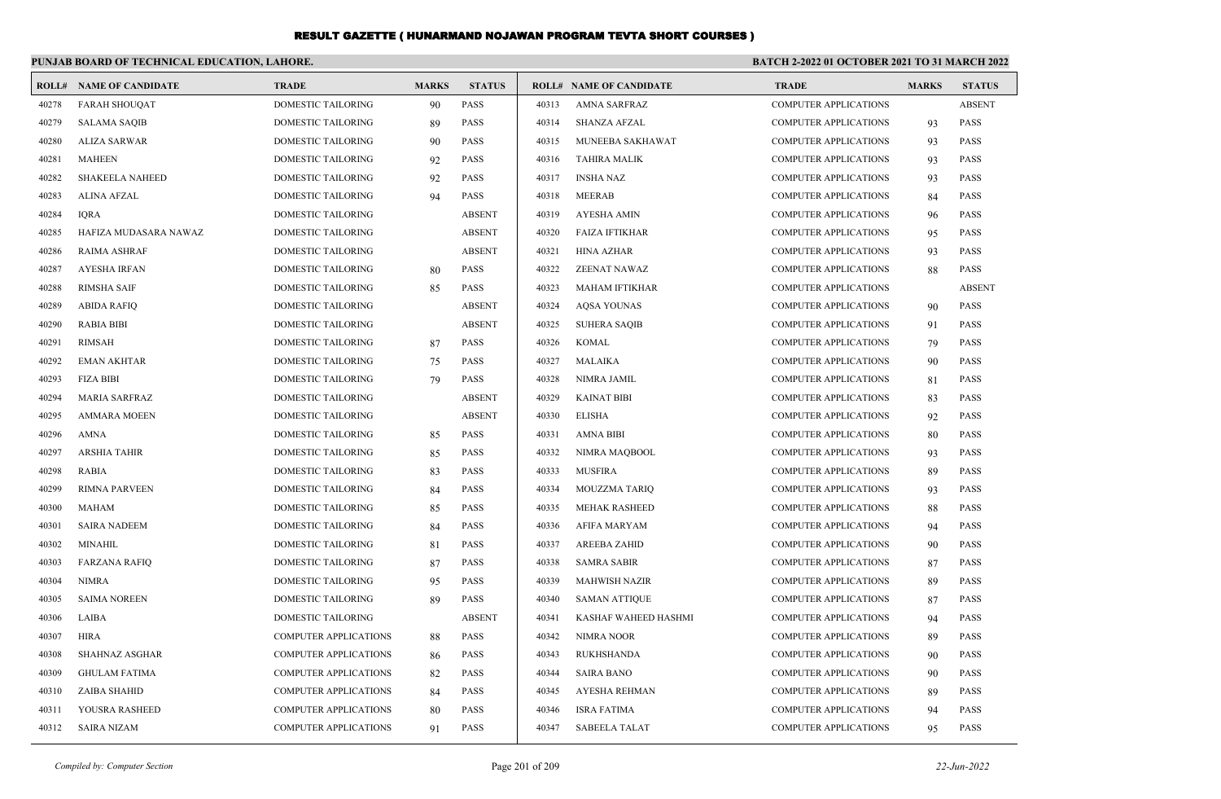# RESULT GAZETTE ( HUNARMAND NOJAWAN PROGRAM TEVTA SHORT COURSES )

**PUNJAB BOARD OF TECHNICAL EDUCATION, LAHORE.**

**BATCH 2-2022 01 OCTOBER 2021 TO 31 MARCH 2022**

| ROLL# | NAME OF CANDIDATE | TRADE | MARKS | STATUS |
|---|---|---|---|---|
| 40278 | FARAH SHOUQAT | DOMESTIC TAILORING | 90 | PASS |
| 40279 | SALAMA SAQIB | DOMESTIC TAILORING | 89 | PASS |
| 40280 | ALIZA SARWAR | DOMESTIC TAILORING | 90 | PASS |
| 40281 | MAHEEN | DOMESTIC TAILORING | 92 | PASS |
| 40282 | SHAKEELA NAHEED | DOMESTIC TAILORING | 92 | PASS |
| 40283 | ALINA AFZAL | DOMESTIC TAILORING | 94 | PASS |
| 40284 | IQRA | DOMESTIC TAILORING | | ABSENT |
| 40285 | HAFIZA MUDASARA NAWAZ | DOMESTIC TAILORING | | ABSENT |
| 40286 | RAIMA ASHRAF | DOMESTIC TAILORING | | ABSENT |
| 40287 | AYESHA IRFAN | DOMESTIC TAILORING | 80 | PASS |
| 40288 | RIMSHA SAIF | DOMESTIC TAILORING | 85 | PASS |
| 40289 | ABIDA RAFIQ | DOMESTIC TAILORING | | ABSENT |
| 40290 | RABIA BIBI | DOMESTIC TAILORING | | ABSENT |
| 40291 | RIMSAH | DOMESTIC TAILORING | 87 | PASS |
| 40292 | EMAN AKHTAR | DOMESTIC TAILORING | 75 | PASS |
| 40293 | FIZA BIBI | DOMESTIC TAILORING | 79 | PASS |
| 40294 | MARIA SARFRAZ | DOMESTIC TAILORING | | ABSENT |
| 40295 | AMMARA MOEEN | DOMESTIC TAILORING | | ABSENT |
| 40296 | AMNA | DOMESTIC TAILORING | 85 | PASS |
| 40297 | ARSHIA TAHIR | DOMESTIC TAILORING | 85 | PASS |
| 40298 | RABIA | DOMESTIC TAILORING | 83 | PASS |
| 40299 | RIMNA PARVEEN | DOMESTIC TAILORING | 84 | PASS |
| 40300 | MAHAM | DOMESTIC TAILORING | 85 | PASS |
| 40301 | SAIRA NADEEM | DOMESTIC TAILORING | 84 | PASS |
| 40302 | MINAHIL | DOMESTIC TAILORING | 81 | PASS |
| 40303 | FARZANA RAFIQ | DOMESTIC TAILORING | 87 | PASS |
| 40304 | NIMRA | DOMESTIC TAILORING | 95 | PASS |
| 40305 | SAIMA NOREEN | DOMESTIC TAILORING | 89 | PASS |
| 40306 | LAIBA | DOMESTIC TAILORING | | ABSENT |
| 40307 | HIRA | COMPUTER APPLICATIONS | 88 | PASS |
| 40308 | SHAHNAZ ASGHAR | COMPUTER APPLICATIONS | 86 | PASS |
| 40309 | GHULAM FATIMA | COMPUTER APPLICATIONS | 82 | PASS |
| 40310 | ZAIBA SHAHID | COMPUTER APPLICATIONS | 84 | PASS |
| 40311 | YOUSRA RASHEED | COMPUTER APPLICATIONS | 80 | PASS |
| 40312 | SAIRA NIZAM | COMPUTER APPLICATIONS | 91 | PASS |
| 40313 | AMNA SARFRAZ | COMPUTER APPLICATIONS | | ABSENT |
| 40314 | SHANZA AFZAL | COMPUTER APPLICATIONS | 93 | PASS |
| 40315 | MUNEEBA SAKHAWAT | COMPUTER APPLICATIONS | 93 | PASS |
| 40316 | TAHIRA MALIK | COMPUTER APPLICATIONS | 93 | PASS |
| 40317 | INSHA NAZ | COMPUTER APPLICATIONS | 93 | PASS |
| 40318 | MEERAB | COMPUTER APPLICATIONS | 84 | PASS |
| 40319 | AYESHA AMIN | COMPUTER APPLICATIONS | 96 | PASS |
| 40320 | FAIZA IFTIKHAR | COMPUTER APPLICATIONS | 95 | PASS |
| 40321 | HINA AZHAR | COMPUTER APPLICATIONS | 93 | PASS |
| 40322 | ZEENAT NAWAZ | COMPUTER APPLICATIONS | 88 | PASS |
| 40323 | MAHAM IFTIKHAR | COMPUTER APPLICATIONS | | ABSENT |
| 40324 | AQSA YOUNAS | COMPUTER APPLICATIONS | 90 | PASS |
| 40325 | SUHERA SAQIB | COMPUTER APPLICATIONS | 91 | PASS |
| 40326 | KOMAL | COMPUTER APPLICATIONS | 79 | PASS |
| 40327 | MALAIKA | COMPUTER APPLICATIONS | 90 | PASS |
| 40328 | NIMRA JAMIL | COMPUTER APPLICATIONS | 81 | PASS |
| 40329 | KAINAT BIBI | COMPUTER APPLICATIONS | 83 | PASS |
| 40330 | ELISHA | COMPUTER APPLICATIONS | 92 | PASS |
| 40331 | AMNA BIBI | COMPUTER APPLICATIONS | 80 | PASS |
| 40332 | NIMRA MAQBOOL | COMPUTER APPLICATIONS | 93 | PASS |
| 40333 | MUSFIRA | COMPUTER APPLICATIONS | 89 | PASS |
| 40334 | MOUZZMA TARIQ | COMPUTER APPLICATIONS | 93 | PASS |
| 40335 | MEHAK RASHEED | COMPUTER APPLICATIONS | 88 | PASS |
| 40336 | AFIFA MARYAM | COMPUTER APPLICATIONS | 94 | PASS |
| 40337 | AREEBA ZAHID | COMPUTER APPLICATIONS | 90 | PASS |
| 40338 | SAMRA SABIR | COMPUTER APPLICATIONS | 87 | PASS |
| 40339 | MAHWISH NAZIR | COMPUTER APPLICATIONS | 89 | PASS |
| 40340 | SAMAN ATTIQUE | COMPUTER APPLICATIONS | 87 | PASS |
| 40341 | KASHAF WAHEED HASHMI | COMPUTER APPLICATIONS | 94 | PASS |
| 40342 | NIMRA NOOR | COMPUTER APPLICATIONS | 89 | PASS |
| 40343 | RUKHSHANDA | COMPUTER APPLICATIONS | 90 | PASS |
| 40344 | SAIRA BANO | COMPUTER APPLICATIONS | 90 | PASS |
| 40345 | AYESHA REHMAN | COMPUTER APPLICATIONS | 89 | PASS |
| 40346 | ISRA FATIMA | COMPUTER APPLICATIONS | 94 | PASS |
| 40347 | SABEELA TALAT | COMPUTER APPLICATIONS | 95 | PASS |

*Compiled by: Computer Section*

*22-Jun-2022*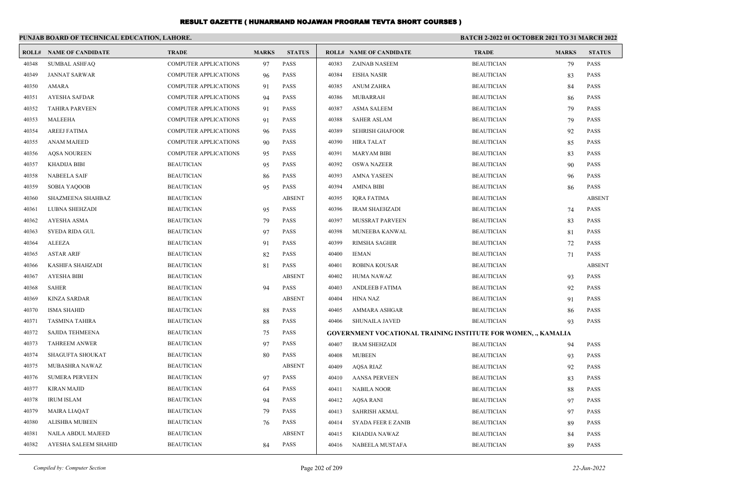# RESULT GAZETTE ( HUNARMAND NOJAWAN PROGRAM TEVTA SHORT COURSES )

**PUNJAB BOARD OF TECHNICAL EDUCATION, LAHORE.**

**BATCH 2-2022 01 OCTOBER 2021 TO 31 MARCH 2022**

| ROLL# | NAME OF CANDIDATE | TRADE | MARKS | STATUS |
|---|---|---|---|---|
| 40348 | SUMBAL ASHFAQ | COMPUTER APPLICATIONS | 97 | PASS |
| 40349 | JANNAT SARWAR | COMPUTER APPLICATIONS | 96 | PASS |
| 40350 | AMARA | COMPUTER APPLICATIONS | 91 | PASS |
| 40351 | AYESHA SAFDAR | COMPUTER APPLICATIONS | 94 | PASS |
| 40352 | TAHIRA PARVEEN | COMPUTER APPLICATIONS | 91 | PASS |
| 40353 | MALEEHA | COMPUTER APPLICATIONS | 91 | PASS |
| 40354 | AREEJ FATIMA | COMPUTER APPLICATIONS | 96 | PASS |
| 40355 | ANAM MAJEED | COMPUTER APPLICATIONS | 90 | PASS |
| 40356 | AQSA NOUREEN | COMPUTER APPLICATIONS | 95 | PASS |
| 40357 | KHADIJA BIBI | BEAUTICIAN | 95 | PASS |
| 40358 | NABEELA SAIF | BEAUTICIAN | 86 | PASS |
| 40359 | SOBIA YAQOOB | BEAUTICIAN | 95 | PASS |
| 40360 | SHAZMEENA SHAHBAZ | BEAUTICIAN | | ABSENT |
| 40361 | LUBNA SHEHZADI | BEAUTICIAN | 95 | PASS |
| 40362 | AYESHA ASMA | BEAUTICIAN | 79 | PASS |
| 40363 | SYEDA RIDA GUL | BEAUTICIAN | 97 | PASS |
| 40364 | ALEEZA | BEAUTICIAN | 91 | PASS |
| 40365 | ASTAR ARIF | BEAUTICIAN | 82 | PASS |
| 40366 | KASHIFA SHAHZADI | BEAUTICIAN | 81 | PASS |
| 40367 | AYESHA BIBI | BEAUTICIAN | | ABSENT |
| 40368 | SAHER | BEAUTICIAN | 94 | PASS |
| 40369 | KINZA SARDAR | BEAUTICIAN | | ABSENT |
| 40370 | ISMA SHAHID | BEAUTICIAN | 88 | PASS |
| 40371 | TASMINA TAHIRA | BEAUTICIAN | 88 | PASS |
| 40372 | SAJIDA TEHMEENA | BEAUTICIAN | 75 | PASS |
| 40373 | TAHREEM ANWER | BEAUTICIAN | 97 | PASS |
| 40374 | SHAGUFTA SHOUKAT | BEAUTICIAN | 80 | PASS |
| 40375 | MUBASHRA NAWAZ | BEAUTICIAN | | ABSENT |
| 40376 | SUMERA PERVEEN | BEAUTICIAN | 97 | PASS |
| 40377 | KIRAN MAJID | BEAUTICIAN | 64 | PASS |
| 40378 | IRUM ISLAM | BEAUTICIAN | 94 | PASS |
| 40379 | MAIRA LIAQAT | BEAUTICIAN | 79 | PASS |
| 40380 | ALISHBA MUBEEN | BEAUTICIAN | 76 | PASS |
| 40381 | NAILA ABDUL MAJEED | BEAUTICIAN | | ABSENT |
| 40382 | AYESHA SALEEM SHAHID | BEAUTICIAN | 84 | PASS |
| 40383 | ZAINAB NASEEM | BEAUTICIAN | 79 | PASS |
| 40384 | EISHA NASIR | BEAUTICIAN | 83 | PASS |
| 40385 | ANUM ZAHRA | BEAUTICIAN | 84 | PASS |
| 40386 | MUBARRAH | BEAUTICIAN | 86 | PASS |
| 40387 | ASMA SALEEM | BEAUTICIAN | 79 | PASS |
| 40388 | SAHER ASLAM | BEAUTICIAN | 79 | PASS |
| 40389 | SEHRISH GHAFOOR | BEAUTICIAN | 92 | PASS |
| 40390 | HIRA TALAT | BEAUTICIAN | 85 | PASS |
| 40391 | MARYAM BIBI | BEAUTICIAN | 83 | PASS |
| 40392 | OSWA NAZEER | BEAUTICIAN | 90 | PASS |
| 40393 | AMNA YASEEN | BEAUTICIAN | 96 | PASS |
| 40394 | AMINA BIBI | BEAUTICIAN | 86 | PASS |
| 40395 | IQRA FATIMA | BEAUTICIAN | | ABSENT |
| 40396 | IRAM SHAEHZADI | BEAUTICIAN | 74 | PASS |
| 40397 | MUSSRAT PARVEEN | BEAUTICIAN | 83 | PASS |
| 40398 | MUNEEBA KANWAL | BEAUTICIAN | 81 | PASS |
| 40399 | RIMSHA SAGHIR | BEAUTICIAN | 72 | PASS |
| 40400 | IEMAN | BEAUTICIAN | 71 | PASS |
| 40401 | ROBINA KOUSAR | BEAUTICIAN | | ABSENT |
| 40402 | HUMA NAWAZ | BEAUTICIAN | 93 | PASS |
| 40403 | ANDLEEB FATIMA | BEAUTICIAN | 92 | PASS |
| 40404 | HINA NAZ | BEAUTICIAN | 91 | PASS |
| 40405 | AMMARA ASHGAR | BEAUTICIAN | 86 | PASS |
| 40406 | SHUNAILA JAVED | BEAUTICIAN | 93 | PASS |

**GOVERNMENT VOCATIONAL TRAINING INSTITUTE FOR WOMEN, ., KAMALIA**

| ROLL# | NAME OF CANDIDATE | TRADE | MARKS | STATUS |
|---|---|---|---|---|
| 40407 | IRAM SHEHZADI | BEAUTICIAN | 94 | PASS |
| 40408 | MUBEEN | BEAUTICIAN | 93 | PASS |
| 40409 | AQSA RIAZ | BEAUTICIAN | 92 | PASS |
| 40410 | AANSA PERVEEN | BEAUTICIAN | 83 | PASS |
| 40411 | NABILA NOOR | BEAUTICIAN | 88 | PASS |
| 40412 | AQSA RANI | BEAUTICIAN | 97 | PASS |
| 40413 | SAHRISH AKMAL | BEAUTICIAN | 97 | PASS |
| 40414 | SYADA FEER E ZANIB | BEAUTICIAN | 89 | PASS |
| 40415 | KHADIJA NAWAZ | BEAUTICIAN | 84 | PASS |
| 40416 | NABEELA MUSTAFA | BEAUTICIAN | 89 | PASS |

*Compiled by: Computer Section*

*22-Jun-2022*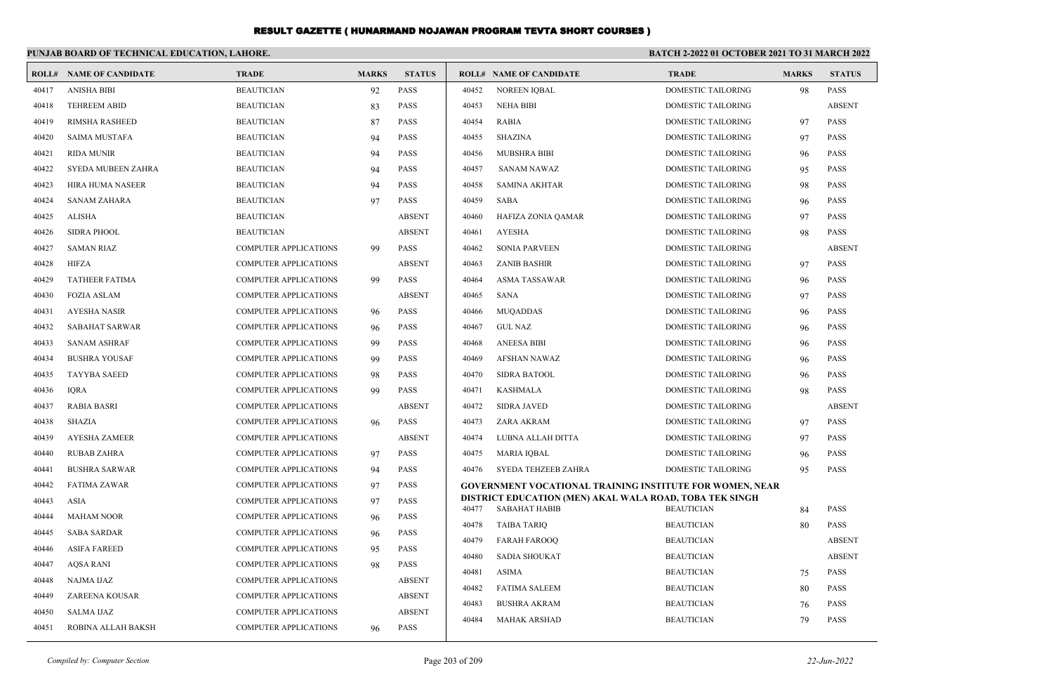# RESULT GAZETTE ( HUNARMAND NOJAWAN PROGRAM TEVTA SHORT COURSES )

**PUNJAB BOARD OF TECHNICAL EDUCATION, LAHORE.**

**BATCH 2-2022 01 OCTOBER 2021 TO 31 MARCH 2022**

| ROLL# | NAME OF CANDIDATE | TRADE | MARKS | STATUS |
|---|---|---|---|---|
| 40417 | ANISHA BIBI | BEAUTICIAN | 92 | PASS |
| 40418 | TEHREEM ABID | BEAUTICIAN | 83 | PASS |
| 40419 | RIMSHA RASHEED | BEAUTICIAN | 87 | PASS |
| 40420 | SAIMA MUSTAFA | BEAUTICIAN | 94 | PASS |
| 40421 | RIDA MUNIR | BEAUTICIAN | 94 | PASS |
| 40422 | SYEDA MUBEEN ZAHRA | BEAUTICIAN | 94 | PASS |
| 40423 | HIRA HUMA NASEER | BEAUTICIAN | 94 | PASS |
| 40424 | SANAM ZAHARA | BEAUTICIAN | 97 | PASS |
| 40425 | ALISHA | BEAUTICIAN | | ABSENT |
| 40426 | SIDRA PHOOL | BEAUTICIAN | | ABSENT |
| 40427 | SAMAN RIAZ | COMPUTER APPLICATIONS | 99 | PASS |
| 40428 | HIFZA | COMPUTER APPLICATIONS | | ABSENT |
| 40429 | TATHEER FATIMA | COMPUTER APPLICATIONS | 99 | PASS |
| 40430 | FOZIA ASLAM | COMPUTER APPLICATIONS | | ABSENT |
| 40431 | AYESHA NASIR | COMPUTER APPLICATIONS | 96 | PASS |
| 40432 | SABAHAT SARWAR | COMPUTER APPLICATIONS | 96 | PASS |
| 40433 | SANAM ASHRAF | COMPUTER APPLICATIONS | 99 | PASS |
| 40434 | BUSHRA YOUSAF | COMPUTER APPLICATIONS | 99 | PASS |
| 40435 | TAYYBA SAEED | COMPUTER APPLICATIONS | 98 | PASS |
| 40436 | IQRA | COMPUTER APPLICATIONS | 99 | PASS |
| 40437 | RABIA BASRI | COMPUTER APPLICATIONS | | ABSENT |
| 40438 | SHAZIA | COMPUTER APPLICATIONS | 96 | PASS |
| 40439 | AYESHA ZAMEER | COMPUTER APPLICATIONS | | ABSENT |
| 40440 | RUBAB ZAHRA | COMPUTER APPLICATIONS | 97 | PASS |
| 40441 | BUSHRA SARWAR | COMPUTER APPLICATIONS | 94 | PASS |
| 40442 | FATIMA ZAWAR | COMPUTER APPLICATIONS | 97 | PASS |
| 40443 | ASIA | COMPUTER APPLICATIONS | 97 | PASS |
| 40444 | MAHAM NOOR | COMPUTER APPLICATIONS | 96 | PASS |
| 40445 | SABA SARDAR | COMPUTER APPLICATIONS | 96 | PASS |
| 40446 | ASIFA FAREED | COMPUTER APPLICATIONS | 95 | PASS |
| 40447 | AQSA RANI | COMPUTER APPLICATIONS | 98 | PASS |
| 40448 | NAJMA IJAZ | COMPUTER APPLICATIONS | | ABSENT |
| 40449 | ZAREENA KOUSAR | COMPUTER APPLICATIONS | | ABSENT |
| 40450 | SALMA IJAZ | COMPUTER APPLICATIONS | | ABSENT |
| 40451 | ROBINA ALLAH BAKSH | COMPUTER APPLICATIONS | 96 | PASS |
| 40452 | NOREEN IQBAL | DOMESTIC TAILORING | 98 | PASS |
| 40453 | NEHA BIBI | DOMESTIC TAILORING | | ABSENT |
| 40454 | RABIA | DOMESTIC TAILORING | 97 | PASS |
| 40455 | SHAZINA | DOMESTIC TAILORING | 97 | PASS |
| 40456 | MUBSHRA BIBI | DOMESTIC TAILORING | 96 | PASS |
| 40457 | SANAM NAWAZ | DOMESTIC TAILORING | 95 | PASS |
| 40458 | SAMINA AKHTAR | DOMESTIC TAILORING | 98 | PASS |
| 40459 | SABA | DOMESTIC TAILORING | 96 | PASS |
| 40460 | HAFIZA ZONIA QAMAR | DOMESTIC TAILORING | 97 | PASS |
| 40461 | AYESHA | DOMESTIC TAILORING | 98 | PASS |
| 40462 | SONIA PARVEEN | DOMESTIC TAILORING | | ABSENT |
| 40463 | ZANIB BASHIR | DOMESTIC TAILORING | 97 | PASS |
| 40464 | ASMA TASSAWAR | DOMESTIC TAILORING | 96 | PASS |
| 40465 | SANA | DOMESTIC TAILORING | 97 | PASS |
| 40466 | MUQADDAS | DOMESTIC TAILORING | 96 | PASS |
| 40467 | GUL NAZ | DOMESTIC TAILORING | 96 | PASS |
| 40468 | ANEESA BIBI | DOMESTIC TAILORING | 96 | PASS |
| 40469 | AFSHAN NAWAZ | DOMESTIC TAILORING | 96 | PASS |
| 40470 | SIDRA BATOOL | DOMESTIC TAILORING | 96 | PASS |
| 40471 | KASHMALA | DOMESTIC TAILORING | 98 | PASS |
| 40472 | SIDRA JAVED | DOMESTIC TAILORING | | ABSENT |
| 40473 | ZARA AKRAM | DOMESTIC TAILORING | 97 | PASS |
| 40474 | LUBNA ALLAH DITTA | DOMESTIC TAILORING | 97 | PASS |
| 40475 | MARIA IQBAL | DOMESTIC TAILORING | 96 | PASS |
| 40476 | SYEDA TEHZEEB ZAHRA | DOMESTIC TAILORING | 95 | PASS |

**GOVERNMENT VOCATIONAL TRAINING INSTITUTE FOR WOMEN, NEAR DISTRICT EDUCATION (MEN) AKAL WALA ROAD, TOBA TEK SINGH**

| ROLL# | NAME OF CANDIDATE | TRADE | MARKS | STATUS |
|---|---|---|---|---|
| 40477 | SABAHAT HABIB | BEAUTICIAN | 84 | PASS |
| 40478 | TAIBA TARIQ | BEAUTICIAN | 80 | PASS |
| 40479 | FARAH FAROOQ | BEAUTICIAN | | ABSENT |
| 40480 | SADIA SHOUKAT | BEAUTICIAN | | ABSENT |
| 40481 | ASIMA | BEAUTICIAN | 75 | PASS |
| 40482 | FATIMA SALEEM | BEAUTICIAN | 80 | PASS |
| 40483 | BUSHRA AKRAM | BEAUTICIAN | 76 | PASS |
| 40484 | MAHAK ARSHAD | BEAUTICIAN | 79 | PASS |

*Compiled by: Computer Section* — *22-Jun-2022*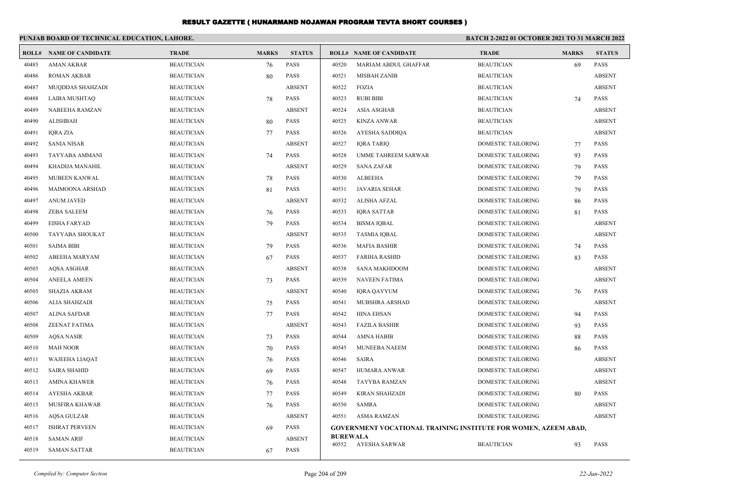# RESULT GAZETTE ( HUNARMAND NOJAWAN PROGRAM TEVTA SHORT COURSES )

**PUNJAB BOARD OF TECHNICAL EDUCATION, LAHORE.**

**BATCH 2-2022 01 OCTOBER 2021 TO 31 MARCH 2022**

| ROLL# | NAME OF CANDIDATE | TRADE | MARKS | STATUS |
|---|---|---|---|---|
| 40485 | AMAN AKBAR | BEAUTICIAN | 76 | PASS |
| 40486 | ROMAN AKBAR | BEAUTICIAN | 80 | PASS |
| 40487 | MUQDDAS SHAHZADI | BEAUTICIAN | | ABSENT |
| 40488 | LAIBA MUSHTAQ | BEAUTICIAN | 78 | PASS |
| 40489 | NABEEHA RAMZAN | BEAUTICIAN | | ABSENT |
| 40490 | ALISHBAH | BEAUTICIAN | 80 | PASS |
| 40491 | IQRA ZIA | BEAUTICIAN | 77 | PASS |
| 40492 | SANIA NISAR | BEAUTICIAN | | ABSENT |
| 40493 | TAYYABA AMMANI | BEAUTICIAN | 74 | PASS |
| 40494 | KHADIJA MANAHIL | BEAUTICIAN | | ABSENT |
| 40495 | MUBEEN KANWAL | BEAUTICIAN | 78 | PASS |
| 40496 | MAIMOONA ARSHAD | BEAUTICIAN | 81 | PASS |
| 40497 | ANUM JAVED | BEAUTICIAN | | ABSENT |
| 40498 | ZEBA SALEEM | BEAUTICIAN | 76 | PASS |
| 40499 | EISHA FARYAD | BEAUTICIAN | 79 | PASS |
| 40500 | TAYYABA SHOUKAT | BEAUTICIAN | | ABSENT |
| 40501 | SAIMA BIBI | BEAUTICIAN | 79 | PASS |
| 40502 | ABEEHA MARYAM | BEAUTICIAN | 67 | PASS |
| 40503 | AQSA ASGHAR | BEAUTICIAN | | ABSENT |
| 40504 | ANEELA AMEEN | BEAUTICIAN | 73 | PASS |
| 40505 | SHAZIA AKRAM | BEAUTICIAN | | ABSENT |
| 40506 | ALIA SHAHZADI | BEAUTICIAN | 75 | PASS |
| 40507 | ALINA SAFDAR | BEAUTICIAN | 77 | PASS |
| 40508 | ZEENAT FATIMA | BEAUTICIAN | | ABSENT |
| 40509 | AQSA NASIR | BEAUTICIAN | 73 | PASS |
| 40510 | MAH NOOR | BEAUTICIAN | 70 | PASS |
| 40511 | WAJEEHA LIAQAT | BEAUTICIAN | 76 | PASS |
| 40512 | SAIRA SHAHID | BEAUTICIAN | 69 | PASS |
| 40513 | AMINA KHAWER | BEAUTICIAN | 76 | PASS |
| 40514 | AYESHA AKBAR | BEAUTICIAN | 77 | PASS |
| 40515 | MUSFIRA KHAWAR | BEAUTICIAN | 76 | PASS |
| 40516 | AQSA GULZAR | BEAUTICIAN | | ABSENT |
| 40517 | ISHRAT PERVEEN | BEAUTICIAN | 69 | PASS |
| 40518 | SAMAN ARIF | BEAUTICIAN | | ABSENT |
| 40519 | SAMAN SATTAR | BEAUTICIAN | 67 | PASS |
| 40520 | MARIAM ABDUL GHAFFAR | BEAUTICIAN | 69 | PASS |
| 40521 | MISBAH ZANIB | BEAUTICIAN | | ABSENT |
| 40522 | FOZIA | BEAUTICIAN | | ABSENT |
| 40523 | RUBI BIBI | BEAUTICIAN | 74 | PASS |
| 40524 | ASIA ASGHAR | BEAUTICIAN | | ABSENT |
| 40525 | KINZA ANWAR | BEAUTICIAN | | ABSENT |
| 40526 | AYESHA SADDIQA | BEAUTICIAN | | ABSENT |
| 40527 | IQRA TARIQ | DOMESTIC TAILORING | 77 | PASS |
| 40528 | UMME TAHREEM SARWAR | DOMESTIC TAILORING | 93 | PASS |
| 40529 | SANA ZAFAR | DOMESTIC TAILORING | 79 | PASS |
| 40530 | ALBEEHA | DOMESTIC TAILORING | 79 | PASS |
| 40531 | JAVARIA SEHAR | DOMESTIC TAILORING | 79 | PASS |
| 40532 | ALISHA AFZAL | DOMESTIC TAILORING | 86 | PASS |
| 40533 | IQRA SATTAR | DOMESTIC TAILORING | 81 | PASS |
| 40534 | BISMA IQBAL | DOMESTIC TAILORING | | ABSENT |
| 40535 | TASMIA IQBAL | DOMESTIC TAILORING | | ABSENT |
| 40536 | MAFIA BASHIR | DOMESTIC TAILORING | 74 | PASS |
| 40537 | FARIHA RASHID | DOMESTIC TAILORING | 83 | PASS |
| 40538 | SANA MAKHDOOM | DOMESTIC TAILORING | | ABSENT |
| 40539 | NAVEEN FATIMA | DOMESTIC TAILORING | | ABSENT |
| 40540 | IQRA QAYYUM | DOMESTIC TAILORING | 76 | PASS |
| 40541 | MUBSHRA ARSHAD | DOMESTIC TAILORING | | ABSENT |
| 40542 | HINA EHSAN | DOMESTIC TAILORING | 94 | PASS |
| 40543 | FAZILA BASHIR | DOMESTIC TAILORING | 93 | PASS |
| 40544 | AMNA HABIB | DOMESTIC TAILORING | 88 | PASS |
| 40545 | MUNEEBA NAEEM | DOMESTIC TAILORING | 86 | PASS |
| 40546 | SAIRA | DOMESTIC TAILORING | | ABSENT |
| 40547 | HUMARA ANWAR | DOMESTIC TAILORING | | ABSENT |
| 40548 | TAYYBA RAMZAN | DOMESTIC TAILORING | | ABSENT |
| 40549 | KIRAN SHAHZADI | DOMESTIC TAILORING | 80 | PASS |
| 40550 | SAMRA | DOMESTIC TAILORING | | ABSENT |
| 40551 | ASMA RAMZAN | DOMESTIC TAILORING | | ABSENT |

**GOVERNMENT VOCATIONAL TRAINING INSTITUTE FOR WOMEN, AZEEM ABAD, BUREWALA**

| ROLL# | NAME OF CANDIDATE | TRADE | MARKS | STATUS |
|---|---|---|---|---|
| 40552 | AYESHA SARWAR | BEAUTICIAN | 93 | PASS |

*Compiled by: Computer Section* — *22-Jun-2022*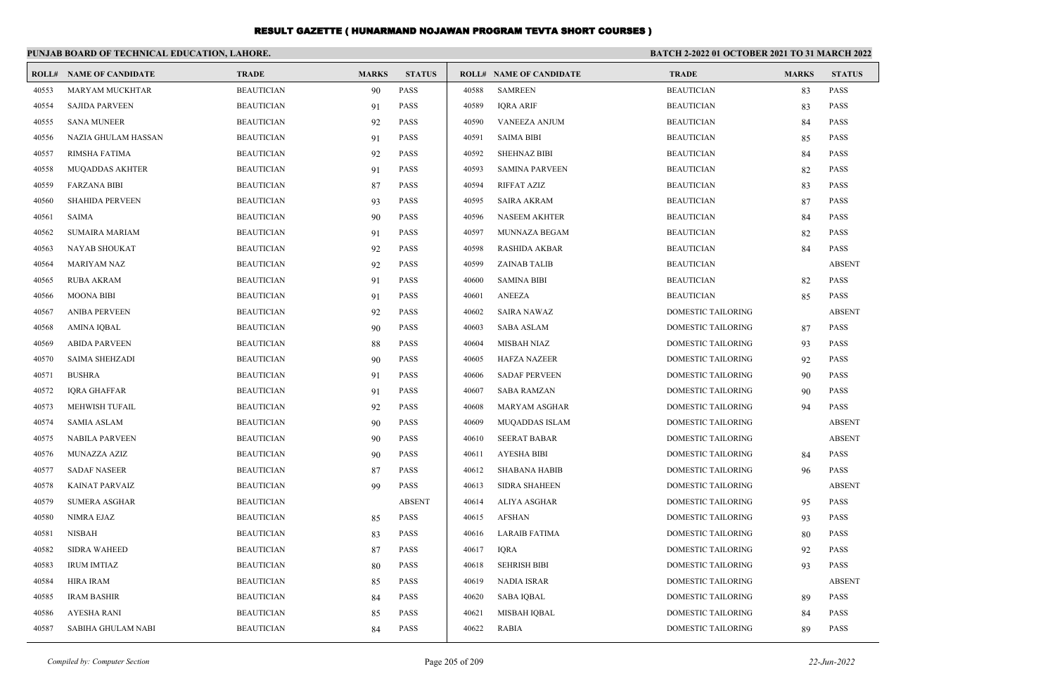# RESULT GAZETTE ( HUNARMAND NOJAWAN PROGRAM TEVTA SHORT COURSES )

## PUNJAB BOARD OF TECHNICAL EDUCATION, LAHORE.

**BATCH 2-2022 01 OCTOBER 2021 TO 31 MARCH 2022**

| ROLL# | NAME OF CANDIDATE | TRADE | MARKS | STATUS |
|---|---|---|---|---|
| 40553 | MARYAM MUCKHTAR | BEAUTICIAN | 90 | PASS |
| 40554 | SAJIDA PARVEEN | BEAUTICIAN | 91 | PASS |
| 40555 | SANA MUNEER | BEAUTICIAN | 92 | PASS |
| 40556 | NAZIA GHULAM HASSAN | BEAUTICIAN | 91 | PASS |
| 40557 | RIMSHA FATIMA | BEAUTICIAN | 92 | PASS |
| 40558 | MUQADDAS AKHTER | BEAUTICIAN | 91 | PASS |
| 40559 | FARZANA BIBI | BEAUTICIAN | 87 | PASS |
| 40560 | SHAHIDA PERVEEN | BEAUTICIAN | 93 | PASS |
| 40561 | SAIMA | BEAUTICIAN | 90 | PASS |
| 40562 | SUMAIRA MARIAM | BEAUTICIAN | 91 | PASS |
| 40563 | NAYAB SHOUKAT | BEAUTICIAN | 92 | PASS |
| 40564 | MARIYAM NAZ | BEAUTICIAN | 92 | PASS |
| 40565 | RUBA AKRAM | BEAUTICIAN | 91 | PASS |
| 40566 | MOONA BIBI | BEAUTICIAN | 91 | PASS |
| 40567 | ANIBA PERVEEN | BEAUTICIAN | 92 | PASS |
| 40568 | AMINA IQBAL | BEAUTICIAN | 90 | PASS |
| 40569 | ABIDA PARVEEN | BEAUTICIAN | 88 | PASS |
| 40570 | SAIMA SHEHZADI | BEAUTICIAN | 90 | PASS |
| 40571 | BUSHRA | BEAUTICIAN | 91 | PASS |
| 40572 | IQRA GHAFFAR | BEAUTICIAN | 91 | PASS |
| 40573 | MEHWISH TUFAIL | BEAUTICIAN | 92 | PASS |
| 40574 | SAMIA ASLAM | BEAUTICIAN | 90 | PASS |
| 40575 | NABILA PARVEEN | BEAUTICIAN | 90 | PASS |
| 40576 | MUNAZZA AZIZ | BEAUTICIAN | 90 | PASS |
| 40577 | SADAF NASEER | BEAUTICIAN | 87 | PASS |
| 40578 | KAINAT PARVAIZ | BEAUTICIAN | 99 | PASS |
| 40579 | SUMERA ASGHAR | BEAUTICIAN | | ABSENT |
| 40580 | NIMRA EJAZ | BEAUTICIAN | 85 | PASS |
| 40581 | NISBAH | BEAUTICIAN | 83 | PASS |
| 40582 | SIDRA WAHEED | BEAUTICIAN | 87 | PASS |
| 40583 | IRUM IMTIAZ | BEAUTICIAN | 80 | PASS |
| 40584 | HIRA IRAM | BEAUTICIAN | 85 | PASS |
| 40585 | IRAM BASHIR | BEAUTICIAN | 84 | PASS |
| 40586 | AYESHA RANI | BEAUTICIAN | 85 | PASS |
| 40587 | SABIHA GHULAM NABI | BEAUTICIAN | 84 | PASS |
| 40588 | SAMREEN | BEAUTICIAN | 83 | PASS |
| 40589 | IQRA ARIF | BEAUTICIAN | 83 | PASS |
| 40590 | VANEEZA ANJUM | BEAUTICIAN | 84 | PASS |
| 40591 | SAIMA BIBI | BEAUTICIAN | 85 | PASS |
| 40592 | SHEHNAZ BIBI | BEAUTICIAN | 84 | PASS |
| 40593 | SAMINA PARVEEN | BEAUTICIAN | 82 | PASS |
| 40594 | RIFFAT AZIZ | BEAUTICIAN | 83 | PASS |
| 40595 | SAIRA AKRAM | BEAUTICIAN | 87 | PASS |
| 40596 | NASEEM AKHTER | BEAUTICIAN | 84 | PASS |
| 40597 | MUNNAZA BEGAM | BEAUTICIAN | 82 | PASS |
| 40598 | RASHIDA AKBAR | BEAUTICIAN | 84 | PASS |
| 40599 | ZAINAB TALIB | BEAUTICIAN | | ABSENT |
| 40600 | SAMINA BIBI | BEAUTICIAN | 82 | PASS |
| 40601 | ANEEZA | BEAUTICIAN | 85 | PASS |
| 40602 | SAIRA NAWAZ | DOMESTIC TAILORING | | ABSENT |
| 40603 | SABA ASLAM | DOMESTIC TAILORING | 87 | PASS |
| 40604 | MISBAH NIAZ | DOMESTIC TAILORING | 93 | PASS |
| 40605 | HAFZA NAZEER | DOMESTIC TAILORING | 92 | PASS |
| 40606 | SADAF PERVEEN | DOMESTIC TAILORING | 90 | PASS |
| 40607 | SABA RAMZAN | DOMESTIC TAILORING | 90 | PASS |
| 40608 | MARYAM ASGHAR | DOMESTIC TAILORING | 94 | PASS |
| 40609 | MUQADDAS ISLAM | DOMESTIC TAILORING | | ABSENT |
| 40610 | SEERAT BABAR | DOMESTIC TAILORING | | ABSENT |
| 40611 | AYESHA BIBI | DOMESTIC TAILORING | 84 | PASS |
| 40612 | SHABANA HABIB | DOMESTIC TAILORING | 96 | PASS |
| 40613 | SIDRA SHAHEEN | DOMESTIC TAILORING | | ABSENT |
| 40614 | ALIYA ASGHAR | DOMESTIC TAILORING | 95 | PASS |
| 40615 | AFSHAN | DOMESTIC TAILORING | 93 | PASS |
| 40616 | LARAIB FATIMA | DOMESTIC TAILORING | 80 | PASS |
| 40617 | IQRA | DOMESTIC TAILORING | 92 | PASS |
| 40618 | SEHRISH BIBI | DOMESTIC TAILORING | 93 | PASS |
| 40619 | NADIA ISRAR | DOMESTIC TAILORING | | ABSENT |
| 40620 | SABA IQBAL | DOMESTIC TAILORING | 89 | PASS |
| 40621 | MISBAH IQBAL | DOMESTIC TAILORING | 84 | PASS |
| 40622 | RABIA | DOMESTIC TAILORING | 89 | PASS |

*Compiled by: Computer Section* — *22-Jun-2022*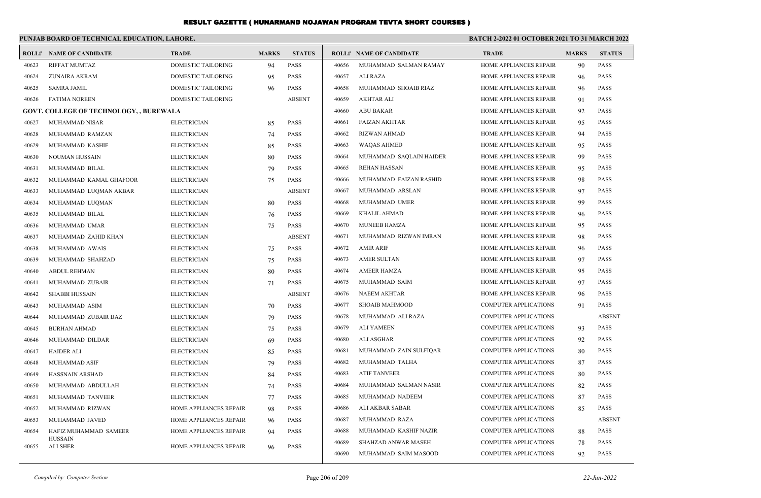# RESULT GAZETTE ( HUNARMAND NOJAWAN PROGRAM TEVTA SHORT COURSES )

**PUNJAB BOARD OF TECHNICAL EDUCATION, LAHORE.**

**BATCH 2-2022 01 OCTOBER 2021 TO 31 MARCH 2022**

| ROLL# | NAME OF CANDIDATE | TRADE | MARKS | STATUS |
|---|---|---|---|---|
| 40623 | RIFFAT MUMTAZ | DOMESTIC TAILORING | 94 | PASS |
| 40624 | ZUNAIRA AKRAM | DOMESTIC TAILORING | 95 | PASS |
| 40625 | SAMRA JAMIL | DOMESTIC TAILORING | 96 | PASS |
| 40626 | FATIMA NOREEN | DOMESTIC TAILORING | | ABSENT |
| **GOVT. COLLEGE OF TECHNOLOGY, , BUREWALA** | | | | |
| 40627 | MUHAMMAD NISAR | ELECTRICIAN | 85 | PASS |
| 40628 | MUHAMMAD RAMZAN | ELECTRICIAN | 74 | PASS |
| 40629 | MUHAMMAD KASHIF | ELECTRICIAN | 85 | PASS |
| 40630 | NOUMAN HUSSAIN | ELECTRICIAN | 80 | PASS |
| 40631 | MUHAMMAD BILAL | ELECTRICIAN | 79 | PASS |
| 40632 | MUHAMMAD KAMAL GHAFOOR | ELECTRICIAN | 75 | PASS |
| 40633 | MUHAMMAD LUQMAN AKBAR | ELECTRICIAN | | ABSENT |
| 40634 | MUHAMMAD LUQMAN | ELECTRICIAN | 80 | PASS |
| 40635 | MUHAMMAD BILAL | ELECTRICIAN | 76 | PASS |
| 40636 | MUHAMMAD UMAR | ELECTRICIAN | 75 | PASS |
| 40637 | MUHAMMAD ZAHID KHAN | ELECTRICIAN | | ABSENT |
| 40638 | MUHAMMAD AWAIS | ELECTRICIAN | 75 | PASS |
| 40639 | MUHAMMAD SHAHZAD | ELECTRICIAN | 75 | PASS |
| 40640 | ABDUL REHMAN | ELECTRICIAN | 80 | PASS |
| 40641 | MUHAMMAD ZUBAIR | ELECTRICIAN | 71 | PASS |
| 40642 | SHABBI HUSSAIN | ELECTRICIAN | | ABSENT |
| 40643 | MUHAMMAD ASIM | ELECTRICIAN | 70 | PASS |
| 40644 | MUHAMMAD ZUBAIR IJAZ | ELECTRICIAN | 79 | PASS |
| 40645 | BURHAN AHMAD | ELECTRICIAN | 75 | PASS |
| 40646 | MUHAMMAD DILDAR | ELECTRICIAN | 69 | PASS |
| 40647 | HAIDER ALI | ELECTRICIAN | 85 | PASS |
| 40648 | MUHAMMAD ASIF | ELECTRICIAN | 79 | PASS |
| 40649 | HASSNAIN ARSHAD | ELECTRICIAN | 84 | PASS |
| 40650 | MUHAMMAD ABDULLAH | ELECTRICIAN | 74 | PASS |
| 40651 | MUHAMMAD TANVEER | ELECTRICIAN | 77 | PASS |
| 40652 | MUHAMMAD RIZWAN | HOME APPLIANCES REPAIR | 98 | PASS |
| 40653 | MUHAMMAD JAVED | HOME APPLIANCES REPAIR | 96 | PASS |
| 40654 | HAFIZ MUHAMMAD SAMEER HUSSAIN | HOME APPLIANCES REPAIR | 94 | PASS |
| 40655 | ALI SHER | HOME APPLIANCES REPAIR | 96 | PASS |
| 40656 | MUHAMMAD SALMAN RAMAY | HOME APPLIANCES REPAIR | 90 | PASS |
| 40657 | ALI RAZA | HOME APPLIANCES REPAIR | 96 | PASS |
| 40658 | MUHAMMAD SHOAIB RIAZ | HOME APPLIANCES REPAIR | 96 | PASS |
| 40659 | AKHTAR ALI | HOME APPLIANCES REPAIR | 91 | PASS |
| 40660 | ABU BAKAR | HOME APPLIANCES REPAIR | 92 | PASS |
| 40661 | FAIZAN AKHTAR | HOME APPLIANCES REPAIR | 95 | PASS |
| 40662 | RIZWAN AHMAD | HOME APPLIANCES REPAIR | 94 | PASS |
| 40663 | WAQAS AHMED | HOME APPLIANCES REPAIR | 95 | PASS |
| 40664 | MUHAMMAD SAQLAIN HAIDER | HOME APPLIANCES REPAIR | 99 | PASS |
| 40665 | REHAN HASSAN | HOME APPLIANCES REPAIR | 95 | PASS |
| 40666 | MUHAMMAD FAIZAN RASHID | HOME APPLIANCES REPAIR | 98 | PASS |
| 40667 | MUHAMMAD ARSLAN | HOME APPLIANCES REPAIR | 97 | PASS |
| 40668 | MUHAMMAD UMER | HOME APPLIANCES REPAIR | 99 | PASS |
| 40669 | KHALIL AHMAD | HOME APPLIANCES REPAIR | 96 | PASS |
| 40670 | MUNEEB HAMZA | HOME APPLIANCES REPAIR | 95 | PASS |
| 40671 | MUHAMMAD RIZWAN IMRAN | HOME APPLIANCES REPAIR | 98 | PASS |
| 40672 | AMIR ARIF | HOME APPLIANCES REPAIR | 96 | PASS |
| 40673 | AMER SULTAN | HOME APPLIANCES REPAIR | 97 | PASS |
| 40674 | AMEER HAMZA | HOME APPLIANCES REPAIR | 95 | PASS |
| 40675 | MUHAMMAD SAIM | HOME APPLIANCES REPAIR | 97 | PASS |
| 40676 | NAEEM AKHTAR | HOME APPLIANCES REPAIR | 96 | PASS |
| 40677 | SHOAIB MAHMOOD | COMPUTER APPLICATIONS | 91 | PASS |
| 40678 | MUHAMMAD ALI RAZA | COMPUTER APPLICATIONS | | ABSENT |
| 40679 | ALI YAMEEN | COMPUTER APPLICATIONS | 93 | PASS |
| 40680 | ALI ASGHAR | COMPUTER APPLICATIONS | 92 | PASS |
| 40681 | MUHAMMAD ZAIN SULFIQAR | COMPUTER APPLICATIONS | 80 | PASS |
| 40682 | MUHAMMAD TALHA | COMPUTER APPLICATIONS | 87 | PASS |
| 40683 | ATIF TANVEER | COMPUTER APPLICATIONS | 80 | PASS |
| 40684 | MUHAMMAD SALMAN NASIR | COMPUTER APPLICATIONS | 82 | PASS |
| 40685 | MUHAMMAD NADEEM | COMPUTER APPLICATIONS | 87 | PASS |
| 40686 | ALI AKBAR SABAR | COMPUTER APPLICATIONS | 85 | PASS |
| 40687 | MUHAMMAD RAZA | COMPUTER APPLICATIONS | | ABSENT |
| 40688 | MUHAMMAD KASHIF NAZIR | COMPUTER APPLICATIONS | 88 | PASS |
| 40689 | SHAHZAD ANWAR MASEH | COMPUTER APPLICATIONS | 78 | PASS |
| 40690 | MUHAMMAD SAIM MASOOD | COMPUTER APPLICATIONS | 92 | PASS |

*Compiled by: Computer Section* | *22-Jun-2022*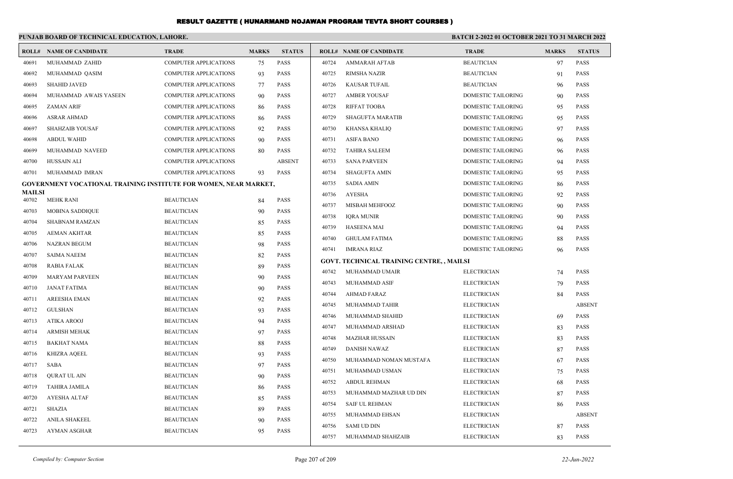# RESULT GAZETTE ( HUNARMAND NOJAWAN PROGRAM TEVTA SHORT COURSES )

## PUNJAB BOARD OF TECHNICAL EDUCATION, LAHORE.

**BATCH 2-2022 01 OCTOBER 2021 TO 31 MARCH 2022**

| ROLL# | NAME OF CANDIDATE | TRADE | MARKS | STATUS |
|---|---|---|---|---|
| 40691 | MUHAMMAD ZAHID | COMPUTER APPLICATIONS | 75 | PASS |
| 40692 | MUHAMMAD QASIM | COMPUTER APPLICATIONS | 93 | PASS |
| 40693 | SHAHID JAVED | COMPUTER APPLICATIONS | 77 | PASS |
| 40694 | MUHAMMAD AWAIS YASEEN | COMPUTER APPLICATIONS | 90 | PASS |
| 40695 | ZAMAN ARIF | COMPUTER APPLICATIONS | 86 | PASS |
| 40696 | ASRAR AHMAD | COMPUTER APPLICATIONS | 86 | PASS |
| 40697 | SHAHZAIB YOUSAF | COMPUTER APPLICATIONS | 92 | PASS |
| 40698 | ABDUL WAHID | COMPUTER APPLICATIONS | 90 | PASS |
| 40699 | MUHAMMAD NAVEED | COMPUTER APPLICATIONS | 80 | PASS |
| 40700 | HUSSAIN ALI | COMPUTER APPLICATIONS | | ABSENT |
| 40701 | MUHAMMAD IMRAN | COMPUTER APPLICATIONS | 93 | PASS |

**GOVERNMENT VOCATIONAL TRAINING INSTITUTE FOR WOMEN, NEAR MARKET, MAILSI**

| ROLL# | NAME OF CANDIDATE | TRADE | MARKS | STATUS |
|---|---|---|---|---|
| 40702 | MEHK RANI | BEAUTICIAN | 84 | PASS |
| 40703 | MOBINA SADDIQUE | BEAUTICIAN | 90 | PASS |
| 40704 | SHABNAM RAMZAN | BEAUTICIAN | 85 | PASS |
| 40705 | AEMAN AKHTAR | BEAUTICIAN | 85 | PASS |
| 40706 | NAZRAN BEGUM | BEAUTICIAN | 98 | PASS |
| 40707 | SAIMA NAEEM | BEAUTICIAN | 82 | PASS |
| 40708 | RABIA FALAK | BEAUTICIAN | 89 | PASS |
| 40709 | MARYAM PARVEEN | BEAUTICIAN | 90 | PASS |
| 40710 | JANAT FATIMA | BEAUTICIAN | 90 | PASS |
| 40711 | AREESHA EMAN | BEAUTICIAN | 92 | PASS |
| 40712 | GULSHAN | BEAUTICIAN | 93 | PASS |
| 40713 | ATIKA AROOJ | BEAUTICIAN | 94 | PASS |
| 40714 | ARMISH MEHAK | BEAUTICIAN | 97 | PASS |
| 40715 | BAKHAT NAMA | BEAUTICIAN | 88 | PASS |
| 40716 | KHIZRA AQEEL | BEAUTICIAN | 93 | PASS |
| 40717 | SABA | BEAUTICIAN | 97 | PASS |
| 40718 | QURAT UL AIN | BEAUTICIAN | 90 | PASS |
| 40719 | TAHIRA JAMILA | BEAUTICIAN | 86 | PASS |
| 40720 | AYESHA ALTAF | BEAUTICIAN | 85 | PASS |
| 40721 | SHAZIA | BEAUTICIAN | 89 | PASS |
| 40722 | ANILA SHAKEEL | BEAUTICIAN | 90 | PASS |
| 40723 | AYMAN ASGHAR | BEAUTICIAN | 95 | PASS |
| 40724 | AMMARAH AFTAB | BEAUTICIAN | 97 | PASS |
| 40725 | RIMSHA NAZIR | BEAUTICIAN | 91 | PASS |
| 40726 | KAUSAR TUFAIL | BEAUTICIAN | 96 | PASS |
| 40727 | AMBER YOUSAF | DOMESTIC TAILORING | 90 | PASS |
| 40728 | RIFFAT TOOBA | DOMESTIC TAILORING | 95 | PASS |
| 40729 | SHAGUFTA MARATIB | DOMESTIC TAILORING | 95 | PASS |
| 40730 | KHANSA KHALIQ | DOMESTIC TAILORING | 97 | PASS |
| 40731 | ASIFA BANO | DOMESTIC TAILORING | 96 | PASS |
| 40732 | TAHIRA SALEEM | DOMESTIC TAILORING | 96 | PASS |
| 40733 | SANA PARVEEN | DOMESTIC TAILORING | 94 | PASS |
| 40734 | SHAGUFTA AMIN | DOMESTIC TAILORING | 95 | PASS |
| 40735 | SADIA AMIN | DOMESTIC TAILORING | 86 | PASS |
| 40736 | AYESHA | DOMESTIC TAILORING | 92 | PASS |
| 40737 | MISBAH MEHFOOZ | DOMESTIC TAILORING | 90 | PASS |
| 40738 | IQRA MUNIR | DOMESTIC TAILORING | 90 | PASS |
| 40739 | HASEENA MAI | DOMESTIC TAILORING | 94 | PASS |
| 40740 | GHULAM FATIMA | DOMESTIC TAILORING | 88 | PASS |
| 40741 | IMRANA RIAZ | DOMESTIC TAILORING | 96 | PASS |

**GOVT. TECHNICAL TRAINING CENTRE, , MAILSI**

| ROLL# | NAME OF CANDIDATE | TRADE | MARKS | STATUS |
|---|---|---|---|---|
| 40742 | MUHAMMAD UMAIR | ELECTRICIAN | 74 | PASS |
| 40743 | MUHAMMAD ASIF | ELECTRICIAN | 79 | PASS |
| 40744 | AHMAD FARAZ | ELECTRICIAN | 84 | PASS |
| 40745 | MUHAMMAD TAHIR | ELECTRICIAN | | ABSENT |
| 40746 | MUHAMMAD SHAHID | ELECTRICIAN | 69 | PASS |
| 40747 | MUHAMMAD ARSHAD | ELECTRICIAN | 83 | PASS |
| 40748 | MAZHAR HUSSAIN | ELECTRICIAN | 83 | PASS |
| 40749 | DANISH NAWAZ | ELECTRICIAN | 87 | PASS |
| 40750 | MUHAMMAD NOMAN MUSTAFA | ELECTRICIAN | 67 | PASS |
| 40751 | MUHAMMAD USMAN | ELECTRICIAN | 75 | PASS |
| 40752 | ABDUL REHMAN | ELECTRICIAN | 68 | PASS |
| 40753 | MUHAMMAD MAZHAR UD DIN | ELECTRICIAN | 87 | PASS |
| 40754 | SAIF UL REHMAN | ELECTRICIAN | 86 | PASS |
| 40755 | MUHAMMAD EHSAN | ELECTRICIAN | | ABSENT |
| 40756 | SAMI UD DIN | ELECTRICIAN | 87 | PASS |
| 40757 | MUHAMMAD SHAHZAIB | ELECTRICIAN | 83 | PASS |

*Compiled by: Computer Section*

*22-Jun-2022*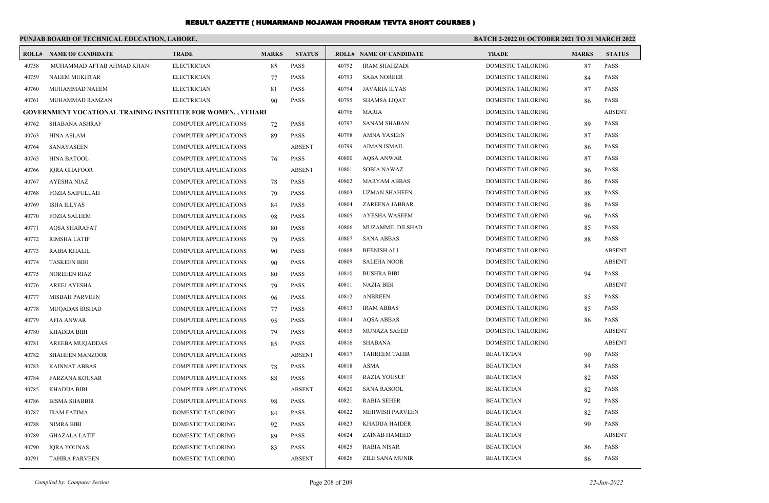# RESULT GAZETTE ( HUNARMAND NOJAWAN PROGRAM TEVTA SHORT COURSES )

**PUNJAB BOARD OF TECHNICAL EDUCATION, LAHORE.**

**BATCH 2-2022 01 OCTOBER 2021 TO 31 MARCH 2022**

| ROLL# | NAME OF CANDIDATE | TRADE | MARKS | STATUS |
|---|---|---|---|---|
| 40758 | MUHAMMAD AFTAB AHMAD KHAN | ELECTRICIAN | 85 | PASS |
| 40759 | NAEEM MUKHTAR | ELECTRICIAN | 77 | PASS |
| 40760 | MUHAMMAD NAEEM | ELECTRICIAN | 81 | PASS |
| 40761 | MUHAMMAD RAMZAN | ELECTRICIAN | 90 | PASS |
| **GOVERNMENT VOCATIONAL TRAINING INSTITUTE FOR WOMEN, , VEHARI** | | | | |
| 40762 | SHABANA ASHRAF | COMPUTER APPLICATIONS | 72 | PASS |
| 40763 | HINA ASLAM | COMPUTER APPLICATIONS | 89 | PASS |
| 40764 | SANAYASEEN | COMPUTER APPLICATIONS | | ABSENT |
| 40765 | HINA BATOOL | COMPUTER APPLICATIONS | 76 | PASS |
| 40766 | IQRA GHAFOOR | COMPUTER APPLICATIONS | | ABSENT |
| 40767 | AYESHA NIAZ | COMPUTER APPLICATIONS | 78 | PASS |
| 40768 | FOZIA SAIFULLAH | COMPUTER APPLICATIONS | 79 | PASS |
| 40769 | ISHA ILLYAS | COMPUTER APPLICATIONS | 84 | PASS |
| 40770 | FOZIA SALEEM | COMPUTER APPLICATIONS | 98 | PASS |
| 40771 | AQSA SHARAFAT | COMPUTER APPLICATIONS | 80 | PASS |
| 40772 | RIMSHA LATIF | COMPUTER APPLICATIONS | 79 | PASS |
| 40773 | RABIA KHALIL | COMPUTER APPLICATIONS | 90 | PASS |
| 40774 | TASKEEN BIBI | COMPUTER APPLICATIONS | 90 | PASS |
| 40775 | NOREEEN RIAZ | COMPUTER APPLICATIONS | 80 | PASS |
| 40776 | AREEJ AYESHA | COMPUTER APPLICATIONS | 79 | PASS |
| 40777 | MISBAH PARVEEN | COMPUTER APPLICATIONS | 96 | PASS |
| 40778 | MUQADAS IRSHAD | COMPUTER APPLICATIONS | 77 | PASS |
| 40779 | AFIA ANWAR | COMPUTER APPLICATIONS | 95 | PASS |
| 40780 | KHADIJA BIBI | COMPUTER APPLICATIONS | 79 | PASS |
| 40781 | AREEBA MUQADDAS | COMPUTER APPLICATIONS | 85 | PASS |
| 40782 | SHAHEEN MANZOOR | COMPUTER APPLICATIONS | | ABSENT |
| 40783 | KAINNAT ABBAS | COMPUTER APPLICATIONS | 78 | PASS |
| 40784 | FARZANA KOUSAR | COMPUTER APPLICATIONS | 88 | PASS |
| 40785 | KHADIJA BIBI | COMPUTER APPLICATIONS | | ABSENT |
| 40786 | BISMA SHABBIR | COMPUTER APPLICATIONS | 98 | PASS |
| 40787 | IRAM FATIMA | DOMESTIC TAILORING | 84 | PASS |
| 40788 | NIMRA BIBI | DOMESTIC TAILORING | 92 | PASS |
| 40789 | GHAZALA LATIF | DOMESTIC TAILORING | 89 | PASS |
| 40790 | IQRA YOUNAS | DOMESTIC TAILORING | 83 | PASS |
| 40791 | TAHIRA PARVEEN | DOMESTIC TAILORING | | ABSENT |
| 40792 | IRAM SHAHZADI | DOMESTIC TAILORING | 87 | PASS |
| 40793 | SABA NOREER | DOMESTIC TAILORING | 84 | PASS |
| 40794 | JAVARIA ILYAS | DOMESTIC TAILORING | 87 | PASS |
| 40795 | SHAMSA LIQAT | DOMESTIC TAILORING | 86 | PASS |
| 40796 | MARIA | DOMESTIC TAILORING | | ABSENT |
| 40797 | SANAM SHABAN | DOMESTIC TAILORING | 89 | PASS |
| 40798 | AMNA YASEEN | DOMESTIC TAILORING | 87 | PASS |
| 40799 | AIMAN ISMAIL | DOMESTIC TAILORING | 86 | PASS |
| 40800 | AQSA ANWAR | DOMESTIC TAILORING | 87 | PASS |
| 40801 | SOBIA NAWAZ | DOMESTIC TAILORING | 86 | PASS |
| 40802 | MARYAM ABBAS | DOMESTIC TAILORING | 86 | PASS |
| 40803 | UZMAN SHAHEEN | DOMESTIC TAILORING | 88 | PASS |
| 40804 | ZAREENA JABBAR | DOMESTIC TAILORING | 86 | PASS |
| 40805 | AYESHA WASEEM | DOMESTIC TAILORING | 96 | PASS |
| 40806 | MUZAMMIL DILSHAD | DOMESTIC TAILORING | 85 | PASS |
| 40807 | SANA ABBAS | DOMESTIC TAILORING | 88 | PASS |
| 40808 | BEENISH ALI | DOMESTIC TAILORING | | ABSENT |
| 40809 | SALEHA NOOR | DOMESTIC TAILORING | | ABSENT |
| 40810 | BUSHRA BIBI | DOMESTIC TAILORING | 94 | PASS |
| 40811 | NAZIA BIBI | DOMESTIC TAILORING | | ABSENT |
| 40812 | ANBREEN | DOMESTIC TAILORING | 85 | PASS |
| 40813 | IRAM ABBAS | DOMESTIC TAILORING | 85 | PASS |
| 40814 | AQSA ABBAS | DOMESTIC TAILORING | 86 | PASS |
| 40815 | MUNAZA SAEED | DOMESTIC TAILORING | | ABSENT |
| 40816 | SHABANA | DOMESTIC TAILORING | | ABSENT |
| 40817 | TAHREEM TAHIR | BEAUTICIAN | 90 | PASS |
| 40818 | ASMA | BEAUTICIAN | 84 | PASS |
| 40819 | RAZIA YOUSUF | BEAUTICIAN | 82 | PASS |
| 40820 | SANA RASOOL | BEAUTICIAN | 82 | PASS |
| 40821 | RABIA SEHER | BEAUTICIAN | 92 | PASS |
| 40822 | MEHWISH PARVEEN | BEAUTICIAN | 82 | PASS |
| 40823 | KHADIJA HAIDER | BEAUTICIAN | 90 | PASS |
| 40824 | ZAINAB HAMEED | BEAUTICIAN | | ABSENT |
| 40825 | RABIA NISAR | BEAUTICIAN | 86 | PASS |
| 40826 | ZILE SANA MUNIR | BEAUTICIAN | 86 | PASS |

*Compiled by: Computer Section*

*22-Jun-2022*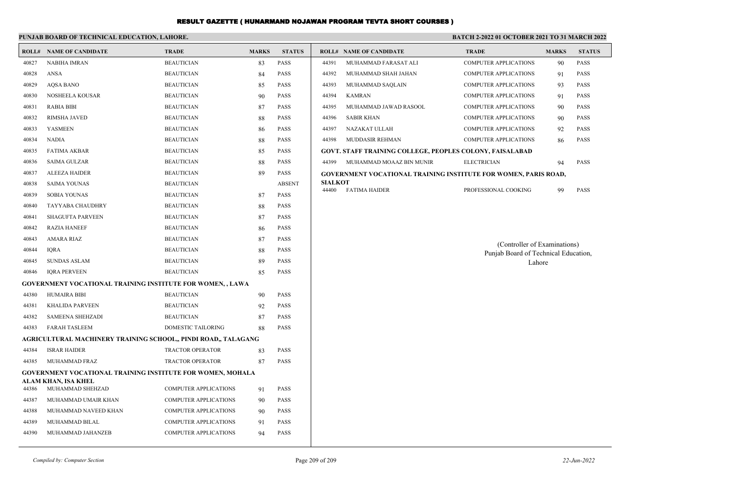# RESULT GAZETTE ( HUNARMAND NOJAWAN PROGRAM TEVTA SHORT COURSES )

**PUNJAB BOARD OF TECHNICAL EDUCATION, LAHORE.**

**BATCH 2-2022 01 OCTOBER 2021 TO 31 MARCH 2022**

| ROLL# | NAME OF CANDIDATE | TRADE | MARKS | STATUS |
|---|---|---|---|---|
| 40827 | NABIHA IMRAN | BEAUTICIAN | 83 | PASS |
| 40828 | ANSA | BEAUTICIAN | 84 | PASS |
| 40829 | AQSA BANO | BEAUTICIAN | 85 | PASS |
| 40830 | NOSHEELA KOUSAR | BEAUTICIAN | 90 | PASS |
| 40831 | RABIA BIBI | BEAUTICIAN | 87 | PASS |
| 40832 | RIMSHA JAVED | BEAUTICIAN | 88 | PASS |
| 40833 | YASMEEN | BEAUTICIAN | 86 | PASS |
| 40834 | NADIA | BEAUTICIAN | 88 | PASS |
| 40835 | FATIMA AKBAR | BEAUTICIAN | 85 | PASS |
| 40836 | SAIMA GULZAR | BEAUTICIAN | 88 | PASS |
| 40837 | ALEEZA HAIDER | BEAUTICIAN | 89 | PASS |
| 40838 | SAIMA YOUNAS | BEAUTICIAN | | ABSENT |
| 40839 | SOBIA YOUNAS | BEAUTICIAN | 87 | PASS |
| 40840 | TAYYABA CHAUDHRY | BEAUTICIAN | 88 | PASS |
| 40841 | SHAGUFTA PARVEEN | BEAUTICIAN | 87 | PASS |
| 40842 | RAZIA HANEEF | BEAUTICIAN | 86 | PASS |
| 40843 | AMARA RIAZ | BEAUTICIAN | 87 | PASS |
| 40844 | IQRA | BEAUTICIAN | 88 | PASS |
| 40845 | SUNDAS ASLAM | BEAUTICIAN | 89 | PASS |
| 40846 | IQRA PERVEEN | BEAUTICIAN | 85 | PASS |

**GOVERNMENT VOCATIONAL TRAINING INSTITUTE FOR WOMEN, , LAWA**

| ROLL# | NAME OF CANDIDATE | TRADE | MARKS | STATUS |
|---|---|---|---|---|
| 44380 | HUMAIRA BIBI | BEAUTICIAN | 90 | PASS |
| 44381 | KHALIDA PARVEEN | BEAUTICIAN | 92 | PASS |
| 44382 | SAMEENA SHEHZADI | BEAUTICIAN | 87 | PASS |
| 44383 | FARAH TASLEEM | DOMESTIC TAILORING | 88 | PASS |

**AGRICULTURAL MACHINERY TRAINING SCHOOL,, PINDI ROAD,, TALAGANG**

| ROLL# | NAME OF CANDIDATE | TRADE | MARKS | STATUS |
|---|---|---|---|---|
| 44384 | ISRAR HAIDER | TRACTOR OPERATOR | 83 | PASS |
| 44385 | MUHAMMAD FRAZ | TRACTOR OPERATOR | 87 | PASS |

**GOVERNMENT VOCATIONAL TRAINING INSTITUTE FOR WOMEN, MOHALA ALAM KHAN, ISA KHEL**

| ROLL# | NAME OF CANDIDATE | TRADE | MARKS | STATUS |
|---|---|---|---|---|
| 44386 | MUHAMMAD SHEHZAD | COMPUTER APPLICATIONS | 91 | PASS |
| 44387 | MUHAMMAD UMAIR KHAN | COMPUTER APPLICATIONS | 90 | PASS |
| 44388 | MUHAMMAD NAVEED KHAN | COMPUTER APPLICATIONS | 90 | PASS |
| 44389 | MUHAMMAD BILAL | COMPUTER APPLICATIONS | 91 | PASS |
| 44390 | MUHAMMAD JAHANZEB | COMPUTER APPLICATIONS | 94 | PASS |
| 44391 | MUHAMMAD FARASAT ALI | COMPUTER APPLICATIONS | 90 | PASS |
| 44392 | MUHAMMAD SHAH JAHAN | COMPUTER APPLICATIONS | 91 | PASS |
| 44393 | MUHAMMAD SAQLAIN | COMPUTER APPLICATIONS | 93 | PASS |
| 44394 | KAMRAN | COMPUTER APPLICATIONS | 91 | PASS |
| 44395 | MUHAMMAD JAWAD RASOOL | COMPUTER APPLICATIONS | 90 | PASS |
| 44396 | SABIR KHAN | COMPUTER APPLICATIONS | 90 | PASS |
| 44397 | NAZAKAT ULLAH | COMPUTER APPLICATIONS | 92 | PASS |
| 44398 | MUDDASIR REHMAN | COMPUTER APPLICATIONS | 86 | PASS |

**GOVT. STAFF TRAINING COLLEGE, PEOPLES COLONY, FAISALABAD**

| ROLL# | NAME OF CANDIDATE | TRADE | MARKS | STATUS |
|---|---|---|---|---|
| 44399 | MUHAMMAD MOAAZ BIN MUNIR | ELECTRICIAN | 94 | PASS |

**GOVERNMENT VOCATIONAL TRAINING INSTITUTE FOR WOMEN, PARIS ROAD, SIALKOT**

| ROLL# | NAME OF CANDIDATE | TRADE | MARKS | STATUS |
|---|---|---|---|---|
| 44400 | FATIMA HAIDER | PROFESSIONAL COOKING | 99 | PASS |

(Controller of Examinations)
Punjab Board of Technical Education,
Lahore

*Compiled by: Computer Section*

*22-Jun-2022*